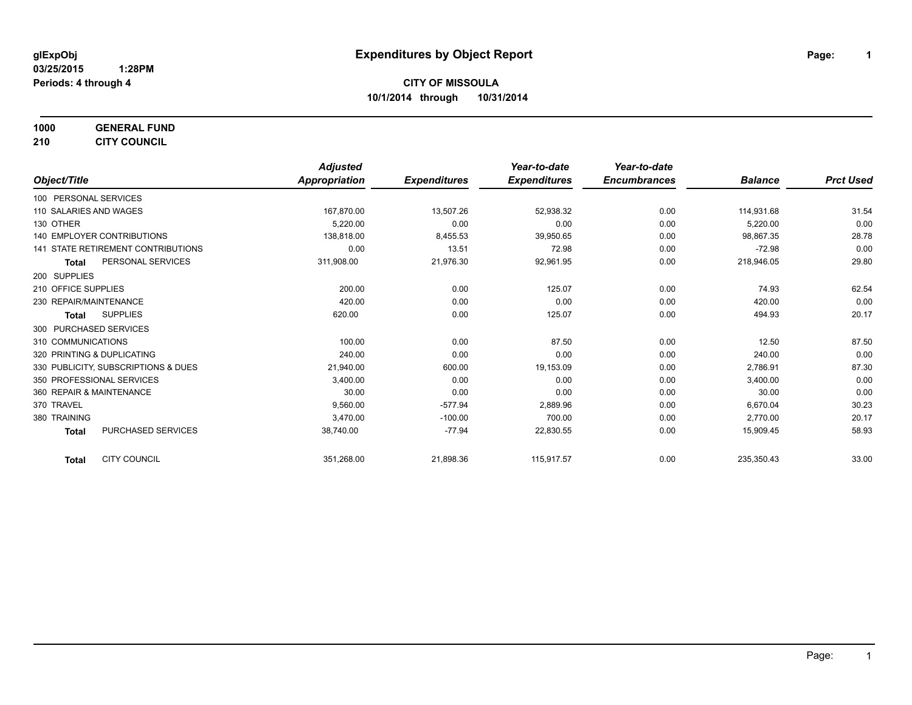glExpObj
03/25/2015 1:28PM
Periods: 4 through 4

# Expenditures by Object Report

**CITY OF MISSOULA**
**10/1/2014 through 10/31/2014**

**1000 GENERAL FUND**
**210 CITY COUNCIL**

| Object/Title | | Adjusted Appropriation | Expenditures | Year-to-date Expenditures | Year-to-date Encumbrances | Balance | Prct Used |
|---|---|---|---|---|---|---|---|
| 100 PERSONAL SERVICES | | | | | | | |
| 110 SALARIES AND WAGES | | 167,870.00 | 13,507.26 | 52,938.32 | 0.00 | 114,931.68 | 31.54 |
| 130 OTHER | | 5,220.00 | 0.00 | 0.00 | 0.00 | 5,220.00 | 0.00 |
| 140 EMPLOYER CONTRIBUTIONS | | 138,818.00 | 8,455.53 | 39,950.65 | 0.00 | 98,867.35 | 28.78 |
| 141 STATE RETIREMENT CONTRIBUTIONS | | 0.00 | 13.51 | 72.98 | 0.00 | -72.98 | 0.00 |
| **Total** | PERSONAL SERVICES | 311,908.00 | 21,976.30 | 92,961.95 | 0.00 | 218,946.05 | 29.80 |
| 200 SUPPLIES | | | | | | | |
| 210 OFFICE SUPPLIES | | 200.00 | 0.00 | 125.07 | 0.00 | 74.93 | 62.54 |
| 230 REPAIR/MAINTENANCE | | 420.00 | 0.00 | 0.00 | 0.00 | 420.00 | 0.00 |
| **Total** | SUPPLIES | 620.00 | 0.00 | 125.07 | 0.00 | 494.93 | 20.17 |
| 300 PURCHASED SERVICES | | | | | | | |
| 310 COMMUNICATIONS | | 100.00 | 0.00 | 87.50 | 0.00 | 12.50 | 87.50 |
| 320 PRINTING & DUPLICATING | | 240.00 | 0.00 | 0.00 | 0.00 | 240.00 | 0.00 |
| 330 PUBLICITY, SUBSCRIPTIONS & DUES | | 21,940.00 | 600.00 | 19,153.09 | 0.00 | 2,786.91 | 87.30 |
| 350 PROFESSIONAL SERVICES | | 3,400.00 | 0.00 | 0.00 | 0.00 | 3,400.00 | 0.00 |
| 360 REPAIR & MAINTENANCE | | 30.00 | 0.00 | 0.00 | 0.00 | 30.00 | 0.00 |
| 370 TRAVEL | | 9,560.00 | -577.94 | 2,889.96 | 0.00 | 6,670.04 | 30.23 |
| 380 TRAINING | | 3,470.00 | -100.00 | 700.00 | 0.00 | 2,770.00 | 20.17 |
| **Total** | PURCHASED SERVICES | 38,740.00 | -77.94 | 22,830.55 | 0.00 | 15,909.45 | 58.93 |
| **Total** | CITY COUNCIL | 351,268.00 | 21,898.36 | 115,917.57 | 0.00 | 235,350.43 | 33.00 |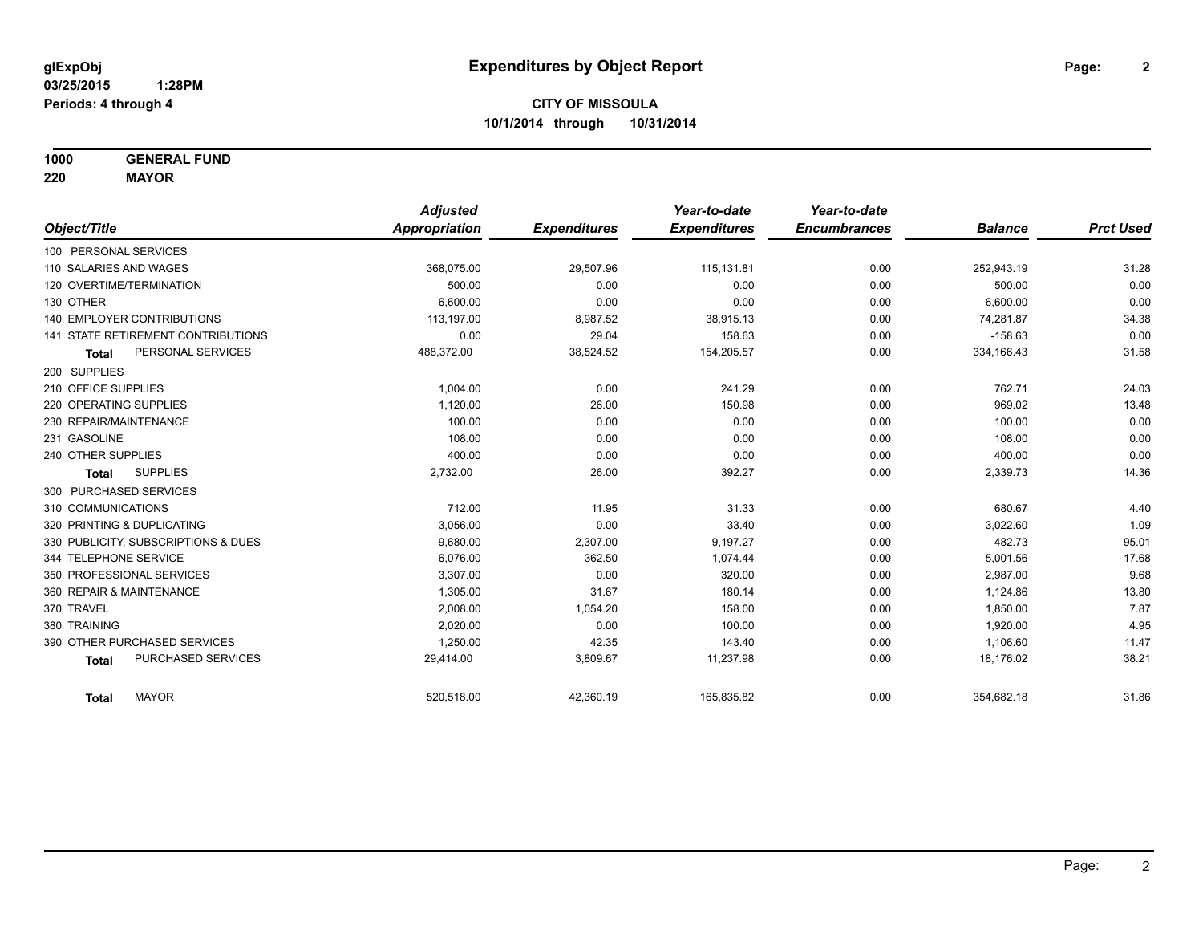**glExpObj**
**03/25/2015 1:28PM**
**Periods: 4 through 4**

# Expenditures by Object Report

**CITY OF MISSOULA**
**10/1/2014 through 10/31/2014**

**1000 GENERAL FUND**
**220 MAYOR**

| Object/Title | Adjusted Appropriation | Expenditures | Year-to-date Expenditures | Year-to-date Encumbrances | Balance | Prct Used |
|---|---|---|---|---|---|---|
| 100 PERSONAL SERVICES | | | | | | |
| 110 SALARIES AND WAGES | 368,075.00 | 29,507.96 | 115,131.81 | 0.00 | 252,943.19 | 31.28 |
| 120 OVERTIME/TERMINATION | 500.00 | 0.00 | 0.00 | 0.00 | 500.00 | 0.00 |
| 130 OTHER | 6,600.00 | 0.00 | 0.00 | 0.00 | 6,600.00 | 0.00 |
| 140 EMPLOYER CONTRIBUTIONS | 113,197.00 | 8,987.52 | 38,915.13 | 0.00 | 74,281.87 | 34.38 |
| 141 STATE RETIREMENT CONTRIBUTIONS | 0.00 | 29.04 | 158.63 | 0.00 | -158.63 | 0.00 |
| **Total** PERSONAL SERVICES | 488,372.00 | 38,524.52 | 154,205.57 | 0.00 | 334,166.43 | 31.58 |
| 200 SUPPLIES | | | | | | |
| 210 OFFICE SUPPLIES | 1,004.00 | 0.00 | 241.29 | 0.00 | 762.71 | 24.03 |
| 220 OPERATING SUPPLIES | 1,120.00 | 26.00 | 150.98 | 0.00 | 969.02 | 13.48 |
| 230 REPAIR/MAINTENANCE | 100.00 | 0.00 | 0.00 | 0.00 | 100.00 | 0.00 |
| 231 GASOLINE | 108.00 | 0.00 | 0.00 | 0.00 | 108.00 | 0.00 |
| 240 OTHER SUPPLIES | 400.00 | 0.00 | 0.00 | 0.00 | 400.00 | 0.00 |
| **Total** SUPPLIES | 2,732.00 | 26.00 | 392.27 | 0.00 | 2,339.73 | 14.36 |
| 300 PURCHASED SERVICES | | | | | | |
| 310 COMMUNICATIONS | 712.00 | 11.95 | 31.33 | 0.00 | 680.67 | 4.40 |
| 320 PRINTING & DUPLICATING | 3,056.00 | 0.00 | 33.40 | 0.00 | 3,022.60 | 1.09 |
| 330 PUBLICITY, SUBSCRIPTIONS & DUES | 9,680.00 | 2,307.00 | 9,197.27 | 0.00 | 482.73 | 95.01 |
| 344 TELEPHONE SERVICE | 6,076.00 | 362.50 | 1,074.44 | 0.00 | 5,001.56 | 17.68 |
| 350 PROFESSIONAL SERVICES | 3,307.00 | 0.00 | 320.00 | 0.00 | 2,987.00 | 9.68 |
| 360 REPAIR & MAINTENANCE | 1,305.00 | 31.67 | 180.14 | 0.00 | 1,124.86 | 13.80 |
| 370 TRAVEL | 2,008.00 | 1,054.20 | 158.00 | 0.00 | 1,850.00 | 7.87 |
| 380 TRAINING | 2,020.00 | 0.00 | 100.00 | 0.00 | 1,920.00 | 4.95 |
| 390 OTHER PURCHASED SERVICES | 1,250.00 | 42.35 | 143.40 | 0.00 | 1,106.60 | 11.47 |
| **Total** PURCHASED SERVICES | 29,414.00 | 3,809.67 | 11,237.98 | 0.00 | 18,176.02 | 38.21 |
| **Total** MAYOR | 520,518.00 | 42,360.19 | 165,835.82 | 0.00 | 354,682.18 | 31.86 |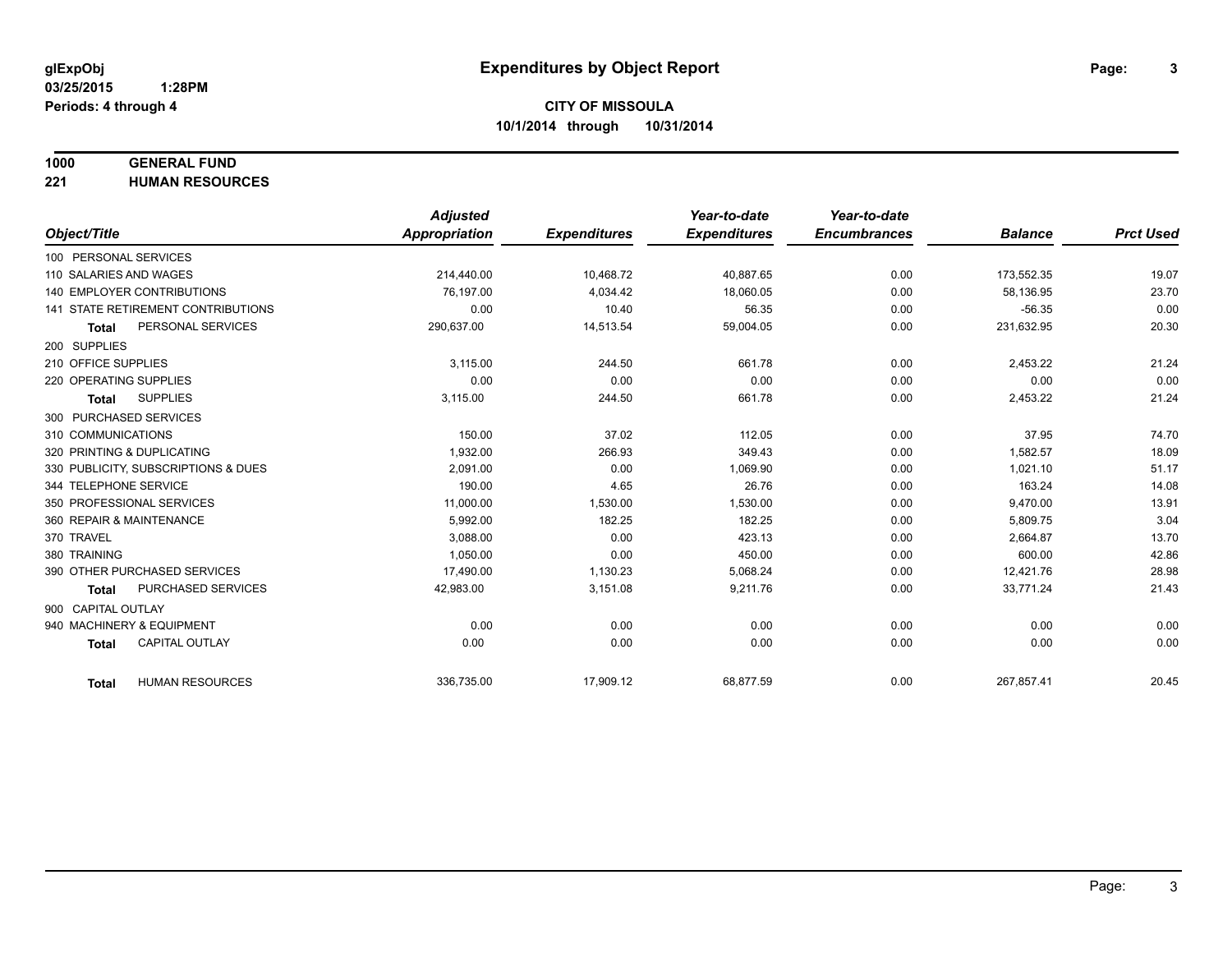# Expenditures by Object Report

glExpObj
03/25/2015 1:28PM
Periods: 4 through 4

**CITY OF MISSOULA**
**10/1/2014 through 10/31/2014**

**1000 GENERAL FUND**
**221 HUMAN RESOURCES**

| Object/Title | Adjusted Appropriation | Expenditures | Year-to-date Expenditures | Year-to-date Encumbrances | Balance | Prct Used |
|---|---|---|---|---|---|---|
| 100 PERSONAL SERVICES | | | | | | |
| 110 SALARIES AND WAGES | 214,440.00 | 10,468.72 | 40,887.65 | 0.00 | 173,552.35 | 19.07 |
| 140 EMPLOYER CONTRIBUTIONS | 76,197.00 | 4,034.42 | 18,060.05 | 0.00 | 58,136.95 | 23.70 |
| 141 STATE RETIREMENT CONTRIBUTIONS | 0.00 | 10.40 | 56.35 | 0.00 | -56.35 | 0.00 |
| **Total** PERSONAL SERVICES | 290,637.00 | 14,513.54 | 59,004.05 | 0.00 | 231,632.95 | 20.30 |
| 200 SUPPLIES | | | | | | |
| 210 OFFICE SUPPLIES | 3,115.00 | 244.50 | 661.78 | 0.00 | 2,453.22 | 21.24 |
| 220 OPERATING SUPPLIES | 0.00 | 0.00 | 0.00 | 0.00 | 0.00 | 0.00 |
| **Total** SUPPLIES | 3,115.00 | 244.50 | 661.78 | 0.00 | 2,453.22 | 21.24 |
| 300 PURCHASED SERVICES | | | | | | |
| 310 COMMUNICATIONS | 150.00 | 37.02 | 112.05 | 0.00 | 37.95 | 74.70 |
| 320 PRINTING & DUPLICATING | 1,932.00 | 266.93 | 349.43 | 0.00 | 1,582.57 | 18.09 |
| 330 PUBLICITY, SUBSCRIPTIONS & DUES | 2,091.00 | 0.00 | 1,069.90 | 0.00 | 1,021.10 | 51.17 |
| 344 TELEPHONE SERVICE | 190.00 | 4.65 | 26.76 | 0.00 | 163.24 | 14.08 |
| 350 PROFESSIONAL SERVICES | 11,000.00 | 1,530.00 | 1,530.00 | 0.00 | 9,470.00 | 13.91 |
| 360 REPAIR & MAINTENANCE | 5,992.00 | 182.25 | 182.25 | 0.00 | 5,809.75 | 3.04 |
| 370 TRAVEL | 3,088.00 | 0.00 | 423.13 | 0.00 | 2,664.87 | 13.70 |
| 380 TRAINING | 1,050.00 | 0.00 | 450.00 | 0.00 | 600.00 | 42.86 |
| 390 OTHER PURCHASED SERVICES | 17,490.00 | 1,130.23 | 5,068.24 | 0.00 | 12,421.76 | 28.98 |
| **Total** PURCHASED SERVICES | 42,983.00 | 3,151.08 | 9,211.76 | 0.00 | 33,771.24 | 21.43 |
| 900 CAPITAL OUTLAY | | | | | | |
| 940 MACHINERY & EQUIPMENT | 0.00 | 0.00 | 0.00 | 0.00 | 0.00 | 0.00 |
| **Total** CAPITAL OUTLAY | 0.00 | 0.00 | 0.00 | 0.00 | 0.00 | 0.00 |
| **Total** HUMAN RESOURCES | 336,735.00 | 17,909.12 | 68,877.59 | 0.00 | 267,857.41 | 20.45 |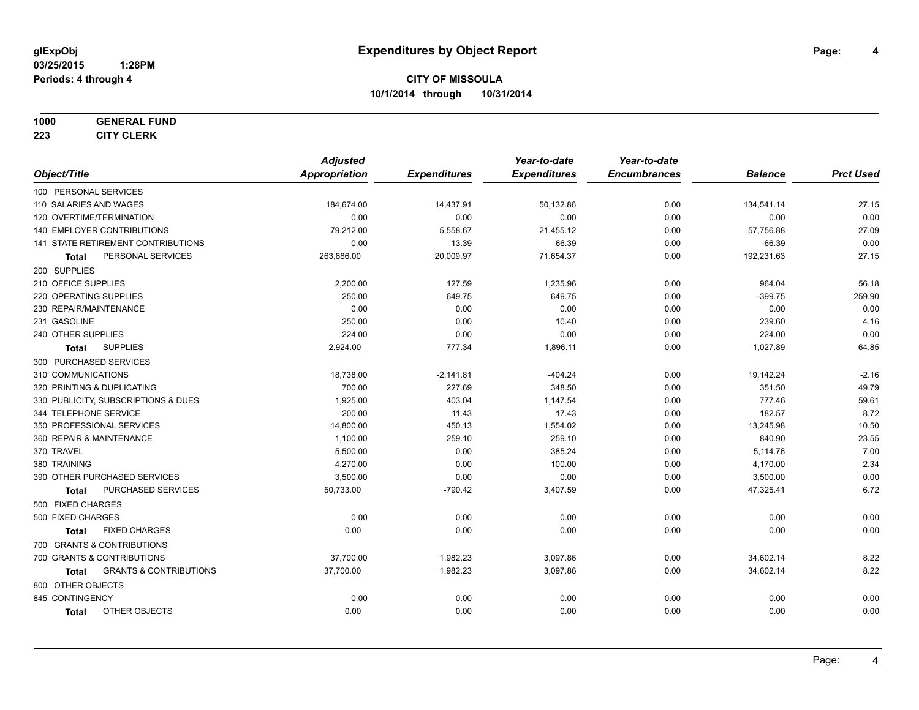# Expenditures by Object Report

glExpObj
03/25/2015 1:28PM
Periods: 4 through 4

**CITY OF MISSOULA**
**10/1/2014 through 10/31/2014**

**1000 GENERAL FUND**
**223 CITY CLERK**

| Object/Title | Adjusted Appropriation | Expenditures | Year-to-date Expenditures | Year-to-date Encumbrances | Balance | Prct Used |
|---|---|---|---|---|---|---|
| 100 PERSONAL SERVICES | | | | | | |
| 110 SALARIES AND WAGES | 184,674.00 | 14,437.91 | 50,132.86 | 0.00 | 134,541.14 | 27.15 |
| 120 OVERTIME/TERMINATION | 0.00 | 0.00 | 0.00 | 0.00 | 0.00 | 0.00 |
| 140 EMPLOYER CONTRIBUTIONS | 79,212.00 | 5,558.67 | 21,455.12 | 0.00 | 57,756.88 | 27.09 |
| 141 STATE RETIREMENT CONTRIBUTIONS | 0.00 | 13.39 | 66.39 | 0.00 | -66.39 | 0.00 |
| **Total** PERSONAL SERVICES | 263,886.00 | 20,009.97 | 71,654.37 | 0.00 | 192,231.63 | 27.15 |
| 200 SUPPLIES | | | | | | |
| 210 OFFICE SUPPLIES | 2,200.00 | 127.59 | 1,235.96 | 0.00 | 964.04 | 56.18 |
| 220 OPERATING SUPPLIES | 250.00 | 649.75 | 649.75 | 0.00 | -399.75 | 259.90 |
| 230 REPAIR/MAINTENANCE | 0.00 | 0.00 | 0.00 | 0.00 | 0.00 | 0.00 |
| 231 GASOLINE | 250.00 | 0.00 | 10.40 | 0.00 | 239.60 | 4.16 |
| 240 OTHER SUPPLIES | 224.00 | 0.00 | 0.00 | 0.00 | 224.00 | 0.00 |
| **Total** SUPPLIES | 2,924.00 | 777.34 | 1,896.11 | 0.00 | 1,027.89 | 64.85 |
| 300 PURCHASED SERVICES | | | | | | |
| 310 COMMUNICATIONS | 18,738.00 | -2,141.81 | -404.24 | 0.00 | 19,142.24 | -2.16 |
| 320 PRINTING & DUPLICATING | 700.00 | 227.69 | 348.50 | 0.00 | 351.50 | 49.79 |
| 330 PUBLICITY, SUBSCRIPTIONS & DUES | 1,925.00 | 403.04 | 1,147.54 | 0.00 | 777.46 | 59.61 |
| 344 TELEPHONE SERVICE | 200.00 | 11.43 | 17.43 | 0.00 | 182.57 | 8.72 |
| 350 PROFESSIONAL SERVICES | 14,800.00 | 450.13 | 1,554.02 | 0.00 | 13,245.98 | 10.50 |
| 360 REPAIR & MAINTENANCE | 1,100.00 | 259.10 | 259.10 | 0.00 | 840.90 | 23.55 |
| 370 TRAVEL | 5,500.00 | 0.00 | 385.24 | 0.00 | 5,114.76 | 7.00 |
| 380 TRAINING | 4,270.00 | 0.00 | 100.00 | 0.00 | 4,170.00 | 2.34 |
| 390 OTHER PURCHASED SERVICES | 3,500.00 | 0.00 | 0.00 | 0.00 | 3,500.00 | 0.00 |
| **Total** PURCHASED SERVICES | 50,733.00 | -790.42 | 3,407.59 | 0.00 | 47,325.41 | 6.72 |
| 500 FIXED CHARGES | | | | | | |
| 500 FIXED CHARGES | 0.00 | 0.00 | 0.00 | 0.00 | 0.00 | 0.00 |
| **Total** FIXED CHARGES | 0.00 | 0.00 | 0.00 | 0.00 | 0.00 | 0.00 |
| 700 GRANTS & CONTRIBUTIONS | | | | | | |
| 700 GRANTS & CONTRIBUTIONS | 37,700.00 | 1,982.23 | 3,097.86 | 0.00 | 34,602.14 | 8.22 |
| **Total** GRANTS & CONTRIBUTIONS | 37,700.00 | 1,982.23 | 3,097.86 | 0.00 | 34,602.14 | 8.22 |
| 800 OTHER OBJECTS | | | | | | |
| 845 CONTINGENCY | 0.00 | 0.00 | 0.00 | 0.00 | 0.00 | 0.00 |
| **Total** OTHER OBJECTS | 0.00 | 0.00 | 0.00 | 0.00 | 0.00 | 0.00 |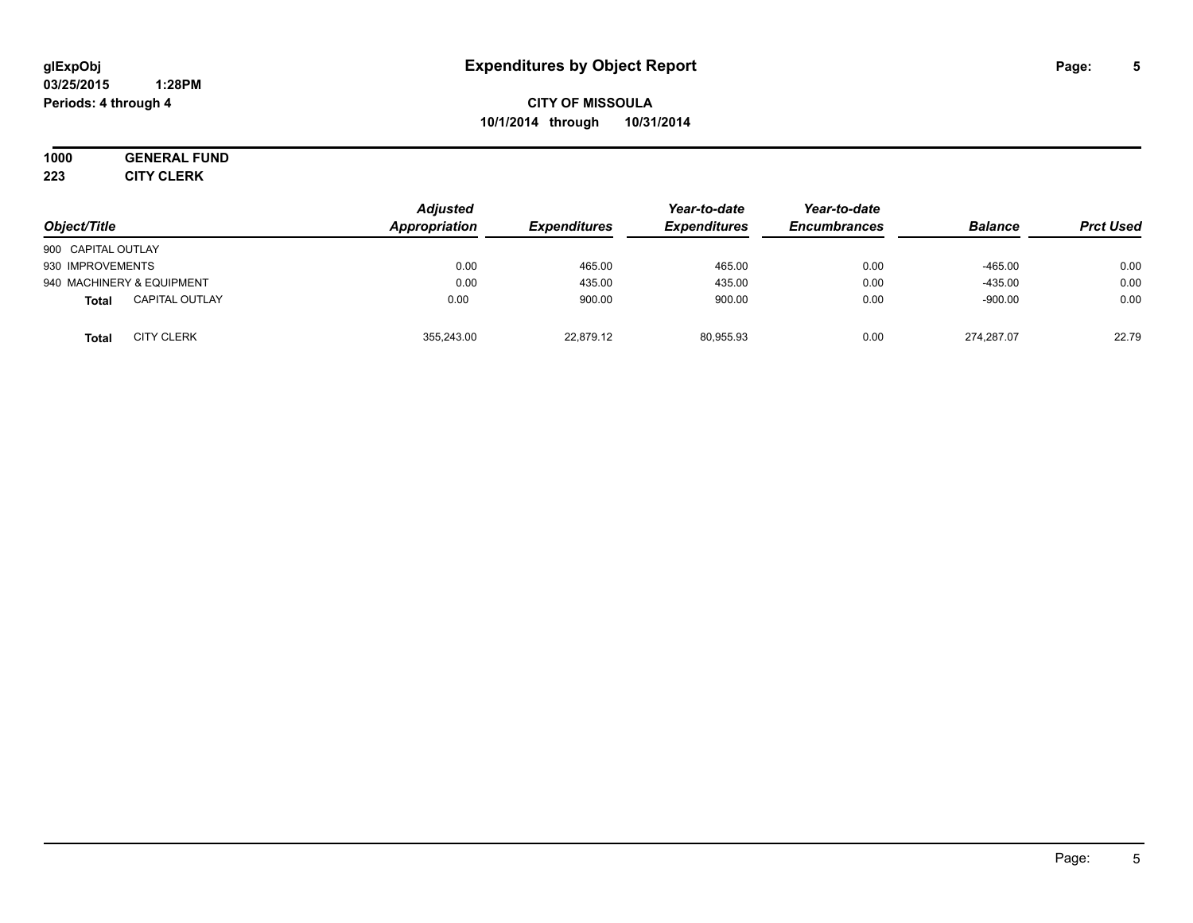**Expenditures by Object Report**

**CITY OF MISSOULA**
**10/1/2014 through 10/31/2014**

**1000 GENERAL FUND**
**223 CITY CLERK**

| Object/Title | Adjusted Appropriation | Expenditures | Year-to-date Expenditures | Year-to-date Encumbrances | Balance | Prct Used |
|---|---|---|---|---|---|---|
| 900 CAPITAL OUTLAY | | | | | | |
| 930 IMPROVEMENTS | 0.00 | 465.00 | 465.00 | 0.00 | -465.00 | 0.00 |
| 940 MACHINERY & EQUIPMENT | 0.00 | 435.00 | 435.00 | 0.00 | -435.00 | 0.00 |
| **Total** CAPITAL OUTLAY | 0.00 | 900.00 | 900.00 | 0.00 | -900.00 | 0.00 |
| **Total** CITY CLERK | 355,243.00 | 22,879.12 | 80,955.93 | 0.00 | 274,287.07 | 22.79 |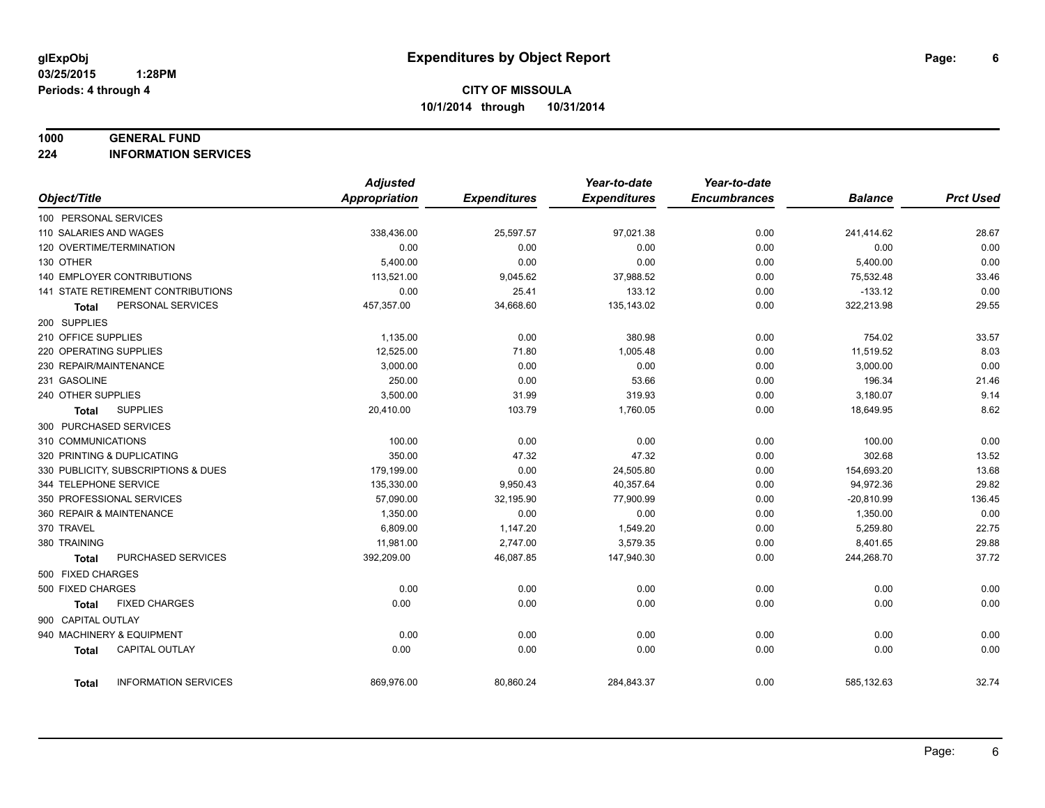# Expenditures by Object Report

glExpObj
03/25/2015 1:28PM
Periods: 4 through 4

**CITY OF MISSOULA**
**10/1/2014 through 10/31/2014**

**1000 GENERAL FUND**
**224 INFORMATION SERVICES**

| Object/Title | Adjusted Appropriation | Expenditures | Year-to-date Expenditures | Year-to-date Encumbrances | Balance | Prct Used |
|---|---|---|---|---|---|---|
| 100 PERSONAL SERVICES | | | | | | |
| 110 SALARIES AND WAGES | 338,436.00 | 25,597.57 | 97,021.38 | 0.00 | 241,414.62 | 28.67 |
| 120 OVERTIME/TERMINATION | 0.00 | 0.00 | 0.00 | 0.00 | 0.00 | 0.00 |
| 130 OTHER | 5,400.00 | 0.00 | 0.00 | 0.00 | 5,400.00 | 0.00 |
| 140 EMPLOYER CONTRIBUTIONS | 113,521.00 | 9,045.62 | 37,988.52 | 0.00 | 75,532.48 | 33.46 |
| 141 STATE RETIREMENT CONTRIBUTIONS | 0.00 | 25.41 | 133.12 | 0.00 | -133.12 | 0.00 |
| **Total** PERSONAL SERVICES | 457,357.00 | 34,668.60 | 135,143.02 | 0.00 | 322,213.98 | 29.55 |
| 200 SUPPLIES | | | | | | |
| 210 OFFICE SUPPLIES | 1,135.00 | 0.00 | 380.98 | 0.00 | 754.02 | 33.57 |
| 220 OPERATING SUPPLIES | 12,525.00 | 71.80 | 1,005.48 | 0.00 | 11,519.52 | 8.03 |
| 230 REPAIR/MAINTENANCE | 3,000.00 | 0.00 | 0.00 | 0.00 | 3,000.00 | 0.00 |
| 231 GASOLINE | 250.00 | 0.00 | 53.66 | 0.00 | 196.34 | 21.46 |
| 240 OTHER SUPPLIES | 3,500.00 | 31.99 | 319.93 | 0.00 | 3,180.07 | 9.14 |
| **Total** SUPPLIES | 20,410.00 | 103.79 | 1,760.05 | 0.00 | 18,649.95 | 8.62 |
| 300 PURCHASED SERVICES | | | | | | |
| 310 COMMUNICATIONS | 100.00 | 0.00 | 0.00 | 0.00 | 100.00 | 0.00 |
| 320 PRINTING & DUPLICATING | 350.00 | 47.32 | 47.32 | 0.00 | 302.68 | 13.52 |
| 330 PUBLICITY, SUBSCRIPTIONS & DUES | 179,199.00 | 0.00 | 24,505.80 | 0.00 | 154,693.20 | 13.68 |
| 344 TELEPHONE SERVICE | 135,330.00 | 9,950.43 | 40,357.64 | 0.00 | 94,972.36 | 29.82 |
| 350 PROFESSIONAL SERVICES | 57,090.00 | 32,195.90 | 77,900.99 | 0.00 | -20,810.99 | 136.45 |
| 360 REPAIR & MAINTENANCE | 1,350.00 | 0.00 | 0.00 | 0.00 | 1,350.00 | 0.00 |
| 370 TRAVEL | 6,809.00 | 1,147.20 | 1,549.20 | 0.00 | 5,259.80 | 22.75 |
| 380 TRAINING | 11,981.00 | 2,747.00 | 3,579.35 | 0.00 | 8,401.65 | 29.88 |
| **Total** PURCHASED SERVICES | 392,209.00 | 46,087.85 | 147,940.30 | 0.00 | 244,268.70 | 37.72 |
| 500 FIXED CHARGES | | | | | | |
| 500 FIXED CHARGES | 0.00 | 0.00 | 0.00 | 0.00 | 0.00 | 0.00 |
| **Total** FIXED CHARGES | 0.00 | 0.00 | 0.00 | 0.00 | 0.00 | 0.00 |
| 900 CAPITAL OUTLAY | | | | | | |
| 940 MACHINERY & EQUIPMENT | 0.00 | 0.00 | 0.00 | 0.00 | 0.00 | 0.00 |
| **Total** CAPITAL OUTLAY | 0.00 | 0.00 | 0.00 | 0.00 | 0.00 | 0.00 |
| **Total** INFORMATION SERVICES | 869,976.00 | 80,860.24 | 284,843.37 | 0.00 | 585,132.63 | 32.74 |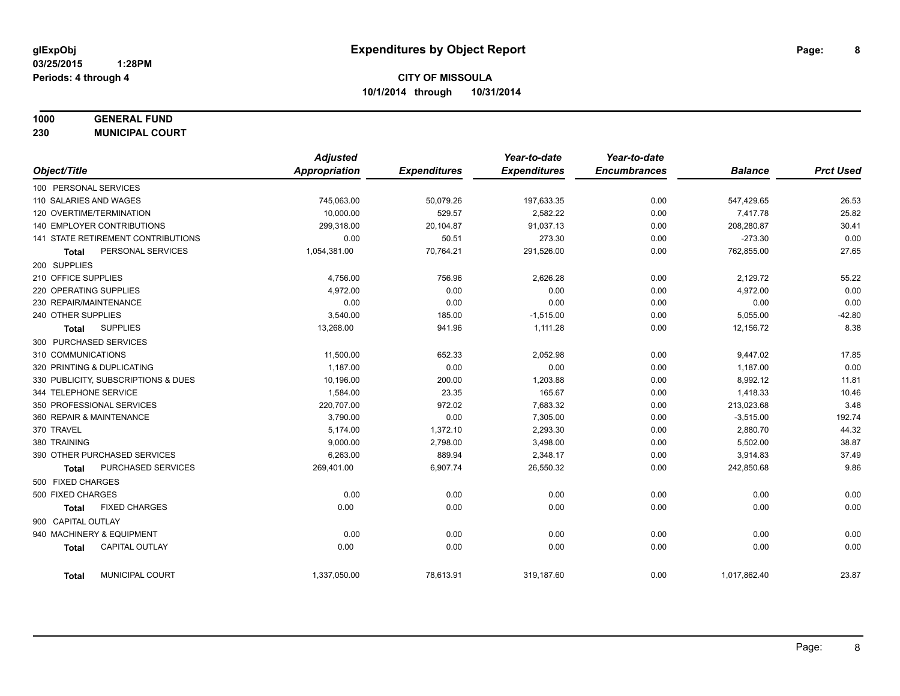# Expenditures by Object Report

glExpObj
03/25/2015 1:28PM
Periods: 4 through 4

**CITY OF MISSOULA**
**10/1/2014 through 10/31/2014**

**1000 GENERAL FUND**
**230 MUNICIPAL COURT**

| Object/Title | Adjusted Appropriation | Expenditures | Year-to-date Expenditures | Year-to-date Encumbrances | Balance | Prct Used |
|---|---|---|---|---|---|---|
| 100 PERSONAL SERVICES | | | | | | |
| 110 SALARIES AND WAGES | 745,063.00 | 50,079.26 | 197,633.35 | 0.00 | 547,429.65 | 26.53 |
| 120 OVERTIME/TERMINATION | 10,000.00 | 529.57 | 2,582.22 | 0.00 | 7,417.78 | 25.82 |
| 140 EMPLOYER CONTRIBUTIONS | 299,318.00 | 20,104.87 | 91,037.13 | 0.00 | 208,280.87 | 30.41 |
| 141 STATE RETIREMENT CONTRIBUTIONS | 0.00 | 50.51 | 273.30 | 0.00 | -273.30 | 0.00 |
| **Total** PERSONAL SERVICES | 1,054,381.00 | 70,764.21 | 291,526.00 | 0.00 | 762,855.00 | 27.65 |
| 200 SUPPLIES | | | | | | |
| 210 OFFICE SUPPLIES | 4,756.00 | 756.96 | 2,626.28 | 0.00 | 2,129.72 | 55.22 |
| 220 OPERATING SUPPLIES | 4,972.00 | 0.00 | 0.00 | 0.00 | 4,972.00 | 0.00 |
| 230 REPAIR/MAINTENANCE | 0.00 | 0.00 | 0.00 | 0.00 | 0.00 | 0.00 |
| 240 OTHER SUPPLIES | 3,540.00 | 185.00 | -1,515.00 | 0.00 | 5,055.00 | -42.80 |
| **Total** SUPPLIES | 13,268.00 | 941.96 | 1,111.28 | 0.00 | 12,156.72 | 8.38 |
| 300 PURCHASED SERVICES | | | | | | |
| 310 COMMUNICATIONS | 11,500.00 | 652.33 | 2,052.98 | 0.00 | 9,447.02 | 17.85 |
| 320 PRINTING & DUPLICATING | 1,187.00 | 0.00 | 0.00 | 0.00 | 1,187.00 | 0.00 |
| 330 PUBLICITY, SUBSCRIPTIONS & DUES | 10,196.00 | 200.00 | 1,203.88 | 0.00 | 8,992.12 | 11.81 |
| 344 TELEPHONE SERVICE | 1,584.00 | 23.35 | 165.67 | 0.00 | 1,418.33 | 10.46 |
| 350 PROFESSIONAL SERVICES | 220,707.00 | 972.02 | 7,683.32 | 0.00 | 213,023.68 | 3.48 |
| 360 REPAIR & MAINTENANCE | 3,790.00 | 0.00 | 7,305.00 | 0.00 | -3,515.00 | 192.74 |
| 370 TRAVEL | 5,174.00 | 1,372.10 | 2,293.30 | 0.00 | 2,880.70 | 44.32 |
| 380 TRAINING | 9,000.00 | 2,798.00 | 3,498.00 | 0.00 | 5,502.00 | 38.87 |
| 390 OTHER PURCHASED SERVICES | 6,263.00 | 889.94 | 2,348.17 | 0.00 | 3,914.83 | 37.49 |
| **Total** PURCHASED SERVICES | 269,401.00 | 6,907.74 | 26,550.32 | 0.00 | 242,850.68 | 9.86 |
| 500 FIXED CHARGES | | | | | | |
| 500 FIXED CHARGES | 0.00 | 0.00 | 0.00 | 0.00 | 0.00 | 0.00 |
| **Total** FIXED CHARGES | 0.00 | 0.00 | 0.00 | 0.00 | 0.00 | 0.00 |
| 900 CAPITAL OUTLAY | | | | | | |
| 940 MACHINERY & EQUIPMENT | 0.00 | 0.00 | 0.00 | 0.00 | 0.00 | 0.00 |
| **Total** CAPITAL OUTLAY | 0.00 | 0.00 | 0.00 | 0.00 | 0.00 | 0.00 |
| **Total** MUNICIPAL COURT | 1,337,050.00 | 78,613.91 | 319,187.60 | 0.00 | 1,017,862.40 | 23.87 |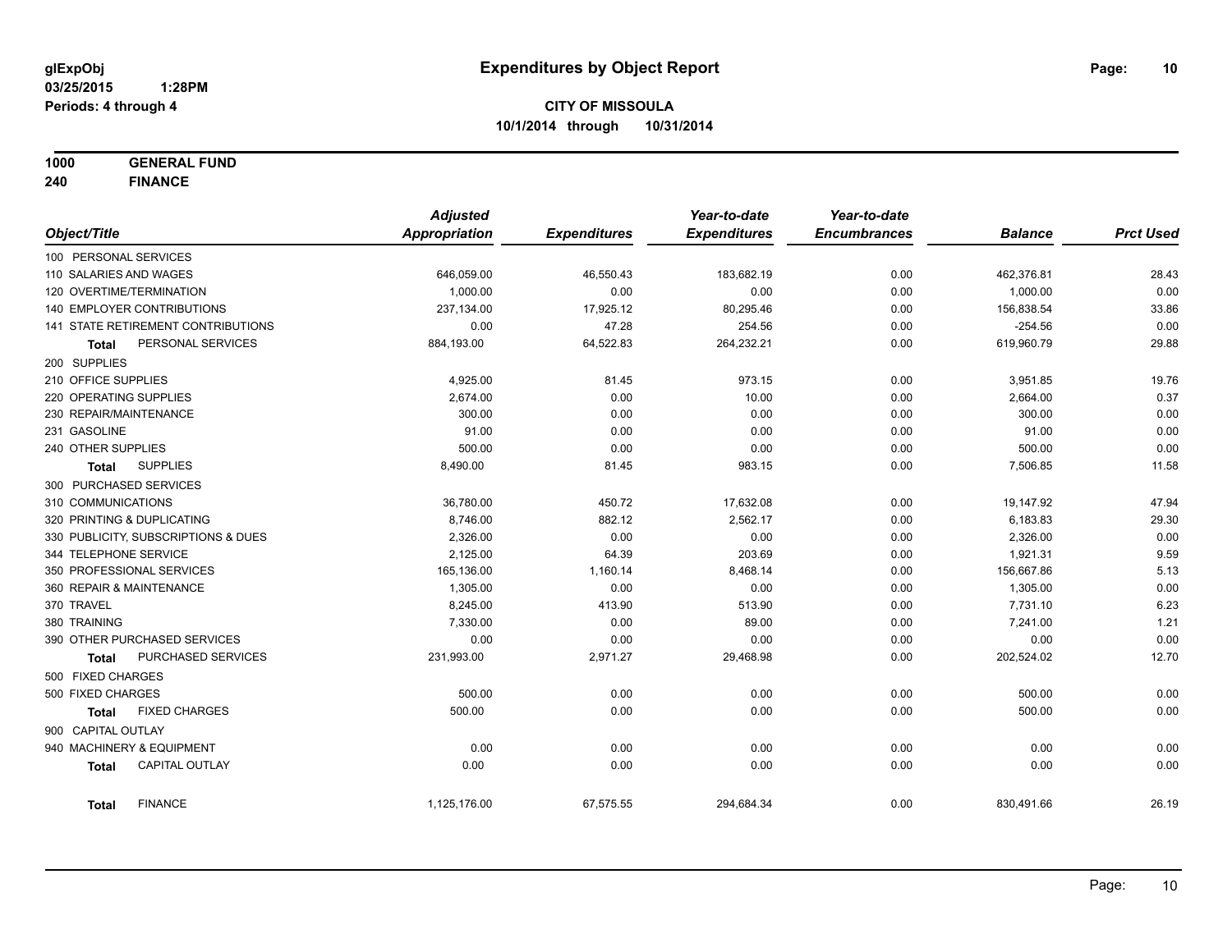**glExpObj**
**03/25/2015 1:28PM**
**Periods: 4 through 4**

# Expenditures by Object Report

**CITY OF MISSOULA**
**10/1/2014 through 10/31/2014**

**1000 GENERAL FUND**
**240 FINANCE**

| Object/Title | Adjusted Appropriation | Expenditures | Year-to-date Expenditures | Year-to-date Encumbrances | Balance | Prct Used |
|---|---|---|---|---|---|---|
| 100 PERSONAL SERVICES | | | | | | |
| 110 SALARIES AND WAGES | 646,059.00 | 46,550.43 | 183,682.19 | 0.00 | 462,376.81 | 28.43 |
| 120 OVERTIME/TERMINATION | 1,000.00 | 0.00 | 0.00 | 0.00 | 1,000.00 | 0.00 |
| 140 EMPLOYER CONTRIBUTIONS | 237,134.00 | 17,925.12 | 80,295.46 | 0.00 | 156,838.54 | 33.86 |
| 141 STATE RETIREMENT CONTRIBUTIONS | 0.00 | 47.28 | 254.56 | 0.00 | -254.56 | 0.00 |
| **Total** PERSONAL SERVICES | 884,193.00 | 64,522.83 | 264,232.21 | 0.00 | 619,960.79 | 29.88 |
| 200 SUPPLIES | | | | | | |
| 210 OFFICE SUPPLIES | 4,925.00 | 81.45 | 973.15 | 0.00 | 3,951.85 | 19.76 |
| 220 OPERATING SUPPLIES | 2,674.00 | 0.00 | 10.00 | 0.00 | 2,664.00 | 0.37 |
| 230 REPAIR/MAINTENANCE | 300.00 | 0.00 | 0.00 | 0.00 | 300.00 | 0.00 |
| 231 GASOLINE | 91.00 | 0.00 | 0.00 | 0.00 | 91.00 | 0.00 |
| 240 OTHER SUPPLIES | 500.00 | 0.00 | 0.00 | 0.00 | 500.00 | 0.00 |
| **Total** SUPPLIES | 8,490.00 | 81.45 | 983.15 | 0.00 | 7,506.85 | 11.58 |
| 300 PURCHASED SERVICES | | | | | | |
| 310 COMMUNICATIONS | 36,780.00 | 450.72 | 17,632.08 | 0.00 | 19,147.92 | 47.94 |
| 320 PRINTING & DUPLICATING | 8,746.00 | 882.12 | 2,562.17 | 0.00 | 6,183.83 | 29.30 |
| 330 PUBLICITY, SUBSCRIPTIONS & DUES | 2,326.00 | 0.00 | 0.00 | 0.00 | 2,326.00 | 0.00 |
| 344 TELEPHONE SERVICE | 2,125.00 | 64.39 | 203.69 | 0.00 | 1,921.31 | 9.59 |
| 350 PROFESSIONAL SERVICES | 165,136.00 | 1,160.14 | 8,468.14 | 0.00 | 156,667.86 | 5.13 |
| 360 REPAIR & MAINTENANCE | 1,305.00 | 0.00 | 0.00 | 0.00 | 1,305.00 | 0.00 |
| 370 TRAVEL | 8,245.00 | 413.90 | 513.90 | 0.00 | 7,731.10 | 6.23 |
| 380 TRAINING | 7,330.00 | 0.00 | 89.00 | 0.00 | 7,241.00 | 1.21 |
| 390 OTHER PURCHASED SERVICES | 0.00 | 0.00 | 0.00 | 0.00 | 0.00 | 0.00 |
| **Total** PURCHASED SERVICES | 231,993.00 | 2,971.27 | 29,468.98 | 0.00 | 202,524.02 | 12.70 |
| 500 FIXED CHARGES | | | | | | |
| 500 FIXED CHARGES | 500.00 | 0.00 | 0.00 | 0.00 | 500.00 | 0.00 |
| **Total** FIXED CHARGES | 500.00 | 0.00 | 0.00 | 0.00 | 500.00 | 0.00 |
| 900 CAPITAL OUTLAY | | | | | | |
| 940 MACHINERY & EQUIPMENT | 0.00 | 0.00 | 0.00 | 0.00 | 0.00 | 0.00 |
| **Total** CAPITAL OUTLAY | 0.00 | 0.00 | 0.00 | 0.00 | 0.00 | 0.00 |
| **Total** FINANCE | 1,125,176.00 | 67,575.55 | 294,684.34 | 0.00 | 830,491.66 | 26.19 |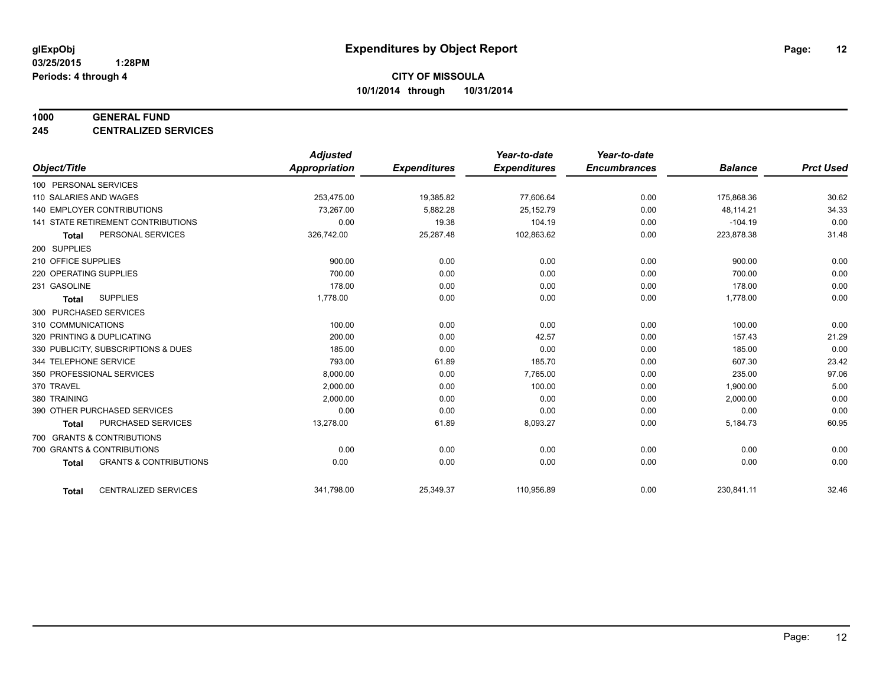# Expenditures by Object Report

glExpObj
03/25/2015 1:28PM
Periods: 4 through 4

**CITY OF MISSOULA**
**10/1/2014 through 10/31/2014**

**1000 GENERAL FUND**
**245 CENTRALIZED SERVICES**

| Object/Title | Adjusted Appropriation | Expenditures | Year-to-date Expenditures | Year-to-date Encumbrances | Balance | Prct Used |
|---|---|---|---|---|---|---|
| 100 PERSONAL SERVICES | | | | | | |
| 110 SALARIES AND WAGES | 253,475.00 | 19,385.82 | 77,606.64 | 0.00 | 175,868.36 | 30.62 |
| 140 EMPLOYER CONTRIBUTIONS | 73,267.00 | 5,882.28 | 25,152.79 | 0.00 | 48,114.21 | 34.33 |
| 141 STATE RETIREMENT CONTRIBUTIONS | 0.00 | 19.38 | 104.19 | 0.00 | -104.19 | 0.00 |
| **Total** PERSONAL SERVICES | 326,742.00 | 25,287.48 | 102,863.62 | 0.00 | 223,878.38 | 31.48 |
| 200 SUPPLIES | | | | | | |
| 210 OFFICE SUPPLIES | 900.00 | 0.00 | 0.00 | 0.00 | 900.00 | 0.00 |
| 220 OPERATING SUPPLIES | 700.00 | 0.00 | 0.00 | 0.00 | 700.00 | 0.00 |
| 231 GASOLINE | 178.00 | 0.00 | 0.00 | 0.00 | 178.00 | 0.00 |
| **Total** SUPPLIES | 1,778.00 | 0.00 | 0.00 | 0.00 | 1,778.00 | 0.00 |
| 300 PURCHASED SERVICES | | | | | | |
| 310 COMMUNICATIONS | 100.00 | 0.00 | 0.00 | 0.00 | 100.00 | 0.00 |
| 320 PRINTING & DUPLICATING | 200.00 | 0.00 | 42.57 | 0.00 | 157.43 | 21.29 |
| 330 PUBLICITY, SUBSCRIPTIONS & DUES | 185.00 | 0.00 | 0.00 | 0.00 | 185.00 | 0.00 |
| 344 TELEPHONE SERVICE | 793.00 | 61.89 | 185.70 | 0.00 | 607.30 | 23.42 |
| 350 PROFESSIONAL SERVICES | 8,000.00 | 0.00 | 7,765.00 | 0.00 | 235.00 | 97.06 |
| 370 TRAVEL | 2,000.00 | 0.00 | 100.00 | 0.00 | 1,900.00 | 5.00 |
| 380 TRAINING | 2,000.00 | 0.00 | 0.00 | 0.00 | 2,000.00 | 0.00 |
| 390 OTHER PURCHASED SERVICES | 0.00 | 0.00 | 0.00 | 0.00 | 0.00 | 0.00 |
| **Total** PURCHASED SERVICES | 13,278.00 | 61.89 | 8,093.27 | 0.00 | 5,184.73 | 60.95 |
| 700 GRANTS & CONTRIBUTIONS | | | | | | |
| 700 GRANTS & CONTRIBUTIONS | 0.00 | 0.00 | 0.00 | 0.00 | 0.00 | 0.00 |
| **Total** GRANTS & CONTRIBUTIONS | 0.00 | 0.00 | 0.00 | 0.00 | 0.00 | 0.00 |
| **Total** CENTRALIZED SERVICES | 341,798.00 | 25,349.37 | 110,956.89 | 0.00 | 230,841.11 | 32.46 |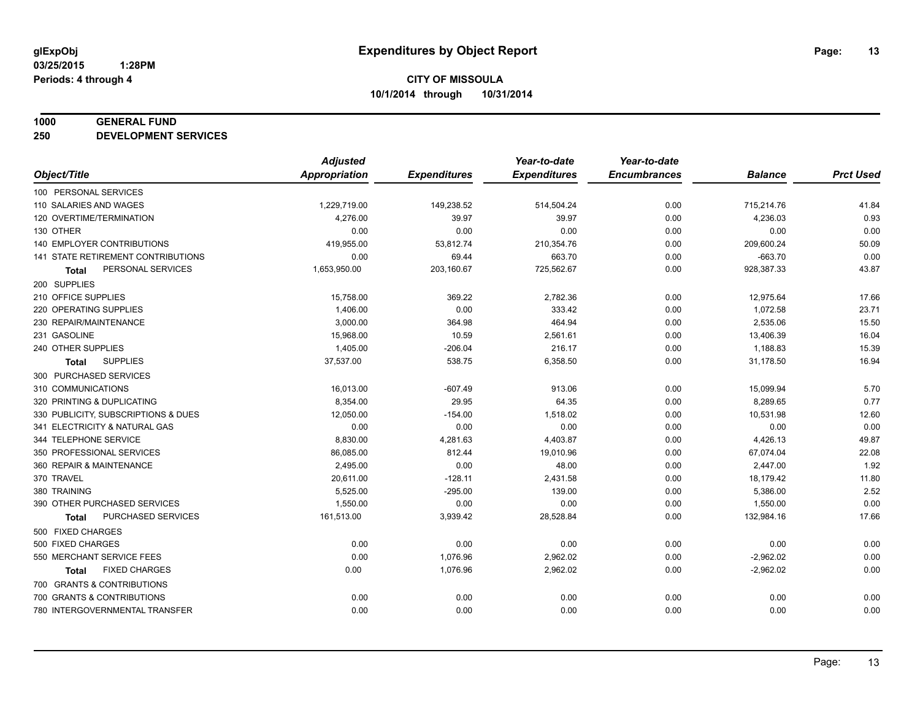glExpObj
03/25/2015 1:28PM
Periods: 4 through 4

# Expenditures by Object Report

**CITY OF MISSOULA**
**10/1/2014 through 10/31/2014**

**1000 GENERAL FUND**
**250 DEVELOPMENT SERVICES**

| Object/Title | Adjusted Appropriation | Expenditures | Year-to-date Expenditures | Year-to-date Encumbrances | Balance | Prct Used |
|---|---|---|---|---|---|---|
| 100 PERSONAL SERVICES | | | | | | |
| 110 SALARIES AND WAGES | 1,229,719.00 | 149,238.52 | 514,504.24 | 0.00 | 715,214.76 | 41.84 |
| 120 OVERTIME/TERMINATION | 4,276.00 | 39.97 | 39.97 | 0.00 | 4,236.03 | 0.93 |
| 130 OTHER | 0.00 | 0.00 | 0.00 | 0.00 | 0.00 | 0.00 |
| 140 EMPLOYER CONTRIBUTIONS | 419,955.00 | 53,812.74 | 210,354.76 | 0.00 | 209,600.24 | 50.09 |
| 141 STATE RETIREMENT CONTRIBUTIONS | 0.00 | 69.44 | 663.70 | 0.00 | -663.70 | 0.00 |
| **Total** PERSONAL SERVICES | 1,653,950.00 | 203,160.67 | 725,562.67 | 0.00 | 928,387.33 | 43.87 |
| 200 SUPPLIES | | | | | | |
| 210 OFFICE SUPPLIES | 15,758.00 | 369.22 | 2,782.36 | 0.00 | 12,975.64 | 17.66 |
| 220 OPERATING SUPPLIES | 1,406.00 | 0.00 | 333.42 | 0.00 | 1,072.58 | 23.71 |
| 230 REPAIR/MAINTENANCE | 3,000.00 | 364.98 | 464.94 | 0.00 | 2,535.06 | 15.50 |
| 231 GASOLINE | 15,968.00 | 10.59 | 2,561.61 | 0.00 | 13,406.39 | 16.04 |
| 240 OTHER SUPPLIES | 1,405.00 | -206.04 | 216.17 | 0.00 | 1,188.83 | 15.39 |
| **Total** SUPPLIES | 37,537.00 | 538.75 | 6,358.50 | 0.00 | 31,178.50 | 16.94 |
| 300 PURCHASED SERVICES | | | | | | |
| 310 COMMUNICATIONS | 16,013.00 | -607.49 | 913.06 | 0.00 | 15,099.94 | 5.70 |
| 320 PRINTING & DUPLICATING | 8,354.00 | 29.95 | 64.35 | 0.00 | 8,289.65 | 0.77 |
| 330 PUBLICITY, SUBSCRIPTIONS & DUES | 12,050.00 | -154.00 | 1,518.02 | 0.00 | 10,531.98 | 12.60 |
| 341 ELECTRICITY & NATURAL GAS | 0.00 | 0.00 | 0.00 | 0.00 | 0.00 | 0.00 |
| 344 TELEPHONE SERVICE | 8,830.00 | 4,281.63 | 4,403.87 | 0.00 | 4,426.13 | 49.87 |
| 350 PROFESSIONAL SERVICES | 86,085.00 | 812.44 | 19,010.96 | 0.00 | 67,074.04 | 22.08 |
| 360 REPAIR & MAINTENANCE | 2,495.00 | 0.00 | 48.00 | 0.00 | 2,447.00 | 1.92 |
| 370 TRAVEL | 20,611.00 | -128.11 | 2,431.58 | 0.00 | 18,179.42 | 11.80 |
| 380 TRAINING | 5,525.00 | -295.00 | 139.00 | 0.00 | 5,386.00 | 2.52 |
| 390 OTHER PURCHASED SERVICES | 1,550.00 | 0.00 | 0.00 | 0.00 | 1,550.00 | 0.00 |
| **Total** PURCHASED SERVICES | 161,513.00 | 3,939.42 | 28,528.84 | 0.00 | 132,984.16 | 17.66 |
| 500 FIXED CHARGES | | | | | | |
| 500 FIXED CHARGES | 0.00 | 0.00 | 0.00 | 0.00 | 0.00 | 0.00 |
| 550 MERCHANT SERVICE FEES | 0.00 | 1,076.96 | 2,962.02 | 0.00 | -2,962.02 | 0.00 |
| **Total** FIXED CHARGES | 0.00 | 1,076.96 | 2,962.02 | 0.00 | -2,962.02 | 0.00 |
| 700 GRANTS & CONTRIBUTIONS | | | | | | |
| 700 GRANTS & CONTRIBUTIONS | 0.00 | 0.00 | 0.00 | 0.00 | 0.00 | 0.00 |
| 780 INTERGOVERNMENTAL TRANSFER | 0.00 | 0.00 | 0.00 | 0.00 | 0.00 | 0.00 |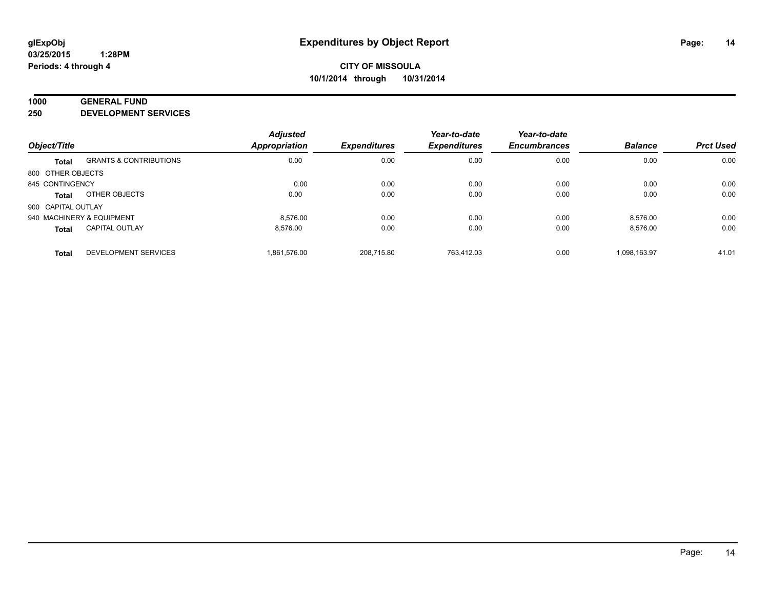**glExpObj**
**03/25/2015 1:28PM**
**Periods: 4 through 4**

# Expenditures by Object Report

**CITY OF MISSOULA**
**10/1/2014 through 10/31/2014**

**1000 GENERAL FUND**
**250 DEVELOPMENT SERVICES**

| Object/Title | | *Adjusted Appropriation* | *Expenditures* | *Year-to-date Expenditures* | *Year-to-date Encumbrances* | *Balance* | *Prct Used* |
|---|---|---|---|---|---|---|---|
| **Total** | GRANTS & CONTRIBUTIONS | 0.00 | 0.00 | 0.00 | 0.00 | 0.00 | 0.00 |
| 800 OTHER OBJECTS | | | | | | | |
| 845 CONTINGENCY | | 0.00 | 0.00 | 0.00 | 0.00 | 0.00 | 0.00 |
| **Total** | OTHER OBJECTS | 0.00 | 0.00 | 0.00 | 0.00 | 0.00 | 0.00 |
| 900 CAPITAL OUTLAY | | | | | | | |
| 940 MACHINERY & EQUIPMENT | | 8,576.00 | 0.00 | 0.00 | 0.00 | 8,576.00 | 0.00 |
| **Total** | CAPITAL OUTLAY | 8,576.00 | 0.00 | 0.00 | 0.00 | 8,576.00 | 0.00 |
| **Total** | DEVELOPMENT SERVICES | 1,861,576.00 | 208,715.80 | 763,412.03 | 0.00 | 1,098,163.97 | 41.01 |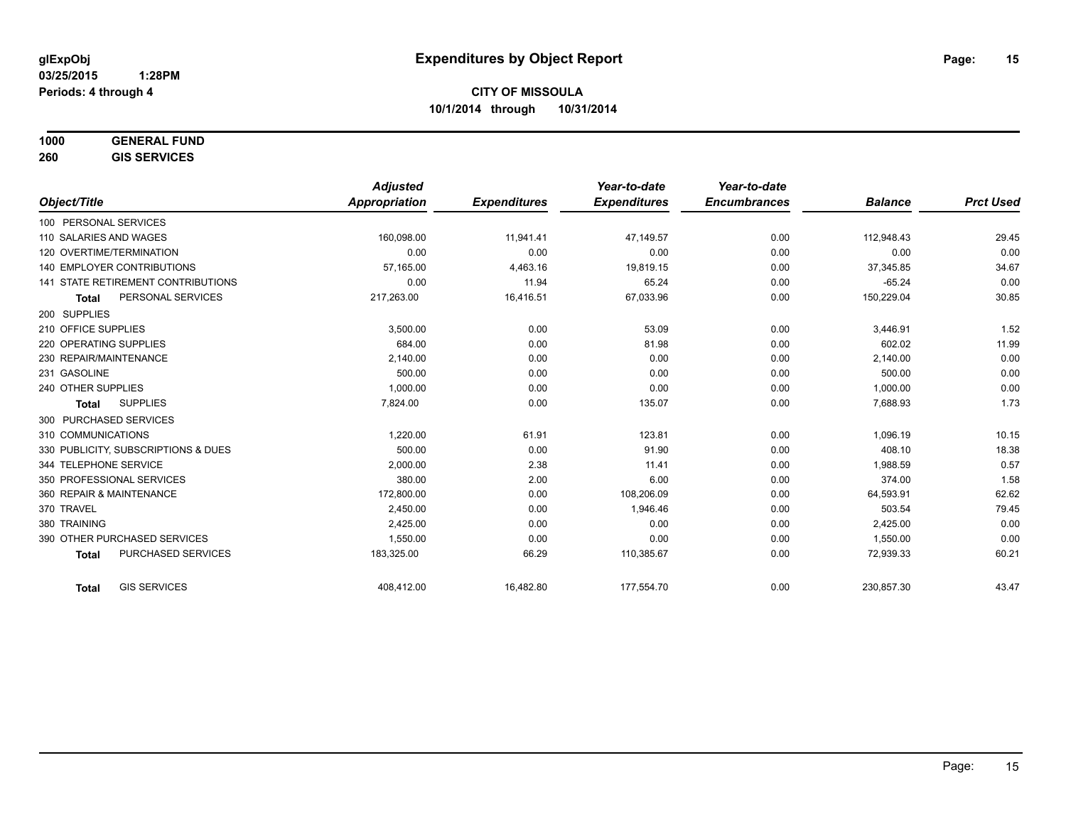**glExpObj**
**03/25/2015 1:28PM**
**Periods: 4 through 4**

# Expenditures by Object Report

**CITY OF MISSOULA**
**10/1/2014 through 10/31/2014**

**1000 GENERAL FUND**
**260 GIS SERVICES**

| Object/Title | Adjusted Appropriation | Expenditures | Year-to-date Expenditures | Year-to-date Encumbrances | Balance | Prct Used |
|---|---|---|---|---|---|---|
| 100 PERSONAL SERVICES | | | | | | |
| 110 SALARIES AND WAGES | 160,098.00 | 11,941.41 | 47,149.57 | 0.00 | 112,948.43 | 29.45 |
| 120 OVERTIME/TERMINATION | 0.00 | 0.00 | 0.00 | 0.00 | 0.00 | 0.00 |
| 140 EMPLOYER CONTRIBUTIONS | 57,165.00 | 4,463.16 | 19,819.15 | 0.00 | 37,345.85 | 34.67 |
| 141 STATE RETIREMENT CONTRIBUTIONS | 0.00 | 11.94 | 65.24 | 0.00 | -65.24 | 0.00 |
| **Total** PERSONAL SERVICES | 217,263.00 | 16,416.51 | 67,033.96 | 0.00 | 150,229.04 | 30.85 |
| 200 SUPPLIES | | | | | | |
| 210 OFFICE SUPPLIES | 3,500.00 | 0.00 | 53.09 | 0.00 | 3,446.91 | 1.52 |
| 220 OPERATING SUPPLIES | 684.00 | 0.00 | 81.98 | 0.00 | 602.02 | 11.99 |
| 230 REPAIR/MAINTENANCE | 2,140.00 | 0.00 | 0.00 | 0.00 | 2,140.00 | 0.00 |
| 231 GASOLINE | 500.00 | 0.00 | 0.00 | 0.00 | 500.00 | 0.00 |
| 240 OTHER SUPPLIES | 1,000.00 | 0.00 | 0.00 | 0.00 | 1,000.00 | 0.00 |
| **Total** SUPPLIES | 7,824.00 | 0.00 | 135.07 | 0.00 | 7,688.93 | 1.73 |
| 300 PURCHASED SERVICES | | | | | | |
| 310 COMMUNICATIONS | 1,220.00 | 61.91 | 123.81 | 0.00 | 1,096.19 | 10.15 |
| 330 PUBLICITY, SUBSCRIPTIONS & DUES | 500.00 | 0.00 | 91.90 | 0.00 | 408.10 | 18.38 |
| 344 TELEPHONE SERVICE | 2,000.00 | 2.38 | 11.41 | 0.00 | 1,988.59 | 0.57 |
| 350 PROFESSIONAL SERVICES | 380.00 | 2.00 | 6.00 | 0.00 | 374.00 | 1.58 |
| 360 REPAIR & MAINTENANCE | 172,800.00 | 0.00 | 108,206.09 | 0.00 | 64,593.91 | 62.62 |
| 370 TRAVEL | 2,450.00 | 0.00 | 1,946.46 | 0.00 | 503.54 | 79.45 |
| 380 TRAINING | 2,425.00 | 0.00 | 0.00 | 0.00 | 2,425.00 | 0.00 |
| 390 OTHER PURCHASED SERVICES | 1,550.00 | 0.00 | 0.00 | 0.00 | 1,550.00 | 0.00 |
| **Total** PURCHASED SERVICES | 183,325.00 | 66.29 | 110,385.67 | 0.00 | 72,939.33 | 60.21 |
| **Total** GIS SERVICES | 408,412.00 | 16,482.80 | 177,554.70 | 0.00 | 230,857.30 | 43.47 |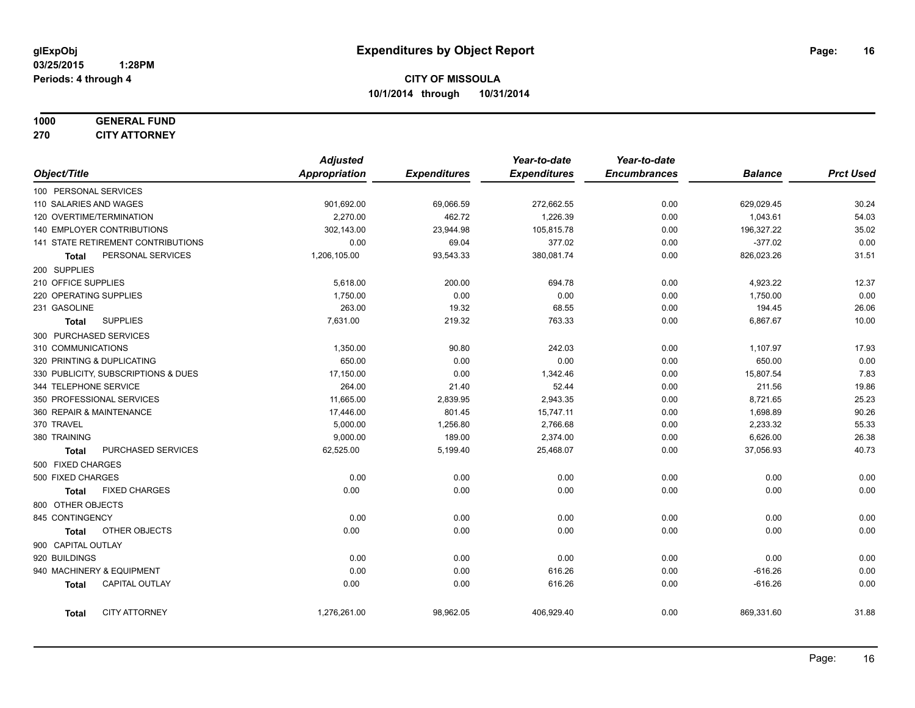glExpObj
03/25/2015 1:28PM
Periods: 4 through 4

# Expenditures by Object Report

**CITY OF MISSOULA**
**10/1/2014 through 10/31/2014**

**1000 GENERAL FUND**
**270 CITY ATTORNEY**

| Object/Title | Adjusted Appropriation | Expenditures | Year-to-date Expenditures | Year-to-date Encumbrances | Balance | Prct Used |
|---|---|---|---|---|---|---|
| 100 PERSONAL SERVICES | | | | | | |
| 110 SALARIES AND WAGES | 901,692.00 | 69,066.59 | 272,662.55 | 0.00 | 629,029.45 | 30.24 |
| 120 OVERTIME/TERMINATION | 2,270.00 | 462.72 | 1,226.39 | 0.00 | 1,043.61 | 54.03 |
| 140 EMPLOYER CONTRIBUTIONS | 302,143.00 | 23,944.98 | 105,815.78 | 0.00 | 196,327.22 | 35.02 |
| 141 STATE RETIREMENT CONTRIBUTIONS | 0.00 | 69.04 | 377.02 | 0.00 | -377.02 | 0.00 |
| **Total** PERSONAL SERVICES | 1,206,105.00 | 93,543.33 | 380,081.74 | 0.00 | 826,023.26 | 31.51 |
| 200 SUPPLIES | | | | | | |
| 210 OFFICE SUPPLIES | 5,618.00 | 200.00 | 694.78 | 0.00 | 4,923.22 | 12.37 |
| 220 OPERATING SUPPLIES | 1,750.00 | 0.00 | 0.00 | 0.00 | 1,750.00 | 0.00 |
| 231 GASOLINE | 263.00 | 19.32 | 68.55 | 0.00 | 194.45 | 26.06 |
| **Total** SUPPLIES | 7,631.00 | 219.32 | 763.33 | 0.00 | 6,867.67 | 10.00 |
| 300 PURCHASED SERVICES | | | | | | |
| 310 COMMUNICATIONS | 1,350.00 | 90.80 | 242.03 | 0.00 | 1,107.97 | 17.93 |
| 320 PRINTING & DUPLICATING | 650.00 | 0.00 | 0.00 | 0.00 | 650.00 | 0.00 |
| 330 PUBLICITY, SUBSCRIPTIONS & DUES | 17,150.00 | 0.00 | 1,342.46 | 0.00 | 15,807.54 | 7.83 |
| 344 TELEPHONE SERVICE | 264.00 | 21.40 | 52.44 | 0.00 | 211.56 | 19.86 |
| 350 PROFESSIONAL SERVICES | 11,665.00 | 2,839.95 | 2,943.35 | 0.00 | 8,721.65 | 25.23 |
| 360 REPAIR & MAINTENANCE | 17,446.00 | 801.45 | 15,747.11 | 0.00 | 1,698.89 | 90.26 |
| 370 TRAVEL | 5,000.00 | 1,256.80 | 2,766.68 | 0.00 | 2,233.32 | 55.33 |
| 380 TRAINING | 9,000.00 | 189.00 | 2,374.00 | 0.00 | 6,626.00 | 26.38 |
| **Total** PURCHASED SERVICES | 62,525.00 | 5,199.40 | 25,468.07 | 0.00 | 37,056.93 | 40.73 |
| 500 FIXED CHARGES | | | | | | |
| 500 FIXED CHARGES | 0.00 | 0.00 | 0.00 | 0.00 | 0.00 | 0.00 |
| **Total** FIXED CHARGES | 0.00 | 0.00 | 0.00 | 0.00 | 0.00 | 0.00 |
| 800 OTHER OBJECTS | | | | | | |
| 845 CONTINGENCY | 0.00 | 0.00 | 0.00 | 0.00 | 0.00 | 0.00 |
| **Total** OTHER OBJECTS | 0.00 | 0.00 | 0.00 | 0.00 | 0.00 | 0.00 |
| 900 CAPITAL OUTLAY | | | | | | |
| 920 BUILDINGS | 0.00 | 0.00 | 0.00 | 0.00 | 0.00 | 0.00 |
| 940 MACHINERY & EQUIPMENT | 0.00 | 0.00 | 616.26 | 0.00 | -616.26 | 0.00 |
| **Total** CAPITAL OUTLAY | 0.00 | 0.00 | 616.26 | 0.00 | -616.26 | 0.00 |
| **Total** CITY ATTORNEY | 1,276,261.00 | 98,962.05 | 406,929.40 | 0.00 | 869,331.60 | 31.88 |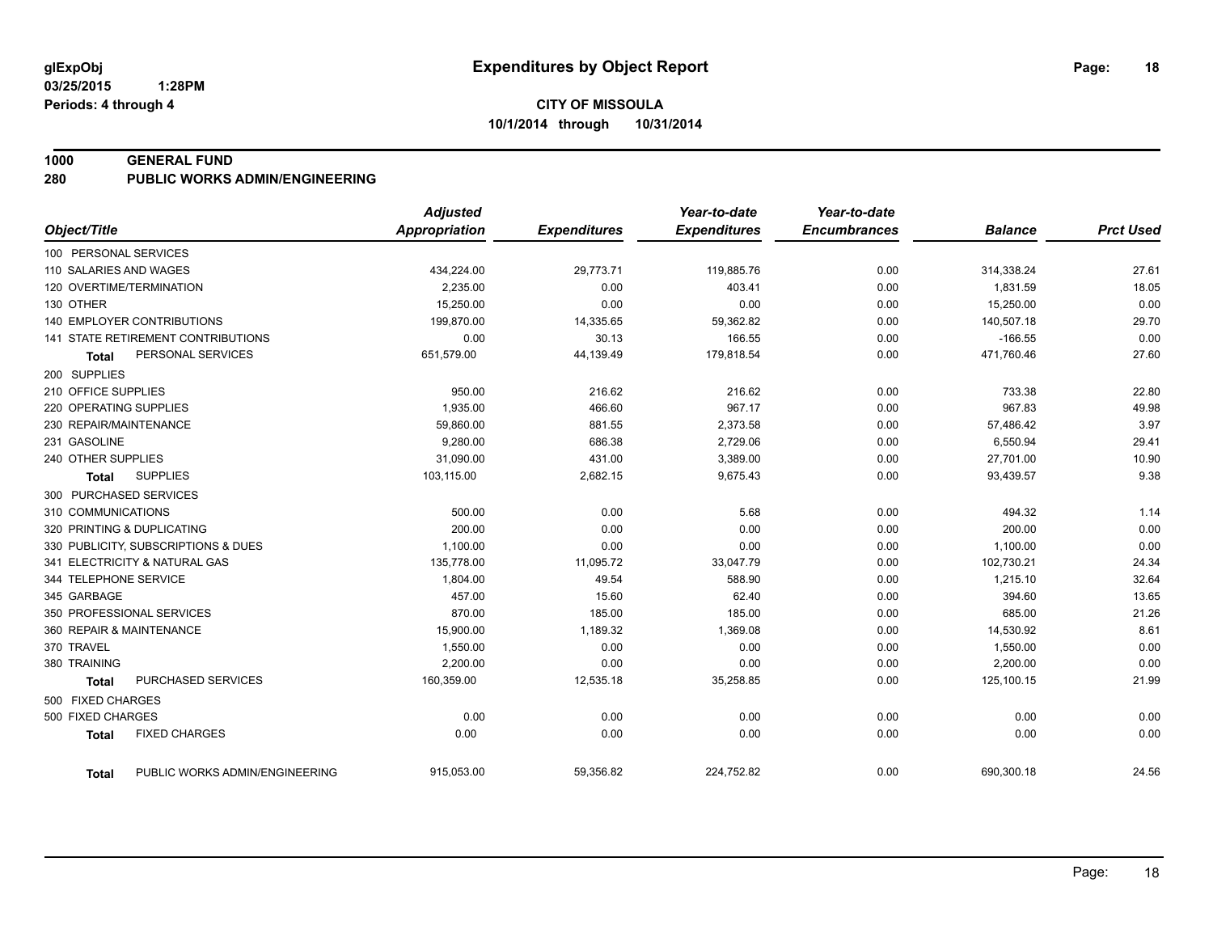**glExpObj** **Expenditures by Object Report**

**03/25/2015 1:28PM**

**Periods: 4 through 4**

**CITY OF MISSOULA**

**10/1/2014 through 10/31/2014**

## 1000 GENERAL FUND
## 280 PUBLIC WORKS ADMIN/ENGINEERING

| Object/Title | Adjusted Appropriation | Expenditures | Year-to-date Expenditures | Year-to-date Encumbrances | Balance | Prct Used |
|---|---|---|---|---|---|---|
| 100 PERSONAL SERVICES | | | | | | |
| 110 SALARIES AND WAGES | 434,224.00 | 29,773.71 | 119,885.76 | 0.00 | 314,338.24 | 27.61 |
| 120 OVERTIME/TERMINATION | 2,235.00 | 0.00 | 403.41 | 0.00 | 1,831.59 | 18.05 |
| 130 OTHER | 15,250.00 | 0.00 | 0.00 | 0.00 | 15,250.00 | 0.00 |
| 140 EMPLOYER CONTRIBUTIONS | 199,870.00 | 14,335.65 | 59,362.82 | 0.00 | 140,507.18 | 29.70 |
| 141 STATE RETIREMENT CONTRIBUTIONS | 0.00 | 30.13 | 166.55 | 0.00 | -166.55 | 0.00 |
| **Total** PERSONAL SERVICES | 651,579.00 | 44,139.49 | 179,818.54 | 0.00 | 471,760.46 | 27.60 |
| 200 SUPPLIES | | | | | | |
| 210 OFFICE SUPPLIES | 950.00 | 216.62 | 216.62 | 0.00 | 733.38 | 22.80 |
| 220 OPERATING SUPPLIES | 1,935.00 | 466.60 | 967.17 | 0.00 | 967.83 | 49.98 |
| 230 REPAIR/MAINTENANCE | 59,860.00 | 881.55 | 2,373.58 | 0.00 | 57,486.42 | 3.97 |
| 231 GASOLINE | 9,280.00 | 686.38 | 2,729.06 | 0.00 | 6,550.94 | 29.41 |
| 240 OTHER SUPPLIES | 31,090.00 | 431.00 | 3,389.00 | 0.00 | 27,701.00 | 10.90 |
| **Total** SUPPLIES | 103,115.00 | 2,682.15 | 9,675.43 | 0.00 | 93,439.57 | 9.38 |
| 300 PURCHASED SERVICES | | | | | | |
| 310 COMMUNICATIONS | 500.00 | 0.00 | 5.68 | 0.00 | 494.32 | 1.14 |
| 320 PRINTING & DUPLICATING | 200.00 | 0.00 | 0.00 | 0.00 | 200.00 | 0.00 |
| 330 PUBLICITY, SUBSCRIPTIONS & DUES | 1,100.00 | 0.00 | 0.00 | 0.00 | 1,100.00 | 0.00 |
| 341 ELECTRICITY & NATURAL GAS | 135,778.00 | 11,095.72 | 33,047.79 | 0.00 | 102,730.21 | 24.34 |
| 344 TELEPHONE SERVICE | 1,804.00 | 49.54 | 588.90 | 0.00 | 1,215.10 | 32.64 |
| 345 GARBAGE | 457.00 | 15.60 | 62.40 | 0.00 | 394.60 | 13.65 |
| 350 PROFESSIONAL SERVICES | 870.00 | 185.00 | 185.00 | 0.00 | 685.00 | 21.26 |
| 360 REPAIR & MAINTENANCE | 15,900.00 | 1,189.32 | 1,369.08 | 0.00 | 14,530.92 | 8.61 |
| 370 TRAVEL | 1,550.00 | 0.00 | 0.00 | 0.00 | 1,550.00 | 0.00 |
| 380 TRAINING | 2,200.00 | 0.00 | 0.00 | 0.00 | 2,200.00 | 0.00 |
| **Total** PURCHASED SERVICES | 160,359.00 | 12,535.18 | 35,258.85 | 0.00 | 125,100.15 | 21.99 |
| 500 FIXED CHARGES | | | | | | |
| 500 FIXED CHARGES | 0.00 | 0.00 | 0.00 | 0.00 | 0.00 | 0.00 |
| **Total** FIXED CHARGES | 0.00 | 0.00 | 0.00 | 0.00 | 0.00 | 0.00 |
| **Total** PUBLIC WORKS ADMIN/ENGINEERING | 915,053.00 | 59,356.82 | 224,752.82 | 0.00 | 690,300.18 | 24.56 |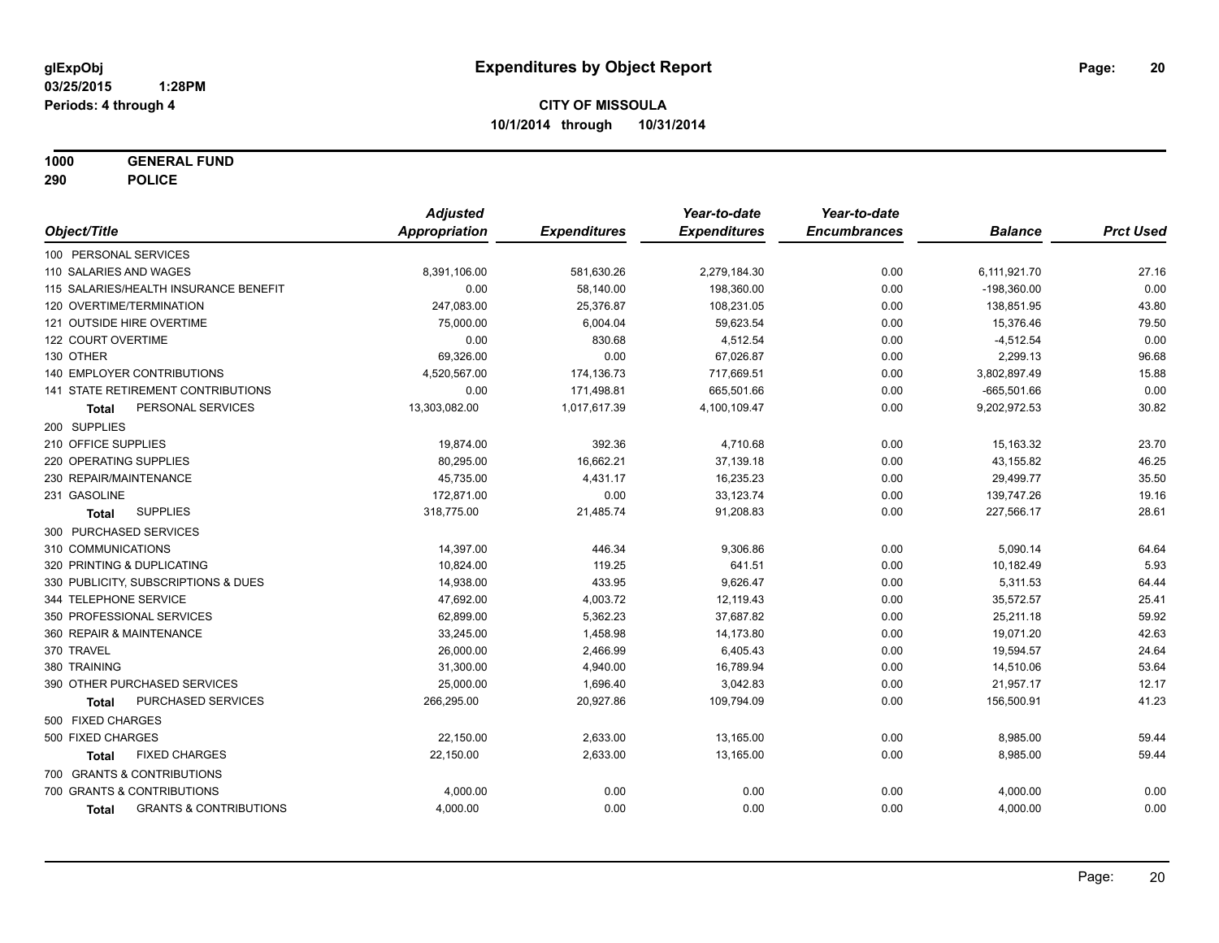glExpObj
03/25/2015 1:28PM
Periods: 4 through 4

# Expenditures by Object Report

**CITY OF MISSOULA**
**10/1/2014 through 10/31/2014**

**1000 GENERAL FUND**
**290 POLICE**

| Object/Title | Adjusted Appropriation | Expenditures | Year-to-date Expenditures | Year-to-date Encumbrances | Balance | Prct Used |
|---|---|---|---|---|---|---|
| 100 PERSONAL SERVICES | | | | | | |
| 110 SALARIES AND WAGES | 8,391,106.00 | 581,630.26 | 2,279,184.30 | 0.00 | 6,111,921.70 | 27.16 |
| 115 SALARIES/HEALTH INSURANCE BENEFIT | 0.00 | 58,140.00 | 198,360.00 | 0.00 | -198,360.00 | 0.00 |
| 120 OVERTIME/TERMINATION | 247,083.00 | 25,376.87 | 108,231.05 | 0.00 | 138,851.95 | 43.80 |
| 121 OUTSIDE HIRE OVERTIME | 75,000.00 | 6,004.04 | 59,623.54 | 0.00 | 15,376.46 | 79.50 |
| 122 COURT OVERTIME | 0.00 | 830.68 | 4,512.54 | 0.00 | -4,512.54 | 0.00 |
| 130 OTHER | 69,326.00 | 0.00 | 67,026.87 | 0.00 | 2,299.13 | 96.68 |
| 140 EMPLOYER CONTRIBUTIONS | 4,520,567.00 | 174,136.73 | 717,669.51 | 0.00 | 3,802,897.49 | 15.88 |
| 141 STATE RETIREMENT CONTRIBUTIONS | 0.00 | 171,498.81 | 665,501.66 | 0.00 | -665,501.66 | 0.00 |
| **Total** PERSONAL SERVICES | 13,303,082.00 | 1,017,617.39 | 4,100,109.47 | 0.00 | 9,202,972.53 | 30.82 |
| 200 SUPPLIES | | | | | | |
| 210 OFFICE SUPPLIES | 19,874.00 | 392.36 | 4,710.68 | 0.00 | 15,163.32 | 23.70 |
| 220 OPERATING SUPPLIES | 80,295.00 | 16,662.21 | 37,139.18 | 0.00 | 43,155.82 | 46.25 |
| 230 REPAIR/MAINTENANCE | 45,735.00 | 4,431.17 | 16,235.23 | 0.00 | 29,499.77 | 35.50 |
| 231 GASOLINE | 172,871.00 | 0.00 | 33,123.74 | 0.00 | 139,747.26 | 19.16 |
| **Total** SUPPLIES | 318,775.00 | 21,485.74 | 91,208.83 | 0.00 | 227,566.17 | 28.61 |
| 300 PURCHASED SERVICES | | | | | | |
| 310 COMMUNICATIONS | 14,397.00 | 446.34 | 9,306.86 | 0.00 | 5,090.14 | 64.64 |
| 320 PRINTING & DUPLICATING | 10,824.00 | 119.25 | 641.51 | 0.00 | 10,182.49 | 5.93 |
| 330 PUBLICITY, SUBSCRIPTIONS & DUES | 14,938.00 | 433.95 | 9,626.47 | 0.00 | 5,311.53 | 64.44 |
| 344 TELEPHONE SERVICE | 47,692.00 | 4,003.72 | 12,119.43 | 0.00 | 35,572.57 | 25.41 |
| 350 PROFESSIONAL SERVICES | 62,899.00 | 5,362.23 | 37,687.82 | 0.00 | 25,211.18 | 59.92 |
| 360 REPAIR & MAINTENANCE | 33,245.00 | 1,458.98 | 14,173.80 | 0.00 | 19,071.20 | 42.63 |
| 370 TRAVEL | 26,000.00 | 2,466.99 | 6,405.43 | 0.00 | 19,594.57 | 24.64 |
| 380 TRAINING | 31,300.00 | 4,940.00 | 16,789.94 | 0.00 | 14,510.06 | 53.64 |
| 390 OTHER PURCHASED SERVICES | 25,000.00 | 1,696.40 | 3,042.83 | 0.00 | 21,957.17 | 12.17 |
| **Total** PURCHASED SERVICES | 266,295.00 | 20,927.86 | 109,794.09 | 0.00 | 156,500.91 | 41.23 |
| 500 FIXED CHARGES | | | | | | |
| 500 FIXED CHARGES | 22,150.00 | 2,633.00 | 13,165.00 | 0.00 | 8,985.00 | 59.44 |
| **Total** FIXED CHARGES | 22,150.00 | 2,633.00 | 13,165.00 | 0.00 | 8,985.00 | 59.44 |
| 700 GRANTS & CONTRIBUTIONS | | | | | | |
| 700 GRANTS & CONTRIBUTIONS | 4,000.00 | 0.00 | 0.00 | 0.00 | 4,000.00 | 0.00 |
| **Total** GRANTS & CONTRIBUTIONS | 4,000.00 | 0.00 | 0.00 | 0.00 | 4,000.00 | 0.00 |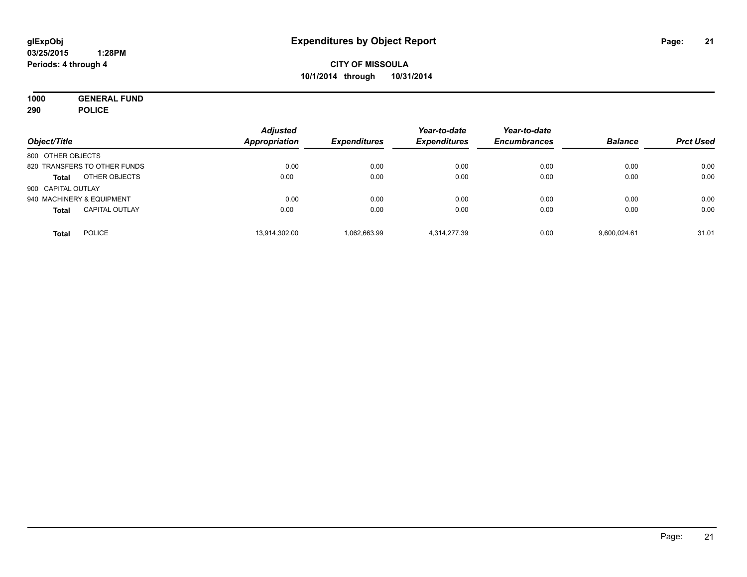**glExpObj**
**03/25/2015 1:28PM**
**Periods: 4 through 4**

# Expenditures by Object Report

**CITY OF MISSOULA**
**10/1/2014 through 10/31/2014**

**1000 GENERAL FUND**
**290 POLICE**

| Object/Title | Adjusted Appropriation | Expenditures | Year-to-date Expenditures | Year-to-date Encumbrances | Balance | Prct Used |
|---|---|---|---|---|---|---|
| 800 OTHER OBJECTS | | | | | | |
| 820 TRANSFERS TO OTHER FUNDS | 0.00 | 0.00 | 0.00 | 0.00 | 0.00 | 0.00 |
| **Total** OTHER OBJECTS | 0.00 | 0.00 | 0.00 | 0.00 | 0.00 | 0.00 |
| 900 CAPITAL OUTLAY | | | | | | |
| 940 MACHINERY & EQUIPMENT | 0.00 | 0.00 | 0.00 | 0.00 | 0.00 | 0.00 |
| **Total** CAPITAL OUTLAY | 0.00 | 0.00 | 0.00 | 0.00 | 0.00 | 0.00 |
| **Total** POLICE | 13,914,302.00 | 1,062,663.99 | 4,314,277.39 | 0.00 | 9,600,024.61 | 31.01 |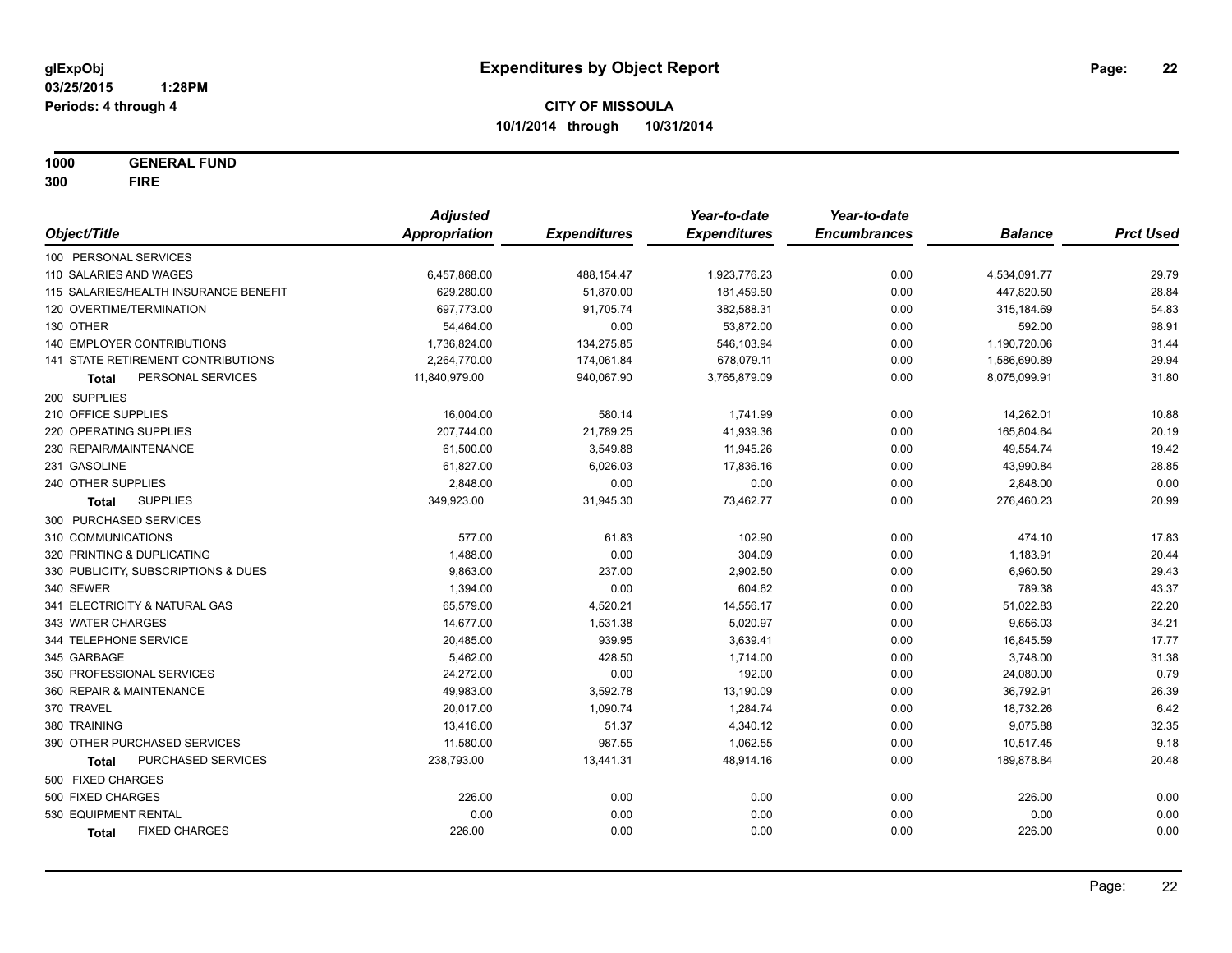**glExpObj**
**03/25/2015 1:28PM**
**Periods: 4 through 4**

# Expenditures by Object Report

**CITY OF MISSOULA**
**10/1/2014 through 10/31/2014**

**1000 GENERAL FUND**
**300 FIRE**

| Object/Title | Adjusted Appropriation | Expenditures | Year-to-date Expenditures | Year-to-date Encumbrances | Balance | Prct Used |
|---|---|---|---|---|---|---|
| 100 PERSONAL SERVICES | | | | | | |
| 110 SALARIES AND WAGES | 6,457,868.00 | 488,154.47 | 1,923,776.23 | 0.00 | 4,534,091.77 | 29.79 |
| 115 SALARIES/HEALTH INSURANCE BENEFIT | 629,280.00 | 51,870.00 | 181,459.50 | 0.00 | 447,820.50 | 28.84 |
| 120 OVERTIME/TERMINATION | 697,773.00 | 91,705.74 | 382,588.31 | 0.00 | 315,184.69 | 54.83 |
| 130 OTHER | 54,464.00 | 0.00 | 53,872.00 | 0.00 | 592.00 | 98.91 |
| 140 EMPLOYER CONTRIBUTIONS | 1,736,824.00 | 134,275.85 | 546,103.94 | 0.00 | 1,190,720.06 | 31.44 |
| 141 STATE RETIREMENT CONTRIBUTIONS | 2,264,770.00 | 174,061.84 | 678,079.11 | 0.00 | 1,586,690.89 | 29.94 |
| **Total** PERSONAL SERVICES | 11,840,979.00 | 940,067.90 | 3,765,879.09 | 0.00 | 8,075,099.91 | 31.80 |
| 200 SUPPLIES | | | | | | |
| 210 OFFICE SUPPLIES | 16,004.00 | 580.14 | 1,741.99 | 0.00 | 14,262.01 | 10.88 |
| 220 OPERATING SUPPLIES | 207,744.00 | 21,789.25 | 41,939.36 | 0.00 | 165,804.64 | 20.19 |
| 230 REPAIR/MAINTENANCE | 61,500.00 | 3,549.88 | 11,945.26 | 0.00 | 49,554.74 | 19.42 |
| 231 GASOLINE | 61,827.00 | 6,026.03 | 17,836.16 | 0.00 | 43,990.84 | 28.85 |
| 240 OTHER SUPPLIES | 2,848.00 | 0.00 | 0.00 | 0.00 | 2,848.00 | 0.00 |
| **Total** SUPPLIES | 349,923.00 | 31,945.30 | 73,462.77 | 0.00 | 276,460.23 | 20.99 |
| 300 PURCHASED SERVICES | | | | | | |
| 310 COMMUNICATIONS | 577.00 | 61.83 | 102.90 | 0.00 | 474.10 | 17.83 |
| 320 PRINTING & DUPLICATING | 1,488.00 | 0.00 | 304.09 | 0.00 | 1,183.91 | 20.44 |
| 330 PUBLICITY, SUBSCRIPTIONS & DUES | 9,863.00 | 237.00 | 2,902.50 | 0.00 | 6,960.50 | 29.43 |
| 340 SEWER | 1,394.00 | 0.00 | 604.62 | 0.00 | 789.38 | 43.37 |
| 341 ELECTRICITY & NATURAL GAS | 65,579.00 | 4,520.21 | 14,556.17 | 0.00 | 51,022.83 | 22.20 |
| 343 WATER CHARGES | 14,677.00 | 1,531.38 | 5,020.97 | 0.00 | 9,656.03 | 34.21 |
| 344 TELEPHONE SERVICE | 20,485.00 | 939.95 | 3,639.41 | 0.00 | 16,845.59 | 17.77 |
| 345 GARBAGE | 5,462.00 | 428.50 | 1,714.00 | 0.00 | 3,748.00 | 31.38 |
| 350 PROFESSIONAL SERVICES | 24,272.00 | 0.00 | 192.00 | 0.00 | 24,080.00 | 0.79 |
| 360 REPAIR & MAINTENANCE | 49,983.00 | 3,592.78 | 13,190.09 | 0.00 | 36,792.91 | 26.39 |
| 370 TRAVEL | 20,017.00 | 1,090.74 | 1,284.74 | 0.00 | 18,732.26 | 6.42 |
| 380 TRAINING | 13,416.00 | 51.37 | 4,340.12 | 0.00 | 9,075.88 | 32.35 |
| 390 OTHER PURCHASED SERVICES | 11,580.00 | 987.55 | 1,062.55 | 0.00 | 10,517.45 | 9.18 |
| **Total** PURCHASED SERVICES | 238,793.00 | 13,441.31 | 48,914.16 | 0.00 | 189,878.84 | 20.48 |
| 500 FIXED CHARGES | | | | | | |
| 500 FIXED CHARGES | 226.00 | 0.00 | 0.00 | 0.00 | 226.00 | 0.00 |
| 530 EQUIPMENT RENTAL | 0.00 | 0.00 | 0.00 | 0.00 | 0.00 | 0.00 |
| **Total** FIXED CHARGES | 226.00 | 0.00 | 0.00 | 0.00 | 226.00 | 0.00 |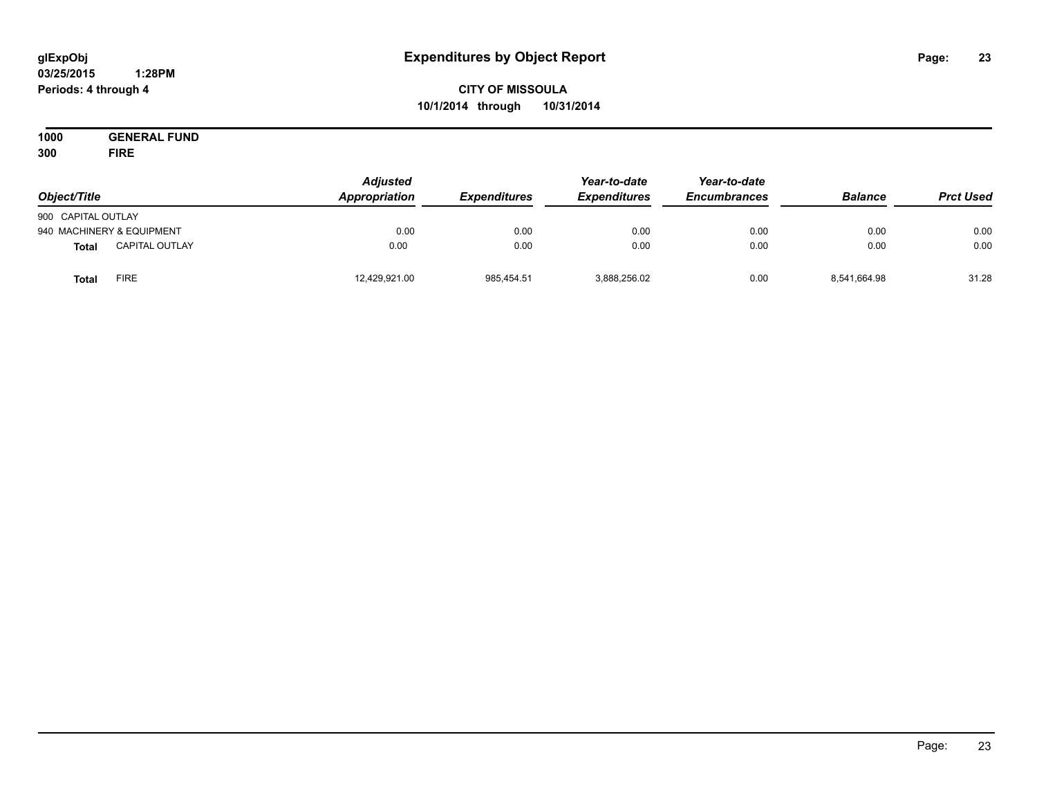# Expenditures by Object Report

glExpObj
03/25/2015 1:28PM
Periods: 4 through 4

**CITY OF MISSOULA**
**10/1/2014 through 10/31/2014**

**1000 GENERAL FUND**
**300 FIRE**

| Object/Title | | Adjusted Appropriation | Expenditures | Year-to-date Expenditures | Year-to-date Encumbrances | Balance | Prct Used |
|---|---|---|---|---|---|---|---|
| 900 CAPITAL OUTLAY | | | | | | | |
| 940 MACHINERY & EQUIPMENT | | 0.00 | 0.00 | 0.00 | 0.00 | 0.00 | 0.00 |
| **Total** | CAPITAL OUTLAY | 0.00 | 0.00 | 0.00 | 0.00 | 0.00 | 0.00 |
| **Total** | FIRE | 12,429,921.00 | 985,454.51 | 3,888,256.02 | 0.00 | 8,541,664.98 | 31.28 |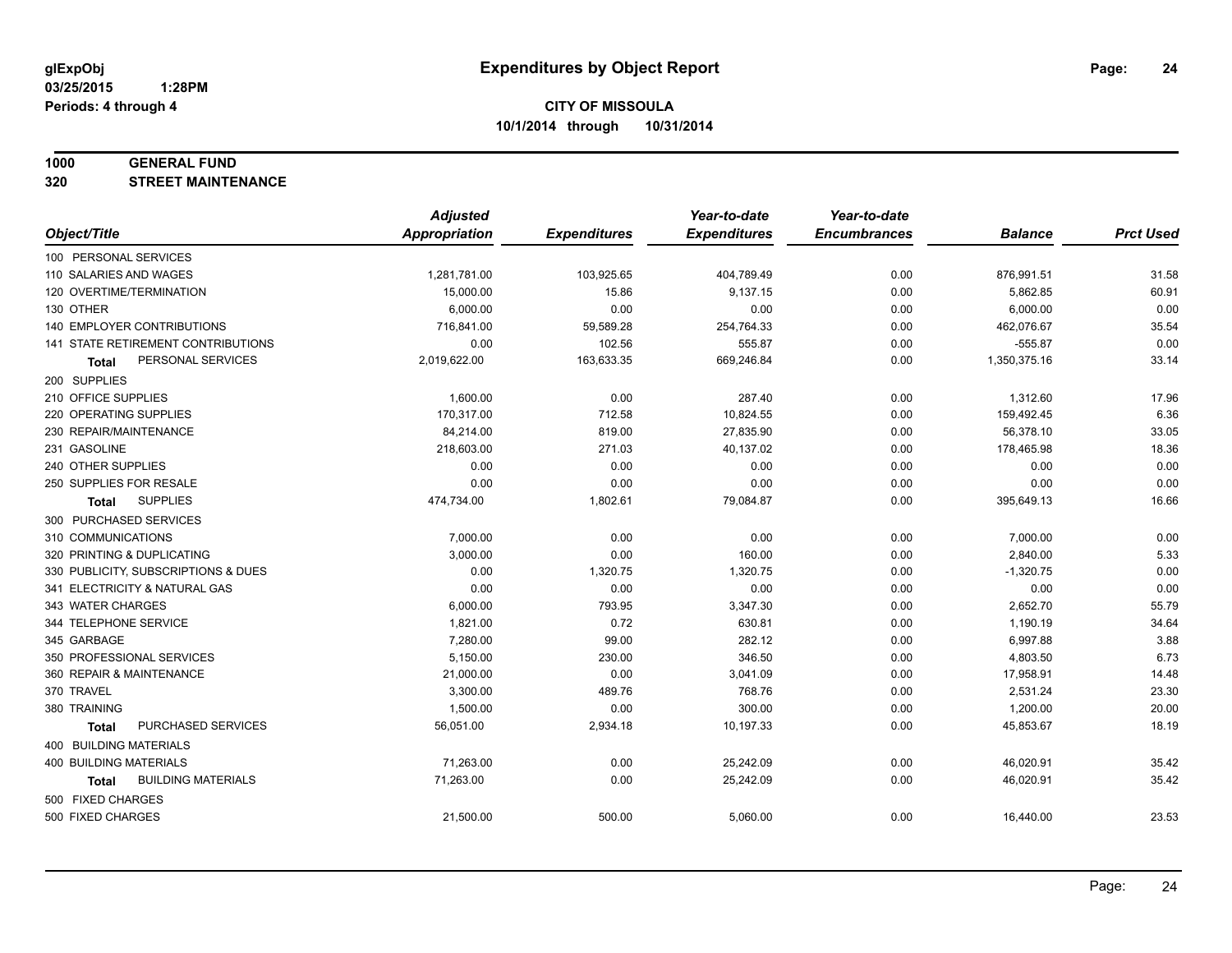# Expenditures by Object Report

glExpObj
03/25/2015 1:28PM
Periods: 4 through 4

**CITY OF MISSOULA**
**10/1/2014 through 10/31/2014**

**1000 GENERAL FUND**
**320 STREET MAINTENANCE**

| Object/Title | Adjusted Appropriation | Expenditures | Year-to-date Expenditures | Year-to-date Encumbrances | Balance | Prct Used |
|---|---|---|---|---|---|---|
| 100 PERSONAL SERVICES | | | | | | |
| 110 SALARIES AND WAGES | 1,281,781.00 | 103,925.65 | 404,789.49 | 0.00 | 876,991.51 | 31.58 |
| 120 OVERTIME/TERMINATION | 15,000.00 | 15.86 | 9,137.15 | 0.00 | 5,862.85 | 60.91 |
| 130 OTHER | 6,000.00 | 0.00 | 0.00 | 0.00 | 6,000.00 | 0.00 |
| 140 EMPLOYER CONTRIBUTIONS | 716,841.00 | 59,589.28 | 254,764.33 | 0.00 | 462,076.67 | 35.54 |
| 141 STATE RETIREMENT CONTRIBUTIONS | 0.00 | 102.56 | 555.87 | 0.00 | -555.87 | 0.00 |
| **Total** PERSONAL SERVICES | 2,019,622.00 | 163,633.35 | 669,246.84 | 0.00 | 1,350,375.16 | 33.14 |
| 200 SUPPLIES | | | | | | |
| 210 OFFICE SUPPLIES | 1,600.00 | 0.00 | 287.40 | 0.00 | 1,312.60 | 17.96 |
| 220 OPERATING SUPPLIES | 170,317.00 | 712.58 | 10,824.55 | 0.00 | 159,492.45 | 6.36 |
| 230 REPAIR/MAINTENANCE | 84,214.00 | 819.00 | 27,835.90 | 0.00 | 56,378.10 | 33.05 |
| 231 GASOLINE | 218,603.00 | 271.03 | 40,137.02 | 0.00 | 178,465.98 | 18.36 |
| 240 OTHER SUPPLIES | 0.00 | 0.00 | 0.00 | 0.00 | 0.00 | 0.00 |
| 250 SUPPLIES FOR RESALE | 0.00 | 0.00 | 0.00 | 0.00 | 0.00 | 0.00 |
| **Total** SUPPLIES | 474,734.00 | 1,802.61 | 79,084.87 | 0.00 | 395,649.13 | 16.66 |
| 300 PURCHASED SERVICES | | | | | | |
| 310 COMMUNICATIONS | 7,000.00 | 0.00 | 0.00 | 0.00 | 7,000.00 | 0.00 |
| 320 PRINTING & DUPLICATING | 3,000.00 | 0.00 | 160.00 | 0.00 | 2,840.00 | 5.33 |
| 330 PUBLICITY, SUBSCRIPTIONS & DUES | 0.00 | 1,320.75 | 1,320.75 | 0.00 | -1,320.75 | 0.00 |
| 341 ELECTRICITY & NATURAL GAS | 0.00 | 0.00 | 0.00 | 0.00 | 0.00 | 0.00 |
| 343 WATER CHARGES | 6,000.00 | 793.95 | 3,347.30 | 0.00 | 2,652.70 | 55.79 |
| 344 TELEPHONE SERVICE | 1,821.00 | 0.72 | 630.81 | 0.00 | 1,190.19 | 34.64 |
| 345 GARBAGE | 7,280.00 | 99.00 | 282.12 | 0.00 | 6,997.88 | 3.88 |
| 350 PROFESSIONAL SERVICES | 5,150.00 | 230.00 | 346.50 | 0.00 | 4,803.50 | 6.73 |
| 360 REPAIR & MAINTENANCE | 21,000.00 | 0.00 | 3,041.09 | 0.00 | 17,958.91 | 14.48 |
| 370 TRAVEL | 3,300.00 | 489.76 | 768.76 | 0.00 | 2,531.24 | 23.30 |
| 380 TRAINING | 1,500.00 | 0.00 | 300.00 | 0.00 | 1,200.00 | 20.00 |
| **Total** PURCHASED SERVICES | 56,051.00 | 2,934.18 | 10,197.33 | 0.00 | 45,853.67 | 18.19 |
| 400 BUILDING MATERIALS | | | | | | |
| 400 BUILDING MATERIALS | 71,263.00 | 0.00 | 25,242.09 | 0.00 | 46,020.91 | 35.42 |
| **Total** BUILDING MATERIALS | 71,263.00 | 0.00 | 25,242.09 | 0.00 | 46,020.91 | 35.42 |
| 500 FIXED CHARGES | | | | | | |
| 500 FIXED CHARGES | 21,500.00 | 500.00 | 5,060.00 | 0.00 | 16,440.00 | 23.53 |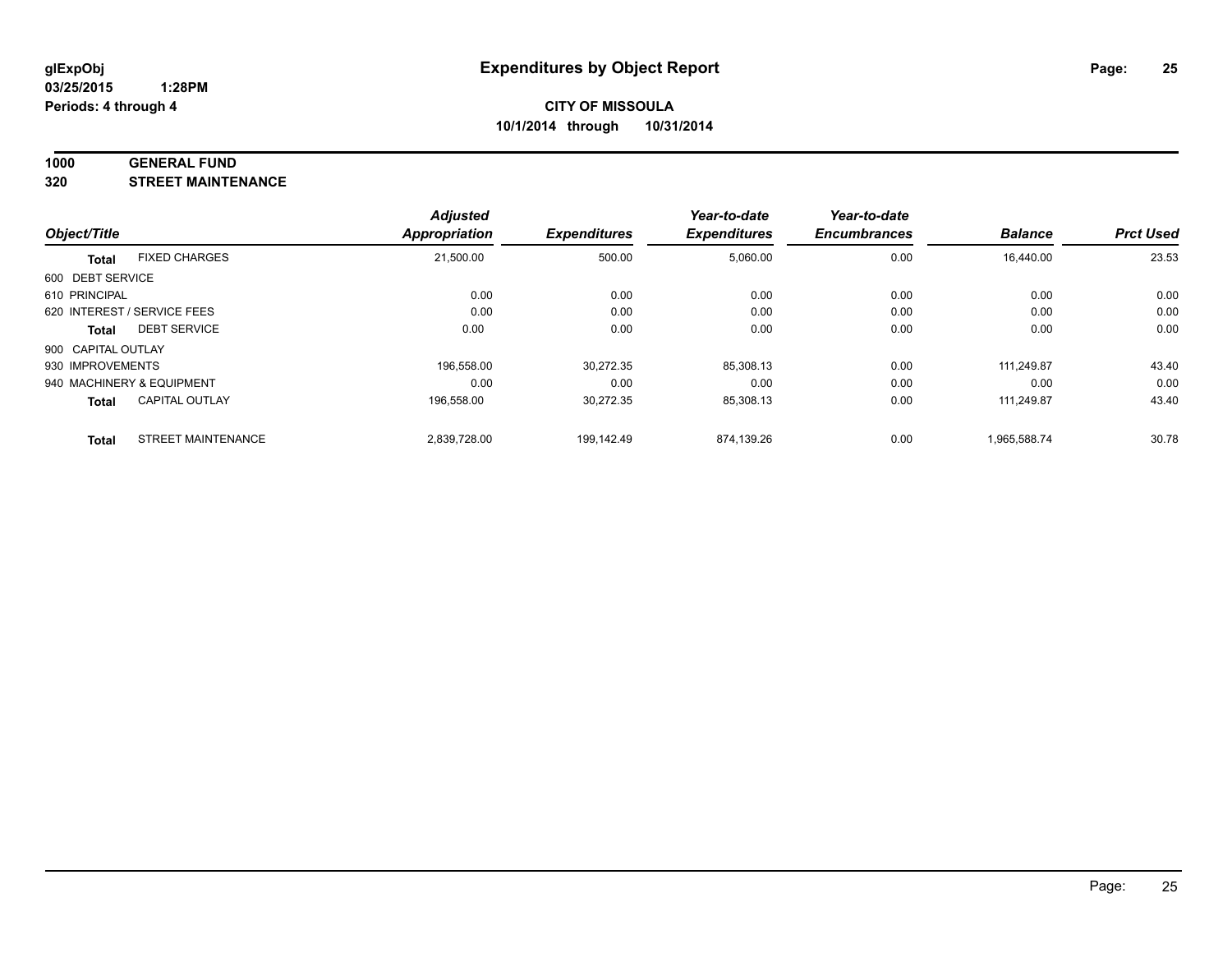**glExpObj** **Expenditures by Object Report**

**03/25/2015 1:28PM**

**Periods: 4 through 4**

**CITY OF MISSOULA**

**10/1/2014 through 10/31/2014**

## 1000 GENERAL FUND

## 320 STREET MAINTENANCE

| Object/Title | | Adjusted Appropriation | Expenditures | Year-to-date Expenditures | Year-to-date Encumbrances | Balance | Prct Used |
|---|---|---|---|---|---|---|---|
| **Total** | FIXED CHARGES | 21,500.00 | 500.00 | 5,060.00 | 0.00 | 16,440.00 | 23.53 |
| 600 DEBT SERVICE | | | | | | | |
| 610 PRINCIPAL | | 0.00 | 0.00 | 0.00 | 0.00 | 0.00 | 0.00 |
| 620 INTEREST / SERVICE FEES | | 0.00 | 0.00 | 0.00 | 0.00 | 0.00 | 0.00 |
| **Total** | DEBT SERVICE | 0.00 | 0.00 | 0.00 | 0.00 | 0.00 | 0.00 |
| 900 CAPITAL OUTLAY | | | | | | | |
| 930 IMPROVEMENTS | | 196,558.00 | 30,272.35 | 85,308.13 | 0.00 | 111,249.87 | 43.40 |
| 940 MACHINERY & EQUIPMENT | | 0.00 | 0.00 | 0.00 | 0.00 | 0.00 | 0.00 |
| **Total** | CAPITAL OUTLAY | 196,558.00 | 30,272.35 | 85,308.13 | 0.00 | 111,249.87 | 43.40 |
| **Total** | STREET MAINTENANCE | 2,839,728.00 | 199,142.49 | 874,139.26 | 0.00 | 1,965,588.74 | 30.78 |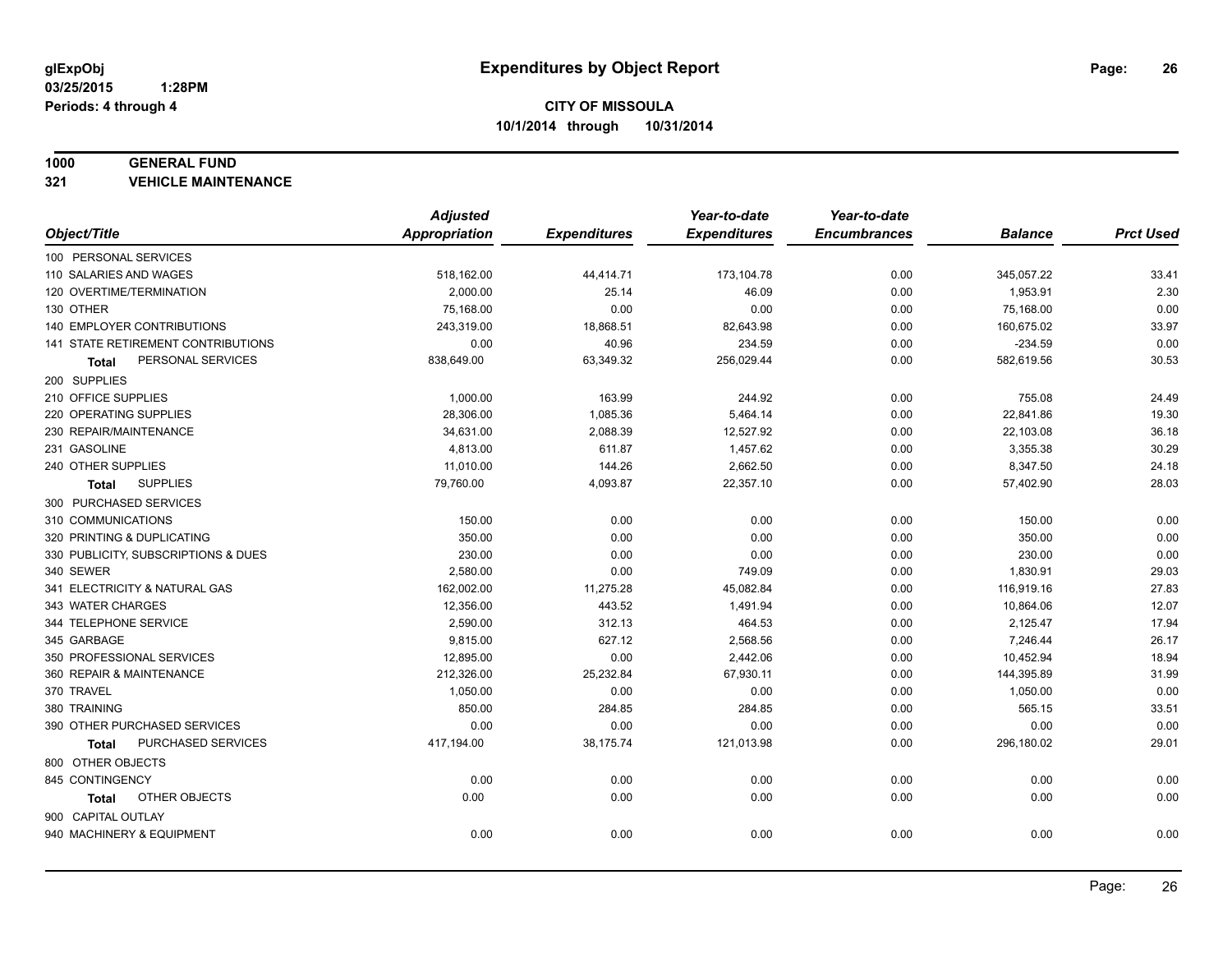# Expenditures by Object Report

glExpObj
03/25/2015 1:28PM
Periods: 4 through 4

**CITY OF MISSOULA**
**10/1/2014 through 10/31/2014**

**1000 GENERAL FUND**
**321 VEHICLE MAINTENANCE**

| Object/Title | Adjusted Appropriation | Expenditures | Year-to-date Expenditures | Year-to-date Encumbrances | Balance | Prct Used |
|---|---|---|---|---|---|---|
| 100 PERSONAL SERVICES | | | | | | |
| 110 SALARIES AND WAGES | 518,162.00 | 44,414.71 | 173,104.78 | 0.00 | 345,057.22 | 33.41 |
| 120 OVERTIME/TERMINATION | 2,000.00 | 25.14 | 46.09 | 0.00 | 1,953.91 | 2.30 |
| 130 OTHER | 75,168.00 | 0.00 | 0.00 | 0.00 | 75,168.00 | 0.00 |
| 140 EMPLOYER CONTRIBUTIONS | 243,319.00 | 18,868.51 | 82,643.98 | 0.00 | 160,675.02 | 33.97 |
| 141 STATE RETIREMENT CONTRIBUTIONS | 0.00 | 40.96 | 234.59 | 0.00 | -234.59 | 0.00 |
| **Total** PERSONAL SERVICES | 838,649.00 | 63,349.32 | 256,029.44 | 0.00 | 582,619.56 | 30.53 |
| 200 SUPPLIES | | | | | | |
| 210 OFFICE SUPPLIES | 1,000.00 | 163.99 | 244.92 | 0.00 | 755.08 | 24.49 |
| 220 OPERATING SUPPLIES | 28,306.00 | 1,085.36 | 5,464.14 | 0.00 | 22,841.86 | 19.30 |
| 230 REPAIR/MAINTENANCE | 34,631.00 | 2,088.39 | 12,527.92 | 0.00 | 22,103.08 | 36.18 |
| 231 GASOLINE | 4,813.00 | 611.87 | 1,457.62 | 0.00 | 3,355.38 | 30.29 |
| 240 OTHER SUPPLIES | 11,010.00 | 144.26 | 2,662.50 | 0.00 | 8,347.50 | 24.18 |
| **Total** SUPPLIES | 79,760.00 | 4,093.87 | 22,357.10 | 0.00 | 57,402.90 | 28.03 |
| 300 PURCHASED SERVICES | | | | | | |
| 310 COMMUNICATIONS | 150.00 | 0.00 | 0.00 | 0.00 | 150.00 | 0.00 |
| 320 PRINTING & DUPLICATING | 350.00 | 0.00 | 0.00 | 0.00 | 350.00 | 0.00 |
| 330 PUBLICITY, SUBSCRIPTIONS & DUES | 230.00 | 0.00 | 0.00 | 0.00 | 230.00 | 0.00 |
| 340 SEWER | 2,580.00 | 0.00 | 749.09 | 0.00 | 1,830.91 | 29.03 |
| 341 ELECTRICITY & NATURAL GAS | 162,002.00 | 11,275.28 | 45,082.84 | 0.00 | 116,919.16 | 27.83 |
| 343 WATER CHARGES | 12,356.00 | 443.52 | 1,491.94 | 0.00 | 10,864.06 | 12.07 |
| 344 TELEPHONE SERVICE | 2,590.00 | 312.13 | 464.53 | 0.00 | 2,125.47 | 17.94 |
| 345 GARBAGE | 9,815.00 | 627.12 | 2,568.56 | 0.00 | 7,246.44 | 26.17 |
| 350 PROFESSIONAL SERVICES | 12,895.00 | 0.00 | 2,442.06 | 0.00 | 10,452.94 | 18.94 |
| 360 REPAIR & MAINTENANCE | 212,326.00 | 25,232.84 | 67,930.11 | 0.00 | 144,395.89 | 31.99 |
| 370 TRAVEL | 1,050.00 | 0.00 | 0.00 | 0.00 | 1,050.00 | 0.00 |
| 380 TRAINING | 850.00 | 284.85 | 284.85 | 0.00 | 565.15 | 33.51 |
| 390 OTHER PURCHASED SERVICES | 0.00 | 0.00 | 0.00 | 0.00 | 0.00 | 0.00 |
| **Total** PURCHASED SERVICES | 417,194.00 | 38,175.74 | 121,013.98 | 0.00 | 296,180.02 | 29.01 |
| 800 OTHER OBJECTS | | | | | | |
| 845 CONTINGENCY | 0.00 | 0.00 | 0.00 | 0.00 | 0.00 | 0.00 |
| **Total** OTHER OBJECTS | 0.00 | 0.00 | 0.00 | 0.00 | 0.00 | 0.00 |
| 900 CAPITAL OUTLAY | | | | | | |
| 940 MACHINERY & EQUIPMENT | 0.00 | 0.00 | 0.00 | 0.00 | 0.00 | 0.00 |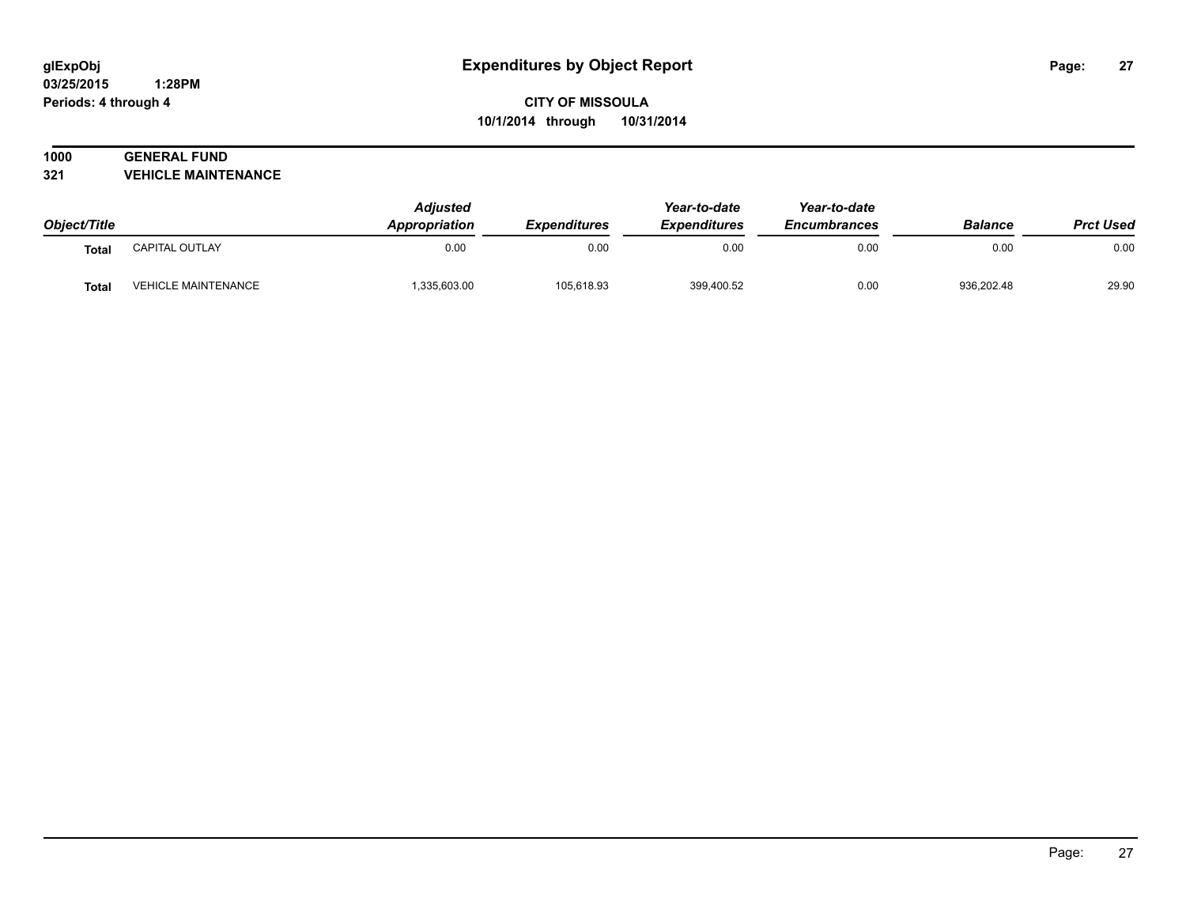**glExpObj**
**03/25/2015 1:28PM**
**Periods: 4 through 4**

# Expenditures by Object Report

**CITY OF MISSOULA**
**10/1/2014 through 10/31/2014**

**1000 GENERAL FUND**
**321 VEHICLE MAINTENANCE**

| Object/Title | | *Adjusted Appropriation* | *Expenditures* | *Year-to-date Expenditures* | *Year-to-date Encumbrances* | *Balance* | *Prct Used* |
|---|---|---|---|---|---|---|---|
| **Total** | CAPITAL OUTLAY | 0.00 | 0.00 | 0.00 | 0.00 | 0.00 | 0.00 |
| **Total** | VEHICLE MAINTENANCE | 1,335,603.00 | 105,618.93 | 399,400.52 | 0.00 | 936,202.48 | 29.90 |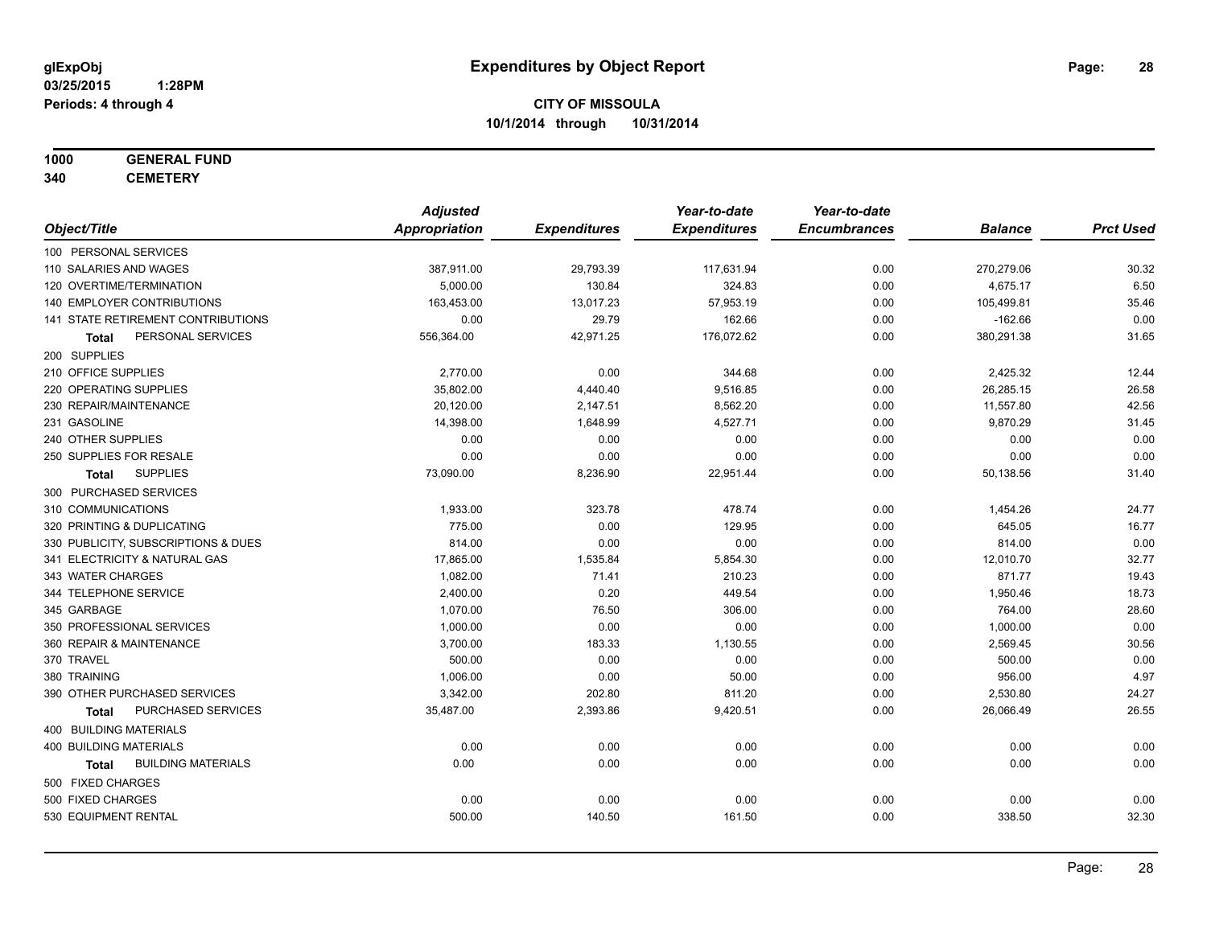glExpObj
03/25/2015 1:28PM
Periods: 4 through 4

# Expenditures by Object Report

**CITY OF MISSOULA**
**10/1/2014 through 10/31/2014**

**1000 GENERAL FUND**
**340 CEMETERY**

| Object/Title | Adjusted Appropriation | Expenditures | Year-to-date Expenditures | Year-to-date Encumbrances | Balance | Prct Used |
|---|---|---|---|---|---|---|
| 100 PERSONAL SERVICES | | | | | | |
| 110 SALARIES AND WAGES | 387,911.00 | 29,793.39 | 117,631.94 | 0.00 | 270,279.06 | 30.32 |
| 120 OVERTIME/TERMINATION | 5,000.00 | 130.84 | 324.83 | 0.00 | 4,675.17 | 6.50 |
| 140 EMPLOYER CONTRIBUTIONS | 163,453.00 | 13,017.23 | 57,953.19 | 0.00 | 105,499.81 | 35.46 |
| 141 STATE RETIREMENT CONTRIBUTIONS | 0.00 | 29.79 | 162.66 | 0.00 | -162.66 | 0.00 |
| **Total** PERSONAL SERVICES | 556,364.00 | 42,971.25 | 176,072.62 | 0.00 | 380,291.38 | 31.65 |
| 200 SUPPLIES | | | | | | |
| 210 OFFICE SUPPLIES | 2,770.00 | 0.00 | 344.68 | 0.00 | 2,425.32 | 12.44 |
| 220 OPERATING SUPPLIES | 35,802.00 | 4,440.40 | 9,516.85 | 0.00 | 26,285.15 | 26.58 |
| 230 REPAIR/MAINTENANCE | 20,120.00 | 2,147.51 | 8,562.20 | 0.00 | 11,557.80 | 42.56 |
| 231 GASOLINE | 14,398.00 | 1,648.99 | 4,527.71 | 0.00 | 9,870.29 | 31.45 |
| 240 OTHER SUPPLIES | 0.00 | 0.00 | 0.00 | 0.00 | 0.00 | 0.00 |
| 250 SUPPLIES FOR RESALE | 0.00 | 0.00 | 0.00 | 0.00 | 0.00 | 0.00 |
| **Total** SUPPLIES | 73,090.00 | 8,236.90 | 22,951.44 | 0.00 | 50,138.56 | 31.40 |
| 300 PURCHASED SERVICES | | | | | | |
| 310 COMMUNICATIONS | 1,933.00 | 323.78 | 478.74 | 0.00 | 1,454.26 | 24.77 |
| 320 PRINTING & DUPLICATING | 775.00 | 0.00 | 129.95 | 0.00 | 645.05 | 16.77 |
| 330 PUBLICITY, SUBSCRIPTIONS & DUES | 814.00 | 0.00 | 0.00 | 0.00 | 814.00 | 0.00 |
| 341 ELECTRICITY & NATURAL GAS | 17,865.00 | 1,535.84 | 5,854.30 | 0.00 | 12,010.70 | 32.77 |
| 343 WATER CHARGES | 1,082.00 | 71.41 | 210.23 | 0.00 | 871.77 | 19.43 |
| 344 TELEPHONE SERVICE | 2,400.00 | 0.20 | 449.54 | 0.00 | 1,950.46 | 18.73 |
| 345 GARBAGE | 1,070.00 | 76.50 | 306.00 | 0.00 | 764.00 | 28.60 |
| 350 PROFESSIONAL SERVICES | 1,000.00 | 0.00 | 0.00 | 0.00 | 1,000.00 | 0.00 |
| 360 REPAIR & MAINTENANCE | 3,700.00 | 183.33 | 1,130.55 | 0.00 | 2,569.45 | 30.56 |
| 370 TRAVEL | 500.00 | 0.00 | 0.00 | 0.00 | 500.00 | 0.00 |
| 380 TRAINING | 1,006.00 | 0.00 | 50.00 | 0.00 | 956.00 | 4.97 |
| 390 OTHER PURCHASED SERVICES | 3,342.00 | 202.80 | 811.20 | 0.00 | 2,530.80 | 24.27 |
| **Total** PURCHASED SERVICES | 35,487.00 | 2,393.86 | 9,420.51 | 0.00 | 26,066.49 | 26.55 |
| 400 BUILDING MATERIALS | | | | | | |
| 400 BUILDING MATERIALS | 0.00 | 0.00 | 0.00 | 0.00 | 0.00 | 0.00 |
| **Total** BUILDING MATERIALS | 0.00 | 0.00 | 0.00 | 0.00 | 0.00 | 0.00 |
| 500 FIXED CHARGES | | | | | | |
| 500 FIXED CHARGES | 0.00 | 0.00 | 0.00 | 0.00 | 0.00 | 0.00 |
| 530 EQUIPMENT RENTAL | 500.00 | 140.50 | 161.50 | 0.00 | 338.50 | 32.30 |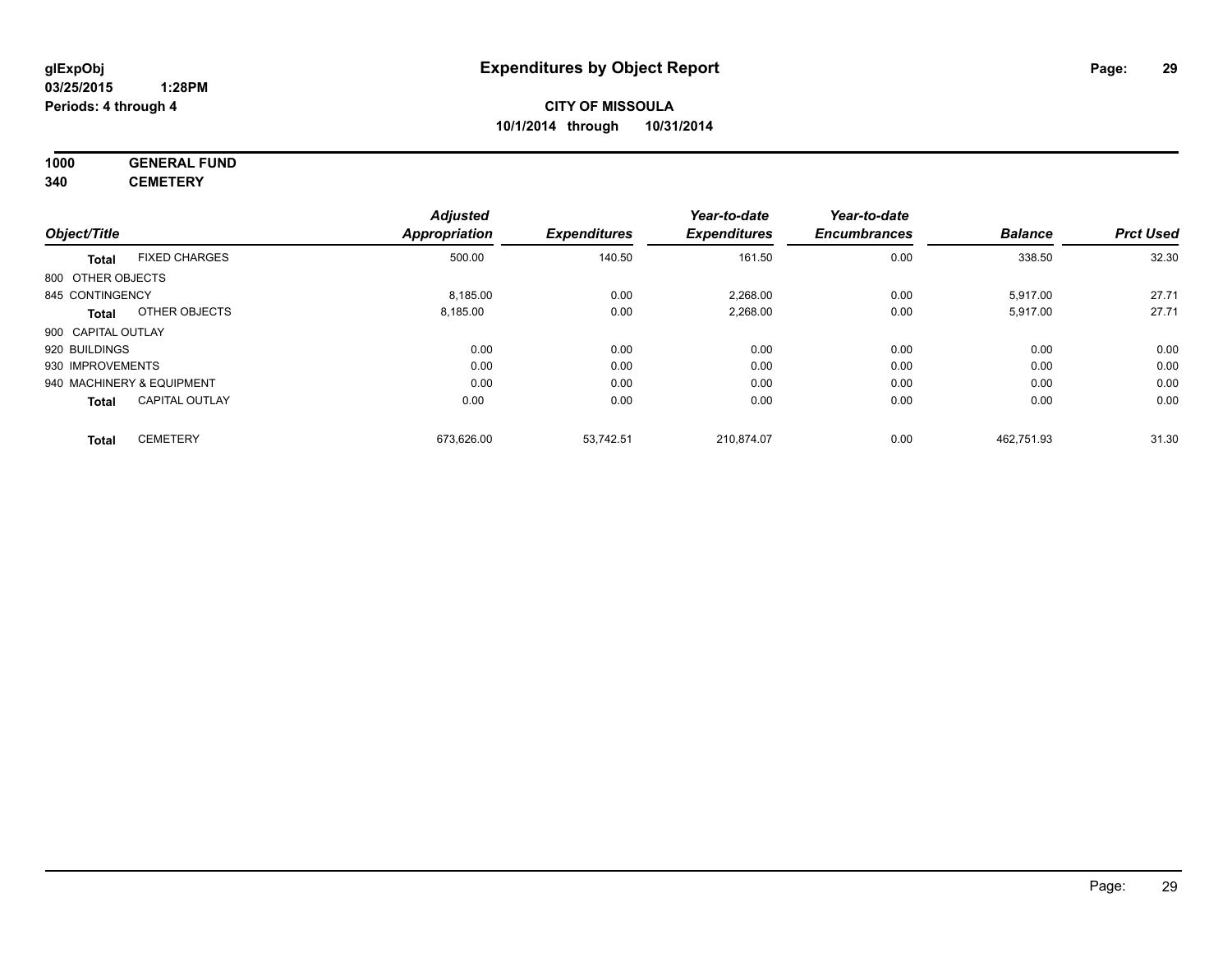**glExpObj**
**03/25/2015 1:28PM**
**Periods: 4 through 4**

# Expenditures by Object Report

**CITY OF MISSOULA**
**10/1/2014 through 10/31/2014**

**1000 GENERAL FUND**
**340 CEMETERY**

| Object/Title | | Adjusted Appropriation | Expenditures | Year-to-date Expenditures | Year-to-date Encumbrances | Balance | Prct Used |
|---|---|---|---|---|---|---|---|
| **Total** | FIXED CHARGES | 500.00 | 140.50 | 161.50 | 0.00 | 338.50 | 32.30 |
| 800 OTHER OBJECTS | | | | | | | |
| 845 CONTINGENCY | | 8,185.00 | 0.00 | 2,268.00 | 0.00 | 5,917.00 | 27.71 |
| **Total** | OTHER OBJECTS | 8,185.00 | 0.00 | 2,268.00 | 0.00 | 5,917.00 | 27.71 |
| 900 CAPITAL OUTLAY | | | | | | | |
| 920 BUILDINGS | | 0.00 | 0.00 | 0.00 | 0.00 | 0.00 | 0.00 |
| 930 IMPROVEMENTS | | 0.00 | 0.00 | 0.00 | 0.00 | 0.00 | 0.00 |
| 940 MACHINERY & EQUIPMENT | | 0.00 | 0.00 | 0.00 | 0.00 | 0.00 | 0.00 |
| **Total** | CAPITAL OUTLAY | 0.00 | 0.00 | 0.00 | 0.00 | 0.00 | 0.00 |
| **Total** | CEMETERY | 673,626.00 | 53,742.51 | 210,874.07 | 0.00 | 462,751.93 | 31.30 |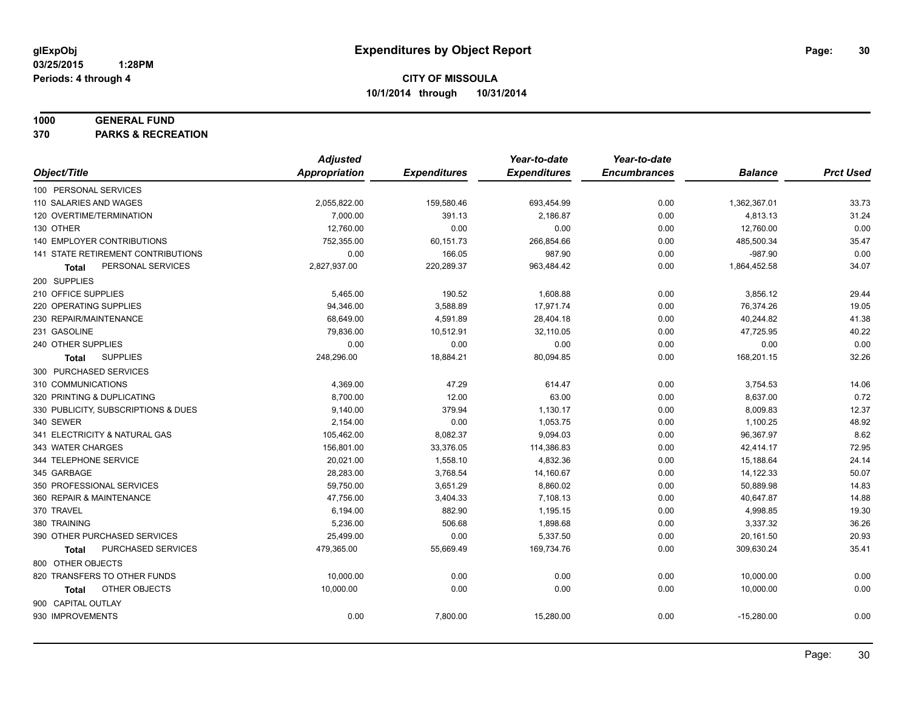# Expenditures by Object Report

glExpObj
03/25/2015 1:28PM
Periods: 4 through 4

**CITY OF MISSOULA**
**10/1/2014 through 10/31/2014**

**1000 GENERAL FUND**
**370 PARKS & RECREATION**

| Object/Title | Adjusted Appropriation | Expenditures | Year-to-date Expenditures | Year-to-date Encumbrances | Balance | Prct Used |
|---|---|---|---|---|---|---|
| 100 PERSONAL SERVICES | | | | | | |
| 110 SALARIES AND WAGES | 2,055,822.00 | 159,580.46 | 693,454.99 | 0.00 | 1,362,367.01 | 33.73 |
| 120 OVERTIME/TERMINATION | 7,000.00 | 391.13 | 2,186.87 | 0.00 | 4,813.13 | 31.24 |
| 130 OTHER | 12,760.00 | 0.00 | 0.00 | 0.00 | 12,760.00 | 0.00 |
| 140 EMPLOYER CONTRIBUTIONS | 752,355.00 | 60,151.73 | 266,854.66 | 0.00 | 485,500.34 | 35.47 |
| 141 STATE RETIREMENT CONTRIBUTIONS | 0.00 | 166.05 | 987.90 | 0.00 | -987.90 | 0.00 |
| **Total** PERSONAL SERVICES | 2,827,937.00 | 220,289.37 | 963,484.42 | 0.00 | 1,864,452.58 | 34.07 |
| 200 SUPPLIES | | | | | | |
| 210 OFFICE SUPPLIES | 5,465.00 | 190.52 | 1,608.88 | 0.00 | 3,856.12 | 29.44 |
| 220 OPERATING SUPPLIES | 94,346.00 | 3,588.89 | 17,971.74 | 0.00 | 76,374.26 | 19.05 |
| 230 REPAIR/MAINTENANCE | 68,649.00 | 4,591.89 | 28,404.18 | 0.00 | 40,244.82 | 41.38 |
| 231 GASOLINE | 79,836.00 | 10,512.91 | 32,110.05 | 0.00 | 47,725.95 | 40.22 |
| 240 OTHER SUPPLIES | 0.00 | 0.00 | 0.00 | 0.00 | 0.00 | 0.00 |
| **Total** SUPPLIES | 248,296.00 | 18,884.21 | 80,094.85 | 0.00 | 168,201.15 | 32.26 |
| 300 PURCHASED SERVICES | | | | | | |
| 310 COMMUNICATIONS | 4,369.00 | 47.29 | 614.47 | 0.00 | 3,754.53 | 14.06 |
| 320 PRINTING & DUPLICATING | 8,700.00 | 12.00 | 63.00 | 0.00 | 8,637.00 | 0.72 |
| 330 PUBLICITY, SUBSCRIPTIONS & DUES | 9,140.00 | 379.94 | 1,130.17 | 0.00 | 8,009.83 | 12.37 |
| 340 SEWER | 2,154.00 | 0.00 | 1,053.75 | 0.00 | 1,100.25 | 48.92 |
| 341 ELECTRICITY & NATURAL GAS | 105,462.00 | 8,082.37 | 9,094.03 | 0.00 | 96,367.97 | 8.62 |
| 343 WATER CHARGES | 156,801.00 | 33,376.05 | 114,386.83 | 0.00 | 42,414.17 | 72.95 |
| 344 TELEPHONE SERVICE | 20,021.00 | 1,558.10 | 4,832.36 | 0.00 | 15,188.64 | 24.14 |
| 345 GARBAGE | 28,283.00 | 3,768.54 | 14,160.67 | 0.00 | 14,122.33 | 50.07 |
| 350 PROFESSIONAL SERVICES | 59,750.00 | 3,651.29 | 8,860.02 | 0.00 | 50,889.98 | 14.83 |
| 360 REPAIR & MAINTENANCE | 47,756.00 | 3,404.33 | 7,108.13 | 0.00 | 40,647.87 | 14.88 |
| 370 TRAVEL | 6,194.00 | 882.90 | 1,195.15 | 0.00 | 4,998.85 | 19.30 |
| 380 TRAINING | 5,236.00 | 506.68 | 1,898.68 | 0.00 | 3,337.32 | 36.26 |
| 390 OTHER PURCHASED SERVICES | 25,499.00 | 0.00 | 5,337.50 | 0.00 | 20,161.50 | 20.93 |
| **Total** PURCHASED SERVICES | 479,365.00 | 55,669.49 | 169,734.76 | 0.00 | 309,630.24 | 35.41 |
| 800 OTHER OBJECTS | | | | | | |
| 820 TRANSFERS TO OTHER FUNDS | 10,000.00 | 0.00 | 0.00 | 0.00 | 10,000.00 | 0.00 |
| **Total** OTHER OBJECTS | 10,000.00 | 0.00 | 0.00 | 0.00 | 10,000.00 | 0.00 |
| 900 CAPITAL OUTLAY | | | | | | |
| 930 IMPROVEMENTS | 0.00 | 7,800.00 | 15,280.00 | 0.00 | -15,280.00 | 0.00 |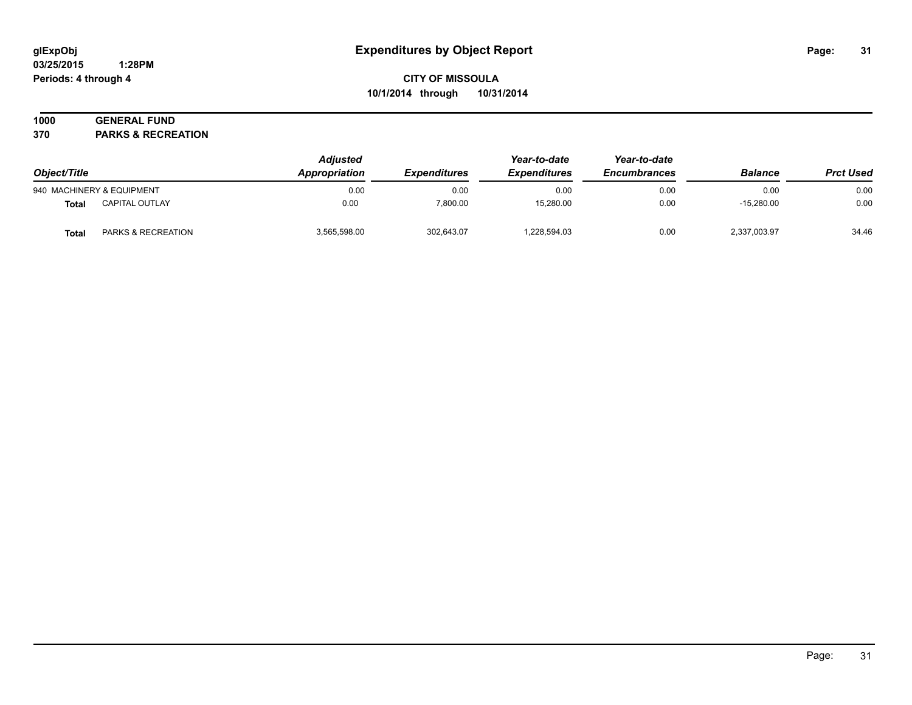# Expenditures by Object Report

glExpObj
03/25/2015 1:28PM
Periods: 4 through 4

**CITY OF MISSOULA**
**10/1/2014 through 10/31/2014**

**1000 GENERAL FUND**
**370 PARKS & RECREATION**

| Object/Title | | Adjusted Appropriation | Expenditures | Year-to-date Expenditures | Year-to-date Encumbrances | Balance | Prct Used |
|---|---|---|---|---|---|---|---|
| 940 MACHINERY & EQUIPMENT | | 0.00 | 0.00 | 0.00 | 0.00 | 0.00 | 0.00 |
| **Total** | CAPITAL OUTLAY | 0.00 | 7,800.00 | 15,280.00 | 0.00 | -15,280.00 | 0.00 |
| **Total** | PARKS & RECREATION | 3,565,598.00 | 302,643.07 | 1,228,594.03 | 0.00 | 2,337,003.97 | 34.46 |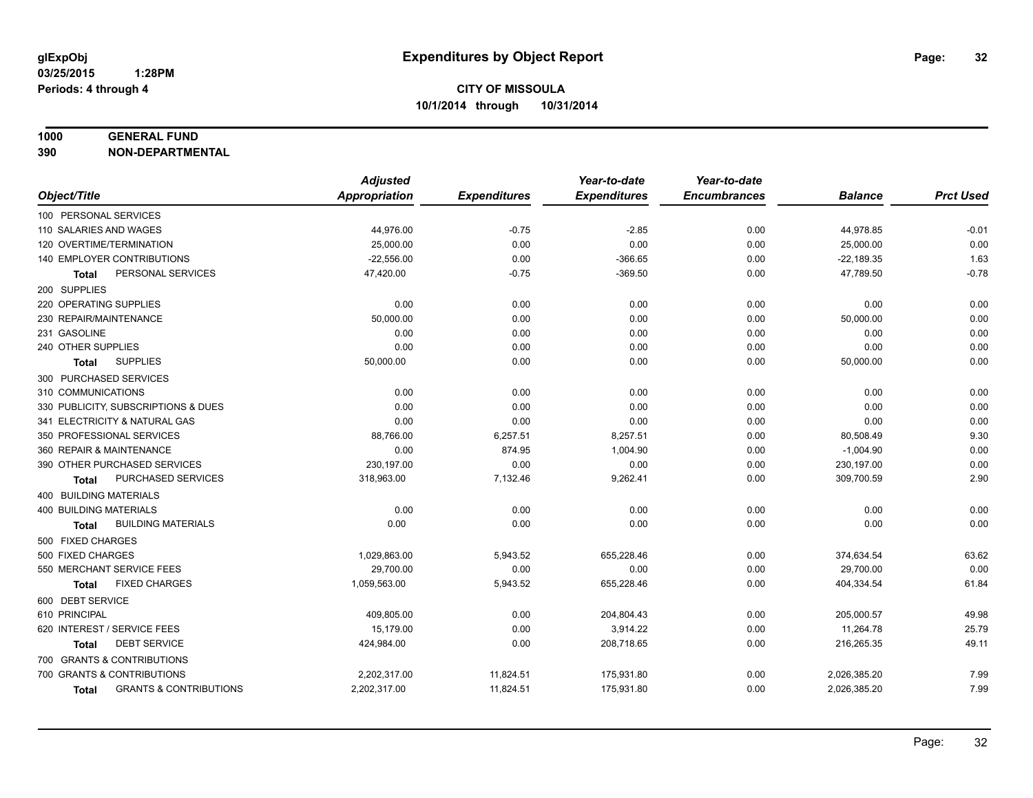**glExpObj**
**03/25/2015 1:28PM**
**Periods: 4 through 4**

# Expenditures by Object Report

**CITY OF MISSOULA**
**10/1/2014 through 10/31/2014**

**1000 GENERAL FUND**
**390 NON-DEPARTMENTAL**

| Object/Title | Adjusted Appropriation | Expenditures | Year-to-date Expenditures | Year-to-date Encumbrances | Balance | Prct Used |
|---|---|---|---|---|---|---|
| 100 PERSONAL SERVICES | | | | | | |
| 110 SALARIES AND WAGES | 44,976.00 | -0.75 | -2.85 | 0.00 | 44,978.85 | -0.01 |
| 120 OVERTIME/TERMINATION | 25,000.00 | 0.00 | 0.00 | 0.00 | 25,000.00 | 0.00 |
| 140 EMPLOYER CONTRIBUTIONS | -22,556.00 | 0.00 | -366.65 | 0.00 | -22,189.35 | 1.63 |
| **Total** PERSONAL SERVICES | 47,420.00 | -0.75 | -369.50 | 0.00 | 47,789.50 | -0.78 |
| 200 SUPPLIES | | | | | | |
| 220 OPERATING SUPPLIES | 0.00 | 0.00 | 0.00 | 0.00 | 0.00 | 0.00 |
| 230 REPAIR/MAINTENANCE | 50,000.00 | 0.00 | 0.00 | 0.00 | 50,000.00 | 0.00 |
| 231 GASOLINE | 0.00 | 0.00 | 0.00 | 0.00 | 0.00 | 0.00 |
| 240 OTHER SUPPLIES | 0.00 | 0.00 | 0.00 | 0.00 | 0.00 | 0.00 |
| **Total** SUPPLIES | 50,000.00 | 0.00 | 0.00 | 0.00 | 50,000.00 | 0.00 |
| 300 PURCHASED SERVICES | | | | | | |
| 310 COMMUNICATIONS | 0.00 | 0.00 | 0.00 | 0.00 | 0.00 | 0.00 |
| 330 PUBLICITY, SUBSCRIPTIONS & DUES | 0.00 | 0.00 | 0.00 | 0.00 | 0.00 | 0.00 |
| 341 ELECTRICITY & NATURAL GAS | 0.00 | 0.00 | 0.00 | 0.00 | 0.00 | 0.00 |
| 350 PROFESSIONAL SERVICES | 88,766.00 | 6,257.51 | 8,257.51 | 0.00 | 80,508.49 | 9.30 |
| 360 REPAIR & MAINTENANCE | 0.00 | 874.95 | 1,004.90 | 0.00 | -1,004.90 | 0.00 |
| 390 OTHER PURCHASED SERVICES | 230,197.00 | 0.00 | 0.00 | 0.00 | 230,197.00 | 0.00 |
| **Total** PURCHASED SERVICES | 318,963.00 | 7,132.46 | 9,262.41 | 0.00 | 309,700.59 | 2.90 |
| 400 BUILDING MATERIALS | | | | | | |
| 400 BUILDING MATERIALS | 0.00 | 0.00 | 0.00 | 0.00 | 0.00 | 0.00 |
| **Total** BUILDING MATERIALS | 0.00 | 0.00 | 0.00 | 0.00 | 0.00 | 0.00 |
| 500 FIXED CHARGES | | | | | | |
| 500 FIXED CHARGES | 1,029,863.00 | 5,943.52 | 655,228.46 | 0.00 | 374,634.54 | 63.62 |
| 550 MERCHANT SERVICE FEES | 29,700.00 | 0.00 | 0.00 | 0.00 | 29,700.00 | 0.00 |
| **Total** FIXED CHARGES | 1,059,563.00 | 5,943.52 | 655,228.46 | 0.00 | 404,334.54 | 61.84 |
| 600 DEBT SERVICE | | | | | | |
| 610 PRINCIPAL | 409,805.00 | 0.00 | 204,804.43 | 0.00 | 205,000.57 | 49.98 |
| 620 INTEREST / SERVICE FEES | 15,179.00 | 0.00 | 3,914.22 | 0.00 | 11,264.78 | 25.79 |
| **Total** DEBT SERVICE | 424,984.00 | 0.00 | 208,718.65 | 0.00 | 216,265.35 | 49.11 |
| 700 GRANTS & CONTRIBUTIONS | | | | | | |
| 700 GRANTS & CONTRIBUTIONS | 2,202,317.00 | 11,824.51 | 175,931.80 | 0.00 | 2,026,385.20 | 7.99 |
| **Total** GRANTS & CONTRIBUTIONS | 2,202,317.00 | 11,824.51 | 175,931.80 | 0.00 | 2,026,385.20 | 7.99 |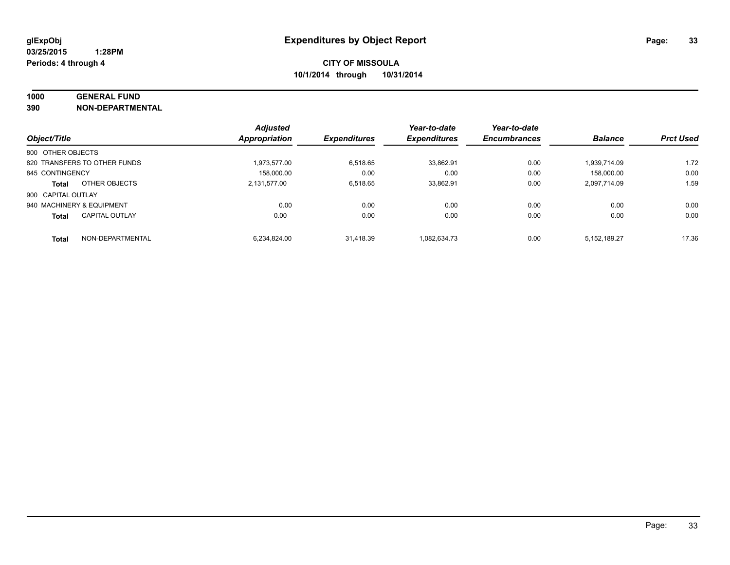glExpObj
03/25/2015 1:28PM
Periods: 4 through 4

# Expenditures by Object Report

**CITY OF MISSOULA**
**10/1/2014 through 10/31/2014**

**1000 GENERAL FUND**
**390 NON-DEPARTMENTAL**

| Object/Title | | Adjusted Appropriation | Expenditures | Year-to-date Expenditures | Year-to-date Encumbrances | Balance | Prct Used |
|---|---|---|---|---|---|---|---|
| 800 OTHER OBJECTS | | | | | | | |
| 820 TRANSFERS TO OTHER FUNDS | | 1,973,577.00 | 6,518.65 | 33,862.91 | 0.00 | 1,939,714.09 | 1.72 |
| 845 CONTINGENCY | | 158,000.00 | 0.00 | 0.00 | 0.00 | 158,000.00 | 0.00 |
| **Total** | OTHER OBJECTS | 2,131,577.00 | 6,518.65 | 33,862.91 | 0.00 | 2,097,714.09 | 1.59 |
| 900 CAPITAL OUTLAY | | | | | | | |
| 940 MACHINERY & EQUIPMENT | | 0.00 | 0.00 | 0.00 | 0.00 | 0.00 | 0.00 |
| **Total** | CAPITAL OUTLAY | 0.00 | 0.00 | 0.00 | 0.00 | 0.00 | 0.00 |
| **Total** | NON-DEPARTMENTAL | 6,234,824.00 | 31,418.39 | 1,082,634.73 | 0.00 | 5,152,189.27 | 17.36 |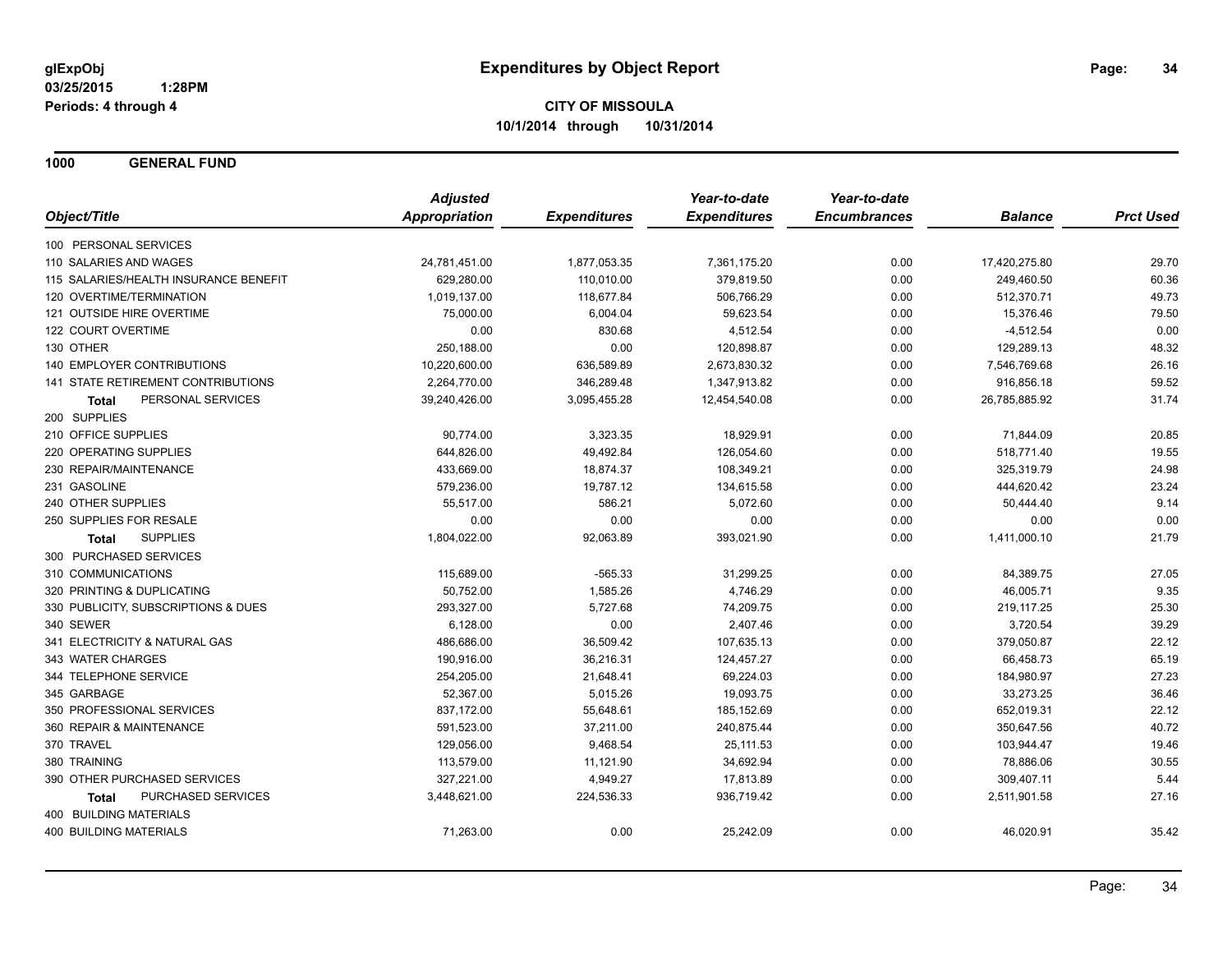glExpObj
03/25/2015 1:28PM
Periods: 4 through 4

# Expenditures by Object Report

**CITY OF MISSOULA**
**10/1/2014 through 10/31/2014**

## 1000 GENERAL FUND

| Object/Title | Adjusted Appropriation | Expenditures | Year-to-date Expenditures | Year-to-date Encumbrances | Balance | Prct Used |
|---|---|---|---|---|---|---|
| 100 PERSONAL SERVICES | | | | | | |
| 110 SALARIES AND WAGES | 24,781,451.00 | 1,877,053.35 | 7,361,175.20 | 0.00 | 17,420,275.80 | 29.70 |
| 115 SALARIES/HEALTH INSURANCE BENEFIT | 629,280.00 | 110,010.00 | 379,819.50 | 0.00 | 249,460.50 | 60.36 |
| 120 OVERTIME/TERMINATION | 1,019,137.00 | 118,677.84 | 506,766.29 | 0.00 | 512,370.71 | 49.73 |
| 121 OUTSIDE HIRE OVERTIME | 75,000.00 | 6,004.04 | 59,623.54 | 0.00 | 15,376.46 | 79.50 |
| 122 COURT OVERTIME | 0.00 | 830.68 | 4,512.54 | 0.00 | -4,512.54 | 0.00 |
| 130 OTHER | 250,188.00 | 0.00 | 120,898.87 | 0.00 | 129,289.13 | 48.32 |
| 140 EMPLOYER CONTRIBUTIONS | 10,220,600.00 | 636,589.89 | 2,673,830.32 | 0.00 | 7,546,769.68 | 26.16 |
| 141 STATE RETIREMENT CONTRIBUTIONS | 2,264,770.00 | 346,289.48 | 1,347,913.82 | 0.00 | 916,856.18 | 59.52 |
| **Total** PERSONAL SERVICES | 39,240,426.00 | 3,095,455.28 | 12,454,540.08 | 0.00 | 26,785,885.92 | 31.74 |
| 200 SUPPLIES | | | | | | |
| 210 OFFICE SUPPLIES | 90,774.00 | 3,323.35 | 18,929.91 | 0.00 | 71,844.09 | 20.85 |
| 220 OPERATING SUPPLIES | 644,826.00 | 49,492.84 | 126,054.60 | 0.00 | 518,771.40 | 19.55 |
| 230 REPAIR/MAINTENANCE | 433,669.00 | 18,874.37 | 108,349.21 | 0.00 | 325,319.79 | 24.98 |
| 231 GASOLINE | 579,236.00 | 19,787.12 | 134,615.58 | 0.00 | 444,620.42 | 23.24 |
| 240 OTHER SUPPLIES | 55,517.00 | 586.21 | 5,072.60 | 0.00 | 50,444.40 | 9.14 |
| 250 SUPPLIES FOR RESALE | 0.00 | 0.00 | 0.00 | 0.00 | 0.00 | 0.00 |
| **Total** SUPPLIES | 1,804,022.00 | 92,063.89 | 393,021.90 | 0.00 | 1,411,000.10 | 21.79 |
| 300 PURCHASED SERVICES | | | | | | |
| 310 COMMUNICATIONS | 115,689.00 | -565.33 | 31,299.25 | 0.00 | 84,389.75 | 27.05 |
| 320 PRINTING & DUPLICATING | 50,752.00 | 1,585.26 | 4,746.29 | 0.00 | 46,005.71 | 9.35 |
| 330 PUBLICITY, SUBSCRIPTIONS & DUES | 293,327.00 | 5,727.68 | 74,209.75 | 0.00 | 219,117.25 | 25.30 |
| 340 SEWER | 6,128.00 | 0.00 | 2,407.46 | 0.00 | 3,720.54 | 39.29 |
| 341 ELECTRICITY & NATURAL GAS | 486,686.00 | 36,509.42 | 107,635.13 | 0.00 | 379,050.87 | 22.12 |
| 343 WATER CHARGES | 190,916.00 | 36,216.31 | 124,457.27 | 0.00 | 66,458.73 | 65.19 |
| 344 TELEPHONE SERVICE | 254,205.00 | 21,648.41 | 69,224.03 | 0.00 | 184,980.97 | 27.23 |
| 345 GARBAGE | 52,367.00 | 5,015.26 | 19,093.75 | 0.00 | 33,273.25 | 36.46 |
| 350 PROFESSIONAL SERVICES | 837,172.00 | 55,648.61 | 185,152.69 | 0.00 | 652,019.31 | 22.12 |
| 360 REPAIR & MAINTENANCE | 591,523.00 | 37,211.00 | 240,875.44 | 0.00 | 350,647.56 | 40.72 |
| 370 TRAVEL | 129,056.00 | 9,468.54 | 25,111.53 | 0.00 | 103,944.47 | 19.46 |
| 380 TRAINING | 113,579.00 | 11,121.90 | 34,692.94 | 0.00 | 78,886.06 | 30.55 |
| 390 OTHER PURCHASED SERVICES | 327,221.00 | 4,949.27 | 17,813.89 | 0.00 | 309,407.11 | 5.44 |
| **Total** PURCHASED SERVICES | 3,448,621.00 | 224,536.33 | 936,719.42 | 0.00 | 2,511,901.58 | 27.16 |
| 400 BUILDING MATERIALS | | | | | | |
| 400 BUILDING MATERIALS | 71,263.00 | 0.00 | 25,242.09 | 0.00 | 46,020.91 | 35.42 |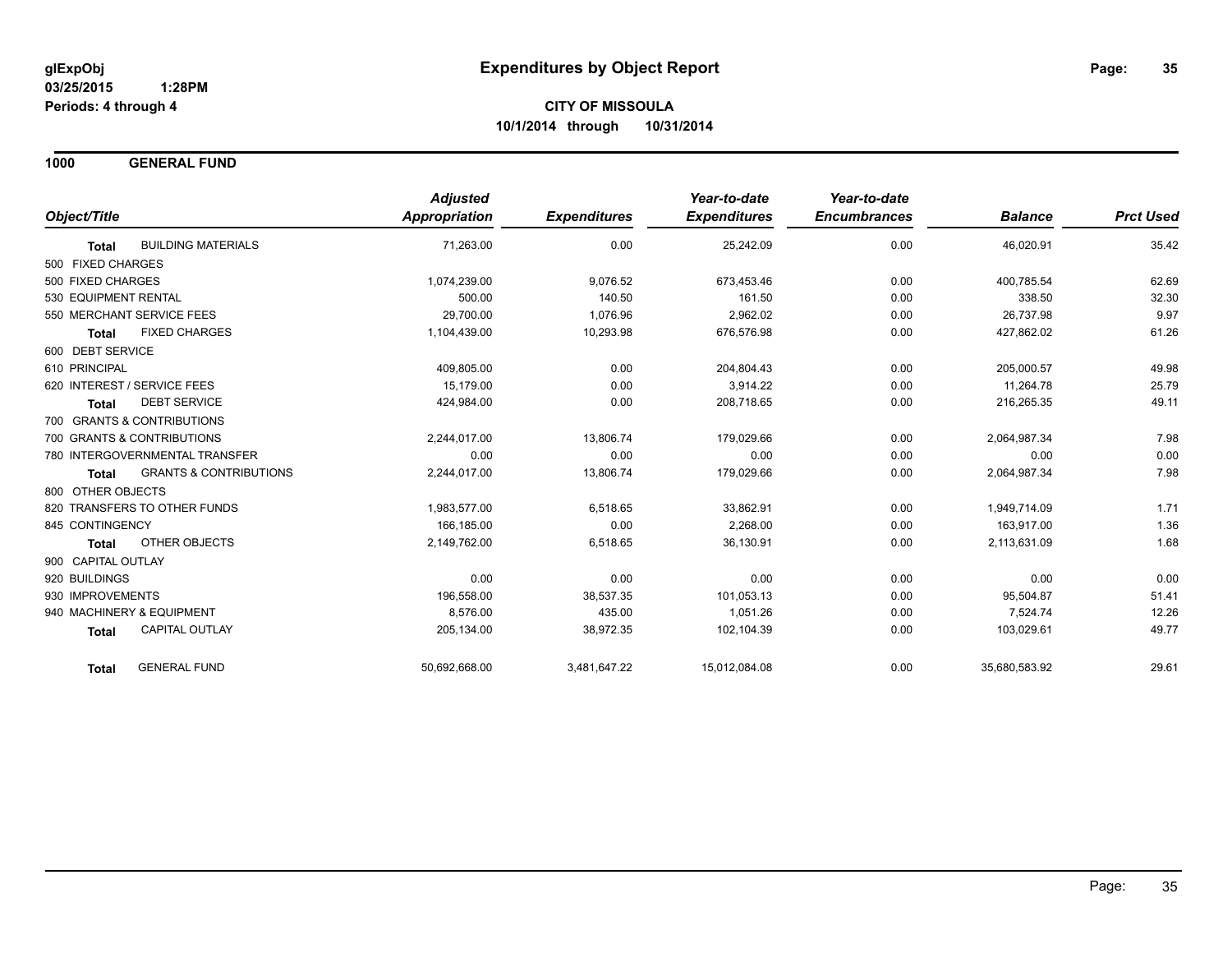**glExpObj**
**03/25/2015 1:28PM**
**Periods: 4 through 4**

# Expenditures by Object Report

**CITY OF MISSOULA**
**10/1/2014 through 10/31/2014**

## 1000 GENERAL FUND

| Object/Title | | Adjusted Appropriation | Expenditures | Year-to-date Expenditures | Year-to-date Encumbrances | Balance | Prct Used |
|---|---|---|---|---|---|---|---|
| **Total** | BUILDING MATERIALS | 71,263.00 | 0.00 | 25,242.09 | 0.00 | 46,020.91 | 35.42 |
| 500 FIXED CHARGES | | | | | | | |
| 500 FIXED CHARGES | | 1,074,239.00 | 9,076.52 | 673,453.46 | 0.00 | 400,785.54 | 62.69 |
| 530 EQUIPMENT RENTAL | | 500.00 | 140.50 | 161.50 | 0.00 | 338.50 | 32.30 |
| 550 MERCHANT SERVICE FEES | | 29,700.00 | 1,076.96 | 2,962.02 | 0.00 | 26,737.98 | 9.97 |
| **Total** | FIXED CHARGES | 1,104,439.00 | 10,293.98 | 676,576.98 | 0.00 | 427,862.02 | 61.26 |
| 600 DEBT SERVICE | | | | | | | |
| 610 PRINCIPAL | | 409,805.00 | 0.00 | 204,804.43 | 0.00 | 205,000.57 | 49.98 |
| 620 INTEREST / SERVICE FEES | | 15,179.00 | 0.00 | 3,914.22 | 0.00 | 11,264.78 | 25.79 |
| **Total** | DEBT SERVICE | 424,984.00 | 0.00 | 208,718.65 | 0.00 | 216,265.35 | 49.11 |
| 700 GRANTS & CONTRIBUTIONS | | | | | | | |
| 700 GRANTS & CONTRIBUTIONS | | 2,244,017.00 | 13,806.74 | 179,029.66 | 0.00 | 2,064,987.34 | 7.98 |
| 780 INTERGOVERNMENTAL TRANSFER | | 0.00 | 0.00 | 0.00 | 0.00 | 0.00 | 0.00 |
| **Total** | GRANTS & CONTRIBUTIONS | 2,244,017.00 | 13,806.74 | 179,029.66 | 0.00 | 2,064,987.34 | 7.98 |
| 800 OTHER OBJECTS | | | | | | | |
| 820 TRANSFERS TO OTHER FUNDS | | 1,983,577.00 | 6,518.65 | 33,862.91 | 0.00 | 1,949,714.09 | 1.71 |
| 845 CONTINGENCY | | 166,185.00 | 0.00 | 2,268.00 | 0.00 | 163,917.00 | 1.36 |
| **Total** | OTHER OBJECTS | 2,149,762.00 | 6,518.65 | 36,130.91 | 0.00 | 2,113,631.09 | 1.68 |
| 900 CAPITAL OUTLAY | | | | | | | |
| 920 BUILDINGS | | 0.00 | 0.00 | 0.00 | 0.00 | 0.00 | 0.00 |
| 930 IMPROVEMENTS | | 196,558.00 | 38,537.35 | 101,053.13 | 0.00 | 95,504.87 | 51.41 |
| 940 MACHINERY & EQUIPMENT | | 8,576.00 | 435.00 | 1,051.26 | 0.00 | 7,524.74 | 12.26 |
| **Total** | CAPITAL OUTLAY | 205,134.00 | 38,972.35 | 102,104.39 | 0.00 | 103,029.61 | 49.77 |
| **Total** | GENERAL FUND | 50,692,668.00 | 3,481,647.22 | 15,012,084.08 | 0.00 | 35,680,583.92 | 29.61 |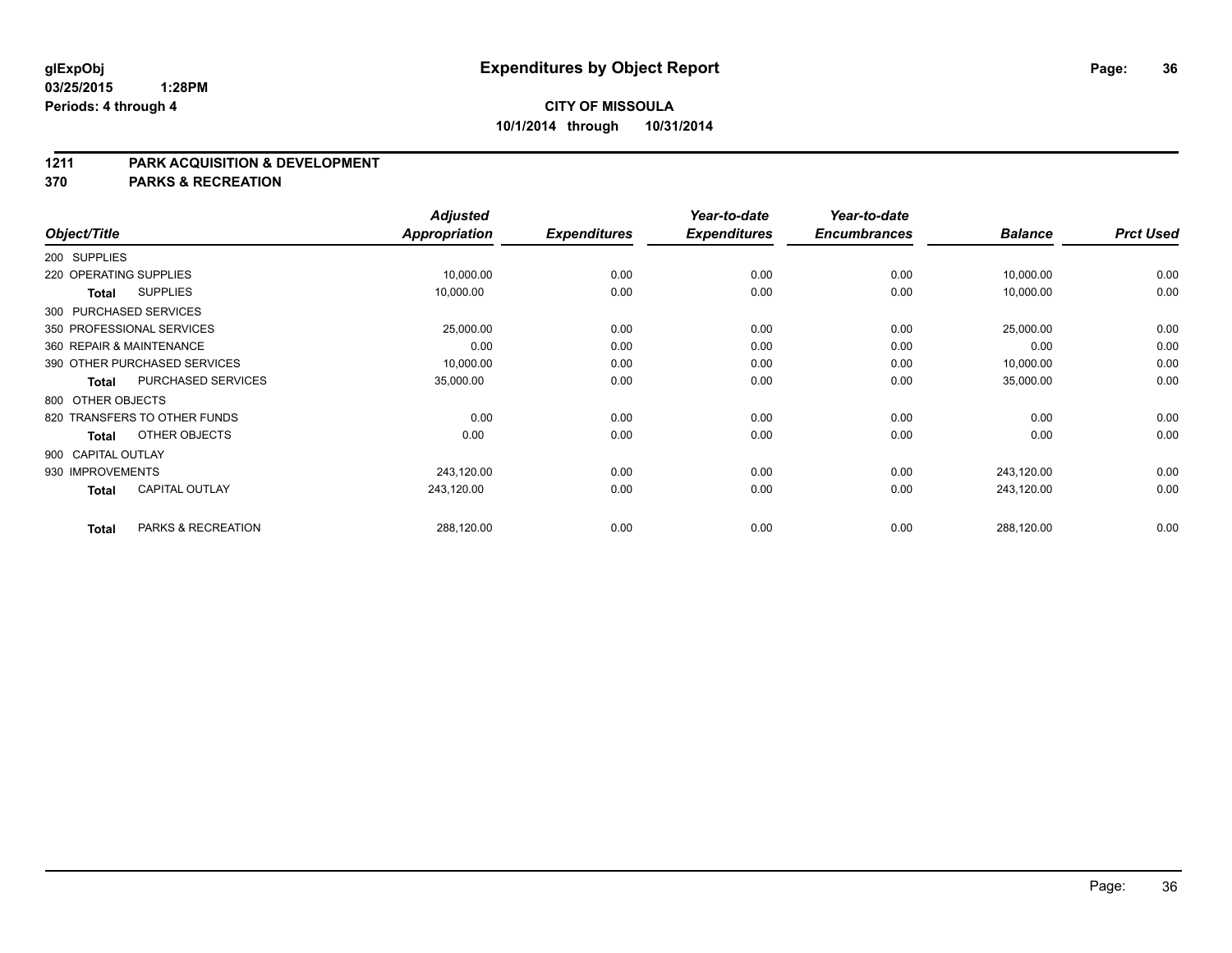**glExpObj** **Expenditures by Object Report**

**03/25/2015 1:28PM**

**Periods: 4 through 4**

**CITY OF MISSOULA**

**10/1/2014 through 10/31/2014**

## 1211 PARK ACQUISITION & DEVELOPMENT
## 370 PARKS & RECREATION

| Object/Title | | Adjusted Appropriation | Expenditures | Year-to-date Expenditures | Year-to-date Encumbrances | Balance | Prct Used |
|---|---|---|---|---|---|---|---|
| 200 SUPPLIES | | | | | | | |
| 220 OPERATING SUPPLIES | | 10,000.00 | 0.00 | 0.00 | 0.00 | 10,000.00 | 0.00 |
| **Total** | SUPPLIES | 10,000.00 | 0.00 | 0.00 | 0.00 | 10,000.00 | 0.00 |
| 300 PURCHASED SERVICES | | | | | | | |
| 350 PROFESSIONAL SERVICES | | 25,000.00 | 0.00 | 0.00 | 0.00 | 25,000.00 | 0.00 |
| 360 REPAIR & MAINTENANCE | | 0.00 | 0.00 | 0.00 | 0.00 | 0.00 | 0.00 |
| 390 OTHER PURCHASED SERVICES | | 10,000.00 | 0.00 | 0.00 | 0.00 | 10,000.00 | 0.00 |
| **Total** | PURCHASED SERVICES | 35,000.00 | 0.00 | 0.00 | 0.00 | 35,000.00 | 0.00 |
| 800 OTHER OBJECTS | | | | | | | |
| 820 TRANSFERS TO OTHER FUNDS | | 0.00 | 0.00 | 0.00 | 0.00 | 0.00 | 0.00 |
| **Total** | OTHER OBJECTS | 0.00 | 0.00 | 0.00 | 0.00 | 0.00 | 0.00 |
| 900 CAPITAL OUTLAY | | | | | | | |
| 930 IMPROVEMENTS | | 243,120.00 | 0.00 | 0.00 | 0.00 | 243,120.00 | 0.00 |
| **Total** | CAPITAL OUTLAY | 243,120.00 | 0.00 | 0.00 | 0.00 | 243,120.00 | 0.00 |
| **Total** | PARKS & RECREATION | 288,120.00 | 0.00 | 0.00 | 0.00 | 288,120.00 | 0.00 |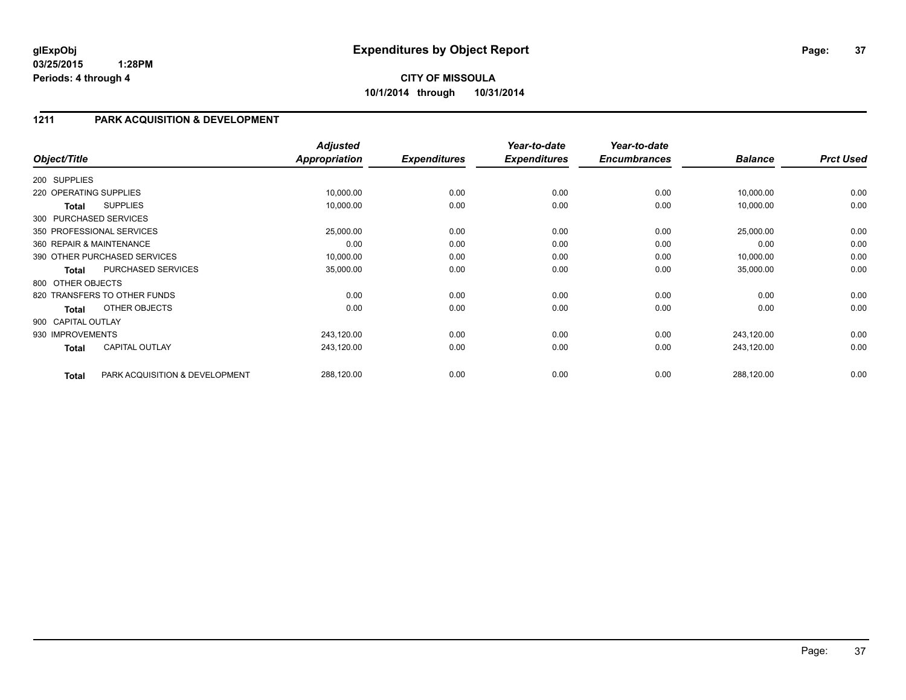**glExpObj**
**03/25/2015 1:28PM**
**Periods: 4 through 4**

# Expenditures by Object Report

**CITY OF MISSOULA**
**10/1/2014 through 10/31/2014**

## 1211 PARK ACQUISITION & DEVELOPMENT

| Object/Title | | Adjusted Appropriation | Expenditures | Year-to-date Expenditures | Year-to-date Encumbrances | Balance | Prct Used |
|---|---|---|---|---|---|---|---|
| 200 SUPPLIES | | | | | | | |
| 220 OPERATING SUPPLIES | | 10,000.00 | 0.00 | 0.00 | 0.00 | 10,000.00 | 0.00 |
| **Total** | SUPPLIES | 10,000.00 | 0.00 | 0.00 | 0.00 | 10,000.00 | 0.00 |
| 300 PURCHASED SERVICES | | | | | | | |
| 350 PROFESSIONAL SERVICES | | 25,000.00 | 0.00 | 0.00 | 0.00 | 25,000.00 | 0.00 |
| 360 REPAIR & MAINTENANCE | | 0.00 | 0.00 | 0.00 | 0.00 | 0.00 | 0.00 |
| 390 OTHER PURCHASED SERVICES | | 10,000.00 | 0.00 | 0.00 | 0.00 | 10,000.00 | 0.00 |
| **Total** | PURCHASED SERVICES | 35,000.00 | 0.00 | 0.00 | 0.00 | 35,000.00 | 0.00 |
| 800 OTHER OBJECTS | | | | | | | |
| 820 TRANSFERS TO OTHER FUNDS | | 0.00 | 0.00 | 0.00 | 0.00 | 0.00 | 0.00 |
| **Total** | OTHER OBJECTS | 0.00 | 0.00 | 0.00 | 0.00 | 0.00 | 0.00 |
| 900 CAPITAL OUTLAY | | | | | | | |
| 930 IMPROVEMENTS | | 243,120.00 | 0.00 | 0.00 | 0.00 | 243,120.00 | 0.00 |
| **Total** | CAPITAL OUTLAY | 243,120.00 | 0.00 | 0.00 | 0.00 | 243,120.00 | 0.00 |
| **Total** | PARK ACQUISITION & DEVELOPMENT | 288,120.00 | 0.00 | 0.00 | 0.00 | 288,120.00 | 0.00 |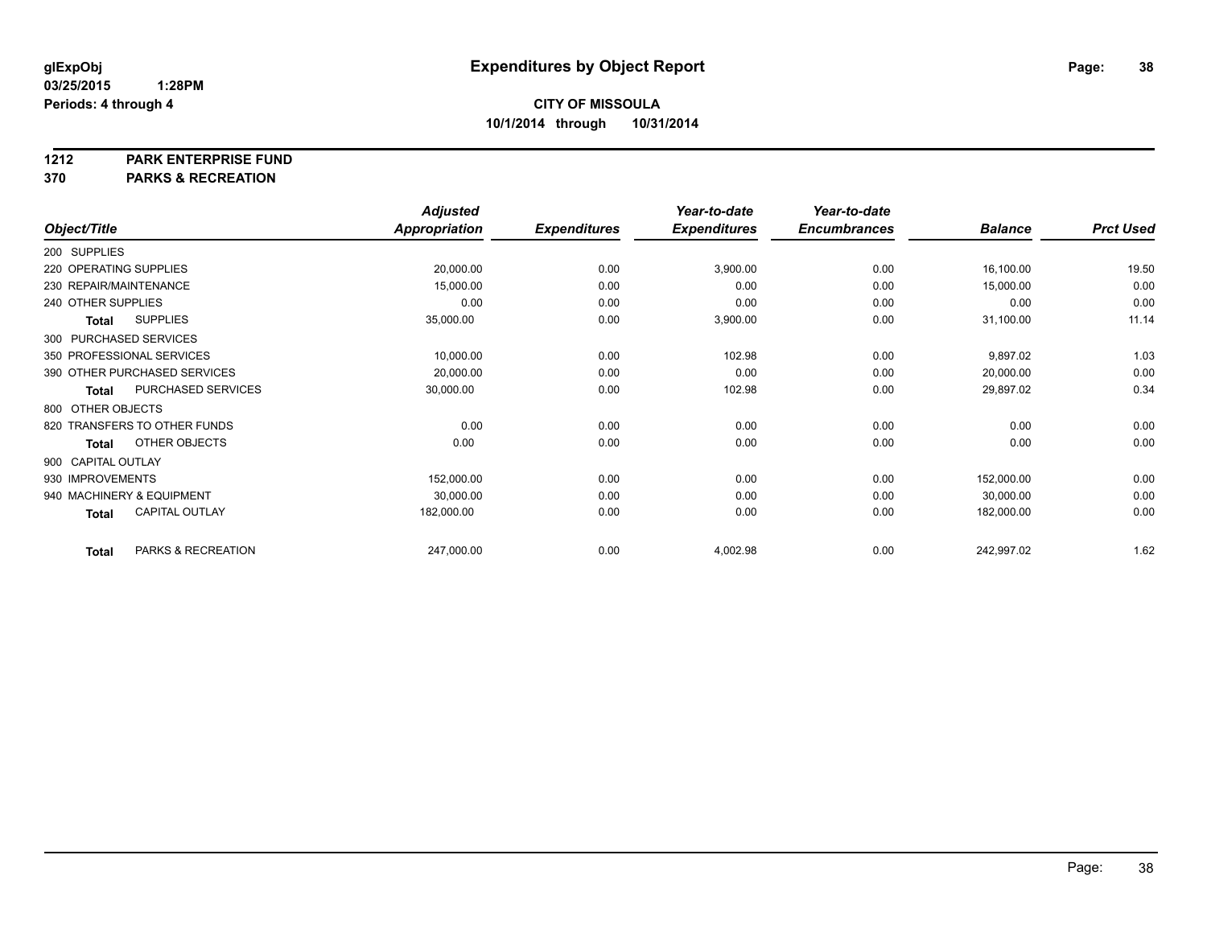# Expenditures by Object Report

glExpObj
03/25/2015 1:28PM
Periods: 4 through 4

**CITY OF MISSOULA**
**10/1/2014 through 10/31/2014**

**1212 PARK ENTERPRISE FUND**
**370 PARKS & RECREATION**

| Object/Title | Adjusted Appropriation | Expenditures | Year-to-date Expenditures | Year-to-date Encumbrances | Balance | Prct Used |
|---|---|---|---|---|---|---|
| 200 SUPPLIES | | | | | | |
| 220 OPERATING SUPPLIES | 20,000.00 | 0.00 | 3,900.00 | 0.00 | 16,100.00 | 19.50 |
| 230 REPAIR/MAINTENANCE | 15,000.00 | 0.00 | 0.00 | 0.00 | 15,000.00 | 0.00 |
| 240 OTHER SUPPLIES | 0.00 | 0.00 | 0.00 | 0.00 | 0.00 | 0.00 |
| **Total** SUPPLIES | 35,000.00 | 0.00 | 3,900.00 | 0.00 | 31,100.00 | 11.14 |
| 300 PURCHASED SERVICES | | | | | | |
| 350 PROFESSIONAL SERVICES | 10,000.00 | 0.00 | 102.98 | 0.00 | 9,897.02 | 1.03 |
| 390 OTHER PURCHASED SERVICES | 20,000.00 | 0.00 | 0.00 | 0.00 | 20,000.00 | 0.00 |
| **Total** PURCHASED SERVICES | 30,000.00 | 0.00 | 102.98 | 0.00 | 29,897.02 | 0.34 |
| 800 OTHER OBJECTS | | | | | | |
| 820 TRANSFERS TO OTHER FUNDS | 0.00 | 0.00 | 0.00 | 0.00 | 0.00 | 0.00 |
| **Total** OTHER OBJECTS | 0.00 | 0.00 | 0.00 | 0.00 | 0.00 | 0.00 |
| 900 CAPITAL OUTLAY | | | | | | |
| 930 IMPROVEMENTS | 152,000.00 | 0.00 | 0.00 | 0.00 | 152,000.00 | 0.00 |
| 940 MACHINERY & EQUIPMENT | 30,000.00 | 0.00 | 0.00 | 0.00 | 30,000.00 | 0.00 |
| **Total** CAPITAL OUTLAY | 182,000.00 | 0.00 | 0.00 | 0.00 | 182,000.00 | 0.00 |
| **Total** PARKS & RECREATION | 247,000.00 | 0.00 | 4,002.98 | 0.00 | 242,997.02 | 1.62 |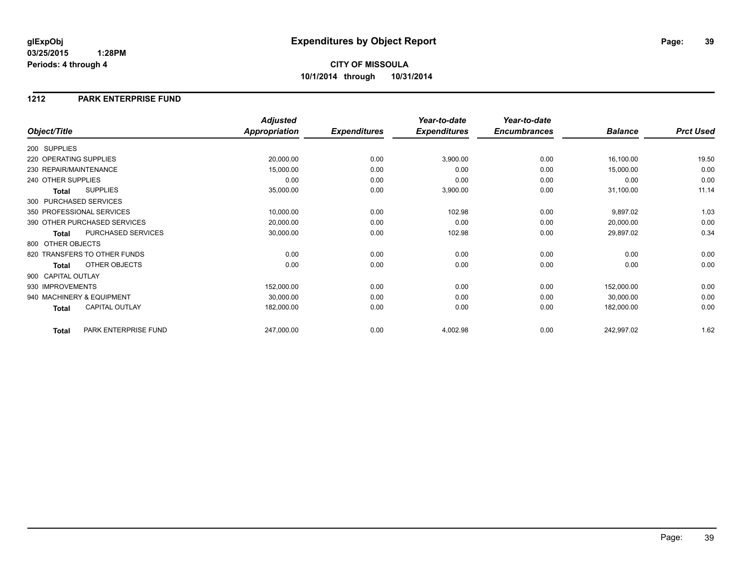# Expenditures by Object Report

glExpObj
03/25/2015 1:28PM
Periods: 4 through 4

**CITY OF MISSOULA**
**10/1/2014 through 10/31/2014**

## 1212 PARK ENTERPRISE FUND

| Object/Title | | Adjusted Appropriation | Expenditures | Year-to-date Expenditures | Year-to-date Encumbrances | Balance | Prct Used |
|---|---|---|---|---|---|---|---|
| 200 SUPPLIES | | | | | | | |
| 220 OPERATING SUPPLIES | | 20,000.00 | 0.00 | 3,900.00 | 0.00 | 16,100.00 | 19.50 |
| 230 REPAIR/MAINTENANCE | | 15,000.00 | 0.00 | 0.00 | 0.00 | 15,000.00 | 0.00 |
| 240 OTHER SUPPLIES | | 0.00 | 0.00 | 0.00 | 0.00 | 0.00 | 0.00 |
| **Total** | SUPPLIES | 35,000.00 | 0.00 | 3,900.00 | 0.00 | 31,100.00 | 11.14 |
| 300 PURCHASED SERVICES | | | | | | | |
| 350 PROFESSIONAL SERVICES | | 10,000.00 | 0.00 | 102.98 | 0.00 | 9,897.02 | 1.03 |
| 390 OTHER PURCHASED SERVICES | | 20,000.00 | 0.00 | 0.00 | 0.00 | 20,000.00 | 0.00 |
| **Total** | PURCHASED SERVICES | 30,000.00 | 0.00 | 102.98 | 0.00 | 29,897.02 | 0.34 |
| 800 OTHER OBJECTS | | | | | | | |
| 820 TRANSFERS TO OTHER FUNDS | | 0.00 | 0.00 | 0.00 | 0.00 | 0.00 | 0.00 |
| **Total** | OTHER OBJECTS | 0.00 | 0.00 | 0.00 | 0.00 | 0.00 | 0.00 |
| 900 CAPITAL OUTLAY | | | | | | | |
| 930 IMPROVEMENTS | | 152,000.00 | 0.00 | 0.00 | 0.00 | 152,000.00 | 0.00 |
| 940 MACHINERY & EQUIPMENT | | 30,000.00 | 0.00 | 0.00 | 0.00 | 30,000.00 | 0.00 |
| **Total** | CAPITAL OUTLAY | 182,000.00 | 0.00 | 0.00 | 0.00 | 182,000.00 | 0.00 |
| **Total** | PARK ENTERPRISE FUND | 247,000.00 | 0.00 | 4,002.98 | 0.00 | 242,997.02 | 1.62 |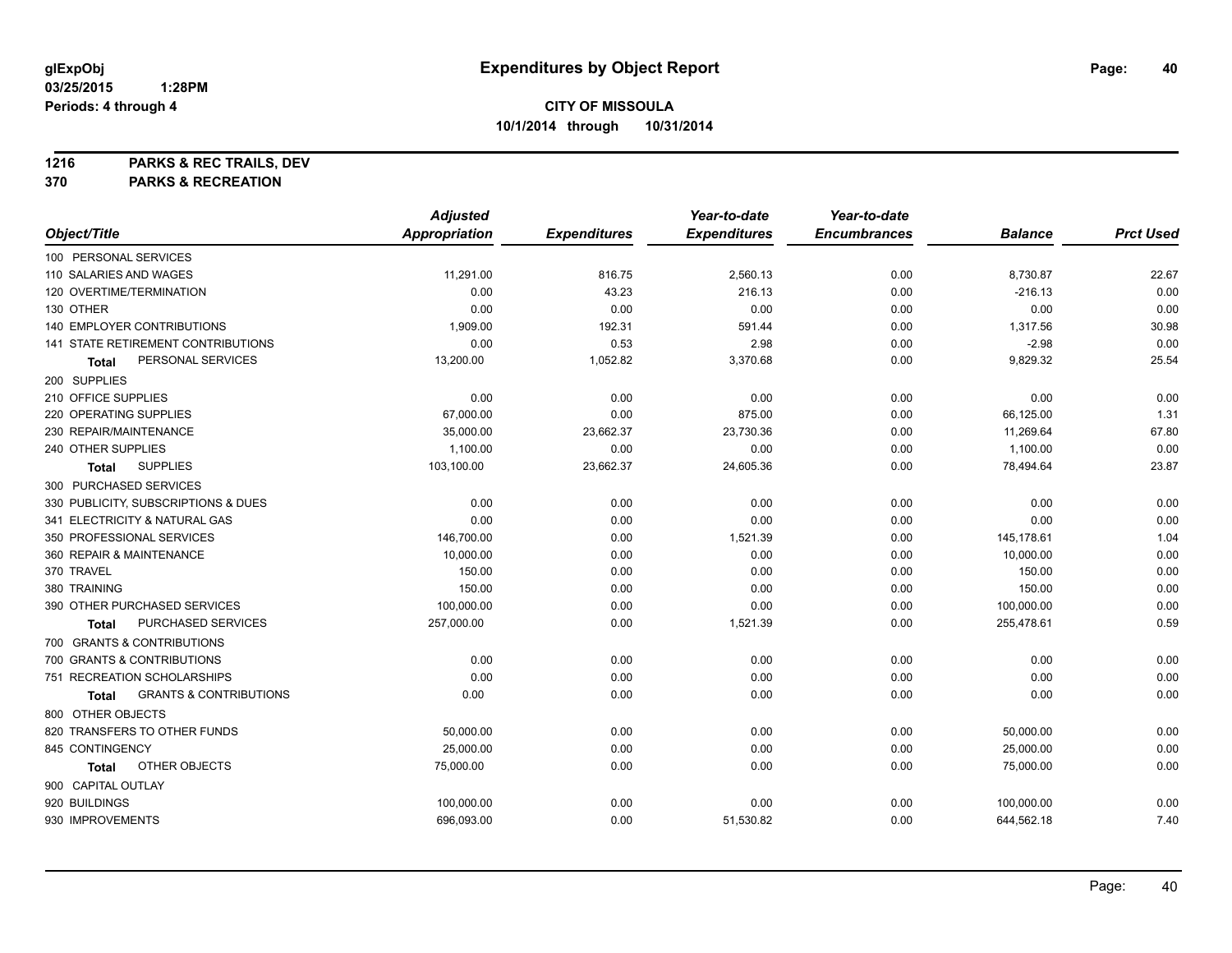# Expenditures by Object Report

glExpObj
03/25/2015 1:28PM
Periods: 4 through 4

**CITY OF MISSOULA**
**10/1/2014 through 10/31/2014**

**1216 PARKS & REC TRAILS, DEV**
**370 PARKS & RECREATION**

| Object/Title | Adjusted Appropriation | Expenditures | Year-to-date Expenditures | Year-to-date Encumbrances | Balance | Prct Used |
|---|---|---|---|---|---|---|
| 100 PERSONAL SERVICES | | | | | | |
| 110 SALARIES AND WAGES | 11,291.00 | 816.75 | 2,560.13 | 0.00 | 8,730.87 | 22.67 |
| 120 OVERTIME/TERMINATION | 0.00 | 43.23 | 216.13 | 0.00 | -216.13 | 0.00 |
| 130 OTHER | 0.00 | 0.00 | 0.00 | 0.00 | 0.00 | 0.00 |
| 140 EMPLOYER CONTRIBUTIONS | 1,909.00 | 192.31 | 591.44 | 0.00 | 1,317.56 | 30.98 |
| 141 STATE RETIREMENT CONTRIBUTIONS | 0.00 | 0.53 | 2.98 | 0.00 | -2.98 | 0.00 |
| **Total** PERSONAL SERVICES | 13,200.00 | 1,052.82 | 3,370.68 | 0.00 | 9,829.32 | 25.54 |
| 200 SUPPLIES | | | | | | |
| 210 OFFICE SUPPLIES | 0.00 | 0.00 | 0.00 | 0.00 | 0.00 | 0.00 |
| 220 OPERATING SUPPLIES | 67,000.00 | 0.00 | 875.00 | 0.00 | 66,125.00 | 1.31 |
| 230 REPAIR/MAINTENANCE | 35,000.00 | 23,662.37 | 23,730.36 | 0.00 | 11,269.64 | 67.80 |
| 240 OTHER SUPPLIES | 1,100.00 | 0.00 | 0.00 | 0.00 | 1,100.00 | 0.00 |
| **Total** SUPPLIES | 103,100.00 | 23,662.37 | 24,605.36 | 0.00 | 78,494.64 | 23.87 |
| 300 PURCHASED SERVICES | | | | | | |
| 330 PUBLICITY, SUBSCRIPTIONS & DUES | 0.00 | 0.00 | 0.00 | 0.00 | 0.00 | 0.00 |
| 341 ELECTRICITY & NATURAL GAS | 0.00 | 0.00 | 0.00 | 0.00 | 0.00 | 0.00 |
| 350 PROFESSIONAL SERVICES | 146,700.00 | 0.00 | 1,521.39 | 0.00 | 145,178.61 | 1.04 |
| 360 REPAIR & MAINTENANCE | 10,000.00 | 0.00 | 0.00 | 0.00 | 10,000.00 | 0.00 |
| 370 TRAVEL | 150.00 | 0.00 | 0.00 | 0.00 | 150.00 | 0.00 |
| 380 TRAINING | 150.00 | 0.00 | 0.00 | 0.00 | 150.00 | 0.00 |
| 390 OTHER PURCHASED SERVICES | 100,000.00 | 0.00 | 0.00 | 0.00 | 100,000.00 | 0.00 |
| **Total** PURCHASED SERVICES | 257,000.00 | 0.00 | 1,521.39 | 0.00 | 255,478.61 | 0.59 |
| 700 GRANTS & CONTRIBUTIONS | | | | | | |
| 700 GRANTS & CONTRIBUTIONS | 0.00 | 0.00 | 0.00 | 0.00 | 0.00 | 0.00 |
| 751 RECREATION SCHOLARSHIPS | 0.00 | 0.00 | 0.00 | 0.00 | 0.00 | 0.00 |
| **Total** GRANTS & CONTRIBUTIONS | 0.00 | 0.00 | 0.00 | 0.00 | 0.00 | 0.00 |
| 800 OTHER OBJECTS | | | | | | |
| 820 TRANSFERS TO OTHER FUNDS | 50,000.00 | 0.00 | 0.00 | 0.00 | 50,000.00 | 0.00 |
| 845 CONTINGENCY | 25,000.00 | 0.00 | 0.00 | 0.00 | 25,000.00 | 0.00 |
| **Total** OTHER OBJECTS | 75,000.00 | 0.00 | 0.00 | 0.00 | 75,000.00 | 0.00 |
| 900 CAPITAL OUTLAY | | | | | | |
| 920 BUILDINGS | 100,000.00 | 0.00 | 0.00 | 0.00 | 100,000.00 | 0.00 |
| 930 IMPROVEMENTS | 696,093.00 | 0.00 | 51,530.82 | 0.00 | 644,562.18 | 7.40 |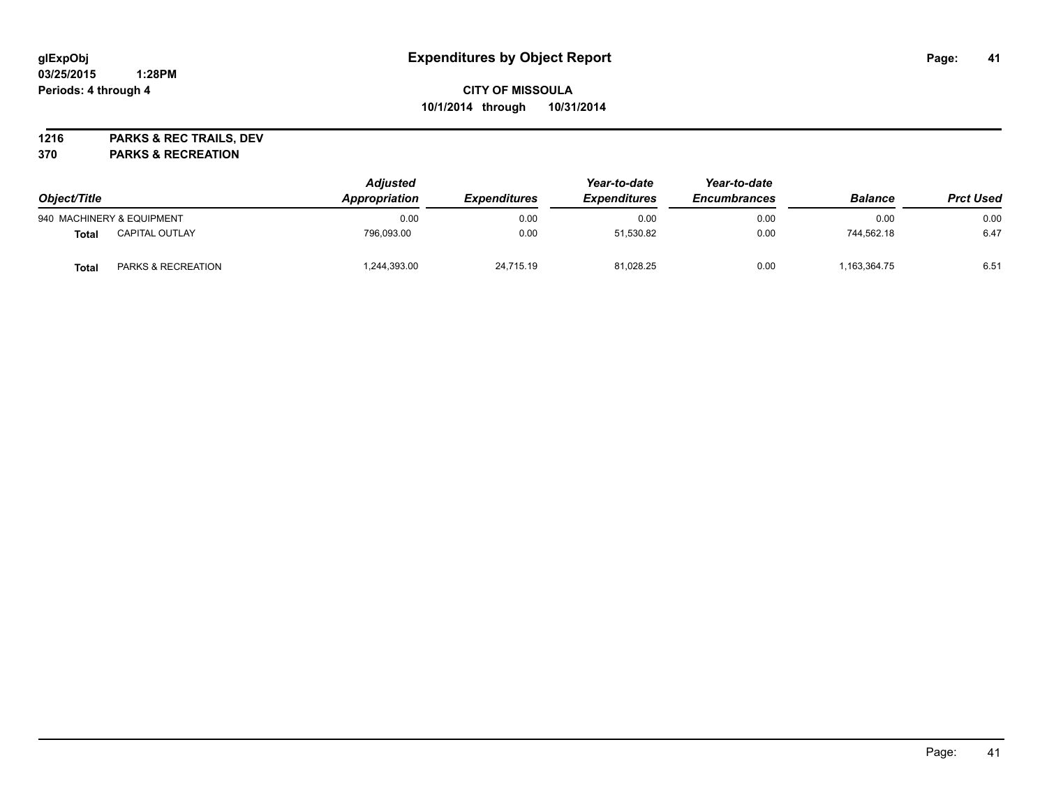**glExpObj**
**03/25/2015 1:28PM**
**Periods: 4 through 4**

# Expenditures by Object Report

**CITY OF MISSOULA**
**10/1/2014 through 10/31/2014**

**1216 PARKS & REC TRAILS, DEV**
**370 PARKS & RECREATION**

| Object/Title | | Adjusted Appropriation | Expenditures | Year-to-date Expenditures | Year-to-date Encumbrances | Balance | Prct Used |
|---|---|---|---|---|---|---|---|
| 940 MACHINERY & EQUIPMENT | | 0.00 | 0.00 | 0.00 | 0.00 | 0.00 | 0.00 |
| **Total** | CAPITAL OUTLAY | 796,093.00 | 0.00 | 51,530.82 | 0.00 | 744,562.18 | 6.47 |
| **Total** | PARKS & RECREATION | 1,244,393.00 | 24,715.19 | 81,028.25 | 0.00 | 1,163,364.75 | 6.51 |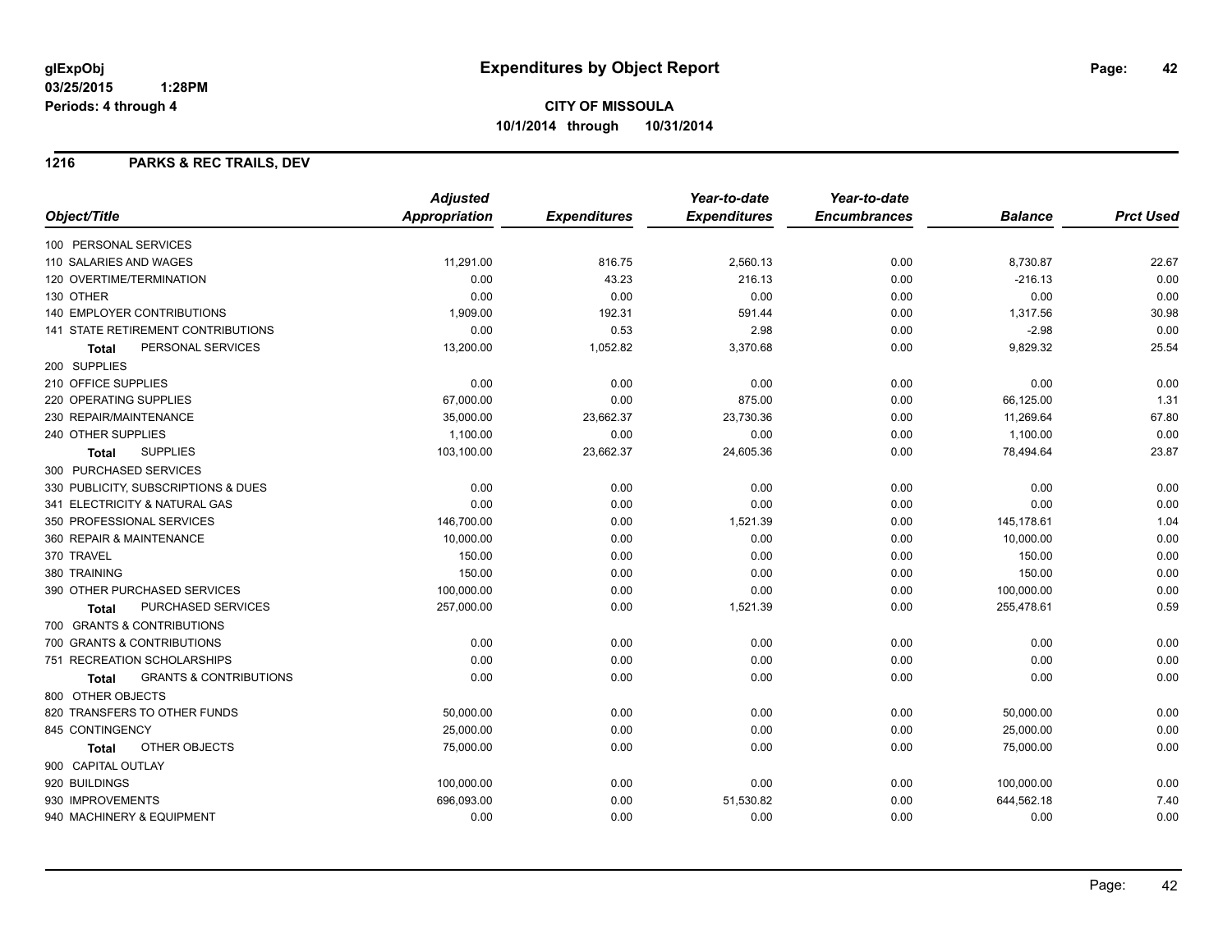**glExpObj** **03/25/2015 1:28PM** **Periods: 4 through 4**

# Expenditures by Object Report

**CITY OF MISSOULA**
**10/1/2014 through 10/31/2014**

## 1216 PARKS & REC TRAILS, DEV

| Object/Title | Adjusted Appropriation | Expenditures | Year-to-date Expenditures | Year-to-date Encumbrances | Balance | Prct Used |
|---|---|---|---|---|---|---|
| 100 PERSONAL SERVICES | | | | | | |
| 110 SALARIES AND WAGES | 11,291.00 | 816.75 | 2,560.13 | 0.00 | 8,730.87 | 22.67 |
| 120 OVERTIME/TERMINATION | 0.00 | 43.23 | 216.13 | 0.00 | -216.13 | 0.00 |
| 130 OTHER | 0.00 | 0.00 | 0.00 | 0.00 | 0.00 | 0.00 |
| 140 EMPLOYER CONTRIBUTIONS | 1,909.00 | 192.31 | 591.44 | 0.00 | 1,317.56 | 30.98 |
| 141 STATE RETIREMENT CONTRIBUTIONS | 0.00 | 0.53 | 2.98 | 0.00 | -2.98 | 0.00 |
| **Total** PERSONAL SERVICES | 13,200.00 | 1,052.82 | 3,370.68 | 0.00 | 9,829.32 | 25.54 |
| 200 SUPPLIES | | | | | | |
| 210 OFFICE SUPPLIES | 0.00 | 0.00 | 0.00 | 0.00 | 0.00 | 0.00 |
| 220 OPERATING SUPPLIES | 67,000.00 | 0.00 | 875.00 | 0.00 | 66,125.00 | 1.31 |
| 230 REPAIR/MAINTENANCE | 35,000.00 | 23,662.37 | 23,730.36 | 0.00 | 11,269.64 | 67.80 |
| 240 OTHER SUPPLIES | 1,100.00 | 0.00 | 0.00 | 0.00 | 1,100.00 | 0.00 |
| **Total** SUPPLIES | 103,100.00 | 23,662.37 | 24,605.36 | 0.00 | 78,494.64 | 23.87 |
| 300 PURCHASED SERVICES | | | | | | |
| 330 PUBLICITY, SUBSCRIPTIONS & DUES | 0.00 | 0.00 | 0.00 | 0.00 | 0.00 | 0.00 |
| 341 ELECTRICITY & NATURAL GAS | 0.00 | 0.00 | 0.00 | 0.00 | 0.00 | 0.00 |
| 350 PROFESSIONAL SERVICES | 146,700.00 | 0.00 | 1,521.39 | 0.00 | 145,178.61 | 1.04 |
| 360 REPAIR & MAINTENANCE | 10,000.00 | 0.00 | 0.00 | 0.00 | 10,000.00 | 0.00 |
| 370 TRAVEL | 150.00 | 0.00 | 0.00 | 0.00 | 150.00 | 0.00 |
| 380 TRAINING | 150.00 | 0.00 | 0.00 | 0.00 | 150.00 | 0.00 |
| 390 OTHER PURCHASED SERVICES | 100,000.00 | 0.00 | 0.00 | 0.00 | 100,000.00 | 0.00 |
| **Total** PURCHASED SERVICES | 257,000.00 | 0.00 | 1,521.39 | 0.00 | 255,478.61 | 0.59 |
| 700 GRANTS & CONTRIBUTIONS | | | | | | |
| 700 GRANTS & CONTRIBUTIONS | 0.00 | 0.00 | 0.00 | 0.00 | 0.00 | 0.00 |
| 751 RECREATION SCHOLARSHIPS | 0.00 | 0.00 | 0.00 | 0.00 | 0.00 | 0.00 |
| **Total** GRANTS & CONTRIBUTIONS | 0.00 | 0.00 | 0.00 | 0.00 | 0.00 | 0.00 |
| 800 OTHER OBJECTS | | | | | | |
| 820 TRANSFERS TO OTHER FUNDS | 50,000.00 | 0.00 | 0.00 | 0.00 | 50,000.00 | 0.00 |
| 845 CONTINGENCY | 25,000.00 | 0.00 | 0.00 | 0.00 | 25,000.00 | 0.00 |
| **Total** OTHER OBJECTS | 75,000.00 | 0.00 | 0.00 | 0.00 | 75,000.00 | 0.00 |
| 900 CAPITAL OUTLAY | | | | | | |
| 920 BUILDINGS | 100,000.00 | 0.00 | 0.00 | 0.00 | 100,000.00 | 0.00 |
| 930 IMPROVEMENTS | 696,093.00 | 0.00 | 51,530.82 | 0.00 | 644,562.18 | 7.40 |
| 940 MACHINERY & EQUIPMENT | 0.00 | 0.00 | 0.00 | 0.00 | 0.00 | 0.00 |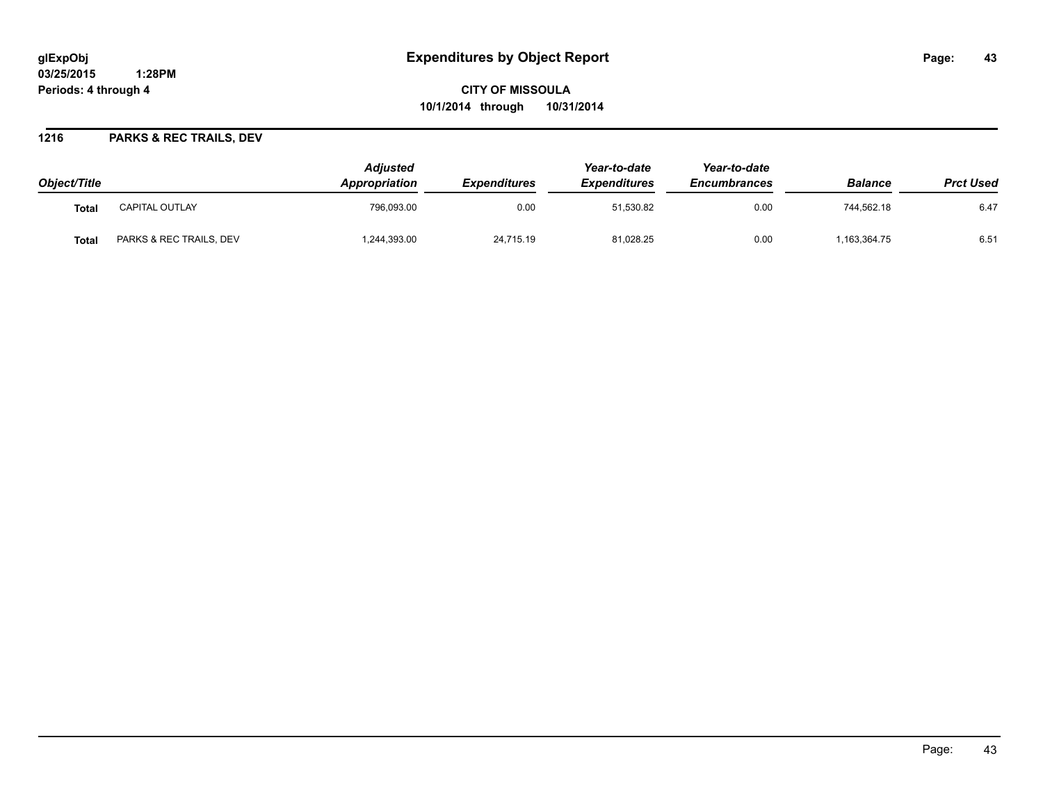glExpObj
03/25/2015 1:28PM
Periods: 4 through 4

# Expenditures by Object Report

**CITY OF MISSOULA**
**10/1/2014 through 10/31/2014**

## 1216 PARKS & REC TRAILS, DEV

| Object/Title | | Adjusted Appropriation | Expenditures | Year-to-date Expenditures | Year-to-date Encumbrances | Balance | Prct Used |
|---|---|---|---|---|---|---|---|
| **Total** | CAPITAL OUTLAY | 796,093.00 | 0.00 | 51,530.82 | 0.00 | 744,562.18 | 6.47 |
| **Total** | PARKS & REC TRAILS, DEV | 1,244,393.00 | 24,715.19 | 81,028.25 | 0.00 | 1,163,364.75 | 6.51 |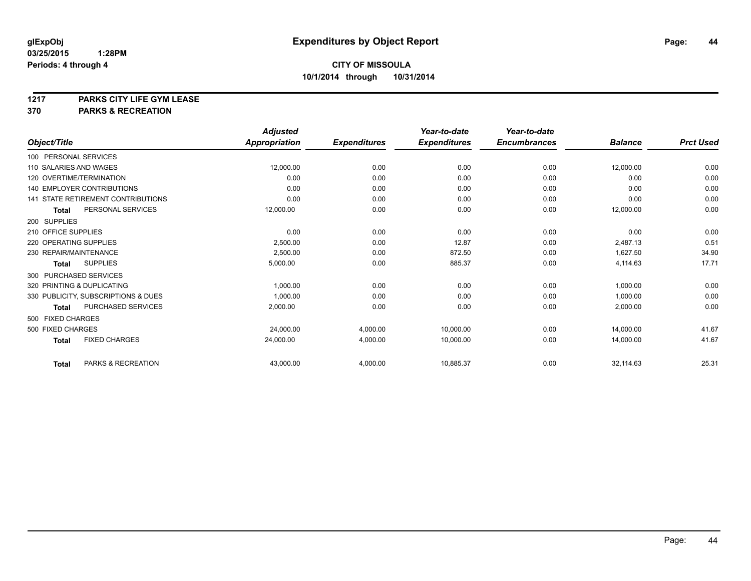**glExpObj**
**03/25/2015 1:28PM**
**Periods: 4 through 4**

# Expenditures by Object Report

**CITY OF MISSOULA**
**10/1/2014 through 10/31/2014**

**1217 PARKS CITY LIFE GYM LEASE**
**370 PARKS & RECREATION**

| Object/Title | Adjusted Appropriation | Expenditures | Year-to-date Expenditures | Year-to-date Encumbrances | Balance | Prct Used |
|---|---|---|---|---|---|---|
| 100 PERSONAL SERVICES | | | | | | |
| 110 SALARIES AND WAGES | 12,000.00 | 0.00 | 0.00 | 0.00 | 12,000.00 | 0.00 |
| 120 OVERTIME/TERMINATION | 0.00 | 0.00 | 0.00 | 0.00 | 0.00 | 0.00 |
| 140 EMPLOYER CONTRIBUTIONS | 0.00 | 0.00 | 0.00 | 0.00 | 0.00 | 0.00 |
| 141 STATE RETIREMENT CONTRIBUTIONS | 0.00 | 0.00 | 0.00 | 0.00 | 0.00 | 0.00 |
| **Total** PERSONAL SERVICES | 12,000.00 | 0.00 | 0.00 | 0.00 | 12,000.00 | 0.00 |
| 200 SUPPLIES | | | | | | |
| 210 OFFICE SUPPLIES | 0.00 | 0.00 | 0.00 | 0.00 | 0.00 | 0.00 |
| 220 OPERATING SUPPLIES | 2,500.00 | 0.00 | 12.87 | 0.00 | 2,487.13 | 0.51 |
| 230 REPAIR/MAINTENANCE | 2,500.00 | 0.00 | 872.50 | 0.00 | 1,627.50 | 34.90 |
| **Total** SUPPLIES | 5,000.00 | 0.00 | 885.37 | 0.00 | 4,114.63 | 17.71 |
| 300 PURCHASED SERVICES | | | | | | |
| 320 PRINTING & DUPLICATING | 1,000.00 | 0.00 | 0.00 | 0.00 | 1,000.00 | 0.00 |
| 330 PUBLICITY, SUBSCRIPTIONS & DUES | 1,000.00 | 0.00 | 0.00 | 0.00 | 1,000.00 | 0.00 |
| **Total** PURCHASED SERVICES | 2,000.00 | 0.00 | 0.00 | 0.00 | 2,000.00 | 0.00 |
| 500 FIXED CHARGES | | | | | | |
| 500 FIXED CHARGES | 24,000.00 | 4,000.00 | 10,000.00 | 0.00 | 14,000.00 | 41.67 |
| **Total** FIXED CHARGES | 24,000.00 | 4,000.00 | 10,000.00 | 0.00 | 14,000.00 | 41.67 |
| **Total** PARKS & RECREATION | 43,000.00 | 4,000.00 | 10,885.37 | 0.00 | 32,114.63 | 25.31 |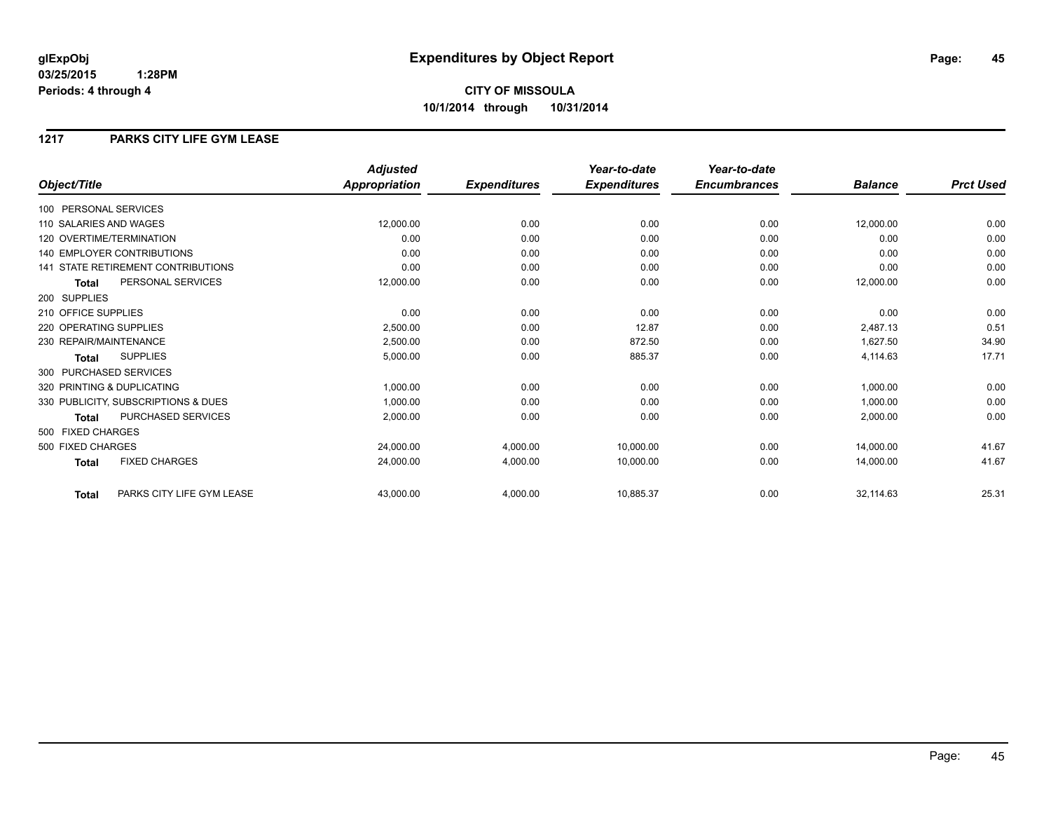**glExpObj**
**03/25/2015 1:28PM**
**Periods: 4 through 4**

# Expenditures by Object Report

**CITY OF MISSOULA**
**10/1/2014 through 10/31/2014**

## 1217 PARKS CITY LIFE GYM LEASE

| Object/Title | | Adjusted Appropriation | Expenditures | Year-to-date Expenditures | Year-to-date Encumbrances | Balance | Prct Used |
|---|---|---|---|---|---|---|---|
| 100 PERSONAL SERVICES | | | | | | | |
| 110 SALARIES AND WAGES | | 12,000.00 | 0.00 | 0.00 | 0.00 | 12,000.00 | 0.00 |
| 120 OVERTIME/TERMINATION | | 0.00 | 0.00 | 0.00 | 0.00 | 0.00 | 0.00 |
| 140 EMPLOYER CONTRIBUTIONS | | 0.00 | 0.00 | 0.00 | 0.00 | 0.00 | 0.00 |
| 141 STATE RETIREMENT CONTRIBUTIONS | | 0.00 | 0.00 | 0.00 | 0.00 | 0.00 | 0.00 |
| **Total** | PERSONAL SERVICES | 12,000.00 | 0.00 | 0.00 | 0.00 | 12,000.00 | 0.00 |
| 200 SUPPLIES | | | | | | | |
| 210 OFFICE SUPPLIES | | 0.00 | 0.00 | 0.00 | 0.00 | 0.00 | 0.00 |
| 220 OPERATING SUPPLIES | | 2,500.00 | 0.00 | 12.87 | 0.00 | 2,487.13 | 0.51 |
| 230 REPAIR/MAINTENANCE | | 2,500.00 | 0.00 | 872.50 | 0.00 | 1,627.50 | 34.90 |
| **Total** | SUPPLIES | 5,000.00 | 0.00 | 885.37 | 0.00 | 4,114.63 | 17.71 |
| 300 PURCHASED SERVICES | | | | | | | |
| 320 PRINTING & DUPLICATING | | 1,000.00 | 0.00 | 0.00 | 0.00 | 1,000.00 | 0.00 |
| 330 PUBLICITY, SUBSCRIPTIONS & DUES | | 1,000.00 | 0.00 | 0.00 | 0.00 | 1,000.00 | 0.00 |
| **Total** | PURCHASED SERVICES | 2,000.00 | 0.00 | 0.00 | 0.00 | 2,000.00 | 0.00 |
| 500 FIXED CHARGES | | | | | | | |
| 500 FIXED CHARGES | | 24,000.00 | 4,000.00 | 10,000.00 | 0.00 | 14,000.00 | 41.67 |
| **Total** | FIXED CHARGES | 24,000.00 | 4,000.00 | 10,000.00 | 0.00 | 14,000.00 | 41.67 |
| **Total** | PARKS CITY LIFE GYM LEASE | 43,000.00 | 4,000.00 | 10,885.37 | 0.00 | 32,114.63 | 25.31 |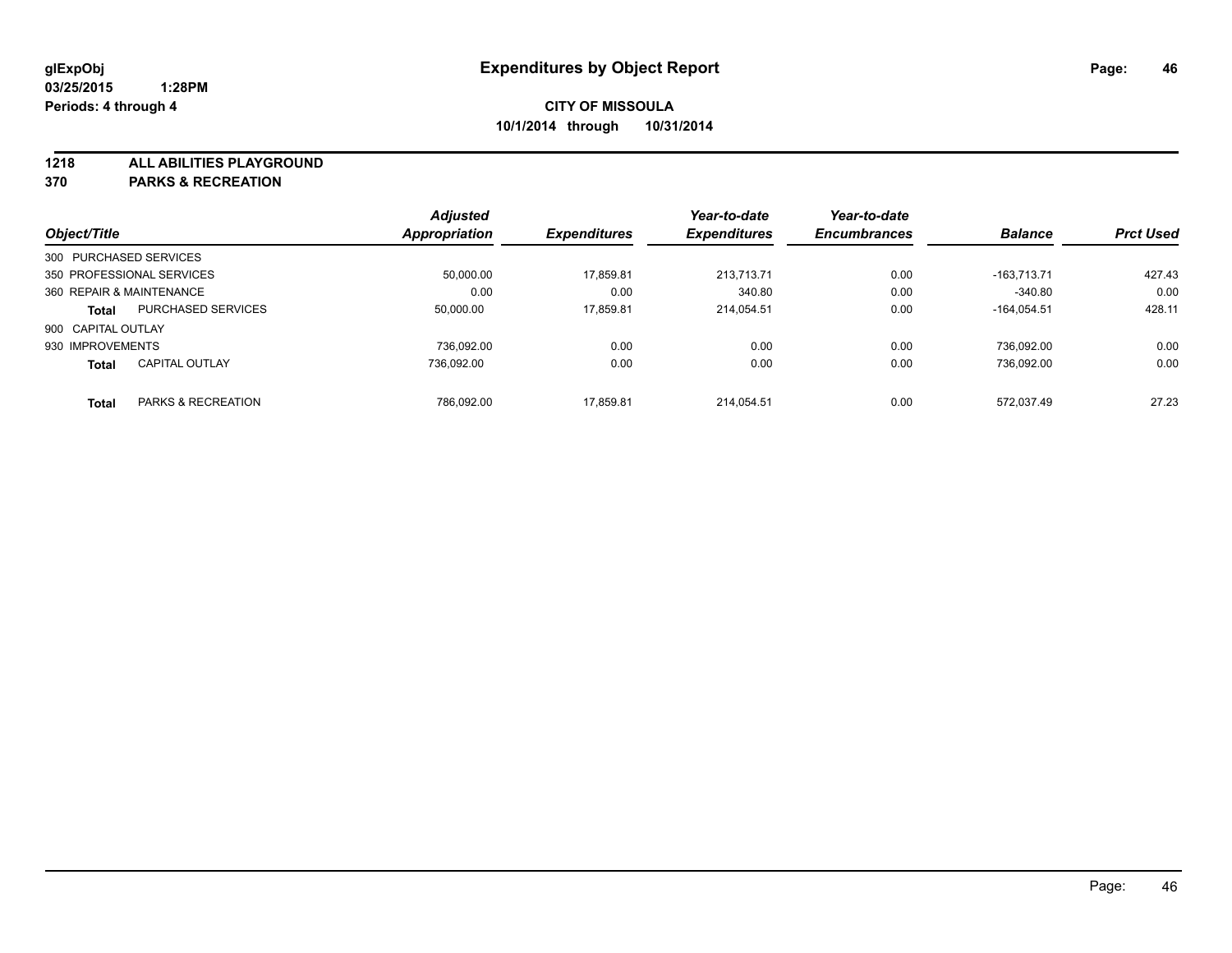**glExpObj** **Expenditures by Object Report**

**03/25/2015 1:28PM**

**Periods: 4 through 4**

**CITY OF MISSOULA**

**10/1/2014 through 10/31/2014**

**1218 ALL ABILITIES PLAYGROUND**

**370 PARKS & RECREATION**

| Object/Title | | Adjusted Appropriation | Expenditures | Year-to-date Expenditures | Year-to-date Encumbrances | Balance | Prct Used |
|---|---|---|---|---|---|---|---|
| 300 PURCHASED SERVICES | | | | | | | |
| 350 PROFESSIONAL SERVICES | | 50,000.00 | 17,859.81 | 213,713.71 | 0.00 | -163,713.71 | 427.43 |
| 360 REPAIR & MAINTENANCE | | 0.00 | 0.00 | 340.80 | 0.00 | -340.80 | 0.00 |
| **Total** | PURCHASED SERVICES | 50,000.00 | 17,859.81 | 214,054.51 | 0.00 | -164,054.51 | 428.11 |
| 900 CAPITAL OUTLAY | | | | | | | |
| 930 IMPROVEMENTS | | 736,092.00 | 0.00 | 0.00 | 0.00 | 736,092.00 | 0.00 |
| **Total** | CAPITAL OUTLAY | 736,092.00 | 0.00 | 0.00 | 0.00 | 736,092.00 | 0.00 |
| **Total** | PARKS & RECREATION | 786,092.00 | 17,859.81 | 214,054.51 | 0.00 | 572,037.49 | 27.23 |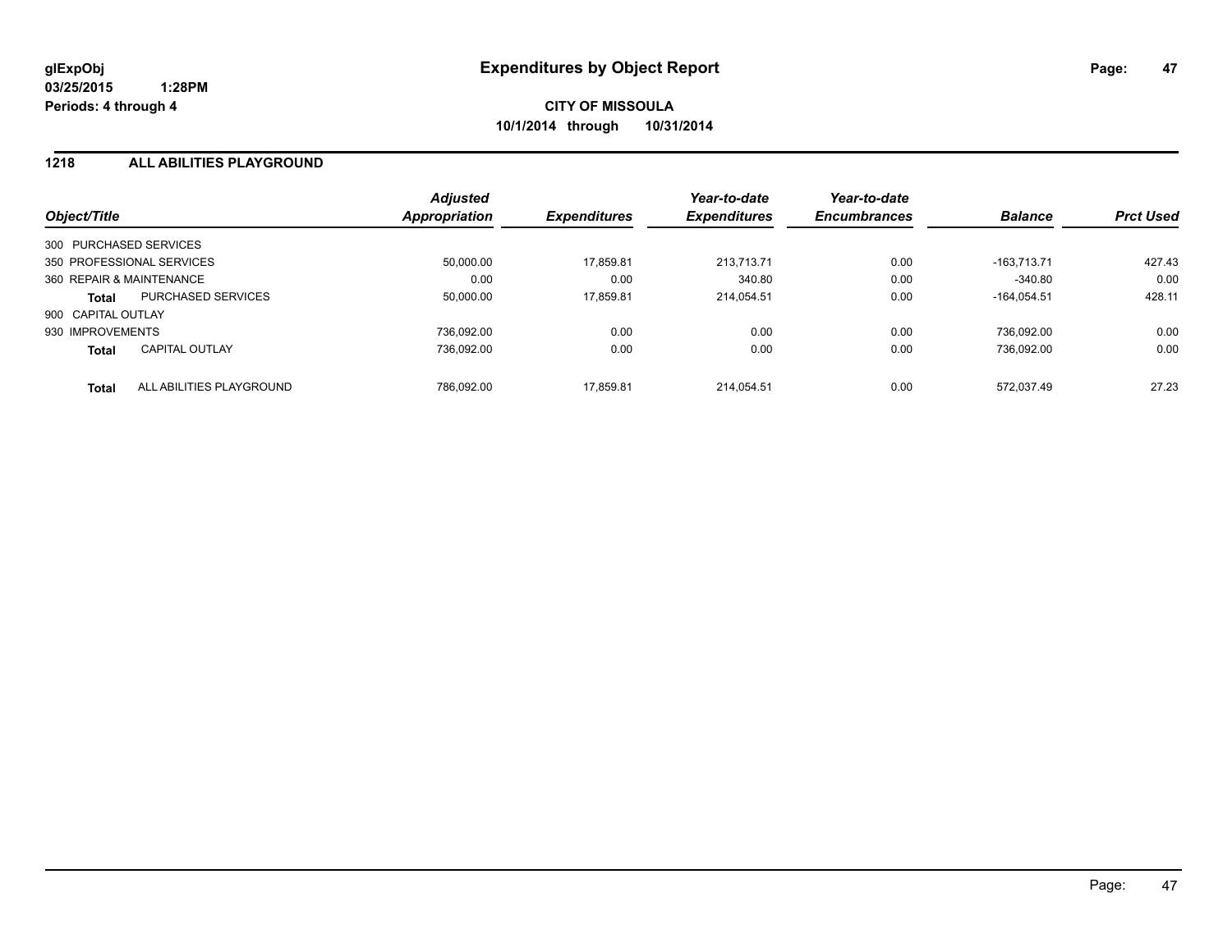**glExpObj**
**03/25/2015 1:28PM**
**Periods: 4 through 4**

# Expenditures by Object Report

**CITY OF MISSOULA**
**10/1/2014 through 10/31/2014**

## 1218 ALL ABILITIES PLAYGROUND

| Object/Title | | Adjusted Appropriation | Expenditures | Year-to-date Expenditures | Year-to-date Encumbrances | Balance | Prct Used |
|---|---|---|---|---|---|---|---|
| 300 PURCHASED SERVICES | | | | | | | |
| 350 PROFESSIONAL SERVICES | | 50,000.00 | 17,859.81 | 213,713.71 | 0.00 | -163,713.71 | 427.43 |
| 360 REPAIR & MAINTENANCE | | 0.00 | 0.00 | 340.80 | 0.00 | -340.80 | 0.00 |
| **Total** | PURCHASED SERVICES | 50,000.00 | 17,859.81 | 214,054.51 | 0.00 | -164,054.51 | 428.11 |
| 900 CAPITAL OUTLAY | | | | | | | |
| 930 IMPROVEMENTS | | 736,092.00 | 0.00 | 0.00 | 0.00 | 736,092.00 | 0.00 |
| **Total** | CAPITAL OUTLAY | 736,092.00 | 0.00 | 0.00 | 0.00 | 736,092.00 | 0.00 |
| **Total** | ALL ABILITIES PLAYGROUND | 786,092.00 | 17,859.81 | 214,054.51 | 0.00 | 572,037.49 | 27.23 |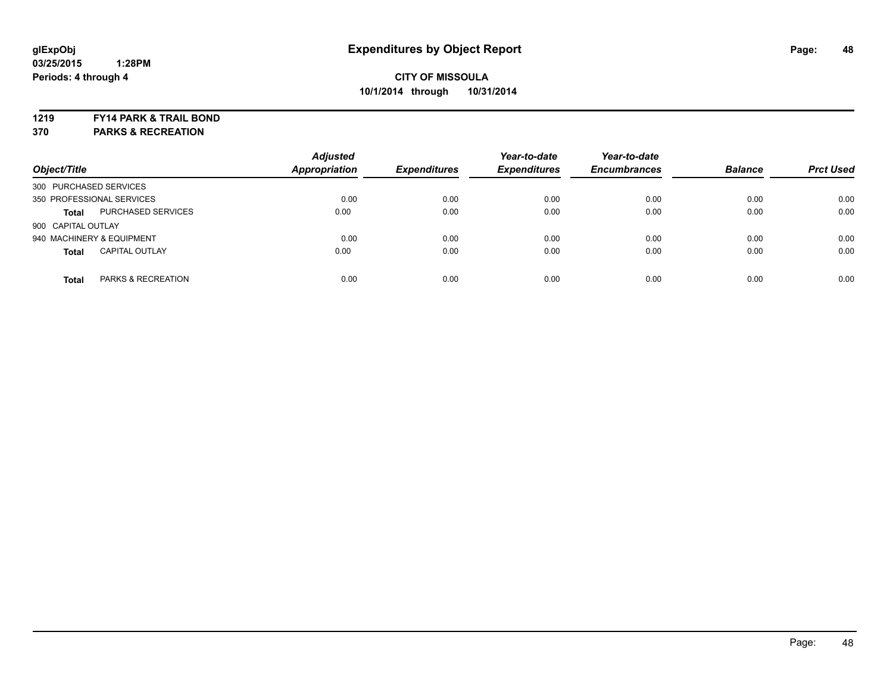# Expenditures by Object Report

**CITY OF MISSOULA**
**10/1/2014 through 10/31/2014**

**glExpObj**
**03/25/2015 1:28PM**
**Periods: 4 through 4**

**1219 FY14 PARK & TRAIL BOND**
**370 PARKS & RECREATION**

| Object/Title | | Adjusted Appropriation | Expenditures | Year-to-date Expenditures | Year-to-date Encumbrances | Balance | Prct Used |
|---|---|---|---|---|---|---|---|
| 300 PURCHASED SERVICES | | | | | | | |
| 350 PROFESSIONAL SERVICES | | 0.00 | 0.00 | 0.00 | 0.00 | 0.00 | 0.00 |
| **Total** | PURCHASED SERVICES | 0.00 | 0.00 | 0.00 | 0.00 | 0.00 | 0.00 |
| 900 CAPITAL OUTLAY | | | | | | | |
| 940 MACHINERY & EQUIPMENT | | 0.00 | 0.00 | 0.00 | 0.00 | 0.00 | 0.00 |
| **Total** | CAPITAL OUTLAY | 0.00 | 0.00 | 0.00 | 0.00 | 0.00 | 0.00 |
| **Total** | PARKS & RECREATION | 0.00 | 0.00 | 0.00 | 0.00 | 0.00 | 0.00 |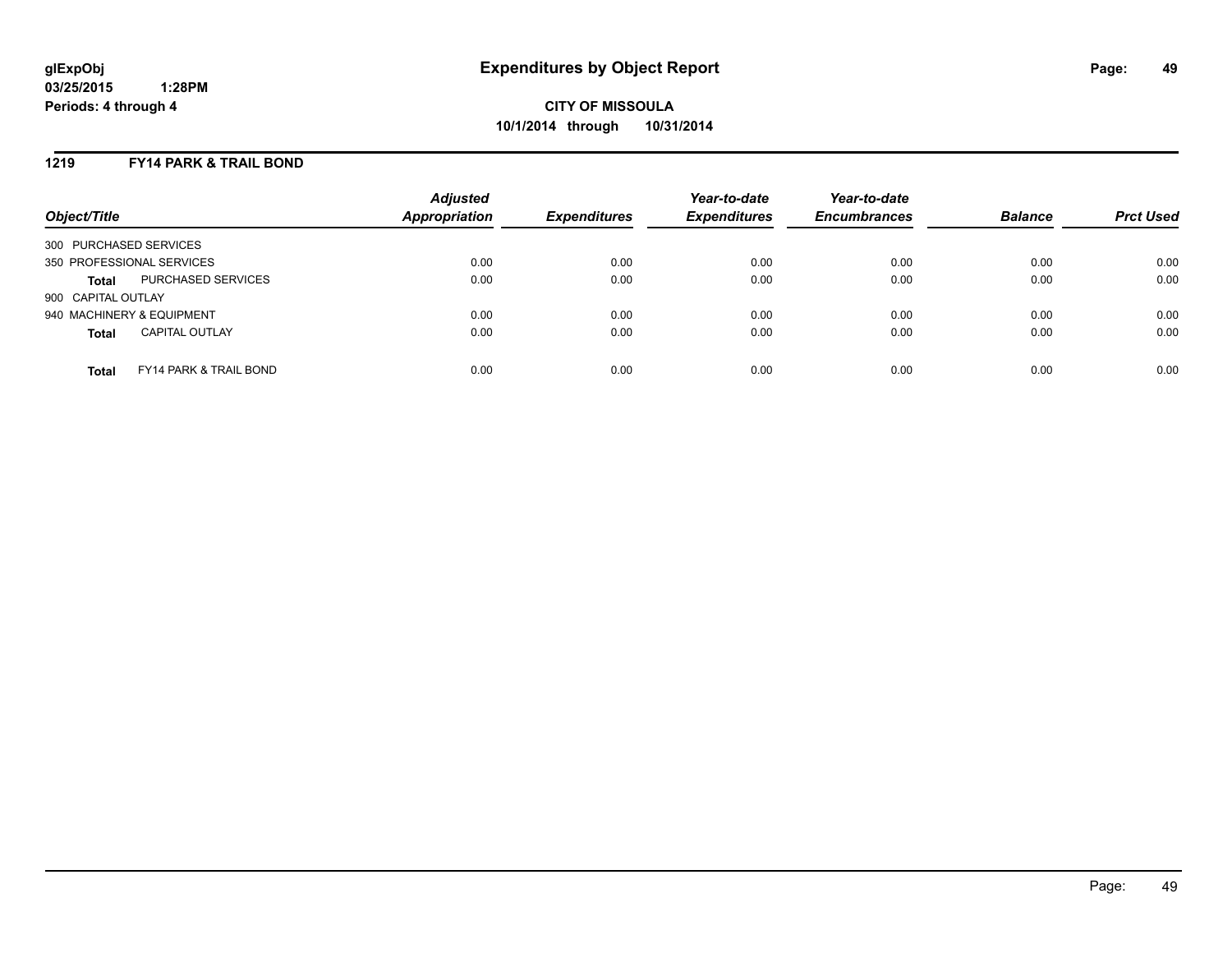**glExpObj**
**03/25/2015 1:28PM**
**Periods: 4 through 4**

# Expenditures by Object Report

**CITY OF MISSOULA**
**10/1/2014 through 10/31/2014**

## 1219 FY14 PARK & TRAIL BOND

| Object/Title | | Adjusted Appropriation | Expenditures | Year-to-date Expenditures | Year-to-date Encumbrances | Balance | Prct Used |
|---|---|---|---|---|---|---|---|
| 300 PURCHASED SERVICES | | | | | | | |
| 350 PROFESSIONAL SERVICES | | 0.00 | 0.00 | 0.00 | 0.00 | 0.00 | 0.00 |
| **Total** | PURCHASED SERVICES | 0.00 | 0.00 | 0.00 | 0.00 | 0.00 | 0.00 |
| 900 CAPITAL OUTLAY | | | | | | | |
| 940 MACHINERY & EQUIPMENT | | 0.00 | 0.00 | 0.00 | 0.00 | 0.00 | 0.00 |
| **Total** | CAPITAL OUTLAY | 0.00 | 0.00 | 0.00 | 0.00 | 0.00 | 0.00 |
| **Total** | FY14 PARK & TRAIL BOND | 0.00 | 0.00 | 0.00 | 0.00 | 0.00 | 0.00 |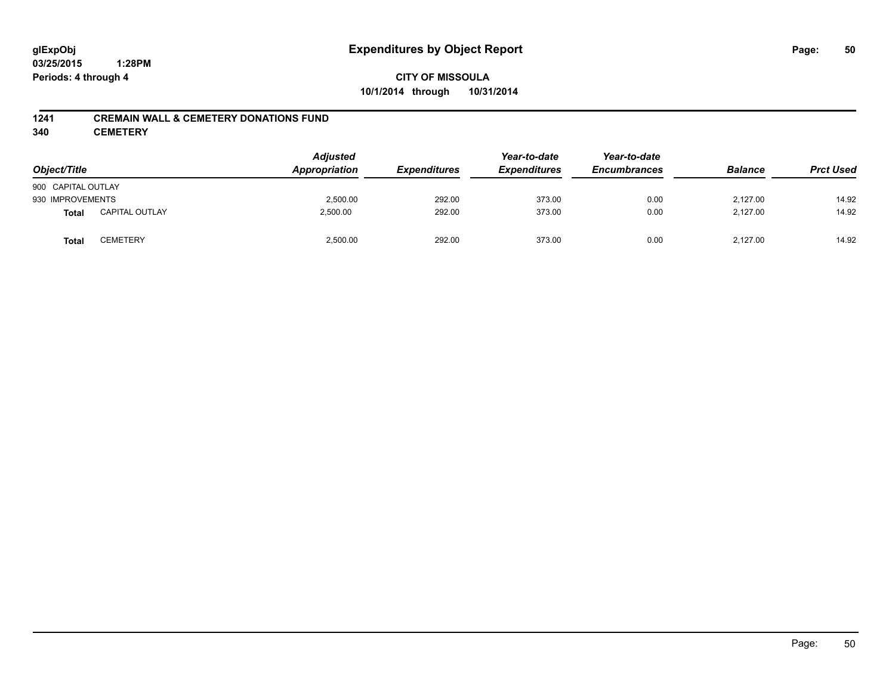**glExpObj**
**03/25/2015 1:28PM**
**Periods: 4 through 4**

# Expenditures by Object Report

**CITY OF MISSOULA**
**10/1/2014 through 10/31/2014**

## 1241 CREMAIN WALL & CEMETERY DONATIONS FUND
## 340 CEMETERY

| Object/Title | | Adjusted Appropriation | Expenditures | Year-to-date Expenditures | Year-to-date Encumbrances | Balance | Prct Used |
|---|---|---|---|---|---|---|---|
| 900 CAPITAL OUTLAY | | | | | | | |
| 930 IMPROVEMENTS | | 2,500.00 | 292.00 | 373.00 | 0.00 | 2,127.00 | 14.92 |
| **Total** | CAPITAL OUTLAY | 2,500.00 | 292.00 | 373.00 | 0.00 | 2,127.00 | 14.92 |
| **Total** | CEMETERY | 2,500.00 | 292.00 | 373.00 | 0.00 | 2,127.00 | 14.92 |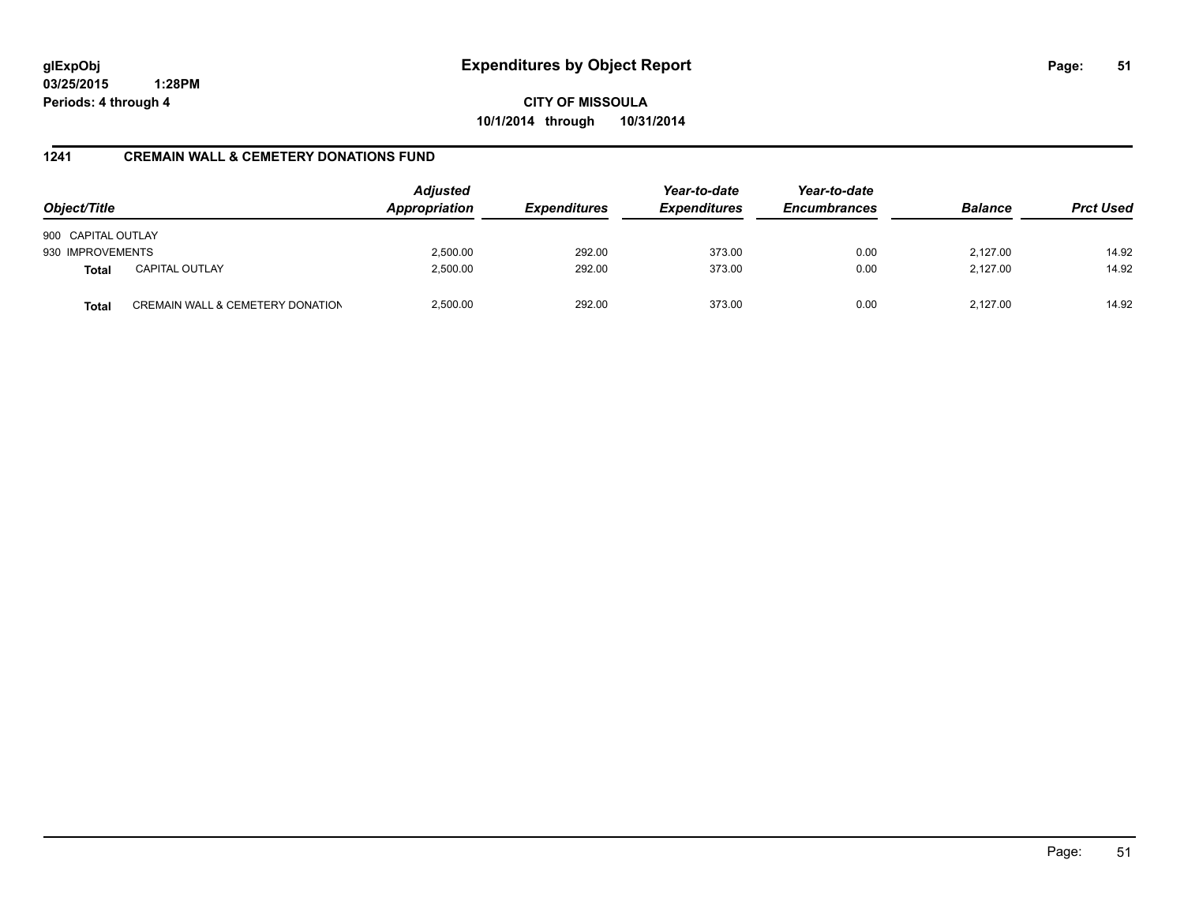glExpObj
03/25/2015 1:28PM
Periods: 4 through 4

# Expenditures by Object Report

**CITY OF MISSOULA**
**10/1/2014 through 10/31/2014**

## 1241 CREMAIN WALL & CEMETERY DONATIONS FUND

| Object/Title | | Adjusted Appropriation | Expenditures | Year-to-date Expenditures | Year-to-date Encumbrances | Balance | Prct Used |
|---|---|---|---|---|---|---|---|
| 900 CAPITAL OUTLAY | | | | | | | |
| 930 IMPROVEMENTS | | 2,500.00 | 292.00 | 373.00 | 0.00 | 2,127.00 | 14.92 |
| **Total** | CAPITAL OUTLAY | 2,500.00 | 292.00 | 373.00 | 0.00 | 2,127.00 | 14.92 |
| **Total** | CREMAIN WALL & CEMETERY DONATION | 2,500.00 | 292.00 | 373.00 | 0.00 | 2,127.00 | 14.92 |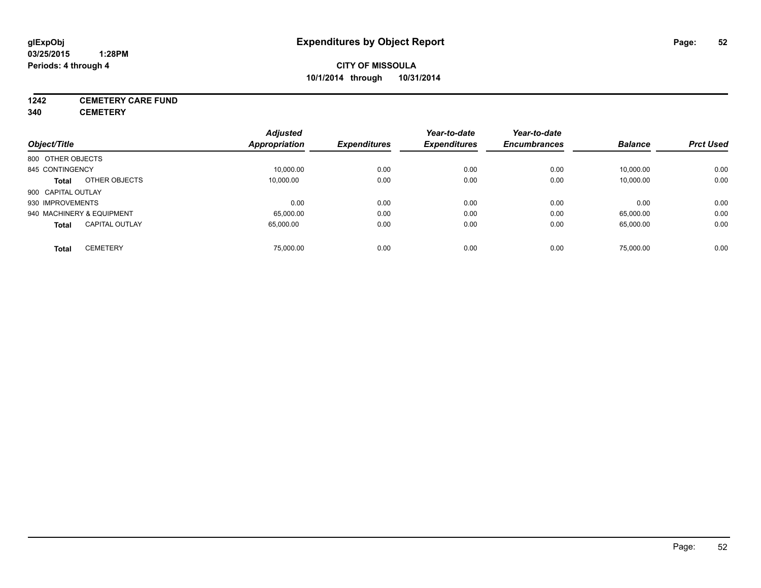**glExpObj**
**03/25/2015 1:28PM**
**Periods: 4 through 4**

# Expenditures by Object Report

**CITY OF MISSOULA**
**10/1/2014 through 10/31/2014**

**1242 CEMETERY CARE FUND**
**340 CEMETERY**

| Object/Title | Adjusted Appropriation | Expenditures | Year-to-date Expenditures | Year-to-date Encumbrances | Balance | Prct Used |
|---|---|---|---|---|---|---|
| 800 OTHER OBJECTS | | | | | | |
| 845 CONTINGENCY | 10,000.00 | 0.00 | 0.00 | 0.00 | 10,000.00 | 0.00 |
| **Total** OTHER OBJECTS | 10,000.00 | 0.00 | 0.00 | 0.00 | 10,000.00 | 0.00 |
| 900 CAPITAL OUTLAY | | | | | | |
| 930 IMPROVEMENTS | 0.00 | 0.00 | 0.00 | 0.00 | 0.00 | 0.00 |
| 940 MACHINERY & EQUIPMENT | 65,000.00 | 0.00 | 0.00 | 0.00 | 65,000.00 | 0.00 |
| **Total** CAPITAL OUTLAY | 65,000.00 | 0.00 | 0.00 | 0.00 | 65,000.00 | 0.00 |
| **Total** CEMETERY | 75,000.00 | 0.00 | 0.00 | 0.00 | 75,000.00 | 0.00 |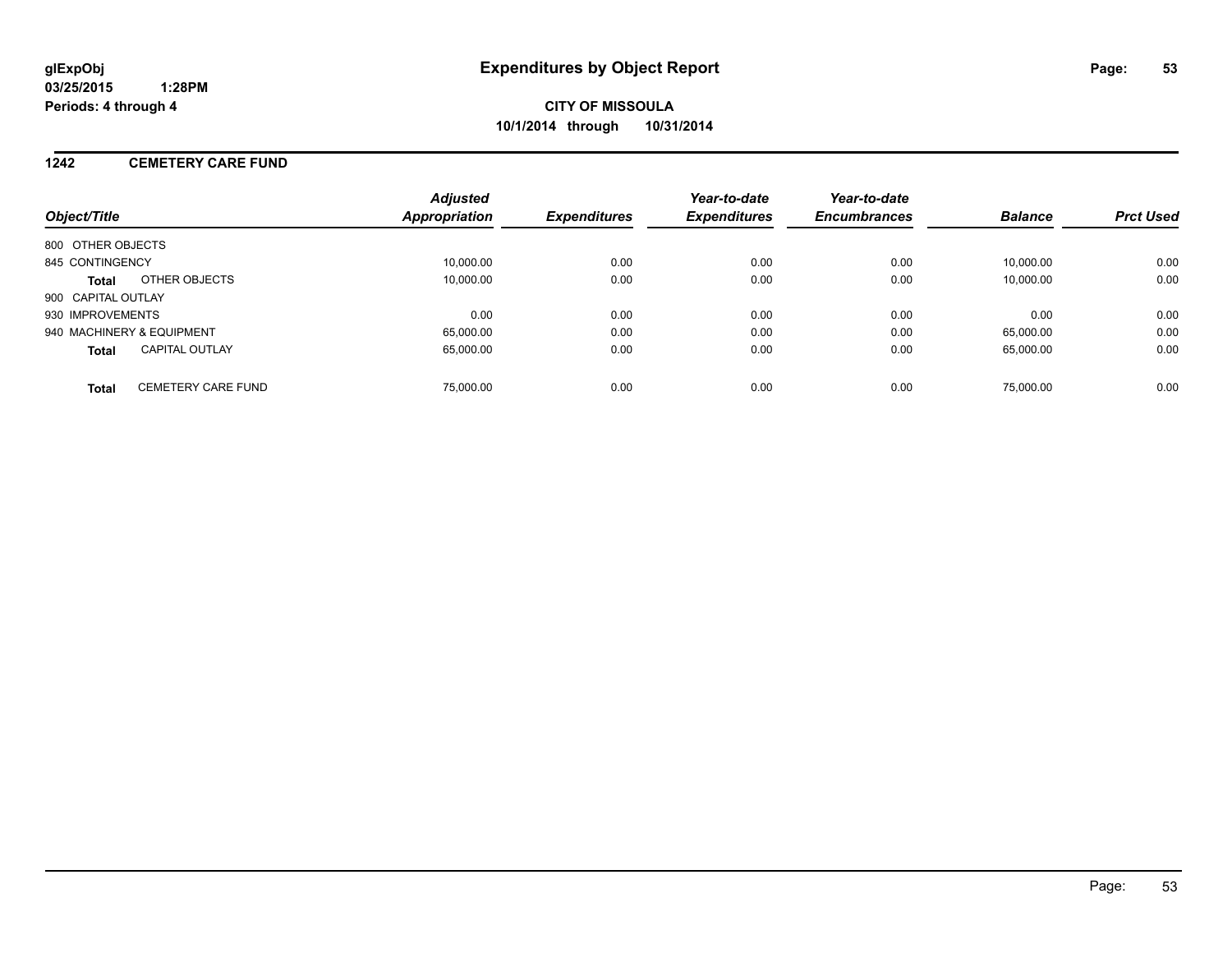# Expenditures by Object Report

glExpObj
03/25/2015 1:28PM
Periods: 4 through 4

**CITY OF MISSOULA**
**10/1/2014 through 10/31/2014**

## 1242 CEMETERY CARE FUND

| Object/Title | Adjusted Appropriation | Expenditures | Year-to-date Expenditures | Year-to-date Encumbrances | Balance | Prct Used |
|---|---|---|---|---|---|---|
| 800 OTHER OBJECTS | | | | | | |
| 845 CONTINGENCY | 10,000.00 | 0.00 | 0.00 | 0.00 | 10,000.00 | 0.00 |
| **Total** OTHER OBJECTS | 10,000.00 | 0.00 | 0.00 | 0.00 | 10,000.00 | 0.00 |
| 900 CAPITAL OUTLAY | | | | | | |
| 930 IMPROVEMENTS | 0.00 | 0.00 | 0.00 | 0.00 | 0.00 | 0.00 |
| 940 MACHINERY & EQUIPMENT | 65,000.00 | 0.00 | 0.00 | 0.00 | 65,000.00 | 0.00 |
| **Total** CAPITAL OUTLAY | 65,000.00 | 0.00 | 0.00 | 0.00 | 65,000.00 | 0.00 |
| **Total** CEMETERY CARE FUND | 75,000.00 | 0.00 | 0.00 | 0.00 | 75,000.00 | 0.00 |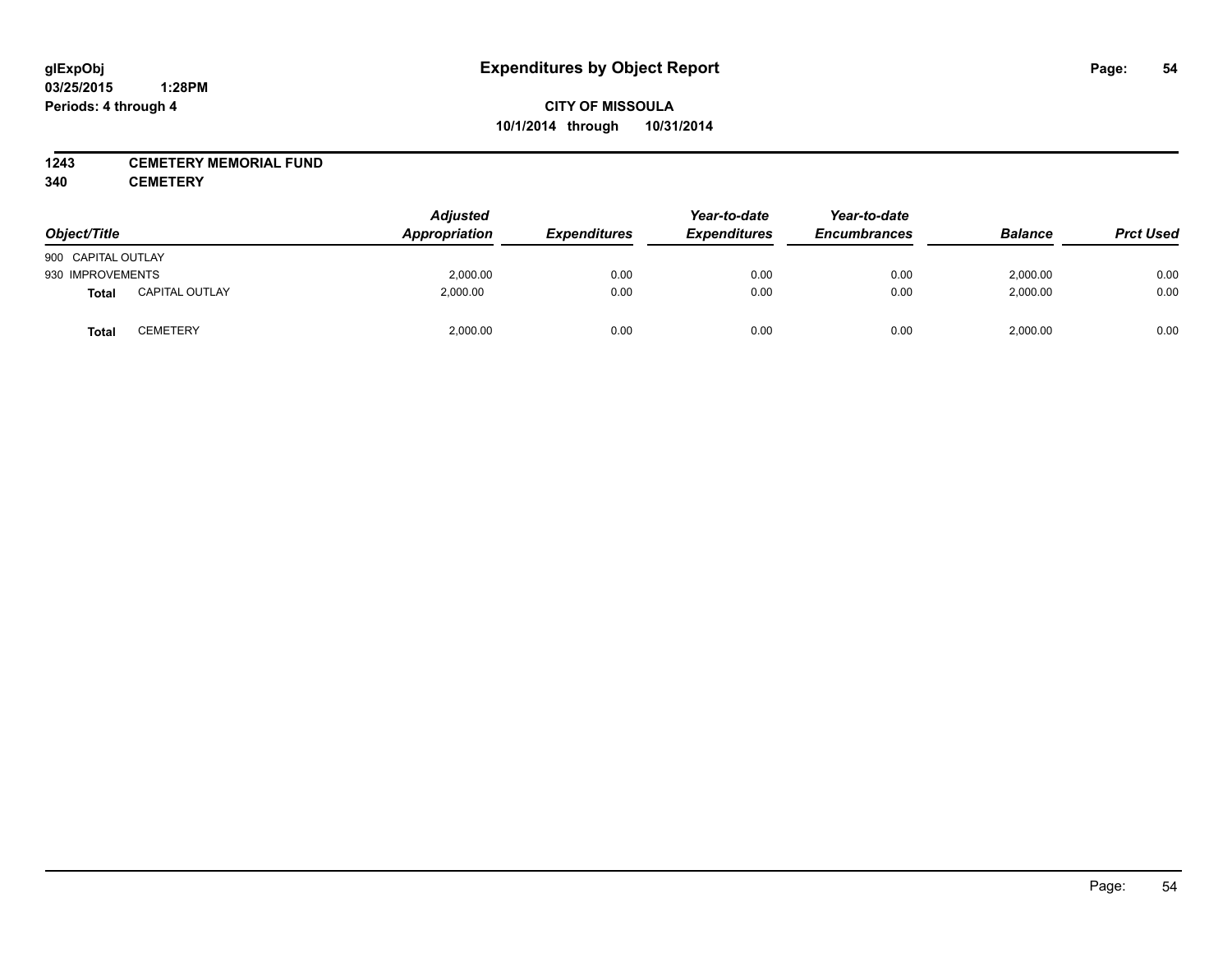# Expenditures by Object Report

glExpObj
03/25/2015 1:28PM
Periods: 4 through 4

**CITY OF MISSOULA**
**10/1/2014 through 10/31/2014**

**1243 CEMETERY MEMORIAL FUND**
**340 CEMETERY**

| Object/Title | | Adjusted Appropriation | Expenditures | Year-to-date Expenditures | Year-to-date Encumbrances | Balance | Prct Used |
|---|---|---|---|---|---|---|---|
| 900 CAPITAL OUTLAY | | | | | | | |
| 930 IMPROVEMENTS | | 2,000.00 | 0.00 | 0.00 | 0.00 | 2,000.00 | 0.00 |
| **Total** | CAPITAL OUTLAY | 2,000.00 | 0.00 | 0.00 | 0.00 | 2,000.00 | 0.00 |
| **Total** | CEMETERY | 2,000.00 | 0.00 | 0.00 | 0.00 | 2,000.00 | 0.00 |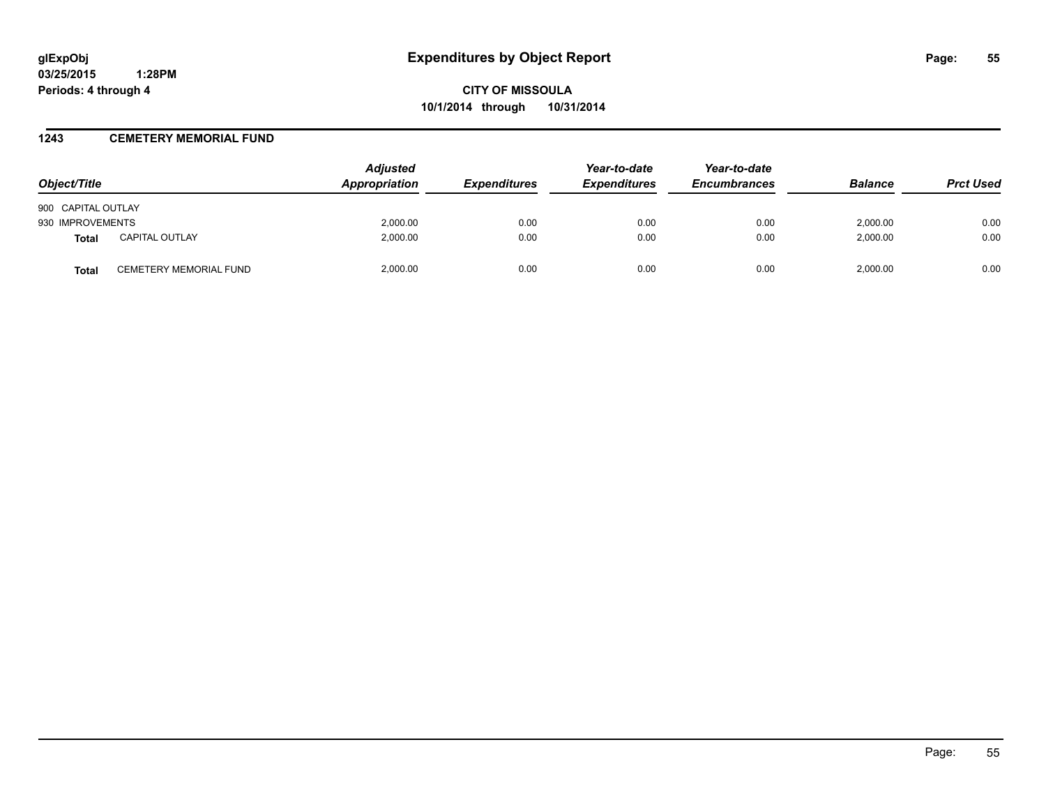# Expenditures by Object Report

glExpObj
03/25/2015 1:28PM
Periods: 4 through 4

**CITY OF MISSOULA**
**10/1/2014 through 10/31/2014**

## 1243 CEMETERY MEMORIAL FUND

| Object/Title | | Adjusted Appropriation | Expenditures | Year-to-date Expenditures | Year-to-date Encumbrances | Balance | Prct Used |
|---|---|---|---|---|---|---|---|
| 900 CAPITAL OUTLAY | | | | | | | |
| 930 IMPROVEMENTS | | 2,000.00 | 0.00 | 0.00 | 0.00 | 2,000.00 | 0.00 |
| **Total** | CAPITAL OUTLAY | 2,000.00 | 0.00 | 0.00 | 0.00 | 2,000.00 | 0.00 |
| **Total** | CEMETERY MEMORIAL FUND | 2,000.00 | 0.00 | 0.00 | 0.00 | 2,000.00 | 0.00 |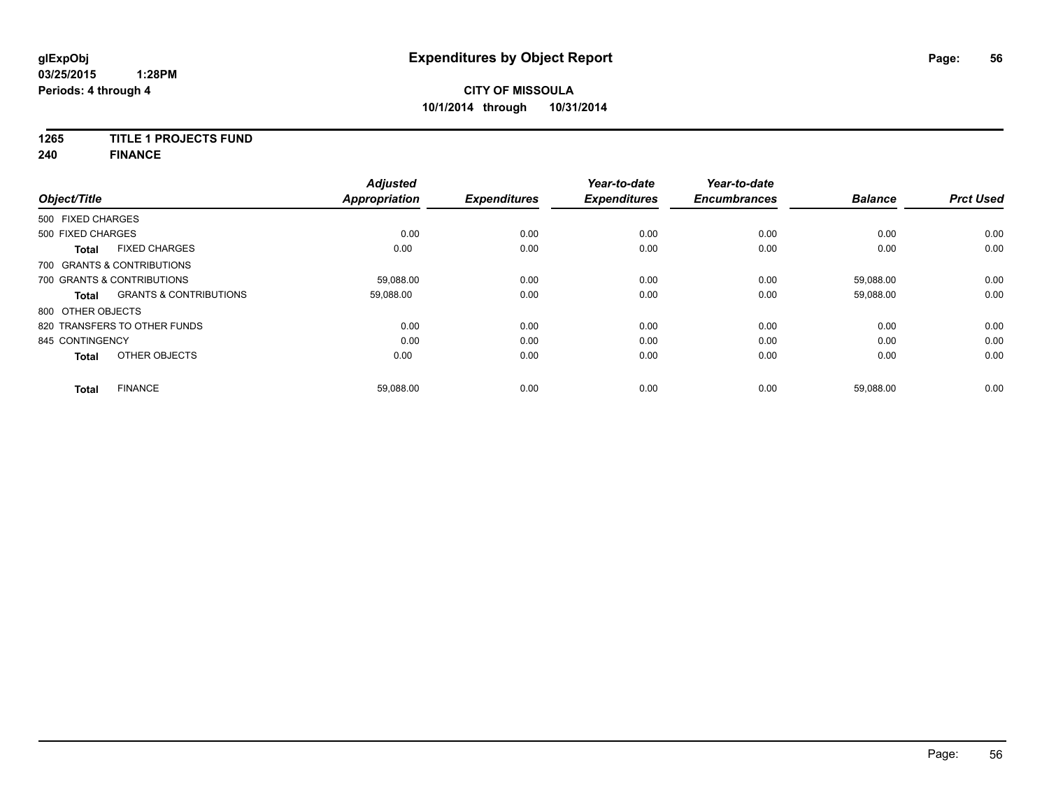# Expenditures by Object Report

glExpObj
03/25/2015 1:28PM
Periods: 4 through 4

**CITY OF MISSOULA**
**10/1/2014 through 10/31/2014**

**1265 TITLE 1 PROJECTS FUND**
**240 FINANCE**

| Object/Title | | Adjusted Appropriation | Expenditures | Year-to-date Expenditures | Year-to-date Encumbrances | Balance | Prct Used |
|---|---|---|---|---|---|---|---|
| 500 FIXED CHARGES | | | | | | | |
| 500 FIXED CHARGES | | 0.00 | 0.00 | 0.00 | 0.00 | 0.00 | 0.00 |
| **Total** | FIXED CHARGES | 0.00 | 0.00 | 0.00 | 0.00 | 0.00 | 0.00 |
| 700 GRANTS & CONTRIBUTIONS | | | | | | | |
| 700 GRANTS & CONTRIBUTIONS | | 59,088.00 | 0.00 | 0.00 | 0.00 | 59,088.00 | 0.00 |
| **Total** | GRANTS & CONTRIBUTIONS | 59,088.00 | 0.00 | 0.00 | 0.00 | 59,088.00 | 0.00 |
| 800 OTHER OBJECTS | | | | | | | |
| 820 TRANSFERS TO OTHER FUNDS | | 0.00 | 0.00 | 0.00 | 0.00 | 0.00 | 0.00 |
| 845 CONTINGENCY | | 0.00 | 0.00 | 0.00 | 0.00 | 0.00 | 0.00 |
| **Total** | OTHER OBJECTS | 0.00 | 0.00 | 0.00 | 0.00 | 0.00 | 0.00 |
| **Total** | FINANCE | 59,088.00 | 0.00 | 0.00 | 0.00 | 59,088.00 | 0.00 |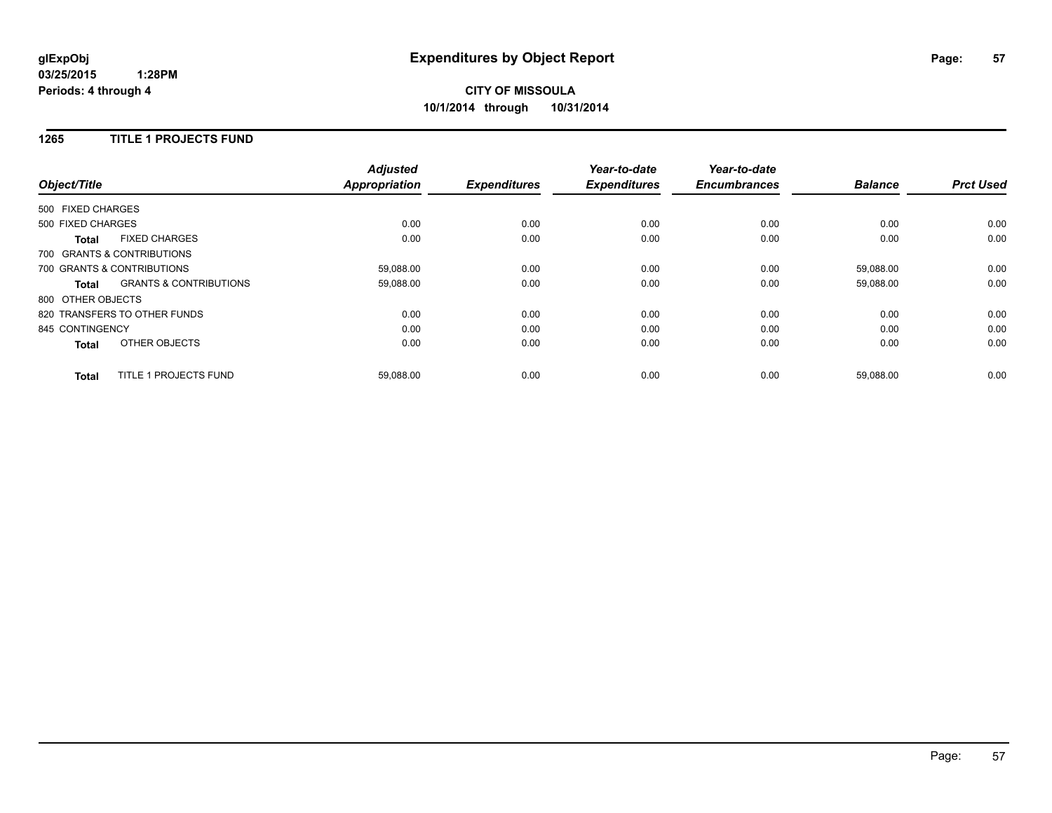**glExpObj**
**03/25/2015 1:28PM**
**Periods: 4 through 4**

# Expenditures by Object Report

**CITY OF MISSOULA**
**10/1/2014 through 10/31/2014**

## 1265 TITLE 1 PROJECTS FUND

| Object/Title | Adjusted Appropriation | Expenditures | Year-to-date Expenditures | Year-to-date Encumbrances | Balance | Prct Used |
|---|---|---|---|---|---|---|
| 500 FIXED CHARGES | | | | | | |
| 500 FIXED CHARGES | 0.00 | 0.00 | 0.00 | 0.00 | 0.00 | 0.00 |
| **Total** FIXED CHARGES | 0.00 | 0.00 | 0.00 | 0.00 | 0.00 | 0.00 |
| 700 GRANTS & CONTRIBUTIONS | | | | | | |
| 700 GRANTS & CONTRIBUTIONS | 59,088.00 | 0.00 | 0.00 | 0.00 | 59,088.00 | 0.00 |
| **Total** GRANTS & CONTRIBUTIONS | 59,088.00 | 0.00 | 0.00 | 0.00 | 59,088.00 | 0.00 |
| 800 OTHER OBJECTS | | | | | | |
| 820 TRANSFERS TO OTHER FUNDS | 0.00 | 0.00 | 0.00 | 0.00 | 0.00 | 0.00 |
| 845 CONTINGENCY | 0.00 | 0.00 | 0.00 | 0.00 | 0.00 | 0.00 |
| **Total** OTHER OBJECTS | 0.00 | 0.00 | 0.00 | 0.00 | 0.00 | 0.00 |
| **Total** TITLE 1 PROJECTS FUND | 59,088.00 | 0.00 | 0.00 | 0.00 | 59,088.00 | 0.00 |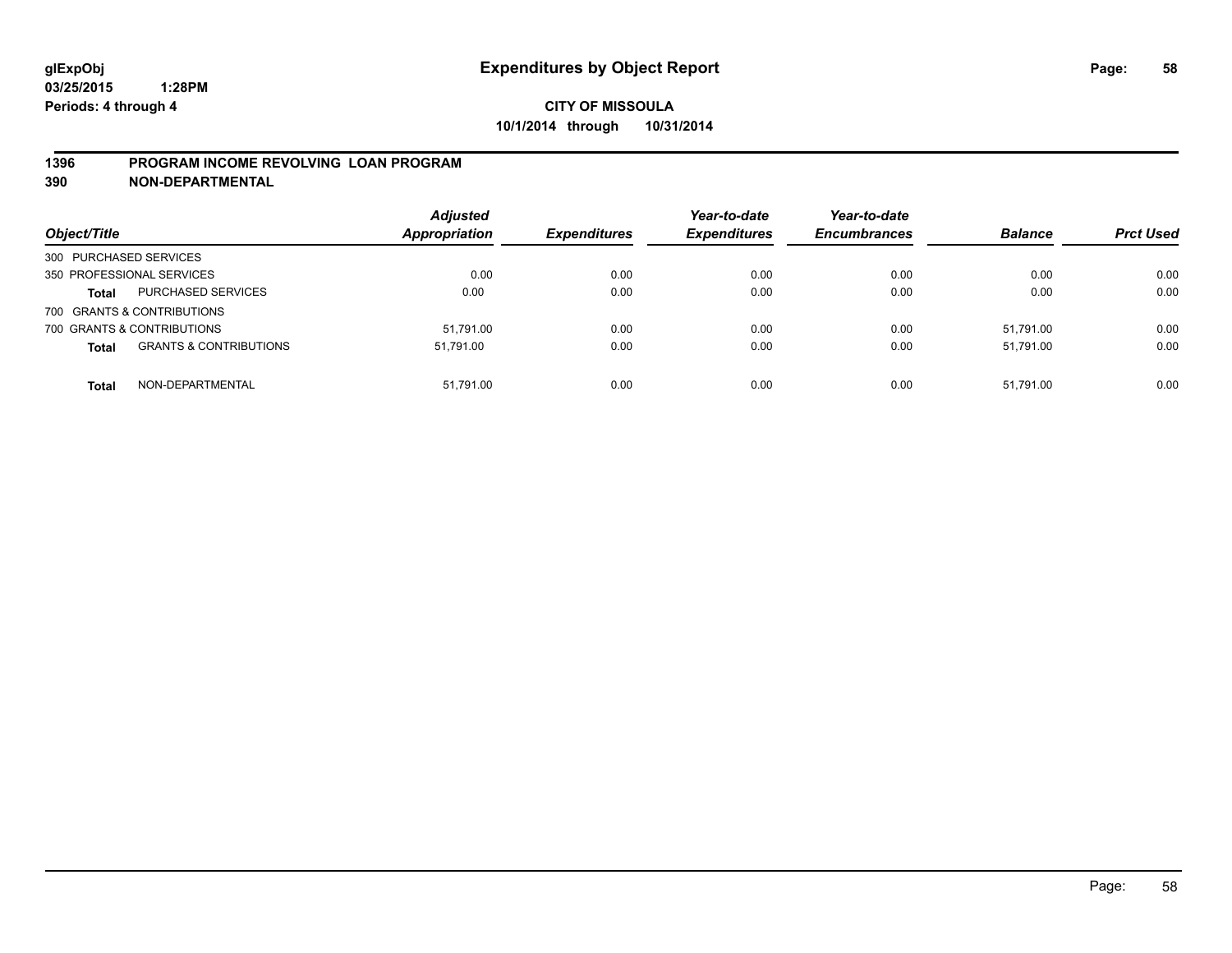**glExpObj**
**03/25/2015 1:28PM**
**Periods: 4 through 4**

# Expenditures by Object Report

**CITY OF MISSOULA**
**10/1/2014 through 10/31/2014**

## 1396 PROGRAM INCOME REVOLVING LOAN PROGRAM
## 390 NON-DEPARTMENTAL

| Object/Title | | *Adjusted Appropriation* | *Expenditures* | *Year-to-date Expenditures* | *Year-to-date Encumbrances* | *Balance* | *Prct Used* |
|---|---|---|---|---|---|---|---|
| 300 PURCHASED SERVICES | | | | | | | |
| 350 PROFESSIONAL SERVICES | | 0.00 | 0.00 | 0.00 | 0.00 | 0.00 | 0.00 |
| **Total** | PURCHASED SERVICES | 0.00 | 0.00 | 0.00 | 0.00 | 0.00 | 0.00 |
| 700 GRANTS & CONTRIBUTIONS | | | | | | | |
| 700 GRANTS & CONTRIBUTIONS | | 51,791.00 | 0.00 | 0.00 | 0.00 | 51,791.00 | 0.00 |
| **Total** | GRANTS & CONTRIBUTIONS | 51,791.00 | 0.00 | 0.00 | 0.00 | 51,791.00 | 0.00 |
| **Total** | NON-DEPARTMENTAL | 51,791.00 | 0.00 | 0.00 | 0.00 | 51,791.00 | 0.00 |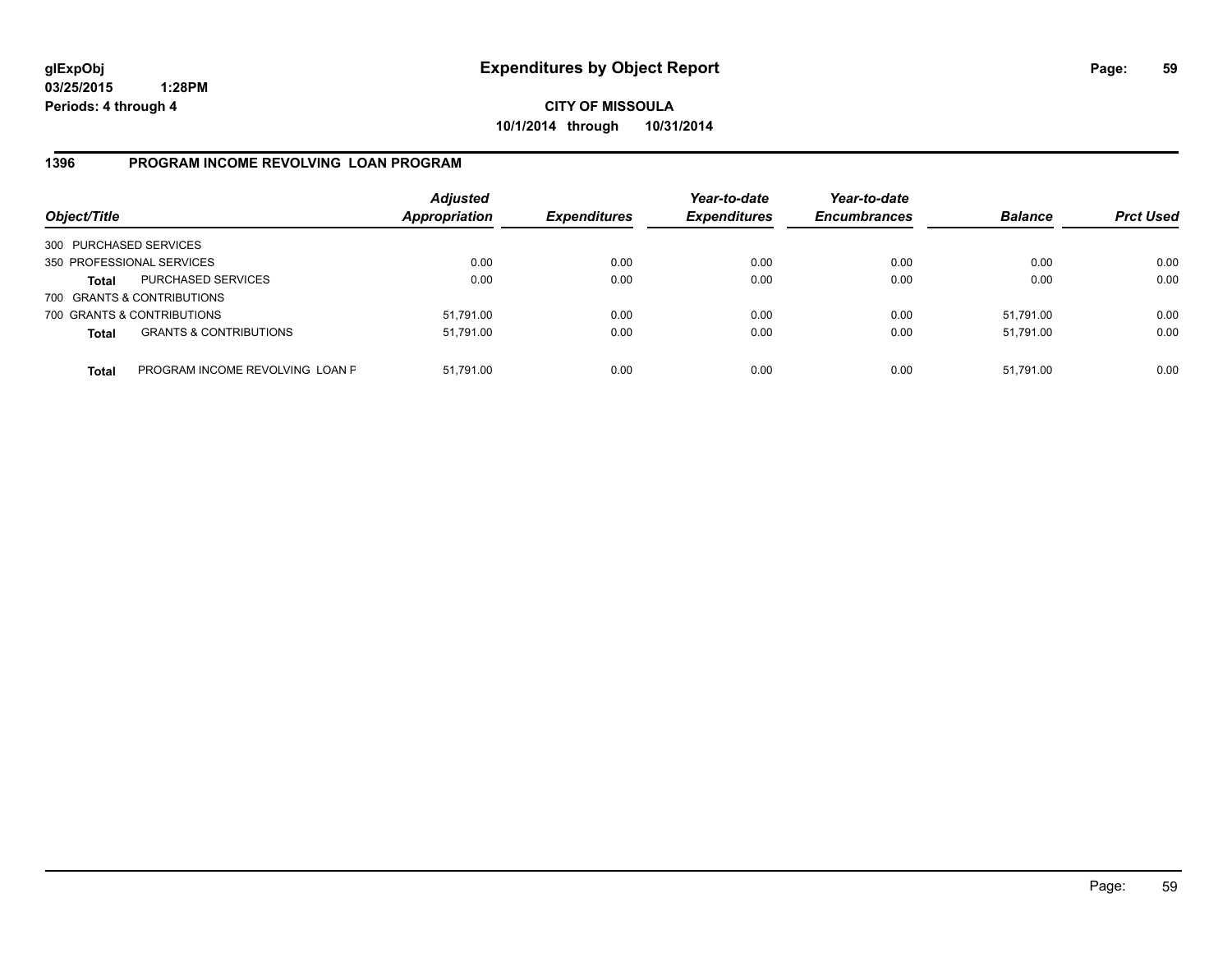**glExpObj**
**03/25/2015 1:28PM**
**Periods: 4 through 4**

# Expenditures by Object Report

**CITY OF MISSOULA**
**10/1/2014 through 10/31/2014**

## 1396 PROGRAM INCOME REVOLVING LOAN PROGRAM

| Object/Title | | Adjusted Appropriation | Expenditures | Year-to-date Expenditures | Year-to-date Encumbrances | Balance | Prct Used |
|---|---|---|---|---|---|---|---|
| 300 PURCHASED SERVICES | | | | | | | |
| 350 PROFESSIONAL SERVICES | | 0.00 | 0.00 | 0.00 | 0.00 | 0.00 | 0.00 |
| **Total** | PURCHASED SERVICES | 0.00 | 0.00 | 0.00 | 0.00 | 0.00 | 0.00 |
| 700 GRANTS & CONTRIBUTIONS | | | | | | | |
| 700 GRANTS & CONTRIBUTIONS | | 51,791.00 | 0.00 | 0.00 | 0.00 | 51,791.00 | 0.00 |
| **Total** | GRANTS & CONTRIBUTIONS | 51,791.00 | 0.00 | 0.00 | 0.00 | 51,791.00 | 0.00 |
| **Total** | PROGRAM INCOME REVOLVING LOAN F | 51,791.00 | 0.00 | 0.00 | 0.00 | 51,791.00 | 0.00 |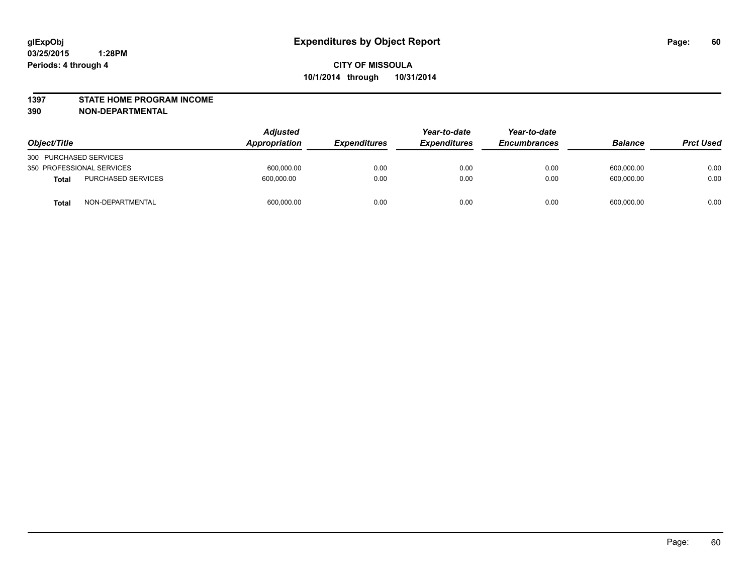# Expenditures by Object Report

glExpObj
03/25/2015 1:28PM
Periods: 4 through 4

**CITY OF MISSOULA**
**10/1/2014 through 10/31/2014**

**1397 STATE HOME PROGRAM INCOME**
**390 NON-DEPARTMENTAL**

| Object/Title | | Adjusted Appropriation | Expenditures | Year-to-date Expenditures | Year-to-date Encumbrances | Balance | Prct Used |
|---|---|---|---|---|---|---|---|
| 300 PURCHASED SERVICES | | | | | | | |
| 350 PROFESSIONAL SERVICES | | 600,000.00 | 0.00 | 0.00 | 0.00 | 600,000.00 | 0.00 |
| **Total** | PURCHASED SERVICES | 600,000.00 | 0.00 | 0.00 | 0.00 | 600,000.00 | 0.00 |
| **Total** | NON-DEPARTMENTAL | 600,000.00 | 0.00 | 0.00 | 0.00 | 600,000.00 | 0.00 |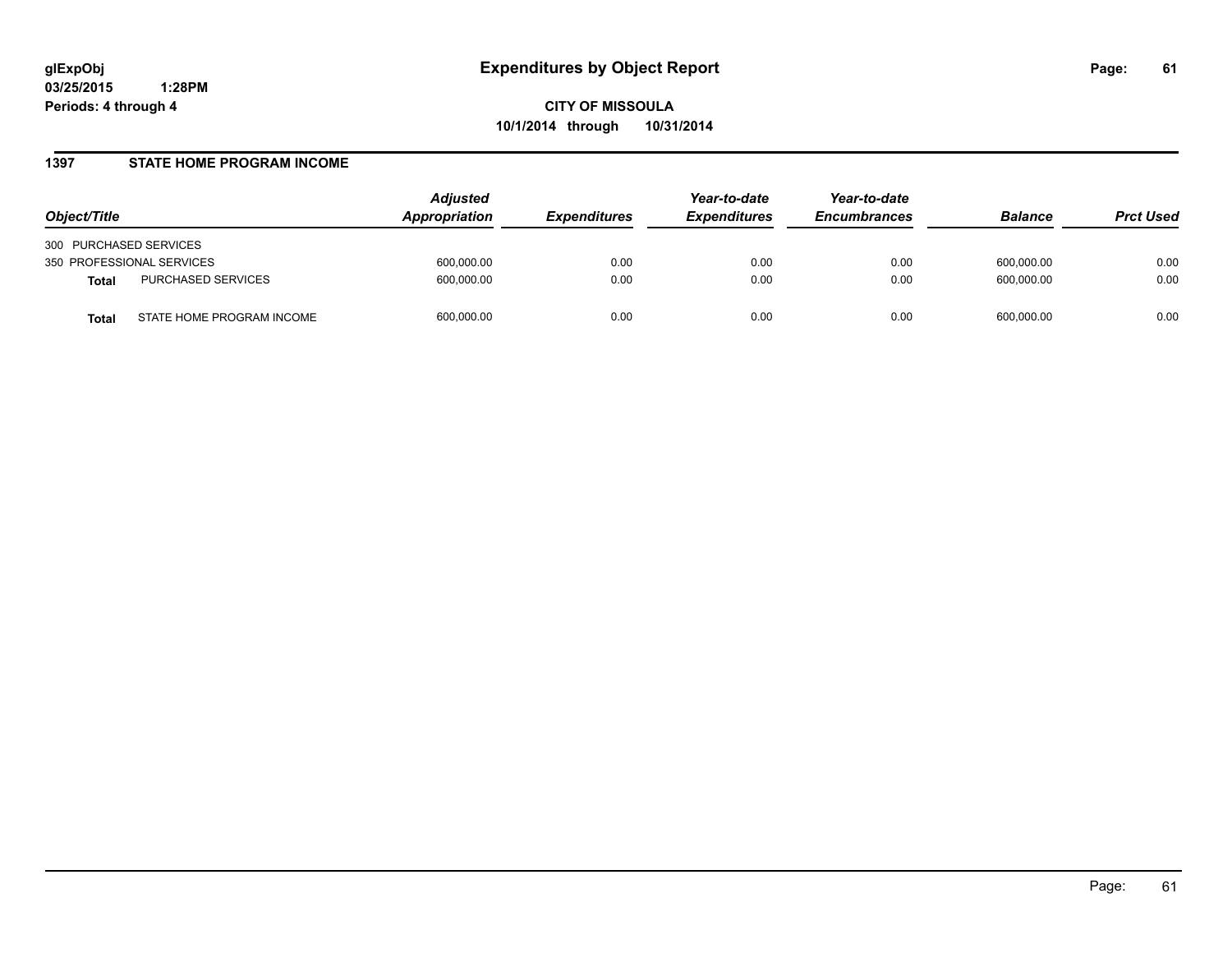# Expenditures by Object Report

**glExpObj**
**03/25/2015 1:28PM**
**Periods: 4 through 4**

**CITY OF MISSOULA**
**10/1/2014 through 10/31/2014**

## 1397 STATE HOME PROGRAM INCOME

| Object/Title | | *Adjusted Appropriation* | *Expenditures* | *Year-to-date Expenditures* | *Year-to-date Encumbrances* | *Balance* | *Prct Used* |
|---|---|---|---|---|---|---|---|
| 300 PURCHASED SERVICES | | | | | | | |
| 350 PROFESSIONAL SERVICES | | 600,000.00 | 0.00 | 0.00 | 0.00 | 600,000.00 | 0.00 |
| **Total** | PURCHASED SERVICES | 600,000.00 | 0.00 | 0.00 | 0.00 | 600,000.00 | 0.00 |
| **Total** | STATE HOME PROGRAM INCOME | 600,000.00 | 0.00 | 0.00 | 0.00 | 600,000.00 | 0.00 |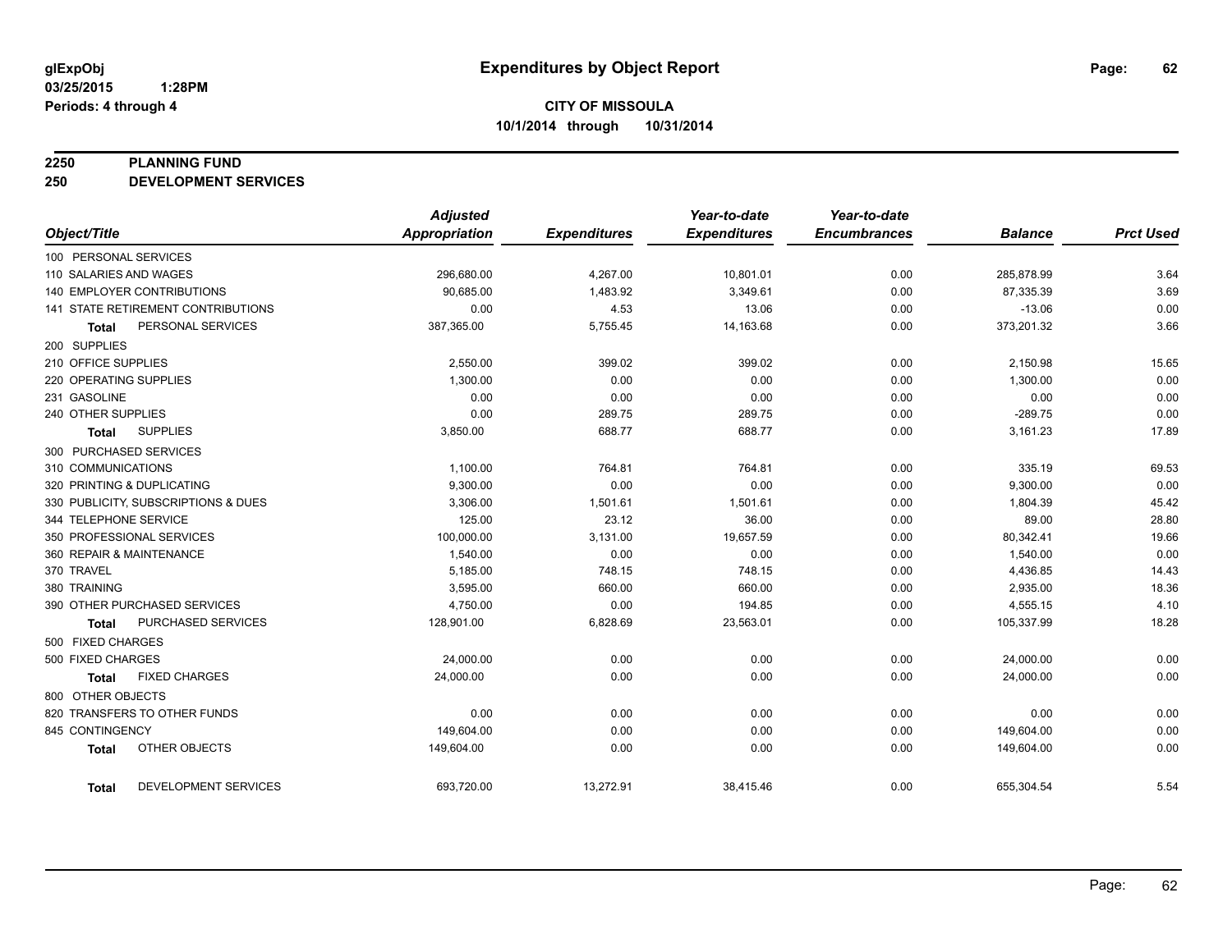# Expenditures by Object Report

glExpObj
03/25/2015 1:28PM
Periods: 4 through 4

**CITY OF MISSOULA**
**10/1/2014 through 10/31/2014**

## 2250 PLANNING FUND
## 250 DEVELOPMENT SERVICES

| Object/Title | Adjusted Appropriation | Expenditures | Year-to-date Expenditures | Year-to-date Encumbrances | Balance | Prct Used |
|---|---|---|---|---|---|---|
| 100 PERSONAL SERVICES | | | | | | |
| 110 SALARIES AND WAGES | 296,680.00 | 4,267.00 | 10,801.01 | 0.00 | 285,878.99 | 3.64 |
| 140 EMPLOYER CONTRIBUTIONS | 90,685.00 | 1,483.92 | 3,349.61 | 0.00 | 87,335.39 | 3.69 |
| 141 STATE RETIREMENT CONTRIBUTIONS | 0.00 | 4.53 | 13.06 | 0.00 | -13.06 | 0.00 |
| **Total** PERSONAL SERVICES | 387,365.00 | 5,755.45 | 14,163.68 | 0.00 | 373,201.32 | 3.66 |
| 200 SUPPLIES | | | | | | |
| 210 OFFICE SUPPLIES | 2,550.00 | 399.02 | 399.02 | 0.00 | 2,150.98 | 15.65 |
| 220 OPERATING SUPPLIES | 1,300.00 | 0.00 | 0.00 | 0.00 | 1,300.00 | 0.00 |
| 231 GASOLINE | 0.00 | 0.00 | 0.00 | 0.00 | 0.00 | 0.00 |
| 240 OTHER SUPPLIES | 0.00 | 289.75 | 289.75 | 0.00 | -289.75 | 0.00 |
| **Total** SUPPLIES | 3,850.00 | 688.77 | 688.77 | 0.00 | 3,161.23 | 17.89 |
| 300 PURCHASED SERVICES | | | | | | |
| 310 COMMUNICATIONS | 1,100.00 | 764.81 | 764.81 | 0.00 | 335.19 | 69.53 |
| 320 PRINTING & DUPLICATING | 9,300.00 | 0.00 | 0.00 | 0.00 | 9,300.00 | 0.00 |
| 330 PUBLICITY, SUBSCRIPTIONS & DUES | 3,306.00 | 1,501.61 | 1,501.61 | 0.00 | 1,804.39 | 45.42 |
| 344 TELEPHONE SERVICE | 125.00 | 23.12 | 36.00 | 0.00 | 89.00 | 28.80 |
| 350 PROFESSIONAL SERVICES | 100,000.00 | 3,131.00 | 19,657.59 | 0.00 | 80,342.41 | 19.66 |
| 360 REPAIR & MAINTENANCE | 1,540.00 | 0.00 | 0.00 | 0.00 | 1,540.00 | 0.00 |
| 370 TRAVEL | 5,185.00 | 748.15 | 748.15 | 0.00 | 4,436.85 | 14.43 |
| 380 TRAINING | 3,595.00 | 660.00 | 660.00 | 0.00 | 2,935.00 | 18.36 |
| 390 OTHER PURCHASED SERVICES | 4,750.00 | 0.00 | 194.85 | 0.00 | 4,555.15 | 4.10 |
| **Total** PURCHASED SERVICES | 128,901.00 | 6,828.69 | 23,563.01 | 0.00 | 105,337.99 | 18.28 |
| 500 FIXED CHARGES | | | | | | |
| 500 FIXED CHARGES | 24,000.00 | 0.00 | 0.00 | 0.00 | 24,000.00 | 0.00 |
| **Total** FIXED CHARGES | 24,000.00 | 0.00 | 0.00 | 0.00 | 24,000.00 | 0.00 |
| 800 OTHER OBJECTS | | | | | | |
| 820 TRANSFERS TO OTHER FUNDS | 0.00 | 0.00 | 0.00 | 0.00 | 0.00 | 0.00 |
| 845 CONTINGENCY | 149,604.00 | 0.00 | 0.00 | 0.00 | 149,604.00 | 0.00 |
| **Total** OTHER OBJECTS | 149,604.00 | 0.00 | 0.00 | 0.00 | 149,604.00 | 0.00 |
| **Total** DEVELOPMENT SERVICES | 693,720.00 | 13,272.91 | 38,415.46 | 0.00 | 655,304.54 | 5.54 |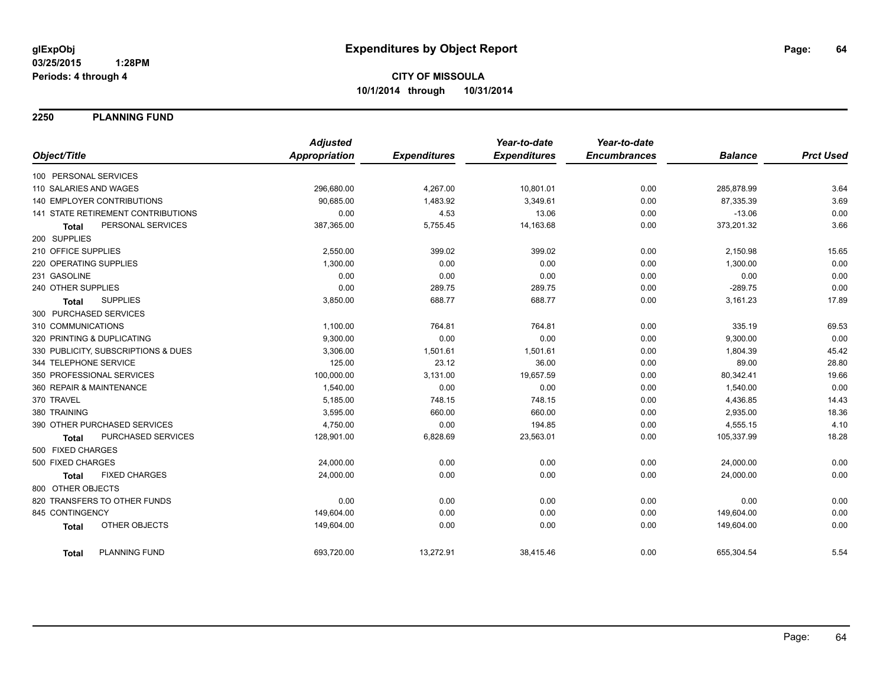# Expenditures by Object Report

glExpObj
03/25/2015 1:28PM
Periods: 4 through 4

**CITY OF MISSOULA**
**10/1/2014 through 10/31/2014**

## 2250 PLANNING FUND

| Object/Title | Adjusted Appropriation | Expenditures | Year-to-date Expenditures | Year-to-date Encumbrances | Balance | Prct Used |
|---|---|---|---|---|---|---|
| 100 PERSONAL SERVICES | | | | | | |
| 110 SALARIES AND WAGES | 296,680.00 | 4,267.00 | 10,801.01 | 0.00 | 285,878.99 | 3.64 |
| 140 EMPLOYER CONTRIBUTIONS | 90,685.00 | 1,483.92 | 3,349.61 | 0.00 | 87,335.39 | 3.69 |
| 141 STATE RETIREMENT CONTRIBUTIONS | 0.00 | 4.53 | 13.06 | 0.00 | -13.06 | 0.00 |
| **Total** PERSONAL SERVICES | 387,365.00 | 5,755.45 | 14,163.68 | 0.00 | 373,201.32 | 3.66 |
| 200 SUPPLIES | | | | | | |
| 210 OFFICE SUPPLIES | 2,550.00 | 399.02 | 399.02 | 0.00 | 2,150.98 | 15.65 |
| 220 OPERATING SUPPLIES | 1,300.00 | 0.00 | 0.00 | 0.00 | 1,300.00 | 0.00 |
| 231 GASOLINE | 0.00 | 0.00 | 0.00 | 0.00 | 0.00 | 0.00 |
| 240 OTHER SUPPLIES | 0.00 | 289.75 | 289.75 | 0.00 | -289.75 | 0.00 |
| **Total** SUPPLIES | 3,850.00 | 688.77 | 688.77 | 0.00 | 3,161.23 | 17.89 |
| 300 PURCHASED SERVICES | | | | | | |
| 310 COMMUNICATIONS | 1,100.00 | 764.81 | 764.81 | 0.00 | 335.19 | 69.53 |
| 320 PRINTING & DUPLICATING | 9,300.00 | 0.00 | 0.00 | 0.00 | 9,300.00 | 0.00 |
| 330 PUBLICITY, SUBSCRIPTIONS & DUES | 3,306.00 | 1,501.61 | 1,501.61 | 0.00 | 1,804.39 | 45.42 |
| 344 TELEPHONE SERVICE | 125.00 | 23.12 | 36.00 | 0.00 | 89.00 | 28.80 |
| 350 PROFESSIONAL SERVICES | 100,000.00 | 3,131.00 | 19,657.59 | 0.00 | 80,342.41 | 19.66 |
| 360 REPAIR & MAINTENANCE | 1,540.00 | 0.00 | 0.00 | 0.00 | 1,540.00 | 0.00 |
| 370 TRAVEL | 5,185.00 | 748.15 | 748.15 | 0.00 | 4,436.85 | 14.43 |
| 380 TRAINING | 3,595.00 | 660.00 | 660.00 | 0.00 | 2,935.00 | 18.36 |
| 390 OTHER PURCHASED SERVICES | 4,750.00 | 0.00 | 194.85 | 0.00 | 4,555.15 | 4.10 |
| **Total** PURCHASED SERVICES | 128,901.00 | 6,828.69 | 23,563.01 | 0.00 | 105,337.99 | 18.28 |
| 500 FIXED CHARGES | | | | | | |
| 500 FIXED CHARGES | 24,000.00 | 0.00 | 0.00 | 0.00 | 24,000.00 | 0.00 |
| **Total** FIXED CHARGES | 24,000.00 | 0.00 | 0.00 | 0.00 | 24,000.00 | 0.00 |
| 800 OTHER OBJECTS | | | | | | |
| 820 TRANSFERS TO OTHER FUNDS | 0.00 | 0.00 | 0.00 | 0.00 | 0.00 | 0.00 |
| 845 CONTINGENCY | 149,604.00 | 0.00 | 0.00 | 0.00 | 149,604.00 | 0.00 |
| **Total** OTHER OBJECTS | 149,604.00 | 0.00 | 0.00 | 0.00 | 149,604.00 | 0.00 |
| **Total** PLANNING FUND | 693,720.00 | 13,272.91 | 38,415.46 | 0.00 | 655,304.54 | 5.54 |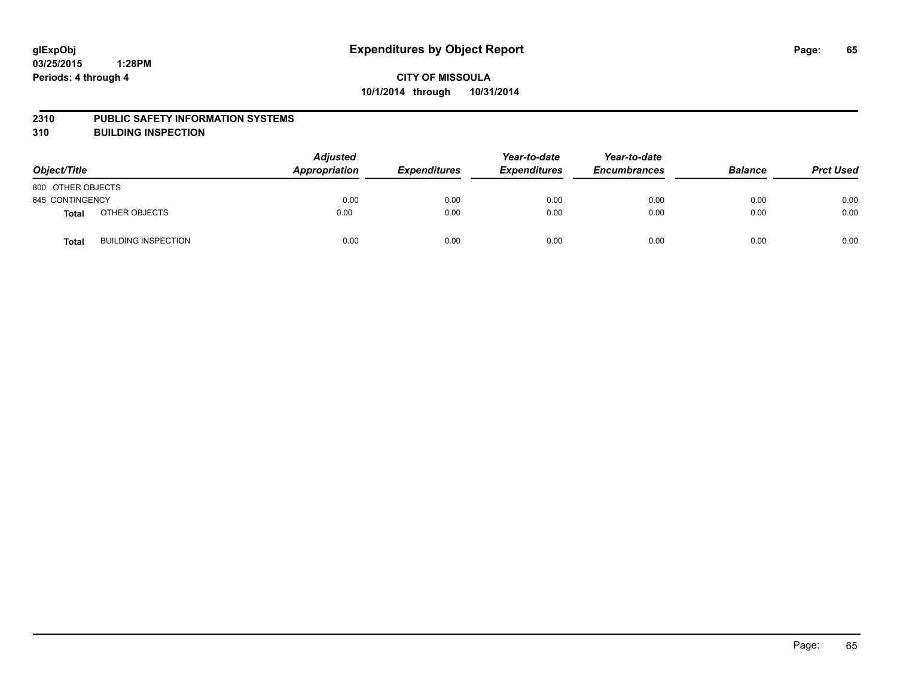glExpObj
03/25/2015 1:28PM
Periods: 4 through 4

# Expenditures by Object Report

**CITY OF MISSOULA**
**10/1/2014 through 10/31/2014**

**2310 PUBLIC SAFETY INFORMATION SYSTEMS**
**310 BUILDING INSPECTION**

| Object/Title | | *Adjusted Appropriation* | *Expenditures* | *Year-to-date Expenditures* | *Year-to-date Encumbrances* | *Balance* | *Prct Used* |
|---|---|---|---|---|---|---|---|
| 800 OTHER OBJECTS | | | | | | | |
| 845 CONTINGENCY | | 0.00 | 0.00 | 0.00 | 0.00 | 0.00 | 0.00 |
| **Total** | OTHER OBJECTS | 0.00 | 0.00 | 0.00 | 0.00 | 0.00 | 0.00 |
| **Total** | BUILDING INSPECTION | 0.00 | 0.00 | 0.00 | 0.00 | 0.00 | 0.00 |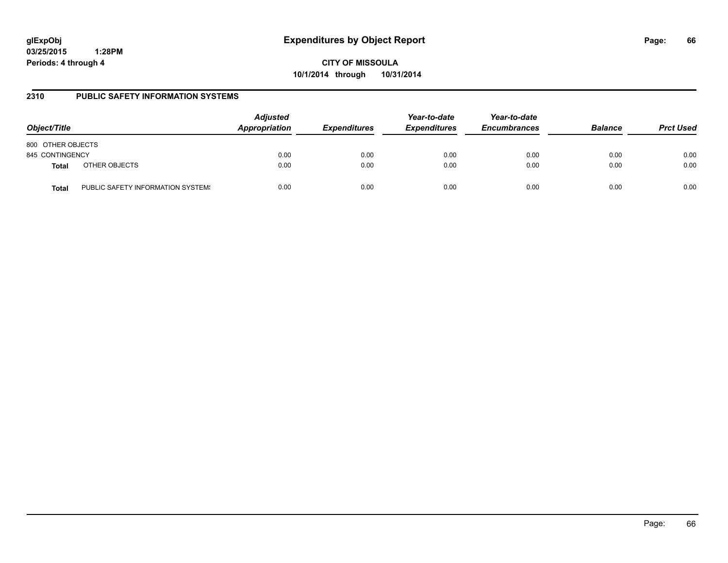# Expenditures by Object Report

glExpObj
03/25/2015 1:28PM
Periods: 4 through 4

**CITY OF MISSOULA**
**10/1/2014 through 10/31/2014**

## 2310 PUBLIC SAFETY INFORMATION SYSTEMS

| Object/Title | | *Adjusted Appropriation* | *Expenditures* | *Year-to-date Expenditures* | *Year-to-date Encumbrances* | *Balance* | *Prct Used* |
|---|---|---|---|---|---|---|---|
| 800 OTHER OBJECTS | | | | | | | |
| 845 CONTINGENCY | | 0.00 | 0.00 | 0.00 | 0.00 | 0.00 | 0.00 |
| **Total** | OTHER OBJECTS | 0.00 | 0.00 | 0.00 | 0.00 | 0.00 | 0.00 |
| **Total** | PUBLIC SAFETY INFORMATION SYSTEMS | 0.00 | 0.00 | 0.00 | 0.00 | 0.00 | 0.00 |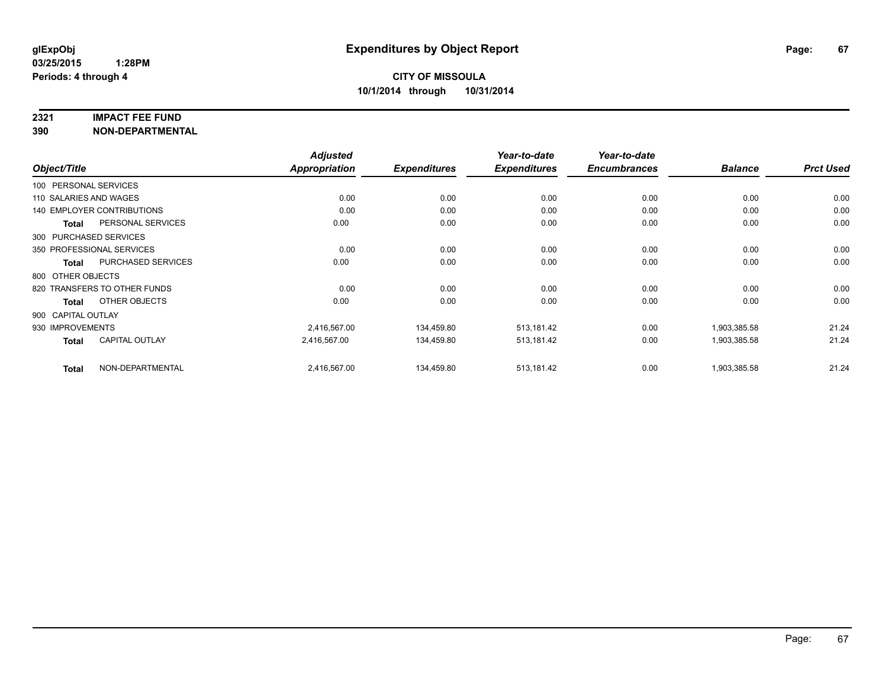**glExpObj**
**03/25/2015 1:28PM**
**Periods: 4 through 4**

# Expenditures by Object Report

**CITY OF MISSOULA**
**10/1/2014 through 10/31/2014**

## 2321 IMPACT FEE FUND
## 390 NON-DEPARTMENTAL

| Object/Title | | Adjusted Appropriation | Expenditures | Year-to-date Expenditures | Year-to-date Encumbrances | Balance | Prct Used |
|---|---|---|---|---|---|---|---|
| 100 PERSONAL SERVICES | | | | | | | |
| 110 SALARIES AND WAGES | | 0.00 | 0.00 | 0.00 | 0.00 | 0.00 | 0.00 |
| 140 EMPLOYER CONTRIBUTIONS | | 0.00 | 0.00 | 0.00 | 0.00 | 0.00 | 0.00 |
| **Total** | PERSONAL SERVICES | 0.00 | 0.00 | 0.00 | 0.00 | 0.00 | 0.00 |
| 300 PURCHASED SERVICES | | | | | | | |
| 350 PROFESSIONAL SERVICES | | 0.00 | 0.00 | 0.00 | 0.00 | 0.00 | 0.00 |
| **Total** | PURCHASED SERVICES | 0.00 | 0.00 | 0.00 | 0.00 | 0.00 | 0.00 |
| 800 OTHER OBJECTS | | | | | | | |
| 820 TRANSFERS TO OTHER FUNDS | | 0.00 | 0.00 | 0.00 | 0.00 | 0.00 | 0.00 |
| **Total** | OTHER OBJECTS | 0.00 | 0.00 | 0.00 | 0.00 | 0.00 | 0.00 |
| 900 CAPITAL OUTLAY | | | | | | | |
| 930 IMPROVEMENTS | | 2,416,567.00 | 134,459.80 | 513,181.42 | 0.00 | 1,903,385.58 | 21.24 |
| **Total** | CAPITAL OUTLAY | 2,416,567.00 | 134,459.80 | 513,181.42 | 0.00 | 1,903,385.58 | 21.24 |
| **Total** | NON-DEPARTMENTAL | 2,416,567.00 | 134,459.80 | 513,181.42 | 0.00 | 1,903,385.58 | 21.24 |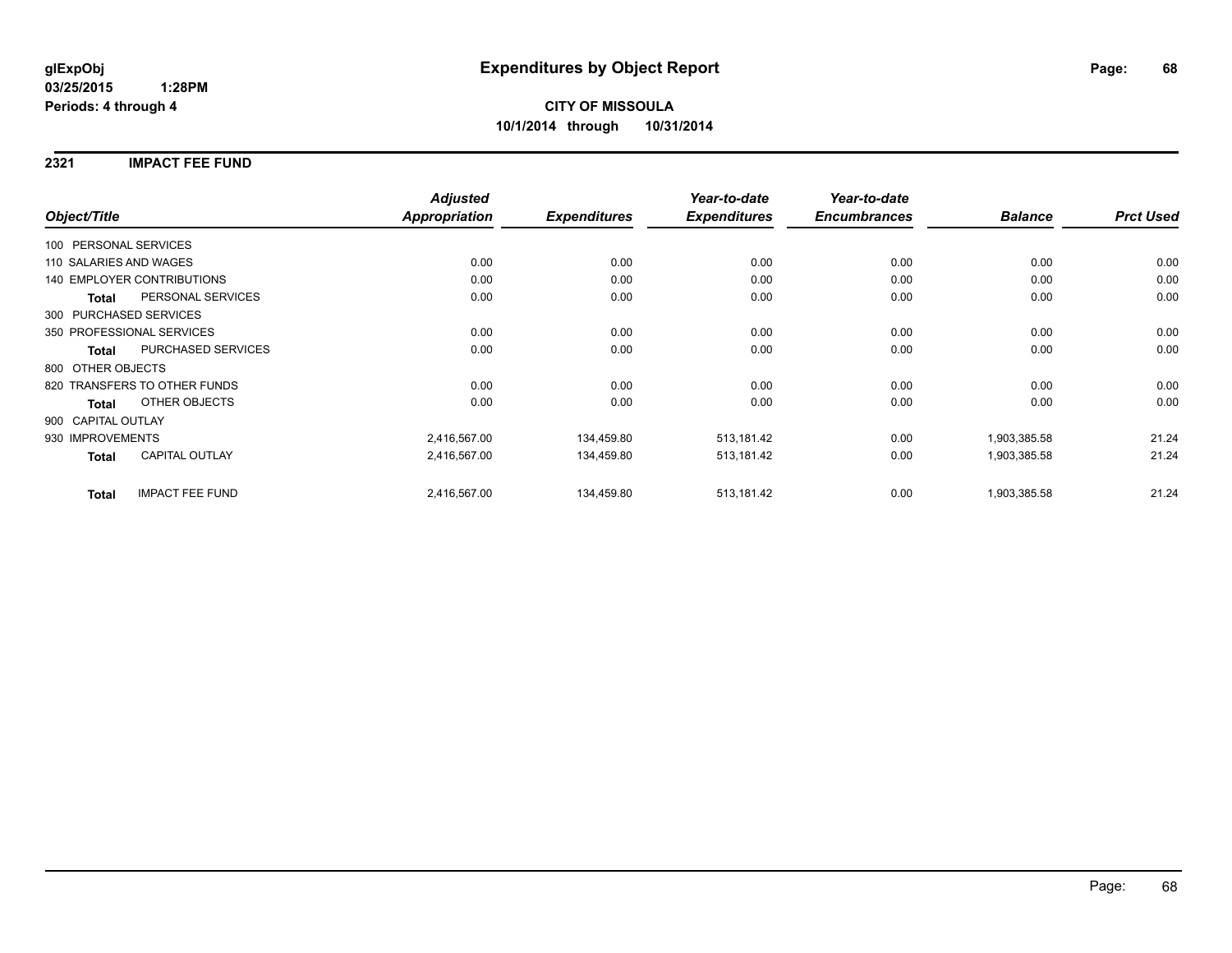**glExpObj**
**03/25/2015 1:28PM**
**Periods: 4 through 4**

# Expenditures by Object Report

**CITY OF MISSOULA**
**10/1/2014 through 10/31/2014**

## 2321 IMPACT FEE FUND

| Object/Title | Adjusted Appropriation | Expenditures | Year-to-date Expenditures | Year-to-date Encumbrances | Balance | Prct Used |
|---|---|---|---|---|---|---|
| 100 PERSONAL SERVICES | | | | | | |
| 110 SALARIES AND WAGES | 0.00 | 0.00 | 0.00 | 0.00 | 0.00 | 0.00 |
| 140 EMPLOYER CONTRIBUTIONS | 0.00 | 0.00 | 0.00 | 0.00 | 0.00 | 0.00 |
| **Total** PERSONAL SERVICES | 0.00 | 0.00 | 0.00 | 0.00 | 0.00 | 0.00 |
| 300 PURCHASED SERVICES | | | | | | |
| 350 PROFESSIONAL SERVICES | 0.00 | 0.00 | 0.00 | 0.00 | 0.00 | 0.00 |
| **Total** PURCHASED SERVICES | 0.00 | 0.00 | 0.00 | 0.00 | 0.00 | 0.00 |
| 800 OTHER OBJECTS | | | | | | |
| 820 TRANSFERS TO OTHER FUNDS | 0.00 | 0.00 | 0.00 | 0.00 | 0.00 | 0.00 |
| **Total** OTHER OBJECTS | 0.00 | 0.00 | 0.00 | 0.00 | 0.00 | 0.00 |
| 900 CAPITAL OUTLAY | | | | | | |
| 930 IMPROVEMENTS | 2,416,567.00 | 134,459.80 | 513,181.42 | 0.00 | 1,903,385.58 | 21.24 |
| **Total** CAPITAL OUTLAY | 2,416,567.00 | 134,459.80 | 513,181.42 | 0.00 | 1,903,385.58 | 21.24 |
| **Total** IMPACT FEE FUND | 2,416,567.00 | 134,459.80 | 513,181.42 | 0.00 | 1,903,385.58 | 21.24 |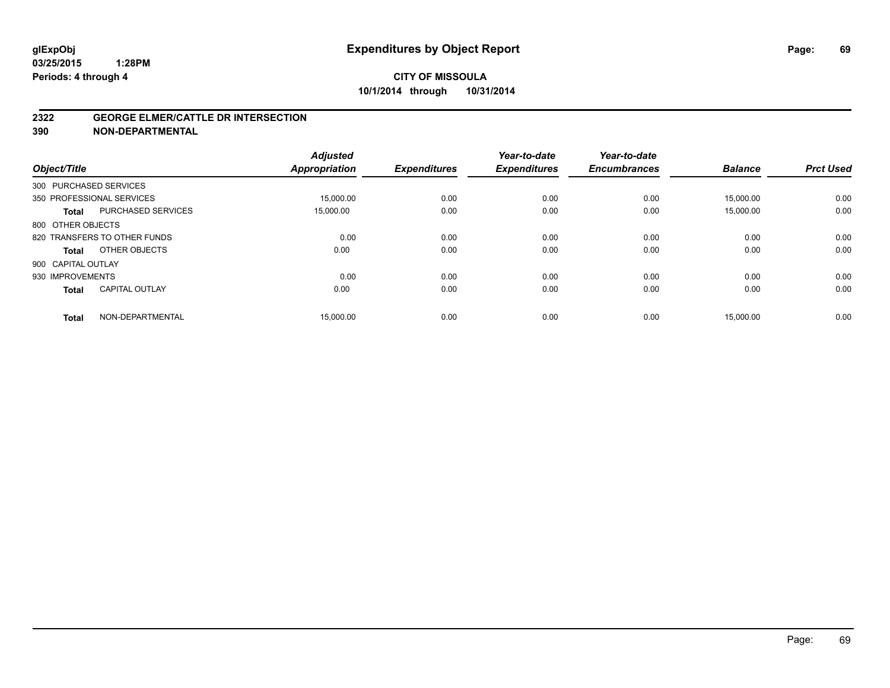**glExpObj** **Expenditures by Object Report**
**03/25/2015 1:28PM**
**Periods: 4 through 4**

**CITY OF MISSOULA**
**10/1/2014 through 10/31/2014**

## 2322 GEORGE ELMER/CATTLE DR INTERSECTION
## 390 NON-DEPARTMENTAL

| Object/Title | | Adjusted Appropriation | Expenditures | Year-to-date Expenditures | Year-to-date Encumbrances | Balance | Prct Used |
|---|---|---|---|---|---|---|---|
| 300 PURCHASED SERVICES | | | | | | | |
| 350 PROFESSIONAL SERVICES | | 15,000.00 | 0.00 | 0.00 | 0.00 | 15,000.00 | 0.00 |
| **Total** | PURCHASED SERVICES | 15,000.00 | 0.00 | 0.00 | 0.00 | 15,000.00 | 0.00 |
| 800 OTHER OBJECTS | | | | | | | |
| 820 TRANSFERS TO OTHER FUNDS | | 0.00 | 0.00 | 0.00 | 0.00 | 0.00 | 0.00 |
| **Total** | OTHER OBJECTS | 0.00 | 0.00 | 0.00 | 0.00 | 0.00 | 0.00 |
| 900 CAPITAL OUTLAY | | | | | | | |
| 930 IMPROVEMENTS | | 0.00 | 0.00 | 0.00 | 0.00 | 0.00 | 0.00 |
| **Total** | CAPITAL OUTLAY | 0.00 | 0.00 | 0.00 | 0.00 | 0.00 | 0.00 |
| **Total** | NON-DEPARTMENTAL | 15,000.00 | 0.00 | 0.00 | 0.00 | 15,000.00 | 0.00 |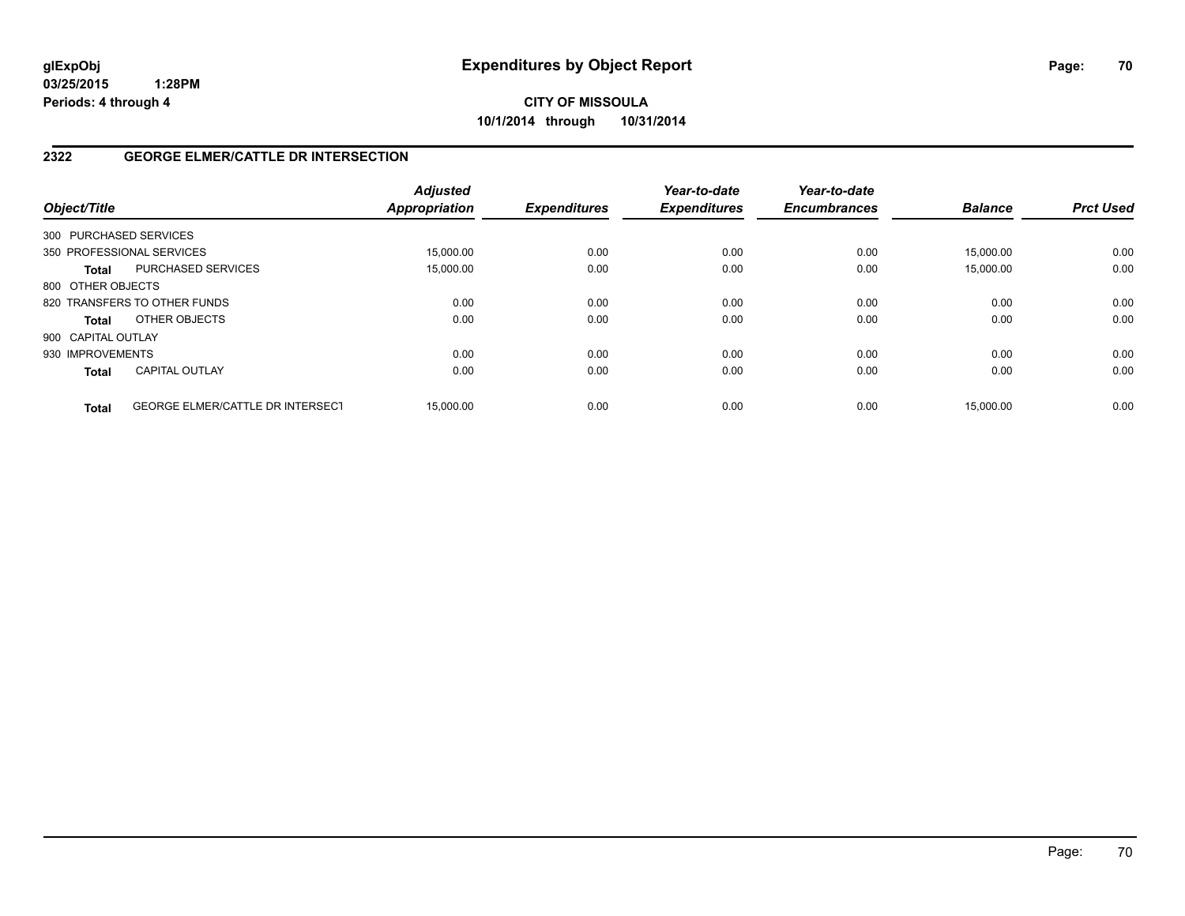**glExpObj**
**03/25/2015 1:28PM**
**Periods: 4 through 4**

# Expenditures by Object Report

**CITY OF MISSOULA**
**10/1/2014 through 10/31/2014**

## 2322 GEORGE ELMER/CATTLE DR INTERSECTION

| Object/Title | | Adjusted Appropriation | Expenditures | Year-to-date Expenditures | Year-to-date Encumbrances | Balance | Prct Used |
|---|---|---|---|---|---|---|---|
| 300 PURCHASED SERVICES | | | | | | | |
| 350 PROFESSIONAL SERVICES | | 15,000.00 | 0.00 | 0.00 | 0.00 | 15,000.00 | 0.00 |
| **Total** | PURCHASED SERVICES | 15,000.00 | 0.00 | 0.00 | 0.00 | 15,000.00 | 0.00 |
| 800 OTHER OBJECTS | | | | | | | |
| 820 TRANSFERS TO OTHER FUNDS | | 0.00 | 0.00 | 0.00 | 0.00 | 0.00 | 0.00 |
| **Total** | OTHER OBJECTS | 0.00 | 0.00 | 0.00 | 0.00 | 0.00 | 0.00 |
| 900 CAPITAL OUTLAY | | | | | | | |
| 930 IMPROVEMENTS | | 0.00 | 0.00 | 0.00 | 0.00 | 0.00 | 0.00 |
| **Total** | CAPITAL OUTLAY | 0.00 | 0.00 | 0.00 | 0.00 | 0.00 | 0.00 |
| **Total** | GEORGE ELMER/CATTLE DR INTERSECT | 15,000.00 | 0.00 | 0.00 | 0.00 | 15,000.00 | 0.00 |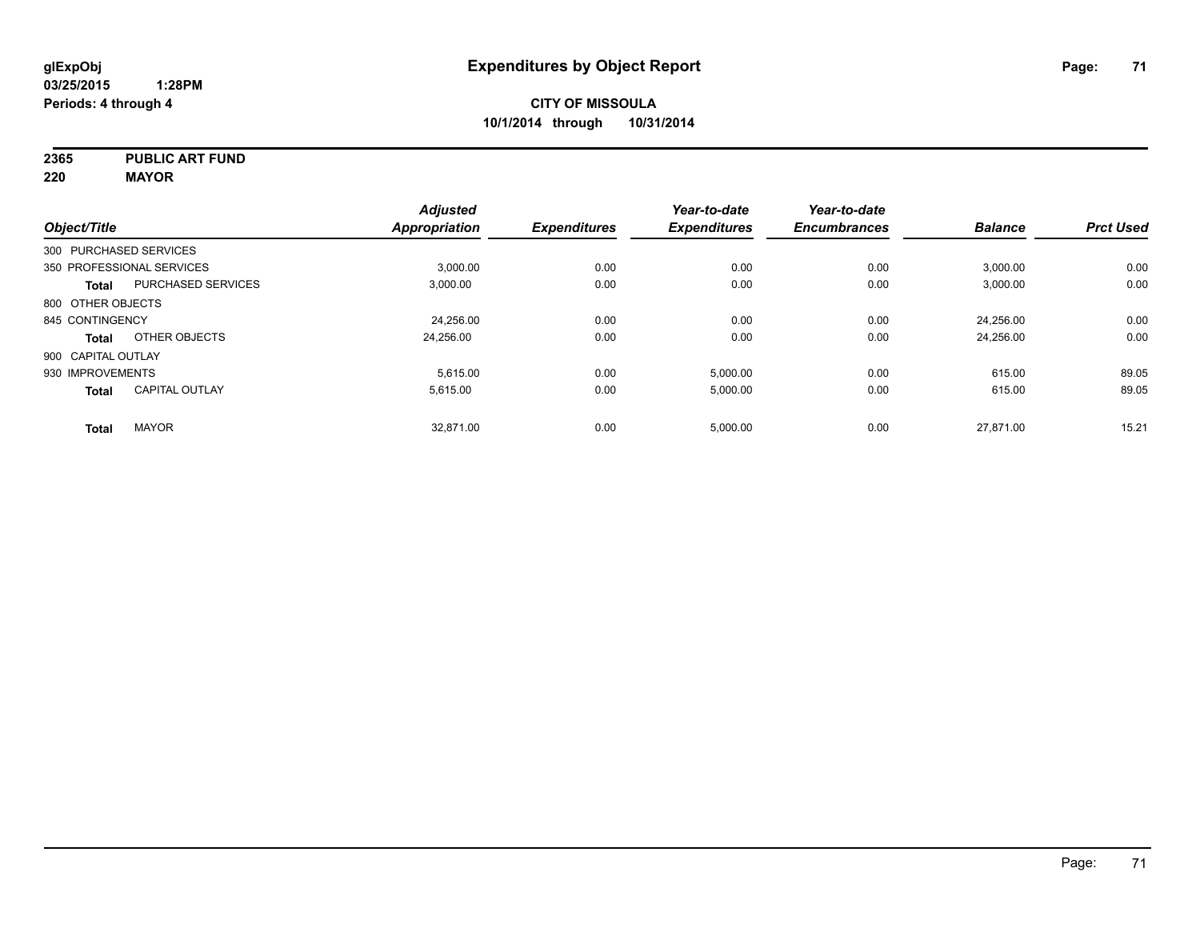**glExpObj**
**03/25/2015 1:28PM**
**Periods: 4 through 4**

# Expenditures by Object Report

**CITY OF MISSOULA**
**10/1/2014 through 10/31/2014**

**2365 PUBLIC ART FUND**
**220 MAYOR**

| Object/Title | | Adjusted Appropriation | Expenditures | Year-to-date Expenditures | Year-to-date Encumbrances | Balance | Prct Used |
|---|---|---|---|---|---|---|---|
| 300 PURCHASED SERVICES | | | | | | | |
| 350 PROFESSIONAL SERVICES | | 3,000.00 | 0.00 | 0.00 | 0.00 | 3,000.00 | 0.00 |
| **Total** | PURCHASED SERVICES | 3,000.00 | 0.00 | 0.00 | 0.00 | 3,000.00 | 0.00 |
| 800 OTHER OBJECTS | | | | | | | |
| 845 CONTINGENCY | | 24,256.00 | 0.00 | 0.00 | 0.00 | 24,256.00 | 0.00 |
| **Total** | OTHER OBJECTS | 24,256.00 | 0.00 | 0.00 | 0.00 | 24,256.00 | 0.00 |
| 900 CAPITAL OUTLAY | | | | | | | |
| 930 IMPROVEMENTS | | 5,615.00 | 0.00 | 5,000.00 | 0.00 | 615.00 | 89.05 |
| **Total** | CAPITAL OUTLAY | 5,615.00 | 0.00 | 5,000.00 | 0.00 | 615.00 | 89.05 |
| **Total** | MAYOR | 32,871.00 | 0.00 | 5,000.00 | 0.00 | 27,871.00 | 15.21 |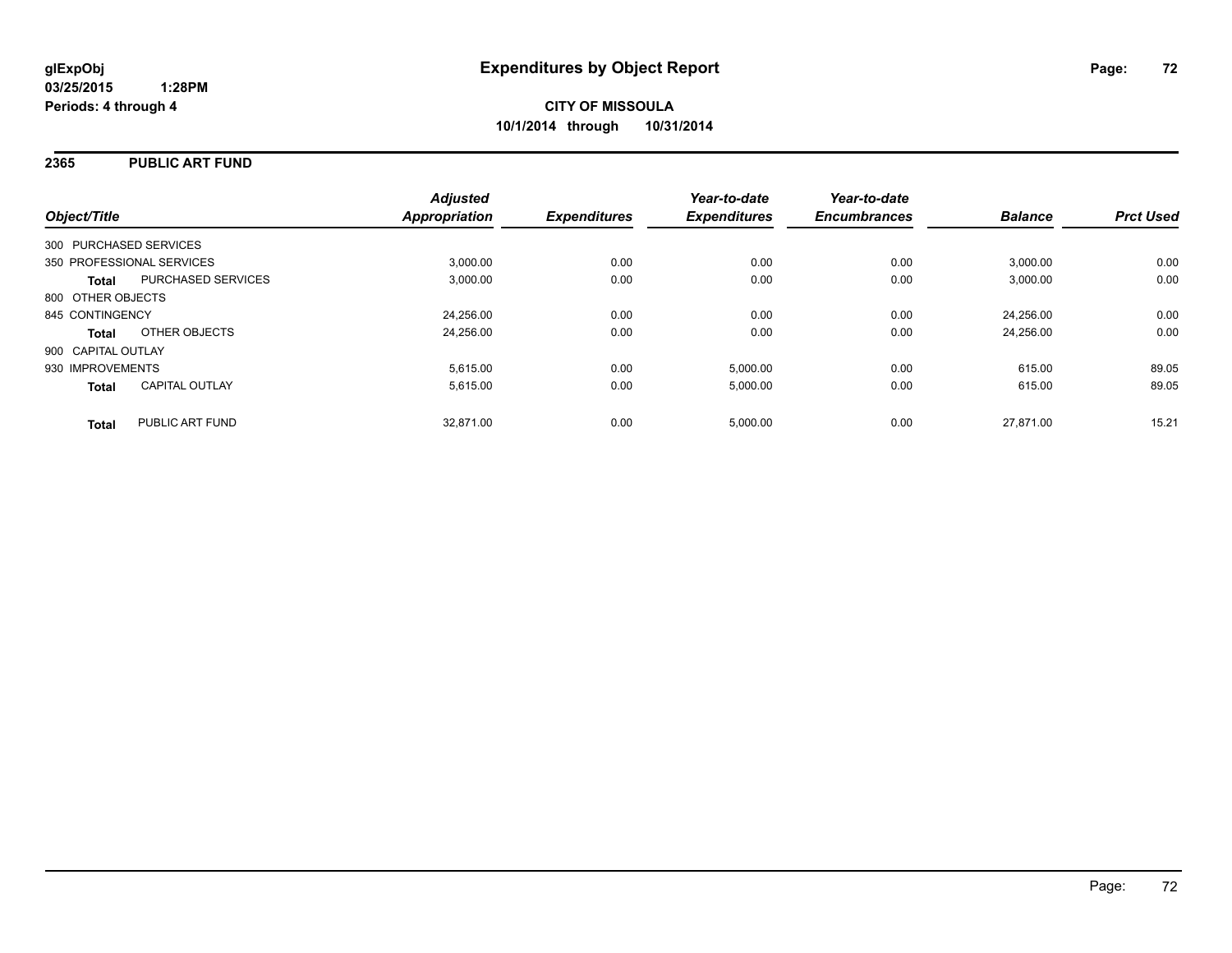**glExpObj**
**03/25/2015 1:28PM**
**Periods: 4 through 4**

# Expenditures by Object Report

**CITY OF MISSOULA**
**10/1/2014 through 10/31/2014**

## 2365 PUBLIC ART FUND

| Object/Title | Adjusted Appropriation | Expenditures | Year-to-date Expenditures | Year-to-date Encumbrances | Balance | Prct Used |
|---|---|---|---|---|---|---|
| 300 PURCHASED SERVICES | | | | | | |
| 350 PROFESSIONAL SERVICES | 3,000.00 | 0.00 | 0.00 | 0.00 | 3,000.00 | 0.00 |
| **Total** PURCHASED SERVICES | 3,000.00 | 0.00 | 0.00 | 0.00 | 3,000.00 | 0.00 |
| 800 OTHER OBJECTS | | | | | | |
| 845 CONTINGENCY | 24,256.00 | 0.00 | 0.00 | 0.00 | 24,256.00 | 0.00 |
| **Total** OTHER OBJECTS | 24,256.00 | 0.00 | 0.00 | 0.00 | 24,256.00 | 0.00 |
| 900 CAPITAL OUTLAY | | | | | | |
| 930 IMPROVEMENTS | 5,615.00 | 0.00 | 5,000.00 | 0.00 | 615.00 | 89.05 |
| **Total** CAPITAL OUTLAY | 5,615.00 | 0.00 | 5,000.00 | 0.00 | 615.00 | 89.05 |
| **Total** PUBLIC ART FUND | 32,871.00 | 0.00 | 5,000.00 | 0.00 | 27,871.00 | 15.21 |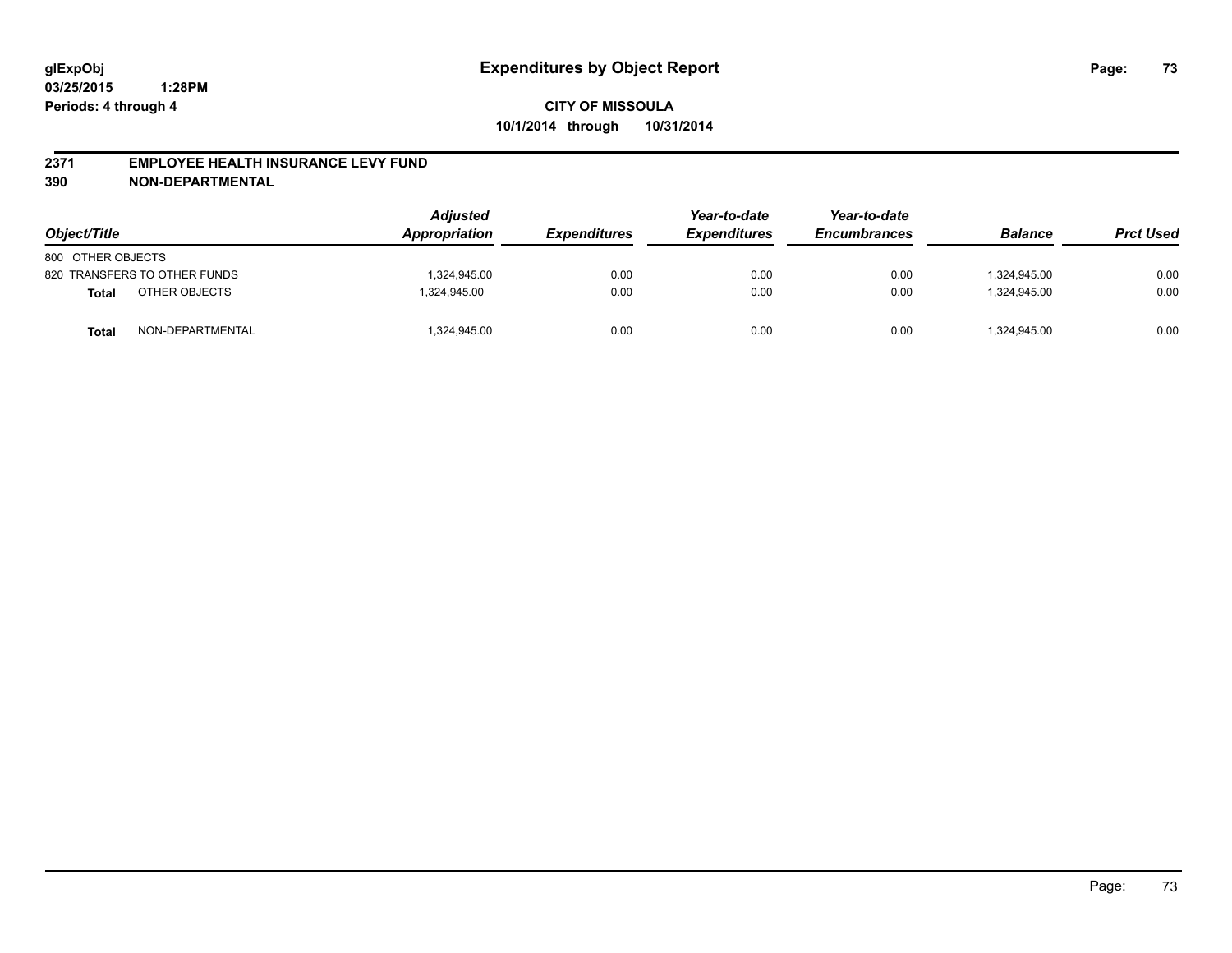**glExpObj**
**03/25/2015 1:28PM**
**Periods: 4 through 4**

# Expenditures by Object Report

**CITY OF MISSOULA**
**10/1/2014 through 10/31/2014**

**2371 EMPLOYEE HEALTH INSURANCE LEVY FUND**
**390 NON-DEPARTMENTAL**

| Object/Title | | Adjusted Appropriation | Expenditures | Year-to-date Expenditures | Year-to-date Encumbrances | Balance | Prct Used |
|---|---|---|---|---|---|---|---|
| 800 OTHER OBJECTS | | | | | | | |
| 820 TRANSFERS TO OTHER FUNDS | | 1,324,945.00 | 0.00 | 0.00 | 0.00 | 1,324,945.00 | 0.00 |
| **Total** | OTHER OBJECTS | 1,324,945.00 | 0.00 | 0.00 | 0.00 | 1,324,945.00 | 0.00 |
| **Total** | NON-DEPARTMENTAL | 1,324,945.00 | 0.00 | 0.00 | 0.00 | 1,324,945.00 | 0.00 |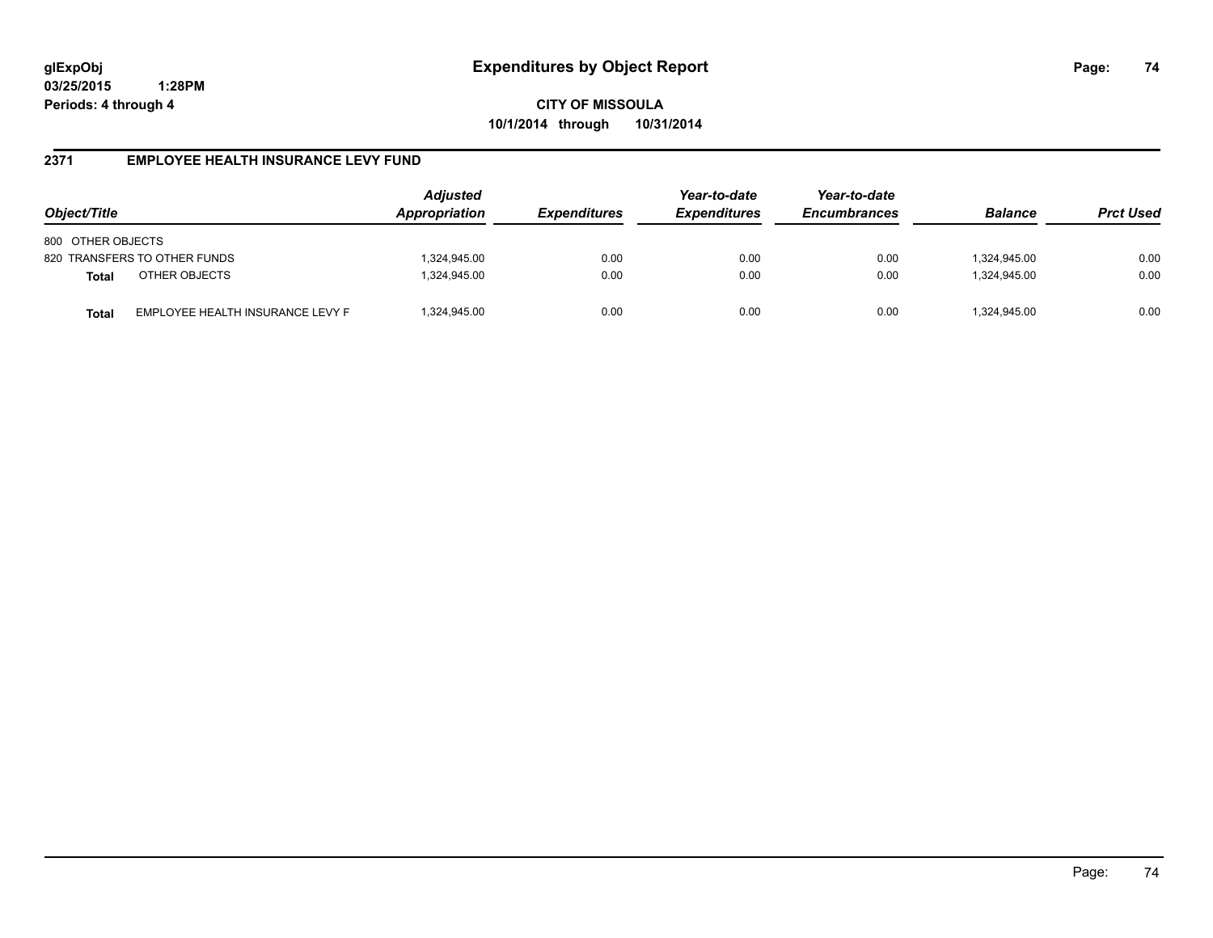glExpObj
03/25/2015 1:28PM
Periods: 4 through 4

# Expenditures by Object Report

**CITY OF MISSOULA**
**10/1/2014 through 10/31/2014**

## 2371 EMPLOYEE HEALTH INSURANCE LEVY FUND

| Object/Title | | Adjusted Appropriation | Expenditures | Year-to-date Expenditures | Year-to-date Encumbrances | Balance | Prct Used |
|---|---|---|---|---|---|---|---|
| 800 OTHER OBJECTS | | | | | | | |
| 820 TRANSFERS TO OTHER FUNDS | | 1,324,945.00 | 0.00 | 0.00 | 0.00 | 1,324,945.00 | 0.00 |
| **Total** | OTHER OBJECTS | 1,324,945.00 | 0.00 | 0.00 | 0.00 | 1,324,945.00 | 0.00 |
| **Total** | EMPLOYEE HEALTH INSURANCE LEVY F | 1,324,945.00 | 0.00 | 0.00 | 0.00 | 1,324,945.00 | 0.00 |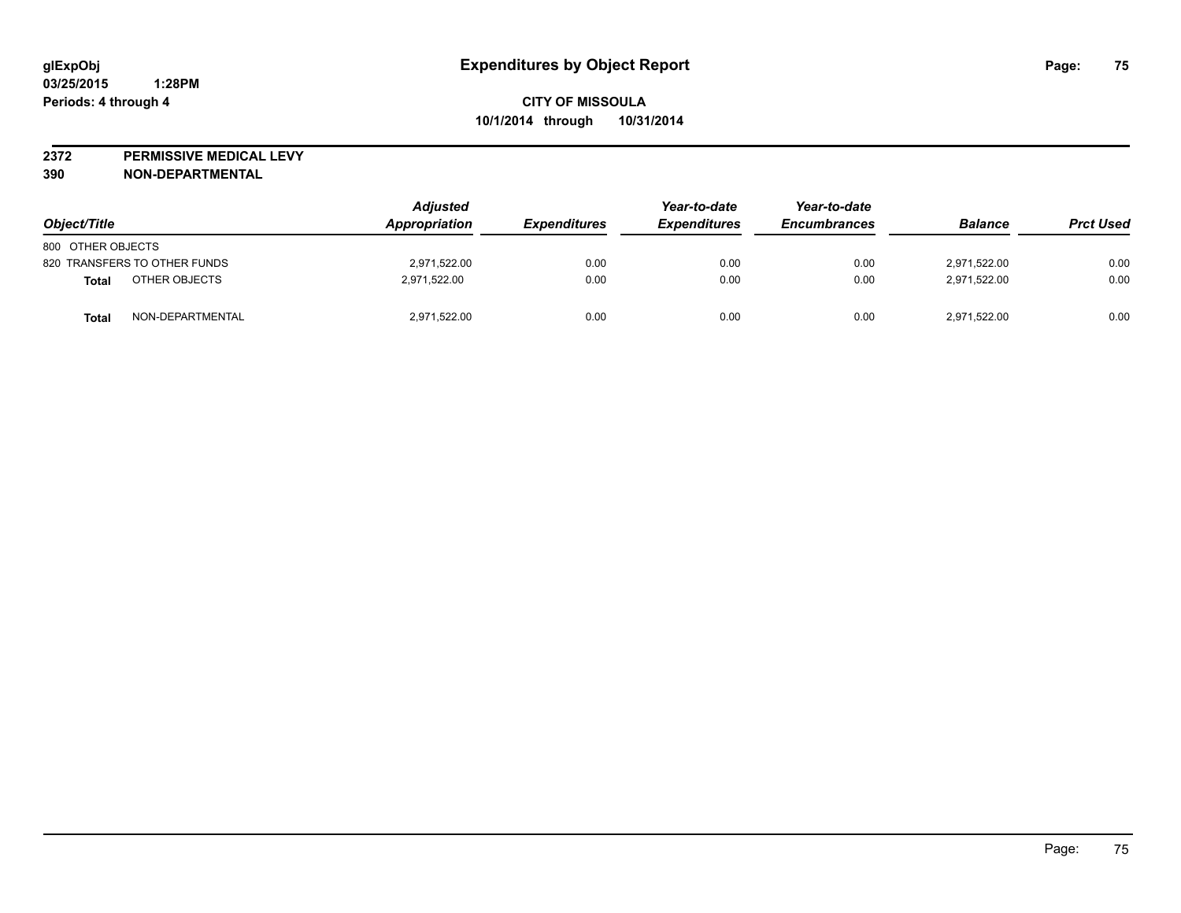glExpObj
03/25/2015 1:28PM
Periods: 4 through 4

# Expenditures by Object Report

**CITY OF MISSOULA**
**10/1/2014 through 10/31/2014**

**2372 PERMISSIVE MEDICAL LEVY**
**390 NON-DEPARTMENTAL**

| Object/Title | | Adjusted Appropriation | Expenditures | Year-to-date Expenditures | Year-to-date Encumbrances | Balance | Prct Used |
|---|---|---|---|---|---|---|---|
| 800 OTHER OBJECTS | | | | | | | |
| 820 TRANSFERS TO OTHER FUNDS | | 2,971,522.00 | 0.00 | 0.00 | 0.00 | 2,971,522.00 | 0.00 |
| **Total** | OTHER OBJECTS | 2,971,522.00 | 0.00 | 0.00 | 0.00 | 2,971,522.00 | 0.00 |
| **Total** | NON-DEPARTMENTAL | 2,971,522.00 | 0.00 | 0.00 | 0.00 | 2,971,522.00 | 0.00 |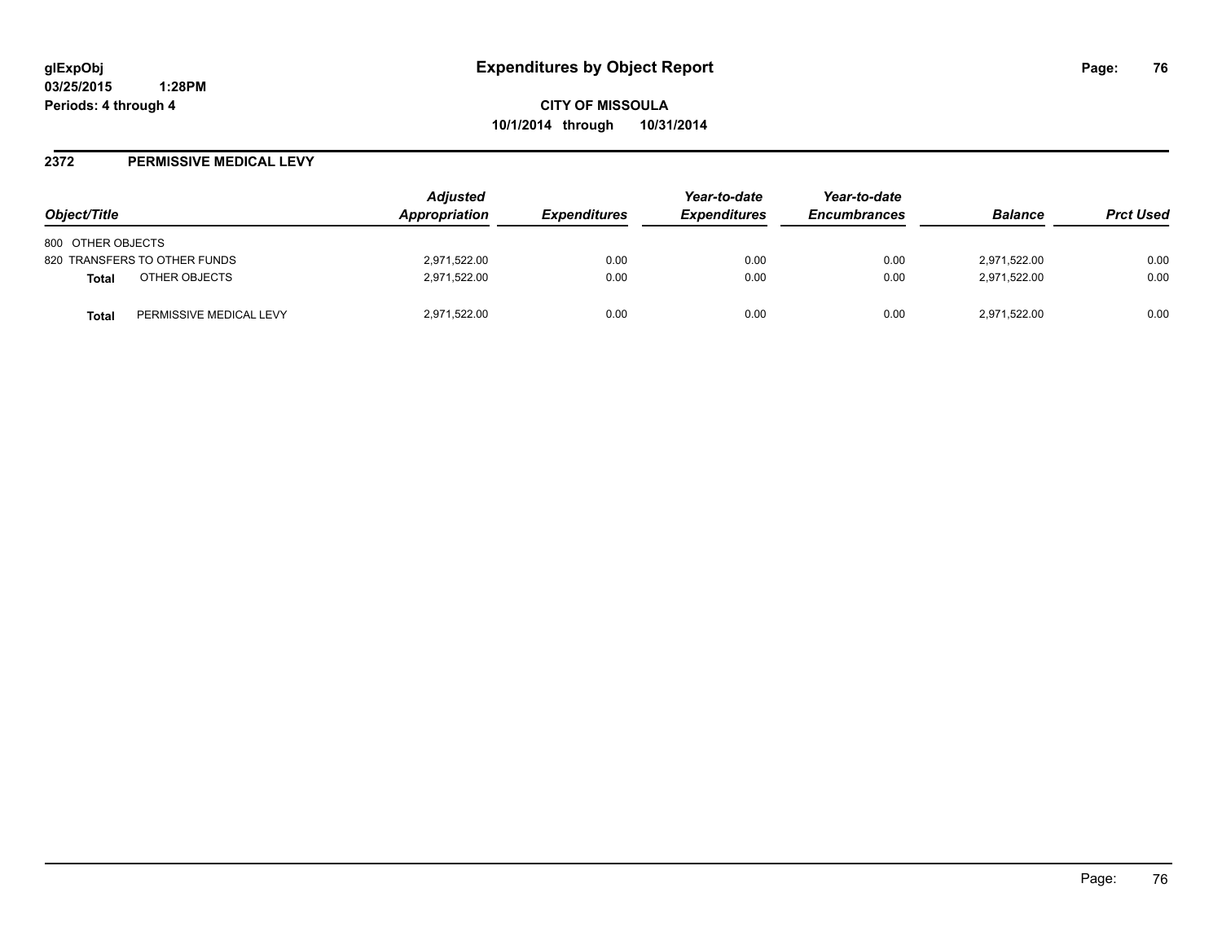**glExpObj**
**03/25/2015 1:28PM**
**Periods: 4 through 4**

# Expenditures by Object Report

**CITY OF MISSOULA**
**10/1/2014 through 10/31/2014**

## 2372 PERMISSIVE MEDICAL LEVY

| Object/Title | Adjusted Appropriation | Expenditures | Year-to-date Expenditures | Year-to-date Encumbrances | Balance | Prct Used |
|---|---|---|---|---|---|---|
| 800 OTHER OBJECTS | | | | | | |
| 820 TRANSFERS TO OTHER FUNDS | 2,971,522.00 | 0.00 | 0.00 | 0.00 | 2,971,522.00 | 0.00 |
| **Total** OTHER OBJECTS | 2,971,522.00 | 0.00 | 0.00 | 0.00 | 2,971,522.00 | 0.00 |
| **Total** PERMISSIVE MEDICAL LEVY | 2,971,522.00 | 0.00 | 0.00 | 0.00 | 2,971,522.00 | 0.00 |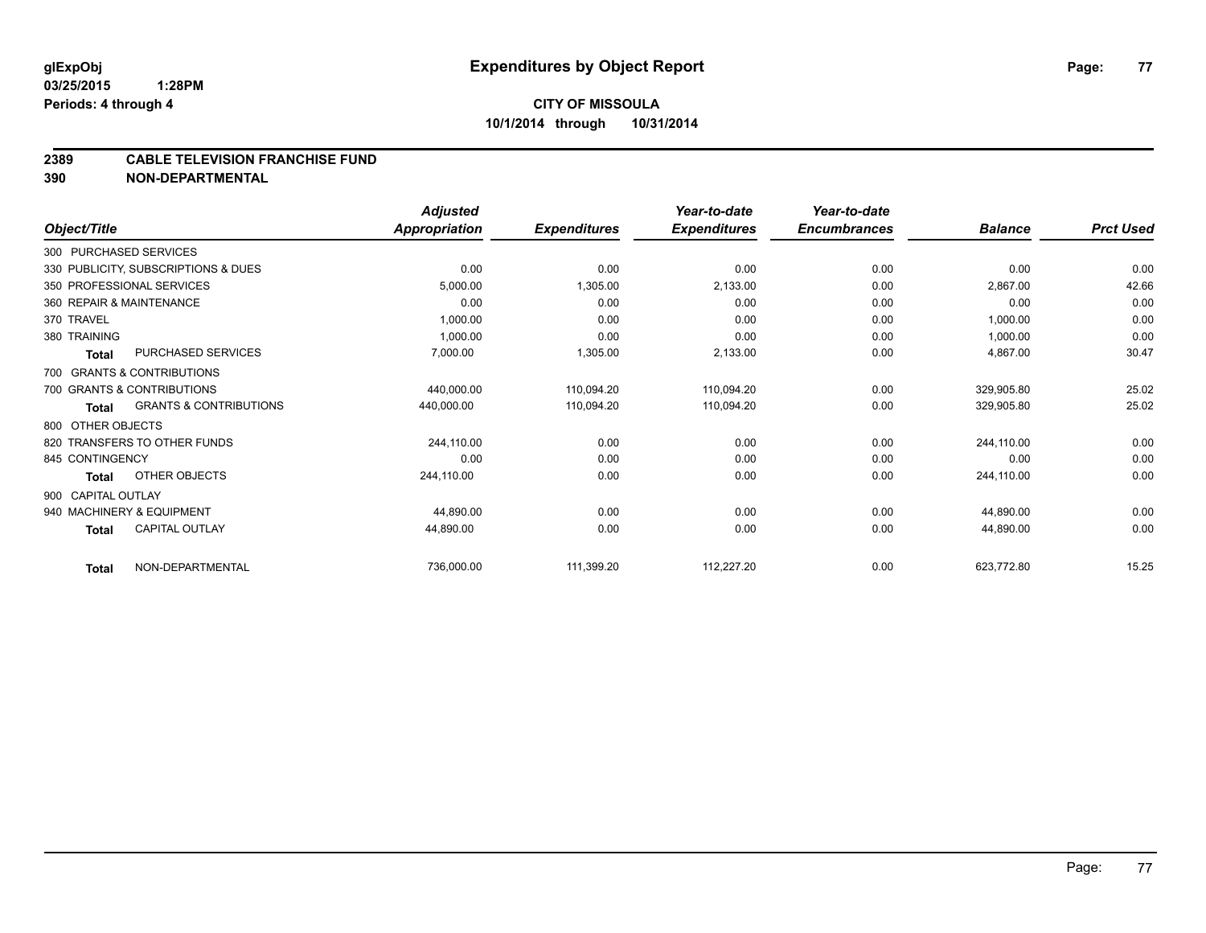# Expenditures by Object Report

glExpObj
03/25/2015 1:28PM
Periods: 4 through 4

**CITY OF MISSOULA**
**10/1/2014 through 10/31/2014**

## 2389 CABLE TELEVISION FRANCHISE FUND
## 390 NON-DEPARTMENTAL

| Object/Title | Adjusted Appropriation | Expenditures | Year-to-date Expenditures | Year-to-date Encumbrances | Balance | Prct Used |
|---|---|---|---|---|---|---|
| 300 PURCHASED SERVICES | | | | | | |
| 330 PUBLICITY, SUBSCRIPTIONS & DUES | 0.00 | 0.00 | 0.00 | 0.00 | 0.00 | 0.00 |
| 350 PROFESSIONAL SERVICES | 5,000.00 | 1,305.00 | 2,133.00 | 0.00 | 2,867.00 | 42.66 |
| 360 REPAIR & MAINTENANCE | 0.00 | 0.00 | 0.00 | 0.00 | 0.00 | 0.00 |
| 370 TRAVEL | 1,000.00 | 0.00 | 0.00 | 0.00 | 1,000.00 | 0.00 |
| 380 TRAINING | 1,000.00 | 0.00 | 0.00 | 0.00 | 1,000.00 | 0.00 |
| **Total** PURCHASED SERVICES | 7,000.00 | 1,305.00 | 2,133.00 | 0.00 | 4,867.00 | 30.47 |
| 700 GRANTS & CONTRIBUTIONS | | | | | | |
| 700 GRANTS & CONTRIBUTIONS | 440,000.00 | 110,094.20 | 110,094.20 | 0.00 | 329,905.80 | 25.02 |
| **Total** GRANTS & CONTRIBUTIONS | 440,000.00 | 110,094.20 | 110,094.20 | 0.00 | 329,905.80 | 25.02 |
| 800 OTHER OBJECTS | | | | | | |
| 820 TRANSFERS TO OTHER FUNDS | 244,110.00 | 0.00 | 0.00 | 0.00 | 244,110.00 | 0.00 |
| 845 CONTINGENCY | 0.00 | 0.00 | 0.00 | 0.00 | 0.00 | 0.00 |
| **Total** OTHER OBJECTS | 244,110.00 | 0.00 | 0.00 | 0.00 | 244,110.00 | 0.00 |
| 900 CAPITAL OUTLAY | | | | | | |
| 940 MACHINERY & EQUIPMENT | 44,890.00 | 0.00 | 0.00 | 0.00 | 44,890.00 | 0.00 |
| **Total** CAPITAL OUTLAY | 44,890.00 | 0.00 | 0.00 | 0.00 | 44,890.00 | 0.00 |
| **Total** NON-DEPARTMENTAL | 736,000.00 | 111,399.20 | 112,227.20 | 0.00 | 623,772.80 | 15.25 |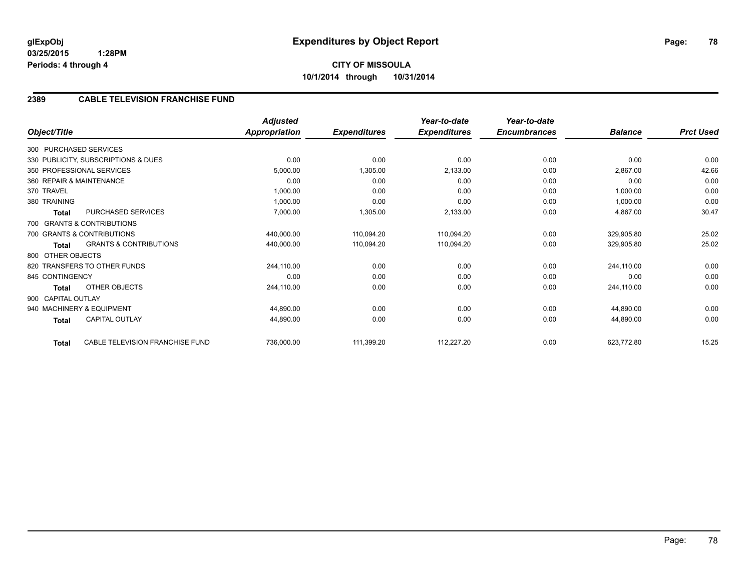glExpObj
03/25/2015 1:28PM
Periods: 4 through 4

# Expenditures by Object Report

**CITY OF MISSOULA**
**10/1/2014 through 10/31/2014**

## 2389 CABLE TELEVISION FRANCHISE FUND

| Object/Title | Adjusted Appropriation | Expenditures | Year-to-date Expenditures | Year-to-date Encumbrances | Balance | Prct Used |
|---|---|---|---|---|---|---|
| 300 PURCHASED SERVICES | | | | | | |
| 330 PUBLICITY, SUBSCRIPTIONS & DUES | 0.00 | 0.00 | 0.00 | 0.00 | 0.00 | 0.00 |
| 350 PROFESSIONAL SERVICES | 5,000.00 | 1,305.00 | 2,133.00 | 0.00 | 2,867.00 | 42.66 |
| 360 REPAIR & MAINTENANCE | 0.00 | 0.00 | 0.00 | 0.00 | 0.00 | 0.00 |
| 370 TRAVEL | 1,000.00 | 0.00 | 0.00 | 0.00 | 1,000.00 | 0.00 |
| 380 TRAINING | 1,000.00 | 0.00 | 0.00 | 0.00 | 1,000.00 | 0.00 |
| **Total** PURCHASED SERVICES | 7,000.00 | 1,305.00 | 2,133.00 | 0.00 | 4,867.00 | 30.47 |
| 700 GRANTS & CONTRIBUTIONS | | | | | | |
| 700 GRANTS & CONTRIBUTIONS | 440,000.00 | 110,094.20 | 110,094.20 | 0.00 | 329,905.80 | 25.02 |
| **Total** GRANTS & CONTRIBUTIONS | 440,000.00 | 110,094.20 | 110,094.20 | 0.00 | 329,905.80 | 25.02 |
| 800 OTHER OBJECTS | | | | | | |
| 820 TRANSFERS TO OTHER FUNDS | 244,110.00 | 0.00 | 0.00 | 0.00 | 244,110.00 | 0.00 |
| 845 CONTINGENCY | 0.00 | 0.00 | 0.00 | 0.00 | 0.00 | 0.00 |
| **Total** OTHER OBJECTS | 244,110.00 | 0.00 | 0.00 | 0.00 | 244,110.00 | 0.00 |
| 900 CAPITAL OUTLAY | | | | | | |
| 940 MACHINERY & EQUIPMENT | 44,890.00 | 0.00 | 0.00 | 0.00 | 44,890.00 | 0.00 |
| **Total** CAPITAL OUTLAY | 44,890.00 | 0.00 | 0.00 | 0.00 | 44,890.00 | 0.00 |
| **Total** CABLE TELEVISION FRANCHISE FUND | 736,000.00 | 111,399.20 | 112,227.20 | 0.00 | 623,772.80 | 15.25 |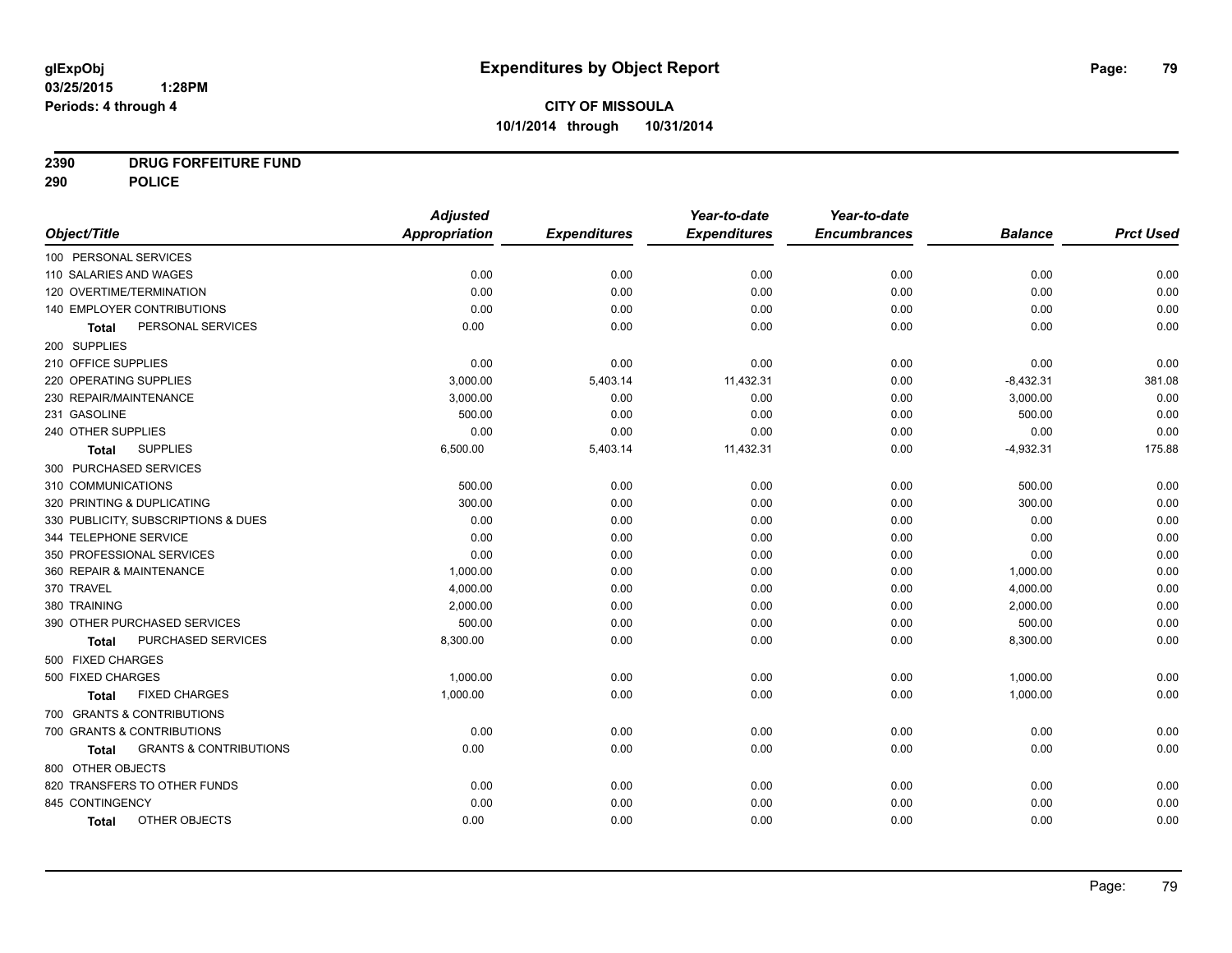**glExpObj**
**03/25/2015 1:28PM**
**Periods: 4 through 4**

# Expenditures by Object Report

**CITY OF MISSOULA**
**10/1/2014 through 10/31/2014**

**2390 DRUG FORFEITURE FUND**
**290 POLICE**

| Object/Title | Adjusted Appropriation | Expenditures | Year-to-date Expenditures | Year-to-date Encumbrances | Balance | Prct Used |
|---|---|---|---|---|---|---|
| 100 PERSONAL SERVICES | | | | | | |
| 110 SALARIES AND WAGES | 0.00 | 0.00 | 0.00 | 0.00 | 0.00 | 0.00 |
| 120 OVERTIME/TERMINATION | 0.00 | 0.00 | 0.00 | 0.00 | 0.00 | 0.00 |
| 140 EMPLOYER CONTRIBUTIONS | 0.00 | 0.00 | 0.00 | 0.00 | 0.00 | 0.00 |
| **Total** PERSONAL SERVICES | 0.00 | 0.00 | 0.00 | 0.00 | 0.00 | 0.00 |
| 200 SUPPLIES | | | | | | |
| 210 OFFICE SUPPLIES | 0.00 | 0.00 | 0.00 | 0.00 | 0.00 | 0.00 |
| 220 OPERATING SUPPLIES | 3,000.00 | 5,403.14 | 11,432.31 | 0.00 | -8,432.31 | 381.08 |
| 230 REPAIR/MAINTENANCE | 3,000.00 | 0.00 | 0.00 | 0.00 | 3,000.00 | 0.00 |
| 231 GASOLINE | 500.00 | 0.00 | 0.00 | 0.00 | 500.00 | 0.00 |
| 240 OTHER SUPPLIES | 0.00 | 0.00 | 0.00 | 0.00 | 0.00 | 0.00 |
| **Total** SUPPLIES | 6,500.00 | 5,403.14 | 11,432.31 | 0.00 | -4,932.31 | 175.88 |
| 300 PURCHASED SERVICES | | | | | | |
| 310 COMMUNICATIONS | 500.00 | 0.00 | 0.00 | 0.00 | 500.00 | 0.00 |
| 320 PRINTING & DUPLICATING | 300.00 | 0.00 | 0.00 | 0.00 | 300.00 | 0.00 |
| 330 PUBLICITY, SUBSCRIPTIONS & DUES | 0.00 | 0.00 | 0.00 | 0.00 | 0.00 | 0.00 |
| 344 TELEPHONE SERVICE | 0.00 | 0.00 | 0.00 | 0.00 | 0.00 | 0.00 |
| 350 PROFESSIONAL SERVICES | 0.00 | 0.00 | 0.00 | 0.00 | 0.00 | 0.00 |
| 360 REPAIR & MAINTENANCE | 1,000.00 | 0.00 | 0.00 | 0.00 | 1,000.00 | 0.00 |
| 370 TRAVEL | 4,000.00 | 0.00 | 0.00 | 0.00 | 4,000.00 | 0.00 |
| 380 TRAINING | 2,000.00 | 0.00 | 0.00 | 0.00 | 2,000.00 | 0.00 |
| 390 OTHER PURCHASED SERVICES | 500.00 | 0.00 | 0.00 | 0.00 | 500.00 | 0.00 |
| **Total** PURCHASED SERVICES | 8,300.00 | 0.00 | 0.00 | 0.00 | 8,300.00 | 0.00 |
| 500 FIXED CHARGES | | | | | | |
| 500 FIXED CHARGES | 1,000.00 | 0.00 | 0.00 | 0.00 | 1,000.00 | 0.00 |
| **Total** FIXED CHARGES | 1,000.00 | 0.00 | 0.00 | 0.00 | 1,000.00 | 0.00 |
| 700 GRANTS & CONTRIBUTIONS | | | | | | |
| 700 GRANTS & CONTRIBUTIONS | 0.00 | 0.00 | 0.00 | 0.00 | 0.00 | 0.00 |
| **Total** GRANTS & CONTRIBUTIONS | 0.00 | 0.00 | 0.00 | 0.00 | 0.00 | 0.00 |
| 800 OTHER OBJECTS | | | | | | |
| 820 TRANSFERS TO OTHER FUNDS | 0.00 | 0.00 | 0.00 | 0.00 | 0.00 | 0.00 |
| 845 CONTINGENCY | 0.00 | 0.00 | 0.00 | 0.00 | 0.00 | 0.00 |
| **Total** OTHER OBJECTS | 0.00 | 0.00 | 0.00 | 0.00 | 0.00 | 0.00 |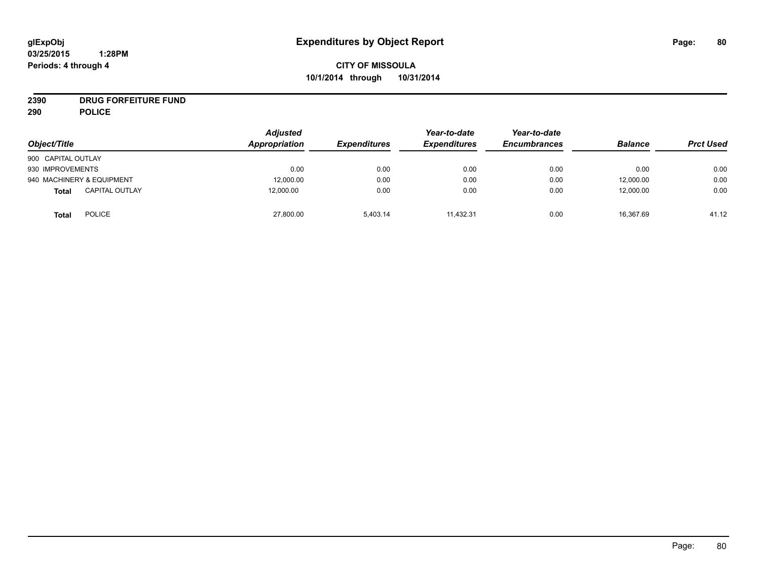**glExpObj**
**03/25/2015 1:28PM**
**Periods: 4 through 4**

# Expenditures by Object Report

**CITY OF MISSOULA**
**10/1/2014 through 10/31/2014**

**2390 DRUG FORFEITURE FUND**
**290 POLICE**

| Object/Title | Adjusted Appropriation | Expenditures | Year-to-date Expenditures | Year-to-date Encumbrances | Balance | Prct Used |
|---|---|---|---|---|---|---|
| 900 CAPITAL OUTLAY | | | | | | |
| 930 IMPROVEMENTS | 0.00 | 0.00 | 0.00 | 0.00 | 0.00 | 0.00 |
| 940 MACHINERY & EQUIPMENT | 12,000.00 | 0.00 | 0.00 | 0.00 | 12,000.00 | 0.00 |
| **Total** CAPITAL OUTLAY | 12,000.00 | 0.00 | 0.00 | 0.00 | 12,000.00 | 0.00 |
| **Total** POLICE | 27,800.00 | 5,403.14 | 11,432.31 | 0.00 | 16,367.69 | 41.12 |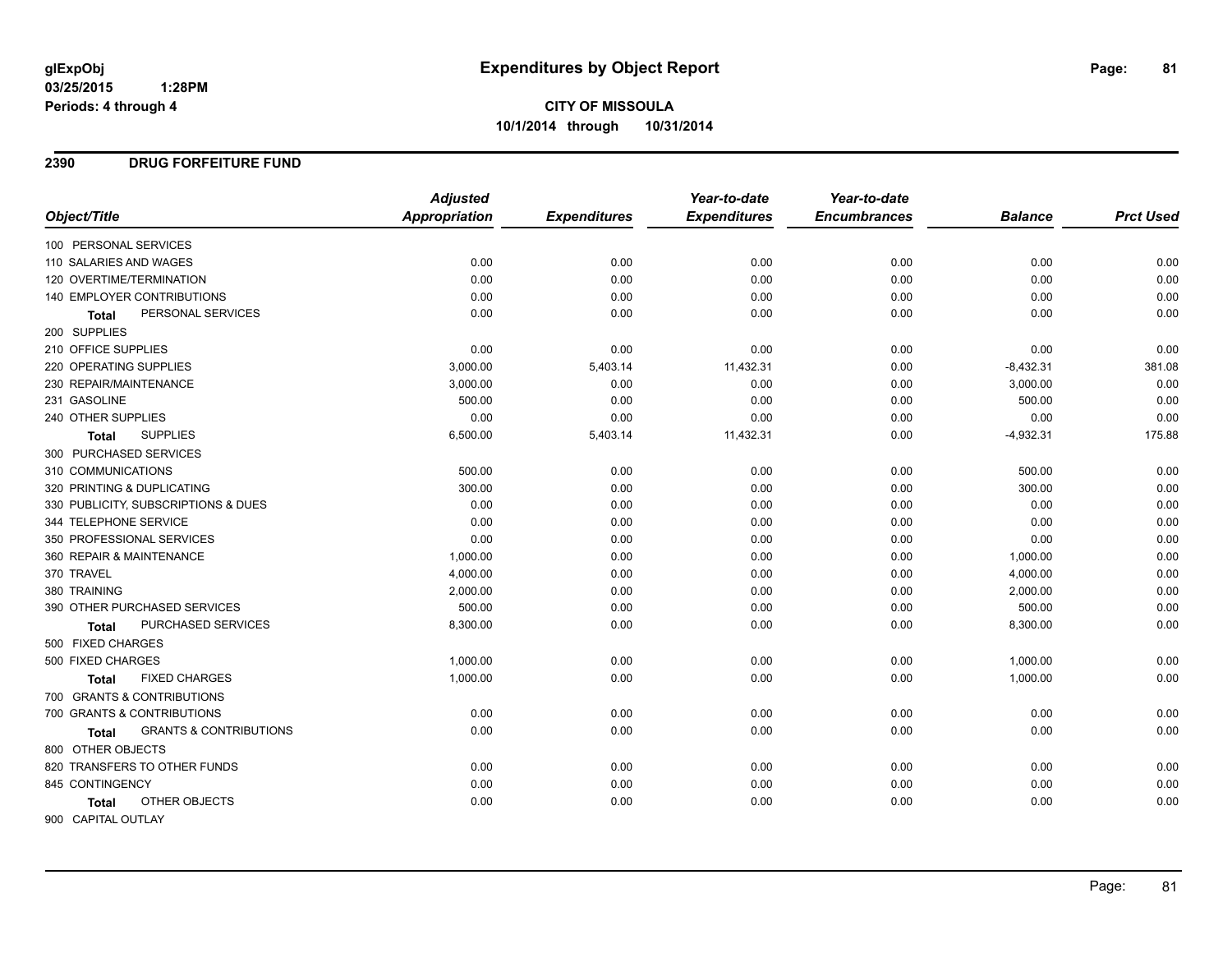**glExpObj** **Expenditures by Object Report**

**03/25/2015 1:28PM**

**Periods: 4 through 4**

**CITY OF MISSOULA**

**10/1/2014 through 10/31/2014**

## 2390 DRUG FORFEITURE FUND

| Object/Title | Adjusted Appropriation | Expenditures | Year-to-date Expenditures | Year-to-date Encumbrances | Balance | Prct Used |
|---|---|---|---|---|---|---|
| 100 PERSONAL SERVICES | | | | | | |
| 110 SALARIES AND WAGES | 0.00 | 0.00 | 0.00 | 0.00 | 0.00 | 0.00 |
| 120 OVERTIME/TERMINATION | 0.00 | 0.00 | 0.00 | 0.00 | 0.00 | 0.00 |
| 140 EMPLOYER CONTRIBUTIONS | 0.00 | 0.00 | 0.00 | 0.00 | 0.00 | 0.00 |
| **Total** PERSONAL SERVICES | 0.00 | 0.00 | 0.00 | 0.00 | 0.00 | 0.00 |
| 200 SUPPLIES | | | | | | |
| 210 OFFICE SUPPLIES | 0.00 | 0.00 | 0.00 | 0.00 | 0.00 | 0.00 |
| 220 OPERATING SUPPLIES | 3,000.00 | 5,403.14 | 11,432.31 | 0.00 | -8,432.31 | 381.08 |
| 230 REPAIR/MAINTENANCE | 3,000.00 | 0.00 | 0.00 | 0.00 | 3,000.00 | 0.00 |
| 231 GASOLINE | 500.00 | 0.00 | 0.00 | 0.00 | 500.00 | 0.00 |
| 240 OTHER SUPPLIES | 0.00 | 0.00 | 0.00 | 0.00 | 0.00 | 0.00 |
| **Total** SUPPLIES | 6,500.00 | 5,403.14 | 11,432.31 | 0.00 | -4,932.31 | 175.88 |
| 300 PURCHASED SERVICES | | | | | | |
| 310 COMMUNICATIONS | 500.00 | 0.00 | 0.00 | 0.00 | 500.00 | 0.00 |
| 320 PRINTING & DUPLICATING | 300.00 | 0.00 | 0.00 | 0.00 | 300.00 | 0.00 |
| 330 PUBLICITY, SUBSCRIPTIONS & DUES | 0.00 | 0.00 | 0.00 | 0.00 | 0.00 | 0.00 |
| 344 TELEPHONE SERVICE | 0.00 | 0.00 | 0.00 | 0.00 | 0.00 | 0.00 |
| 350 PROFESSIONAL SERVICES | 0.00 | 0.00 | 0.00 | 0.00 | 0.00 | 0.00 |
| 360 REPAIR & MAINTENANCE | 1,000.00 | 0.00 | 0.00 | 0.00 | 1,000.00 | 0.00 |
| 370 TRAVEL | 4,000.00 | 0.00 | 0.00 | 0.00 | 4,000.00 | 0.00 |
| 380 TRAINING | 2,000.00 | 0.00 | 0.00 | 0.00 | 2,000.00 | 0.00 |
| 390 OTHER PURCHASED SERVICES | 500.00 | 0.00 | 0.00 | 0.00 | 500.00 | 0.00 |
| **Total** PURCHASED SERVICES | 8,300.00 | 0.00 | 0.00 | 0.00 | 8,300.00 | 0.00 |
| 500 FIXED CHARGES | | | | | | |
| 500 FIXED CHARGES | 1,000.00 | 0.00 | 0.00 | 0.00 | 1,000.00 | 0.00 |
| **Total** FIXED CHARGES | 1,000.00 | 0.00 | 0.00 | 0.00 | 1,000.00 | 0.00 |
| 700 GRANTS & CONTRIBUTIONS | | | | | | |
| 700 GRANTS & CONTRIBUTIONS | 0.00 | 0.00 | 0.00 | 0.00 | 0.00 | 0.00 |
| **Total** GRANTS & CONTRIBUTIONS | 0.00 | 0.00 | 0.00 | 0.00 | 0.00 | 0.00 |
| 800 OTHER OBJECTS | | | | | | |
| 820 TRANSFERS TO OTHER FUNDS | 0.00 | 0.00 | 0.00 | 0.00 | 0.00 | 0.00 |
| 845 CONTINGENCY | 0.00 | 0.00 | 0.00 | 0.00 | 0.00 | 0.00 |
| **Total** OTHER OBJECTS | 0.00 | 0.00 | 0.00 | 0.00 | 0.00 | 0.00 |
| 900 CAPITAL OUTLAY | | | | | | |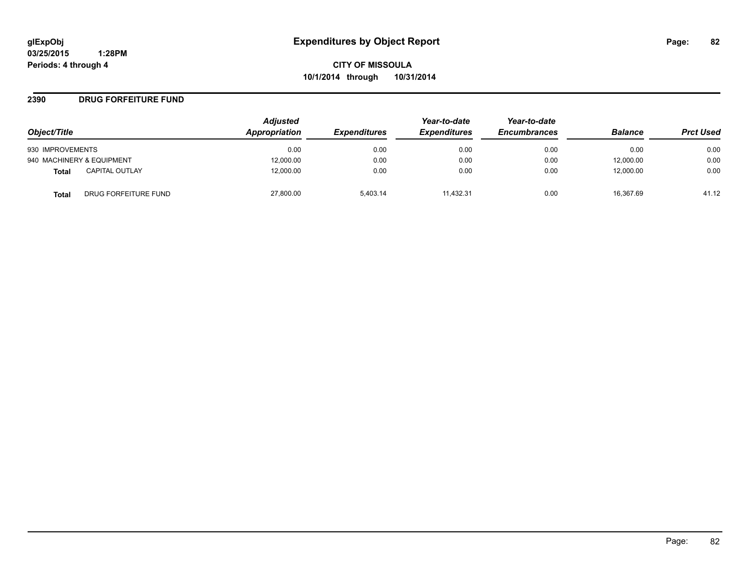**glExpObj**
**03/25/2015 1:28PM**
**Periods: 4 through 4**

# Expenditures by Object Report

**CITY OF MISSOULA**
**10/1/2014 through 10/31/2014**

## 2390 DRUG FORFEITURE FUND

| Object/Title | | Adjusted Appropriation | Expenditures | Year-to-date Expenditures | Year-to-date Encumbrances | Balance | Prct Used |
|---|---|---|---|---|---|---|---|
| 930 IMPROVEMENTS | | 0.00 | 0.00 | 0.00 | 0.00 | 0.00 | 0.00 |
| 940 MACHINERY & EQUIPMENT | | 12,000.00 | 0.00 | 0.00 | 0.00 | 12,000.00 | 0.00 |
| **Total** | CAPITAL OUTLAY | 12,000.00 | 0.00 | 0.00 | 0.00 | 12,000.00 | 0.00 |
| **Total** | DRUG FORFEITURE FUND | 27,800.00 | 5,403.14 | 11,432.31 | 0.00 | 16,367.69 | 41.12 |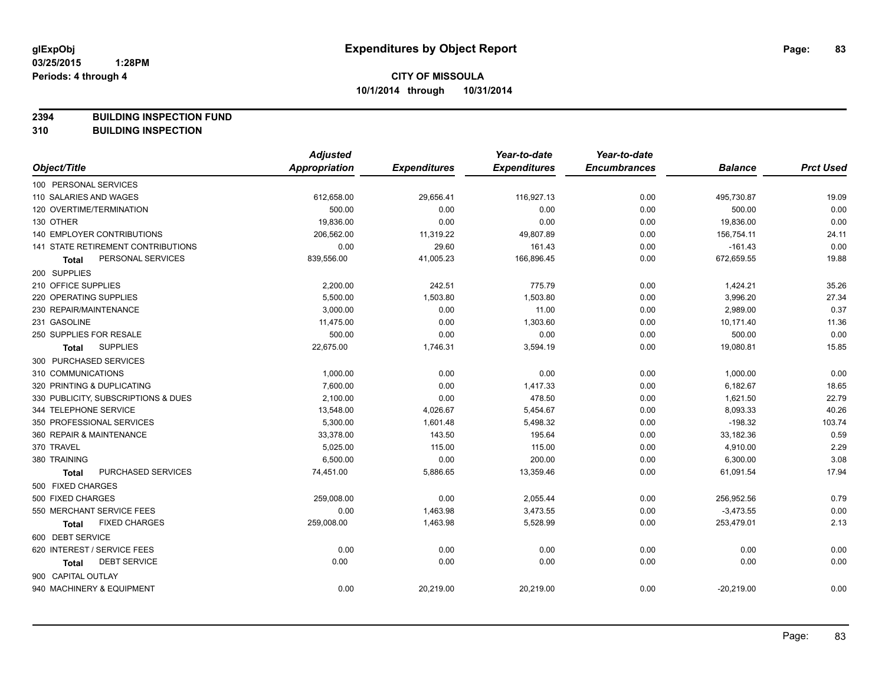**glExpObj**
**03/25/2015 1:28PM**
**Periods: 4 through 4**

# Expenditures by Object Report

**CITY OF MISSOULA**
**10/1/2014 through 10/31/2014**

**2394 BUILDING INSPECTION FUND**
**310 BUILDING INSPECTION**

| Object/Title | Adjusted Appropriation | Expenditures | Year-to-date Expenditures | Year-to-date Encumbrances | Balance | Prct Used |
|---|---|---|---|---|---|---|
| 100 PERSONAL SERVICES | | | | | | |
| 110 SALARIES AND WAGES | 612,658.00 | 29,656.41 | 116,927.13 | 0.00 | 495,730.87 | 19.09 |
| 120 OVERTIME/TERMINATION | 500.00 | 0.00 | 0.00 | 0.00 | 500.00 | 0.00 |
| 130 OTHER | 19,836.00 | 0.00 | 0.00 | 0.00 | 19,836.00 | 0.00 |
| 140 EMPLOYER CONTRIBUTIONS | 206,562.00 | 11,319.22 | 49,807.89 | 0.00 | 156,754.11 | 24.11 |
| 141 STATE RETIREMENT CONTRIBUTIONS | 0.00 | 29.60 | 161.43 | 0.00 | -161.43 | 0.00 |
| **Total** PERSONAL SERVICES | 839,556.00 | 41,005.23 | 166,896.45 | 0.00 | 672,659.55 | 19.88 |
| 200 SUPPLIES | | | | | | |
| 210 OFFICE SUPPLIES | 2,200.00 | 242.51 | 775.79 | 0.00 | 1,424.21 | 35.26 |
| 220 OPERATING SUPPLIES | 5,500.00 | 1,503.80 | 1,503.80 | 0.00 | 3,996.20 | 27.34 |
| 230 REPAIR/MAINTENANCE | 3,000.00 | 0.00 | 11.00 | 0.00 | 2,989.00 | 0.37 |
| 231 GASOLINE | 11,475.00 | 0.00 | 1,303.60 | 0.00 | 10,171.40 | 11.36 |
| 250 SUPPLIES FOR RESALE | 500.00 | 0.00 | 0.00 | 0.00 | 500.00 | 0.00 |
| **Total** SUPPLIES | 22,675.00 | 1,746.31 | 3,594.19 | 0.00 | 19,080.81 | 15.85 |
| 300 PURCHASED SERVICES | | | | | | |
| 310 COMMUNICATIONS | 1,000.00 | 0.00 | 0.00 | 0.00 | 1,000.00 | 0.00 |
| 320 PRINTING & DUPLICATING | 7,600.00 | 0.00 | 1,417.33 | 0.00 | 6,182.67 | 18.65 |
| 330 PUBLICITY, SUBSCRIPTIONS & DUES | 2,100.00 | 0.00 | 478.50 | 0.00 | 1,621.50 | 22.79 |
| 344 TELEPHONE SERVICE | 13,548.00 | 4,026.67 | 5,454.67 | 0.00 | 8,093.33 | 40.26 |
| 350 PROFESSIONAL SERVICES | 5,300.00 | 1,601.48 | 5,498.32 | 0.00 | -198.32 | 103.74 |
| 360 REPAIR & MAINTENANCE | 33,378.00 | 143.50 | 195.64 | 0.00 | 33,182.36 | 0.59 |
| 370 TRAVEL | 5,025.00 | 115.00 | 115.00 | 0.00 | 4,910.00 | 2.29 |
| 380 TRAINING | 6,500.00 | 0.00 | 200.00 | 0.00 | 6,300.00 | 3.08 |
| **Total** PURCHASED SERVICES | 74,451.00 | 5,886.65 | 13,359.46 | 0.00 | 61,091.54 | 17.94 |
| 500 FIXED CHARGES | | | | | | |
| 500 FIXED CHARGES | 259,008.00 | 0.00 | 2,055.44 | 0.00 | 256,952.56 | 0.79 |
| 550 MERCHANT SERVICE FEES | 0.00 | 1,463.98 | 3,473.55 | 0.00 | -3,473.55 | 0.00 |
| **Total** FIXED CHARGES | 259,008.00 | 1,463.98 | 5,528.99 | 0.00 | 253,479.01 | 2.13 |
| 600 DEBT SERVICE | | | | | | |
| 620 INTEREST / SERVICE FEES | 0.00 | 0.00 | 0.00 | 0.00 | 0.00 | 0.00 |
| **Total** DEBT SERVICE | 0.00 | 0.00 | 0.00 | 0.00 | 0.00 | 0.00 |
| 900 CAPITAL OUTLAY | | | | | | |
| 940 MACHINERY & EQUIPMENT | 0.00 | 20,219.00 | 20,219.00 | 0.00 | -20,219.00 | 0.00 |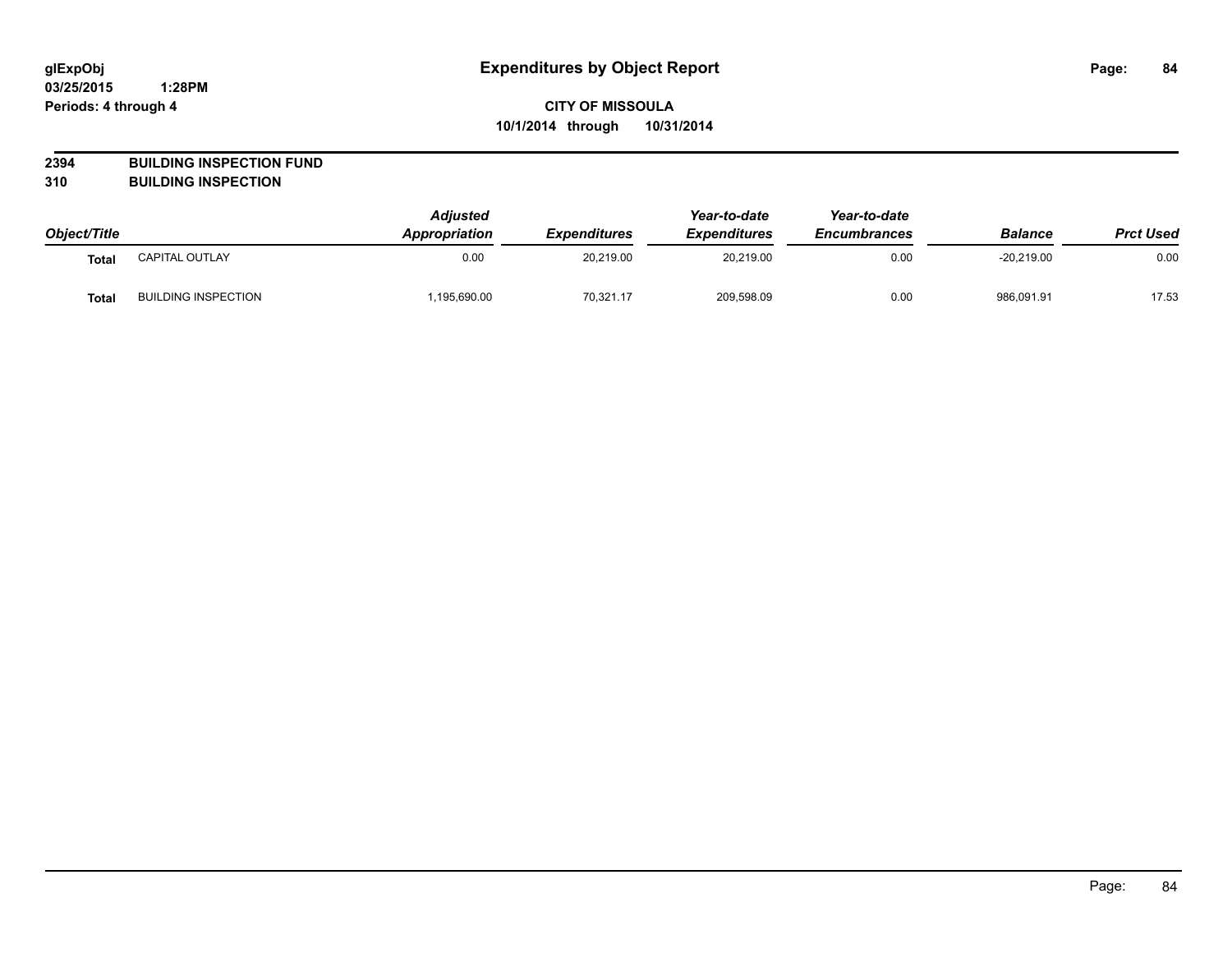# Expenditures by Object Report

glExpObj
03/25/2015 1:28PM
Periods: 4 through 4

**CITY OF MISSOULA**
**10/1/2014 through 10/31/2014**

**2394 BUILDING INSPECTION FUND**
**310 BUILDING INSPECTION**

| Object/Title | | Adjusted Appropriation | Expenditures | Year-to-date Expenditures | Year-to-date Encumbrances | Balance | Prct Used |
|---|---|---|---|---|---|---|---|
| **Total** | CAPITAL OUTLAY | 0.00 | 20,219.00 | 20,219.00 | 0.00 | -20,219.00 | 0.00 |
| **Total** | BUILDING INSPECTION | 1,195,690.00 | 70,321.17 | 209,598.09 | 0.00 | 986,091.91 | 17.53 |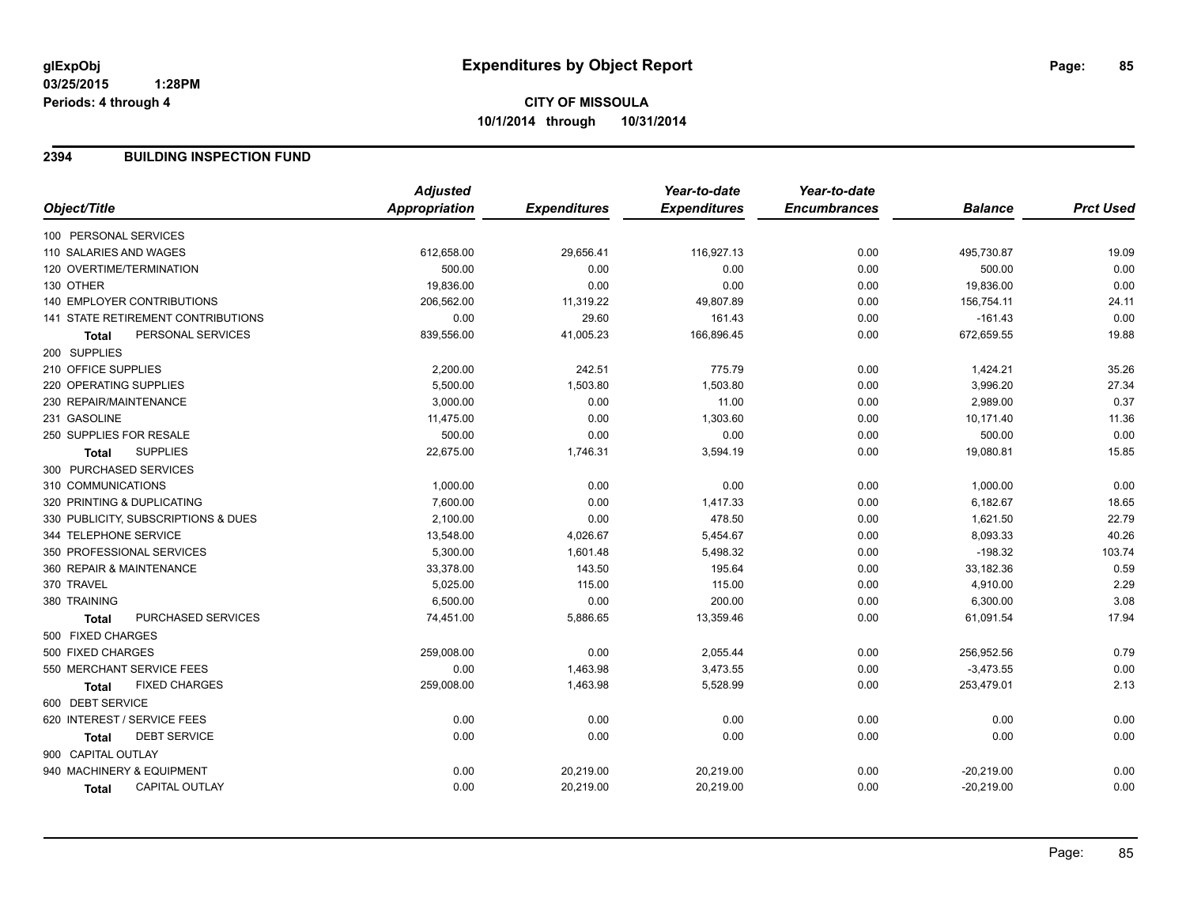# Expenditures by Object Report

glExpObj
03/25/2015 1:28PM
Periods: 4 through 4

**CITY OF MISSOULA**
**10/1/2014 through 10/31/2014**

## 2394 BUILDING INSPECTION FUND

| Object/Title | Adjusted Appropriation | Expenditures | Year-to-date Expenditures | Year-to-date Encumbrances | Balance | Prct Used |
|---|---|---|---|---|---|---|
| 100 PERSONAL SERVICES | | | | | | |
| 110 SALARIES AND WAGES | 612,658.00 | 29,656.41 | 116,927.13 | 0.00 | 495,730.87 | 19.09 |
| 120 OVERTIME/TERMINATION | 500.00 | 0.00 | 0.00 | 0.00 | 500.00 | 0.00 |
| 130 OTHER | 19,836.00 | 0.00 | 0.00 | 0.00 | 19,836.00 | 0.00 |
| 140 EMPLOYER CONTRIBUTIONS | 206,562.00 | 11,319.22 | 49,807.89 | 0.00 | 156,754.11 | 24.11 |
| 141 STATE RETIREMENT CONTRIBUTIONS | 0.00 | 29.60 | 161.43 | 0.00 | -161.43 | 0.00 |
| **Total** PERSONAL SERVICES | 839,556.00 | 41,005.23 | 166,896.45 | 0.00 | 672,659.55 | 19.88 |
| 200 SUPPLIES | | | | | | |
| 210 OFFICE SUPPLIES | 2,200.00 | 242.51 | 775.79 | 0.00 | 1,424.21 | 35.26 |
| 220 OPERATING SUPPLIES | 5,500.00 | 1,503.80 | 1,503.80 | 0.00 | 3,996.20 | 27.34 |
| 230 REPAIR/MAINTENANCE | 3,000.00 | 0.00 | 11.00 | 0.00 | 2,989.00 | 0.37 |
| 231 GASOLINE | 11,475.00 | 0.00 | 1,303.60 | 0.00 | 10,171.40 | 11.36 |
| 250 SUPPLIES FOR RESALE | 500.00 | 0.00 | 0.00 | 0.00 | 500.00 | 0.00 |
| **Total** SUPPLIES | 22,675.00 | 1,746.31 | 3,594.19 | 0.00 | 19,080.81 | 15.85 |
| 300 PURCHASED SERVICES | | | | | | |
| 310 COMMUNICATIONS | 1,000.00 | 0.00 | 0.00 | 0.00 | 1,000.00 | 0.00 |
| 320 PRINTING & DUPLICATING | 7,600.00 | 0.00 | 1,417.33 | 0.00 | 6,182.67 | 18.65 |
| 330 PUBLICITY, SUBSCRIPTIONS & DUES | 2,100.00 | 0.00 | 478.50 | 0.00 | 1,621.50 | 22.79 |
| 344 TELEPHONE SERVICE | 13,548.00 | 4,026.67 | 5,454.67 | 0.00 | 8,093.33 | 40.26 |
| 350 PROFESSIONAL SERVICES | 5,300.00 | 1,601.48 | 5,498.32 | 0.00 | -198.32 | 103.74 |
| 360 REPAIR & MAINTENANCE | 33,378.00 | 143.50 | 195.64 | 0.00 | 33,182.36 | 0.59 |
| 370 TRAVEL | 5,025.00 | 115.00 | 115.00 | 0.00 | 4,910.00 | 2.29 |
| 380 TRAINING | 6,500.00 | 0.00 | 200.00 | 0.00 | 6,300.00 | 3.08 |
| **Total** PURCHASED SERVICES | 74,451.00 | 5,886.65 | 13,359.46 | 0.00 | 61,091.54 | 17.94 |
| 500 FIXED CHARGES | | | | | | |
| 500 FIXED CHARGES | 259,008.00 | 0.00 | 2,055.44 | 0.00 | 256,952.56 | 0.79 |
| 550 MERCHANT SERVICE FEES | 0.00 | 1,463.98 | 3,473.55 | 0.00 | -3,473.55 | 0.00 |
| **Total** FIXED CHARGES | 259,008.00 | 1,463.98 | 5,528.99 | 0.00 | 253,479.01 | 2.13 |
| 600 DEBT SERVICE | | | | | | |
| 620 INTEREST / SERVICE FEES | 0.00 | 0.00 | 0.00 | 0.00 | 0.00 | 0.00 |
| **Total** DEBT SERVICE | 0.00 | 0.00 | 0.00 | 0.00 | 0.00 | 0.00 |
| 900 CAPITAL OUTLAY | | | | | | |
| 940 MACHINERY & EQUIPMENT | 0.00 | 20,219.00 | 20,219.00 | 0.00 | -20,219.00 | 0.00 |
| **Total** CAPITAL OUTLAY | 0.00 | 20,219.00 | 20,219.00 | 0.00 | -20,219.00 | 0.00 |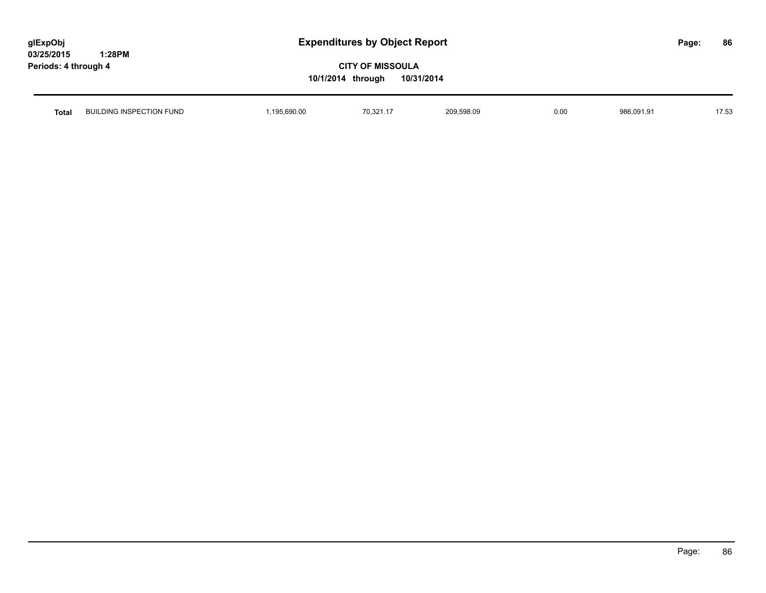# Expenditures by Object Report

**CITY OF MISSOULA**

**10/1/2014 through 10/31/2014**

glExpObj
03/25/2015 1:28PM
Periods: 4 through 4

| | | | | | | | |
|---|---|---|---|---|---|---|---|
| **Total** | BUILDING INSPECTION FUND | 1,195,690.00 | 70,321.17 | 209,598.09 | 0.00 | 986,091.91 | 17.53 |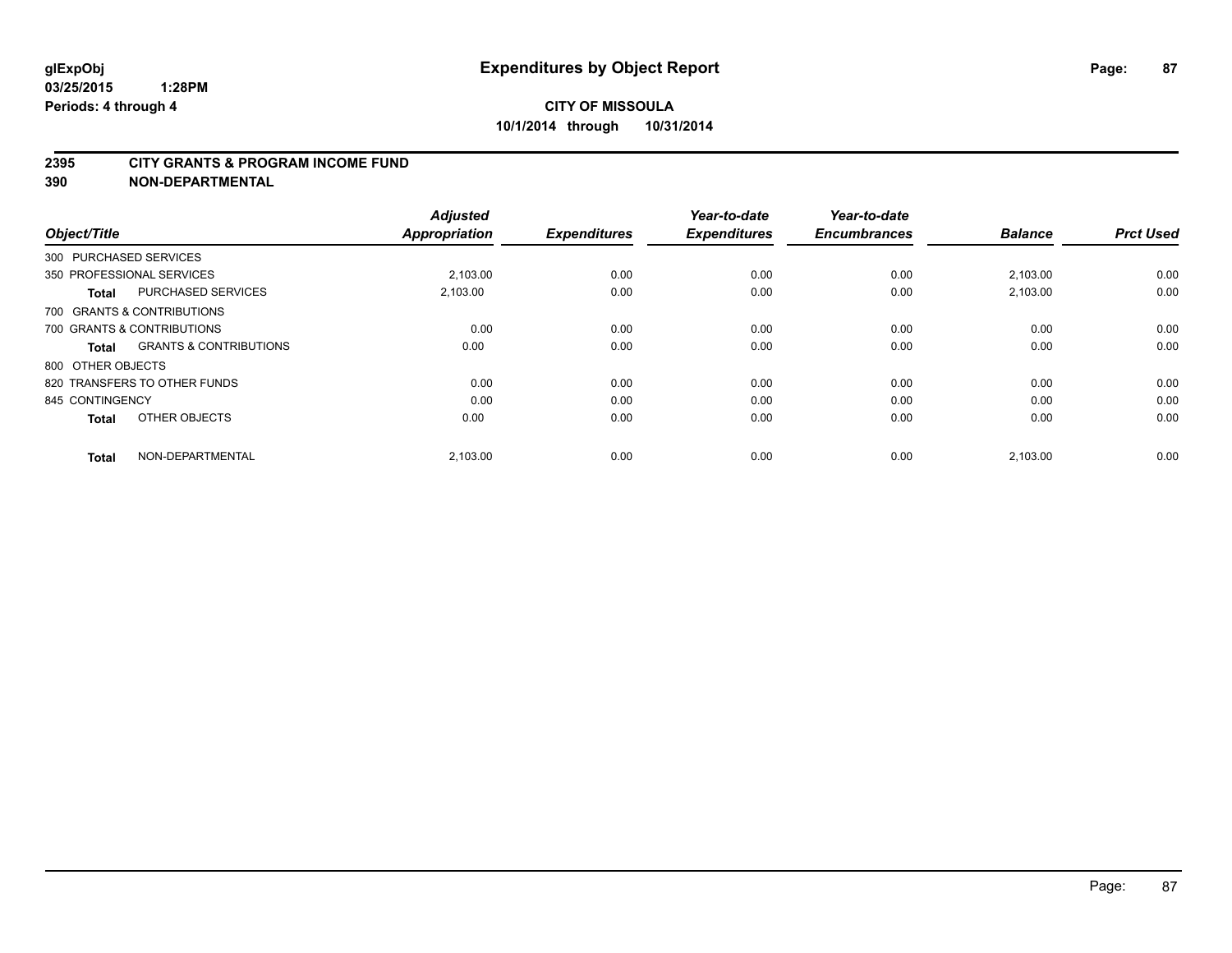**glExpObj**
**03/25/2015 1:28PM**
**Periods: 4 through 4**

# Expenditures by Object Report

**CITY OF MISSOULA**
**10/1/2014 through 10/31/2014**

## 2395 CITY GRANTS & PROGRAM INCOME FUND
## 390 NON-DEPARTMENTAL

| Object/Title | | Adjusted Appropriation | Expenditures | Year-to-date Expenditures | Year-to-date Encumbrances | Balance | Prct Used |
|---|---|---|---|---|---|---|---|
| 300 PURCHASED SERVICES | | | | | | | |
| 350 PROFESSIONAL SERVICES | | 2,103.00 | 0.00 | 0.00 | 0.00 | 2,103.00 | 0.00 |
| **Total** | PURCHASED SERVICES | 2,103.00 | 0.00 | 0.00 | 0.00 | 2,103.00 | 0.00 |
| 700 GRANTS & CONTRIBUTIONS | | | | | | | |
| 700 GRANTS & CONTRIBUTIONS | | 0.00 | 0.00 | 0.00 | 0.00 | 0.00 | 0.00 |
| **Total** | GRANTS & CONTRIBUTIONS | 0.00 | 0.00 | 0.00 | 0.00 | 0.00 | 0.00 |
| 800 OTHER OBJECTS | | | | | | | |
| 820 TRANSFERS TO OTHER FUNDS | | 0.00 | 0.00 | 0.00 | 0.00 | 0.00 | 0.00 |
| 845 CONTINGENCY | | 0.00 | 0.00 | 0.00 | 0.00 | 0.00 | 0.00 |
| **Total** | OTHER OBJECTS | 0.00 | 0.00 | 0.00 | 0.00 | 0.00 | 0.00 |
| **Total** | NON-DEPARTMENTAL | 2,103.00 | 0.00 | 0.00 | 0.00 | 2,103.00 | 0.00 |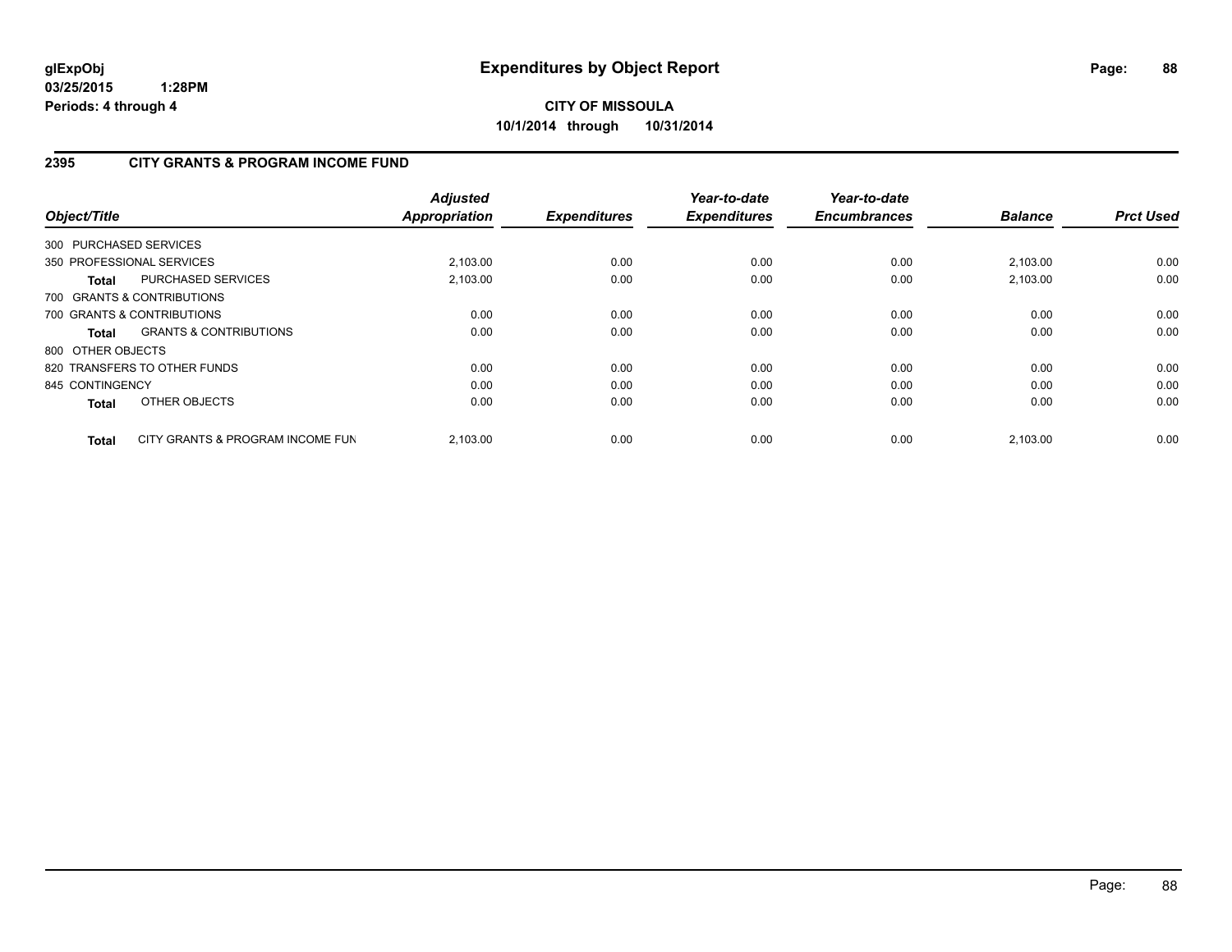**glExpObj**
**03/25/2015 1:28PM**
**Periods: 4 through 4**

# Expenditures by Object Report

**CITY OF MISSOULA**
**10/1/2014 through 10/31/2014**

## 2395 CITY GRANTS & PROGRAM INCOME FUND

| Object/Title | | *Adjusted Appropriation* | *Expenditures* | *Year-to-date Expenditures* | *Year-to-date Encumbrances* | *Balance* | *Prct Used* |
|---|---|---|---|---|---|---|---|
| 300 PURCHASED SERVICES | | | | | | | |
| 350 PROFESSIONAL SERVICES | | 2,103.00 | 0.00 | 0.00 | 0.00 | 2,103.00 | 0.00 |
| **Total** | PURCHASED SERVICES | 2,103.00 | 0.00 | 0.00 | 0.00 | 2,103.00 | 0.00 |
| 700 GRANTS & CONTRIBUTIONS | | | | | | | |
| 700 GRANTS & CONTRIBUTIONS | | 0.00 | 0.00 | 0.00 | 0.00 | 0.00 | 0.00 |
| **Total** | GRANTS & CONTRIBUTIONS | 0.00 | 0.00 | 0.00 | 0.00 | 0.00 | 0.00 |
| 800 OTHER OBJECTS | | | | | | | |
| 820 TRANSFERS TO OTHER FUNDS | | 0.00 | 0.00 | 0.00 | 0.00 | 0.00 | 0.00 |
| 845 CONTINGENCY | | 0.00 | 0.00 | 0.00 | 0.00 | 0.00 | 0.00 |
| **Total** | OTHER OBJECTS | 0.00 | 0.00 | 0.00 | 0.00 | 0.00 | 0.00 |
| **Total** | CITY GRANTS & PROGRAM INCOME FUN | 2,103.00 | 0.00 | 0.00 | 0.00 | 2,103.00 | 0.00 |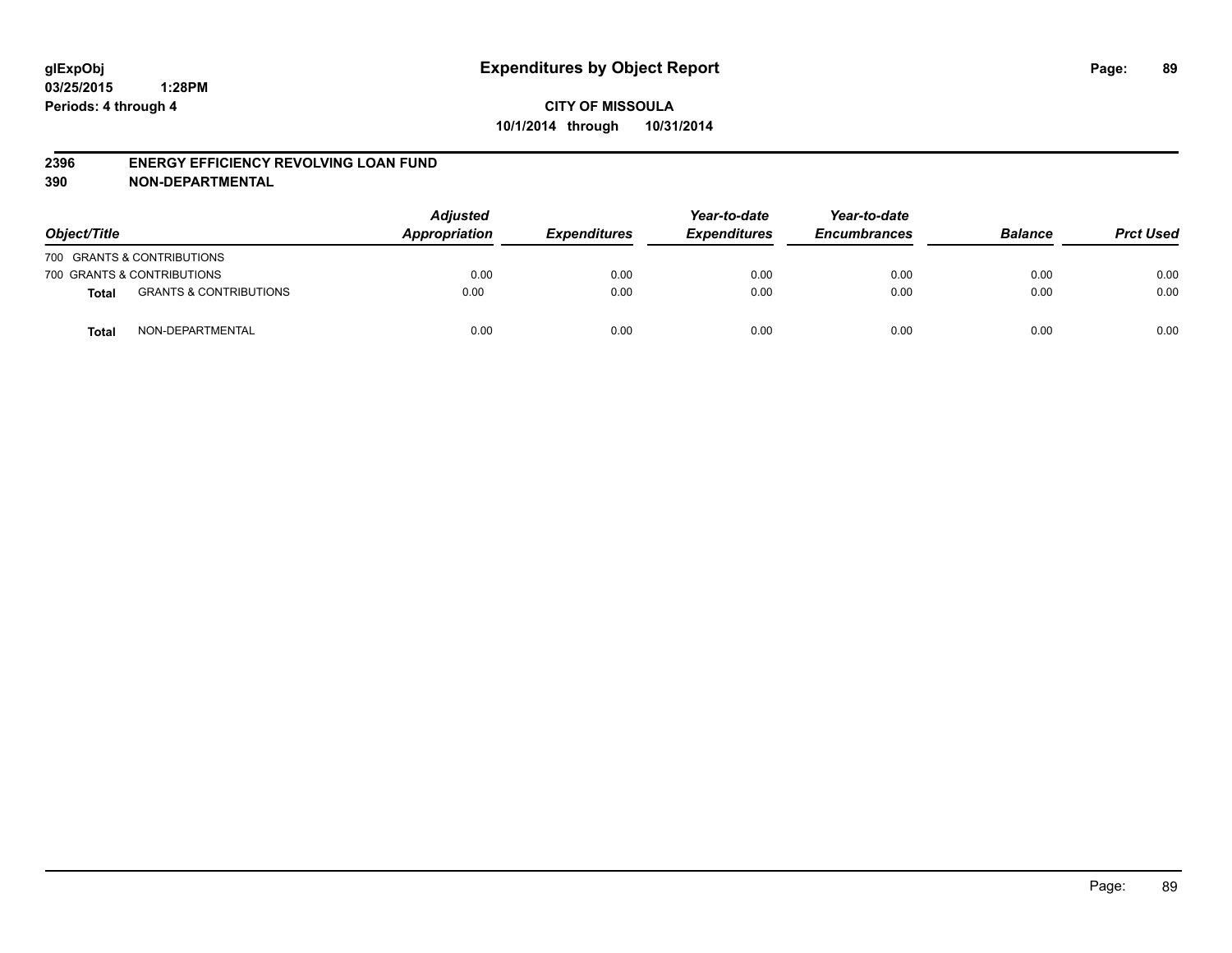**glExpObj**
**03/25/2015 1:28PM**
**Periods: 4 through 4**

# Expenditures by Object Report

**CITY OF MISSOULA**
**10/1/2014 through 10/31/2014**

## 2396 ENERGY EFFICIENCY REVOLVING LOAN FUND
## 390 NON-DEPARTMENTAL

| Object/Title | | Adjusted Appropriation | Expenditures | Year-to-date Expenditures | Year-to-date Encumbrances | Balance | Prct Used |
|---|---|---|---|---|---|---|---|
| 700 GRANTS & CONTRIBUTIONS | | | | | | | |
| 700 GRANTS & CONTRIBUTIONS | | 0.00 | 0.00 | 0.00 | 0.00 | 0.00 | 0.00 |
| **Total** | GRANTS & CONTRIBUTIONS | 0.00 | 0.00 | 0.00 | 0.00 | 0.00 | 0.00 |
| **Total** | NON-DEPARTMENTAL | 0.00 | 0.00 | 0.00 | 0.00 | 0.00 | 0.00 |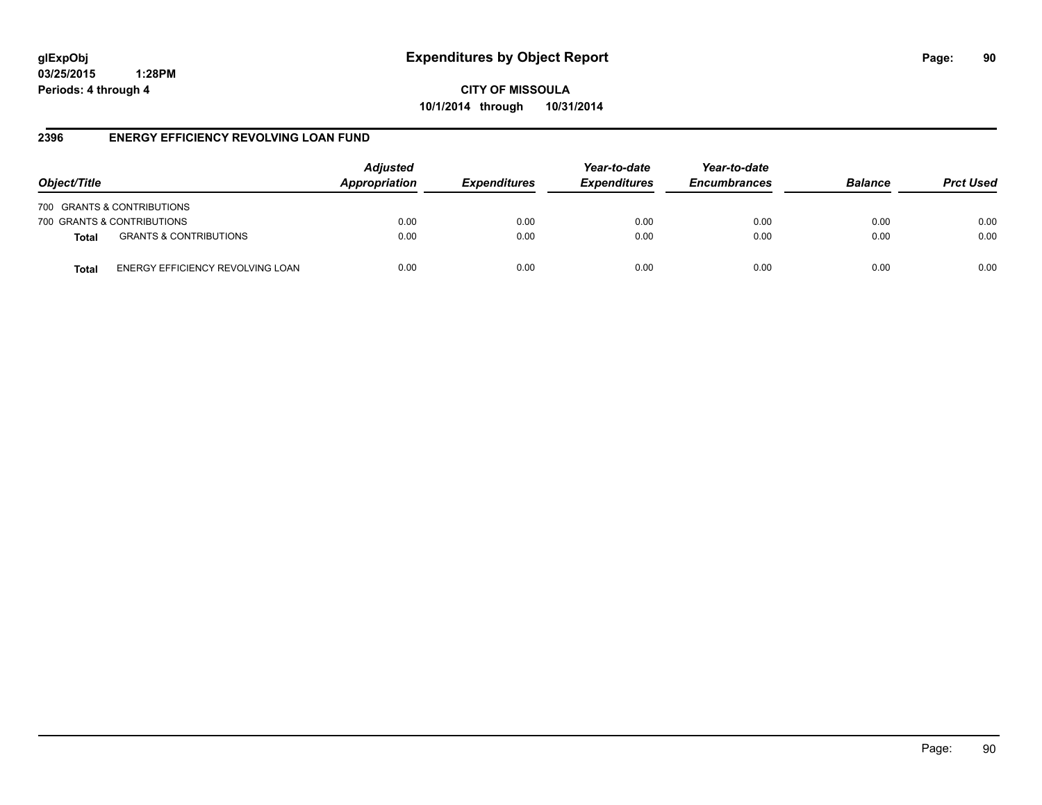# Expenditures by Object Report

glExpObj
03/25/2015 1:28PM
Periods: 4 through 4

**CITY OF MISSOULA**
**10/1/2014 through 10/31/2014**

## 2396 ENERGY EFFICIENCY REVOLVING LOAN FUND

| Object/Title | | Adjusted Appropriation | Expenditures | Year-to-date Expenditures | Year-to-date Encumbrances | Balance | Prct Used |
|---|---|---|---|---|---|---|---|
| 700 GRANTS & CONTRIBUTIONS | | | | | | | |
| 700 GRANTS & CONTRIBUTIONS | | 0.00 | 0.00 | 0.00 | 0.00 | 0.00 | 0.00 |
| **Total** | GRANTS & CONTRIBUTIONS | 0.00 | 0.00 | 0.00 | 0.00 | 0.00 | 0.00 |
| **Total** | ENERGY EFFICIENCY REVOLVING LOAN | 0.00 | 0.00 | 0.00 | 0.00 | 0.00 | 0.00 |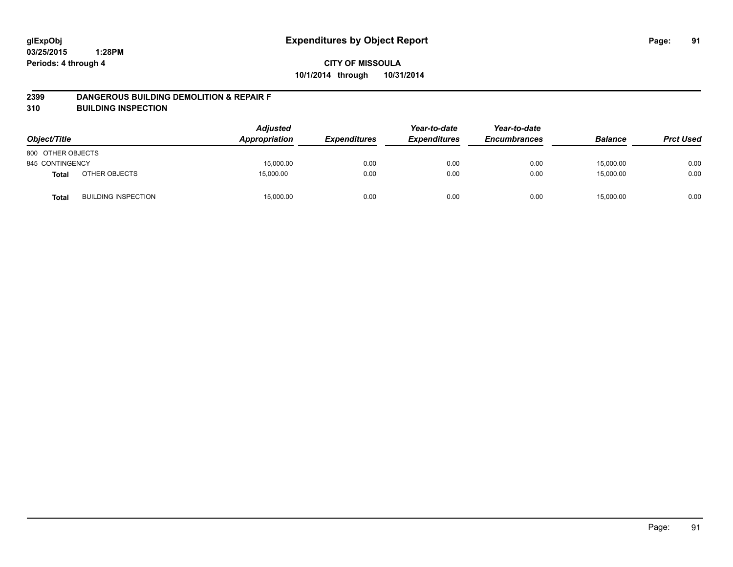**glExpObj**
**03/25/2015 1:28PM**
**Periods: 4 through 4**

# Expenditures by Object Report

**CITY OF MISSOULA**
**10/1/2014 through 10/31/2014**

## 2399 DANGEROUS BUILDING DEMOLITION & REPAIR F
## 310 BUILDING INSPECTION

| Object/Title | | Adjusted Appropriation | Expenditures | Year-to-date Expenditures | Year-to-date Encumbrances | Balance | Prct Used |
|---|---|---|---|---|---|---|---|
| 800 OTHER OBJECTS | | | | | | | |
| 845 CONTINGENCY | | 15,000.00 | 0.00 | 0.00 | 0.00 | 15,000.00 | 0.00 |
| **Total** | OTHER OBJECTS | 15,000.00 | 0.00 | 0.00 | 0.00 | 15,000.00 | 0.00 |
| **Total** | BUILDING INSPECTION | 15,000.00 | 0.00 | 0.00 | 0.00 | 15,000.00 | 0.00 |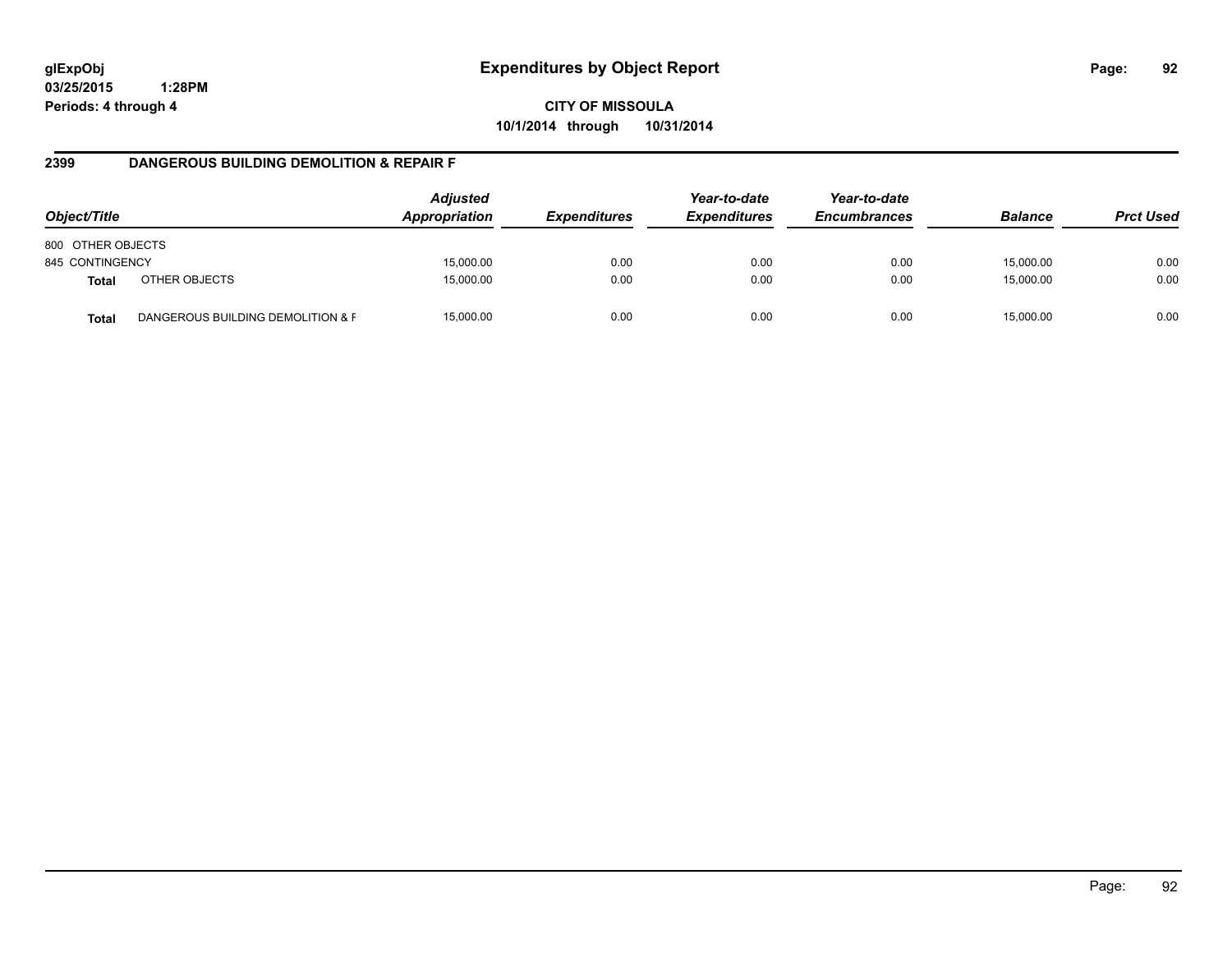**glExpObj** **Expenditures by Object Report**
**03/25/2015 1:28PM**
**Periods: 4 through 4**

**CITY OF MISSOULA**
**10/1/2014 through 10/31/2014**

## 2399 DANGEROUS BUILDING DEMOLITION & REPAIR F

| Object/Title | | *Adjusted Appropriation* | *Expenditures* | *Year-to-date Expenditures* | *Year-to-date Encumbrances* | *Balance* | *Prct Used* |
|---|---|---|---|---|---|---|---|
| 800 OTHER OBJECTS | | | | | | | |
| 845 CONTINGENCY | | 15,000.00 | 0.00 | 0.00 | 0.00 | 15,000.00 | 0.00 |
| **Total** | OTHER OBJECTS | 15,000.00 | 0.00 | 0.00 | 0.00 | 15,000.00 | 0.00 |
| **Total** | DANGEROUS BUILDING DEMOLITION & F | 15,000.00 | 0.00 | 0.00 | 0.00 | 15,000.00 | 0.00 |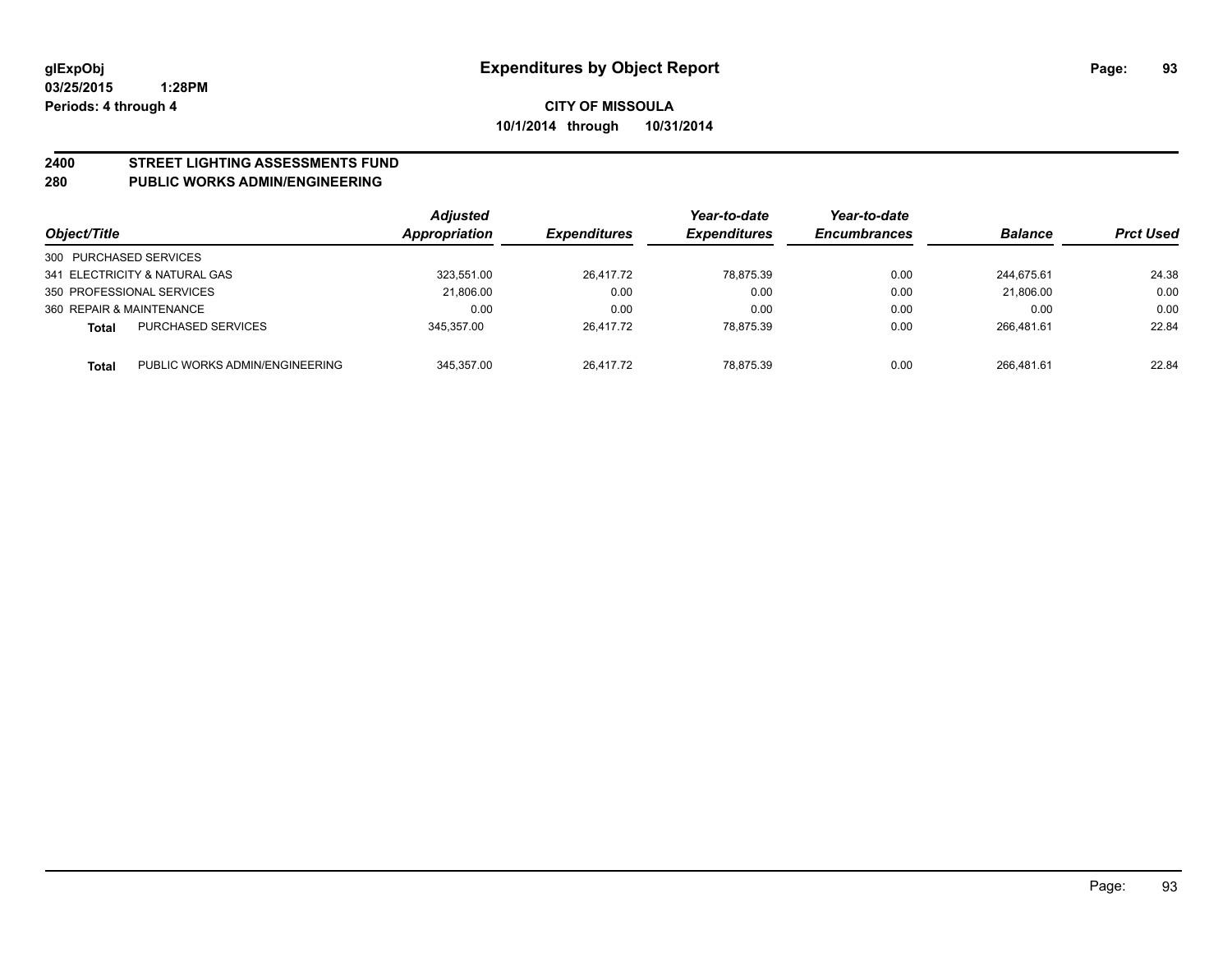**glExpObj**
**03/25/2015 1:28PM**
**Periods: 4 through 4**

# Expenditures by Object Report

**CITY OF MISSOULA**
**10/1/2014 through 10/31/2014**

## 2400 STREET LIGHTING ASSESSMENTS FUND
## 280 PUBLIC WORKS ADMIN/ENGINEERING

| Object/Title | | Adjusted Appropriation | Expenditures | Year-to-date Expenditures | Year-to-date Encumbrances | Balance | Prct Used |
|---|---|---|---|---|---|---|---|
| 300 PURCHASED SERVICES | | | | | | | |
| 341 ELECTRICITY & NATURAL GAS | | 323,551.00 | 26,417.72 | 78,875.39 | 0.00 | 244,675.61 | 24.38 |
| 350 PROFESSIONAL SERVICES | | 21,806.00 | 0.00 | 0.00 | 0.00 | 21,806.00 | 0.00 |
| 360 REPAIR & MAINTENANCE | | 0.00 | 0.00 | 0.00 | 0.00 | 0.00 | 0.00 |
| **Total** | PURCHASED SERVICES | 345,357.00 | 26,417.72 | 78,875.39 | 0.00 | 266,481.61 | 22.84 |
| **Total** | PUBLIC WORKS ADMIN/ENGINEERING | 345,357.00 | 26,417.72 | 78,875.39 | 0.00 | 266,481.61 | 22.84 |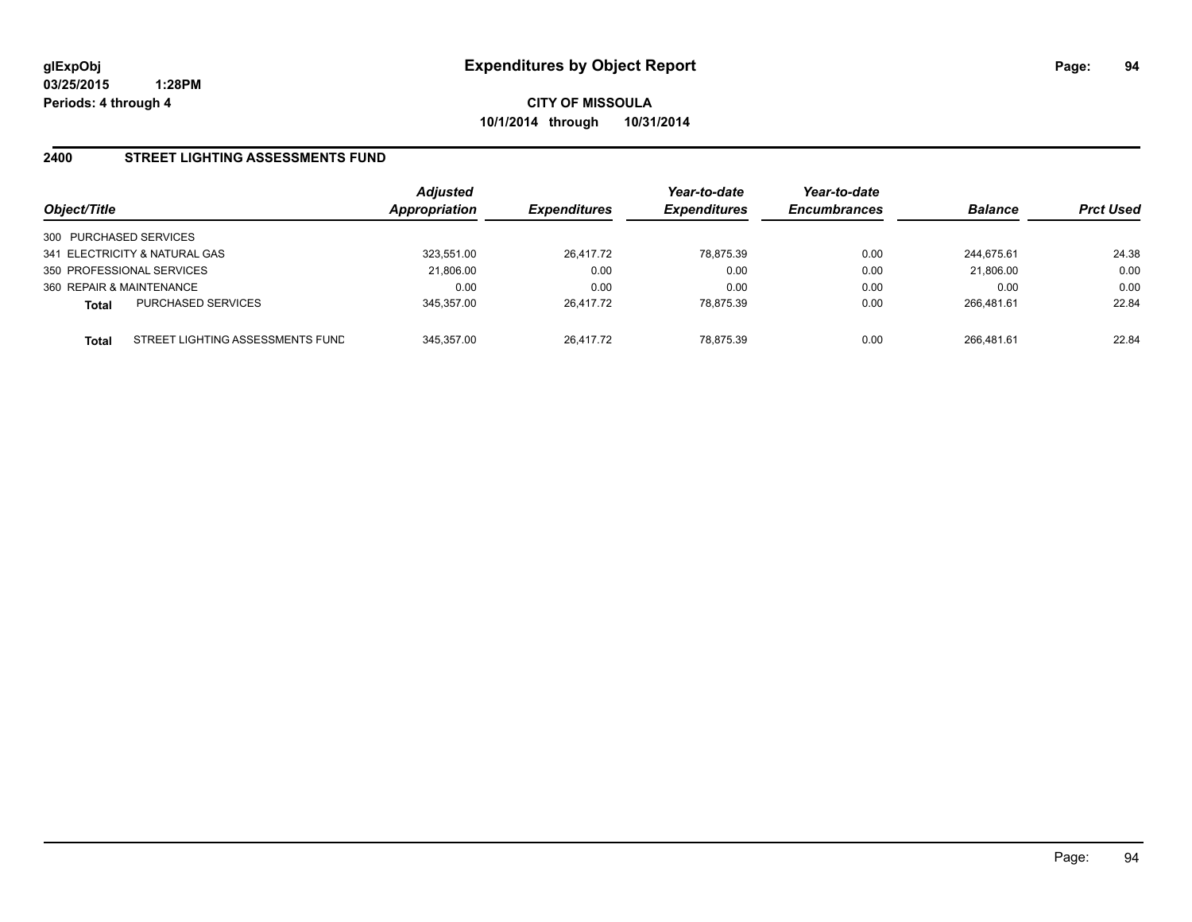**glExpObj**
**03/25/2015 1:28PM**
**Periods: 4 through 4**

# Expenditures by Object Report

**CITY OF MISSOULA**
**10/1/2014 through 10/31/2014**

## 2400 STREET LIGHTING ASSESSMENTS FUND

| Object/Title | | *Adjusted Appropriation* | *Expenditures* | *Year-to-date Expenditures* | *Year-to-date Encumbrances* | *Balance* | *Prct Used* |
|---|---|---|---|---|---|---|---|
| 300 PURCHASED SERVICES | | | | | | | |
| 341 ELECTRICITY & NATURAL GAS | | 323,551.00 | 26,417.72 | 78,875.39 | 0.00 | 244,675.61 | 24.38 |
| 350 PROFESSIONAL SERVICES | | 21,806.00 | 0.00 | 0.00 | 0.00 | 21,806.00 | 0.00 |
| 360 REPAIR & MAINTENANCE | | 0.00 | 0.00 | 0.00 | 0.00 | 0.00 | 0.00 |
| **Total** | PURCHASED SERVICES | 345,357.00 | 26,417.72 | 78,875.39 | 0.00 | 266,481.61 | 22.84 |
| **Total** | STREET LIGHTING ASSESSMENTS FUND | 345,357.00 | 26,417.72 | 78,875.39 | 0.00 | 266,481.61 | 22.84 |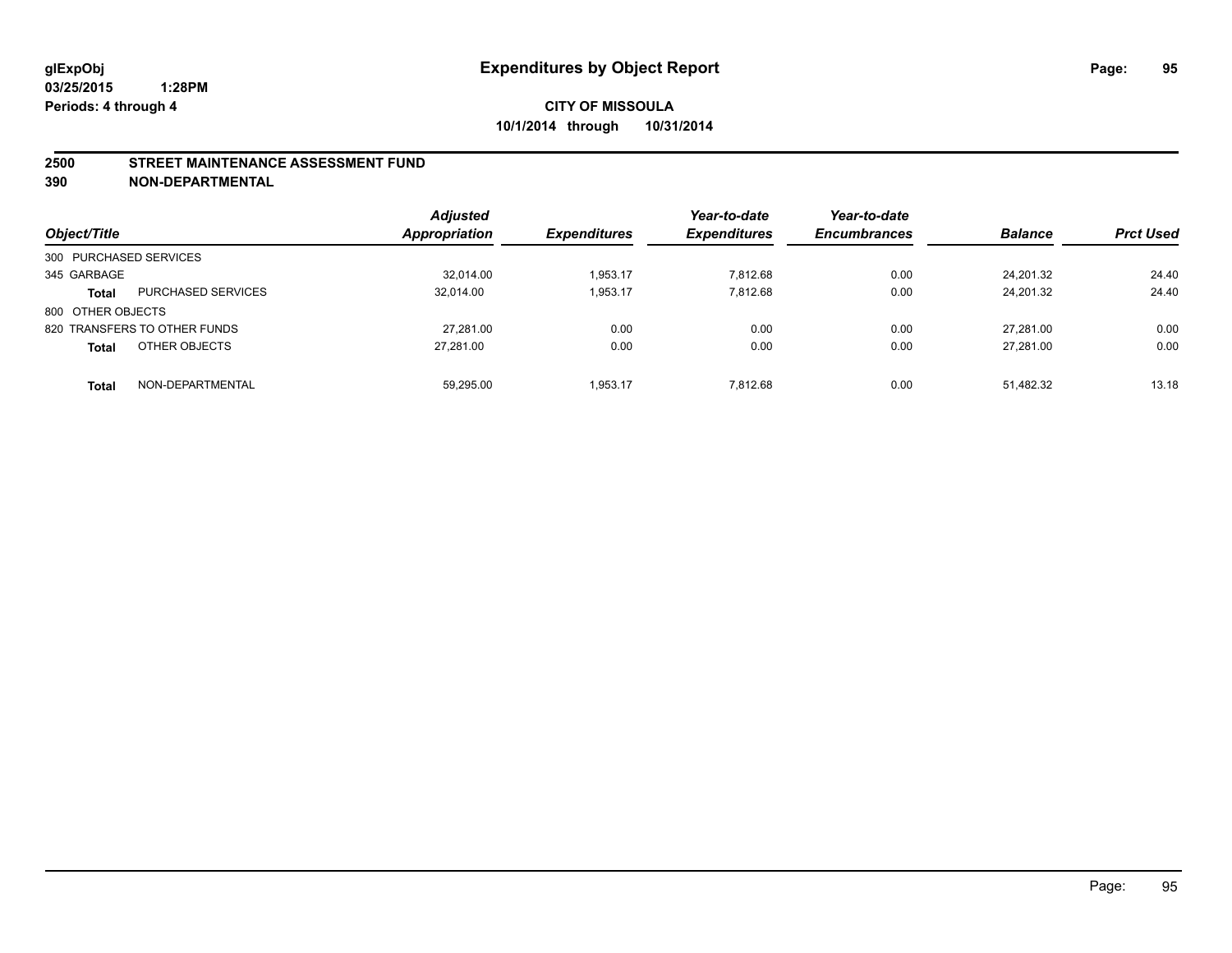**glExpObj**
**03/25/2015 1:28PM**
**Periods: 4 through 4**

# Expenditures by Object Report

**CITY OF MISSOULA**
**10/1/2014 through 10/31/2014**

**2500 STREET MAINTENANCE ASSESSMENT FUND**
**390 NON-DEPARTMENTAL**

| Object/Title | | Adjusted Appropriation | Expenditures | Year-to-date Expenditures | Year-to-date Encumbrances | Balance | Prct Used |
|---|---|---|---|---|---|---|---|
| 300 PURCHASED SERVICES | | | | | | | |
| 345 GARBAGE | | 32,014.00 | 1,953.17 | 7,812.68 | 0.00 | 24,201.32 | 24.40 |
| **Total** | PURCHASED SERVICES | 32,014.00 | 1,953.17 | 7,812.68 | 0.00 | 24,201.32 | 24.40 |
| 800 OTHER OBJECTS | | | | | | | |
| 820 TRANSFERS TO OTHER FUNDS | | 27,281.00 | 0.00 | 0.00 | 0.00 | 27,281.00 | 0.00 |
| **Total** | OTHER OBJECTS | 27,281.00 | 0.00 | 0.00 | 0.00 | 27,281.00 | 0.00 |
| **Total** | NON-DEPARTMENTAL | 59,295.00 | 1,953.17 | 7,812.68 | 0.00 | 51,482.32 | 13.18 |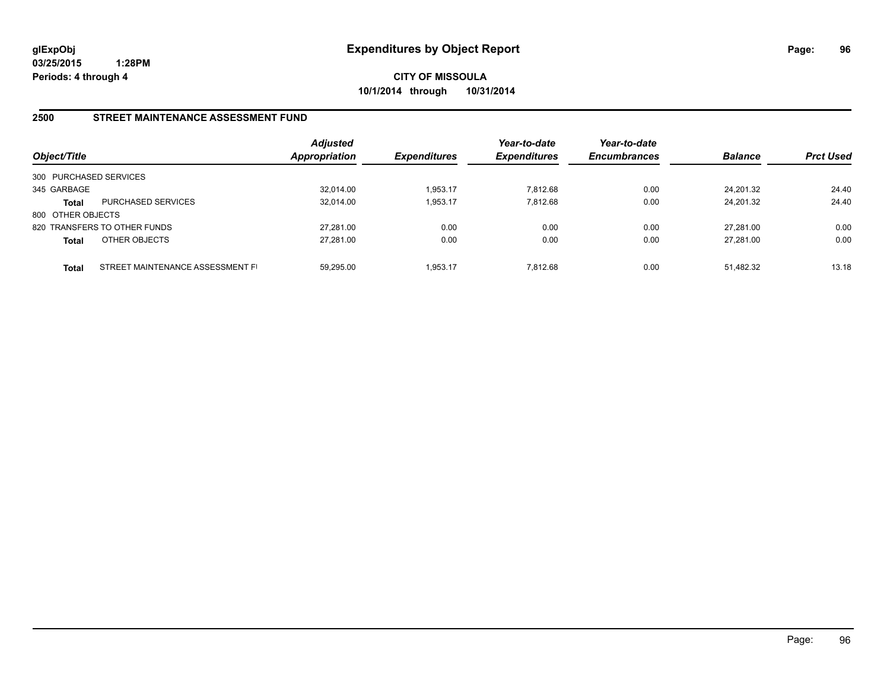**glExpObj**
**03/25/2015 1:28PM**
**Periods: 4 through 4**

# Expenditures by Object Report

**CITY OF MISSOULA**
**10/1/2014 through 10/31/2014**

## 2500 STREET MAINTENANCE ASSESSMENT FUND

| Object/Title | | Adjusted Appropriation | Expenditures | Year-to-date Expenditures | Year-to-date Encumbrances | Balance | Prct Used |
|---|---|---|---|---|---|---|---|
| 300 PURCHASED SERVICES | | | | | | | |
| 345 GARBAGE | | 32,014.00 | 1,953.17 | 7,812.68 | 0.00 | 24,201.32 | 24.40 |
| **Total** | PURCHASED SERVICES | 32,014.00 | 1,953.17 | 7,812.68 | 0.00 | 24,201.32 | 24.40 |
| 800 OTHER OBJECTS | | | | | | | |
| 820 TRANSFERS TO OTHER FUNDS | | 27,281.00 | 0.00 | 0.00 | 0.00 | 27,281.00 | 0.00 |
| **Total** | OTHER OBJECTS | 27,281.00 | 0.00 | 0.00 | 0.00 | 27,281.00 | 0.00 |
| **Total** | STREET MAINTENANCE ASSESSMENT FI | 59,295.00 | 1,953.17 | 7,812.68 | 0.00 | 51,482.32 | 13.18 |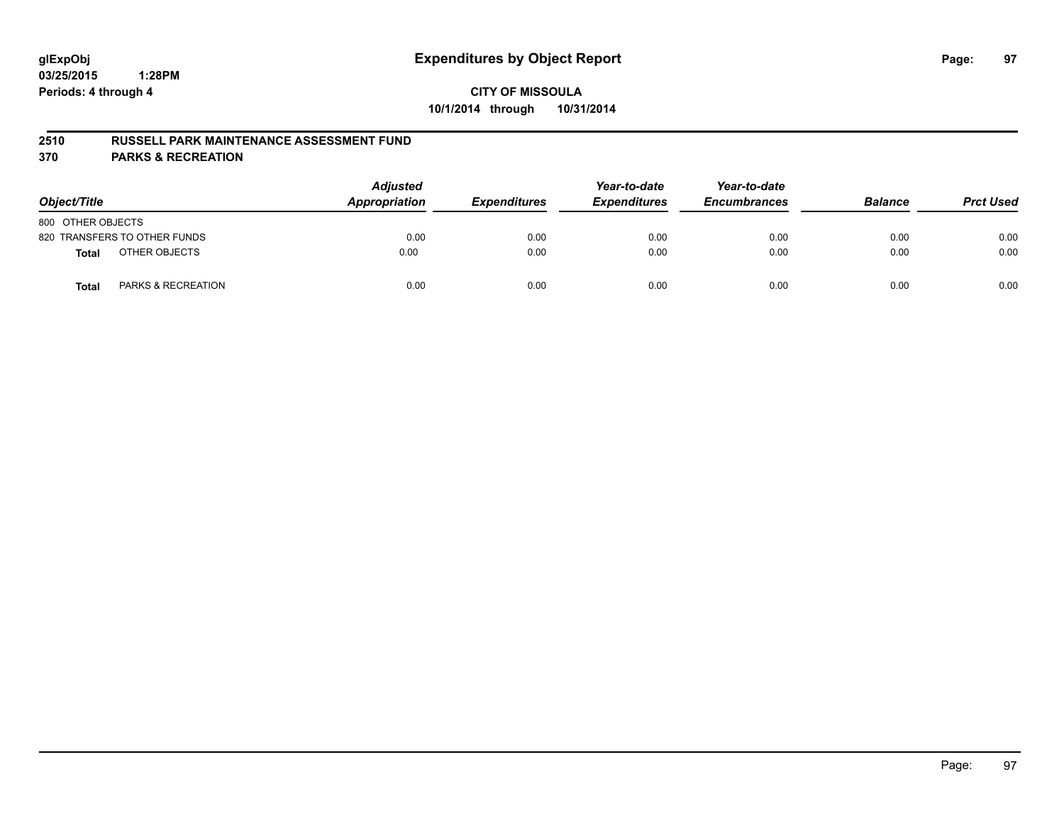# Expenditures by Object Report

glExpObj
03/25/2015 1:28PM
Periods: 4 through 4

**CITY OF MISSOULA**
**10/1/2014 through 10/31/2014**

## 2510 RUSSELL PARK MAINTENANCE ASSESSMENT FUND
## 370 PARKS & RECREATION

| Object/Title | Adjusted Appropriation | Expenditures | Year-to-date Expenditures | Year-to-date Encumbrances | Balance | Prct Used |
|---|---|---|---|---|---|---|
| 800 OTHER OBJECTS | | | | | | |
| 820 TRANSFERS TO OTHER FUNDS | 0.00 | 0.00 | 0.00 | 0.00 | 0.00 | 0.00 |
| **Total** OTHER OBJECTS | 0.00 | 0.00 | 0.00 | 0.00 | 0.00 | 0.00 |
| **Total** PARKS & RECREATION | 0.00 | 0.00 | 0.00 | 0.00 | 0.00 | 0.00 |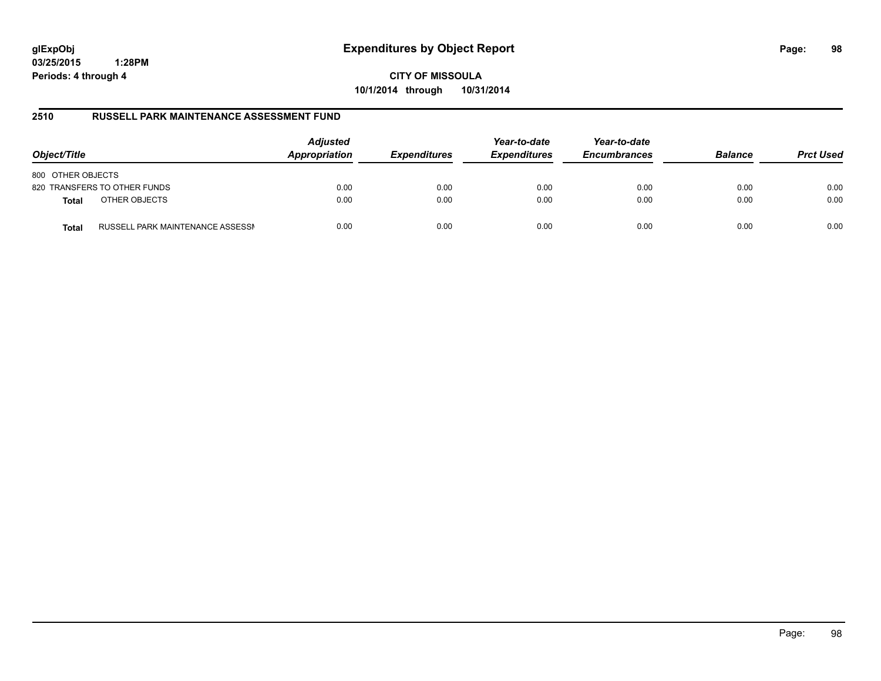# Expenditures by Object Report

glExpObj
03/25/2015 1:28PM
Periods: 4 through 4

**CITY OF MISSOULA**
**10/1/2014 through 10/31/2014**

## 2510 RUSSELL PARK MAINTENANCE ASSESSMENT FUND

| Object/Title | | Adjusted Appropriation | Expenditures | Year-to-date Expenditures | Year-to-date Encumbrances | Balance | Prct Used |
|---|---|---|---|---|---|---|---|
| 800 OTHER OBJECTS | | | | | | | |
| 820 TRANSFERS TO OTHER FUNDS | | 0.00 | 0.00 | 0.00 | 0.00 | 0.00 | 0.00 |
| **Total** | OTHER OBJECTS | 0.00 | 0.00 | 0.00 | 0.00 | 0.00 | 0.00 |
| **Total** | RUSSELL PARK MAINTENANCE ASSESSI | 0.00 | 0.00 | 0.00 | 0.00 | 0.00 | 0.00 |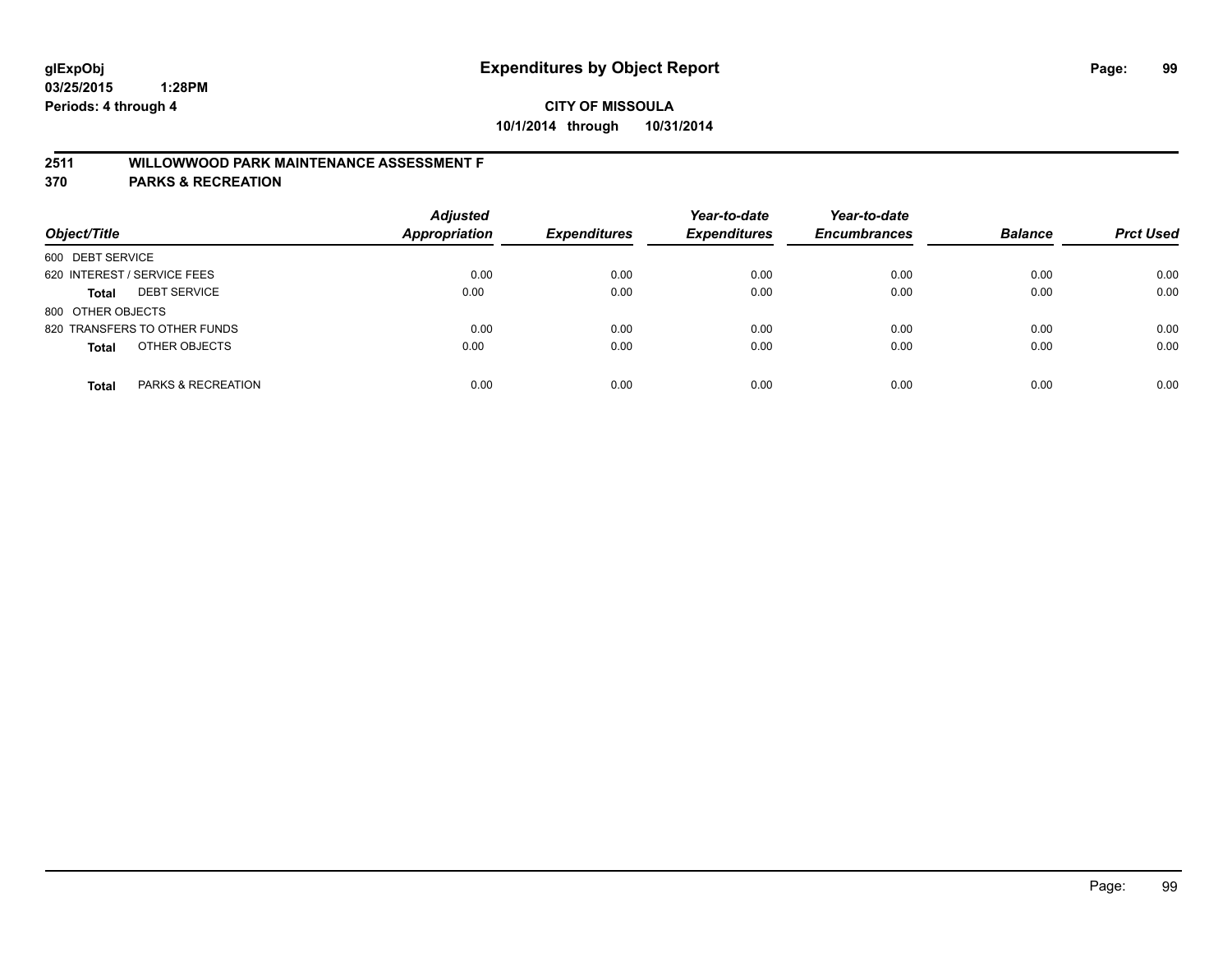**glExpObj** **Expenditures by Object Report**

**03/25/2015 1:28PM**

**Periods: 4 through 4**

**CITY OF MISSOULA**

**10/1/2014 through 10/31/2014**

## 2511 WILLOWWOOD PARK MAINTENANCE ASSESSMENT F

## 370 PARKS & RECREATION

| Object/Title | | Adjusted Appropriation | Expenditures | Year-to-date Expenditures | Year-to-date Encumbrances | Balance | Prct Used |
|---|---|---|---|---|---|---|---|
| 600 DEBT SERVICE | | | | | | | |
| 620 INTEREST / SERVICE FEES | | 0.00 | 0.00 | 0.00 | 0.00 | 0.00 | 0.00 |
| **Total** | DEBT SERVICE | 0.00 | 0.00 | 0.00 | 0.00 | 0.00 | 0.00 |
| 800 OTHER OBJECTS | | | | | | | |
| 820 TRANSFERS TO OTHER FUNDS | | 0.00 | 0.00 | 0.00 | 0.00 | 0.00 | 0.00 |
| **Total** | OTHER OBJECTS | 0.00 | 0.00 | 0.00 | 0.00 | 0.00 | 0.00 |
| **Total** | PARKS & RECREATION | 0.00 | 0.00 | 0.00 | 0.00 | 0.00 | 0.00 |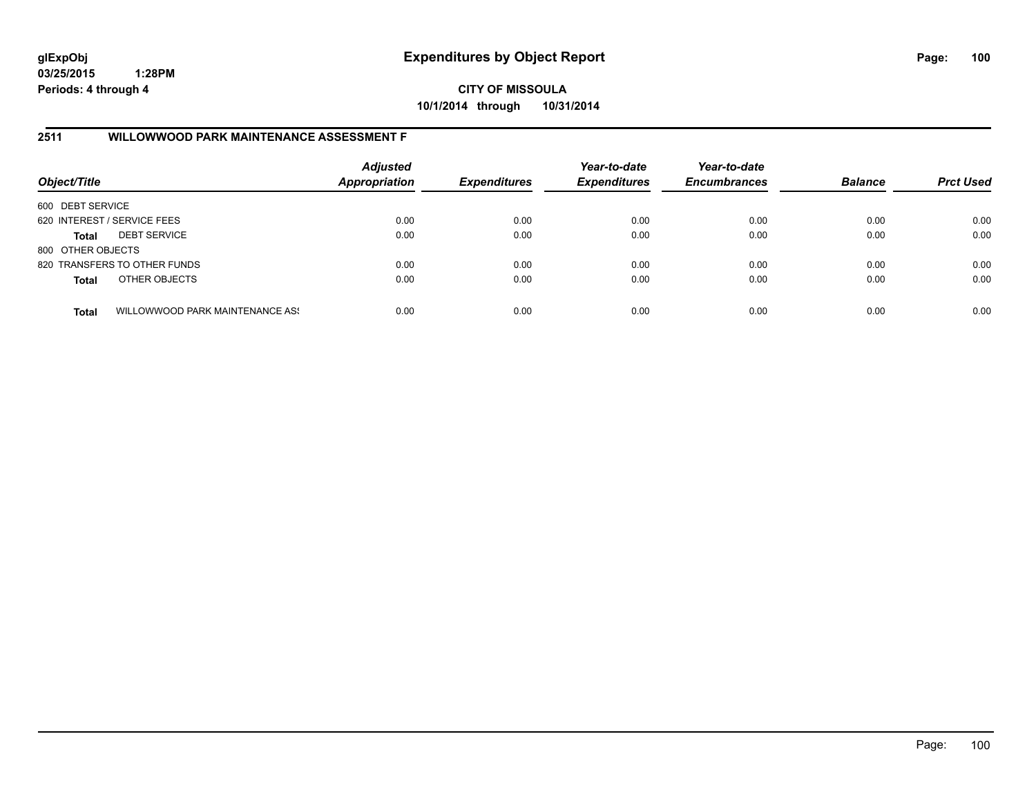**glExpObj**
**03/25/2015 1:28PM**
**Periods: 4 through 4**

# Expenditures by Object Report

**CITY OF MISSOULA**
**10/1/2014 through 10/31/2014**

## 2511 WILLOWWOOD PARK MAINTENANCE ASSESSMENT F

| Object/Title | | Adjusted Appropriation | Expenditures | Year-to-date Expenditures | Year-to-date Encumbrances | Balance | Prct Used |
|---|---|---|---|---|---|---|---|
| 600 DEBT SERVICE | | | | | | | |
| 620 INTEREST / SERVICE FEES | | 0.00 | 0.00 | 0.00 | 0.00 | 0.00 | 0.00 |
| **Total** | DEBT SERVICE | 0.00 | 0.00 | 0.00 | 0.00 | 0.00 | 0.00 |
| 800 OTHER OBJECTS | | | | | | | |
| 820 TRANSFERS TO OTHER FUNDS | | 0.00 | 0.00 | 0.00 | 0.00 | 0.00 | 0.00 |
| **Total** | OTHER OBJECTS | 0.00 | 0.00 | 0.00 | 0.00 | 0.00 | 0.00 |
| **Total** | WILLOWWOOD PARK MAINTENANCE ASS | 0.00 | 0.00 | 0.00 | 0.00 | 0.00 | 0.00 |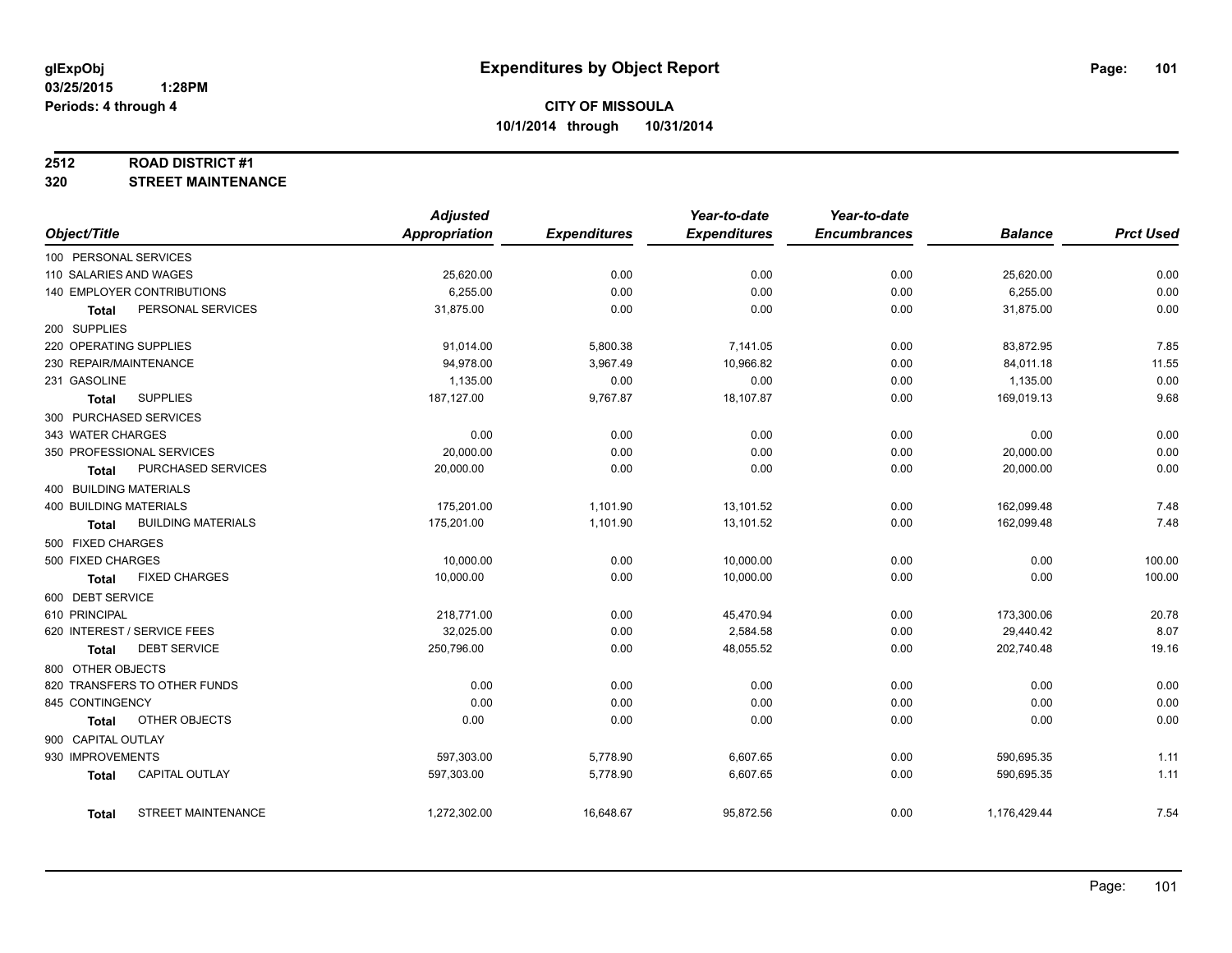**glExpObj**
**03/25/2015 1:28PM**
**Periods: 4 through 4**

# Expenditures by Object Report

**CITY OF MISSOULA**
**10/1/2014 through 10/31/2014**

**2512 ROAD DISTRICT #1**
**320 STREET MAINTENANCE**

| Object/Title | Adjusted Appropriation | Expenditures | Year-to-date Expenditures | Year-to-date Encumbrances | Balance | Prct Used |
|---|---|---|---|---|---|---|
| 100 PERSONAL SERVICES | | | | | | |
| 110 SALARIES AND WAGES | 25,620.00 | 0.00 | 0.00 | 0.00 | 25,620.00 | 0.00 |
| 140 EMPLOYER CONTRIBUTIONS | 6,255.00 | 0.00 | 0.00 | 0.00 | 6,255.00 | 0.00 |
| **Total** PERSONAL SERVICES | 31,875.00 | 0.00 | 0.00 | 0.00 | 31,875.00 | 0.00 |
| 200 SUPPLIES | | | | | | |
| 220 OPERATING SUPPLIES | 91,014.00 | 5,800.38 | 7,141.05 | 0.00 | 83,872.95 | 7.85 |
| 230 REPAIR/MAINTENANCE | 94,978.00 | 3,967.49 | 10,966.82 | 0.00 | 84,011.18 | 11.55 |
| 231 GASOLINE | 1,135.00 | 0.00 | 0.00 | 0.00 | 1,135.00 | 0.00 |
| **Total** SUPPLIES | 187,127.00 | 9,767.87 | 18,107.87 | 0.00 | 169,019.13 | 9.68 |
| 300 PURCHASED SERVICES | | | | | | |
| 343 WATER CHARGES | 0.00 | 0.00 | 0.00 | 0.00 | 0.00 | 0.00 |
| 350 PROFESSIONAL SERVICES | 20,000.00 | 0.00 | 0.00 | 0.00 | 20,000.00 | 0.00 |
| **Total** PURCHASED SERVICES | 20,000.00 | 0.00 | 0.00 | 0.00 | 20,000.00 | 0.00 |
| 400 BUILDING MATERIALS | | | | | | |
| 400 BUILDING MATERIALS | 175,201.00 | 1,101.90 | 13,101.52 | 0.00 | 162,099.48 | 7.48 |
| **Total** BUILDING MATERIALS | 175,201.00 | 1,101.90 | 13,101.52 | 0.00 | 162,099.48 | 7.48 |
| 500 FIXED CHARGES | | | | | | |
| 500 FIXED CHARGES | 10,000.00 | 0.00 | 10,000.00 | 0.00 | 0.00 | 100.00 |
| **Total** FIXED CHARGES | 10,000.00 | 0.00 | 10,000.00 | 0.00 | 0.00 | 100.00 |
| 600 DEBT SERVICE | | | | | | |
| 610 PRINCIPAL | 218,771.00 | 0.00 | 45,470.94 | 0.00 | 173,300.06 | 20.78 |
| 620 INTEREST / SERVICE FEES | 32,025.00 | 0.00 | 2,584.58 | 0.00 | 29,440.42 | 8.07 |
| **Total** DEBT SERVICE | 250,796.00 | 0.00 | 48,055.52 | 0.00 | 202,740.48 | 19.16 |
| 800 OTHER OBJECTS | | | | | | |
| 820 TRANSFERS TO OTHER FUNDS | 0.00 | 0.00 | 0.00 | 0.00 | 0.00 | 0.00 |
| 845 CONTINGENCY | 0.00 | 0.00 | 0.00 | 0.00 | 0.00 | 0.00 |
| **Total** OTHER OBJECTS | 0.00 | 0.00 | 0.00 | 0.00 | 0.00 | 0.00 |
| 900 CAPITAL OUTLAY | | | | | | |
| 930 IMPROVEMENTS | 597,303.00 | 5,778.90 | 6,607.65 | 0.00 | 590,695.35 | 1.11 |
| **Total** CAPITAL OUTLAY | 597,303.00 | 5,778.90 | 6,607.65 | 0.00 | 590,695.35 | 1.11 |
| **Total** STREET MAINTENANCE | 1,272,302.00 | 16,648.67 | 95,872.56 | 0.00 | 1,176,429.44 | 7.54 |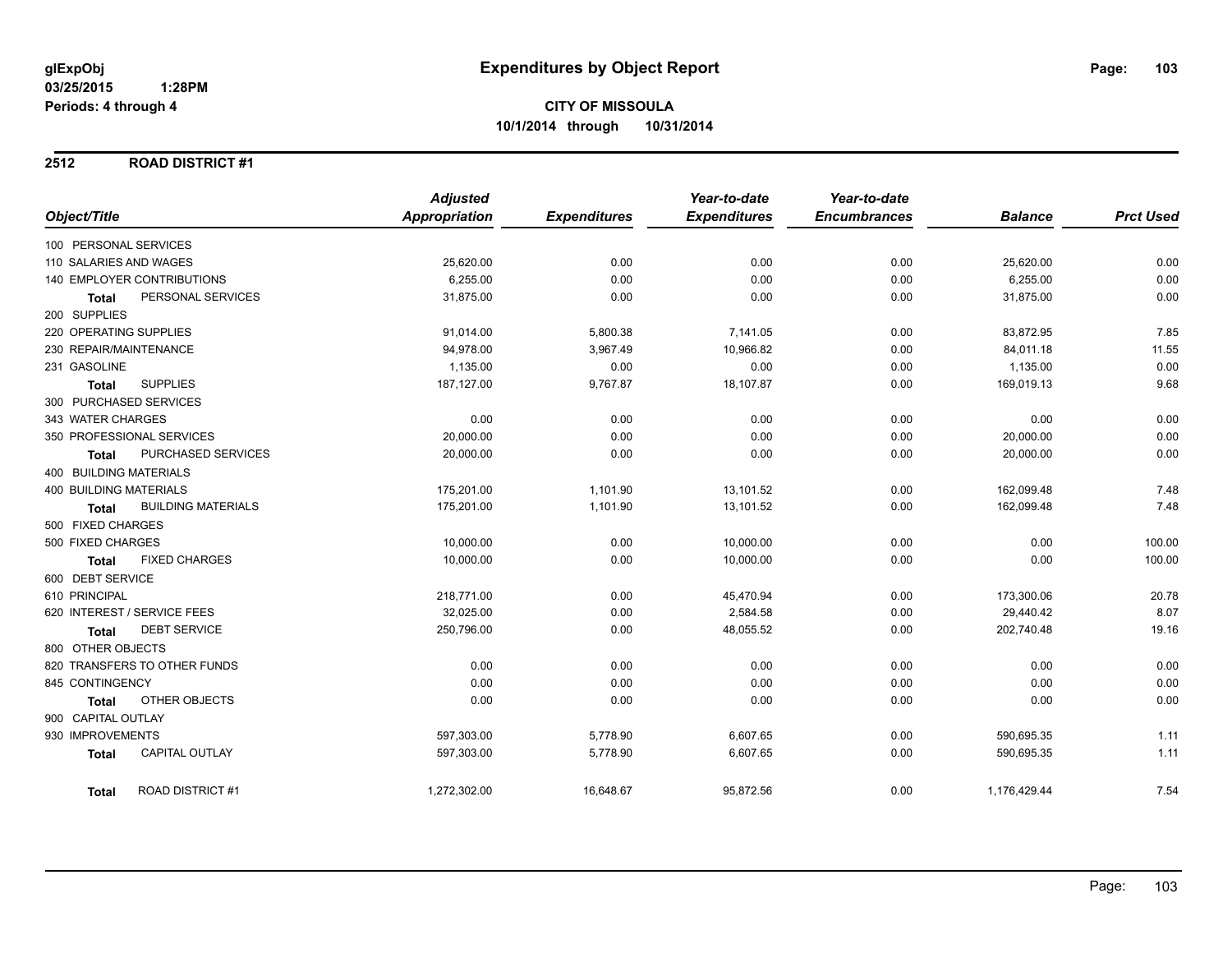# Expenditures by Object Report

glExpObj
03/25/2015 1:28PM
Periods: 4 through 4

**CITY OF MISSOULA**
**10/1/2014 through 10/31/2014**

## 2512 ROAD DISTRICT #1

| Object/Title | Adjusted Appropriation | Expenditures | Year-to-date Expenditures | Year-to-date Encumbrances | Balance | Prct Used |
|---|---|---|---|---|---|---|
| 100 PERSONAL SERVICES | | | | | | |
| 110 SALARIES AND WAGES | 25,620.00 | 0.00 | 0.00 | 0.00 | 25,620.00 | 0.00 |
| 140 EMPLOYER CONTRIBUTIONS | 6,255.00 | 0.00 | 0.00 | 0.00 | 6,255.00 | 0.00 |
| **Total** PERSONAL SERVICES | 31,875.00 | 0.00 | 0.00 | 0.00 | 31,875.00 | 0.00 |
| 200 SUPPLIES | | | | | | |
| 220 OPERATING SUPPLIES | 91,014.00 | 5,800.38 | 7,141.05 | 0.00 | 83,872.95 | 7.85 |
| 230 REPAIR/MAINTENANCE | 94,978.00 | 3,967.49 | 10,966.82 | 0.00 | 84,011.18 | 11.55 |
| 231 GASOLINE | 1,135.00 | 0.00 | 0.00 | 0.00 | 1,135.00 | 0.00 |
| **Total** SUPPLIES | 187,127.00 | 9,767.87 | 18,107.87 | 0.00 | 169,019.13 | 9.68 |
| 300 PURCHASED SERVICES | | | | | | |
| 343 WATER CHARGES | 0.00 | 0.00 | 0.00 | 0.00 | 0.00 | 0.00 |
| 350 PROFESSIONAL SERVICES | 20,000.00 | 0.00 | 0.00 | 0.00 | 20,000.00 | 0.00 |
| **Total** PURCHASED SERVICES | 20,000.00 | 0.00 | 0.00 | 0.00 | 20,000.00 | 0.00 |
| 400 BUILDING MATERIALS | | | | | | |
| 400 BUILDING MATERIALS | 175,201.00 | 1,101.90 | 13,101.52 | 0.00 | 162,099.48 | 7.48 |
| **Total** BUILDING MATERIALS | 175,201.00 | 1,101.90 | 13,101.52 | 0.00 | 162,099.48 | 7.48 |
| 500 FIXED CHARGES | | | | | | |
| 500 FIXED CHARGES | 10,000.00 | 0.00 | 10,000.00 | 0.00 | 0.00 | 100.00 |
| **Total** FIXED CHARGES | 10,000.00 | 0.00 | 10,000.00 | 0.00 | 0.00 | 100.00 |
| 600 DEBT SERVICE | | | | | | |
| 610 PRINCIPAL | 218,771.00 | 0.00 | 45,470.94 | 0.00 | 173,300.06 | 20.78 |
| 620 INTEREST / SERVICE FEES | 32,025.00 | 0.00 | 2,584.58 | 0.00 | 29,440.42 | 8.07 |
| **Total** DEBT SERVICE | 250,796.00 | 0.00 | 48,055.52 | 0.00 | 202,740.48 | 19.16 |
| 800 OTHER OBJECTS | | | | | | |
| 820 TRANSFERS TO OTHER FUNDS | 0.00 | 0.00 | 0.00 | 0.00 | 0.00 | 0.00 |
| 845 CONTINGENCY | 0.00 | 0.00 | 0.00 | 0.00 | 0.00 | 0.00 |
| **Total** OTHER OBJECTS | 0.00 | 0.00 | 0.00 | 0.00 | 0.00 | 0.00 |
| 900 CAPITAL OUTLAY | | | | | | |
| 930 IMPROVEMENTS | 597,303.00 | 5,778.90 | 6,607.65 | 0.00 | 590,695.35 | 1.11 |
| **Total** CAPITAL OUTLAY | 597,303.00 | 5,778.90 | 6,607.65 | 0.00 | 590,695.35 | 1.11 |
| **Total** ROAD DISTRICT #1 | 1,272,302.00 | 16,648.67 | 95,872.56 | 0.00 | 1,176,429.44 | 7.54 |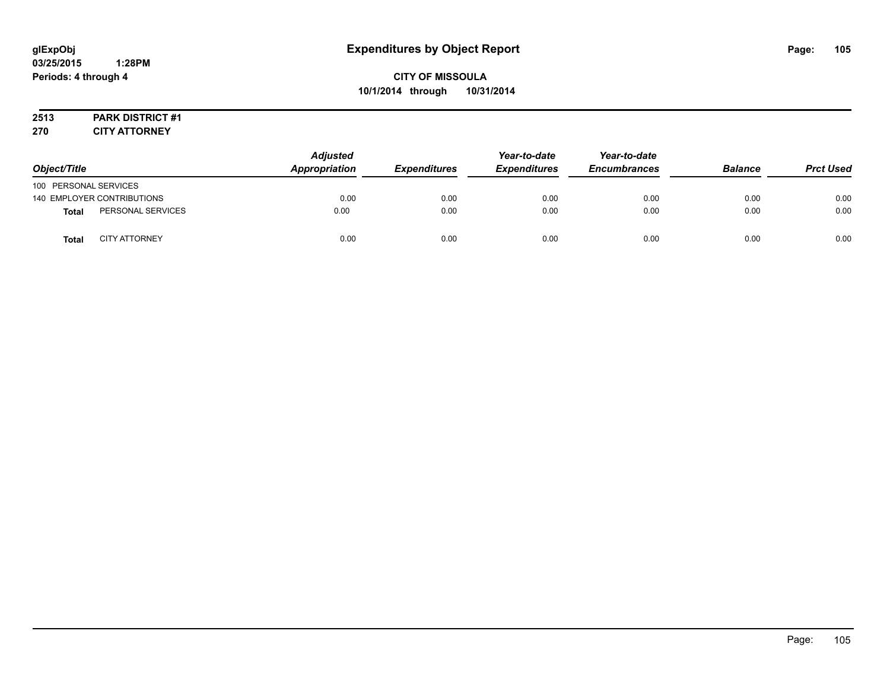**glExpObj** **Expenditures by Object Report**

**03/25/2015 1:28PM**

**Periods: 4 through 4**

**CITY OF MISSOULA**

**10/1/2014 through 10/31/2014**

**2513 PARK DISTRICT #1**

**270 CITY ATTORNEY**

| Object/Title | | Adjusted Appropriation | Expenditures | Year-to-date Expenditures | Year-to-date Encumbrances | Balance | Prct Used |
|---|---|---|---|---|---|---|---|
| 100 PERSONAL SERVICES | | | | | | | |
| 140 EMPLOYER CONTRIBUTIONS | | 0.00 | 0.00 | 0.00 | 0.00 | 0.00 | 0.00 |
| **Total** | PERSONAL SERVICES | 0.00 | 0.00 | 0.00 | 0.00 | 0.00 | 0.00 |
| **Total** | CITY ATTORNEY | 0.00 | 0.00 | 0.00 | 0.00 | 0.00 | 0.00 |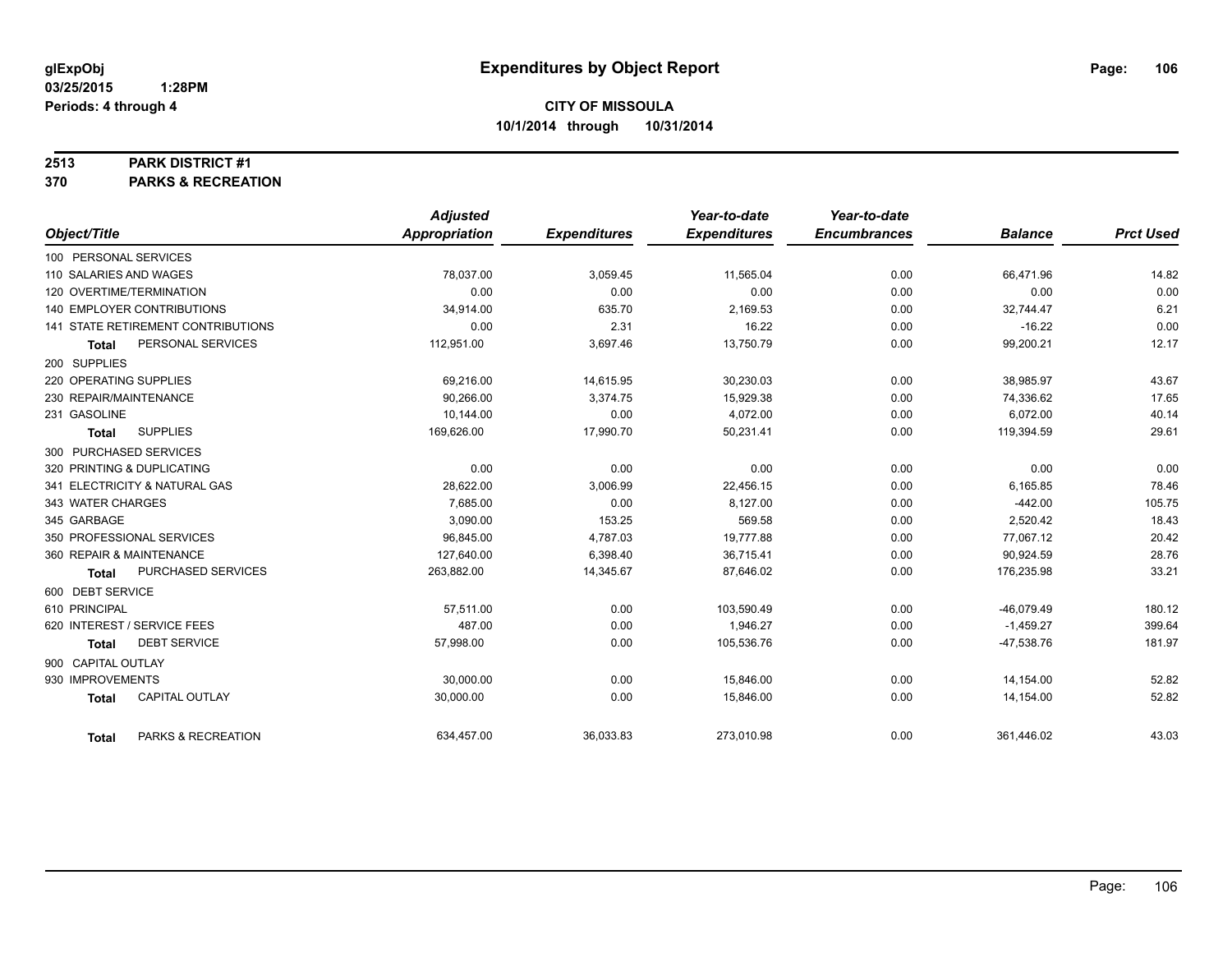glExpObj
03/25/2015 1:28PM
Periods: 4 through 4

# Expenditures by Object Report

**CITY OF MISSOULA**
**10/1/2014 through 10/31/2014**

**2513 PARK DISTRICT #1**
**370 PARKS & RECREATION**

| Object/Title | Adjusted Appropriation | Expenditures | Year-to-date Expenditures | Year-to-date Encumbrances | Balance | Prct Used |
|---|---|---|---|---|---|---|
| 100 PERSONAL SERVICES | | | | | | |
| 110 SALARIES AND WAGES | 78,037.00 | 3,059.45 | 11,565.04 | 0.00 | 66,471.96 | 14.82 |
| 120 OVERTIME/TERMINATION | 0.00 | 0.00 | 0.00 | 0.00 | 0.00 | 0.00 |
| 140 EMPLOYER CONTRIBUTIONS | 34,914.00 | 635.70 | 2,169.53 | 0.00 | 32,744.47 | 6.21 |
| 141 STATE RETIREMENT CONTRIBUTIONS | 0.00 | 2.31 | 16.22 | 0.00 | -16.22 | 0.00 |
| **Total** PERSONAL SERVICES | 112,951.00 | 3,697.46 | 13,750.79 | 0.00 | 99,200.21 | 12.17 |
| 200 SUPPLIES | | | | | | |
| 220 OPERATING SUPPLIES | 69,216.00 | 14,615.95 | 30,230.03 | 0.00 | 38,985.97 | 43.67 |
| 230 REPAIR/MAINTENANCE | 90,266.00 | 3,374.75 | 15,929.38 | 0.00 | 74,336.62 | 17.65 |
| 231 GASOLINE | 10,144.00 | 0.00 | 4,072.00 | 0.00 | 6,072.00 | 40.14 |
| **Total** SUPPLIES | 169,626.00 | 17,990.70 | 50,231.41 | 0.00 | 119,394.59 | 29.61 |
| 300 PURCHASED SERVICES | | | | | | |
| 320 PRINTING & DUPLICATING | 0.00 | 0.00 | 0.00 | 0.00 | 0.00 | 0.00 |
| 341 ELECTRICITY & NATURAL GAS | 28,622.00 | 3,006.99 | 22,456.15 | 0.00 | 6,165.85 | 78.46 |
| 343 WATER CHARGES | 7,685.00 | 0.00 | 8,127.00 | 0.00 | -442.00 | 105.75 |
| 345 GARBAGE | 3,090.00 | 153.25 | 569.58 | 0.00 | 2,520.42 | 18.43 |
| 350 PROFESSIONAL SERVICES | 96,845.00 | 4,787.03 | 19,777.88 | 0.00 | 77,067.12 | 20.42 |
| 360 REPAIR & MAINTENANCE | 127,640.00 | 6,398.40 | 36,715.41 | 0.00 | 90,924.59 | 28.76 |
| **Total** PURCHASED SERVICES | 263,882.00 | 14,345.67 | 87,646.02 | 0.00 | 176,235.98 | 33.21 |
| 600 DEBT SERVICE | | | | | | |
| 610 PRINCIPAL | 57,511.00 | 0.00 | 103,590.49 | 0.00 | -46,079.49 | 180.12 |
| 620 INTEREST / SERVICE FEES | 487.00 | 0.00 | 1,946.27 | 0.00 | -1,459.27 | 399.64 |
| **Total** DEBT SERVICE | 57,998.00 | 0.00 | 105,536.76 | 0.00 | -47,538.76 | 181.97 |
| 900 CAPITAL OUTLAY | | | | | | |
| 930 IMPROVEMENTS | 30,000.00 | 0.00 | 15,846.00 | 0.00 | 14,154.00 | 52.82 |
| **Total** CAPITAL OUTLAY | 30,000.00 | 0.00 | 15,846.00 | 0.00 | 14,154.00 | 52.82 |
| **Total** PARKS & RECREATION | 634,457.00 | 36,033.83 | 273,010.98 | 0.00 | 361,446.02 | 43.03 |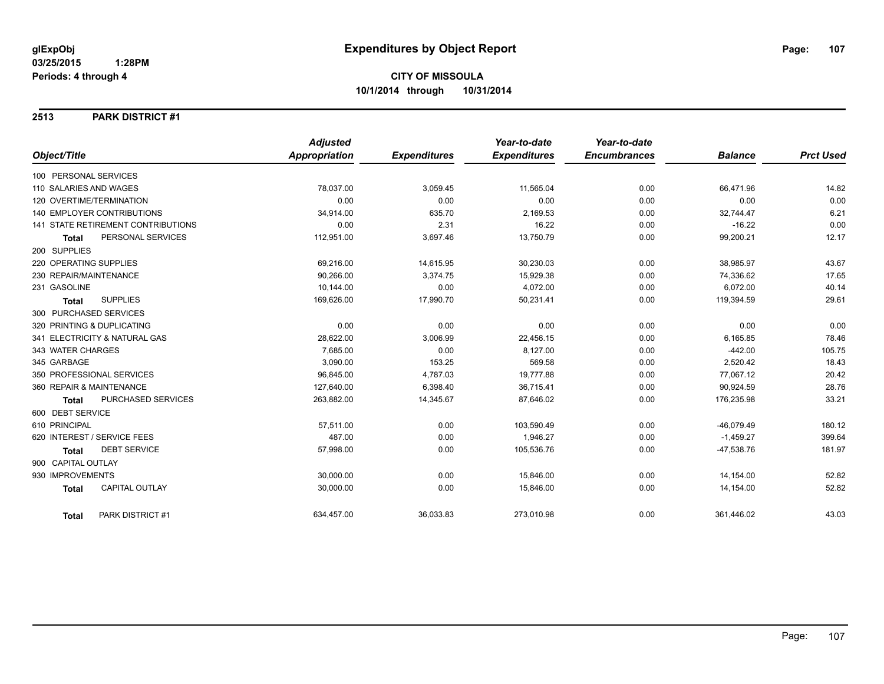**glExpObj**
**03/25/2015 1:28PM**
**Periods: 4 through 4**

# Expenditures by Object Report

**CITY OF MISSOULA**
**10/1/2014 through 10/31/2014**

## 2513 PARK DISTRICT #1

| Object/Title | Adjusted Appropriation | Expenditures | Year-to-date Expenditures | Year-to-date Encumbrances | Balance | Prct Used |
|---|---|---|---|---|---|---|
| 100 PERSONAL SERVICES | | | | | | |
| 110 SALARIES AND WAGES | 78,037.00 | 3,059.45 | 11,565.04 | 0.00 | 66,471.96 | 14.82 |
| 120 OVERTIME/TERMINATION | 0.00 | 0.00 | 0.00 | 0.00 | 0.00 | 0.00 |
| 140 EMPLOYER CONTRIBUTIONS | 34,914.00 | 635.70 | 2,169.53 | 0.00 | 32,744.47 | 6.21 |
| 141 STATE RETIREMENT CONTRIBUTIONS | 0.00 | 2.31 | 16.22 | 0.00 | -16.22 | 0.00 |
| **Total** PERSONAL SERVICES | 112,951.00 | 3,697.46 | 13,750.79 | 0.00 | 99,200.21 | 12.17 |
| 200 SUPPLIES | | | | | | |
| 220 OPERATING SUPPLIES | 69,216.00 | 14,615.95 | 30,230.03 | 0.00 | 38,985.97 | 43.67 |
| 230 REPAIR/MAINTENANCE | 90,266.00 | 3,374.75 | 15,929.38 | 0.00 | 74,336.62 | 17.65 |
| 231 GASOLINE | 10,144.00 | 0.00 | 4,072.00 | 0.00 | 6,072.00 | 40.14 |
| **Total** SUPPLIES | 169,626.00 | 17,990.70 | 50,231.41 | 0.00 | 119,394.59 | 29.61 |
| 300 PURCHASED SERVICES | | | | | | |
| 320 PRINTING & DUPLICATING | 0.00 | 0.00 | 0.00 | 0.00 | 0.00 | 0.00 |
| 341 ELECTRICITY & NATURAL GAS | 28,622.00 | 3,006.99 | 22,456.15 | 0.00 | 6,165.85 | 78.46 |
| 343 WATER CHARGES | 7,685.00 | 0.00 | 8,127.00 | 0.00 | -442.00 | 105.75 |
| 345 GARBAGE | 3,090.00 | 153.25 | 569.58 | 0.00 | 2,520.42 | 18.43 |
| 350 PROFESSIONAL SERVICES | 96,845.00 | 4,787.03 | 19,777.88 | 0.00 | 77,067.12 | 20.42 |
| 360 REPAIR & MAINTENANCE | 127,640.00 | 6,398.40 | 36,715.41 | 0.00 | 90,924.59 | 28.76 |
| **Total** PURCHASED SERVICES | 263,882.00 | 14,345.67 | 87,646.02 | 0.00 | 176,235.98 | 33.21 |
| 600 DEBT SERVICE | | | | | | |
| 610 PRINCIPAL | 57,511.00 | 0.00 | 103,590.49 | 0.00 | -46,079.49 | 180.12 |
| 620 INTEREST / SERVICE FEES | 487.00 | 0.00 | 1,946.27 | 0.00 | -1,459.27 | 399.64 |
| **Total** DEBT SERVICE | 57,998.00 | 0.00 | 105,536.76 | 0.00 | -47,538.76 | 181.97 |
| 900 CAPITAL OUTLAY | | | | | | |
| 930 IMPROVEMENTS | 30,000.00 | 0.00 | 15,846.00 | 0.00 | 14,154.00 | 52.82 |
| **Total** CAPITAL OUTLAY | 30,000.00 | 0.00 | 15,846.00 | 0.00 | 14,154.00 | 52.82 |
| **Total** PARK DISTRICT #1 | 634,457.00 | 36,033.83 | 273,010.98 | 0.00 | 361,446.02 | 43.03 |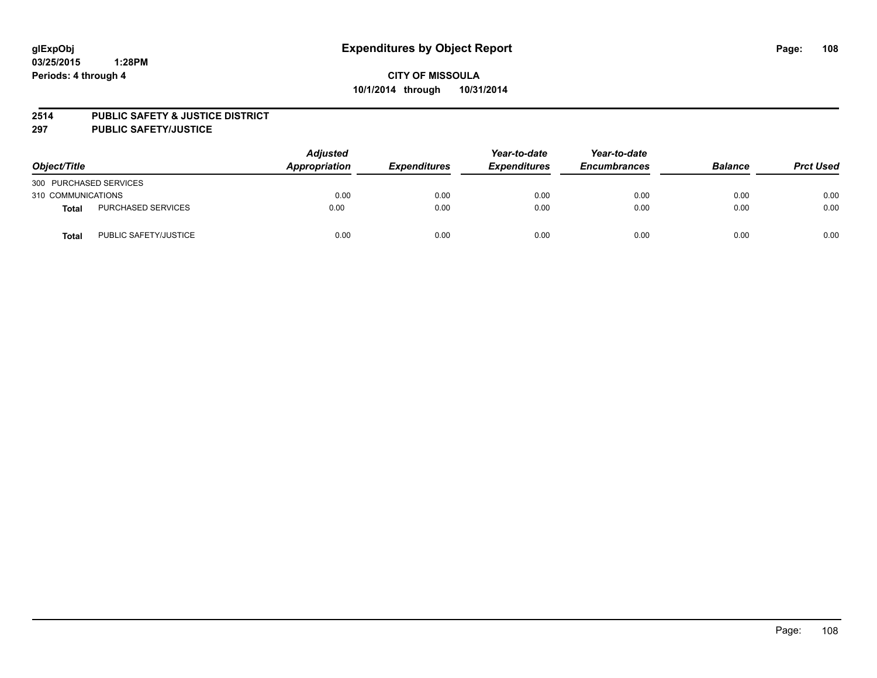glExpObj
03/25/2015 1:28PM
Periods: 4 through 4

# Expenditures by Object Report

**CITY OF MISSOULA**
**10/1/2014 through 10/31/2014**

**2514 PUBLIC SAFETY & JUSTICE DISTRICT**
**297 PUBLIC SAFETY/JUSTICE**

| Object/Title | | Adjusted Appropriation | Expenditures | Year-to-date Expenditures | Year-to-date Encumbrances | Balance | Prct Used |
|---|---|---|---|---|---|---|---|
| 300 PURCHASED SERVICES | | | | | | | |
| 310 COMMUNICATIONS | | 0.00 | 0.00 | 0.00 | 0.00 | 0.00 | 0.00 |
| **Total** | PURCHASED SERVICES | 0.00 | 0.00 | 0.00 | 0.00 | 0.00 | 0.00 |
| **Total** | PUBLIC SAFETY/JUSTICE | 0.00 | 0.00 | 0.00 | 0.00 | 0.00 | 0.00 |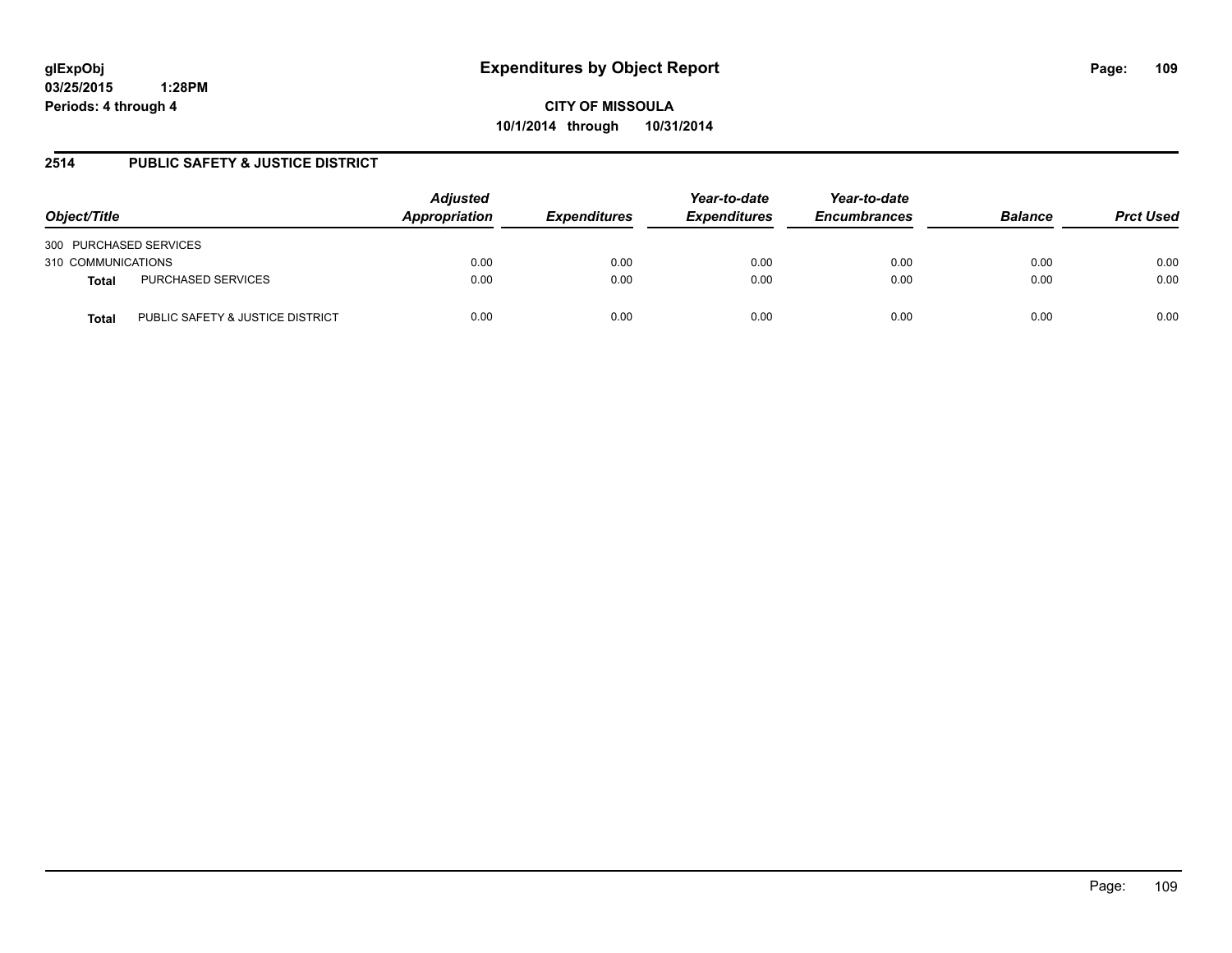# Expenditures by Object Report

glExpObj
03/25/2015 1:28PM
Periods: 4 through 4

**CITY OF MISSOULA**
**10/1/2014 through 10/31/2014**

## 2514 PUBLIC SAFETY & JUSTICE DISTRICT

| Object/Title | | Adjusted Appropriation | Expenditures | Year-to-date Expenditures | Year-to-date Encumbrances | Balance | Prct Used |
|---|---|---|---|---|---|---|---|
| 300 PURCHASED SERVICES | | | | | | | |
| 310 COMMUNICATIONS | | 0.00 | 0.00 | 0.00 | 0.00 | 0.00 | 0.00 |
| **Total** | PURCHASED SERVICES | 0.00 | 0.00 | 0.00 | 0.00 | 0.00 | 0.00 |
| **Total** | PUBLIC SAFETY & JUSTICE DISTRICT | 0.00 | 0.00 | 0.00 | 0.00 | 0.00 | 0.00 |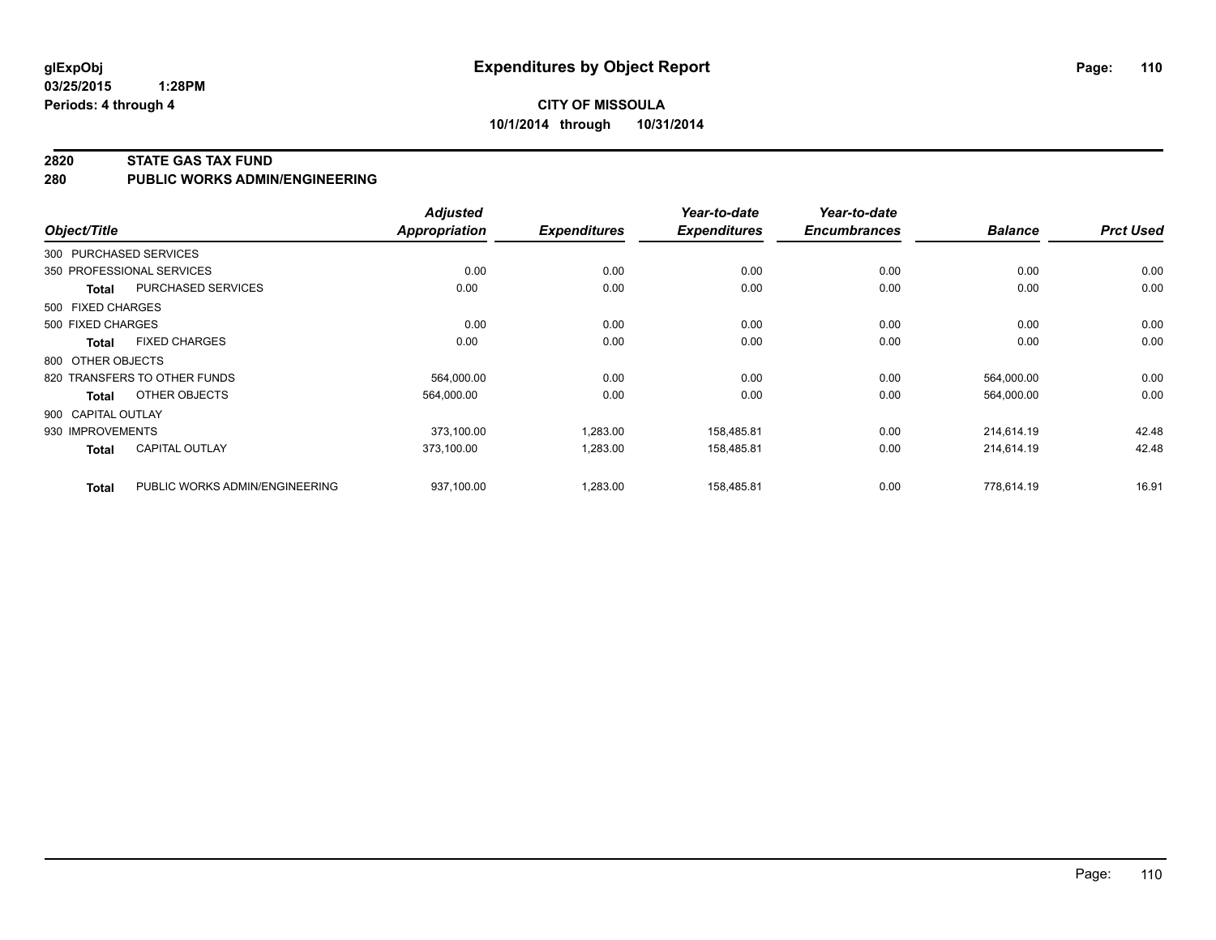**glExpObj** **Expenditures by Object Report**
**03/25/2015 1:28PM**
**Periods: 4 through 4**

**CITY OF MISSOULA**
**10/1/2014 through 10/31/2014**

## 2820 STATE GAS TAX FUND
## 280 PUBLIC WORKS ADMIN/ENGINEERING

| Object/Title | | Adjusted Appropriation | Expenditures | Year-to-date Expenditures | Year-to-date Encumbrances | Balance | Prct Used |
|---|---|---|---|---|---|---|---|
| 300 PURCHASED SERVICES | | | | | | | |
| 350 PROFESSIONAL SERVICES | | 0.00 | 0.00 | 0.00 | 0.00 | 0.00 | 0.00 |
| Total | PURCHASED SERVICES | 0.00 | 0.00 | 0.00 | 0.00 | 0.00 | 0.00 |
| 500 FIXED CHARGES | | | | | | | |
| 500 FIXED CHARGES | | 0.00 | 0.00 | 0.00 | 0.00 | 0.00 | 0.00 |
| Total | FIXED CHARGES | 0.00 | 0.00 | 0.00 | 0.00 | 0.00 | 0.00 |
| 800 OTHER OBJECTS | | | | | | | |
| 820 TRANSFERS TO OTHER FUNDS | | 564,000.00 | 0.00 | 0.00 | 0.00 | 564,000.00 | 0.00 |
| Total | OTHER OBJECTS | 564,000.00 | 0.00 | 0.00 | 0.00 | 564,000.00 | 0.00 |
| 900 CAPITAL OUTLAY | | | | | | | |
| 930 IMPROVEMENTS | | 373,100.00 | 1,283.00 | 158,485.81 | 0.00 | 214,614.19 | 42.48 |
| Total | CAPITAL OUTLAY | 373,100.00 | 1,283.00 | 158,485.81 | 0.00 | 214,614.19 | 42.48 |
| Total | PUBLIC WORKS ADMIN/ENGINEERING | 937,100.00 | 1,283.00 | 158,485.81 | 0.00 | 778,614.19 | 16.91 |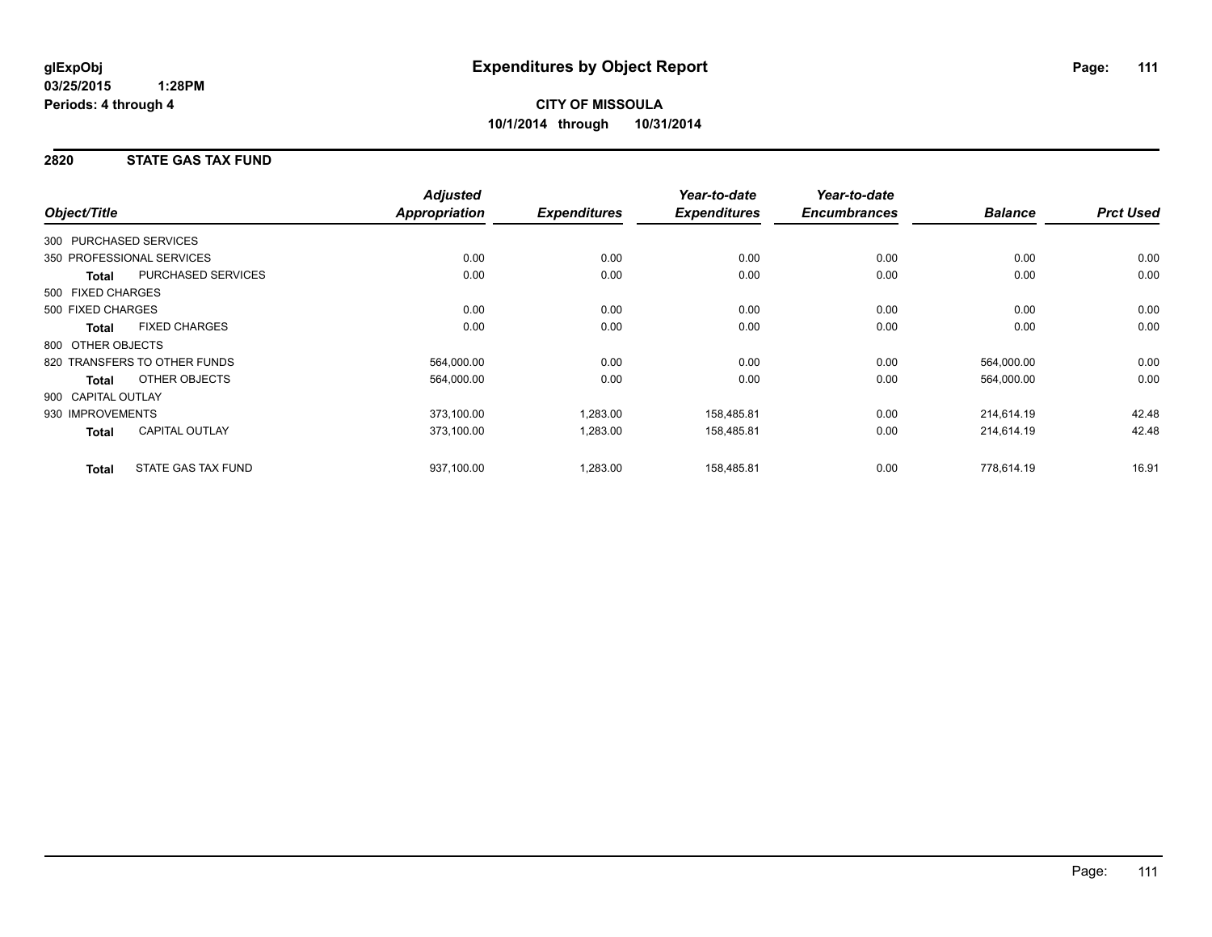glExpObj
03/25/2015 1:28PM
Periods: 4 through 4

# Expenditures by Object Report

**CITY OF MISSOULA**
**10/1/2014 through 10/31/2014**

## 2820 STATE GAS TAX FUND

| Object/Title | | Adjusted Appropriation | Expenditures | Year-to-date Expenditures | Year-to-date Encumbrances | Balance | Prct Used |
|---|---|---|---|---|---|---|---|
| 300 PURCHASED SERVICES | | | | | | | |
| 350 PROFESSIONAL SERVICES | | 0.00 | 0.00 | 0.00 | 0.00 | 0.00 | 0.00 |
| **Total** | PURCHASED SERVICES | 0.00 | 0.00 | 0.00 | 0.00 | 0.00 | 0.00 |
| 500 FIXED CHARGES | | | | | | | |
| 500 FIXED CHARGES | | 0.00 | 0.00 | 0.00 | 0.00 | 0.00 | 0.00 |
| **Total** | FIXED CHARGES | 0.00 | 0.00 | 0.00 | 0.00 | 0.00 | 0.00 |
| 800 OTHER OBJECTS | | | | | | | |
| 820 TRANSFERS TO OTHER FUNDS | | 564,000.00 | 0.00 | 0.00 | 0.00 | 564,000.00 | 0.00 |
| **Total** | OTHER OBJECTS | 564,000.00 | 0.00 | 0.00 | 0.00 | 564,000.00 | 0.00 |
| 900 CAPITAL OUTLAY | | | | | | | |
| 930 IMPROVEMENTS | | 373,100.00 | 1,283.00 | 158,485.81 | 0.00 | 214,614.19 | 42.48 |
| **Total** | CAPITAL OUTLAY | 373,100.00 | 1,283.00 | 158,485.81 | 0.00 | 214,614.19 | 42.48 |
| **Total** | STATE GAS TAX FUND | 937,100.00 | 1,283.00 | 158,485.81 | 0.00 | 778,614.19 | 16.91 |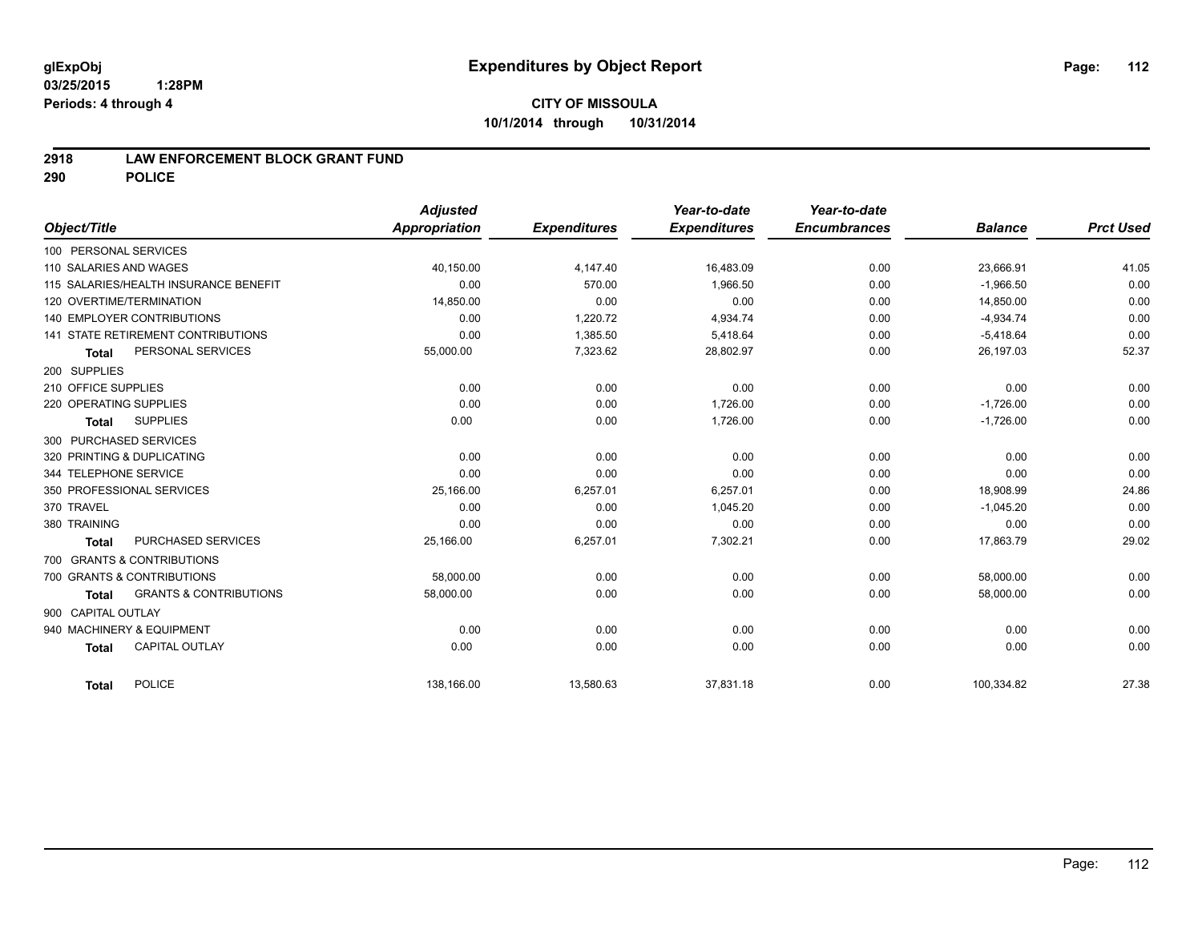**glExpObj** 
**03/25/2015 1:28PM** 
**Periods: 4 through 4**

# Expenditures by Object Report

**CITY OF MISSOULA** 
**10/1/2014 through 10/31/2014**

## 2918 LAW ENFORCEMENT BLOCK GRANT FUND
## 290 POLICE

| Object/Title | Adjusted Appropriation | Expenditures | Year-to-date Expenditures | Year-to-date Encumbrances | Balance | Prct Used |
|---|---|---|---|---|---|---|
| 100 PERSONAL SERVICES | | | | | | |
| 110 SALARIES AND WAGES | 40,150.00 | 4,147.40 | 16,483.09 | 0.00 | 23,666.91 | 41.05 |
| 115 SALARIES/HEALTH INSURANCE BENEFIT | 0.00 | 570.00 | 1,966.50 | 0.00 | -1,966.50 | 0.00 |
| 120 OVERTIME/TERMINATION | 14,850.00 | 0.00 | 0.00 | 0.00 | 14,850.00 | 0.00 |
| 140 EMPLOYER CONTRIBUTIONS | 0.00 | 1,220.72 | 4,934.74 | 0.00 | -4,934.74 | 0.00 |
| 141 STATE RETIREMENT CONTRIBUTIONS | 0.00 | 1,385.50 | 5,418.64 | 0.00 | -5,418.64 | 0.00 |
| **Total** PERSONAL SERVICES | 55,000.00 | 7,323.62 | 28,802.97 | 0.00 | 26,197.03 | 52.37 |
| 200 SUPPLIES | | | | | | |
| 210 OFFICE SUPPLIES | 0.00 | 0.00 | 0.00 | 0.00 | 0.00 | 0.00 |
| 220 OPERATING SUPPLIES | 0.00 | 0.00 | 1,726.00 | 0.00 | -1,726.00 | 0.00 |
| **Total** SUPPLIES | 0.00 | 0.00 | 1,726.00 | 0.00 | -1,726.00 | 0.00 |
| 300 PURCHASED SERVICES | | | | | | |
| 320 PRINTING & DUPLICATING | 0.00 | 0.00 | 0.00 | 0.00 | 0.00 | 0.00 |
| 344 TELEPHONE SERVICE | 0.00 | 0.00 | 0.00 | 0.00 | 0.00 | 0.00 |
| 350 PROFESSIONAL SERVICES | 25,166.00 | 6,257.01 | 6,257.01 | 0.00 | 18,908.99 | 24.86 |
| 370 TRAVEL | 0.00 | 0.00 | 1,045.20 | 0.00 | -1,045.20 | 0.00 |
| 380 TRAINING | 0.00 | 0.00 | 0.00 | 0.00 | 0.00 | 0.00 |
| **Total** PURCHASED SERVICES | 25,166.00 | 6,257.01 | 7,302.21 | 0.00 | 17,863.79 | 29.02 |
| 700 GRANTS & CONTRIBUTIONS | | | | | | |
| 700 GRANTS & CONTRIBUTIONS | 58,000.00 | 0.00 | 0.00 | 0.00 | 58,000.00 | 0.00 |
| **Total** GRANTS & CONTRIBUTIONS | 58,000.00 | 0.00 | 0.00 | 0.00 | 58,000.00 | 0.00 |
| 900 CAPITAL OUTLAY | | | | | | |
| 940 MACHINERY & EQUIPMENT | 0.00 | 0.00 | 0.00 | 0.00 | 0.00 | 0.00 |
| **Total** CAPITAL OUTLAY | 0.00 | 0.00 | 0.00 | 0.00 | 0.00 | 0.00 |
| **Total** POLICE | 138,166.00 | 13,580.63 | 37,831.18 | 0.00 | 100,334.82 | 27.38 |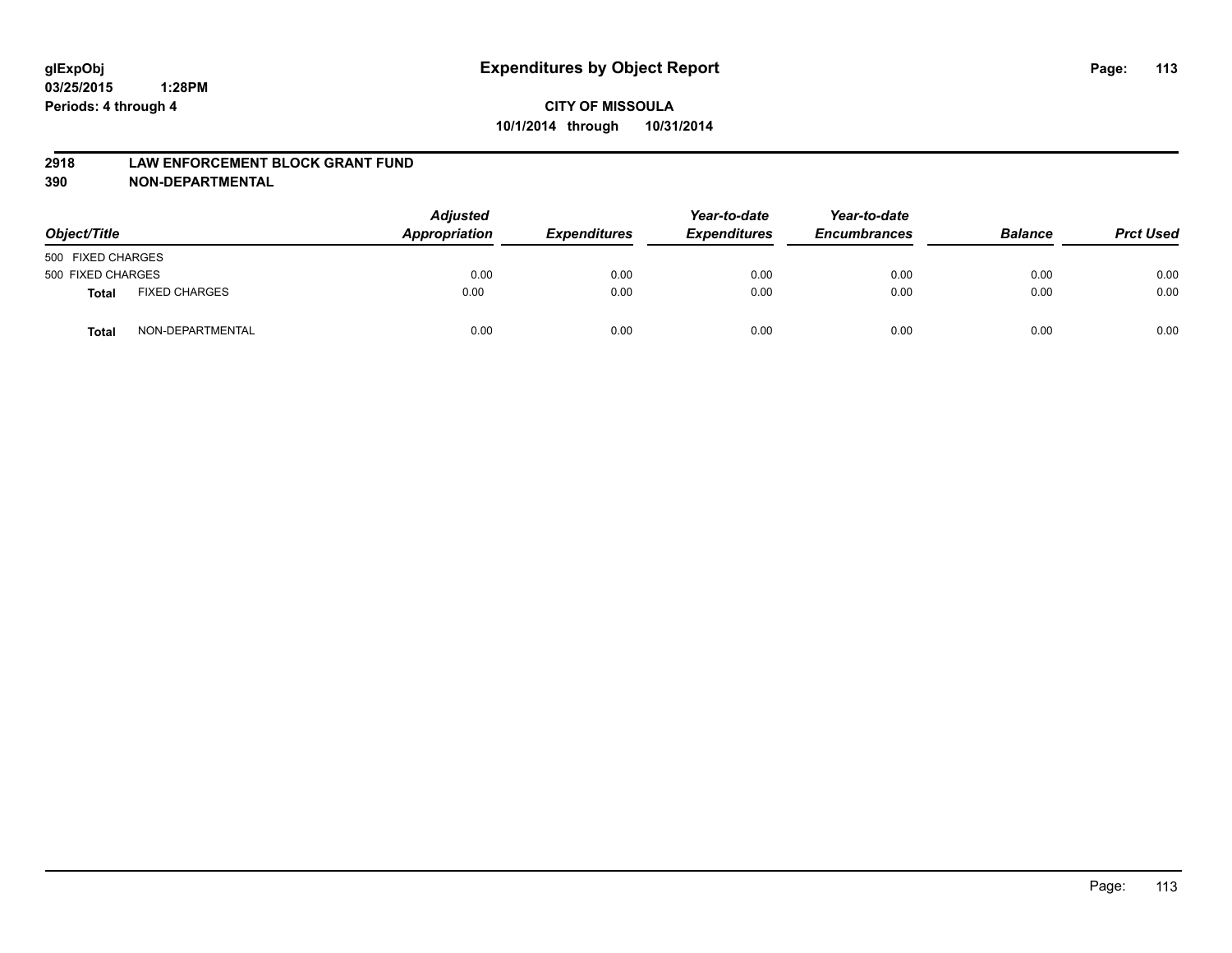**glExpObj**
**03/25/2015 1:28PM**
**Periods: 4 through 4**

# Expenditures by Object Report

**CITY OF MISSOULA**
**10/1/2014 through 10/31/2014**

## 2918 LAW ENFORCEMENT BLOCK GRANT FUND
## 390 NON-DEPARTMENTAL

| Object/Title | | *Adjusted Appropriation* | *Expenditures* | *Year-to-date Expenditures* | *Year-to-date Encumbrances* | *Balance* | *Prct Used* |
|---|---|---|---|---|---|---|---|
| 500 FIXED CHARGES | | | | | | | |
| 500 FIXED CHARGES | | 0.00 | 0.00 | 0.00 | 0.00 | 0.00 | 0.00 |
| **Total** | FIXED CHARGES | 0.00 | 0.00 | 0.00 | 0.00 | 0.00 | 0.00 |
| **Total** | NON-DEPARTMENTAL | 0.00 | 0.00 | 0.00 | 0.00 | 0.00 | 0.00 |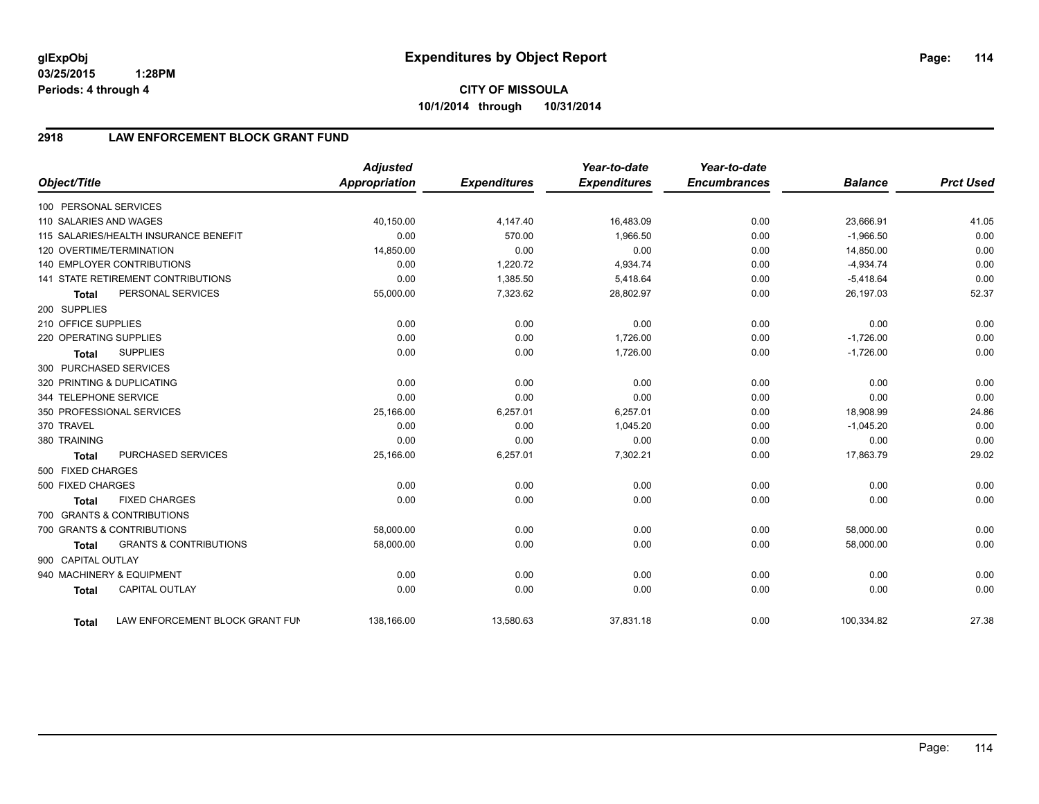# Expenditures by Object Report

glExpObj
03/25/2015 1:28PM
Periods: 4 through 4

**CITY OF MISSOULA**
**10/1/2014 through 10/31/2014**

## 2918 LAW ENFORCEMENT BLOCK GRANT FUND

| Object/Title | Adjusted Appropriation | Expenditures | Year-to-date Expenditures | Year-to-date Encumbrances | Balance | Prct Used |
|---|---|---|---|---|---|---|
| 100 PERSONAL SERVICES | | | | | | |
| 110 SALARIES AND WAGES | 40,150.00 | 4,147.40 | 16,483.09 | 0.00 | 23,666.91 | 41.05 |
| 115 SALARIES/HEALTH INSURANCE BENEFIT | 0.00 | 570.00 | 1,966.50 | 0.00 | -1,966.50 | 0.00 |
| 120 OVERTIME/TERMINATION | 14,850.00 | 0.00 | 0.00 | 0.00 | 14,850.00 | 0.00 |
| 140 EMPLOYER CONTRIBUTIONS | 0.00 | 1,220.72 | 4,934.74 | 0.00 | -4,934.74 | 0.00 |
| 141 STATE RETIREMENT CONTRIBUTIONS | 0.00 | 1,385.50 | 5,418.64 | 0.00 | -5,418.64 | 0.00 |
| **Total** PERSONAL SERVICES | 55,000.00 | 7,323.62 | 28,802.97 | 0.00 | 26,197.03 | 52.37 |
| 200 SUPPLIES | | | | | | |
| 210 OFFICE SUPPLIES | 0.00 | 0.00 | 0.00 | 0.00 | 0.00 | 0.00 |
| 220 OPERATING SUPPLIES | 0.00 | 0.00 | 1,726.00 | 0.00 | -1,726.00 | 0.00 |
| **Total** SUPPLIES | 0.00 | 0.00 | 1,726.00 | 0.00 | -1,726.00 | 0.00 |
| 300 PURCHASED SERVICES | | | | | | |
| 320 PRINTING & DUPLICATING | 0.00 | 0.00 | 0.00 | 0.00 | 0.00 | 0.00 |
| 344 TELEPHONE SERVICE | 0.00 | 0.00 | 0.00 | 0.00 | 0.00 | 0.00 |
| 350 PROFESSIONAL SERVICES | 25,166.00 | 6,257.01 | 6,257.01 | 0.00 | 18,908.99 | 24.86 |
| 370 TRAVEL | 0.00 | 0.00 | 1,045.20 | 0.00 | -1,045.20 | 0.00 |
| 380 TRAINING | 0.00 | 0.00 | 0.00 | 0.00 | 0.00 | 0.00 |
| **Total** PURCHASED SERVICES | 25,166.00 | 6,257.01 | 7,302.21 | 0.00 | 17,863.79 | 29.02 |
| 500 FIXED CHARGES | | | | | | |
| 500 FIXED CHARGES | 0.00 | 0.00 | 0.00 | 0.00 | 0.00 | 0.00 |
| **Total** FIXED CHARGES | 0.00 | 0.00 | 0.00 | 0.00 | 0.00 | 0.00 |
| 700 GRANTS & CONTRIBUTIONS | | | | | | |
| 700 GRANTS & CONTRIBUTIONS | 58,000.00 | 0.00 | 0.00 | 0.00 | 58,000.00 | 0.00 |
| **Total** GRANTS & CONTRIBUTIONS | 58,000.00 | 0.00 | 0.00 | 0.00 | 58,000.00 | 0.00 |
| 900 CAPITAL OUTLAY | | | | | | |
| 940 MACHINERY & EQUIPMENT | 0.00 | 0.00 | 0.00 | 0.00 | 0.00 | 0.00 |
| **Total** CAPITAL OUTLAY | 0.00 | 0.00 | 0.00 | 0.00 | 0.00 | 0.00 |
| **Total** LAW ENFORCEMENT BLOCK GRANT FUN | 138,166.00 | 13,580.63 | 37,831.18 | 0.00 | 100,334.82 | 27.38 |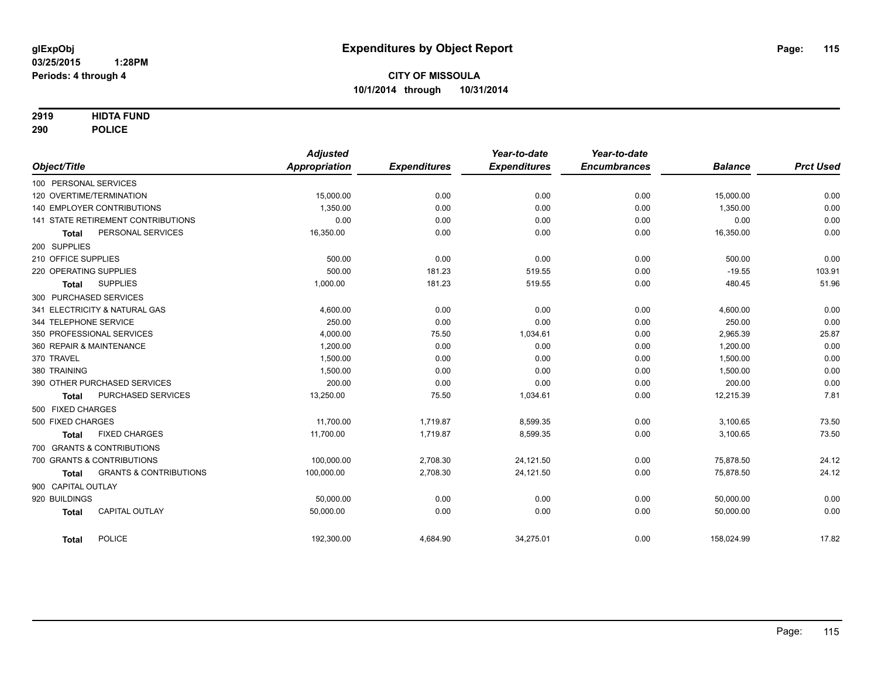**glExpObj** **Expenditures by Object Report**

**03/25/2015 1:28PM**

**Periods: 4 through 4**

**CITY OF MISSOULA**

**10/1/2014 through 10/31/2014**

**2919 HIDTA FUND**

**290 POLICE**

| Object/Title | Adjusted Appropriation | Expenditures | Year-to-date Expenditures | Year-to-date Encumbrances | Balance | Prct Used |
|---|---|---|---|---|---|---|
| 100 PERSONAL SERVICES | | | | | | |
| 120 OVERTIME/TERMINATION | 15,000.00 | 0.00 | 0.00 | 0.00 | 15,000.00 | 0.00 |
| 140 EMPLOYER CONTRIBUTIONS | 1,350.00 | 0.00 | 0.00 | 0.00 | 1,350.00 | 0.00 |
| 141 STATE RETIREMENT CONTRIBUTIONS | 0.00 | 0.00 | 0.00 | 0.00 | 0.00 | 0.00 |
| **Total** PERSONAL SERVICES | 16,350.00 | 0.00 | 0.00 | 0.00 | 16,350.00 | 0.00 |
| 200 SUPPLIES | | | | | | |
| 210 OFFICE SUPPLIES | 500.00 | 0.00 | 0.00 | 0.00 | 500.00 | 0.00 |
| 220 OPERATING SUPPLIES | 500.00 | 181.23 | 519.55 | 0.00 | -19.55 | 103.91 |
| **Total** SUPPLIES | 1,000.00 | 181.23 | 519.55 | 0.00 | 480.45 | 51.96 |
| 300 PURCHASED SERVICES | | | | | | |
| 341 ELECTRICITY & NATURAL GAS | 4,600.00 | 0.00 | 0.00 | 0.00 | 4,600.00 | 0.00 |
| 344 TELEPHONE SERVICE | 250.00 | 0.00 | 0.00 | 0.00 | 250.00 | 0.00 |
| 350 PROFESSIONAL SERVICES | 4,000.00 | 75.50 | 1,034.61 | 0.00 | 2,965.39 | 25.87 |
| 360 REPAIR & MAINTENANCE | 1,200.00 | 0.00 | 0.00 | 0.00 | 1,200.00 | 0.00 |
| 370 TRAVEL | 1,500.00 | 0.00 | 0.00 | 0.00 | 1,500.00 | 0.00 |
| 380 TRAINING | 1,500.00 | 0.00 | 0.00 | 0.00 | 1,500.00 | 0.00 |
| 390 OTHER PURCHASED SERVICES | 200.00 | 0.00 | 0.00 | 0.00 | 200.00 | 0.00 |
| **Total** PURCHASED SERVICES | 13,250.00 | 75.50 | 1,034.61 | 0.00 | 12,215.39 | 7.81 |
| 500 FIXED CHARGES | | | | | | |
| 500 FIXED CHARGES | 11,700.00 | 1,719.87 | 8,599.35 | 0.00 | 3,100.65 | 73.50 |
| **Total** FIXED CHARGES | 11,700.00 | 1,719.87 | 8,599.35 | 0.00 | 3,100.65 | 73.50 |
| 700 GRANTS & CONTRIBUTIONS | | | | | | |
| 700 GRANTS & CONTRIBUTIONS | 100,000.00 | 2,708.30 | 24,121.50 | 0.00 | 75,878.50 | 24.12 |
| **Total** GRANTS & CONTRIBUTIONS | 100,000.00 | 2,708.30 | 24,121.50 | 0.00 | 75,878.50 | 24.12 |
| 900 CAPITAL OUTLAY | | | | | | |
| 920 BUILDINGS | 50,000.00 | 0.00 | 0.00 | 0.00 | 50,000.00 | 0.00 |
| **Total** CAPITAL OUTLAY | 50,000.00 | 0.00 | 0.00 | 0.00 | 50,000.00 | 0.00 |
| **Total** POLICE | 192,300.00 | 4,684.90 | 34,275.01 | 0.00 | 158,024.99 | 17.82 |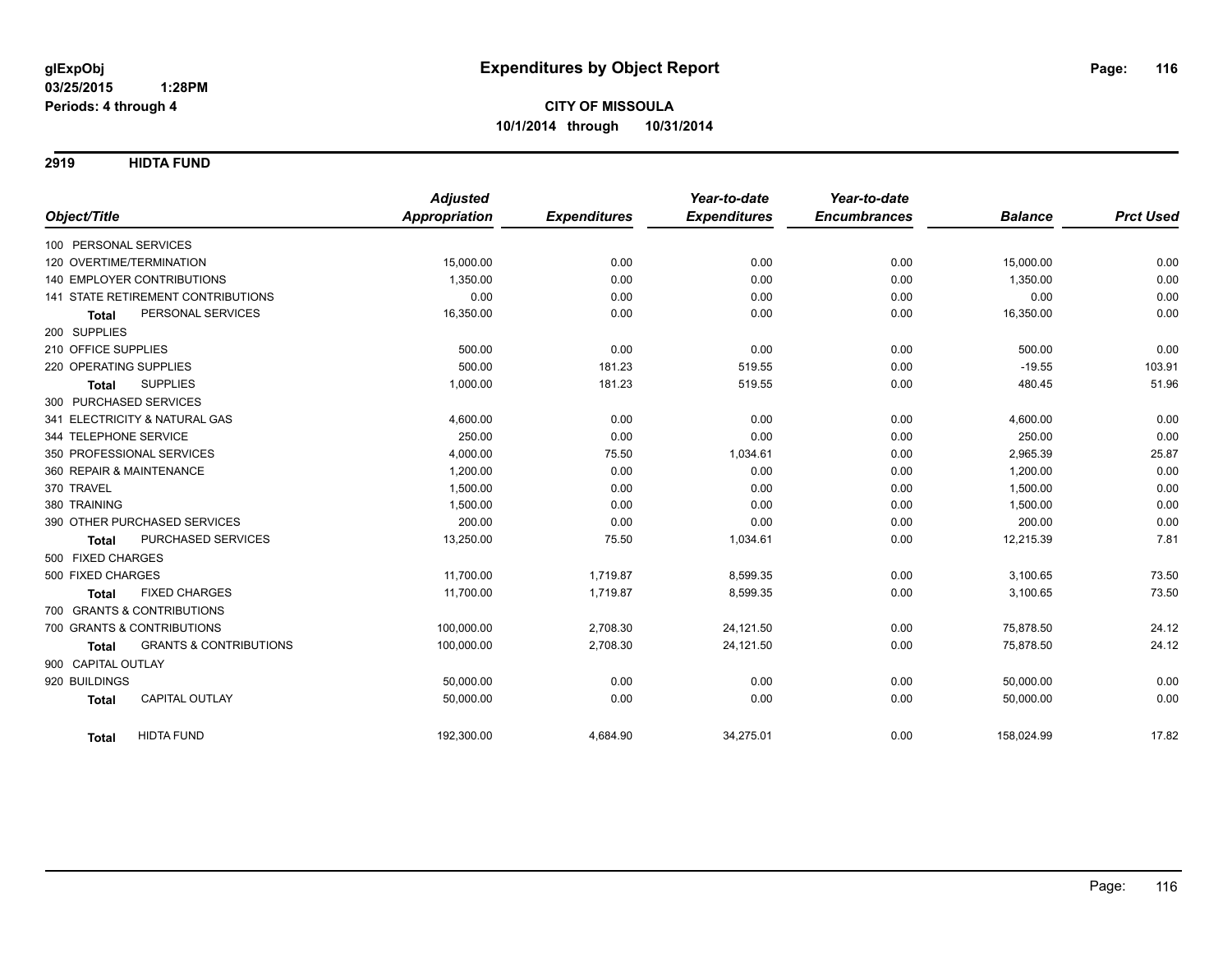**glExpObj** **Expenditures by Object Report**
**03/25/2015 1:28PM**
**Periods: 4 through 4**

**CITY OF MISSOULA**
**10/1/2014 through 10/31/2014**

## 2919 HIDTA FUND

| Object/Title | Adjusted Appropriation | Expenditures | Year-to-date Expenditures | Year-to-date Encumbrances | Balance | Prct Used |
|---|---|---|---|---|---|---|
| 100 PERSONAL SERVICES | | | | | | |
| 120 OVERTIME/TERMINATION | 15,000.00 | 0.00 | 0.00 | 0.00 | 15,000.00 | 0.00 |
| 140 EMPLOYER CONTRIBUTIONS | 1,350.00 | 0.00 | 0.00 | 0.00 | 1,350.00 | 0.00 |
| 141 STATE RETIREMENT CONTRIBUTIONS | 0.00 | 0.00 | 0.00 | 0.00 | 0.00 | 0.00 |
| **Total** PERSONAL SERVICES | 16,350.00 | 0.00 | 0.00 | 0.00 | 16,350.00 | 0.00 |
| 200 SUPPLIES | | | | | | |
| 210 OFFICE SUPPLIES | 500.00 | 0.00 | 0.00 | 0.00 | 500.00 | 0.00 |
| 220 OPERATING SUPPLIES | 500.00 | 181.23 | 519.55 | 0.00 | -19.55 | 103.91 |
| **Total** SUPPLIES | 1,000.00 | 181.23 | 519.55 | 0.00 | 480.45 | 51.96 |
| 300 PURCHASED SERVICES | | | | | | |
| 341 ELECTRICITY & NATURAL GAS | 4,600.00 | 0.00 | 0.00 | 0.00 | 4,600.00 | 0.00 |
| 344 TELEPHONE SERVICE | 250.00 | 0.00 | 0.00 | 0.00 | 250.00 | 0.00 |
| 350 PROFESSIONAL SERVICES | 4,000.00 | 75.50 | 1,034.61 | 0.00 | 2,965.39 | 25.87 |
| 360 REPAIR & MAINTENANCE | 1,200.00 | 0.00 | 0.00 | 0.00 | 1,200.00 | 0.00 |
| 370 TRAVEL | 1,500.00 | 0.00 | 0.00 | 0.00 | 1,500.00 | 0.00 |
| 380 TRAINING | 1,500.00 | 0.00 | 0.00 | 0.00 | 1,500.00 | 0.00 |
| 390 OTHER PURCHASED SERVICES | 200.00 | 0.00 | 0.00 | 0.00 | 200.00 | 0.00 |
| **Total** PURCHASED SERVICES | 13,250.00 | 75.50 | 1,034.61 | 0.00 | 12,215.39 | 7.81 |
| 500 FIXED CHARGES | | | | | | |
| 500 FIXED CHARGES | 11,700.00 | 1,719.87 | 8,599.35 | 0.00 | 3,100.65 | 73.50 |
| **Total** FIXED CHARGES | 11,700.00 | 1,719.87 | 8,599.35 | 0.00 | 3,100.65 | 73.50 |
| 700 GRANTS & CONTRIBUTIONS | | | | | | |
| 700 GRANTS & CONTRIBUTIONS | 100,000.00 | 2,708.30 | 24,121.50 | 0.00 | 75,878.50 | 24.12 |
| **Total** GRANTS & CONTRIBUTIONS | 100,000.00 | 2,708.30 | 24,121.50 | 0.00 | 75,878.50 | 24.12 |
| 900 CAPITAL OUTLAY | | | | | | |
| 920 BUILDINGS | 50,000.00 | 0.00 | 0.00 | 0.00 | 50,000.00 | 0.00 |
| **Total** CAPITAL OUTLAY | 50,000.00 | 0.00 | 0.00 | 0.00 | 50,000.00 | 0.00 |
| **Total** HIDTA FUND | 192,300.00 | 4,684.90 | 34,275.01 | 0.00 | 158,024.99 | 17.82 |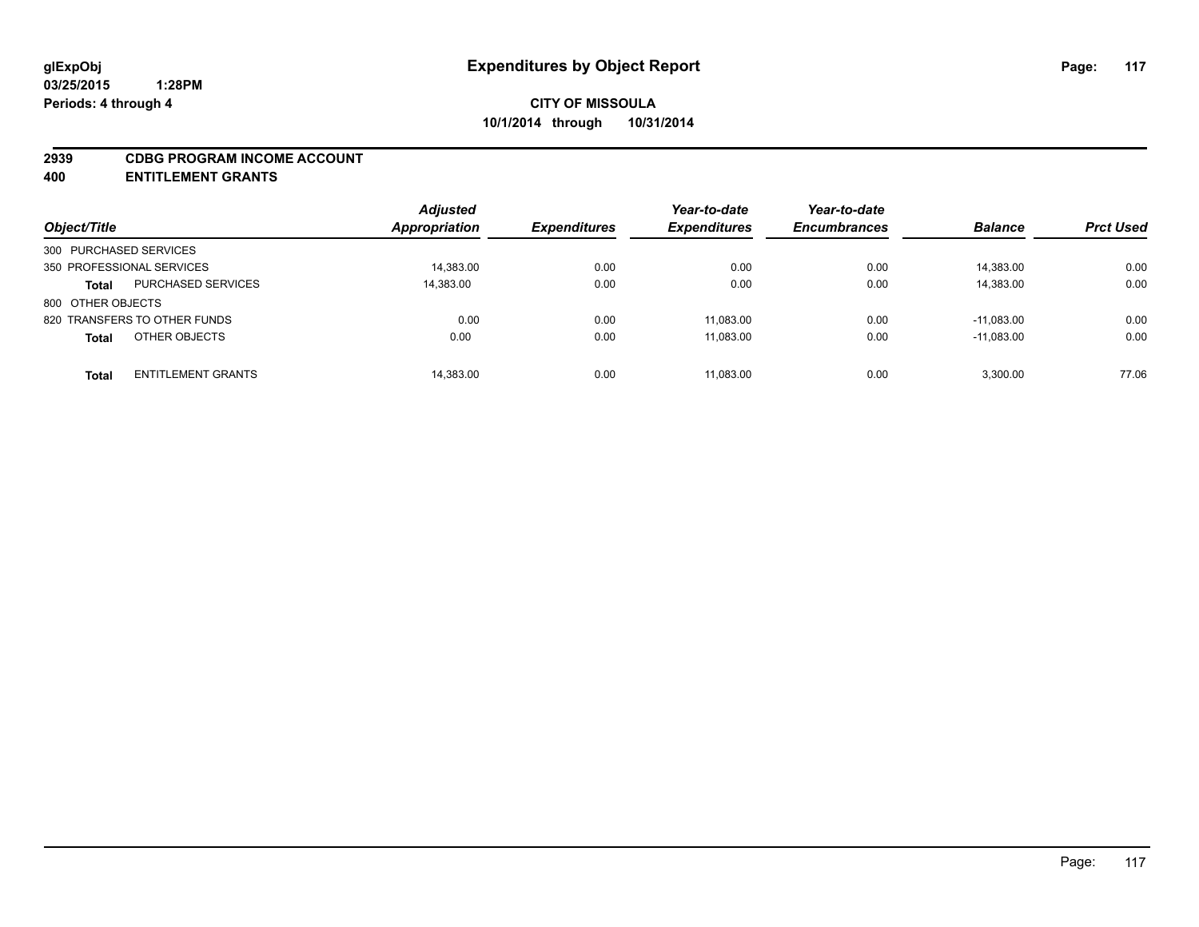**glExpObj**
**03/25/2015 1:28PM**
**Periods: 4 through 4**

# Expenditures by Object Report

**CITY OF MISSOULA**
**10/1/2014 through 10/31/2014**

## 2939 CDBG PROGRAM INCOME ACCOUNT
## 400 ENTITLEMENT GRANTS

| Object/Title | | Adjusted Appropriation | Expenditures | Year-to-date Expenditures | Year-to-date Encumbrances | Balance | Prct Used |
|---|---|---|---|---|---|---|---|
| 300 PURCHASED SERVICES | | | | | | | |
| 350 PROFESSIONAL SERVICES | | 14,383.00 | 0.00 | 0.00 | 0.00 | 14,383.00 | 0.00 |
| **Total** | PURCHASED SERVICES | 14,383.00 | 0.00 | 0.00 | 0.00 | 14,383.00 | 0.00 |
| 800 OTHER OBJECTS | | | | | | | |
| 820 TRANSFERS TO OTHER FUNDS | | 0.00 | 0.00 | 11,083.00 | 0.00 | -11,083.00 | 0.00 |
| **Total** | OTHER OBJECTS | 0.00 | 0.00 | 11,083.00 | 0.00 | -11,083.00 | 0.00 |
| **Total** | ENTITLEMENT GRANTS | 14,383.00 | 0.00 | 11,083.00 | 0.00 | 3,300.00 | 77.06 |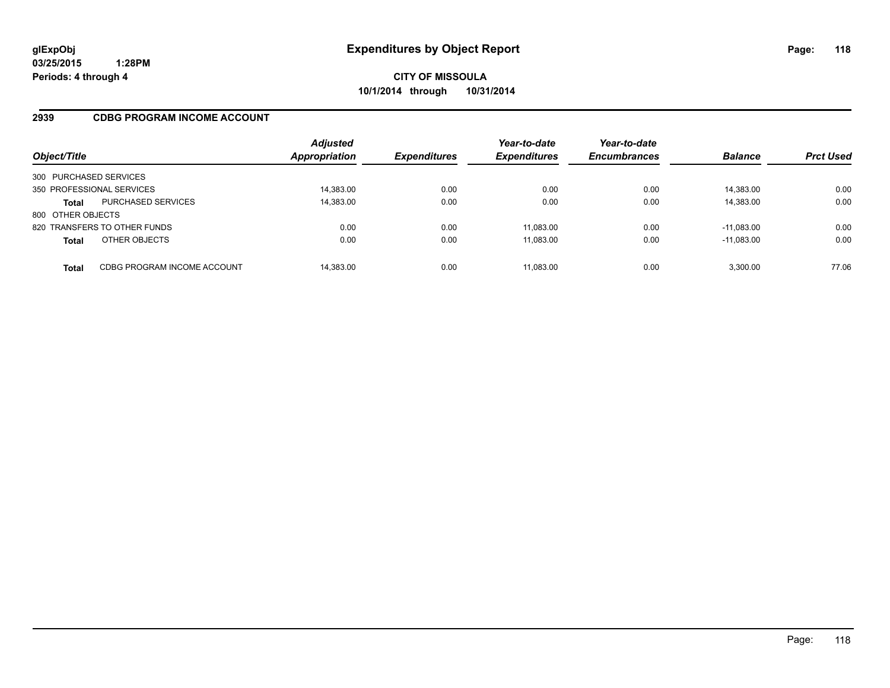**glExpObj**
**03/25/2015 1:28PM**
**Periods: 4 through 4**

# Expenditures by Object Report

**CITY OF MISSOULA**
**10/1/2014 through 10/31/2014**

## 2939 CDBG PROGRAM INCOME ACCOUNT

| Object/Title | | *Adjusted Appropriation* | *Expenditures* | *Year-to-date Expenditures* | *Year-to-date Encumbrances* | *Balance* | *Prct Used* |
|---|---|---|---|---|---|---|---|
| 300 PURCHASED SERVICES | | | | | | | |
| 350 PROFESSIONAL SERVICES | | 14,383.00 | 0.00 | 0.00 | 0.00 | 14,383.00 | 0.00 |
| **Total** | PURCHASED SERVICES | 14,383.00 | 0.00 | 0.00 | 0.00 | 14,383.00 | 0.00 |
| 800 OTHER OBJECTS | | | | | | | |
| 820 TRANSFERS TO OTHER FUNDS | | 0.00 | 0.00 | 11,083.00 | 0.00 | -11,083.00 | 0.00 |
| **Total** | OTHER OBJECTS | 0.00 | 0.00 | 11,083.00 | 0.00 | -11,083.00 | 0.00 |
| **Total** | CDBG PROGRAM INCOME ACCOUNT | 14,383.00 | 0.00 | 11,083.00 | 0.00 | 3,300.00 | 77.06 |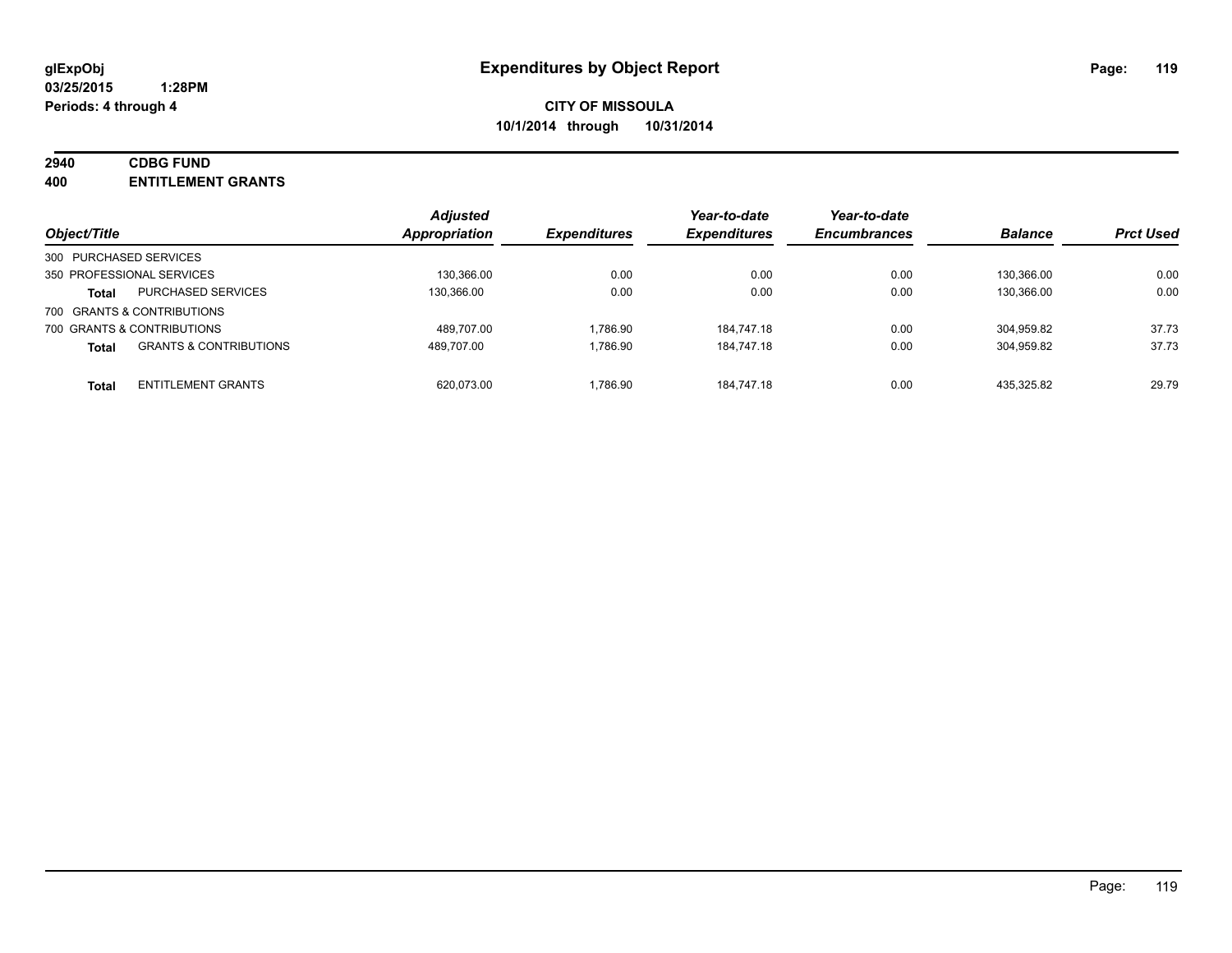# Expenditures by Object Report

**CITY OF MISSOULA**

**10/1/2014 through 10/31/2014**

glExpObj
03/25/2015 1:28PM
Periods: 4 through 4

**2940 CDBG FUND**
**400 ENTITLEMENT GRANTS**

| Object/Title | | Adjusted Appropriation | Expenditures | Year-to-date Expenditures | Year-to-date Encumbrances | Balance | Prct Used |
|---|---|---|---|---|---|---|---|
| 300 PURCHASED SERVICES | | | | | | | |
| 350 PROFESSIONAL SERVICES | | 130,366.00 | 0.00 | 0.00 | 0.00 | 130,366.00 | 0.00 |
| **Total** | PURCHASED SERVICES | 130,366.00 | 0.00 | 0.00 | 0.00 | 130,366.00 | 0.00 |
| 700 GRANTS & CONTRIBUTIONS | | | | | | | |
| 700 GRANTS & CONTRIBUTIONS | | 489,707.00 | 1,786.90 | 184,747.18 | 0.00 | 304,959.82 | 37.73 |
| **Total** | GRANTS & CONTRIBUTIONS | 489,707.00 | 1,786.90 | 184,747.18 | 0.00 | 304,959.82 | 37.73 |
| **Total** | ENTITLEMENT GRANTS | 620,073.00 | 1,786.90 | 184,747.18 | 0.00 | 435,325.82 | 29.79 |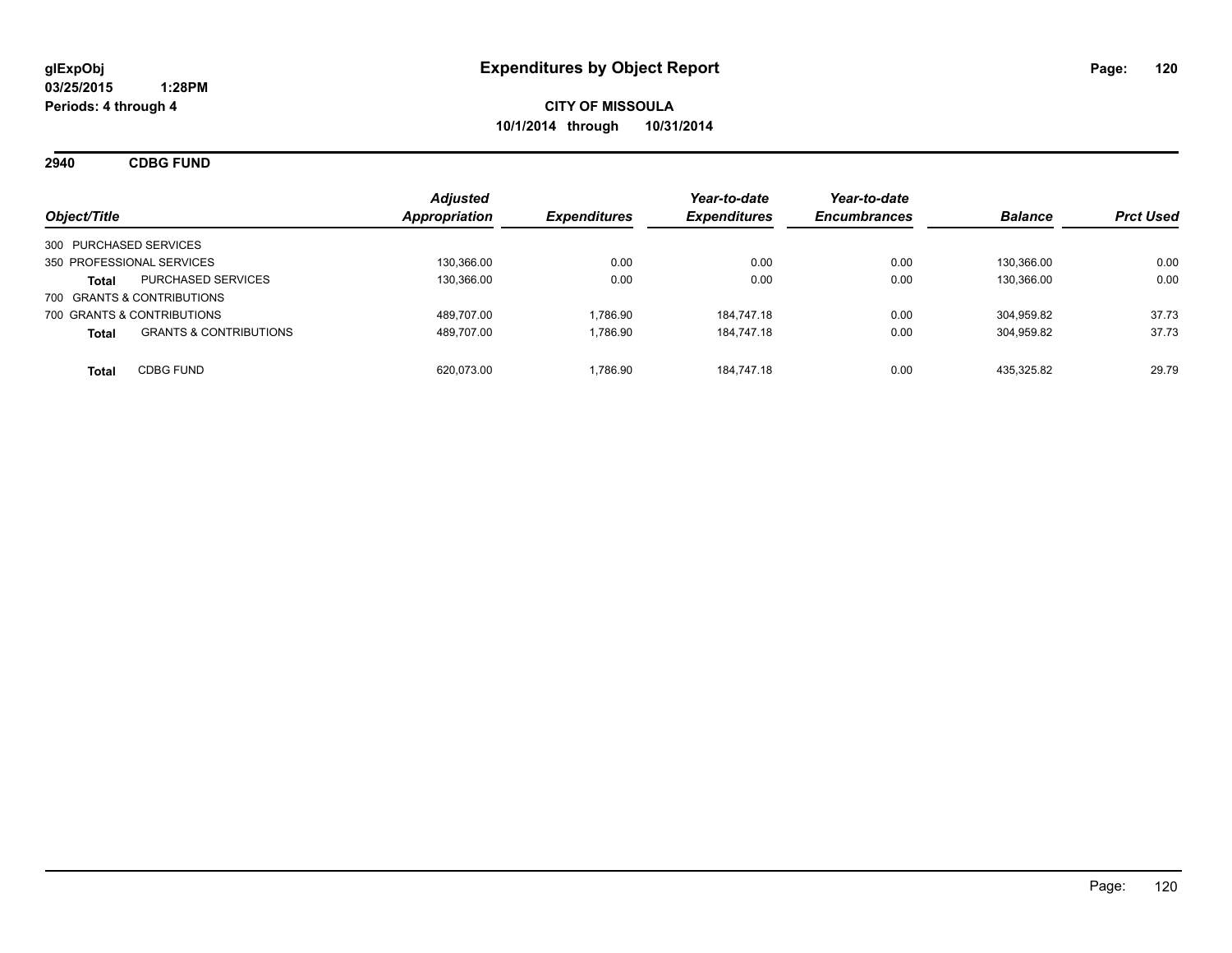**glExpObj**
**03/25/2015 1:28PM**
**Periods: 4 through 4**

# Expenditures by Object Report

**CITY OF MISSOULA**
**10/1/2014 through 10/31/2014**

## 2940 CDBG FUND

| Object/Title | | Adjusted Appropriation | Expenditures | Year-to-date Expenditures | Year-to-date Encumbrances | Balance | Prct Used |
|---|---|---|---|---|---|---|---|
| 300 PURCHASED SERVICES | | | | | | | |
| 350 PROFESSIONAL SERVICES | | 130,366.00 | 0.00 | 0.00 | 0.00 | 130,366.00 | 0.00 |
| **Total** | PURCHASED SERVICES | 130,366.00 | 0.00 | 0.00 | 0.00 | 130,366.00 | 0.00 |
| 700 GRANTS & CONTRIBUTIONS | | | | | | | |
| 700 GRANTS & CONTRIBUTIONS | | 489,707.00 | 1,786.90 | 184,747.18 | 0.00 | 304,959.82 | 37.73 |
| **Total** | GRANTS & CONTRIBUTIONS | 489,707.00 | 1,786.90 | 184,747.18 | 0.00 | 304,959.82 | 37.73 |
| **Total** | CDBG FUND | 620,073.00 | 1,786.90 | 184,747.18 | 0.00 | 435,325.82 | 29.79 |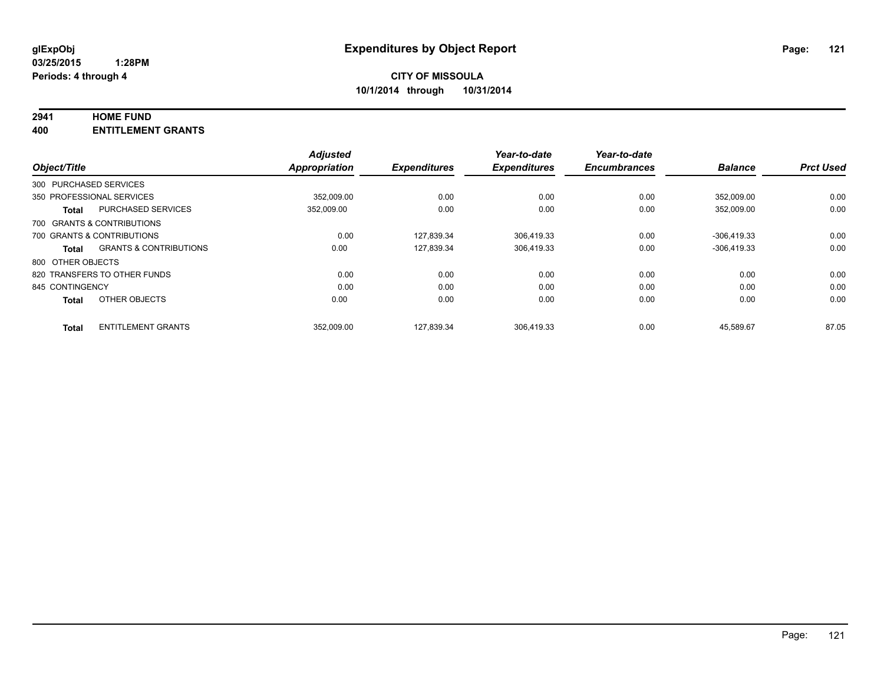# Expenditures by Object Report

glExpObj
03/25/2015 1:28PM
Periods: 4 through 4

**CITY OF MISSOULA**
**10/1/2014 through 10/31/2014**

## 2941 HOME FUND
## 400 ENTITLEMENT GRANTS

| Object/Title | | Adjusted Appropriation | Expenditures | Year-to-date Expenditures | Year-to-date Encumbrances | Balance | Prct Used |
|---|---|---|---|---|---|---|---|
| 300 PURCHASED SERVICES | | | | | | | |
| 350 PROFESSIONAL SERVICES | | 352,009.00 | 0.00 | 0.00 | 0.00 | 352,009.00 | 0.00 |
| **Total** | PURCHASED SERVICES | 352,009.00 | 0.00 | 0.00 | 0.00 | 352,009.00 | 0.00 |
| 700 GRANTS & CONTRIBUTIONS | | | | | | | |
| 700 GRANTS & CONTRIBUTIONS | | 0.00 | 127,839.34 | 306,419.33 | 0.00 | -306,419.33 | 0.00 |
| **Total** | GRANTS & CONTRIBUTIONS | 0.00 | 127,839.34 | 306,419.33 | 0.00 | -306,419.33 | 0.00 |
| 800 OTHER OBJECTS | | | | | | | |
| 820 TRANSFERS TO OTHER FUNDS | | 0.00 | 0.00 | 0.00 | 0.00 | 0.00 | 0.00 |
| 845 CONTINGENCY | | 0.00 | 0.00 | 0.00 | 0.00 | 0.00 | 0.00 |
| **Total** | OTHER OBJECTS | 0.00 | 0.00 | 0.00 | 0.00 | 0.00 | 0.00 |
| **Total** | ENTITLEMENT GRANTS | 352,009.00 | 127,839.34 | 306,419.33 | 0.00 | 45,589.67 | 87.05 |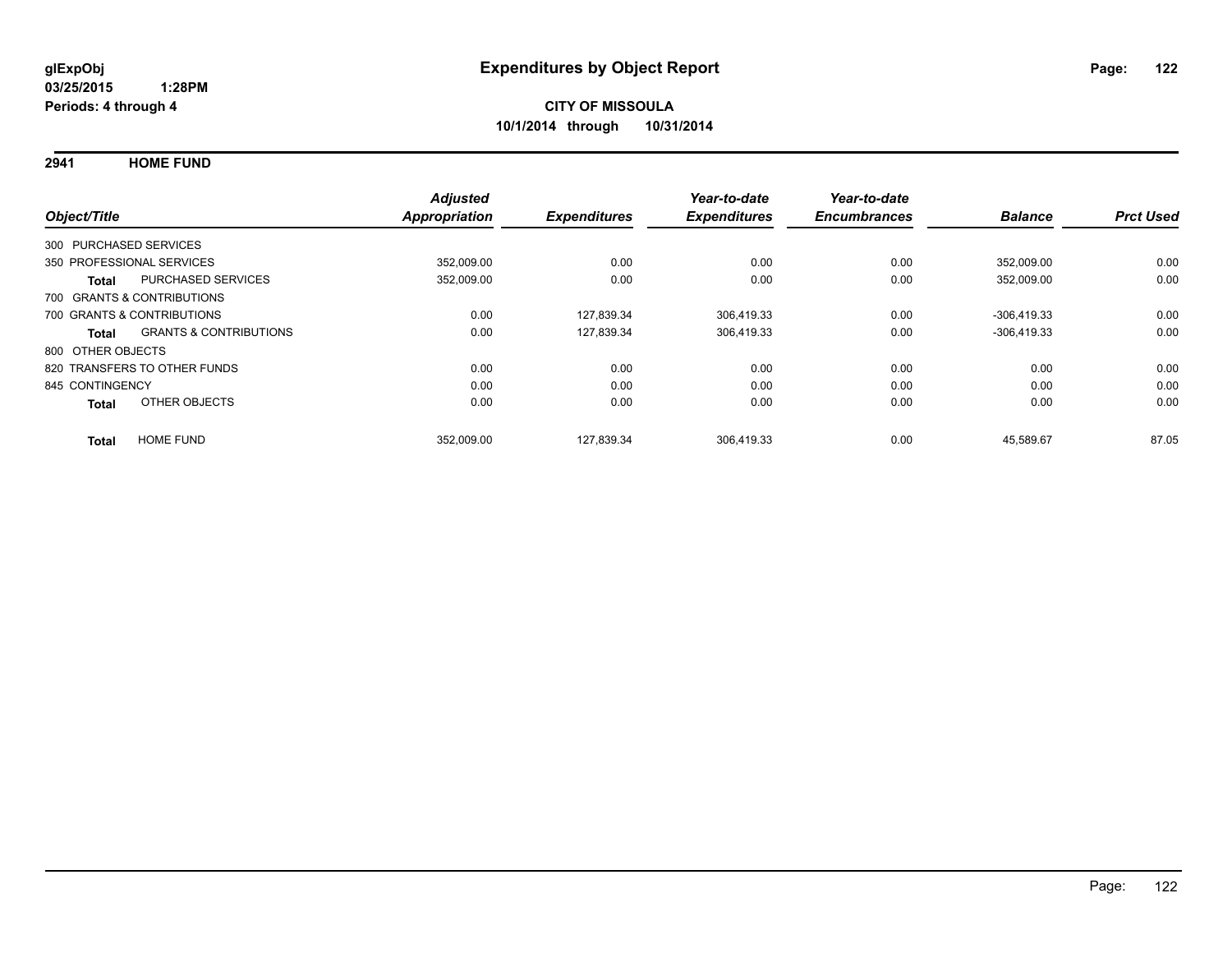glExpObj
03/25/2015 1:28PM
Periods: 4 through 4

# Expenditures by Object Report

**CITY OF MISSOULA**
**10/1/2014 through 10/31/2014**

## 2941 HOME FUND

| Object/Title | Adjusted Appropriation | Expenditures | Year-to-date Expenditures | Year-to-date Encumbrances | Balance | Prct Used |
|---|---|---|---|---|---|---|
| 300 PURCHASED SERVICES | | | | | | |
| 350 PROFESSIONAL SERVICES | 352,009.00 | 0.00 | 0.00 | 0.00 | 352,009.00 | 0.00 |
| **Total** PURCHASED SERVICES | 352,009.00 | 0.00 | 0.00 | 0.00 | 352,009.00 | 0.00 |
| 700 GRANTS & CONTRIBUTIONS | | | | | | |
| 700 GRANTS & CONTRIBUTIONS | 0.00 | 127,839.34 | 306,419.33 | 0.00 | -306,419.33 | 0.00 |
| **Total** GRANTS & CONTRIBUTIONS | 0.00 | 127,839.34 | 306,419.33 | 0.00 | -306,419.33 | 0.00 |
| 800 OTHER OBJECTS | | | | | | |
| 820 TRANSFERS TO OTHER FUNDS | 0.00 | 0.00 | 0.00 | 0.00 | 0.00 | 0.00 |
| 845 CONTINGENCY | 0.00 | 0.00 | 0.00 | 0.00 | 0.00 | 0.00 |
| **Total** OTHER OBJECTS | 0.00 | 0.00 | 0.00 | 0.00 | 0.00 | 0.00 |
| **Total** HOME FUND | 352,009.00 | 127,839.34 | 306,419.33 | 0.00 | 45,589.67 | 87.05 |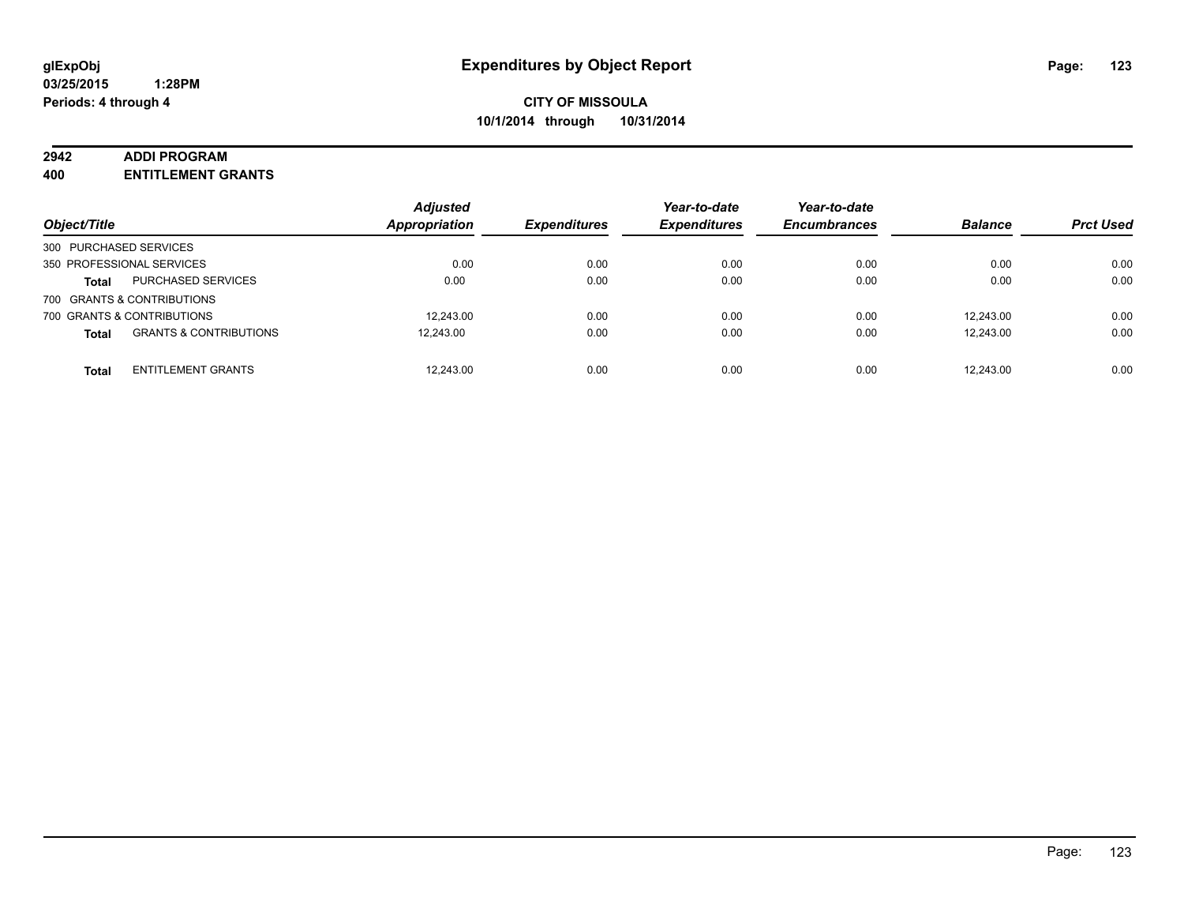glExpObj
03/25/2015 1:28PM
Periods: 4 through 4

# Expenditures by Object Report

**CITY OF MISSOULA**
**10/1/2014 through 10/31/2014**

**2942 ADDI PROGRAM**
**400 ENTITLEMENT GRANTS**

| Object/Title | | Adjusted Appropriation | Expenditures | Year-to-date Expenditures | Year-to-date Encumbrances | Balance | Prct Used |
|---|---|---|---|---|---|---|---|
| 300 PURCHASED SERVICES | | | | | | | |
| 350 PROFESSIONAL SERVICES | | 0.00 | 0.00 | 0.00 | 0.00 | 0.00 | 0.00 |
| **Total** | PURCHASED SERVICES | 0.00 | 0.00 | 0.00 | 0.00 | 0.00 | 0.00 |
| 700 GRANTS & CONTRIBUTIONS | | | | | | | |
| 700 GRANTS & CONTRIBUTIONS | | 12,243.00 | 0.00 | 0.00 | 0.00 | 12,243.00 | 0.00 |
| **Total** | GRANTS & CONTRIBUTIONS | 12,243.00 | 0.00 | 0.00 | 0.00 | 12,243.00 | 0.00 |
| **Total** | ENTITLEMENT GRANTS | 12,243.00 | 0.00 | 0.00 | 0.00 | 12,243.00 | 0.00 |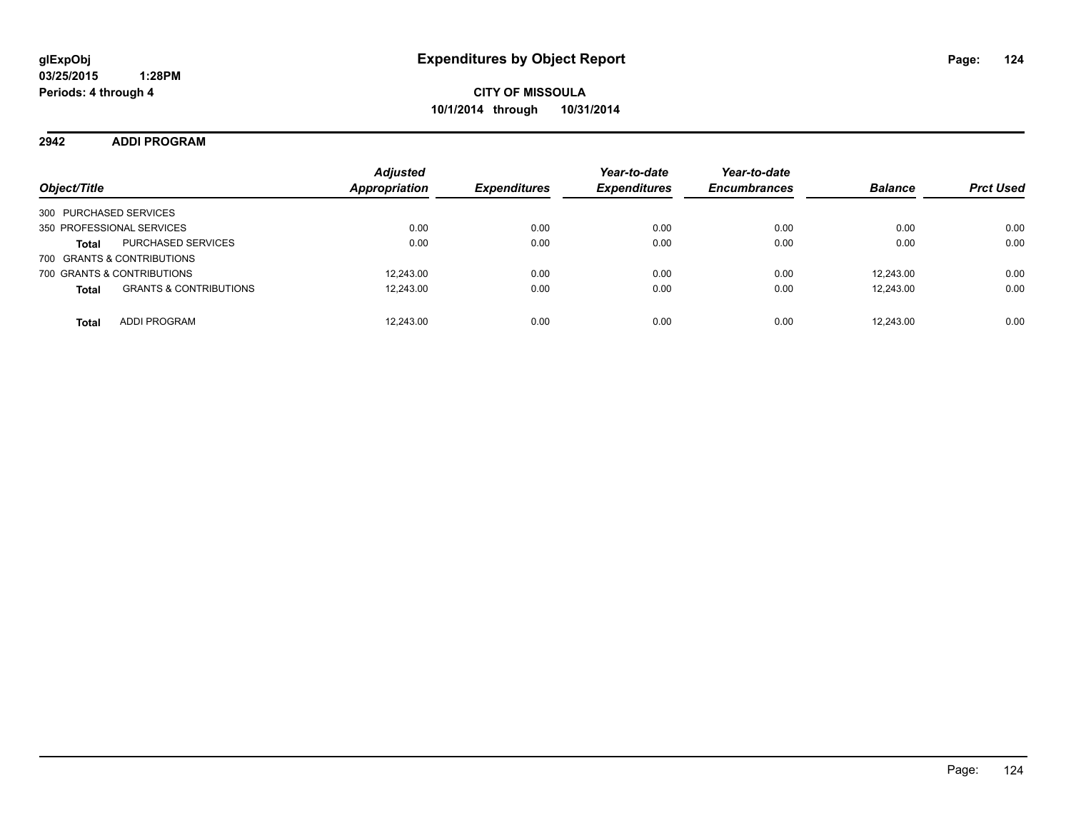**glExpObj**
**03/25/2015 1:28PM**
**Periods: 4 through 4**

# Expenditures by Object Report

**CITY OF MISSOULA**
**10/1/2014 through 10/31/2014**

## 2942 ADDI PROGRAM

| Object/Title | | *Adjusted Appropriation* | *Expenditures* | *Year-to-date Expenditures* | *Year-to-date Encumbrances* | *Balance* | *Prct Used* |
|---|---|---|---|---|---|---|---|
| 300 PURCHASED SERVICES | | | | | | | |
| 350 PROFESSIONAL SERVICES | | 0.00 | 0.00 | 0.00 | 0.00 | 0.00 | 0.00 |
| **Total** | PURCHASED SERVICES | 0.00 | 0.00 | 0.00 | 0.00 | 0.00 | 0.00 |
| 700 GRANTS & CONTRIBUTIONS | | | | | | | |
| 700 GRANTS & CONTRIBUTIONS | | 12,243.00 | 0.00 | 0.00 | 0.00 | 12,243.00 | 0.00 |
| **Total** | GRANTS & CONTRIBUTIONS | 12,243.00 | 0.00 | 0.00 | 0.00 | 12,243.00 | 0.00 |
| **Total** | ADDI PROGRAM | 12,243.00 | 0.00 | 0.00 | 0.00 | 12,243.00 | 0.00 |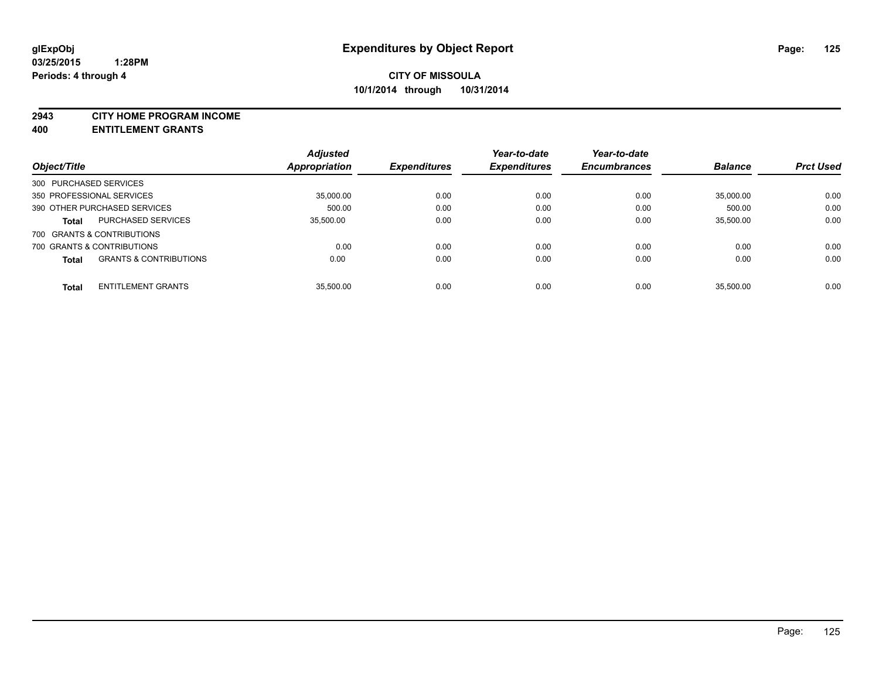glExpObj
03/25/2015 1:28PM
Periods: 4 through 4

# Expenditures by Object Report

**CITY OF MISSOULA**
**10/1/2014 through 10/31/2014**

## 2943 CITY HOME PROGRAM INCOME
## 400 ENTITLEMENT GRANTS

| Object/Title | | Adjusted Appropriation | Expenditures | Year-to-date Expenditures | Year-to-date Encumbrances | Balance | Prct Used |
|---|---|---|---|---|---|---|---|
| 300 PURCHASED SERVICES | | | | | | | |
| 350 PROFESSIONAL SERVICES | | 35,000.00 | 0.00 | 0.00 | 0.00 | 35,000.00 | 0.00 |
| 390 OTHER PURCHASED SERVICES | | 500.00 | 0.00 | 0.00 | 0.00 | 500.00 | 0.00 |
| **Total** | PURCHASED SERVICES | 35,500.00 | 0.00 | 0.00 | 0.00 | 35,500.00 | 0.00 |
| 700 GRANTS & CONTRIBUTIONS | | | | | | | |
| 700 GRANTS & CONTRIBUTIONS | | 0.00 | 0.00 | 0.00 | 0.00 | 0.00 | 0.00 |
| **Total** | GRANTS & CONTRIBUTIONS | 0.00 | 0.00 | 0.00 | 0.00 | 0.00 | 0.00 |
| **Total** | ENTITLEMENT GRANTS | 35,500.00 | 0.00 | 0.00 | 0.00 | 35,500.00 | 0.00 |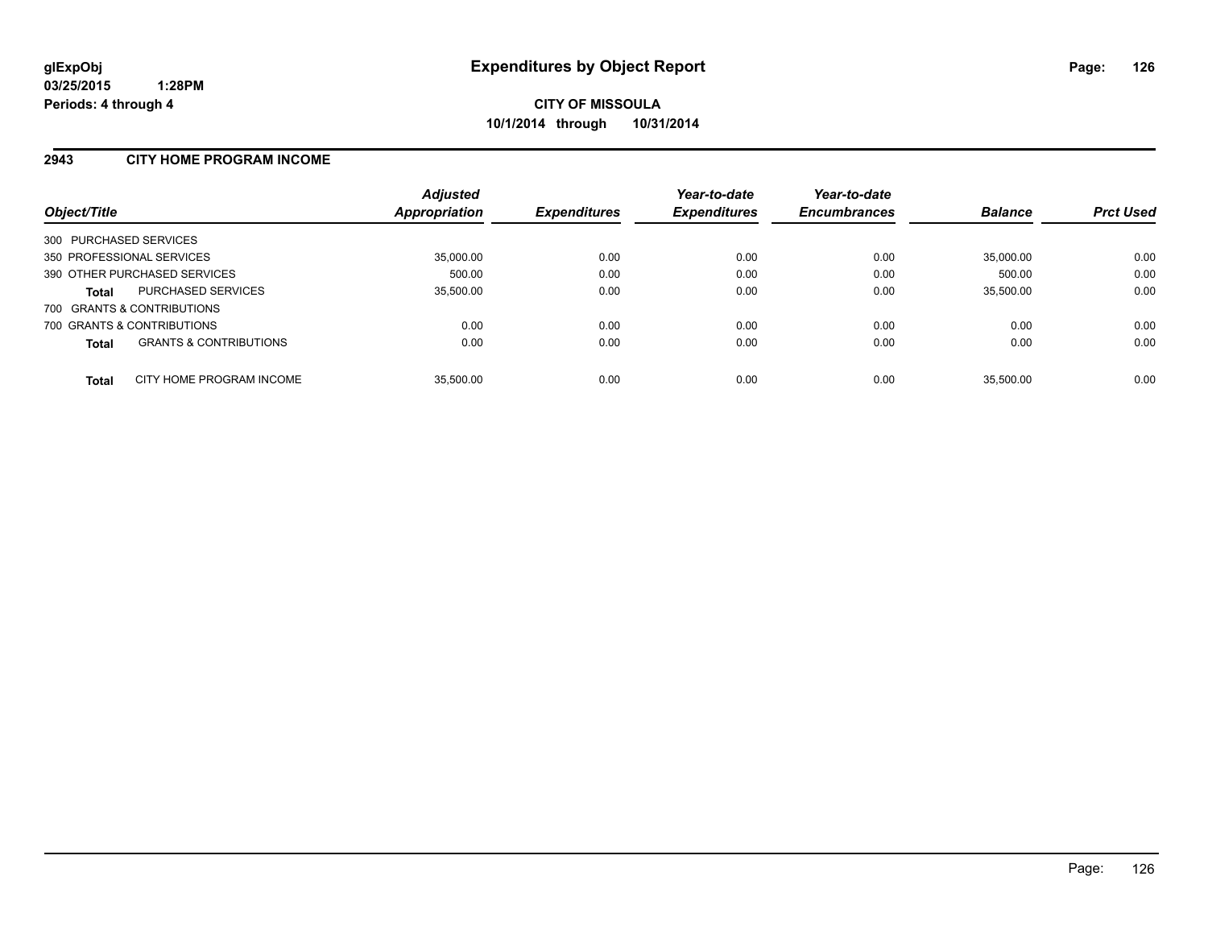**glExpObj**
**03/25/2015 1:28PM**
**Periods: 4 through 4**

# Expenditures by Object Report

**CITY OF MISSOULA**
**10/1/2014 through 10/31/2014**

## 2943 CITY HOME PROGRAM INCOME

| Object/Title | Adjusted Appropriation | Expenditures | Year-to-date Expenditures | Year-to-date Encumbrances | Balance | Prct Used |
|---|---|---|---|---|---|---|
| 300 PURCHASED SERVICES | | | | | | |
| 350 PROFESSIONAL SERVICES | 35,000.00 | 0.00 | 0.00 | 0.00 | 35,000.00 | 0.00 |
| 390 OTHER PURCHASED SERVICES | 500.00 | 0.00 | 0.00 | 0.00 | 500.00 | 0.00 |
| **Total** PURCHASED SERVICES | 35,500.00 | 0.00 | 0.00 | 0.00 | 35,500.00 | 0.00 |
| 700 GRANTS & CONTRIBUTIONS | | | | | | |
| 700 GRANTS & CONTRIBUTIONS | 0.00 | 0.00 | 0.00 | 0.00 | 0.00 | 0.00 |
| **Total** GRANTS & CONTRIBUTIONS | 0.00 | 0.00 | 0.00 | 0.00 | 0.00 | 0.00 |
| **Total** CITY HOME PROGRAM INCOME | 35,500.00 | 0.00 | 0.00 | 0.00 | 35,500.00 | 0.00 |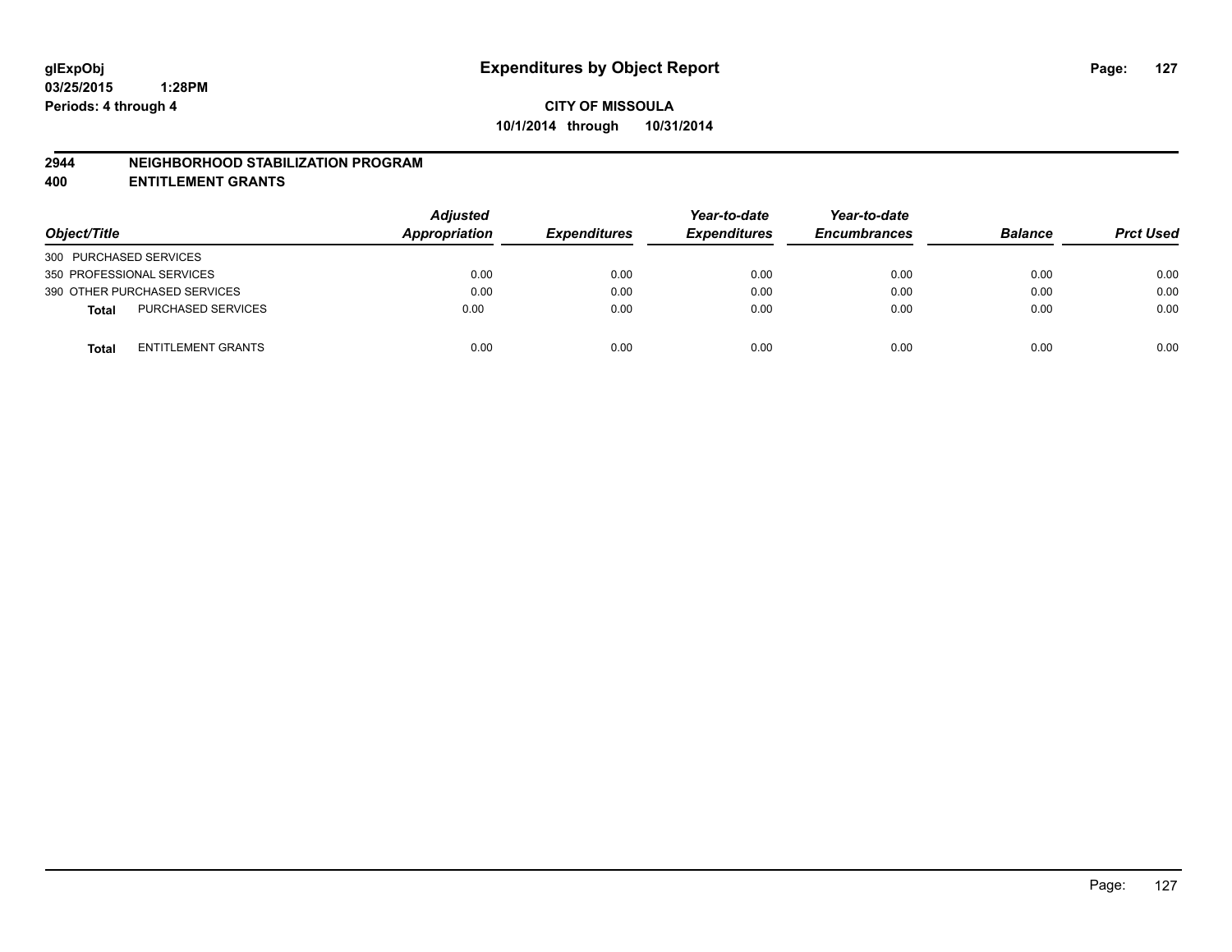**glExpObj**
**03/25/2015 1:28PM**
**Periods: 4 through 4**

# Expenditures by Object Report

**CITY OF MISSOULA**
**10/1/2014 through 10/31/2014**

## 2944 NEIGHBORHOOD STABILIZATION PROGRAM
## 400 ENTITLEMENT GRANTS

| Object/Title | | Adjusted Appropriation | Expenditures | Year-to-date Expenditures | Year-to-date Encumbrances | Balance | Prct Used |
|---|---|---|---|---|---|---|---|
| 300 PURCHASED SERVICES | | | | | | | |
| 350 PROFESSIONAL SERVICES | | 0.00 | 0.00 | 0.00 | 0.00 | 0.00 | 0.00 |
| 390 OTHER PURCHASED SERVICES | | 0.00 | 0.00 | 0.00 | 0.00 | 0.00 | 0.00 |
| **Total** | PURCHASED SERVICES | 0.00 | 0.00 | 0.00 | 0.00 | 0.00 | 0.00 |
| **Total** | ENTITLEMENT GRANTS | 0.00 | 0.00 | 0.00 | 0.00 | 0.00 | 0.00 |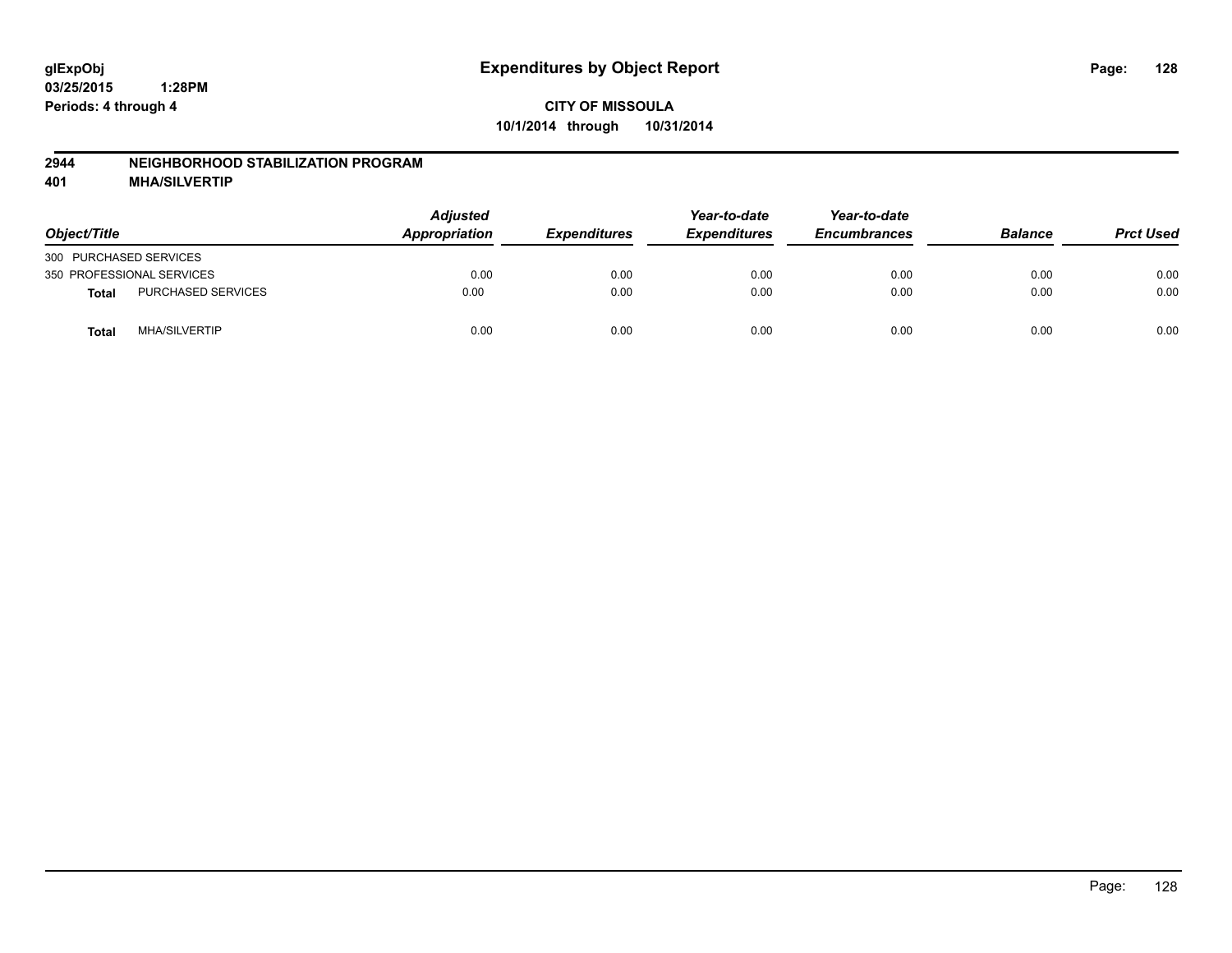# Expenditures by Object Report

glExpObj
03/25/2015 1:28PM
Periods: 4 through 4

**CITY OF MISSOULA**
**10/1/2014 through 10/31/2014**

## 2944 NEIGHBORHOOD STABILIZATION PROGRAM
## 401 MHA/SILVERTIP

| Object/Title | | Adjusted Appropriation | Expenditures | Year-to-date Expenditures | Year-to-date Encumbrances | Balance | Prct Used |
|---|---|---|---|---|---|---|---|
| 300 PURCHASED SERVICES | | | | | | | |
| 350 PROFESSIONAL SERVICES | | 0.00 | 0.00 | 0.00 | 0.00 | 0.00 | 0.00 |
| **Total** | PURCHASED SERVICES | 0.00 | 0.00 | 0.00 | 0.00 | 0.00 | 0.00 |
| **Total** | MHA/SILVERTIP | 0.00 | 0.00 | 0.00 | 0.00 | 0.00 | 0.00 |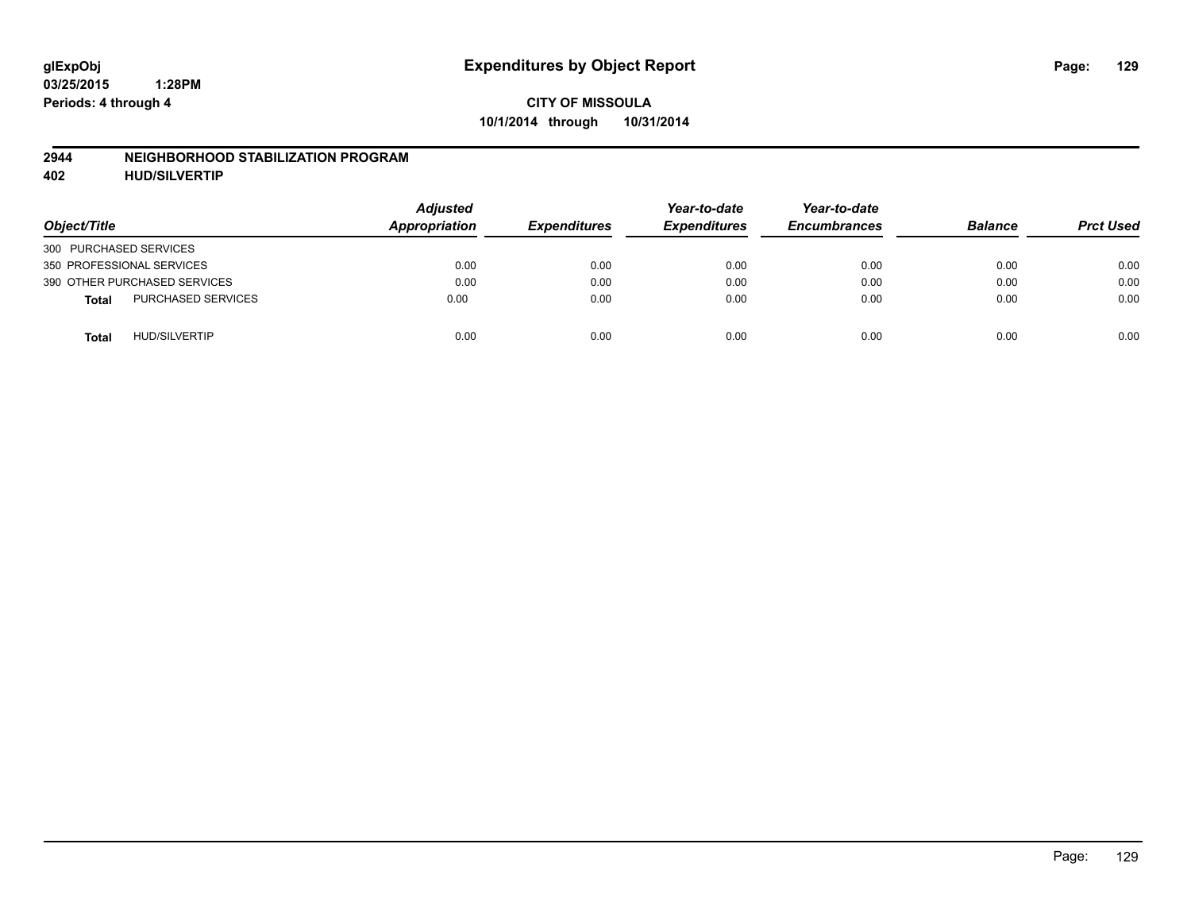**glExpObj** **Expenditures by Object Report**
**03/25/2015 1:28PM**
**Periods: 4 through 4**

**CITY OF MISSOULA**
**10/1/2014 through 10/31/2014**

## 2944 NEIGHBORHOOD STABILIZATION PROGRAM
## 402 HUD/SILVERTIP

| Object/Title | | Adjusted Appropriation | Expenditures | Year-to-date Expenditures | Year-to-date Encumbrances | Balance | Prct Used |
|---|---|---|---|---|---|---|---|
| 300 PURCHASED SERVICES | | | | | | | |
| 350 PROFESSIONAL SERVICES | | 0.00 | 0.00 | 0.00 | 0.00 | 0.00 | 0.00 |
| 390 OTHER PURCHASED SERVICES | | 0.00 | 0.00 | 0.00 | 0.00 | 0.00 | 0.00 |
| **Total** | PURCHASED SERVICES | 0.00 | 0.00 | 0.00 | 0.00 | 0.00 | 0.00 |
| **Total** | HUD/SILVERTIP | 0.00 | 0.00 | 0.00 | 0.00 | 0.00 | 0.00 |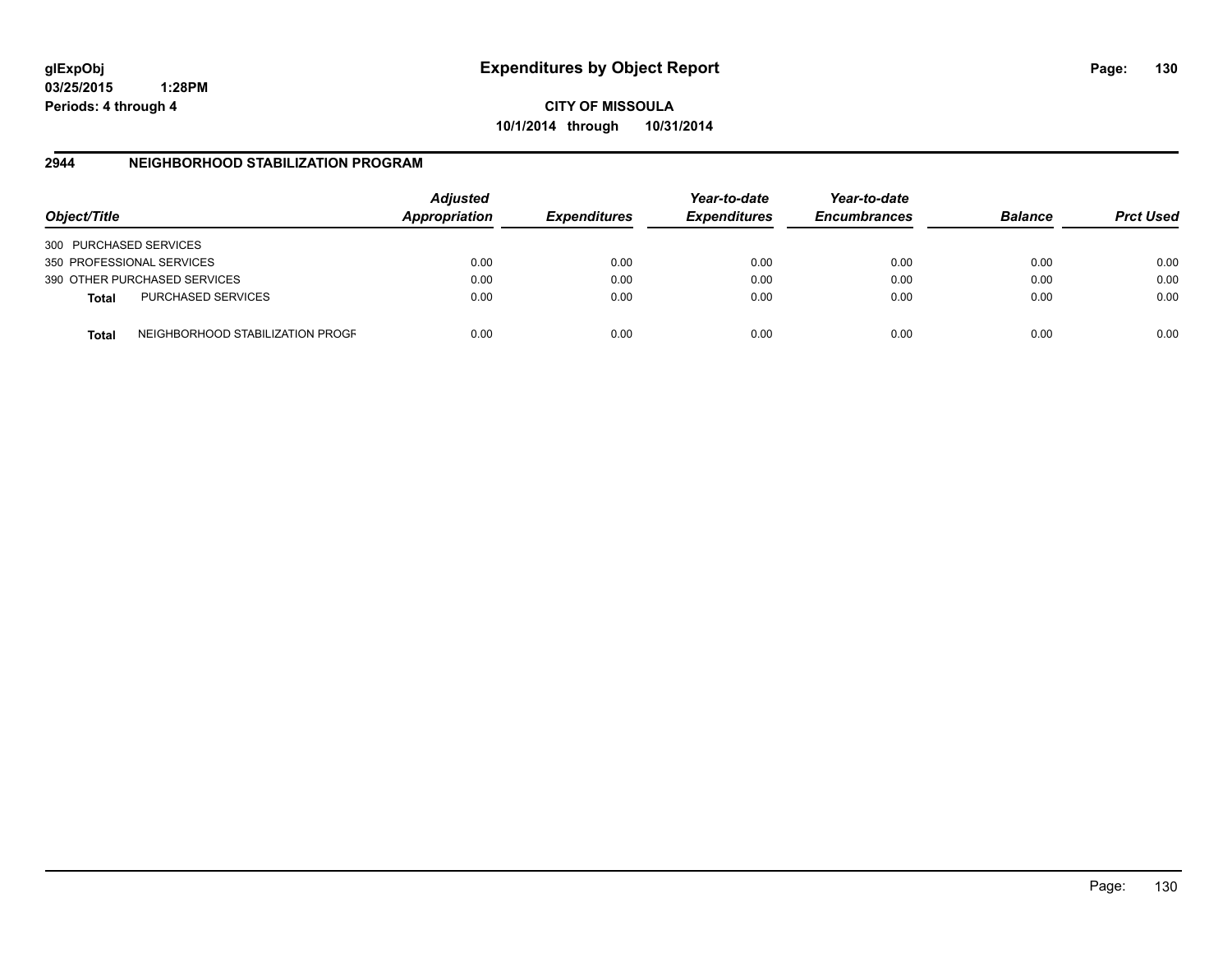**glExpObj**
**03/25/2015 1:28PM**
**Periods: 4 through 4**

# Expenditures by Object Report

**CITY OF MISSOULA**
**10/1/2014 through 10/31/2014**

## 2944 NEIGHBORHOOD STABILIZATION PROGRAM

| Object/Title | | Adjusted Appropriation | Expenditures | Year-to-date Expenditures | Year-to-date Encumbrances | Balance | Prct Used |
|---|---|---|---|---|---|---|---|
| 300 PURCHASED SERVICES | | | | | | | |
| 350 PROFESSIONAL SERVICES | | 0.00 | 0.00 | 0.00 | 0.00 | 0.00 | 0.00 |
| 390 OTHER PURCHASED SERVICES | | 0.00 | 0.00 | 0.00 | 0.00 | 0.00 | 0.00 |
| **Total** | PURCHASED SERVICES | 0.00 | 0.00 | 0.00 | 0.00 | 0.00 | 0.00 |
| **Total** | NEIGHBORHOOD STABILIZATION PROGR | 0.00 | 0.00 | 0.00 | 0.00 | 0.00 | 0.00 |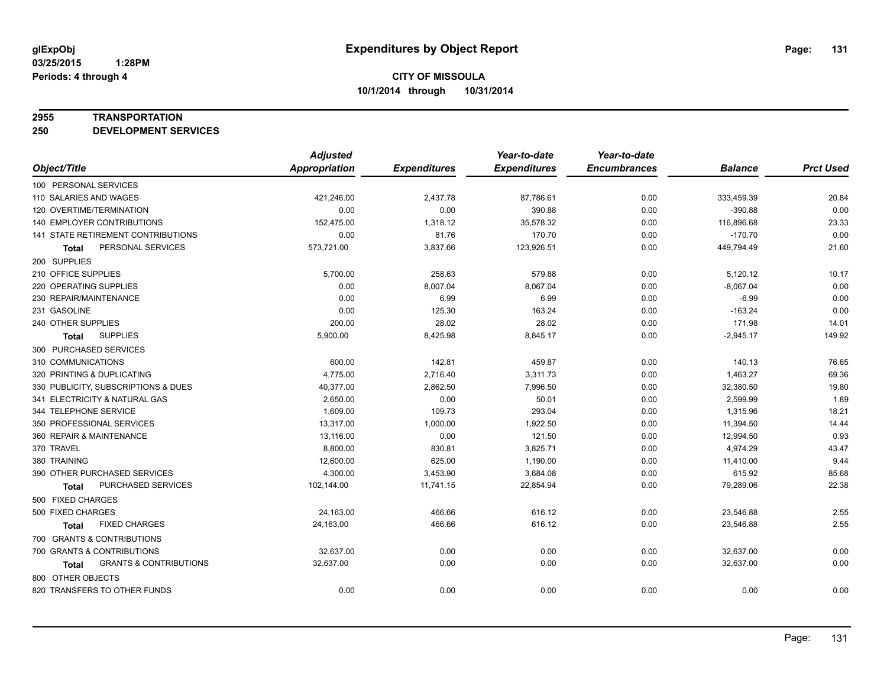**CITY OF MISSOULA**
**10/1/2014 through 10/31/2014**

## 2955 TRANSPORTATION
## 250 DEVELOPMENT SERVICES

| Object/Title | Adjusted Appropriation | Expenditures | Year-to-date Expenditures | Year-to-date Encumbrances | Balance | Prct Used |
|---|---|---|---|---|---|---|
| 100 PERSONAL SERVICES | | | | | | |
| 110 SALARIES AND WAGES | 421,246.00 | 2,437.78 | 87,786.61 | 0.00 | 333,459.39 | 20.84 |
| 120 OVERTIME/TERMINATION | 0.00 | 0.00 | 390.88 | 0.00 | -390.88 | 0.00 |
| 140 EMPLOYER CONTRIBUTIONS | 152,475.00 | 1,318.12 | 35,578.32 | 0.00 | 116,896.68 | 23.33 |
| 141 STATE RETIREMENT CONTRIBUTIONS | 0.00 | 81.76 | 170.70 | 0.00 | -170.70 | 0.00 |
| **Total** PERSONAL SERVICES | 573,721.00 | 3,837.66 | 123,926.51 | 0.00 | 449,794.49 | 21.60 |
| 200 SUPPLIES | | | | | | |
| 210 OFFICE SUPPLIES | 5,700.00 | 258.63 | 579.88 | 0.00 | 5,120.12 | 10.17 |
| 220 OPERATING SUPPLIES | 0.00 | 8,007.04 | 8,067.04 | 0.00 | -8,067.04 | 0.00 |
| 230 REPAIR/MAINTENANCE | 0.00 | 6.99 | 6.99 | 0.00 | -6.99 | 0.00 |
| 231 GASOLINE | 0.00 | 125.30 | 163.24 | 0.00 | -163.24 | 0.00 |
| 240 OTHER SUPPLIES | 200.00 | 28.02 | 28.02 | 0.00 | 171.98 | 14.01 |
| **Total** SUPPLIES | 5,900.00 | 8,425.98 | 8,845.17 | 0.00 | -2,945.17 | 149.92 |
| 300 PURCHASED SERVICES | | | | | | |
| 310 COMMUNICATIONS | 600.00 | 142.81 | 459.87 | 0.00 | 140.13 | 76.65 |
| 320 PRINTING & DUPLICATING | 4,775.00 | 2,716.40 | 3,311.73 | 0.00 | 1,463.27 | 69.36 |
| 330 PUBLICITY, SUBSCRIPTIONS & DUES | 40,377.00 | 2,862.50 | 7,996.50 | 0.00 | 32,380.50 | 19.80 |
| 341 ELECTRICITY & NATURAL GAS | 2,650.00 | 0.00 | 50.01 | 0.00 | 2,599.99 | 1.89 |
| 344 TELEPHONE SERVICE | 1,609.00 | 109.73 | 293.04 | 0.00 | 1,315.96 | 18.21 |
| 350 PROFESSIONAL SERVICES | 13,317.00 | 1,000.00 | 1,922.50 | 0.00 | 11,394.50 | 14.44 |
| 360 REPAIR & MAINTENANCE | 13,116.00 | 0.00 | 121.50 | 0.00 | 12,994.50 | 0.93 |
| 370 TRAVEL | 8,800.00 | 830.81 | 3,825.71 | 0.00 | 4,974.29 | 43.47 |
| 380 TRAINING | 12,600.00 | 625.00 | 1,190.00 | 0.00 | 11,410.00 | 9.44 |
| 390 OTHER PURCHASED SERVICES | 4,300.00 | 3,453.90 | 3,684.08 | 0.00 | 615.92 | 85.68 |
| **Total** PURCHASED SERVICES | 102,144.00 | 11,741.15 | 22,854.94 | 0.00 | 79,289.06 | 22.38 |
| 500 FIXED CHARGES | | | | | | |
| 500 FIXED CHARGES | 24,163.00 | 466.66 | 616.12 | 0.00 | 23,546.88 | 2.55 |
| **Total** FIXED CHARGES | 24,163.00 | 466.66 | 616.12 | 0.00 | 23,546.88 | 2.55 |
| 700 GRANTS & CONTRIBUTIONS | | | | | | |
| 700 GRANTS & CONTRIBUTIONS | 32,637.00 | 0.00 | 0.00 | 0.00 | 32,637.00 | 0.00 |
| **Total** GRANTS & CONTRIBUTIONS | 32,637.00 | 0.00 | 0.00 | 0.00 | 32,637.00 | 0.00 |
| 800 OTHER OBJECTS | | | | | | |
| 820 TRANSFERS TO OTHER FUNDS | 0.00 | 0.00 | 0.00 | 0.00 | 0.00 | 0.00 |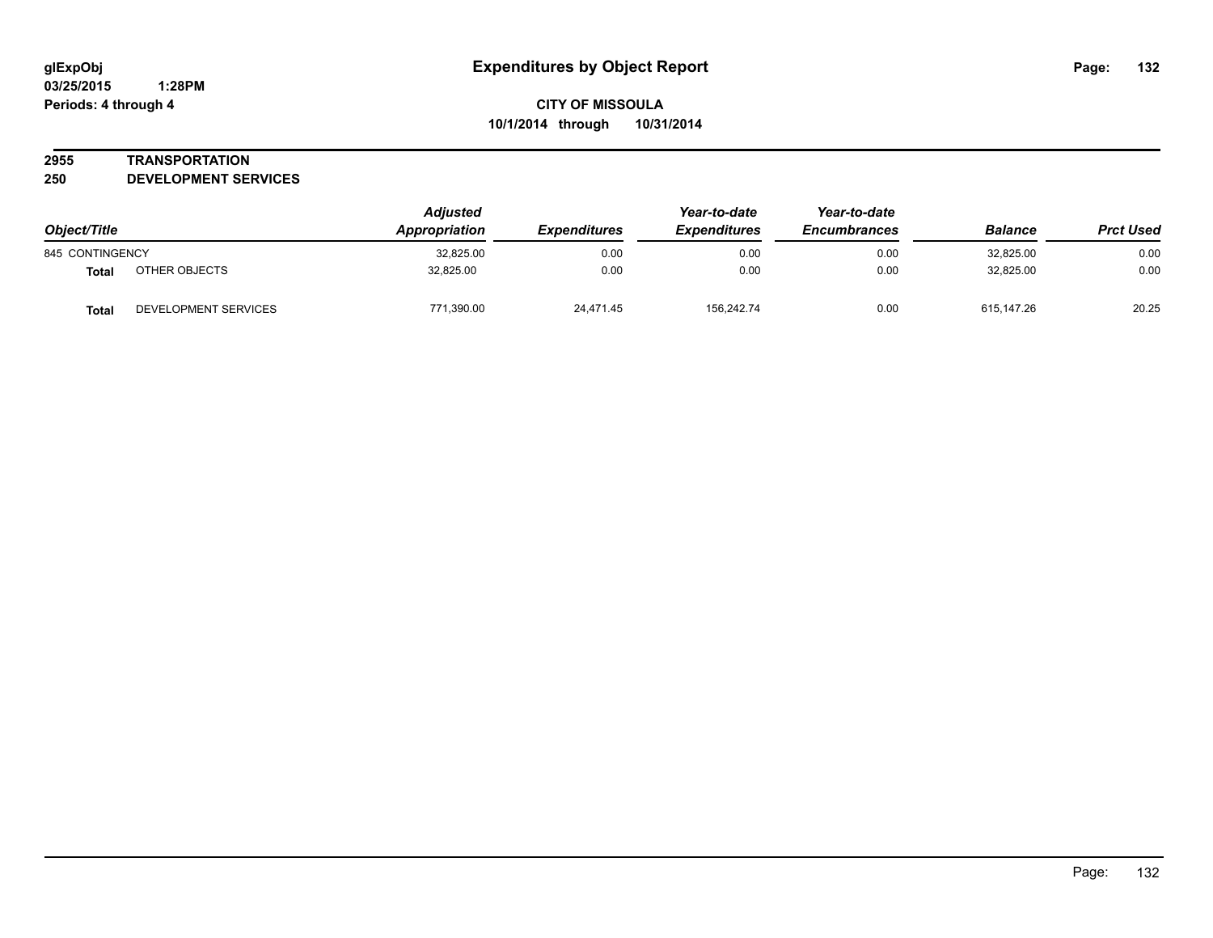**glExpObj**
**03/25/2015 1:28PM**
**Periods: 4 through 4**

# Expenditures by Object Report

**CITY OF MISSOULA**
**10/1/2014 through 10/31/2014**

**2955 TRANSPORTATION**
**250 DEVELOPMENT SERVICES**

| Object/Title | | Adjusted Appropriation | Expenditures | Year-to-date Expenditures | Year-to-date Encumbrances | Balance | Prct Used |
|---|---|---|---|---|---|---|---|
| 845 CONTINGENCY | | 32,825.00 | 0.00 | 0.00 | 0.00 | 32,825.00 | 0.00 |
| **Total** | OTHER OBJECTS | 32,825.00 | 0.00 | 0.00 | 0.00 | 32,825.00 | 0.00 |
| **Total** | DEVELOPMENT SERVICES | 771,390.00 | 24,471.45 | 156,242.74 | 0.00 | 615,147.26 | 20.25 |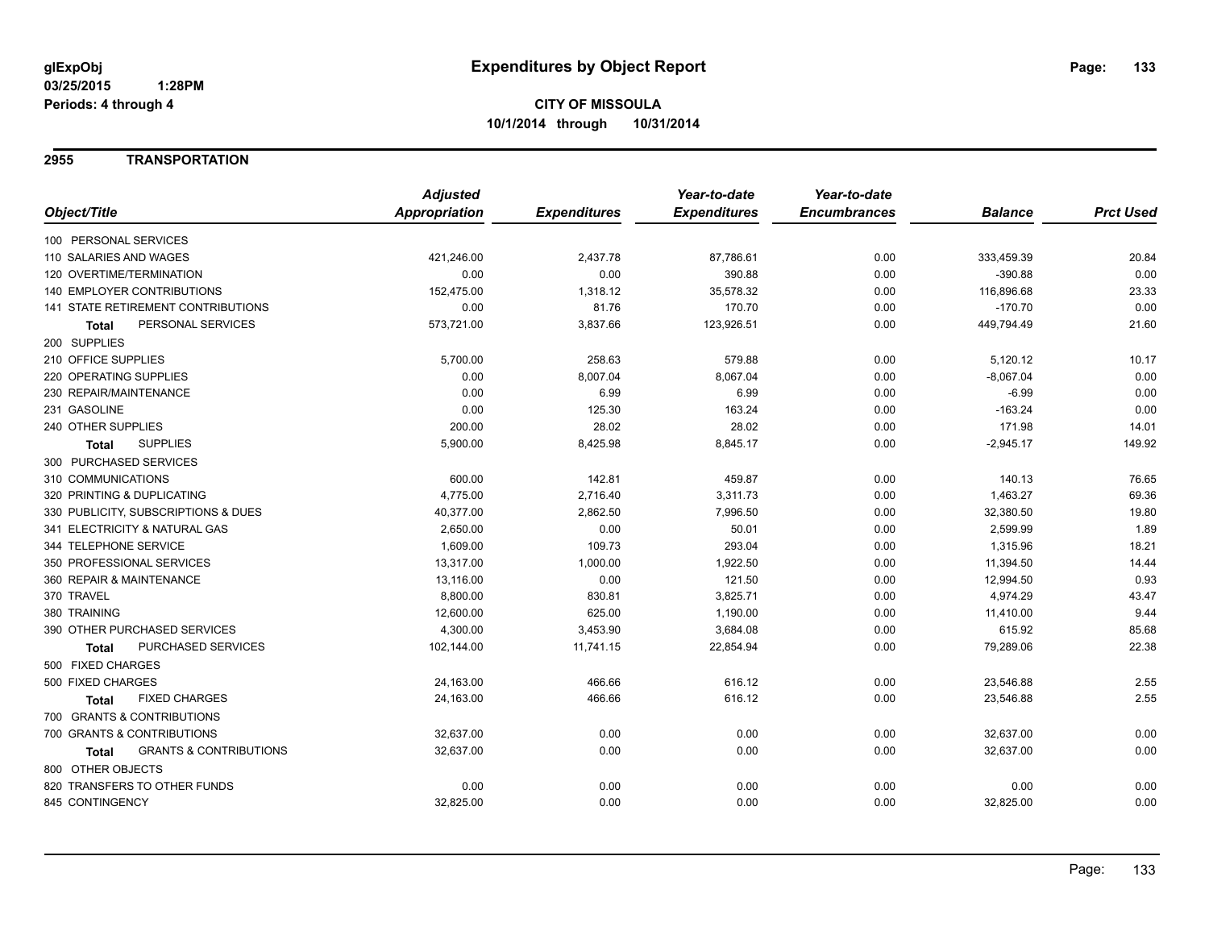glExpObj
03/25/2015 1:28PM
Periods: 4 through 4

# Expenditures by Object Report

**CITY OF MISSOULA**
**10/1/2014 through 10/31/2014**

## 2955 TRANSPORTATION

| Object/Title | Adjusted Appropriation | Expenditures | Year-to-date Expenditures | Year-to-date Encumbrances | Balance | Prct Used |
|---|---|---|---|---|---|---|
| 100 PERSONAL SERVICES | | | | | | |
| 110 SALARIES AND WAGES | 421,246.00 | 2,437.78 | 87,786.61 | 0.00 | 333,459.39 | 20.84 |
| 120 OVERTIME/TERMINATION | 0.00 | 0.00 | 390.88 | 0.00 | -390.88 | 0.00 |
| 140 EMPLOYER CONTRIBUTIONS | 152,475.00 | 1,318.12 | 35,578.32 | 0.00 | 116,896.68 | 23.33 |
| 141 STATE RETIREMENT CONTRIBUTIONS | 0.00 | 81.76 | 170.70 | 0.00 | -170.70 | 0.00 |
| **Total** PERSONAL SERVICES | 573,721.00 | 3,837.66 | 123,926.51 | 0.00 | 449,794.49 | 21.60 |
| 200 SUPPLIES | | | | | | |
| 210 OFFICE SUPPLIES | 5,700.00 | 258.63 | 579.88 | 0.00 | 5,120.12 | 10.17 |
| 220 OPERATING SUPPLIES | 0.00 | 8,007.04 | 8,067.04 | 0.00 | -8,067.04 | 0.00 |
| 230 REPAIR/MAINTENANCE | 0.00 | 6.99 | 6.99 | 0.00 | -6.99 | 0.00 |
| 231 GASOLINE | 0.00 | 125.30 | 163.24 | 0.00 | -163.24 | 0.00 |
| 240 OTHER SUPPLIES | 200.00 | 28.02 | 28.02 | 0.00 | 171.98 | 14.01 |
| **Total** SUPPLIES | 5,900.00 | 8,425.98 | 8,845.17 | 0.00 | -2,945.17 | 149.92 |
| 300 PURCHASED SERVICES | | | | | | |
| 310 COMMUNICATIONS | 600.00 | 142.81 | 459.87 | 0.00 | 140.13 | 76.65 |
| 320 PRINTING & DUPLICATING | 4,775.00 | 2,716.40 | 3,311.73 | 0.00 | 1,463.27 | 69.36 |
| 330 PUBLICITY, SUBSCRIPTIONS & DUES | 40,377.00 | 2,862.50 | 7,996.50 | 0.00 | 32,380.50 | 19.80 |
| 341 ELECTRICITY & NATURAL GAS | 2,650.00 | 0.00 | 50.01 | 0.00 | 2,599.99 | 1.89 |
| 344 TELEPHONE SERVICE | 1,609.00 | 109.73 | 293.04 | 0.00 | 1,315.96 | 18.21 |
| 350 PROFESSIONAL SERVICES | 13,317.00 | 1,000.00 | 1,922.50 | 0.00 | 11,394.50 | 14.44 |
| 360 REPAIR & MAINTENANCE | 13,116.00 | 0.00 | 121.50 | 0.00 | 12,994.50 | 0.93 |
| 370 TRAVEL | 8,800.00 | 830.81 | 3,825.71 | 0.00 | 4,974.29 | 43.47 |
| 380 TRAINING | 12,600.00 | 625.00 | 1,190.00 | 0.00 | 11,410.00 | 9.44 |
| 390 OTHER PURCHASED SERVICES | 4,300.00 | 3,453.90 | 3,684.08 | 0.00 | 615.92 | 85.68 |
| **Total** PURCHASED SERVICES | 102,144.00 | 11,741.15 | 22,854.94 | 0.00 | 79,289.06 | 22.38 |
| 500 FIXED CHARGES | | | | | | |
| 500 FIXED CHARGES | 24,163.00 | 466.66 | 616.12 | 0.00 | 23,546.88 | 2.55 |
| **Total** FIXED CHARGES | 24,163.00 | 466.66 | 616.12 | 0.00 | 23,546.88 | 2.55 |
| 700 GRANTS & CONTRIBUTIONS | | | | | | |
| 700 GRANTS & CONTRIBUTIONS | 32,637.00 | 0.00 | 0.00 | 0.00 | 32,637.00 | 0.00 |
| **Total** GRANTS & CONTRIBUTIONS | 32,637.00 | 0.00 | 0.00 | 0.00 | 32,637.00 | 0.00 |
| 800 OTHER OBJECTS | | | | | | |
| 820 TRANSFERS TO OTHER FUNDS | 0.00 | 0.00 | 0.00 | 0.00 | 0.00 | 0.00 |
| 845 CONTINGENCY | 32,825.00 | 0.00 | 0.00 | 0.00 | 32,825.00 | 0.00 |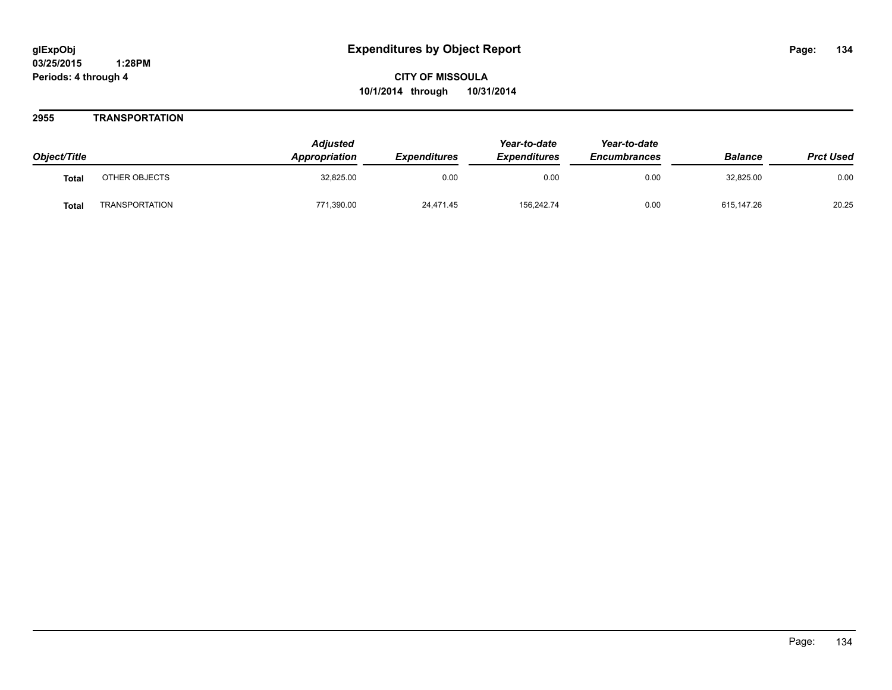glExpObj
03/25/2015 1:28PM
Periods: 4 through 4

# Expenditures by Object Report

**CITY OF MISSOULA**
**10/1/2014 through 10/31/2014**

## 2955 TRANSPORTATION

| Object/Title | | Adjusted Appropriation | Expenditures | Year-to-date Expenditures | Year-to-date Encumbrances | Balance | Prct Used |
|---|---|---|---|---|---|---|---|
| **Total** | OTHER OBJECTS | 32,825.00 | 0.00 | 0.00 | 0.00 | 32,825.00 | 0.00 |
| **Total** | TRANSPORTATION | 771,390.00 | 24,471.45 | 156,242.74 | 0.00 | 615,147.26 | 20.25 |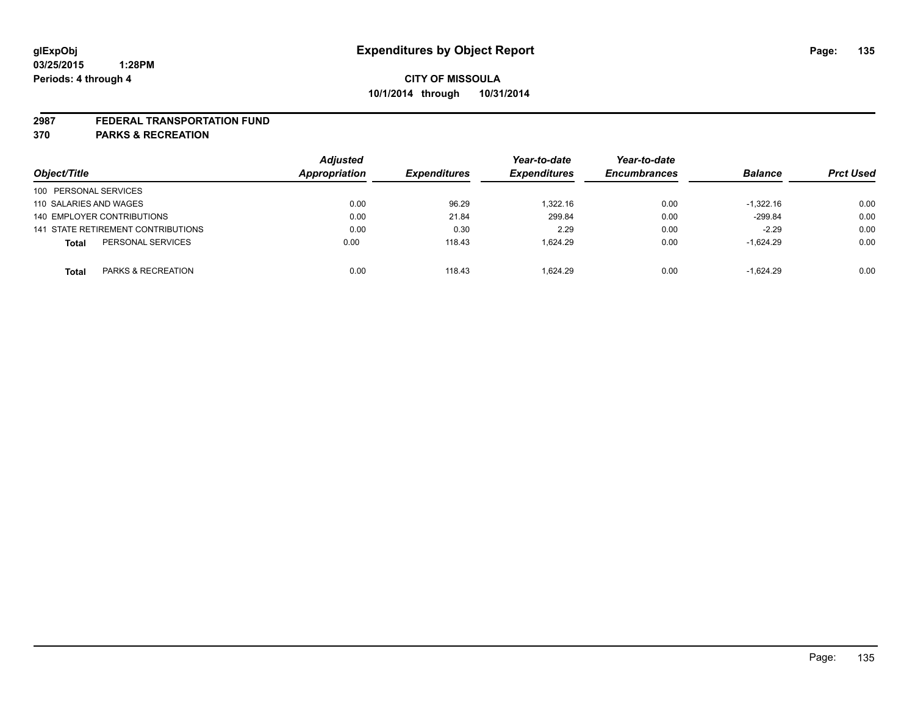**glExpObj**
**03/25/2015 1:28PM**
**Periods: 4 through 4**

# Expenditures by Object Report

**CITY OF MISSOULA**
**10/1/2014 through 10/31/2014**

**2987 FEDERAL TRANSPORTATION FUND**
**370 PARKS & RECREATION**

| Object/Title | | Adjusted Appropriation | Expenditures | Year-to-date Expenditures | Year-to-date Encumbrances | Balance | Prct Used |
|---|---|---|---|---|---|---|---|
| 100 PERSONAL SERVICES | | | | | | | |
| 110 SALARIES AND WAGES | | 0.00 | 96.29 | 1,322.16 | 0.00 | -1,322.16 | 0.00 |
| 140 EMPLOYER CONTRIBUTIONS | | 0.00 | 21.84 | 299.84 | 0.00 | -299.84 | 0.00 |
| 141 STATE RETIREMENT CONTRIBUTIONS | | 0.00 | 0.30 | 2.29 | 0.00 | -2.29 | 0.00 |
| **Total** | PERSONAL SERVICES | 0.00 | 118.43 | 1,624.29 | 0.00 | -1,624.29 | 0.00 |
| **Total** | PARKS & RECREATION | 0.00 | 118.43 | 1,624.29 | 0.00 | -1,624.29 | 0.00 |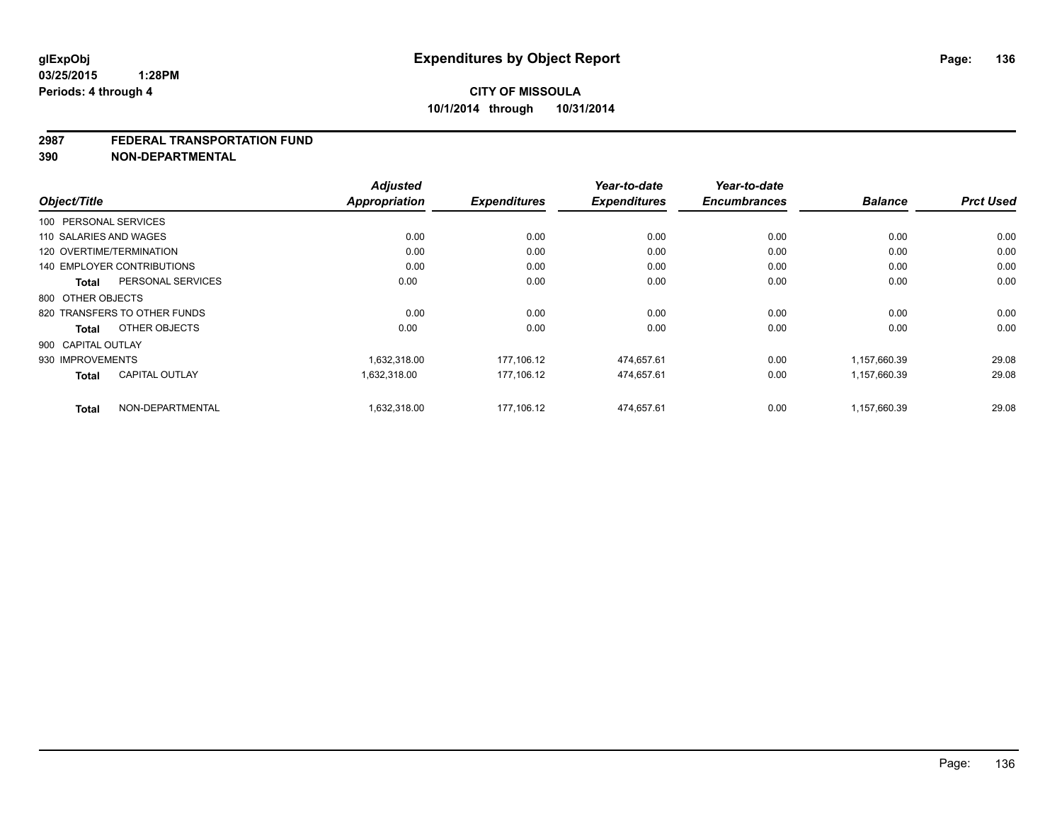**glExpObj**
**03/25/2015 1:28PM**
**Periods: 4 through 4**

# Expenditures by Object Report

**CITY OF MISSOULA**
**10/1/2014 through 10/31/2014**

## 2987 FEDERAL TRANSPORTATION FUND
## 390 NON-DEPARTMENTAL

| Object/Title | | Adjusted Appropriation | Expenditures | Year-to-date Expenditures | Year-to-date Encumbrances | Balance | Prct Used |
|---|---|---|---|---|---|---|---|
| 100 PERSONAL SERVICES | | | | | | | |
| 110 SALARIES AND WAGES | | 0.00 | 0.00 | 0.00 | 0.00 | 0.00 | 0.00 |
| 120 OVERTIME/TERMINATION | | 0.00 | 0.00 | 0.00 | 0.00 | 0.00 | 0.00 |
| 140 EMPLOYER CONTRIBUTIONS | | 0.00 | 0.00 | 0.00 | 0.00 | 0.00 | 0.00 |
| **Total** | PERSONAL SERVICES | 0.00 | 0.00 | 0.00 | 0.00 | 0.00 | 0.00 |
| 800 OTHER OBJECTS | | | | | | | |
| 820 TRANSFERS TO OTHER FUNDS | | 0.00 | 0.00 | 0.00 | 0.00 | 0.00 | 0.00 |
| **Total** | OTHER OBJECTS | 0.00 | 0.00 | 0.00 | 0.00 | 0.00 | 0.00 |
| 900 CAPITAL OUTLAY | | | | | | | |
| 930 IMPROVEMENTS | | 1,632,318.00 | 177,106.12 | 474,657.61 | 0.00 | 1,157,660.39 | 29.08 |
| **Total** | CAPITAL OUTLAY | 1,632,318.00 | 177,106.12 | 474,657.61 | 0.00 | 1,157,660.39 | 29.08 |
| **Total** | NON-DEPARTMENTAL | 1,632,318.00 | 177,106.12 | 474,657.61 | 0.00 | 1,157,660.39 | 29.08 |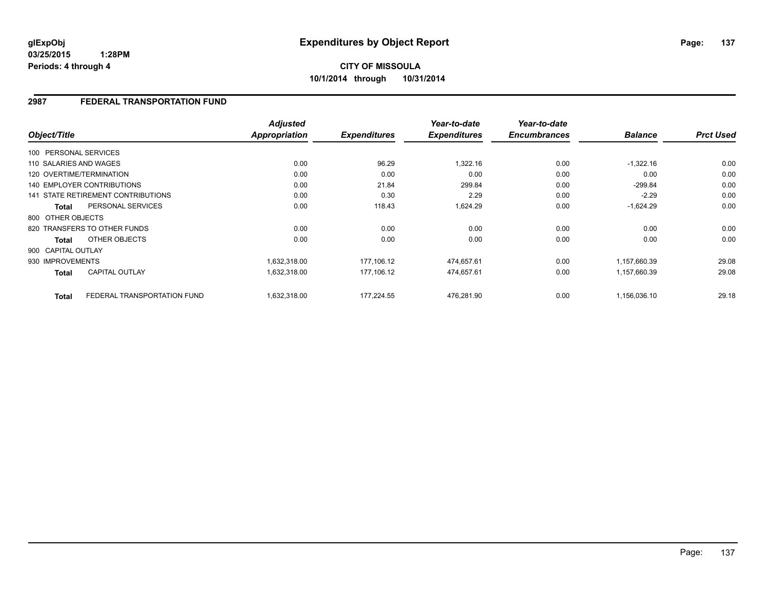# Expenditures by Object Report

glExpObj
03/25/2015 1:28PM
Periods: 4 through 4

**CITY OF MISSOULA**
**10/1/2014 through 10/31/2014**

## 2987 FEDERAL TRANSPORTATION FUND

| Object/Title | | Adjusted Appropriation | Expenditures | Year-to-date Expenditures | Year-to-date Encumbrances | Balance | Prct Used |
|---|---|---|---|---|---|---|---|
| 100 PERSONAL SERVICES | | | | | | | |
| 110 SALARIES AND WAGES | | 0.00 | 96.29 | 1,322.16 | 0.00 | -1,322.16 | 0.00 |
| 120 OVERTIME/TERMINATION | | 0.00 | 0.00 | 0.00 | 0.00 | 0.00 | 0.00 |
| 140 EMPLOYER CONTRIBUTIONS | | 0.00 | 21.84 | 299.84 | 0.00 | -299.84 | 0.00 |
| 141 STATE RETIREMENT CONTRIBUTIONS | | 0.00 | 0.30 | 2.29 | 0.00 | -2.29 | 0.00 |
| **Total** | PERSONAL SERVICES | 0.00 | 118.43 | 1,624.29 | 0.00 | -1,624.29 | 0.00 |
| 800 OTHER OBJECTS | | | | | | | |
| 820 TRANSFERS TO OTHER FUNDS | | 0.00 | 0.00 | 0.00 | 0.00 | 0.00 | 0.00 |
| **Total** | OTHER OBJECTS | 0.00 | 0.00 | 0.00 | 0.00 | 0.00 | 0.00 |
| 900 CAPITAL OUTLAY | | | | | | | |
| 930 IMPROVEMENTS | | 1,632,318.00 | 177,106.12 | 474,657.61 | 0.00 | 1,157,660.39 | 29.08 |
| **Total** | CAPITAL OUTLAY | 1,632,318.00 | 177,106.12 | 474,657.61 | 0.00 | 1,157,660.39 | 29.08 |
| **Total** | FEDERAL TRANSPORTATION FUND | 1,632,318.00 | 177,224.55 | 476,281.90 | 0.00 | 1,156,036.10 | 29.18 |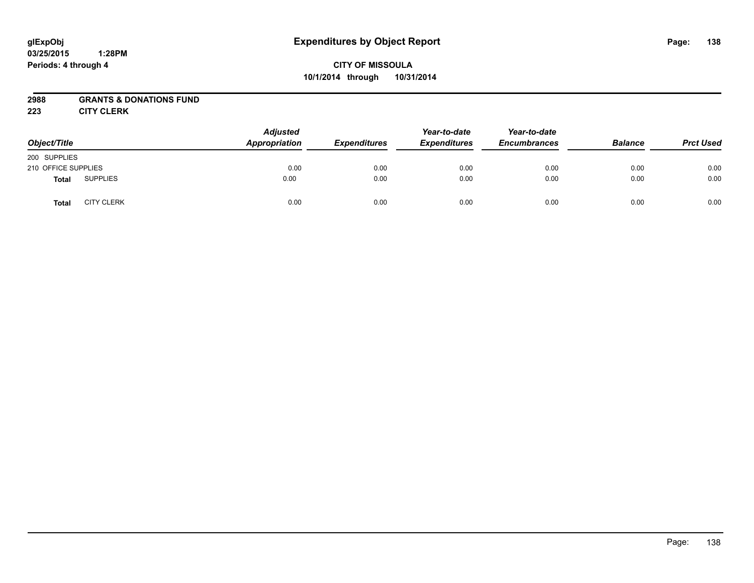glExpObj
03/25/2015 1:28PM
Periods: 4 through 4

# Expenditures by Object Report

**CITY OF MISSOULA**
**10/1/2014 through 10/31/2014**

**2988 GRANTS & DONATIONS FUND**
**223 CITY CLERK**

| Object/Title | | Adjusted Appropriation | Expenditures | Year-to-date Expenditures | Year-to-date Encumbrances | Balance | Prct Used |
|---|---|---|---|---|---|---|---|
| 200 SUPPLIES | | | | | | | |
| 210 OFFICE SUPPLIES | | 0.00 | 0.00 | 0.00 | 0.00 | 0.00 | 0.00 |
| **Total** | SUPPLIES | 0.00 | 0.00 | 0.00 | 0.00 | 0.00 | 0.00 |
| **Total** | CITY CLERK | 0.00 | 0.00 | 0.00 | 0.00 | 0.00 | 0.00 |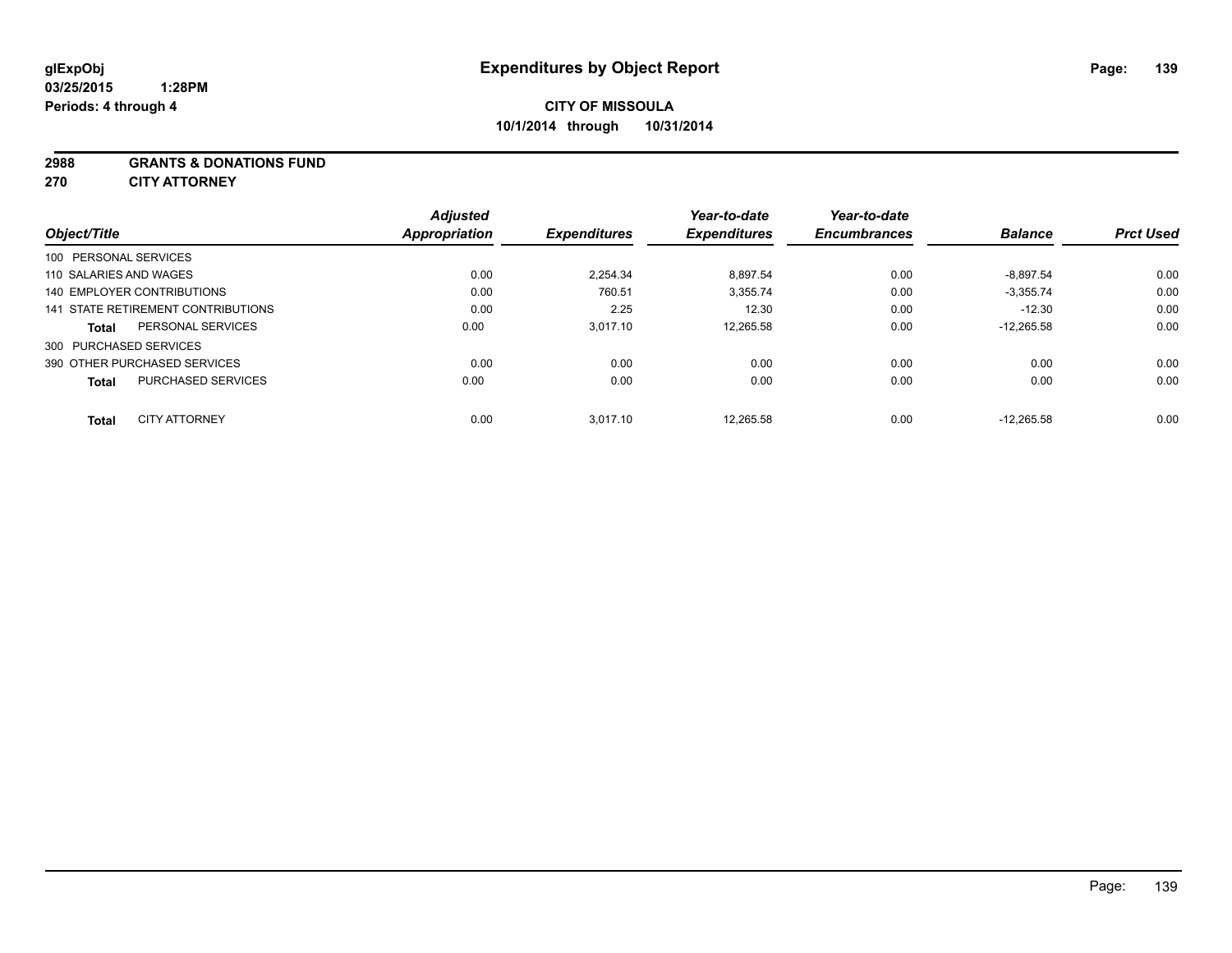glExpObj
03/25/2015 1:28PM
Periods: 4 through 4

# Expenditures by Object Report

**CITY OF MISSOULA**
**10/1/2014 through 10/31/2014**

**2988 GRANTS & DONATIONS FUND**
**270 CITY ATTORNEY**

| Object/Title | Adjusted Appropriation | Expenditures | Year-to-date Expenditures | Year-to-date Encumbrances | Balance | Prct Used |
|---|---|---|---|---|---|---|
| 100 PERSONAL SERVICES | | | | | | |
| 110 SALARIES AND WAGES | 0.00 | 2,254.34 | 8,897.54 | 0.00 | -8,897.54 | 0.00 |
| 140 EMPLOYER CONTRIBUTIONS | 0.00 | 760.51 | 3,355.74 | 0.00 | -3,355.74 | 0.00 |
| 141 STATE RETIREMENT CONTRIBUTIONS | 0.00 | 2.25 | 12.30 | 0.00 | -12.30 | 0.00 |
| **Total** PERSONAL SERVICES | 0.00 | 3,017.10 | 12,265.58 | 0.00 | -12,265.58 | 0.00 |
| 300 PURCHASED SERVICES | | | | | | |
| 390 OTHER PURCHASED SERVICES | 0.00 | 0.00 | 0.00 | 0.00 | 0.00 | 0.00 |
| **Total** PURCHASED SERVICES | 0.00 | 0.00 | 0.00 | 0.00 | 0.00 | 0.00 |
| **Total** CITY ATTORNEY | 0.00 | 3,017.10 | 12,265.58 | 0.00 | -12,265.58 | 0.00 |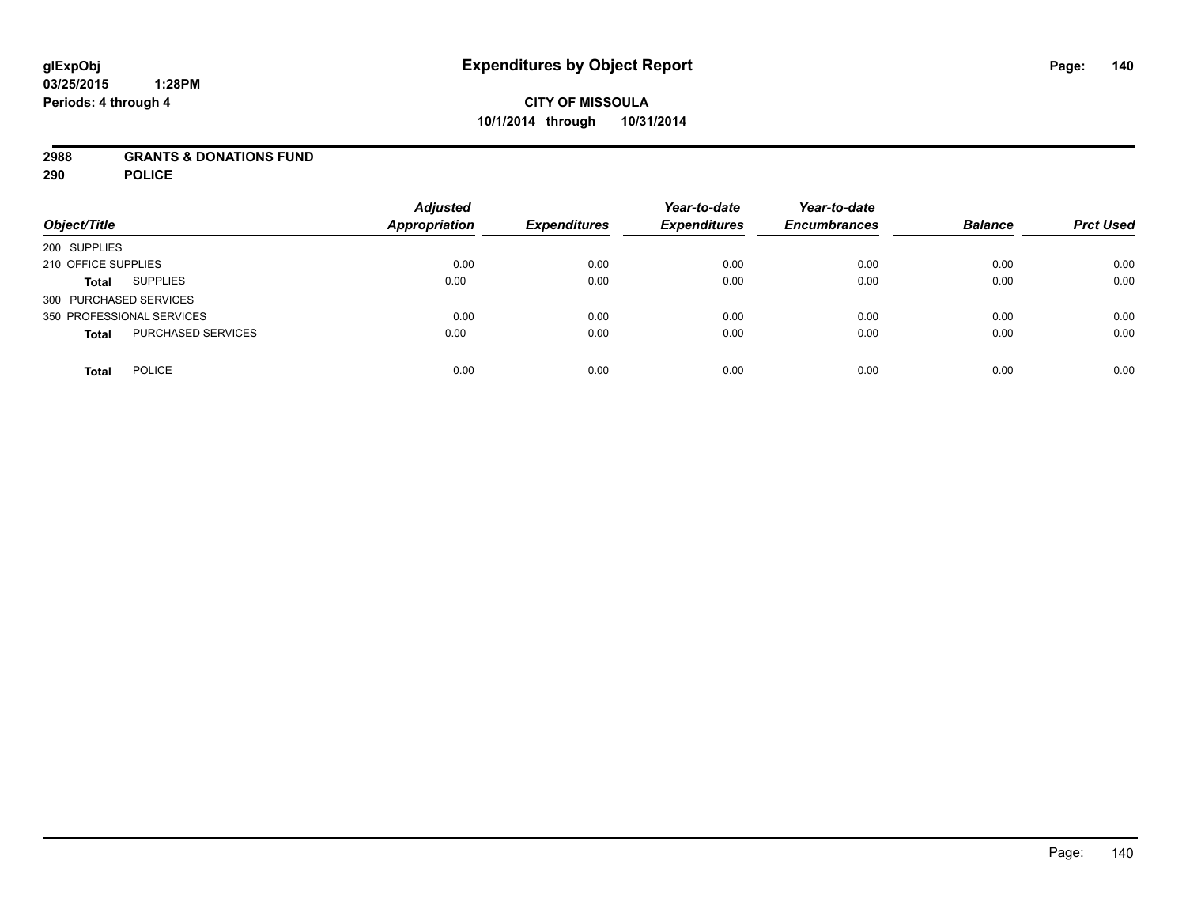glExpObj
03/25/2015 1:28PM
Periods: 4 through 4

# Expenditures by Object Report

**CITY OF MISSOULA**
**10/1/2014 through 10/31/2014**

**2988 GRANTS & DONATIONS FUND**
**290 POLICE**

| Object/Title | | Adjusted Appropriation | Expenditures | Year-to-date Expenditures | Year-to-date Encumbrances | Balance | Prct Used |
|---|---|---|---|---|---|---|---|
| 200 SUPPLIES | | | | | | | |
| 210 OFFICE SUPPLIES | | 0.00 | 0.00 | 0.00 | 0.00 | 0.00 | 0.00 |
| **Total** | SUPPLIES | 0.00 | 0.00 | 0.00 | 0.00 | 0.00 | 0.00 |
| 300 PURCHASED SERVICES | | | | | | | |
| 350 PROFESSIONAL SERVICES | | 0.00 | 0.00 | 0.00 | 0.00 | 0.00 | 0.00 |
| **Total** | PURCHASED SERVICES | 0.00 | 0.00 | 0.00 | 0.00 | 0.00 | 0.00 |
| **Total** | POLICE | 0.00 | 0.00 | 0.00 | 0.00 | 0.00 | 0.00 |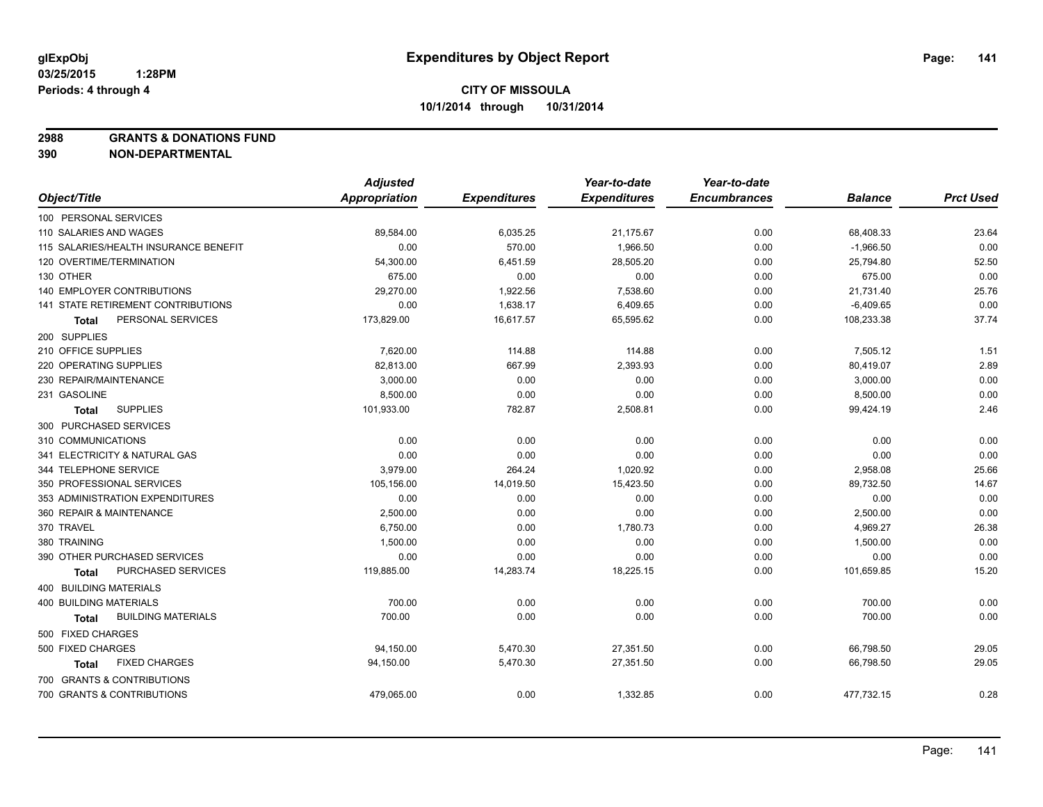**glExpObj** 03/25/2015 1:28PM
**Periods: 4 through 4**

# Expenditures by Object Report

**CITY OF MISSOULA**
**10/1/2014 through 10/31/2014**

**2988 GRANTS & DONATIONS FUND**
**390 NON-DEPARTMENTAL**

| Object/Title | Adjusted Appropriation | Expenditures | Year-to-date Expenditures | Year-to-date Encumbrances | Balance | Prct Used |
|---|---|---|---|---|---|---|
| 100 PERSONAL SERVICES | | | | | | |
| 110 SALARIES AND WAGES | 89,584.00 | 6,035.25 | 21,175.67 | 0.00 | 68,408.33 | 23.64 |
| 115 SALARIES/HEALTH INSURANCE BENEFIT | 0.00 | 570.00 | 1,966.50 | 0.00 | -1,966.50 | 0.00 |
| 120 OVERTIME/TERMINATION | 54,300.00 | 6,451.59 | 28,505.20 | 0.00 | 25,794.80 | 52.50 |
| 130 OTHER | 675.00 | 0.00 | 0.00 | 0.00 | 675.00 | 0.00 |
| 140 EMPLOYER CONTRIBUTIONS | 29,270.00 | 1,922.56 | 7,538.60 | 0.00 | 21,731.40 | 25.76 |
| 141 STATE RETIREMENT CONTRIBUTIONS | 0.00 | 1,638.17 | 6,409.65 | 0.00 | -6,409.65 | 0.00 |
| **Total** PERSONAL SERVICES | 173,829.00 | 16,617.57 | 65,595.62 | 0.00 | 108,233.38 | 37.74 |
| 200 SUPPLIES | | | | | | |
| 210 OFFICE SUPPLIES | 7,620.00 | 114.88 | 114.88 | 0.00 | 7,505.12 | 1.51 |
| 220 OPERATING SUPPLIES | 82,813.00 | 667.99 | 2,393.93 | 0.00 | 80,419.07 | 2.89 |
| 230 REPAIR/MAINTENANCE | 3,000.00 | 0.00 | 0.00 | 0.00 | 3,000.00 | 0.00 |
| 231 GASOLINE | 8,500.00 | 0.00 | 0.00 | 0.00 | 8,500.00 | 0.00 |
| **Total** SUPPLIES | 101,933.00 | 782.87 | 2,508.81 | 0.00 | 99,424.19 | 2.46 |
| 300 PURCHASED SERVICES | | | | | | |
| 310 COMMUNICATIONS | 0.00 | 0.00 | 0.00 | 0.00 | 0.00 | 0.00 |
| 341 ELECTRICITY & NATURAL GAS | 0.00 | 0.00 | 0.00 | 0.00 | 0.00 | 0.00 |
| 344 TELEPHONE SERVICE | 3,979.00 | 264.24 | 1,020.92 | 0.00 | 2,958.08 | 25.66 |
| 350 PROFESSIONAL SERVICES | 105,156.00 | 14,019.50 | 15,423.50 | 0.00 | 89,732.50 | 14.67 |
| 353 ADMINISTRATION EXPENDITURES | 0.00 | 0.00 | 0.00 | 0.00 | 0.00 | 0.00 |
| 360 REPAIR & MAINTENANCE | 2,500.00 | 0.00 | 0.00 | 0.00 | 2,500.00 | 0.00 |
| 370 TRAVEL | 6,750.00 | 0.00 | 1,780.73 | 0.00 | 4,969.27 | 26.38 |
| 380 TRAINING | 1,500.00 | 0.00 | 0.00 | 0.00 | 1,500.00 | 0.00 |
| 390 OTHER PURCHASED SERVICES | 0.00 | 0.00 | 0.00 | 0.00 | 0.00 | 0.00 |
| **Total** PURCHASED SERVICES | 119,885.00 | 14,283.74 | 18,225.15 | 0.00 | 101,659.85 | 15.20 |
| 400 BUILDING MATERIALS | | | | | | |
| 400 BUILDING MATERIALS | 700.00 | 0.00 | 0.00 | 0.00 | 700.00 | 0.00 |
| **Total** BUILDING MATERIALS | 700.00 | 0.00 | 0.00 | 0.00 | 700.00 | 0.00 |
| 500 FIXED CHARGES | | | | | | |
| 500 FIXED CHARGES | 94,150.00 | 5,470.30 | 27,351.50 | 0.00 | 66,798.50 | 29.05 |
| **Total** FIXED CHARGES | 94,150.00 | 5,470.30 | 27,351.50 | 0.00 | 66,798.50 | 29.05 |
| 700 GRANTS & CONTRIBUTIONS | | | | | | |
| 700 GRANTS & CONTRIBUTIONS | 479,065.00 | 0.00 | 1,332.85 | 0.00 | 477,732.15 | 0.28 |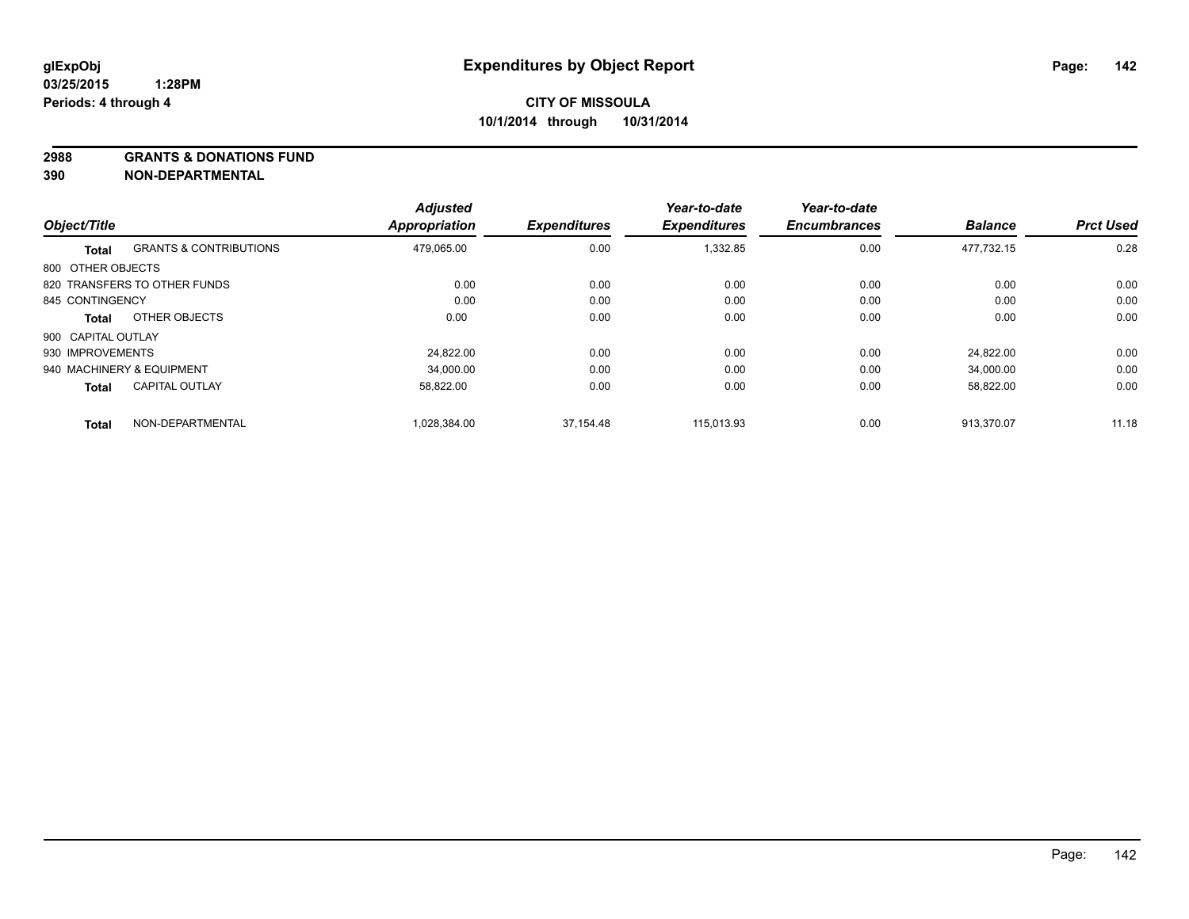**CITY OF MISSOULA**
**10/1/2014 through 10/31/2014**

**2988 GRANTS & DONATIONS FUND**
**390 NON-DEPARTMENTAL**

| Object/Title | | Adjusted Appropriation | Expenditures | Year-to-date Expenditures | Year-to-date Encumbrances | Balance | Prct Used |
|---|---|---|---|---|---|---|---|
| **Total** | GRANTS & CONTRIBUTIONS | 479,065.00 | 0.00 | 1,332.85 | 0.00 | 477,732.15 | 0.28 |
| 800 OTHER OBJECTS | | | | | | | |
| 820 TRANSFERS TO OTHER FUNDS | | 0.00 | 0.00 | 0.00 | 0.00 | 0.00 | 0.00 |
| 845 CONTINGENCY | | 0.00 | 0.00 | 0.00 | 0.00 | 0.00 | 0.00 |
| **Total** | OTHER OBJECTS | 0.00 | 0.00 | 0.00 | 0.00 | 0.00 | 0.00 |
| 900 CAPITAL OUTLAY | | | | | | | |
| 930 IMPROVEMENTS | | 24,822.00 | 0.00 | 0.00 | 0.00 | 24,822.00 | 0.00 |
| 940 MACHINERY & EQUIPMENT | | 34,000.00 | 0.00 | 0.00 | 0.00 | 34,000.00 | 0.00 |
| **Total** | CAPITAL OUTLAY | 58,822.00 | 0.00 | 0.00 | 0.00 | 58,822.00 | 0.00 |
| **Total** | NON-DEPARTMENTAL | 1,028,384.00 | 37,154.48 | 115,013.93 | 0.00 | 913,370.07 | 11.18 |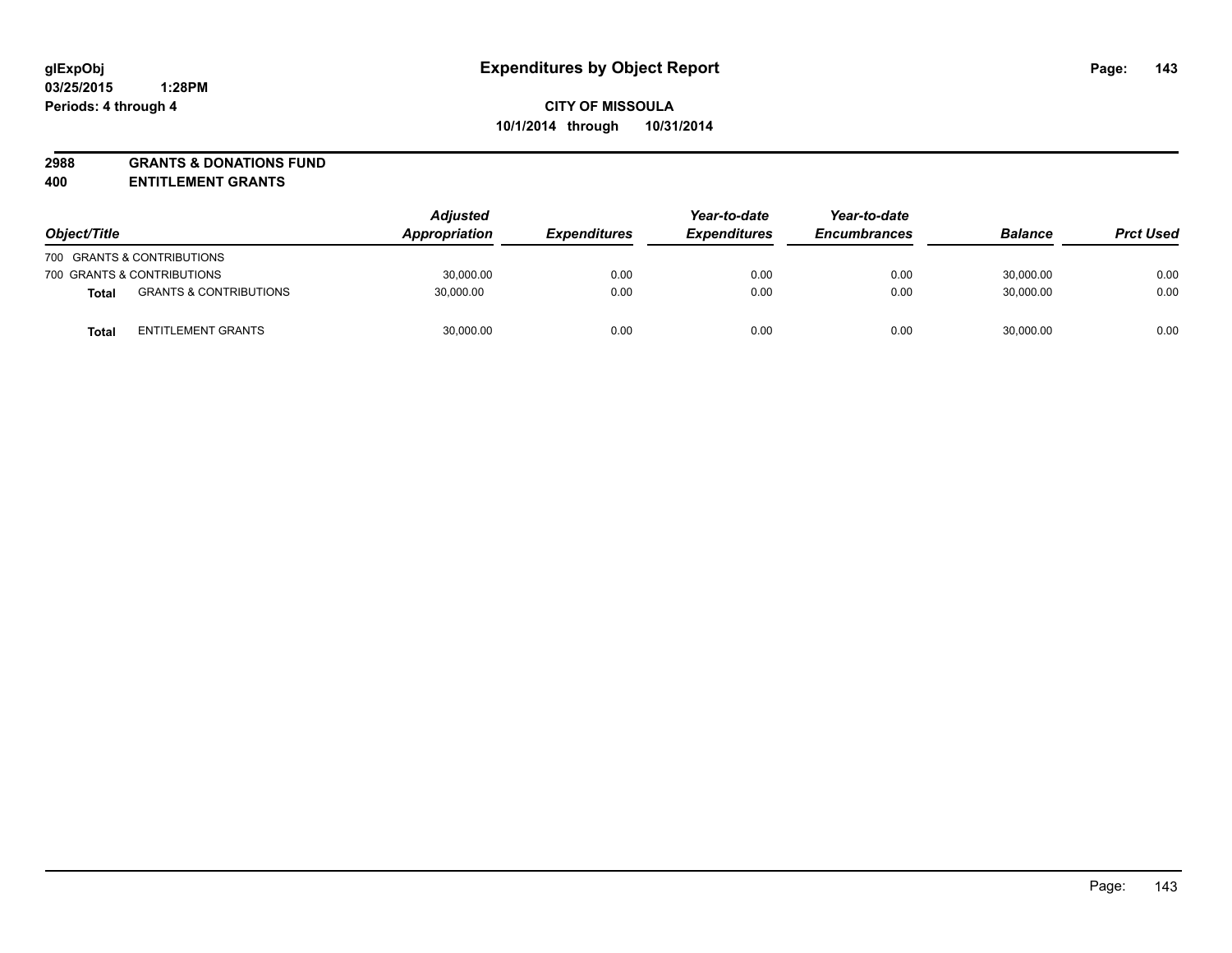glExpObj
03/25/2015 1:28PM
Periods: 4 through 4

# Expenditures by Object Report

**CITY OF MISSOULA**
**10/1/2014 through 10/31/2014**

**2988 GRANTS & DONATIONS FUND**
**400 ENTITLEMENT GRANTS**

| Object/Title | | Adjusted Appropriation | Expenditures | Year-to-date Expenditures | Year-to-date Encumbrances | Balance | Prct Used |
|---|---|---|---|---|---|---|---|
| 700 GRANTS & CONTRIBUTIONS | | | | | | | |
| 700 GRANTS & CONTRIBUTIONS | | 30,000.00 | 0.00 | 0.00 | 0.00 | 30,000.00 | 0.00 |
| **Total** | GRANTS & CONTRIBUTIONS | 30,000.00 | 0.00 | 0.00 | 0.00 | 30,000.00 | 0.00 |
| **Total** | ENTITLEMENT GRANTS | 30,000.00 | 0.00 | 0.00 | 0.00 | 30,000.00 | 0.00 |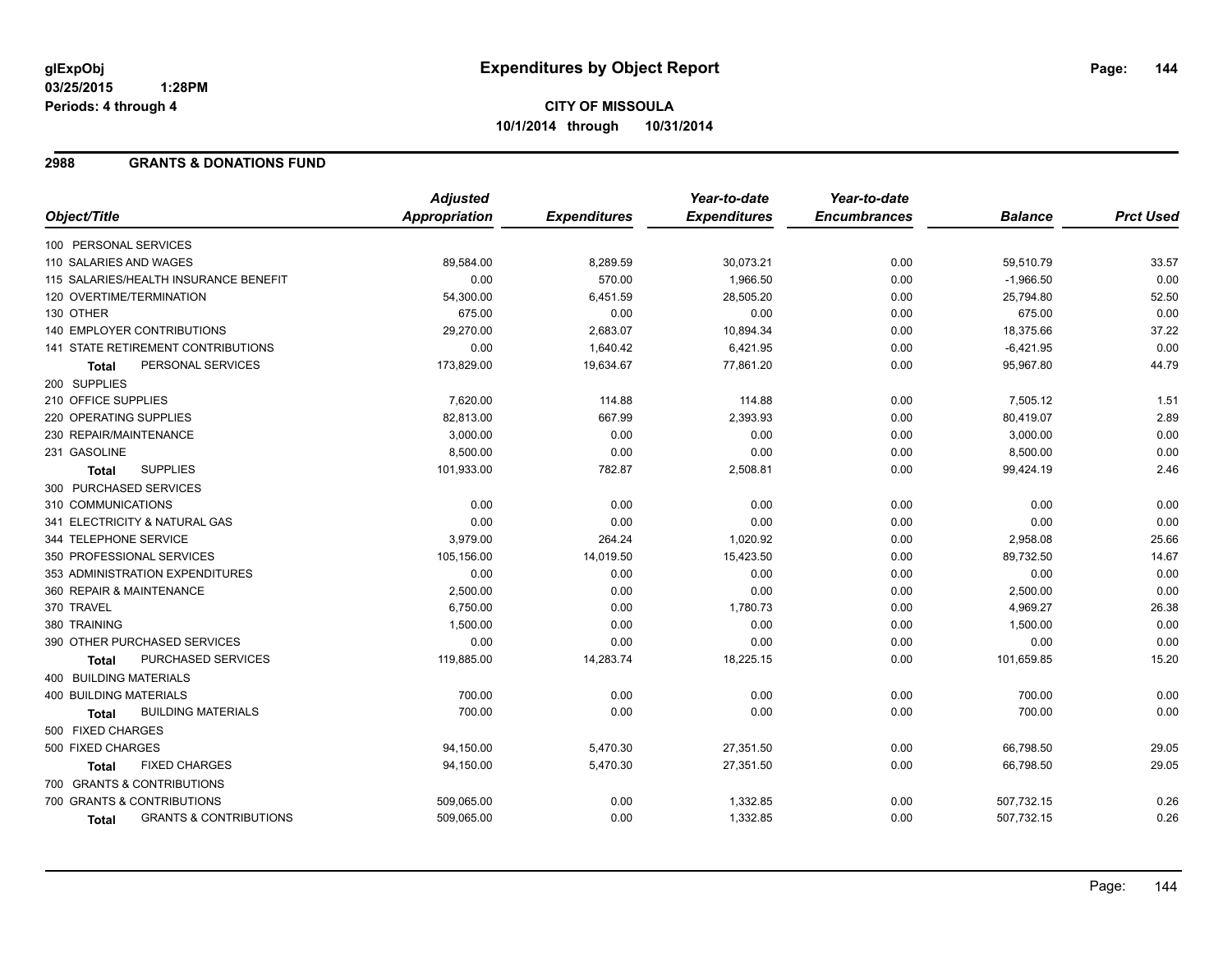**glExpObj** **Expenditures by Object Report**
**03/25/2015 1:28PM**
**Periods: 4 through 4**

**CITY OF MISSOULA**
**10/1/2014 through 10/31/2014**

## 2988 GRANTS & DONATIONS FUND

| Object/Title | Adjusted Appropriation | Expenditures | Year-to-date Expenditures | Year-to-date Encumbrances | Balance | Prct Used |
|---|---|---|---|---|---|---|
| 100 PERSONAL SERVICES | | | | | | |
| 110 SALARIES AND WAGES | 89,584.00 | 8,289.59 | 30,073.21 | 0.00 | 59,510.79 | 33.57 |
| 115 SALARIES/HEALTH INSURANCE BENEFIT | 0.00 | 570.00 | 1,966.50 | 0.00 | -1,966.50 | 0.00 |
| 120 OVERTIME/TERMINATION | 54,300.00 | 6,451.59 | 28,505.20 | 0.00 | 25,794.80 | 52.50 |
| 130 OTHER | 675.00 | 0.00 | 0.00 | 0.00 | 675.00 | 0.00 |
| 140 EMPLOYER CONTRIBUTIONS | 29,270.00 | 2,683.07 | 10,894.34 | 0.00 | 18,375.66 | 37.22 |
| 141 STATE RETIREMENT CONTRIBUTIONS | 0.00 | 1,640.42 | 6,421.95 | 0.00 | -6,421.95 | 0.00 |
| **Total** PERSONAL SERVICES | 173,829.00 | 19,634.67 | 77,861.20 | 0.00 | 95,967.80 | 44.79 |
| 200 SUPPLIES | | | | | | |
| 210 OFFICE SUPPLIES | 7,620.00 | 114.88 | 114.88 | 0.00 | 7,505.12 | 1.51 |
| 220 OPERATING SUPPLIES | 82,813.00 | 667.99 | 2,393.93 | 0.00 | 80,419.07 | 2.89 |
| 230 REPAIR/MAINTENANCE | 3,000.00 | 0.00 | 0.00 | 0.00 | 3,000.00 | 0.00 |
| 231 GASOLINE | 8,500.00 | 0.00 | 0.00 | 0.00 | 8,500.00 | 0.00 |
| **Total** SUPPLIES | 101,933.00 | 782.87 | 2,508.81 | 0.00 | 99,424.19 | 2.46 |
| 300 PURCHASED SERVICES | | | | | | |
| 310 COMMUNICATIONS | 0.00 | 0.00 | 0.00 | 0.00 | 0.00 | 0.00 |
| 341 ELECTRICITY & NATURAL GAS | 0.00 | 0.00 | 0.00 | 0.00 | 0.00 | 0.00 |
| 344 TELEPHONE SERVICE | 3,979.00 | 264.24 | 1,020.92 | 0.00 | 2,958.08 | 25.66 |
| 350 PROFESSIONAL SERVICES | 105,156.00 | 14,019.50 | 15,423.50 | 0.00 | 89,732.50 | 14.67 |
| 353 ADMINISTRATION EXPENDITURES | 0.00 | 0.00 | 0.00 | 0.00 | 0.00 | 0.00 |
| 360 REPAIR & MAINTENANCE | 2,500.00 | 0.00 | 0.00 | 0.00 | 2,500.00 | 0.00 |
| 370 TRAVEL | 6,750.00 | 0.00 | 1,780.73 | 0.00 | 4,969.27 | 26.38 |
| 380 TRAINING | 1,500.00 | 0.00 | 0.00 | 0.00 | 1,500.00 | 0.00 |
| 390 OTHER PURCHASED SERVICES | 0.00 | 0.00 | 0.00 | 0.00 | 0.00 | 0.00 |
| **Total** PURCHASED SERVICES | 119,885.00 | 14,283.74 | 18,225.15 | 0.00 | 101,659.85 | 15.20 |
| 400 BUILDING MATERIALS | | | | | | |
| 400 BUILDING MATERIALS | 700.00 | 0.00 | 0.00 | 0.00 | 700.00 | 0.00 |
| **Total** BUILDING MATERIALS | 700.00 | 0.00 | 0.00 | 0.00 | 700.00 | 0.00 |
| 500 FIXED CHARGES | | | | | | |
| 500 FIXED CHARGES | 94,150.00 | 5,470.30 | 27,351.50 | 0.00 | 66,798.50 | 29.05 |
| **Total** FIXED CHARGES | 94,150.00 | 5,470.30 | 27,351.50 | 0.00 | 66,798.50 | 29.05 |
| 700 GRANTS & CONTRIBUTIONS | | | | | | |
| 700 GRANTS & CONTRIBUTIONS | 509,065.00 | 0.00 | 1,332.85 | 0.00 | 507,732.15 | 0.26 |
| **Total** GRANTS & CONTRIBUTIONS | 509,065.00 | 0.00 | 1,332.85 | 0.00 | 507,732.15 | 0.26 |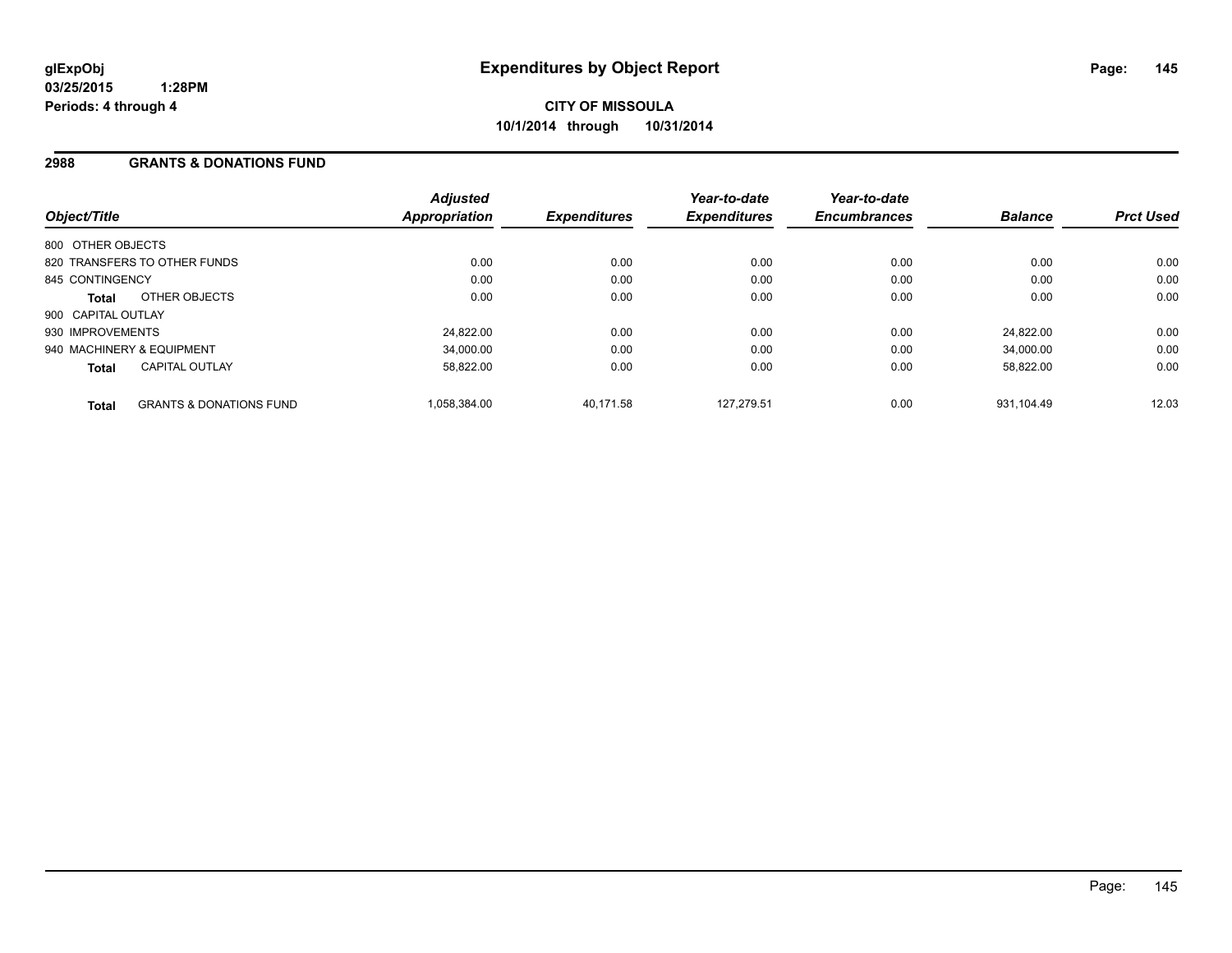# Expenditures by Object Report

glExpObj
03/25/2015 1:28PM
Periods: 4 through 4

**CITY OF MISSOULA**
**10/1/2014 through 10/31/2014**

## 2988 GRANTS & DONATIONS FUND

| Object/Title | Adjusted Appropriation | Expenditures | Year-to-date Expenditures | Year-to-date Encumbrances | Balance | Prct Used |
|---|---|---|---|---|---|---|
| 800 OTHER OBJECTS | | | | | | |
| 820 TRANSFERS TO OTHER FUNDS | 0.00 | 0.00 | 0.00 | 0.00 | 0.00 | 0.00 |
| 845 CONTINGENCY | 0.00 | 0.00 | 0.00 | 0.00 | 0.00 | 0.00 |
| **Total** OTHER OBJECTS | 0.00 | 0.00 | 0.00 | 0.00 | 0.00 | 0.00 |
| 900 CAPITAL OUTLAY | | | | | | |
| 930 IMPROVEMENTS | 24,822.00 | 0.00 | 0.00 | 0.00 | 24,822.00 | 0.00 |
| 940 MACHINERY & EQUIPMENT | 34,000.00 | 0.00 | 0.00 | 0.00 | 34,000.00 | 0.00 |
| **Total** CAPITAL OUTLAY | 58,822.00 | 0.00 | 0.00 | 0.00 | 58,822.00 | 0.00 |
| **Total** GRANTS & DONATIONS FUND | 1,058,384.00 | 40,171.58 | 127,279.51 | 0.00 | 931,104.49 | 12.03 |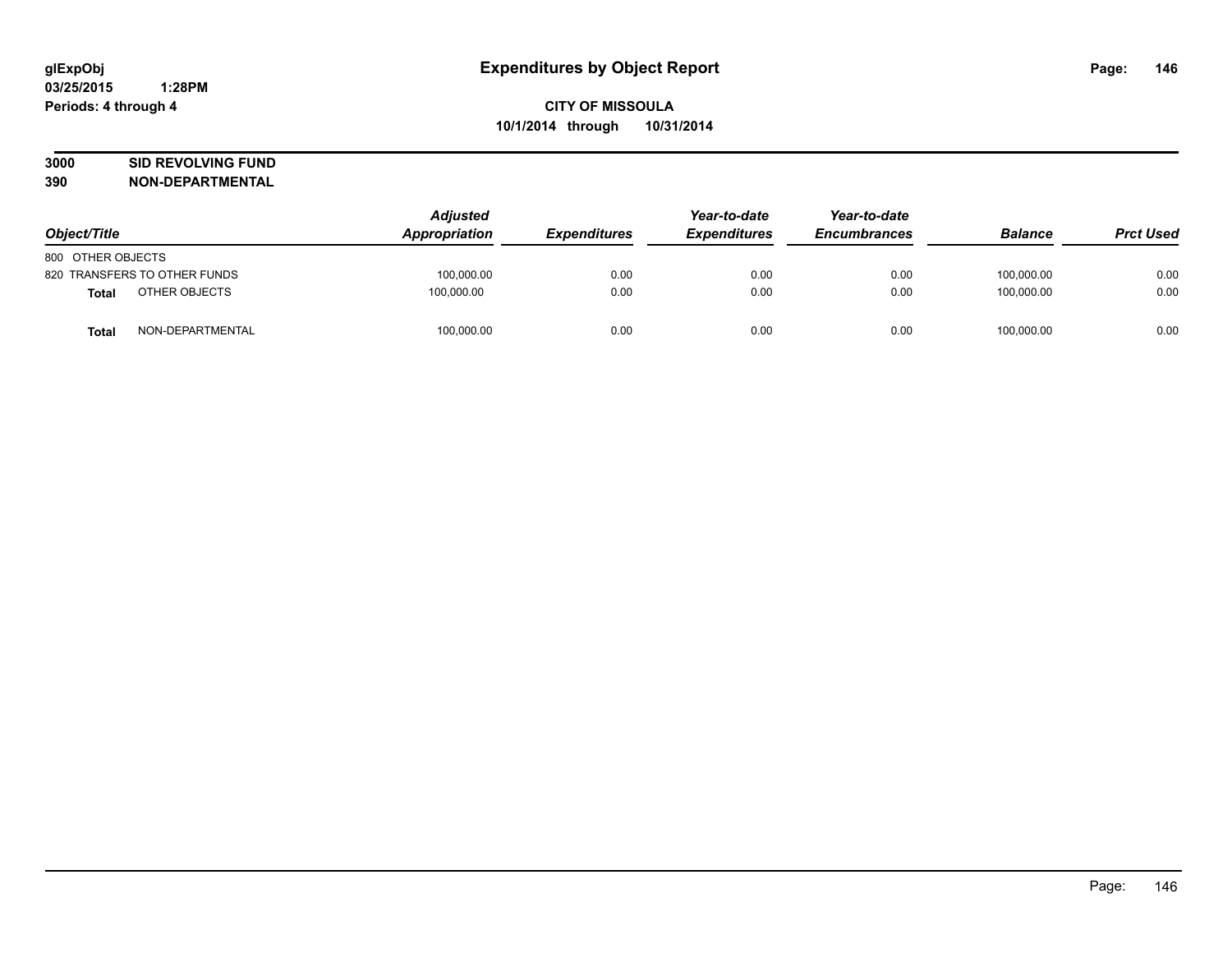# Expenditures by Object Report

glExpObj
03/25/2015 1:28PM
Periods: 4 through 4

**CITY OF MISSOULA**
**10/1/2014 through 10/31/2014**

**3000 SID REVOLVING FUND**
**390 NON-DEPARTMENTAL**

| Object/Title | Adjusted Appropriation | Expenditures | Year-to-date Expenditures | Year-to-date Encumbrances | Balance | Prct Used |
|---|---|---|---|---|---|---|
| 800 OTHER OBJECTS | | | | | | |
| 820 TRANSFERS TO OTHER FUNDS | 100,000.00 | 0.00 | 0.00 | 0.00 | 100,000.00 | 0.00 |
| **Total** OTHER OBJECTS | 100,000.00 | 0.00 | 0.00 | 0.00 | 100,000.00 | 0.00 |
| **Total** NON-DEPARTMENTAL | 100,000.00 | 0.00 | 0.00 | 0.00 | 100,000.00 | 0.00 |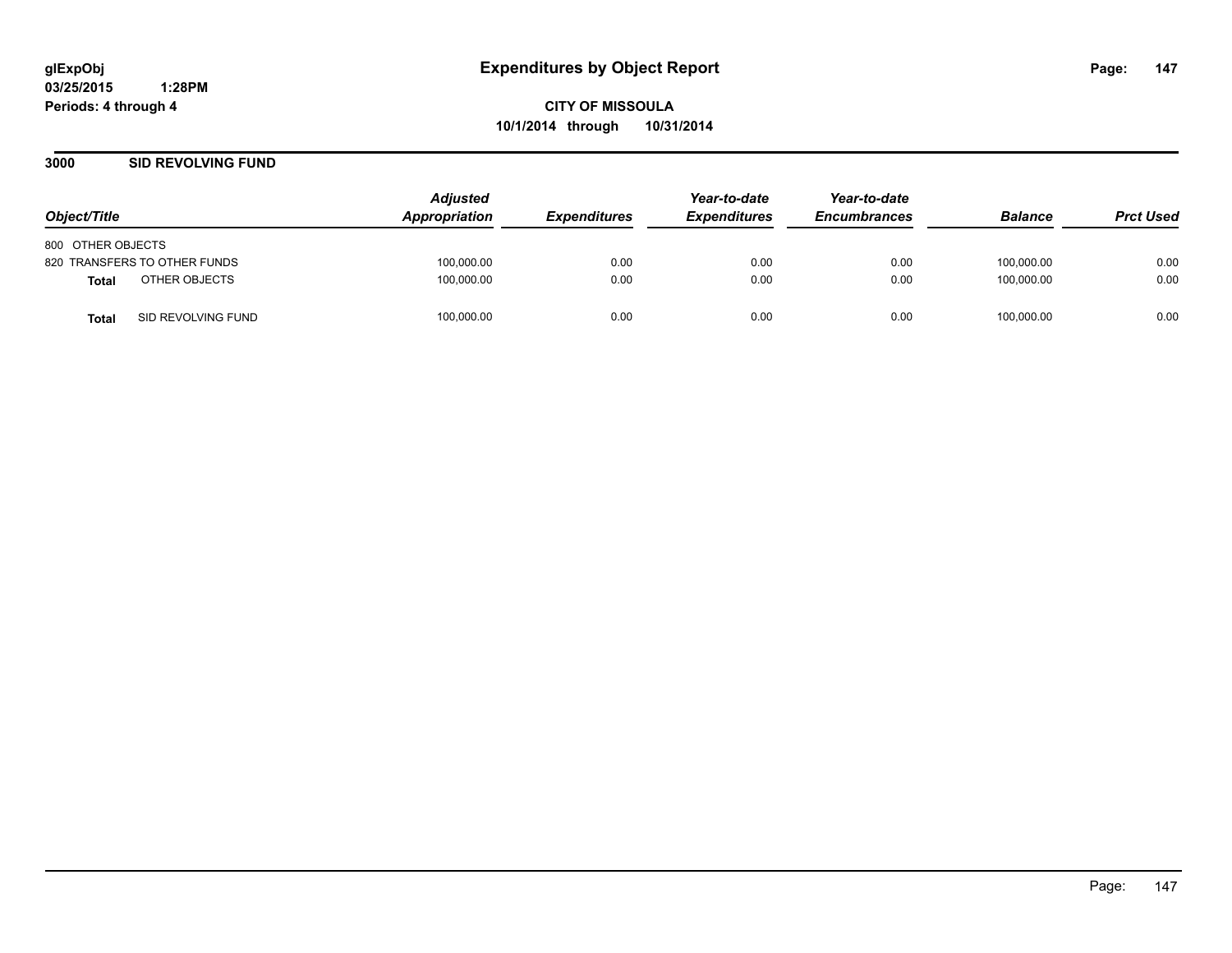# Expenditures by Object Report

glExpObj
03/25/2015 1:28PM
Periods: 4 through 4

**CITY OF MISSOULA**
**10/1/2014 through 10/31/2014**

## 3000 SID REVOLVING FUND

| Object/Title | Adjusted Appropriation | Expenditures | Year-to-date Expenditures | Year-to-date Encumbrances | Balance | Prct Used |
|---|---|---|---|---|---|---|
| 800 OTHER OBJECTS | | | | | | |
| 820 TRANSFERS TO OTHER FUNDS | 100,000.00 | 0.00 | 0.00 | 0.00 | 100,000.00 | 0.00 |
| **Total** OTHER OBJECTS | 100,000.00 | 0.00 | 0.00 | 0.00 | 100,000.00 | 0.00 |
| **Total** SID REVOLVING FUND | 100,000.00 | 0.00 | 0.00 | 0.00 | 100,000.00 | 0.00 |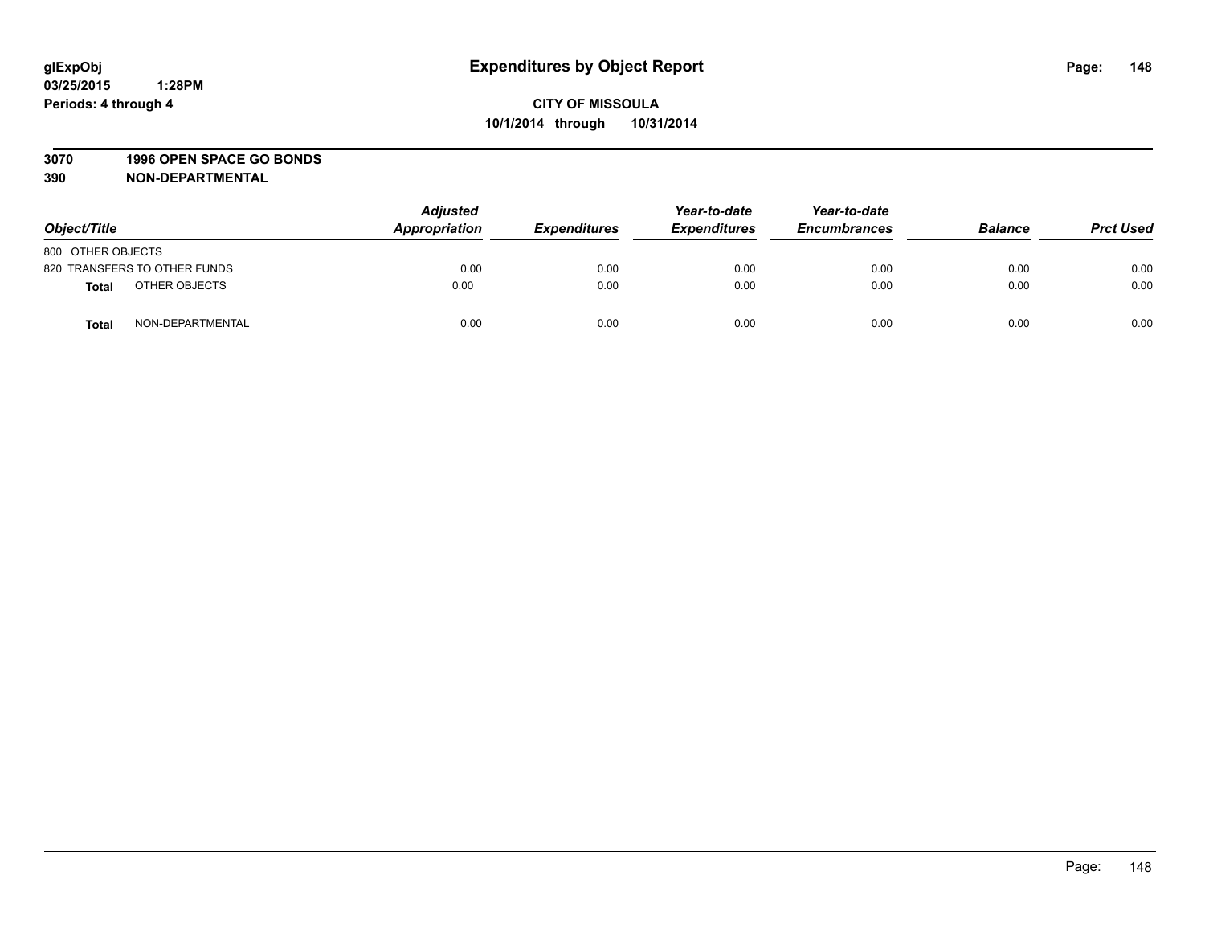**glExpObj** **Expenditures by Object Report**
**03/25/2015 1:28PM**
**Periods: 4 through 4**

**CITY OF MISSOULA**
**10/1/2014 through 10/31/2014**

**3070 1996 OPEN SPACE GO BONDS**
**390 NON-DEPARTMENTAL**

| Object/Title | Adjusted Appropriation | Expenditures | Year-to-date Expenditures | Year-to-date Encumbrances | Balance | Prct Used |
|---|---|---|---|---|---|---|
| 800 OTHER OBJECTS | | | | | | |
| 820 TRANSFERS TO OTHER FUNDS | 0.00 | 0.00 | 0.00 | 0.00 | 0.00 | 0.00 |
| **Total** OTHER OBJECTS | 0.00 | 0.00 | 0.00 | 0.00 | 0.00 | 0.00 |
| **Total** NON-DEPARTMENTAL | 0.00 | 0.00 | 0.00 | 0.00 | 0.00 | 0.00 |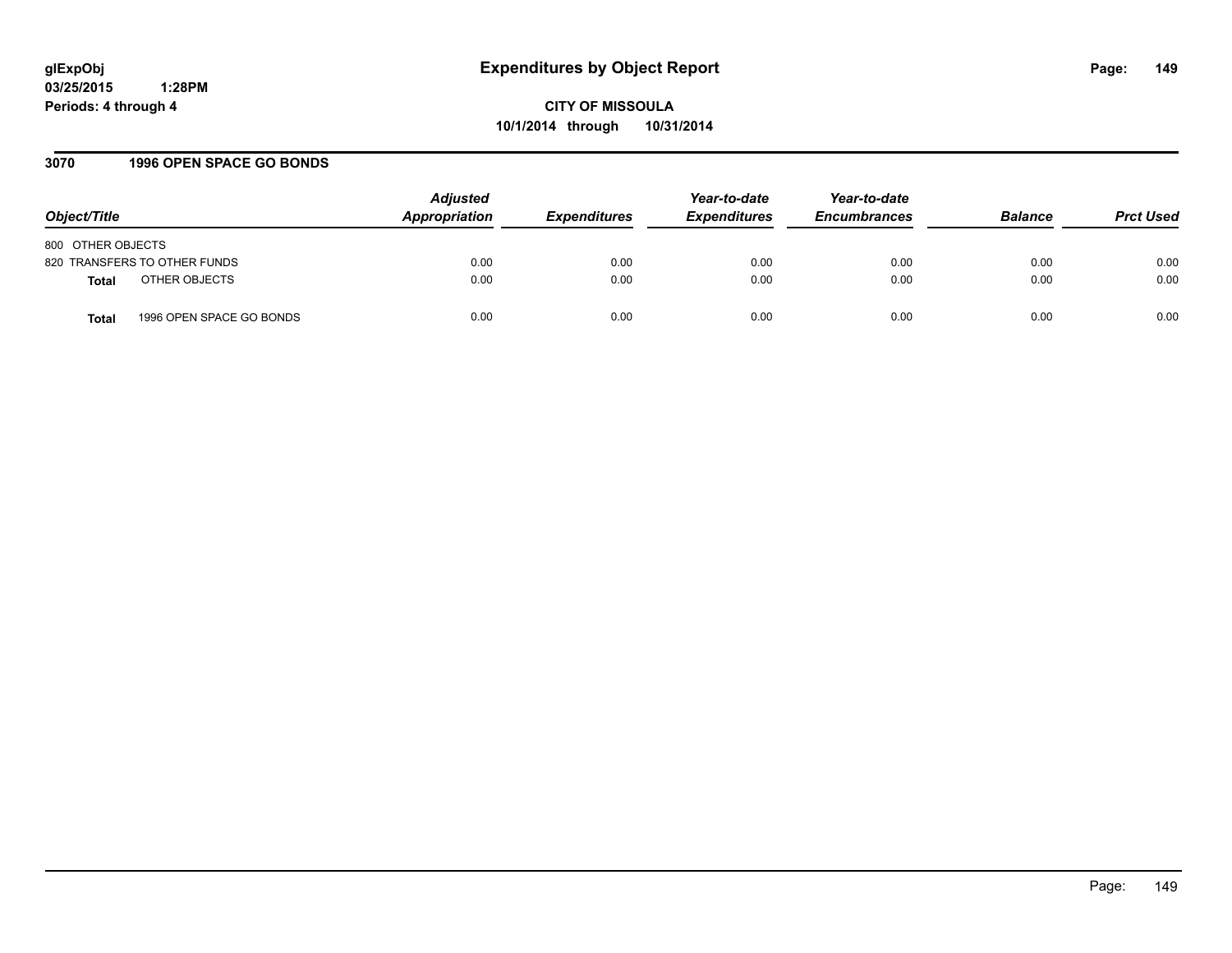**glExpObj**
**03/25/2015 1:28PM**
**Periods: 4 through 4**

# Expenditures by Object Report

**CITY OF MISSOULA**
**10/1/2014 through 10/31/2014**

## 3070 1996 OPEN SPACE GO BONDS

| Object/Title | Adjusted Appropriation | Expenditures | Year-to-date Expenditures | Year-to-date Encumbrances | Balance | Prct Used |
|---|---|---|---|---|---|---|
| 800 OTHER OBJECTS | | | | | | |
| 820 TRANSFERS TO OTHER FUNDS | 0.00 | 0.00 | 0.00 | 0.00 | 0.00 | 0.00 |
| **Total** OTHER OBJECTS | 0.00 | 0.00 | 0.00 | 0.00 | 0.00 | 0.00 |
| **Total** 1996 OPEN SPACE GO BONDS | 0.00 | 0.00 | 0.00 | 0.00 | 0.00 | 0.00 |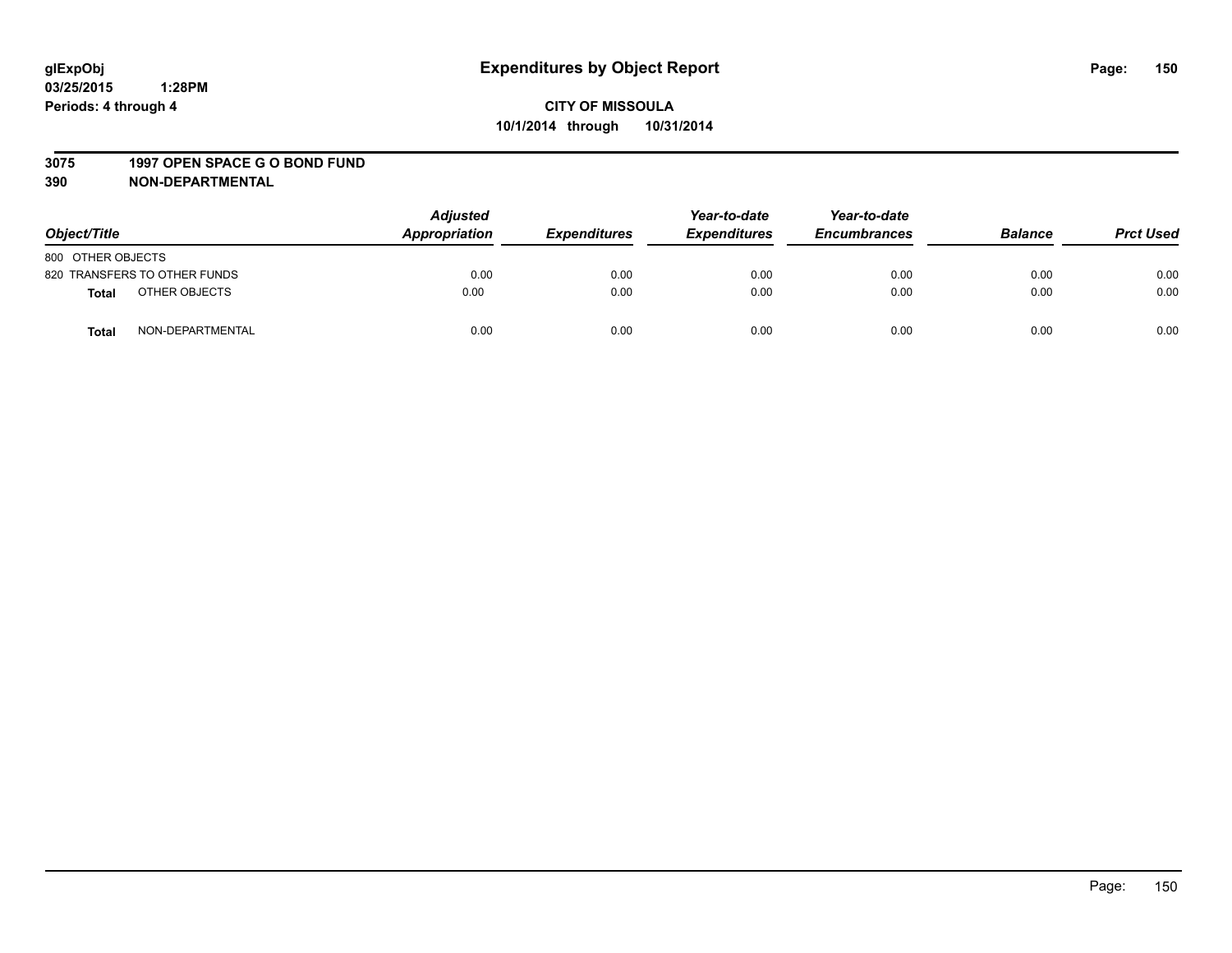# Expenditures by Object Report

glExpObj
03/25/2015 1:28PM
Periods: 4 through 4

**CITY OF MISSOULA**
**10/1/2014 through 10/31/2014**

**3075 1997 OPEN SPACE G O BOND FUND**
**390 NON-DEPARTMENTAL**

| Object/Title | Adjusted Appropriation | Expenditures | Year-to-date Expenditures | Year-to-date Encumbrances | Balance | Prct Used |
|---|---|---|---|---|---|---|
| 800 OTHER OBJECTS | | | | | | |
| 820 TRANSFERS TO OTHER FUNDS | 0.00 | 0.00 | 0.00 | 0.00 | 0.00 | 0.00 |
| **Total** OTHER OBJECTS | 0.00 | 0.00 | 0.00 | 0.00 | 0.00 | 0.00 |
| **Total** NON-DEPARTMENTAL | 0.00 | 0.00 | 0.00 | 0.00 | 0.00 | 0.00 |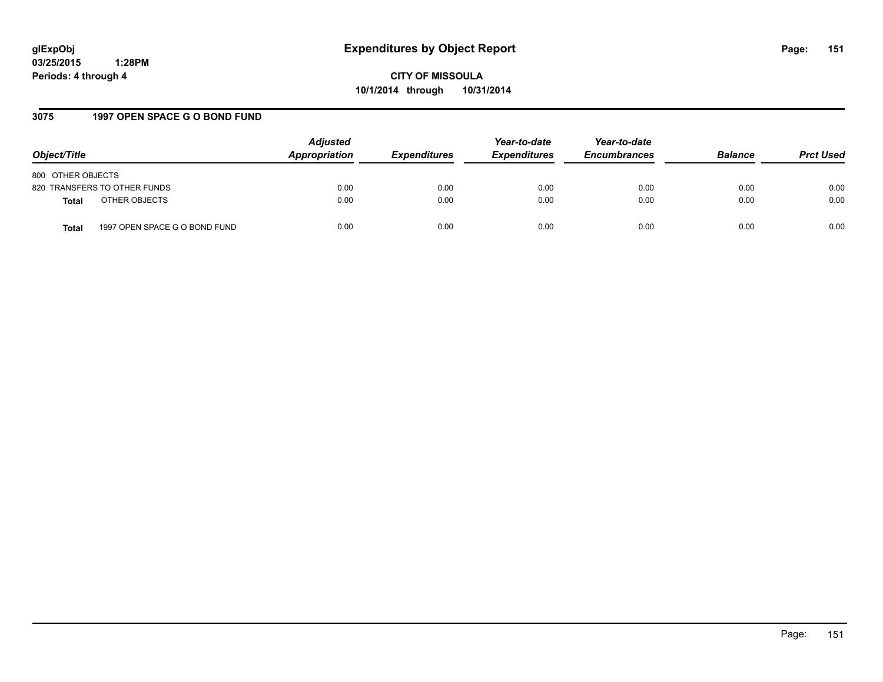# Expenditures by Object Report

glExpObj
03/25/2015 1:28PM
Periods: 4 through 4

**CITY OF MISSOULA**
**10/1/2014 through 10/31/2014**

## 3075 1997 OPEN SPACE G O BOND FUND

| Object/Title | Adjusted Appropriation | Expenditures | Year-to-date Expenditures | Year-to-date Encumbrances | Balance | Prct Used |
|---|---|---|---|---|---|---|
| 800 OTHER OBJECTS | | | | | | |
| 820 TRANSFERS TO OTHER FUNDS | 0.00 | 0.00 | 0.00 | 0.00 | 0.00 | 0.00 |
| **Total** OTHER OBJECTS | 0.00 | 0.00 | 0.00 | 0.00 | 0.00 | 0.00 |
| **Total** 1997 OPEN SPACE G O BOND FUND | 0.00 | 0.00 | 0.00 | 0.00 | 0.00 | 0.00 |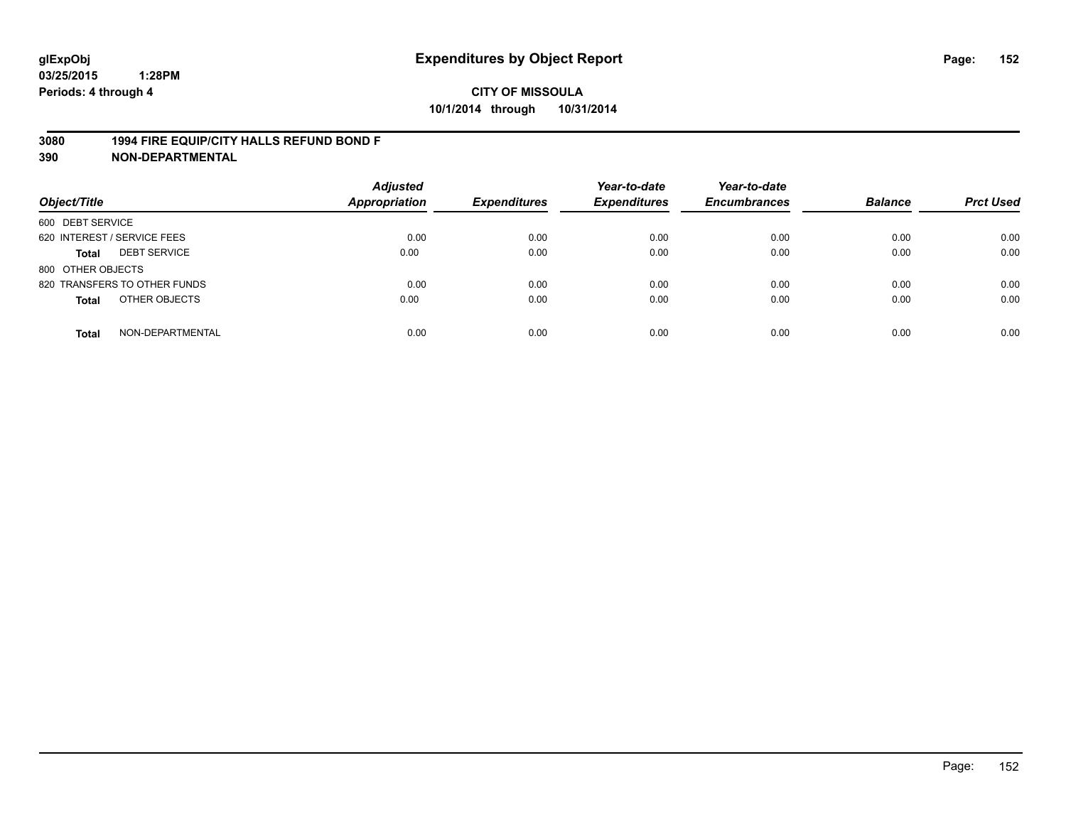glExpObj
03/25/2015 1:28PM
Periods: 4 through 4

# Expenditures by Object Report

**CITY OF MISSOULA**
**10/1/2014 through 10/31/2014**

**3080 1994 FIRE EQUIP/CITY HALLS REFUND BOND F**
**390 NON-DEPARTMENTAL**

| Object/Title | | Adjusted Appropriation | Expenditures | Year-to-date Expenditures | Year-to-date Encumbrances | Balance | Prct Used |
|---|---|---|---|---|---|---|---|
| 600 DEBT SERVICE | | | | | | | |
| 620 INTEREST / SERVICE FEES | | 0.00 | 0.00 | 0.00 | 0.00 | 0.00 | 0.00 |
| **Total** | DEBT SERVICE | 0.00 | 0.00 | 0.00 | 0.00 | 0.00 | 0.00 |
| 800 OTHER OBJECTS | | | | | | | |
| 820 TRANSFERS TO OTHER FUNDS | | 0.00 | 0.00 | 0.00 | 0.00 | 0.00 | 0.00 |
| **Total** | OTHER OBJECTS | 0.00 | 0.00 | 0.00 | 0.00 | 0.00 | 0.00 |
| **Total** | NON-DEPARTMENTAL | 0.00 | 0.00 | 0.00 | 0.00 | 0.00 | 0.00 |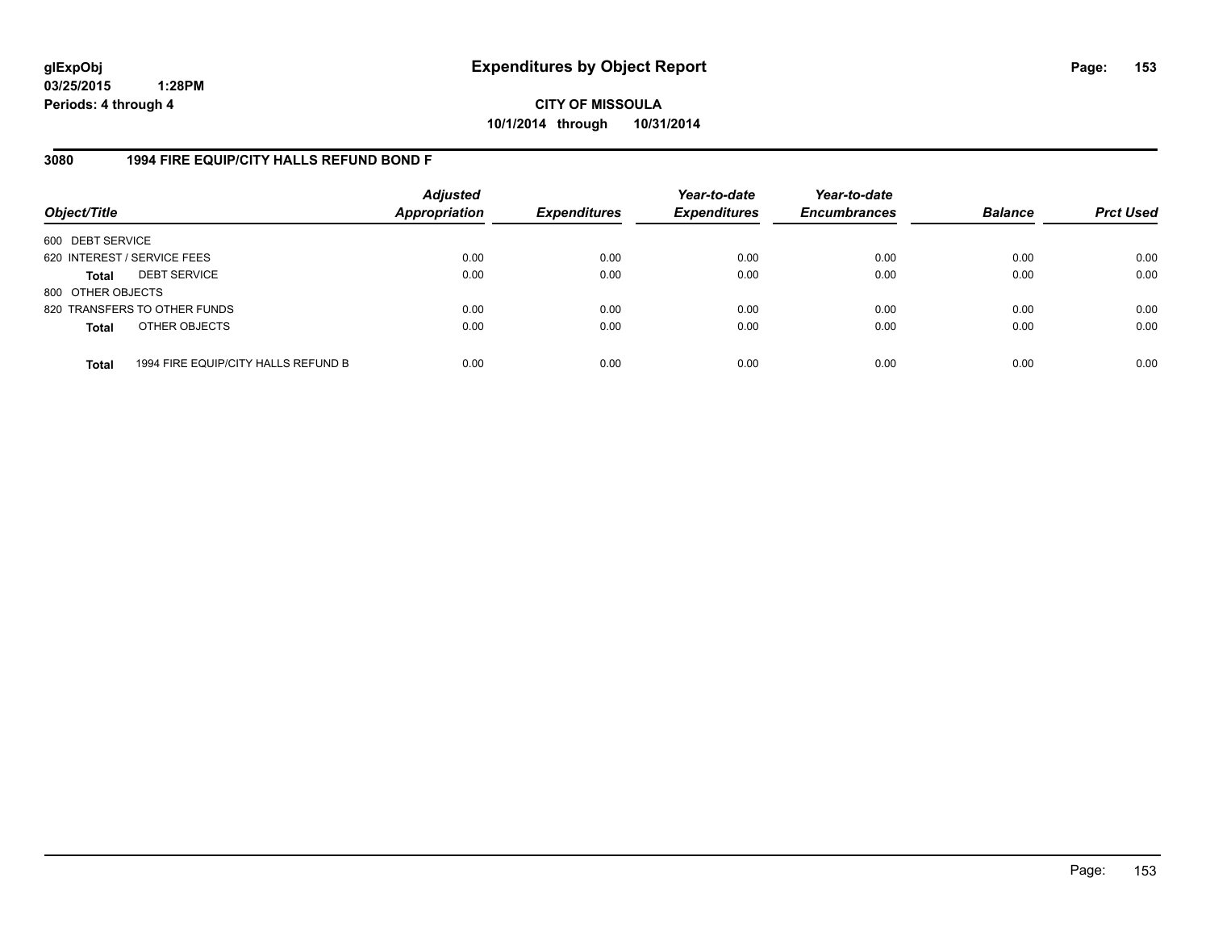# Expenditures by Object Report

glExpObj
03/25/2015 1:28PM
Periods: 4 through 4

**CITY OF MISSOULA**
**10/1/2014 through 10/31/2014**

## 3080 1994 FIRE EQUIP/CITY HALLS REFUND BOND F

| Object/Title | | Adjusted Appropriation | Expenditures | Year-to-date Expenditures | Year-to-date Encumbrances | Balance | Prct Used |
|---|---|---|---|---|---|---|---|
| 600 DEBT SERVICE | | | | | | | |
| 620 INTEREST / SERVICE FEES | | 0.00 | 0.00 | 0.00 | 0.00 | 0.00 | 0.00 |
| **Total** | DEBT SERVICE | 0.00 | 0.00 | 0.00 | 0.00 | 0.00 | 0.00 |
| 800 OTHER OBJECTS | | | | | | | |
| 820 TRANSFERS TO OTHER FUNDS | | 0.00 | 0.00 | 0.00 | 0.00 | 0.00 | 0.00 |
| **Total** | OTHER OBJECTS | 0.00 | 0.00 | 0.00 | 0.00 | 0.00 | 0.00 |
| **Total** | 1994 FIRE EQUIP/CITY HALLS REFUND B | 0.00 | 0.00 | 0.00 | 0.00 | 0.00 | 0.00 |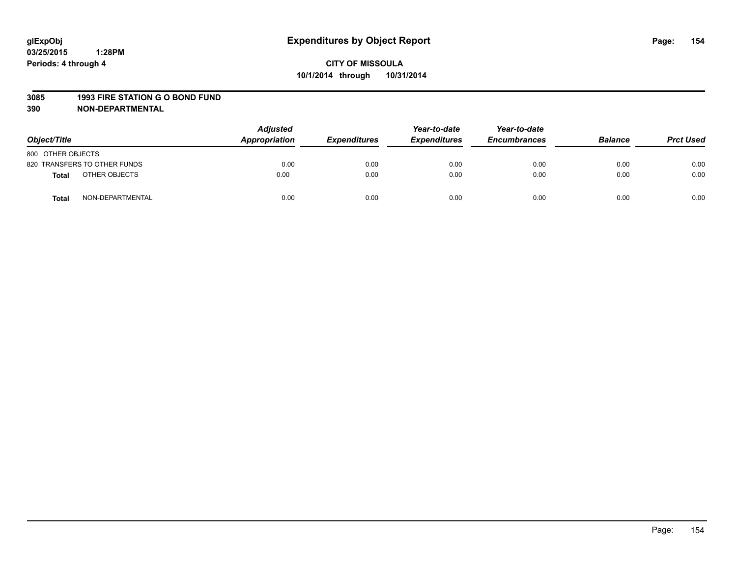# Expenditures by Object Report

glExpObj
03/25/2015 1:28PM
Periods: 4 through 4

**CITY OF MISSOULA**
**10/1/2014 through 10/31/2014**

**3085 1993 FIRE STATION G O BOND FUND**
**390 NON-DEPARTMENTAL**

| Object/Title | | Adjusted Appropriation | Expenditures | Year-to-date Expenditures | Year-to-date Encumbrances | Balance | Prct Used |
|---|---|---|---|---|---|---|---|
| 800 OTHER OBJECTS | | | | | | | |
| 820 TRANSFERS TO OTHER FUNDS | | 0.00 | 0.00 | 0.00 | 0.00 | 0.00 | 0.00 |
| **Total** | OTHER OBJECTS | 0.00 | 0.00 | 0.00 | 0.00 | 0.00 | 0.00 |
| **Total** | NON-DEPARTMENTAL | 0.00 | 0.00 | 0.00 | 0.00 | 0.00 | 0.00 |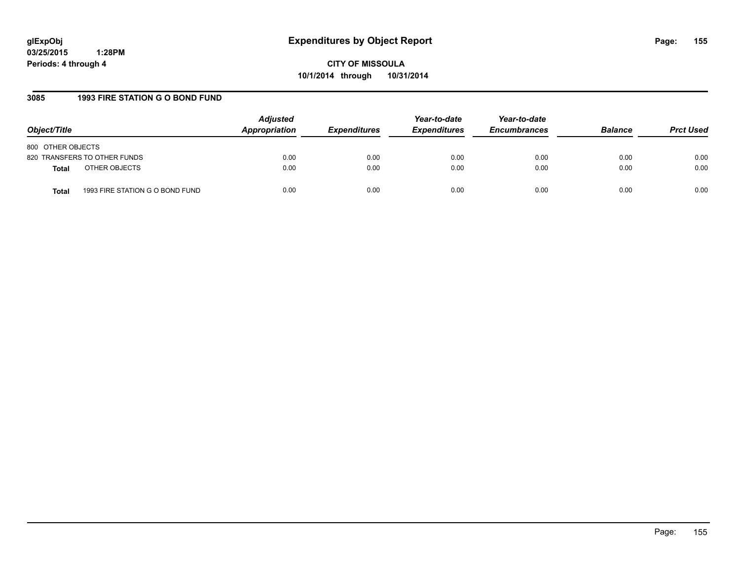glExpObj
03/25/2015 1:28PM
Periods: 4 through 4

# Expenditures by Object Report

**CITY OF MISSOULA**
**10/1/2014 through 10/31/2014**

## 3085 1993 FIRE STATION G O BOND FUND

| Object/Title | Adjusted Appropriation | Expenditures | Year-to-date Expenditures | Year-to-date Encumbrances | Balance | Prct Used |
|---|---|---|---|---|---|---|
| 800 OTHER OBJECTS | | | | | | |
| 820 TRANSFERS TO OTHER FUNDS | 0.00 | 0.00 | 0.00 | 0.00 | 0.00 | 0.00 |
| **Total** OTHER OBJECTS | 0.00 | 0.00 | 0.00 | 0.00 | 0.00 | 0.00 |
| **Total** 1993 FIRE STATION G O BOND FUND | 0.00 | 0.00 | 0.00 | 0.00 | 0.00 | 0.00 |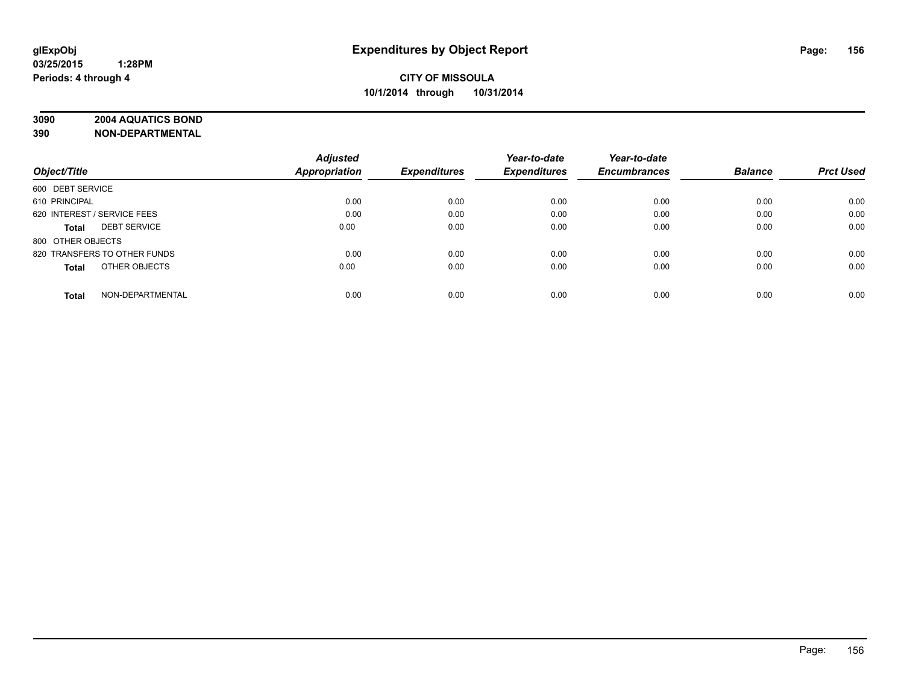# Expenditures by Object Report

glExpObj
03/25/2015 1:28PM
Periods: 4 through 4

**CITY OF MISSOULA**
**10/1/2014 through 10/31/2014**

**3090 2004 AQUATICS BOND**
**390 NON-DEPARTMENTAL**

| Object/Title | | Adjusted Appropriation | Expenditures | Year-to-date Expenditures | Year-to-date Encumbrances | Balance | Prct Used |
|---|---|---|---|---|---|---|---|
| 600 DEBT SERVICE | | | | | | | |
| 610 PRINCIPAL | | 0.00 | 0.00 | 0.00 | 0.00 | 0.00 | 0.00 |
| 620 INTEREST / SERVICE FEES | | 0.00 | 0.00 | 0.00 | 0.00 | 0.00 | 0.00 |
| **Total** | DEBT SERVICE | 0.00 | 0.00 | 0.00 | 0.00 | 0.00 | 0.00 |
| 800 OTHER OBJECTS | | | | | | | |
| 820 TRANSFERS TO OTHER FUNDS | | 0.00 | 0.00 | 0.00 | 0.00 | 0.00 | 0.00 |
| **Total** | OTHER OBJECTS | 0.00 | 0.00 | 0.00 | 0.00 | 0.00 | 0.00 |
| **Total** | NON-DEPARTMENTAL | 0.00 | 0.00 | 0.00 | 0.00 | 0.00 | 0.00 |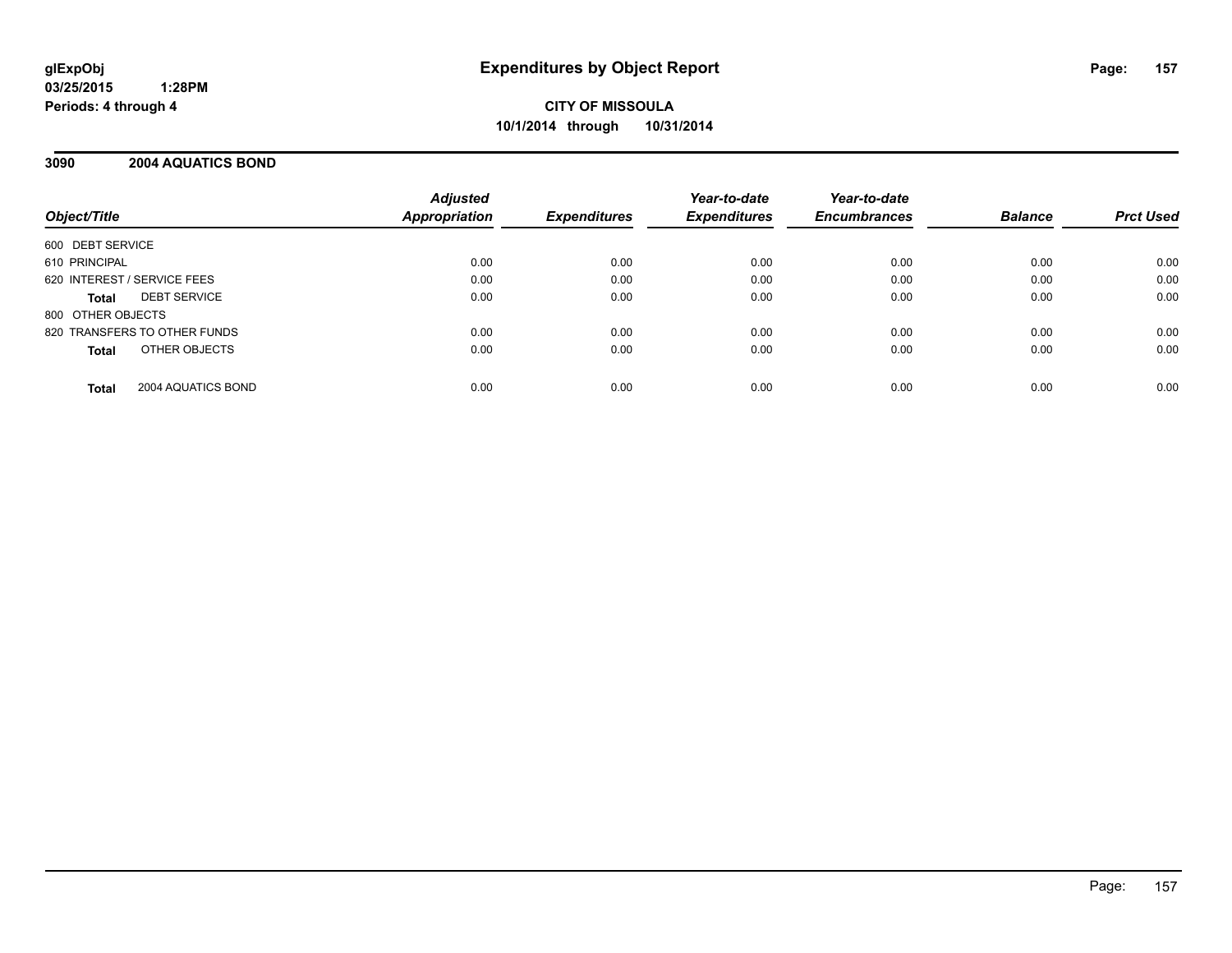# Expenditures by Object Report

glExpObj
03/25/2015 1:28PM
Periods: 4 through 4

**CITY OF MISSOULA**
**10/1/2014 through 10/31/2014**

## 3090 2004 AQUATICS BOND

| Object/Title | Adjusted Appropriation | Expenditures | Year-to-date Expenditures | Year-to-date Encumbrances | Balance | Prct Used |
|---|---|---|---|---|---|---|
| 600 DEBT SERVICE | | | | | | |
| 610 PRINCIPAL | 0.00 | 0.00 | 0.00 | 0.00 | 0.00 | 0.00 |
| 620 INTEREST / SERVICE FEES | 0.00 | 0.00 | 0.00 | 0.00 | 0.00 | 0.00 |
| **Total** DEBT SERVICE | 0.00 | 0.00 | 0.00 | 0.00 | 0.00 | 0.00 |
| 800 OTHER OBJECTS | | | | | | |
| 820 TRANSFERS TO OTHER FUNDS | 0.00 | 0.00 | 0.00 | 0.00 | 0.00 | 0.00 |
| **Total** OTHER OBJECTS | 0.00 | 0.00 | 0.00 | 0.00 | 0.00 | 0.00 |
| **Total** 2004 AQUATICS BOND | 0.00 | 0.00 | 0.00 | 0.00 | 0.00 | 0.00 |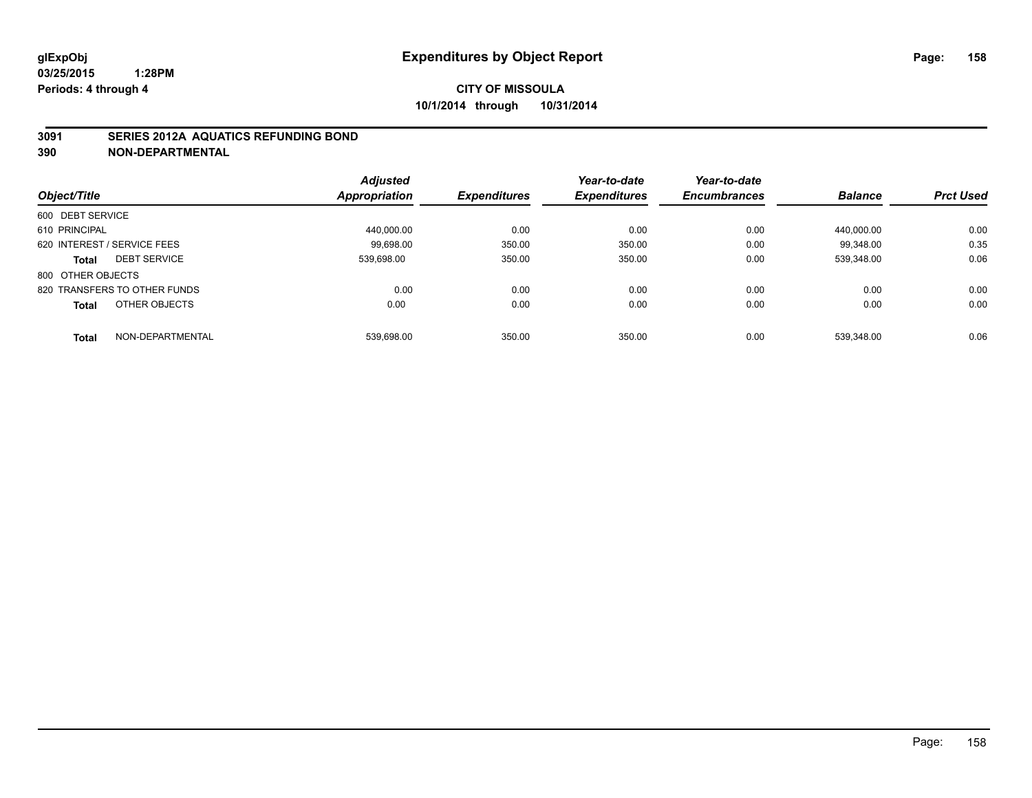# Expenditures by Object Report

glExpObj
03/25/2015 1:28PM
Periods: 4 through 4

**CITY OF MISSOULA**
**10/1/2014 through 10/31/2014**

## 3091 SERIES 2012A AQUATICS REFUNDING BOND
## 390 NON-DEPARTMENTAL

| Object/Title | | Adjusted Appropriation | Expenditures | Year-to-date Expenditures | Year-to-date Encumbrances | Balance | Prct Used |
|---|---|---|---|---|---|---|---|
| 600 DEBT SERVICE | | | | | | | |
| 610 PRINCIPAL | | 440,000.00 | 0.00 | 0.00 | 0.00 | 440,000.00 | 0.00 |
| 620 INTEREST / SERVICE FEES | | 99,698.00 | 350.00 | 350.00 | 0.00 | 99,348.00 | 0.35 |
| **Total** | DEBT SERVICE | 539,698.00 | 350.00 | 350.00 | 0.00 | 539,348.00 | 0.06 |
| 800 OTHER OBJECTS | | | | | | | |
| 820 TRANSFERS TO OTHER FUNDS | | 0.00 | 0.00 | 0.00 | 0.00 | 0.00 | 0.00 |
| **Total** | OTHER OBJECTS | 0.00 | 0.00 | 0.00 | 0.00 | 0.00 | 0.00 |
| **Total** | NON-DEPARTMENTAL | 539,698.00 | 350.00 | 350.00 | 0.00 | 539,348.00 | 0.06 |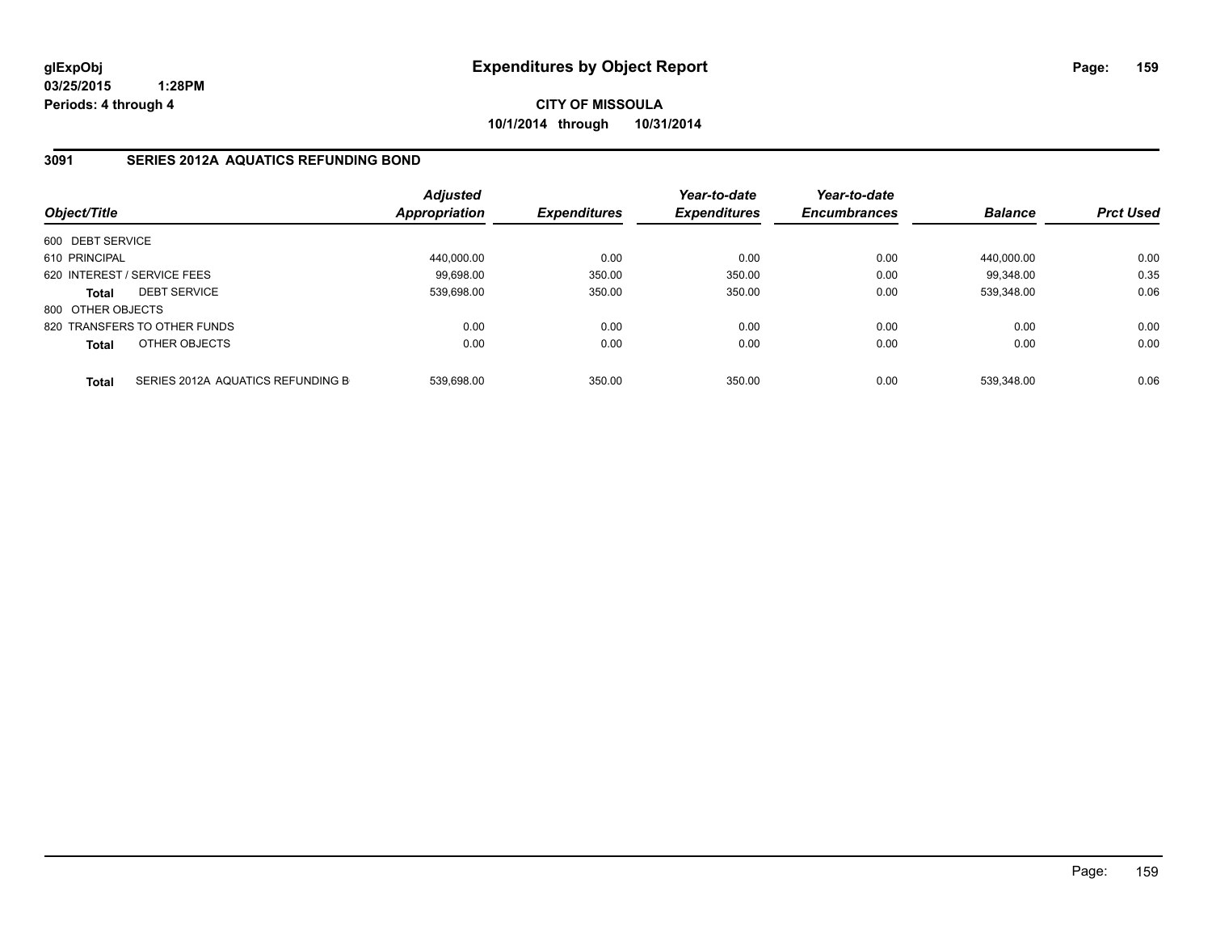# Expenditures by Object Report

glExpObj
03/25/2015 1:28PM
Periods: 4 through 4

**CITY OF MISSOULA**
**10/1/2014 through 10/31/2014**

## 3091 SERIES 2012A AQUATICS REFUNDING BOND

| Object/Title | | Adjusted Appropriation | Expenditures | Year-to-date Expenditures | Year-to-date Encumbrances | Balance | Prct Used |
|---|---|---|---|---|---|---|---|
| 600 DEBT SERVICE | | | | | | | |
| 610 PRINCIPAL | | 440,000.00 | 0.00 | 0.00 | 0.00 | 440,000.00 | 0.00 |
| 620 INTEREST / SERVICE FEES | | 99,698.00 | 350.00 | 350.00 | 0.00 | 99,348.00 | 0.35 |
| **Total** | DEBT SERVICE | 539,698.00 | 350.00 | 350.00 | 0.00 | 539,348.00 | 0.06 |
| 800 OTHER OBJECTS | | | | | | | |
| 820 TRANSFERS TO OTHER FUNDS | | 0.00 | 0.00 | 0.00 | 0.00 | 0.00 | 0.00 |
| **Total** | OTHER OBJECTS | 0.00 | 0.00 | 0.00 | 0.00 | 0.00 | 0.00 |
| **Total** | SERIES 2012A AQUATICS REFUNDING B | 539,698.00 | 350.00 | 350.00 | 0.00 | 539,348.00 | 0.06 |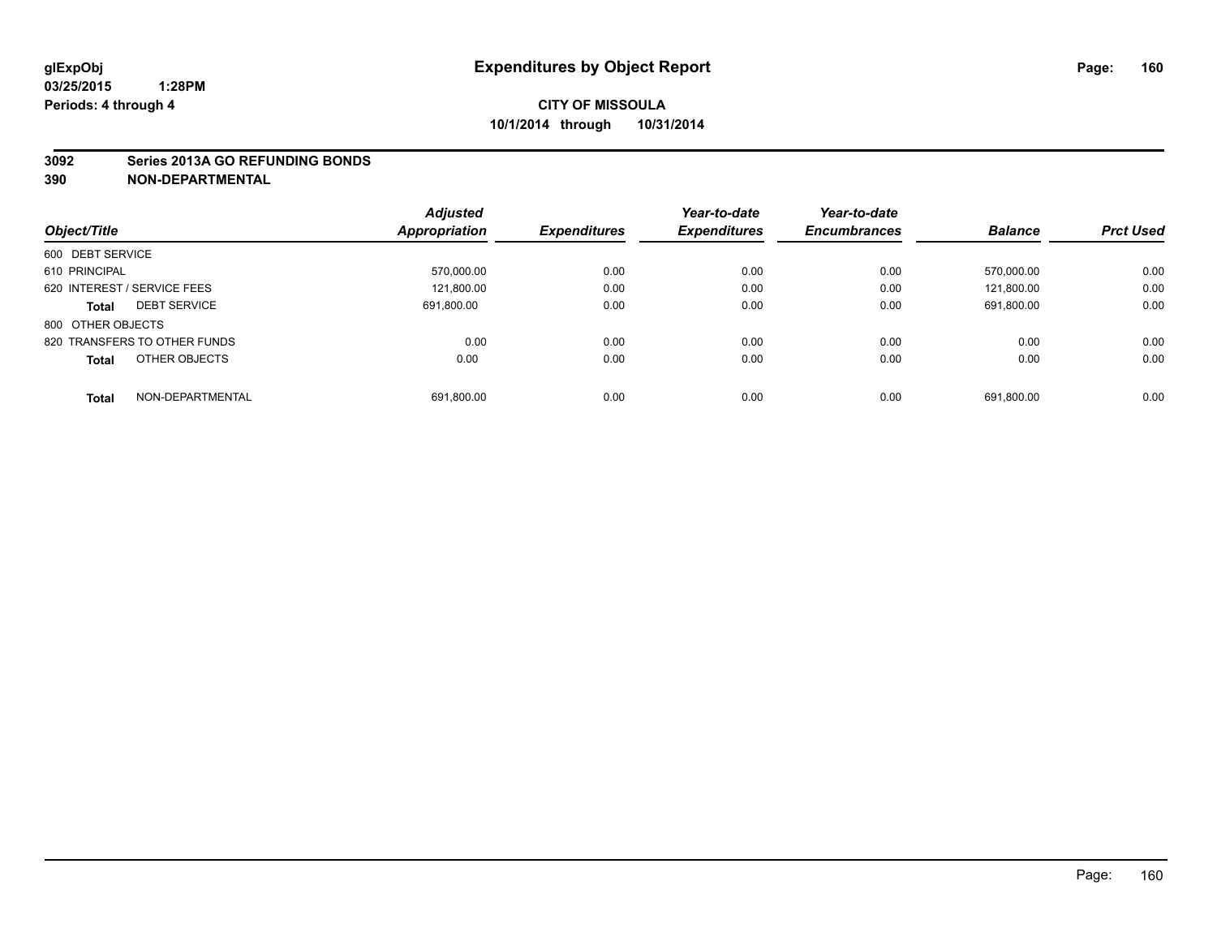**glExpObj** **Expenditures by Object Report**
**03/25/2015 1:28PM**
**Periods: 4 through 4**

**CITY OF MISSOULA**
**10/1/2014 through 10/31/2014**

## 3092 Series 2013A GO REFUNDING BONDS
## 390 NON-DEPARTMENTAL

| Object/Title | Adjusted Appropriation | Expenditures | Year-to-date Expenditures | Year-to-date Encumbrances | Balance | Prct Used |
|---|---|---|---|---|---|---|
| 600 DEBT SERVICE | | | | | | |
| 610 PRINCIPAL | 570,000.00 | 0.00 | 0.00 | 0.00 | 570,000.00 | 0.00 |
| 620 INTEREST / SERVICE FEES | 121,800.00 | 0.00 | 0.00 | 0.00 | 121,800.00 | 0.00 |
| **Total** DEBT SERVICE | 691,800.00 | 0.00 | 0.00 | 0.00 | 691,800.00 | 0.00 |
| 800 OTHER OBJECTS | | | | | | |
| 820 TRANSFERS TO OTHER FUNDS | 0.00 | 0.00 | 0.00 | 0.00 | 0.00 | 0.00 |
| **Total** OTHER OBJECTS | 0.00 | 0.00 | 0.00 | 0.00 | 0.00 | 0.00 |
| **Total** NON-DEPARTMENTAL | 691,800.00 | 0.00 | 0.00 | 0.00 | 691,800.00 | 0.00 |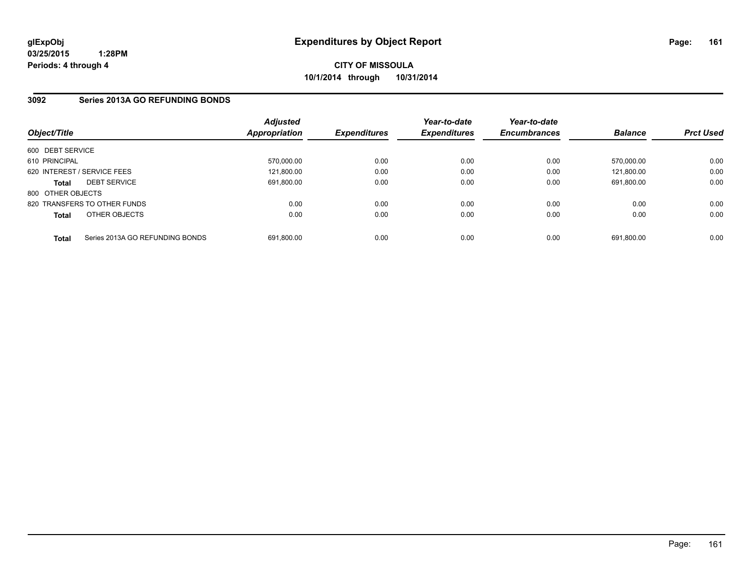glExpObj
03/25/2015 1:28PM
Periods: 4 through 4

# Expenditures by Object Report

**CITY OF MISSOULA**
**10/1/2014 through 10/31/2014**

## 3092 Series 2013A GO REFUNDING BONDS

| Object/Title | Adjusted Appropriation | Expenditures | Year-to-date Expenditures | Year-to-date Encumbrances | Balance | Prct Used |
|---|---|---|---|---|---|---|
| 600 DEBT SERVICE | | | | | | |
| 610 PRINCIPAL | 570,000.00 | 0.00 | 0.00 | 0.00 | 570,000.00 | 0.00 |
| 620 INTEREST / SERVICE FEES | 121,800.00 | 0.00 | 0.00 | 0.00 | 121,800.00 | 0.00 |
| **Total** DEBT SERVICE | 691,800.00 | 0.00 | 0.00 | 0.00 | 691,800.00 | 0.00 |
| 800 OTHER OBJECTS | | | | | | |
| 820 TRANSFERS TO OTHER FUNDS | 0.00 | 0.00 | 0.00 | 0.00 | 0.00 | 0.00 |
| **Total** OTHER OBJECTS | 0.00 | 0.00 | 0.00 | 0.00 | 0.00 | 0.00 |
| **Total** Series 2013A GO REFUNDING BONDS | 691,800.00 | 0.00 | 0.00 | 0.00 | 691,800.00 | 0.00 |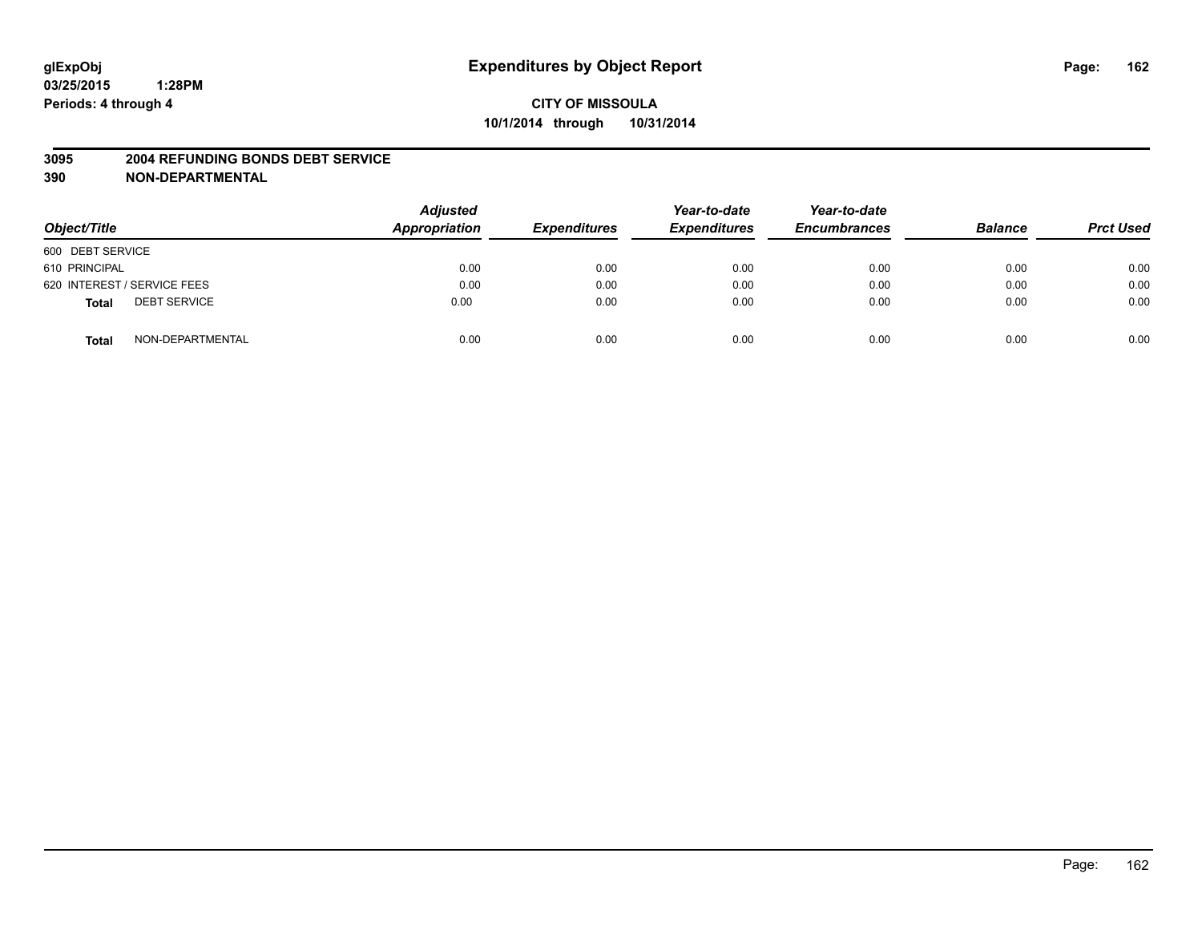**glExpObj** **Expenditures by Object Report**
**03/25/2015 1:28PM**
**Periods: 4 through 4**

**CITY OF MISSOULA**
**10/1/2014 through 10/31/2014**

## 3095 2004 REFUNDING BONDS DEBT SERVICE
## 390 NON-DEPARTMENTAL

| Object/Title | Adjusted Appropriation | Expenditures | Year-to-date Expenditures | Year-to-date Encumbrances | Balance | Prct Used |
|---|---|---|---|---|---|---|
| 600 DEBT SERVICE | | | | | | |
| 610 PRINCIPAL | 0.00 | 0.00 | 0.00 | 0.00 | 0.00 | 0.00 |
| 620 INTEREST / SERVICE FEES | 0.00 | 0.00 | 0.00 | 0.00 | 0.00 | 0.00 |
| **Total** DEBT SERVICE | 0.00 | 0.00 | 0.00 | 0.00 | 0.00 | 0.00 |
| **Total** NON-DEPARTMENTAL | 0.00 | 0.00 | 0.00 | 0.00 | 0.00 | 0.00 |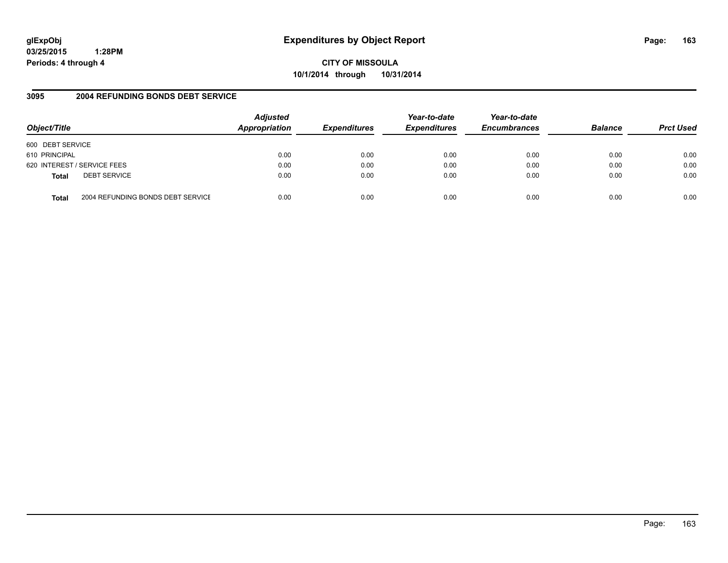# Expenditures by Object Report

glExpObj
03/25/2015 1:28PM
Periods: 4 through 4

**CITY OF MISSOULA**
**10/1/2014 through 10/31/2014**

## 3095 2004 REFUNDING BONDS DEBT SERVICE

| Object/Title | | Adjusted Appropriation | Expenditures | Year-to-date Expenditures | Year-to-date Encumbrances | Balance | Prct Used |
|---|---|---|---|---|---|---|---|
| 600 DEBT SERVICE | | | | | | | |
| 610 PRINCIPAL | | 0.00 | 0.00 | 0.00 | 0.00 | 0.00 | 0.00 |
| 620 INTEREST / SERVICE FEES | | 0.00 | 0.00 | 0.00 | 0.00 | 0.00 | 0.00 |
| **Total** | DEBT SERVICE | 0.00 | 0.00 | 0.00 | 0.00 | 0.00 | 0.00 |
| **Total** | 2004 REFUNDING BONDS DEBT SERVICE | 0.00 | 0.00 | 0.00 | 0.00 | 0.00 | 0.00 |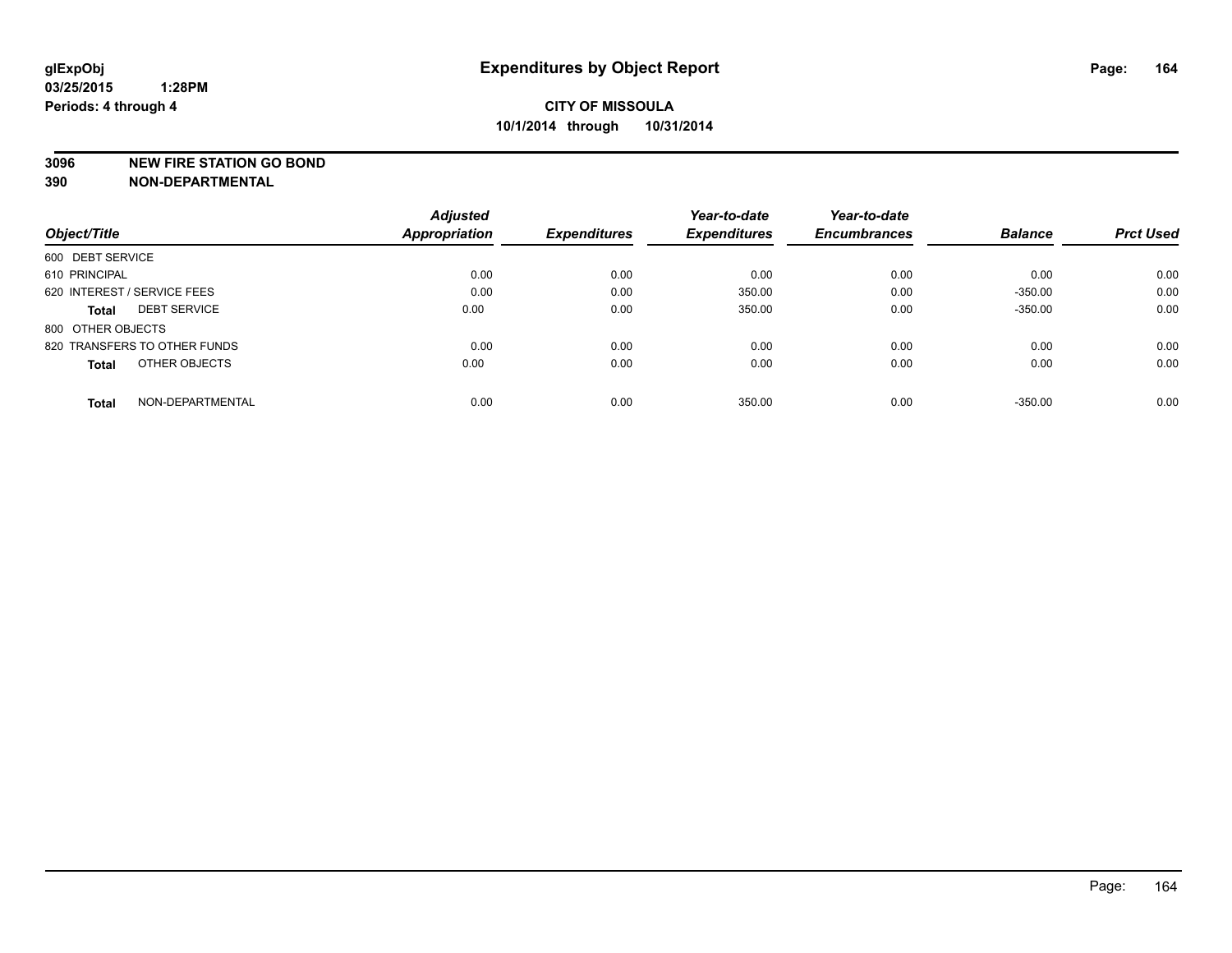**glExpObj**
**03/25/2015 1:28PM**
**Periods: 4 through 4**

# Expenditures by Object Report

**CITY OF MISSOULA**
**10/1/2014 through 10/31/2014**

**3096 NEW FIRE STATION GO BOND**
**390 NON-DEPARTMENTAL**

| Object/Title | Adjusted Appropriation | Expenditures | Year-to-date Expenditures | Year-to-date Encumbrances | Balance | Prct Used |
|---|---|---|---|---|---|---|
| 600 DEBT SERVICE | | | | | | |
| 610 PRINCIPAL | 0.00 | 0.00 | 0.00 | 0.00 | 0.00 | 0.00 |
| 620 INTEREST / SERVICE FEES | 0.00 | 0.00 | 350.00 | 0.00 | -350.00 | 0.00 |
| **Total** DEBT SERVICE | 0.00 | 0.00 | 350.00 | 0.00 | -350.00 | 0.00 |
| 800 OTHER OBJECTS | | | | | | |
| 820 TRANSFERS TO OTHER FUNDS | 0.00 | 0.00 | 0.00 | 0.00 | 0.00 | 0.00 |
| **Total** OTHER OBJECTS | 0.00 | 0.00 | 0.00 | 0.00 | 0.00 | 0.00 |
| **Total** NON-DEPARTMENTAL | 0.00 | 0.00 | 350.00 | 0.00 | -350.00 | 0.00 |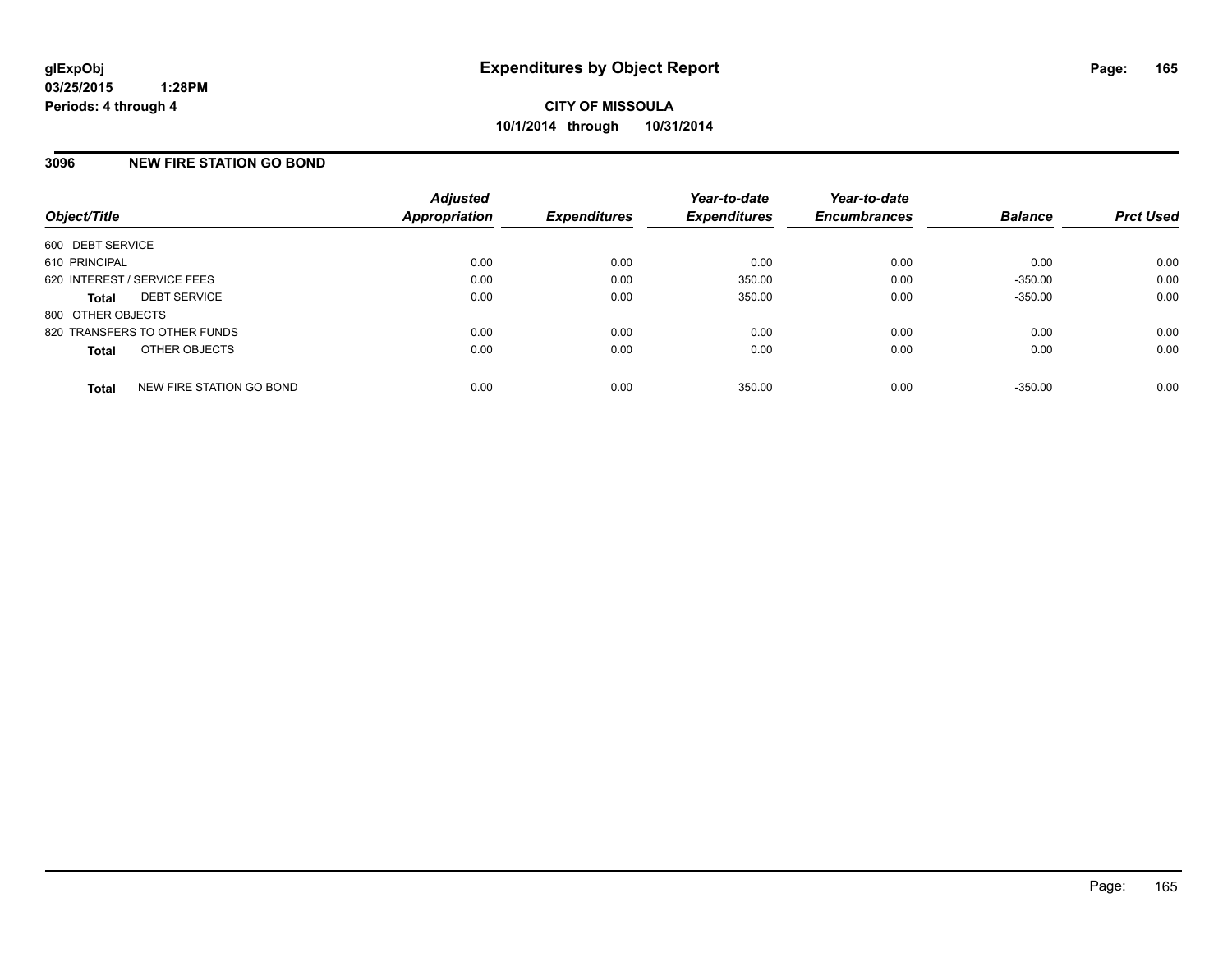glExpObj
03/25/2015 1:28PM
Periods: 4 through 4

# Expenditures by Object Report

CITY OF MISSOULA
10/1/2014 through 10/31/2014

## 3096 NEW FIRE STATION GO BOND

| Object/Title | Adjusted Appropriation | Expenditures | Year-to-date Expenditures | Year-to-date Encumbrances | Balance | Prct Used |
|---|---|---|---|---|---|---|
| 600 DEBT SERVICE | | | | | | |
| 610 PRINCIPAL | 0.00 | 0.00 | 0.00 | 0.00 | 0.00 | 0.00 |
| 620 INTEREST / SERVICE FEES | 0.00 | 0.00 | 350.00 | 0.00 | -350.00 | 0.00 |
| **Total** DEBT SERVICE | 0.00 | 0.00 | 350.00 | 0.00 | -350.00 | 0.00 |
| 800 OTHER OBJECTS | | | | | | |
| 820 TRANSFERS TO OTHER FUNDS | 0.00 | 0.00 | 0.00 | 0.00 | 0.00 | 0.00 |
| **Total** OTHER OBJECTS | 0.00 | 0.00 | 0.00 | 0.00 | 0.00 | 0.00 |
| **Total** NEW FIRE STATION GO BOND | 0.00 | 0.00 | 350.00 | 0.00 | -350.00 | 0.00 |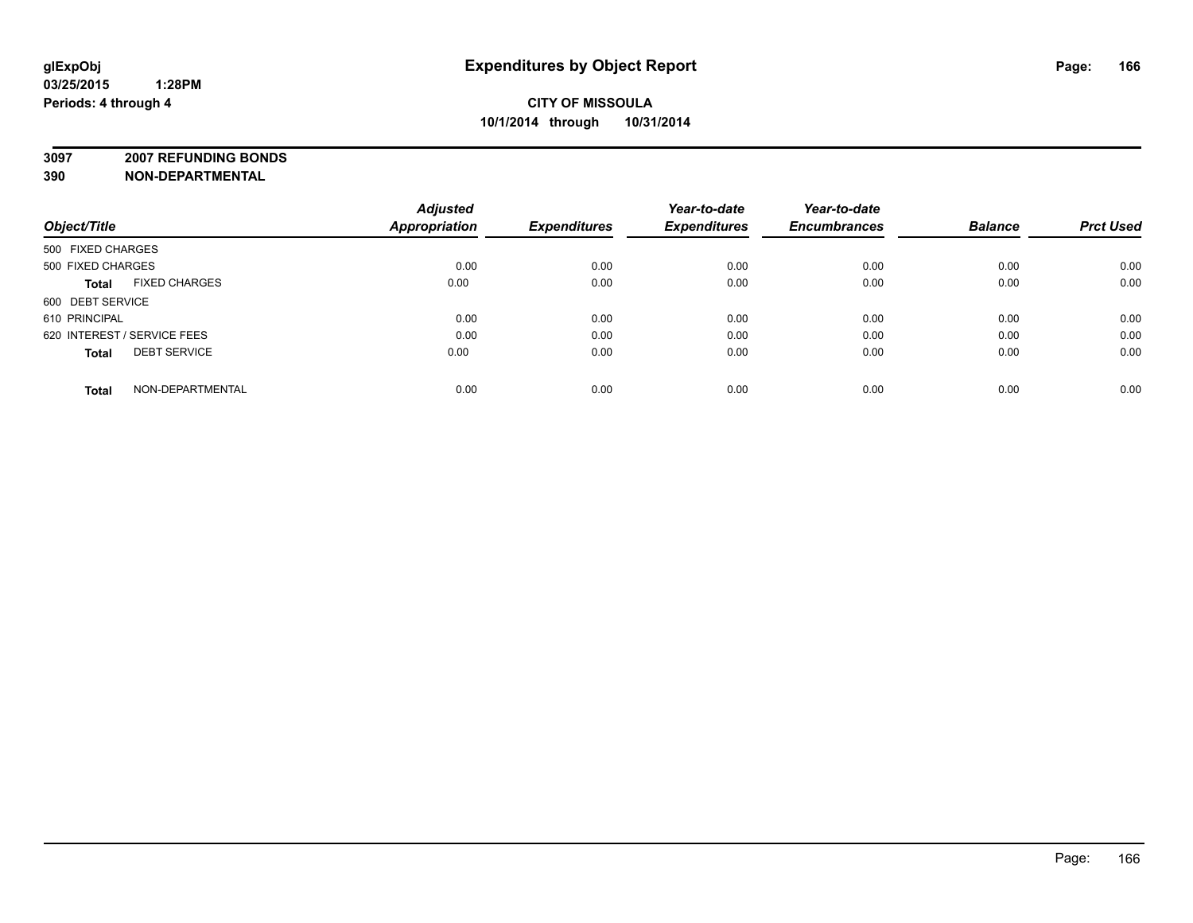**Expenditures by Object Report**

**CITY OF MISSOULA**
**10/1/2014 through 10/31/2014**

glExpObj
03/25/2015 1:28PM
Periods: 4 through 4

**3097 2007 REFUNDING BONDS**
**390 NON-DEPARTMENTAL**

| Object/Title | Adjusted Appropriation | Expenditures | Year-to-date Expenditures | Year-to-date Encumbrances | Balance | Prct Used |
|---|---|---|---|---|---|---|
| 500 FIXED CHARGES | | | | | | |
| 500 FIXED CHARGES | 0.00 | 0.00 | 0.00 | 0.00 | 0.00 | 0.00 |
| **Total** FIXED CHARGES | 0.00 | 0.00 | 0.00 | 0.00 | 0.00 | 0.00 |
| 600 DEBT SERVICE | | | | | | |
| 610 PRINCIPAL | 0.00 | 0.00 | 0.00 | 0.00 | 0.00 | 0.00 |
| 620 INTEREST / SERVICE FEES | 0.00 | 0.00 | 0.00 | 0.00 | 0.00 | 0.00 |
| **Total** DEBT SERVICE | 0.00 | 0.00 | 0.00 | 0.00 | 0.00 | 0.00 |
| **Total** NON-DEPARTMENTAL | 0.00 | 0.00 | 0.00 | 0.00 | 0.00 | 0.00 |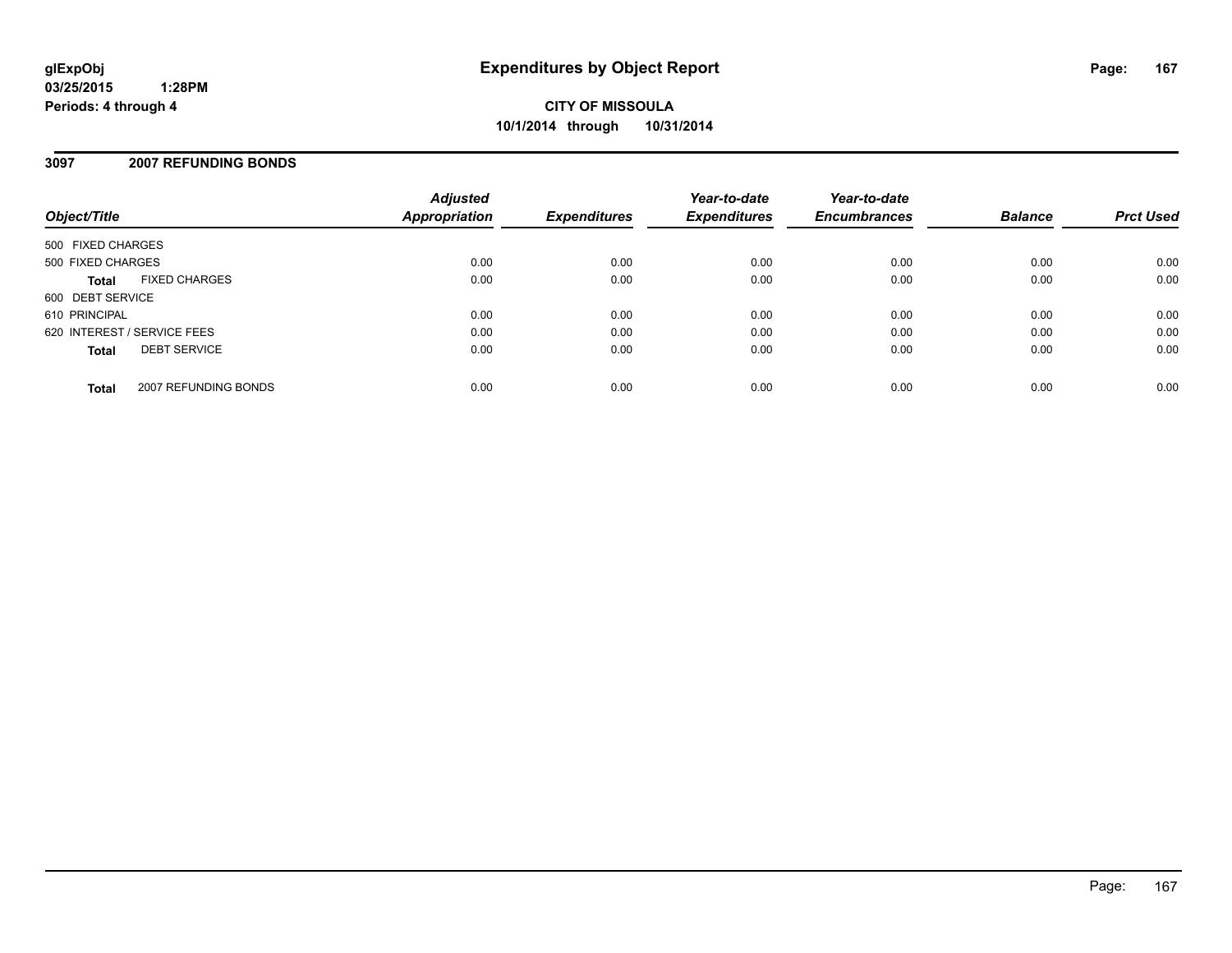**glExpObj**
**03/25/2015 1:28PM**
**Periods: 4 through 4**

# Expenditures by Object Report

**CITY OF MISSOULA**
**10/1/2014 through 10/31/2014**

## 3097 2007 REFUNDING BONDS

| Object/Title | Adjusted Appropriation | Expenditures | Year-to-date Expenditures | Year-to-date Encumbrances | Balance | Prct Used |
|---|---|---|---|---|---|---|
| 500 FIXED CHARGES | | | | | | |
| 500 FIXED CHARGES | 0.00 | 0.00 | 0.00 | 0.00 | 0.00 | 0.00 |
| **Total** FIXED CHARGES | 0.00 | 0.00 | 0.00 | 0.00 | 0.00 | 0.00 |
| 600 DEBT SERVICE | | | | | | |
| 610 PRINCIPAL | 0.00 | 0.00 | 0.00 | 0.00 | 0.00 | 0.00 |
| 620 INTEREST / SERVICE FEES | 0.00 | 0.00 | 0.00 | 0.00 | 0.00 | 0.00 |
| **Total** DEBT SERVICE | 0.00 | 0.00 | 0.00 | 0.00 | 0.00 | 0.00 |
| **Total** 2007 REFUNDING BONDS | 0.00 | 0.00 | 0.00 | 0.00 | 0.00 | 0.00 |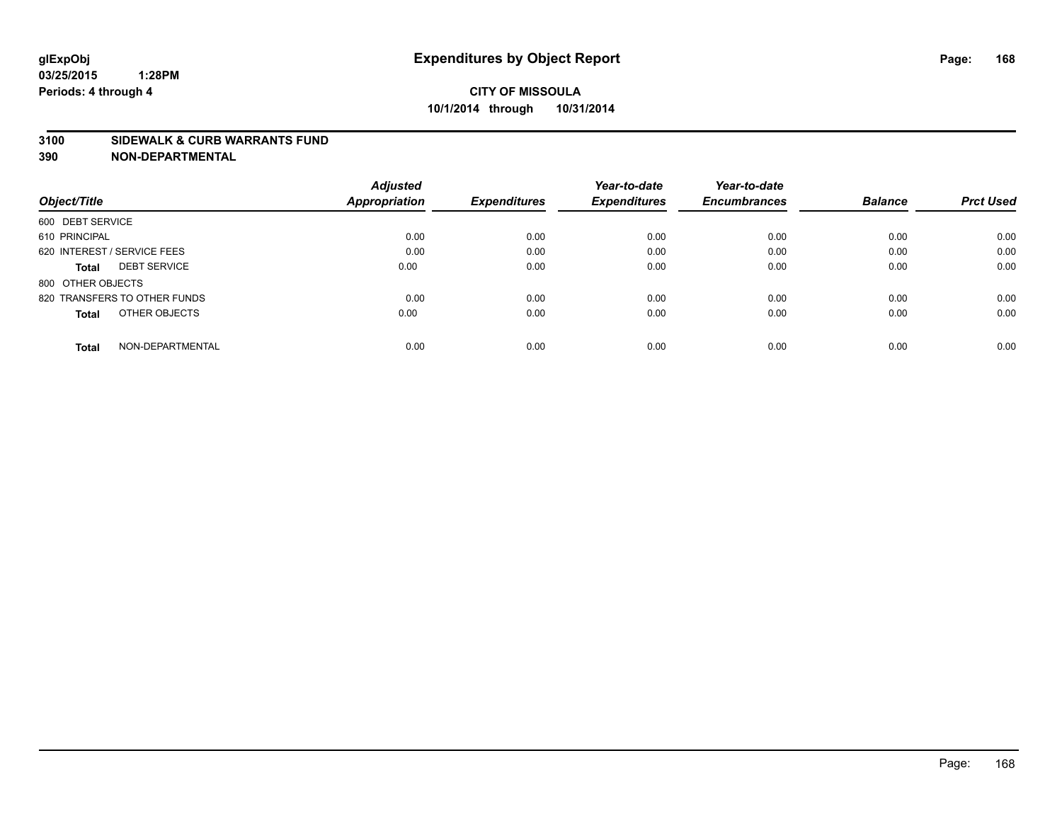**glExpObj**
**03/25/2015 1:28PM**
**Periods: 4 through 4**

# Expenditures by Object Report

**CITY OF MISSOULA**
**10/1/2014 through 10/31/2014**

**3100 SIDEWALK & CURB WARRANTS FUND**
**390 NON-DEPARTMENTAL**

| Object/Title | | Adjusted Appropriation | Expenditures | Year-to-date Expenditures | Year-to-date Encumbrances | Balance | Prct Used |
|---|---|---|---|---|---|---|---|
| 600 DEBT SERVICE | | | | | | | |
| 610 PRINCIPAL | | 0.00 | 0.00 | 0.00 | 0.00 | 0.00 | 0.00 |
| 620 INTEREST / SERVICE FEES | | 0.00 | 0.00 | 0.00 | 0.00 | 0.00 | 0.00 |
| **Total** | DEBT SERVICE | 0.00 | 0.00 | 0.00 | 0.00 | 0.00 | 0.00 |
| 800 OTHER OBJECTS | | | | | | | |
| 820 TRANSFERS TO OTHER FUNDS | | 0.00 | 0.00 | 0.00 | 0.00 | 0.00 | 0.00 |
| **Total** | OTHER OBJECTS | 0.00 | 0.00 | 0.00 | 0.00 | 0.00 | 0.00 |
| **Total** | NON-DEPARTMENTAL | 0.00 | 0.00 | 0.00 | 0.00 | 0.00 | 0.00 |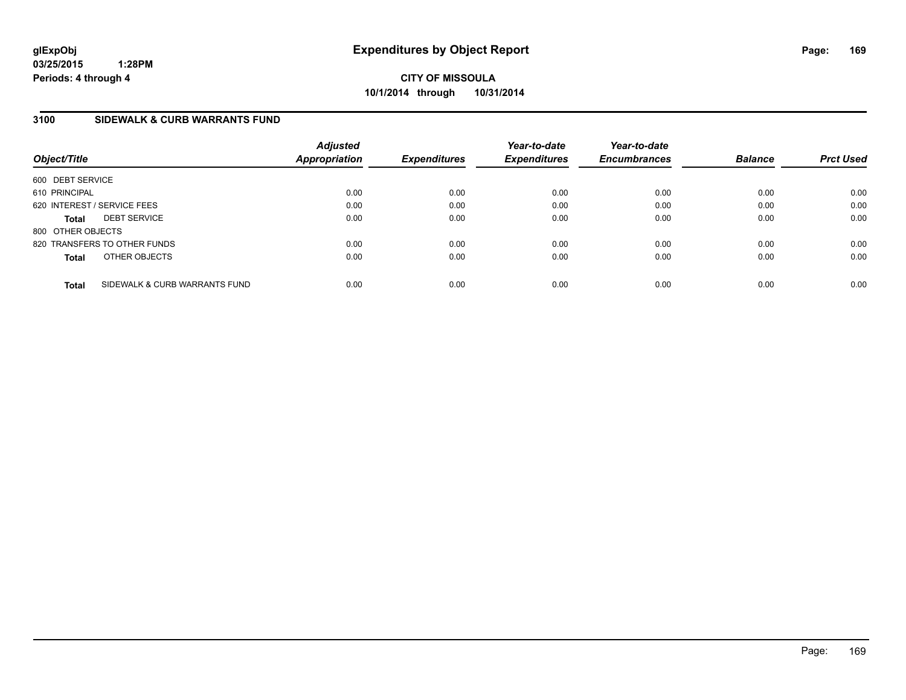# Expenditures by Object Report

glExpObj
03/25/2015 1:28PM
Periods: 4 through 4

**CITY OF MISSOULA**
**10/1/2014 through 10/31/2014**

## 3100 SIDEWALK & CURB WARRANTS FUND

| Object/Title | Adjusted Appropriation | Expenditures | Year-to-date Expenditures | Year-to-date Encumbrances | Balance | Prct Used |
|---|---|---|---|---|---|---|
| 600 DEBT SERVICE | | | | | | |
| 610 PRINCIPAL | 0.00 | 0.00 | 0.00 | 0.00 | 0.00 | 0.00 |
| 620 INTEREST / SERVICE FEES | 0.00 | 0.00 | 0.00 | 0.00 | 0.00 | 0.00 |
| **Total** DEBT SERVICE | 0.00 | 0.00 | 0.00 | 0.00 | 0.00 | 0.00 |
| 800 OTHER OBJECTS | | | | | | |
| 820 TRANSFERS TO OTHER FUNDS | 0.00 | 0.00 | 0.00 | 0.00 | 0.00 | 0.00 |
| **Total** OTHER OBJECTS | 0.00 | 0.00 | 0.00 | 0.00 | 0.00 | 0.00 |
| **Total** SIDEWALK & CURB WARRANTS FUND | 0.00 | 0.00 | 0.00 | 0.00 | 0.00 | 0.00 |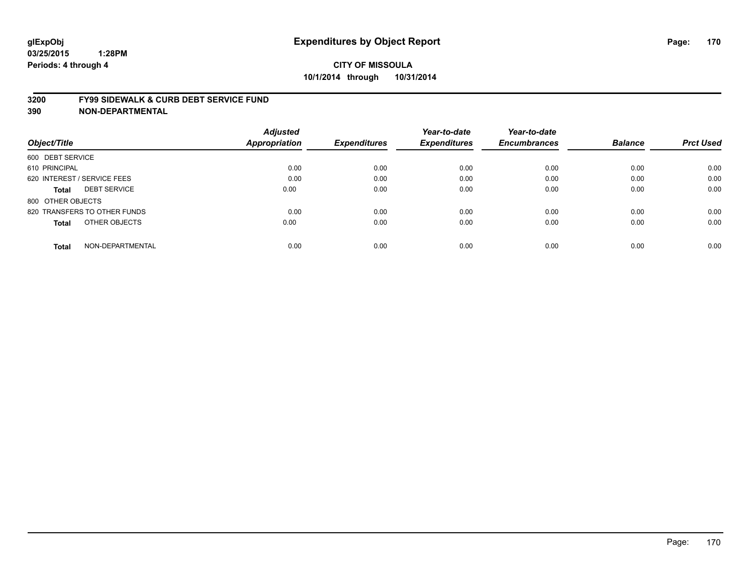# Expenditures by Object Report

glExpObj
03/25/2015 1:28PM
Periods: 4 through 4

**CITY OF MISSOULA**
**10/1/2014 through 10/31/2014**

## 3200 FY99 SIDEWALK & CURB DEBT SERVICE FUND
## 390 NON-DEPARTMENTAL

| Object/Title | Adjusted Appropriation | Expenditures | Year-to-date Expenditures | Year-to-date Encumbrances | Balance | Prct Used |
|---|---|---|---|---|---|---|
| 600 DEBT SERVICE | | | | | | |
| 610 PRINCIPAL | 0.00 | 0.00 | 0.00 | 0.00 | 0.00 | 0.00 |
| 620 INTEREST / SERVICE FEES | 0.00 | 0.00 | 0.00 | 0.00 | 0.00 | 0.00 |
| **Total** DEBT SERVICE | 0.00 | 0.00 | 0.00 | 0.00 | 0.00 | 0.00 |
| 800 OTHER OBJECTS | | | | | | |
| 820 TRANSFERS TO OTHER FUNDS | 0.00 | 0.00 | 0.00 | 0.00 | 0.00 | 0.00 |
| **Total** OTHER OBJECTS | 0.00 | 0.00 | 0.00 | 0.00 | 0.00 | 0.00 |
| **Total** NON-DEPARTMENTAL | 0.00 | 0.00 | 0.00 | 0.00 | 0.00 | 0.00 |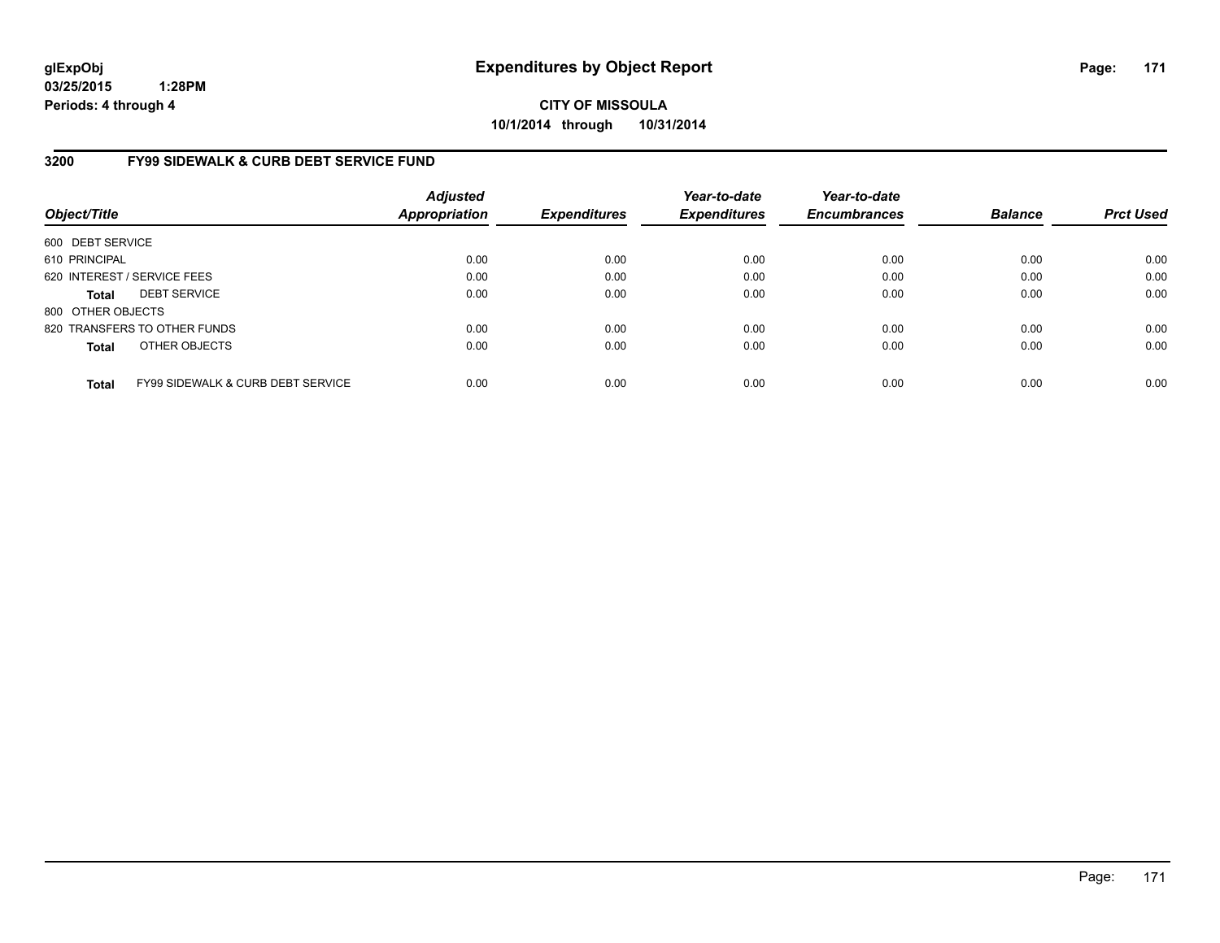# Expenditures by Object Report

glExpObj
03/25/2015 1:28PM
Periods: 4 through 4

**CITY OF MISSOULA**
**10/1/2014 through 10/31/2014**

## 3200 FY99 SIDEWALK & CURB DEBT SERVICE FUND

| Object/Title | | Adjusted Appropriation | Expenditures | Year-to-date Expenditures | Year-to-date Encumbrances | Balance | Prct Used |
|---|---|---|---|---|---|---|---|
| 600 DEBT SERVICE | | | | | | | |
| 610 PRINCIPAL | | 0.00 | 0.00 | 0.00 | 0.00 | 0.00 | 0.00 |
| 620 INTEREST / SERVICE FEES | | 0.00 | 0.00 | 0.00 | 0.00 | 0.00 | 0.00 |
| **Total** | DEBT SERVICE | 0.00 | 0.00 | 0.00 | 0.00 | 0.00 | 0.00 |
| 800 OTHER OBJECTS | | | | | | | |
| 820 TRANSFERS TO OTHER FUNDS | | 0.00 | 0.00 | 0.00 | 0.00 | 0.00 | 0.00 |
| **Total** | OTHER OBJECTS | 0.00 | 0.00 | 0.00 | 0.00 | 0.00 | 0.00 |
| **Total** | FY99 SIDEWALK & CURB DEBT SERVICE | 0.00 | 0.00 | 0.00 | 0.00 | 0.00 | 0.00 |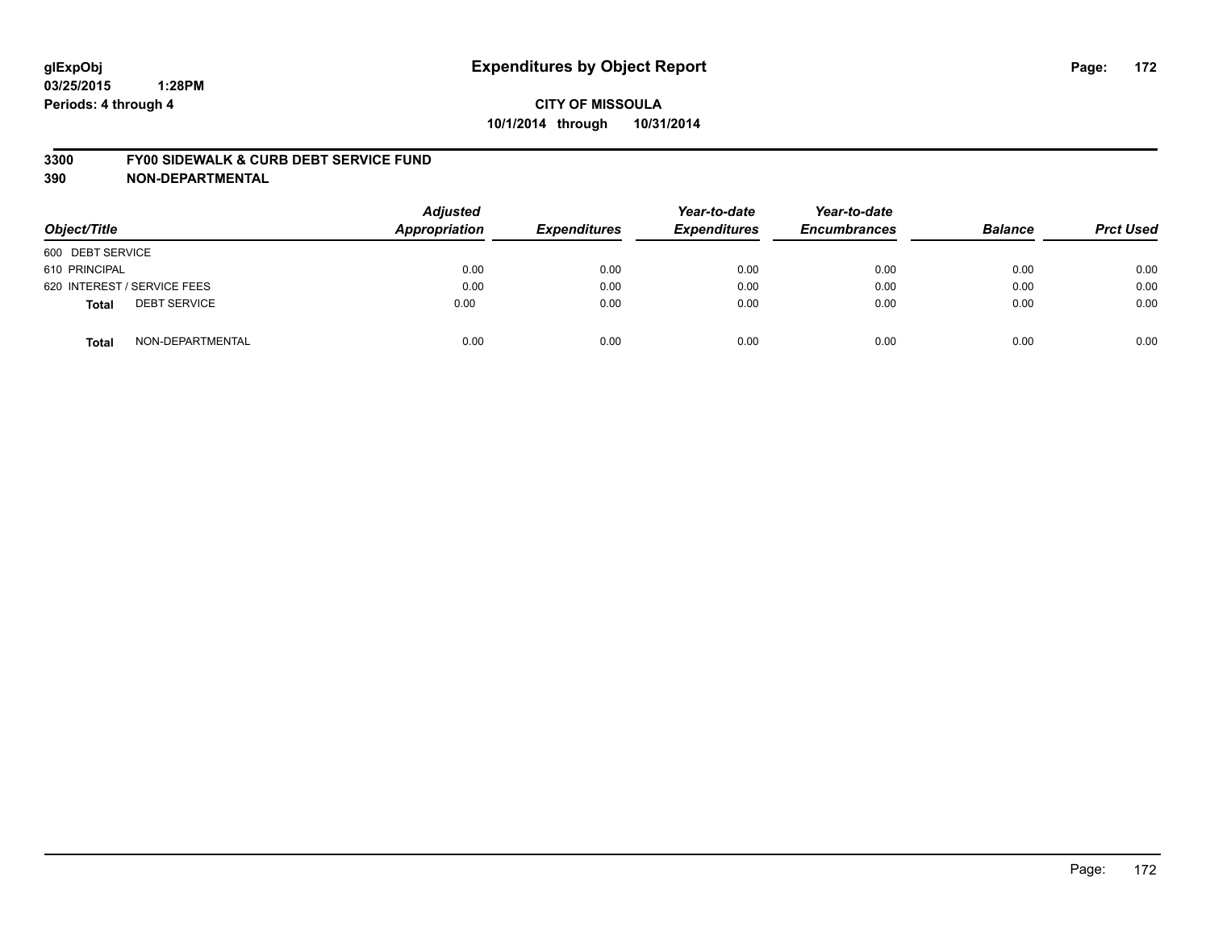# Expenditures by Object Report

glExpObj
03/25/2015 1:28PM
Periods: 4 through 4

**CITY OF MISSOULA**
**10/1/2014 through 10/31/2014**

## 3300 FY00 SIDEWALK & CURB DEBT SERVICE FUND
## 390 NON-DEPARTMENTAL

| Object/Title | Adjusted Appropriation | Expenditures | Year-to-date Expenditures | Year-to-date Encumbrances | Balance | Prct Used |
|---|---|---|---|---|---|---|
| 600 DEBT SERVICE | | | | | | |
| 610 PRINCIPAL | 0.00 | 0.00 | 0.00 | 0.00 | 0.00 | 0.00 |
| 620 INTEREST / SERVICE FEES | 0.00 | 0.00 | 0.00 | 0.00 | 0.00 | 0.00 |
| **Total** DEBT SERVICE | 0.00 | 0.00 | 0.00 | 0.00 | 0.00 | 0.00 |
| **Total** NON-DEPARTMENTAL | 0.00 | 0.00 | 0.00 | 0.00 | 0.00 | 0.00 |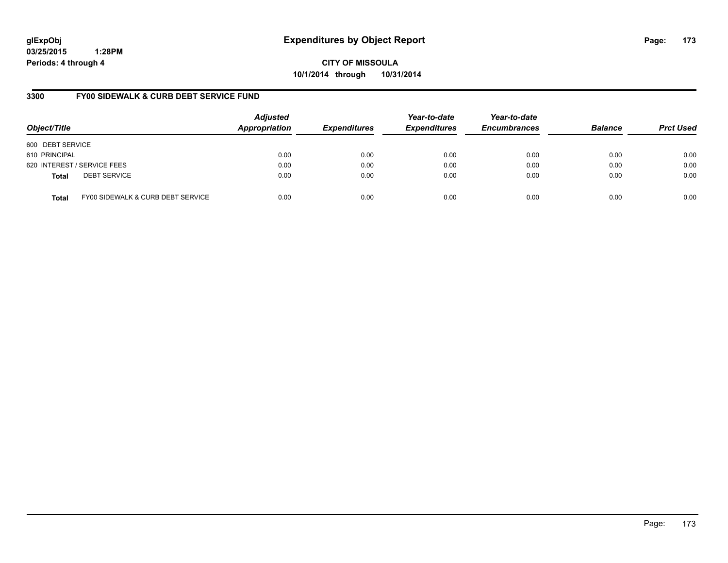glExpObj
03/25/2015 1:28PM
Periods: 4 through 4

# Expenditures by Object Report

**CITY OF MISSOULA**
**10/1/2014 through 10/31/2014**

## 3300 FY00 SIDEWALK & CURB DEBT SERVICE FUND

| Object/Title | Adjusted Appropriation | Expenditures | Year-to-date Expenditures | Year-to-date Encumbrances | Balance | Prct Used |
|---|---|---|---|---|---|---|
| 600 DEBT SERVICE | | | | | | |
| 610 PRINCIPAL | 0.00 | 0.00 | 0.00 | 0.00 | 0.00 | 0.00 |
| 620 INTEREST / SERVICE FEES | 0.00 | 0.00 | 0.00 | 0.00 | 0.00 | 0.00 |
| **Total** DEBT SERVICE | 0.00 | 0.00 | 0.00 | 0.00 | 0.00 | 0.00 |
| **Total** FY00 SIDEWALK & CURB DEBT SERVICE | 0.00 | 0.00 | 0.00 | 0.00 | 0.00 | 0.00 |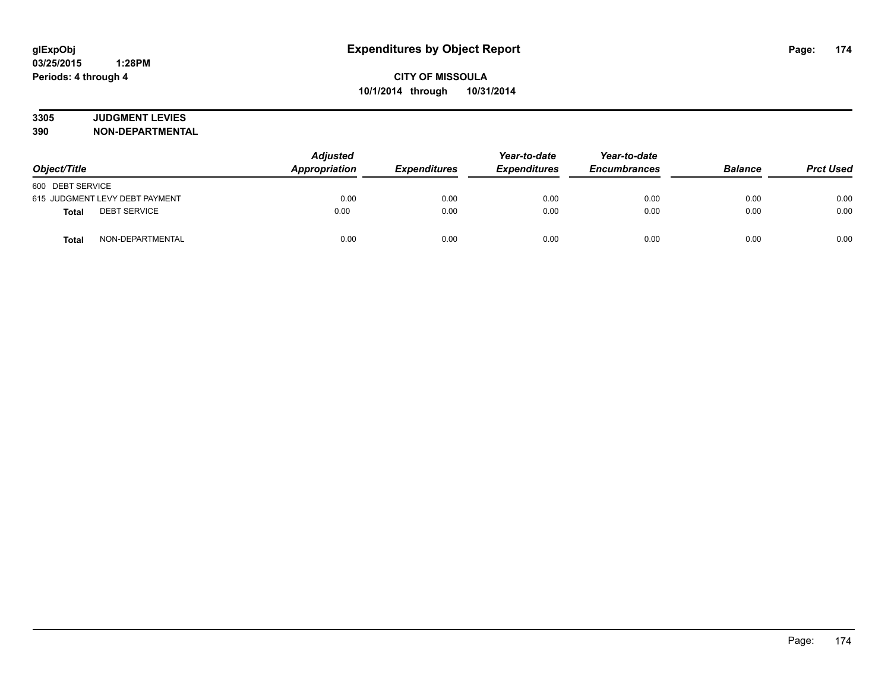glExpObj
03/25/2015 1:28PM
Periods: 4 through 4

# Expenditures by Object Report

**CITY OF MISSOULA**
**10/1/2014 through 10/31/2014**

**3305 JUDGMENT LEVIES**
**390 NON-DEPARTMENTAL**

| Object/Title | | Adjusted Appropriation | Expenditures | Year-to-date Expenditures | Year-to-date Encumbrances | Balance | Prct Used |
|---|---|---|---|---|---|---|---|
| 600 DEBT SERVICE | | | | | | | |
| 615 JUDGMENT LEVY DEBT PAYMENT | | 0.00 | 0.00 | 0.00 | 0.00 | 0.00 | 0.00 |
| **Total** | DEBT SERVICE | 0.00 | 0.00 | 0.00 | 0.00 | 0.00 | 0.00 |
| **Total** | NON-DEPARTMENTAL | 0.00 | 0.00 | 0.00 | 0.00 | 0.00 | 0.00 |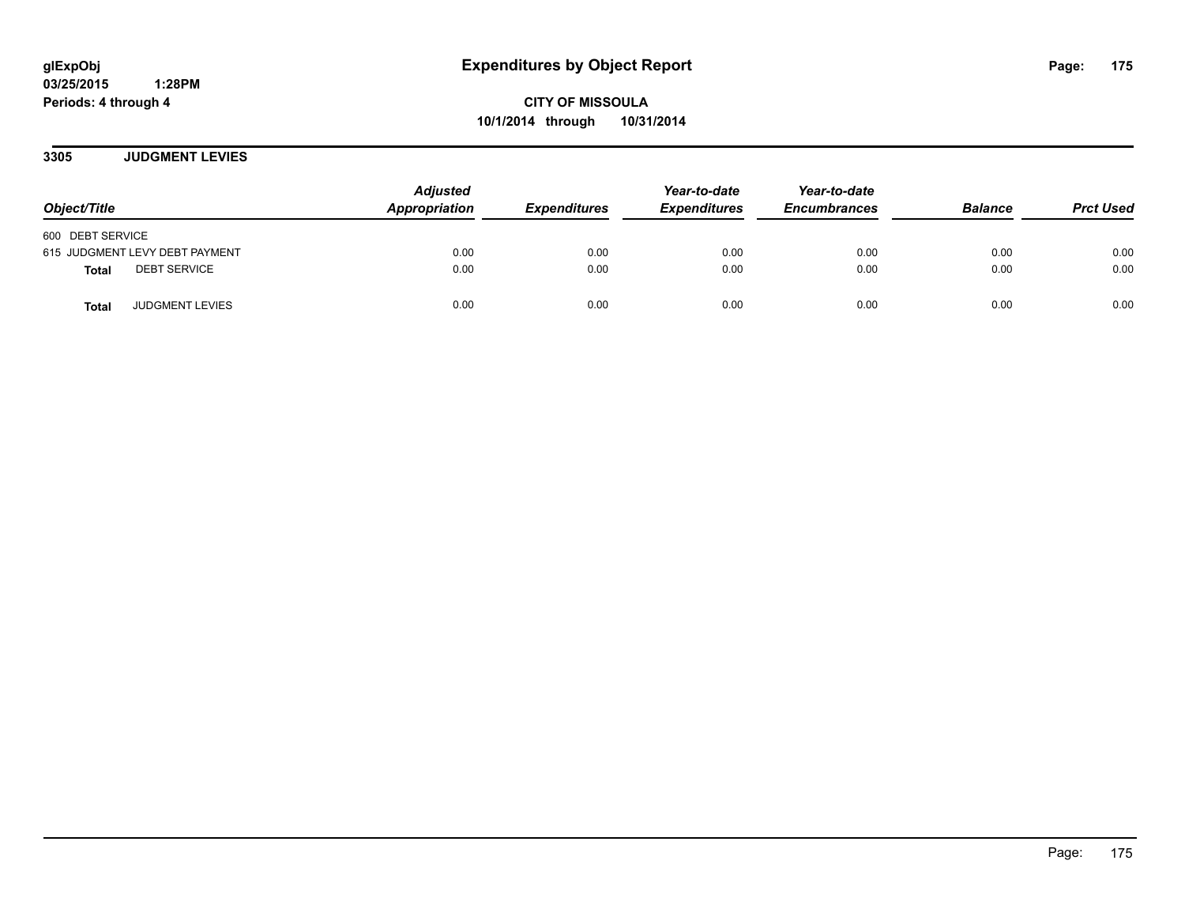**glExpObj**
**03/25/2015 1:28PM**
**Periods: 4 through 4**

# Expenditures by Object Report

**CITY OF MISSOULA**
**10/1/2014 through 10/31/2014**

## 3305 JUDGMENT LEVIES

| Object/Title | Adjusted Appropriation | Expenditures | Year-to-date Expenditures | Year-to-date Encumbrances | Balance | Prct Used |
|---|---|---|---|---|---|---|
| 600 DEBT SERVICE | | | | | | |
| 615 JUDGMENT LEVY DEBT PAYMENT | 0.00 | 0.00 | 0.00 | 0.00 | 0.00 | 0.00 |
| **Total** DEBT SERVICE | 0.00 | 0.00 | 0.00 | 0.00 | 0.00 | 0.00 |
| **Total** JUDGMENT LEVIES | 0.00 | 0.00 | 0.00 | 0.00 | 0.00 | 0.00 |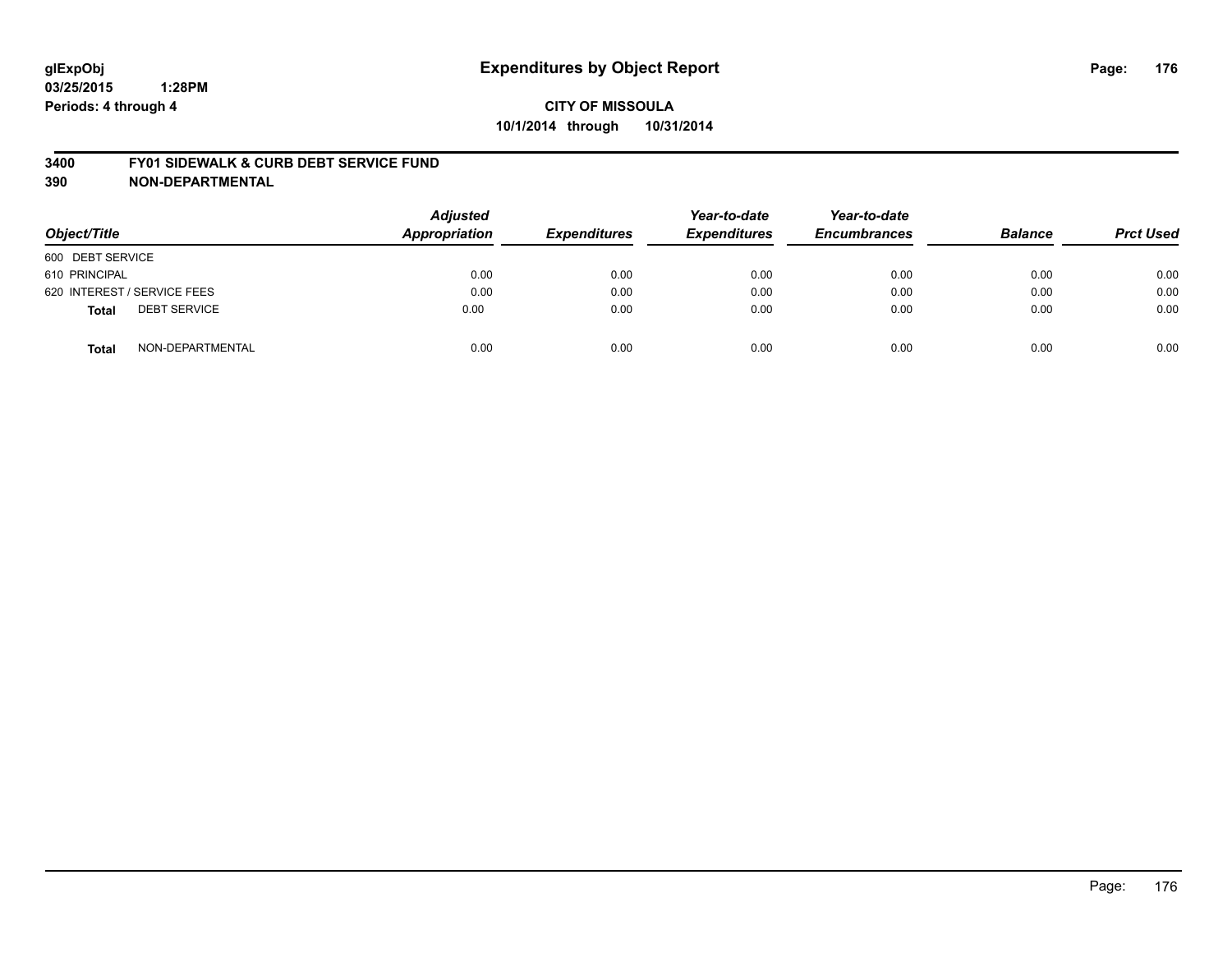glExpObj
03/25/2015 1:28PM
Periods: 4 through 4

# Expenditures by Object Report

**CITY OF MISSOULA**
**10/1/2014 through 10/31/2014**

**3400 FY01 SIDEWALK & CURB DEBT SERVICE FUND**
**390 NON-DEPARTMENTAL**

| Object/Title | Adjusted Appropriation | Expenditures | Year-to-date Expenditures | Year-to-date Encumbrances | Balance | Prct Used |
|---|---|---|---|---|---|---|
| 600 DEBT SERVICE | | | | | | |
| 610 PRINCIPAL | 0.00 | 0.00 | 0.00 | 0.00 | 0.00 | 0.00 |
| 620 INTEREST / SERVICE FEES | 0.00 | 0.00 | 0.00 | 0.00 | 0.00 | 0.00 |
| **Total** DEBT SERVICE | 0.00 | 0.00 | 0.00 | 0.00 | 0.00 | 0.00 |
| **Total** NON-DEPARTMENTAL | 0.00 | 0.00 | 0.00 | 0.00 | 0.00 | 0.00 |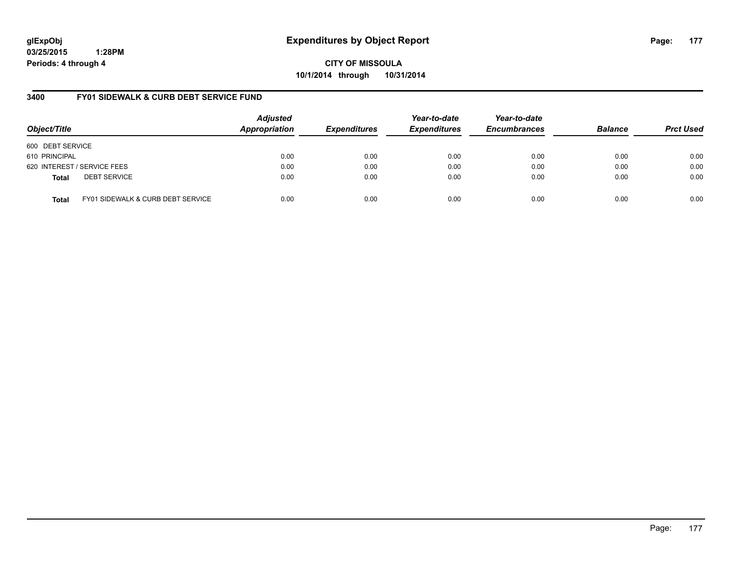# Expenditures by Object Report

glExpObj
03/25/2015 1:28PM
Periods: 4 through 4

**CITY OF MISSOULA**
**10/1/2014 through 10/31/2014**

## 3400 FY01 SIDEWALK & CURB DEBT SERVICE FUND

| Object/Title | | Adjusted Appropriation | Expenditures | Year-to-date Expenditures | Year-to-date Encumbrances | Balance | Prct Used |
|---|---|---|---|---|---|---|---|
| 600 DEBT SERVICE | | | | | | | |
| 610 PRINCIPAL | | 0.00 | 0.00 | 0.00 | 0.00 | 0.00 | 0.00 |
| 620 INTEREST / SERVICE FEES | | 0.00 | 0.00 | 0.00 | 0.00 | 0.00 | 0.00 |
| **Total** | DEBT SERVICE | 0.00 | 0.00 | 0.00 | 0.00 | 0.00 | 0.00 |
| **Total** | FY01 SIDEWALK & CURB DEBT SERVICE | 0.00 | 0.00 | 0.00 | 0.00 | 0.00 | 0.00 |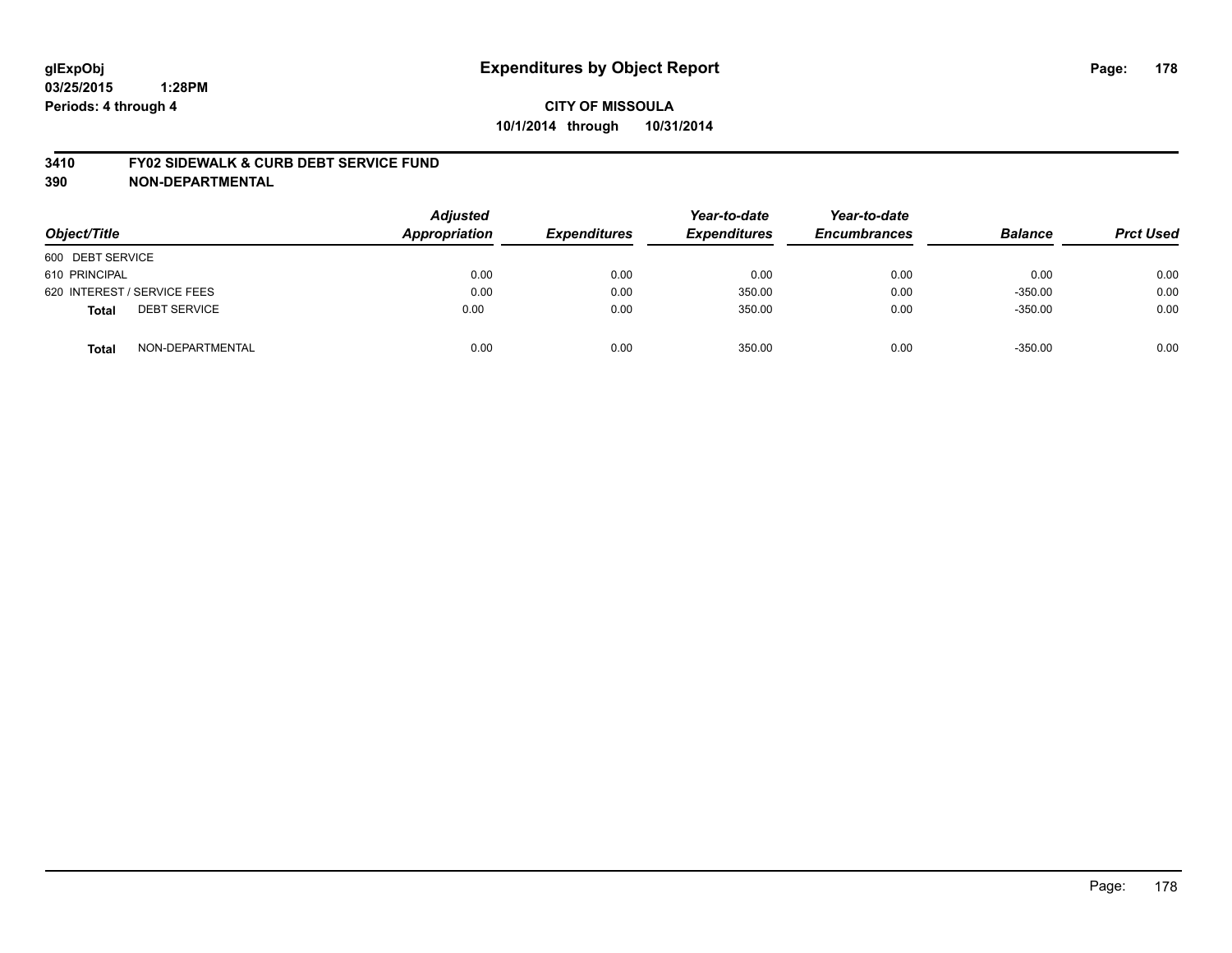glExpObj
03/25/2015 1:28PM
Periods: 4 through 4

# Expenditures by Object Report

**CITY OF MISSOULA**
**10/1/2014 through 10/31/2014**

**3410 FY02 SIDEWALK & CURB DEBT SERVICE FUND**
**390 NON-DEPARTMENTAL**

| Object/Title | Adjusted Appropriation | Expenditures | Year-to-date Expenditures | Year-to-date Encumbrances | Balance | Prct Used |
|---|---|---|---|---|---|---|
| 600 DEBT SERVICE | | | | | | |
| 610 PRINCIPAL | 0.00 | 0.00 | 0.00 | 0.00 | 0.00 | 0.00 |
| 620 INTEREST / SERVICE FEES | 0.00 | 0.00 | 350.00 | 0.00 | -350.00 | 0.00 |
| **Total** DEBT SERVICE | 0.00 | 0.00 | 350.00 | 0.00 | -350.00 | 0.00 |
| **Total** NON-DEPARTMENTAL | 0.00 | 0.00 | 350.00 | 0.00 | -350.00 | 0.00 |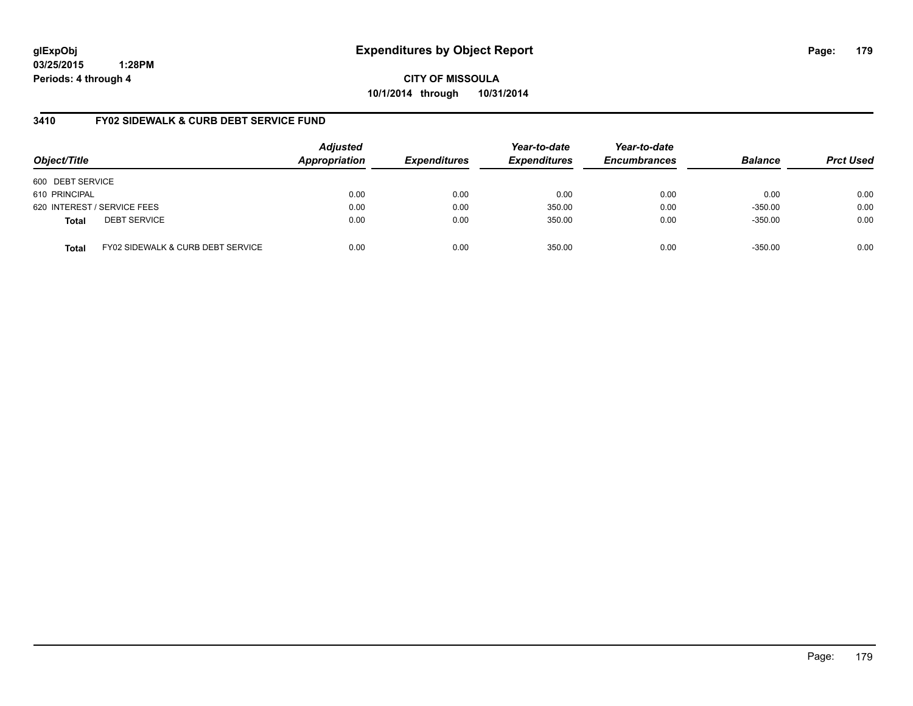**glExpObj**
**03/25/2015 1:28PM**
**Periods: 4 through 4**

# Expenditures by Object Report

**CITY OF MISSOULA**
**10/1/2014 through 10/31/2014**

## 3410 FY02 SIDEWALK & CURB DEBT SERVICE FUND

| Object/Title | | Adjusted Appropriation | Expenditures | Year-to-date Expenditures | Year-to-date Encumbrances | Balance | Prct Used |
|---|---|---|---|---|---|---|---|
| 600 DEBT SERVICE | | | | | | | |
| 610 PRINCIPAL | | 0.00 | 0.00 | 0.00 | 0.00 | 0.00 | 0.00 |
| 620 INTEREST / SERVICE FEES | | 0.00 | 0.00 | 350.00 | 0.00 | -350.00 | 0.00 |
| **Total** | DEBT SERVICE | 0.00 | 0.00 | 350.00 | 0.00 | -350.00 | 0.00 |
| **Total** | FY02 SIDEWALK & CURB DEBT SERVICE | 0.00 | 0.00 | 350.00 | 0.00 | -350.00 | 0.00 |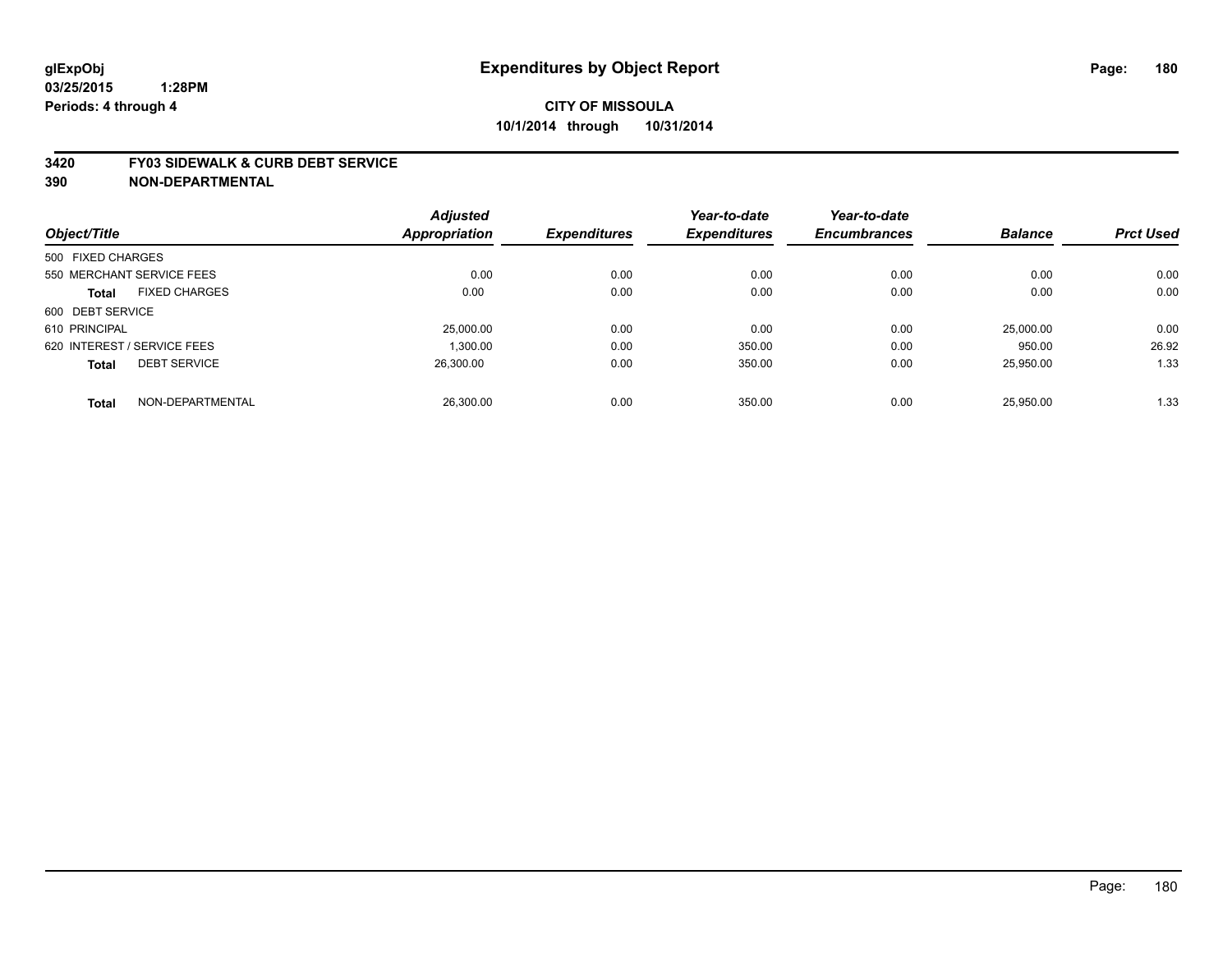glExpObj
03/25/2015 1:28PM
Periods: 4 through 4

# Expenditures by Object Report

**CITY OF MISSOULA**
**10/1/2014 through 10/31/2014**

**3420 FY03 SIDEWALK & CURB DEBT SERVICE**
**390 NON-DEPARTMENTAL**

| Object/Title | | Adjusted Appropriation | Expenditures | Year-to-date Expenditures | Year-to-date Encumbrances | Balance | Prct Used |
|---|---|---|---|---|---|---|---|
| 500 FIXED CHARGES | | | | | | | |
| 550 MERCHANT SERVICE FEES | | 0.00 | 0.00 | 0.00 | 0.00 | 0.00 | 0.00 |
| **Total** | FIXED CHARGES | 0.00 | 0.00 | 0.00 | 0.00 | 0.00 | 0.00 |
| 600 DEBT SERVICE | | | | | | | |
| 610 PRINCIPAL | | 25,000.00 | 0.00 | 0.00 | 0.00 | 25,000.00 | 0.00 |
| 620 INTEREST / SERVICE FEES | | 1,300.00 | 0.00 | 350.00 | 0.00 | 950.00 | 26.92 |
| **Total** | DEBT SERVICE | 26,300.00 | 0.00 | 350.00 | 0.00 | 25,950.00 | 1.33 |
| **Total** | NON-DEPARTMENTAL | 26,300.00 | 0.00 | 350.00 | 0.00 | 25,950.00 | 1.33 |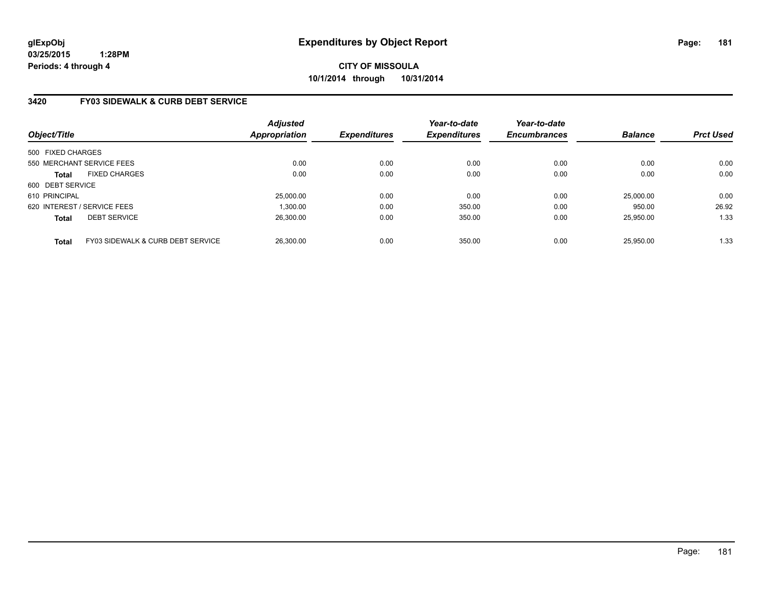# Expenditures by Object Report

glExpObj
03/25/2015 1:28PM
Periods: 4 through 4

**CITY OF MISSOULA**
**10/1/2014 through 10/31/2014**

## 3420 FY03 SIDEWALK & CURB DEBT SERVICE

| Object/Title | | Adjusted Appropriation | Expenditures | Year-to-date Expenditures | Year-to-date Encumbrances | Balance | Prct Used |
|---|---|---|---|---|---|---|---|
| 500 FIXED CHARGES | | | | | | | |
| 550 MERCHANT SERVICE FEES | | 0.00 | 0.00 | 0.00 | 0.00 | 0.00 | 0.00 |
| **Total** | FIXED CHARGES | 0.00 | 0.00 | 0.00 | 0.00 | 0.00 | 0.00 |
| 600 DEBT SERVICE | | | | | | | |
| 610 PRINCIPAL | | 25,000.00 | 0.00 | 0.00 | 0.00 | 25,000.00 | 0.00 |
| 620 INTEREST / SERVICE FEES | | 1,300.00 | 0.00 | 350.00 | 0.00 | 950.00 | 26.92 |
| **Total** | DEBT SERVICE | 26,300.00 | 0.00 | 350.00 | 0.00 | 25,950.00 | 1.33 |
| **Total** | FY03 SIDEWALK & CURB DEBT SERVICE | 26,300.00 | 0.00 | 350.00 | 0.00 | 25,950.00 | 1.33 |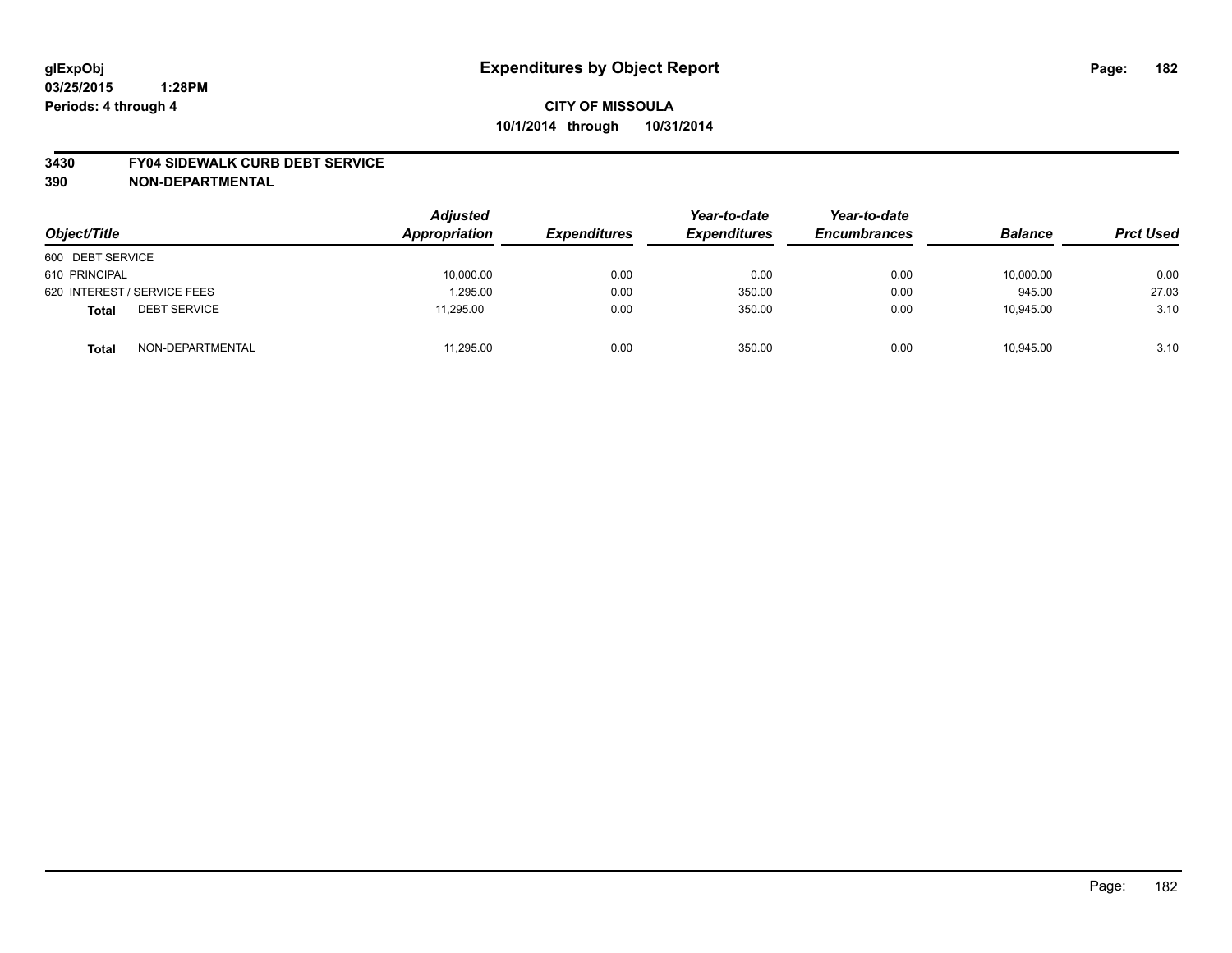glExpObj
03/25/2015 1:28PM
Periods: 4 through 4

# Expenditures by Object Report

**CITY OF MISSOULA**
**10/1/2014 through 10/31/2014**

**3430 FY04 SIDEWALK CURB DEBT SERVICE**
**390 NON-DEPARTMENTAL**

| Object/Title | Adjusted Appropriation | Expenditures | Year-to-date Expenditures | Year-to-date Encumbrances | Balance | Prct Used |
|---|---|---|---|---|---|---|
| 600 DEBT SERVICE | | | | | | |
| 610 PRINCIPAL | 10,000.00 | 0.00 | 0.00 | 0.00 | 10,000.00 | 0.00 |
| 620 INTEREST / SERVICE FEES | 1,295.00 | 0.00 | 350.00 | 0.00 | 945.00 | 27.03 |
| **Total** DEBT SERVICE | 11,295.00 | 0.00 | 350.00 | 0.00 | 10,945.00 | 3.10 |
| **Total** NON-DEPARTMENTAL | 11,295.00 | 0.00 | 350.00 | 0.00 | 10,945.00 | 3.10 |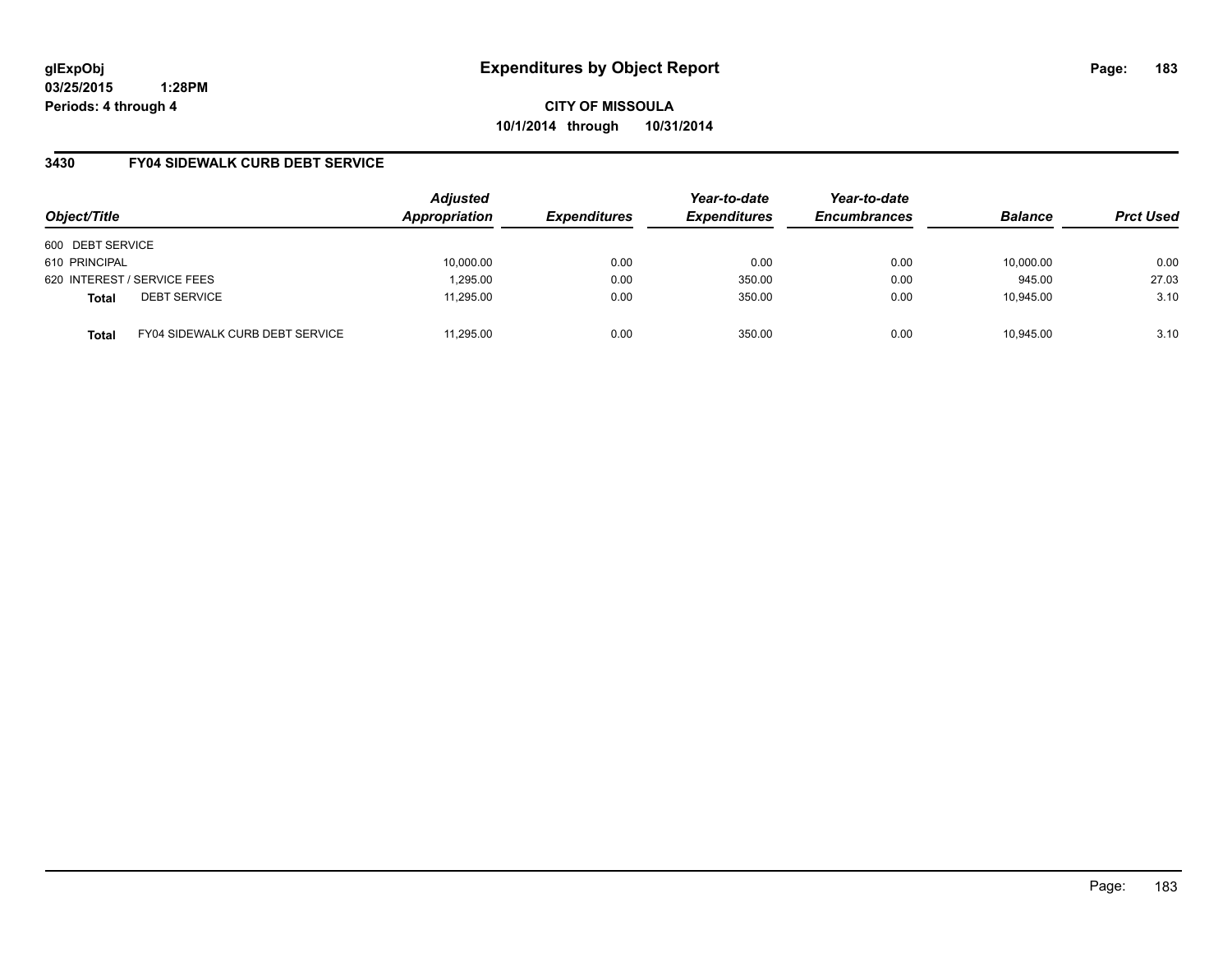# Expenditures by Object Report

glExpObj
03/25/2015 1:28PM
Periods: 4 through 4

**CITY OF MISSOULA**
**10/1/2014 through 10/31/2014**

## 3430 FY04 SIDEWALK CURB DEBT SERVICE

| Object/Title | Adjusted Appropriation | Expenditures | Year-to-date Expenditures | Year-to-date Encumbrances | Balance | Prct Used |
|---|---|---|---|---|---|---|
| 600 DEBT SERVICE | | | | | | |
| 610 PRINCIPAL | 10,000.00 | 0.00 | 0.00 | 0.00 | 10,000.00 | 0.00 |
| 620 INTEREST / SERVICE FEES | 1,295.00 | 0.00 | 350.00 | 0.00 | 945.00 | 27.03 |
| **Total** DEBT SERVICE | 11,295.00 | 0.00 | 350.00 | 0.00 | 10,945.00 | 3.10 |
| **Total** FY04 SIDEWALK CURB DEBT SERVICE | 11,295.00 | 0.00 | 350.00 | 0.00 | 10,945.00 | 3.10 |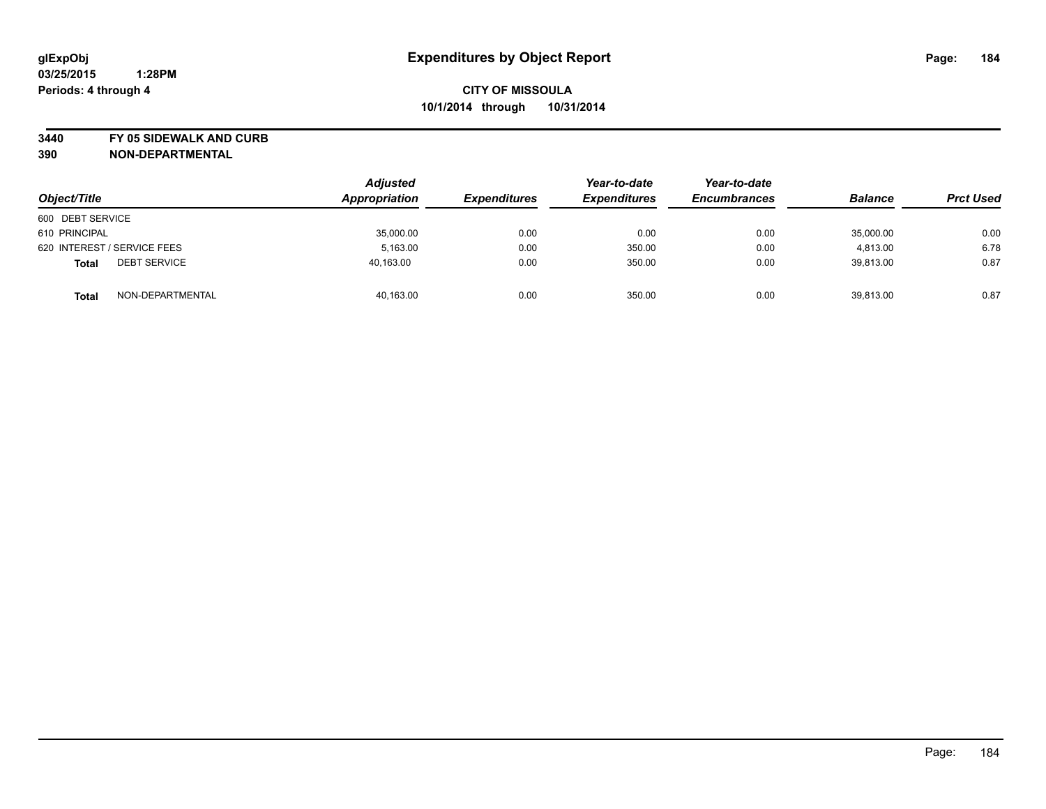glExpObj
03/25/2015 1:28PM
Periods: 4 through 4

# Expenditures by Object Report

**CITY OF MISSOULA**
**10/1/2014 through 10/31/2014**

**3440 FY 05 SIDEWALK AND CURB**
**390 NON-DEPARTMENTAL**

| Object/Title | | Adjusted Appropriation | Expenditures | Year-to-date Expenditures | Year-to-date Encumbrances | Balance | Prct Used |
|---|---|---|---|---|---|---|---|
| 600 DEBT SERVICE | | | | | | | |
| 610 PRINCIPAL | | 35,000.00 | 0.00 | 0.00 | 0.00 | 35,000.00 | 0.00 |
| 620 INTEREST / SERVICE FEES | | 5,163.00 | 0.00 | 350.00 | 0.00 | 4,813.00 | 6.78 |
| **Total** | DEBT SERVICE | 40,163.00 | 0.00 | 350.00 | 0.00 | 39,813.00 | 0.87 |
| **Total** | NON-DEPARTMENTAL | 40,163.00 | 0.00 | 350.00 | 0.00 | 39,813.00 | 0.87 |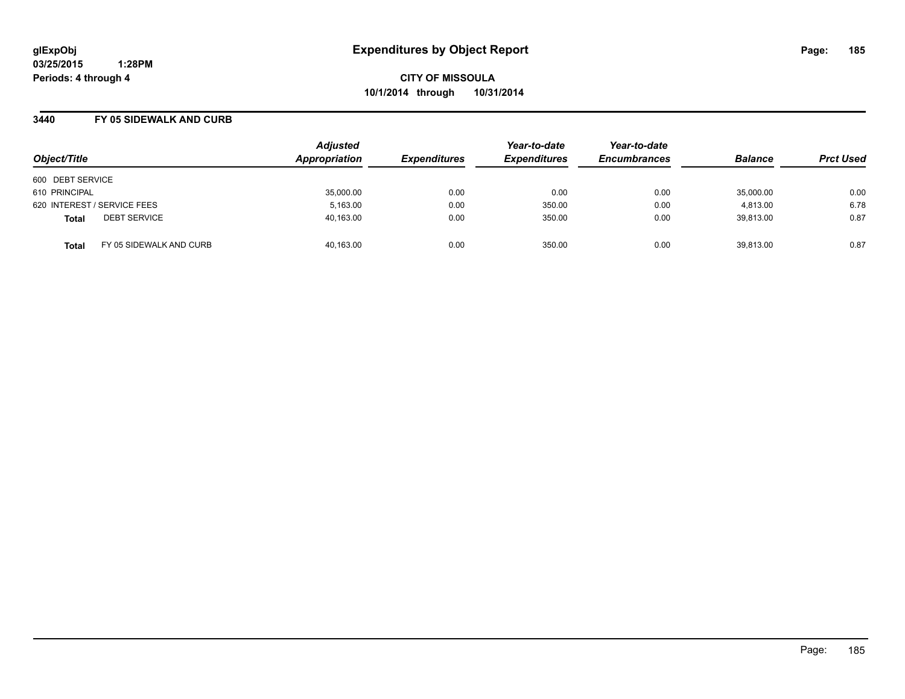# Expenditures by Object Report

glExpObj
03/25/2015 1:28PM
Periods: 4 through 4

**CITY OF MISSOULA**
**10/1/2014 through 10/31/2014**

## 3440 FY 05 SIDEWALK AND CURB

| Object/Title | Adjusted Appropriation | Expenditures | Year-to-date Expenditures | Year-to-date Encumbrances | Balance | Prct Used |
|---|---|---|---|---|---|---|
| 600 DEBT SERVICE | | | | | | |
| 610 PRINCIPAL | 35,000.00 | 0.00 | 0.00 | 0.00 | 35,000.00 | 0.00 |
| 620 INTEREST / SERVICE FEES | 5,163.00 | 0.00 | 350.00 | 0.00 | 4,813.00 | 6.78 |
| **Total** DEBT SERVICE | 40,163.00 | 0.00 | 350.00 | 0.00 | 39,813.00 | 0.87 |
| **Total** FY 05 SIDEWALK AND CURB | 40,163.00 | 0.00 | 350.00 | 0.00 | 39,813.00 | 0.87 |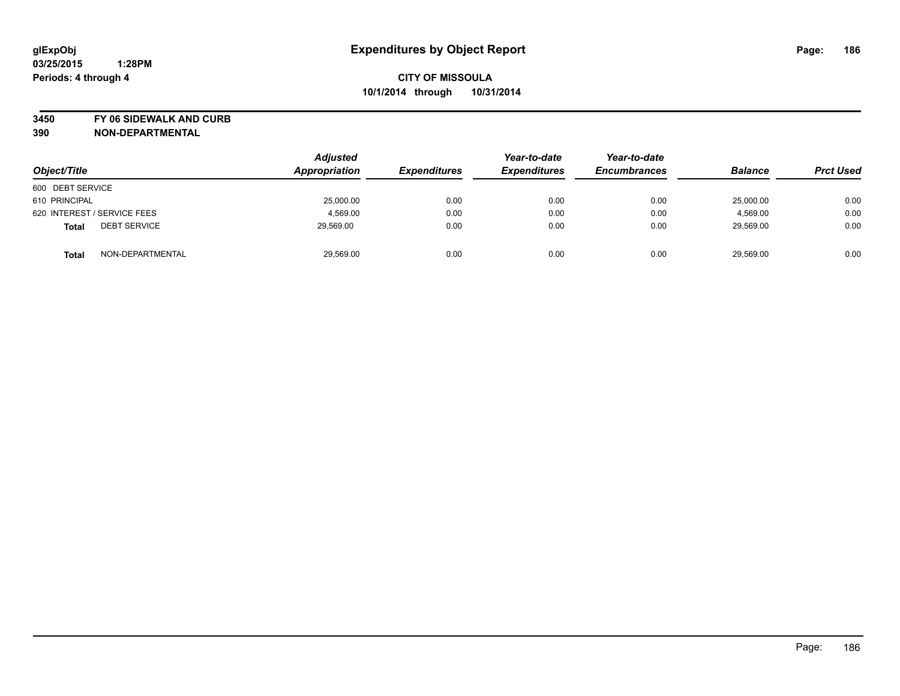**glExpObj**
**03/25/2015 1:28PM**
**Periods: 4 through 4**

# Expenditures by Object Report

**CITY OF MISSOULA**
**10/1/2014 through 10/31/2014**

**3450 FY 06 SIDEWALK AND CURB**
**390 NON-DEPARTMENTAL**

| Object/Title | | Adjusted Appropriation | Expenditures | Year-to-date Expenditures | Year-to-date Encumbrances | Balance | Prct Used |
|---|---|---|---|---|---|---|---|
| 600 DEBT SERVICE | | | | | | | |
| 610 PRINCIPAL | | 25,000.00 | 0.00 | 0.00 | 0.00 | 25,000.00 | 0.00 |
| 620 INTEREST / SERVICE FEES | | 4,569.00 | 0.00 | 0.00 | 0.00 | 4,569.00 | 0.00 |
| **Total** | DEBT SERVICE | 29,569.00 | 0.00 | 0.00 | 0.00 | 29,569.00 | 0.00 |
| **Total** | NON-DEPARTMENTAL | 29,569.00 | 0.00 | 0.00 | 0.00 | 29,569.00 | 0.00 |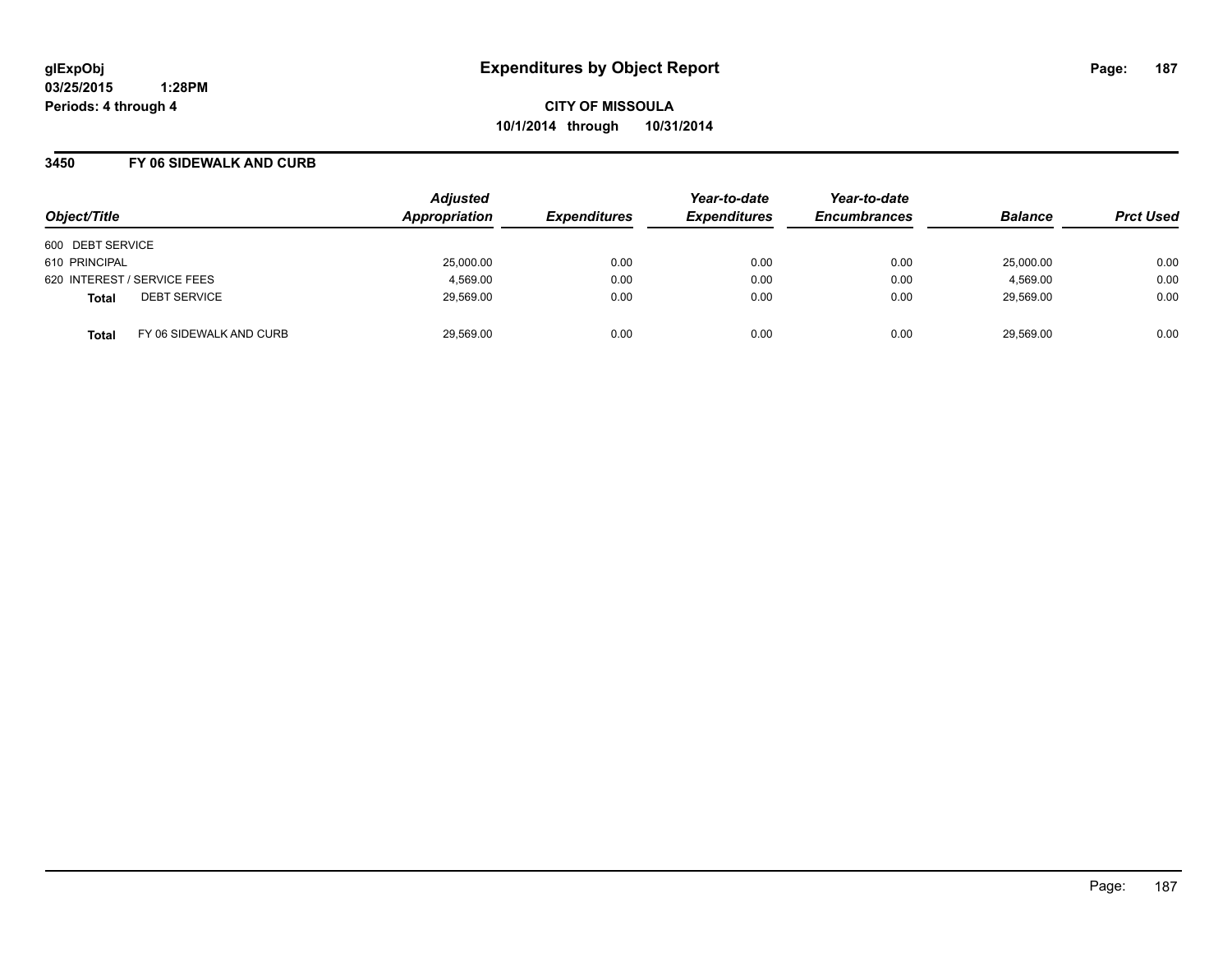glExpObj
03/25/2015 1:28PM
Periods: 4 through 4

# Expenditures by Object Report

CITY OF MISSOULA
10/1/2014 through 10/31/2014

## 3450 FY 06 SIDEWALK AND CURB

| Object/Title | | Adjusted Appropriation | Expenditures | Year-to-date Expenditures | Year-to-date Encumbrances | Balance | Prct Used |
|---|---|---|---|---|---|---|---|
| 600 DEBT SERVICE | | | | | | | |
| 610 PRINCIPAL | | 25,000.00 | 0.00 | 0.00 | 0.00 | 25,000.00 | 0.00 |
| 620 INTEREST / SERVICE FEES | | 4,569.00 | 0.00 | 0.00 | 0.00 | 4,569.00 | 0.00 |
| **Total** | DEBT SERVICE | 29,569.00 | 0.00 | 0.00 | 0.00 | 29,569.00 | 0.00 |
| **Total** | FY 06 SIDEWALK AND CURB | 29,569.00 | 0.00 | 0.00 | 0.00 | 29,569.00 | 0.00 |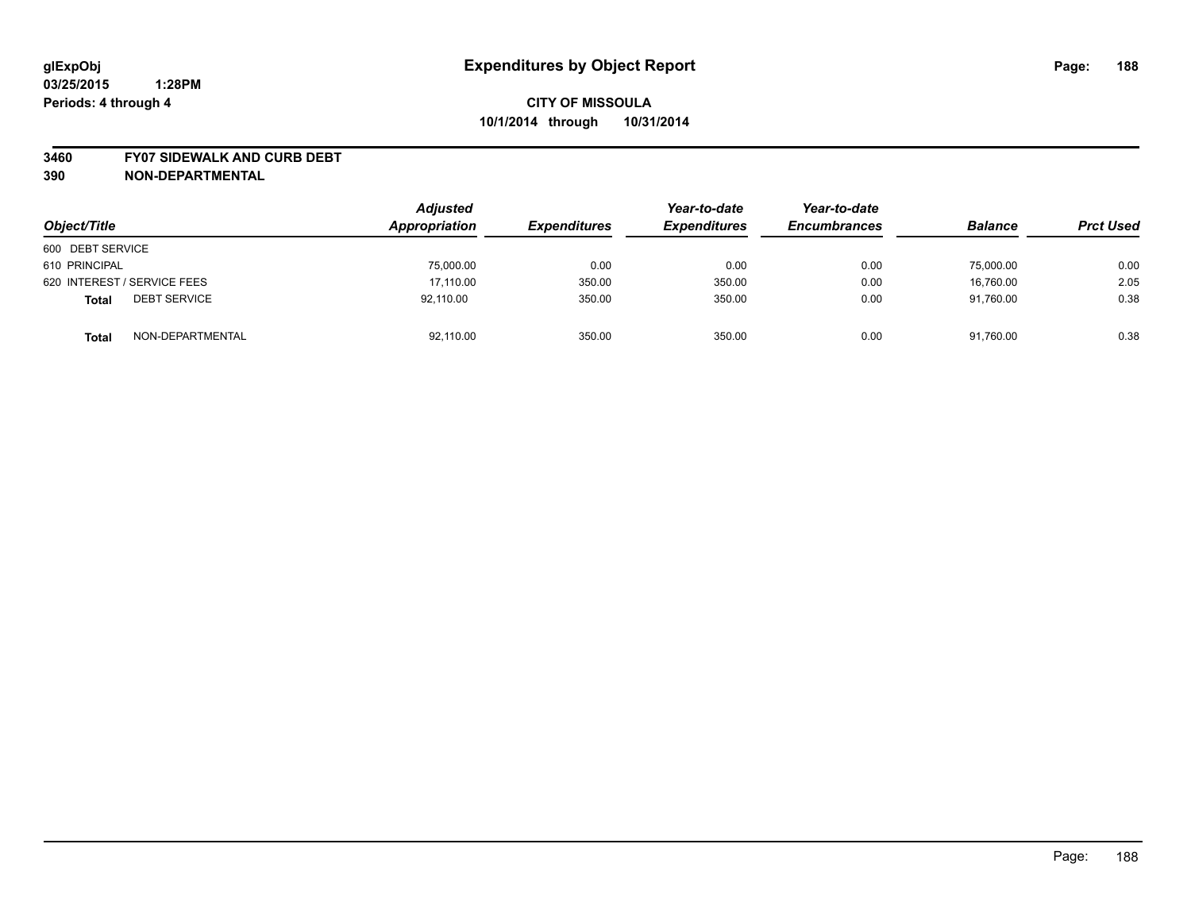**glExpObj**
**03/25/2015 1:28PM**
**Periods: 4 through 4**

# Expenditures by Object Report

**CITY OF MISSOULA**
**10/1/2014 through 10/31/2014**

**3460 FY07 SIDEWALK AND CURB DEBT**
**390 NON-DEPARTMENTAL**

| Object/Title | Adjusted Appropriation | Expenditures | Year-to-date Expenditures | Year-to-date Encumbrances | Balance | Prct Used |
|---|---|---|---|---|---|---|
| 600 DEBT SERVICE | | | | | | |
| 610 PRINCIPAL | 75,000.00 | 0.00 | 0.00 | 0.00 | 75,000.00 | 0.00 |
| 620 INTEREST / SERVICE FEES | 17,110.00 | 350.00 | 350.00 | 0.00 | 16,760.00 | 2.05 |
| **Total** DEBT SERVICE | 92,110.00 | 350.00 | 350.00 | 0.00 | 91,760.00 | 0.38 |
| **Total** NON-DEPARTMENTAL | 92,110.00 | 350.00 | 350.00 | 0.00 | 91,760.00 | 0.38 |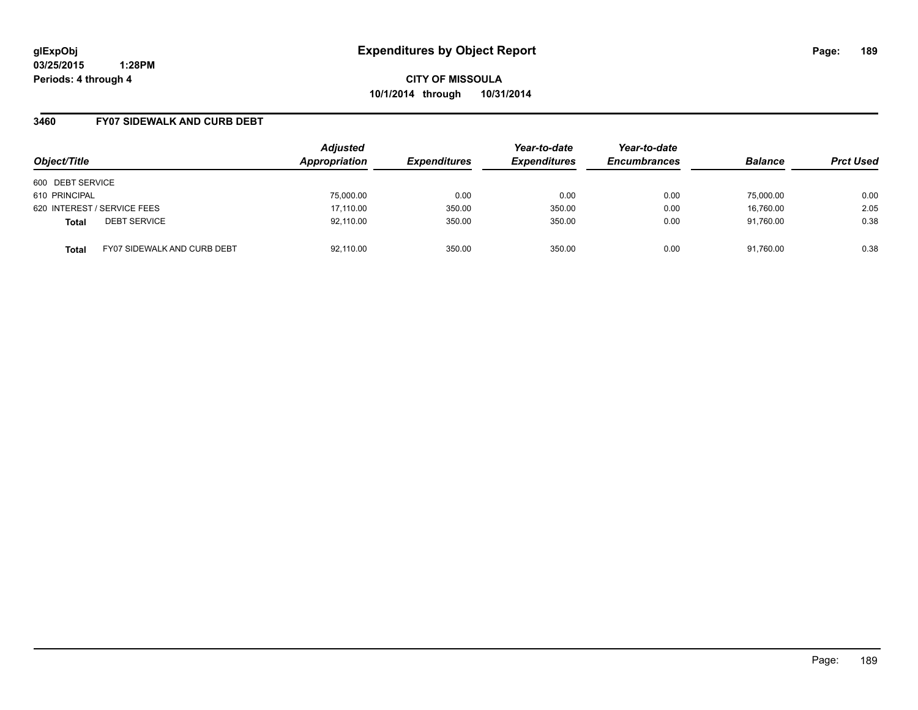# Expenditures by Object Report

glExpObj
03/25/2015 1:28PM
Periods: 4 through 4

**CITY OF MISSOULA**
**10/1/2014 through 10/31/2014**

## 3460 FY07 SIDEWALK AND CURB DEBT

| Object/Title | | Adjusted Appropriation | Expenditures | Year-to-date Expenditures | Year-to-date Encumbrances | Balance | Prct Used |
|---|---|---|---|---|---|---|---|
| 600 DEBT SERVICE | | | | | | | |
| 610 PRINCIPAL | | 75,000.00 | 0.00 | 0.00 | 0.00 | 75,000.00 | 0.00 |
| 620 INTEREST / SERVICE FEES | | 17,110.00 | 350.00 | 350.00 | 0.00 | 16,760.00 | 2.05 |
| **Total** | DEBT SERVICE | 92,110.00 | 350.00 | 350.00 | 0.00 | 91,760.00 | 0.38 |
| **Total** | FY07 SIDEWALK AND CURB DEBT | 92,110.00 | 350.00 | 350.00 | 0.00 | 91,760.00 | 0.38 |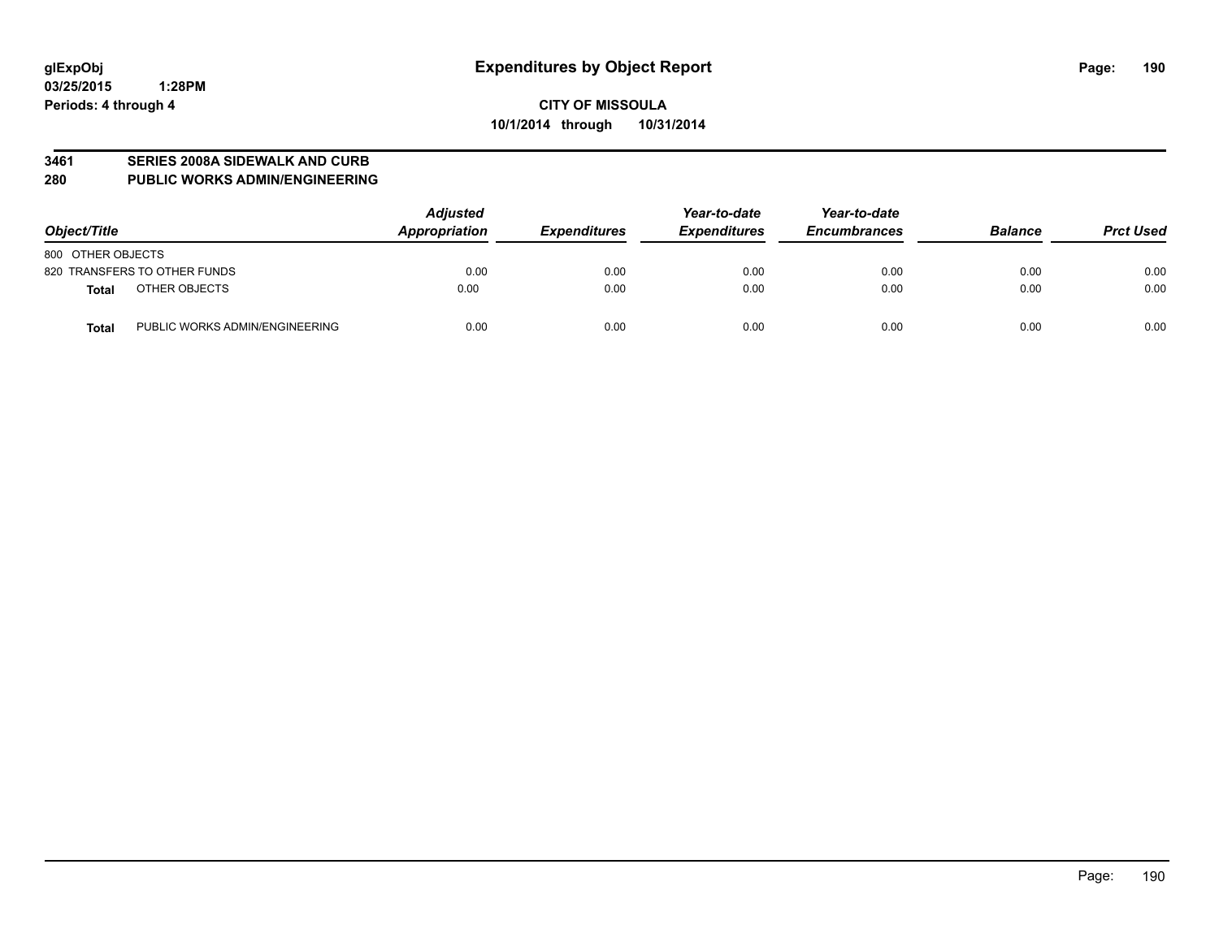**glExpObj**
**03/25/2015 1:28PM**
**Periods: 4 through 4**

# Expenditures by Object Report

**CITY OF MISSOULA**
**10/1/2014 through 10/31/2014**

## 3461 SERIES 2008A SIDEWALK AND CURB
## 280 PUBLIC WORKS ADMIN/ENGINEERING

| Object/Title | | Adjusted Appropriation | Expenditures | Year-to-date Expenditures | Year-to-date Encumbrances | Balance | Prct Used |
|---|---|---|---|---|---|---|---|
| 800 OTHER OBJECTS | | | | | | | |
| 820 TRANSFERS TO OTHER FUNDS | | 0.00 | 0.00 | 0.00 | 0.00 | 0.00 | 0.00 |
| **Total** | OTHER OBJECTS | 0.00 | 0.00 | 0.00 | 0.00 | 0.00 | 0.00 |
| **Total** | PUBLIC WORKS ADMIN/ENGINEERING | 0.00 | 0.00 | 0.00 | 0.00 | 0.00 | 0.00 |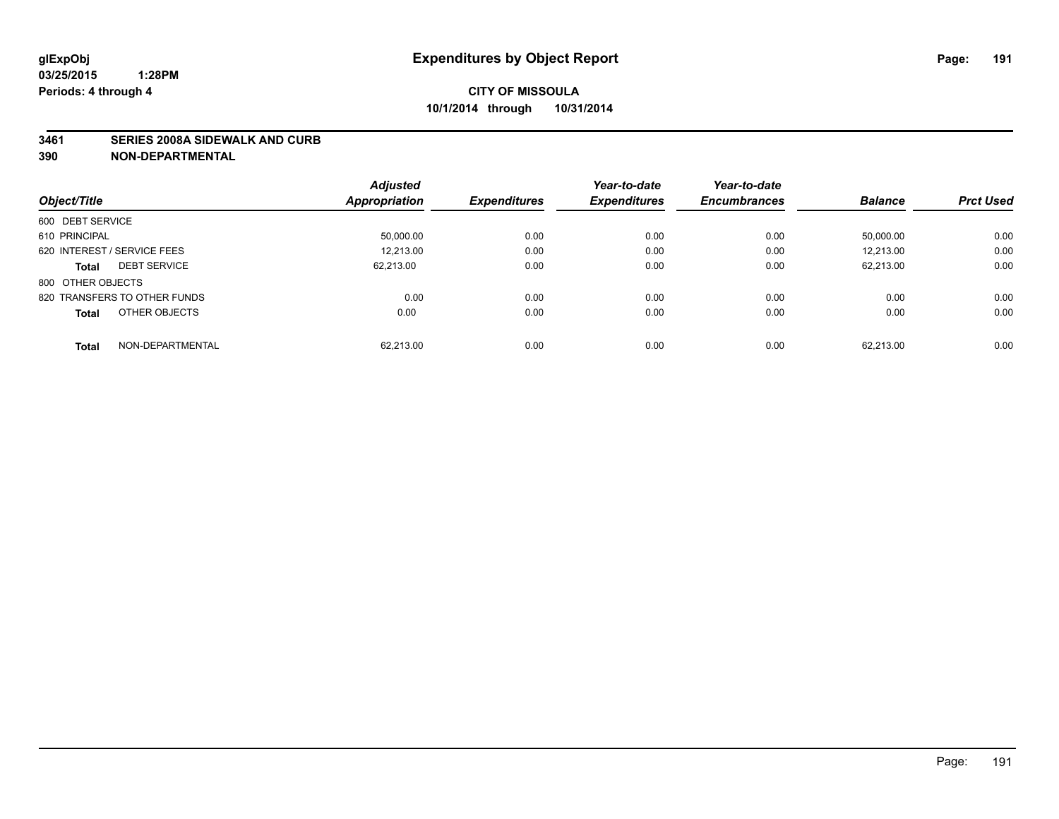glExpObj
03/25/2015 1:28PM
Periods: 4 through 4

# Expenditures by Object Report

**CITY OF MISSOULA**
**10/1/2014 through 10/31/2014**

**3461 SERIES 2008A SIDEWALK AND CURB**
**390 NON-DEPARTMENTAL**

| Object/Title | Adjusted Appropriation | Expenditures | Year-to-date Expenditures | Year-to-date Encumbrances | Balance | Prct Used |
|---|---|---|---|---|---|---|
| 600 DEBT SERVICE | | | | | | |
| 610 PRINCIPAL | 50,000.00 | 0.00 | 0.00 | 0.00 | 50,000.00 | 0.00 |
| 620 INTEREST / SERVICE FEES | 12,213.00 | 0.00 | 0.00 | 0.00 | 12,213.00 | 0.00 |
| **Total** DEBT SERVICE | 62,213.00 | 0.00 | 0.00 | 0.00 | 62,213.00 | 0.00 |
| 800 OTHER OBJECTS | | | | | | |
| 820 TRANSFERS TO OTHER FUNDS | 0.00 | 0.00 | 0.00 | 0.00 | 0.00 | 0.00 |
| **Total** OTHER OBJECTS | 0.00 | 0.00 | 0.00 | 0.00 | 0.00 | 0.00 |
| **Total** NON-DEPARTMENTAL | 62,213.00 | 0.00 | 0.00 | 0.00 | 62,213.00 | 0.00 |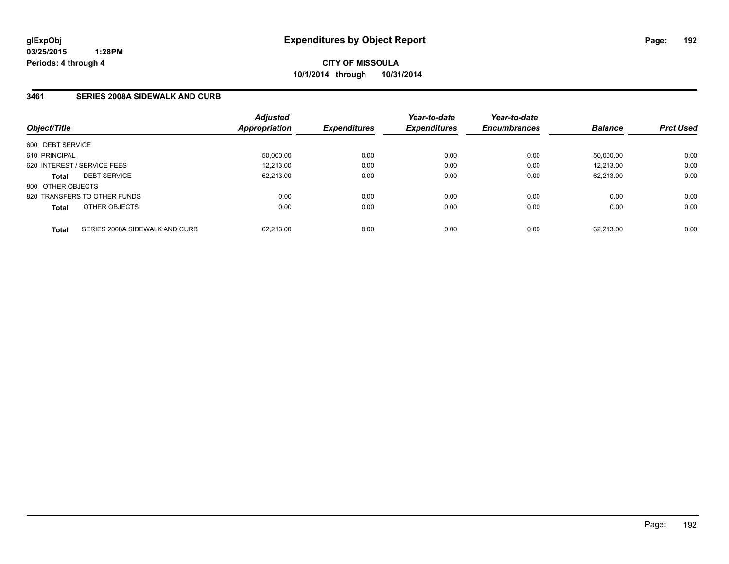glExpObj
03/25/2015 1:28PM
Periods: 4 through 4

# Expenditures by Object Report

**CITY OF MISSOULA**
**10/1/2014 through 10/31/2014**

## 3461 SERIES 2008A SIDEWALK AND CURB

| Object/Title | Adjusted Appropriation | Expenditures | Year-to-date Expenditures | Year-to-date Encumbrances | Balance | Prct Used |
|---|---|---|---|---|---|---|
| 600 DEBT SERVICE | | | | | | |
| 610 PRINCIPAL | 50,000.00 | 0.00 | 0.00 | 0.00 | 50,000.00 | 0.00 |
| 620 INTEREST / SERVICE FEES | 12,213.00 | 0.00 | 0.00 | 0.00 | 12,213.00 | 0.00 |
| **Total** DEBT SERVICE | 62,213.00 | 0.00 | 0.00 | 0.00 | 62,213.00 | 0.00 |
| 800 OTHER OBJECTS | | | | | | |
| 820 TRANSFERS TO OTHER FUNDS | 0.00 | 0.00 | 0.00 | 0.00 | 0.00 | 0.00 |
| **Total** OTHER OBJECTS | 0.00 | 0.00 | 0.00 | 0.00 | 0.00 | 0.00 |
| **Total** SERIES 2008A SIDEWALK AND CURB | 62,213.00 | 0.00 | 0.00 | 0.00 | 62,213.00 | 0.00 |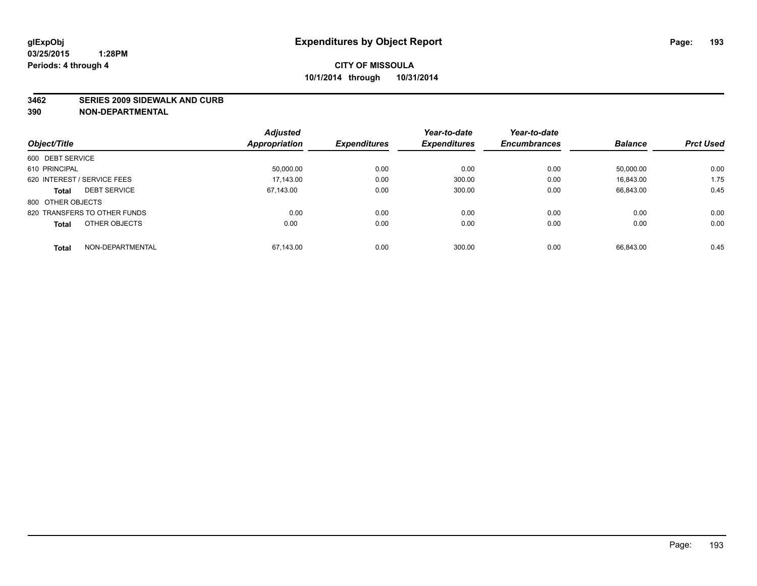glExpObj
03/25/2015 1:28PM
Periods: 4 through 4

# Expenditures by Object Report

**CITY OF MISSOULA**
**10/1/2014 through 10/31/2014**

**3462 SERIES 2009 SIDEWALK AND CURB**
**390 NON-DEPARTMENTAL**

| Object/Title | Adjusted Appropriation | Expenditures | Year-to-date Expenditures | Year-to-date Encumbrances | Balance | Prct Used |
|---|---|---|---|---|---|---|
| 600 DEBT SERVICE | | | | | | |
| 610 PRINCIPAL | 50,000.00 | 0.00 | 0.00 | 0.00 | 50,000.00 | 0.00 |
| 620 INTEREST / SERVICE FEES | 17,143.00 | 0.00 | 300.00 | 0.00 | 16,843.00 | 1.75 |
| **Total** DEBT SERVICE | 67,143.00 | 0.00 | 300.00 | 0.00 | 66,843.00 | 0.45 |
| 800 OTHER OBJECTS | | | | | | |
| 820 TRANSFERS TO OTHER FUNDS | 0.00 | 0.00 | 0.00 | 0.00 | 0.00 | 0.00 |
| **Total** OTHER OBJECTS | 0.00 | 0.00 | 0.00 | 0.00 | 0.00 | 0.00 |
| **Total** NON-DEPARTMENTAL | 67,143.00 | 0.00 | 300.00 | 0.00 | 66,843.00 | 0.45 |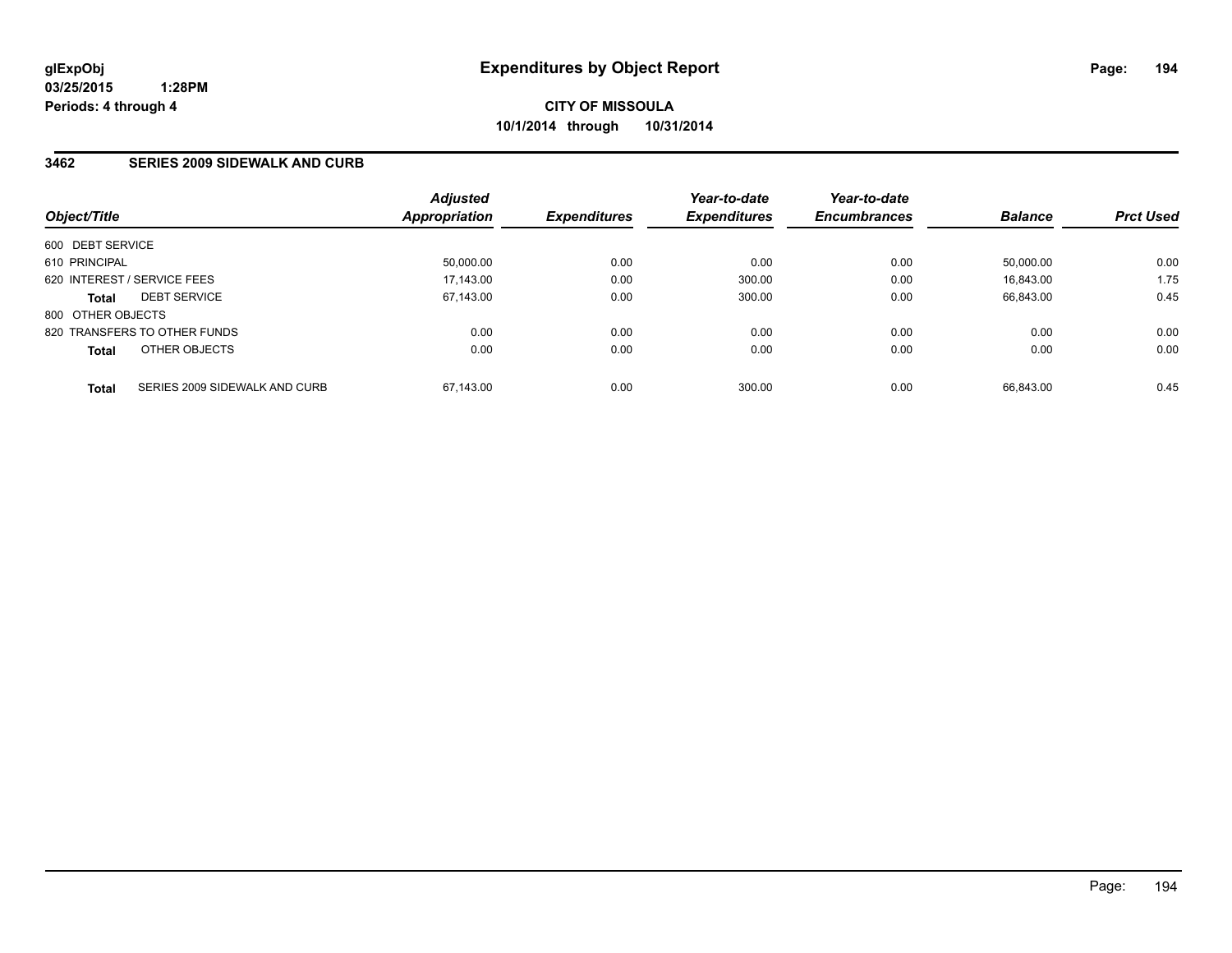**glExpObj**
**03/25/2015 1:28PM**
**Periods: 4 through 4**

# Expenditures by Object Report

**CITY OF MISSOULA**
**10/1/2014 through 10/31/2014**

## 3462 SERIES 2009 SIDEWALK AND CURB

| Object/Title | Adjusted Appropriation | Expenditures | Year-to-date Expenditures | Year-to-date Encumbrances | Balance | Prct Used |
|---|---|---|---|---|---|---|
| 600 DEBT SERVICE | | | | | | |
| 610 PRINCIPAL | 50,000.00 | 0.00 | 0.00 | 0.00 | 50,000.00 | 0.00 |
| 620 INTEREST / SERVICE FEES | 17,143.00 | 0.00 | 300.00 | 0.00 | 16,843.00 | 1.75 |
| **Total** DEBT SERVICE | 67,143.00 | 0.00 | 300.00 | 0.00 | 66,843.00 | 0.45 |
| 800 OTHER OBJECTS | | | | | | |
| 820 TRANSFERS TO OTHER FUNDS | 0.00 | 0.00 | 0.00 | 0.00 | 0.00 | 0.00 |
| **Total** OTHER OBJECTS | 0.00 | 0.00 | 0.00 | 0.00 | 0.00 | 0.00 |
| **Total** SERIES 2009 SIDEWALK AND CURB | 67,143.00 | 0.00 | 300.00 | 0.00 | 66,843.00 | 0.45 |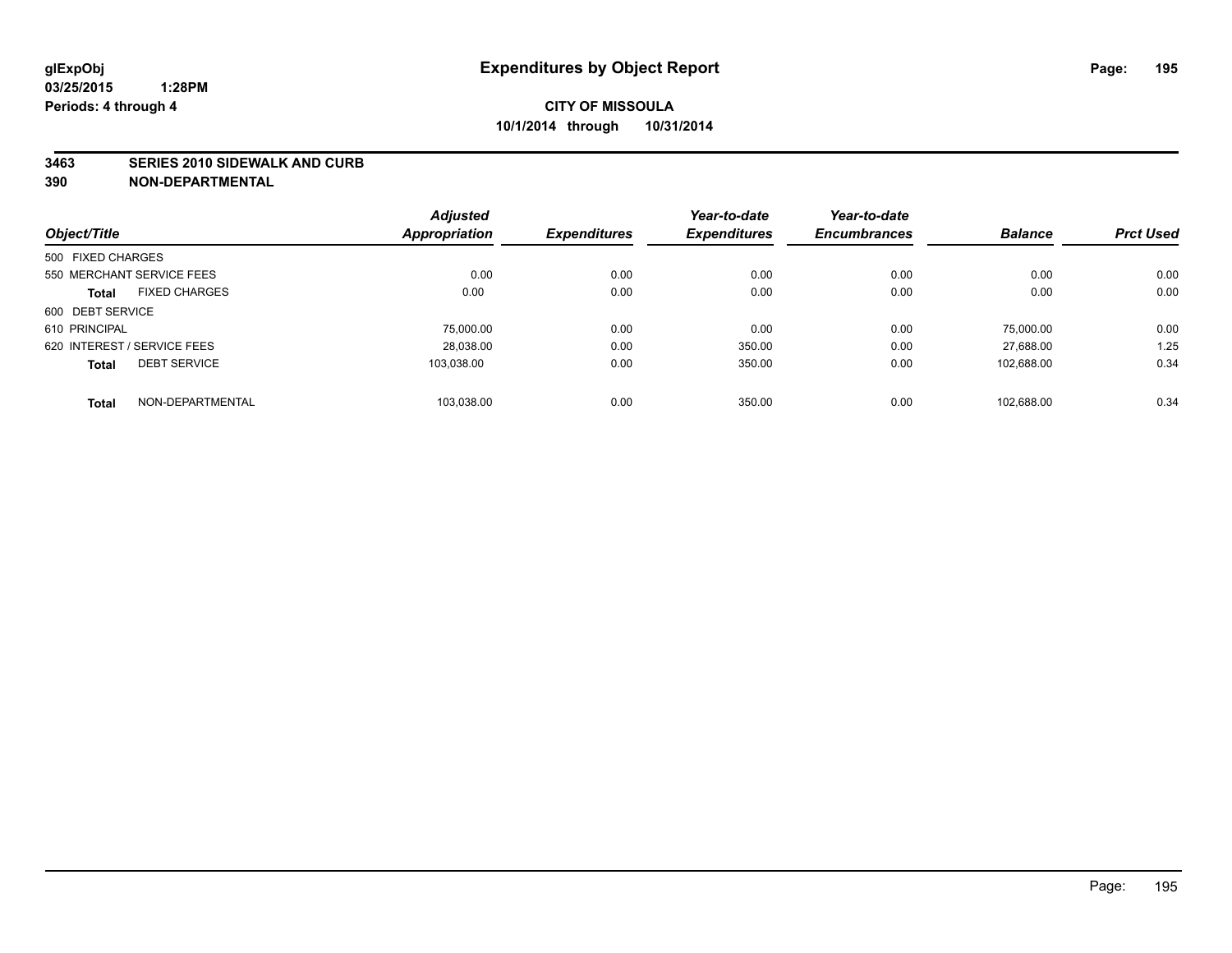glExpObj
03/25/2015 1:28PM
Periods: 4 through 4

# Expenditures by Object Report

**CITY OF MISSOULA**
**10/1/2014 through 10/31/2014**

**3463 SERIES 2010 SIDEWALK AND CURB**
**390 NON-DEPARTMENTAL**

| Object/Title | Adjusted Appropriation | Expenditures | Year-to-date Expenditures | Year-to-date Encumbrances | Balance | Prct Used |
|---|---|---|---|---|---|---|
| 500 FIXED CHARGES | | | | | | |
| 550 MERCHANT SERVICE FEES | 0.00 | 0.00 | 0.00 | 0.00 | 0.00 | 0.00 |
| **Total** FIXED CHARGES | 0.00 | 0.00 | 0.00 | 0.00 | 0.00 | 0.00 |
| 600 DEBT SERVICE | | | | | | |
| 610 PRINCIPAL | 75,000.00 | 0.00 | 0.00 | 0.00 | 75,000.00 | 0.00 |
| 620 INTEREST / SERVICE FEES | 28,038.00 | 0.00 | 350.00 | 0.00 | 27,688.00 | 1.25 |
| **Total** DEBT SERVICE | 103,038.00 | 0.00 | 350.00 | 0.00 | 102,688.00 | 0.34 |
| **Total** NON-DEPARTMENTAL | 103,038.00 | 0.00 | 350.00 | 0.00 | 102,688.00 | 0.34 |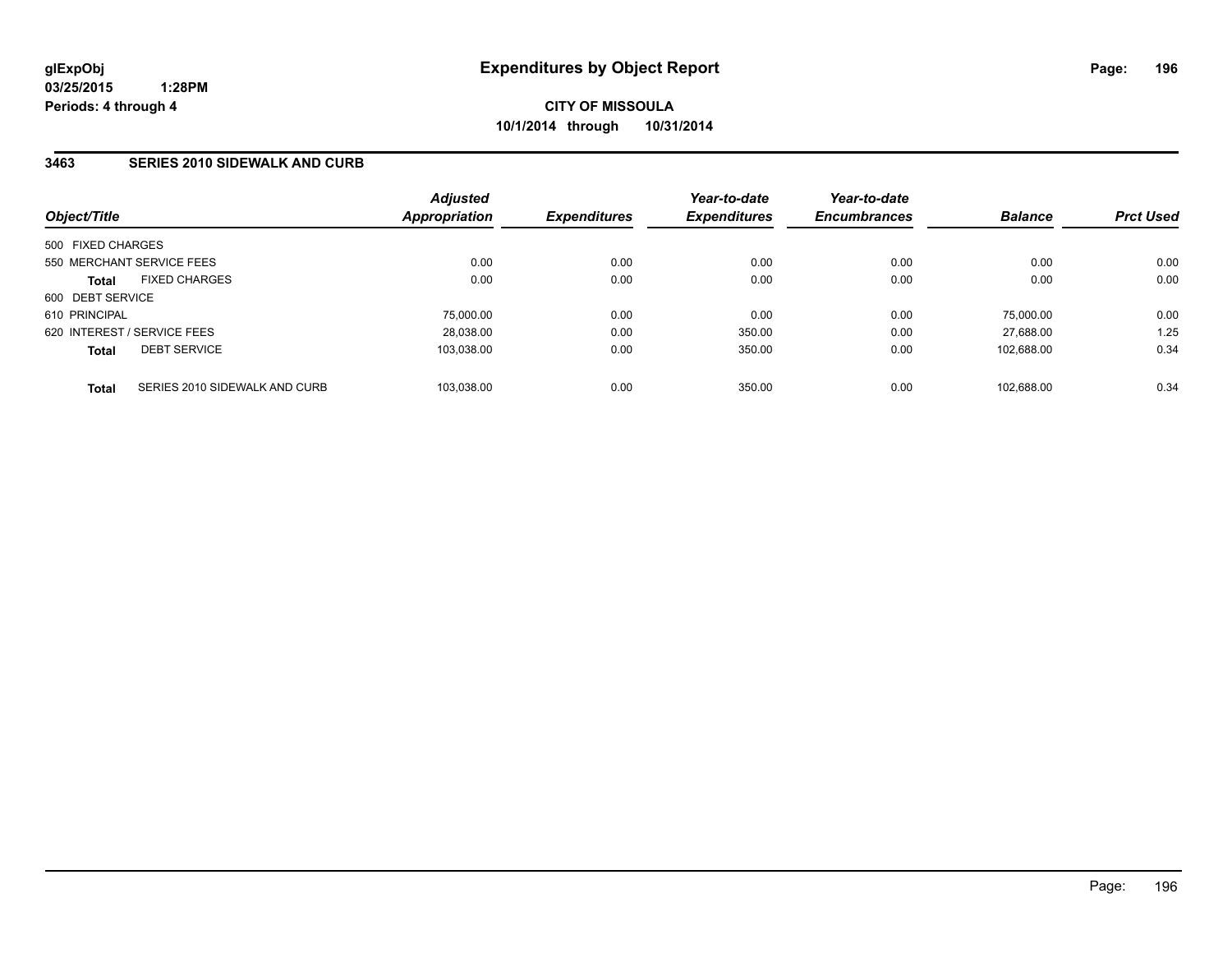glExpObj
03/25/2015 1:28PM
Periods: 4 through 4

# Expenditures by Object Report

**CITY OF MISSOULA**
**10/1/2014 through 10/31/2014**

## 3463 SERIES 2010 SIDEWALK AND CURB

| Object/Title | | Adjusted Appropriation | Expenditures | Year-to-date Expenditures | Year-to-date Encumbrances | Balance | Prct Used |
|---|---|---|---|---|---|---|---|
| 500 FIXED CHARGES | | | | | | | |
| 550 MERCHANT SERVICE FEES | | 0.00 | 0.00 | 0.00 | 0.00 | 0.00 | 0.00 |
| **Total** | FIXED CHARGES | 0.00 | 0.00 | 0.00 | 0.00 | 0.00 | 0.00 |
| 600 DEBT SERVICE | | | | | | | |
| 610 PRINCIPAL | | 75,000.00 | 0.00 | 0.00 | 0.00 | 75,000.00 | 0.00 |
| 620 INTEREST / SERVICE FEES | | 28,038.00 | 0.00 | 350.00 | 0.00 | 27,688.00 | 1.25 |
| **Total** | DEBT SERVICE | 103,038.00 | 0.00 | 350.00 | 0.00 | 102,688.00 | 0.34 |
| **Total** | SERIES 2010 SIDEWALK AND CURB | 103,038.00 | 0.00 | 350.00 | 0.00 | 102,688.00 | 0.34 |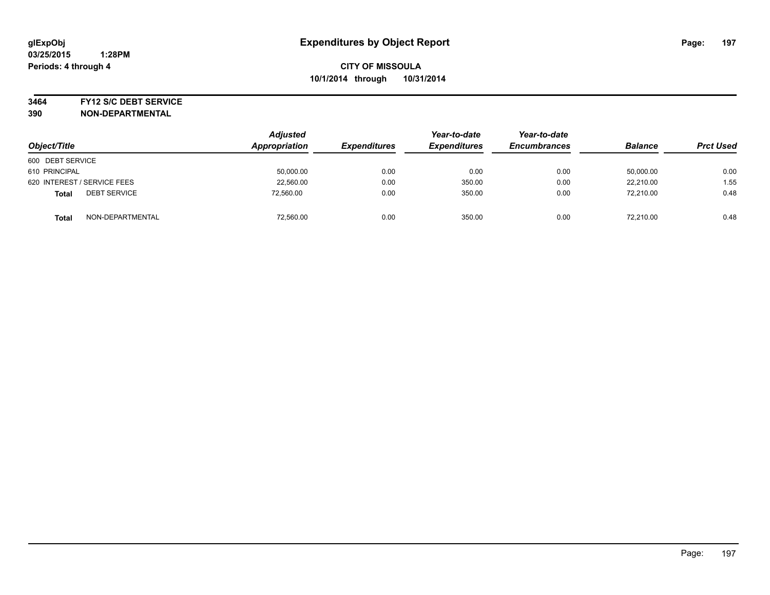# Expenditures by Object Report

glExpObj
03/25/2015 1:28PM
Periods: 4 through 4

**CITY OF MISSOULA**
**10/1/2014 through 10/31/2014**

**3464 FY12 S/C DEBT SERVICE**
**390 NON-DEPARTMENTAL**

| Object/Title | | Adjusted Appropriation | Expenditures | Year-to-date Expenditures | Year-to-date Encumbrances | Balance | Prct Used |
|---|---|---|---|---|---|---|---|
| 600 DEBT SERVICE | | | | | | | |
| 610 PRINCIPAL | | 50,000.00 | 0.00 | 0.00 | 0.00 | 50,000.00 | 0.00 |
| 620 INTEREST / SERVICE FEES | | 22,560.00 | 0.00 | 350.00 | 0.00 | 22,210.00 | 1.55 |
| **Total** | DEBT SERVICE | 72,560.00 | 0.00 | 350.00 | 0.00 | 72,210.00 | 0.48 |
| **Total** | NON-DEPARTMENTAL | 72,560.00 | 0.00 | 350.00 | 0.00 | 72,210.00 | 0.48 |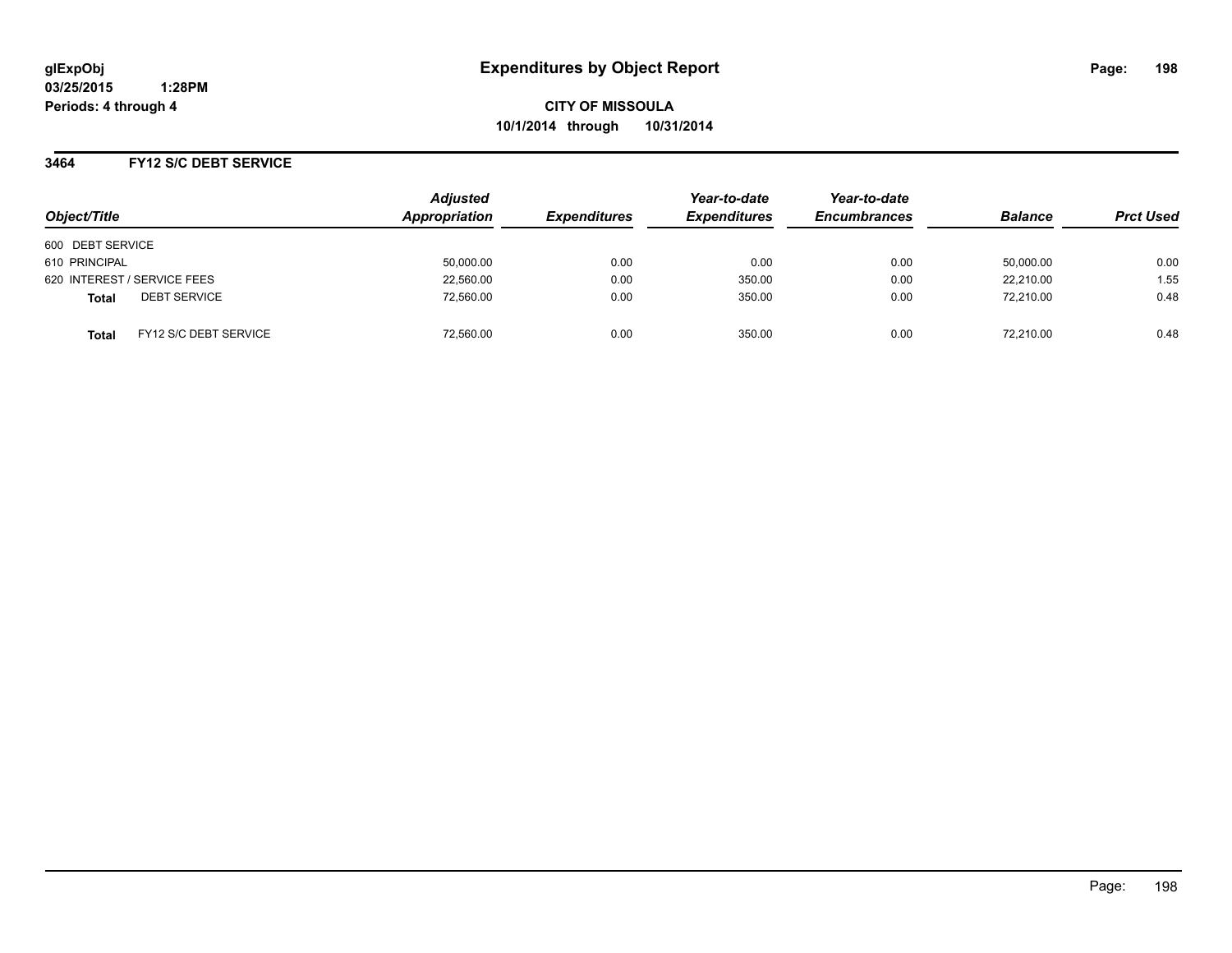**glExpObj**
**03/25/2015 1:28PM**
**Periods: 4 through 4**

# Expenditures by Object Report

**CITY OF MISSOULA**
**10/1/2014 through 10/31/2014**

## 3464 FY12 S/C DEBT SERVICE

| Object/Title | | Adjusted Appropriation | Expenditures | Year-to-date Expenditures | Year-to-date Encumbrances | Balance | Prct Used |
|---|---|---|---|---|---|---|---|
| 600 DEBT SERVICE | | | | | | | |
| 610 PRINCIPAL | | 50,000.00 | 0.00 | 0.00 | 0.00 | 50,000.00 | 0.00 |
| 620 INTEREST / SERVICE FEES | | 22,560.00 | 0.00 | 350.00 | 0.00 | 22,210.00 | 1.55 |
| **Total** | DEBT SERVICE | 72,560.00 | 0.00 | 350.00 | 0.00 | 72,210.00 | 0.48 |
| **Total** | FY12 S/C DEBT SERVICE | 72,560.00 | 0.00 | 350.00 | 0.00 | 72,210.00 | 0.48 |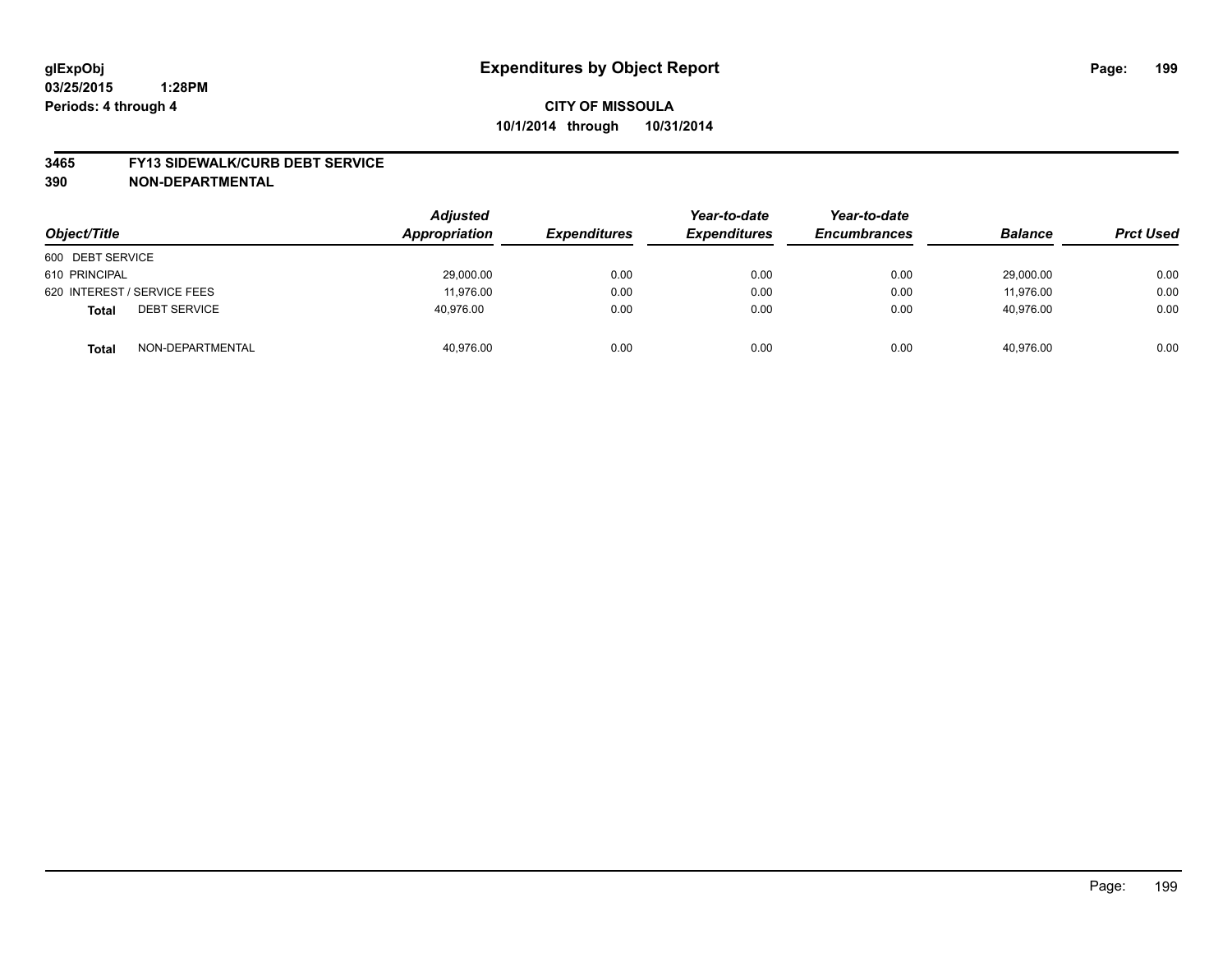**glExpObj** **Expenditures by Object Report**

**03/25/2015 1:28PM**

**Periods: 4 through 4**

**CITY OF MISSOULA**

**10/1/2014 through 10/31/2014**

**3465 FY13 SIDEWALK/CURB DEBT SERVICE**

**390 NON-DEPARTMENTAL**

| Object/Title | Adjusted Appropriation | Expenditures | Year-to-date Expenditures | Year-to-date Encumbrances | Balance | Prct Used |
|---|---|---|---|---|---|---|
| 600 DEBT SERVICE | | | | | | |
| 610 PRINCIPAL | 29,000.00 | 0.00 | 0.00 | 0.00 | 29,000.00 | 0.00 |
| 620 INTEREST / SERVICE FEES | 11,976.00 | 0.00 | 0.00 | 0.00 | 11,976.00 | 0.00 |
| **Total** DEBT SERVICE | 40,976.00 | 0.00 | 0.00 | 0.00 | 40,976.00 | 0.00 |
| **Total** NON-DEPARTMENTAL | 40,976.00 | 0.00 | 0.00 | 0.00 | 40,976.00 | 0.00 |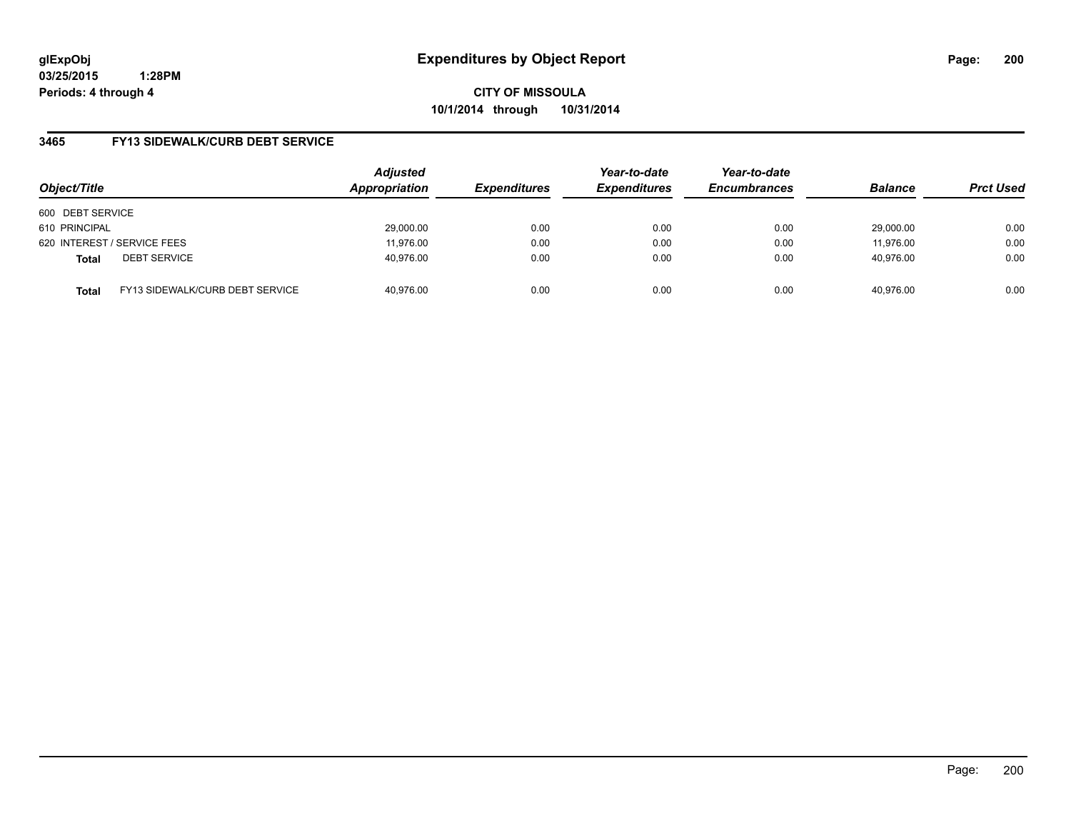**glExpObj**
**03/25/2015 1:28PM**
**Periods: 4 through 4**

# Expenditures by Object Report

**CITY OF MISSOULA**
**10/1/2014 through 10/31/2014**

## 3465 FY13 SIDEWALK/CURB DEBT SERVICE

| Object/Title | | Adjusted Appropriation | Expenditures | Year-to-date Expenditures | Year-to-date Encumbrances | Balance | Prct Used |
|---|---|---|---|---|---|---|---|
| 600 DEBT SERVICE | | | | | | | |
| 610 PRINCIPAL | | 29,000.00 | 0.00 | 0.00 | 0.00 | 29,000.00 | 0.00 |
| 620 INTEREST / SERVICE FEES | | 11,976.00 | 0.00 | 0.00 | 0.00 | 11,976.00 | 0.00 |
| **Total** | DEBT SERVICE | 40,976.00 | 0.00 | 0.00 | 0.00 | 40,976.00 | 0.00 |
| **Total** | FY13 SIDEWALK/CURB DEBT SERVICE | 40,976.00 | 0.00 | 0.00 | 0.00 | 40,976.00 | 0.00 |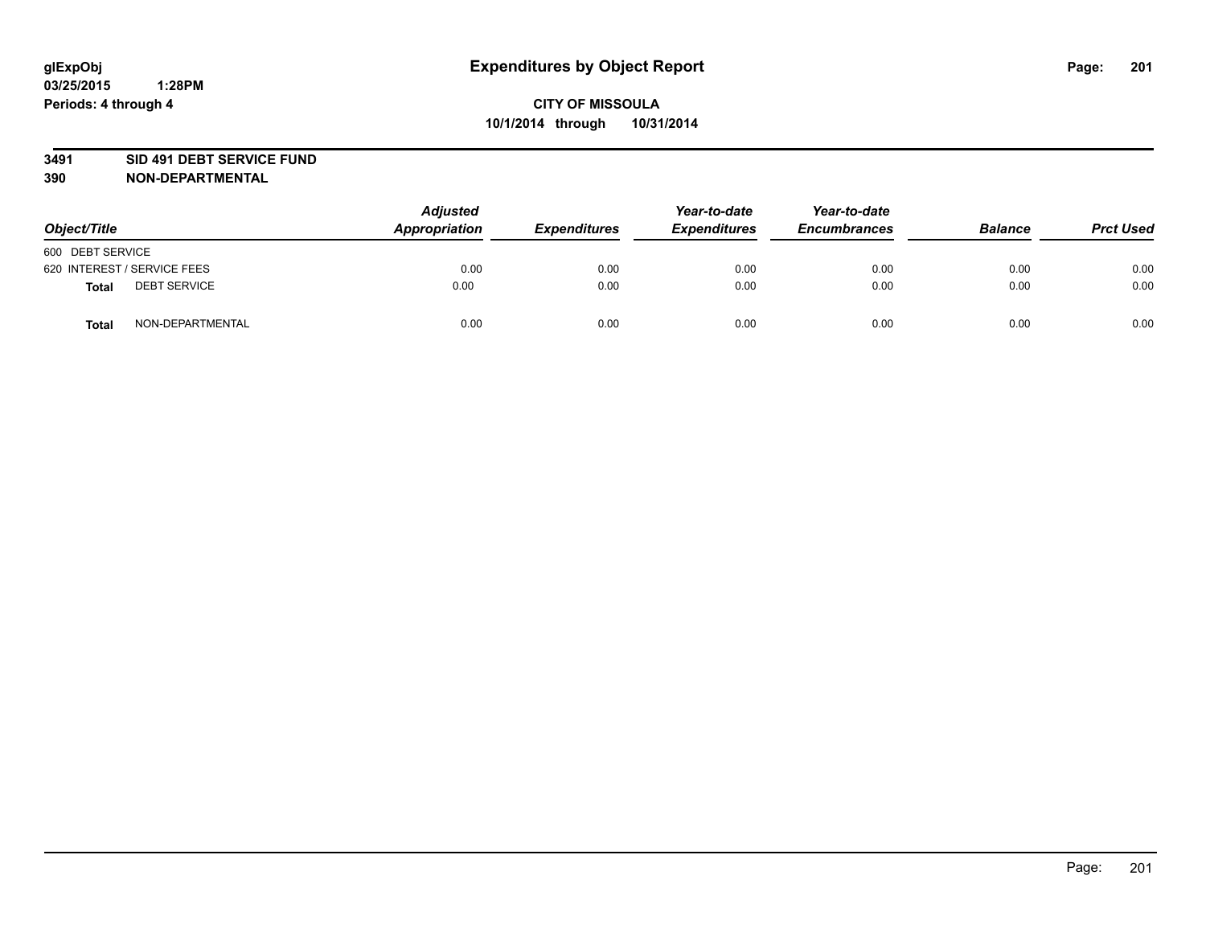**glExpObj**
**03/25/2015 1:28PM**
**Periods: 4 through 4**

# Expenditures by Object Report

**CITY OF MISSOULA**
**10/1/2014 through 10/31/2014**

**3491 SID 491 DEBT SERVICE FUND**
**390 NON-DEPARTMENTAL**

| Object/Title | | Adjusted Appropriation | Expenditures | Year-to-date Expenditures | Year-to-date Encumbrances | Balance | Prct Used |
|---|---|---|---|---|---|---|---|
| 600 DEBT SERVICE | | | | | | | |
| 620 INTEREST / SERVICE FEES | | 0.00 | 0.00 | 0.00 | 0.00 | 0.00 | 0.00 |
| **Total** | DEBT SERVICE | 0.00 | 0.00 | 0.00 | 0.00 | 0.00 | 0.00 |
| **Total** | NON-DEPARTMENTAL | 0.00 | 0.00 | 0.00 | 0.00 | 0.00 | 0.00 |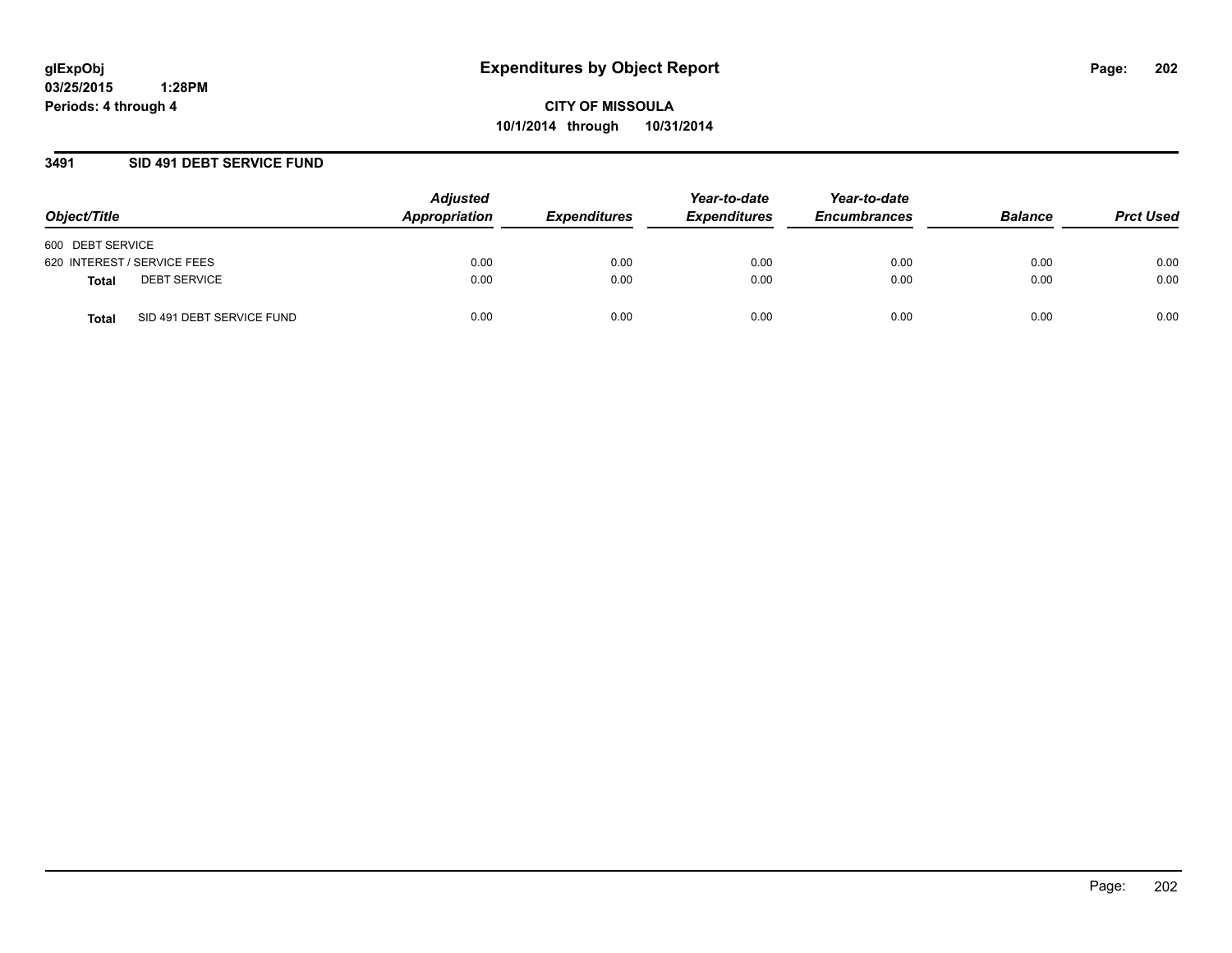glExpObj
03/25/2015 1:28PM
Periods: 4 through 4

# Expenditures by Object Report

**CITY OF MISSOULA**
**10/1/2014 through 10/31/2014**

## 3491 SID 491 DEBT SERVICE FUND

| Object/Title | Adjusted Appropriation | Expenditures | Year-to-date Expenditures | Year-to-date Encumbrances | Balance | Prct Used |
|---|---|---|---|---|---|---|
| 600 DEBT SERVICE | | | | | | |
| 620 INTEREST / SERVICE FEES | 0.00 | 0.00 | 0.00 | 0.00 | 0.00 | 0.00 |
| **Total** DEBT SERVICE | 0.00 | 0.00 | 0.00 | 0.00 | 0.00 | 0.00 |
| **Total** SID 491 DEBT SERVICE FUND | 0.00 | 0.00 | 0.00 | 0.00 | 0.00 | 0.00 |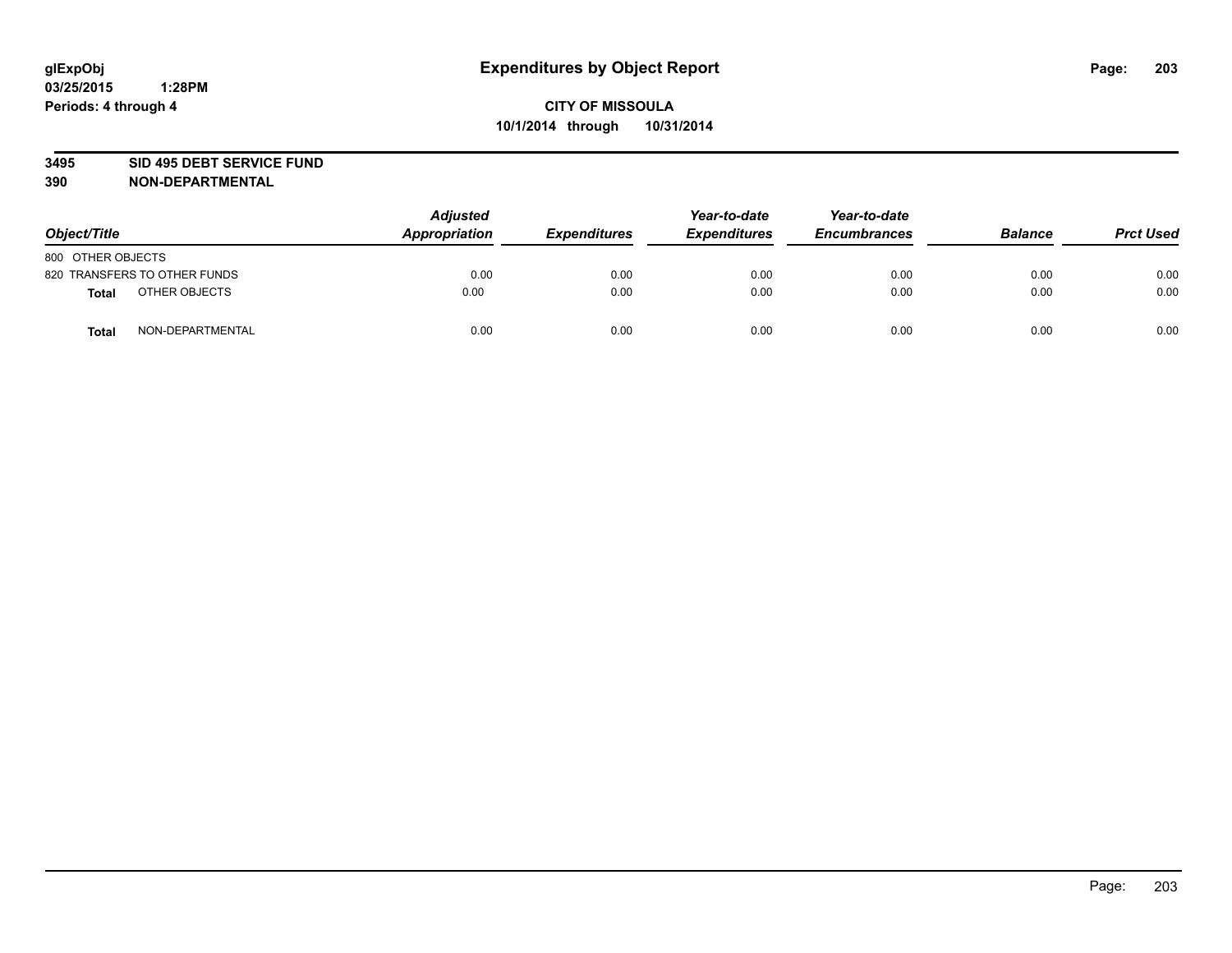# Expenditures by Object Report

glExpObj
03/25/2015 1:28PM
Periods: 4 through 4

**CITY OF MISSOULA**
**10/1/2014 through 10/31/2014**

**3495 SID 495 DEBT SERVICE FUND**
**390 NON-DEPARTMENTAL**

| Object/Title | | Adjusted Appropriation | Expenditures | Year-to-date Expenditures | Year-to-date Encumbrances | Balance | Prct Used |
|---|---|---|---|---|---|---|---|
| 800 OTHER OBJECTS | | | | | | | |
| 820 TRANSFERS TO OTHER FUNDS | | 0.00 | 0.00 | 0.00 | 0.00 | 0.00 | 0.00 |
| **Total** | OTHER OBJECTS | 0.00 | 0.00 | 0.00 | 0.00 | 0.00 | 0.00 |
| **Total** | NON-DEPARTMENTAL | 0.00 | 0.00 | 0.00 | 0.00 | 0.00 | 0.00 |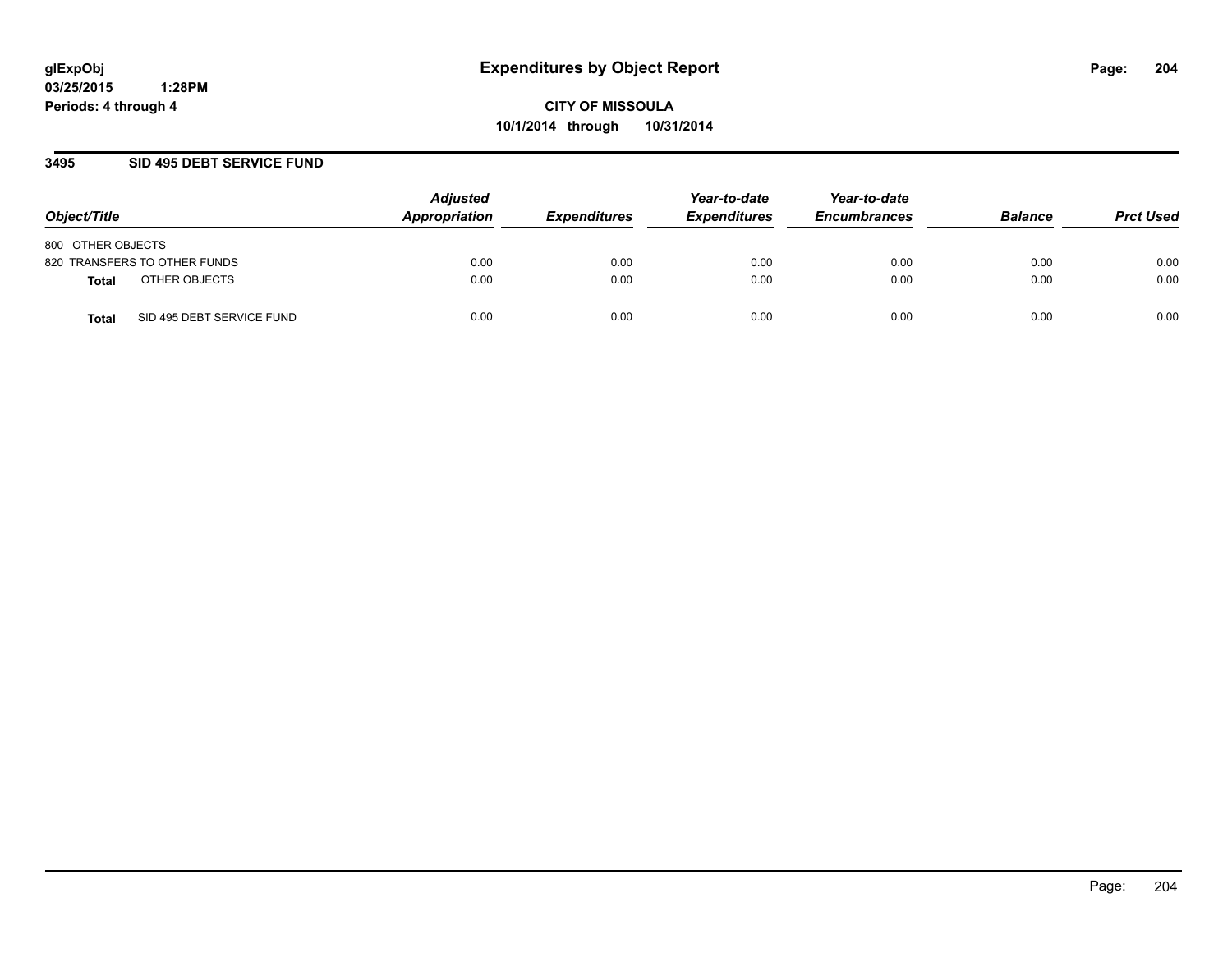# Expenditures by Object Report

glExpObj
03/25/2015 1:28PM
Periods: 4 through 4

**CITY OF MISSOULA**
**10/1/2014 through 10/31/2014**

## 3495 SID 495 DEBT SERVICE FUND

| Object/Title | Adjusted Appropriation | Expenditures | Year-to-date Expenditures | Year-to-date Encumbrances | Balance | Prct Used |
|---|---|---|---|---|---|---|
| 800 OTHER OBJECTS | | | | | | |
| 820 TRANSFERS TO OTHER FUNDS | 0.00 | 0.00 | 0.00 | 0.00 | 0.00 | 0.00 |
| **Total** OTHER OBJECTS | 0.00 | 0.00 | 0.00 | 0.00 | 0.00 | 0.00 |
| **Total** SID 495 DEBT SERVICE FUND | 0.00 | 0.00 | 0.00 | 0.00 | 0.00 | 0.00 |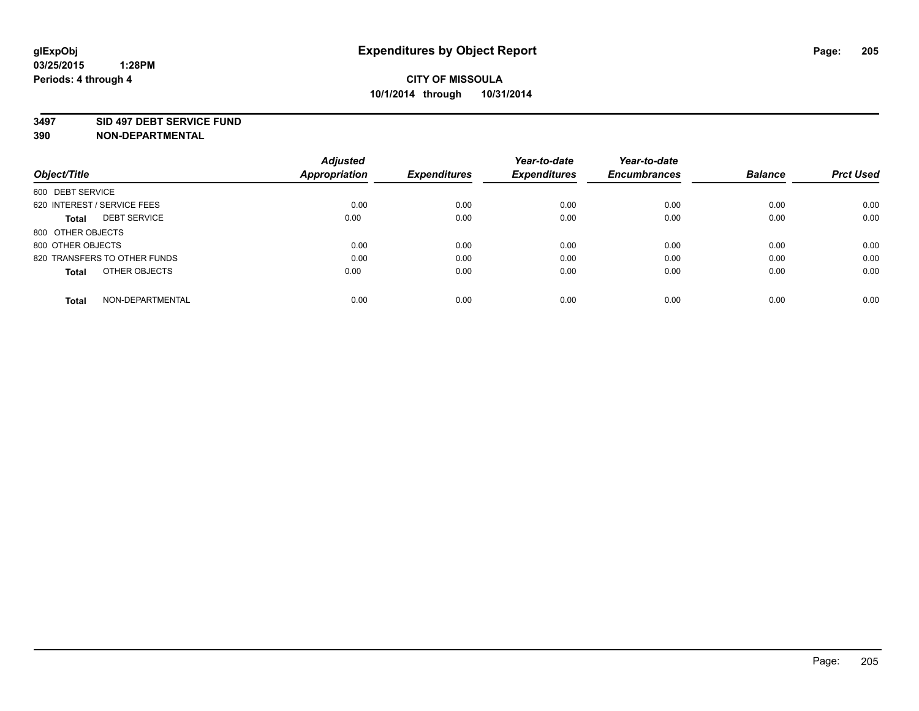glExpObj
03/25/2015 1:28PM
Periods: 4 through 4

# Expenditures by Object Report

**CITY OF MISSOULA**
**10/1/2014 through 10/31/2014**

**3497 SID 497 DEBT SERVICE FUND**
**390 NON-DEPARTMENTAL**

| Object/Title | Adjusted Appropriation | Expenditures | Year-to-date Expenditures | Year-to-date Encumbrances | Balance | Prct Used |
|---|---|---|---|---|---|---|
| 600 DEBT SERVICE | | | | | | |
| 620 INTEREST / SERVICE FEES | 0.00 | 0.00 | 0.00 | 0.00 | 0.00 | 0.00 |
| **Total** DEBT SERVICE | 0.00 | 0.00 | 0.00 | 0.00 | 0.00 | 0.00 |
| 800 OTHER OBJECTS | | | | | | |
| 800 OTHER OBJECTS | 0.00 | 0.00 | 0.00 | 0.00 | 0.00 | 0.00 |
| 820 TRANSFERS TO OTHER FUNDS | 0.00 | 0.00 | 0.00 | 0.00 | 0.00 | 0.00 |
| **Total** OTHER OBJECTS | 0.00 | 0.00 | 0.00 | 0.00 | 0.00 | 0.00 |
| **Total** NON-DEPARTMENTAL | 0.00 | 0.00 | 0.00 | 0.00 | 0.00 | 0.00 |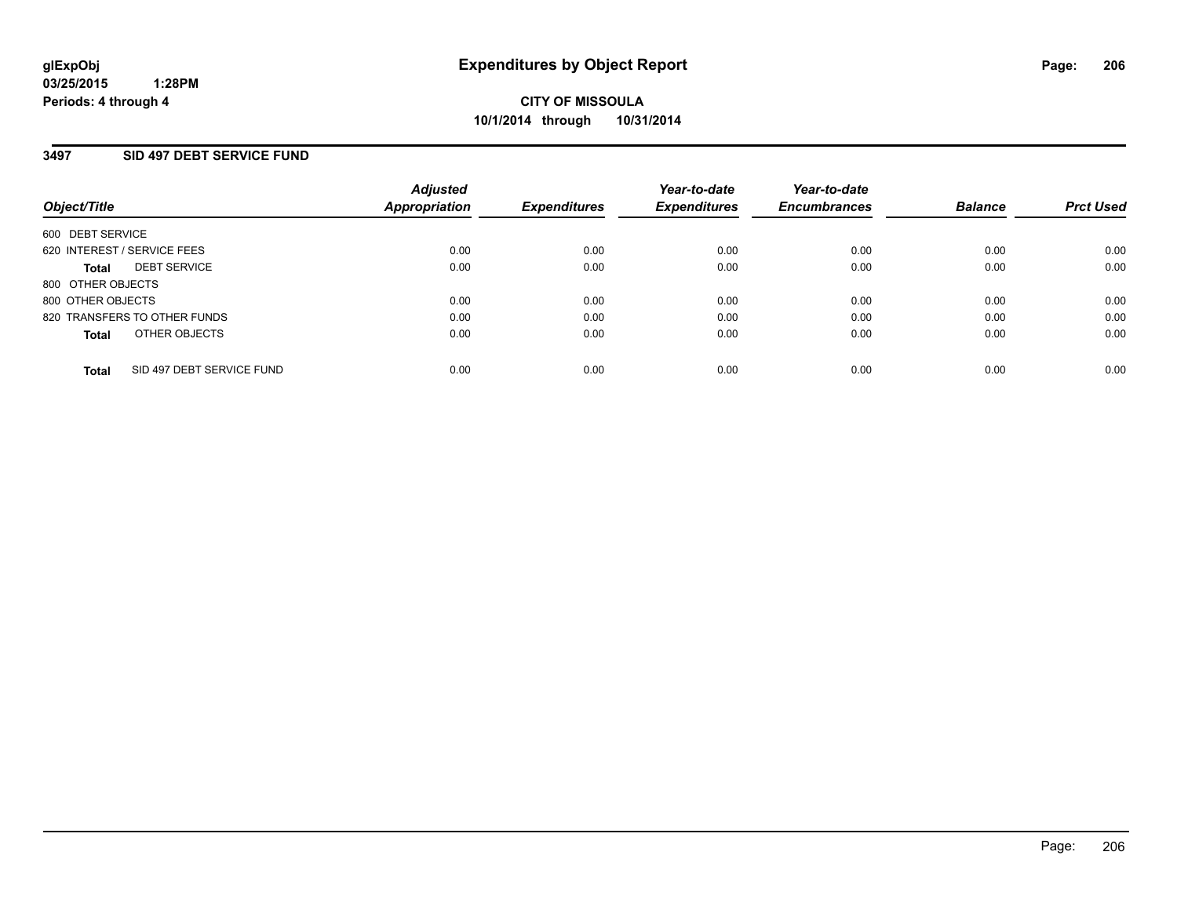**glExpObj**
**03/25/2015 1:28PM**
**Periods: 4 through 4**

# Expenditures by Object Report

**CITY OF MISSOULA**
**10/1/2014 through 10/31/2014**

## 3497 SID 497 DEBT SERVICE FUND

| Object/Title | Adjusted Appropriation | Expenditures | Year-to-date Expenditures | Year-to-date Encumbrances | Balance | Prct Used |
|---|---|---|---|---|---|---|
| 600 DEBT SERVICE | | | | | | |
| 620 INTEREST / SERVICE FEES | 0.00 | 0.00 | 0.00 | 0.00 | 0.00 | 0.00 |
| **Total** DEBT SERVICE | 0.00 | 0.00 | 0.00 | 0.00 | 0.00 | 0.00 |
| 800 OTHER OBJECTS | | | | | | |
| 800 OTHER OBJECTS | 0.00 | 0.00 | 0.00 | 0.00 | 0.00 | 0.00 |
| 820 TRANSFERS TO OTHER FUNDS | 0.00 | 0.00 | 0.00 | 0.00 | 0.00 | 0.00 |
| **Total** OTHER OBJECTS | 0.00 | 0.00 | 0.00 | 0.00 | 0.00 | 0.00 |
| **Total** SID 497 DEBT SERVICE FUND | 0.00 | 0.00 | 0.00 | 0.00 | 0.00 | 0.00 |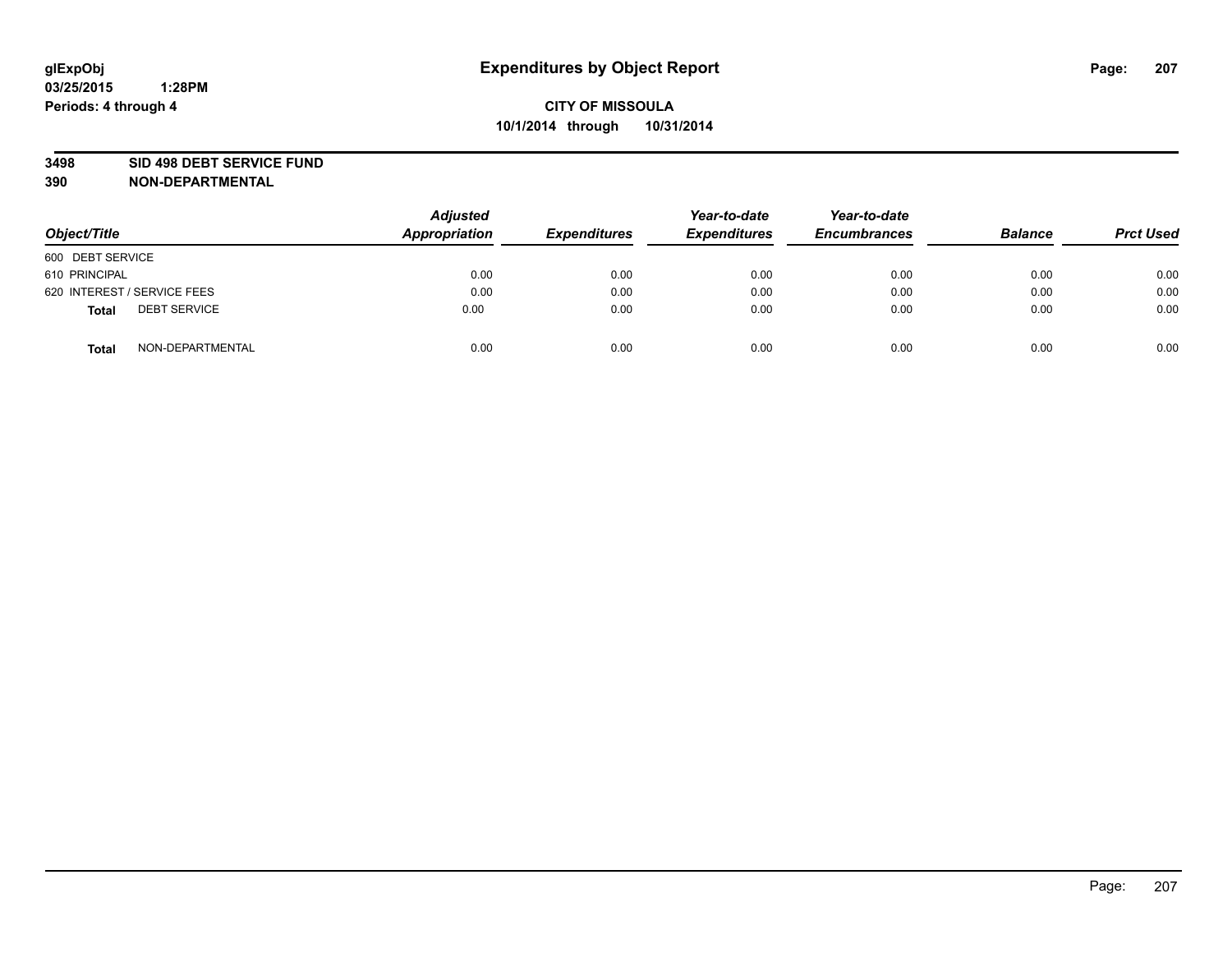glExpObj
03/25/2015 1:28PM
Periods: 4 through 4

# Expenditures by Object Report

**CITY OF MISSOULA**
**10/1/2014 through 10/31/2014**

**3498 SID 498 DEBT SERVICE FUND**
**390 NON-DEPARTMENTAL**

| Object/Title | Adjusted Appropriation | Expenditures | Year-to-date Expenditures | Year-to-date Encumbrances | Balance | Prct Used |
|---|---|---|---|---|---|---|
| 600 DEBT SERVICE | | | | | | |
| 610 PRINCIPAL | 0.00 | 0.00 | 0.00 | 0.00 | 0.00 | 0.00 |
| 620 INTEREST / SERVICE FEES | 0.00 | 0.00 | 0.00 | 0.00 | 0.00 | 0.00 |
| **Total** DEBT SERVICE | 0.00 | 0.00 | 0.00 | 0.00 | 0.00 | 0.00 |
| **Total** NON-DEPARTMENTAL | 0.00 | 0.00 | 0.00 | 0.00 | 0.00 | 0.00 |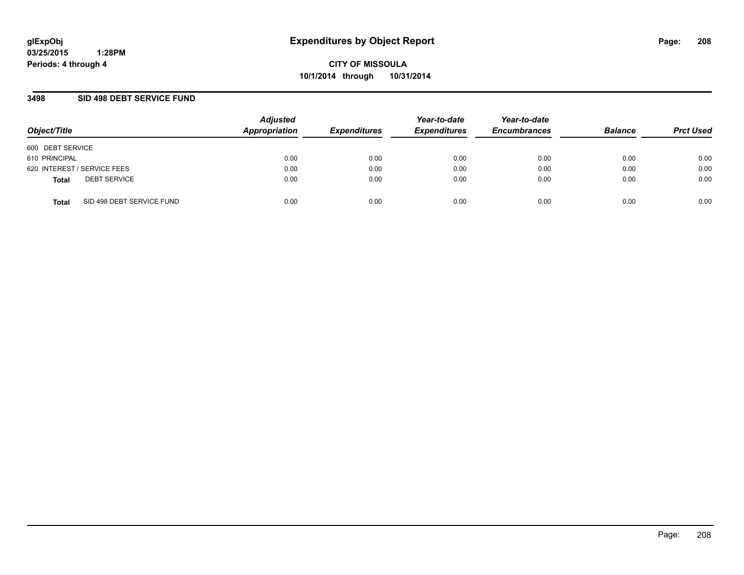# Expenditures by Object Report

glExpObj
03/25/2015 1:28PM
Periods: 4 through 4

**CITY OF MISSOULA**
**10/1/2014 through 10/31/2014**

## 3498 SID 498 DEBT SERVICE FUND

| Object/Title | Adjusted Appropriation | Expenditures | Year-to-date Expenditures | Year-to-date Encumbrances | Balance | Prct Used |
|---|---|---|---|---|---|---|
| 600 DEBT SERVICE | | | | | | |
| 610 PRINCIPAL | 0.00 | 0.00 | 0.00 | 0.00 | 0.00 | 0.00 |
| 620 INTEREST / SERVICE FEES | 0.00 | 0.00 | 0.00 | 0.00 | 0.00 | 0.00 |
| **Total** DEBT SERVICE | 0.00 | 0.00 | 0.00 | 0.00 | 0.00 | 0.00 |
| **Total** SID 498 DEBT SERVICE FUND | 0.00 | 0.00 | 0.00 | 0.00 | 0.00 | 0.00 |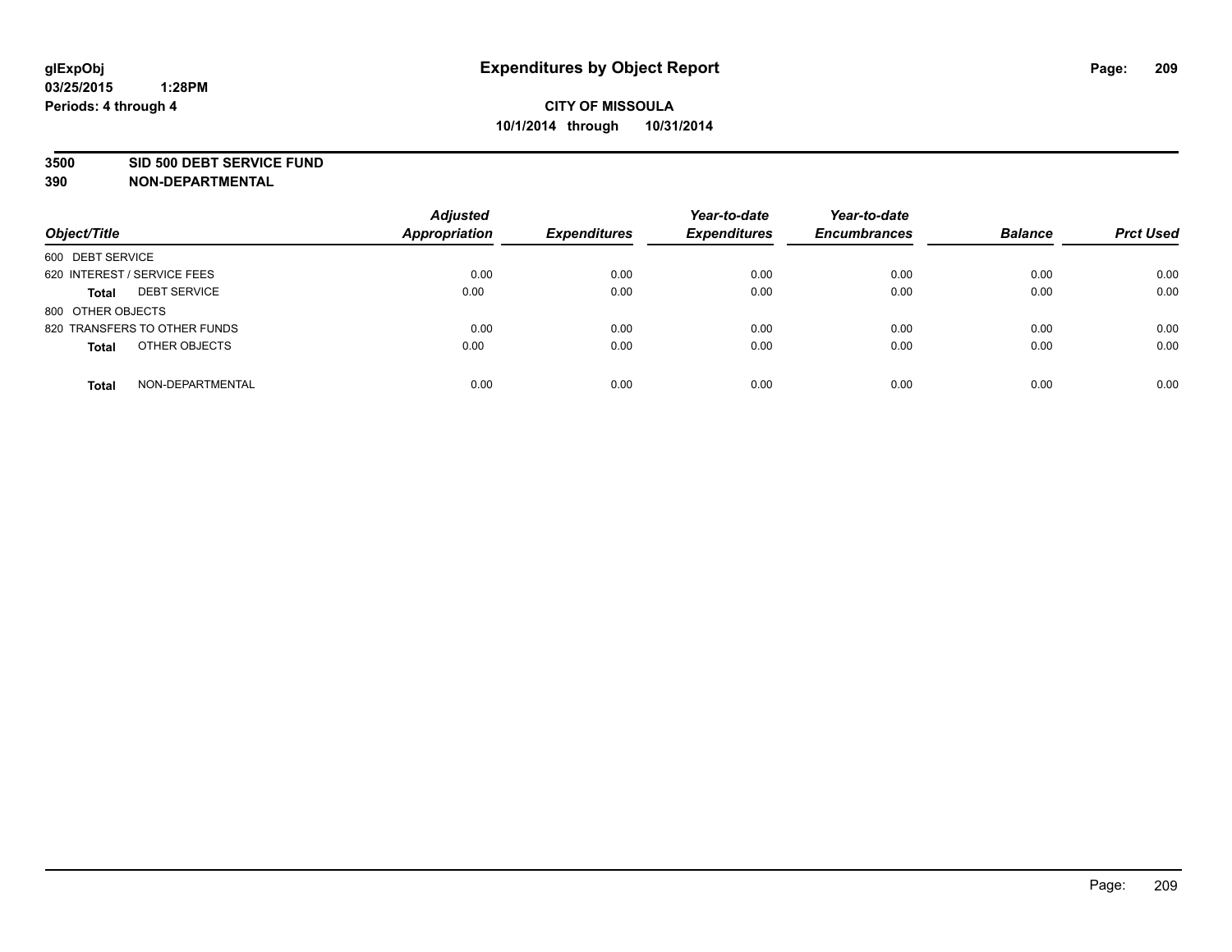glExpObj
03/25/2015 1:28PM
Periods: 4 through 4

# Expenditures by Object Report

**CITY OF MISSOULA**
**10/1/2014 through 10/31/2014**

**3500 SID 500 DEBT SERVICE FUND**
**390 NON-DEPARTMENTAL**

| Object/Title | Adjusted Appropriation | Expenditures | Year-to-date Expenditures | Year-to-date Encumbrances | Balance | Prct Used |
|---|---|---|---|---|---|---|
| 600 DEBT SERVICE | | | | | | |
| 620 INTEREST / SERVICE FEES | 0.00 | 0.00 | 0.00 | 0.00 | 0.00 | 0.00 |
| **Total** DEBT SERVICE | 0.00 | 0.00 | 0.00 | 0.00 | 0.00 | 0.00 |
| 800 OTHER OBJECTS | | | | | | |
| 820 TRANSFERS TO OTHER FUNDS | 0.00 | 0.00 | 0.00 | 0.00 | 0.00 | 0.00 |
| **Total** OTHER OBJECTS | 0.00 | 0.00 | 0.00 | 0.00 | 0.00 | 0.00 |
| **Total** NON-DEPARTMENTAL | 0.00 | 0.00 | 0.00 | 0.00 | 0.00 | 0.00 |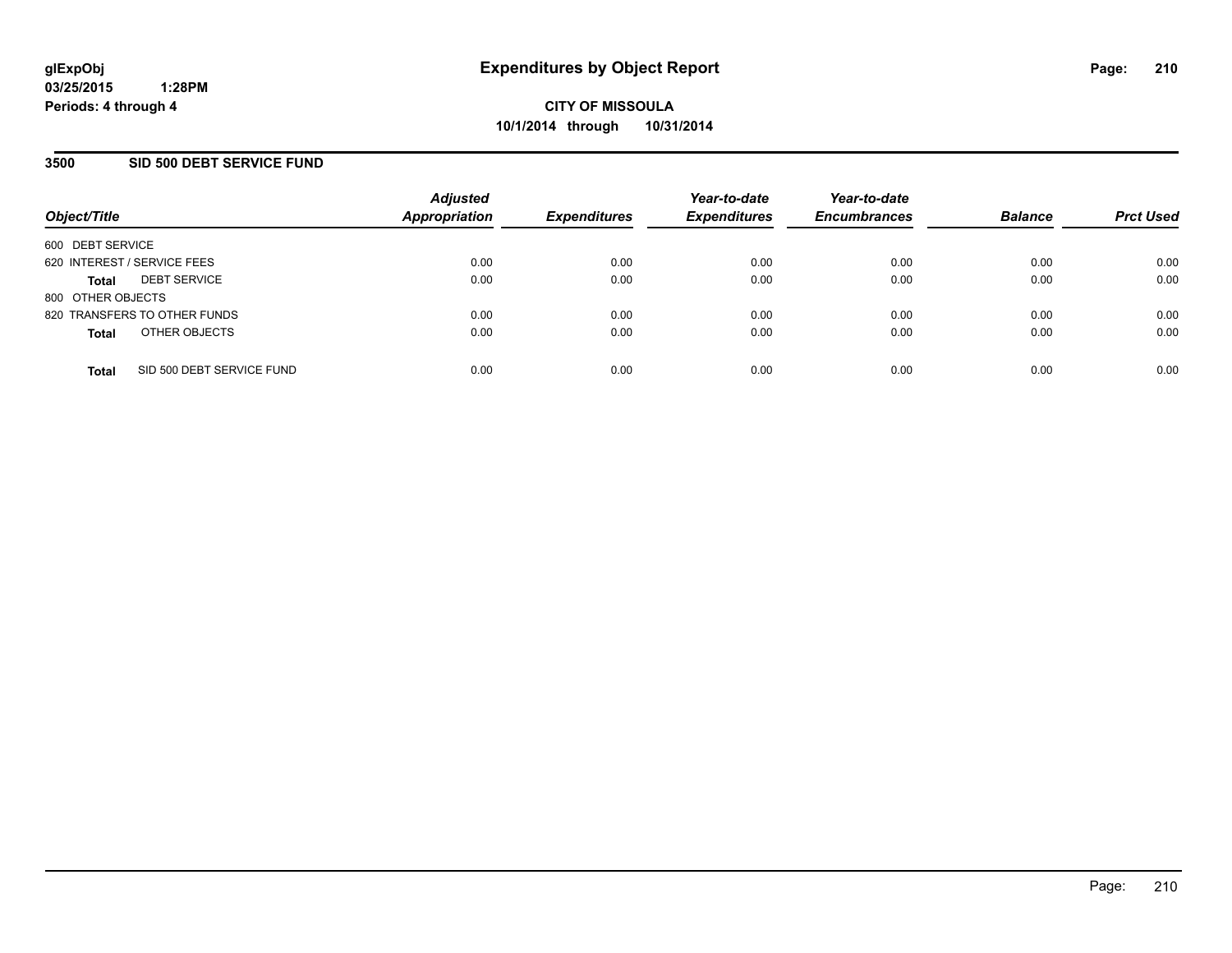glExpObj
03/25/2015 1:28PM
Periods: 4 through 4

# Expenditures by Object Report

**CITY OF MISSOULA**
**10/1/2014 through 10/31/2014**

## 3500 SID 500 DEBT SERVICE FUND

| Object/Title | Adjusted Appropriation | Expenditures | Year-to-date Expenditures | Year-to-date Encumbrances | Balance | Prct Used |
|---|---|---|---|---|---|---|
| 600 DEBT SERVICE | | | | | | |
| 620 INTEREST / SERVICE FEES | 0.00 | 0.00 | 0.00 | 0.00 | 0.00 | 0.00 |
| **Total** DEBT SERVICE | 0.00 | 0.00 | 0.00 | 0.00 | 0.00 | 0.00 |
| 800 OTHER OBJECTS | | | | | | |
| 820 TRANSFERS TO OTHER FUNDS | 0.00 | 0.00 | 0.00 | 0.00 | 0.00 | 0.00 |
| **Total** OTHER OBJECTS | 0.00 | 0.00 | 0.00 | 0.00 | 0.00 | 0.00 |
| **Total** SID 500 DEBT SERVICE FUND | 0.00 | 0.00 | 0.00 | 0.00 | 0.00 | 0.00 |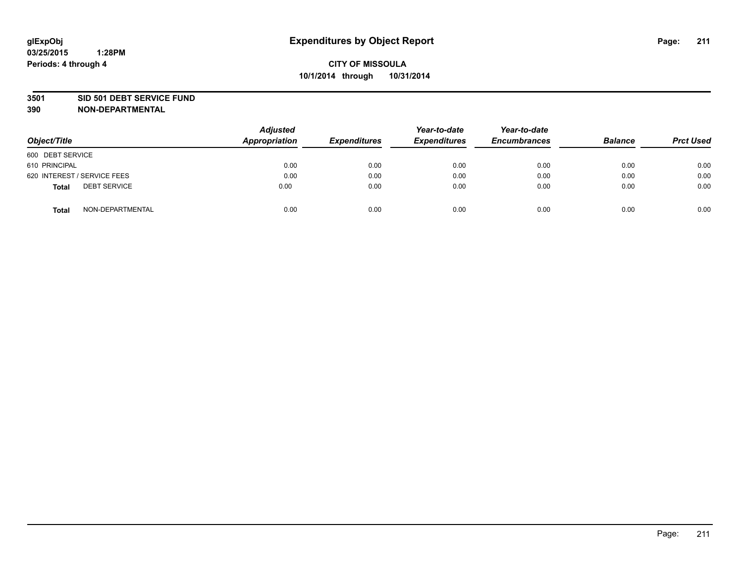glExpObj
03/25/2015 1:28PM
Periods: 4 through 4

# Expenditures by Object Report

**CITY OF MISSOULA**
**10/1/2014 through 10/31/2014**

**3501 SID 501 DEBT SERVICE FUND**
**390 NON-DEPARTMENTAL**

| Object/Title | Adjusted Appropriation | Expenditures | Year-to-date Expenditures | Year-to-date Encumbrances | Balance | Prct Used |
|---|---|---|---|---|---|---|
| 600 DEBT SERVICE | | | | | | |
| 610 PRINCIPAL | 0.00 | 0.00 | 0.00 | 0.00 | 0.00 | 0.00 |
| 620 INTEREST / SERVICE FEES | 0.00 | 0.00 | 0.00 | 0.00 | 0.00 | 0.00 |
| **Total** DEBT SERVICE | 0.00 | 0.00 | 0.00 | 0.00 | 0.00 | 0.00 |
| **Total** NON-DEPARTMENTAL | 0.00 | 0.00 | 0.00 | 0.00 | 0.00 | 0.00 |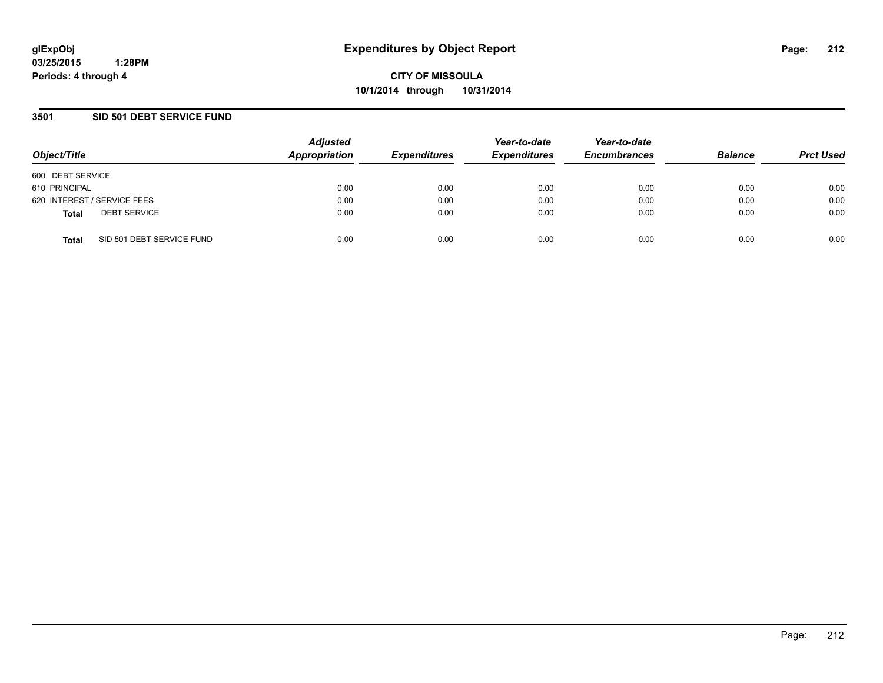glExpObj
03/25/2015 1:28PM
Periods: 4 through 4

# Expenditures by Object Report

**CITY OF MISSOULA**
**10/1/2014 through 10/31/2014**

## 3501 SID 501 DEBT SERVICE FUND

| Object/Title | Adjusted Appropriation | Expenditures | Year-to-date Expenditures | Year-to-date Encumbrances | Balance | Prct Used |
|---|---|---|---|---|---|---|
| 600 DEBT SERVICE | | | | | | |
| 610 PRINCIPAL | 0.00 | 0.00 | 0.00 | 0.00 | 0.00 | 0.00 |
| 620 INTEREST / SERVICE FEES | 0.00 | 0.00 | 0.00 | 0.00 | 0.00 | 0.00 |
| **Total** DEBT SERVICE | 0.00 | 0.00 | 0.00 | 0.00 | 0.00 | 0.00 |
| **Total** SID 501 DEBT SERVICE FUND | 0.00 | 0.00 | 0.00 | 0.00 | 0.00 | 0.00 |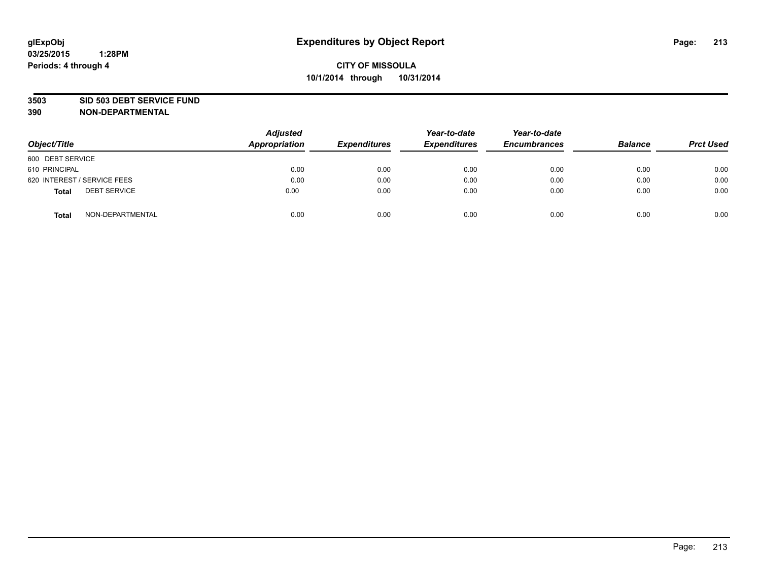# Expenditures by Object Report

glExpObj
03/25/2015 1:28PM
Periods: 4 through 4

**CITY OF MISSOULA**
**10/1/2014 through 10/31/2014**

**3503 SID 503 DEBT SERVICE FUND**
**390 NON-DEPARTMENTAL**

| Object/Title | Adjusted Appropriation | Expenditures | Year-to-date Expenditures | Year-to-date Encumbrances | Balance | Prct Used |
|---|---|---|---|---|---|---|
| 600 DEBT SERVICE | | | | | | |
| 610 PRINCIPAL | 0.00 | 0.00 | 0.00 | 0.00 | 0.00 | 0.00 |
| 620 INTEREST / SERVICE FEES | 0.00 | 0.00 | 0.00 | 0.00 | 0.00 | 0.00 |
| **Total** DEBT SERVICE | 0.00 | 0.00 | 0.00 | 0.00 | 0.00 | 0.00 |
| **Total** NON-DEPARTMENTAL | 0.00 | 0.00 | 0.00 | 0.00 | 0.00 | 0.00 |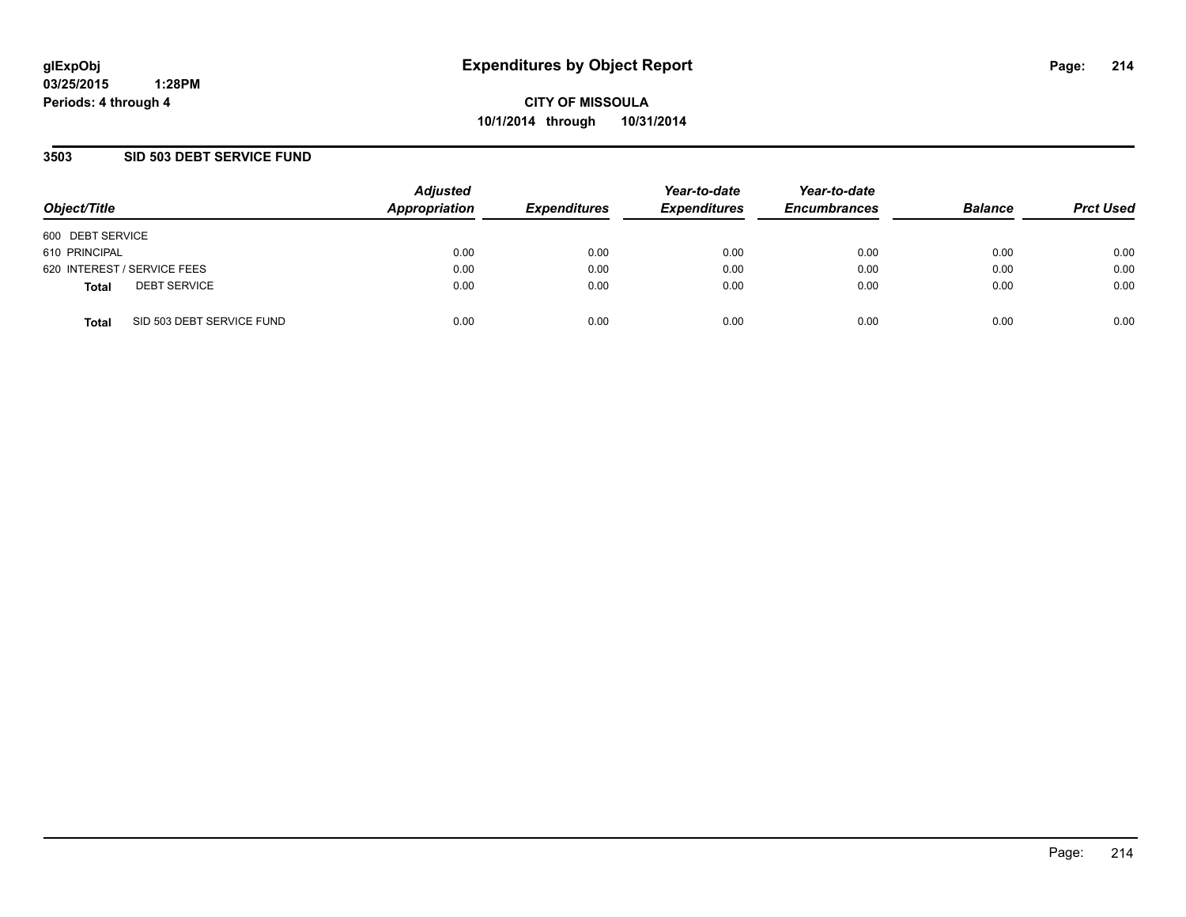glExpObj
03/25/2015 1:28PM
Periods: 4 through 4

# Expenditures by Object Report

**CITY OF MISSOULA**
**10/1/2014 through 10/31/2014**

## 3503 SID 503 DEBT SERVICE FUND

| Object/Title | Adjusted Appropriation | Expenditures | Year-to-date Expenditures | Year-to-date Encumbrances | Balance | Prct Used |
|---|---|---|---|---|---|---|
| 600 DEBT SERVICE | | | | | | |
| 610 PRINCIPAL | 0.00 | 0.00 | 0.00 | 0.00 | 0.00 | 0.00 |
| 620 INTEREST / SERVICE FEES | 0.00 | 0.00 | 0.00 | 0.00 | 0.00 | 0.00 |
| **Total** DEBT SERVICE | 0.00 | 0.00 | 0.00 | 0.00 | 0.00 | 0.00 |
| **Total** SID 503 DEBT SERVICE FUND | 0.00 | 0.00 | 0.00 | 0.00 | 0.00 | 0.00 |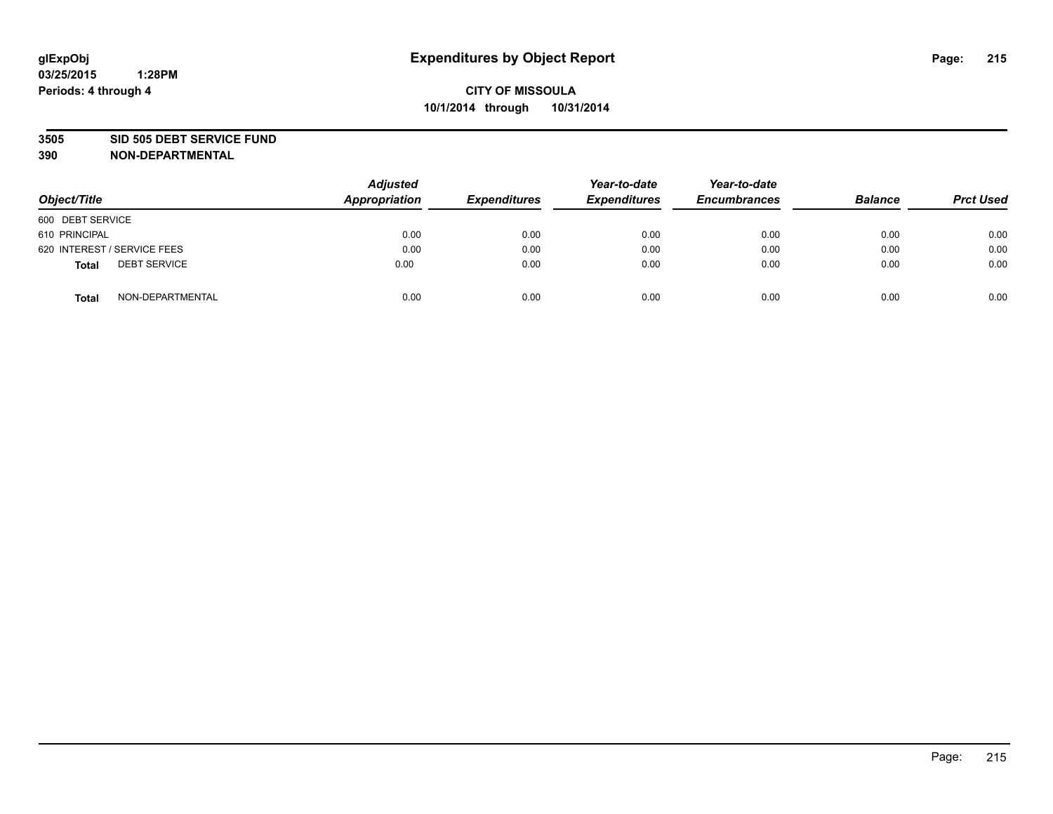# Expenditures by Object Report

glExpObj
03/25/2015 1:28PM
Periods: 4 through 4

**CITY OF MISSOULA**
**10/1/2014 through 10/31/2014**

**3505 SID 505 DEBT SERVICE FUND**
**390 NON-DEPARTMENTAL**

| Object/Title | | Adjusted Appropriation | Expenditures | Year-to-date Expenditures | Year-to-date Encumbrances | Balance | Prct Used |
|---|---|---|---|---|---|---|---|
| 600 DEBT SERVICE | | | | | | | |
| 610 PRINCIPAL | | 0.00 | 0.00 | 0.00 | 0.00 | 0.00 | 0.00 |
| 620 INTEREST / SERVICE FEES | | 0.00 | 0.00 | 0.00 | 0.00 | 0.00 | 0.00 |
| **Total** | DEBT SERVICE | 0.00 | 0.00 | 0.00 | 0.00 | 0.00 | 0.00 |
| **Total** | NON-DEPARTMENTAL | 0.00 | 0.00 | 0.00 | 0.00 | 0.00 | 0.00 |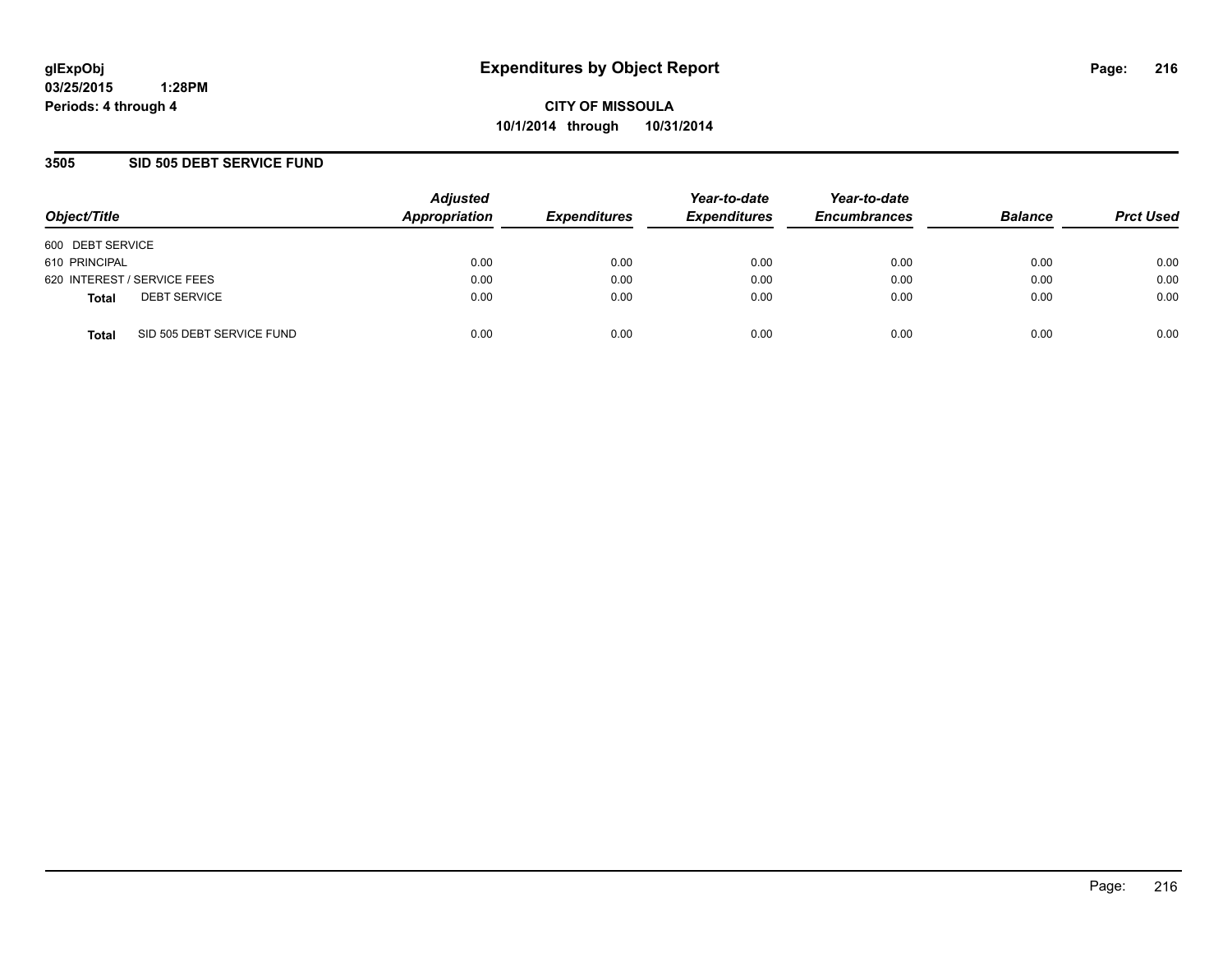**glExpObj**
**03/25/2015 1:28PM**
**Periods: 4 through 4**

# Expenditures by Object Report

**CITY OF MISSOULA**
**10/1/2014 through 10/31/2014**

## 3505 SID 505 DEBT SERVICE FUND

| Object/Title | Adjusted Appropriation | Expenditures | Year-to-date Expenditures | Year-to-date Encumbrances | Balance | Prct Used |
|---|---|---|---|---|---|---|
| 600 DEBT SERVICE | | | | | | |
| 610 PRINCIPAL | 0.00 | 0.00 | 0.00 | 0.00 | 0.00 | 0.00 |
| 620 INTEREST / SERVICE FEES | 0.00 | 0.00 | 0.00 | 0.00 | 0.00 | 0.00 |
| **Total** DEBT SERVICE | 0.00 | 0.00 | 0.00 | 0.00 | 0.00 | 0.00 |
| **Total** SID 505 DEBT SERVICE FUND | 0.00 | 0.00 | 0.00 | 0.00 | 0.00 | 0.00 |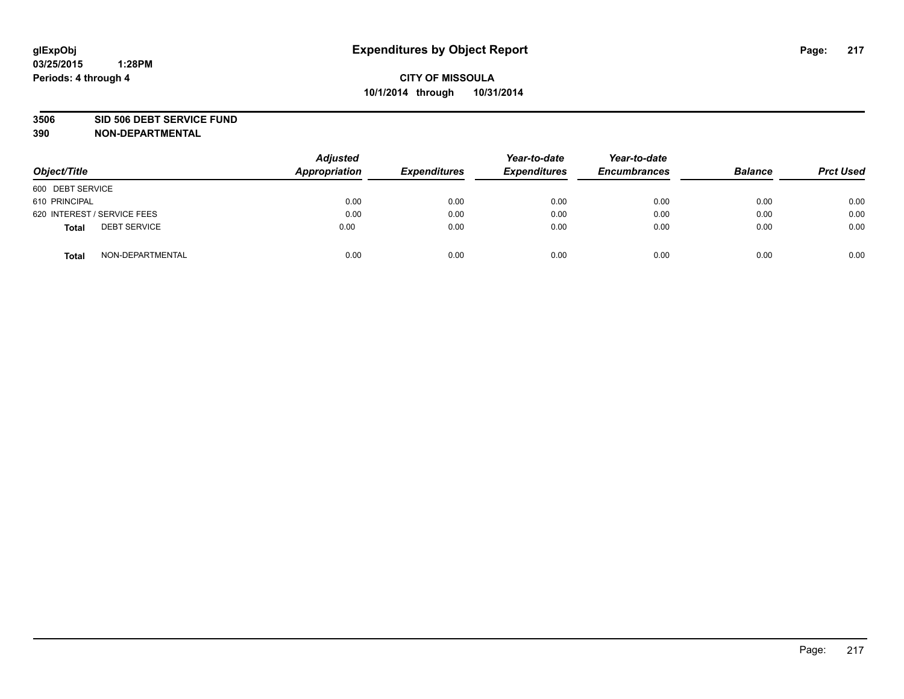glExpObj
03/25/2015 1:28PM
Periods: 4 through 4

# Expenditures by Object Report

**CITY OF MISSOULA**
**10/1/2014 through 10/31/2014**

**3506 SID 506 DEBT SERVICE FUND**
**390 NON-DEPARTMENTAL**

| Object/Title | Adjusted Appropriation | Expenditures | Year-to-date Expenditures | Year-to-date Encumbrances | Balance | Prct Used |
|---|---|---|---|---|---|---|
| 600 DEBT SERVICE | | | | | | |
| 610 PRINCIPAL | 0.00 | 0.00 | 0.00 | 0.00 | 0.00 | 0.00 |
| 620 INTEREST / SERVICE FEES | 0.00 | 0.00 | 0.00 | 0.00 | 0.00 | 0.00 |
| **Total** DEBT SERVICE | 0.00 | 0.00 | 0.00 | 0.00 | 0.00 | 0.00 |
| **Total** NON-DEPARTMENTAL | 0.00 | 0.00 | 0.00 | 0.00 | 0.00 | 0.00 |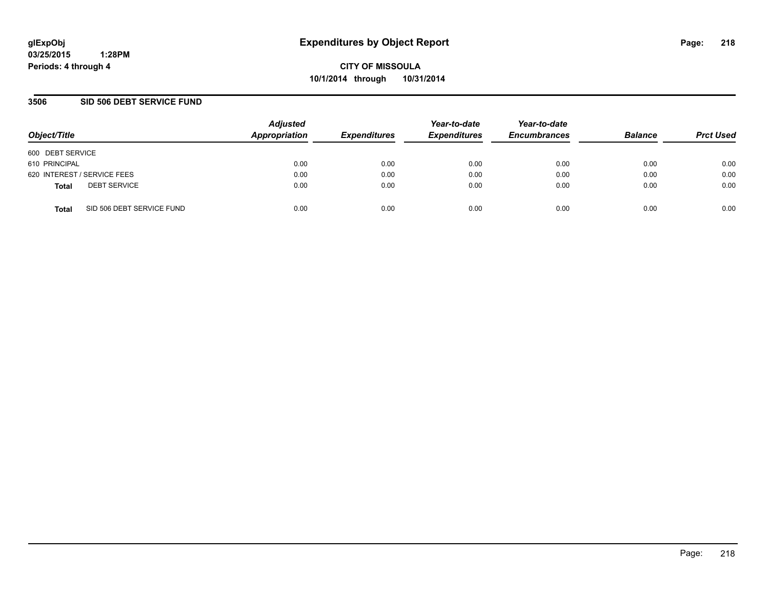# Expenditures by Object Report

glExpObj
03/25/2015 1:28PM
Periods: 4 through 4

**CITY OF MISSOULA**
**10/1/2014 through 10/31/2014**

## 3506 SID 506 DEBT SERVICE FUND

| Object/Title | | Adjusted Appropriation | Expenditures | Year-to-date Expenditures | Year-to-date Encumbrances | Balance | Prct Used |
|---|---|---|---|---|---|---|---|
| 600 DEBT SERVICE | | | | | | | |
| 610 PRINCIPAL | | 0.00 | 0.00 | 0.00 | 0.00 | 0.00 | 0.00 |
| 620 INTEREST / SERVICE FEES | | 0.00 | 0.00 | 0.00 | 0.00 | 0.00 | 0.00 |
| **Total** | DEBT SERVICE | 0.00 | 0.00 | 0.00 | 0.00 | 0.00 | 0.00 |
| **Total** | SID 506 DEBT SERVICE FUND | 0.00 | 0.00 | 0.00 | 0.00 | 0.00 | 0.00 |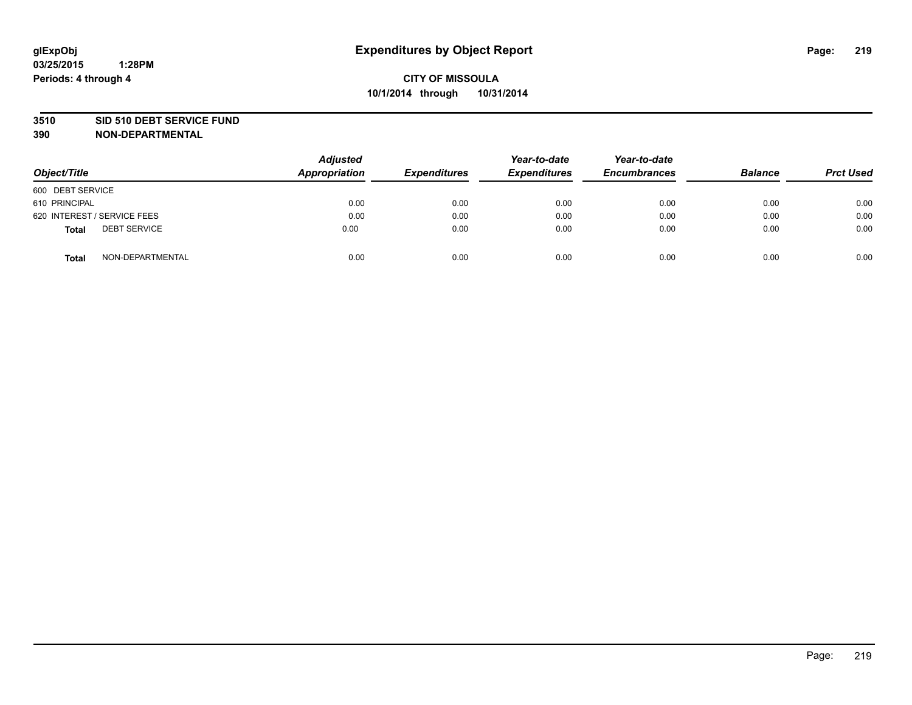**glExpObj**
**03/25/2015 1:28PM**
**Periods: 4 through 4**

# Expenditures by Object Report

**CITY OF MISSOULA**
**10/1/2014 through 10/31/2014**

**3510 SID 510 DEBT SERVICE FUND**
**390 NON-DEPARTMENTAL**

| Object/Title | Adjusted Appropriation | Expenditures | Year-to-date Expenditures | Year-to-date Encumbrances | Balance | Prct Used |
|---|---|---|---|---|---|---|
| 600 DEBT SERVICE | | | | | | |
| 610 PRINCIPAL | 0.00 | 0.00 | 0.00 | 0.00 | 0.00 | 0.00 |
| 620 INTEREST / SERVICE FEES | 0.00 | 0.00 | 0.00 | 0.00 | 0.00 | 0.00 |
| **Total** DEBT SERVICE | 0.00 | 0.00 | 0.00 | 0.00 | 0.00 | 0.00 |
| **Total** NON-DEPARTMENTAL | 0.00 | 0.00 | 0.00 | 0.00 | 0.00 | 0.00 |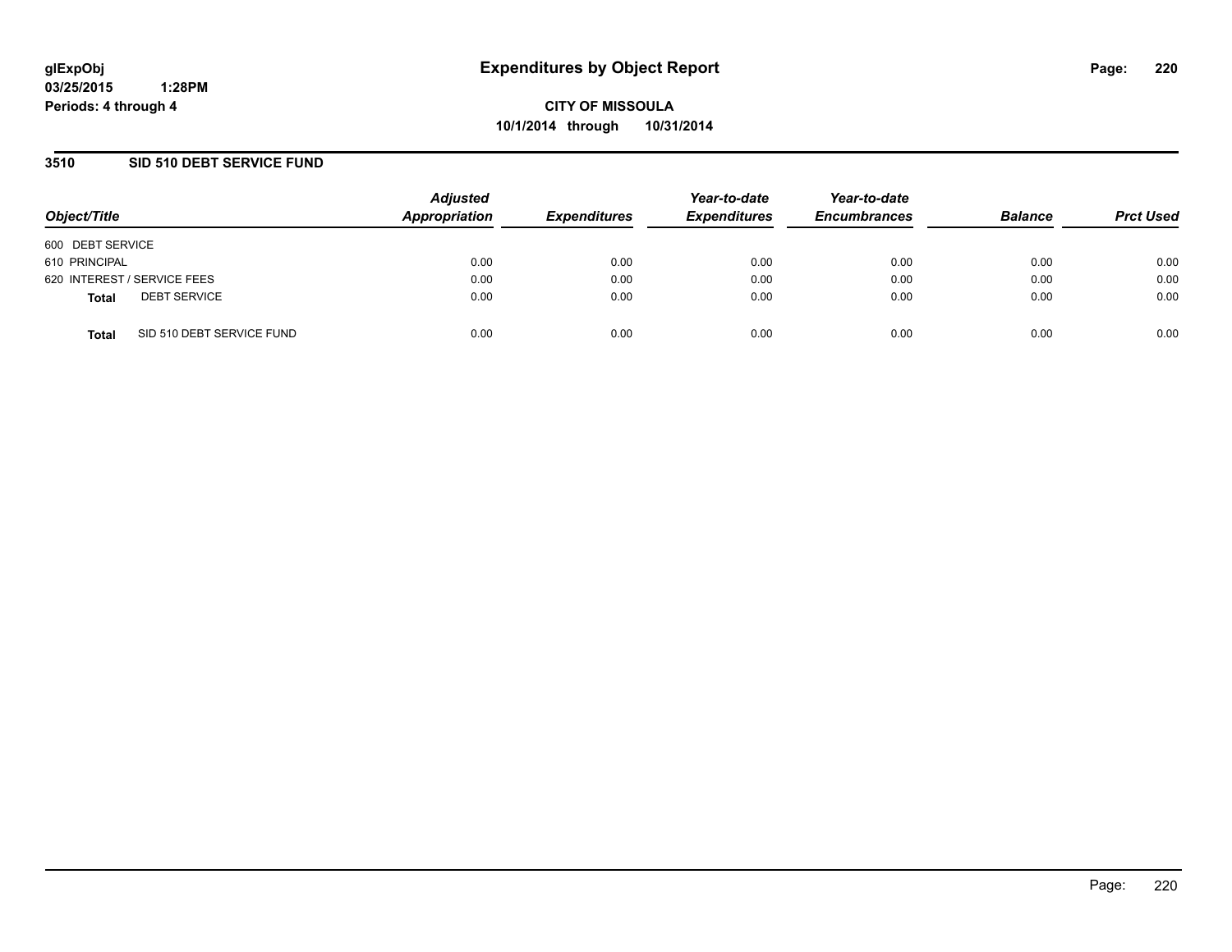# Expenditures by Object Report

glExpObj
03/25/2015 1:28PM
Periods: 4 through 4

**CITY OF MISSOULA**
**10/1/2014 through 10/31/2014**

## 3510 SID 510 DEBT SERVICE FUND

| Object/Title | Adjusted Appropriation | Expenditures | Year-to-date Expenditures | Year-to-date Encumbrances | Balance | Prct Used |
|---|---|---|---|---|---|---|
| 600 DEBT SERVICE | | | | | | |
| 610 PRINCIPAL | 0.00 | 0.00 | 0.00 | 0.00 | 0.00 | 0.00 |
| 620 INTEREST / SERVICE FEES | 0.00 | 0.00 | 0.00 | 0.00 | 0.00 | 0.00 |
| **Total** DEBT SERVICE | 0.00 | 0.00 | 0.00 | 0.00 | 0.00 | 0.00 |
| **Total** SID 510 DEBT SERVICE FUND | 0.00 | 0.00 | 0.00 | 0.00 | 0.00 | 0.00 |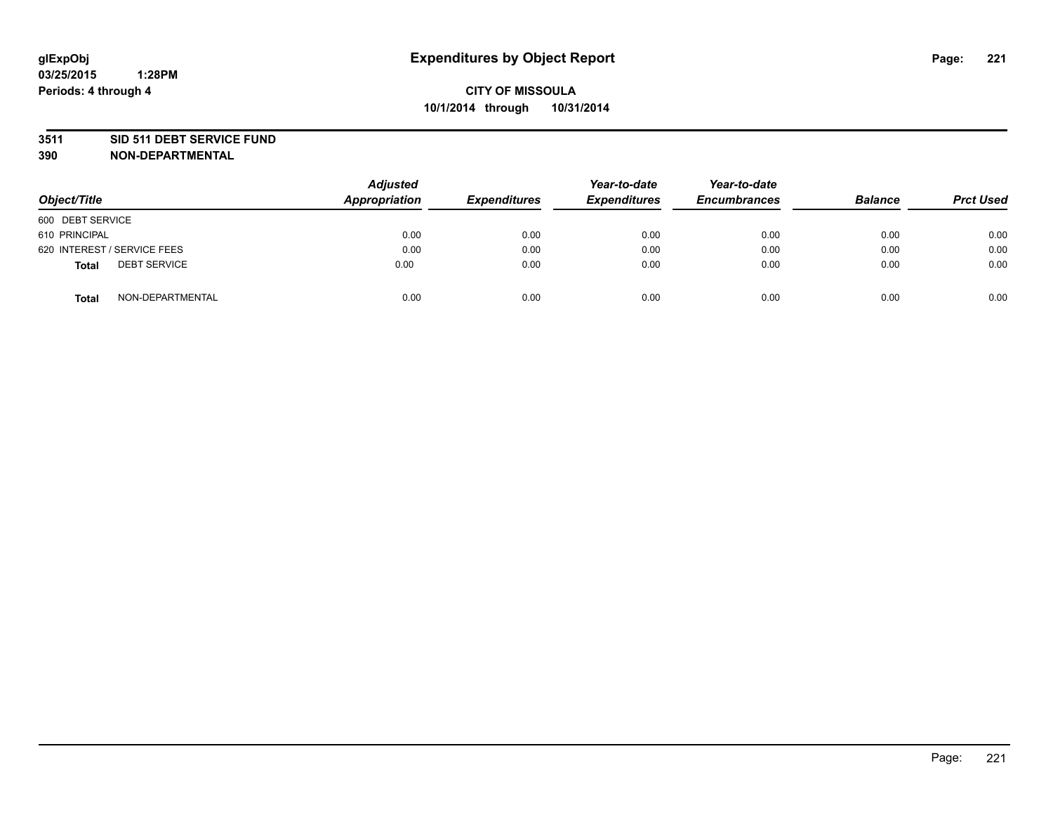glExpObj
03/25/2015 1:28PM
Periods: 4 through 4

# Expenditures by Object Report

**CITY OF MISSOULA**
**10/1/2014 through 10/31/2014**

**3511 SID 511 DEBT SERVICE FUND**
**390 NON-DEPARTMENTAL**

| Object/Title | Adjusted Appropriation | Expenditures | Year-to-date Expenditures | Year-to-date Encumbrances | Balance | Prct Used |
|---|---|---|---|---|---|---|
| 600 DEBT SERVICE | | | | | | |
| 610 PRINCIPAL | 0.00 | 0.00 | 0.00 | 0.00 | 0.00 | 0.00 |
| 620 INTEREST / SERVICE FEES | 0.00 | 0.00 | 0.00 | 0.00 | 0.00 | 0.00 |
| **Total** DEBT SERVICE | 0.00 | 0.00 | 0.00 | 0.00 | 0.00 | 0.00 |
| **Total** NON-DEPARTMENTAL | 0.00 | 0.00 | 0.00 | 0.00 | 0.00 | 0.00 |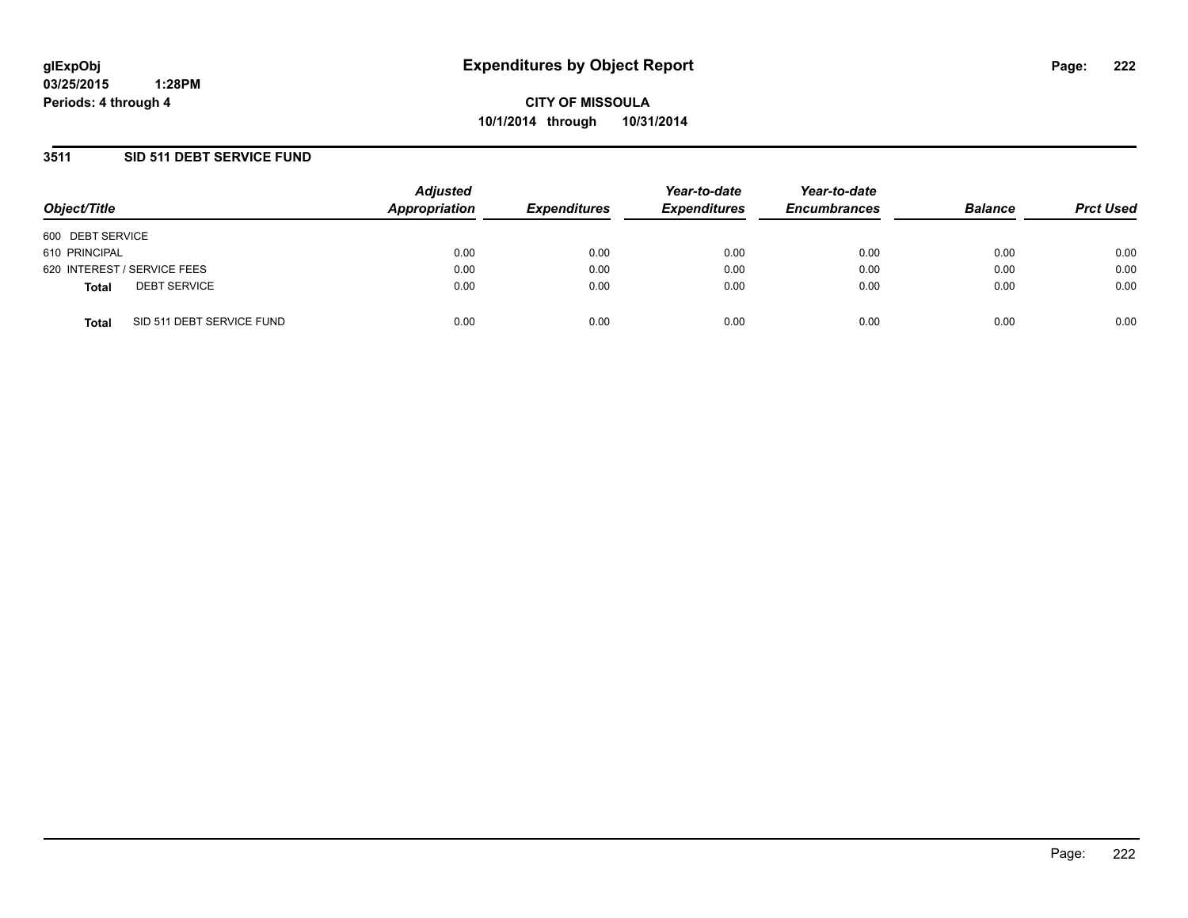**glExpObj**
**03/25/2015 1:28PM**
**Periods: 4 through 4**

# Expenditures by Object Report

**CITY OF MISSOULA**
**10/1/2014 through 10/31/2014**

## 3511 SID 511 DEBT SERVICE FUND

| Object/Title | Adjusted Appropriation | Expenditures | Year-to-date Expenditures | Year-to-date Encumbrances | Balance | Prct Used |
|---|---|---|---|---|---|---|
| 600 DEBT SERVICE | | | | | | |
| 610 PRINCIPAL | 0.00 | 0.00 | 0.00 | 0.00 | 0.00 | 0.00 |
| 620 INTEREST / SERVICE FEES | 0.00 | 0.00 | 0.00 | 0.00 | 0.00 | 0.00 |
| **Total** DEBT SERVICE | 0.00 | 0.00 | 0.00 | 0.00 | 0.00 | 0.00 |
| **Total** SID 511 DEBT SERVICE FUND | 0.00 | 0.00 | 0.00 | 0.00 | 0.00 | 0.00 |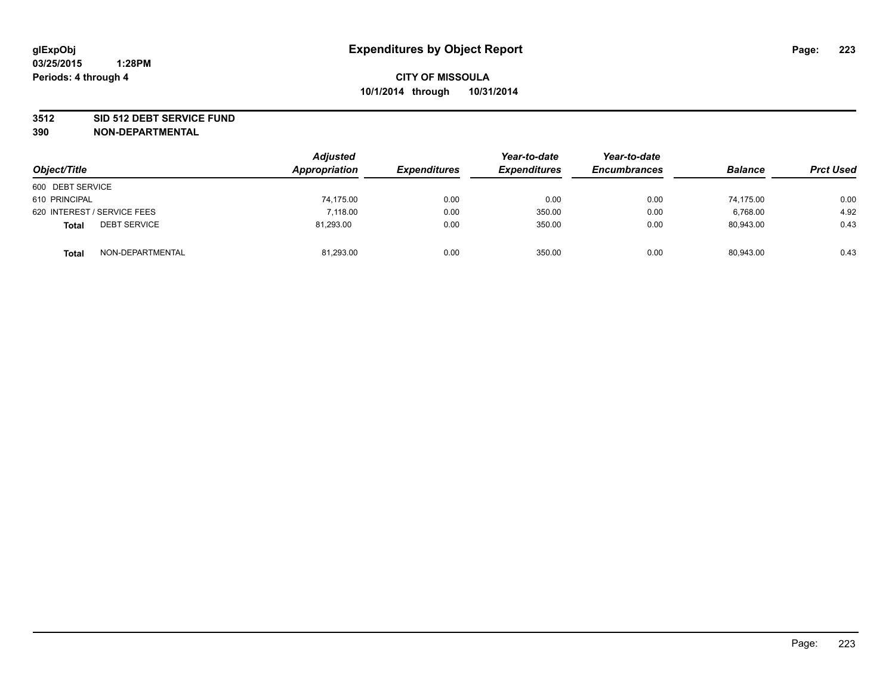**glExpObj** **Expenditures by Object Report**

**03/25/2015 1:28PM**

**Periods: 4 through 4**

**CITY OF MISSOULA**

**10/1/2014 through 10/31/2014**

**3512 SID 512 DEBT SERVICE FUND**

**390 NON-DEPARTMENTAL**

| Object/Title | Adjusted Appropriation | Expenditures | Year-to-date Expenditures | Year-to-date Encumbrances | Balance | Prct Used |
|---|---|---|---|---|---|---|
| 600 DEBT SERVICE | | | | | | |
| 610 PRINCIPAL | 74,175.00 | 0.00 | 0.00 | 0.00 | 74,175.00 | 0.00 |
| 620 INTEREST / SERVICE FEES | 7,118.00 | 0.00 | 350.00 | 0.00 | 6,768.00 | 4.92 |
| **Total** DEBT SERVICE | 81,293.00 | 0.00 | 350.00 | 0.00 | 80,943.00 | 0.43 |
| **Total** NON-DEPARTMENTAL | 81,293.00 | 0.00 | 350.00 | 0.00 | 80,943.00 | 0.43 |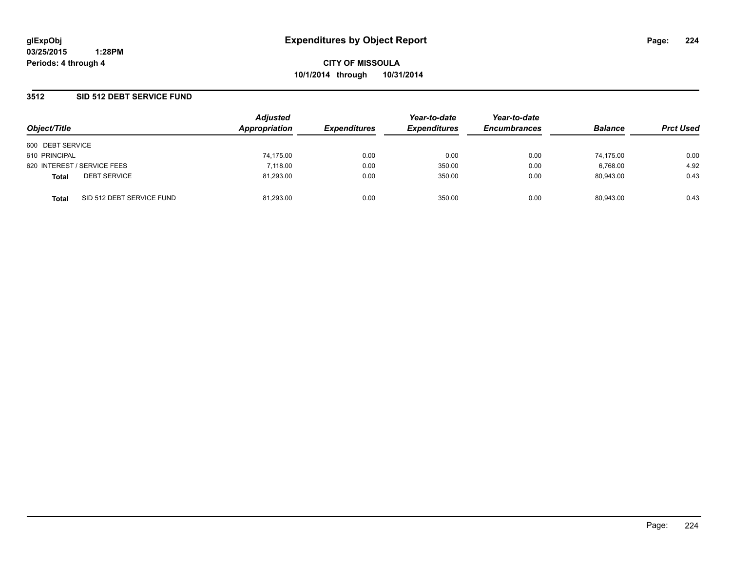**glExpObj** **Expenditures by Object Report**

**03/25/2015 1:28PM**

**Periods: 4 through 4**

**CITY OF MISSOULA**

**10/1/2014 through 10/31/2014**

## 3512 SID 512 DEBT SERVICE FUND

| Object/Title | | Adjusted Appropriation | Expenditures | Year-to-date Expenditures | Year-to-date Encumbrances | Balance | Prct Used |
|---|---|---|---|---|---|---|---|
| 600 DEBT SERVICE | | | | | | | |
| 610 PRINCIPAL | | 74,175.00 | 0.00 | 0.00 | 0.00 | 74,175.00 | 0.00 |
| 620 INTEREST / SERVICE FEES | | 7,118.00 | 0.00 | 350.00 | 0.00 | 6,768.00 | 4.92 |
| **Total** | DEBT SERVICE | 81,293.00 | 0.00 | 350.00 | 0.00 | 80,943.00 | 0.43 |
| **Total** | SID 512 DEBT SERVICE FUND | 81,293.00 | 0.00 | 350.00 | 0.00 | 80,943.00 | 0.43 |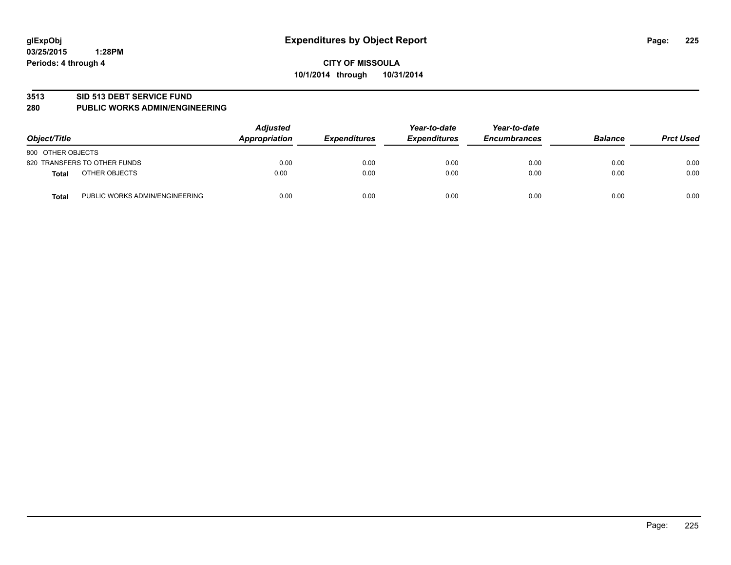**glExpObj** **Expenditures by Object Report**

**03/25/2015 1:28PM**

**Periods: 4 through 4**

**CITY OF MISSOULA**

**10/1/2014 through 10/31/2014**

## 3513 SID 513 DEBT SERVICE FUND

## 280 PUBLIC WORKS ADMIN/ENGINEERING

| Object/Title | | Adjusted Appropriation | Expenditures | Year-to-date Expenditures | Year-to-date Encumbrances | Balance | Prct Used |
|---|---|---|---|---|---|---|---|
| 800 OTHER OBJECTS | | | | | | | |
| 820 TRANSFERS TO OTHER FUNDS | | 0.00 | 0.00 | 0.00 | 0.00 | 0.00 | 0.00 |
| **Total** | OTHER OBJECTS | 0.00 | 0.00 | 0.00 | 0.00 | 0.00 | 0.00 |
| **Total** | PUBLIC WORKS ADMIN/ENGINEERING | 0.00 | 0.00 | 0.00 | 0.00 | 0.00 | 0.00 |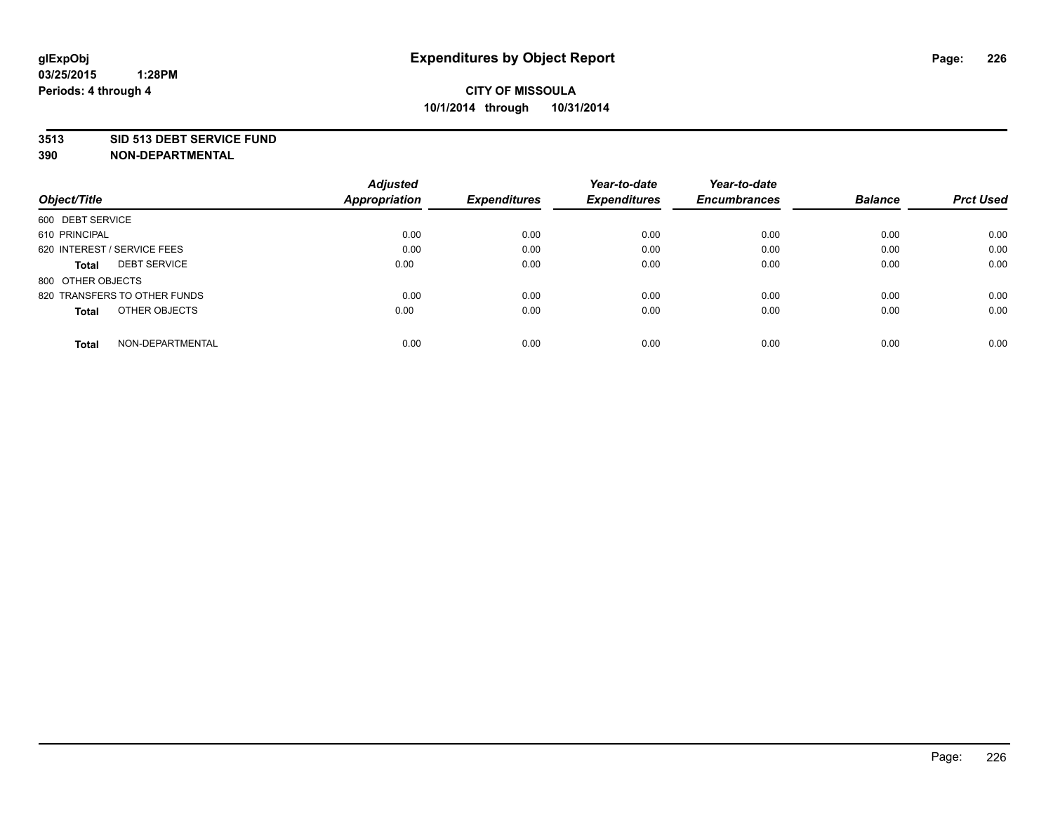# Expenditures by Object Report

glExpObj
03/25/2015 1:28PM
Periods: 4 through 4

**CITY OF MISSOULA**
**10/1/2014 through 10/31/2014**

**3513 SID 513 DEBT SERVICE FUND**
**390 NON-DEPARTMENTAL**

| Object/Title | Adjusted Appropriation | Expenditures | Year-to-date Expenditures | Year-to-date Encumbrances | Balance | Prct Used |
|---|---|---|---|---|---|---|
| 600 DEBT SERVICE | | | | | | |
| 610 PRINCIPAL | 0.00 | 0.00 | 0.00 | 0.00 | 0.00 | 0.00 |
| 620 INTEREST / SERVICE FEES | 0.00 | 0.00 | 0.00 | 0.00 | 0.00 | 0.00 |
| **Total** DEBT SERVICE | 0.00 | 0.00 | 0.00 | 0.00 | 0.00 | 0.00 |
| 800 OTHER OBJECTS | | | | | | |
| 820 TRANSFERS TO OTHER FUNDS | 0.00 | 0.00 | 0.00 | 0.00 | 0.00 | 0.00 |
| **Total** OTHER OBJECTS | 0.00 | 0.00 | 0.00 | 0.00 | 0.00 | 0.00 |
| **Total** NON-DEPARTMENTAL | 0.00 | 0.00 | 0.00 | 0.00 | 0.00 | 0.00 |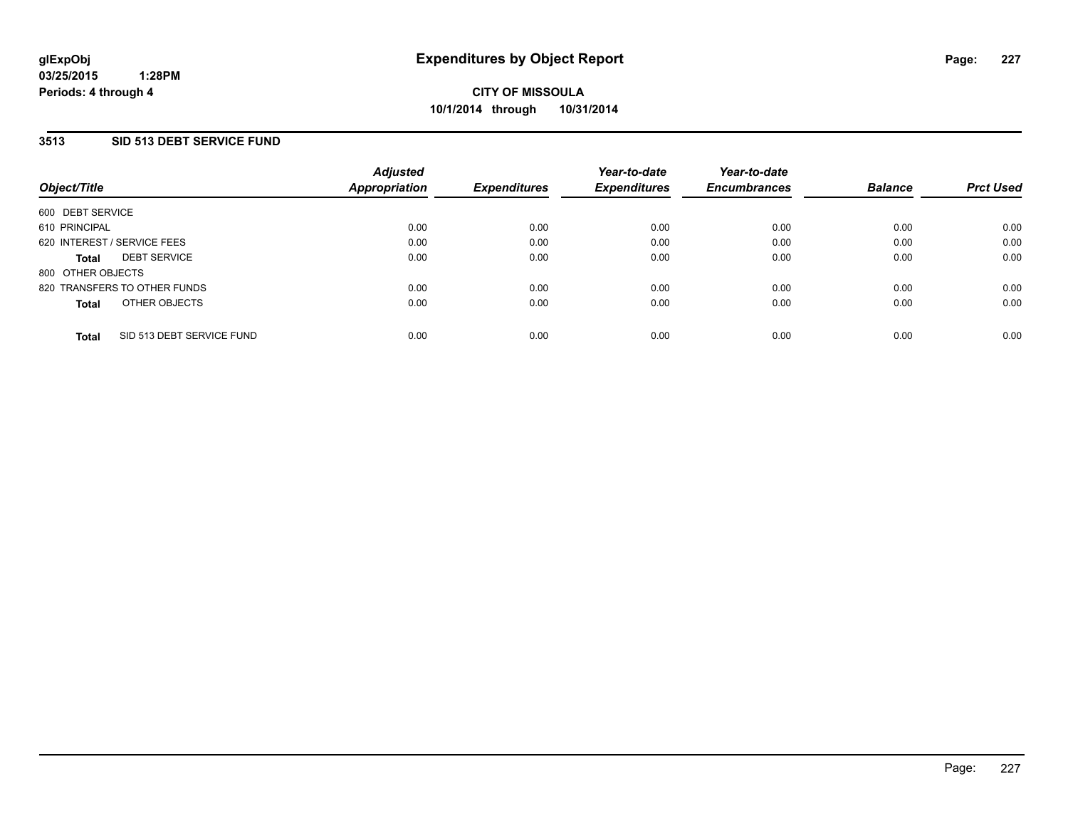**glExpObj**
**03/25/2015 1:28PM**
**Periods: 4 through 4**

# Expenditures by Object Report

**CITY OF MISSOULA**
**10/1/2014 through 10/31/2014**

## 3513 SID 513 DEBT SERVICE FUND

| Object/Title | Adjusted Appropriation | Expenditures | Year-to-date Expenditures | Year-to-date Encumbrances | Balance | Prct Used |
|---|---|---|---|---|---|---|
| 600 DEBT SERVICE | | | | | | |
| 610 PRINCIPAL | 0.00 | 0.00 | 0.00 | 0.00 | 0.00 | 0.00 |
| 620 INTEREST / SERVICE FEES | 0.00 | 0.00 | 0.00 | 0.00 | 0.00 | 0.00 |
| **Total** DEBT SERVICE | 0.00 | 0.00 | 0.00 | 0.00 | 0.00 | 0.00 |
| 800 OTHER OBJECTS | | | | | | |
| 820 TRANSFERS TO OTHER FUNDS | 0.00 | 0.00 | 0.00 | 0.00 | 0.00 | 0.00 |
| **Total** OTHER OBJECTS | 0.00 | 0.00 | 0.00 | 0.00 | 0.00 | 0.00 |
| **Total** SID 513 DEBT SERVICE FUND | 0.00 | 0.00 | 0.00 | 0.00 | 0.00 | 0.00 |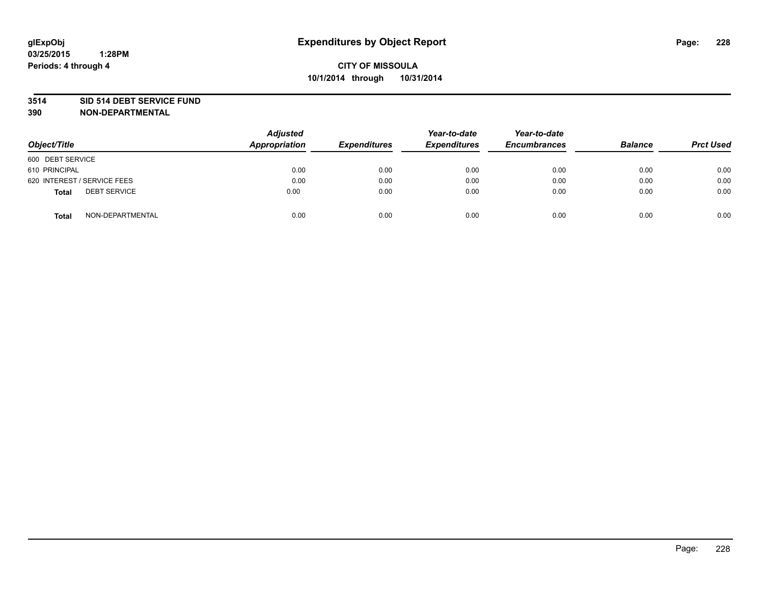glExpObj
03/25/2015 1:28PM
Periods: 4 through 4

# Expenditures by Object Report

**CITY OF MISSOULA**
**10/1/2014 through 10/31/2014**

**3514 SID 514 DEBT SERVICE FUND**
**390 NON-DEPARTMENTAL**

| Object/Title | Adjusted Appropriation | Expenditures | Year-to-date Expenditures | Year-to-date Encumbrances | Balance | Prct Used |
|---|---|---|---|---|---|---|
| 600 DEBT SERVICE | | | | | | |
| 610 PRINCIPAL | 0.00 | 0.00 | 0.00 | 0.00 | 0.00 | 0.00 |
| 620 INTEREST / SERVICE FEES | 0.00 | 0.00 | 0.00 | 0.00 | 0.00 | 0.00 |
| **Total** DEBT SERVICE | 0.00 | 0.00 | 0.00 | 0.00 | 0.00 | 0.00 |
| **Total** NON-DEPARTMENTAL | 0.00 | 0.00 | 0.00 | 0.00 | 0.00 | 0.00 |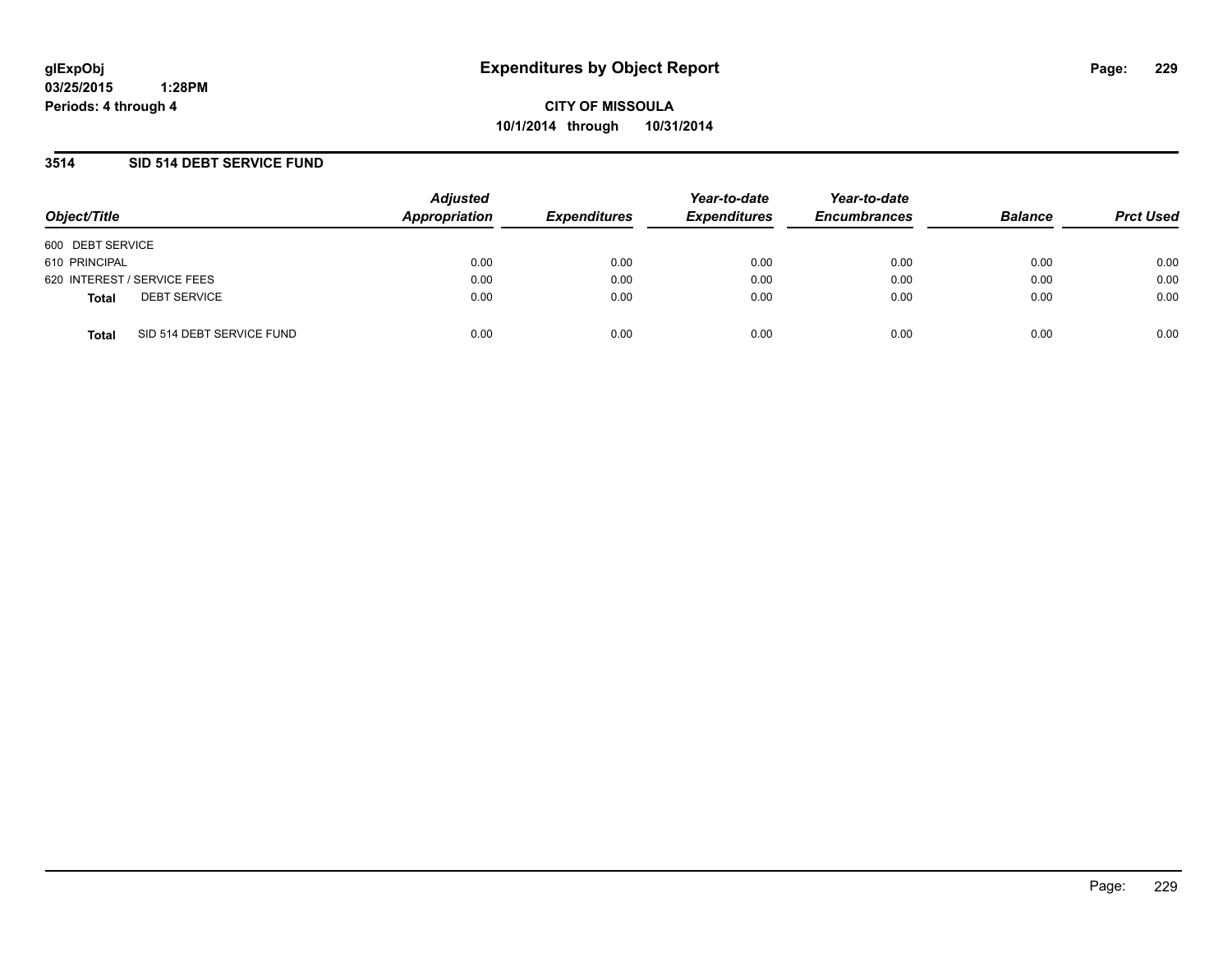# Expenditures by Object Report

glExpObj
03/25/2015 1:28PM
Periods: 4 through 4

**CITY OF MISSOULA**
**10/1/2014 through 10/31/2014**

## 3514 SID 514 DEBT SERVICE FUND

| Object/Title | Adjusted Appropriation | Expenditures | Year-to-date Expenditures | Year-to-date Encumbrances | Balance | Prct Used |
|---|---|---|---|---|---|---|
| 600 DEBT SERVICE | | | | | | |
| 610 PRINCIPAL | 0.00 | 0.00 | 0.00 | 0.00 | 0.00 | 0.00 |
| 620 INTEREST / SERVICE FEES | 0.00 | 0.00 | 0.00 | 0.00 | 0.00 | 0.00 |
| **Total** DEBT SERVICE | 0.00 | 0.00 | 0.00 | 0.00 | 0.00 | 0.00 |
| **Total** SID 514 DEBT SERVICE FUND | 0.00 | 0.00 | 0.00 | 0.00 | 0.00 | 0.00 |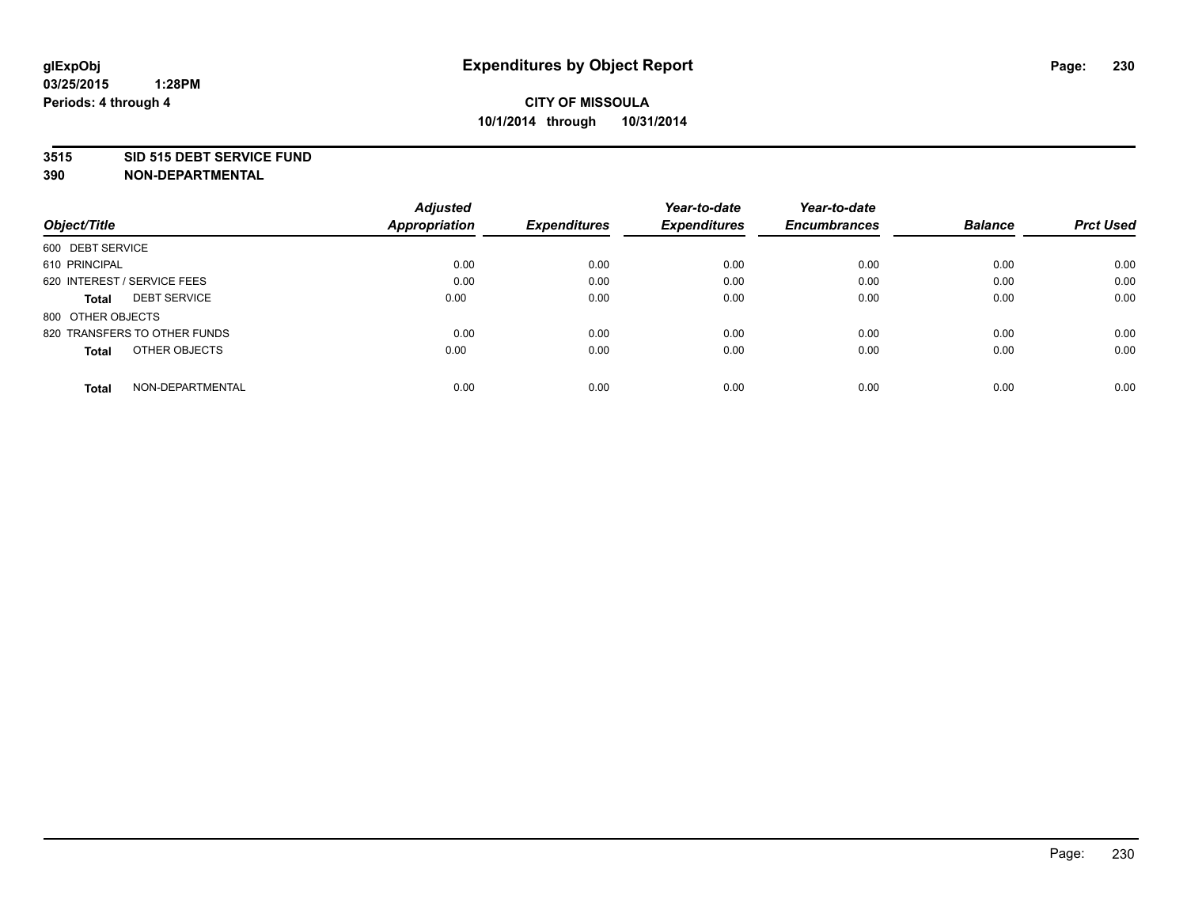**glExpObj**
**03/25/2015 1:28PM**
**Periods: 4 through 4**

# Expenditures by Object Report

**CITY OF MISSOULA**
**10/1/2014 through 10/31/2014**

**3515 SID 515 DEBT SERVICE FUND**
**390 NON-DEPARTMENTAL**

| Object/Title | | Adjusted Appropriation | Expenditures | Year-to-date Expenditures | Year-to-date Encumbrances | Balance | Prct Used |
|---|---|---|---|---|---|---|---|
| 600 DEBT SERVICE | | | | | | | |
| 610 PRINCIPAL | | 0.00 | 0.00 | 0.00 | 0.00 | 0.00 | 0.00 |
| 620 INTEREST / SERVICE FEES | | 0.00 | 0.00 | 0.00 | 0.00 | 0.00 | 0.00 |
| **Total** | DEBT SERVICE | 0.00 | 0.00 | 0.00 | 0.00 | 0.00 | 0.00 |
| 800 OTHER OBJECTS | | | | | | | |
| 820 TRANSFERS TO OTHER FUNDS | | 0.00 | 0.00 | 0.00 | 0.00 | 0.00 | 0.00 |
| **Total** | OTHER OBJECTS | 0.00 | 0.00 | 0.00 | 0.00 | 0.00 | 0.00 |
| **Total** | NON-DEPARTMENTAL | 0.00 | 0.00 | 0.00 | 0.00 | 0.00 | 0.00 |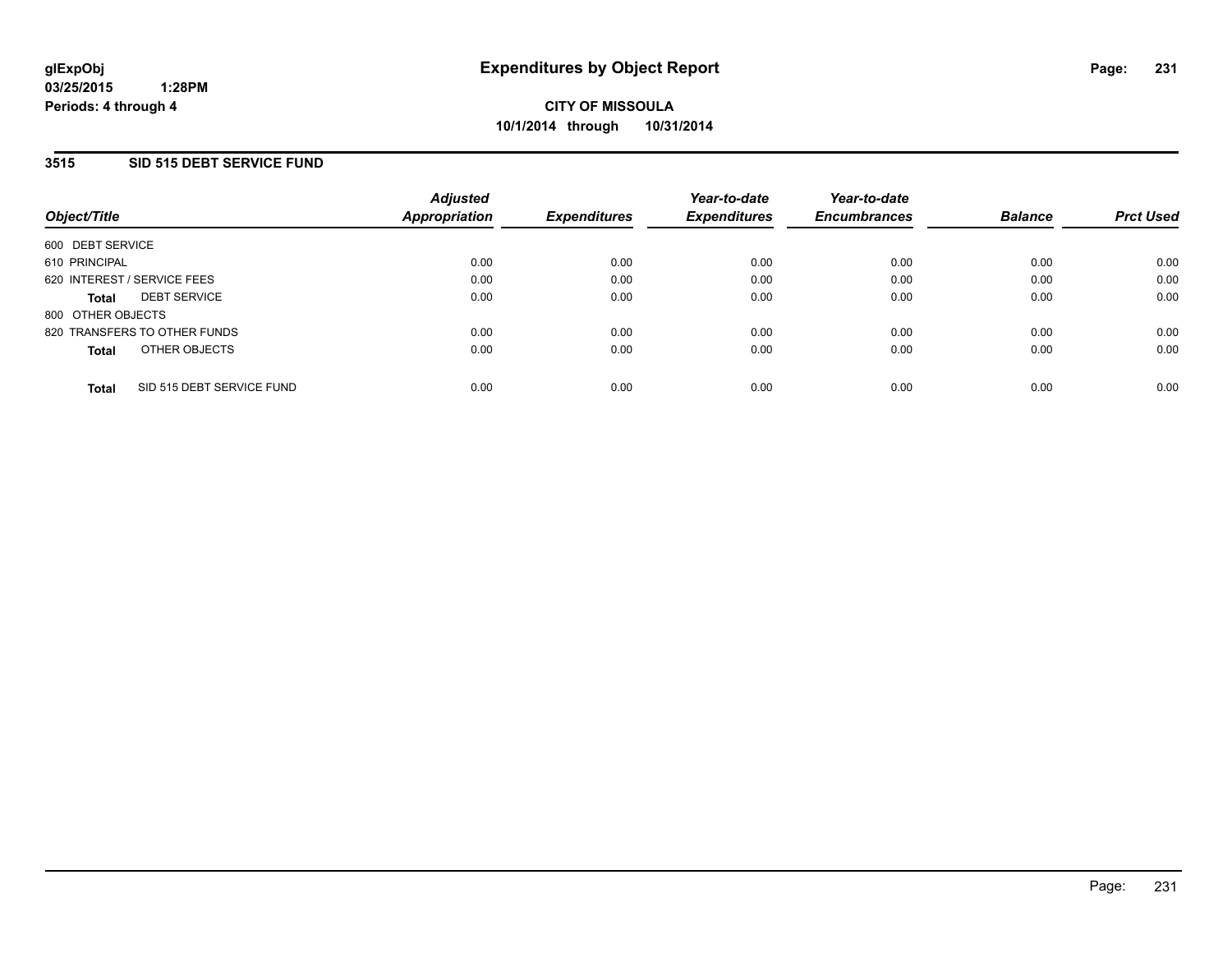**glExpObj** **Expenditures by Object Report**
**03/25/2015 1:28PM**
**Periods: 4 through 4**

**CITY OF MISSOULA**
**10/1/2014 through 10/31/2014**

## 3515 SID 515 DEBT SERVICE FUND

| Object/Title | Adjusted Appropriation | Expenditures | Year-to-date Expenditures | Year-to-date Encumbrances | Balance | Prct Used |
|---|---|---|---|---|---|---|
| 600 DEBT SERVICE | | | | | | |
| 610 PRINCIPAL | 0.00 | 0.00 | 0.00 | 0.00 | 0.00 | 0.00 |
| 620 INTEREST / SERVICE FEES | 0.00 | 0.00 | 0.00 | 0.00 | 0.00 | 0.00 |
| **Total** DEBT SERVICE | 0.00 | 0.00 | 0.00 | 0.00 | 0.00 | 0.00 |
| 800 OTHER OBJECTS | | | | | | |
| 820 TRANSFERS TO OTHER FUNDS | 0.00 | 0.00 | 0.00 | 0.00 | 0.00 | 0.00 |
| **Total** OTHER OBJECTS | 0.00 | 0.00 | 0.00 | 0.00 | 0.00 | 0.00 |
| **Total** SID 515 DEBT SERVICE FUND | 0.00 | 0.00 | 0.00 | 0.00 | 0.00 | 0.00 |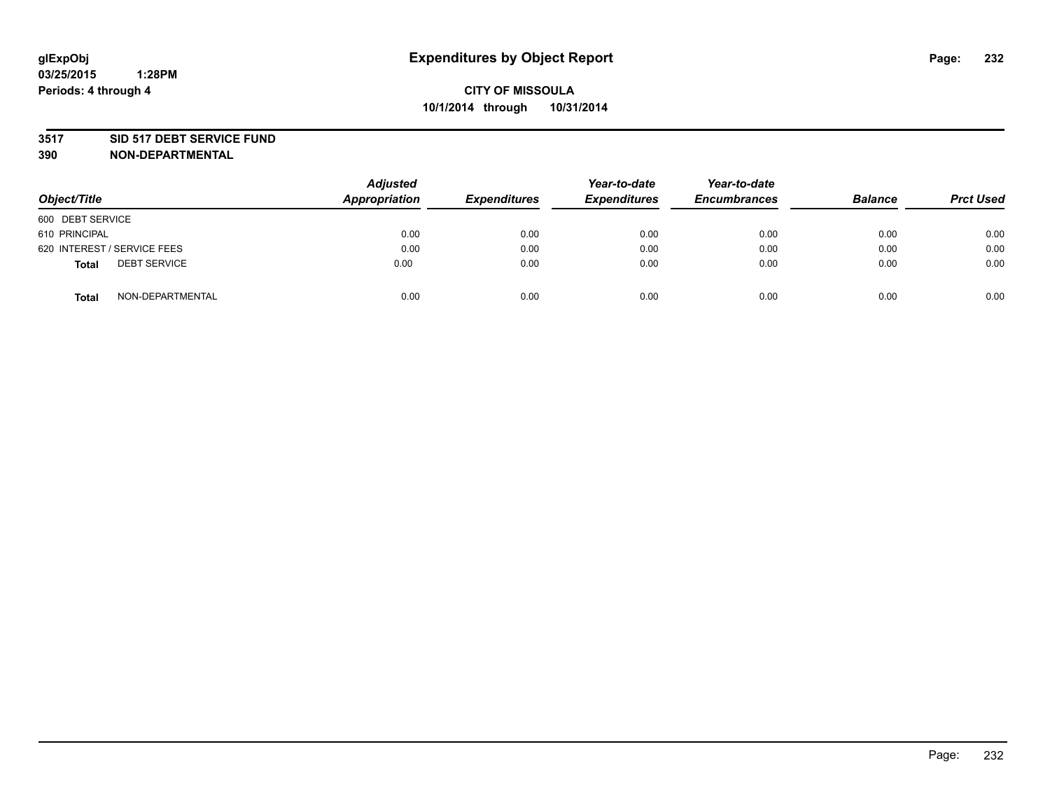**glExpObj** **Expenditures by Object Report**
**03/25/2015 1:28PM**
**Periods: 4 through 4**

**CITY OF MISSOULA**
**10/1/2014 through 10/31/2014**

**3517 SID 517 DEBT SERVICE FUND**
**390 NON-DEPARTMENTAL**

| *Object/Title* | *Adjusted Appropriation* | *Expenditures* | *Year-to-date Expenditures* | *Year-to-date Encumbrances* | *Balance* | *Prct Used* |
|---|---|---|---|---|---|---|
| 600 DEBT SERVICE | | | | | | |
| 610 PRINCIPAL | 0.00 | 0.00 | 0.00 | 0.00 | 0.00 | 0.00 |
| 620 INTEREST / SERVICE FEES | 0.00 | 0.00 | 0.00 | 0.00 | 0.00 | 0.00 |
| **Total** DEBT SERVICE | 0.00 | 0.00 | 0.00 | 0.00 | 0.00 | 0.00 |
| **Total** NON-DEPARTMENTAL | 0.00 | 0.00 | 0.00 | 0.00 | 0.00 | 0.00 |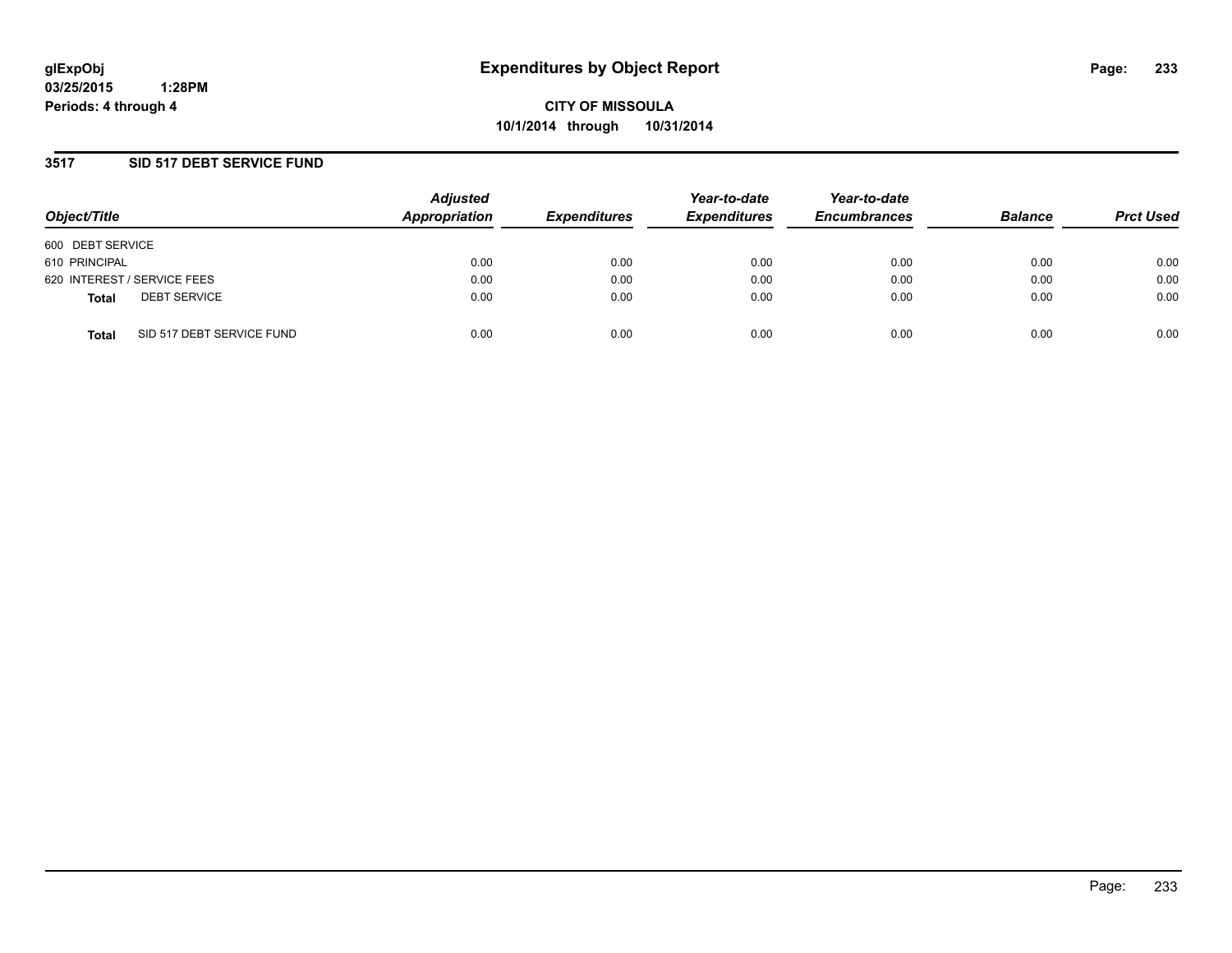**glExpObj**
**03/25/2015 1:28PM**
**Periods: 4 through 4**

# Expenditures by Object Report

**CITY OF MISSOULA**
**10/1/2014 through 10/31/2014**

## 3517 SID 517 DEBT SERVICE FUND

| Object/Title | Adjusted Appropriation | Expenditures | Year-to-date Expenditures | Year-to-date Encumbrances | Balance | Prct Used |
|---|---|---|---|---|---|---|
| 600 DEBT SERVICE | | | | | | |
| 610 PRINCIPAL | 0.00 | 0.00 | 0.00 | 0.00 | 0.00 | 0.00 |
| 620 INTEREST / SERVICE FEES | 0.00 | 0.00 | 0.00 | 0.00 | 0.00 | 0.00 |
| **Total** DEBT SERVICE | 0.00 | 0.00 | 0.00 | 0.00 | 0.00 | 0.00 |
| **Total** SID 517 DEBT SERVICE FUND | 0.00 | 0.00 | 0.00 | 0.00 | 0.00 | 0.00 |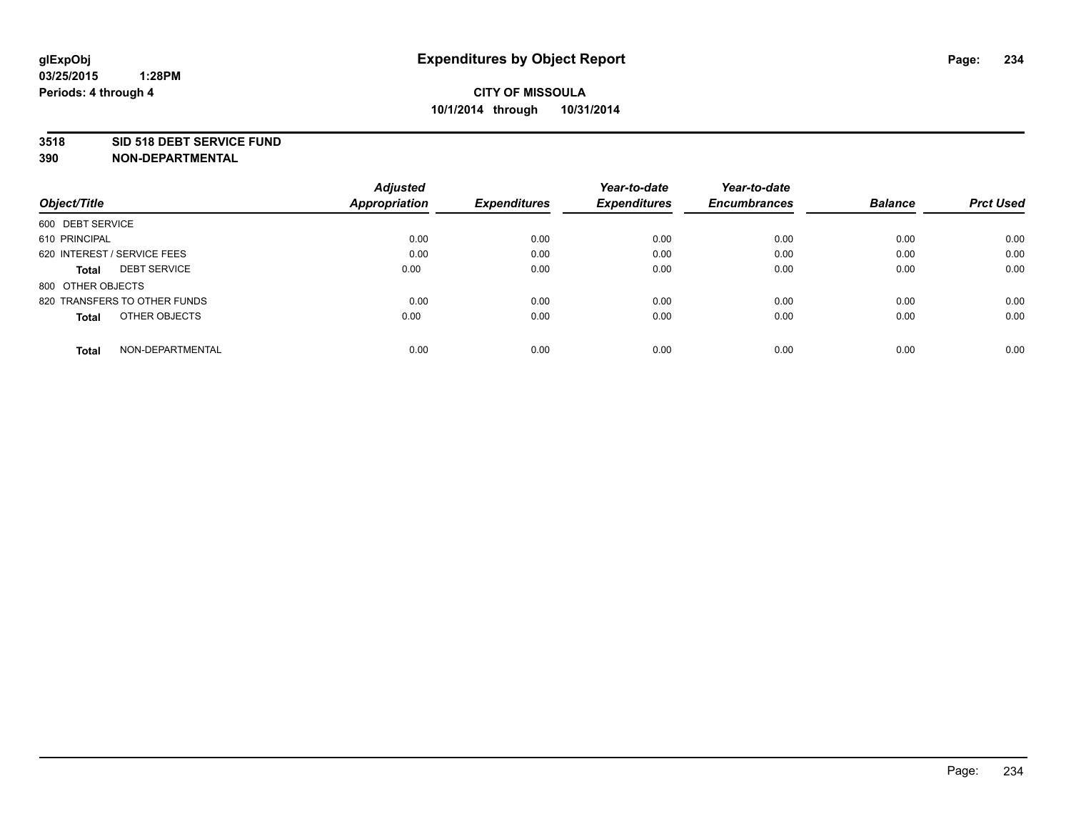**glExpObj**
**03/25/2015 1:28PM**
**Periods: 4 through 4**

# Expenditures by Object Report

**CITY OF MISSOULA**
**10/1/2014 through 10/31/2014**

**3518 SID 518 DEBT SERVICE FUND**
**390 NON-DEPARTMENTAL**

| Object/Title | Adjusted Appropriation | Expenditures | Year-to-date Expenditures | Year-to-date Encumbrances | Balance | Prct Used |
|---|---|---|---|---|---|---|
| 600 DEBT SERVICE | | | | | | |
| 610 PRINCIPAL | 0.00 | 0.00 | 0.00 | 0.00 | 0.00 | 0.00 |
| 620 INTEREST / SERVICE FEES | 0.00 | 0.00 | 0.00 | 0.00 | 0.00 | 0.00 |
| **Total** DEBT SERVICE | 0.00 | 0.00 | 0.00 | 0.00 | 0.00 | 0.00 |
| 800 OTHER OBJECTS | | | | | | |
| 820 TRANSFERS TO OTHER FUNDS | 0.00 | 0.00 | 0.00 | 0.00 | 0.00 | 0.00 |
| **Total** OTHER OBJECTS | 0.00 | 0.00 | 0.00 | 0.00 | 0.00 | 0.00 |
| **Total** NON-DEPARTMENTAL | 0.00 | 0.00 | 0.00 | 0.00 | 0.00 | 0.00 |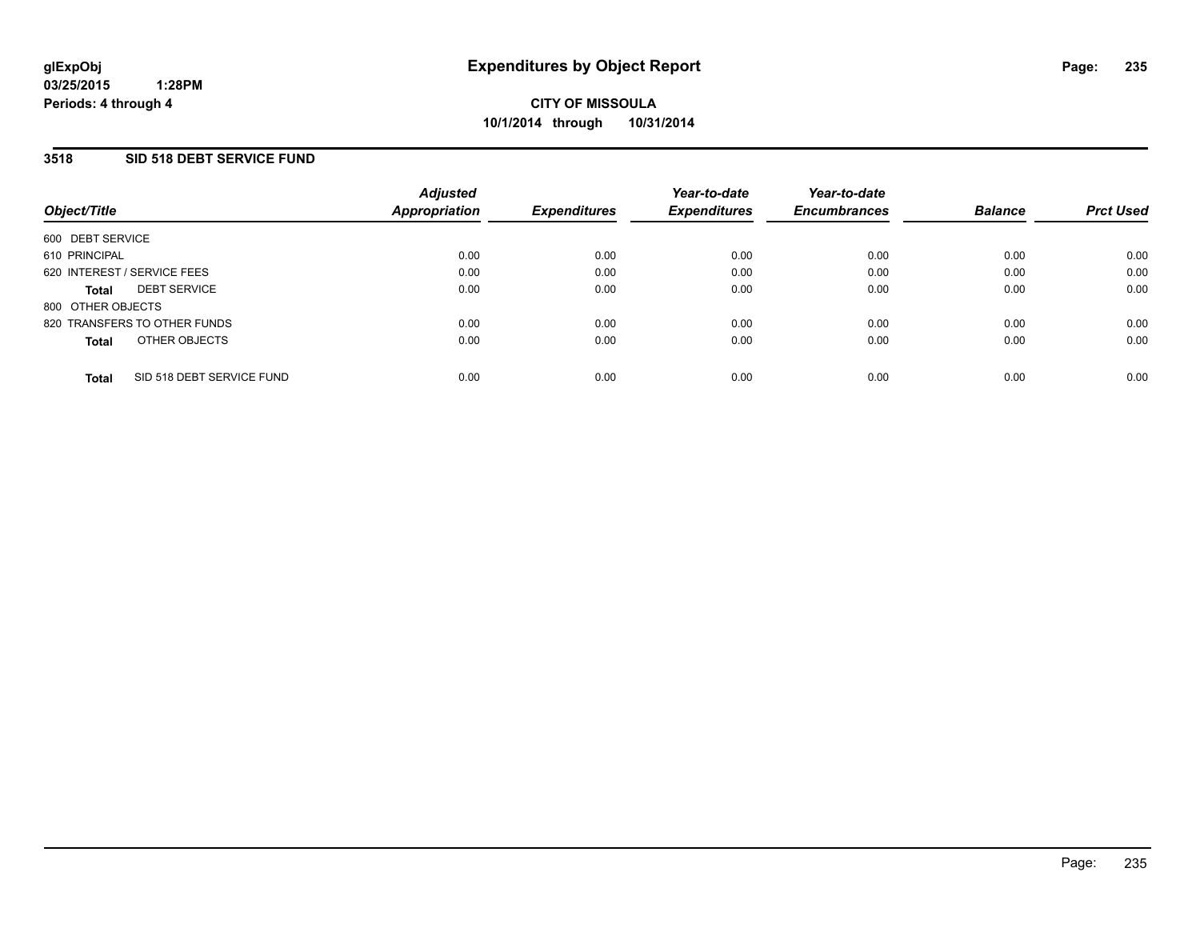glExpObj
03/25/2015 1:28PM
Periods: 4 through 4

# Expenditures by Object Report

CITY OF MISSOULA
10/1/2014 through 10/31/2014

## 3518 SID 518 DEBT SERVICE FUND

| Object/Title | Adjusted Appropriation | Expenditures | Year-to-date Expenditures | Year-to-date Encumbrances | Balance | Prct Used |
|---|---|---|---|---|---|---|
| 600 DEBT SERVICE | | | | | | |
| 610 PRINCIPAL | 0.00 | 0.00 | 0.00 | 0.00 | 0.00 | 0.00 |
| 620 INTEREST / SERVICE FEES | 0.00 | 0.00 | 0.00 | 0.00 | 0.00 | 0.00 |
| **Total** DEBT SERVICE | 0.00 | 0.00 | 0.00 | 0.00 | 0.00 | 0.00 |
| 800 OTHER OBJECTS | | | | | | |
| 820 TRANSFERS TO OTHER FUNDS | 0.00 | 0.00 | 0.00 | 0.00 | 0.00 | 0.00 |
| **Total** OTHER OBJECTS | 0.00 | 0.00 | 0.00 | 0.00 | 0.00 | 0.00 |
| **Total** SID 518 DEBT SERVICE FUND | 0.00 | 0.00 | 0.00 | 0.00 | 0.00 | 0.00 |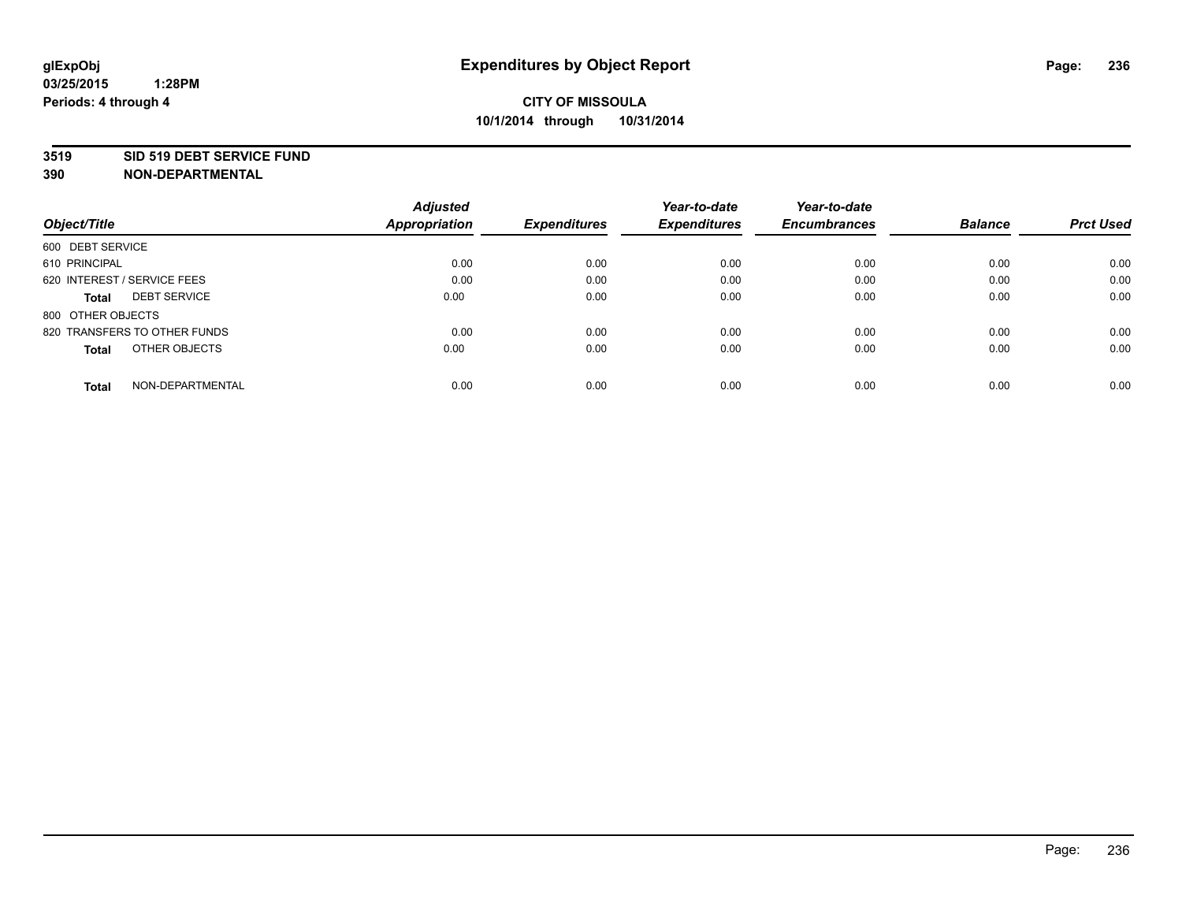glExpObj
03/25/2015 1:28PM
Periods: 4 through 4

# Expenditures by Object Report

**CITY OF MISSOULA**
**10/1/2014 through 10/31/2014**

**3519 SID 519 DEBT SERVICE FUND**
**390 NON-DEPARTMENTAL**

| Object/Title | Adjusted Appropriation | Expenditures | Year-to-date Expenditures | Year-to-date Encumbrances | Balance | Prct Used |
|---|---|---|---|---|---|---|
| 600 DEBT SERVICE | | | | | | |
| 610 PRINCIPAL | 0.00 | 0.00 | 0.00 | 0.00 | 0.00 | 0.00 |
| 620 INTEREST / SERVICE FEES | 0.00 | 0.00 | 0.00 | 0.00 | 0.00 | 0.00 |
| **Total** DEBT SERVICE | 0.00 | 0.00 | 0.00 | 0.00 | 0.00 | 0.00 |
| 800 OTHER OBJECTS | | | | | | |
| 820 TRANSFERS TO OTHER FUNDS | 0.00 | 0.00 | 0.00 | 0.00 | 0.00 | 0.00 |
| **Total** OTHER OBJECTS | 0.00 | 0.00 | 0.00 | 0.00 | 0.00 | 0.00 |
| **Total** NON-DEPARTMENTAL | 0.00 | 0.00 | 0.00 | 0.00 | 0.00 | 0.00 |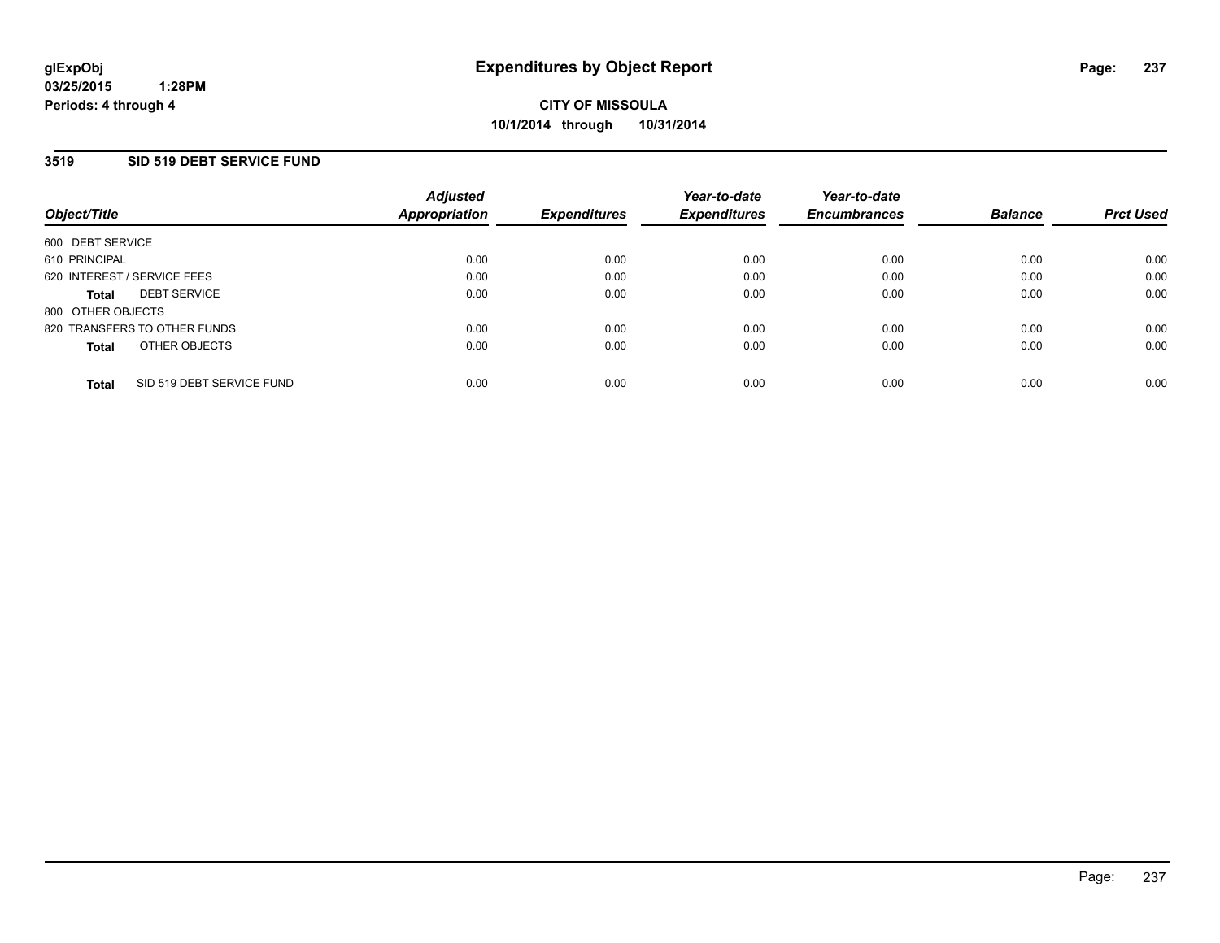# Expenditures by Object Report

glExpObj
03/25/2015 1:28PM
Periods: 4 through 4

**CITY OF MISSOULA**
**10/1/2014 through 10/31/2014**

## 3519 SID 519 DEBT SERVICE FUND

| Object/Title | Adjusted Appropriation | Expenditures | Year-to-date Expenditures | Year-to-date Encumbrances | Balance | Prct Used |
|---|---|---|---|---|---|---|
| 600 DEBT SERVICE | | | | | | |
| 610 PRINCIPAL | 0.00 | 0.00 | 0.00 | 0.00 | 0.00 | 0.00 |
| 620 INTEREST / SERVICE FEES | 0.00 | 0.00 | 0.00 | 0.00 | 0.00 | 0.00 |
| **Total** DEBT SERVICE | 0.00 | 0.00 | 0.00 | 0.00 | 0.00 | 0.00 |
| 800 OTHER OBJECTS | | | | | | |
| 820 TRANSFERS TO OTHER FUNDS | 0.00 | 0.00 | 0.00 | 0.00 | 0.00 | 0.00 |
| **Total** OTHER OBJECTS | 0.00 | 0.00 | 0.00 | 0.00 | 0.00 | 0.00 |
| **Total** SID 519 DEBT SERVICE FUND | 0.00 | 0.00 | 0.00 | 0.00 | 0.00 | 0.00 |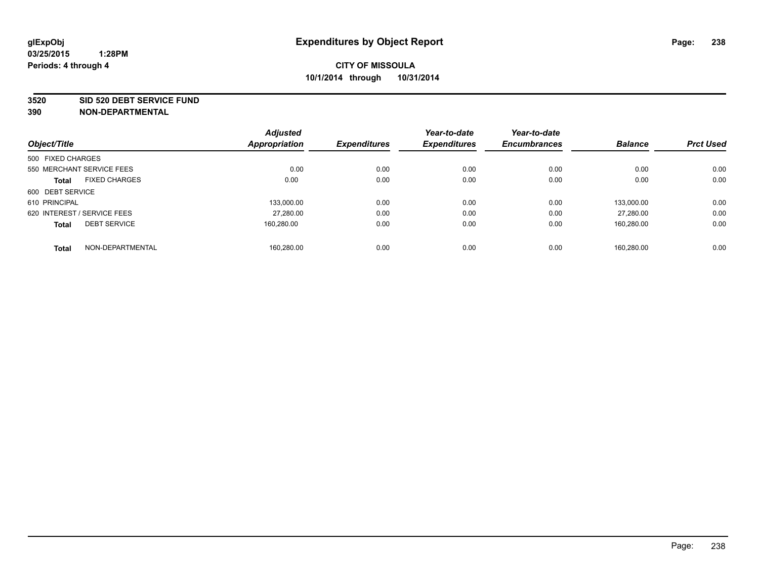glExpObj
03/25/2015 1:28PM
Periods: 4 through 4

# Expenditures by Object Report

**CITY OF MISSOULA**
**10/1/2014 through 10/31/2014**

**3520 SID 520 DEBT SERVICE FUND**
**390 NON-DEPARTMENTAL**

| Object/Title | | Adjusted Appropriation | Expenditures | Year-to-date Expenditures | Year-to-date Encumbrances | Balance | Prct Used |
|---|---|---|---|---|---|---|---|
| 500 FIXED CHARGES | | | | | | | |
| 550 MERCHANT SERVICE FEES | | 0.00 | 0.00 | 0.00 | 0.00 | 0.00 | 0.00 |
| **Total** | FIXED CHARGES | 0.00 | 0.00 | 0.00 | 0.00 | 0.00 | 0.00 |
| 600 DEBT SERVICE | | | | | | | |
| 610 PRINCIPAL | | 133,000.00 | 0.00 | 0.00 | 0.00 | 133,000.00 | 0.00 |
| 620 INTEREST / SERVICE FEES | | 27,280.00 | 0.00 | 0.00 | 0.00 | 27,280.00 | 0.00 |
| **Total** | DEBT SERVICE | 160,280.00 | 0.00 | 0.00 | 0.00 | 160,280.00 | 0.00 |
| **Total** | NON-DEPARTMENTAL | 160,280.00 | 0.00 | 0.00 | 0.00 | 160,280.00 | 0.00 |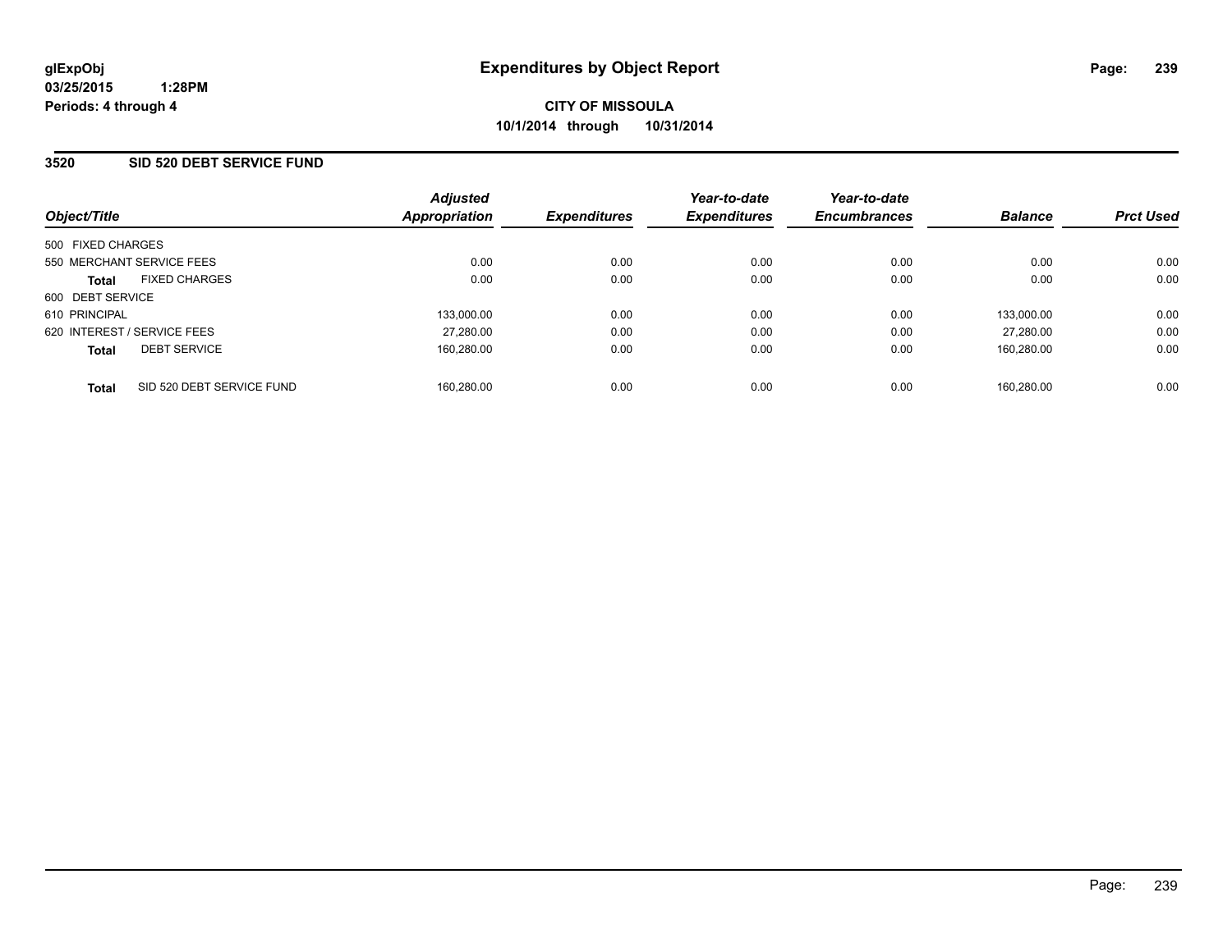glExpObj
03/25/2015 1:28PM
Periods: 4 through 4

# Expenditures by Object Report

**CITY OF MISSOULA**
**10/1/2014 through 10/31/2014**

## 3520 SID 520 DEBT SERVICE FUND

| Object/Title | Adjusted Appropriation | Expenditures | Year-to-date Expenditures | Year-to-date Encumbrances | Balance | Prct Used |
|---|---|---|---|---|---|---|
| 500 FIXED CHARGES | | | | | | |
| 550 MERCHANT SERVICE FEES | 0.00 | 0.00 | 0.00 | 0.00 | 0.00 | 0.00 |
| **Total** FIXED CHARGES | 0.00 | 0.00 | 0.00 | 0.00 | 0.00 | 0.00 |
| 600 DEBT SERVICE | | | | | | |
| 610 PRINCIPAL | 133,000.00 | 0.00 | 0.00 | 0.00 | 133,000.00 | 0.00 |
| 620 INTEREST / SERVICE FEES | 27,280.00 | 0.00 | 0.00 | 0.00 | 27,280.00 | 0.00 |
| **Total** DEBT SERVICE | 160,280.00 | 0.00 | 0.00 | 0.00 | 160,280.00 | 0.00 |
| **Total** SID 520 DEBT SERVICE FUND | 160,280.00 | 0.00 | 0.00 | 0.00 | 160,280.00 | 0.00 |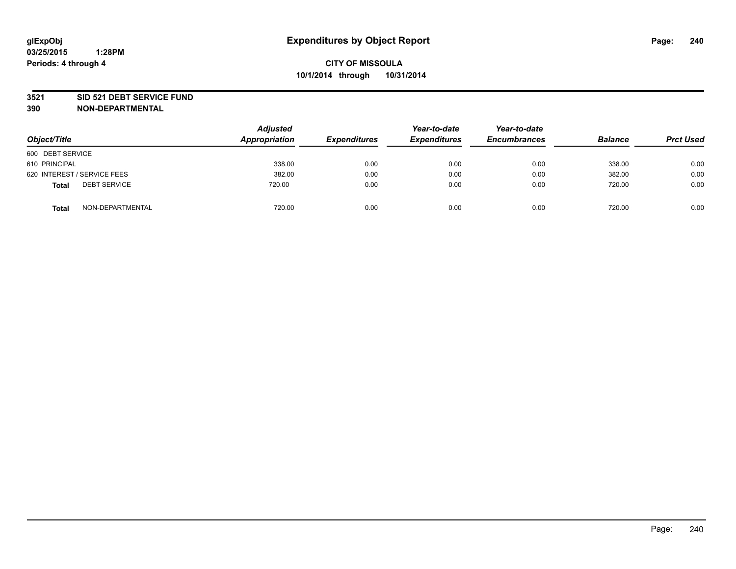glExpObj
03/25/2015 1:28PM
Periods: 4 through 4

# Expenditures by Object Report

**CITY OF MISSOULA**
**10/1/2014 through 10/31/2014**

**3521 SID 521 DEBT SERVICE FUND**
**390 NON-DEPARTMENTAL**

| Object/Title | Adjusted Appropriation | Expenditures | Year-to-date Expenditures | Year-to-date Encumbrances | Balance | Prct Used |
|---|---|---|---|---|---|---|
| 600 DEBT SERVICE | | | | | | |
| 610 PRINCIPAL | 338.00 | 0.00 | 0.00 | 0.00 | 338.00 | 0.00 |
| 620 INTEREST / SERVICE FEES | 382.00 | 0.00 | 0.00 | 0.00 | 382.00 | 0.00 |
| **Total** DEBT SERVICE | 720.00 | 0.00 | 0.00 | 0.00 | 720.00 | 0.00 |
| **Total** NON-DEPARTMENTAL | 720.00 | 0.00 | 0.00 | 0.00 | 720.00 | 0.00 |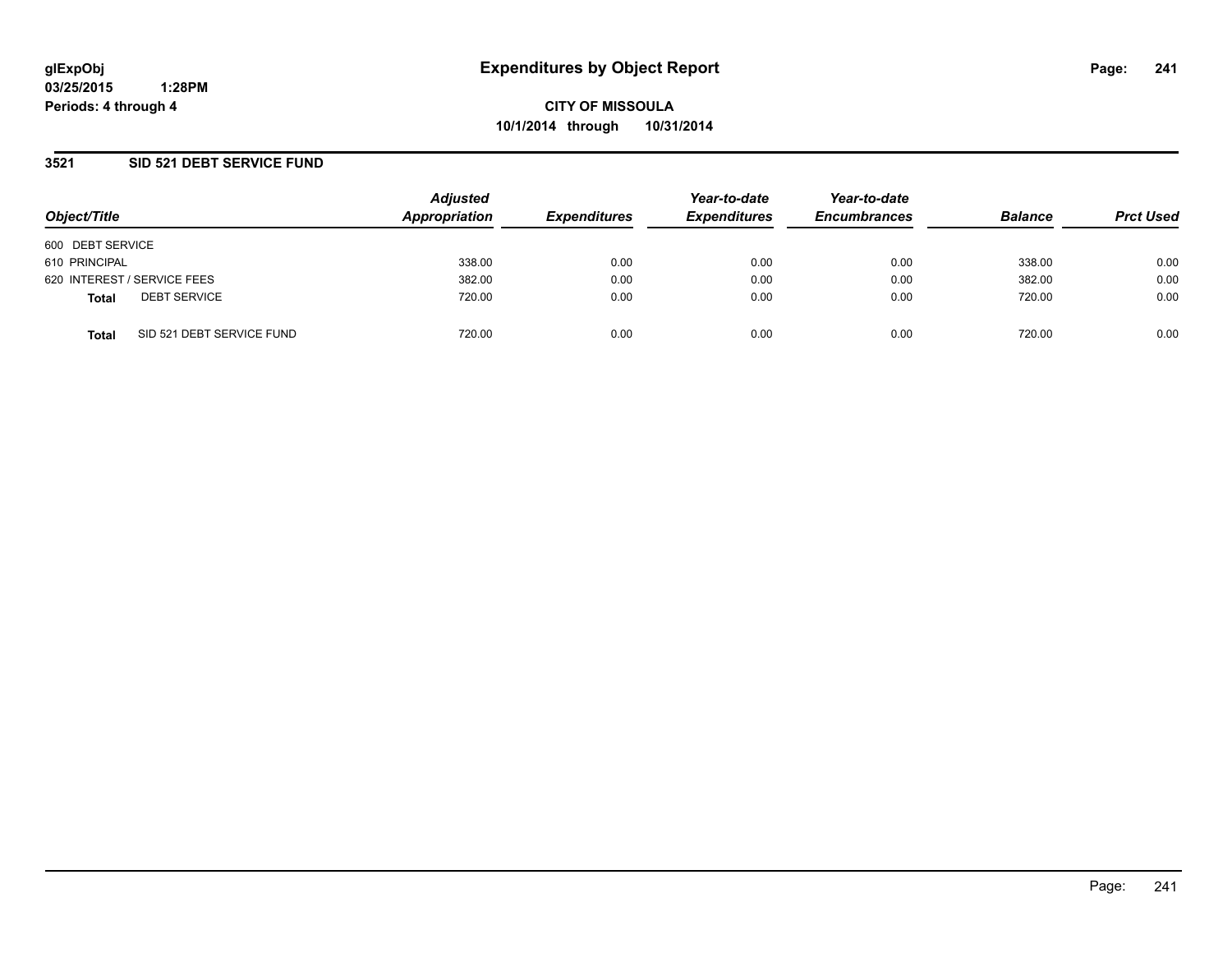# Expenditures by Object Report

glExpObj
03/25/2015 1:28PM
Periods: 4 through 4

**CITY OF MISSOULA**
**10/1/2014 through 10/31/2014**

## 3521 SID 521 DEBT SERVICE FUND

| Object/Title | Adjusted Appropriation | Expenditures | Year-to-date Expenditures | Year-to-date Encumbrances | Balance | Prct Used |
|---|---|---|---|---|---|---|
| 600 DEBT SERVICE | | | | | | |
| 610 PRINCIPAL | 338.00 | 0.00 | 0.00 | 0.00 | 338.00 | 0.00 |
| 620 INTEREST / SERVICE FEES | 382.00 | 0.00 | 0.00 | 0.00 | 382.00 | 0.00 |
| **Total** DEBT SERVICE | 720.00 | 0.00 | 0.00 | 0.00 | 720.00 | 0.00 |
| **Total** SID 521 DEBT SERVICE FUND | 720.00 | 0.00 | 0.00 | 0.00 | 720.00 | 0.00 |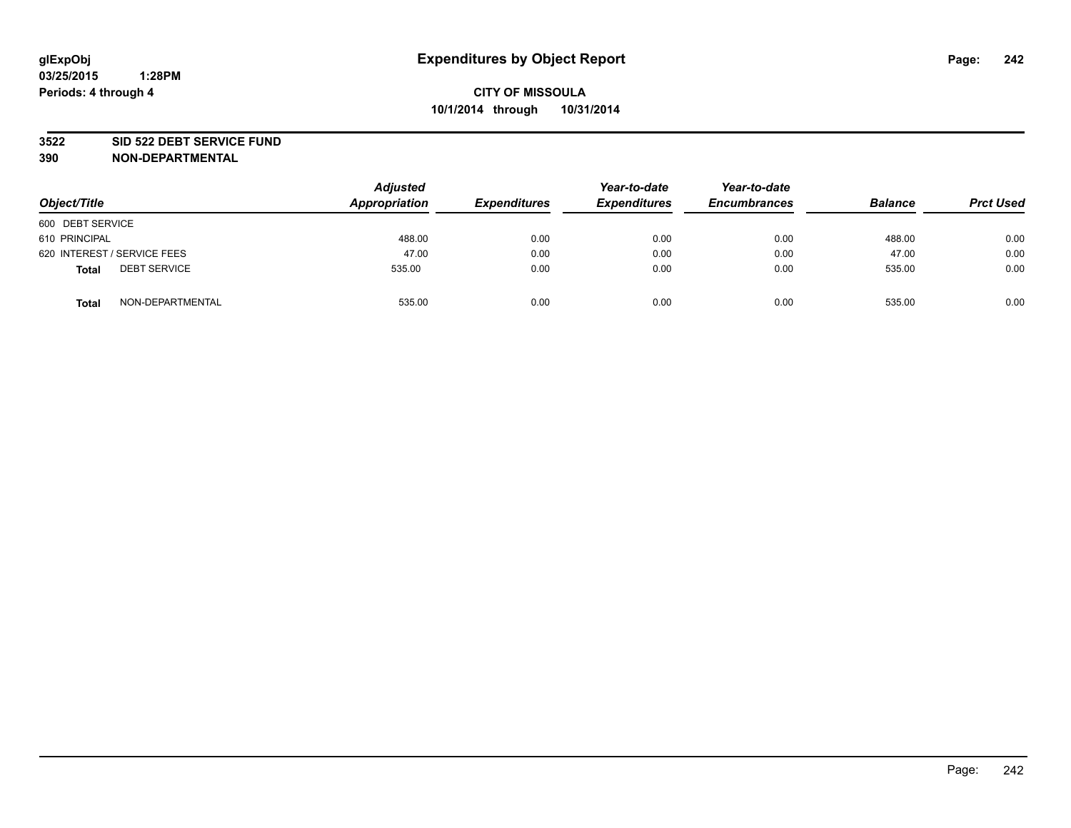**glExpObj**
**03/25/2015 1:28PM**
**Periods: 4 through 4**

# Expenditures by Object Report

**CITY OF MISSOULA**
**10/1/2014 through 10/31/2014**

**3522 SID 522 DEBT SERVICE FUND**
**390 NON-DEPARTMENTAL**

| Object/Title | | Adjusted Appropriation | Expenditures | Year-to-date Expenditures | Year-to-date Encumbrances | Balance | Prct Used |
|---|---|---|---|---|---|---|---|
| 600 DEBT SERVICE | | | | | | | |
| 610 PRINCIPAL | | 488.00 | 0.00 | 0.00 | 0.00 | 488.00 | 0.00 |
| 620 INTEREST / SERVICE FEES | | 47.00 | 0.00 | 0.00 | 0.00 | 47.00 | 0.00 |
| **Total** | DEBT SERVICE | 535.00 | 0.00 | 0.00 | 0.00 | 535.00 | 0.00 |
| **Total** | NON-DEPARTMENTAL | 535.00 | 0.00 | 0.00 | 0.00 | 535.00 | 0.00 |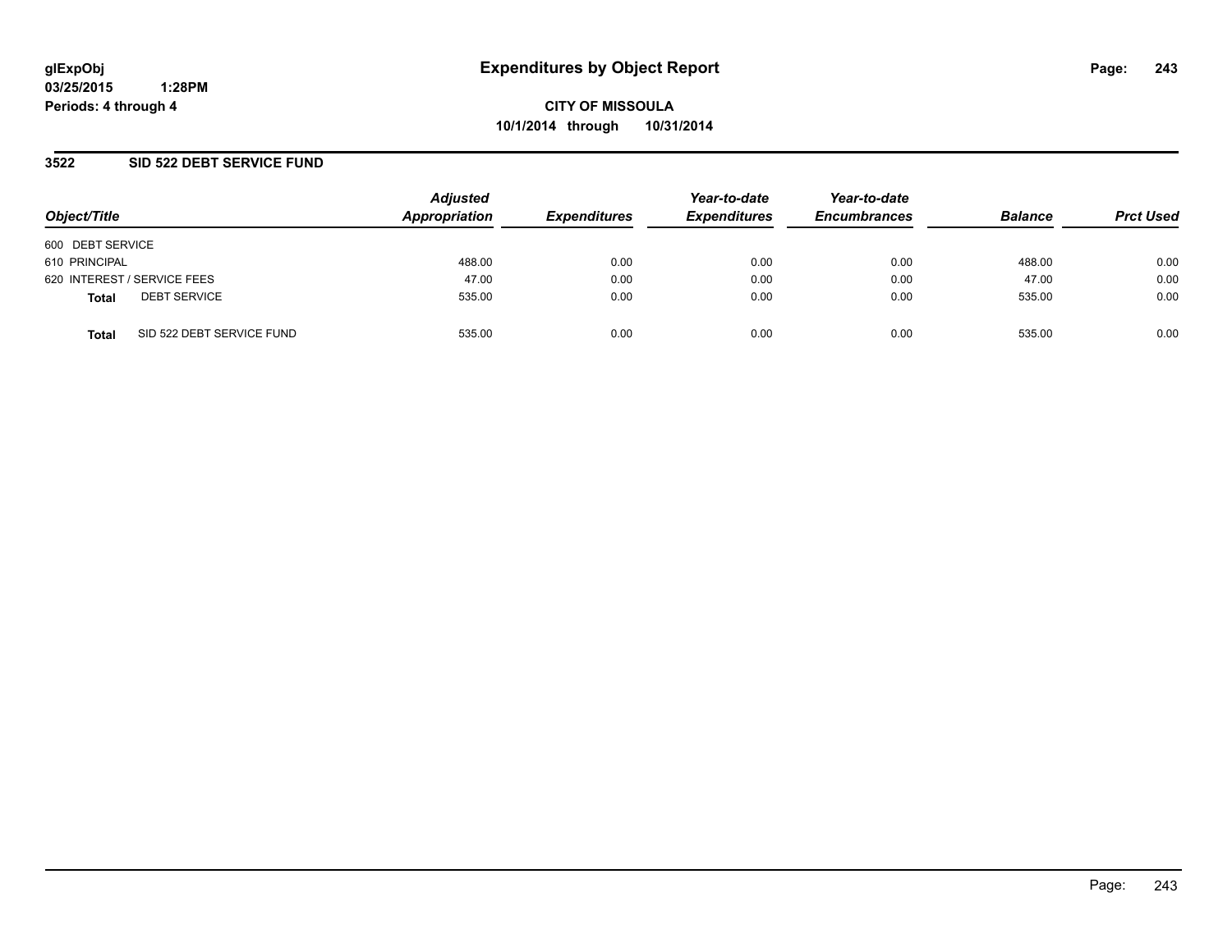# Expenditures by Object Report

glExpObj
03/25/2015 1:28PM
Periods: 4 through 4

**CITY OF MISSOULA**
**10/1/2014 through 10/31/2014**

## 3522 SID 522 DEBT SERVICE FUND

| Object/Title | Adjusted Appropriation | Expenditures | Year-to-date Expenditures | Year-to-date Encumbrances | Balance | Prct Used |
|---|---|---|---|---|---|---|
| 600 DEBT SERVICE | | | | | | |
| 610 PRINCIPAL | 488.00 | 0.00 | 0.00 | 0.00 | 488.00 | 0.00 |
| 620 INTEREST / SERVICE FEES | 47.00 | 0.00 | 0.00 | 0.00 | 47.00 | 0.00 |
| **Total** DEBT SERVICE | 535.00 | 0.00 | 0.00 | 0.00 | 535.00 | 0.00 |
| **Total** SID 522 DEBT SERVICE FUND | 535.00 | 0.00 | 0.00 | 0.00 | 535.00 | 0.00 |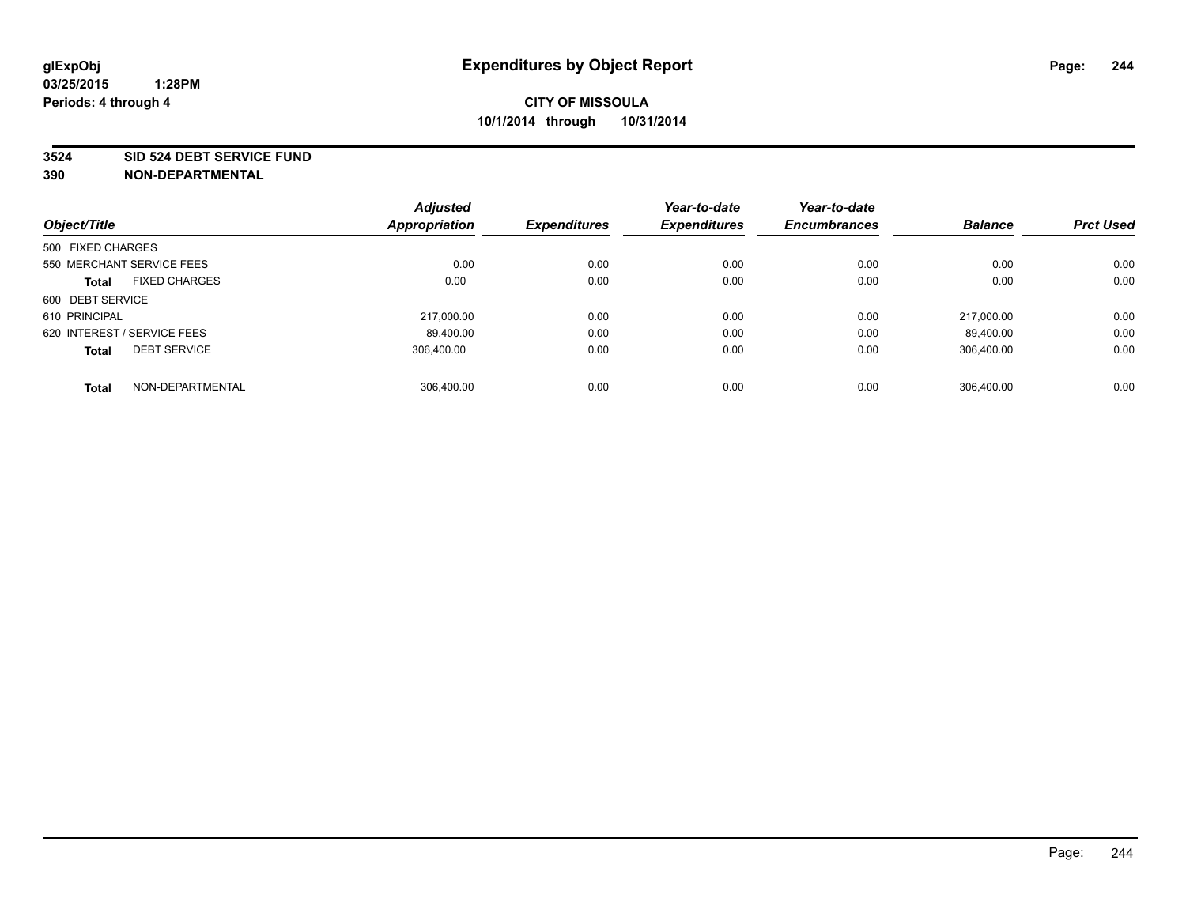# Expenditures by Object Report

glExpObj
03/25/2015 1:28PM
Periods: 4 through 4

**CITY OF MISSOULA**
**10/1/2014 through 10/31/2014**

**3524 SID 524 DEBT SERVICE FUND**
**390 NON-DEPARTMENTAL**

| Object/Title | Adjusted Appropriation | Expenditures | Year-to-date Expenditures | Year-to-date Encumbrances | Balance | Prct Used |
|---|---|---|---|---|---|---|
| 500 FIXED CHARGES | | | | | | |
| 550 MERCHANT SERVICE FEES | 0.00 | 0.00 | 0.00 | 0.00 | 0.00 | 0.00 |
| **Total** FIXED CHARGES | 0.00 | 0.00 | 0.00 | 0.00 | 0.00 | 0.00 |
| 600 DEBT SERVICE | | | | | | |
| 610 PRINCIPAL | 217,000.00 | 0.00 | 0.00 | 0.00 | 217,000.00 | 0.00 |
| 620 INTEREST / SERVICE FEES | 89,400.00 | 0.00 | 0.00 | 0.00 | 89,400.00 | 0.00 |
| **Total** DEBT SERVICE | 306,400.00 | 0.00 | 0.00 | 0.00 | 306,400.00 | 0.00 |
| **Total** NON-DEPARTMENTAL | 306,400.00 | 0.00 | 0.00 | 0.00 | 306,400.00 | 0.00 |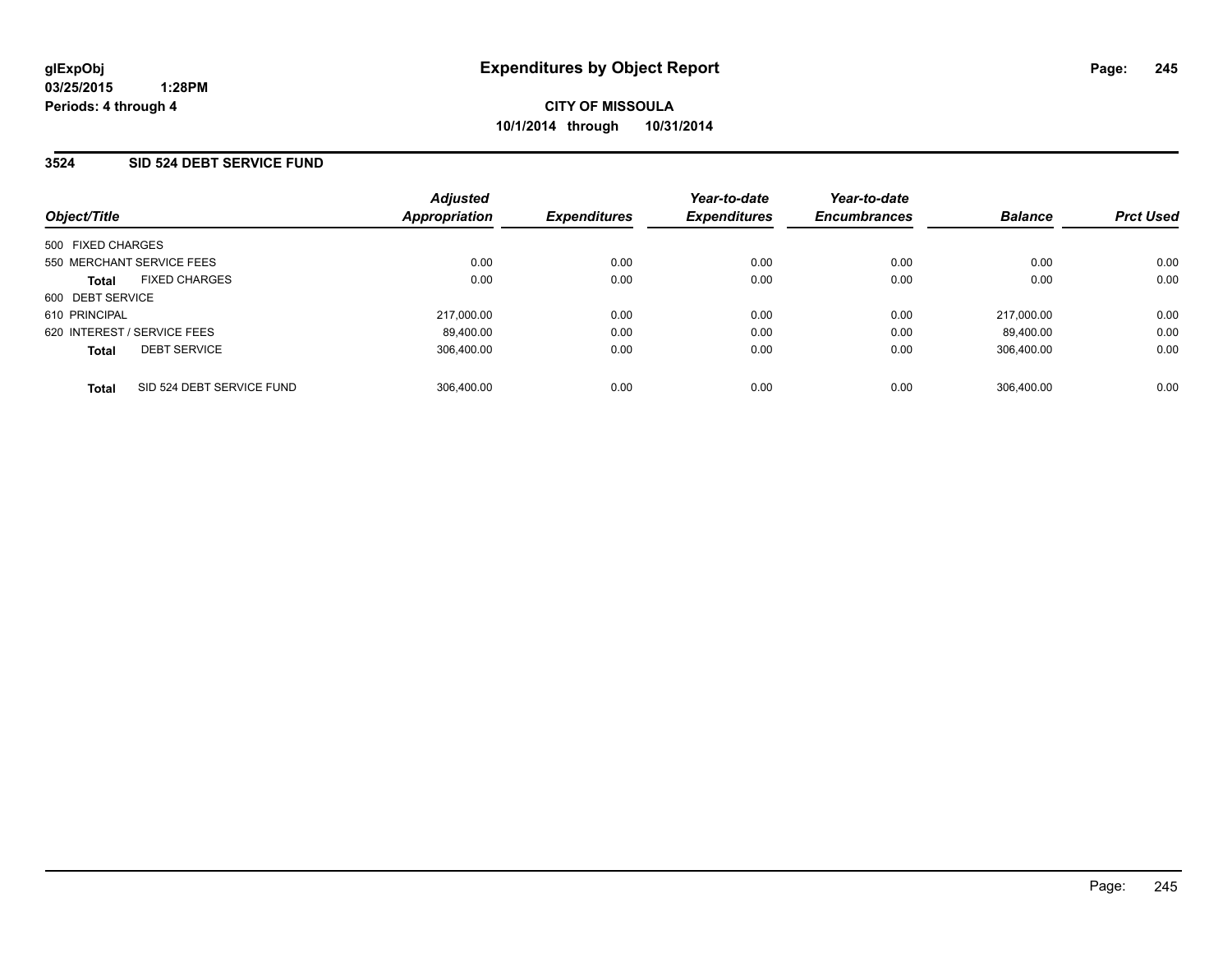**glExpObj**
**03/25/2015 1:28PM**
**Periods: 4 through 4**

# Expenditures by Object Report

**CITY OF MISSOULA**
**10/1/2014 through 10/31/2014**

## 3524 SID 524 DEBT SERVICE FUND

| Object/Title | Adjusted Appropriation | Expenditures | Year-to-date Expenditures | Year-to-date Encumbrances | Balance | Prct Used |
|---|---|---|---|---|---|---|
| 500 FIXED CHARGES | | | | | | |
| 550 MERCHANT SERVICE FEES | 0.00 | 0.00 | 0.00 | 0.00 | 0.00 | 0.00 |
| **Total** FIXED CHARGES | 0.00 | 0.00 | 0.00 | 0.00 | 0.00 | 0.00 |
| 600 DEBT SERVICE | | | | | | |
| 610 PRINCIPAL | 217,000.00 | 0.00 | 0.00 | 0.00 | 217,000.00 | 0.00 |
| 620 INTEREST / SERVICE FEES | 89,400.00 | 0.00 | 0.00 | 0.00 | 89,400.00 | 0.00 |
| **Total** DEBT SERVICE | 306,400.00 | 0.00 | 0.00 | 0.00 | 306,400.00 | 0.00 |
| **Total** SID 524 DEBT SERVICE FUND | 306,400.00 | 0.00 | 0.00 | 0.00 | 306,400.00 | 0.00 |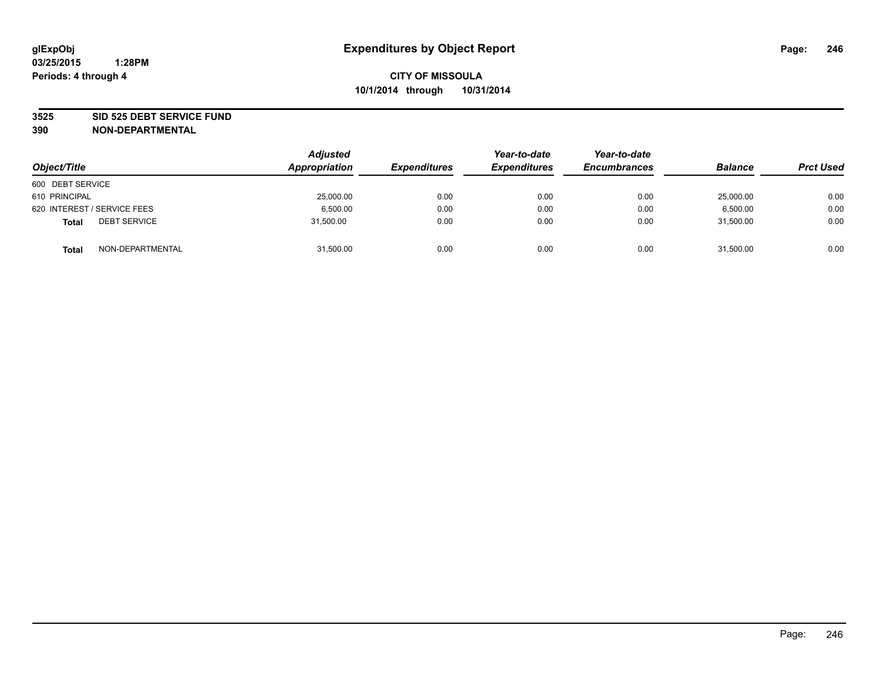# Expenditures by Object Report

glExpObj
03/25/2015 1:28PM
Periods: 4 through 4

**CITY OF MISSOULA**
**10/1/2014 through 10/31/2014**

**3525 SID 525 DEBT SERVICE FUND**
**390 NON-DEPARTMENTAL**

| Object/Title | Adjusted Appropriation | Expenditures | Year-to-date Expenditures | Year-to-date Encumbrances | Balance | Prct Used |
|---|---|---|---|---|---|---|
| 600 DEBT SERVICE | | | | | | |
| 610 PRINCIPAL | 25,000.00 | 0.00 | 0.00 | 0.00 | 25,000.00 | 0.00 |
| 620 INTEREST / SERVICE FEES | 6,500.00 | 0.00 | 0.00 | 0.00 | 6,500.00 | 0.00 |
| **Total** DEBT SERVICE | 31,500.00 | 0.00 | 0.00 | 0.00 | 31,500.00 | 0.00 |
| **Total** NON-DEPARTMENTAL | 31,500.00 | 0.00 | 0.00 | 0.00 | 31,500.00 | 0.00 |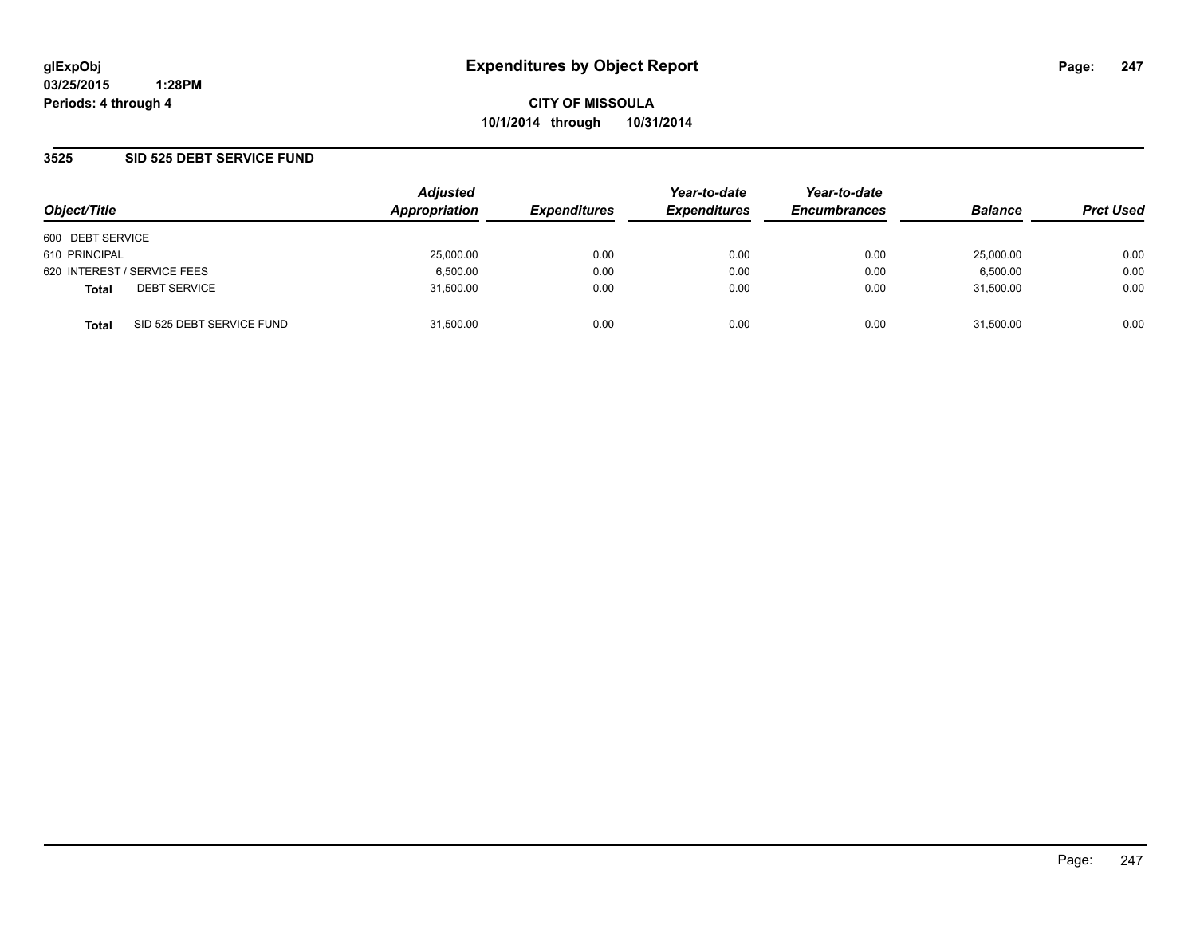glExpObj
03/25/2015 1:28PM
Periods: 4 through 4

# Expenditures by Object Report

**CITY OF MISSOULA**
**10/1/2014 through 10/31/2014**

## 3525 SID 525 DEBT SERVICE FUND

| Object/Title | Adjusted Appropriation | Expenditures | Year-to-date Expenditures | Year-to-date Encumbrances | Balance | Prct Used |
|---|---|---|---|---|---|---|
| 600 DEBT SERVICE | | | | | | |
| 610 PRINCIPAL | 25,000.00 | 0.00 | 0.00 | 0.00 | 25,000.00 | 0.00 |
| 620 INTEREST / SERVICE FEES | 6,500.00 | 0.00 | 0.00 | 0.00 | 6,500.00 | 0.00 |
| **Total** DEBT SERVICE | 31,500.00 | 0.00 | 0.00 | 0.00 | 31,500.00 | 0.00 |
| **Total** SID 525 DEBT SERVICE FUND | 31,500.00 | 0.00 | 0.00 | 0.00 | 31,500.00 | 0.00 |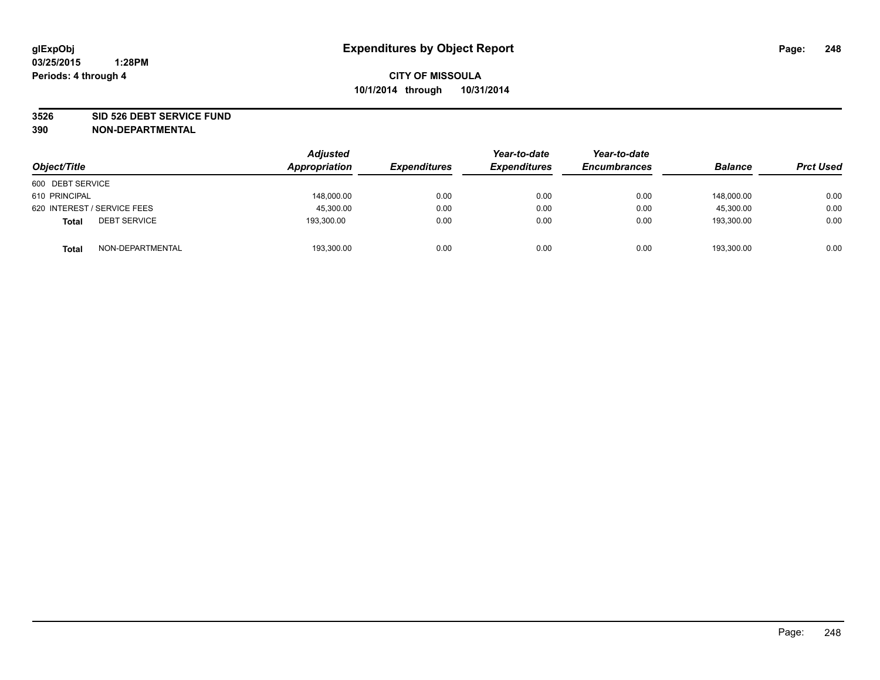glExpObj
03/25/2015 1:28PM
Periods: 4 through 4

# Expenditures by Object Report

**CITY OF MISSOULA**
**10/1/2014 through 10/31/2014**

**3526 SID 526 DEBT SERVICE FUND**
**390 NON-DEPARTMENTAL**

| Object/Title | | Adjusted Appropriation | Expenditures | Year-to-date Expenditures | Year-to-date Encumbrances | Balance | Prct Used |
|---|---|---|---|---|---|---|---|
| 600 DEBT SERVICE | | | | | | | |
| 610 PRINCIPAL | | 148,000.00 | 0.00 | 0.00 | 0.00 | 148,000.00 | 0.00 |
| 620 INTEREST / SERVICE FEES | | 45,300.00 | 0.00 | 0.00 | 0.00 | 45,300.00 | 0.00 |
| **Total** | DEBT SERVICE | 193,300.00 | 0.00 | 0.00 | 0.00 | 193,300.00 | 0.00 |
| **Total** | NON-DEPARTMENTAL | 193,300.00 | 0.00 | 0.00 | 0.00 | 193,300.00 | 0.00 |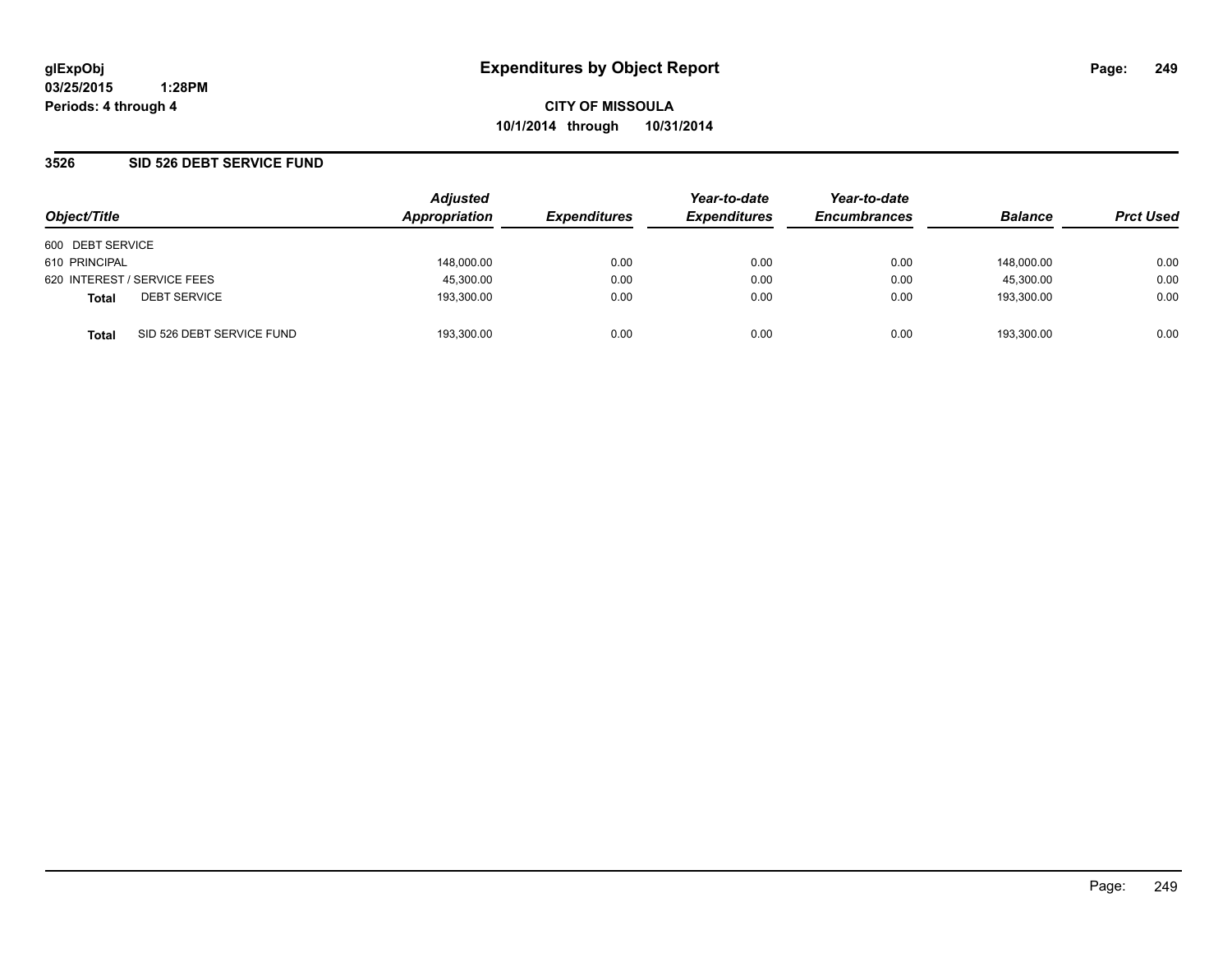# Expenditures by Object Report

glExpObj
03/25/2015 1:28PM
Periods: 4 through 4

**CITY OF MISSOULA**
**10/1/2014 through 10/31/2014**

## 3526 SID 526 DEBT SERVICE FUND

| Object/Title | | *Adjusted Appropriation* | *Expenditures* | *Year-to-date Expenditures* | *Year-to-date Encumbrances* | *Balance* | *Prct Used* |
|---|---|---|---|---|---|---|---|
| 600 DEBT SERVICE | | | | | | | |
| 610 PRINCIPAL | | 148,000.00 | 0.00 | 0.00 | 0.00 | 148,000.00 | 0.00 |
| 620 INTEREST / SERVICE FEES | | 45,300.00 | 0.00 | 0.00 | 0.00 | 45,300.00 | 0.00 |
| **Total** | DEBT SERVICE | 193,300.00 | 0.00 | 0.00 | 0.00 | 193,300.00 | 0.00 |
| **Total** | SID 526 DEBT SERVICE FUND | 193,300.00 | 0.00 | 0.00 | 0.00 | 193,300.00 | 0.00 |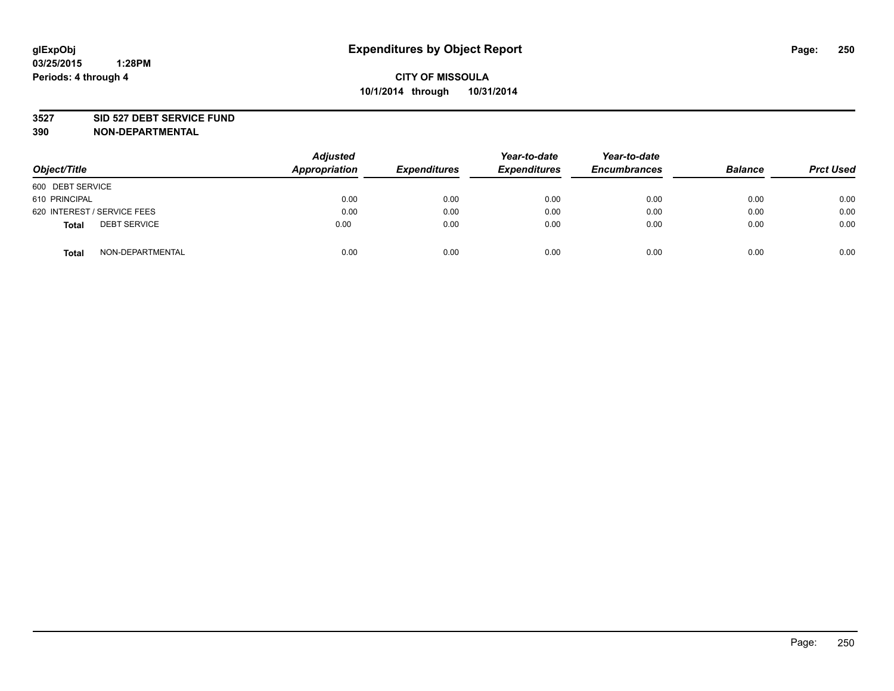glExpObj
03/25/2015 1:28PM
Periods: 4 through 4

# Expenditures by Object Report

**CITY OF MISSOULA**
**10/1/2014 through 10/31/2014**

**3527 SID 527 DEBT SERVICE FUND**
**390 NON-DEPARTMENTAL**

| Object/Title | | Adjusted Appropriation | Expenditures | Year-to-date Expenditures | Year-to-date Encumbrances | Balance | Prct Used |
|---|---|---|---|---|---|---|---|
| 600 DEBT SERVICE | | | | | | | |
| 610 PRINCIPAL | | 0.00 | 0.00 | 0.00 | 0.00 | 0.00 | 0.00 |
| 620 INTEREST / SERVICE FEES | | 0.00 | 0.00 | 0.00 | 0.00 | 0.00 | 0.00 |
| **Total** | DEBT SERVICE | 0.00 | 0.00 | 0.00 | 0.00 | 0.00 | 0.00 |
| **Total** | NON-DEPARTMENTAL | 0.00 | 0.00 | 0.00 | 0.00 | 0.00 | 0.00 |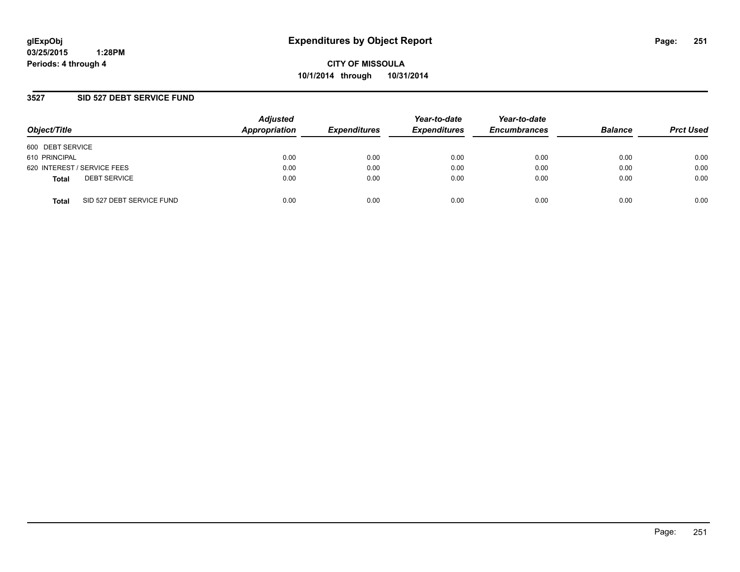glExpObj
03/25/2015 1:28PM
Periods: 4 through 4

# Expenditures by Object Report

**CITY OF MISSOULA**
**10/1/2014 through 10/31/2014**

## 3527 SID 527 DEBT SERVICE FUND

| Object/Title | | Adjusted Appropriation | Expenditures | Year-to-date Expenditures | Year-to-date Encumbrances | Balance | Prct Used |
|---|---|---|---|---|---|---|---|
| 600 DEBT SERVICE | | | | | | | |
| 610 PRINCIPAL | | 0.00 | 0.00 | 0.00 | 0.00 | 0.00 | 0.00 |
| 620 INTEREST / SERVICE FEES | | 0.00 | 0.00 | 0.00 | 0.00 | 0.00 | 0.00 |
| **Total** | DEBT SERVICE | 0.00 | 0.00 | 0.00 | 0.00 | 0.00 | 0.00 |
| **Total** | SID 527 DEBT SERVICE FUND | 0.00 | 0.00 | 0.00 | 0.00 | 0.00 | 0.00 |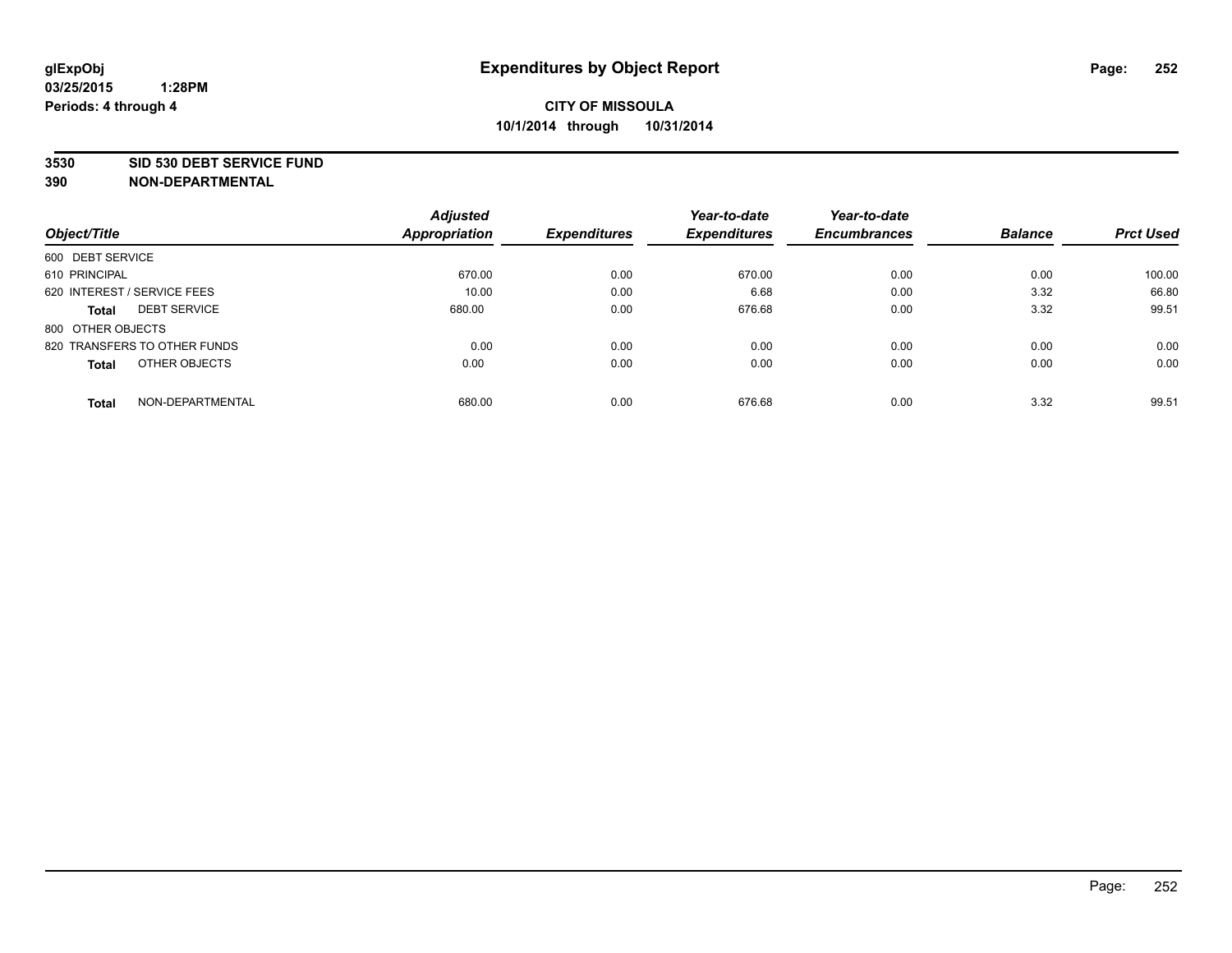glExpObj
03/25/2015 1:28PM
Periods: 4 through 4

# Expenditures by Object Report

**CITY OF MISSOULA**
**10/1/2014 through 10/31/2014**

**3530 SID 530 DEBT SERVICE FUND**
**390 NON-DEPARTMENTAL**

| Object/Title | Adjusted Appropriation | Expenditures | Year-to-date Expenditures | Year-to-date Encumbrances | Balance | Prct Used |
|---|---|---|---|---|---|---|
| 600 DEBT SERVICE | | | | | | |
| 610 PRINCIPAL | 670.00 | 0.00 | 670.00 | 0.00 | 0.00 | 100.00 |
| 620 INTEREST / SERVICE FEES | 10.00 | 0.00 | 6.68 | 0.00 | 3.32 | 66.80 |
| **Total** DEBT SERVICE | 680.00 | 0.00 | 676.68 | 0.00 | 3.32 | 99.51 |
| 800 OTHER OBJECTS | | | | | | |
| 820 TRANSFERS TO OTHER FUNDS | 0.00 | 0.00 | 0.00 | 0.00 | 0.00 | 0.00 |
| **Total** OTHER OBJECTS | 0.00 | 0.00 | 0.00 | 0.00 | 0.00 | 0.00 |
| **Total** NON-DEPARTMENTAL | 680.00 | 0.00 | 676.68 | 0.00 | 3.32 | 99.51 |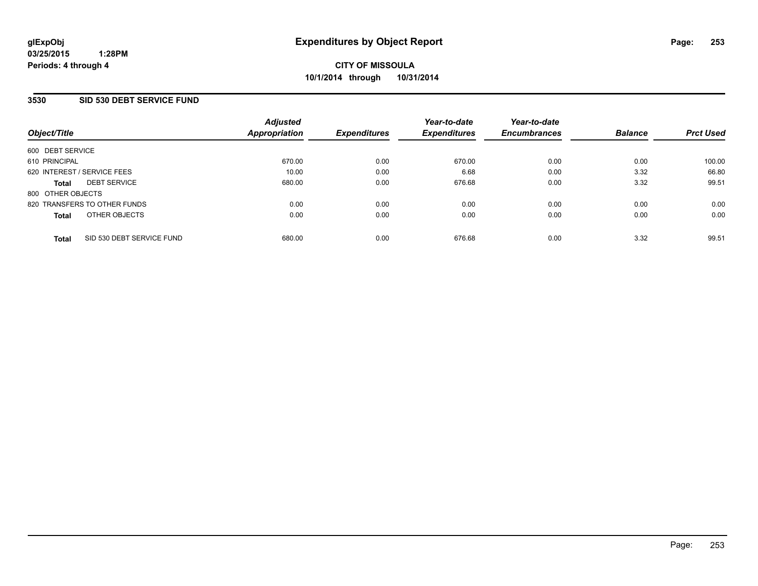**glExpObj**
**03/25/2015 1:28PM**
**Periods: 4 through 4**

# Expenditures by Object Report

**CITY OF MISSOULA**
**10/1/2014 through 10/31/2014**

## 3530 SID 530 DEBT SERVICE FUND

| Object/Title | Adjusted Appropriation | Expenditures | Year-to-date Expenditures | Year-to-date Encumbrances | Balance | Prct Used |
|---|---|---|---|---|---|---|
| 600 DEBT SERVICE | | | | | | |
| 610 PRINCIPAL | 670.00 | 0.00 | 670.00 | 0.00 | 0.00 | 100.00 |
| 620 INTEREST / SERVICE FEES | 10.00 | 0.00 | 6.68 | 0.00 | 3.32 | 66.80 |
| **Total** DEBT SERVICE | 680.00 | 0.00 | 676.68 | 0.00 | 3.32 | 99.51 |
| 800 OTHER OBJECTS | | | | | | |
| 820 TRANSFERS TO OTHER FUNDS | 0.00 | 0.00 | 0.00 | 0.00 | 0.00 | 0.00 |
| **Total** OTHER OBJECTS | 0.00 | 0.00 | 0.00 | 0.00 | 0.00 | 0.00 |
| **Total** SID 530 DEBT SERVICE FUND | 680.00 | 0.00 | 676.68 | 0.00 | 3.32 | 99.51 |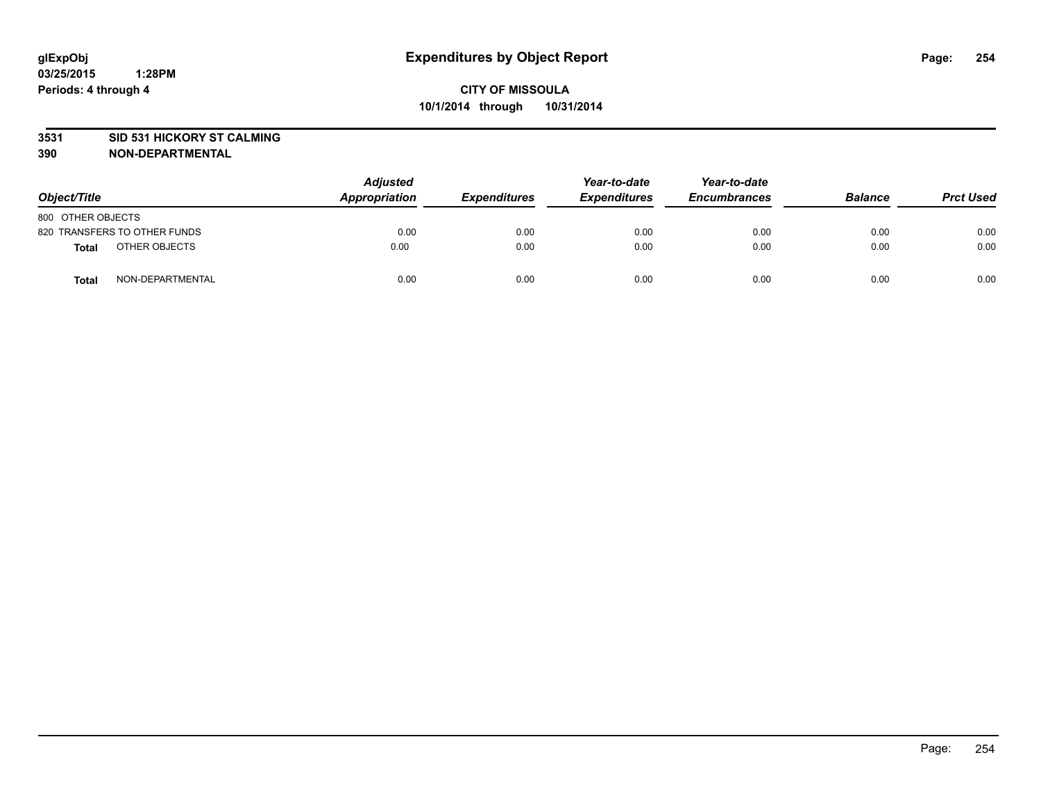glExpObj
03/25/2015 1:28PM
Periods: 4 through 4

# Expenditures by Object Report

**CITY OF MISSOULA**
**10/1/2014 through 10/31/2014**

**3531 SID 531 HICKORY ST CALMING**
**390 NON-DEPARTMENTAL**

| Object/Title | | Adjusted Appropriation | Expenditures | Year-to-date Expenditures | Year-to-date Encumbrances | Balance | Prct Used |
|---|---|---|---|---|---|---|---|
| 800 OTHER OBJECTS | | | | | | | |
| 820 TRANSFERS TO OTHER FUNDS | | 0.00 | 0.00 | 0.00 | 0.00 | 0.00 | 0.00 |
| **Total** | OTHER OBJECTS | 0.00 | 0.00 | 0.00 | 0.00 | 0.00 | 0.00 |
| **Total** | NON-DEPARTMENTAL | 0.00 | 0.00 | 0.00 | 0.00 | 0.00 | 0.00 |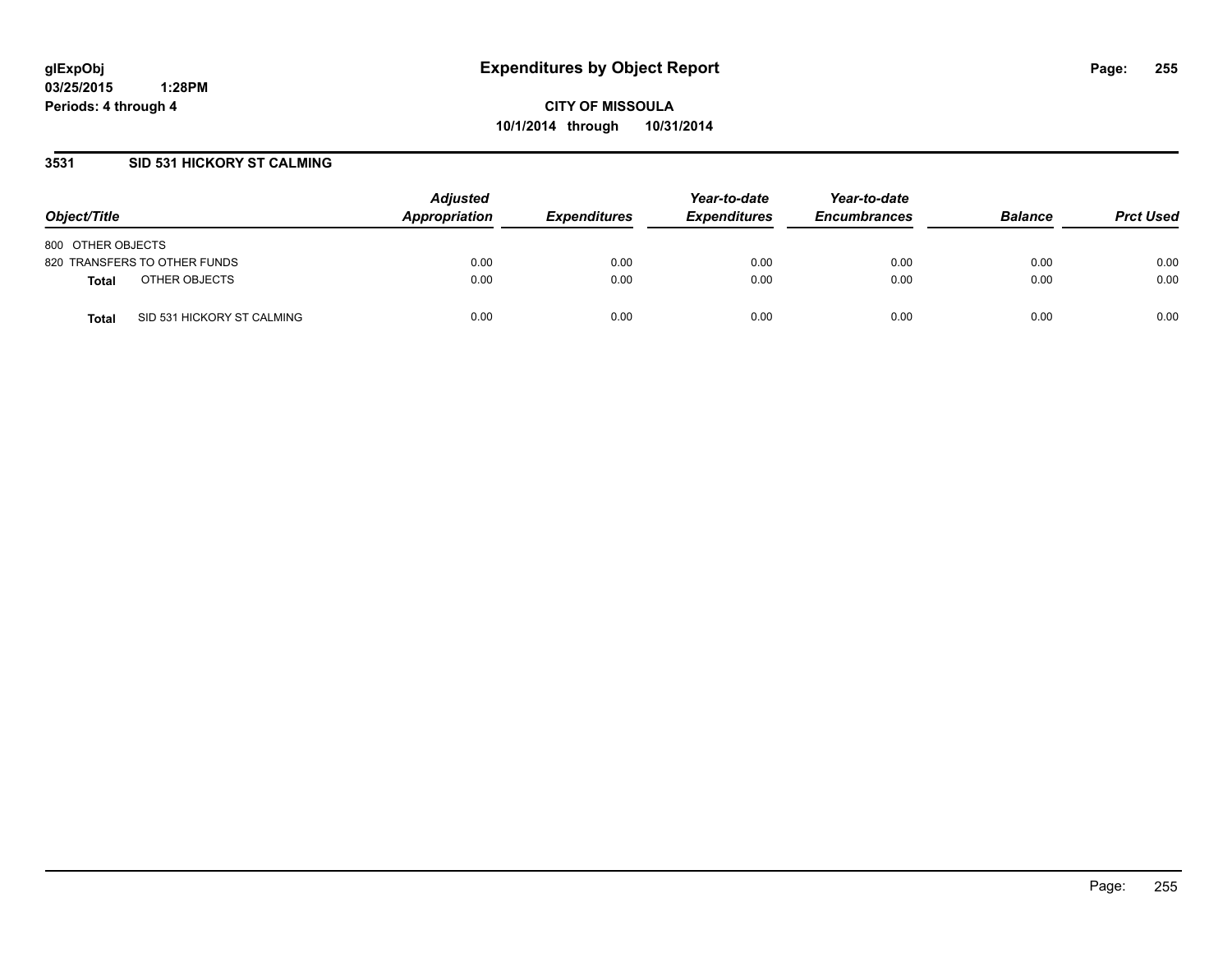**glExpObj** **Expenditures by Object Report**

**03/25/2015 1:28PM**

**Periods: 4 through 4**

**CITY OF MISSOULA**

**10/1/2014 through 10/31/2014**

## 3531 SID 531 HICKORY ST CALMING

| Object/Title | Adjusted Appropriation | Expenditures | Year-to-date Expenditures | Year-to-date Encumbrances | Balance | Prct Used |
|---|---|---|---|---|---|---|
| 800 OTHER OBJECTS | | | | | | |
| 820 TRANSFERS TO OTHER FUNDS | 0.00 | 0.00 | 0.00 | 0.00 | 0.00 | 0.00 |
| **Total** OTHER OBJECTS | 0.00 | 0.00 | 0.00 | 0.00 | 0.00 | 0.00 |
| **Total** SID 531 HICKORY ST CALMING | 0.00 | 0.00 | 0.00 | 0.00 | 0.00 | 0.00 |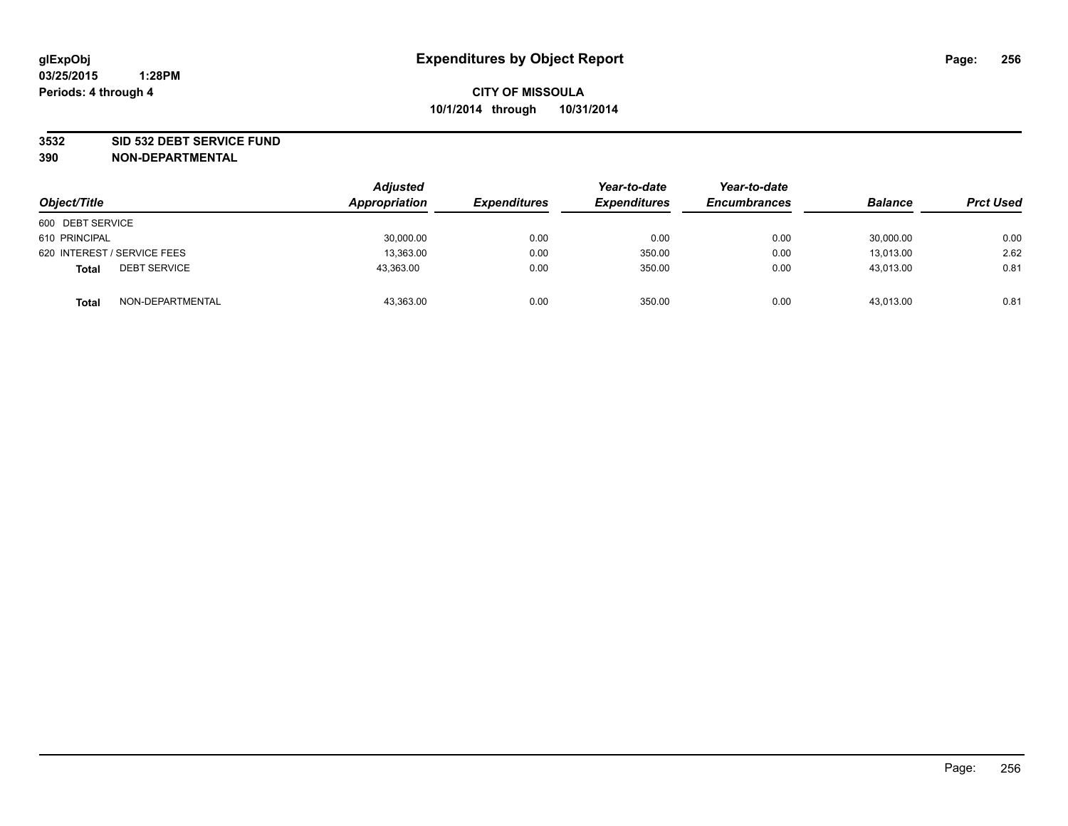glExpObj
03/25/2015 1:28PM
Periods: 4 through 4

# Expenditures by Object Report

**CITY OF MISSOULA**
**10/1/2014 through 10/31/2014**

**3532 SID 532 DEBT SERVICE FUND**
**390 NON-DEPARTMENTAL**

| Object/Title | Adjusted Appropriation | Expenditures | Year-to-date Expenditures | Year-to-date Encumbrances | Balance | Prct Used |
|---|---|---|---|---|---|---|
| 600 DEBT SERVICE | | | | | | |
| 610 PRINCIPAL | 30,000.00 | 0.00 | 0.00 | 0.00 | 30,000.00 | 0.00 |
| 620 INTEREST / SERVICE FEES | 13,363.00 | 0.00 | 350.00 | 0.00 | 13,013.00 | 2.62 |
| **Total** DEBT SERVICE | 43,363.00 | 0.00 | 350.00 | 0.00 | 43,013.00 | 0.81 |
| **Total** NON-DEPARTMENTAL | 43,363.00 | 0.00 | 350.00 | 0.00 | 43,013.00 | 0.81 |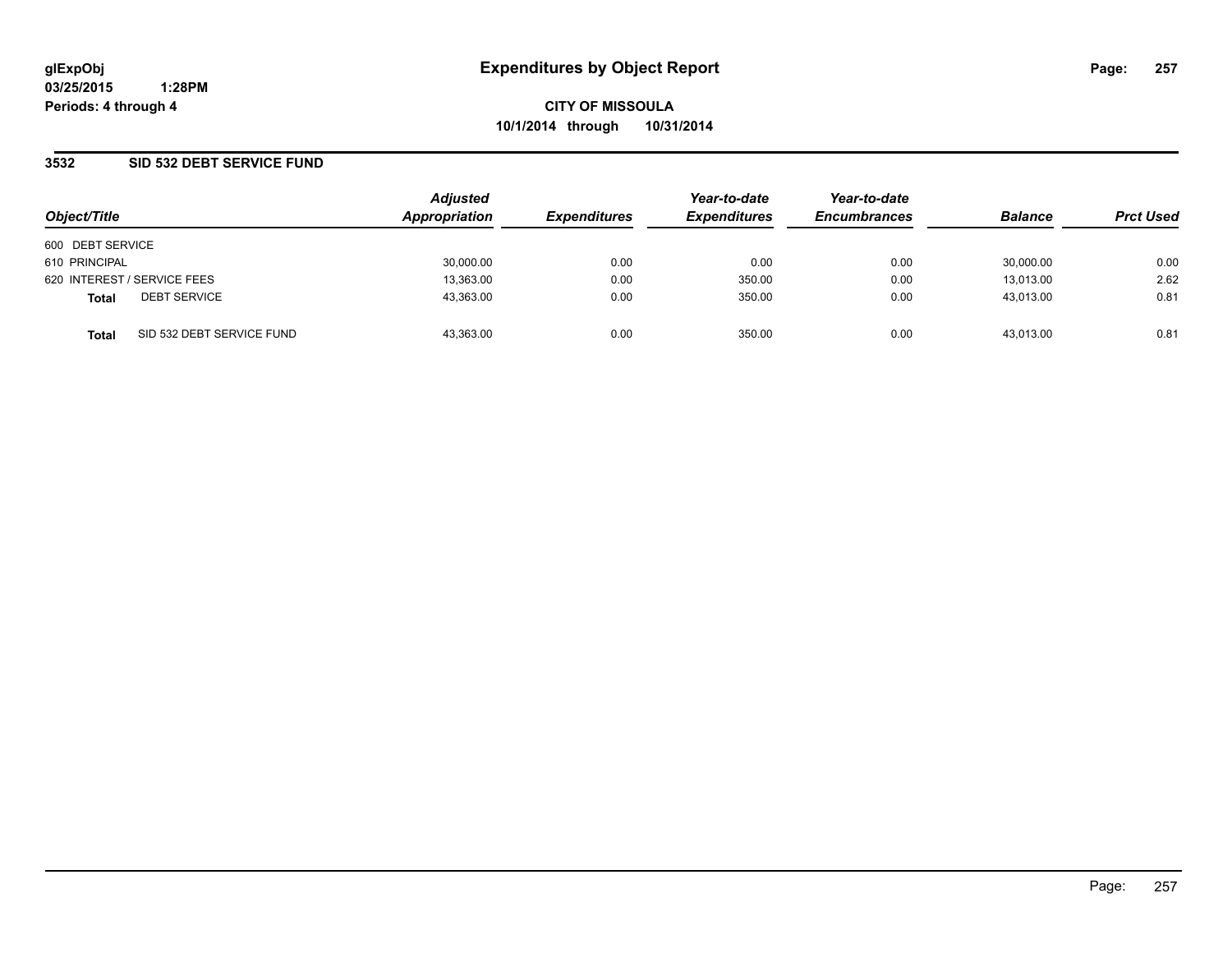# Expenditures by Object Report

glExpObj
03/25/2015 1:28PM
Periods: 4 through 4

**CITY OF MISSOULA**
**10/1/2014 through 10/31/2014**

## 3532 SID 532 DEBT SERVICE FUND

| Object/Title | Adjusted Appropriation | Expenditures | Year-to-date Expenditures | Year-to-date Encumbrances | Balance | Prct Used |
|---|---|---|---|---|---|---|
| 600 DEBT SERVICE | | | | | | |
| 610 PRINCIPAL | 30,000.00 | 0.00 | 0.00 | 0.00 | 30,000.00 | 0.00 |
| 620 INTEREST / SERVICE FEES | 13,363.00 | 0.00 | 350.00 | 0.00 | 13,013.00 | 2.62 |
| **Total** DEBT SERVICE | 43,363.00 | 0.00 | 350.00 | 0.00 | 43,013.00 | 0.81 |
| **Total** SID 532 DEBT SERVICE FUND | 43,363.00 | 0.00 | 350.00 | 0.00 | 43,013.00 | 0.81 |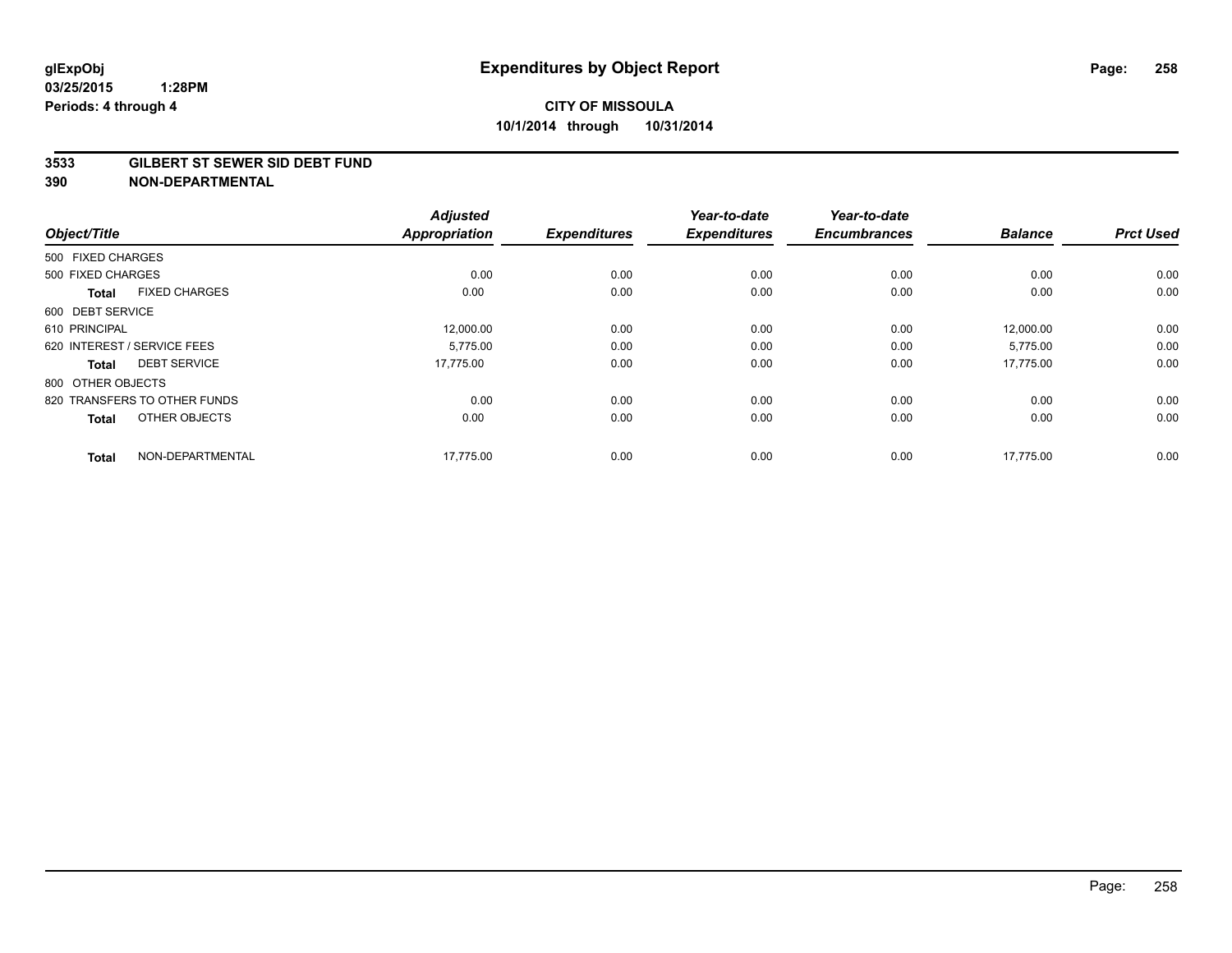**glExpObj** **Expenditures by Object Report**

**03/25/2015 1:28PM**

**Periods: 4 through 4**

**CITY OF MISSOULA**

**10/1/2014 through 10/31/2014**

## 3533 GILBERT ST SEWER SID DEBT FUND

## 390 NON-DEPARTMENTAL

| Object/Title | | Adjusted Appropriation | Expenditures | Year-to-date Expenditures | Year-to-date Encumbrances | Balance | Prct Used |
|---|---|---|---|---|---|---|---|
| 500 FIXED CHARGES | | | | | | | |
| 500 FIXED CHARGES | | 0.00 | 0.00 | 0.00 | 0.00 | 0.00 | 0.00 |
| **Total** | FIXED CHARGES | 0.00 | 0.00 | 0.00 | 0.00 | 0.00 | 0.00 |
| 600 DEBT SERVICE | | | | | | | |
| 610 PRINCIPAL | | 12,000.00 | 0.00 | 0.00 | 0.00 | 12,000.00 | 0.00 |
| 620 INTEREST / SERVICE FEES | | 5,775.00 | 0.00 | 0.00 | 0.00 | 5,775.00 | 0.00 |
| **Total** | DEBT SERVICE | 17,775.00 | 0.00 | 0.00 | 0.00 | 17,775.00 | 0.00 |
| 800 OTHER OBJECTS | | | | | | | |
| 820 TRANSFERS TO OTHER FUNDS | | 0.00 | 0.00 | 0.00 | 0.00 | 0.00 | 0.00 |
| **Total** | OTHER OBJECTS | 0.00 | 0.00 | 0.00 | 0.00 | 0.00 | 0.00 |
| **Total** | NON-DEPARTMENTAL | 17,775.00 | 0.00 | 0.00 | 0.00 | 17,775.00 | 0.00 |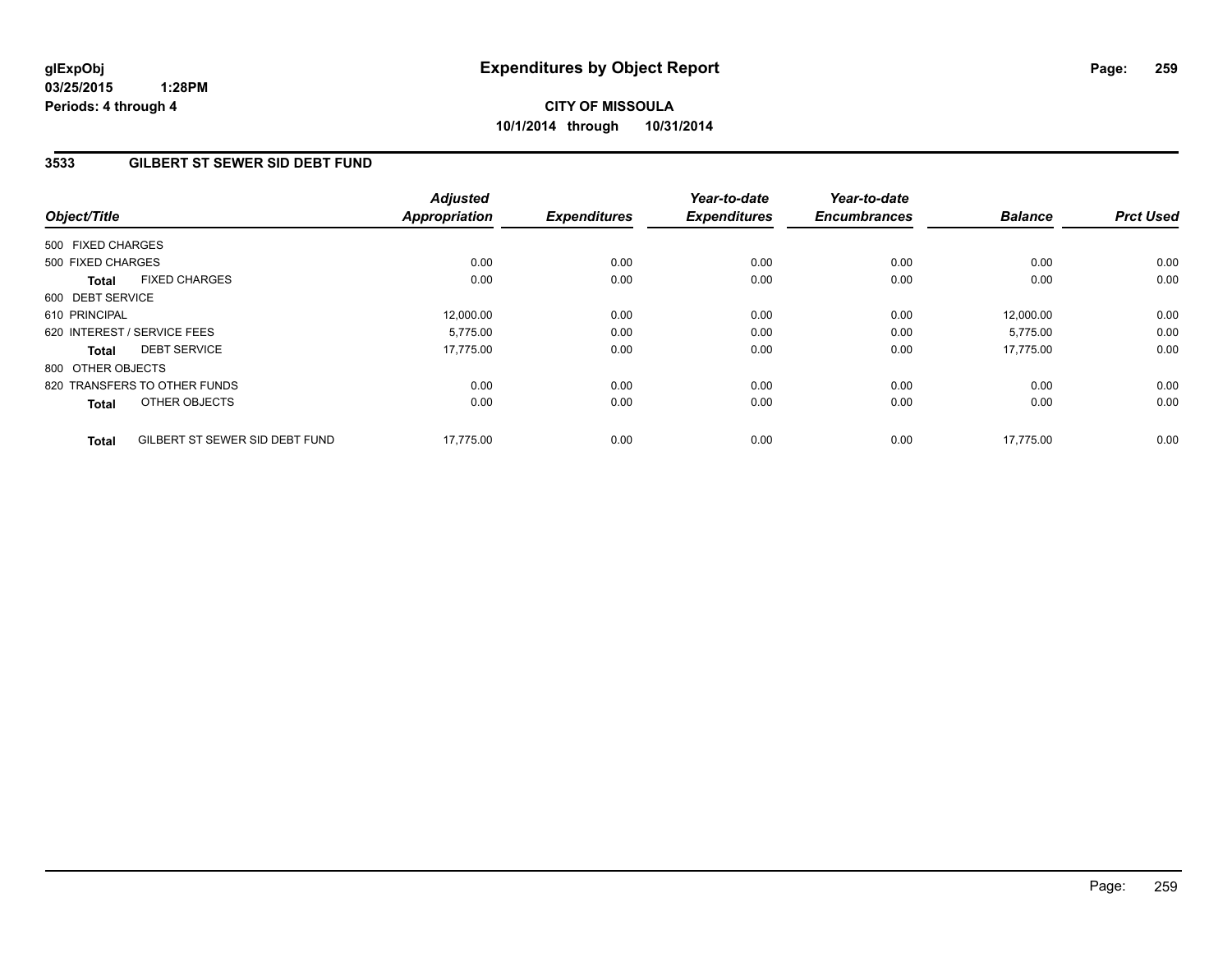glExpObj
03/25/2015 1:28PM
Periods: 4 through 4

# Expenditures by Object Report

**CITY OF MISSOULA**
**10/1/2014 through 10/31/2014**

## 3533 GILBERT ST SEWER SID DEBT FUND

| Object/Title | | Adjusted Appropriation | Expenditures | Year-to-date Expenditures | Year-to-date Encumbrances | Balance | Prct Used |
|---|---|---|---|---|---|---|---|
| 500 FIXED CHARGES | | | | | | | |
| 500 FIXED CHARGES | | 0.00 | 0.00 | 0.00 | 0.00 | 0.00 | 0.00 |
| **Total** | FIXED CHARGES | 0.00 | 0.00 | 0.00 | 0.00 | 0.00 | 0.00 |
| 600 DEBT SERVICE | | | | | | | |
| 610 PRINCIPAL | | 12,000.00 | 0.00 | 0.00 | 0.00 | 12,000.00 | 0.00 |
| 620 INTEREST / SERVICE FEES | | 5,775.00 | 0.00 | 0.00 | 0.00 | 5,775.00 | 0.00 |
| **Total** | DEBT SERVICE | 17,775.00 | 0.00 | 0.00 | 0.00 | 17,775.00 | 0.00 |
| 800 OTHER OBJECTS | | | | | | | |
| 820 TRANSFERS TO OTHER FUNDS | | 0.00 | 0.00 | 0.00 | 0.00 | 0.00 | 0.00 |
| **Total** | OTHER OBJECTS | 0.00 | 0.00 | 0.00 | 0.00 | 0.00 | 0.00 |
| **Total** | GILBERT ST SEWER SID DEBT FUND | 17,775.00 | 0.00 | 0.00 | 0.00 | 17,775.00 | 0.00 |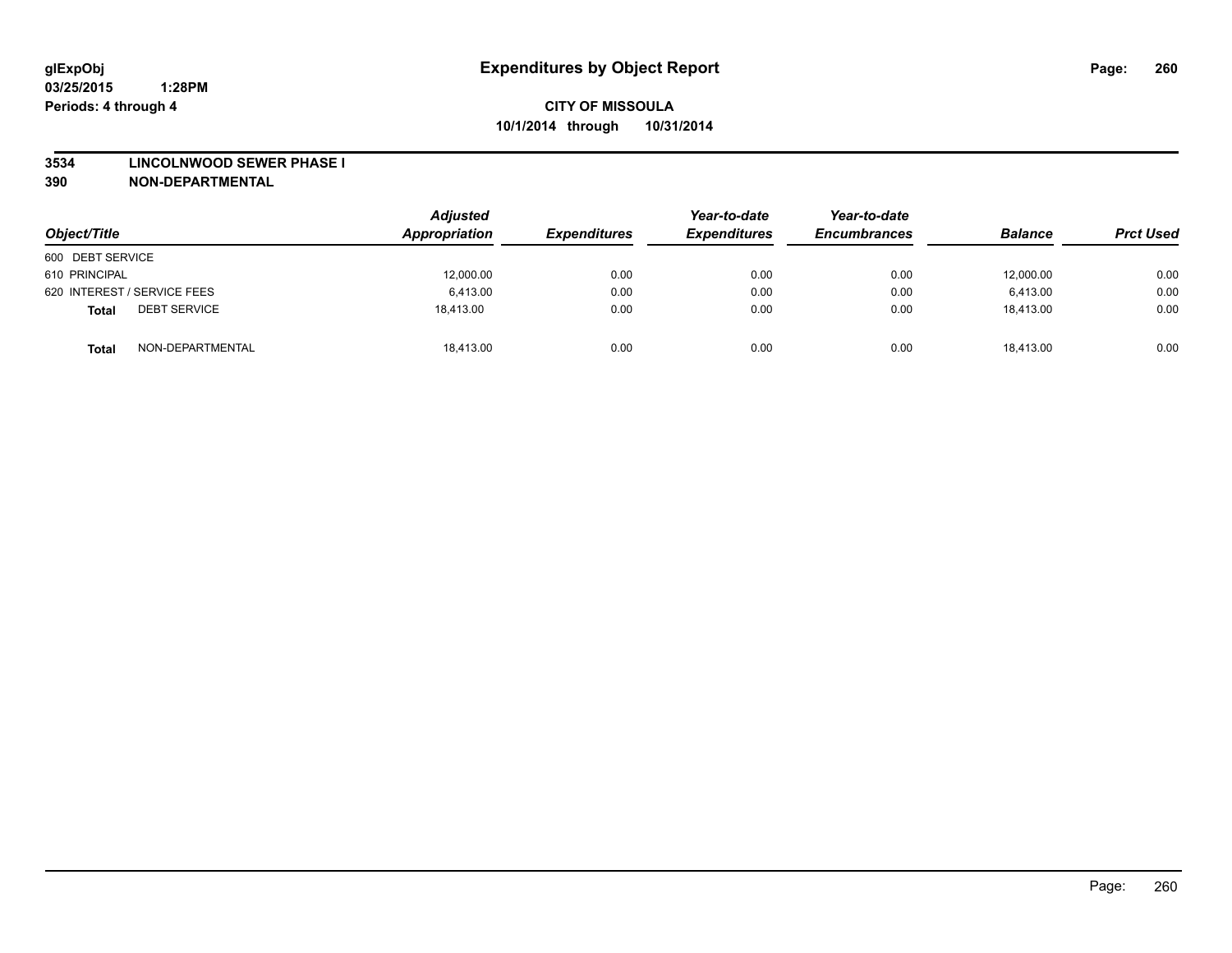**glExpObj**
**03/25/2015 1:28PM**
**Periods: 4 through 4**

# Expenditures by Object Report

**CITY OF MISSOULA**
**10/1/2014 through 10/31/2014**

**3534 LINCOLNWOOD SEWER PHASE I**
**390 NON-DEPARTMENTAL**

| *Object/Title* | *Adjusted Appropriation* | *Expenditures* | *Year-to-date Expenditures* | *Year-to-date Encumbrances* | *Balance* | *Prct Used* |
|---|---|---|---|---|---|---|
| 600 DEBT SERVICE | | | | | | |
| 610 PRINCIPAL | 12,000.00 | 0.00 | 0.00 | 0.00 | 12,000.00 | 0.00 |
| 620 INTEREST / SERVICE FEES | 6,413.00 | 0.00 | 0.00 | 0.00 | 6,413.00 | 0.00 |
| **Total** DEBT SERVICE | 18,413.00 | 0.00 | 0.00 | 0.00 | 18,413.00 | 0.00 |
| **Total** NON-DEPARTMENTAL | 18,413.00 | 0.00 | 0.00 | 0.00 | 18,413.00 | 0.00 |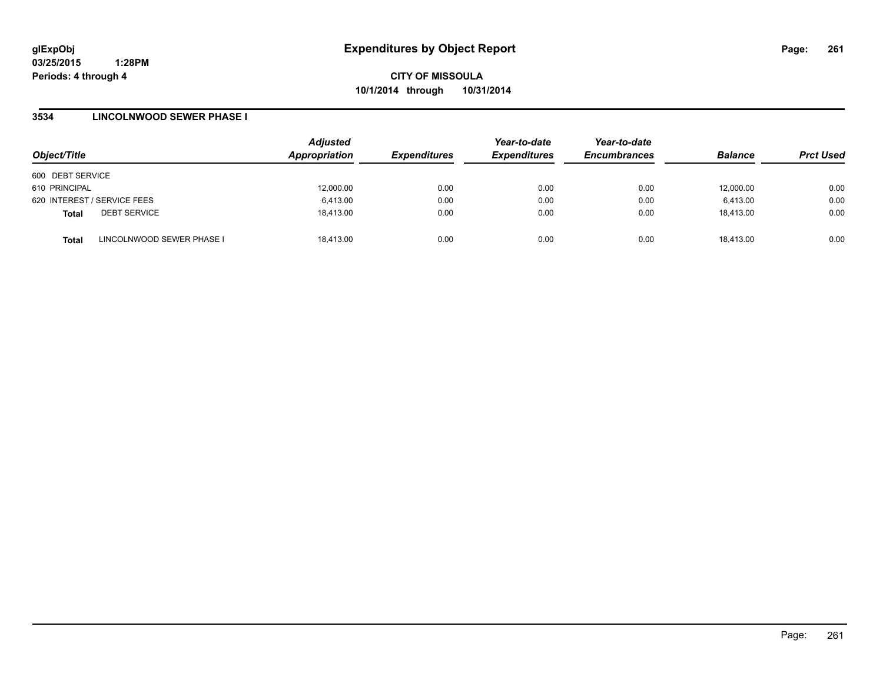**glExpObj**
**03/25/2015 1:28PM**
**Periods: 4 through 4**

# Expenditures by Object Report

**CITY OF MISSOULA**
**10/1/2014 through 10/31/2014**

## 3534 LINCOLNWOOD SEWER PHASE I

| Object/Title | | Adjusted Appropriation | Expenditures | Year-to-date Expenditures | Year-to-date Encumbrances | Balance | Prct Used |
|---|---|---|---|---|---|---|---|
| 600 DEBT SERVICE | | | | | | | |
| 610 PRINCIPAL | | 12,000.00 | 0.00 | 0.00 | 0.00 | 12,000.00 | 0.00 |
| 620 INTEREST / SERVICE FEES | | 6,413.00 | 0.00 | 0.00 | 0.00 | 6,413.00 | 0.00 |
| **Total** | DEBT SERVICE | 18,413.00 | 0.00 | 0.00 | 0.00 | 18,413.00 | 0.00 |
| **Total** | LINCOLNWOOD SEWER PHASE I | 18,413.00 | 0.00 | 0.00 | 0.00 | 18,413.00 | 0.00 |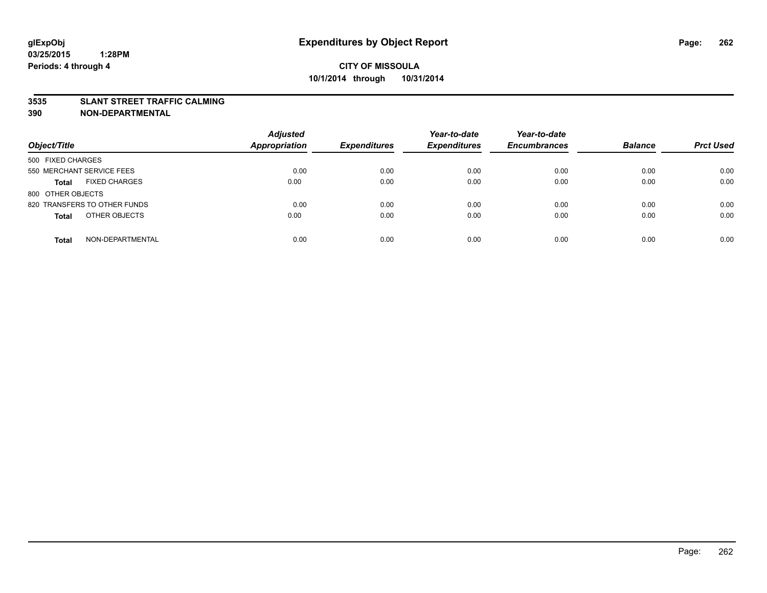glExpObj
03/25/2015 1:28PM
Periods: 4 through 4

# Expenditures by Object Report

**CITY OF MISSOULA**
**10/1/2014 through 10/31/2014**

**3535 SLANT STREET TRAFFIC CALMING**
**390 NON-DEPARTMENTAL**

| Object/Title | Adjusted Appropriation | Expenditures | Year-to-date Expenditures | Year-to-date Encumbrances | Balance | Prct Used |
|---|---|---|---|---|---|---|
| 500 FIXED CHARGES | | | | | | |
| 550 MERCHANT SERVICE FEES | 0.00 | 0.00 | 0.00 | 0.00 | 0.00 | 0.00 |
| **Total** FIXED CHARGES | 0.00 | 0.00 | 0.00 | 0.00 | 0.00 | 0.00 |
| 800 OTHER OBJECTS | | | | | | |
| 820 TRANSFERS TO OTHER FUNDS | 0.00 | 0.00 | 0.00 | 0.00 | 0.00 | 0.00 |
| **Total** OTHER OBJECTS | 0.00 | 0.00 | 0.00 | 0.00 | 0.00 | 0.00 |
| **Total** NON-DEPARTMENTAL | 0.00 | 0.00 | 0.00 | 0.00 | 0.00 | 0.00 |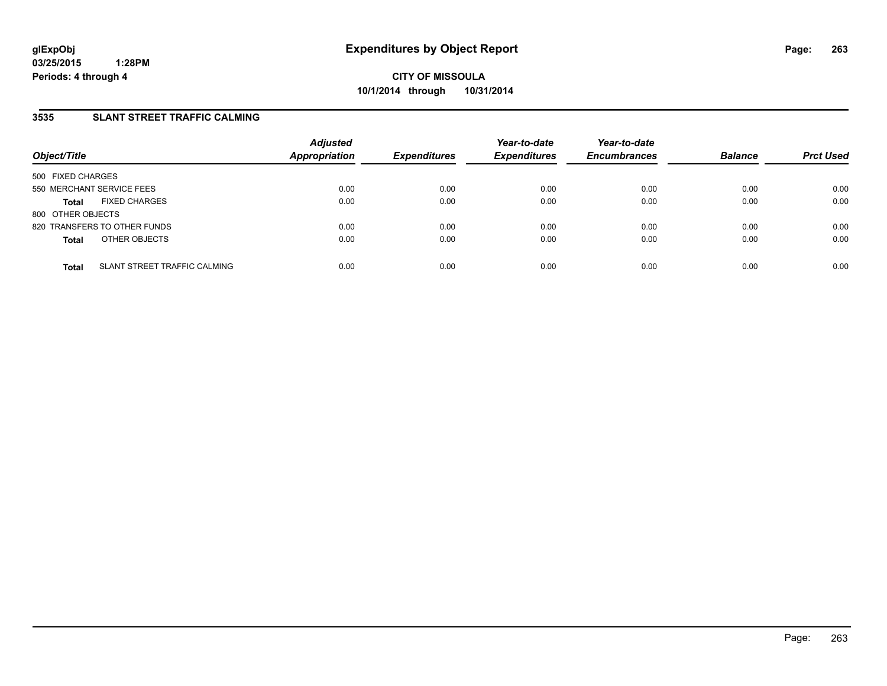# Expenditures by Object Report

**CITY OF MISSOULA**

**10/1/2014 through 10/31/2014**

glExpObj
03/25/2015 1:28PM
Periods: 4 through 4

## 3535 SLANT STREET TRAFFIC CALMING

| Object/Title | | Adjusted Appropriation | Expenditures | Year-to-date Expenditures | Year-to-date Encumbrances | Balance | Prct Used |
|---|---|---|---|---|---|---|---|
| 500 FIXED CHARGES | | | | | | | |
| 550 MERCHANT SERVICE FEES | | 0.00 | 0.00 | 0.00 | 0.00 | 0.00 | 0.00 |
| **Total** | FIXED CHARGES | 0.00 | 0.00 | 0.00 | 0.00 | 0.00 | 0.00 |
| 800 OTHER OBJECTS | | | | | | | |
| 820 TRANSFERS TO OTHER FUNDS | | 0.00 | 0.00 | 0.00 | 0.00 | 0.00 | 0.00 |
| **Total** | OTHER OBJECTS | 0.00 | 0.00 | 0.00 | 0.00 | 0.00 | 0.00 |
| **Total** | SLANT STREET TRAFFIC CALMING | 0.00 | 0.00 | 0.00 | 0.00 | 0.00 | 0.00 |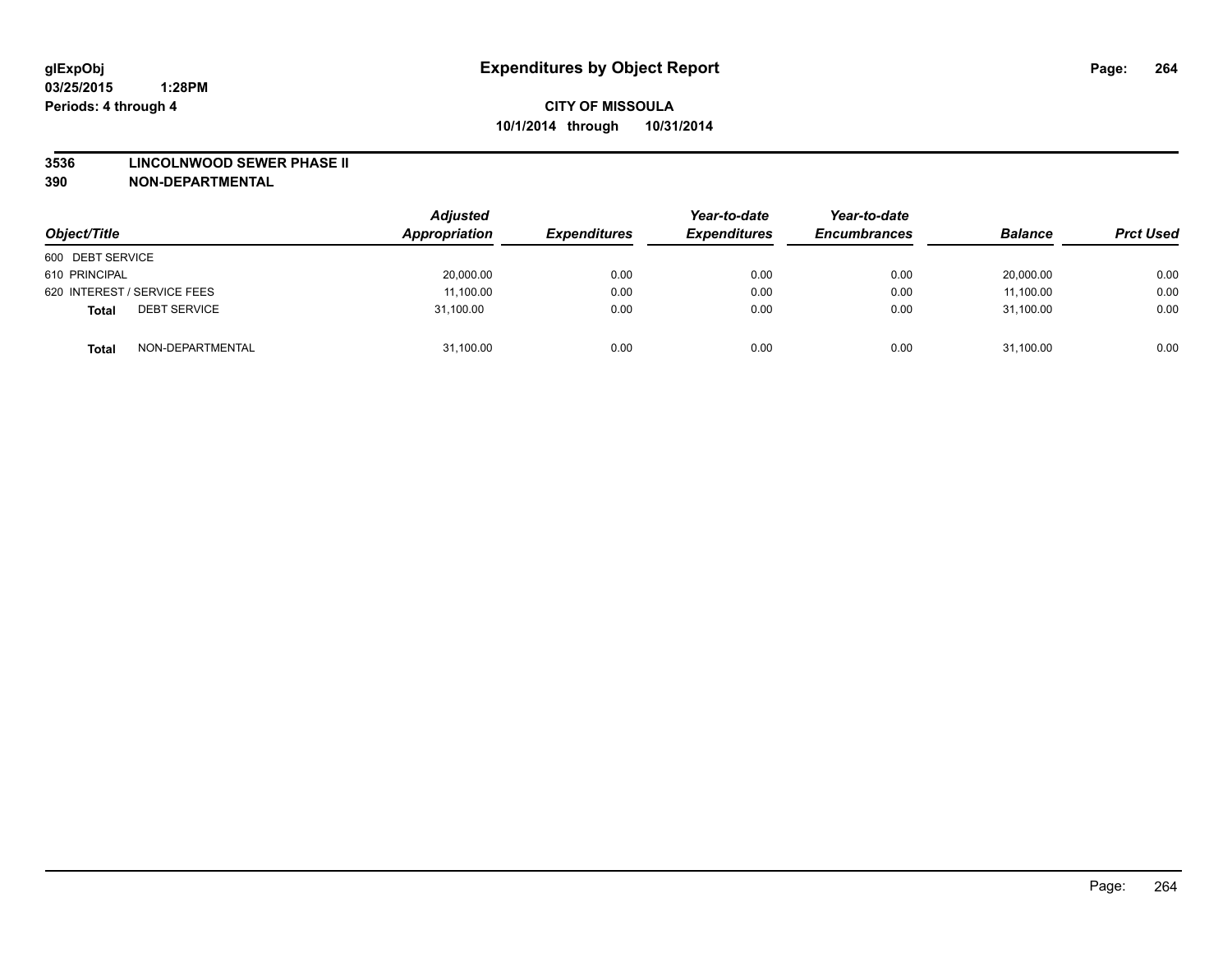**glExpObj**
**03/25/2015 1:28PM**
**Periods: 4 through 4**

# Expenditures by Object Report

**CITY OF MISSOULA**
**10/1/2014 through 10/31/2014**

**3536 LINCOLNWOOD SEWER PHASE II**
**390 NON-DEPARTMENTAL**

| Object/Title | | Adjusted Appropriation | Expenditures | Year-to-date Expenditures | Year-to-date Encumbrances | Balance | Prct Used |
|---|---|---|---|---|---|---|---|
| 600 DEBT SERVICE | | | | | | | |
| 610 PRINCIPAL | | 20,000.00 | 0.00 | 0.00 | 0.00 | 20,000.00 | 0.00 |
| 620 INTEREST / SERVICE FEES | | 11,100.00 | 0.00 | 0.00 | 0.00 | 11,100.00 | 0.00 |
| **Total** | DEBT SERVICE | 31,100.00 | 0.00 | 0.00 | 0.00 | 31,100.00 | 0.00 |
| **Total** | NON-DEPARTMENTAL | 31,100.00 | 0.00 | 0.00 | 0.00 | 31,100.00 | 0.00 |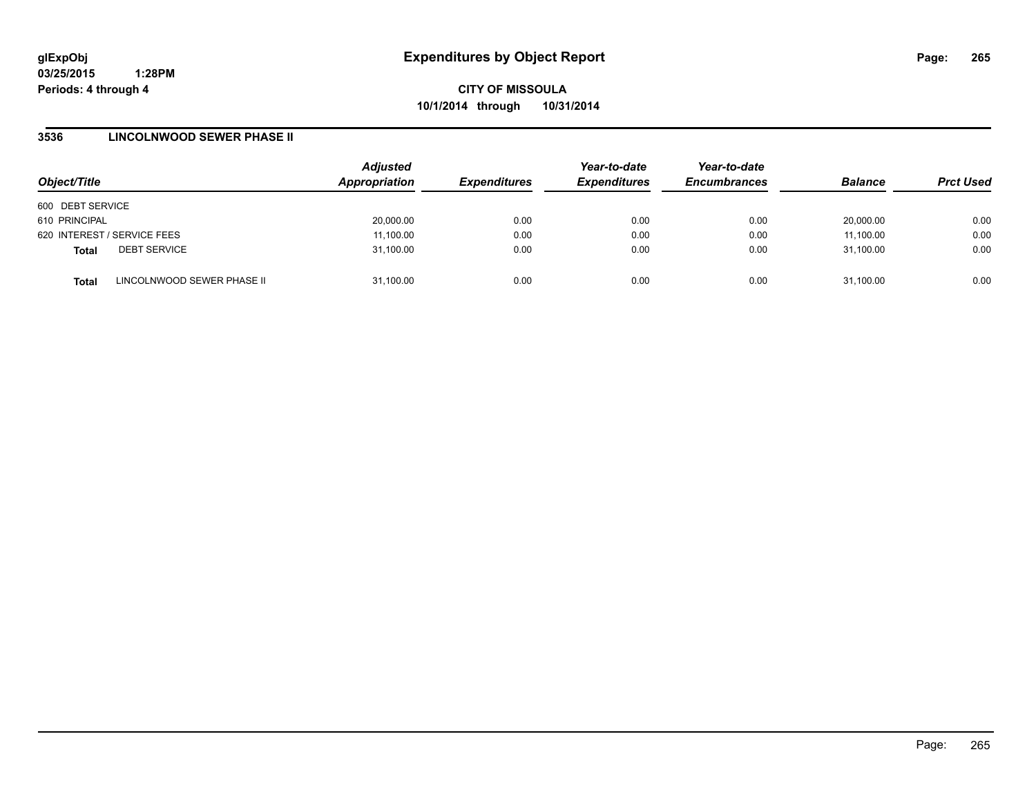glExpObj
03/25/2015 1:28PM
Periods: 4 through 4

# Expenditures by Object Report

**CITY OF MISSOULA**
**10/1/2014 through 10/31/2014**

## 3536 LINCOLNWOOD SEWER PHASE II

| Object/Title | Adjusted Appropriation | Expenditures | Year-to-date Expenditures | Year-to-date Encumbrances | Balance | Prct Used |
|---|---|---|---|---|---|---|
| 600 DEBT SERVICE | | | | | | |
| 610 PRINCIPAL | 20,000.00 | 0.00 | 0.00 | 0.00 | 20,000.00 | 0.00 |
| 620 INTEREST / SERVICE FEES | 11,100.00 | 0.00 | 0.00 | 0.00 | 11,100.00 | 0.00 |
| **Total** DEBT SERVICE | 31,100.00 | 0.00 | 0.00 | 0.00 | 31,100.00 | 0.00 |
| **Total** LINCOLNWOOD SEWER PHASE II | 31,100.00 | 0.00 | 0.00 | 0.00 | 31,100.00 | 0.00 |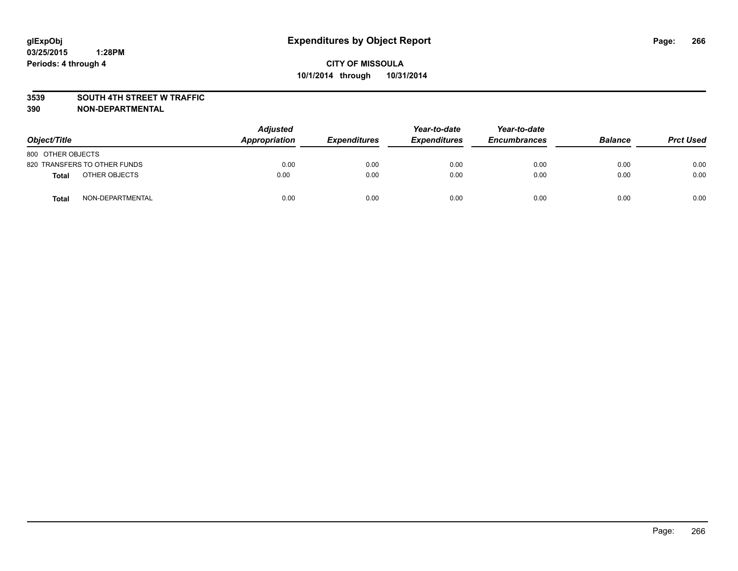# Expenditures by Object Report

glExpObj
03/25/2015 1:28PM
Periods: 4 through 4

**CITY OF MISSOULA**
**10/1/2014 through 10/31/2014**

**3539 SOUTH 4TH STREET W TRAFFIC**
**390 NON-DEPARTMENTAL**

| Object/Title | | Adjusted Appropriation | Expenditures | Year-to-date Expenditures | Year-to-date Encumbrances | Balance | Prct Used |
|---|---|---|---|---|---|---|---|
| 800 OTHER OBJECTS | | | | | | | |
| 820 TRANSFERS TO OTHER FUNDS | | 0.00 | 0.00 | 0.00 | 0.00 | 0.00 | 0.00 |
| **Total** | OTHER OBJECTS | 0.00 | 0.00 | 0.00 | 0.00 | 0.00 | 0.00 |
| **Total** | NON-DEPARTMENTAL | 0.00 | 0.00 | 0.00 | 0.00 | 0.00 | 0.00 |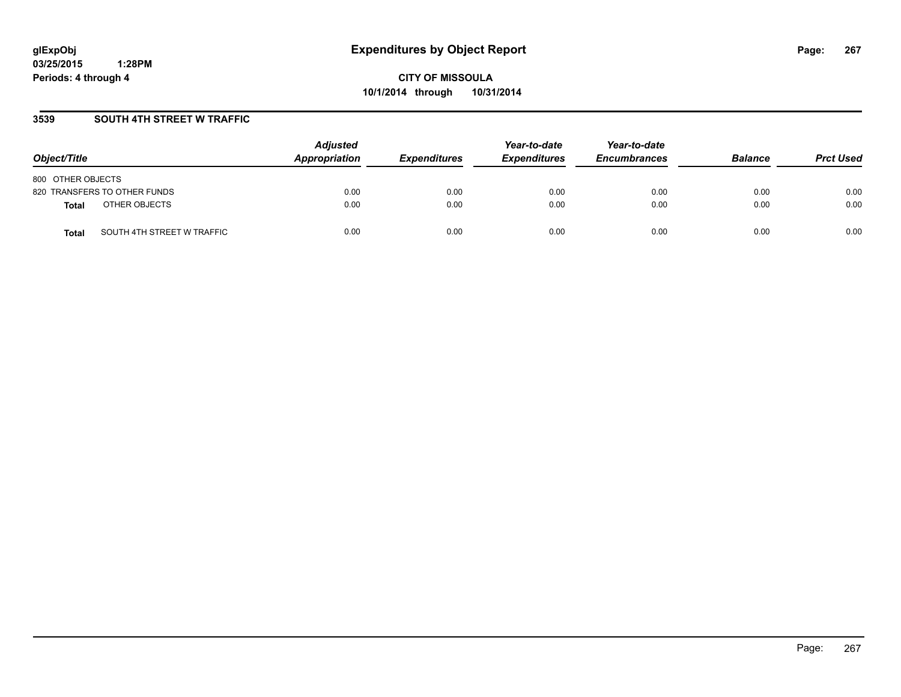# Expenditures by Object Report

**glExpObj**
**03/25/2015 1:28PM**
**Periods: 4 through 4**

**CITY OF MISSOULA**
**10/1/2014 through 10/31/2014**

### 3539 SOUTH 4TH STREET W TRAFFIC

| Object/Title | Adjusted Appropriation | Expenditures | Year-to-date Expenditures | Year-to-date Encumbrances | Balance | Prct Used |
|---|---|---|---|---|---|---|
| 800 OTHER OBJECTS | | | | | | |
| 820 TRANSFERS TO OTHER FUNDS | 0.00 | 0.00 | 0.00 | 0.00 | 0.00 | 0.00 |
| **Total** OTHER OBJECTS | 0.00 | 0.00 | 0.00 | 0.00 | 0.00 | 0.00 |
| **Total** SOUTH 4TH STREET W TRAFFIC | 0.00 | 0.00 | 0.00 | 0.00 | 0.00 | 0.00 |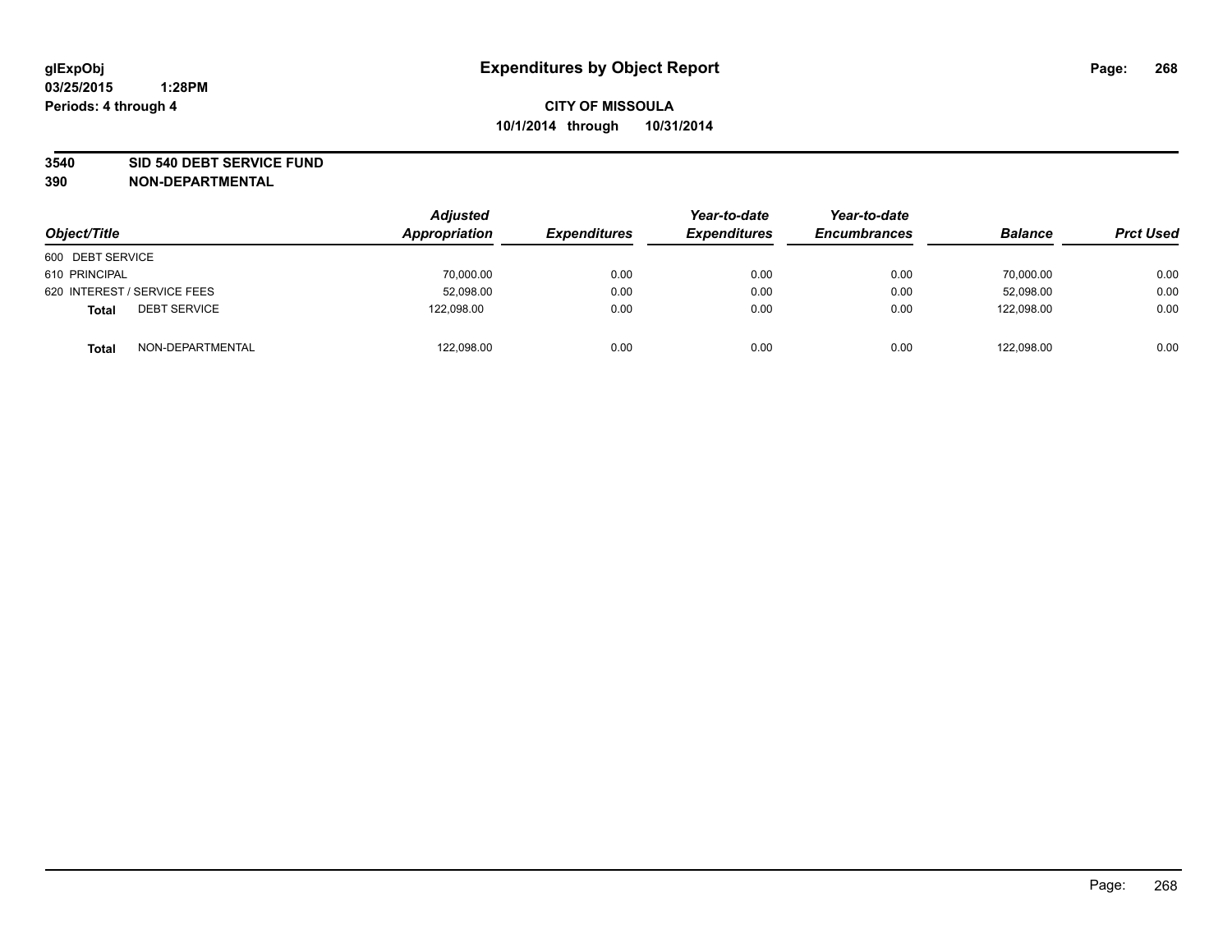glExpObj
03/25/2015 1:28PM
Periods: 4 through 4

# Expenditures by Object Report

**CITY OF MISSOULA**
**10/1/2014 through 10/31/2014**

**3540 SID 540 DEBT SERVICE FUND**
**390 NON-DEPARTMENTAL**

| Object/Title | Adjusted Appropriation | Expenditures | Year-to-date Expenditures | Year-to-date Encumbrances | Balance | Prct Used |
|---|---|---|---|---|---|---|
| 600 DEBT SERVICE | | | | | | |
| 610 PRINCIPAL | 70,000.00 | 0.00 | 0.00 | 0.00 | 70,000.00 | 0.00 |
| 620 INTEREST / SERVICE FEES | 52,098.00 | 0.00 | 0.00 | 0.00 | 52,098.00 | 0.00 |
| **Total** DEBT SERVICE | 122,098.00 | 0.00 | 0.00 | 0.00 | 122,098.00 | 0.00 |
| **Total** NON-DEPARTMENTAL | 122,098.00 | 0.00 | 0.00 | 0.00 | 122,098.00 | 0.00 |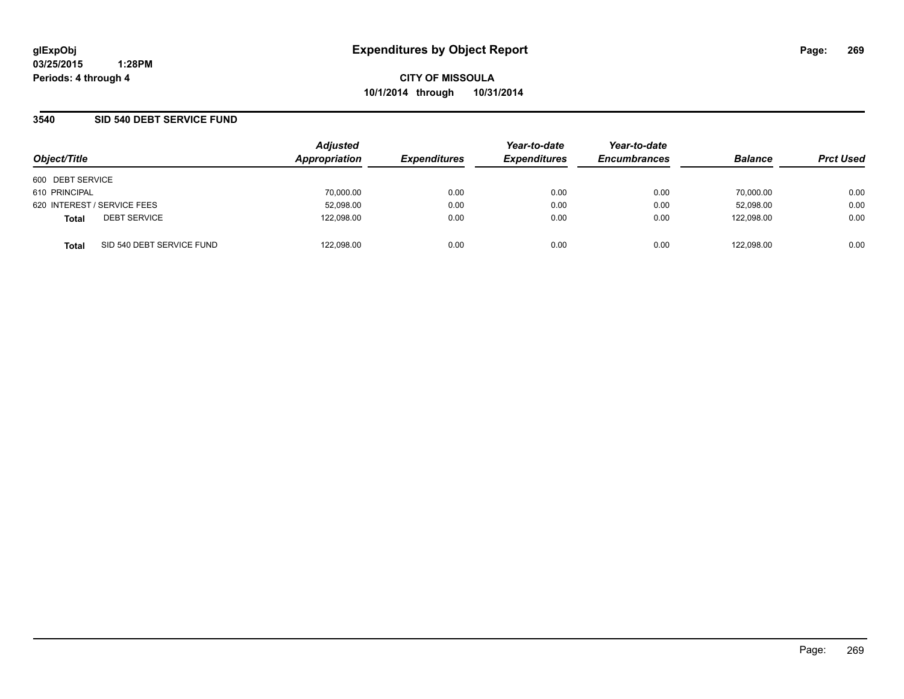glExpObj
03/25/2015 1:28PM
Periods: 4 through 4

# Expenditures by Object Report

**CITY OF MISSOULA**
**10/1/2014 through 10/31/2014**

## 3540 SID 540 DEBT SERVICE FUND

| Object/Title | | Adjusted Appropriation | Expenditures | Year-to-date Expenditures | Year-to-date Encumbrances | Balance | Prct Used |
|---|---|---|---|---|---|---|---|
| 600 DEBT SERVICE | | | | | | | |
| 610 PRINCIPAL | | 70,000.00 | 0.00 | 0.00 | 0.00 | 70,000.00 | 0.00 |
| 620 INTEREST / SERVICE FEES | | 52,098.00 | 0.00 | 0.00 | 0.00 | 52,098.00 | 0.00 |
| **Total** | DEBT SERVICE | 122,098.00 | 0.00 | 0.00 | 0.00 | 122,098.00 | 0.00 |
| **Total** | SID 540 DEBT SERVICE FUND | 122,098.00 | 0.00 | 0.00 | 0.00 | 122,098.00 | 0.00 |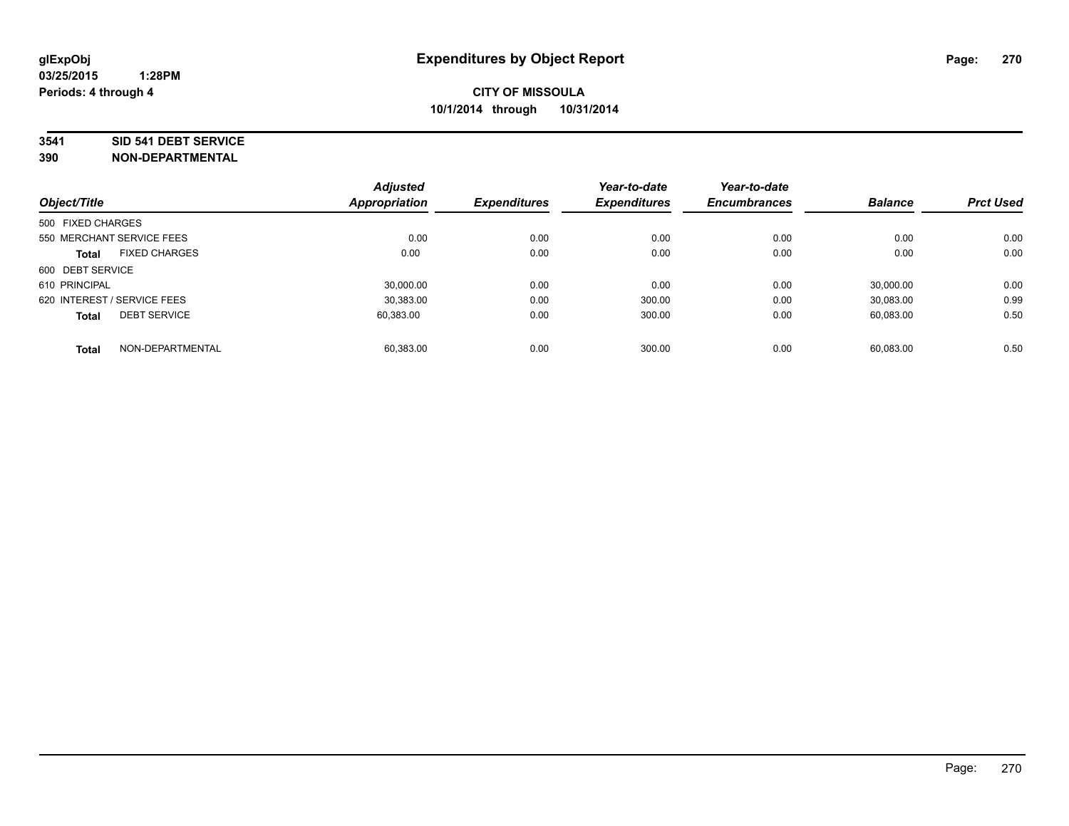**glExpObj**
**03/25/2015 1:28PM**
**Periods: 4 through 4**

# Expenditures by Object Report

**CITY OF MISSOULA**
**10/1/2014 through 10/31/2014**

**3541 SID 541 DEBT SERVICE**
**390 NON-DEPARTMENTAL**

| Object/Title | | Adjusted Appropriation | Expenditures | Year-to-date Expenditures | Year-to-date Encumbrances | Balance | Prct Used |
|---|---|---|---|---|---|---|---|
| 500 FIXED CHARGES | | | | | | | |
| 550 MERCHANT SERVICE FEES | | 0.00 | 0.00 | 0.00 | 0.00 | 0.00 | 0.00 |
| **Total** | FIXED CHARGES | 0.00 | 0.00 | 0.00 | 0.00 | 0.00 | 0.00 |
| 600 DEBT SERVICE | | | | | | | |
| 610 PRINCIPAL | | 30,000.00 | 0.00 | 0.00 | 0.00 | 30,000.00 | 0.00 |
| 620 INTEREST / SERVICE FEES | | 30,383.00 | 0.00 | 300.00 | 0.00 | 30,083.00 | 0.99 |
| **Total** | DEBT SERVICE | 60,383.00 | 0.00 | 300.00 | 0.00 | 60,083.00 | 0.50 |
| **Total** | NON-DEPARTMENTAL | 60,383.00 | 0.00 | 300.00 | 0.00 | 60,083.00 | 0.50 |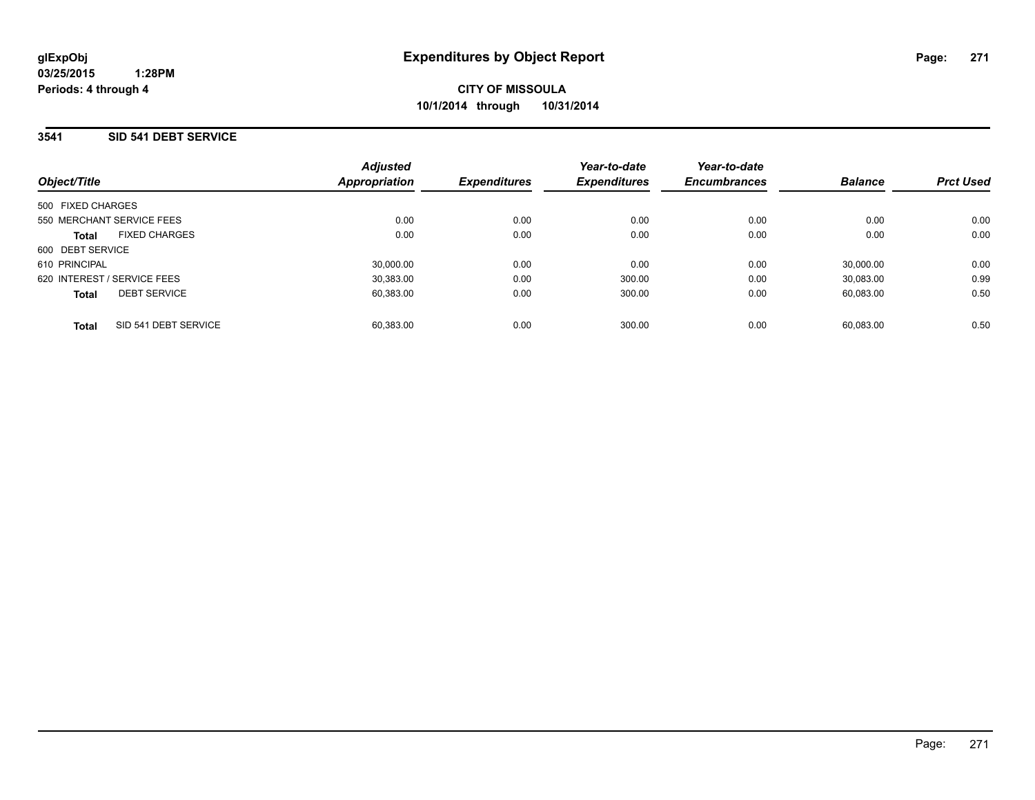glExpObj
03/25/2015 1:28PM
Periods: 4 through 4

# Expenditures by Object Report

**CITY OF MISSOULA**
**10/1/2014 through 10/31/2014**

## 3541 SID 541 DEBT SERVICE

| Object/Title | Adjusted Appropriation | Expenditures | Year-to-date Expenditures | Year-to-date Encumbrances | Balance | Prct Used |
|---|---|---|---|---|---|---|
| 500 FIXED CHARGES | | | | | | |
| 550 MERCHANT SERVICE FEES | 0.00 | 0.00 | 0.00 | 0.00 | 0.00 | 0.00 |
| **Total** FIXED CHARGES | 0.00 | 0.00 | 0.00 | 0.00 | 0.00 | 0.00 |
| 600 DEBT SERVICE | | | | | | |
| 610 PRINCIPAL | 30,000.00 | 0.00 | 0.00 | 0.00 | 30,000.00 | 0.00 |
| 620 INTEREST / SERVICE FEES | 30,383.00 | 0.00 | 300.00 | 0.00 | 30,083.00 | 0.99 |
| **Total** DEBT SERVICE | 60,383.00 | 0.00 | 300.00 | 0.00 | 60,083.00 | 0.50 |
| **Total** SID 541 DEBT SERVICE | 60,383.00 | 0.00 | 300.00 | 0.00 | 60,083.00 | 0.50 |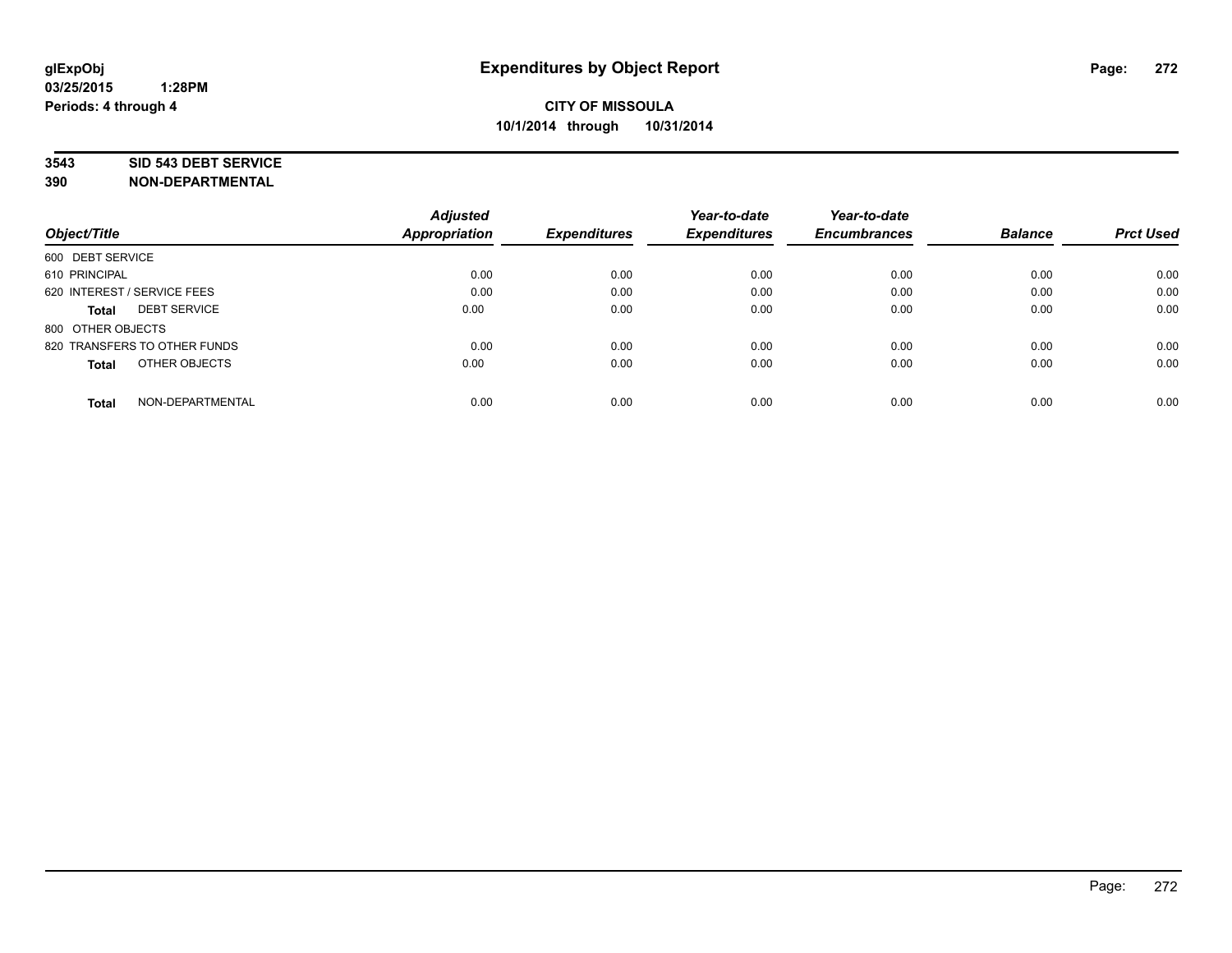# Expenditures by Object Report

glExpObj
03/25/2015 1:28PM
Periods: 4 through 4

**CITY OF MISSOULA**
**10/1/2014 through 10/31/2014**

**3543 SID 543 DEBT SERVICE**
**390 NON-DEPARTMENTAL**

| Object/Title | Adjusted Appropriation | Expenditures | Year-to-date Expenditures | Year-to-date Encumbrances | Balance | Prct Used |
|---|---|---|---|---|---|---|
| 600 DEBT SERVICE | | | | | | |
| 610 PRINCIPAL | 0.00 | 0.00 | 0.00 | 0.00 | 0.00 | 0.00 |
| 620 INTEREST / SERVICE FEES | 0.00 | 0.00 | 0.00 | 0.00 | 0.00 | 0.00 |
| **Total** DEBT SERVICE | 0.00 | 0.00 | 0.00 | 0.00 | 0.00 | 0.00 |
| 800 OTHER OBJECTS | | | | | | |
| 820 TRANSFERS TO OTHER FUNDS | 0.00 | 0.00 | 0.00 | 0.00 | 0.00 | 0.00 |
| **Total** OTHER OBJECTS | 0.00 | 0.00 | 0.00 | 0.00 | 0.00 | 0.00 |
| **Total** NON-DEPARTMENTAL | 0.00 | 0.00 | 0.00 | 0.00 | 0.00 | 0.00 |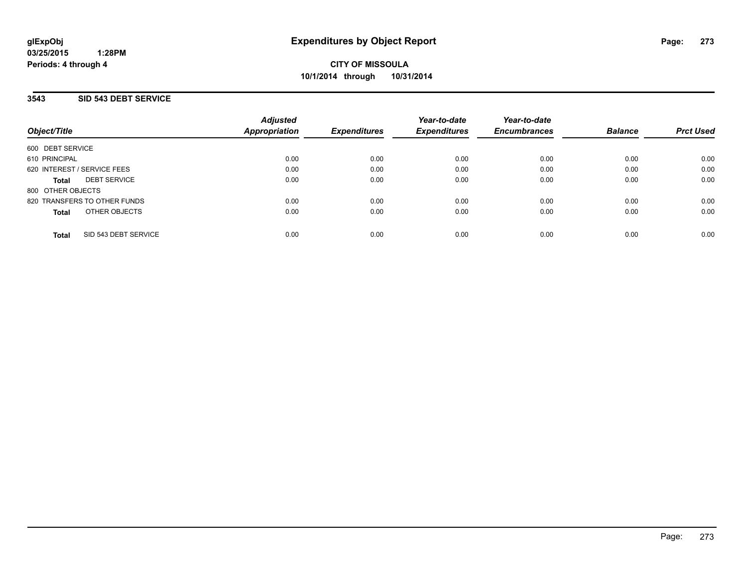glExpObj
03/25/2015 1:28PM
Periods: 4 through 4

# Expenditures by Object Report

**CITY OF MISSOULA**
**10/1/2014 through 10/31/2014**

## 3543 SID 543 DEBT SERVICE

| Object/Title | Adjusted Appropriation | Expenditures | Year-to-date Expenditures | Year-to-date Encumbrances | Balance | Prct Used |
|---|---|---|---|---|---|---|
| 600 DEBT SERVICE | | | | | | |
| 610 PRINCIPAL | 0.00 | 0.00 | 0.00 | 0.00 | 0.00 | 0.00 |
| 620 INTEREST / SERVICE FEES | 0.00 | 0.00 | 0.00 | 0.00 | 0.00 | 0.00 |
| **Total** DEBT SERVICE | 0.00 | 0.00 | 0.00 | 0.00 | 0.00 | 0.00 |
| 800 OTHER OBJECTS | | | | | | |
| 820 TRANSFERS TO OTHER FUNDS | 0.00 | 0.00 | 0.00 | 0.00 | 0.00 | 0.00 |
| **Total** OTHER OBJECTS | 0.00 | 0.00 | 0.00 | 0.00 | 0.00 | 0.00 |
| **Total** SID 543 DEBT SERVICE | 0.00 | 0.00 | 0.00 | 0.00 | 0.00 | 0.00 |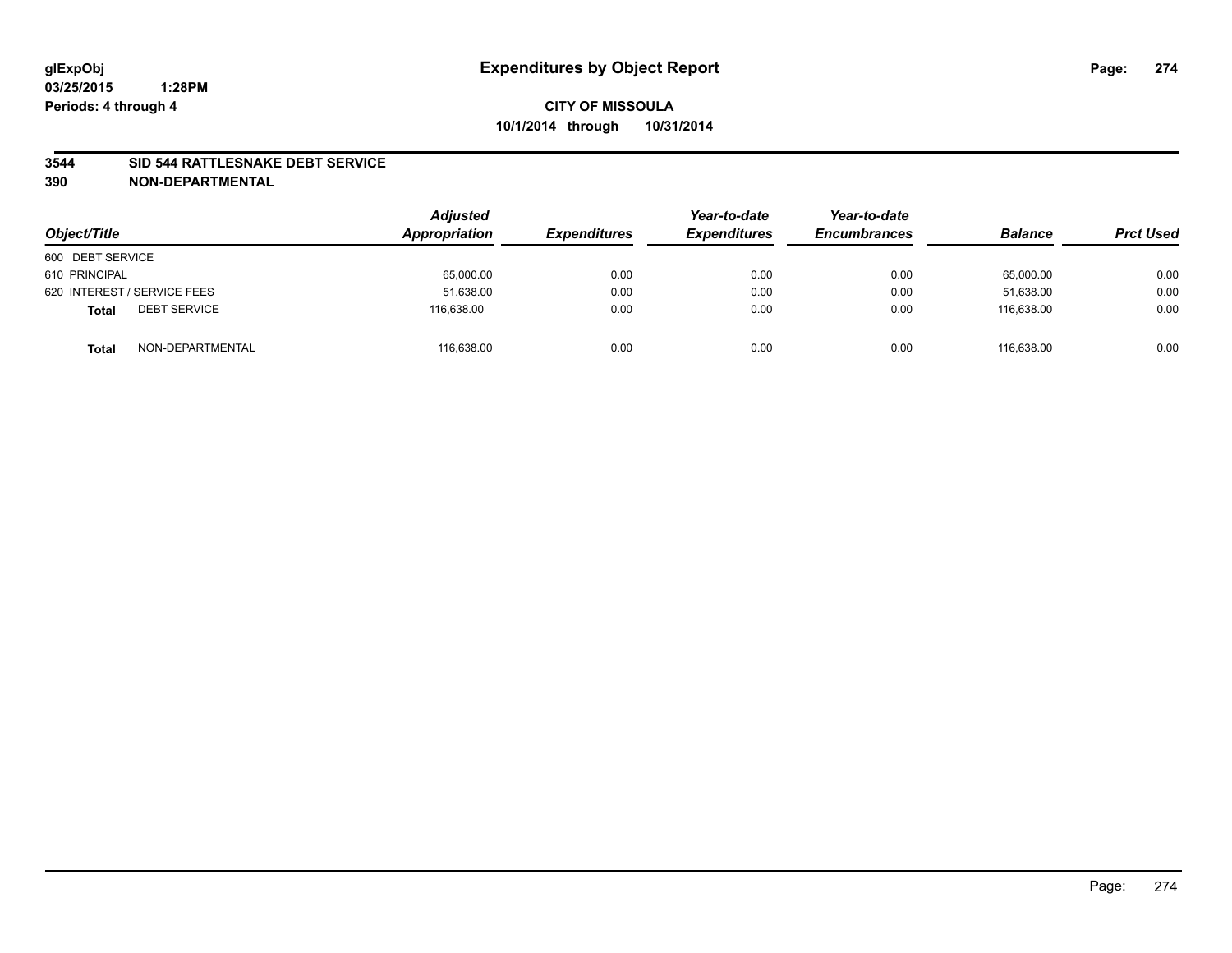glExpObj
03/25/2015 1:28PM
Periods: 4 through 4

# Expenditures by Object Report

**CITY OF MISSOULA**
**10/1/2014 through 10/31/2014**

**3544 SID 544 RATTLESNAKE DEBT SERVICE**
**390 NON-DEPARTMENTAL**

| Object/Title | | Adjusted Appropriation | Expenditures | Year-to-date Expenditures | Year-to-date Encumbrances | Balance | Prct Used |
|---|---|---|---|---|---|---|---|
| 600 DEBT SERVICE | | | | | | | |
| 610 PRINCIPAL | | 65,000.00 | 0.00 | 0.00 | 0.00 | 65,000.00 | 0.00 |
| 620 INTEREST / SERVICE FEES | | 51,638.00 | 0.00 | 0.00 | 0.00 | 51,638.00 | 0.00 |
| **Total** | DEBT SERVICE | 116,638.00 | 0.00 | 0.00 | 0.00 | 116,638.00 | 0.00 |
| **Total** | NON-DEPARTMENTAL | 116,638.00 | 0.00 | 0.00 | 0.00 | 116,638.00 | 0.00 |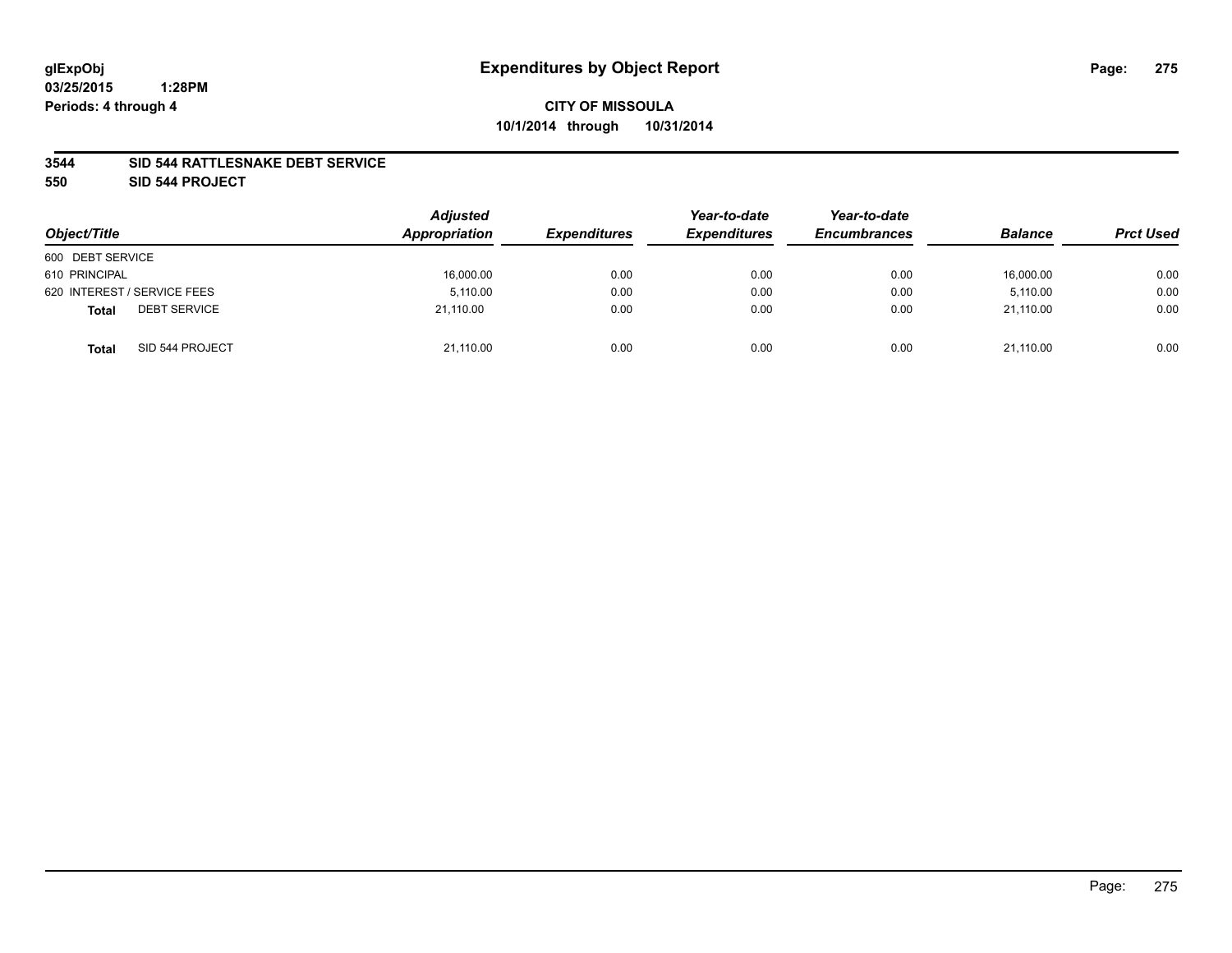**glExpObj** **Expenditures by Object Report**
**03/25/2015 1:28PM**
**Periods: 4 through 4**

**CITY OF MISSOULA**
**10/1/2014 through 10/31/2014**

**3544 SID 544 RATTLESNAKE DEBT SERVICE**
**550 SID 544 PROJECT**

| Object/Title | Adjusted Appropriation | Expenditures | Year-to-date Expenditures | Year-to-date Encumbrances | Balance | Prct Used |
|---|---|---|---|---|---|---|
| 600 DEBT SERVICE | | | | | | |
| 610 PRINCIPAL | 16,000.00 | 0.00 | 0.00 | 0.00 | 16,000.00 | 0.00 |
| 620 INTEREST / SERVICE FEES | 5,110.00 | 0.00 | 0.00 | 0.00 | 5,110.00 | 0.00 |
| **Total** DEBT SERVICE | 21,110.00 | 0.00 | 0.00 | 0.00 | 21,110.00 | 0.00 |
| **Total** SID 544 PROJECT | 21,110.00 | 0.00 | 0.00 | 0.00 | 21,110.00 | 0.00 |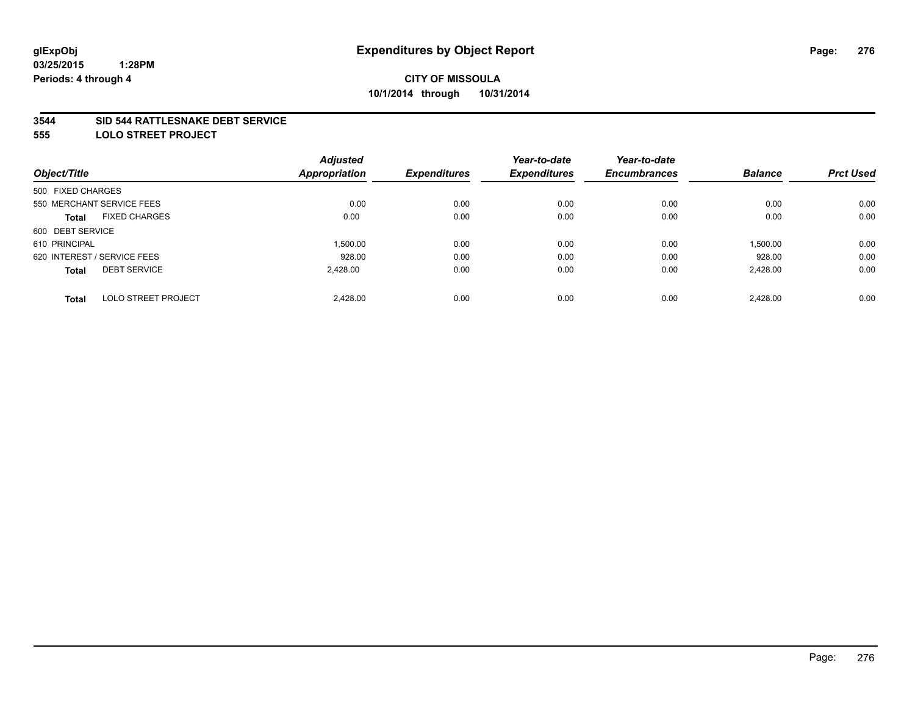glExpObj
03/25/2015 1:28PM
Periods: 4 through 4

# Expenditures by Object Report

**CITY OF MISSOULA**
**10/1/2014 through 10/31/2014**

**3544 SID 544 RATTLESNAKE DEBT SERVICE**
**555 LOLO STREET PROJECT**

| Object/Title | | Adjusted Appropriation | Expenditures | Year-to-date Expenditures | Year-to-date Encumbrances | Balance | Prct Used |
|---|---|---|---|---|---|---|---|
| 500 FIXED CHARGES | | | | | | | |
| 550 MERCHANT SERVICE FEES | | 0.00 | 0.00 | 0.00 | 0.00 | 0.00 | 0.00 |
| **Total** | FIXED CHARGES | 0.00 | 0.00 | 0.00 | 0.00 | 0.00 | 0.00 |
| 600 DEBT SERVICE | | | | | | | |
| 610 PRINCIPAL | | 1,500.00 | 0.00 | 0.00 | 0.00 | 1,500.00 | 0.00 |
| 620 INTEREST / SERVICE FEES | | 928.00 | 0.00 | 0.00 | 0.00 | 928.00 | 0.00 |
| **Total** | DEBT SERVICE | 2,428.00 | 0.00 | 0.00 | 0.00 | 2,428.00 | 0.00 |
| **Total** | LOLO STREET PROJECT | 2,428.00 | 0.00 | 0.00 | 0.00 | 2,428.00 | 0.00 |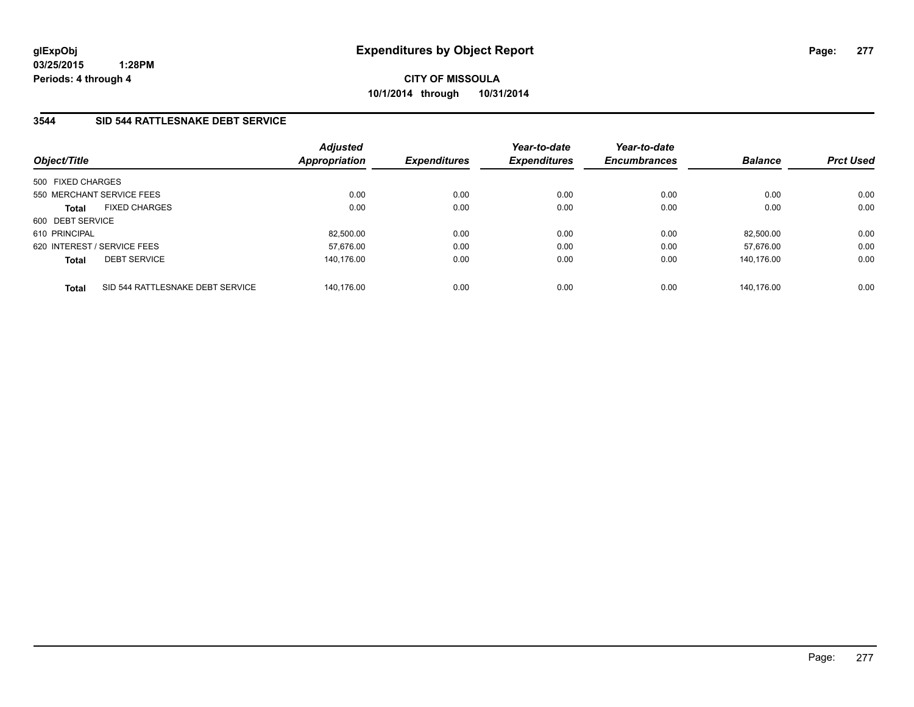**glExpObj**
**03/25/2015 1:28PM**
**Periods: 4 through 4**

# Expenditures by Object Report

**CITY OF MISSOULA**
**10/1/2014 through 10/31/2014**

## 3544 SID 544 RATTLESNAKE DEBT SERVICE

| Object/Title | | Adjusted Appropriation | Expenditures | Year-to-date Expenditures | Year-to-date Encumbrances | Balance | Prct Used |
|---|---|---|---|---|---|---|---|
| 500 FIXED CHARGES | | | | | | | |
| 550 MERCHANT SERVICE FEES | | 0.00 | 0.00 | 0.00 | 0.00 | 0.00 | 0.00 |
| **Total** | FIXED CHARGES | 0.00 | 0.00 | 0.00 | 0.00 | 0.00 | 0.00 |
| 600 DEBT SERVICE | | | | | | | |
| 610 PRINCIPAL | | 82,500.00 | 0.00 | 0.00 | 0.00 | 82,500.00 | 0.00 |
| 620 INTEREST / SERVICE FEES | | 57,676.00 | 0.00 | 0.00 | 0.00 | 57,676.00 | 0.00 |
| **Total** | DEBT SERVICE | 140,176.00 | 0.00 | 0.00 | 0.00 | 140,176.00 | 0.00 |
| **Total** | SID 544 RATTLESNAKE DEBT SERVICE | 140,176.00 | 0.00 | 0.00 | 0.00 | 140,176.00 | 0.00 |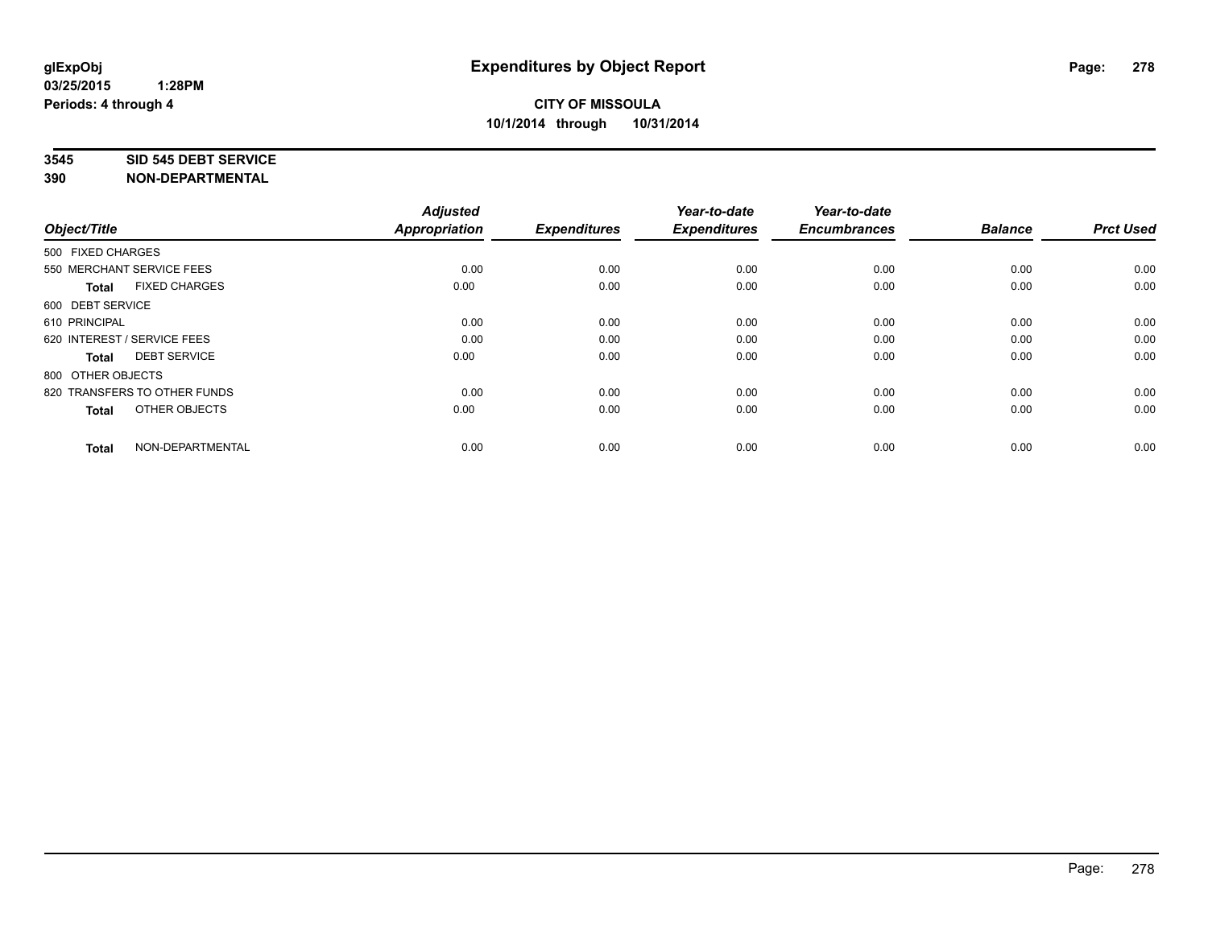# Expenditures by Object Report

**glExpObj**
**03/25/2015 1:28PM**
**Periods: 4 through 4**

**CITY OF MISSOULA**
**10/1/2014 through 10/31/2014**

**3545 SID 545 DEBT SERVICE**
**390 NON-DEPARTMENTAL**

| Object/Title | Adjusted Appropriation | Expenditures | Year-to-date Expenditures | Year-to-date Encumbrances | Balance | Prct Used |
|---|---|---|---|---|---|---|
| 500 FIXED CHARGES | | | | | | |
| 550 MERCHANT SERVICE FEES | 0.00 | 0.00 | 0.00 | 0.00 | 0.00 | 0.00 |
| **Total** FIXED CHARGES | 0.00 | 0.00 | 0.00 | 0.00 | 0.00 | 0.00 |
| 600 DEBT SERVICE | | | | | | |
| 610 PRINCIPAL | 0.00 | 0.00 | 0.00 | 0.00 | 0.00 | 0.00 |
| 620 INTEREST / SERVICE FEES | 0.00 | 0.00 | 0.00 | 0.00 | 0.00 | 0.00 |
| **Total** DEBT SERVICE | 0.00 | 0.00 | 0.00 | 0.00 | 0.00 | 0.00 |
| 800 OTHER OBJECTS | | | | | | |
| 820 TRANSFERS TO OTHER FUNDS | 0.00 | 0.00 | 0.00 | 0.00 | 0.00 | 0.00 |
| **Total** OTHER OBJECTS | 0.00 | 0.00 | 0.00 | 0.00 | 0.00 | 0.00 |
| **Total** NON-DEPARTMENTAL | 0.00 | 0.00 | 0.00 | 0.00 | 0.00 | 0.00 |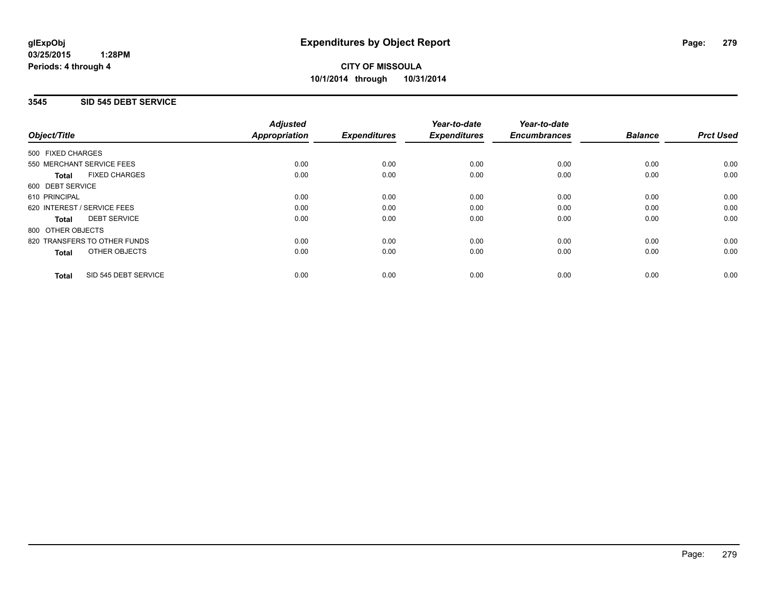glExpObj
03/25/2015 1:28PM
Periods: 4 through 4

# Expenditures by Object Report

**CITY OF MISSOULA**
**10/1/2014 through 10/31/2014**

## 3545 SID 545 DEBT SERVICE

| Object/Title | Adjusted Appropriation | Expenditures | Year-to-date Expenditures | Year-to-date Encumbrances | Balance | Prct Used |
|---|---|---|---|---|---|---|
| 500 FIXED CHARGES | | | | | | |
| 550 MERCHANT SERVICE FEES | 0.00 | 0.00 | 0.00 | 0.00 | 0.00 | 0.00 |
| **Total** FIXED CHARGES | 0.00 | 0.00 | 0.00 | 0.00 | 0.00 | 0.00 |
| 600 DEBT SERVICE | | | | | | |
| 610 PRINCIPAL | 0.00 | 0.00 | 0.00 | 0.00 | 0.00 | 0.00 |
| 620 INTEREST / SERVICE FEES | 0.00 | 0.00 | 0.00 | 0.00 | 0.00 | 0.00 |
| **Total** DEBT SERVICE | 0.00 | 0.00 | 0.00 | 0.00 | 0.00 | 0.00 |
| 800 OTHER OBJECTS | | | | | | |
| 820 TRANSFERS TO OTHER FUNDS | 0.00 | 0.00 | 0.00 | 0.00 | 0.00 | 0.00 |
| **Total** OTHER OBJECTS | 0.00 | 0.00 | 0.00 | 0.00 | 0.00 | 0.00 |
| **Total** SID 545 DEBT SERVICE | 0.00 | 0.00 | 0.00 | 0.00 | 0.00 | 0.00 |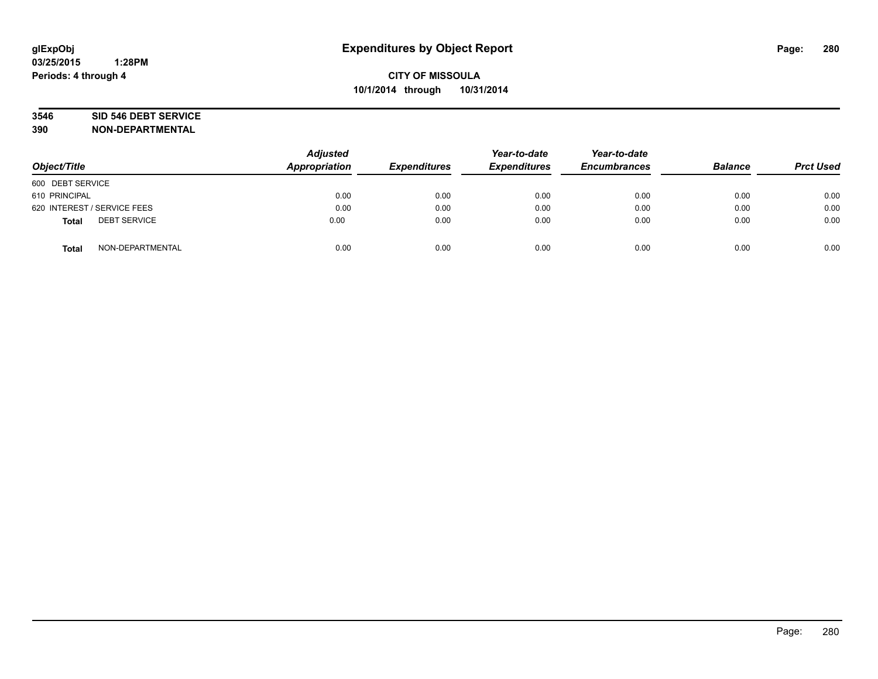# Expenditures by Object Report

glExpObj
03/25/2015 1:28PM
Periods: 4 through 4

**CITY OF MISSOULA**
**10/1/2014 through 10/31/2014**

**3546 SID 546 DEBT SERVICE**
**390 NON-DEPARTMENTAL**

| Object/Title | Adjusted Appropriation | Expenditures | Year-to-date Expenditures | Year-to-date Encumbrances | Balance | Prct Used |
|---|---|---|---|---|---|---|
| 600 DEBT SERVICE | | | | | | |
| 610 PRINCIPAL | 0.00 | 0.00 | 0.00 | 0.00 | 0.00 | 0.00 |
| 620 INTEREST / SERVICE FEES | 0.00 | 0.00 | 0.00 | 0.00 | 0.00 | 0.00 |
| **Total** DEBT SERVICE | 0.00 | 0.00 | 0.00 | 0.00 | 0.00 | 0.00 |
| **Total** NON-DEPARTMENTAL | 0.00 | 0.00 | 0.00 | 0.00 | 0.00 | 0.00 |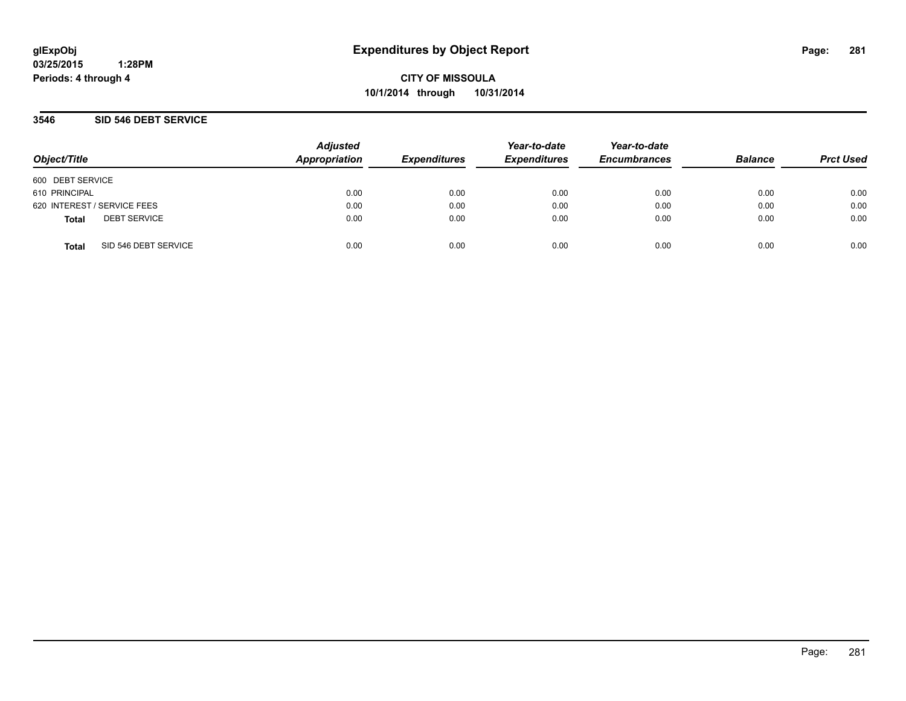# Expenditures by Object Report

glExpObj
03/25/2015 1:28PM
Periods: 4 through 4

**CITY OF MISSOULA**
**10/1/2014 through 10/31/2014**

## 3546 SID 546 DEBT SERVICE

| Object/Title | Adjusted Appropriation | Expenditures | Year-to-date Expenditures | Year-to-date Encumbrances | Balance | Prct Used |
|---|---|---|---|---|---|---|
| 600 DEBT SERVICE | | | | | | |
| 610 PRINCIPAL | 0.00 | 0.00 | 0.00 | 0.00 | 0.00 | 0.00 |
| 620 INTEREST / SERVICE FEES | 0.00 | 0.00 | 0.00 | 0.00 | 0.00 | 0.00 |
| **Total** DEBT SERVICE | 0.00 | 0.00 | 0.00 | 0.00 | 0.00 | 0.00 |
| **Total** SID 546 DEBT SERVICE | 0.00 | 0.00 | 0.00 | 0.00 | 0.00 | 0.00 |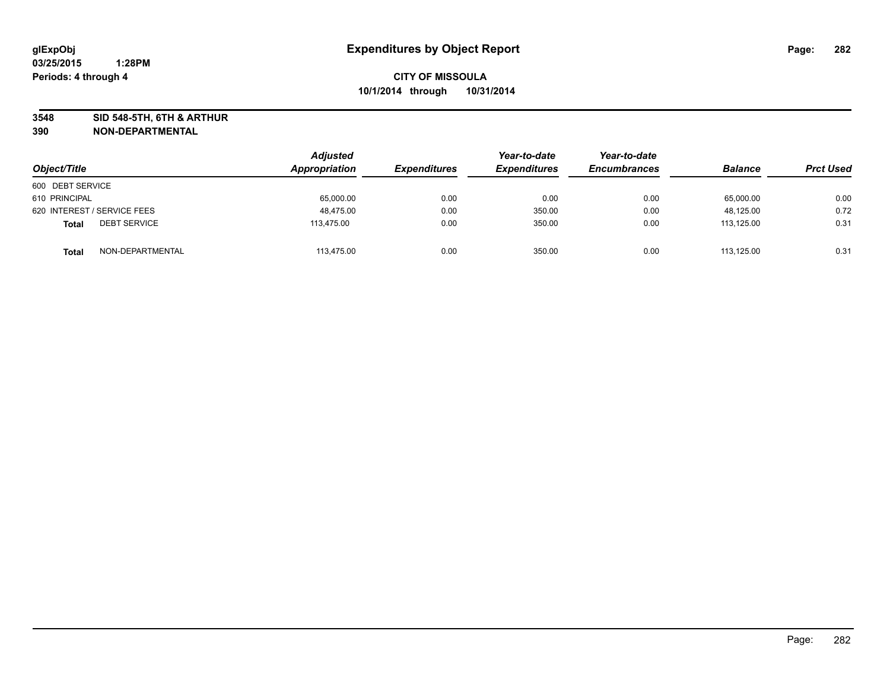**glExpObj** **Expenditures by Object Report**

**03/25/2015 1:28PM**

**Periods: 4 through 4**

**CITY OF MISSOULA**

**10/1/2014 through 10/31/2014**

**3548 SID 548-5TH, 6TH & ARTHUR**

**390 NON-DEPARTMENTAL**

| Object/Title | | Adjusted Appropriation | Expenditures | Year-to-date Expenditures | Year-to-date Encumbrances | Balance | Prct Used |
|---|---|---|---|---|---|---|---|
| 600 DEBT SERVICE | | | | | | | |
| 610 PRINCIPAL | | 65,000.00 | 0.00 | 0.00 | 0.00 | 65,000.00 | 0.00 |
| 620 INTEREST / SERVICE FEES | | 48,475.00 | 0.00 | 350.00 | 0.00 | 48,125.00 | 0.72 |
| **Total** | DEBT SERVICE | 113,475.00 | 0.00 | 350.00 | 0.00 | 113,125.00 | 0.31 |
| **Total** | NON-DEPARTMENTAL | 113,475.00 | 0.00 | 350.00 | 0.00 | 113,125.00 | 0.31 |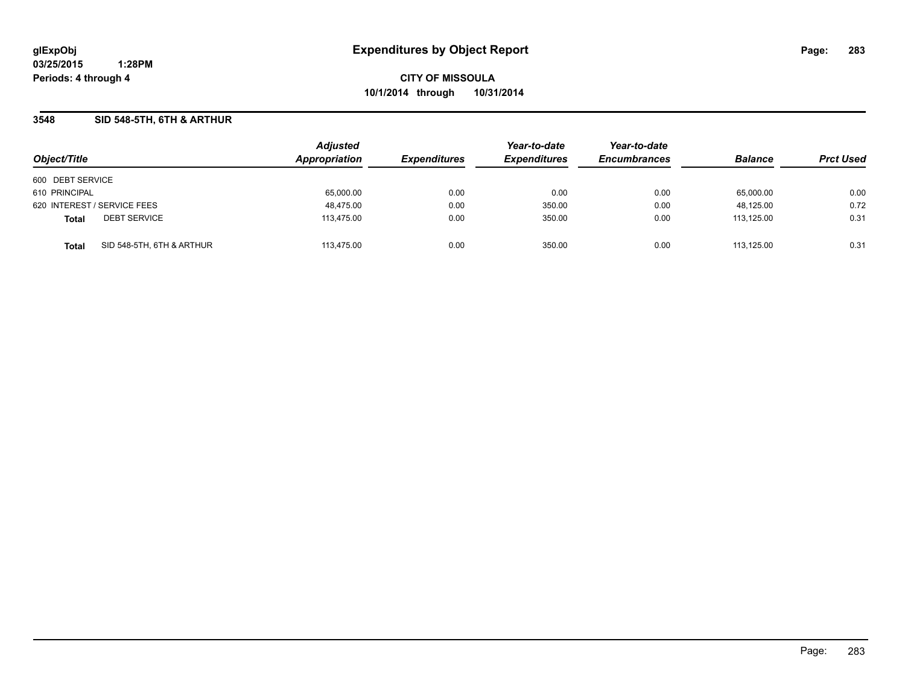# Expenditures by Object Report

glExpObj
03/25/2015 1:28PM
Periods: 4 through 4

**CITY OF MISSOULA**
**10/1/2014 through 10/31/2014**

## 3548 SID 548-5TH, 6TH & ARTHUR

| Object/Title | Adjusted Appropriation | Expenditures | Year-to-date Expenditures | Year-to-date Encumbrances | Balance | Prct Used |
|---|---|---|---|---|---|---|
| 600 DEBT SERVICE | | | | | | |
| 610 PRINCIPAL | 65,000.00 | 0.00 | 0.00 | 0.00 | 65,000.00 | 0.00 |
| 620 INTEREST / SERVICE FEES | 48,475.00 | 0.00 | 350.00 | 0.00 | 48,125.00 | 0.72 |
| **Total** DEBT SERVICE | 113,475.00 | 0.00 | 350.00 | 0.00 | 113,125.00 | 0.31 |
| **Total** SID 548-5TH, 6TH & ARTHUR | 113,475.00 | 0.00 | 350.00 | 0.00 | 113,125.00 | 0.31 |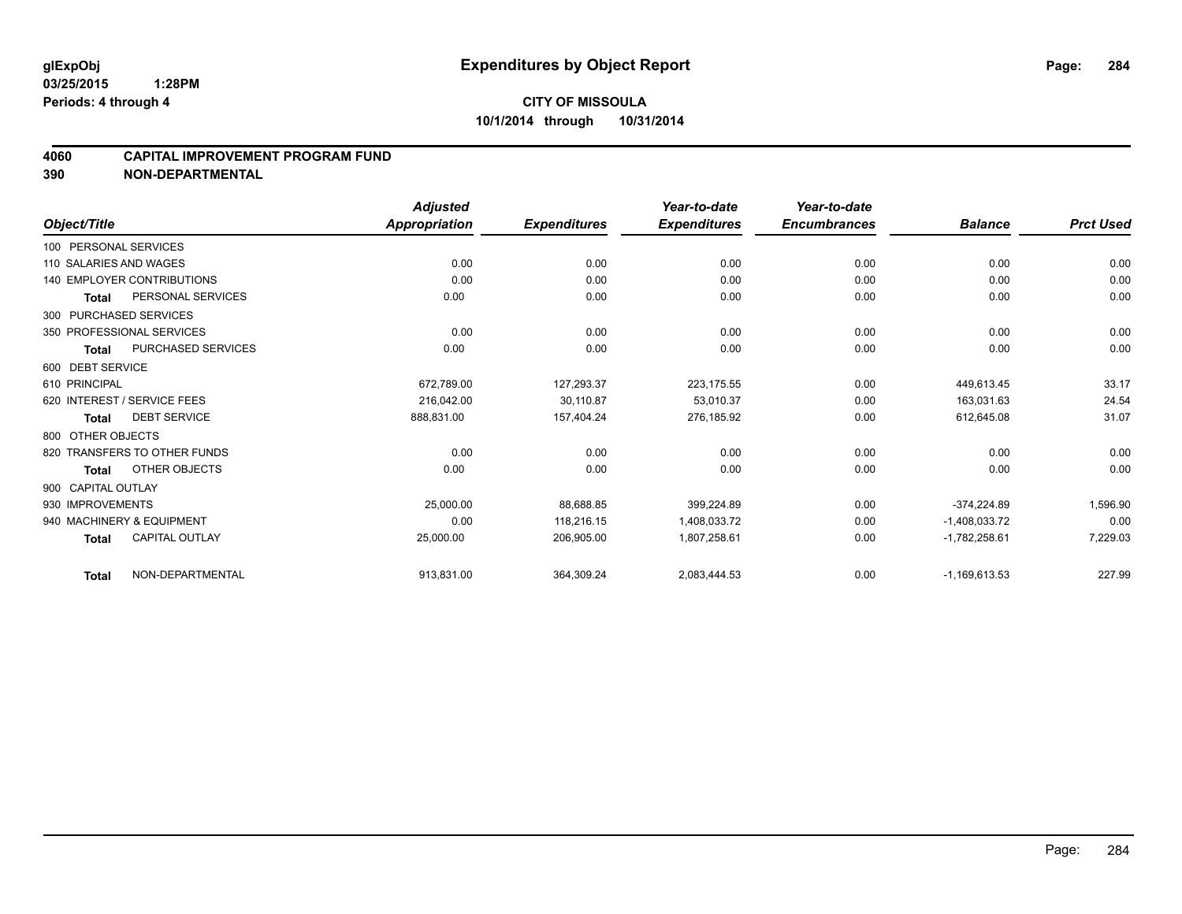glExpObj
03/25/2015 1:28PM
Periods: 4 through 4

# Expenditures by Object Report

**CITY OF MISSOULA**
**10/1/2014 through 10/31/2014**

## 4060 CAPITAL IMPROVEMENT PROGRAM FUND
## 390 NON-DEPARTMENTAL

| Object/Title | | Adjusted Appropriation | Expenditures | Year-to-date Expenditures | Year-to-date Encumbrances | Balance | Prct Used |
|---|---|---|---|---|---|---|---|
| 100 PERSONAL SERVICES | | | | | | | |
| 110 SALARIES AND WAGES | | 0.00 | 0.00 | 0.00 | 0.00 | 0.00 | 0.00 |
| 140 EMPLOYER CONTRIBUTIONS | | 0.00 | 0.00 | 0.00 | 0.00 | 0.00 | 0.00 |
| Total | PERSONAL SERVICES | 0.00 | 0.00 | 0.00 | 0.00 | 0.00 | 0.00 |
| 300 PURCHASED SERVICES | | | | | | | |
| 350 PROFESSIONAL SERVICES | | 0.00 | 0.00 | 0.00 | 0.00 | 0.00 | 0.00 |
| Total | PURCHASED SERVICES | 0.00 | 0.00 | 0.00 | 0.00 | 0.00 | 0.00 |
| 600 DEBT SERVICE | | | | | | | |
| 610 PRINCIPAL | | 672,789.00 | 127,293.37 | 223,175.55 | 0.00 | 449,613.45 | 33.17 |
| 620 INTEREST / SERVICE FEES | | 216,042.00 | 30,110.87 | 53,010.37 | 0.00 | 163,031.63 | 24.54 |
| Total | DEBT SERVICE | 888,831.00 | 157,404.24 | 276,185.92 | 0.00 | 612,645.08 | 31.07 |
| 800 OTHER OBJECTS | | | | | | | |
| 820 TRANSFERS TO OTHER FUNDS | | 0.00 | 0.00 | 0.00 | 0.00 | 0.00 | 0.00 |
| Total | OTHER OBJECTS | 0.00 | 0.00 | 0.00 | 0.00 | 0.00 | 0.00 |
| 900 CAPITAL OUTLAY | | | | | | | |
| 930 IMPROVEMENTS | | 25,000.00 | 88,688.85 | 399,224.89 | 0.00 | -374,224.89 | 1,596.90 |
| 940 MACHINERY & EQUIPMENT | | 0.00 | 118,216.15 | 1,408,033.72 | 0.00 | -1,408,033.72 | 0.00 |
| Total | CAPITAL OUTLAY | 25,000.00 | 206,905.00 | 1,807,258.61 | 0.00 | -1,782,258.61 | 7,229.03 |
| Total | NON-DEPARTMENTAL | 913,831.00 | 364,309.24 | 2,083,444.53 | 0.00 | -1,169,613.53 | 227.99 |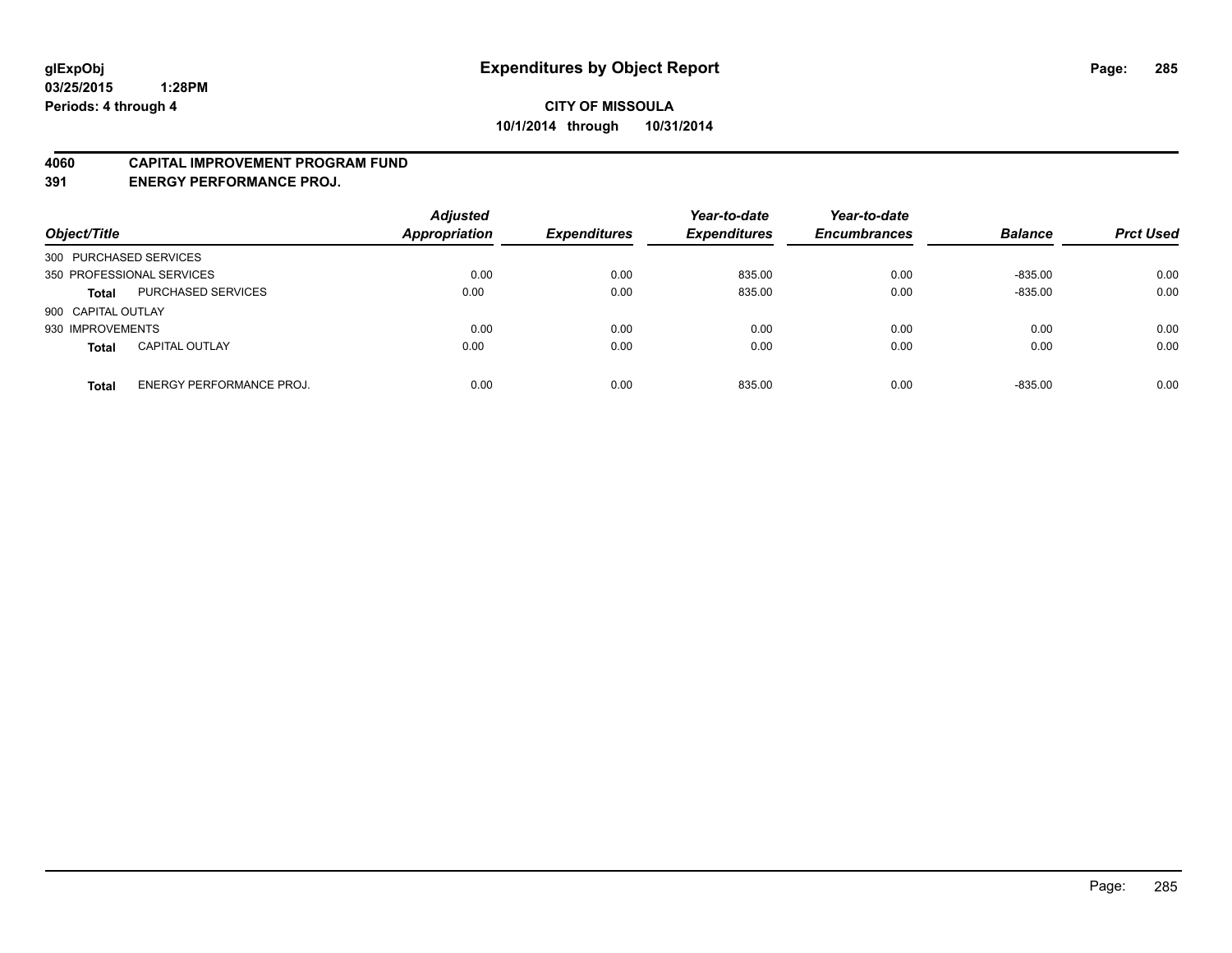**glExpObj**
**03/25/2015 1:28PM**
**Periods: 4 through 4**

# Expenditures by Object Report

**CITY OF MISSOULA**
**10/1/2014 through 10/31/2014**

## 4060 CAPITAL IMPROVEMENT PROGRAM FUND
## 391 ENERGY PERFORMANCE PROJ.

| Object/Title | | Adjusted Appropriation | Expenditures | Year-to-date Expenditures | Year-to-date Encumbrances | Balance | Prct Used |
|---|---|---|---|---|---|---|---|
| 300 PURCHASED SERVICES | | | | | | | |
| 350 PROFESSIONAL SERVICES | | 0.00 | 0.00 | 835.00 | 0.00 | -835.00 | 0.00 |
| **Total** | PURCHASED SERVICES | 0.00 | 0.00 | 835.00 | 0.00 | -835.00 | 0.00 |
| 900 CAPITAL OUTLAY | | | | | | | |
| 930 IMPROVEMENTS | | 0.00 | 0.00 | 0.00 | 0.00 | 0.00 | 0.00 |
| **Total** | CAPITAL OUTLAY | 0.00 | 0.00 | 0.00 | 0.00 | 0.00 | 0.00 |
| **Total** | ENERGY PERFORMANCE PROJ. | 0.00 | 0.00 | 835.00 | 0.00 | -835.00 | 0.00 |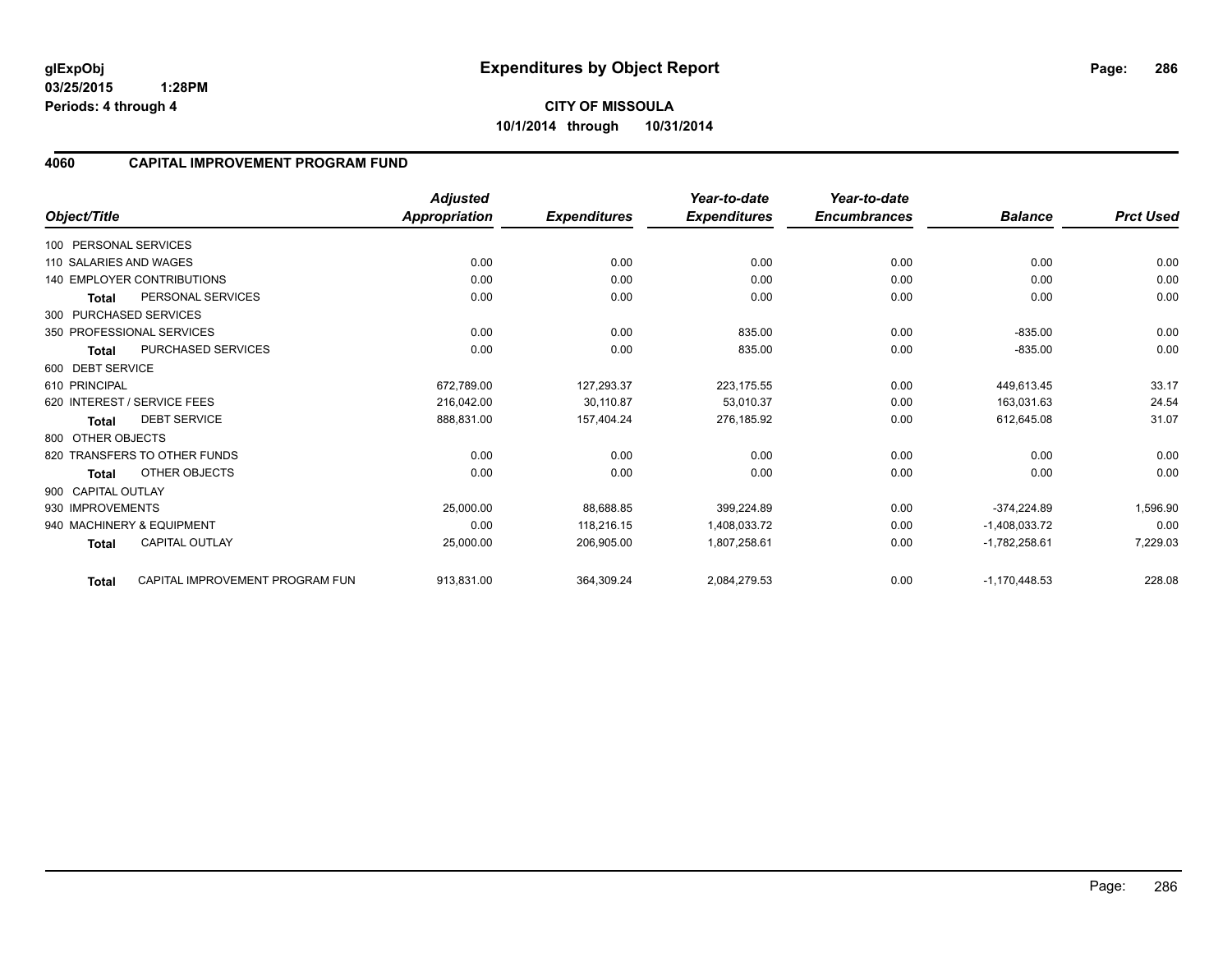# Expenditures by Object Report

glExpObj
03/25/2015 1:28PM
Periods: 4 through 4

**CITY OF MISSOULA**
**10/1/2014 through 10/31/2014**

## 4060 CAPITAL IMPROVEMENT PROGRAM FUND

| Object/Title | | Adjusted Appropriation | Expenditures | Year-to-date Expenditures | Year-to-date Encumbrances | Balance | Prct Used |
|---|---|---|---|---|---|---|---|
| 100 PERSONAL SERVICES | | | | | | | |
| 110 SALARIES AND WAGES | | 0.00 | 0.00 | 0.00 | 0.00 | 0.00 | 0.00 |
| 140 EMPLOYER CONTRIBUTIONS | | 0.00 | 0.00 | 0.00 | 0.00 | 0.00 | 0.00 |
| **Total** | PERSONAL SERVICES | 0.00 | 0.00 | 0.00 | 0.00 | 0.00 | 0.00 |
| 300 PURCHASED SERVICES | | | | | | | |
| 350 PROFESSIONAL SERVICES | | 0.00 | 0.00 | 835.00 | 0.00 | -835.00 | 0.00 |
| **Total** | PURCHASED SERVICES | 0.00 | 0.00 | 835.00 | 0.00 | -835.00 | 0.00 |
| 600 DEBT SERVICE | | | | | | | |
| 610 PRINCIPAL | | 672,789.00 | 127,293.37 | 223,175.55 | 0.00 | 449,613.45 | 33.17 |
| 620 INTEREST / SERVICE FEES | | 216,042.00 | 30,110.87 | 53,010.37 | 0.00 | 163,031.63 | 24.54 |
| **Total** | DEBT SERVICE | 888,831.00 | 157,404.24 | 276,185.92 | 0.00 | 612,645.08 | 31.07 |
| 800 OTHER OBJECTS | | | | | | | |
| 820 TRANSFERS TO OTHER FUNDS | | 0.00 | 0.00 | 0.00 | 0.00 | 0.00 | 0.00 |
| **Total** | OTHER OBJECTS | 0.00 | 0.00 | 0.00 | 0.00 | 0.00 | 0.00 |
| 900 CAPITAL OUTLAY | | | | | | | |
| 930 IMPROVEMENTS | | 25,000.00 | 88,688.85 | 399,224.89 | 0.00 | -374,224.89 | 1,596.90 |
| 940 MACHINERY & EQUIPMENT | | 0.00 | 118,216.15 | 1,408,033.72 | 0.00 | -1,408,033.72 | 0.00 |
| **Total** | CAPITAL OUTLAY | 25,000.00 | 206,905.00 | 1,807,258.61 | 0.00 | -1,782,258.61 | 7,229.03 |
| **Total** | CAPITAL IMPROVEMENT PROGRAM FUN | 913,831.00 | 364,309.24 | 2,084,279.53 | 0.00 | -1,170,448.53 | 228.08 |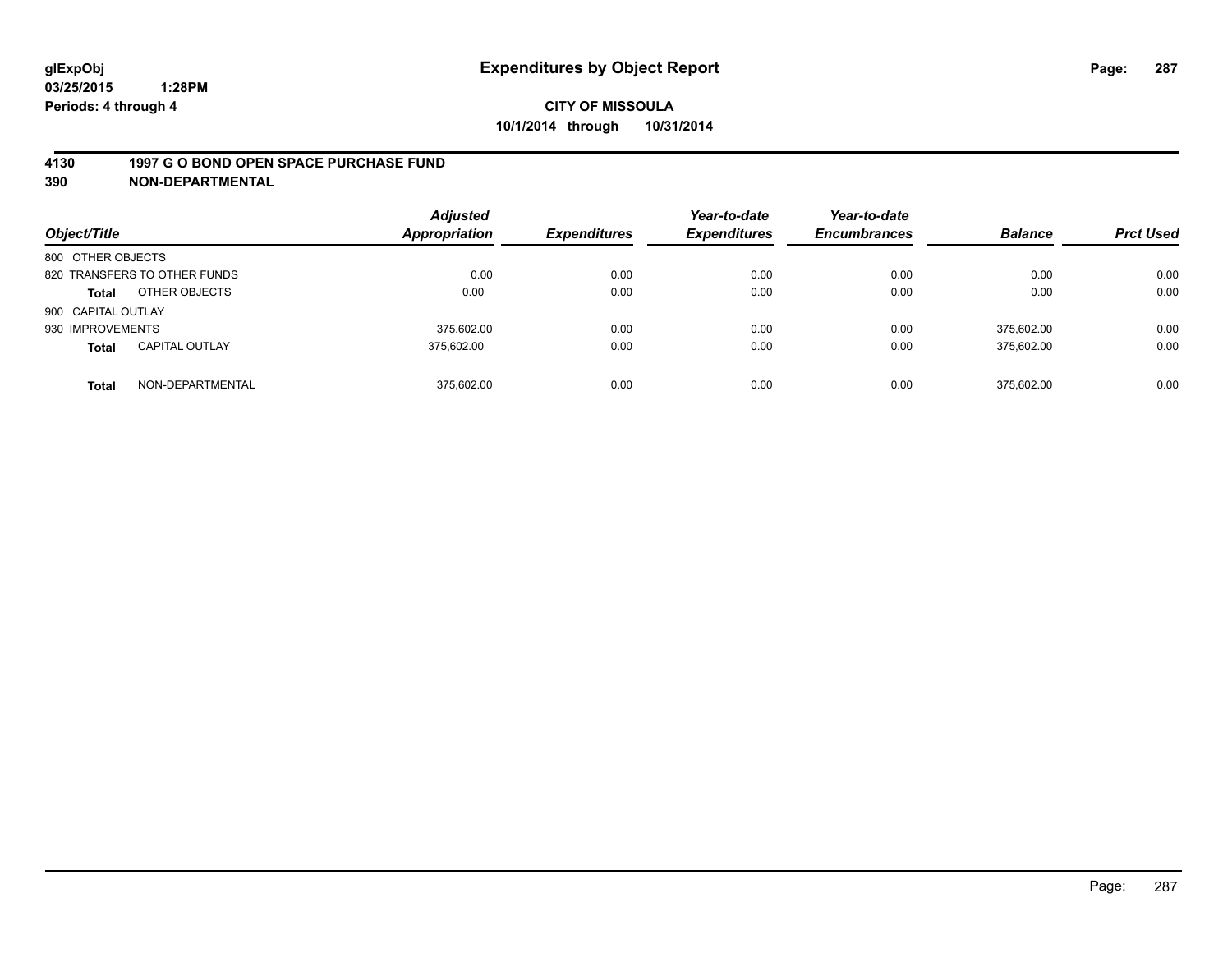glExpObj
03/25/2015 1:28PM
Periods: 4 through 4

# Expenditures by Object Report

**CITY OF MISSOULA**
**10/1/2014 through 10/31/2014**

## 4130 1997 G O BOND OPEN SPACE PURCHASE FUND
## 390 NON-DEPARTMENTAL

| Object/Title | | Adjusted Appropriation | Expenditures | Year-to-date Expenditures | Year-to-date Encumbrances | Balance | Prct Used |
|---|---|---|---|---|---|---|---|
| 800 OTHER OBJECTS | | | | | | | |
| 820 TRANSFERS TO OTHER FUNDS | | 0.00 | 0.00 | 0.00 | 0.00 | 0.00 | 0.00 |
| **Total** | OTHER OBJECTS | 0.00 | 0.00 | 0.00 | 0.00 | 0.00 | 0.00 |
| 900 CAPITAL OUTLAY | | | | | | | |
| 930 IMPROVEMENTS | | 375,602.00 | 0.00 | 0.00 | 0.00 | 375,602.00 | 0.00 |
| **Total** | CAPITAL OUTLAY | 375,602.00 | 0.00 | 0.00 | 0.00 | 375,602.00 | 0.00 |
| **Total** | NON-DEPARTMENTAL | 375,602.00 | 0.00 | 0.00 | 0.00 | 375,602.00 | 0.00 |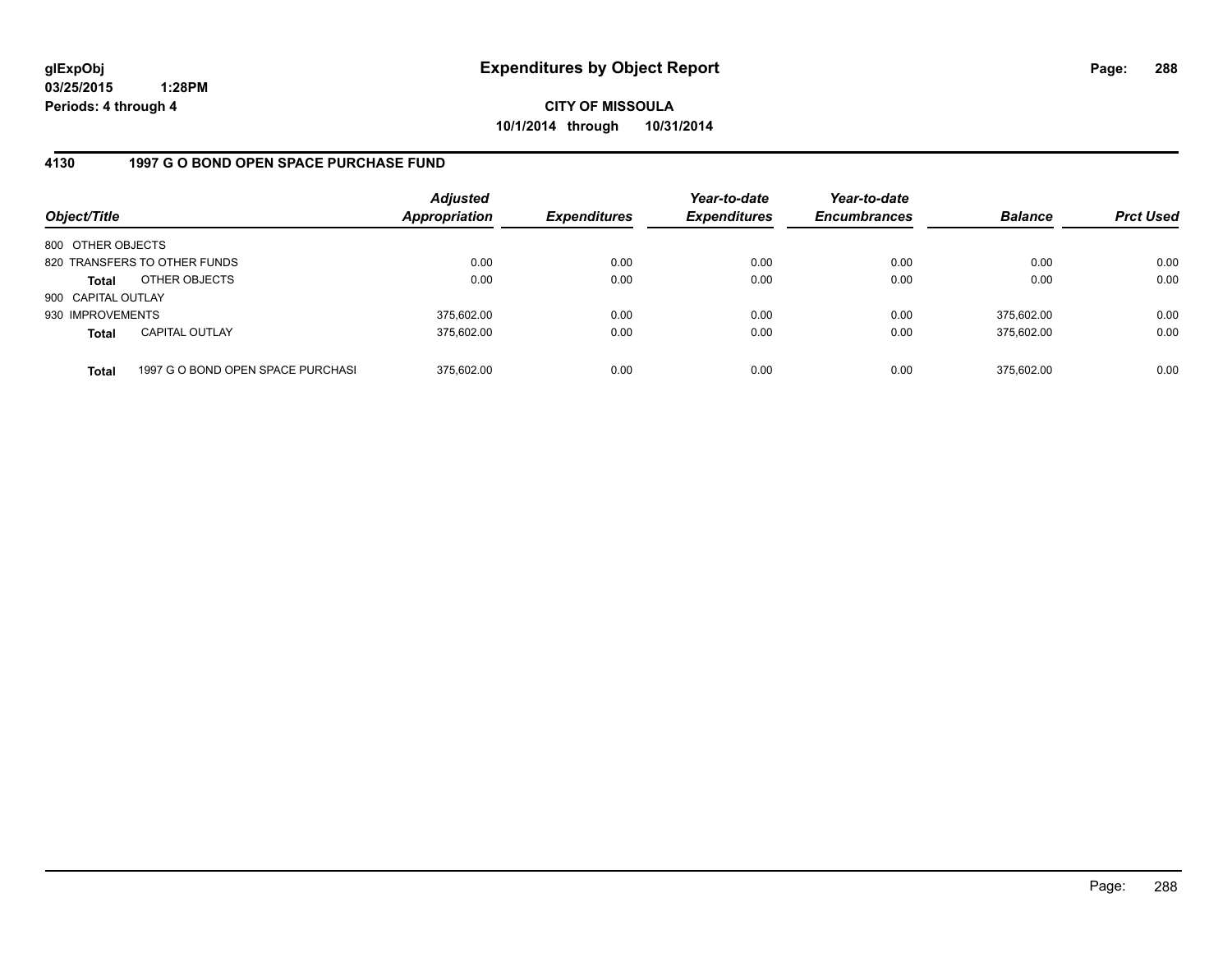# Expenditures by Object Report

glExpObj
03/25/2015 1:28PM
Periods: 4 through 4

**CITY OF MISSOULA**
**10/1/2014 through 10/31/2014**

## 4130 1997 G O BOND OPEN SPACE PURCHASE FUND

| Object/Title | | Adjusted Appropriation | Expenditures | Year-to-date Expenditures | Year-to-date Encumbrances | Balance | Prct Used |
|---|---|---|---|---|---|---|---|
| 800 OTHER OBJECTS | | | | | | | |
| 820 TRANSFERS TO OTHER FUNDS | | 0.00 | 0.00 | 0.00 | 0.00 | 0.00 | 0.00 |
| **Total** | OTHER OBJECTS | 0.00 | 0.00 | 0.00 | 0.00 | 0.00 | 0.00 |
| 900 CAPITAL OUTLAY | | | | | | | |
| 930 IMPROVEMENTS | | 375,602.00 | 0.00 | 0.00 | 0.00 | 375,602.00 | 0.00 |
| **Total** | CAPITAL OUTLAY | 375,602.00 | 0.00 | 0.00 | 0.00 | 375,602.00 | 0.00 |
| **Total** | 1997 G O BOND OPEN SPACE PURCHASI | 375,602.00 | 0.00 | 0.00 | 0.00 | 375,602.00 | 0.00 |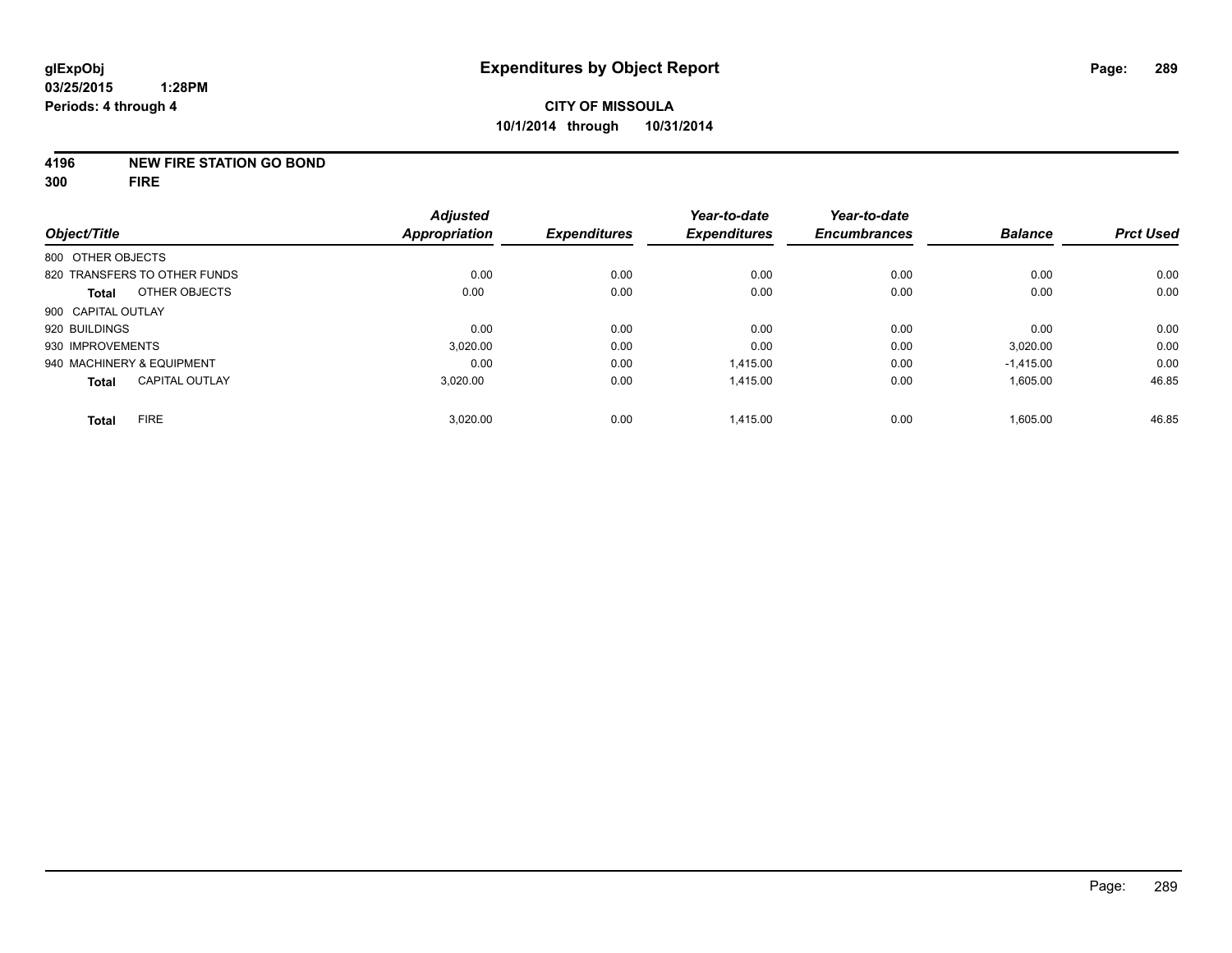glExpObj
03/25/2015 1:28PM
Periods: 4 through 4

# Expenditures by Object Report

**CITY OF MISSOULA**
**10/1/2014 through 10/31/2014**

**4196 NEW FIRE STATION GO BOND**
**300 FIRE**

| Object/Title | Adjusted Appropriation | Expenditures | Year-to-date Expenditures | Year-to-date Encumbrances | Balance | Prct Used |
|---|---|---|---|---|---|---|
| 800 OTHER OBJECTS | | | | | | |
| 820 TRANSFERS TO OTHER FUNDS | 0.00 | 0.00 | 0.00 | 0.00 | 0.00 | 0.00 |
| **Total** OTHER OBJECTS | 0.00 | 0.00 | 0.00 | 0.00 | 0.00 | 0.00 |
| 900 CAPITAL OUTLAY | | | | | | |
| 920 BUILDINGS | 0.00 | 0.00 | 0.00 | 0.00 | 0.00 | 0.00 |
| 930 IMPROVEMENTS | 3,020.00 | 0.00 | 0.00 | 0.00 | 3,020.00 | 0.00 |
| 940 MACHINERY & EQUIPMENT | 0.00 | 0.00 | 1,415.00 | 0.00 | -1,415.00 | 0.00 |
| **Total** CAPITAL OUTLAY | 3,020.00 | 0.00 | 1,415.00 | 0.00 | 1,605.00 | 46.85 |
| **Total** FIRE | 3,020.00 | 0.00 | 1,415.00 | 0.00 | 1,605.00 | 46.85 |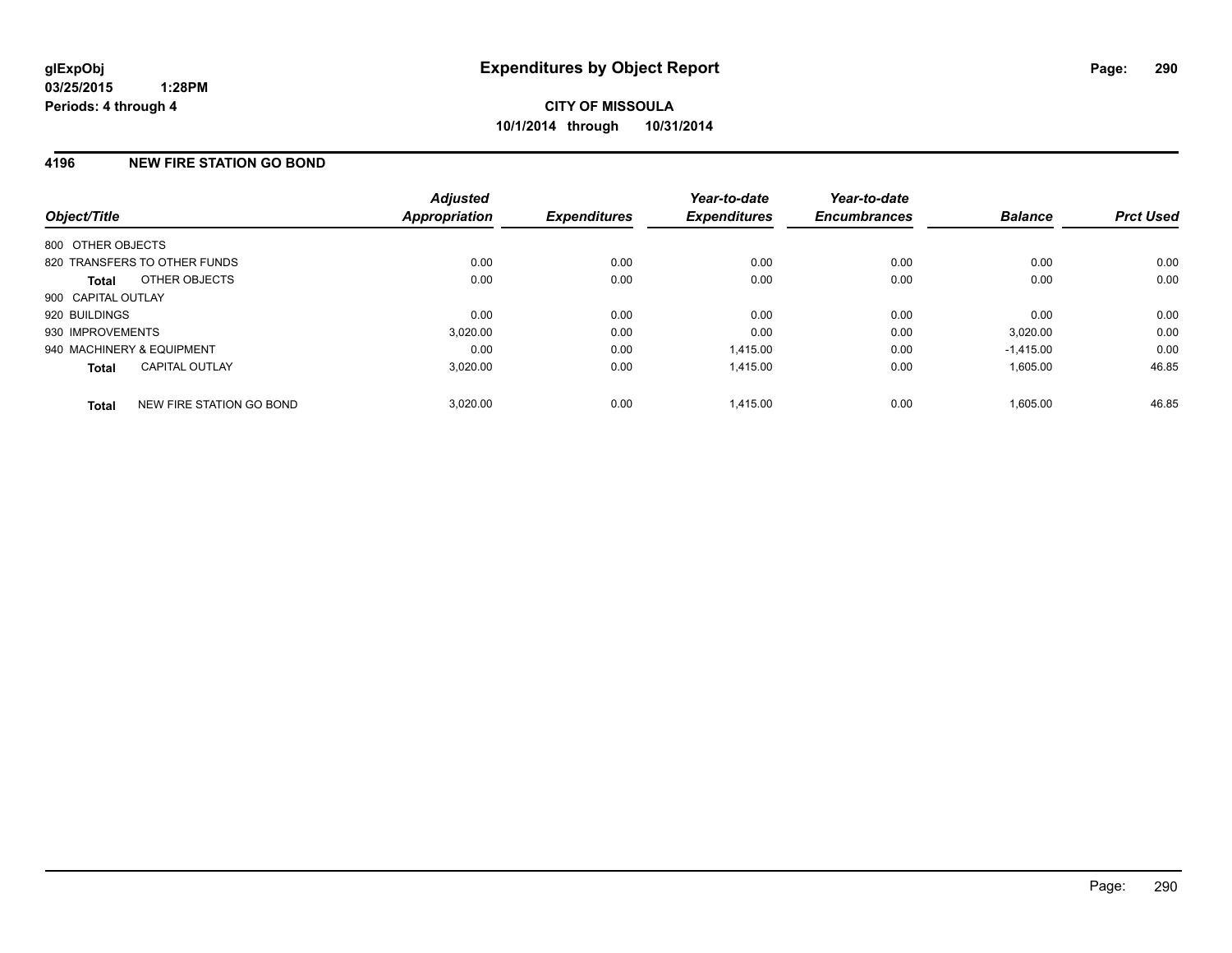**glExpObj**
**03/25/2015 1:28PM**
**Periods: 4 through 4**

# Expenditures by Object Report

**CITY OF MISSOULA**
**10/1/2014 through 10/31/2014**

## 4196 NEW FIRE STATION GO BOND

| Object/Title | Adjusted Appropriation | Expenditures | Year-to-date Expenditures | Year-to-date Encumbrances | Balance | Prct Used |
|---|---|---|---|---|---|---|
| 800 OTHER OBJECTS | | | | | | |
| 820 TRANSFERS TO OTHER FUNDS | 0.00 | 0.00 | 0.00 | 0.00 | 0.00 | 0.00 |
| **Total** OTHER OBJECTS | 0.00 | 0.00 | 0.00 | 0.00 | 0.00 | 0.00 |
| 900 CAPITAL OUTLAY | | | | | | |
| 920 BUILDINGS | 0.00 | 0.00 | 0.00 | 0.00 | 0.00 | 0.00 |
| 930 IMPROVEMENTS | 3,020.00 | 0.00 | 0.00 | 0.00 | 3,020.00 | 0.00 |
| 940 MACHINERY & EQUIPMENT | 0.00 | 0.00 | 1,415.00 | 0.00 | -1,415.00 | 0.00 |
| **Total** CAPITAL OUTLAY | 3,020.00 | 0.00 | 1,415.00 | 0.00 | 1,605.00 | 46.85 |
| **Total** NEW FIRE STATION GO BOND | 3,020.00 | 0.00 | 1,415.00 | 0.00 | 1,605.00 | 46.85 |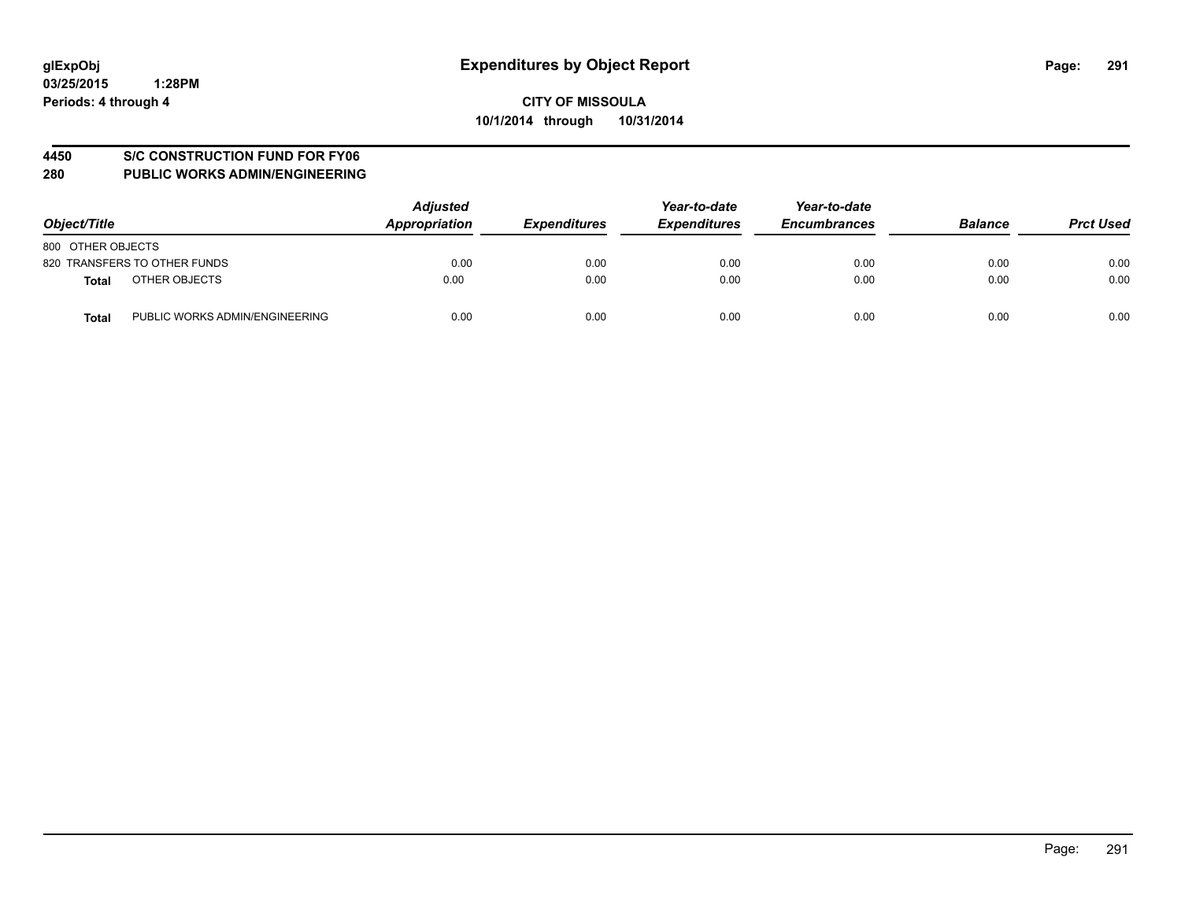glExpObj
03/25/2015 1:28PM
Periods: 4 through 4

# Expenditures by Object Report

**CITY OF MISSOULA**
**10/1/2014 through 10/31/2014**

## 4450 S/C CONSTRUCTION FUND FOR FY06
## 280 PUBLIC WORKS ADMIN/ENGINEERING

| Object/Title | | Adjusted Appropriation | Expenditures | Year-to-date Expenditures | Year-to-date Encumbrances | Balance | Prct Used |
|---|---|---|---|---|---|---|---|
| 800 OTHER OBJECTS | | | | | | | |
| 820 TRANSFERS TO OTHER FUNDS | | 0.00 | 0.00 | 0.00 | 0.00 | 0.00 | 0.00 |
| **Total** | OTHER OBJECTS | 0.00 | 0.00 | 0.00 | 0.00 | 0.00 | 0.00 |
| **Total** | PUBLIC WORKS ADMIN/ENGINEERING | 0.00 | 0.00 | 0.00 | 0.00 | 0.00 | 0.00 |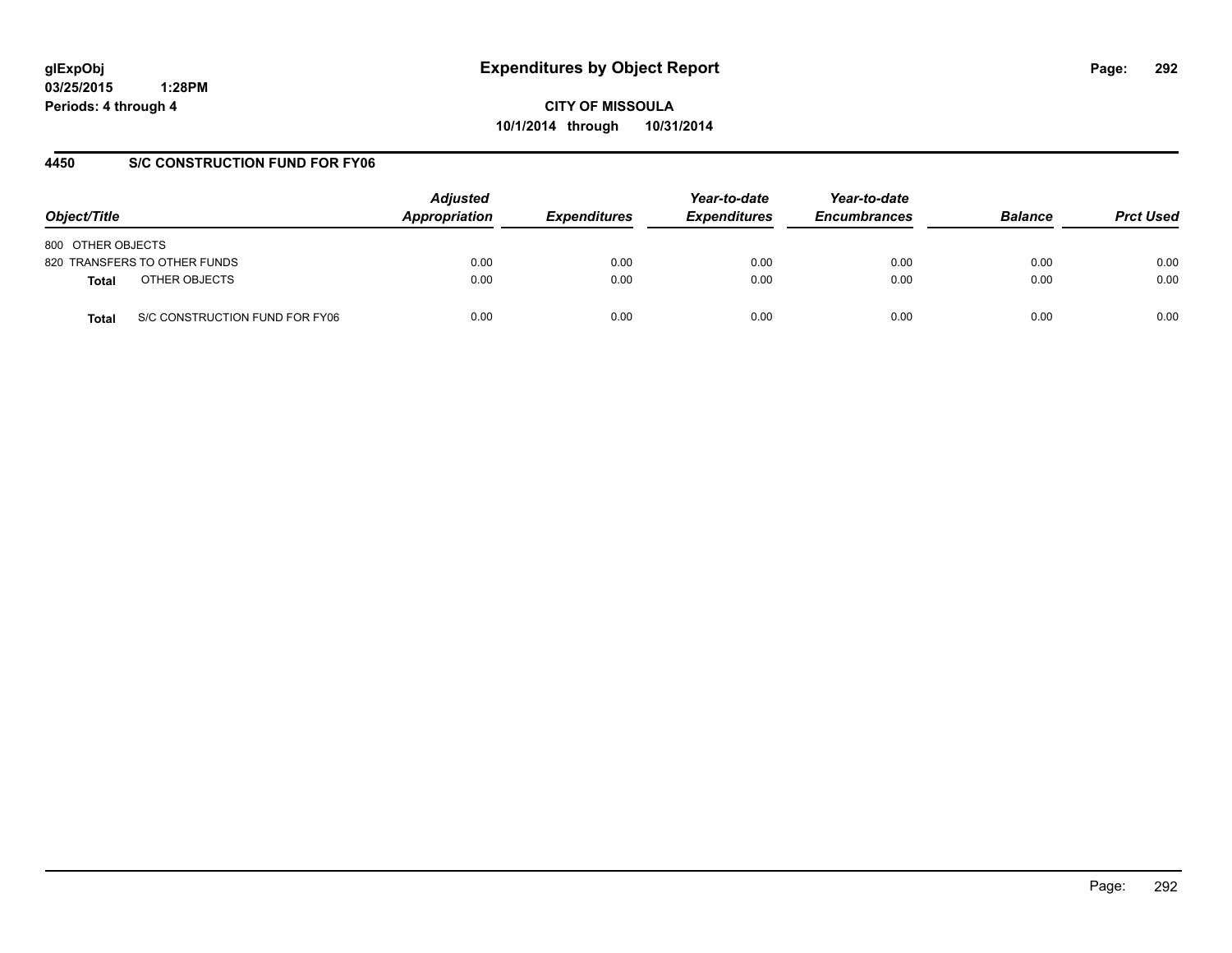# Expenditures by Object Report

glExpObj
03/25/2015 1:28PM
Periods: 4 through 4

**CITY OF MISSOULA**
**10/1/2014 through 10/31/2014**

## 4450 S/C CONSTRUCTION FUND FOR FY06

| Object/Title | Adjusted Appropriation | Expenditures | Year-to-date Expenditures | Year-to-date Encumbrances | Balance | Prct Used |
|---|---|---|---|---|---|---|
| 800 OTHER OBJECTS | | | | | | |
| 820 TRANSFERS TO OTHER FUNDS | 0.00 | 0.00 | 0.00 | 0.00 | 0.00 | 0.00 |
| **Total** OTHER OBJECTS | 0.00 | 0.00 | 0.00 | 0.00 | 0.00 | 0.00 |
| **Total** S/C CONSTRUCTION FUND FOR FY06 | 0.00 | 0.00 | 0.00 | 0.00 | 0.00 | 0.00 |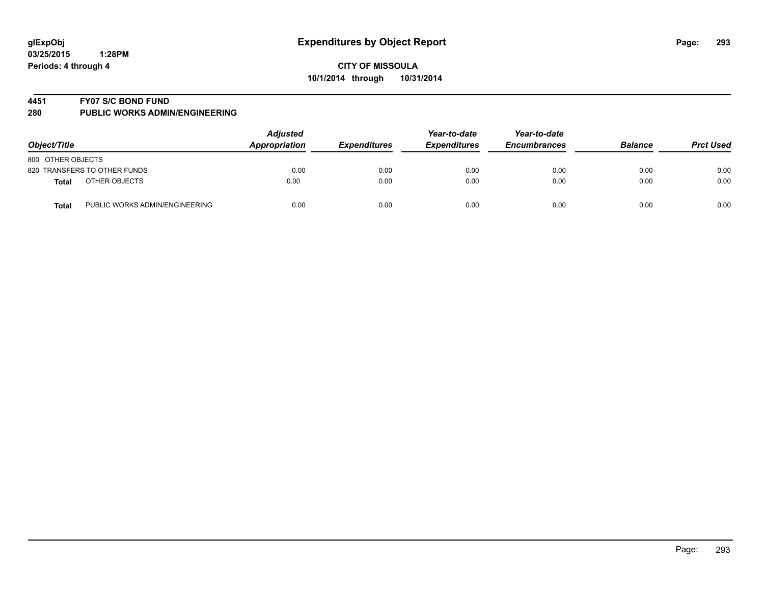# Expenditures by Object Report

**CITY OF MISSOULA**

**10/1/2014 through 10/31/2014**

glExpObj
03/25/2015 1:28PM
Periods: 4 through 4

## 4451 FY07 S/C BOND FUND
## 280 PUBLIC WORKS ADMIN/ENGINEERING

| Object/Title | | Adjusted Appropriation | Expenditures | Year-to-date Expenditures | Year-to-date Encumbrances | Balance | Prct Used |
|---|---|---|---|---|---|---|---|
| 800 OTHER OBJECTS | | | | | | | |
| 820 TRANSFERS TO OTHER FUNDS | | 0.00 | 0.00 | 0.00 | 0.00 | 0.00 | 0.00 |
| **Total** | OTHER OBJECTS | 0.00 | 0.00 | 0.00 | 0.00 | 0.00 | 0.00 |
| **Total** | PUBLIC WORKS ADMIN/ENGINEERING | 0.00 | 0.00 | 0.00 | 0.00 | 0.00 | 0.00 |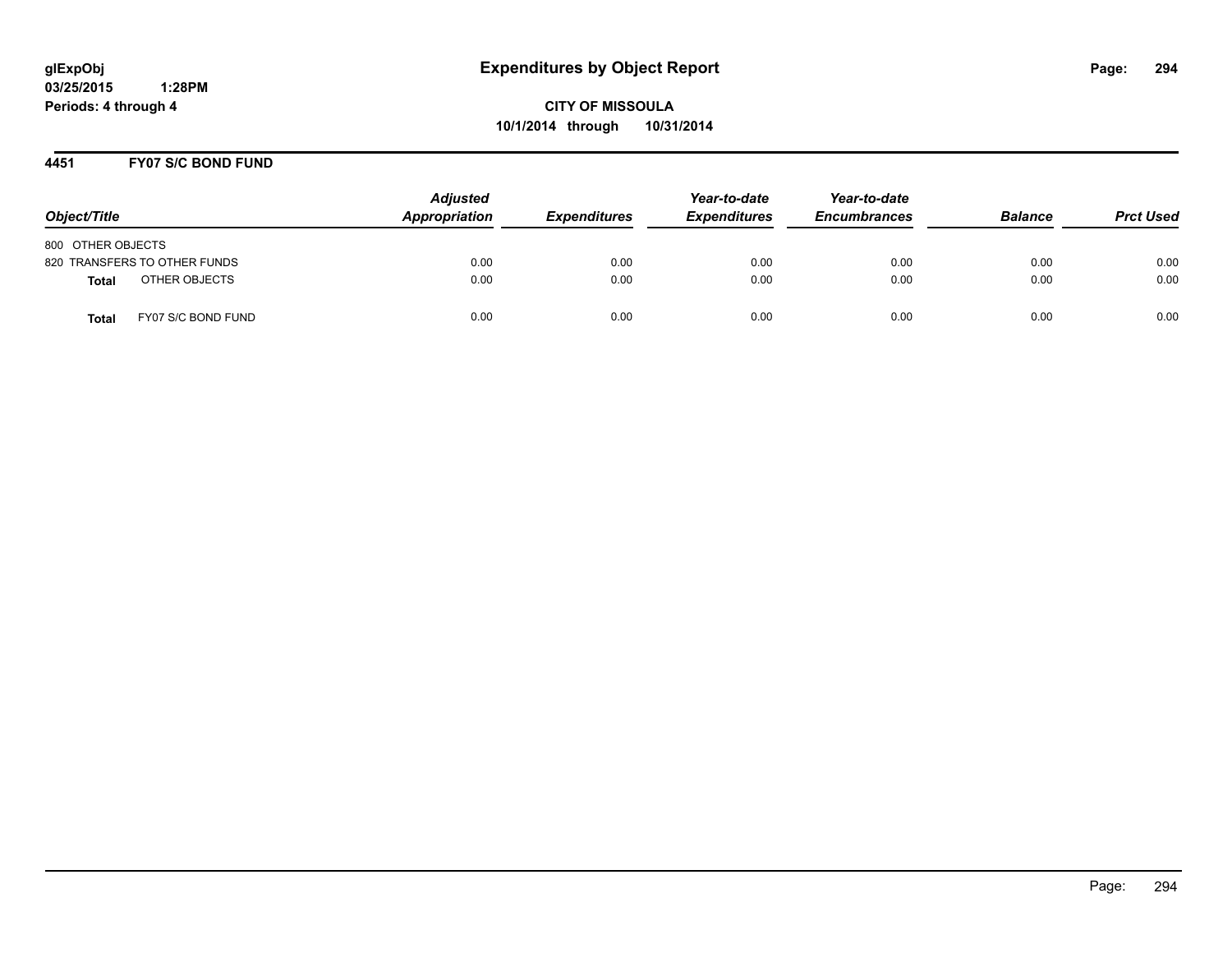**glExpObj**
**03/25/2015 1:28PM**
**Periods: 4 through 4**

# Expenditures by Object Report

**CITY OF MISSOULA**
**10/1/2014 through 10/31/2014**

## 4451 FY07 S/C BOND FUND

| Object/Title | Adjusted Appropriation | Expenditures | Year-to-date Expenditures | Year-to-date Encumbrances | Balance | Prct Used |
|---|---|---|---|---|---|---|
| 800 OTHER OBJECTS | | | | | | |
| 820 TRANSFERS TO OTHER FUNDS | 0.00 | 0.00 | 0.00 | 0.00 | 0.00 | 0.00 |
| **Total** OTHER OBJECTS | 0.00 | 0.00 | 0.00 | 0.00 | 0.00 | 0.00 |
| **Total** FY07 S/C BOND FUND | 0.00 | 0.00 | 0.00 | 0.00 | 0.00 | 0.00 |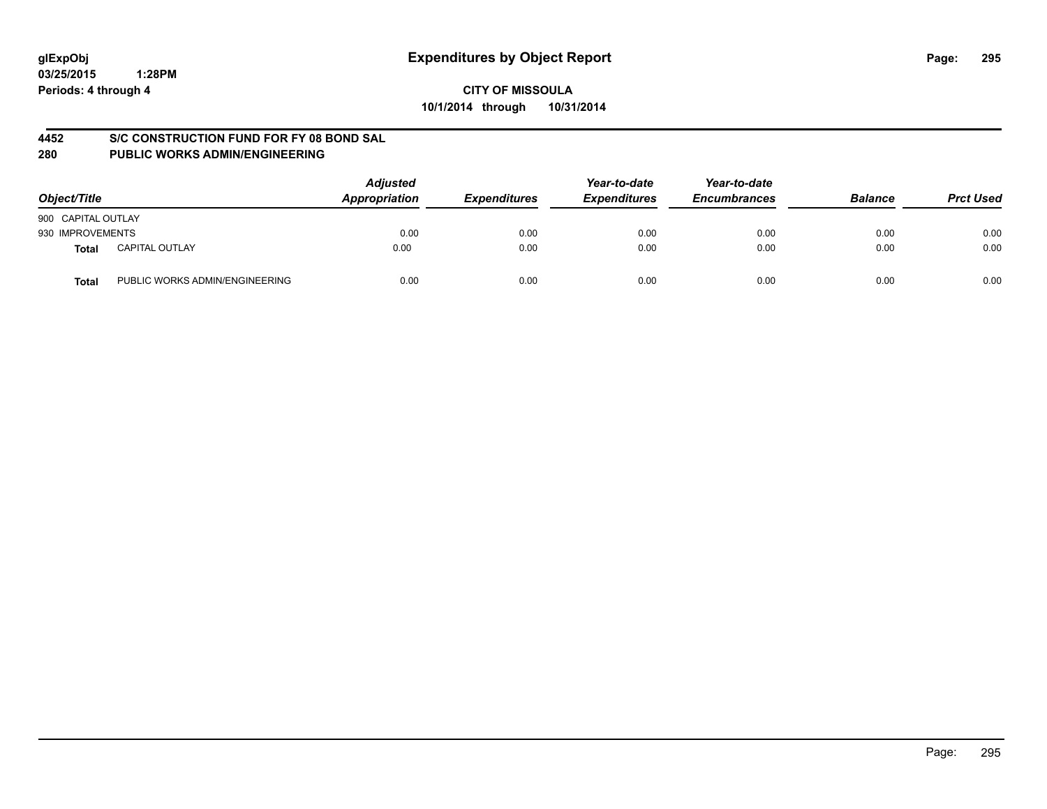# Expenditures by Object Report

glExpObj
03/25/2015 1:28PM
Periods: 4 through 4

**CITY OF MISSOULA**
**10/1/2014 through 10/31/2014**

## 4452 S/C CONSTRUCTION FUND FOR FY 08 BOND SAL
## 280 PUBLIC WORKS ADMIN/ENGINEERING

| Object/Title | | Adjusted Appropriation | Expenditures | Year-to-date Expenditures | Year-to-date Encumbrances | Balance | Prct Used |
|---|---|---|---|---|---|---|---|
| 900 CAPITAL OUTLAY | | | | | | | |
| 930 IMPROVEMENTS | | 0.00 | 0.00 | 0.00 | 0.00 | 0.00 | 0.00 |
| **Total** | CAPITAL OUTLAY | 0.00 | 0.00 | 0.00 | 0.00 | 0.00 | 0.00 |
| **Total** | PUBLIC WORKS ADMIN/ENGINEERING | 0.00 | 0.00 | 0.00 | 0.00 | 0.00 | 0.00 |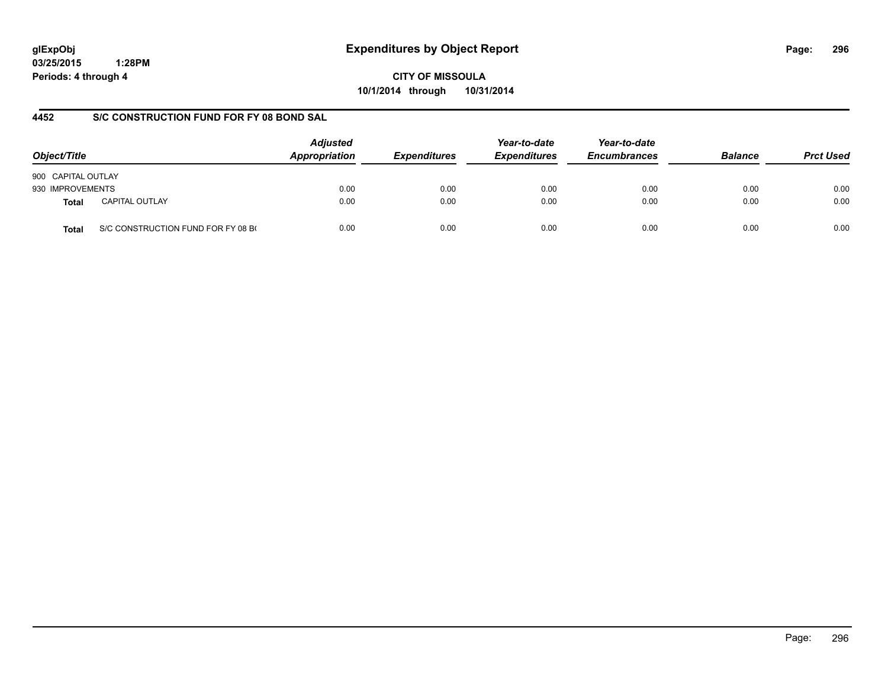# Expenditures by Object Report

glExpObj
03/25/2015 1:28PM
Periods: 4 through 4

**CITY OF MISSOULA**
**10/1/2014 through 10/31/2014**

## 4452 S/C CONSTRUCTION FUND FOR FY 08 BOND SAL

| Object/Title | | Adjusted Appropriation | Expenditures | Year-to-date Expenditures | Year-to-date Encumbrances | Balance | Prct Used |
|---|---|---|---|---|---|---|---|
| 900 CAPITAL OUTLAY | | | | | | | |
| 930 IMPROVEMENTS | | 0.00 | 0.00 | 0.00 | 0.00 | 0.00 | 0.00 |
| **Total** | CAPITAL OUTLAY | 0.00 | 0.00 | 0.00 | 0.00 | 0.00 | 0.00 |
| **Total** | S/C CONSTRUCTION FUND FOR FY 08 B( | 0.00 | 0.00 | 0.00 | 0.00 | 0.00 | 0.00 |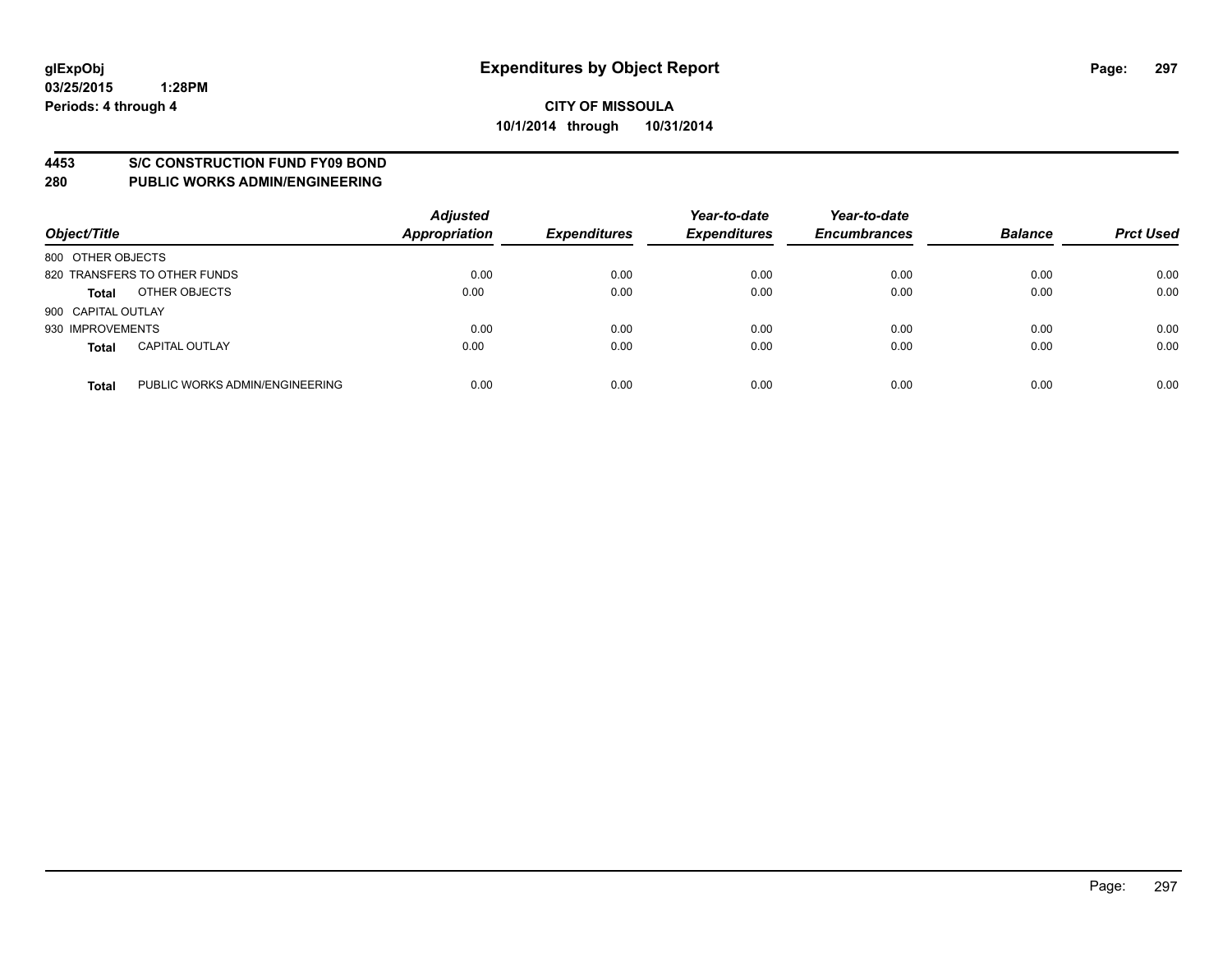**glExpObj**
**03/25/2015 1:28PM**
**Periods: 4 through 4**

# Expenditures by Object Report

**CITY OF MISSOULA**
**10/1/2014 through 10/31/2014**

## 4453 S/C CONSTRUCTION FUND FY09 BOND
## 280 PUBLIC WORKS ADMIN/ENGINEERING

| Object/Title | | Adjusted Appropriation | Expenditures | Year-to-date Expenditures | Year-to-date Encumbrances | Balance | Prct Used |
|---|---|---|---|---|---|---|---|
| 800 OTHER OBJECTS | | | | | | | |
| 820 TRANSFERS TO OTHER FUNDS | | 0.00 | 0.00 | 0.00 | 0.00 | 0.00 | 0.00 |
| **Total** | OTHER OBJECTS | 0.00 | 0.00 | 0.00 | 0.00 | 0.00 | 0.00 |
| 900 CAPITAL OUTLAY | | | | | | | |
| 930 IMPROVEMENTS | | 0.00 | 0.00 | 0.00 | 0.00 | 0.00 | 0.00 |
| **Total** | CAPITAL OUTLAY | 0.00 | 0.00 | 0.00 | 0.00 | 0.00 | 0.00 |
| **Total** | PUBLIC WORKS ADMIN/ENGINEERING | 0.00 | 0.00 | 0.00 | 0.00 | 0.00 | 0.00 |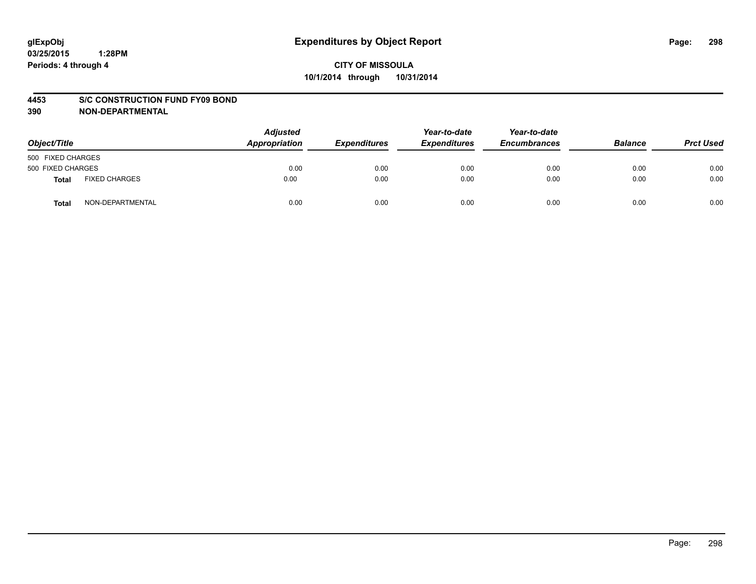**glExpObj**
**03/25/2015 1:28PM**
**Periods: 4 through 4**

# Expenditures by Object Report

**CITY OF MISSOULA**
**10/1/2014 through 10/31/2014**

**4453 S/C CONSTRUCTION FUND FY09 BOND**
**390 NON-DEPARTMENTAL**

| Object/Title | | Adjusted Appropriation | Expenditures | Year-to-date Expenditures | Year-to-date Encumbrances | Balance | Prct Used |
|---|---|---|---|---|---|---|---|
| 500 FIXED CHARGES | | | | | | | |
| 500 FIXED CHARGES | | 0.00 | 0.00 | 0.00 | 0.00 | 0.00 | 0.00 |
| **Total** | FIXED CHARGES | 0.00 | 0.00 | 0.00 | 0.00 | 0.00 | 0.00 |
| **Total** | NON-DEPARTMENTAL | 0.00 | 0.00 | 0.00 | 0.00 | 0.00 | 0.00 |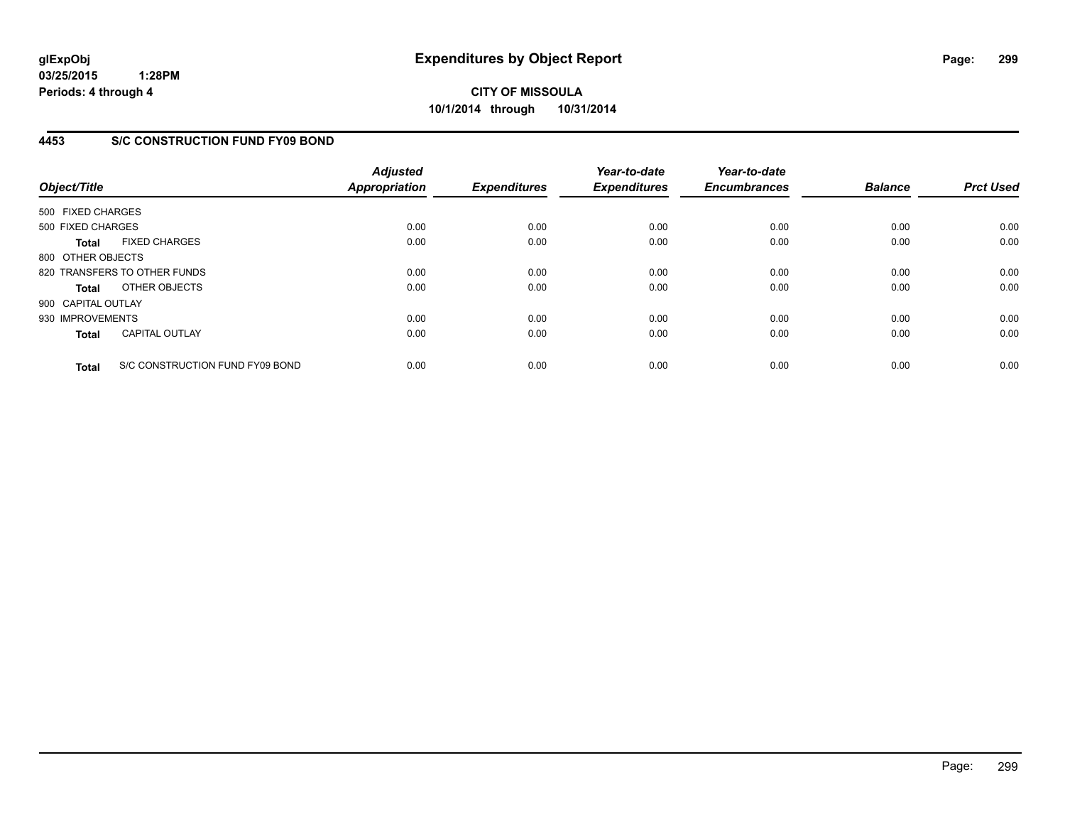**glExpObj**
**03/25/2015 1:28PM**
**Periods: 4 through 4**

# Expenditures by Object Report

**CITY OF MISSOULA**
**10/1/2014 through 10/31/2014**

## 4453 S/C CONSTRUCTION FUND FY09 BOND

| Object/Title | Adjusted Appropriation | Expenditures | Year-to-date Expenditures | Year-to-date Encumbrances | Balance | Prct Used |
|---|---|---|---|---|---|---|
| 500 FIXED CHARGES | | | | | | |
| 500 FIXED CHARGES | 0.00 | 0.00 | 0.00 | 0.00 | 0.00 | 0.00 |
| **Total** FIXED CHARGES | 0.00 | 0.00 | 0.00 | 0.00 | 0.00 | 0.00 |
| 800 OTHER OBJECTS | | | | | | |
| 820 TRANSFERS TO OTHER FUNDS | 0.00 | 0.00 | 0.00 | 0.00 | 0.00 | 0.00 |
| **Total** OTHER OBJECTS | 0.00 | 0.00 | 0.00 | 0.00 | 0.00 | 0.00 |
| 900 CAPITAL OUTLAY | | | | | | |
| 930 IMPROVEMENTS | 0.00 | 0.00 | 0.00 | 0.00 | 0.00 | 0.00 |
| **Total** CAPITAL OUTLAY | 0.00 | 0.00 | 0.00 | 0.00 | 0.00 | 0.00 |
| **Total** S/C CONSTRUCTION FUND FY09 BOND | 0.00 | 0.00 | 0.00 | 0.00 | 0.00 | 0.00 |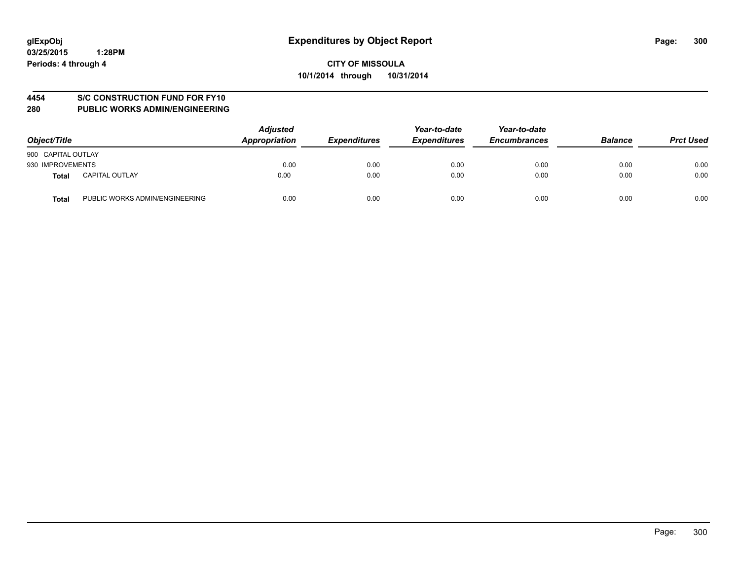**glExpObj**
**03/25/2015 1:28PM**
**Periods: 4 through 4**

# Expenditures by Object Report

**CITY OF MISSOULA**
**10/1/2014 through 10/31/2014**

## 4454 S/C CONSTRUCTION FUND FOR FY10
## 280 PUBLIC WORKS ADMIN/ENGINEERING

| Object/Title | | Adjusted Appropriation | Expenditures | Year-to-date Expenditures | Year-to-date Encumbrances | Balance | Prct Used |
|---|---|---|---|---|---|---|---|
| 900 CAPITAL OUTLAY | | | | | | | |
| 930 IMPROVEMENTS | | 0.00 | 0.00 | 0.00 | 0.00 | 0.00 | 0.00 |
| **Total** | CAPITAL OUTLAY | 0.00 | 0.00 | 0.00 | 0.00 | 0.00 | 0.00 |
| **Total** | PUBLIC WORKS ADMIN/ENGINEERING | 0.00 | 0.00 | 0.00 | 0.00 | 0.00 | 0.00 |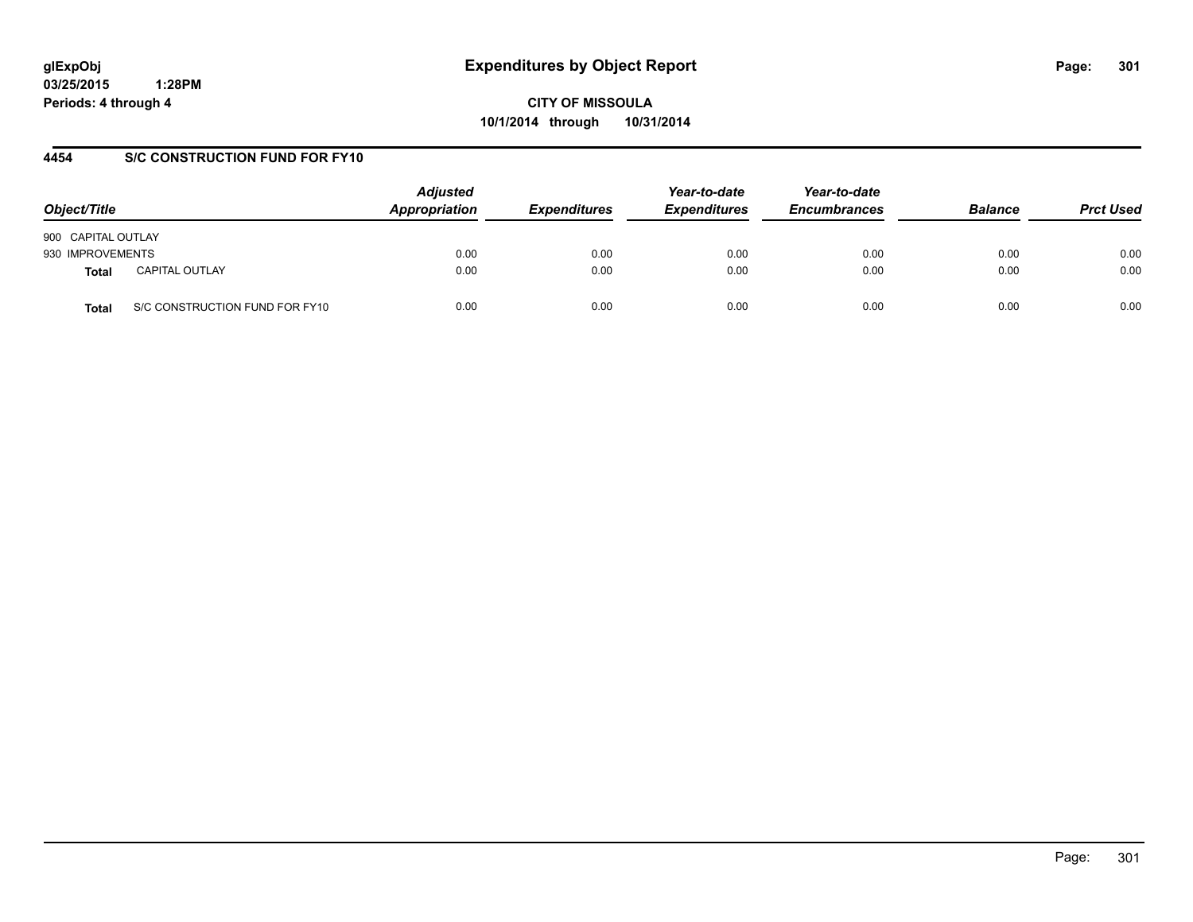**glExpObj** **Expenditures by Object Report**
**03/25/2015 1:28PM**
**Periods: 4 through 4**

**CITY OF MISSOULA**
**10/1/2014 through 10/31/2014**

## 4454 S/C CONSTRUCTION FUND FOR FY10

| Object/Title | | *Adjusted Appropriation* | *Expenditures* | *Year-to-date Expenditures* | *Year-to-date Encumbrances* | *Balance* | *Prct Used* |
|---|---|---|---|---|---|---|---|
| 900 CAPITAL OUTLAY | | | | | | | |
| 930 IMPROVEMENTS | | 0.00 | 0.00 | 0.00 | 0.00 | 0.00 | 0.00 |
| **Total** | CAPITAL OUTLAY | 0.00 | 0.00 | 0.00 | 0.00 | 0.00 | 0.00 |
| **Total** | S/C CONSTRUCTION FUND FOR FY10 | 0.00 | 0.00 | 0.00 | 0.00 | 0.00 | 0.00 |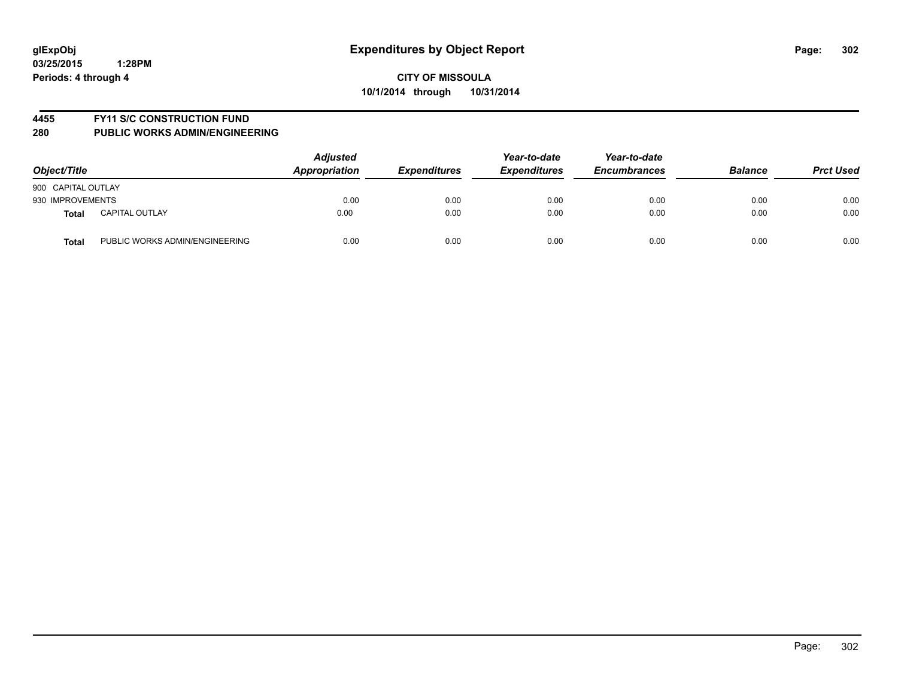**glExpObj**
**03/25/2015 1:28PM**
**Periods: 4 through 4**

# Expenditures by Object Report

**CITY OF MISSOULA**
**10/1/2014 through 10/31/2014**

**4455 FY11 S/C CONSTRUCTION FUND**
**280 PUBLIC WORKS ADMIN/ENGINEERING**

| Object/Title | | Adjusted Appropriation | Expenditures | Year-to-date Expenditures | Year-to-date Encumbrances | Balance | Prct Used |
|---|---|---|---|---|---|---|---|
| 900 CAPITAL OUTLAY | | | | | | | |
| 930 IMPROVEMENTS | | 0.00 | 0.00 | 0.00 | 0.00 | 0.00 | 0.00 |
| **Total** | CAPITAL OUTLAY | 0.00 | 0.00 | 0.00 | 0.00 | 0.00 | 0.00 |
| **Total** | PUBLIC WORKS ADMIN/ENGINEERING | 0.00 | 0.00 | 0.00 | 0.00 | 0.00 | 0.00 |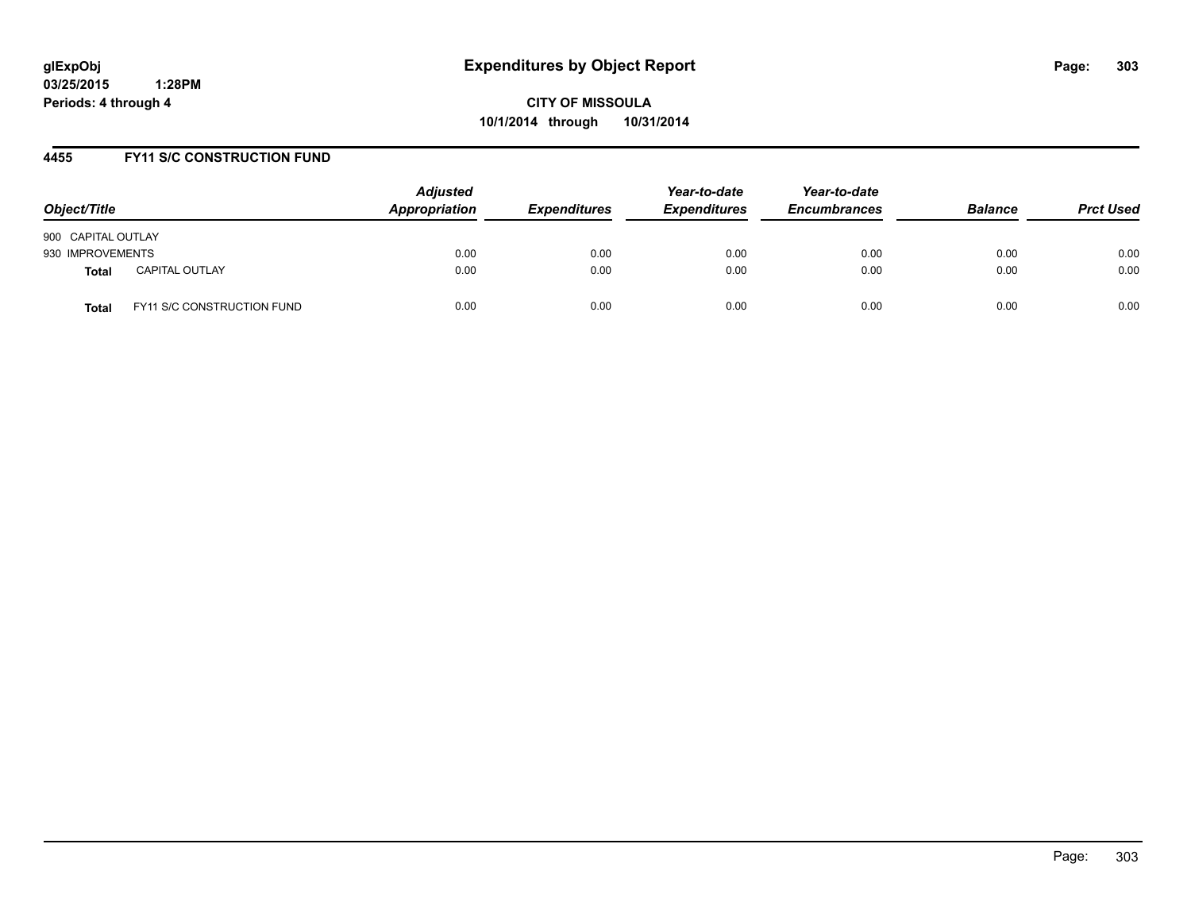glExpObj
03/25/2015 1:28PM
Periods: 4 through 4

# Expenditures by Object Report

**CITY OF MISSOULA**
**10/1/2014 through 10/31/2014**

## 4455 FY11 S/C CONSTRUCTION FUND

| Object/Title | Adjusted Appropriation | Expenditures | Year-to-date Expenditures | Year-to-date Encumbrances | Balance | Prct Used |
|---|---|---|---|---|---|---|
| 900 CAPITAL OUTLAY | | | | | | |
| 930 IMPROVEMENTS | 0.00 | 0.00 | 0.00 | 0.00 | 0.00 | 0.00 |
| **Total** CAPITAL OUTLAY | 0.00 | 0.00 | 0.00 | 0.00 | 0.00 | 0.00 |
| **Total** FY11 S/C CONSTRUCTION FUND | 0.00 | 0.00 | 0.00 | 0.00 | 0.00 | 0.00 |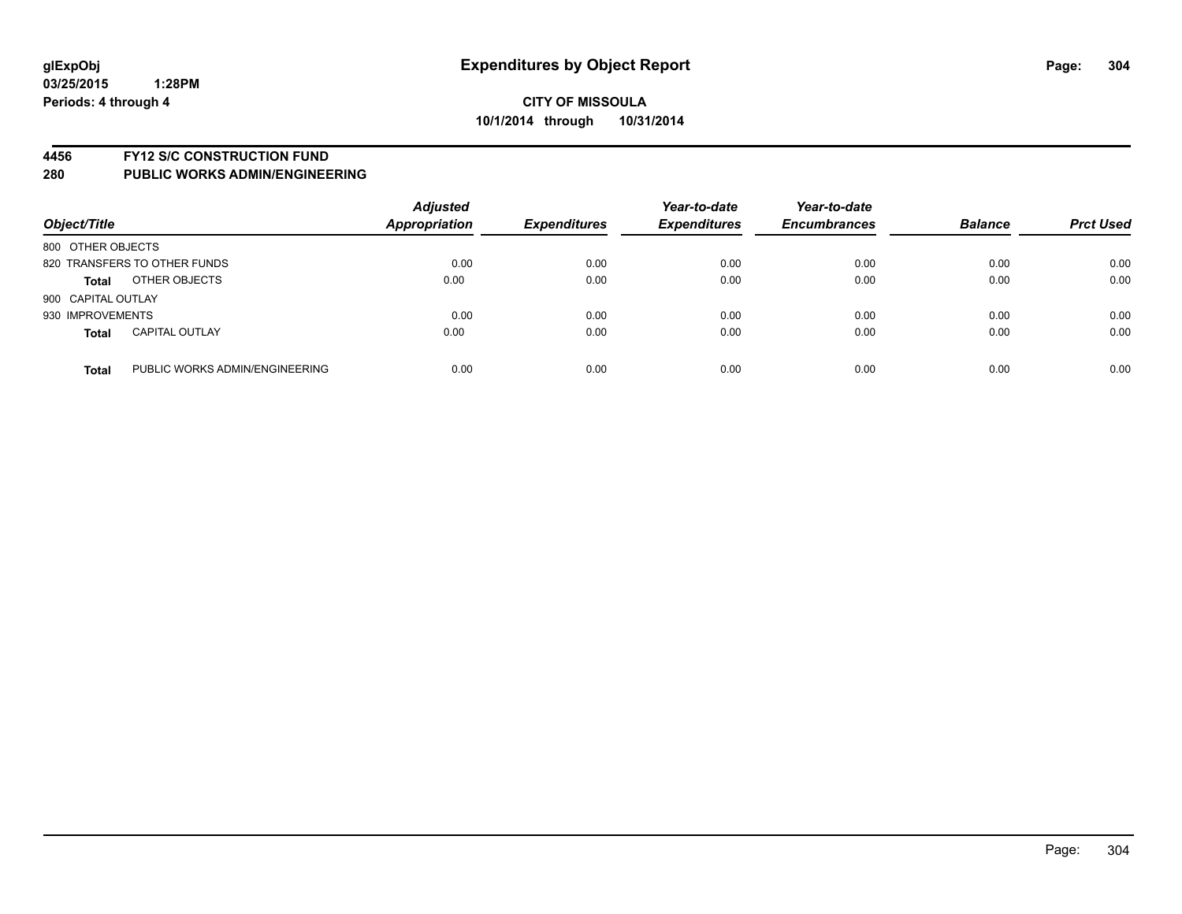glExpObj
03/25/2015 1:28PM
Periods: 4 through 4

# Expenditures by Object Report

**CITY OF MISSOULA**
**10/1/2014 through 10/31/2014**

**4456 FY12 S/C CONSTRUCTION FUND**
**280 PUBLIC WORKS ADMIN/ENGINEERING**

| Object/Title | | Adjusted Appropriation | Expenditures | Year-to-date Expenditures | Year-to-date Encumbrances | Balance | Prct Used |
|---|---|---|---|---|---|---|---|
| 800 OTHER OBJECTS | | | | | | | |
| 820 TRANSFERS TO OTHER FUNDS | | 0.00 | 0.00 | 0.00 | 0.00 | 0.00 | 0.00 |
| **Total** | OTHER OBJECTS | 0.00 | 0.00 | 0.00 | 0.00 | 0.00 | 0.00 |
| 900 CAPITAL OUTLAY | | | | | | | |
| 930 IMPROVEMENTS | | 0.00 | 0.00 | 0.00 | 0.00 | 0.00 | 0.00 |
| **Total** | CAPITAL OUTLAY | 0.00 | 0.00 | 0.00 | 0.00 | 0.00 | 0.00 |
| **Total** | PUBLIC WORKS ADMIN/ENGINEERING | 0.00 | 0.00 | 0.00 | 0.00 | 0.00 | 0.00 |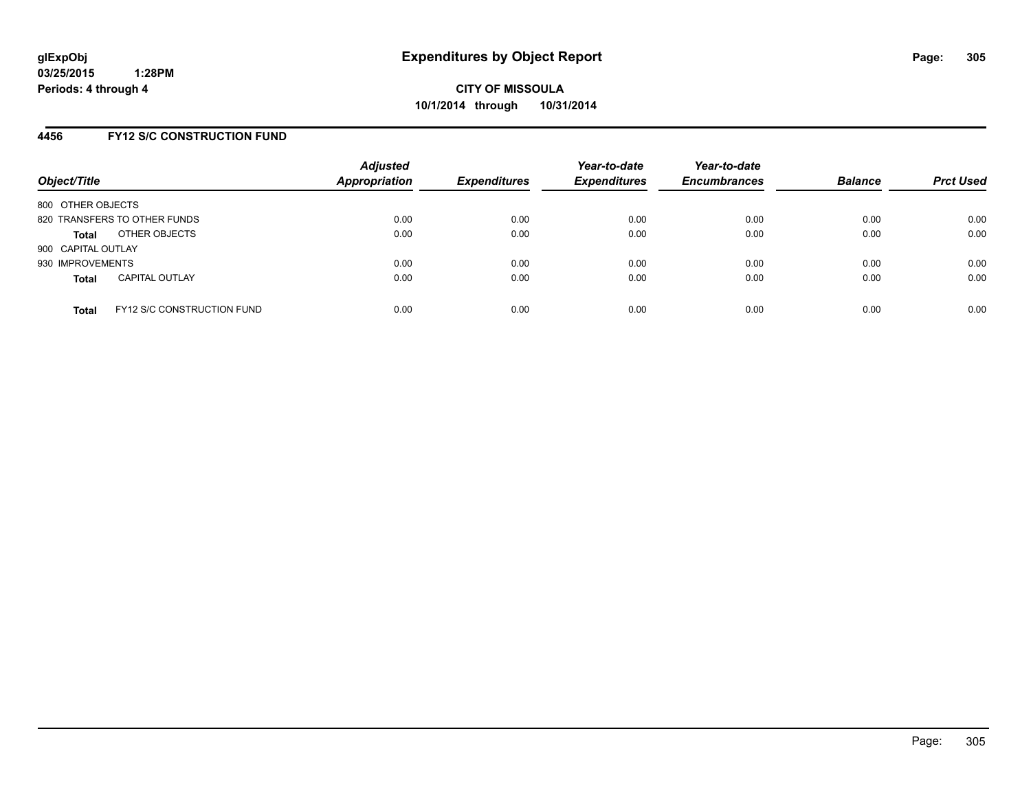**glExpObj**
**03/25/2015 1:28PM**
**Periods: 4 through 4**

# Expenditures by Object Report

**CITY OF MISSOULA**
**10/1/2014 through 10/31/2014**

## 4456 FY12 S/C CONSTRUCTION FUND

| Object/Title | Adjusted Appropriation | Expenditures | Year-to-date Expenditures | Year-to-date Encumbrances | Balance | Prct Used |
|---|---|---|---|---|---|---|
| 800 OTHER OBJECTS | | | | | | |
| 820 TRANSFERS TO OTHER FUNDS | 0.00 | 0.00 | 0.00 | 0.00 | 0.00 | 0.00 |
| **Total** OTHER OBJECTS | 0.00 | 0.00 | 0.00 | 0.00 | 0.00 | 0.00 |
| 900 CAPITAL OUTLAY | | | | | | |
| 930 IMPROVEMENTS | 0.00 | 0.00 | 0.00 | 0.00 | 0.00 | 0.00 |
| **Total** CAPITAL OUTLAY | 0.00 | 0.00 | 0.00 | 0.00 | 0.00 | 0.00 |
| **Total** FY12 S/C CONSTRUCTION FUND | 0.00 | 0.00 | 0.00 | 0.00 | 0.00 | 0.00 |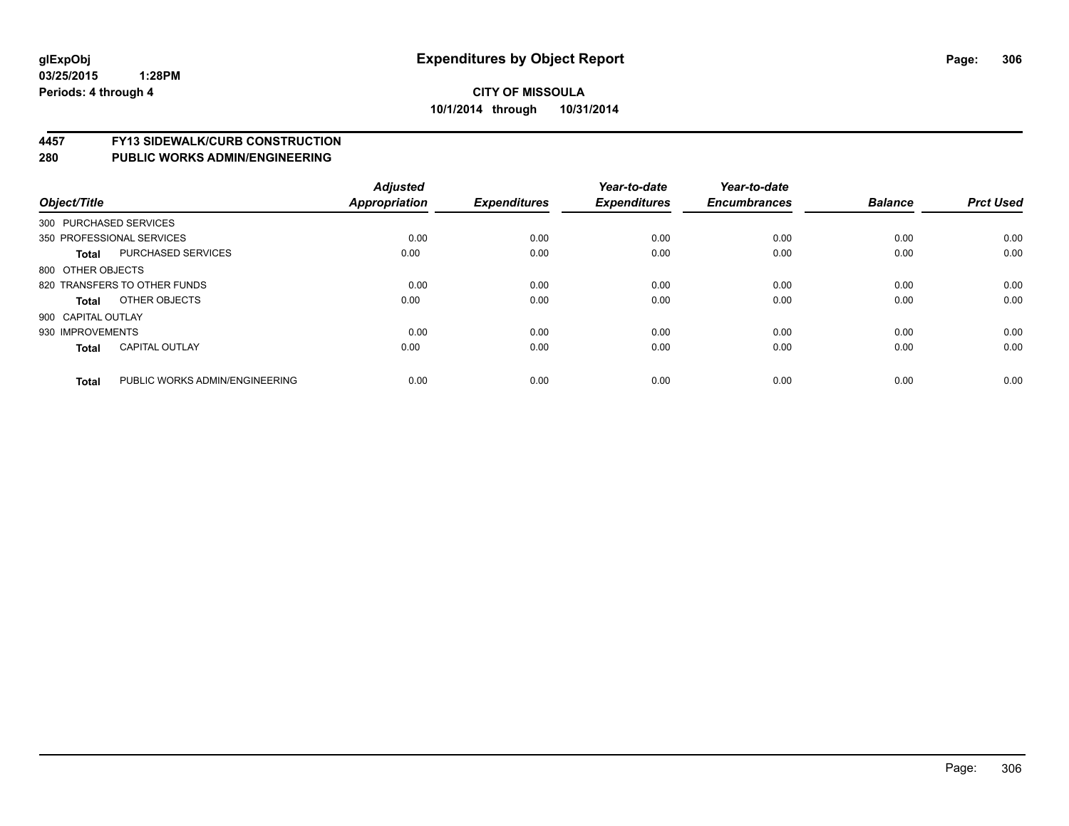**glExpObj**
**03/25/2015 1:28PM**
**Periods: 4 through 4**

# Expenditures by Object Report

**CITY OF MISSOULA**
**10/1/2014 through 10/31/2014**

## 4457 FY13 SIDEWALK/CURB CONSTRUCTION
## 280 PUBLIC WORKS ADMIN/ENGINEERING

| Object/Title | | Adjusted Appropriation | Expenditures | Year-to-date Expenditures | Year-to-date Encumbrances | Balance | Prct Used |
|---|---|---|---|---|---|---|---|
| 300 PURCHASED SERVICES | | | | | | | |
| 350 PROFESSIONAL SERVICES | | 0.00 | 0.00 | 0.00 | 0.00 | 0.00 | 0.00 |
| **Total** | PURCHASED SERVICES | 0.00 | 0.00 | 0.00 | 0.00 | 0.00 | 0.00 |
| 800 OTHER OBJECTS | | | | | | | |
| 820 TRANSFERS TO OTHER FUNDS | | 0.00 | 0.00 | 0.00 | 0.00 | 0.00 | 0.00 |
| **Total** | OTHER OBJECTS | 0.00 | 0.00 | 0.00 | 0.00 | 0.00 | 0.00 |
| 900 CAPITAL OUTLAY | | | | | | | |
| 930 IMPROVEMENTS | | 0.00 | 0.00 | 0.00 | 0.00 | 0.00 | 0.00 |
| **Total** | CAPITAL OUTLAY | 0.00 | 0.00 | 0.00 | 0.00 | 0.00 | 0.00 |
| **Total** | PUBLIC WORKS ADMIN/ENGINEERING | 0.00 | 0.00 | 0.00 | 0.00 | 0.00 | 0.00 |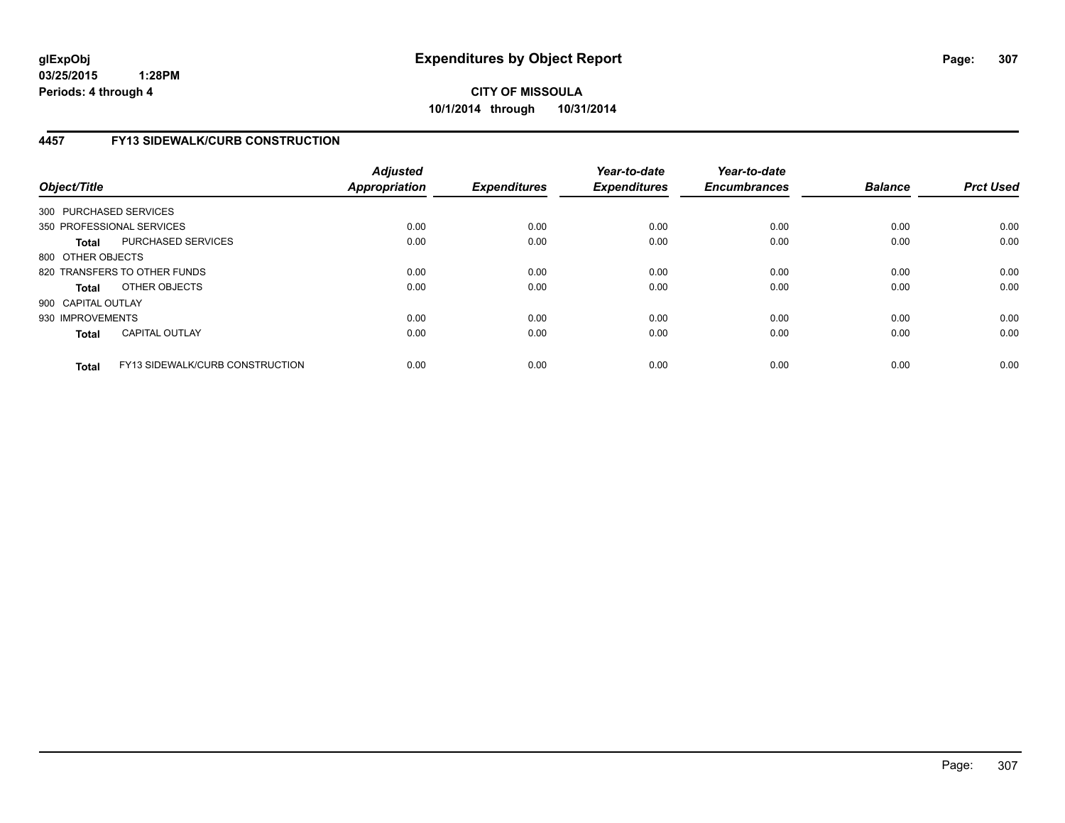**glExpObj** 
**03/25/2015 1:28PM** 
**Periods: 4 through 4**

# Expenditures by Object Report

**CITY OF MISSOULA** 
**10/1/2014 through 10/31/2014**

## 4457 FY13 SIDEWALK/CURB CONSTRUCTION

| Object/Title | | Adjusted Appropriation | Expenditures | Year-to-date Expenditures | Year-to-date Encumbrances | Balance | Prct Used |
|---|---|---|---|---|---|---|---|
| 300 PURCHASED SERVICES | | | | | | | |
| 350 PROFESSIONAL SERVICES | | 0.00 | 0.00 | 0.00 | 0.00 | 0.00 | 0.00 |
| **Total** | PURCHASED SERVICES | 0.00 | 0.00 | 0.00 | 0.00 | 0.00 | 0.00 |
| 800 OTHER OBJECTS | | | | | | | |
| 820 TRANSFERS TO OTHER FUNDS | | 0.00 | 0.00 | 0.00 | 0.00 | 0.00 | 0.00 |
| **Total** | OTHER OBJECTS | 0.00 | 0.00 | 0.00 | 0.00 | 0.00 | 0.00 |
| 900 CAPITAL OUTLAY | | | | | | | |
| 930 IMPROVEMENTS | | 0.00 | 0.00 | 0.00 | 0.00 | 0.00 | 0.00 |
| **Total** | CAPITAL OUTLAY | 0.00 | 0.00 | 0.00 | 0.00 | 0.00 | 0.00 |
| **Total** | FY13 SIDEWALK/CURB CONSTRUCTION | 0.00 | 0.00 | 0.00 | 0.00 | 0.00 | 0.00 |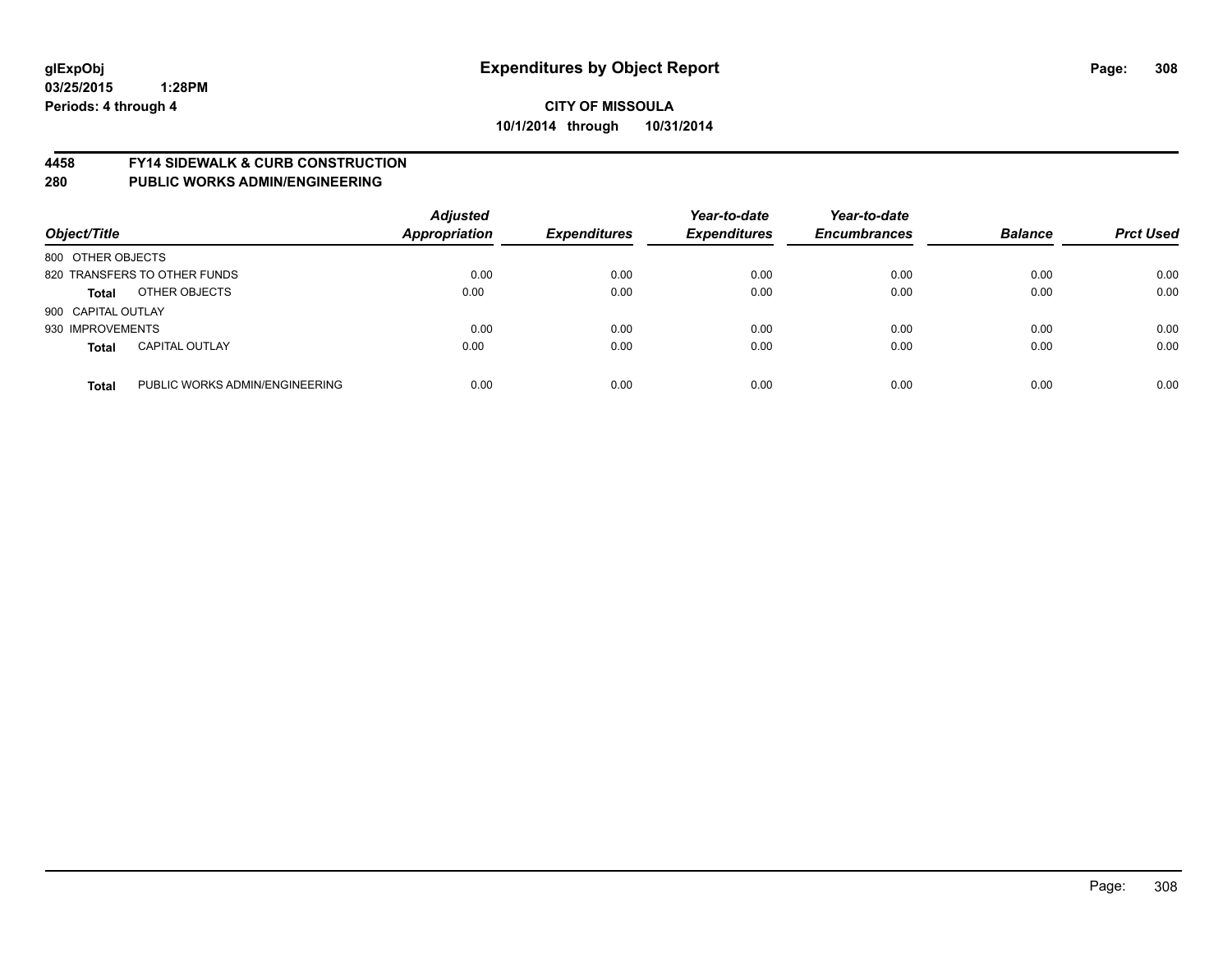# Expenditures by Object Report

glExpObj
03/25/2015 1:28PM
Periods: 4 through 4

**CITY OF MISSOULA**
**10/1/2014 through 10/31/2014**

## 4458 FY14 SIDEWALK & CURB CONSTRUCTION
## 280 PUBLIC WORKS ADMIN/ENGINEERING

| Object/Title | | Adjusted Appropriation | Expenditures | Year-to-date Expenditures | Year-to-date Encumbrances | Balance | Prct Used |
|---|---|---|---|---|---|---|---|
| 800 OTHER OBJECTS | | | | | | | |
| 820 TRANSFERS TO OTHER FUNDS | | 0.00 | 0.00 | 0.00 | 0.00 | 0.00 | 0.00 |
| **Total** | OTHER OBJECTS | 0.00 | 0.00 | 0.00 | 0.00 | 0.00 | 0.00 |
| 900 CAPITAL OUTLAY | | | | | | | |
| 930 IMPROVEMENTS | | 0.00 | 0.00 | 0.00 | 0.00 | 0.00 | 0.00 |
| **Total** | CAPITAL OUTLAY | 0.00 | 0.00 | 0.00 | 0.00 | 0.00 | 0.00 |
| **Total** | PUBLIC WORKS ADMIN/ENGINEERING | 0.00 | 0.00 | 0.00 | 0.00 | 0.00 | 0.00 |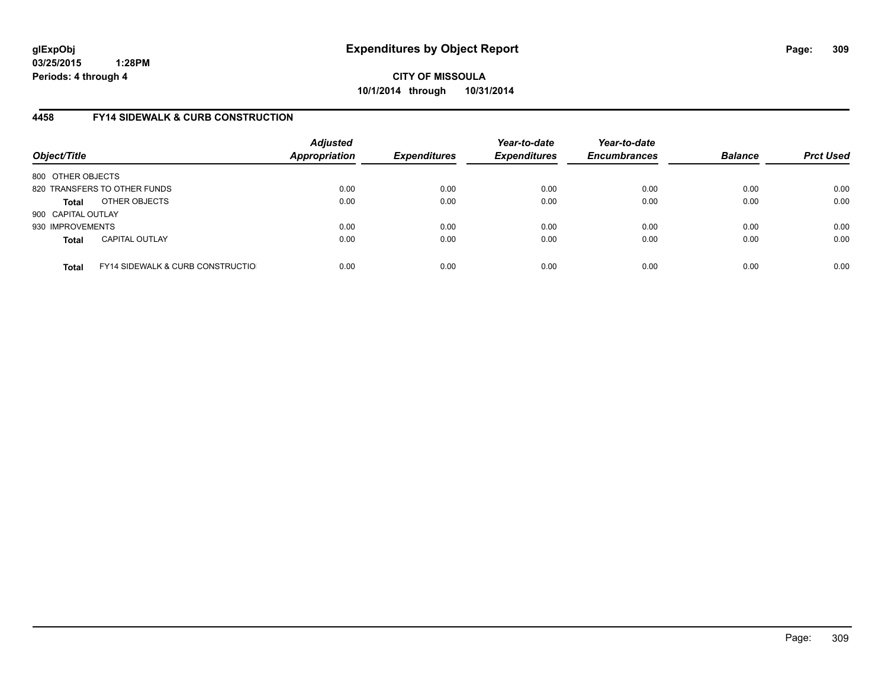**glExpObj**
**03/25/2015 1:28PM**
**Periods: 4 through 4**

# Expenditures by Object Report

**CITY OF MISSOULA**
**10/1/2014 through 10/31/2014**

## 4458 FY14 SIDEWALK & CURB CONSTRUCTION

| Object/Title | | Adjusted Appropriation | Expenditures | Year-to-date Expenditures | Year-to-date Encumbrances | Balance | Prct Used |
|---|---|---|---|---|---|---|---|
| 800 OTHER OBJECTS | | | | | | | |
| 820 TRANSFERS TO OTHER FUNDS | | 0.00 | 0.00 | 0.00 | 0.00 | 0.00 | 0.00 |
| **Total** | OTHER OBJECTS | 0.00 | 0.00 | 0.00 | 0.00 | 0.00 | 0.00 |
| 900 CAPITAL OUTLAY | | | | | | | |
| 930 IMPROVEMENTS | | 0.00 | 0.00 | 0.00 | 0.00 | 0.00 | 0.00 |
| **Total** | CAPITAL OUTLAY | 0.00 | 0.00 | 0.00 | 0.00 | 0.00 | 0.00 |
| **Total** | FY14 SIDEWALK & CURB CONSTRUCTIO | 0.00 | 0.00 | 0.00 | 0.00 | 0.00 | 0.00 |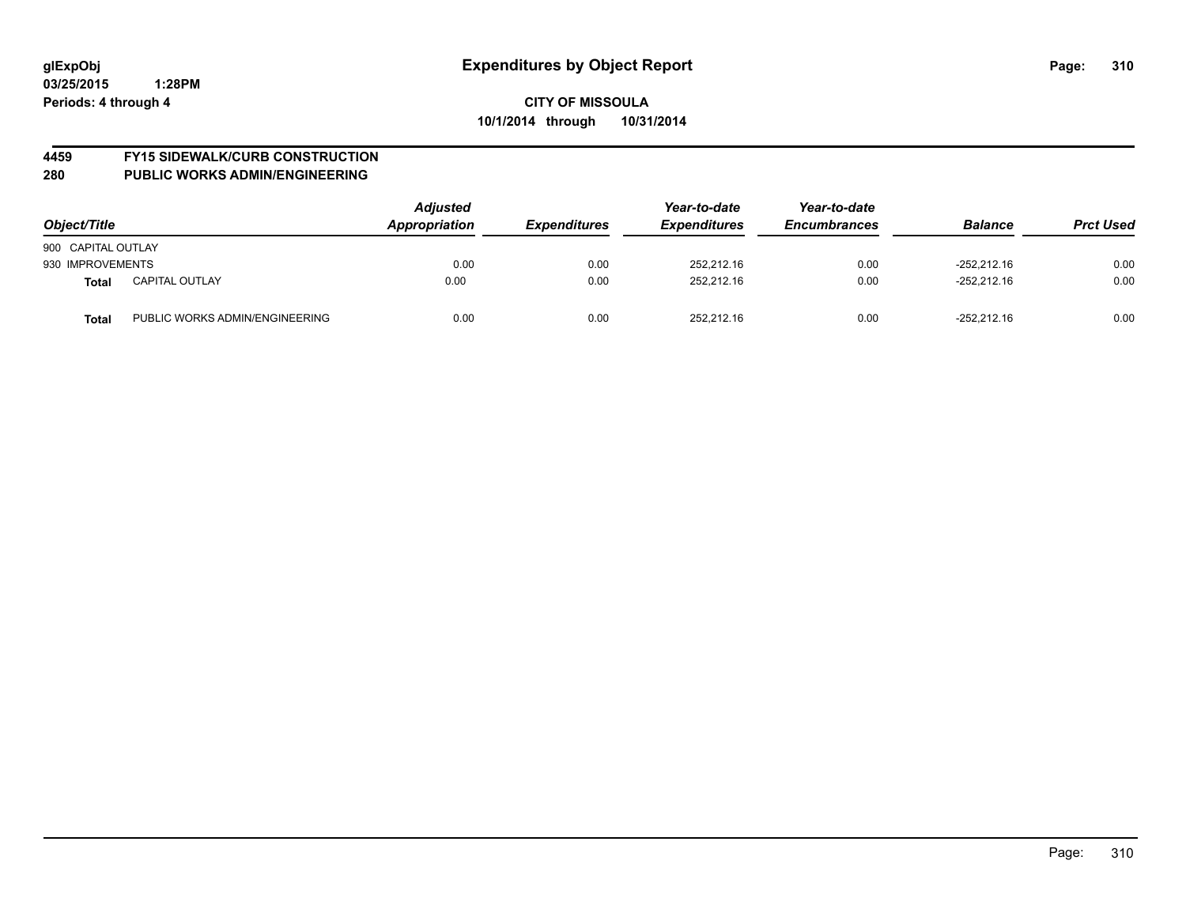**glExpObj**
**03/25/2015 1:28PM**
**Periods: 4 through 4**

# Expenditures by Object Report

**CITY OF MISSOULA**
**10/1/2014 through 10/31/2014**

## 4459 FY15 SIDEWALK/CURB CONSTRUCTION
## 280 PUBLIC WORKS ADMIN/ENGINEERING

| Object/Title | | Adjusted Appropriation | Expenditures | Year-to-date Expenditures | Year-to-date Encumbrances | Balance | Prct Used |
|---|---|---|---|---|---|---|---|
| 900 CAPITAL OUTLAY | | | | | | | |
| 930 IMPROVEMENTS | | 0.00 | 0.00 | 252,212.16 | 0.00 | -252,212.16 | 0.00 |
| **Total** | CAPITAL OUTLAY | 0.00 | 0.00 | 252,212.16 | 0.00 | -252,212.16 | 0.00 |
| **Total** | PUBLIC WORKS ADMIN/ENGINEERING | 0.00 | 0.00 | 252,212.16 | 0.00 | -252,212.16 | 0.00 |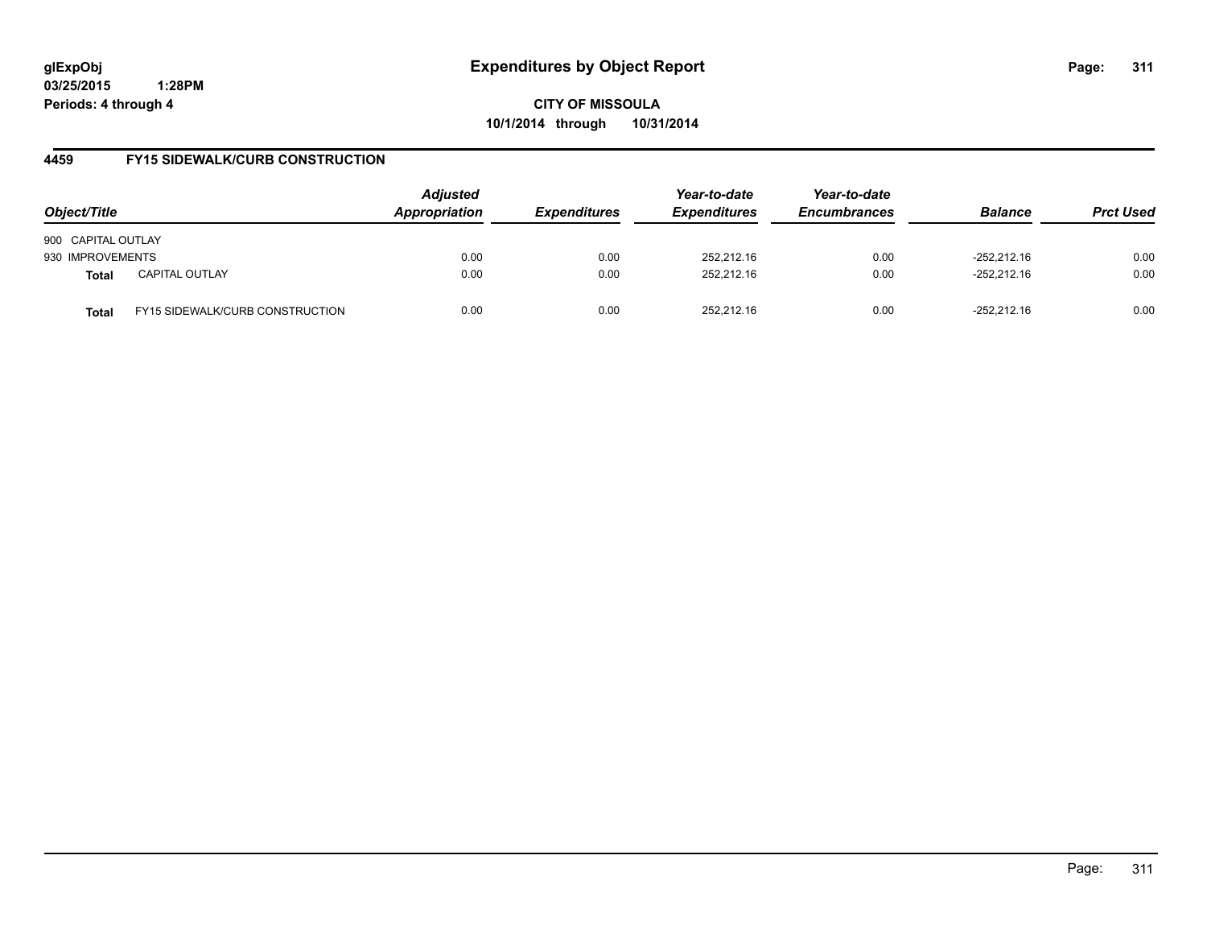**glExpObj**
**03/25/2015 1:28PM**
**Periods: 4 through 4**

# Expenditures by Object Report

**CITY OF MISSOULA**
**10/1/2014 through 10/31/2014**

## 4459 FY15 SIDEWALK/CURB CONSTRUCTION

| Object/Title | | Adjusted Appropriation | Expenditures | Year-to-date Expenditures | Year-to-date Encumbrances | Balance | Prct Used |
|---|---|---|---|---|---|---|---|
| 900 CAPITAL OUTLAY | | | | | | | |
| 930 IMPROVEMENTS | | 0.00 | 0.00 | 252,212.16 | 0.00 | -252,212.16 | 0.00 |
| **Total** | CAPITAL OUTLAY | 0.00 | 0.00 | 252,212.16 | 0.00 | -252,212.16 | 0.00 |
| **Total** | FY15 SIDEWALK/CURB CONSTRUCTION | 0.00 | 0.00 | 252,212.16 | 0.00 | -252,212.16 | 0.00 |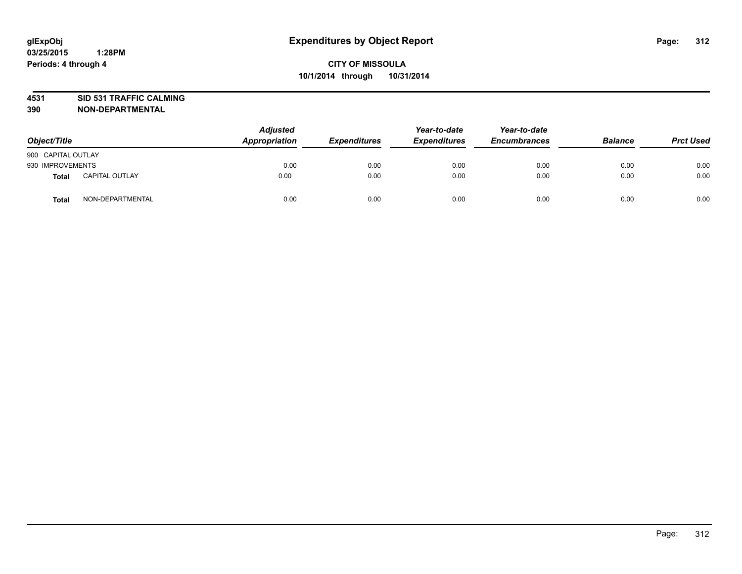glExpObj
03/25/2015 1:28PM
Periods: 4 through 4

# Expenditures by Object Report

**CITY OF MISSOULA**
**10/1/2014 through 10/31/2014**

**4531 SID 531 TRAFFIC CALMING**
**390 NON-DEPARTMENTAL**

| Object/Title | | Adjusted Appropriation | Expenditures | Year-to-date Expenditures | Year-to-date Encumbrances | Balance | Prct Used |
|---|---|---|---|---|---|---|---|
| 900 CAPITAL OUTLAY | | | | | | | |
| 930 IMPROVEMENTS | | 0.00 | 0.00 | 0.00 | 0.00 | 0.00 | 0.00 |
| **Total** | CAPITAL OUTLAY | 0.00 | 0.00 | 0.00 | 0.00 | 0.00 | 0.00 |
| **Total** | NON-DEPARTMENTAL | 0.00 | 0.00 | 0.00 | 0.00 | 0.00 | 0.00 |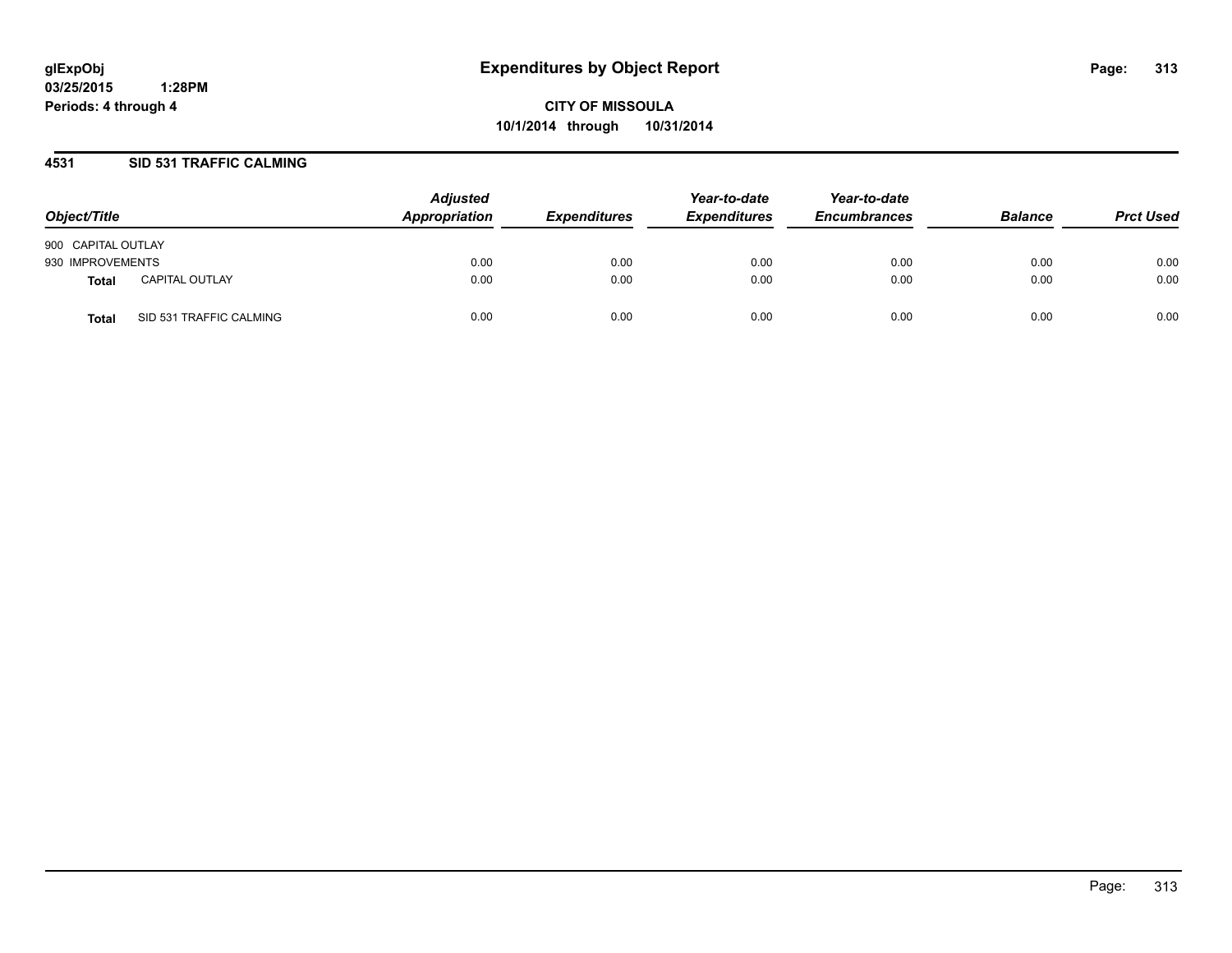# Expenditures by Object Report

glExpObj
03/25/2015 1:28PM
Periods: 4 through 4

**CITY OF MISSOULA**
**10/1/2014 through 10/31/2014**

## 4531 SID 531 TRAFFIC CALMING

| Object/Title | | Adjusted Appropriation | Expenditures | Year-to-date Expenditures | Year-to-date Encumbrances | Balance | Prct Used |
|---|---|---|---|---|---|---|---|
| 900 CAPITAL OUTLAY | | | | | | | |
| 930 IMPROVEMENTS | | 0.00 | 0.00 | 0.00 | 0.00 | 0.00 | 0.00 |
| **Total** | CAPITAL OUTLAY | 0.00 | 0.00 | 0.00 | 0.00 | 0.00 | 0.00 |
| **Total** | SID 531 TRAFFIC CALMING | 0.00 | 0.00 | 0.00 | 0.00 | 0.00 | 0.00 |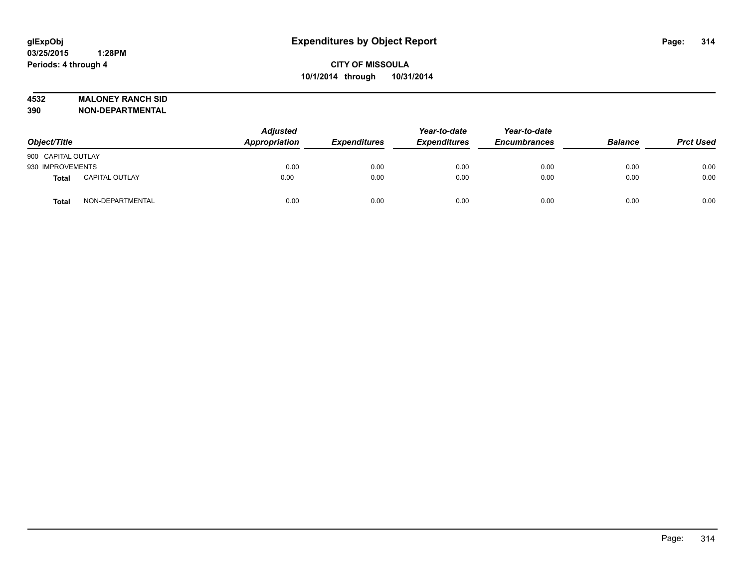glExpObj
03/25/2015 1:28PM
Periods: 4 through 4

# Expenditures by Object Report

**CITY OF MISSOULA**
**10/1/2014 through 10/31/2014**

**4532 MALONEY RANCH SID**
**390 NON-DEPARTMENTAL**

| Object/Title | | Adjusted Appropriation | Expenditures | Year-to-date Expenditures | Year-to-date Encumbrances | Balance | Prct Used |
|---|---|---|---|---|---|---|---|
| 900 CAPITAL OUTLAY | | | | | | | |
| 930 IMPROVEMENTS | | 0.00 | 0.00 | 0.00 | 0.00 | 0.00 | 0.00 |
| **Total** | CAPITAL OUTLAY | 0.00 | 0.00 | 0.00 | 0.00 | 0.00 | 0.00 |
| **Total** | NON-DEPARTMENTAL | 0.00 | 0.00 | 0.00 | 0.00 | 0.00 | 0.00 |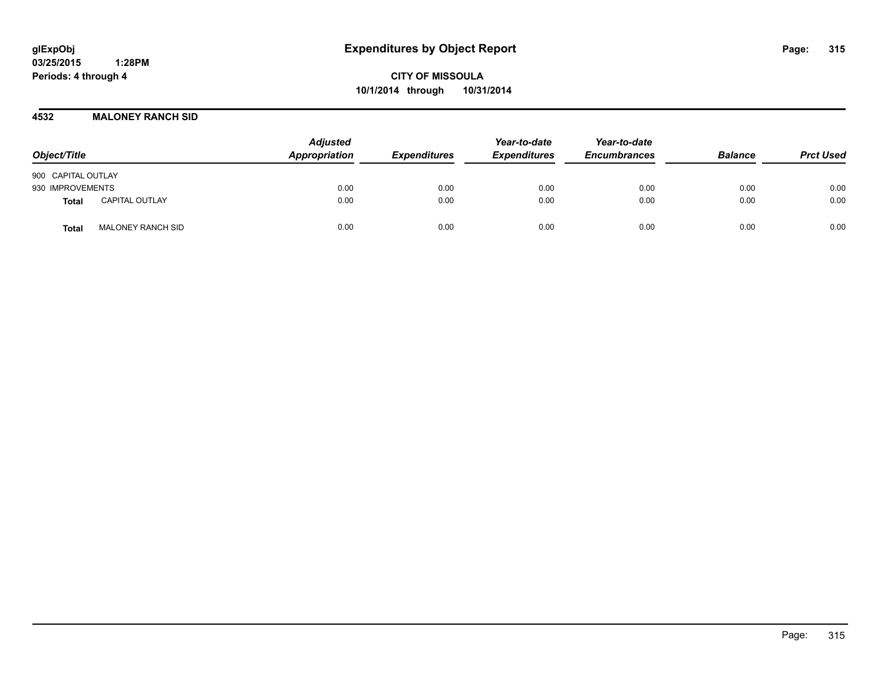glExpObj
03/25/2015 1:28PM
Periods: 4 through 4

# Expenditures by Object Report

CITY OF MISSOULA
10/1/2014 through 10/31/2014

## 4532 MALONEY RANCH SID

| Object/Title | | *Adjusted Appropriation* | *Expenditures* | *Year-to-date Expenditures* | *Year-to-date Encumbrances* | *Balance* | *Prct Used* |
|---|---|---|---|---|---|---|---|
| 900 CAPITAL OUTLAY | | | | | | | |
| 930 IMPROVEMENTS | | 0.00 | 0.00 | 0.00 | 0.00 | 0.00 | 0.00 |
| **Total** | CAPITAL OUTLAY | 0.00 | 0.00 | 0.00 | 0.00 | 0.00 | 0.00 |
| **Total** | MALONEY RANCH SID | 0.00 | 0.00 | 0.00 | 0.00 | 0.00 | 0.00 |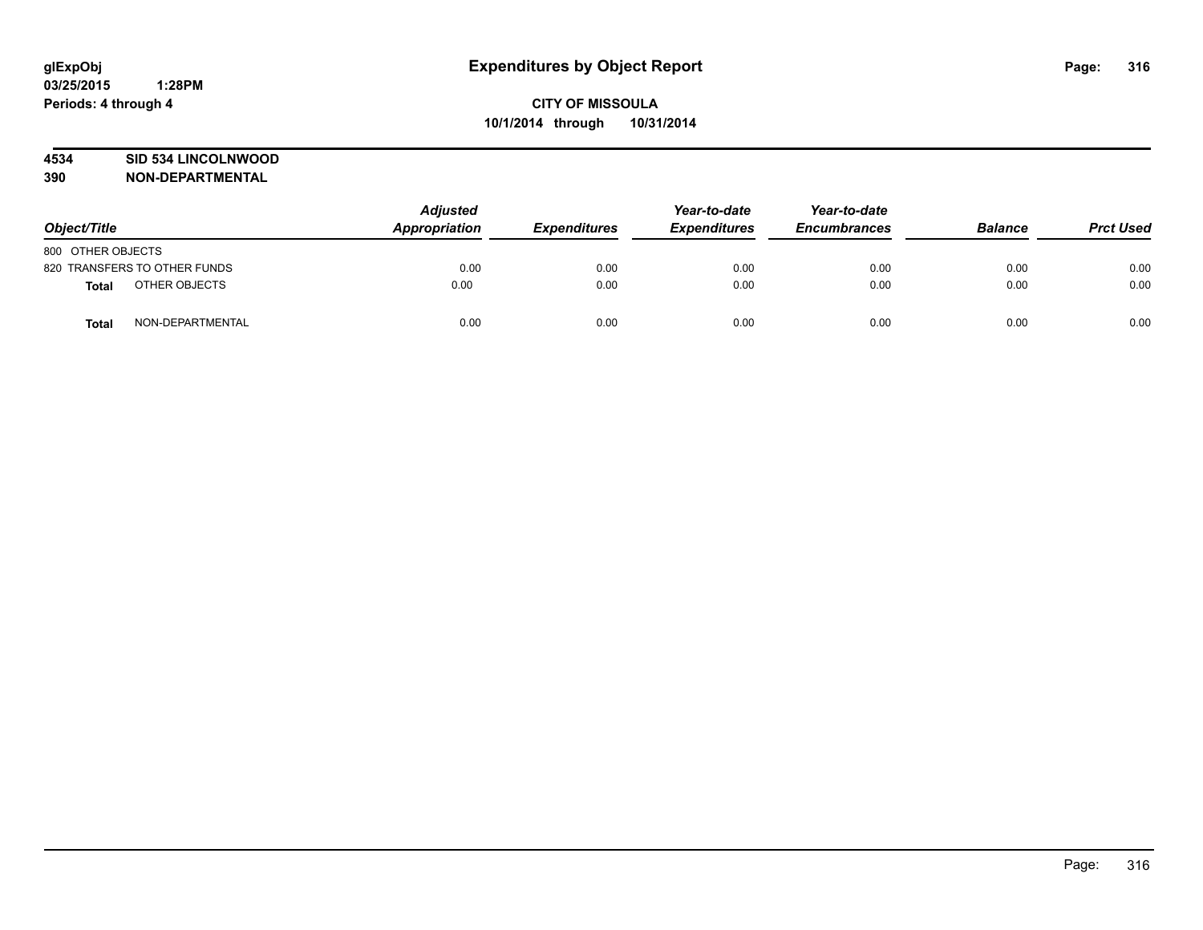glExpObj
03/25/2015 1:28PM
Periods: 4 through 4

# Expenditures by Object Report

**CITY OF MISSOULA**
**10/1/2014 through 10/31/2014**

**4534 SID 534 LINCOLNWOOD**
**390 NON-DEPARTMENTAL**

| Object/Title | | Adjusted Appropriation | Expenditures | Year-to-date Expenditures | Year-to-date Encumbrances | Balance | Prct Used |
|---|---|---|---|---|---|---|---|
| 800 OTHER OBJECTS | | | | | | | |
| 820 TRANSFERS TO OTHER FUNDS | | 0.00 | 0.00 | 0.00 | 0.00 | 0.00 | 0.00 |
| **Total** | OTHER OBJECTS | 0.00 | 0.00 | 0.00 | 0.00 | 0.00 | 0.00 |
| **Total** | NON-DEPARTMENTAL | 0.00 | 0.00 | 0.00 | 0.00 | 0.00 | 0.00 |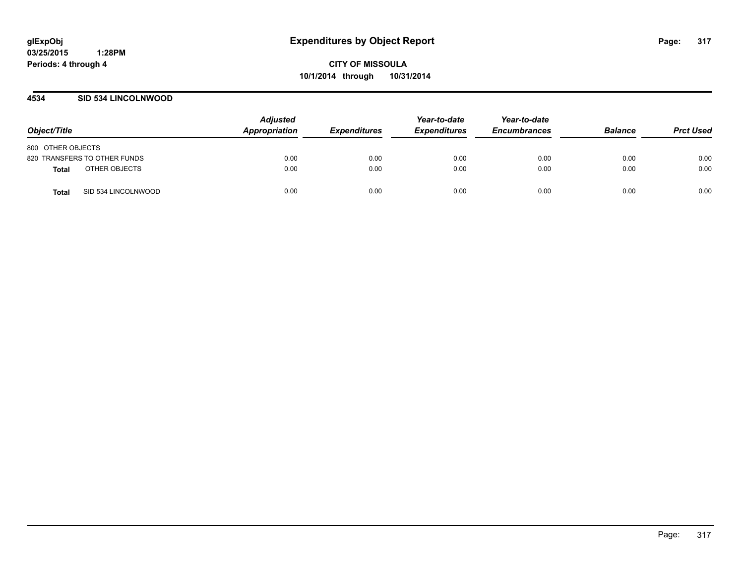**glExpObj**
**03/25/2015 1:28PM**
**Periods: 4 through 4**

# Expenditures by Object Report

**CITY OF MISSOULA**
**10/1/2014 through 10/31/2014**

## 4534 SID 534 LINCOLNWOOD

| Object/Title | | Adjusted Appropriation | Expenditures | Year-to-date Expenditures | Year-to-date Encumbrances | Balance | Prct Used |
|---|---|---|---|---|---|---|---|
| 800 OTHER OBJECTS | | | | | | | |
| 820 TRANSFERS TO OTHER FUNDS | | 0.00 | 0.00 | 0.00 | 0.00 | 0.00 | 0.00 |
| **Total** | OTHER OBJECTS | 0.00 | 0.00 | 0.00 | 0.00 | 0.00 | 0.00 |
| **Total** | SID 534 LINCOLNWOOD | 0.00 | 0.00 | 0.00 | 0.00 | 0.00 | 0.00 |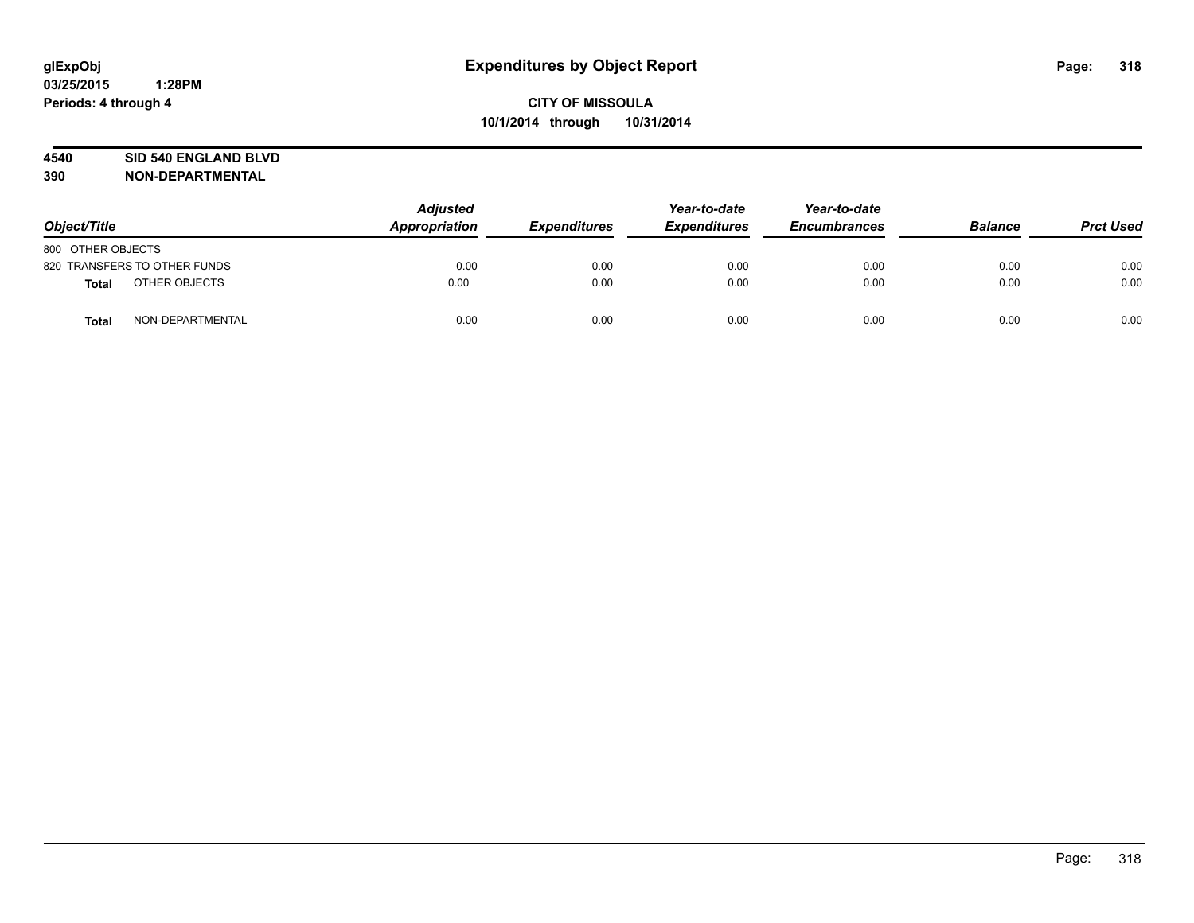**glExpObj**
**03/25/2015 1:28PM**
**Periods: 4 through 4**

# Expenditures by Object Report

**CITY OF MISSOULA**
**10/1/2014 through 10/31/2014**

**4540 SID 540 ENGLAND BLVD**
**390 NON-DEPARTMENTAL**

| Object/Title | Adjusted Appropriation | Expenditures | Year-to-date Expenditures | Year-to-date Encumbrances | Balance | Prct Used |
|---|---|---|---|---|---|---|
| 800 OTHER OBJECTS | | | | | | |
| 820 TRANSFERS TO OTHER FUNDS | 0.00 | 0.00 | 0.00 | 0.00 | 0.00 | 0.00 |
| **Total** OTHER OBJECTS | 0.00 | 0.00 | 0.00 | 0.00 | 0.00 | 0.00 |
| **Total** NON-DEPARTMENTAL | 0.00 | 0.00 | 0.00 | 0.00 | 0.00 | 0.00 |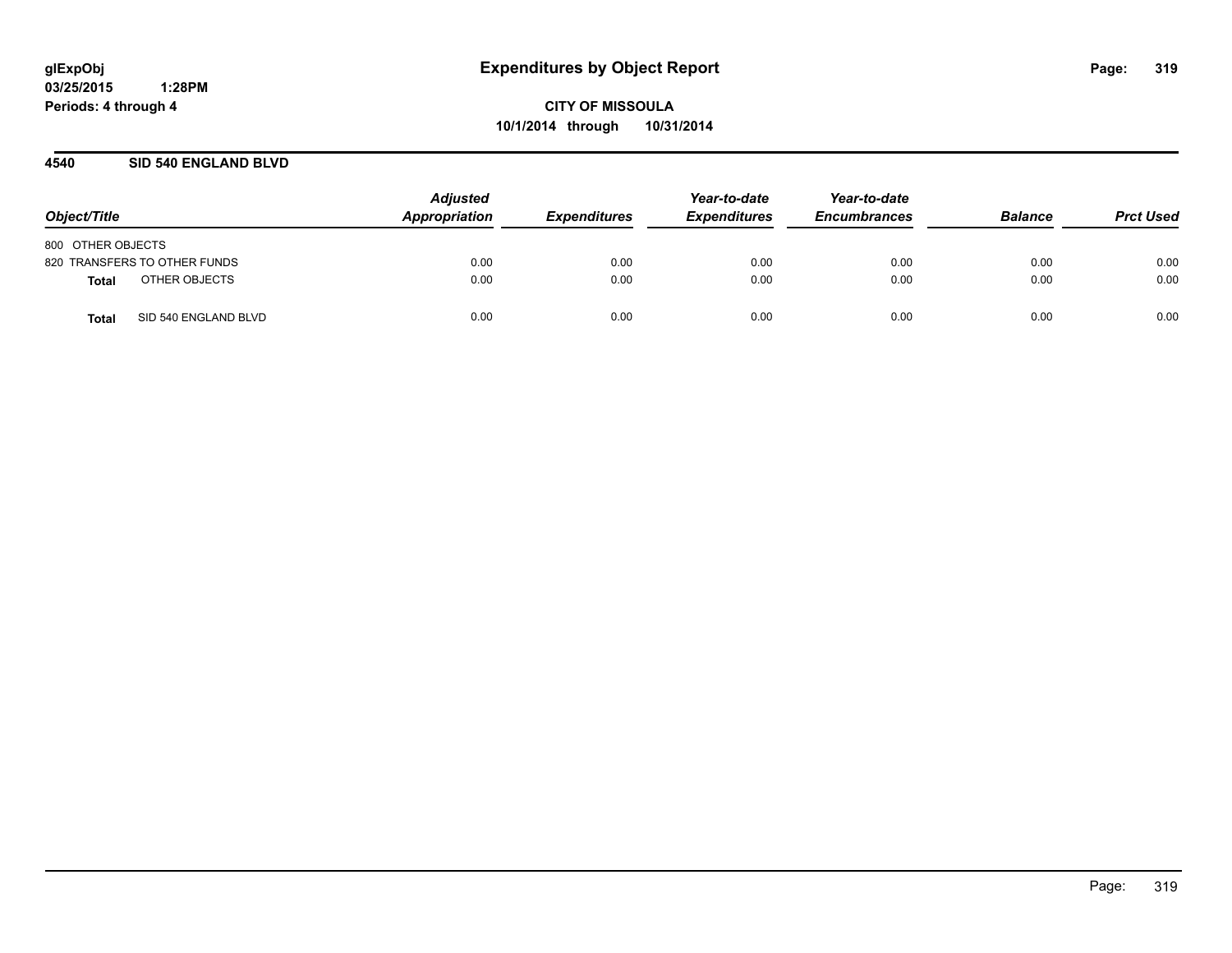**glExpObj**
**03/25/2015 1:28PM**
**Periods: 4 through 4**

# Expenditures by Object Report

**CITY OF MISSOULA**
**10/1/2014 through 10/31/2014**

## 4540 SID 540 ENGLAND BLVD

| Object/Title | Adjusted Appropriation | Expenditures | Year-to-date Expenditures | Year-to-date Encumbrances | Balance | Prct Used |
|---|---|---|---|---|---|---|
| 800 OTHER OBJECTS | | | | | | |
| 820 TRANSFERS TO OTHER FUNDS | 0.00 | 0.00 | 0.00 | 0.00 | 0.00 | 0.00 |
| **Total** OTHER OBJECTS | 0.00 | 0.00 | 0.00 | 0.00 | 0.00 | 0.00 |
| **Total** SID 540 ENGLAND BLVD | 0.00 | 0.00 | 0.00 | 0.00 | 0.00 | 0.00 |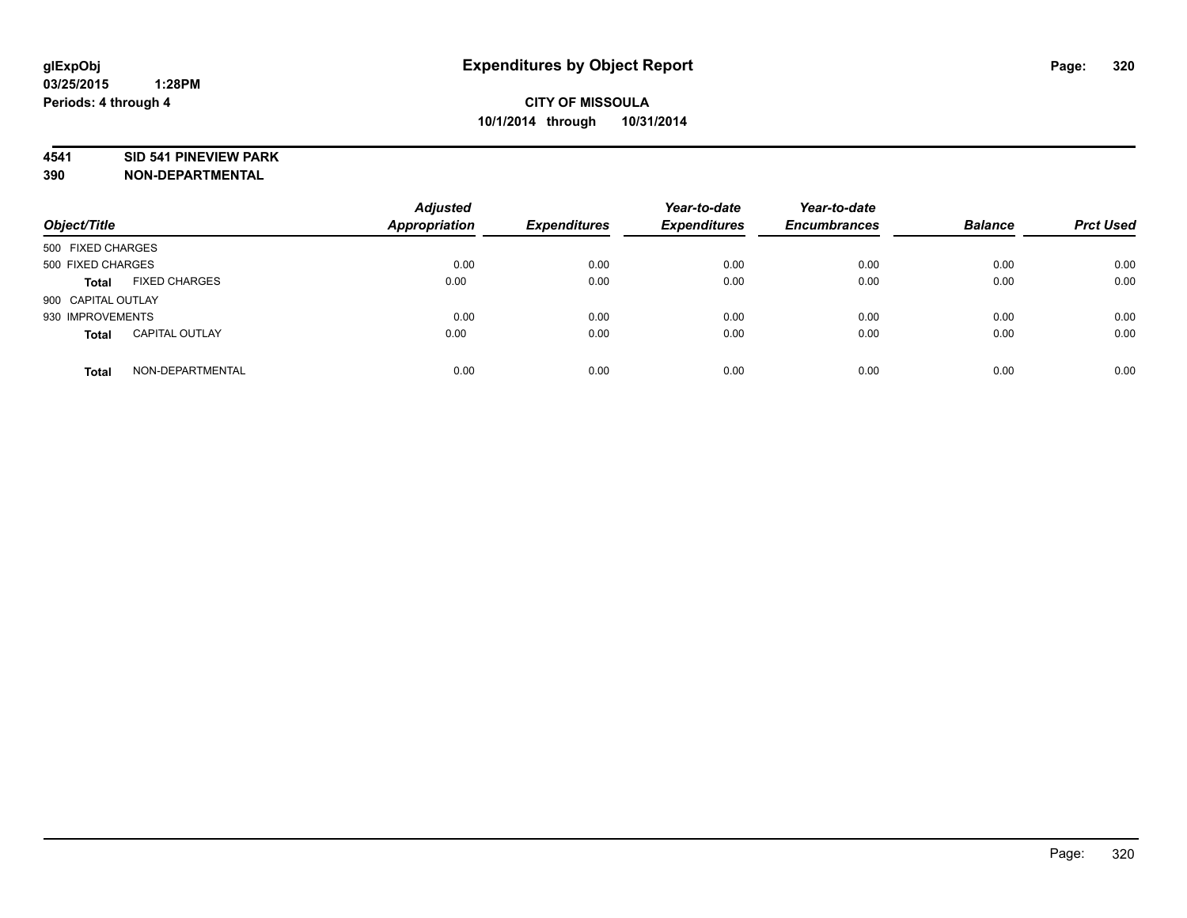glExpObj
03/25/2015 1:28PM
Periods: 4 through 4

# Expenditures by Object Report

**CITY OF MISSOULA**
**10/1/2014 through 10/31/2014**

**4541 SID 541 PINEVIEW PARK**
**390 NON-DEPARTMENTAL**

| Object/Title | | Adjusted Appropriation | Expenditures | Year-to-date Expenditures | Year-to-date Encumbrances | Balance | Prct Used |
|---|---|---|---|---|---|---|---|
| 500 FIXED CHARGES | | | | | | | |
| 500 FIXED CHARGES | | 0.00 | 0.00 | 0.00 | 0.00 | 0.00 | 0.00 |
| **Total** | FIXED CHARGES | 0.00 | 0.00 | 0.00 | 0.00 | 0.00 | 0.00 |
| 900 CAPITAL OUTLAY | | | | | | | |
| 930 IMPROVEMENTS | | 0.00 | 0.00 | 0.00 | 0.00 | 0.00 | 0.00 |
| **Total** | CAPITAL OUTLAY | 0.00 | 0.00 | 0.00 | 0.00 | 0.00 | 0.00 |
| **Total** | NON-DEPARTMENTAL | 0.00 | 0.00 | 0.00 | 0.00 | 0.00 | 0.00 |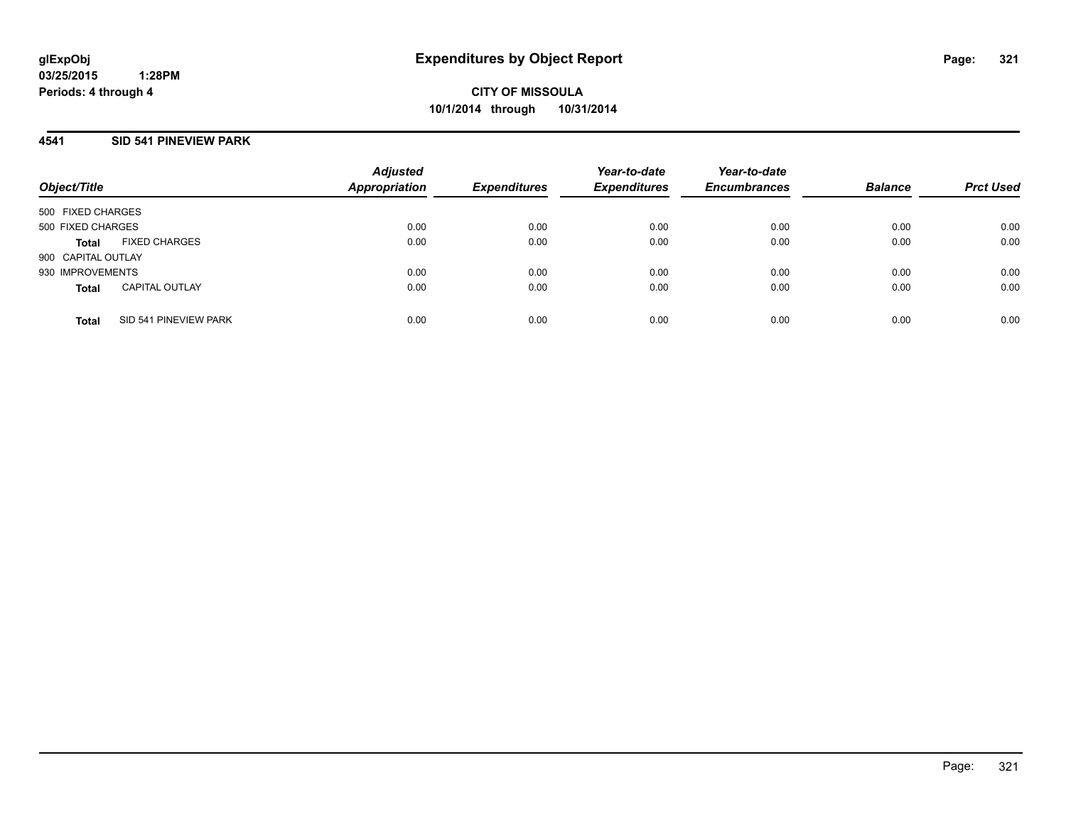glExpObj
03/25/2015 1:28PM
Periods: 4 through 4

# Expenditures by Object Report

**CITY OF MISSOULA**
**10/1/2014 through 10/31/2014**

## 4541 SID 541 PINEVIEW PARK

| Object/Title | | Adjusted Appropriation | Expenditures | Year-to-date Expenditures | Year-to-date Encumbrances | Balance | Prct Used |
|---|---|---|---|---|---|---|---|
| 500 FIXED CHARGES | | | | | | | |
| 500 FIXED CHARGES | | 0.00 | 0.00 | 0.00 | 0.00 | 0.00 | 0.00 |
| **Total** | FIXED CHARGES | 0.00 | 0.00 | 0.00 | 0.00 | 0.00 | 0.00 |
| 900 CAPITAL OUTLAY | | | | | | | |
| 930 IMPROVEMENTS | | 0.00 | 0.00 | 0.00 | 0.00 | 0.00 | 0.00 |
| **Total** | CAPITAL OUTLAY | 0.00 | 0.00 | 0.00 | 0.00 | 0.00 | 0.00 |
| **Total** | SID 541 PINEVIEW PARK | 0.00 | 0.00 | 0.00 | 0.00 | 0.00 | 0.00 |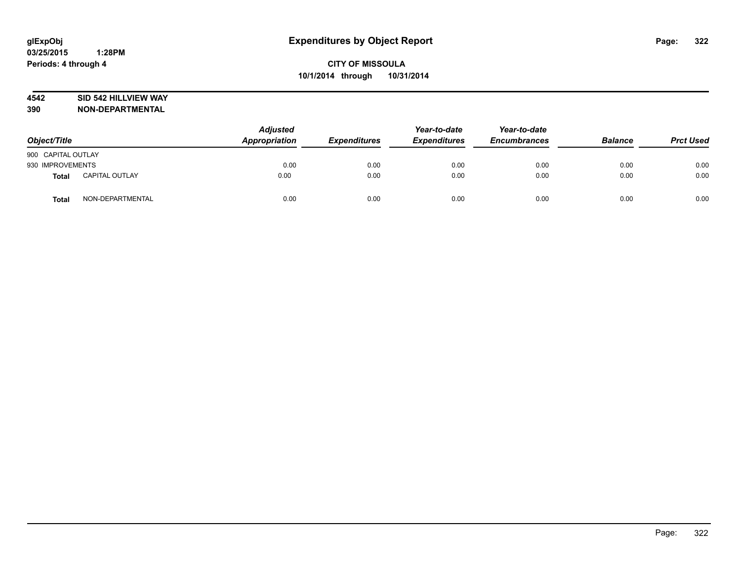glExpObj
03/25/2015 1:28PM
Periods: 4 through 4

# Expenditures by Object Report

**CITY OF MISSOULA**
**10/1/2014 through 10/31/2014**

**4542 SID 542 HILLVIEW WAY**
**390 NON-DEPARTMENTAL**

| Object/Title | | Adjusted Appropriation | Expenditures | Year-to-date Expenditures | Year-to-date Encumbrances | Balance | Prct Used |
|---|---|---|---|---|---|---|---|
| 900 CAPITAL OUTLAY | | | | | | | |
| 930 IMPROVEMENTS | | 0.00 | 0.00 | 0.00 | 0.00 | 0.00 | 0.00 |
| **Total** | CAPITAL OUTLAY | 0.00 | 0.00 | 0.00 | 0.00 | 0.00 | 0.00 |
| **Total** | NON-DEPARTMENTAL | 0.00 | 0.00 | 0.00 | 0.00 | 0.00 | 0.00 |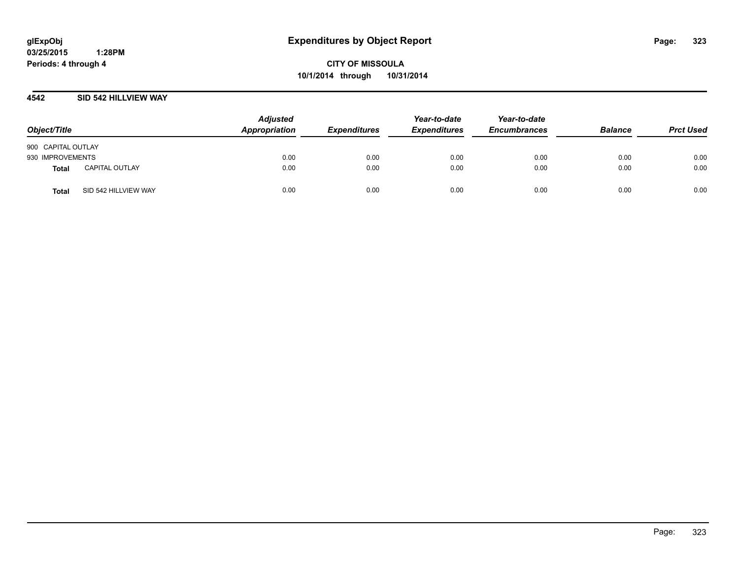# Expenditures by Object Report

**glExpObj**
**03/25/2015 1:28PM**
**Periods: 4 through 4**

**CITY OF MISSOULA**
**10/1/2014 through 10/31/2014**

## 4542 SID 542 HILLVIEW WAY

| Object/Title | | Adjusted Appropriation | Expenditures | Year-to-date Expenditures | Year-to-date Encumbrances | Balance | Prct Used |
|---|---|---|---|---|---|---|---|
| 900 CAPITAL OUTLAY | | | | | | | |
| 930 IMPROVEMENTS | | 0.00 | 0.00 | 0.00 | 0.00 | 0.00 | 0.00 |
| **Total** | CAPITAL OUTLAY | 0.00 | 0.00 | 0.00 | 0.00 | 0.00 | 0.00 |
| **Total** | SID 542 HILLVIEW WAY | 0.00 | 0.00 | 0.00 | 0.00 | 0.00 | 0.00 |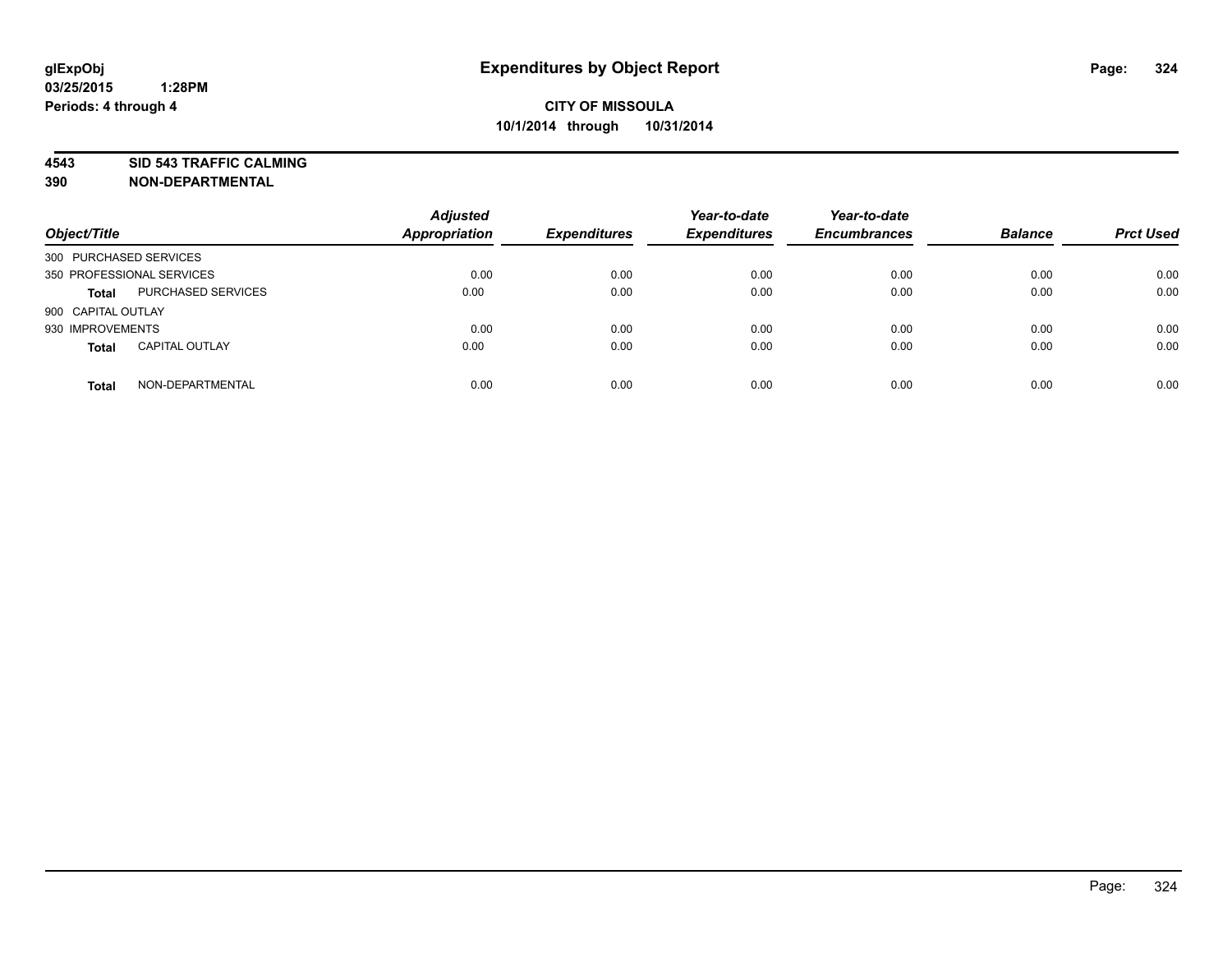# Expenditures by Object Report

glExpObj
03/25/2015 1:28PM
Periods: 4 through 4

**CITY OF MISSOULA**
**10/1/2014 through 10/31/2014**

**4543 SID 543 TRAFFIC CALMING**
**390 NON-DEPARTMENTAL**

| Object/Title | | Adjusted Appropriation | Expenditures | Year-to-date Expenditures | Year-to-date Encumbrances | Balance | Prct Used |
|---|---|---|---|---|---|---|---|
| 300 PURCHASED SERVICES | | | | | | | |
| 350 PROFESSIONAL SERVICES | | 0.00 | 0.00 | 0.00 | 0.00 | 0.00 | 0.00 |
| **Total** | PURCHASED SERVICES | 0.00 | 0.00 | 0.00 | 0.00 | 0.00 | 0.00 |
| 900 CAPITAL OUTLAY | | | | | | | |
| 930 IMPROVEMENTS | | 0.00 | 0.00 | 0.00 | 0.00 | 0.00 | 0.00 |
| **Total** | CAPITAL OUTLAY | 0.00 | 0.00 | 0.00 | 0.00 | 0.00 | 0.00 |
| **Total** | NON-DEPARTMENTAL | 0.00 | 0.00 | 0.00 | 0.00 | 0.00 | 0.00 |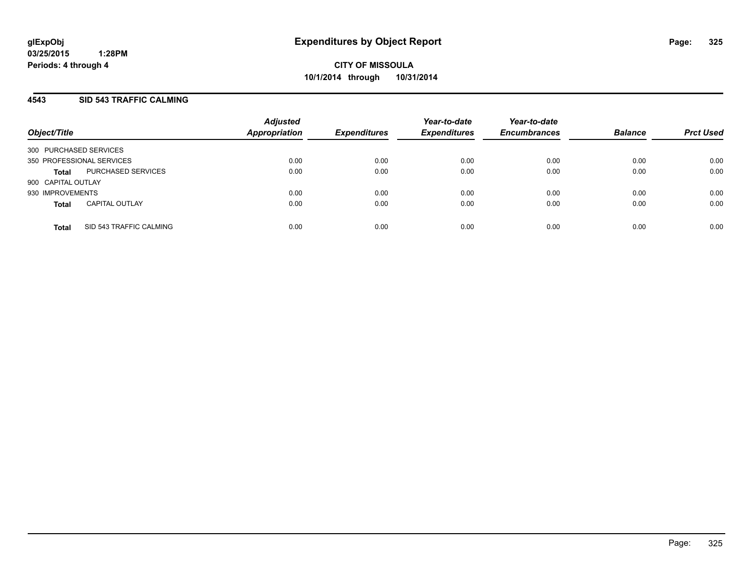**glExpObj**
**03/25/2015 1:28PM**
**Periods: 4 through 4**

# Expenditures by Object Report

**CITY OF MISSOULA**
**10/1/2014 through 10/31/2014**

## 4543 SID 543 TRAFFIC CALMING

| Object/Title | | Adjusted Appropriation | Expenditures | Year-to-date Expenditures | Year-to-date Encumbrances | Balance | Prct Used |
|---|---|---|---|---|---|---|---|
| 300 PURCHASED SERVICES | | | | | | | |
| 350 PROFESSIONAL SERVICES | | 0.00 | 0.00 | 0.00 | 0.00 | 0.00 | 0.00 |
| **Total** | PURCHASED SERVICES | 0.00 | 0.00 | 0.00 | 0.00 | 0.00 | 0.00 |
| 900 CAPITAL OUTLAY | | | | | | | |
| 930 IMPROVEMENTS | | 0.00 | 0.00 | 0.00 | 0.00 | 0.00 | 0.00 |
| **Total** | CAPITAL OUTLAY | 0.00 | 0.00 | 0.00 | 0.00 | 0.00 | 0.00 |
| **Total** | SID 543 TRAFFIC CALMING | 0.00 | 0.00 | 0.00 | 0.00 | 0.00 | 0.00 |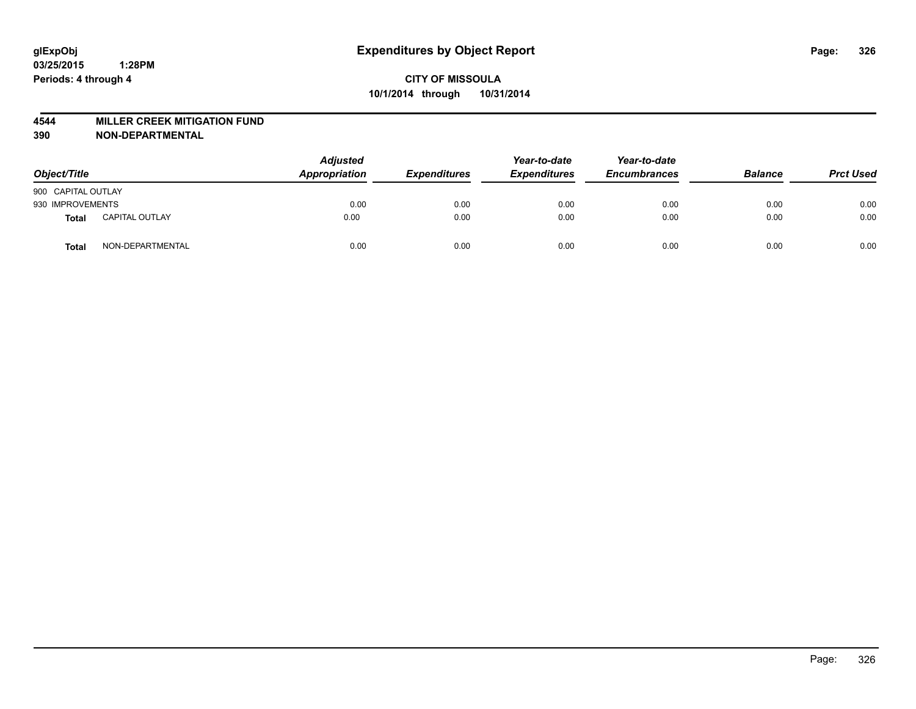glExpObj
03/25/2015 1:28PM
Periods: 4 through 4

# Expenditures by Object Report

**CITY OF MISSOULA**
**10/1/2014 through 10/31/2014**

**4544 MILLER CREEK MITIGATION FUND**
**390 NON-DEPARTMENTAL**

| Object/Title | | Adjusted Appropriation | Expenditures | Year-to-date Expenditures | Year-to-date Encumbrances | Balance | Prct Used |
|---|---|---|---|---|---|---|---|
| 900 CAPITAL OUTLAY | | | | | | | |
| 930 IMPROVEMENTS | | 0.00 | 0.00 | 0.00 | 0.00 | 0.00 | 0.00 |
| **Total** | CAPITAL OUTLAY | 0.00 | 0.00 | 0.00 | 0.00 | 0.00 | 0.00 |
| **Total** | NON-DEPARTMENTAL | 0.00 | 0.00 | 0.00 | 0.00 | 0.00 | 0.00 |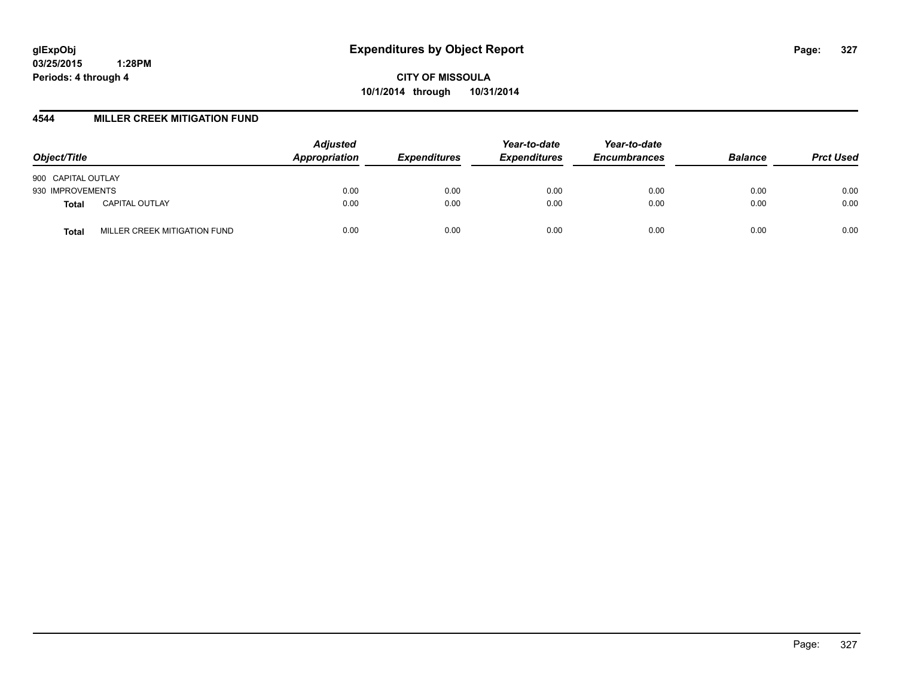# Expenditures by Object Report

glExpObj
03/25/2015 1:28PM
Periods: 4 through 4

**CITY OF MISSOULA**
**10/1/2014 through 10/31/2014**

## 4544 MILLER CREEK MITIGATION FUND

| Object/Title | | Adjusted Appropriation | Expenditures | Year-to-date Expenditures | Year-to-date Encumbrances | Balance | Prct Used |
|---|---|---|---|---|---|---|---|
| 900 CAPITAL OUTLAY | | | | | | | |
| 930 IMPROVEMENTS | | 0.00 | 0.00 | 0.00 | 0.00 | 0.00 | 0.00 |
| **Total** | CAPITAL OUTLAY | 0.00 | 0.00 | 0.00 | 0.00 | 0.00 | 0.00 |
| **Total** | MILLER CREEK MITIGATION FUND | 0.00 | 0.00 | 0.00 | 0.00 | 0.00 | 0.00 |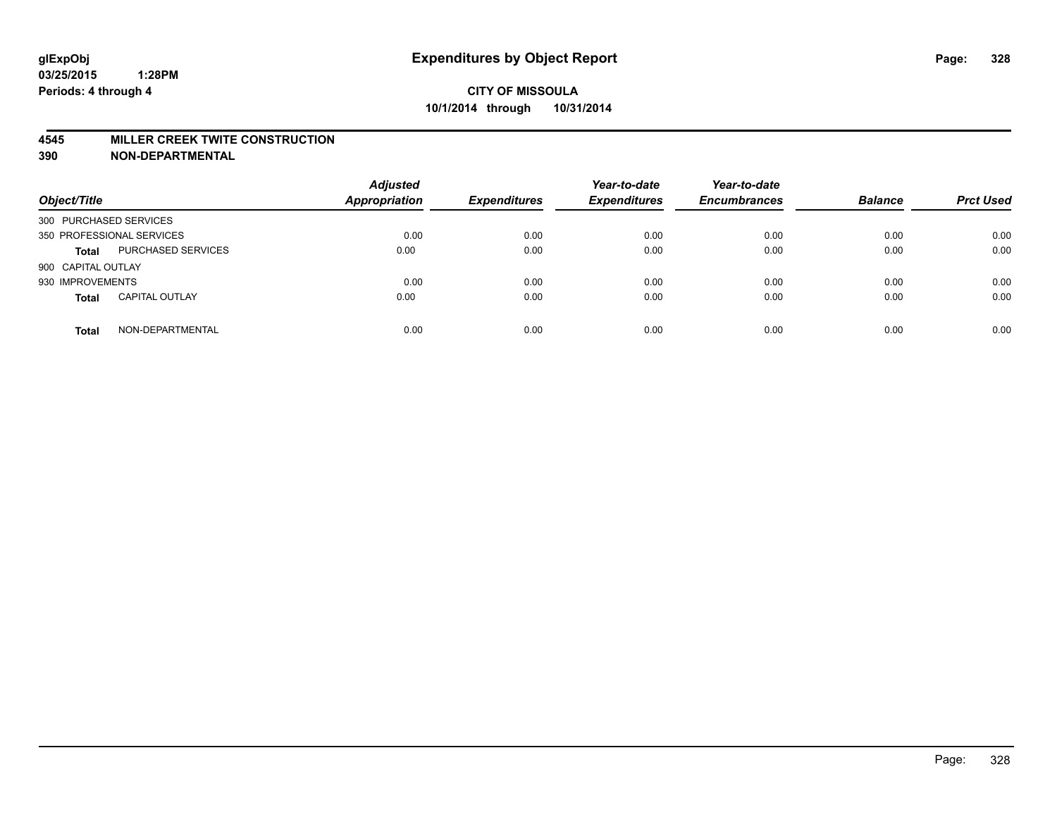# Expenditures by Object Report

**glExpObj**
**03/25/2015 1:28PM**
**Periods: 4 through 4**

**CITY OF MISSOULA**
**10/1/2014 through 10/31/2014**

**4545 MILLER CREEK TWITE CONSTRUCTION**
**390 NON-DEPARTMENTAL**

| Object/Title | | Adjusted Appropriation | Expenditures | Year-to-date Expenditures | Year-to-date Encumbrances | Balance | Prct Used |
|---|---|---|---|---|---|---|---|
| 300 PURCHASED SERVICES | | | | | | | |
| 350 PROFESSIONAL SERVICES | | 0.00 | 0.00 | 0.00 | 0.00 | 0.00 | 0.00 |
| **Total** | PURCHASED SERVICES | 0.00 | 0.00 | 0.00 | 0.00 | 0.00 | 0.00 |
| 900 CAPITAL OUTLAY | | | | | | | |
| 930 IMPROVEMENTS | | 0.00 | 0.00 | 0.00 | 0.00 | 0.00 | 0.00 |
| **Total** | CAPITAL OUTLAY | 0.00 | 0.00 | 0.00 | 0.00 | 0.00 | 0.00 |
| **Total** | NON-DEPARTMENTAL | 0.00 | 0.00 | 0.00 | 0.00 | 0.00 | 0.00 |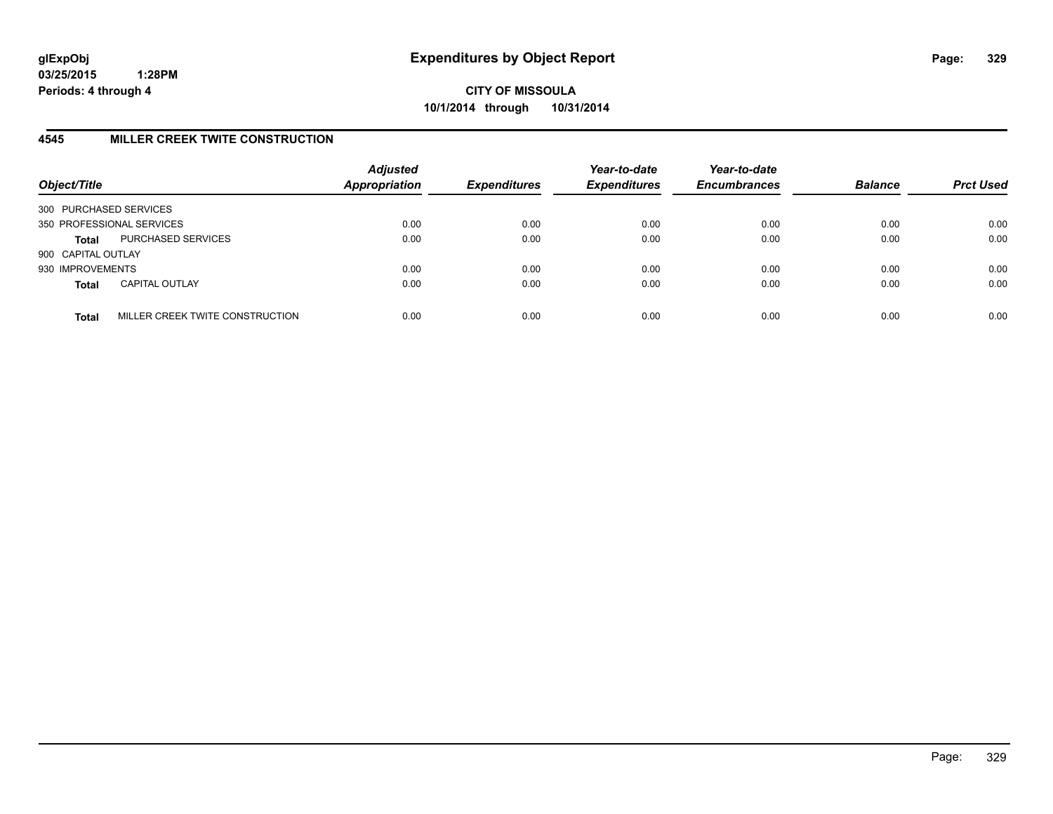# Expenditures by Object Report

**glExpObj**
**03/25/2015 1:28PM**
**Periods: 4 through 4**

**CITY OF MISSOULA**
**10/1/2014 through 10/31/2014**

## 4545 MILLER CREEK TWITE CONSTRUCTION

| Object/Title | | *Adjusted Appropriation* | *Expenditures* | *Year-to-date Expenditures* | *Year-to-date Encumbrances* | *Balance* | *Prct Used* |
|---|---|---|---|---|---|---|---|
| 300 PURCHASED SERVICES | | | | | | | |
| 350 PROFESSIONAL SERVICES | | 0.00 | 0.00 | 0.00 | 0.00 | 0.00 | 0.00 |
| **Total** | PURCHASED SERVICES | 0.00 | 0.00 | 0.00 | 0.00 | 0.00 | 0.00 |
| 900 CAPITAL OUTLAY | | | | | | | |
| 930 IMPROVEMENTS | | 0.00 | 0.00 | 0.00 | 0.00 | 0.00 | 0.00 |
| **Total** | CAPITAL OUTLAY | 0.00 | 0.00 | 0.00 | 0.00 | 0.00 | 0.00 |
| **Total** | MILLER CREEK TWITE CONSTRUCTION | 0.00 | 0.00 | 0.00 | 0.00 | 0.00 | 0.00 |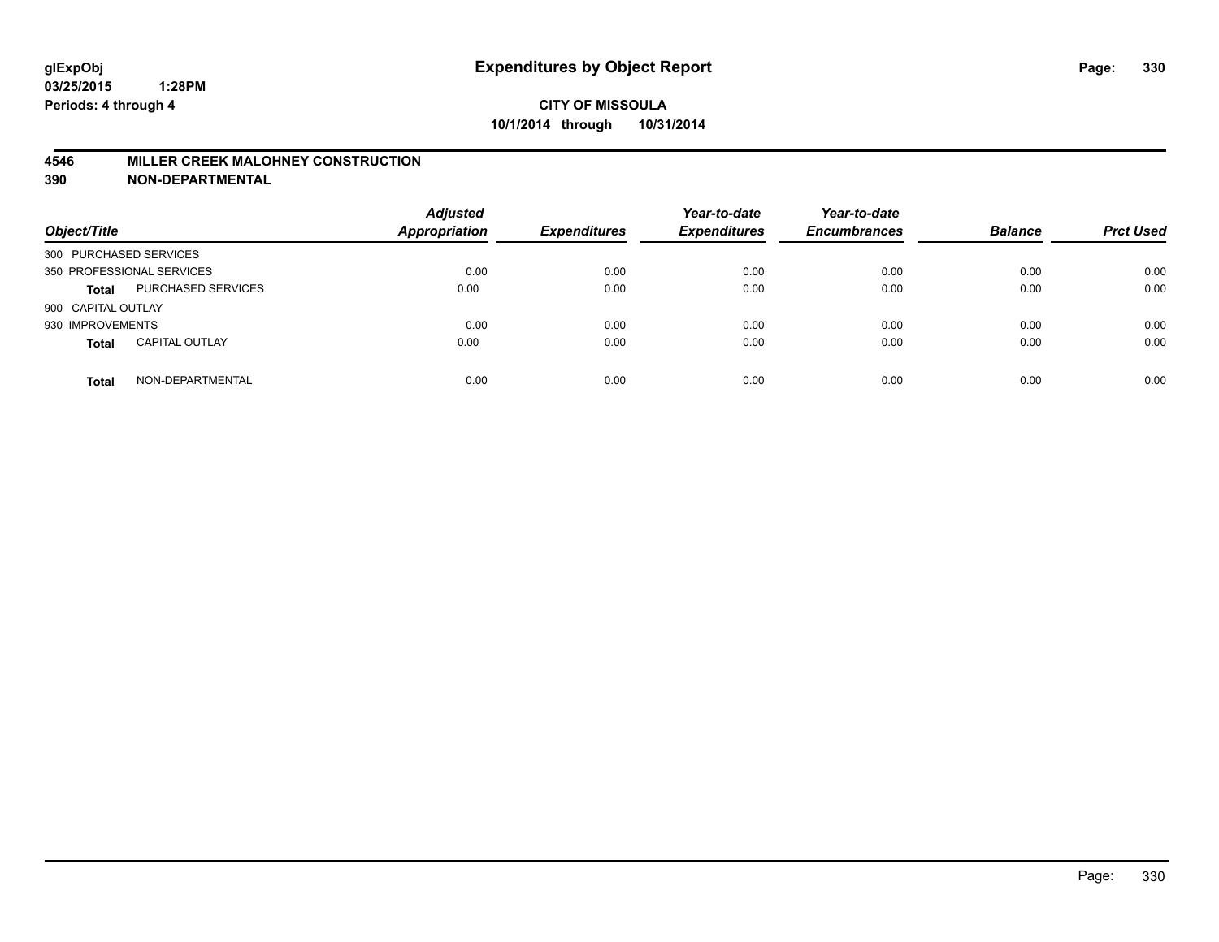**glExpObj**
**03/25/2015 1:28PM**
**Periods: 4 through 4**

# Expenditures by Object Report

**CITY OF MISSOULA**
**10/1/2014 through 10/31/2014**

## 4546 MILLER CREEK MALOHNEY CONSTRUCTION
## 390 NON-DEPARTMENTAL

| Object/Title | | *Adjusted Appropriation* | *Expenditures* | *Year-to-date Expenditures* | *Year-to-date Encumbrances* | *Balance* | *Prct Used* |
|---|---|---|---|---|---|---|---|
| 300 PURCHASED SERVICES | | | | | | | |
| 350 PROFESSIONAL SERVICES | | 0.00 | 0.00 | 0.00 | 0.00 | 0.00 | 0.00 |
| **Total** | PURCHASED SERVICES | 0.00 | 0.00 | 0.00 | 0.00 | 0.00 | 0.00 |
| 900 CAPITAL OUTLAY | | | | | | | |
| 930 IMPROVEMENTS | | 0.00 | 0.00 | 0.00 | 0.00 | 0.00 | 0.00 |
| **Total** | CAPITAL OUTLAY | 0.00 | 0.00 | 0.00 | 0.00 | 0.00 | 0.00 |
| **Total** | NON-DEPARTMENTAL | 0.00 | 0.00 | 0.00 | 0.00 | 0.00 | 0.00 |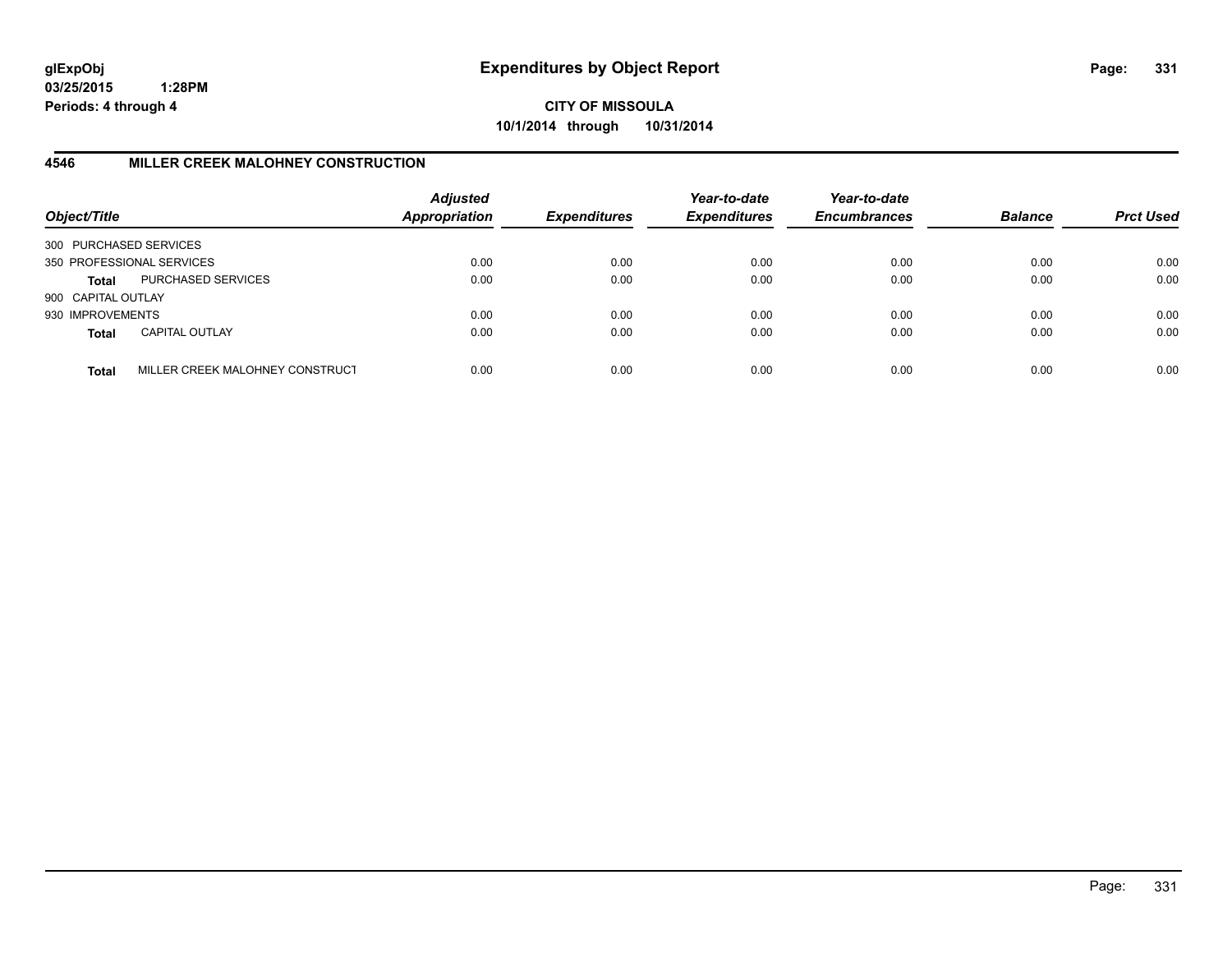glExpObj
03/25/2015 1:28PM
Periods: 4 through 4

# Expenditures by Object Report

**CITY OF MISSOULA**
**10/1/2014 through 10/31/2014**

## 4546 MILLER CREEK MALOHNEY CONSTRUCTION

| Object/Title | | Adjusted Appropriation | Expenditures | Year-to-date Expenditures | Year-to-date Encumbrances | Balance | Prct Used |
|---|---|---|---|---|---|---|---|
| 300 PURCHASED SERVICES | | | | | | | |
| 350 PROFESSIONAL SERVICES | | 0.00 | 0.00 | 0.00 | 0.00 | 0.00 | 0.00 |
| **Total** | PURCHASED SERVICES | 0.00 | 0.00 | 0.00 | 0.00 | 0.00 | 0.00 |
| 900 CAPITAL OUTLAY | | | | | | | |
| 930 IMPROVEMENTS | | 0.00 | 0.00 | 0.00 | 0.00 | 0.00 | 0.00 |
| **Total** | CAPITAL OUTLAY | 0.00 | 0.00 | 0.00 | 0.00 | 0.00 | 0.00 |
| **Total** | MILLER CREEK MALOHNEY CONSTRUCT | 0.00 | 0.00 | 0.00 | 0.00 | 0.00 | 0.00 |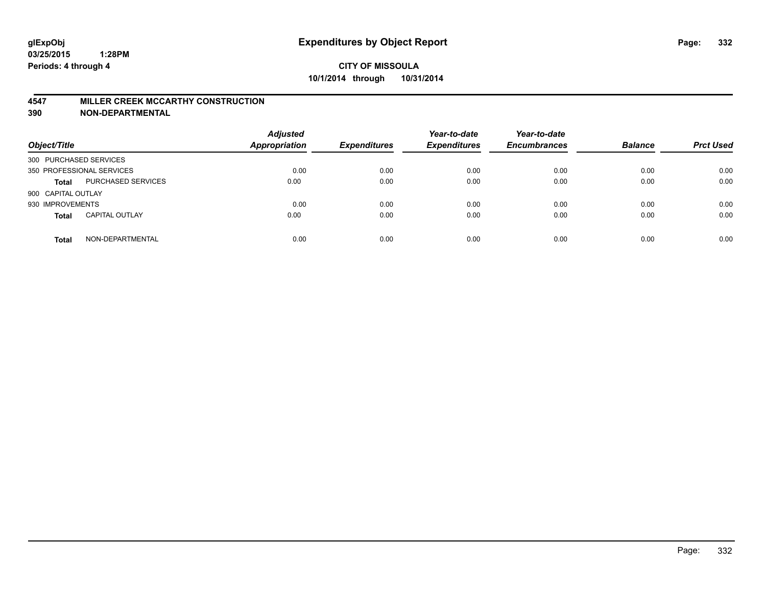**glExpObj**
**03/25/2015 1:28PM**
**Periods: 4 through 4**

# Expenditures by Object Report

**CITY OF MISSOULA**
**10/1/2014 through 10/31/2014**

## 4547 MILLER CREEK MCCARTHY CONSTRUCTION
## 390 NON-DEPARTMENTAL

| Object/Title | | Adjusted Appropriation | Expenditures | Year-to-date Expenditures | Year-to-date Encumbrances | Balance | Prct Used |
|---|---|---|---|---|---|---|---|
| 300 PURCHASED SERVICES | | | | | | | |
| 350 PROFESSIONAL SERVICES | | 0.00 | 0.00 | 0.00 | 0.00 | 0.00 | 0.00 |
| **Total** | PURCHASED SERVICES | 0.00 | 0.00 | 0.00 | 0.00 | 0.00 | 0.00 |
| 900 CAPITAL OUTLAY | | | | | | | |
| 930 IMPROVEMENTS | | 0.00 | 0.00 | 0.00 | 0.00 | 0.00 | 0.00 |
| **Total** | CAPITAL OUTLAY | 0.00 | 0.00 | 0.00 | 0.00 | 0.00 | 0.00 |
| **Total** | NON-DEPARTMENTAL | 0.00 | 0.00 | 0.00 | 0.00 | 0.00 | 0.00 |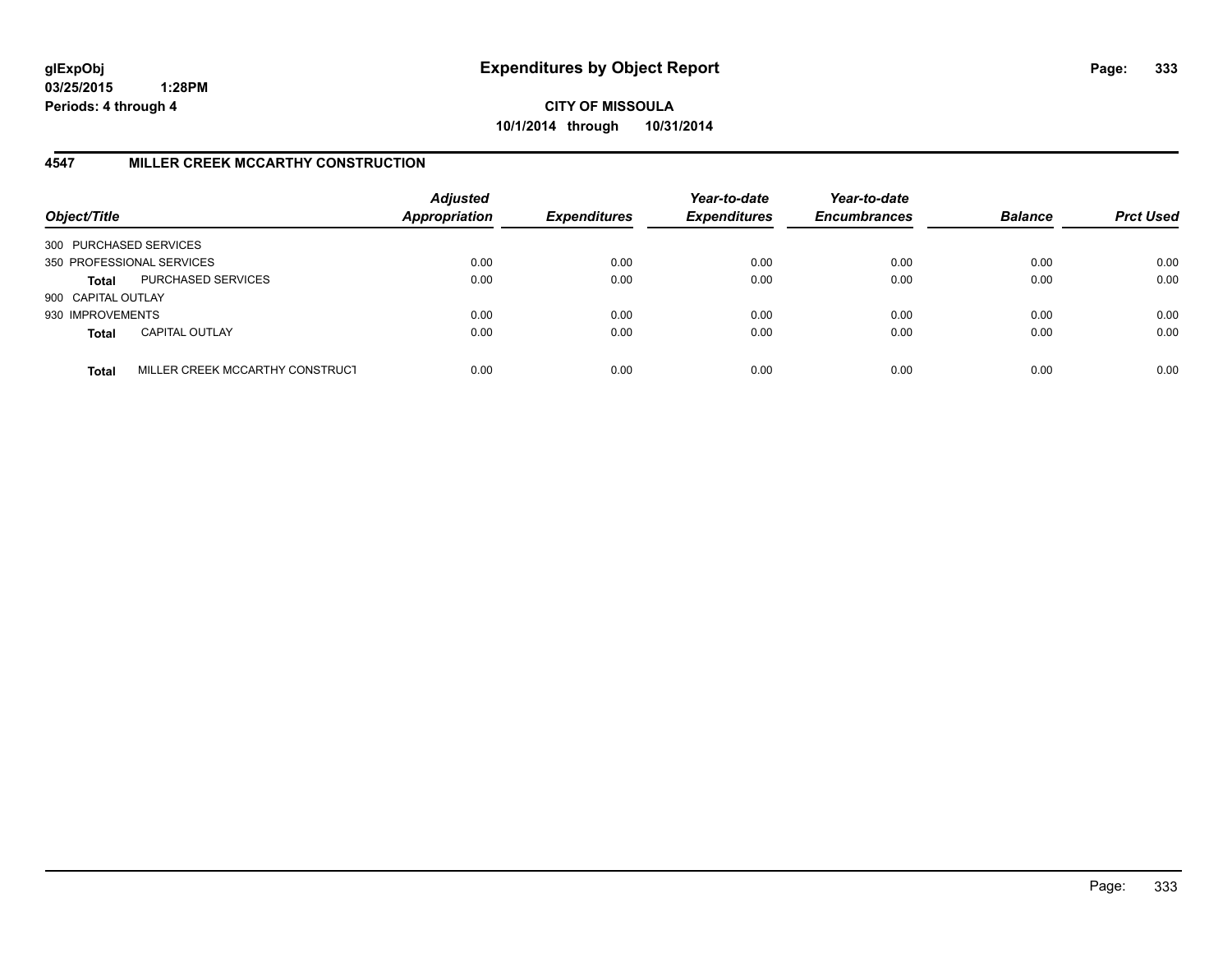**glExpObj**
**03/25/2015 1:28PM**
**Periods: 4 through 4**

# Expenditures by Object Report

**CITY OF MISSOULA**
**10/1/2014 through 10/31/2014**

## 4547 MILLER CREEK MCCARTHY CONSTRUCTION

| Object/Title | | *Adjusted Appropriation* | *Expenditures* | *Year-to-date Expenditures* | *Year-to-date Encumbrances* | *Balance* | *Prct Used* |
|---|---|---|---|---|---|---|---|
| 300 PURCHASED SERVICES | | | | | | | |
| 350 PROFESSIONAL SERVICES | | 0.00 | 0.00 | 0.00 | 0.00 | 0.00 | 0.00 |
| **Total** | PURCHASED SERVICES | 0.00 | 0.00 | 0.00 | 0.00 | 0.00 | 0.00 |
| 900 CAPITAL OUTLAY | | | | | | | |
| 930 IMPROVEMENTS | | 0.00 | 0.00 | 0.00 | 0.00 | 0.00 | 0.00 |
| **Total** | CAPITAL OUTLAY | 0.00 | 0.00 | 0.00 | 0.00 | 0.00 | 0.00 |
| **Total** | MILLER CREEK MCCARTHY CONSTRUCT | 0.00 | 0.00 | 0.00 | 0.00 | 0.00 | 0.00 |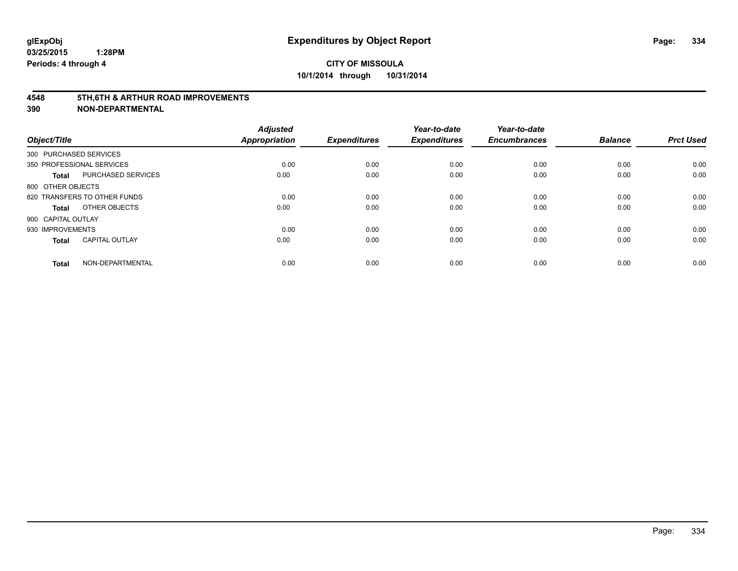# Expenditures by Object Report

glExpObj
03/25/2015 1:28PM
Periods: 4 through 4

**CITY OF MISSOULA**
**10/1/2014 through 10/31/2014**

## 4548 5TH,6TH & ARTHUR ROAD IMPROVEMENTS
## 390 NON-DEPARTMENTAL

| Object/Title | | Adjusted Appropriation | Expenditures | Year-to-date Expenditures | Year-to-date Encumbrances | Balance | Prct Used |
|---|---|---|---|---|---|---|---|
| 300 PURCHASED SERVICES | | | | | | | |
| 350 PROFESSIONAL SERVICES | | 0.00 | 0.00 | 0.00 | 0.00 | 0.00 | 0.00 |
| **Total** | PURCHASED SERVICES | 0.00 | 0.00 | 0.00 | 0.00 | 0.00 | 0.00 |
| 800 OTHER OBJECTS | | | | | | | |
| 820 TRANSFERS TO OTHER FUNDS | | 0.00 | 0.00 | 0.00 | 0.00 | 0.00 | 0.00 |
| **Total** | OTHER OBJECTS | 0.00 | 0.00 | 0.00 | 0.00 | 0.00 | 0.00 |
| 900 CAPITAL OUTLAY | | | | | | | |
| 930 IMPROVEMENTS | | 0.00 | 0.00 | 0.00 | 0.00 | 0.00 | 0.00 |
| **Total** | CAPITAL OUTLAY | 0.00 | 0.00 | 0.00 | 0.00 | 0.00 | 0.00 |
| **Total** | NON-DEPARTMENTAL | 0.00 | 0.00 | 0.00 | 0.00 | 0.00 | 0.00 |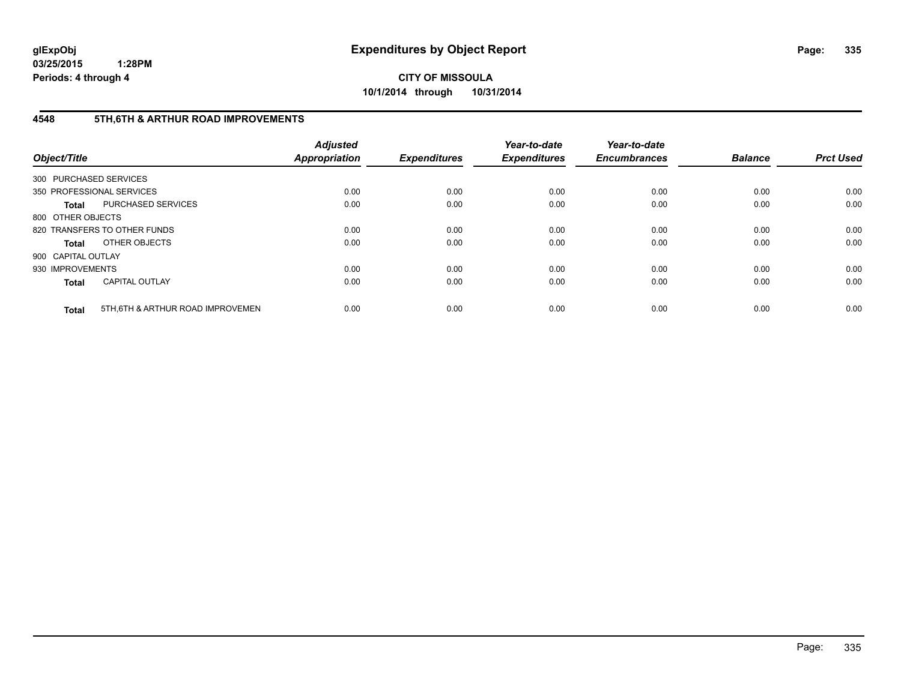**glExpObj** **Expenditures by Object Report**

**03/25/2015 1:28PM**

**Periods: 4 through 4**

**CITY OF MISSOULA**

**10/1/2014 through 10/31/2014**

## 4548 5TH,6TH & ARTHUR ROAD IMPROVEMENTS

| Object/Title | Adjusted Appropriation | Expenditures | Year-to-date Expenditures | Year-to-date Encumbrances | Balance | Prct Used |
|---|---|---|---|---|---|---|
| 300 PURCHASED SERVICES | | | | | | |
| 350 PROFESSIONAL SERVICES | 0.00 | 0.00 | 0.00 | 0.00 | 0.00 | 0.00 |
| **Total** PURCHASED SERVICES | 0.00 | 0.00 | 0.00 | 0.00 | 0.00 | 0.00 |
| 800 OTHER OBJECTS | | | | | | |
| 820 TRANSFERS TO OTHER FUNDS | 0.00 | 0.00 | 0.00 | 0.00 | 0.00 | 0.00 |
| **Total** OTHER OBJECTS | 0.00 | 0.00 | 0.00 | 0.00 | 0.00 | 0.00 |
| 900 CAPITAL OUTLAY | | | | | | |
| 930 IMPROVEMENTS | 0.00 | 0.00 | 0.00 | 0.00 | 0.00 | 0.00 |
| **Total** CAPITAL OUTLAY | 0.00 | 0.00 | 0.00 | 0.00 | 0.00 | 0.00 |
| **Total** 5TH,6TH & ARTHUR ROAD IMPROVEMEN | 0.00 | 0.00 | 0.00 | 0.00 | 0.00 | 0.00 |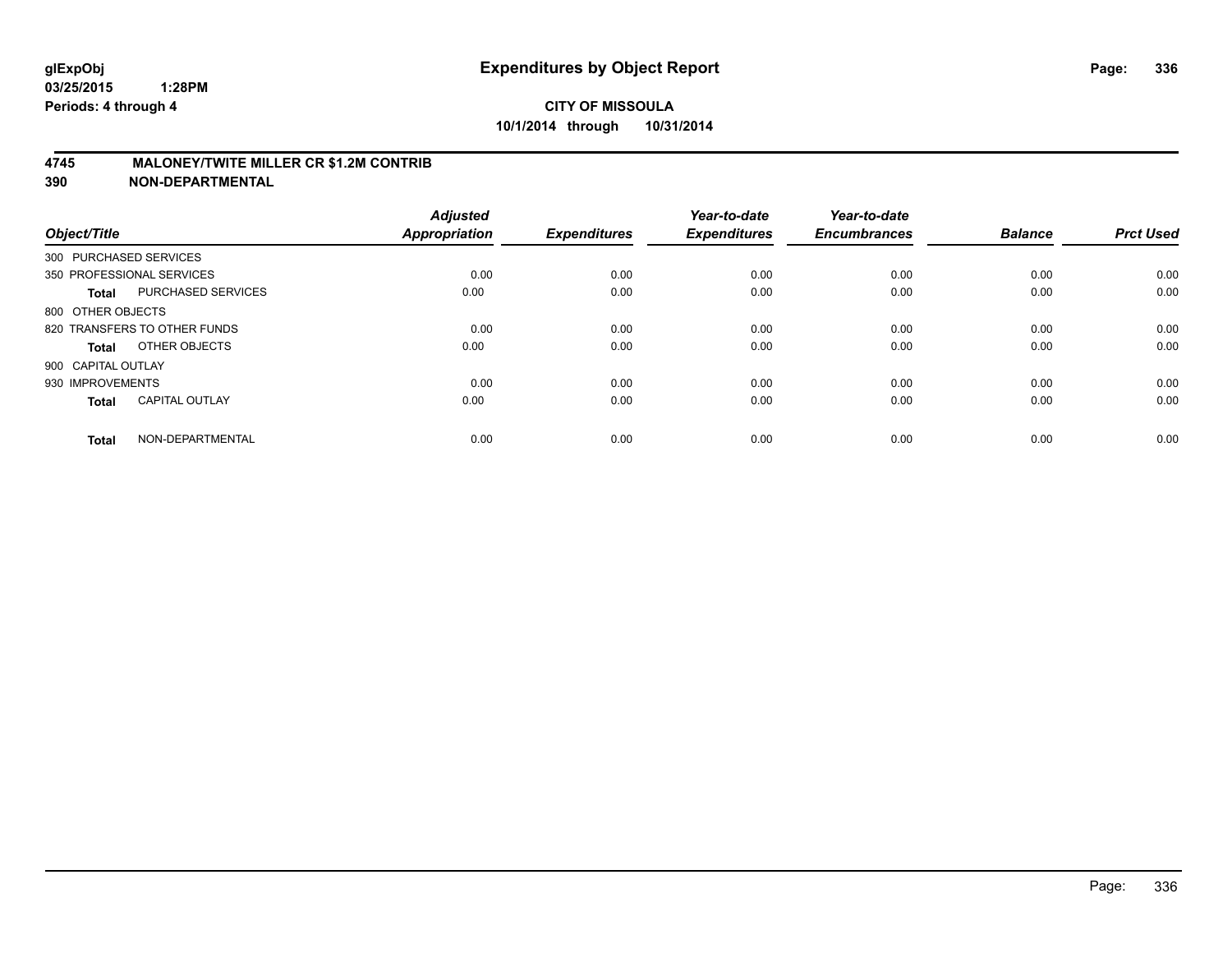glExpObj
03/25/2015 1:28PM
Periods: 4 through 4

# Expenditures by Object Report

**CITY OF MISSOULA**
**10/1/2014 through 10/31/2014**

## 4745 MALONEY/TWITE MILLER CR $1.2M CONTRIB
## 390 NON-DEPARTMENTAL

| Object/Title | Adjusted Appropriation | Expenditures | Year-to-date Expenditures | Year-to-date Encumbrances | Balance | Prct Used |
|---|---|---|---|---|---|---|
| 300 PURCHASED SERVICES | | | | | | |
| 350 PROFESSIONAL SERVICES | 0.00 | 0.00 | 0.00 | 0.00 | 0.00 | 0.00 |
| **Total** PURCHASED SERVICES | 0.00 | 0.00 | 0.00 | 0.00 | 0.00 | 0.00 |
| 800 OTHER OBJECTS | | | | | | |
| 820 TRANSFERS TO OTHER FUNDS | 0.00 | 0.00 | 0.00 | 0.00 | 0.00 | 0.00 |
| **Total** OTHER OBJECTS | 0.00 | 0.00 | 0.00 | 0.00 | 0.00 | 0.00 |
| 900 CAPITAL OUTLAY | | | | | | |
| 930 IMPROVEMENTS | 0.00 | 0.00 | 0.00 | 0.00 | 0.00 | 0.00 |
| **Total** CAPITAL OUTLAY | 0.00 | 0.00 | 0.00 | 0.00 | 0.00 | 0.00 |
| **Total** NON-DEPARTMENTAL | 0.00 | 0.00 | 0.00 | 0.00 | 0.00 | 0.00 |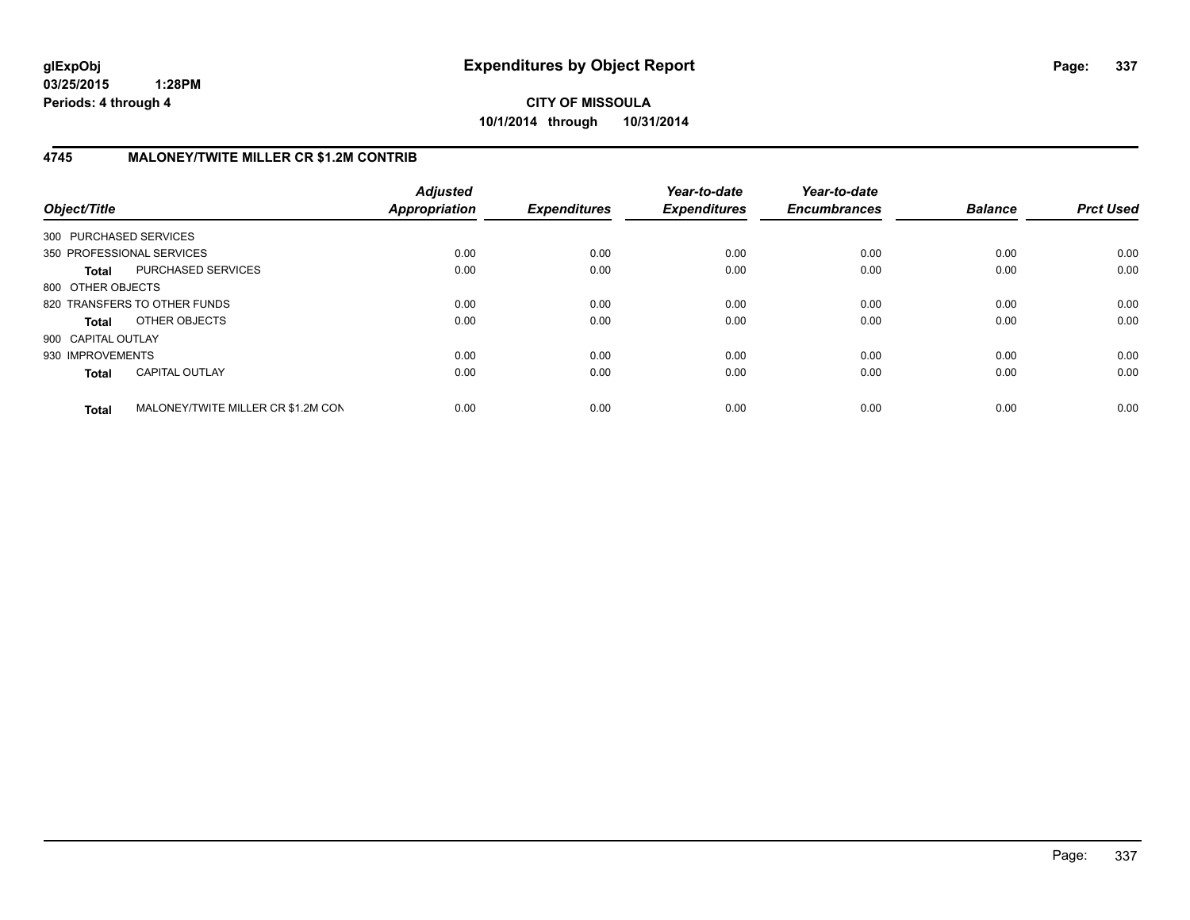**glExpObj** **Expenditures by Object Report**

**03/25/2015 1:28PM**

**Periods: 4 through 4**

**CITY OF MISSOULA**

**10/1/2014 through 10/31/2014**

## 4745 MALONEY/TWITE MILLER CR $1.2M CONTRIB

| Object/Title | | *Adjusted Appropriation* | *Expenditures* | *Year-to-date Expenditures* | *Year-to-date Encumbrances* | *Balance* | *Prct Used* |
|---|---|---|---|---|---|---|---|
| 300 PURCHASED SERVICES | | | | | | | |
| 350 PROFESSIONAL SERVICES | | 0.00 | 0.00 | 0.00 | 0.00 | 0.00 | 0.00 |
| **Total** | PURCHASED SERVICES | 0.00 | 0.00 | 0.00 | 0.00 | 0.00 | 0.00 |
| 800 OTHER OBJECTS | | | | | | | |
| 820 TRANSFERS TO OTHER FUNDS | | 0.00 | 0.00 | 0.00 | 0.00 | 0.00 | 0.00 |
| **Total** | OTHER OBJECTS | 0.00 | 0.00 | 0.00 | 0.00 | 0.00 | 0.00 |
| 900 CAPITAL OUTLAY | | | | | | | |
| 930 IMPROVEMENTS | | 0.00 | 0.00 | 0.00 | 0.00 | 0.00 | 0.00 |
| **Total** | CAPITAL OUTLAY | 0.00 | 0.00 | 0.00 | 0.00 | 0.00 | 0.00 |
| **Total** | MALONEY/TWITE MILLER CR $1.2M CON | 0.00 | 0.00 | 0.00 | 0.00 | 0.00 | 0.00 |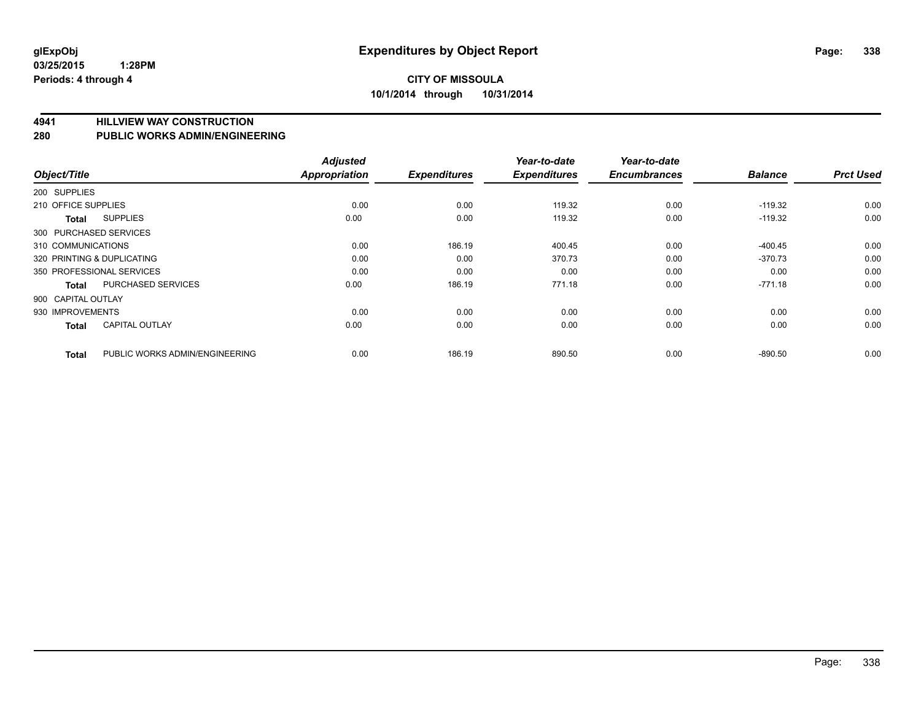**glExpObj**
**03/25/2015 1:28PM**
**Periods: 4 through 4**

# Expenditures by Object Report

**CITY OF MISSOULA**
**10/1/2014 through 10/31/2014**

## 4941 HILLVIEW WAY CONSTRUCTION
## 280 PUBLIC WORKS ADMIN/ENGINEERING

| Object/Title | | Adjusted Appropriation | Expenditures | Year-to-date Expenditures | Year-to-date Encumbrances | Balance | Prct Used |
|---|---|---|---|---|---|---|---|
| 200 SUPPLIES | | | | | | | |
| 210 OFFICE SUPPLIES | | 0.00 | 0.00 | 119.32 | 0.00 | -119.32 | 0.00 |
| Total | SUPPLIES | 0.00 | 0.00 | 119.32 | 0.00 | -119.32 | 0.00 |
| 300 PURCHASED SERVICES | | | | | | | |
| 310 COMMUNICATIONS | | 0.00 | 186.19 | 400.45 | 0.00 | -400.45 | 0.00 |
| 320 PRINTING & DUPLICATING | | 0.00 | 0.00 | 370.73 | 0.00 | -370.73 | 0.00 |
| 350 PROFESSIONAL SERVICES | | 0.00 | 0.00 | 0.00 | 0.00 | 0.00 | 0.00 |
| Total | PURCHASED SERVICES | 0.00 | 186.19 | 771.18 | 0.00 | -771.18 | 0.00 |
| 900 CAPITAL OUTLAY | | | | | | | |
| 930 IMPROVEMENTS | | 0.00 | 0.00 | 0.00 | 0.00 | 0.00 | 0.00 |
| Total | CAPITAL OUTLAY | 0.00 | 0.00 | 0.00 | 0.00 | 0.00 | 0.00 |
| Total | PUBLIC WORKS ADMIN/ENGINEERING | 0.00 | 186.19 | 890.50 | 0.00 | -890.50 | 0.00 |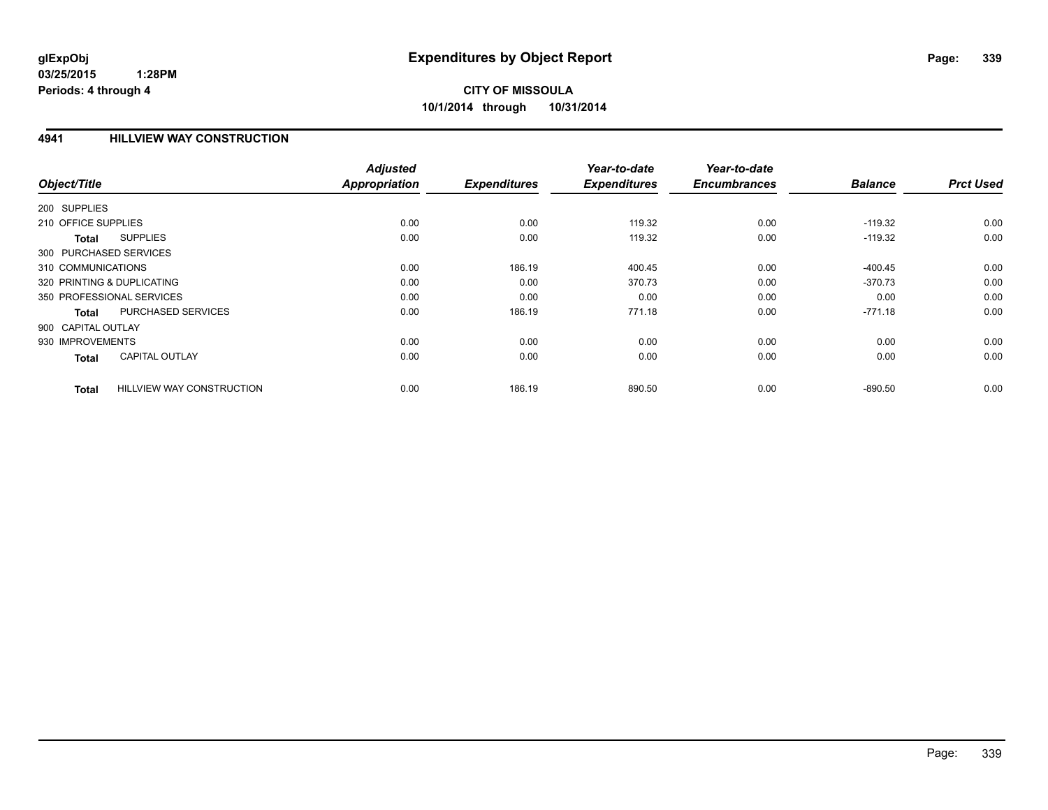glExpObj
03/25/2015 1:28PM
Periods: 4 through 4

# Expenditures by Object Report

**CITY OF MISSOULA**
**10/1/2014 through 10/31/2014**

## 4941 HILLVIEW WAY CONSTRUCTION

| Object/Title | | Adjusted Appropriation | Expenditures | Year-to-date Expenditures | Year-to-date Encumbrances | Balance | Prct Used |
|---|---|---|---|---|---|---|---|
| 200 SUPPLIES | | | | | | | |
| 210 OFFICE SUPPLIES | | 0.00 | 0.00 | 119.32 | 0.00 | -119.32 | 0.00 |
| Total | SUPPLIES | 0.00 | 0.00 | 119.32 | 0.00 | -119.32 | 0.00 |
| 300 PURCHASED SERVICES | | | | | | | |
| 310 COMMUNICATIONS | | 0.00 | 186.19 | 400.45 | 0.00 | -400.45 | 0.00 |
| 320 PRINTING & DUPLICATING | | 0.00 | 0.00 | 370.73 | 0.00 | -370.73 | 0.00 |
| 350 PROFESSIONAL SERVICES | | 0.00 | 0.00 | 0.00 | 0.00 | 0.00 | 0.00 |
| Total | PURCHASED SERVICES | 0.00 | 186.19 | 771.18 | 0.00 | -771.18 | 0.00 |
| 900 CAPITAL OUTLAY | | | | | | | |
| 930 IMPROVEMENTS | | 0.00 | 0.00 | 0.00 | 0.00 | 0.00 | 0.00 |
| Total | CAPITAL OUTLAY | 0.00 | 0.00 | 0.00 | 0.00 | 0.00 | 0.00 |
| Total | HILLVIEW WAY CONSTRUCTION | 0.00 | 186.19 | 890.50 | 0.00 | -890.50 | 0.00 |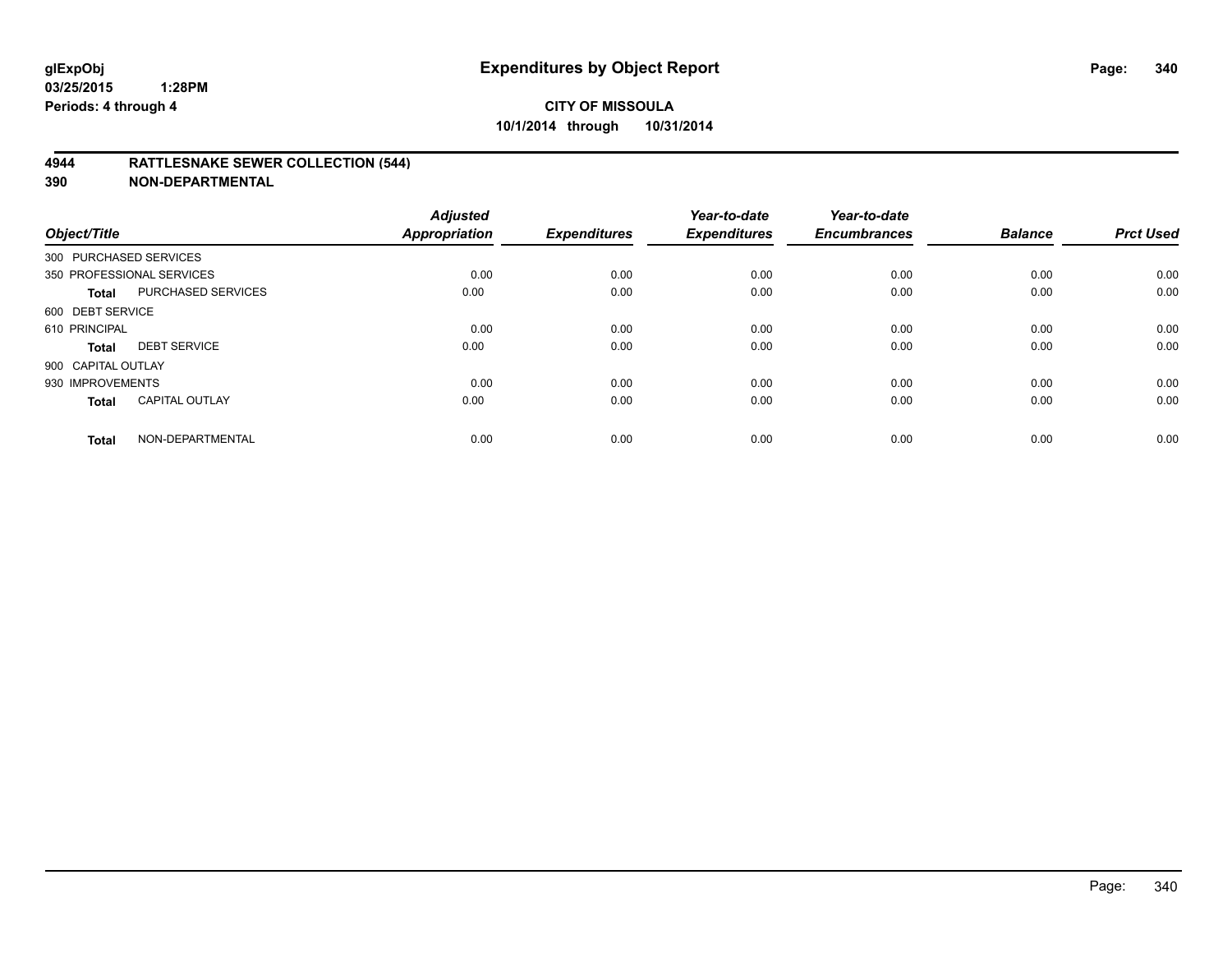# Expenditures by Object Report

**glExpObj**
**03/25/2015 1:28PM**
**Periods: 4 through 4**

**CITY OF MISSOULA**
**10/1/2014 through 10/31/2014**

## 4944 RATTLESNAKE SEWER COLLECTION (544)
## 390 NON-DEPARTMENTAL

| Object/Title | | Adjusted Appropriation | Expenditures | Year-to-date Expenditures | Year-to-date Encumbrances | Balance | Prct Used |
|---|---|---|---|---|---|---|---|
| 300 PURCHASED SERVICES | | | | | | | |
| 350 PROFESSIONAL SERVICES | | 0.00 | 0.00 | 0.00 | 0.00 | 0.00 | 0.00 |
| **Total** | PURCHASED SERVICES | 0.00 | 0.00 | 0.00 | 0.00 | 0.00 | 0.00 |
| 600 DEBT SERVICE | | | | | | | |
| 610 PRINCIPAL | | 0.00 | 0.00 | 0.00 | 0.00 | 0.00 | 0.00 |
| **Total** | DEBT SERVICE | 0.00 | 0.00 | 0.00 | 0.00 | 0.00 | 0.00 |
| 900 CAPITAL OUTLAY | | | | | | | |
| 930 IMPROVEMENTS | | 0.00 | 0.00 | 0.00 | 0.00 | 0.00 | 0.00 |
| **Total** | CAPITAL OUTLAY | 0.00 | 0.00 | 0.00 | 0.00 | 0.00 | 0.00 |
| **Total** | NON-DEPARTMENTAL | 0.00 | 0.00 | 0.00 | 0.00 | 0.00 | 0.00 |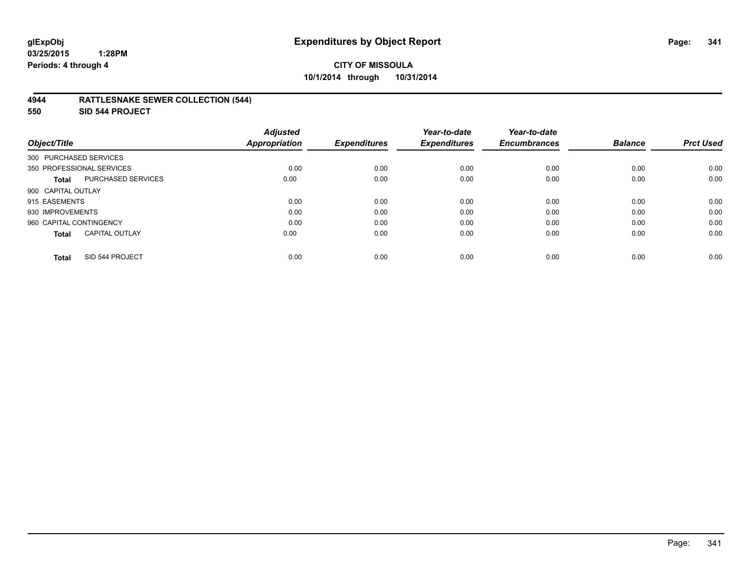**glExpObj** **Expenditures by Object Report**
**03/25/2015 1:28PM**
**Periods: 4 through 4**

**CITY OF MISSOULA**
**10/1/2014 through 10/31/2014**

## 4944 RATTLESNAKE SEWER COLLECTION (544)
## 550 SID 544 PROJECT

| Object/Title | Adjusted Appropriation | Expenditures | Year-to-date Expenditures | Year-to-date Encumbrances | Balance | Prct Used |
|---|---|---|---|---|---|---|
| 300 PURCHASED SERVICES | | | | | | |
| 350 PROFESSIONAL SERVICES | 0.00 | 0.00 | 0.00 | 0.00 | 0.00 | 0.00 |
| **Total** PURCHASED SERVICES | 0.00 | 0.00 | 0.00 | 0.00 | 0.00 | 0.00 |
| 900 CAPITAL OUTLAY | | | | | | |
| 915 EASEMENTS | 0.00 | 0.00 | 0.00 | 0.00 | 0.00 | 0.00 |
| 930 IMPROVEMENTS | 0.00 | 0.00 | 0.00 | 0.00 | 0.00 | 0.00 |
| 960 CAPITAL CONTINGENCY | 0.00 | 0.00 | 0.00 | 0.00 | 0.00 | 0.00 |
| **Total** CAPITAL OUTLAY | 0.00 | 0.00 | 0.00 | 0.00 | 0.00 | 0.00 |
| **Total** SID 544 PROJECT | 0.00 | 0.00 | 0.00 | 0.00 | 0.00 | 0.00 |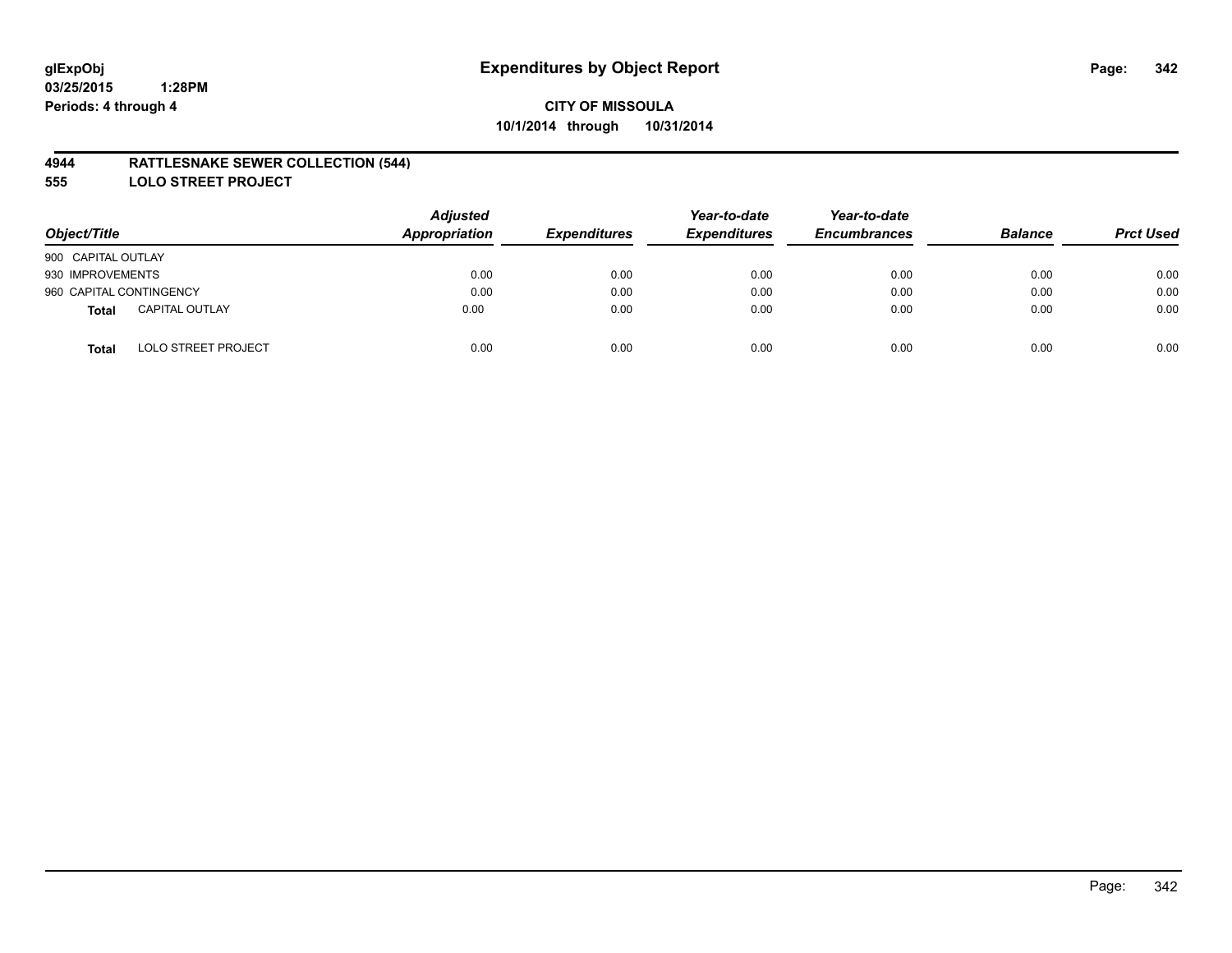**glExpObj**
**03/25/2015 1:28PM**
**Periods: 4 through 4**

# Expenditures by Object Report

**CITY OF MISSOULA**
**10/1/2014 through 10/31/2014**

## 4944 RATTLESNAKE SEWER COLLECTION (544)
## 555 LOLO STREET PROJECT

| Object/Title | | Adjusted Appropriation | Expenditures | Year-to-date Expenditures | Year-to-date Encumbrances | Balance | Prct Used |
|---|---|---|---|---|---|---|---|
| 900 CAPITAL OUTLAY | | | | | | | |
| 930 IMPROVEMENTS | | 0.00 | 0.00 | 0.00 | 0.00 | 0.00 | 0.00 |
| 960 CAPITAL CONTINGENCY | | 0.00 | 0.00 | 0.00 | 0.00 | 0.00 | 0.00 |
| **Total** | CAPITAL OUTLAY | 0.00 | 0.00 | 0.00 | 0.00 | 0.00 | 0.00 |
| **Total** | LOLO STREET PROJECT | 0.00 | 0.00 | 0.00 | 0.00 | 0.00 | 0.00 |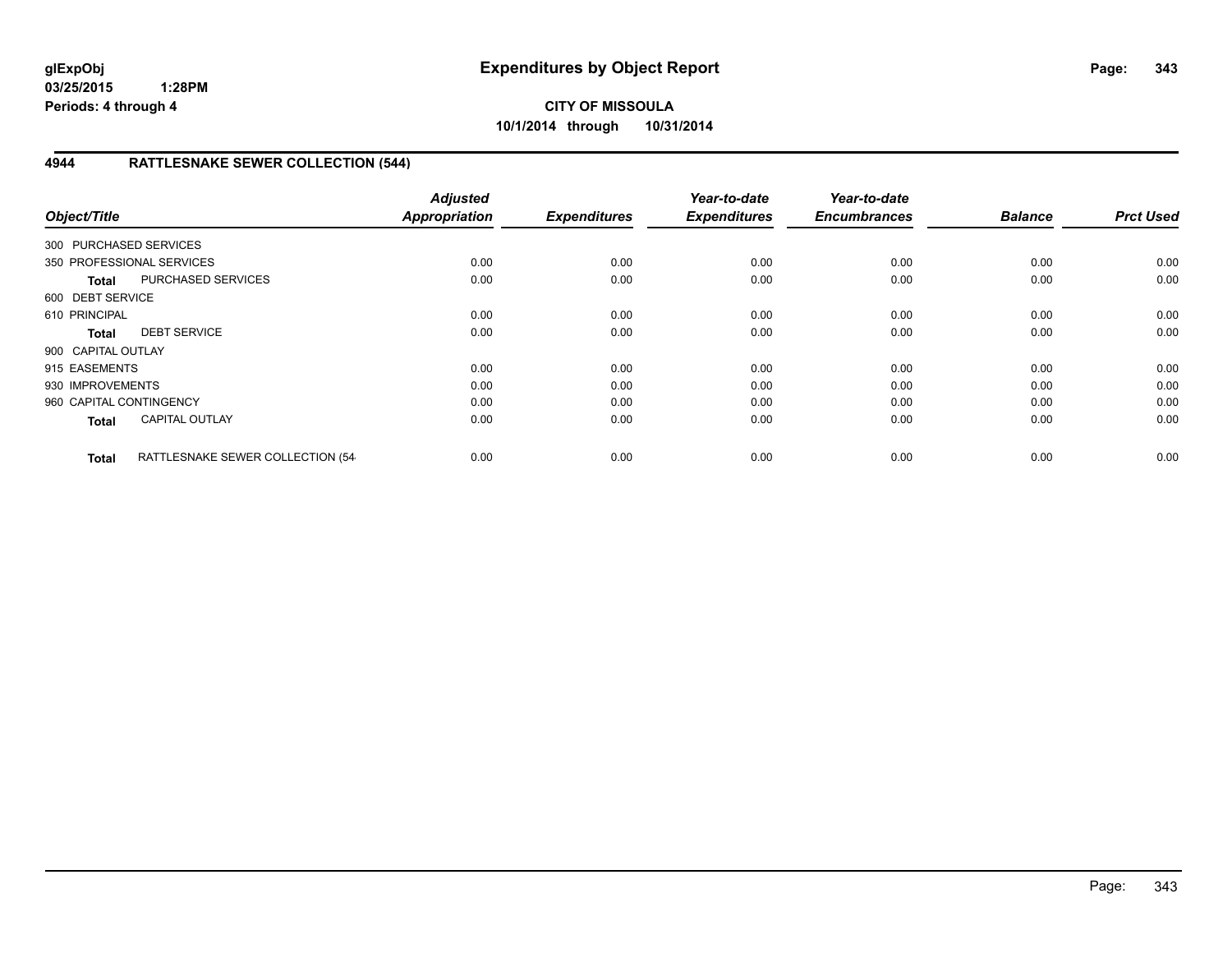**glExpObj**
**03/25/2015 1:28PM**
**Periods: 4 through 4**

# Expenditures by Object Report

**CITY OF MISSOULA**
**10/1/2014 through 10/31/2014**

## 4944 RATTLESNAKE SEWER COLLECTION (544)

| Object/Title | | Adjusted Appropriation | Expenditures | Year-to-date Expenditures | Year-to-date Encumbrances | Balance | Prct Used |
|---|---|---|---|---|---|---|---|
| 300 PURCHASED SERVICES | | | | | | | |
| 350 PROFESSIONAL SERVICES | | 0.00 | 0.00 | 0.00 | 0.00 | 0.00 | 0.00 |
| **Total** | PURCHASED SERVICES | 0.00 | 0.00 | 0.00 | 0.00 | 0.00 | 0.00 |
| 600 DEBT SERVICE | | | | | | | |
| 610 PRINCIPAL | | 0.00 | 0.00 | 0.00 | 0.00 | 0.00 | 0.00 |
| **Total** | DEBT SERVICE | 0.00 | 0.00 | 0.00 | 0.00 | 0.00 | 0.00 |
| 900 CAPITAL OUTLAY | | | | | | | |
| 915 EASEMENTS | | 0.00 | 0.00 | 0.00 | 0.00 | 0.00 | 0.00 |
| 930 IMPROVEMENTS | | 0.00 | 0.00 | 0.00 | 0.00 | 0.00 | 0.00 |
| 960 CAPITAL CONTINGENCY | | 0.00 | 0.00 | 0.00 | 0.00 | 0.00 | 0.00 |
| **Total** | CAPITAL OUTLAY | 0.00 | 0.00 | 0.00 | 0.00 | 0.00 | 0.00 |
| **Total** | RATTLESNAKE SEWER COLLECTION (54 | 0.00 | 0.00 | 0.00 | 0.00 | 0.00 | 0.00 |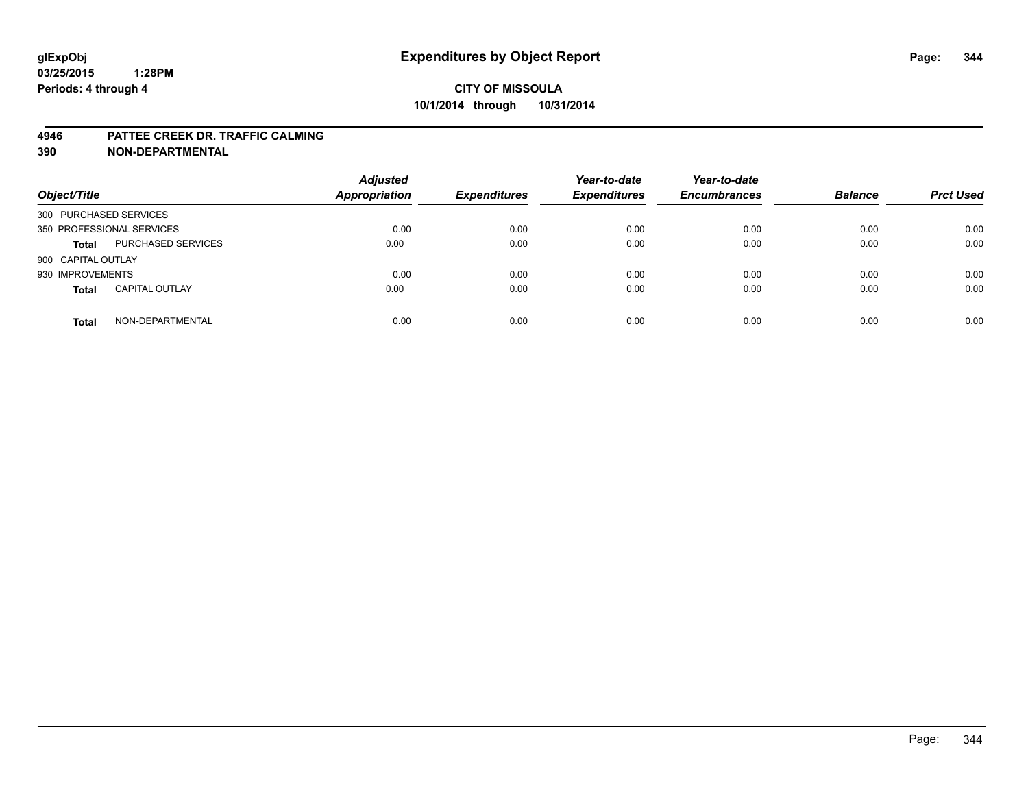**glExpObj**
**03/25/2015 1:28PM**
**Periods: 4 through 4**

# Expenditures by Object Report

**CITY OF MISSOULA**
**10/1/2014 through 10/31/2014**

**4946 PATTEE CREEK DR. TRAFFIC CALMING**
**390 NON-DEPARTMENTAL**

| Object/Title | | Adjusted Appropriation | Expenditures | Year-to-date Expenditures | Year-to-date Encumbrances | Balance | Prct Used |
|---|---|---|---|---|---|---|---|
| 300 PURCHASED SERVICES | | | | | | | |
| 350 PROFESSIONAL SERVICES | | 0.00 | 0.00 | 0.00 | 0.00 | 0.00 | 0.00 |
| **Total** | PURCHASED SERVICES | 0.00 | 0.00 | 0.00 | 0.00 | 0.00 | 0.00 |
| 900 CAPITAL OUTLAY | | | | | | | |
| 930 IMPROVEMENTS | | 0.00 | 0.00 | 0.00 | 0.00 | 0.00 | 0.00 |
| **Total** | CAPITAL OUTLAY | 0.00 | 0.00 | 0.00 | 0.00 | 0.00 | 0.00 |
| **Total** | NON-DEPARTMENTAL | 0.00 | 0.00 | 0.00 | 0.00 | 0.00 | 0.00 |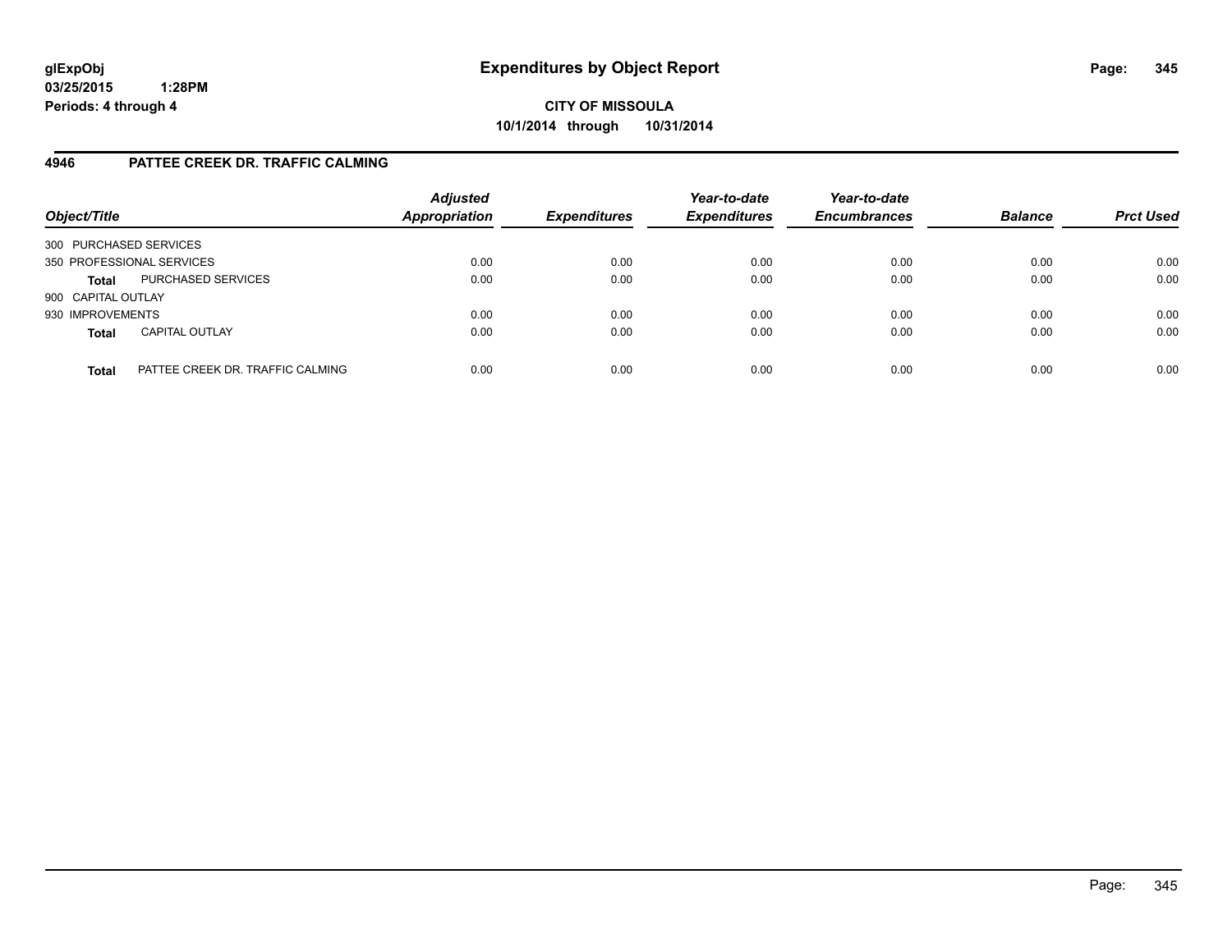glExpObj
03/25/2015 1:28PM
Periods: 4 through 4

# Expenditures by Object Report

**CITY OF MISSOULA**
**10/1/2014 through 10/31/2014**

## 4946 PATTEE CREEK DR. TRAFFIC CALMING

| Object/Title | | Adjusted Appropriation | Expenditures | Year-to-date Expenditures | Year-to-date Encumbrances | Balance | Prct Used |
|---|---|---|---|---|---|---|---|
| 300 PURCHASED SERVICES | | | | | | | |
| 350 PROFESSIONAL SERVICES | | 0.00 | 0.00 | 0.00 | 0.00 | 0.00 | 0.00 |
| **Total** | PURCHASED SERVICES | 0.00 | 0.00 | 0.00 | 0.00 | 0.00 | 0.00 |
| 900 CAPITAL OUTLAY | | | | | | | |
| 930 IMPROVEMENTS | | 0.00 | 0.00 | 0.00 | 0.00 | 0.00 | 0.00 |
| **Total** | CAPITAL OUTLAY | 0.00 | 0.00 | 0.00 | 0.00 | 0.00 | 0.00 |
| **Total** | PATTEE CREEK DR. TRAFFIC CALMING | 0.00 | 0.00 | 0.00 | 0.00 | 0.00 | 0.00 |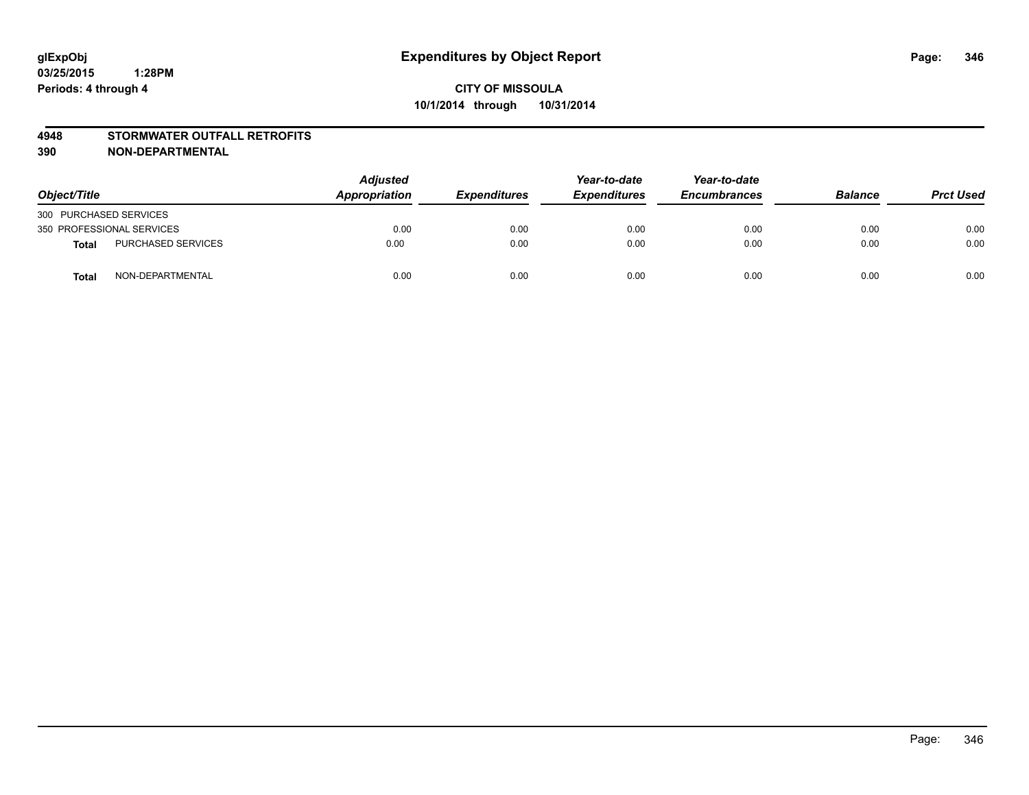**glExpObj**
**03/25/2015 1:28PM**
**Periods: 4 through 4**

# Expenditures by Object Report

**CITY OF MISSOULA**
**10/1/2014 through 10/31/2014**

## 4948 STORMWATER OUTFALL RETROFITS
## 390 NON-DEPARTMENTAL

| Object/Title | | Adjusted Appropriation | Expenditures | Year-to-date Expenditures | Year-to-date Encumbrances | Balance | Prct Used |
|---|---|---|---|---|---|---|---|
| 300 PURCHASED SERVICES | | | | | | | |
| 350 PROFESSIONAL SERVICES | | 0.00 | 0.00 | 0.00 | 0.00 | 0.00 | 0.00 |
| **Total** | PURCHASED SERVICES | 0.00 | 0.00 | 0.00 | 0.00 | 0.00 | 0.00 |
| **Total** | NON-DEPARTMENTAL | 0.00 | 0.00 | 0.00 | 0.00 | 0.00 | 0.00 |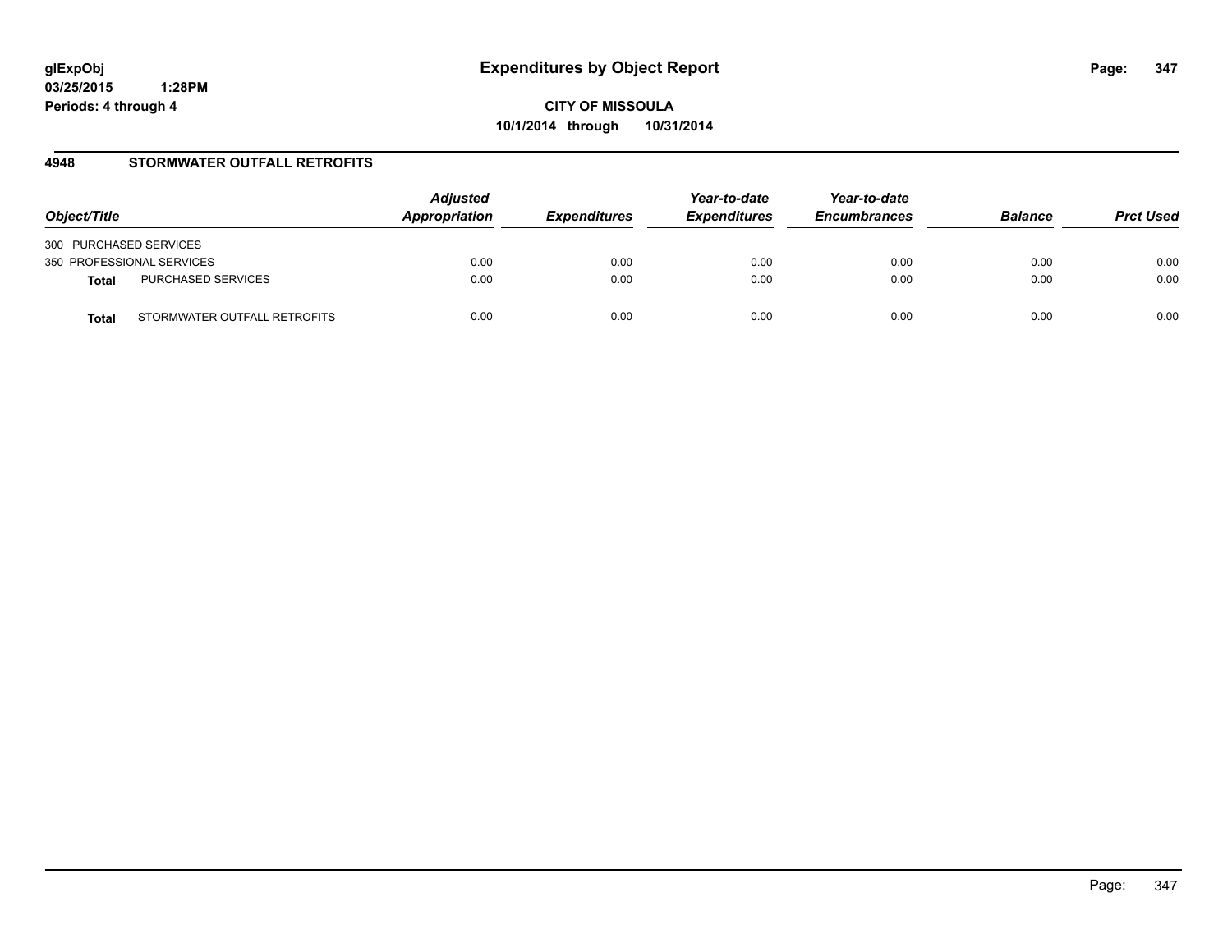**glExpObj**
**03/25/2015 1:28PM**
**Periods: 4 through 4**

# Expenditures by Object Report

**CITY OF MISSOULA**
**10/1/2014 through 10/31/2014**

## 4948 STORMWATER OUTFALL RETROFITS

| Object/Title | | Adjusted Appropriation | Expenditures | Year-to-date Expenditures | Year-to-date Encumbrances | Balance | Prct Used |
|---|---|---|---|---|---|---|---|
| 300 PURCHASED SERVICES | | | | | | | |
| 350 PROFESSIONAL SERVICES | | 0.00 | 0.00 | 0.00 | 0.00 | 0.00 | 0.00 |
| **Total** | PURCHASED SERVICES | 0.00 | 0.00 | 0.00 | 0.00 | 0.00 | 0.00 |
| **Total** | STORMWATER OUTFALL RETROFITS | 0.00 | 0.00 | 0.00 | 0.00 | 0.00 | 0.00 |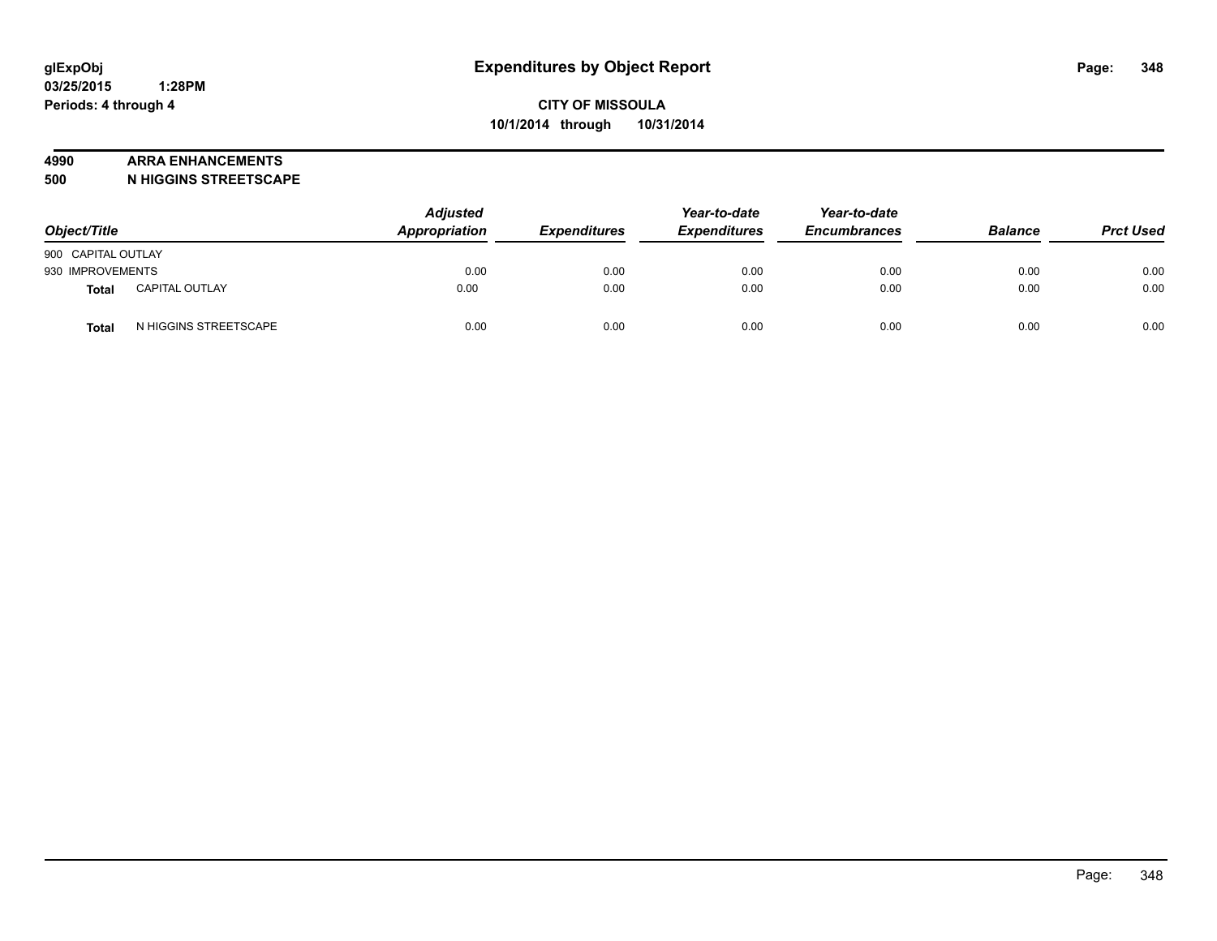# Expenditures by Object Report

**CITY OF MISSOULA**

**10/1/2014 through 10/31/2014**

glExpObj
03/25/2015 1:28PM
Periods: 4 through 4

**4990 ARRA ENHANCEMENTS**
**500 N HIGGINS STREETSCAPE**

| Object/Title | | Adjusted Appropriation | Expenditures | Year-to-date Expenditures | Year-to-date Encumbrances | Balance | Prct Used |
|---|---|---|---|---|---|---|---|
| 900 CAPITAL OUTLAY | | | | | | | |
| 930 IMPROVEMENTS | | 0.00 | 0.00 | 0.00 | 0.00 | 0.00 | 0.00 |
| **Total** | CAPITAL OUTLAY | 0.00 | 0.00 | 0.00 | 0.00 | 0.00 | 0.00 |
| **Total** | N HIGGINS STREETSCAPE | 0.00 | 0.00 | 0.00 | 0.00 | 0.00 | 0.00 |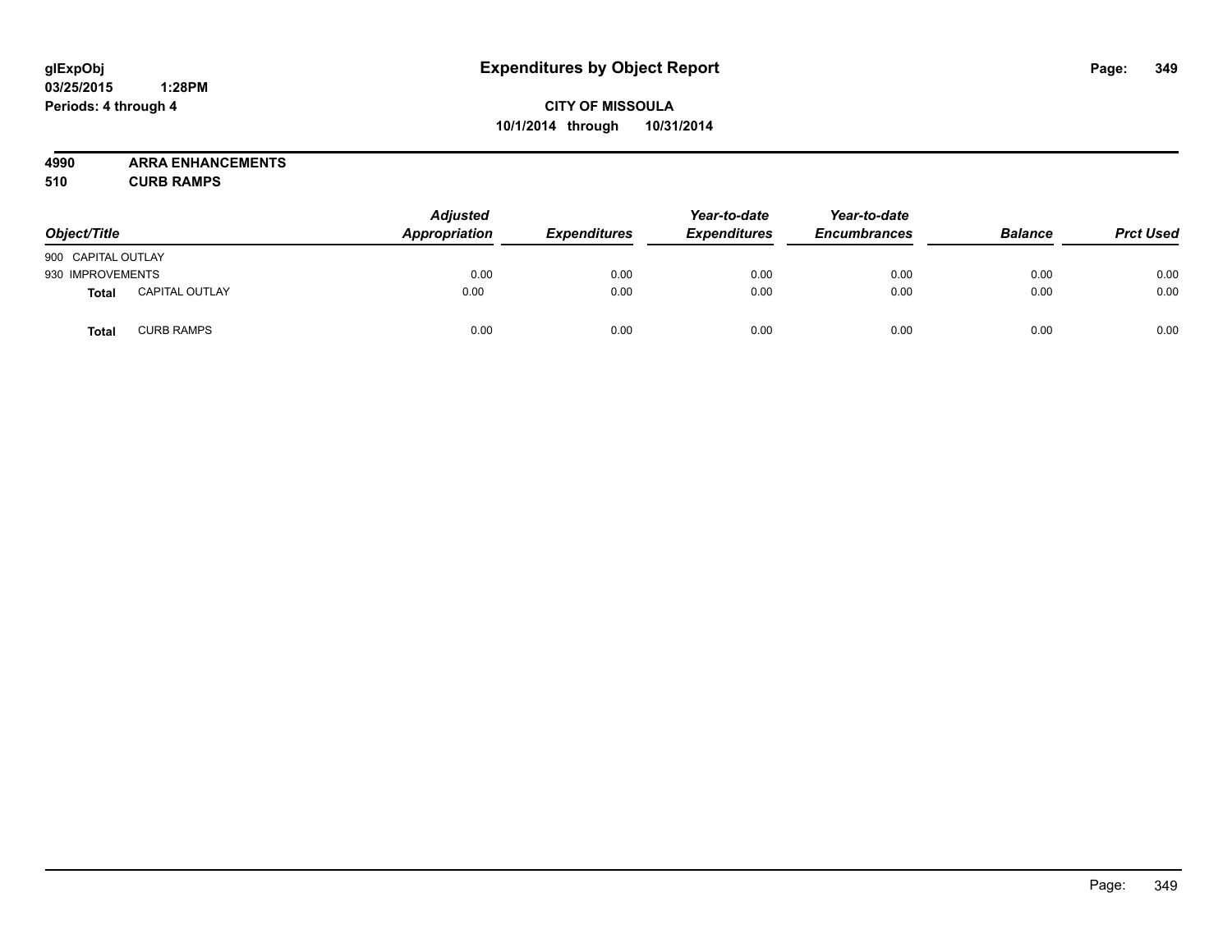**glExpObj**
**03/25/2015 1:28PM**
**Periods: 4 through 4**

# Expenditures by Object Report

**CITY OF MISSOULA**
**10/1/2014 through 10/31/2014**

**4990 ARRA ENHANCEMENTS**
**510 CURB RAMPS**

| Object/Title | | Adjusted Appropriation | Expenditures | Year-to-date Expenditures | Year-to-date Encumbrances | Balance | Prct Used |
|---|---|---|---|---|---|---|---|
| 900 CAPITAL OUTLAY | | | | | | | |
| 930 IMPROVEMENTS | | 0.00 | 0.00 | 0.00 | 0.00 | 0.00 | 0.00 |
| **Total** | CAPITAL OUTLAY | 0.00 | 0.00 | 0.00 | 0.00 | 0.00 | 0.00 |
| **Total** | CURB RAMPS | 0.00 | 0.00 | 0.00 | 0.00 | 0.00 | 0.00 |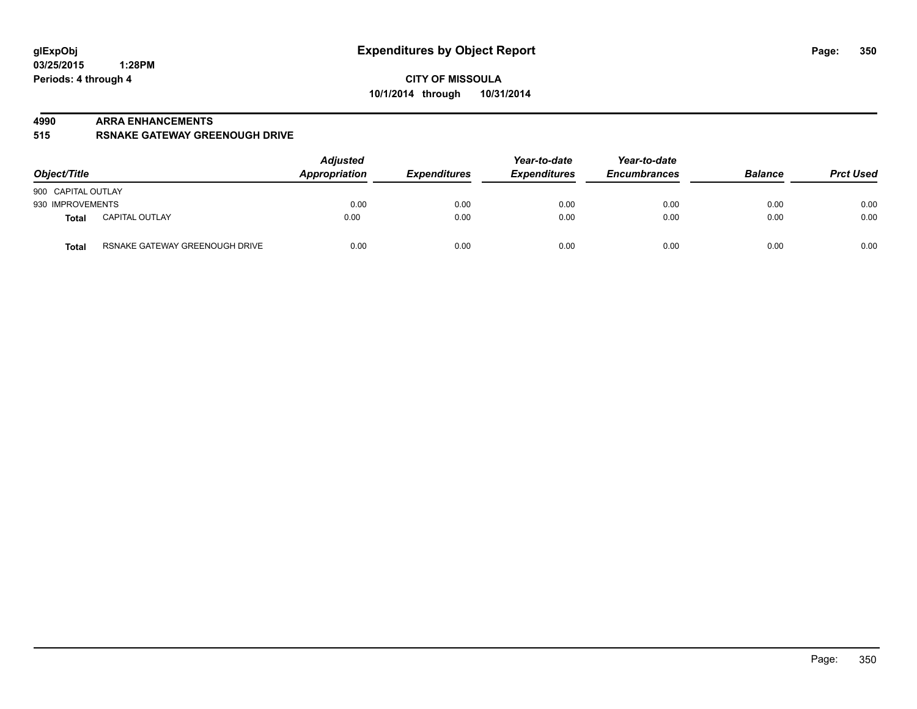glExpObj
03/25/2015 1:28PM
Periods: 4 through 4

# Expenditures by Object Report

**CITY OF MISSOULA**
**10/1/2014 through 10/31/2014**

**4990 ARRA ENHANCEMENTS**
**515 RSNAKE GATEWAY GREENOUGH DRIVE**

| Object/Title | | Adjusted Appropriation | Expenditures | Year-to-date Expenditures | Year-to-date Encumbrances | Balance | Prct Used |
|---|---|---|---|---|---|---|---|
| 900 CAPITAL OUTLAY | | | | | | | |
| 930 IMPROVEMENTS | | 0.00 | 0.00 | 0.00 | 0.00 | 0.00 | 0.00 |
| **Total** | CAPITAL OUTLAY | 0.00 | 0.00 | 0.00 | 0.00 | 0.00 | 0.00 |
| **Total** | RSNAKE GATEWAY GREENOUGH DRIVE | 0.00 | 0.00 | 0.00 | 0.00 | 0.00 | 0.00 |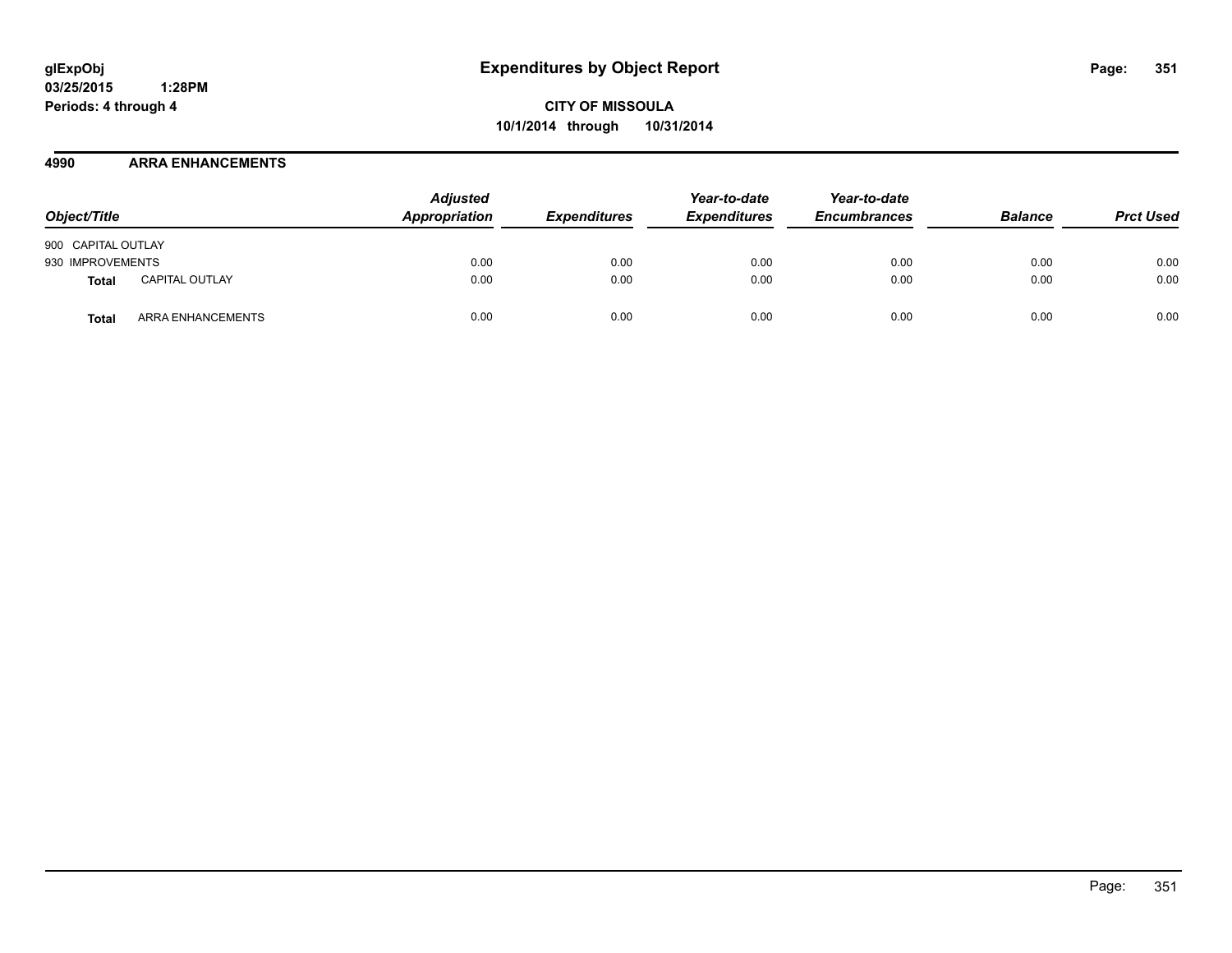**glExpObj**
**03/25/2015 1:28PM**
**Periods: 4 through 4**

# Expenditures by Object Report

**CITY OF MISSOULA**
**10/1/2014 through 10/31/2014**

## 4990 ARRA ENHANCEMENTS

| Object/Title | | Adjusted Appropriation | Expenditures | Year-to-date Expenditures | Year-to-date Encumbrances | Balance | Prct Used |
|---|---|---|---|---|---|---|---|
| 900 CAPITAL OUTLAY | | | | | | | |
| 930 IMPROVEMENTS | | 0.00 | 0.00 | 0.00 | 0.00 | 0.00 | 0.00 |
| **Total** | CAPITAL OUTLAY | 0.00 | 0.00 | 0.00 | 0.00 | 0.00 | 0.00 |
| **Total** | ARRA ENHANCEMENTS | 0.00 | 0.00 | 0.00 | 0.00 | 0.00 | 0.00 |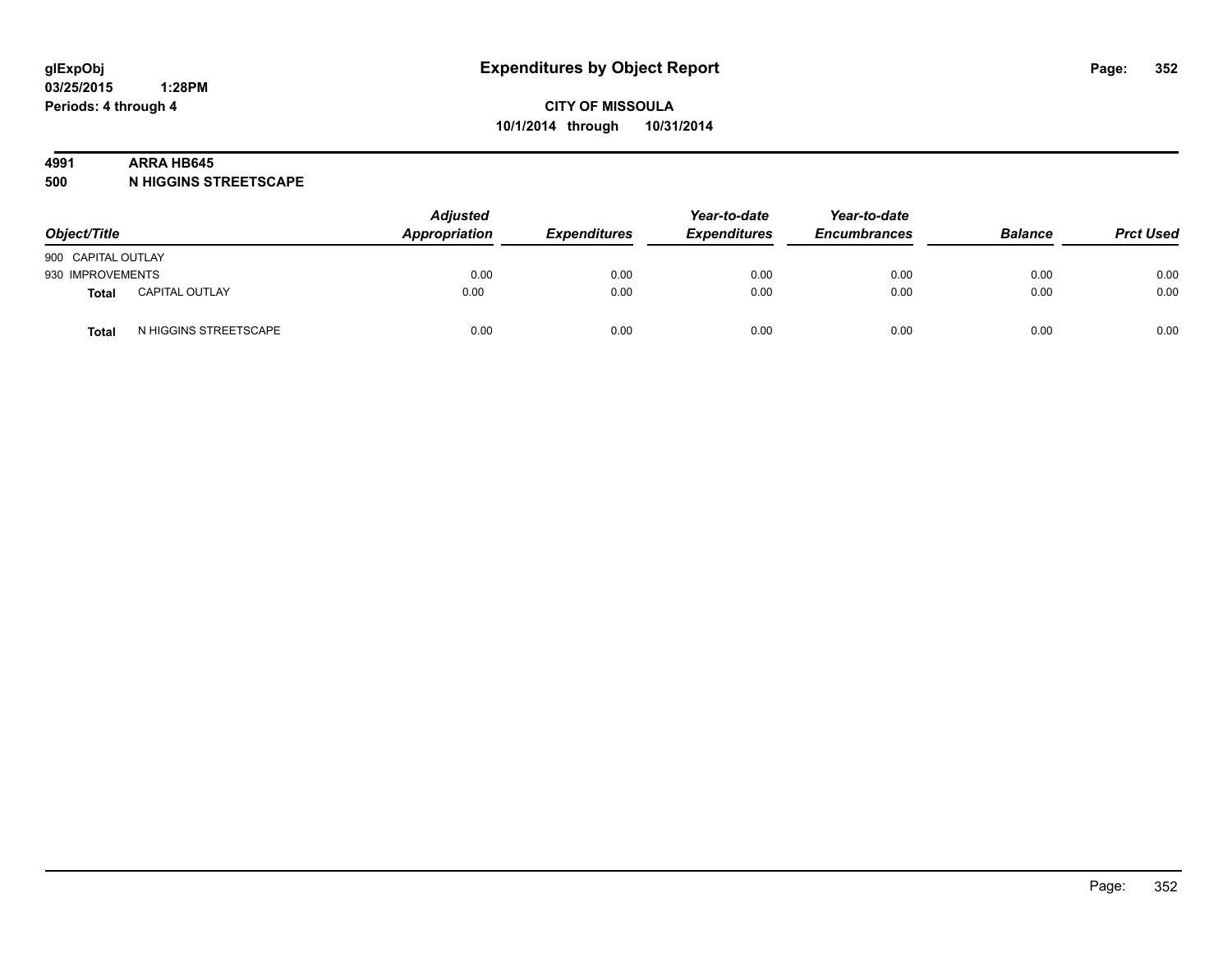# Expenditures by Object Report

glExpObj
03/25/2015 1:28PM
Periods: 4 through 4

**CITY OF MISSOULA**
**10/1/2014 through 10/31/2014**

## 4991 ARRA HB645
## 500 N HIGGINS STREETSCAPE

| Object/Title | | Adjusted Appropriation | Expenditures | Year-to-date Expenditures | Year-to-date Encumbrances | Balance | Prct Used |
|---|---|---|---|---|---|---|---|
| 900 CAPITAL OUTLAY | | | | | | | |
| 930 IMPROVEMENTS | | 0.00 | 0.00 | 0.00 | 0.00 | 0.00 | 0.00 |
| **Total** | CAPITAL OUTLAY | 0.00 | 0.00 | 0.00 | 0.00 | 0.00 | 0.00 |
| **Total** | N HIGGINS STREETSCAPE | 0.00 | 0.00 | 0.00 | 0.00 | 0.00 | 0.00 |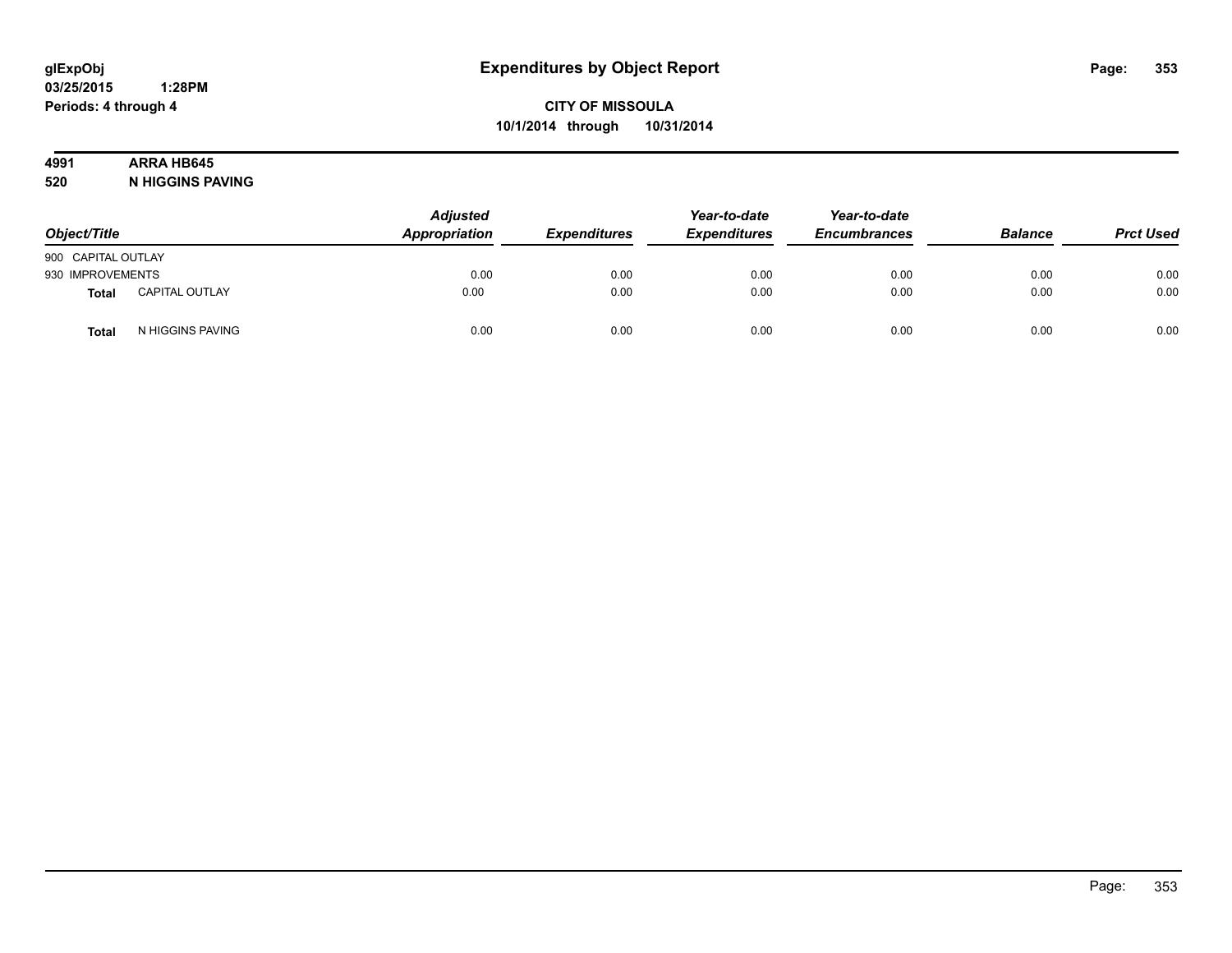**glExpObj**
**03/25/2015 1:28PM**
**Periods: 4 through 4**

# Expenditures by Object Report

**CITY OF MISSOULA**
**10/1/2014 through 10/31/2014**

**4991 ARRA HB645**
**520 N HIGGINS PAVING**

| Object/Title | Adjusted Appropriation | Expenditures | Year-to-date Expenditures | Year-to-date Encumbrances | Balance | Prct Used |
|---|---|---|---|---|---|---|
| 900 CAPITAL OUTLAY | | | | | | |
| 930 IMPROVEMENTS | 0.00 | 0.00 | 0.00 | 0.00 | 0.00 | 0.00 |
| **Total** CAPITAL OUTLAY | 0.00 | 0.00 | 0.00 | 0.00 | 0.00 | 0.00 |
| **Total** N HIGGINS PAVING | 0.00 | 0.00 | 0.00 | 0.00 | 0.00 | 0.00 |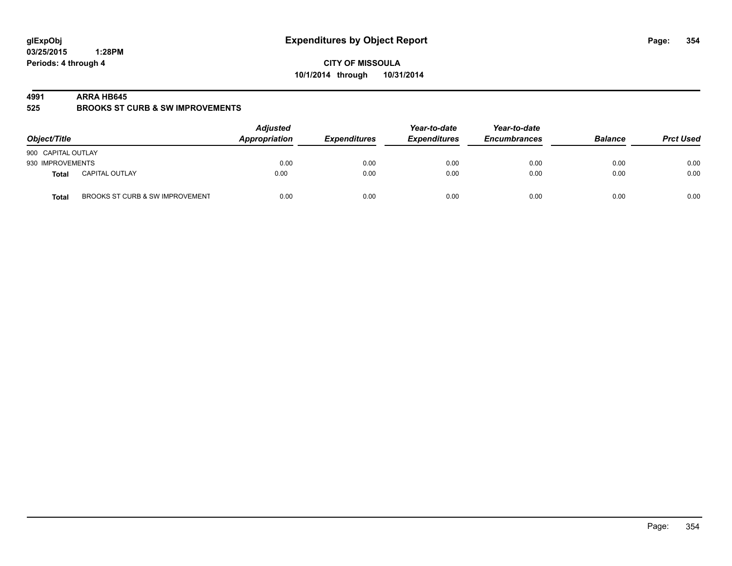glExpObj
03/25/2015 1:28PM
Periods: 4 through 4

# Expenditures by Object Report

**CITY OF MISSOULA**
**10/1/2014 through 10/31/2014**

**4991 ARRA HB645**
**525 BROOKS ST CURB & SW IMPROVEMENTS**

| Object/Title | | Adjusted Appropriation | Expenditures | Year-to-date Expenditures | Year-to-date Encumbrances | Balance | Prct Used |
|---|---|---|---|---|---|---|---|
| 900 CAPITAL OUTLAY | | | | | | | |
| 930 IMPROVEMENTS | | 0.00 | 0.00 | 0.00 | 0.00 | 0.00 | 0.00 |
| **Total** | CAPITAL OUTLAY | 0.00 | 0.00 | 0.00 | 0.00 | 0.00 | 0.00 |
| **Total** | BROOKS ST CURB & SW IMPROVEMENT | 0.00 | 0.00 | 0.00 | 0.00 | 0.00 | 0.00 |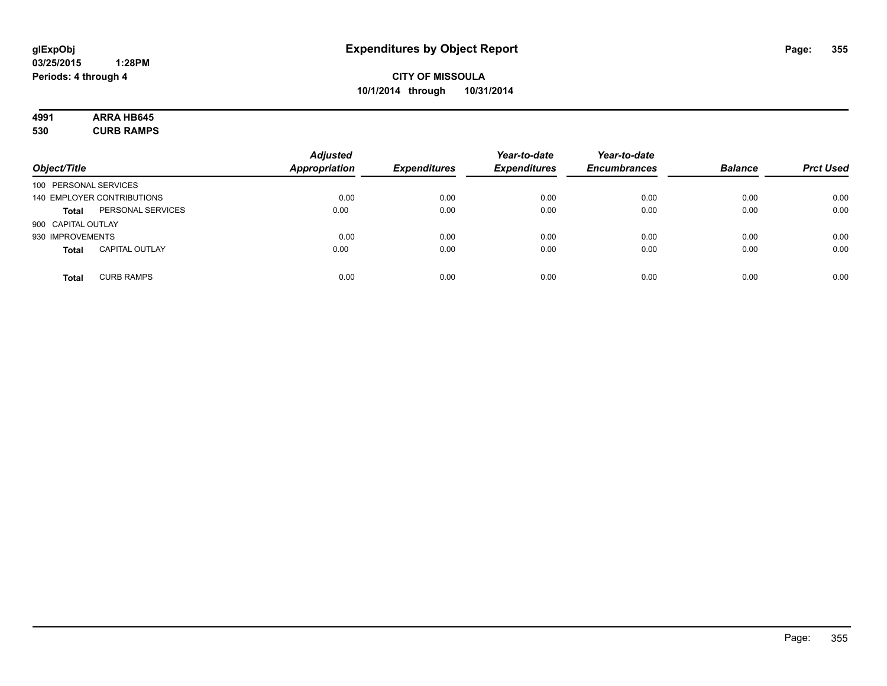**glExpObj**
**03/25/2015 1:28PM**
**Periods: 4 through 4**

# Expenditures by Object Report

**CITY OF MISSOULA**
**10/1/2014 through 10/31/2014**

**4991 ARRA HB645**
**530 CURB RAMPS**

| Object/Title | | Adjusted Appropriation | Expenditures | Year-to-date Expenditures | Year-to-date Encumbrances | Balance | Prct Used |
|---|---|---|---|---|---|---|---|
| 100 PERSONAL SERVICES | | | | | | | |
| 140 EMPLOYER CONTRIBUTIONS | | 0.00 | 0.00 | 0.00 | 0.00 | 0.00 | 0.00 |
| **Total** | PERSONAL SERVICES | 0.00 | 0.00 | 0.00 | 0.00 | 0.00 | 0.00 |
| 900 CAPITAL OUTLAY | | | | | | | |
| 930 IMPROVEMENTS | | 0.00 | 0.00 | 0.00 | 0.00 | 0.00 | 0.00 |
| **Total** | CAPITAL OUTLAY | 0.00 | 0.00 | 0.00 | 0.00 | 0.00 | 0.00 |
| **Total** | CURB RAMPS | 0.00 | 0.00 | 0.00 | 0.00 | 0.00 | 0.00 |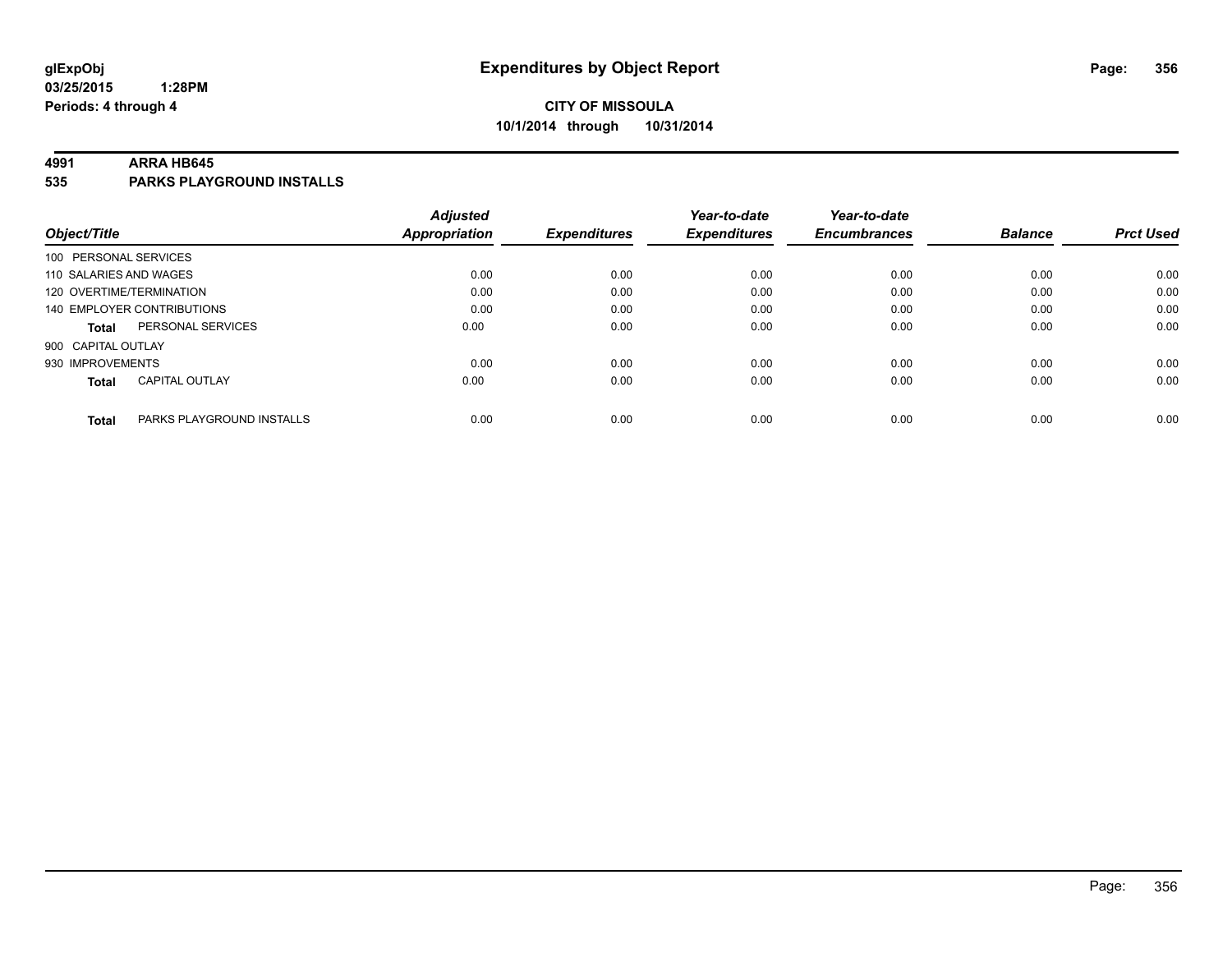**glExpObj**
**03/25/2015 1:28PM**
**Periods: 4 through 4**

# Expenditures by Object Report

**CITY OF MISSOULA**
**10/1/2014 through 10/31/2014**

## 4991 ARRA HB645
## 535 PARKS PLAYGROUND INSTALLS

| Object/Title | Adjusted Appropriation | Expenditures | Year-to-date Expenditures | Year-to-date Encumbrances | Balance | Prct Used |
|---|---|---|---|---|---|---|
| 100 PERSONAL SERVICES | | | | | | |
| 110 SALARIES AND WAGES | 0.00 | 0.00 | 0.00 | 0.00 | 0.00 | 0.00 |
| 120 OVERTIME/TERMINATION | 0.00 | 0.00 | 0.00 | 0.00 | 0.00 | 0.00 |
| 140 EMPLOYER CONTRIBUTIONS | 0.00 | 0.00 | 0.00 | 0.00 | 0.00 | 0.00 |
| **Total** PERSONAL SERVICES | 0.00 | 0.00 | 0.00 | 0.00 | 0.00 | 0.00 |
| 900 CAPITAL OUTLAY | | | | | | |
| 930 IMPROVEMENTS | 0.00 | 0.00 | 0.00 | 0.00 | 0.00 | 0.00 |
| **Total** CAPITAL OUTLAY | 0.00 | 0.00 | 0.00 | 0.00 | 0.00 | 0.00 |
| **Total** PARKS PLAYGROUND INSTALLS | 0.00 | 0.00 | 0.00 | 0.00 | 0.00 | 0.00 |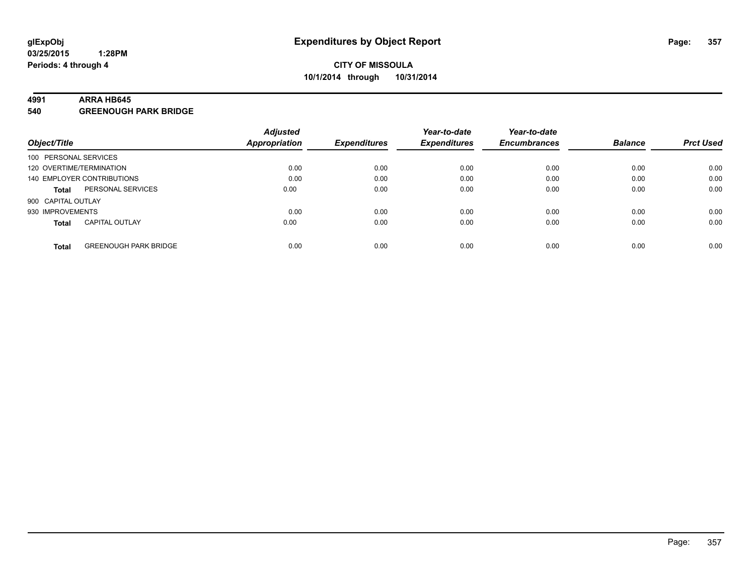glExpObj
03/25/2015 1:28PM
Periods: 4 through 4

# Expenditures by Object Report

**CITY OF MISSOULA**
**10/1/2014 through 10/31/2014**

**4991 ARRA HB645**
**540 GREENOUGH PARK BRIDGE**

| Object/Title | | Adjusted Appropriation | Expenditures | Year-to-date Expenditures | Year-to-date Encumbrances | Balance | Prct Used |
|---|---|---|---|---|---|---|---|
| 100 PERSONAL SERVICES | | | | | | | |
| 120 OVERTIME/TERMINATION | | 0.00 | 0.00 | 0.00 | 0.00 | 0.00 | 0.00 |
| 140 EMPLOYER CONTRIBUTIONS | | 0.00 | 0.00 | 0.00 | 0.00 | 0.00 | 0.00 |
| **Total** | PERSONAL SERVICES | 0.00 | 0.00 | 0.00 | 0.00 | 0.00 | 0.00 |
| 900 CAPITAL OUTLAY | | | | | | | |
| 930 IMPROVEMENTS | | 0.00 | 0.00 | 0.00 | 0.00 | 0.00 | 0.00 |
| **Total** | CAPITAL OUTLAY | 0.00 | 0.00 | 0.00 | 0.00 | 0.00 | 0.00 |
| **Total** | GREENOUGH PARK BRIDGE | 0.00 | 0.00 | 0.00 | 0.00 | 0.00 | 0.00 |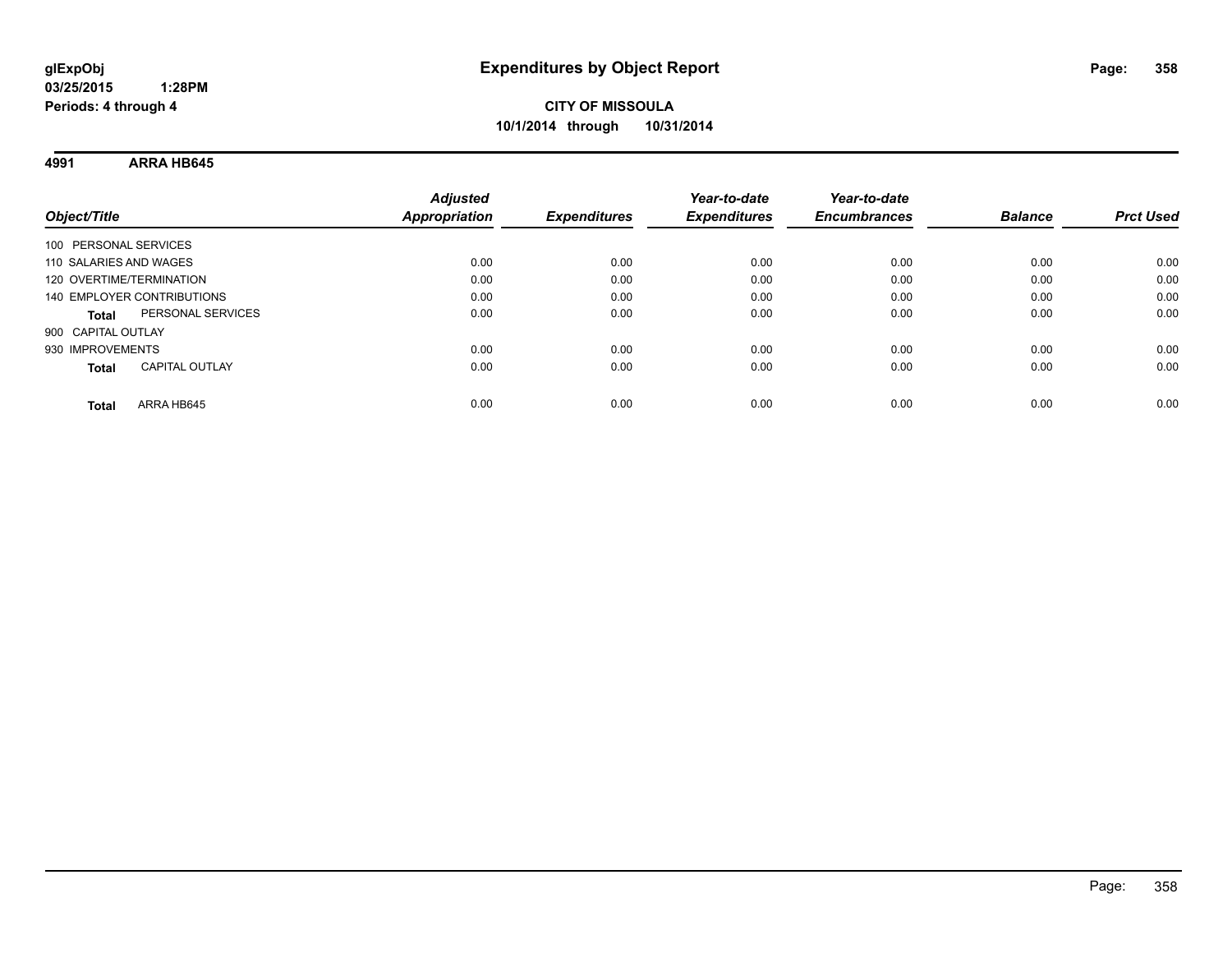**glExpObj**
**03/25/2015 1:28PM**
**Periods: 4 through 4**

# Expenditures by Object Report

**CITY OF MISSOULA**
**10/1/2014 through 10/31/2014**

**4991 ARRA HB645**

| Object/Title | Adjusted Appropriation | Expenditures | Year-to-date Expenditures | Year-to-date Encumbrances | Balance | Prct Used |
|---|---|---|---|---|---|---|
| 100 PERSONAL SERVICES | | | | | | |
| 110 SALARIES AND WAGES | 0.00 | 0.00 | 0.00 | 0.00 | 0.00 | 0.00 |
| 120 OVERTIME/TERMINATION | 0.00 | 0.00 | 0.00 | 0.00 | 0.00 | 0.00 |
| 140 EMPLOYER CONTRIBUTIONS | 0.00 | 0.00 | 0.00 | 0.00 | 0.00 | 0.00 |
| **Total** PERSONAL SERVICES | 0.00 | 0.00 | 0.00 | 0.00 | 0.00 | 0.00 |
| 900 CAPITAL OUTLAY | | | | | | |
| 930 IMPROVEMENTS | 0.00 | 0.00 | 0.00 | 0.00 | 0.00 | 0.00 |
| **Total** CAPITAL OUTLAY | 0.00 | 0.00 | 0.00 | 0.00 | 0.00 | 0.00 |
| **Total** ARRA HB645 | 0.00 | 0.00 | 0.00 | 0.00 | 0.00 | 0.00 |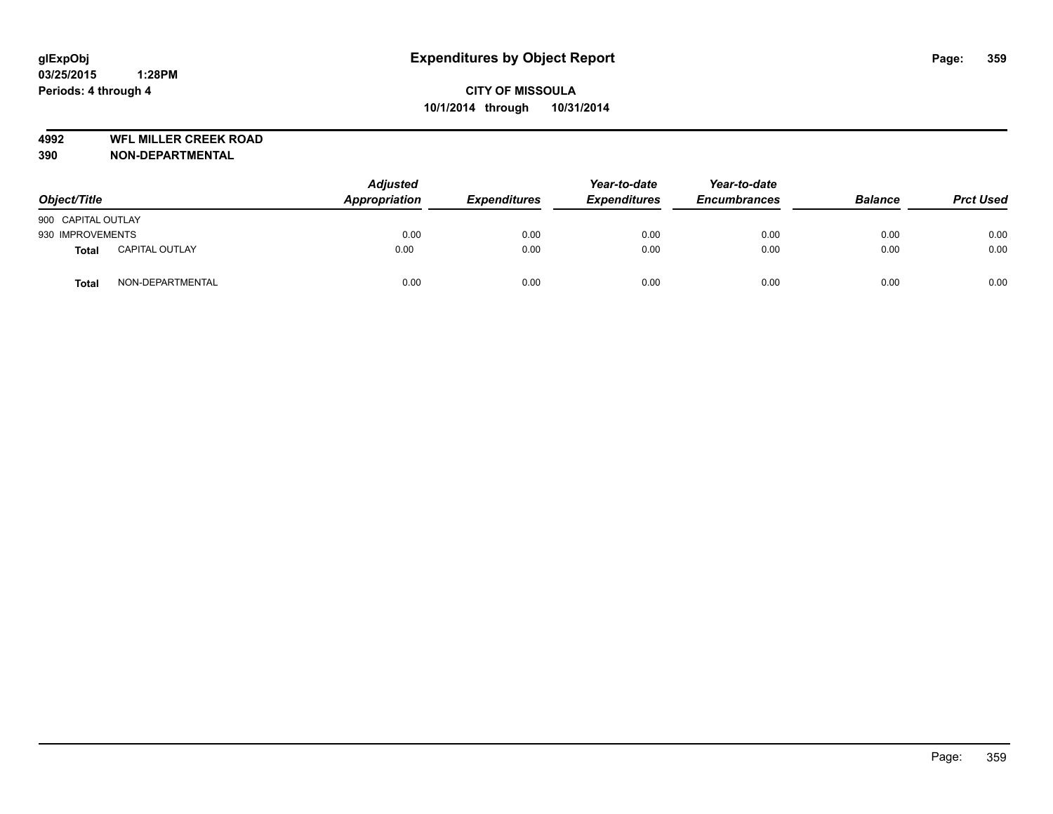**glExpObj**
**03/25/2015 1:28PM**
**Periods: 4 through 4**

# Expenditures by Object Report

**CITY OF MISSOULA**
**10/1/2014 through 10/31/2014**

**4992 WFL MILLER CREEK ROAD**
**390 NON-DEPARTMENTAL**

| Object/Title | | Adjusted Appropriation | Expenditures | Year-to-date Expenditures | Year-to-date Encumbrances | Balance | Prct Used |
|---|---|---|---|---|---|---|---|
| 900 CAPITAL OUTLAY | | | | | | | |
| 930 IMPROVEMENTS | | 0.00 | 0.00 | 0.00 | 0.00 | 0.00 | 0.00 |
| **Total** | CAPITAL OUTLAY | 0.00 | 0.00 | 0.00 | 0.00 | 0.00 | 0.00 |
| **Total** | NON-DEPARTMENTAL | 0.00 | 0.00 | 0.00 | 0.00 | 0.00 | 0.00 |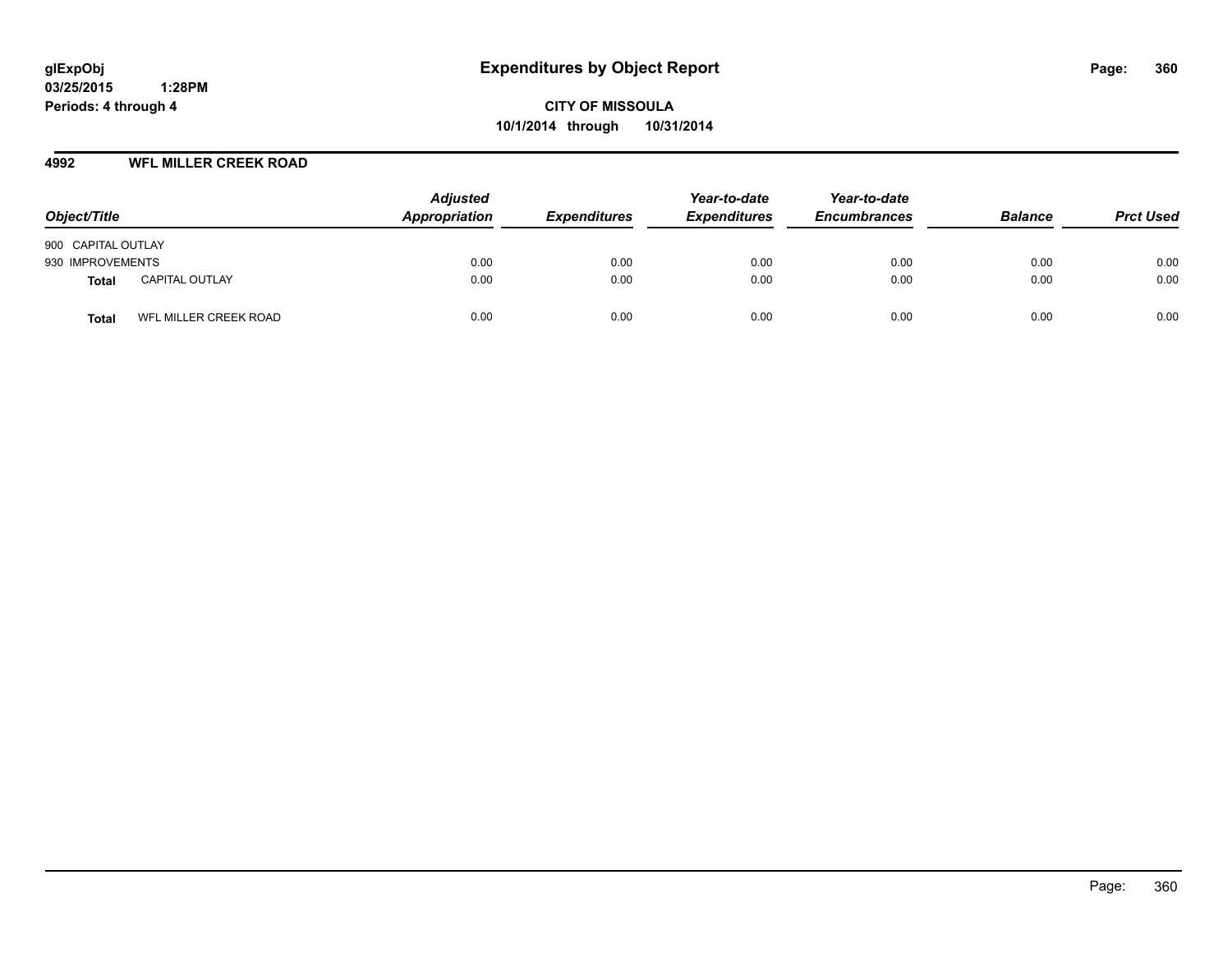**glExpObj**
**03/25/2015 1:28PM**
**Periods: 4 through 4**

# Expenditures by Object Report

**CITY OF MISSOULA**
**10/1/2014 through 10/31/2014**

## 4992 WFL MILLER CREEK ROAD

| Object/Title | | Adjusted Appropriation | Expenditures | Year-to-date Expenditures | Year-to-date Encumbrances | Balance | Prct Used |
|---|---|---|---|---|---|---|---|
| 900 CAPITAL OUTLAY | | | | | | | |
| 930 IMPROVEMENTS | | 0.00 | 0.00 | 0.00 | 0.00 | 0.00 | 0.00 |
| **Total** | CAPITAL OUTLAY | 0.00 | 0.00 | 0.00 | 0.00 | 0.00 | 0.00 |
| **Total** | WFL MILLER CREEK ROAD | 0.00 | 0.00 | 0.00 | 0.00 | 0.00 | 0.00 |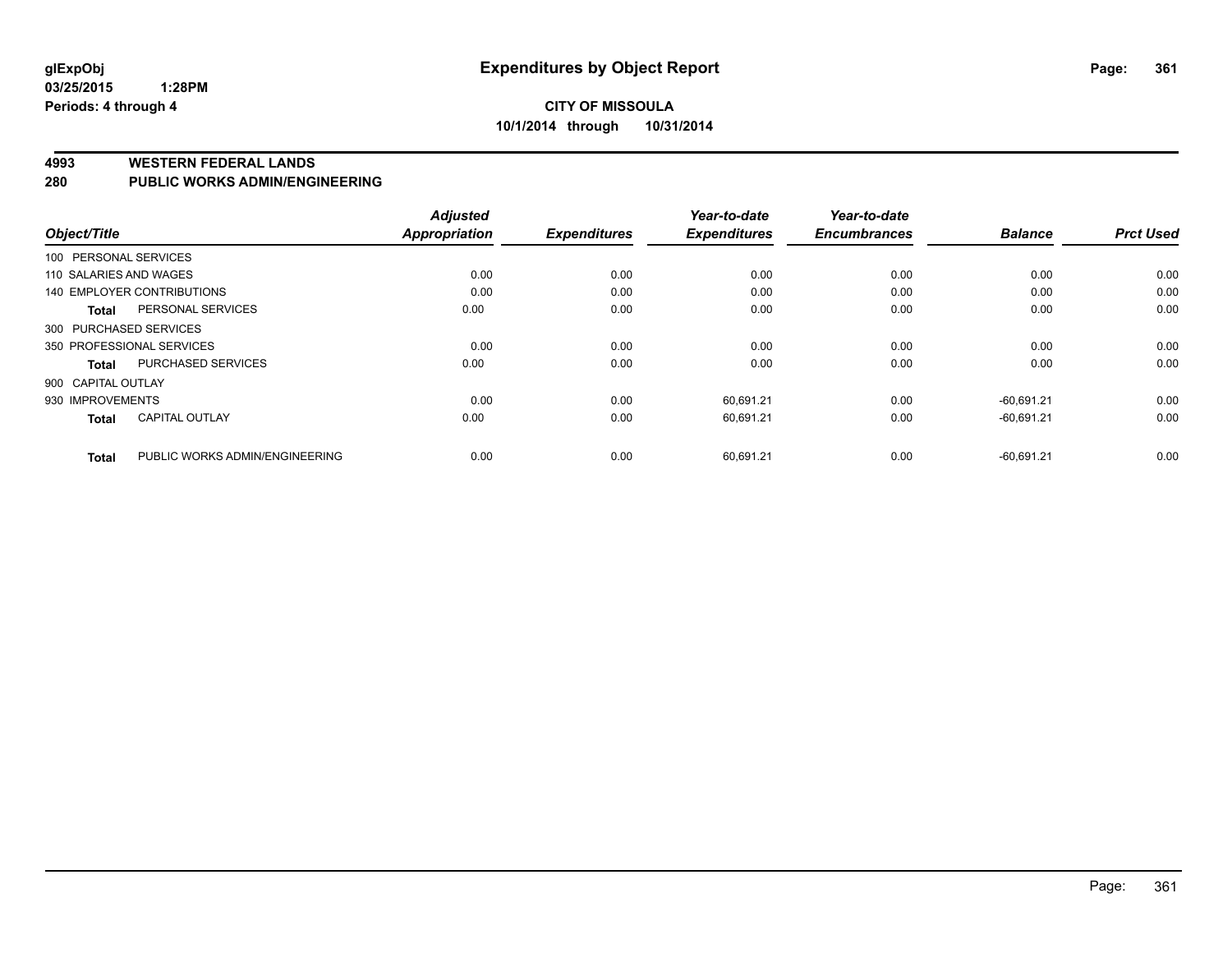# Expenditures by Object Report

glExpObj
03/25/2015 1:28PM
Periods: 4 through 4

**CITY OF MISSOULA**
**10/1/2014 through 10/31/2014**

## 4993 WESTERN FEDERAL LANDS
## 280 PUBLIC WORKS ADMIN/ENGINEERING

| Object/Title | | Adjusted Appropriation | Expenditures | Year-to-date Expenditures | Year-to-date Encumbrances | Balance | Prct Used |
|---|---|---|---|---|---|---|---|
| 100 PERSONAL SERVICES | | | | | | | |
| 110 SALARIES AND WAGES | | 0.00 | 0.00 | 0.00 | 0.00 | 0.00 | 0.00 |
| 140 EMPLOYER CONTRIBUTIONS | | 0.00 | 0.00 | 0.00 | 0.00 | 0.00 | 0.00 |
| Total | PERSONAL SERVICES | 0.00 | 0.00 | 0.00 | 0.00 | 0.00 | 0.00 |
| 300 PURCHASED SERVICES | | | | | | | |
| 350 PROFESSIONAL SERVICES | | 0.00 | 0.00 | 0.00 | 0.00 | 0.00 | 0.00 |
| Total | PURCHASED SERVICES | 0.00 | 0.00 | 0.00 | 0.00 | 0.00 | 0.00 |
| 900 CAPITAL OUTLAY | | | | | | | |
| 930 IMPROVEMENTS | | 0.00 | 0.00 | 60,691.21 | 0.00 | -60,691.21 | 0.00 |
| Total | CAPITAL OUTLAY | 0.00 | 0.00 | 60,691.21 | 0.00 | -60,691.21 | 0.00 |
| Total | PUBLIC WORKS ADMIN/ENGINEERING | 0.00 | 0.00 | 60,691.21 | 0.00 | -60,691.21 | 0.00 |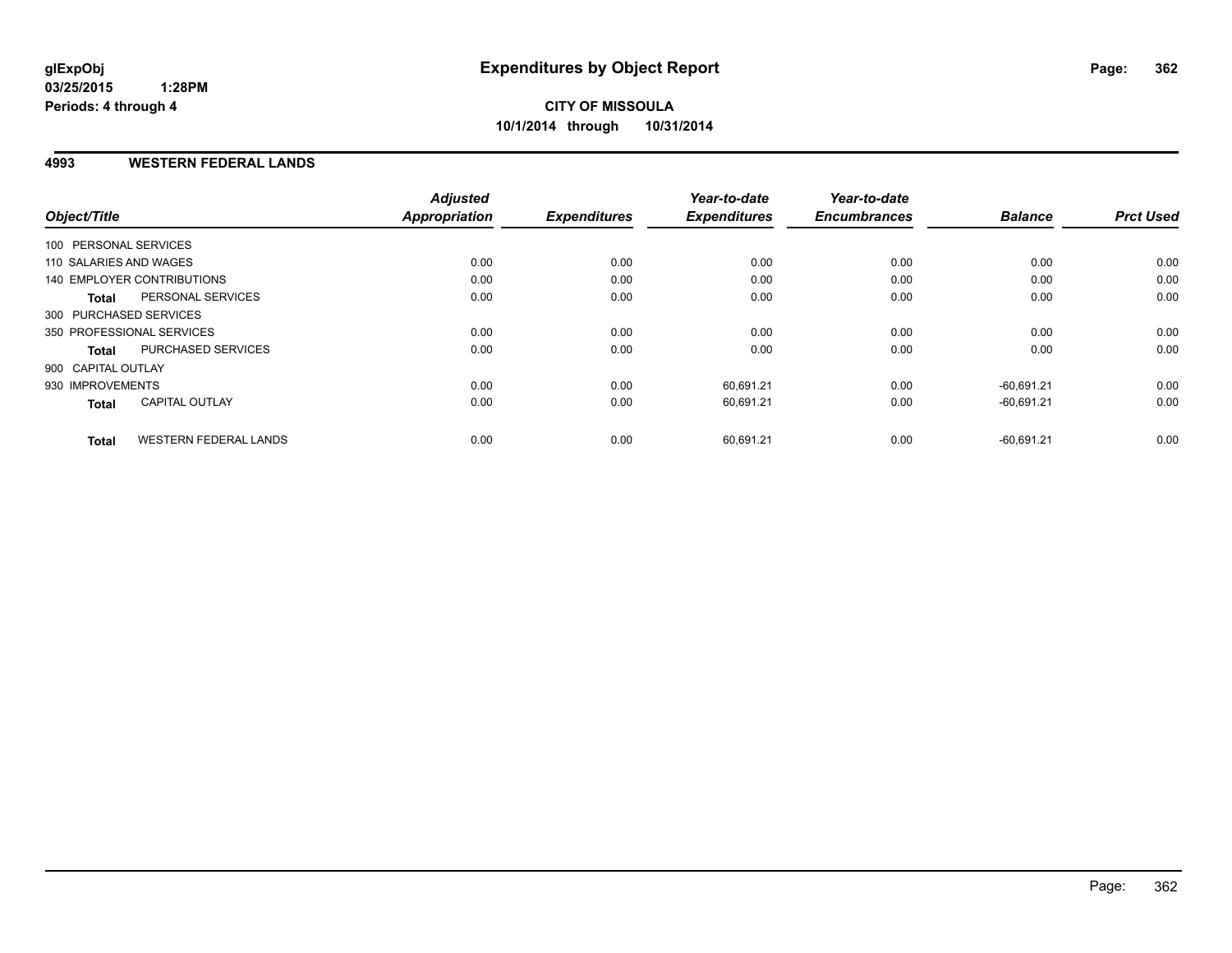# Expenditures by Object Report

glExpObj
03/25/2015 1:28PM
Periods: 4 through 4

**CITY OF MISSOULA**
**10/1/2014 through 10/31/2014**

## 4993 WESTERN FEDERAL LANDS

| Object/Title | Adjusted Appropriation | Expenditures | Year-to-date Expenditures | Year-to-date Encumbrances | Balance | Prct Used |
|---|---|---|---|---|---|---|
| 100 PERSONAL SERVICES | | | | | | |
| 110 SALARIES AND WAGES | 0.00 | 0.00 | 0.00 | 0.00 | 0.00 | 0.00 |
| 140 EMPLOYER CONTRIBUTIONS | 0.00 | 0.00 | 0.00 | 0.00 | 0.00 | 0.00 |
| **Total** PERSONAL SERVICES | 0.00 | 0.00 | 0.00 | 0.00 | 0.00 | 0.00 |
| 300 PURCHASED SERVICES | | | | | | |
| 350 PROFESSIONAL SERVICES | 0.00 | 0.00 | 0.00 | 0.00 | 0.00 | 0.00 |
| **Total** PURCHASED SERVICES | 0.00 | 0.00 | 0.00 | 0.00 | 0.00 | 0.00 |
| 900 CAPITAL OUTLAY | | | | | | |
| 930 IMPROVEMENTS | 0.00 | 0.00 | 60,691.21 | 0.00 | -60,691.21 | 0.00 |
| **Total** CAPITAL OUTLAY | 0.00 | 0.00 | 60,691.21 | 0.00 | -60,691.21 | 0.00 |
| **Total** WESTERN FEDERAL LANDS | 0.00 | 0.00 | 60,691.21 | 0.00 | -60,691.21 | 0.00 |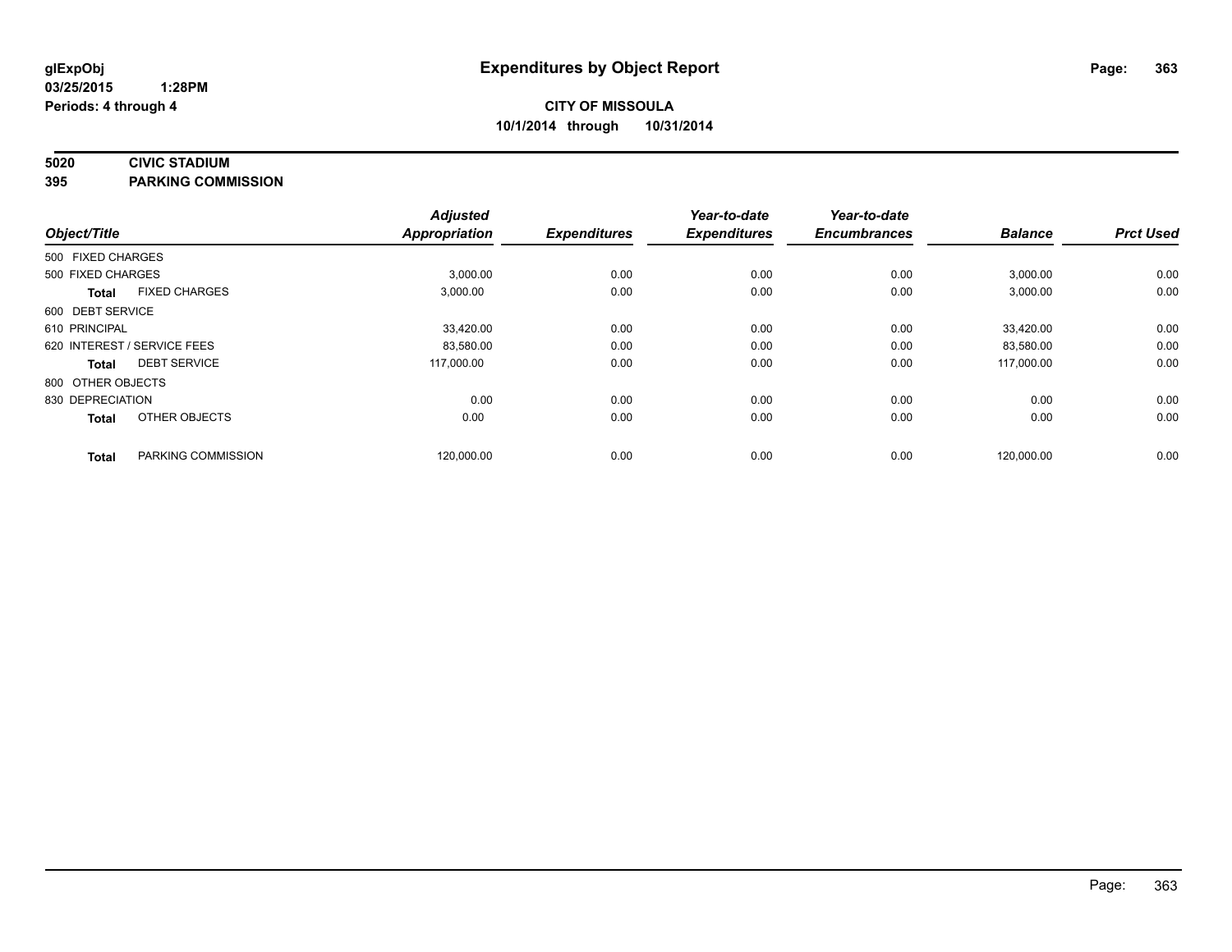# Expenditures by Object Report

glExpObj
03/25/2015 1:28PM
Periods: 4 through 4

**CITY OF MISSOULA**
**10/1/2014 through 10/31/2014**

**5020 CIVIC STADIUM**
**395 PARKING COMMISSION**

| Object/Title | | Adjusted Appropriation | Expenditures | Year-to-date Expenditures | Year-to-date Encumbrances | Balance | Prct Used |
|---|---|---|---|---|---|---|---|
| 500 FIXED CHARGES | | | | | | | |
| 500 FIXED CHARGES | | 3,000.00 | 0.00 | 0.00 | 0.00 | 3,000.00 | 0.00 |
| **Total** | FIXED CHARGES | 3,000.00 | 0.00 | 0.00 | 0.00 | 3,000.00 | 0.00 |
| 600 DEBT SERVICE | | | | | | | |
| 610 PRINCIPAL | | 33,420.00 | 0.00 | 0.00 | 0.00 | 33,420.00 | 0.00 |
| 620 INTEREST / SERVICE FEES | | 83,580.00 | 0.00 | 0.00 | 0.00 | 83,580.00 | 0.00 |
| **Total** | DEBT SERVICE | 117,000.00 | 0.00 | 0.00 | 0.00 | 117,000.00 | 0.00 |
| 800 OTHER OBJECTS | | | | | | | |
| 830 DEPRECIATION | | 0.00 | 0.00 | 0.00 | 0.00 | 0.00 | 0.00 |
| **Total** | OTHER OBJECTS | 0.00 | 0.00 | 0.00 | 0.00 | 0.00 | 0.00 |
| **Total** | PARKING COMMISSION | 120,000.00 | 0.00 | 0.00 | 0.00 | 120,000.00 | 0.00 |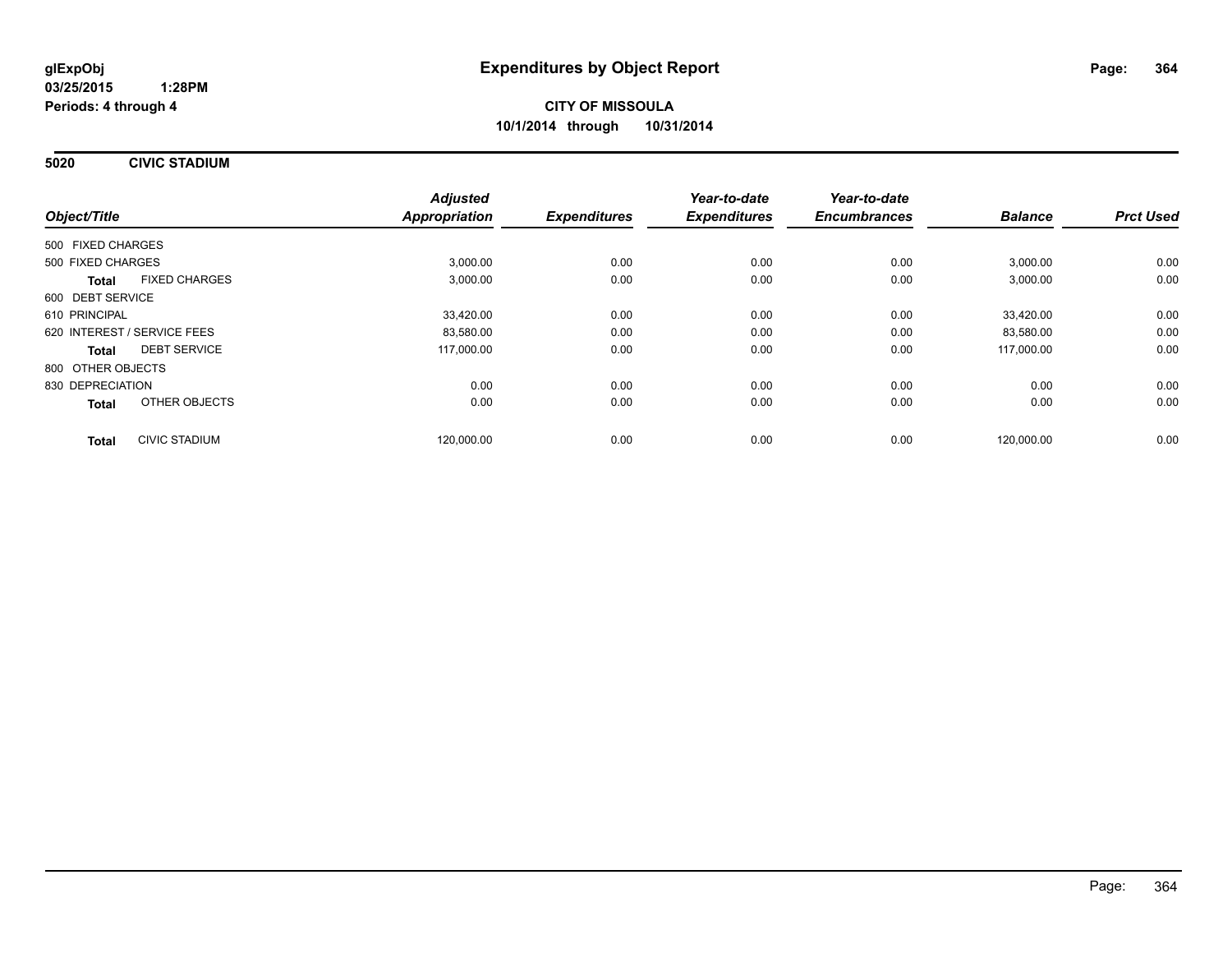glExpObj
03/25/2015 1:28PM
Periods: 4 through 4

# Expenditures by Object Report

**CITY OF MISSOULA**
**10/1/2014 through 10/31/2014**

## 5020 CIVIC STADIUM

| Object/Title | Adjusted Appropriation | Expenditures | Year-to-date Expenditures | Year-to-date Encumbrances | Balance | Prct Used |
|---|---|---|---|---|---|---|
| 500 FIXED CHARGES | | | | | | |
| 500 FIXED CHARGES | 3,000.00 | 0.00 | 0.00 | 0.00 | 3,000.00 | 0.00 |
| **Total** FIXED CHARGES | 3,000.00 | 0.00 | 0.00 | 0.00 | 3,000.00 | 0.00 |
| 600 DEBT SERVICE | | | | | | |
| 610 PRINCIPAL | 33,420.00 | 0.00 | 0.00 | 0.00 | 33,420.00 | 0.00 |
| 620 INTEREST / SERVICE FEES | 83,580.00 | 0.00 | 0.00 | 0.00 | 83,580.00 | 0.00 |
| **Total** DEBT SERVICE | 117,000.00 | 0.00 | 0.00 | 0.00 | 117,000.00 | 0.00 |
| 800 OTHER OBJECTS | | | | | | |
| 830 DEPRECIATION | 0.00 | 0.00 | 0.00 | 0.00 | 0.00 | 0.00 |
| **Total** OTHER OBJECTS | 0.00 | 0.00 | 0.00 | 0.00 | 0.00 | 0.00 |
| **Total** CIVIC STADIUM | 120,000.00 | 0.00 | 0.00 | 0.00 | 120,000.00 | 0.00 |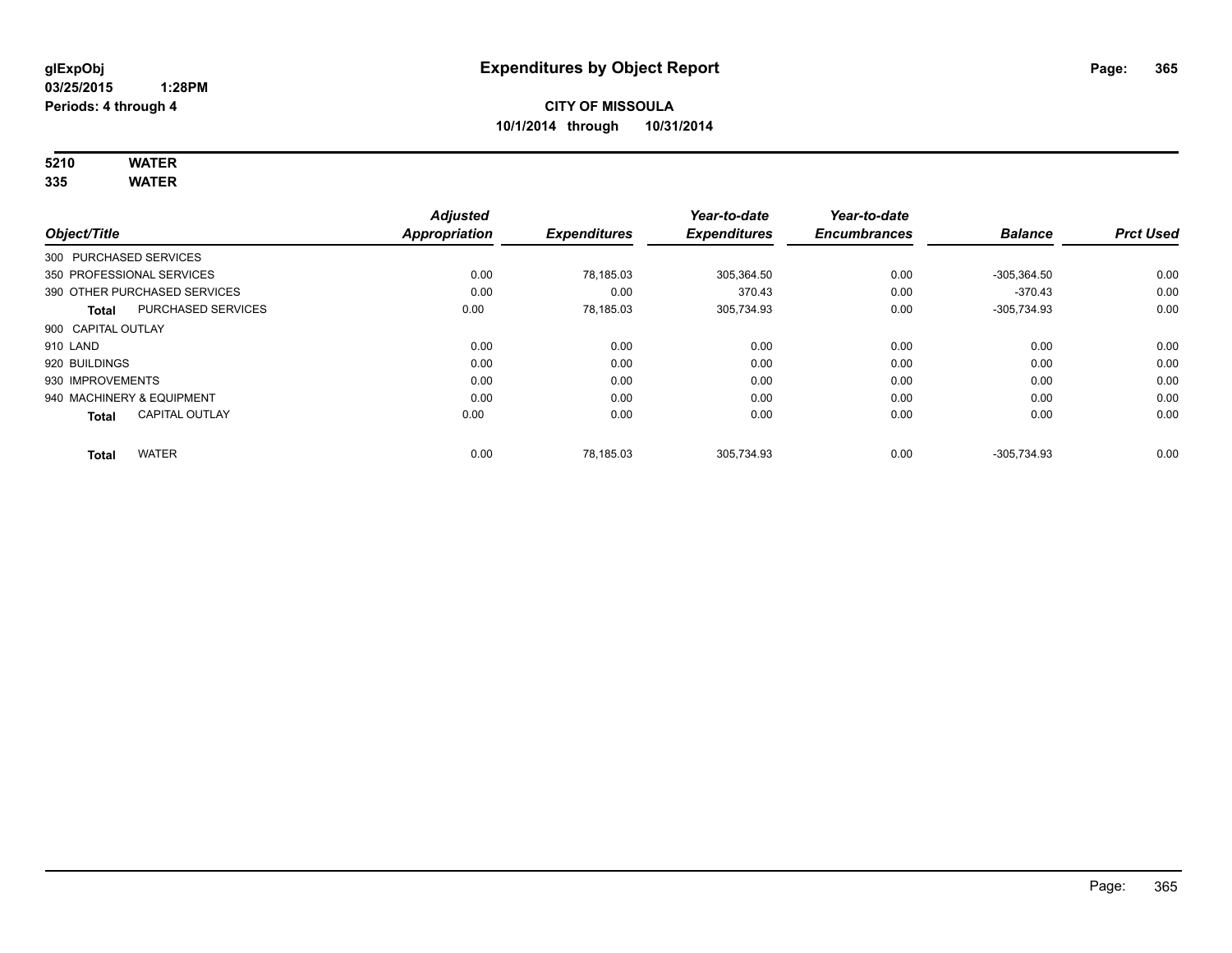glExpObj
03/25/2015 1:28PM
Periods: 4 through 4

# Expenditures by Object Report

**CITY OF MISSOULA**
**10/1/2014 through 10/31/2014**

**5210 WATER**
**335 WATER**

| Object/Title | | Adjusted Appropriation | Expenditures | Year-to-date Expenditures | Year-to-date Encumbrances | Balance | Prct Used |
|---|---|---|---|---|---|---|---|
| 300 PURCHASED SERVICES | | | | | | | |
| 350 PROFESSIONAL SERVICES | | 0.00 | 78,185.03 | 305,364.50 | 0.00 | -305,364.50 | 0.00 |
| 390 OTHER PURCHASED SERVICES | | 0.00 | 0.00 | 370.43 | 0.00 | -370.43 | 0.00 |
| **Total** | PURCHASED SERVICES | 0.00 | 78,185.03 | 305,734.93 | 0.00 | -305,734.93 | 0.00 |
| 900 CAPITAL OUTLAY | | | | | | | |
| 910 LAND | | 0.00 | 0.00 | 0.00 | 0.00 | 0.00 | 0.00 |
| 920 BUILDINGS | | 0.00 | 0.00 | 0.00 | 0.00 | 0.00 | 0.00 |
| 930 IMPROVEMENTS | | 0.00 | 0.00 | 0.00 | 0.00 | 0.00 | 0.00 |
| 940 MACHINERY & EQUIPMENT | | 0.00 | 0.00 | 0.00 | 0.00 | 0.00 | 0.00 |
| **Total** | CAPITAL OUTLAY | 0.00 | 0.00 | 0.00 | 0.00 | 0.00 | 0.00 |
| **Total** | WATER | 0.00 | 78,185.03 | 305,734.93 | 0.00 | -305,734.93 | 0.00 |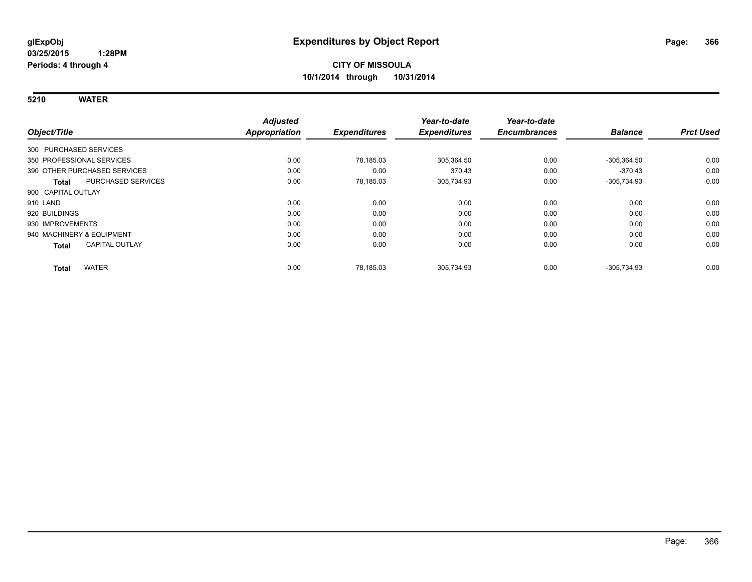# Expenditures by Object Report

glExpObj
03/25/2015 1:28PM
Periods: 4 through 4

**CITY OF MISSOULA**
**10/1/2014 through 10/31/2014**

**5210 WATER**

| Object/Title | Adjusted Appropriation | Expenditures | Year-to-date Expenditures | Year-to-date Encumbrances | Balance | Prct Used |
|---|---|---|---|---|---|---|
| 300 PURCHASED SERVICES | | | | | | |
| 350 PROFESSIONAL SERVICES | 0.00 | 78,185.03 | 305,364.50 | 0.00 | -305,364.50 | 0.00 |
| 390 OTHER PURCHASED SERVICES | 0.00 | 0.00 | 370.43 | 0.00 | -370.43 | 0.00 |
| **Total** PURCHASED SERVICES | 0.00 | 78,185.03 | 305,734.93 | 0.00 | -305,734.93 | 0.00 |
| 900 CAPITAL OUTLAY | | | | | | |
| 910 LAND | 0.00 | 0.00 | 0.00 | 0.00 | 0.00 | 0.00 |
| 920 BUILDINGS | 0.00 | 0.00 | 0.00 | 0.00 | 0.00 | 0.00 |
| 930 IMPROVEMENTS | 0.00 | 0.00 | 0.00 | 0.00 | 0.00 | 0.00 |
| 940 MACHINERY & EQUIPMENT | 0.00 | 0.00 | 0.00 | 0.00 | 0.00 | 0.00 |
| **Total** CAPITAL OUTLAY | 0.00 | 0.00 | 0.00 | 0.00 | 0.00 | 0.00 |
| **Total** WATER | 0.00 | 78,185.03 | 305,734.93 | 0.00 | -305,734.93 | 0.00 |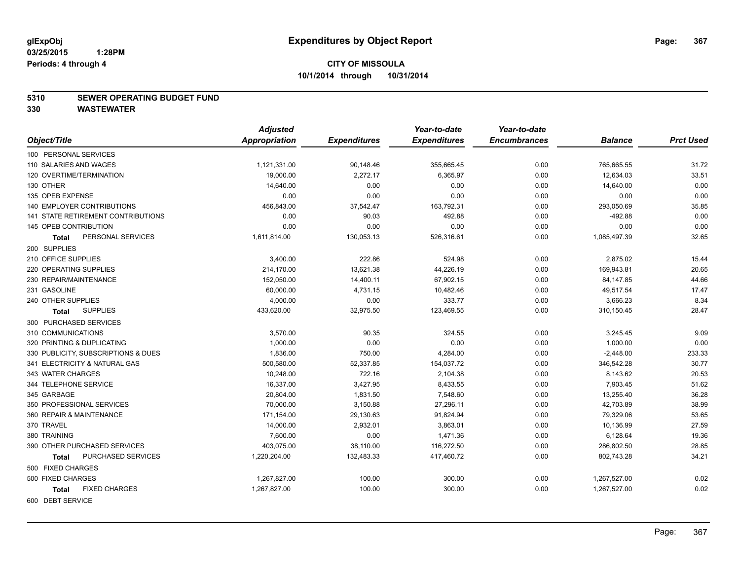glExpObj
03/25/2015 1:28PM
Periods: 4 through 4

# Expenditures by Object Report

**CITY OF MISSOULA**
**10/1/2014 through 10/31/2014**

## 5310 SEWER OPERATING BUDGET FUND
## 330 WASTEWATER

| Object/Title | Adjusted Appropriation | Expenditures | Year-to-date Expenditures | Year-to-date Encumbrances | Balance | Prct Used |
|---|---|---|---|---|---|---|
| 100 PERSONAL SERVICES | | | | | | |
| 110 SALARIES AND WAGES | 1,121,331.00 | 90,148.46 | 355,665.45 | 0.00 | 765,665.55 | 31.72 |
| 120 OVERTIME/TERMINATION | 19,000.00 | 2,272.17 | 6,365.97 | 0.00 | 12,634.03 | 33.51 |
| 130 OTHER | 14,640.00 | 0.00 | 0.00 | 0.00 | 14,640.00 | 0.00 |
| 135 OPEB EXPENSE | 0.00 | 0.00 | 0.00 | 0.00 | 0.00 | 0.00 |
| 140 EMPLOYER CONTRIBUTIONS | 456,843.00 | 37,542.47 | 163,792.31 | 0.00 | 293,050.69 | 35.85 |
| 141 STATE RETIREMENT CONTRIBUTIONS | 0.00 | 90.03 | 492.88 | 0.00 | -492.88 | 0.00 |
| 145 OPEB CONTRIBUTION | 0.00 | 0.00 | 0.00 | 0.00 | 0.00 | 0.00 |
| **Total** PERSONAL SERVICES | 1,611,814.00 | 130,053.13 | 526,316.61 | 0.00 | 1,085,497.39 | 32.65 |
| 200 SUPPLIES | | | | | | |
| 210 OFFICE SUPPLIES | 3,400.00 | 222.86 | 524.98 | 0.00 | 2,875.02 | 15.44 |
| 220 OPERATING SUPPLIES | 214,170.00 | 13,621.38 | 44,226.19 | 0.00 | 169,943.81 | 20.65 |
| 230 REPAIR/MAINTENANCE | 152,050.00 | 14,400.11 | 67,902.15 | 0.00 | 84,147.85 | 44.66 |
| 231 GASOLINE | 60,000.00 | 4,731.15 | 10,482.46 | 0.00 | 49,517.54 | 17.47 |
| 240 OTHER SUPPLIES | 4,000.00 | 0.00 | 333.77 | 0.00 | 3,666.23 | 8.34 |
| **Total** SUPPLIES | 433,620.00 | 32,975.50 | 123,469.55 | 0.00 | 310,150.45 | 28.47 |
| 300 PURCHASED SERVICES | | | | | | |
| 310 COMMUNICATIONS | 3,570.00 | 90.35 | 324.55 | 0.00 | 3,245.45 | 9.09 |
| 320 PRINTING & DUPLICATING | 1,000.00 | 0.00 | 0.00 | 0.00 | 1,000.00 | 0.00 |
| 330 PUBLICITY, SUBSCRIPTIONS & DUES | 1,836.00 | 750.00 | 4,284.00 | 0.00 | -2,448.00 | 233.33 |
| 341 ELECTRICITY & NATURAL GAS | 500,580.00 | 52,337.85 | 154,037.72 | 0.00 | 346,542.28 | 30.77 |
| 343 WATER CHARGES | 10,248.00 | 722.16 | 2,104.38 | 0.00 | 8,143.62 | 20.53 |
| 344 TELEPHONE SERVICE | 16,337.00 | 3,427.95 | 8,433.55 | 0.00 | 7,903.45 | 51.62 |
| 345 GARBAGE | 20,804.00 | 1,831.50 | 7,548.60 | 0.00 | 13,255.40 | 36.28 |
| 350 PROFESSIONAL SERVICES | 70,000.00 | 3,150.88 | 27,296.11 | 0.00 | 42,703.89 | 38.99 |
| 360 REPAIR & MAINTENANCE | 171,154.00 | 29,130.63 | 91,824.94 | 0.00 | 79,329.06 | 53.65 |
| 370 TRAVEL | 14,000.00 | 2,932.01 | 3,863.01 | 0.00 | 10,136.99 | 27.59 |
| 380 TRAINING | 7,600.00 | 0.00 | 1,471.36 | 0.00 | 6,128.64 | 19.36 |
| 390 OTHER PURCHASED SERVICES | 403,075.00 | 38,110.00 | 116,272.50 | 0.00 | 286,802.50 | 28.85 |
| **Total** PURCHASED SERVICES | 1,220,204.00 | 132,483.33 | 417,460.72 | 0.00 | 802,743.28 | 34.21 |
| 500 FIXED CHARGES | | | | | | |
| 500 FIXED CHARGES | 1,267,827.00 | 100.00 | 300.00 | 0.00 | 1,267,527.00 | 0.02 |
| **Total** FIXED CHARGES | 1,267,827.00 | 100.00 | 300.00 | 0.00 | 1,267,527.00 | 0.02 |
| 600 DEBT SERVICE | | | | | | |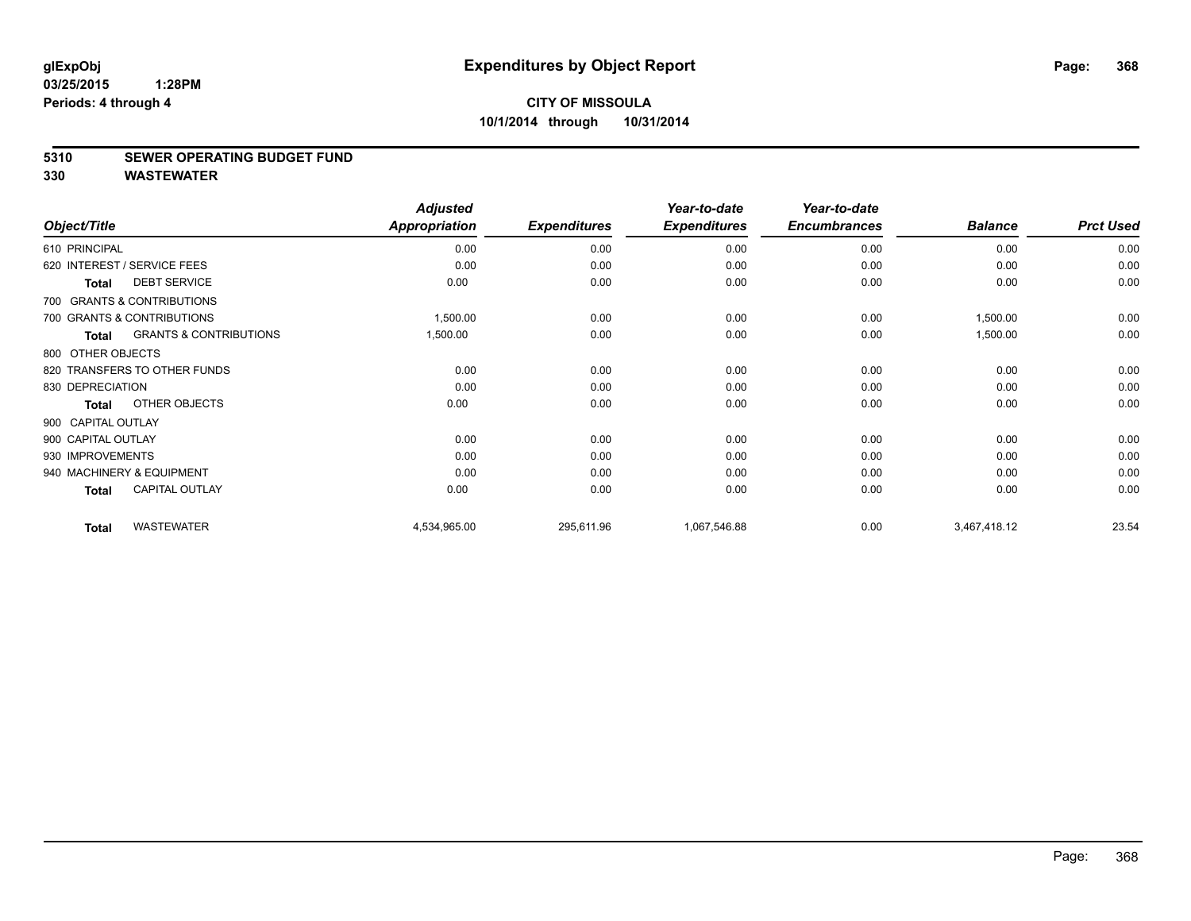glExpObj
03/25/2015 1:28PM
Periods: 4 through 4

# Expenditures by Object Report

**CITY OF MISSOULA**
**10/1/2014 through 10/31/2014**

## 5310 SEWER OPERATING BUDGET FUND
## 330 WASTEWATER

| Object/Title | Adjusted Appropriation | Expenditures | Year-to-date Expenditures | Year-to-date Encumbrances | Balance | Prct Used |
|---|---|---|---|---|---|---|
| 610 PRINCIPAL | 0.00 | 0.00 | 0.00 | 0.00 | 0.00 | 0.00 |
| 620 INTEREST / SERVICE FEES | 0.00 | 0.00 | 0.00 | 0.00 | 0.00 | 0.00 |
| **Total** DEBT SERVICE | 0.00 | 0.00 | 0.00 | 0.00 | 0.00 | 0.00 |
| 700 GRANTS & CONTRIBUTIONS | | | | | | |
| 700 GRANTS & CONTRIBUTIONS | 1,500.00 | 0.00 | 0.00 | 0.00 | 1,500.00 | 0.00 |
| **Total** GRANTS & CONTRIBUTIONS | 1,500.00 | 0.00 | 0.00 | 0.00 | 1,500.00 | 0.00 |
| 800 OTHER OBJECTS | | | | | | |
| 820 TRANSFERS TO OTHER FUNDS | 0.00 | 0.00 | 0.00 | 0.00 | 0.00 | 0.00 |
| 830 DEPRECIATION | 0.00 | 0.00 | 0.00 | 0.00 | 0.00 | 0.00 |
| **Total** OTHER OBJECTS | 0.00 | 0.00 | 0.00 | 0.00 | 0.00 | 0.00 |
| 900 CAPITAL OUTLAY | | | | | | |
| 900 CAPITAL OUTLAY | 0.00 | 0.00 | 0.00 | 0.00 | 0.00 | 0.00 |
| 930 IMPROVEMENTS | 0.00 | 0.00 | 0.00 | 0.00 | 0.00 | 0.00 |
| 940 MACHINERY & EQUIPMENT | 0.00 | 0.00 | 0.00 | 0.00 | 0.00 | 0.00 |
| **Total** CAPITAL OUTLAY | 0.00 | 0.00 | 0.00 | 0.00 | 0.00 | 0.00 |
| **Total** WASTEWATER | 4,534,965.00 | 295,611.96 | 1,067,546.88 | 0.00 | 3,467,418.12 | 23.54 |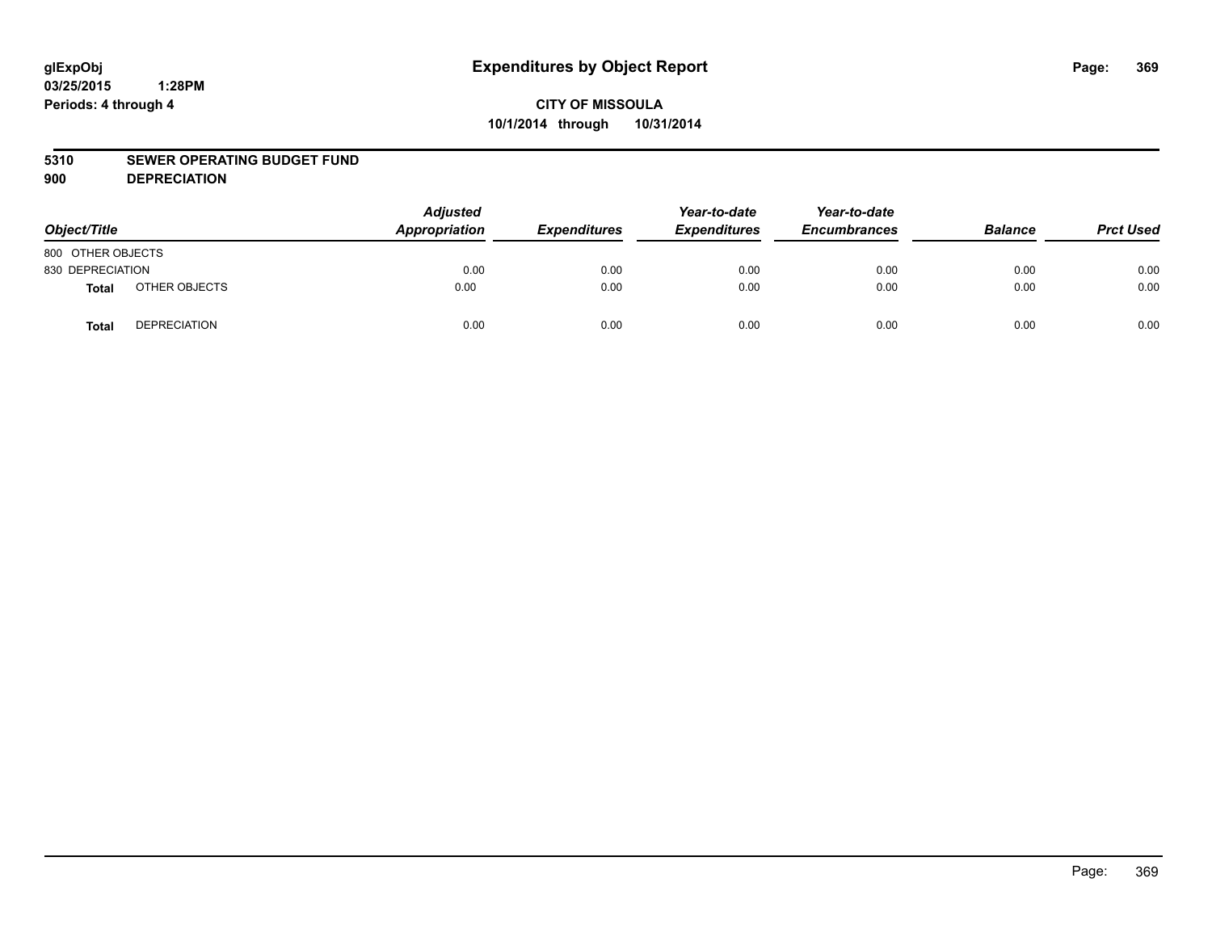# Expenditures by Object Report

glExpObj
03/25/2015 1:28PM
Periods: 4 through 4

**CITY OF MISSOULA**
**10/1/2014 through 10/31/2014**

## 5310 SEWER OPERATING BUDGET FUND
## 900 DEPRECIATION

| Object/Title | | Adjusted Appropriation | Expenditures | Year-to-date Expenditures | Year-to-date Encumbrances | Balance | Prct Used |
|---|---|---|---|---|---|---|---|
| 800 OTHER OBJECTS | | | | | | | |
| 830 DEPRECIATION | | 0.00 | 0.00 | 0.00 | 0.00 | 0.00 | 0.00 |
| **Total** | OTHER OBJECTS | 0.00 | 0.00 | 0.00 | 0.00 | 0.00 | 0.00 |
| **Total** | DEPRECIATION | 0.00 | 0.00 | 0.00 | 0.00 | 0.00 | 0.00 |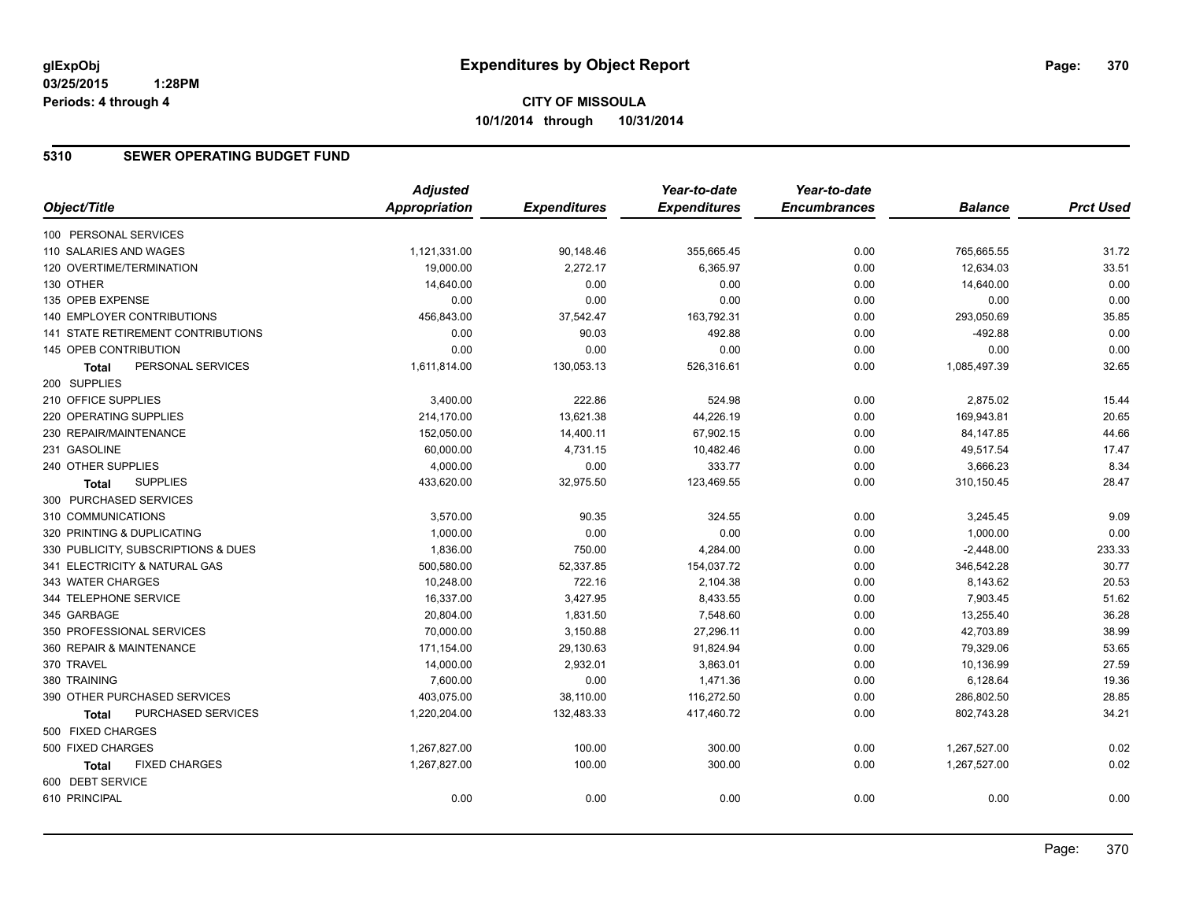**glExpObj** **03/25/2015 1:28PM** **Periods: 4 through 4**

# Expenditures by Object Report

**CITY OF MISSOULA**
**10/1/2014 through 10/31/2014**

## 5310 SEWER OPERATING BUDGET FUND

| Object/Title | Adjusted Appropriation | Expenditures | Year-to-date Expenditures | Year-to-date Encumbrances | Balance | Prct Used |
|---|---|---|---|---|---|---|
| 100 PERSONAL SERVICES | | | | | | |
| 110 SALARIES AND WAGES | 1,121,331.00 | 90,148.46 | 355,665.45 | 0.00 | 765,665.55 | 31.72 |
| 120 OVERTIME/TERMINATION | 19,000.00 | 2,272.17 | 6,365.97 | 0.00 | 12,634.03 | 33.51 |
| 130 OTHER | 14,640.00 | 0.00 | 0.00 | 0.00 | 14,640.00 | 0.00 |
| 135 OPEB EXPENSE | 0.00 | 0.00 | 0.00 | 0.00 | 0.00 | 0.00 |
| 140 EMPLOYER CONTRIBUTIONS | 456,843.00 | 37,542.47 | 163,792.31 | 0.00 | 293,050.69 | 35.85 |
| 141 STATE RETIREMENT CONTRIBUTIONS | 0.00 | 90.03 | 492.88 | 0.00 | -492.88 | 0.00 |
| 145 OPEB CONTRIBUTION | 0.00 | 0.00 | 0.00 | 0.00 | 0.00 | 0.00 |
| **Total** PERSONAL SERVICES | 1,611,814.00 | 130,053.13 | 526,316.61 | 0.00 | 1,085,497.39 | 32.65 |
| 200 SUPPLIES | | | | | | |
| 210 OFFICE SUPPLIES | 3,400.00 | 222.86 | 524.98 | 0.00 | 2,875.02 | 15.44 |
| 220 OPERATING SUPPLIES | 214,170.00 | 13,621.38 | 44,226.19 | 0.00 | 169,943.81 | 20.65 |
| 230 REPAIR/MAINTENANCE | 152,050.00 | 14,400.11 | 67,902.15 | 0.00 | 84,147.85 | 44.66 |
| 231 GASOLINE | 60,000.00 | 4,731.15 | 10,482.46 | 0.00 | 49,517.54 | 17.47 |
| 240 OTHER SUPPLIES | 4,000.00 | 0.00 | 333.77 | 0.00 | 3,666.23 | 8.34 |
| **Total** SUPPLIES | 433,620.00 | 32,975.50 | 123,469.55 | 0.00 | 310,150.45 | 28.47 |
| 300 PURCHASED SERVICES | | | | | | |
| 310 COMMUNICATIONS | 3,570.00 | 90.35 | 324.55 | 0.00 | 3,245.45 | 9.09 |
| 320 PRINTING & DUPLICATING | 1,000.00 | 0.00 | 0.00 | 0.00 | 1,000.00 | 0.00 |
| 330 PUBLICITY, SUBSCRIPTIONS & DUES | 1,836.00 | 750.00 | 4,284.00 | 0.00 | -2,448.00 | 233.33 |
| 341 ELECTRICITY & NATURAL GAS | 500,580.00 | 52,337.85 | 154,037.72 | 0.00 | 346,542.28 | 30.77 |
| 343 WATER CHARGES | 10,248.00 | 722.16 | 2,104.38 | 0.00 | 8,143.62 | 20.53 |
| 344 TELEPHONE SERVICE | 16,337.00 | 3,427.95 | 8,433.55 | 0.00 | 7,903.45 | 51.62 |
| 345 GARBAGE | 20,804.00 | 1,831.50 | 7,548.60 | 0.00 | 13,255.40 | 36.28 |
| 350 PROFESSIONAL SERVICES | 70,000.00 | 3,150.88 | 27,296.11 | 0.00 | 42,703.89 | 38.99 |
| 360 REPAIR & MAINTENANCE | 171,154.00 | 29,130.63 | 91,824.94 | 0.00 | 79,329.06 | 53.65 |
| 370 TRAVEL | 14,000.00 | 2,932.01 | 3,863.01 | 0.00 | 10,136.99 | 27.59 |
| 380 TRAINING | 7,600.00 | 0.00 | 1,471.36 | 0.00 | 6,128.64 | 19.36 |
| 390 OTHER PURCHASED SERVICES | 403,075.00 | 38,110.00 | 116,272.50 | 0.00 | 286,802.50 | 28.85 |
| **Total** PURCHASED SERVICES | 1,220,204.00 | 132,483.33 | 417,460.72 | 0.00 | 802,743.28 | 34.21 |
| 500 FIXED CHARGES | | | | | | |
| 500 FIXED CHARGES | 1,267,827.00 | 100.00 | 300.00 | 0.00 | 1,267,527.00 | 0.02 |
| **Total** FIXED CHARGES | 1,267,827.00 | 100.00 | 300.00 | 0.00 | 1,267,527.00 | 0.02 |
| 600 DEBT SERVICE | | | | | | |
| 610 PRINCIPAL | 0.00 | 0.00 | 0.00 | 0.00 | 0.00 | 0.00 |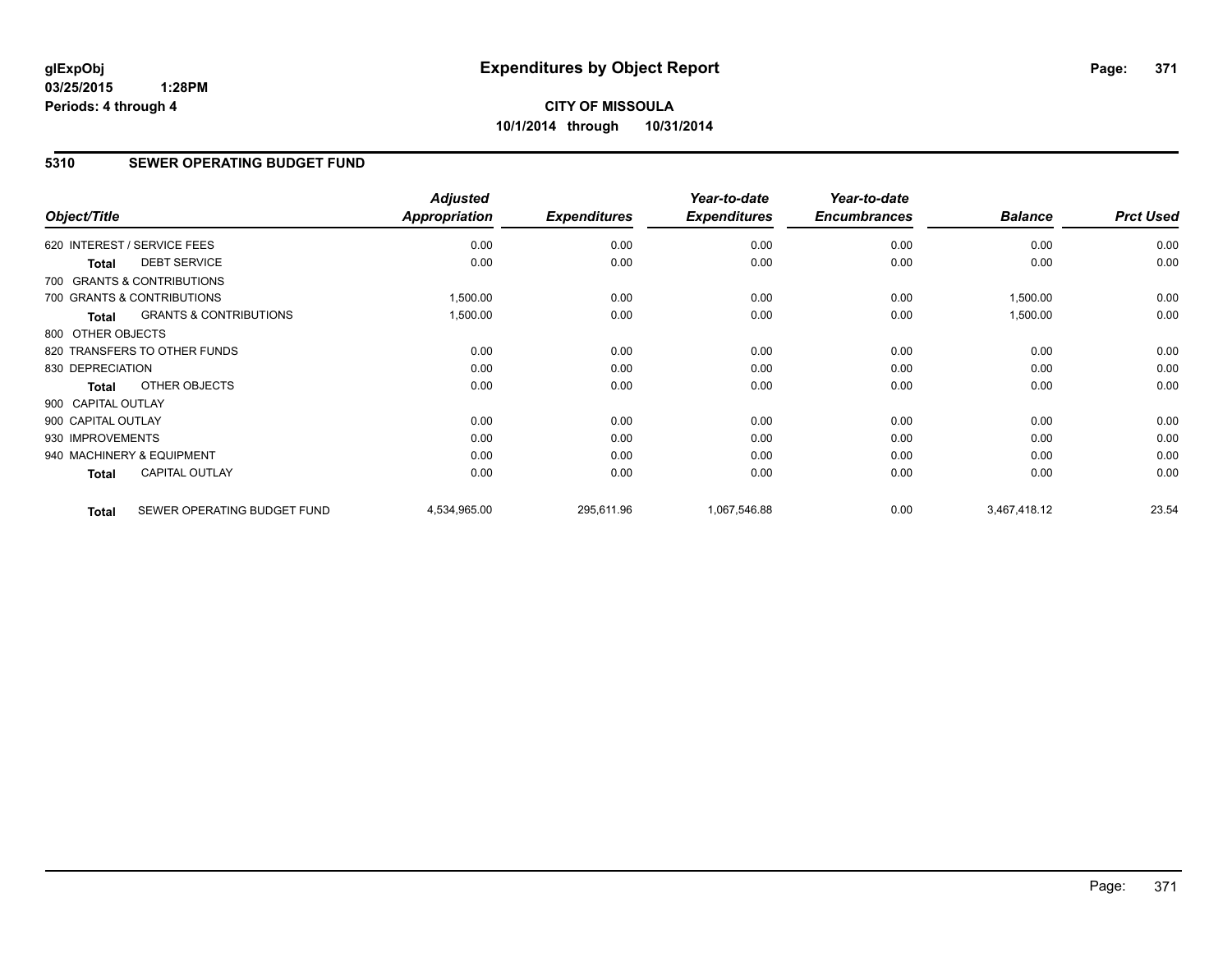**glExpObj**
**03/25/2015 1:28PM**
**Periods: 4 through 4**

# Expenditures by Object Report

**CITY OF MISSOULA**
**10/1/2014 through 10/31/2014**

## 5310 SEWER OPERATING BUDGET FUND

| Object/Title | | Adjusted Appropriation | Expenditures | Year-to-date Expenditures | Year-to-date Encumbrances | Balance | Prct Used |
|---|---|---|---|---|---|---|---|
| 620 INTEREST / SERVICE FEES | | 0.00 | 0.00 | 0.00 | 0.00 | 0.00 | 0.00 |
| **Total** | DEBT SERVICE | 0.00 | 0.00 | 0.00 | 0.00 | 0.00 | 0.00 |
| 700 GRANTS & CONTRIBUTIONS | | | | | | | |
| 700 GRANTS & CONTRIBUTIONS | | 1,500.00 | 0.00 | 0.00 | 0.00 | 1,500.00 | 0.00 |
| **Total** | GRANTS & CONTRIBUTIONS | 1,500.00 | 0.00 | 0.00 | 0.00 | 1,500.00 | 0.00 |
| 800 OTHER OBJECTS | | | | | | | |
| 820 TRANSFERS TO OTHER FUNDS | | 0.00 | 0.00 | 0.00 | 0.00 | 0.00 | 0.00 |
| 830 DEPRECIATION | | 0.00 | 0.00 | 0.00 | 0.00 | 0.00 | 0.00 |
| **Total** | OTHER OBJECTS | 0.00 | 0.00 | 0.00 | 0.00 | 0.00 | 0.00 |
| 900 CAPITAL OUTLAY | | | | | | | |
| 900 CAPITAL OUTLAY | | 0.00 | 0.00 | 0.00 | 0.00 | 0.00 | 0.00 |
| 930 IMPROVEMENTS | | 0.00 | 0.00 | 0.00 | 0.00 | 0.00 | 0.00 |
| 940 MACHINERY & EQUIPMENT | | 0.00 | 0.00 | 0.00 | 0.00 | 0.00 | 0.00 |
| **Total** | CAPITAL OUTLAY | 0.00 | 0.00 | 0.00 | 0.00 | 0.00 | 0.00 |
| **Total** | SEWER OPERATING BUDGET FUND | 4,534,965.00 | 295,611.96 | 1,067,546.88 | 0.00 | 3,467,418.12 | 23.54 |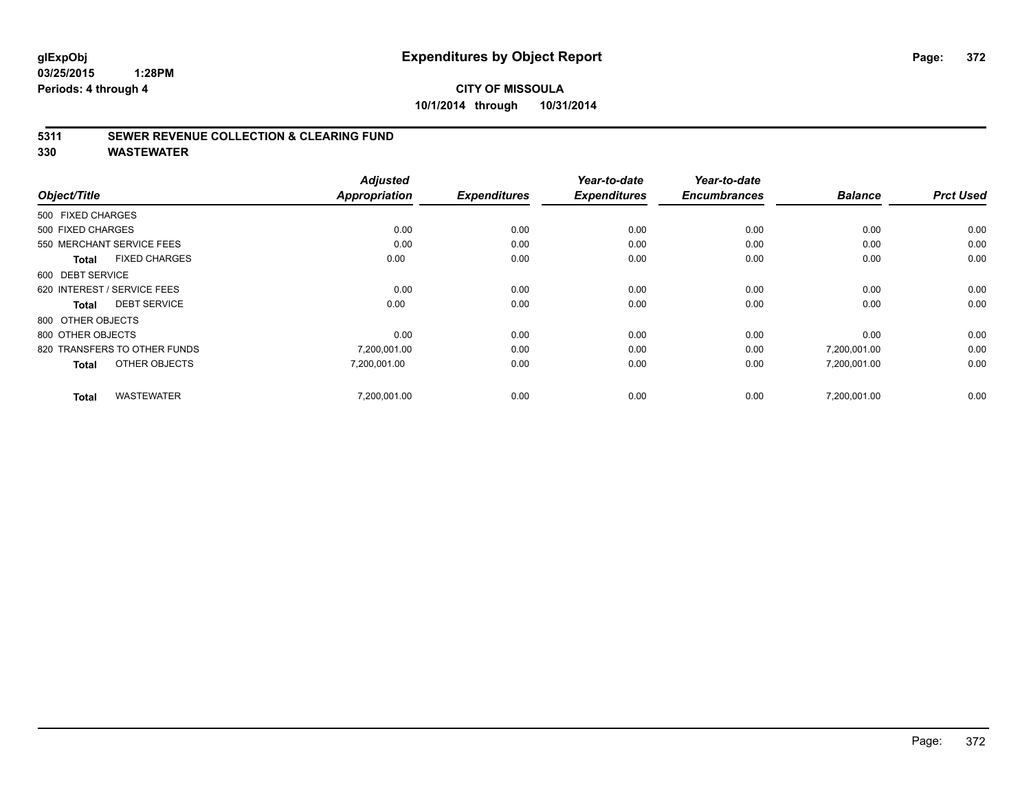# Expenditures by Object Report

glExpObj
03/25/2015 1:28PM
Periods: 4 through 4

**CITY OF MISSOULA**
**10/1/2014 through 10/31/2014**

## 5311 SEWER REVENUE COLLECTION & CLEARING FUND
## 330 WASTEWATER

| Object/Title | Adjusted Appropriation | Expenditures | Year-to-date Expenditures | Year-to-date Encumbrances | Balance | Prct Used |
|---|---|---|---|---|---|---|
| 500 FIXED CHARGES | | | | | | |
| 500 FIXED CHARGES | 0.00 | 0.00 | 0.00 | 0.00 | 0.00 | 0.00 |
| 550 MERCHANT SERVICE FEES | 0.00 | 0.00 | 0.00 | 0.00 | 0.00 | 0.00 |
| **Total** FIXED CHARGES | 0.00 | 0.00 | 0.00 | 0.00 | 0.00 | 0.00 |
| 600 DEBT SERVICE | | | | | | |
| 620 INTEREST / SERVICE FEES | 0.00 | 0.00 | 0.00 | 0.00 | 0.00 | 0.00 |
| **Total** DEBT SERVICE | 0.00 | 0.00 | 0.00 | 0.00 | 0.00 | 0.00 |
| 800 OTHER OBJECTS | | | | | | |
| 800 OTHER OBJECTS | 0.00 | 0.00 | 0.00 | 0.00 | 0.00 | 0.00 |
| 820 TRANSFERS TO OTHER FUNDS | 7,200,001.00 | 0.00 | 0.00 | 0.00 | 7,200,001.00 | 0.00 |
| **Total** OTHER OBJECTS | 7,200,001.00 | 0.00 | 0.00 | 0.00 | 7,200,001.00 | 0.00 |
| **Total** WASTEWATER | 7,200,001.00 | 0.00 | 0.00 | 0.00 | 7,200,001.00 | 0.00 |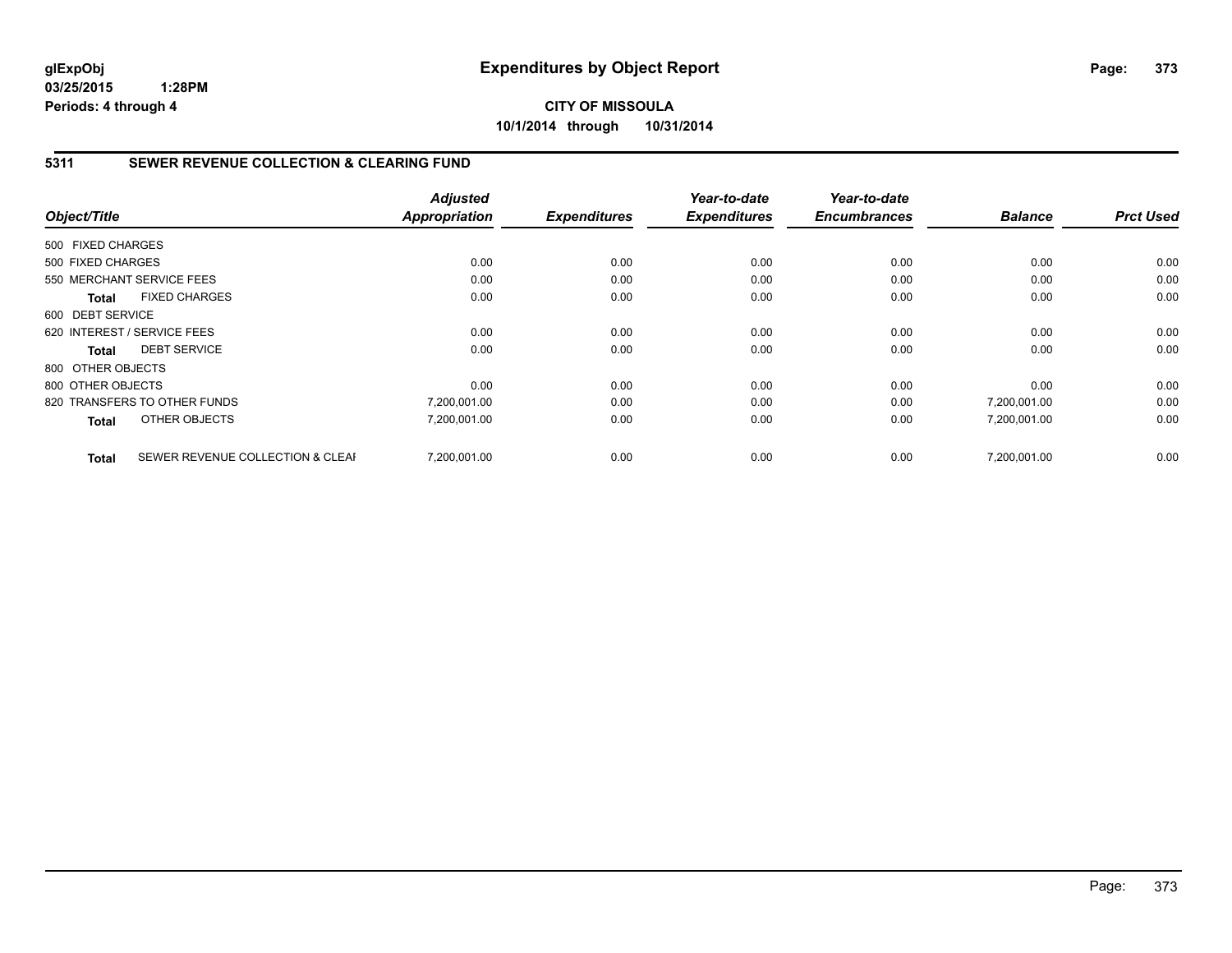**glExpObj**
**03/25/2015 1:28PM**
**Periods: 4 through 4**

# Expenditures by Object Report

**CITY OF MISSOULA**
**10/1/2014 through 10/31/2014**

## 5311 SEWER REVENUE COLLECTION & CLEARING FUND

| Object/Title | | Adjusted Appropriation | Expenditures | Year-to-date Expenditures | Year-to-date Encumbrances | Balance | Prct Used |
|---|---|---|---|---|---|---|---|
| 500 FIXED CHARGES | | | | | | | |
| 500 FIXED CHARGES | | 0.00 | 0.00 | 0.00 | 0.00 | 0.00 | 0.00 |
| 550 MERCHANT SERVICE FEES | | 0.00 | 0.00 | 0.00 | 0.00 | 0.00 | 0.00 |
| **Total** | FIXED CHARGES | 0.00 | 0.00 | 0.00 | 0.00 | 0.00 | 0.00 |
| 600 DEBT SERVICE | | | | | | | |
| 620 INTEREST / SERVICE FEES | | 0.00 | 0.00 | 0.00 | 0.00 | 0.00 | 0.00 |
| **Total** | DEBT SERVICE | 0.00 | 0.00 | 0.00 | 0.00 | 0.00 | 0.00 |
| 800 OTHER OBJECTS | | | | | | | |
| 800 OTHER OBJECTS | | 0.00 | 0.00 | 0.00 | 0.00 | 0.00 | 0.00 |
| 820 TRANSFERS TO OTHER FUNDS | | 7,200,001.00 | 0.00 | 0.00 | 0.00 | 7,200,001.00 | 0.00 |
| **Total** | OTHER OBJECTS | 7,200,001.00 | 0.00 | 0.00 | 0.00 | 7,200,001.00 | 0.00 |
| **Total** | SEWER REVENUE COLLECTION & CLEAI | 7,200,001.00 | 0.00 | 0.00 | 0.00 | 7,200,001.00 | 0.00 |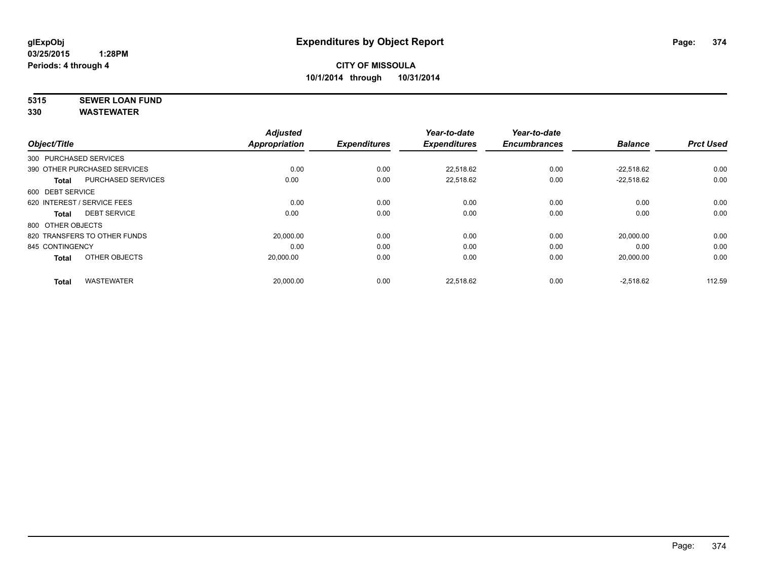**glExpObj**
**03/25/2015 1:28PM**
**Periods: 4 through 4**

# Expenditures by Object Report

**CITY OF MISSOULA**
**10/1/2014 through 10/31/2014**

**5315 SEWER LOAN FUND**
**330 WASTEWATER**

| Object/Title | | Adjusted Appropriation | Expenditures | Year-to-date Expenditures | Year-to-date Encumbrances | Balance | Prct Used |
|---|---|---|---|---|---|---|---|
| 300 PURCHASED SERVICES | | | | | | | |
| 390 OTHER PURCHASED SERVICES | | 0.00 | 0.00 | 22,518.62 | 0.00 | -22,518.62 | 0.00 |
| **Total** | PURCHASED SERVICES | 0.00 | 0.00 | 22,518.62 | 0.00 | -22,518.62 | 0.00 |
| 600 DEBT SERVICE | | | | | | | |
| 620 INTEREST / SERVICE FEES | | 0.00 | 0.00 | 0.00 | 0.00 | 0.00 | 0.00 |
| **Total** | DEBT SERVICE | 0.00 | 0.00 | 0.00 | 0.00 | 0.00 | 0.00 |
| 800 OTHER OBJECTS | | | | | | | |
| 820 TRANSFERS TO OTHER FUNDS | | 20,000.00 | 0.00 | 0.00 | 0.00 | 20,000.00 | 0.00 |
| 845 CONTINGENCY | | 0.00 | 0.00 | 0.00 | 0.00 | 0.00 | 0.00 |
| **Total** | OTHER OBJECTS | 20,000.00 | 0.00 | 0.00 | 0.00 | 20,000.00 | 0.00 |
| **Total** | WASTEWATER | 20,000.00 | 0.00 | 22,518.62 | 0.00 | -2,518.62 | 112.59 |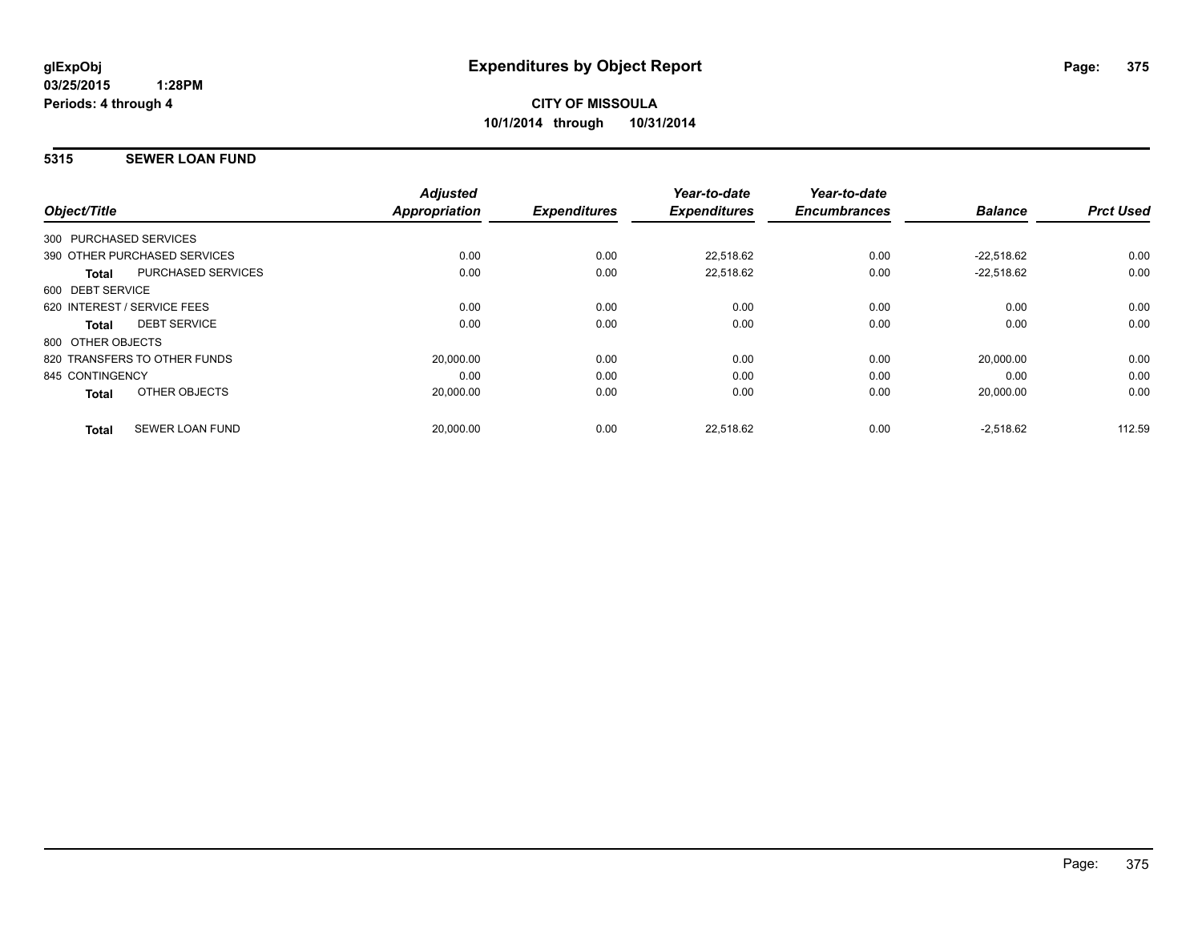# Expenditures by Object Report

glExpObj
03/25/2015 1:28PM
Periods: 4 through 4

**CITY OF MISSOULA**
**10/1/2014 through 10/31/2014**

## 5315 SEWER LOAN FUND

| Object/Title | | Adjusted Appropriation | Expenditures | Year-to-date Expenditures | Year-to-date Encumbrances | Balance | Prct Used |
|---|---|---|---|---|---|---|---|
| 300 PURCHASED SERVICES | | | | | | | |
| 390 OTHER PURCHASED SERVICES | | 0.00 | 0.00 | 22,518.62 | 0.00 | -22,518.62 | 0.00 |
| **Total** | PURCHASED SERVICES | 0.00 | 0.00 | 22,518.62 | 0.00 | -22,518.62 | 0.00 |
| 600 DEBT SERVICE | | | | | | | |
| 620 INTEREST / SERVICE FEES | | 0.00 | 0.00 | 0.00 | 0.00 | 0.00 | 0.00 |
| **Total** | DEBT SERVICE | 0.00 | 0.00 | 0.00 | 0.00 | 0.00 | 0.00 |
| 800 OTHER OBJECTS | | | | | | | |
| 820 TRANSFERS TO OTHER FUNDS | | 20,000.00 | 0.00 | 0.00 | 0.00 | 20,000.00 | 0.00 |
| 845 CONTINGENCY | | 0.00 | 0.00 | 0.00 | 0.00 | 0.00 | 0.00 |
| **Total** | OTHER OBJECTS | 20,000.00 | 0.00 | 0.00 | 0.00 | 20,000.00 | 0.00 |
| **Total** | SEWER LOAN FUND | 20,000.00 | 0.00 | 22,518.62 | 0.00 | -2,518.62 | 112.59 |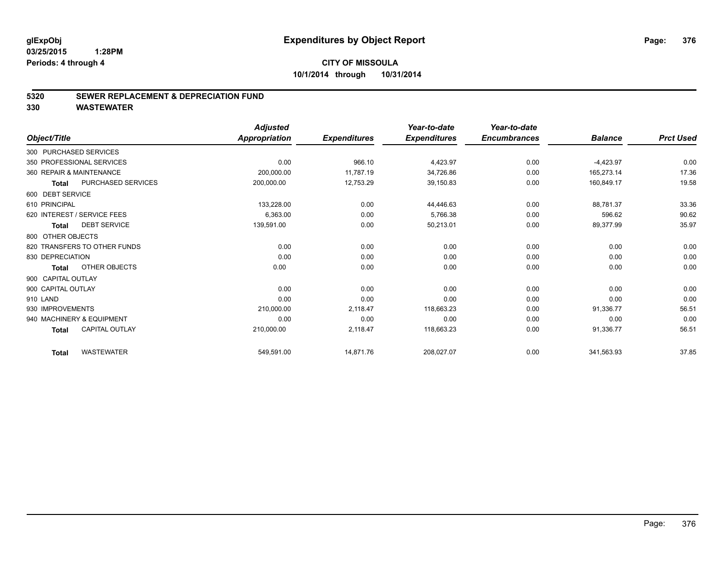# Expenditures by Object Report

glExpObj
03/25/2015 1:28PM
Periods: 4 through 4

**CITY OF MISSOULA**
**10/1/2014 through 10/31/2014**

## 5320 SEWER REPLACEMENT & DEPRECIATION FUND
## 330 WASTEWATER

| Object/Title | | Adjusted Appropriation | Expenditures | Year-to-date Expenditures | Year-to-date Encumbrances | Balance | Prct Used |
|---|---|---|---|---|---|---|---|
| 300 PURCHASED SERVICES | | | | | | | |
| 350 PROFESSIONAL SERVICES | | 0.00 | 966.10 | 4,423.97 | 0.00 | -4,423.97 | 0.00 |
| 360 REPAIR & MAINTENANCE | | 200,000.00 | 11,787.19 | 34,726.86 | 0.00 | 165,273.14 | 17.36 |
| **Total** | PURCHASED SERVICES | 200,000.00 | 12,753.29 | 39,150.83 | 0.00 | 160,849.17 | 19.58 |
| 600 DEBT SERVICE | | | | | | | |
| 610 PRINCIPAL | | 133,228.00 | 0.00 | 44,446.63 | 0.00 | 88,781.37 | 33.36 |
| 620 INTEREST / SERVICE FEES | | 6,363.00 | 0.00 | 5,766.38 | 0.00 | 596.62 | 90.62 |
| **Total** | DEBT SERVICE | 139,591.00 | 0.00 | 50,213.01 | 0.00 | 89,377.99 | 35.97 |
| 800 OTHER OBJECTS | | | | | | | |
| 820 TRANSFERS TO OTHER FUNDS | | 0.00 | 0.00 | 0.00 | 0.00 | 0.00 | 0.00 |
| 830 DEPRECIATION | | 0.00 | 0.00 | 0.00 | 0.00 | 0.00 | 0.00 |
| **Total** | OTHER OBJECTS | 0.00 | 0.00 | 0.00 | 0.00 | 0.00 | 0.00 |
| 900 CAPITAL OUTLAY | | | | | | | |
| 900 CAPITAL OUTLAY | | 0.00 | 0.00 | 0.00 | 0.00 | 0.00 | 0.00 |
| 910 LAND | | 0.00 | 0.00 | 0.00 | 0.00 | 0.00 | 0.00 |
| 930 IMPROVEMENTS | | 210,000.00 | 2,118.47 | 118,663.23 | 0.00 | 91,336.77 | 56.51 |
| 940 MACHINERY & EQUIPMENT | | 0.00 | 0.00 | 0.00 | 0.00 | 0.00 | 0.00 |
| **Total** | CAPITAL OUTLAY | 210,000.00 | 2,118.47 | 118,663.23 | 0.00 | 91,336.77 | 56.51 |
| **Total** | WASTEWATER | 549,591.00 | 14,871.76 | 208,027.07 | 0.00 | 341,563.93 | 37.85 |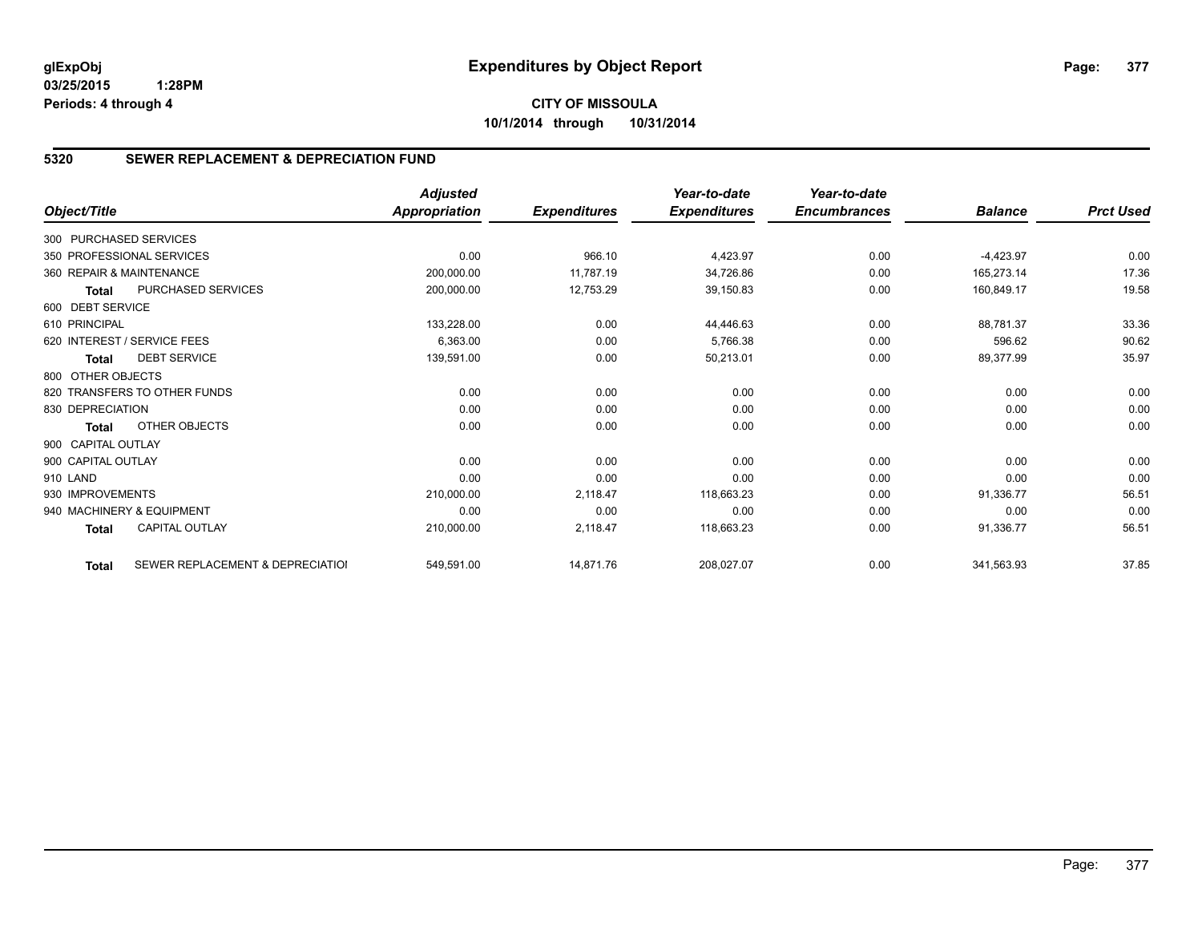**glExpObj**
**03/25/2015 1:28PM**
**Periods: 4 through 4**

# Expenditures by Object Report

**CITY OF MISSOULA**
**10/1/2014 through 10/31/2014**

## 5320 SEWER REPLACEMENT & DEPRECIATION FUND

| Object/Title | Adjusted Appropriation | Expenditures | Year-to-date Expenditures | Year-to-date Encumbrances | Balance | Prct Used |
|---|---|---|---|---|---|---|
| 300 PURCHASED SERVICES | | | | | | |
| 350 PROFESSIONAL SERVICES | 0.00 | 966.10 | 4,423.97 | 0.00 | -4,423.97 | 0.00 |
| 360 REPAIR & MAINTENANCE | 200,000.00 | 11,787.19 | 34,726.86 | 0.00 | 165,273.14 | 17.36 |
| **Total** PURCHASED SERVICES | 200,000.00 | 12,753.29 | 39,150.83 | 0.00 | 160,849.17 | 19.58 |
| 600 DEBT SERVICE | | | | | | |
| 610 PRINCIPAL | 133,228.00 | 0.00 | 44,446.63 | 0.00 | 88,781.37 | 33.36 |
| 620 INTEREST / SERVICE FEES | 6,363.00 | 0.00 | 5,766.38 | 0.00 | 596.62 | 90.62 |
| **Total** DEBT SERVICE | 139,591.00 | 0.00 | 50,213.01 | 0.00 | 89,377.99 | 35.97 |
| 800 OTHER OBJECTS | | | | | | |
| 820 TRANSFERS TO OTHER FUNDS | 0.00 | 0.00 | 0.00 | 0.00 | 0.00 | 0.00 |
| 830 DEPRECIATION | 0.00 | 0.00 | 0.00 | 0.00 | 0.00 | 0.00 |
| **Total** OTHER OBJECTS | 0.00 | 0.00 | 0.00 | 0.00 | 0.00 | 0.00 |
| 900 CAPITAL OUTLAY | | | | | | |
| 900 CAPITAL OUTLAY | 0.00 | 0.00 | 0.00 | 0.00 | 0.00 | 0.00 |
| 910 LAND | 0.00 | 0.00 | 0.00 | 0.00 | 0.00 | 0.00 |
| 930 IMPROVEMENTS | 210,000.00 | 2,118.47 | 118,663.23 | 0.00 | 91,336.77 | 56.51 |
| 940 MACHINERY & EQUIPMENT | 0.00 | 0.00 | 0.00 | 0.00 | 0.00 | 0.00 |
| **Total** CAPITAL OUTLAY | 210,000.00 | 2,118.47 | 118,663.23 | 0.00 | 91,336.77 | 56.51 |
| **Total** SEWER REPLACEMENT & DEPRECIATIOI | 549,591.00 | 14,871.76 | 208,027.07 | 0.00 | 341,563.93 | 37.85 |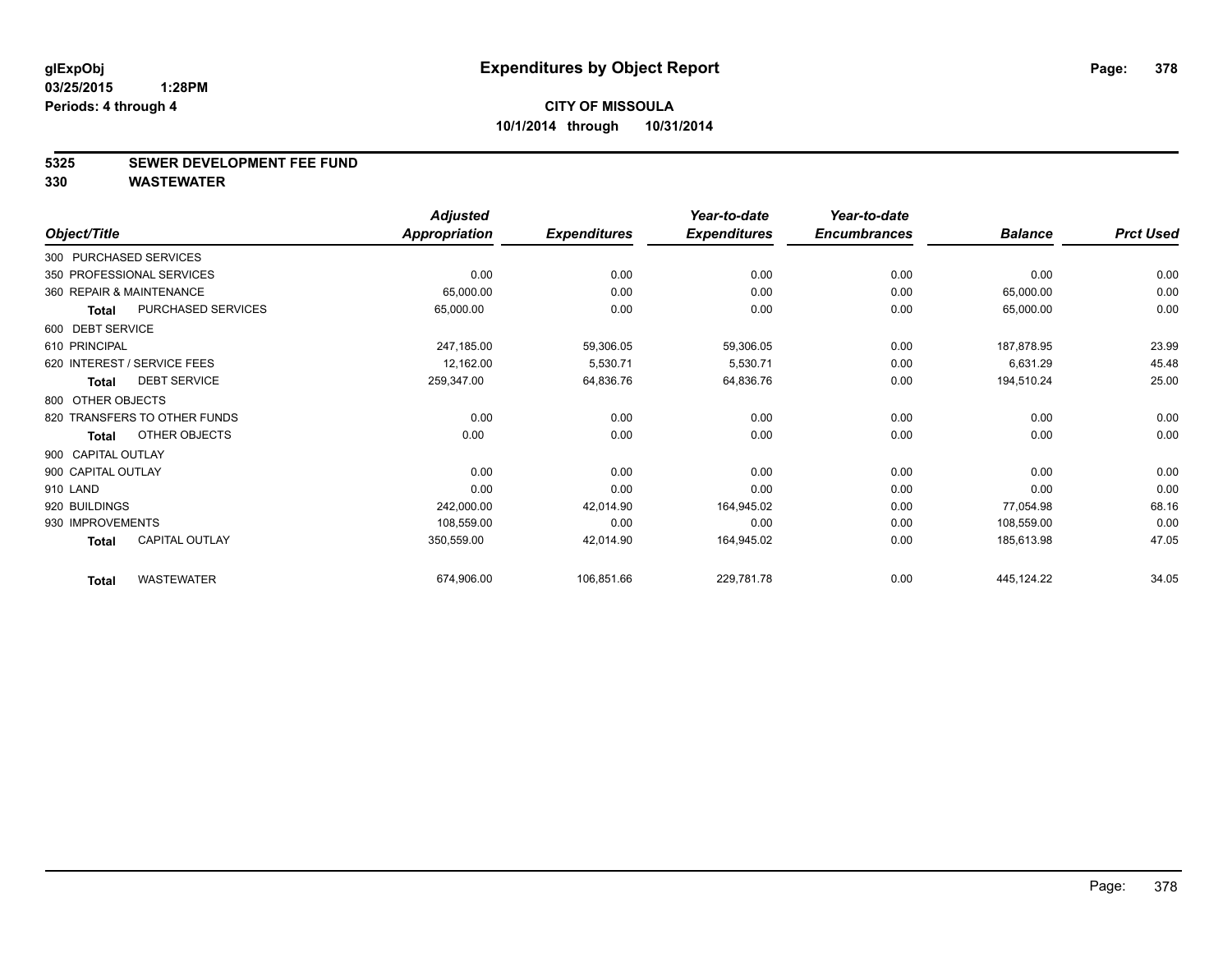glExpObj
03/25/2015 1:28PM
Periods: 4 through 4

# Expenditures by Object Report

**CITY OF MISSOULA**
**10/1/2014 through 10/31/2014**

## 5325 SEWER DEVELOPMENT FEE FUND
## 330 WASTEWATER

| Object/Title | Adjusted Appropriation | Expenditures | Year-to-date Expenditures | Year-to-date Encumbrances | Balance | Prct Used |
|---|---|---|---|---|---|---|
| 300 PURCHASED SERVICES | | | | | | |
| 350 PROFESSIONAL SERVICES | 0.00 | 0.00 | 0.00 | 0.00 | 0.00 | 0.00 |
| 360 REPAIR & MAINTENANCE | 65,000.00 | 0.00 | 0.00 | 0.00 | 65,000.00 | 0.00 |
| **Total** PURCHASED SERVICES | 65,000.00 | 0.00 | 0.00 | 0.00 | 65,000.00 | 0.00 |
| 600 DEBT SERVICE | | | | | | |
| 610 PRINCIPAL | 247,185.00 | 59,306.05 | 59,306.05 | 0.00 | 187,878.95 | 23.99 |
| 620 INTEREST / SERVICE FEES | 12,162.00 | 5,530.71 | 5,530.71 | 0.00 | 6,631.29 | 45.48 |
| **Total** DEBT SERVICE | 259,347.00 | 64,836.76 | 64,836.76 | 0.00 | 194,510.24 | 25.00 |
| 800 OTHER OBJECTS | | | | | | |
| 820 TRANSFERS TO OTHER FUNDS | 0.00 | 0.00 | 0.00 | 0.00 | 0.00 | 0.00 |
| **Total** OTHER OBJECTS | 0.00 | 0.00 | 0.00 | 0.00 | 0.00 | 0.00 |
| 900 CAPITAL OUTLAY | | | | | | |
| 900 CAPITAL OUTLAY | 0.00 | 0.00 | 0.00 | 0.00 | 0.00 | 0.00 |
| 910 LAND | 0.00 | 0.00 | 0.00 | 0.00 | 0.00 | 0.00 |
| 920 BUILDINGS | 242,000.00 | 42,014.90 | 164,945.02 | 0.00 | 77,054.98 | 68.16 |
| 930 IMPROVEMENTS | 108,559.00 | 0.00 | 0.00 | 0.00 | 108,559.00 | 0.00 |
| **Total** CAPITAL OUTLAY | 350,559.00 | 42,014.90 | 164,945.02 | 0.00 | 185,613.98 | 47.05 |
| **Total** WASTEWATER | 674,906.00 | 106,851.66 | 229,781.78 | 0.00 | 445,124.22 | 34.05 |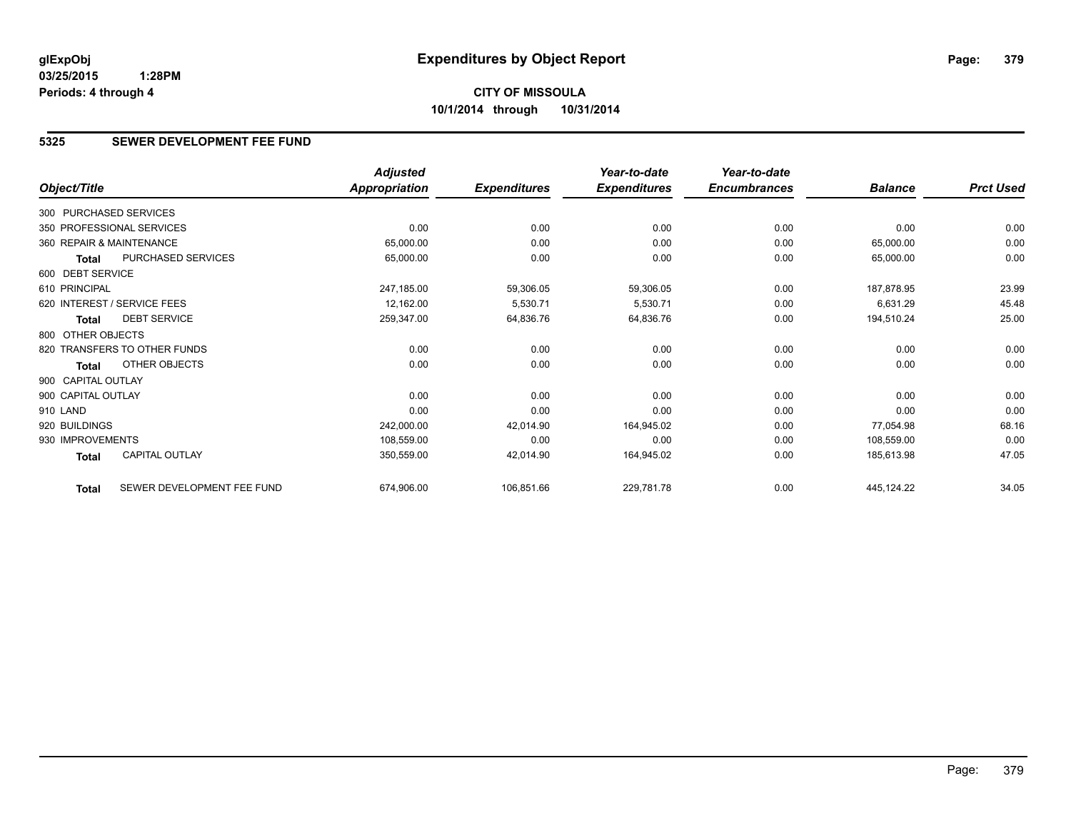# Expenditures by Object Report

glExpObj
03/25/2015 1:28PM
Periods: 4 through 4

**CITY OF MISSOULA**
**10/1/2014 through 10/31/2014**

## 5325 SEWER DEVELOPMENT FEE FUND

| Object/Title | Adjusted Appropriation | Expenditures | Year-to-date Expenditures | Year-to-date Encumbrances | Balance | Prct Used |
|---|---|---|---|---|---|---|
| 300 PURCHASED SERVICES | | | | | | |
| 350 PROFESSIONAL SERVICES | 0.00 | 0.00 | 0.00 | 0.00 | 0.00 | 0.00 |
| 360 REPAIR & MAINTENANCE | 65,000.00 | 0.00 | 0.00 | 0.00 | 65,000.00 | 0.00 |
| **Total** PURCHASED SERVICES | 65,000.00 | 0.00 | 0.00 | 0.00 | 65,000.00 | 0.00 |
| 600 DEBT SERVICE | | | | | | |
| 610 PRINCIPAL | 247,185.00 | 59,306.05 | 59,306.05 | 0.00 | 187,878.95 | 23.99 |
| 620 INTEREST / SERVICE FEES | 12,162.00 | 5,530.71 | 5,530.71 | 0.00 | 6,631.29 | 45.48 |
| **Total** DEBT SERVICE | 259,347.00 | 64,836.76 | 64,836.76 | 0.00 | 194,510.24 | 25.00 |
| 800 OTHER OBJECTS | | | | | | |
| 820 TRANSFERS TO OTHER FUNDS | 0.00 | 0.00 | 0.00 | 0.00 | 0.00 | 0.00 |
| **Total** OTHER OBJECTS | 0.00 | 0.00 | 0.00 | 0.00 | 0.00 | 0.00 |
| 900 CAPITAL OUTLAY | | | | | | |
| 900 CAPITAL OUTLAY | 0.00 | 0.00 | 0.00 | 0.00 | 0.00 | 0.00 |
| 910 LAND | 0.00 | 0.00 | 0.00 | 0.00 | 0.00 | 0.00 |
| 920 BUILDINGS | 242,000.00 | 42,014.90 | 164,945.02 | 0.00 | 77,054.98 | 68.16 |
| 930 IMPROVEMENTS | 108,559.00 | 0.00 | 0.00 | 0.00 | 108,559.00 | 0.00 |
| **Total** CAPITAL OUTLAY | 350,559.00 | 42,014.90 | 164,945.02 | 0.00 | 185,613.98 | 47.05 |
| **Total** SEWER DEVELOPMENT FEE FUND | 674,906.00 | 106,851.66 | 229,781.78 | 0.00 | 445,124.22 | 34.05 |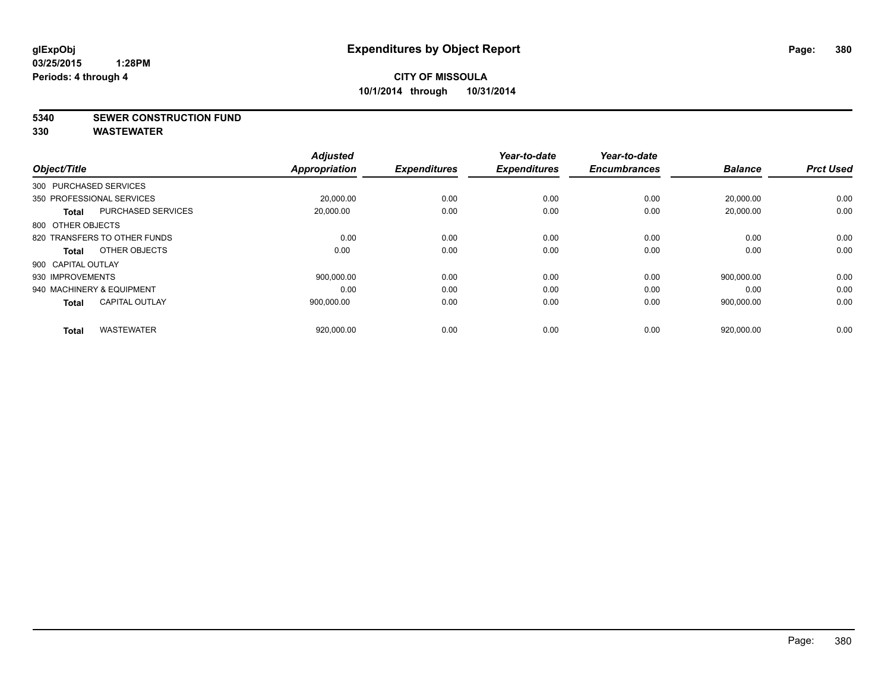glExpObj
03/25/2015 1:28PM
Periods: 4 through 4

# Expenditures by Object Report

**CITY OF MISSOULA**
**10/1/2014 through 10/31/2014**

**5340 SEWER CONSTRUCTION FUND**
**330 WASTEWATER**

| Object/Title | | Adjusted Appropriation | Expenditures | Year-to-date Expenditures | Year-to-date Encumbrances | Balance | Prct Used |
|---|---|---|---|---|---|---|---|
| 300 PURCHASED SERVICES | | | | | | | |
| 350 PROFESSIONAL SERVICES | | 20,000.00 | 0.00 | 0.00 | 0.00 | 20,000.00 | 0.00 |
| **Total** | PURCHASED SERVICES | 20,000.00 | 0.00 | 0.00 | 0.00 | 20,000.00 | 0.00 |
| 800 OTHER OBJECTS | | | | | | | |
| 820 TRANSFERS TO OTHER FUNDS | | 0.00 | 0.00 | 0.00 | 0.00 | 0.00 | 0.00 |
| **Total** | OTHER OBJECTS | 0.00 | 0.00 | 0.00 | 0.00 | 0.00 | 0.00 |
| 900 CAPITAL OUTLAY | | | | | | | |
| 930 IMPROVEMENTS | | 900,000.00 | 0.00 | 0.00 | 0.00 | 900,000.00 | 0.00 |
| 940 MACHINERY & EQUIPMENT | | 0.00 | 0.00 | 0.00 | 0.00 | 0.00 | 0.00 |
| **Total** | CAPITAL OUTLAY | 900,000.00 | 0.00 | 0.00 | 0.00 | 900,000.00 | 0.00 |
| **Total** | WASTEWATER | 920,000.00 | 0.00 | 0.00 | 0.00 | 920,000.00 | 0.00 |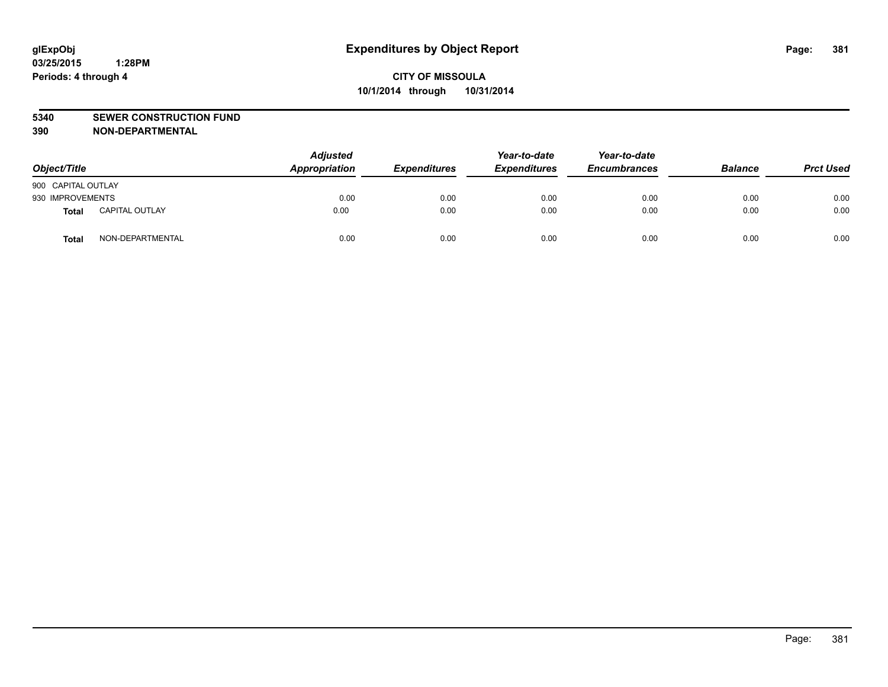# Expenditures by Object Report

glExpObj
03/25/2015 1:28PM
Periods: 4 through 4

**CITY OF MISSOULA**
**10/1/2014 through 10/31/2014**

**5340 SEWER CONSTRUCTION FUND**
**390 NON-DEPARTMENTAL**

| Object/Title | | Adjusted Appropriation | Expenditures | Year-to-date Expenditures | Year-to-date Encumbrances | Balance | Prct Used |
|---|---|---|---|---|---|---|---|
| 900 CAPITAL OUTLAY | | | | | | | |
| 930 IMPROVEMENTS | | 0.00 | 0.00 | 0.00 | 0.00 | 0.00 | 0.00 |
| **Total** | CAPITAL OUTLAY | 0.00 | 0.00 | 0.00 | 0.00 | 0.00 | 0.00 |
| **Total** | NON-DEPARTMENTAL | 0.00 | 0.00 | 0.00 | 0.00 | 0.00 | 0.00 |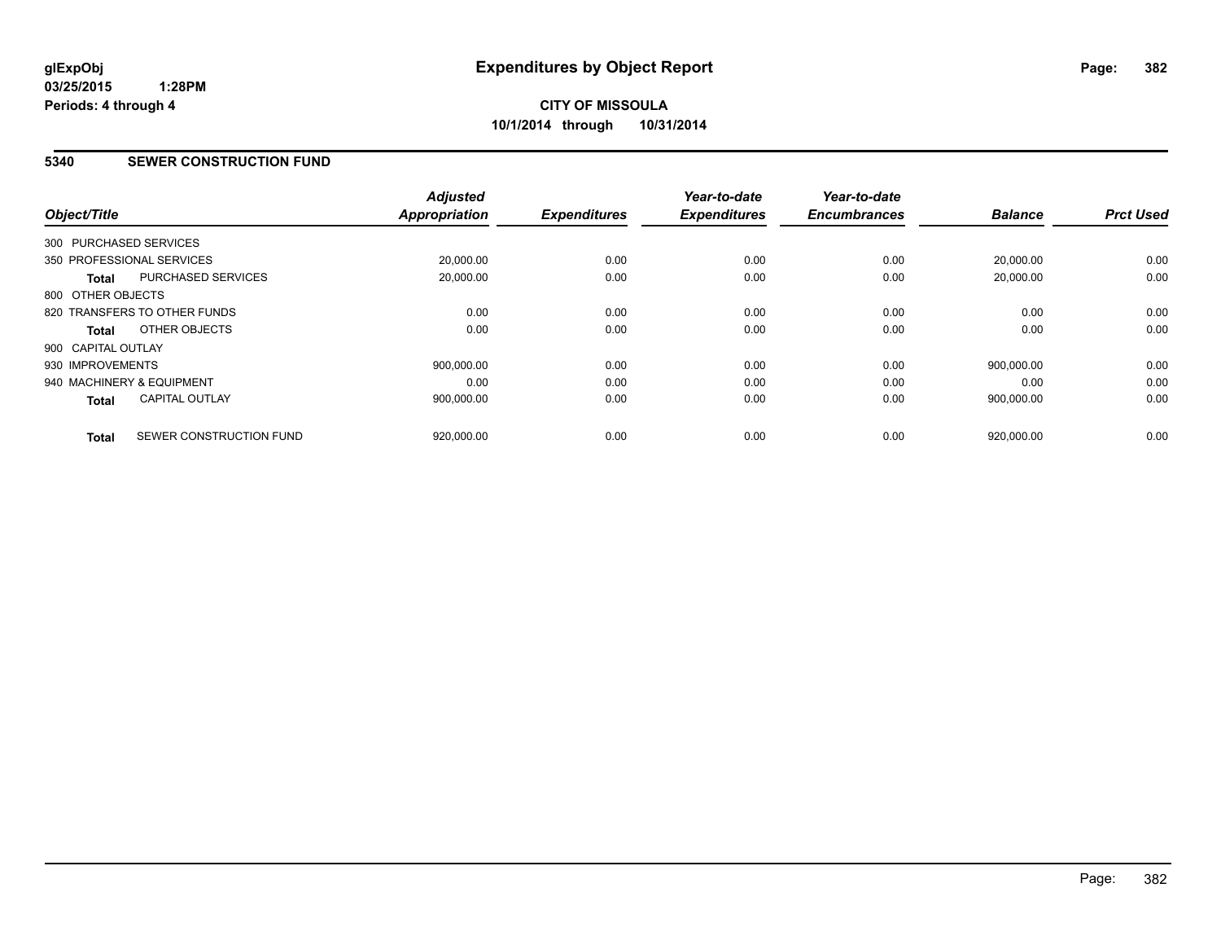**glExpObj** **Expenditures by Object Report**
**03/25/2015 1:28PM**
**Periods: 4 through 4**

**CITY OF MISSOULA**
**10/1/2014 through 10/31/2014**

## 5340 SEWER CONSTRUCTION FUND

| Object/Title | | Adjusted Appropriation | Expenditures | Year-to-date Expenditures | Year-to-date Encumbrances | Balance | Prct Used |
|---|---|---|---|---|---|---|---|
| 300 PURCHASED SERVICES | | | | | | | |
| 350 PROFESSIONAL SERVICES | | 20,000.00 | 0.00 | 0.00 | 0.00 | 20,000.00 | 0.00 |
| **Total** | PURCHASED SERVICES | 20,000.00 | 0.00 | 0.00 | 0.00 | 20,000.00 | 0.00 |
| 800 OTHER OBJECTS | | | | | | | |
| 820 TRANSFERS TO OTHER FUNDS | | 0.00 | 0.00 | 0.00 | 0.00 | 0.00 | 0.00 |
| **Total** | OTHER OBJECTS | 0.00 | 0.00 | 0.00 | 0.00 | 0.00 | 0.00 |
| 900 CAPITAL OUTLAY | | | | | | | |
| 930 IMPROVEMENTS | | 900,000.00 | 0.00 | 0.00 | 0.00 | 900,000.00 | 0.00 |
| 940 MACHINERY & EQUIPMENT | | 0.00 | 0.00 | 0.00 | 0.00 | 0.00 | 0.00 |
| **Total** | CAPITAL OUTLAY | 900,000.00 | 0.00 | 0.00 | 0.00 | 900,000.00 | 0.00 |
| **Total** | SEWER CONSTRUCTION FUND | 920,000.00 | 0.00 | 0.00 | 0.00 | 920,000.00 | 0.00 |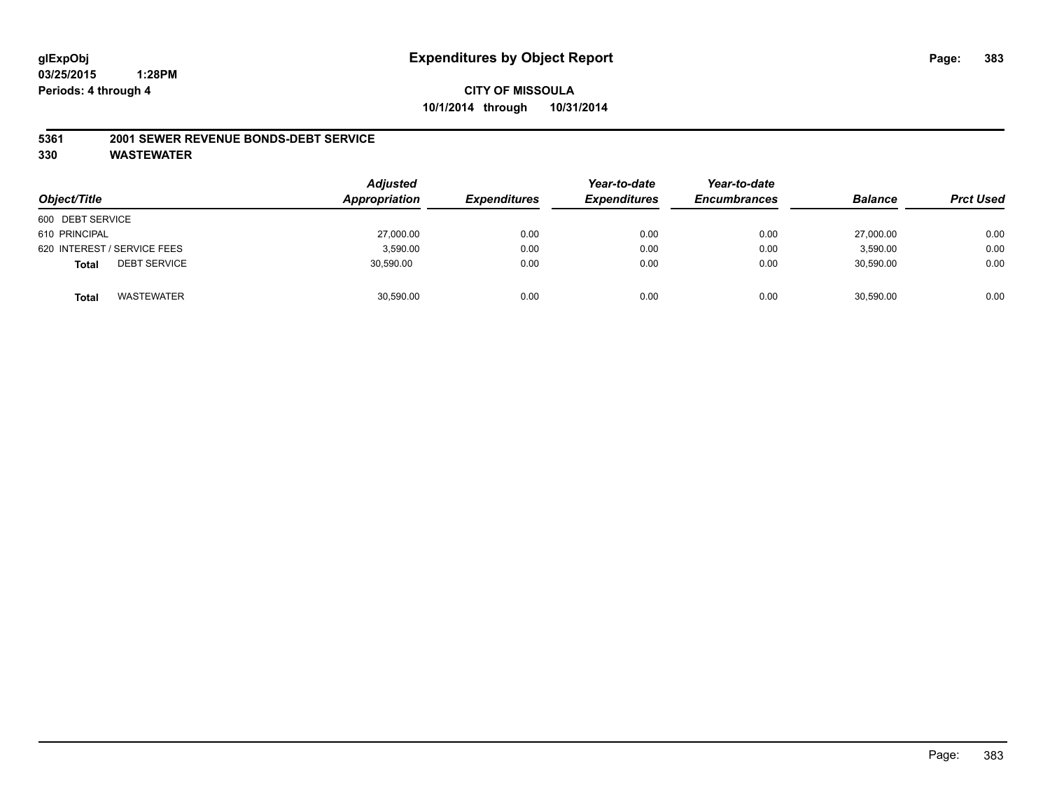**glExpObj** **Expenditures by Object Report**
**03/25/2015 1:28PM**
**Periods: 4 through 4**

**CITY OF MISSOULA**
**10/1/2014 through 10/31/2014**

**5361 2001 SEWER REVENUE BONDS-DEBT SERVICE**
**330 WASTEWATER**

| Object/Title | | Adjusted Appropriation | Expenditures | Year-to-date Expenditures | Year-to-date Encumbrances | Balance | Prct Used |
|---|---|---|---|---|---|---|---|
| 600 DEBT SERVICE | | | | | | | |
| 610 PRINCIPAL | | 27,000.00 | 0.00 | 0.00 | 0.00 | 27,000.00 | 0.00 |
| 620 INTEREST / SERVICE FEES | | 3,590.00 | 0.00 | 0.00 | 0.00 | 3,590.00 | 0.00 |
| **Total** | DEBT SERVICE | 30,590.00 | 0.00 | 0.00 | 0.00 | 30,590.00 | 0.00 |
| **Total** | WASTEWATER | 30,590.00 | 0.00 | 0.00 | 0.00 | 30,590.00 | 0.00 |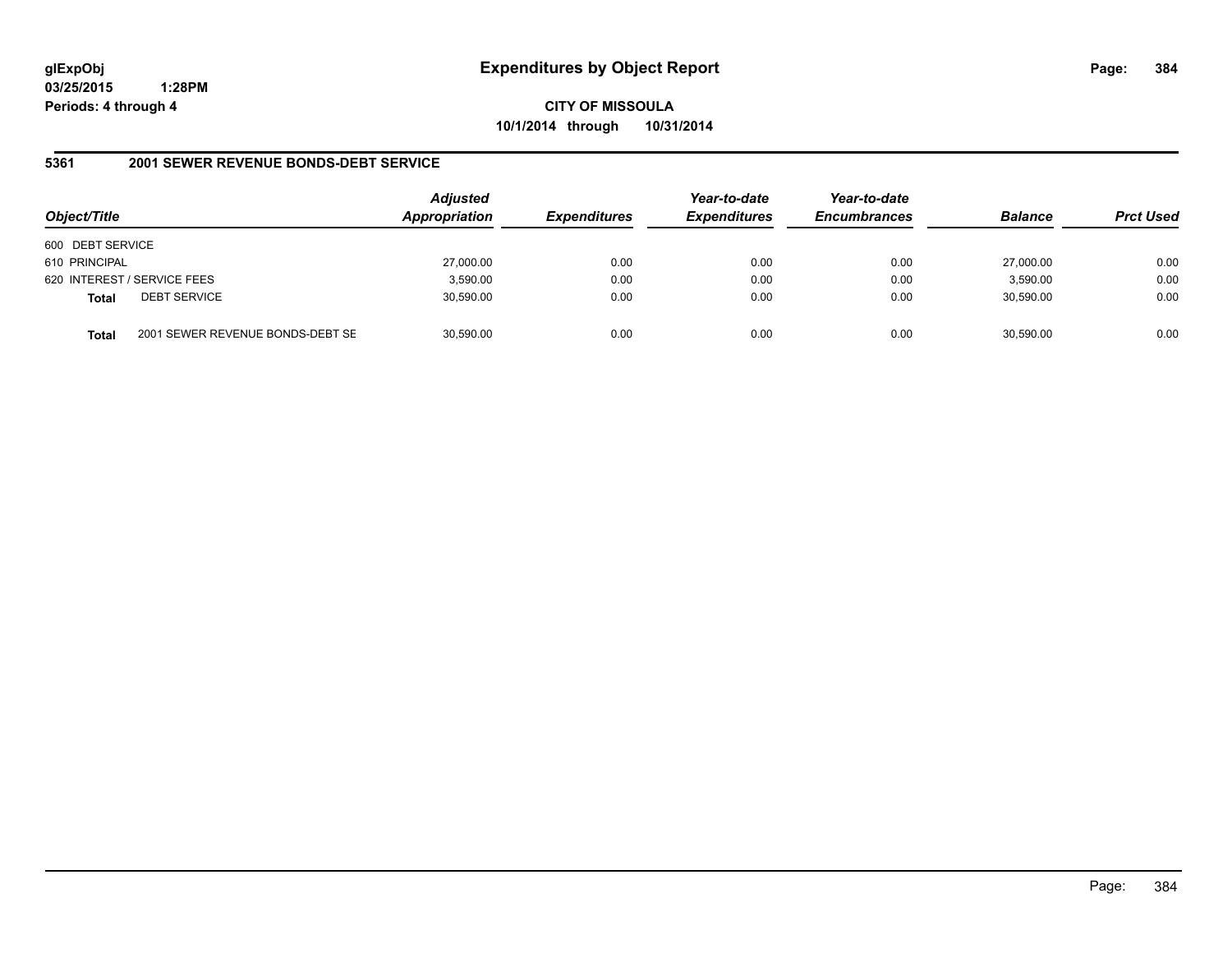# Expenditures by Object Report

glExpObj
03/25/2015 1:28PM
Periods: 4 through 4

**CITY OF MISSOULA**
**10/1/2014 through 10/31/2014**

## 5361 2001 SEWER REVENUE BONDS-DEBT SERVICE

| Object/Title | Adjusted Appropriation | Expenditures | Year-to-date Expenditures | Year-to-date Encumbrances | Balance | Prct Used |
|---|---|---|---|---|---|---|
| 600 DEBT SERVICE | | | | | | |
| 610 PRINCIPAL | 27,000.00 | 0.00 | 0.00 | 0.00 | 27,000.00 | 0.00 |
| 620 INTEREST / SERVICE FEES | 3,590.00 | 0.00 | 0.00 | 0.00 | 3,590.00 | 0.00 |
| **Total** DEBT SERVICE | 30,590.00 | 0.00 | 0.00 | 0.00 | 30,590.00 | 0.00 |
| **Total** 2001 SEWER REVENUE BONDS-DEBT SE | 30,590.00 | 0.00 | 0.00 | 0.00 | 30,590.00 | 0.00 |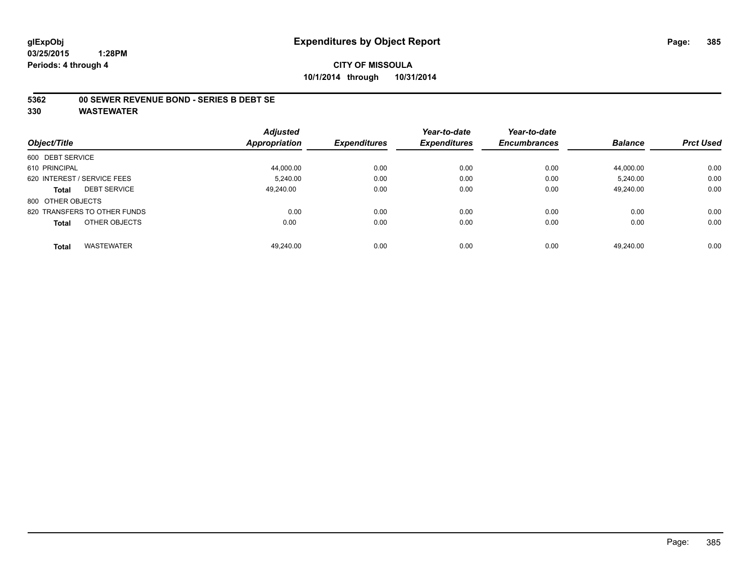# Expenditures by Object Report

glExpObj
03/25/2015 1:28PM
Periods: 4 through 4

**CITY OF MISSOULA**
**10/1/2014 through 10/31/2014**

**5362 00 SEWER REVENUE BOND - SERIES B DEBT SE**
**330 WASTEWATER**

| Object/Title | | Adjusted Appropriation | Expenditures | Year-to-date Expenditures | Year-to-date Encumbrances | Balance | Prct Used |
|---|---|---|---|---|---|---|---|
| 600 DEBT SERVICE | | | | | | | |
| 610 PRINCIPAL | | 44,000.00 | 0.00 | 0.00 | 0.00 | 44,000.00 | 0.00 |
| 620 INTEREST / SERVICE FEES | | 5,240.00 | 0.00 | 0.00 | 0.00 | 5,240.00 | 0.00 |
| **Total** | DEBT SERVICE | 49,240.00 | 0.00 | 0.00 | 0.00 | 49,240.00 | 0.00 |
| 800 OTHER OBJECTS | | | | | | | |
| 820 TRANSFERS TO OTHER FUNDS | | 0.00 | 0.00 | 0.00 | 0.00 | 0.00 | 0.00 |
| **Total** | OTHER OBJECTS | 0.00 | 0.00 | 0.00 | 0.00 | 0.00 | 0.00 |
| **Total** | WASTEWATER | 49,240.00 | 0.00 | 0.00 | 0.00 | 49,240.00 | 0.00 |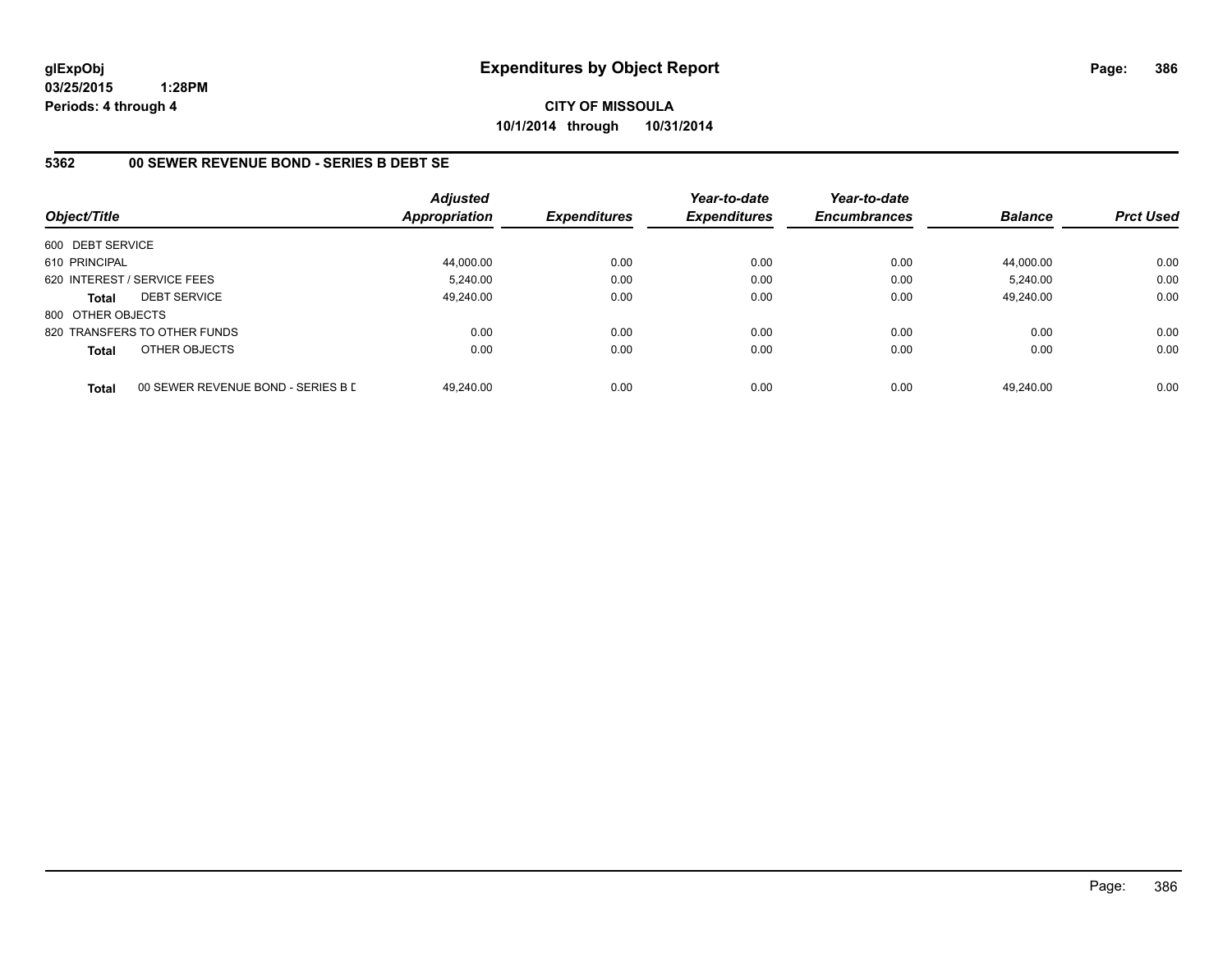**glExpObj** **Expenditures by Object Report**

**03/25/2015 1:28PM**

**Periods: 4 through 4**

**CITY OF MISSOULA**

**10/1/2014 through 10/31/2014**

## 5362 00 SEWER REVENUE BOND - SERIES B DEBT SE

| Object/Title | | *Adjusted Appropriation* | *Expenditures* | *Year-to-date Expenditures* | *Year-to-date Encumbrances* | *Balance* | *Prct Used* |
|---|---|---|---|---|---|---|---|
| 600 DEBT SERVICE | | | | | | | |
| 610 PRINCIPAL | | 44,000.00 | 0.00 | 0.00 | 0.00 | 44,000.00 | 0.00 |
| 620 INTEREST / SERVICE FEES | | 5,240.00 | 0.00 | 0.00 | 0.00 | 5,240.00 | 0.00 |
| **Total** | DEBT SERVICE | 49,240.00 | 0.00 | 0.00 | 0.00 | 49,240.00 | 0.00 |
| 800 OTHER OBJECTS | | | | | | | |
| 820 TRANSFERS TO OTHER FUNDS | | 0.00 | 0.00 | 0.00 | 0.00 | 0.00 | 0.00 |
| **Total** | OTHER OBJECTS | 0.00 | 0.00 | 0.00 | 0.00 | 0.00 | 0.00 |
| **Total** | 00 SEWER REVENUE BOND - SERIES B D | 49,240.00 | 0.00 | 0.00 | 0.00 | 49,240.00 | 0.00 |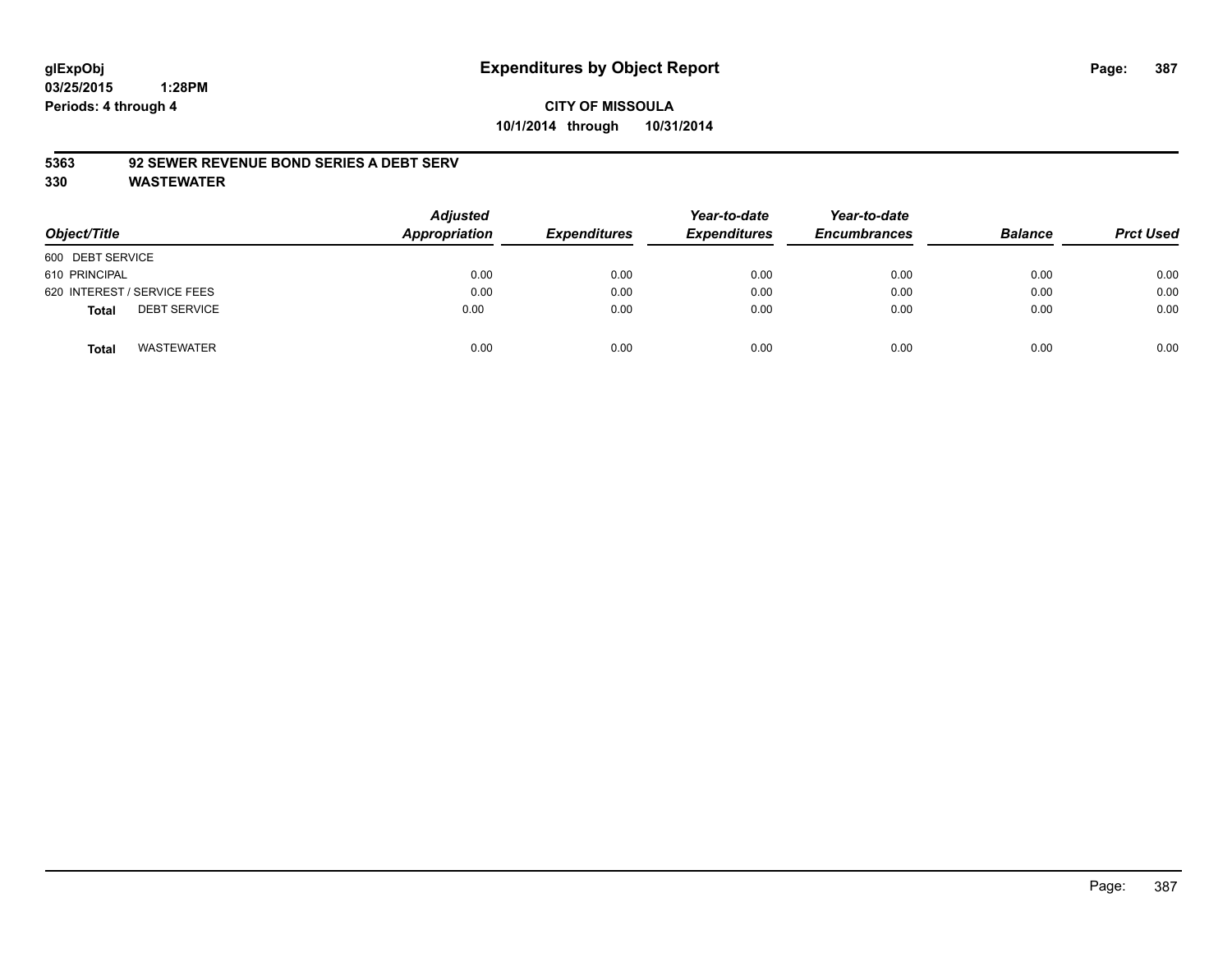# Expenditures by Object Report

glExpObj
03/25/2015 1:28PM
Periods: 4 through 4

**CITY OF MISSOULA**
**10/1/2014 through 10/31/2014**

**5363 92 SEWER REVENUE BOND SERIES A DEBT SERV**
**330 WASTEWATER**

| Object/Title | Adjusted Appropriation | Expenditures | Year-to-date Expenditures | Year-to-date Encumbrances | Balance | Prct Used |
|---|---|---|---|---|---|---|
| 600 DEBT SERVICE | | | | | | |
| 610 PRINCIPAL | 0.00 | 0.00 | 0.00 | 0.00 | 0.00 | 0.00 |
| 620 INTEREST / SERVICE FEES | 0.00 | 0.00 | 0.00 | 0.00 | 0.00 | 0.00 |
| **Total** DEBT SERVICE | 0.00 | 0.00 | 0.00 | 0.00 | 0.00 | 0.00 |
| **Total** WASTEWATER | 0.00 | 0.00 | 0.00 | 0.00 | 0.00 | 0.00 |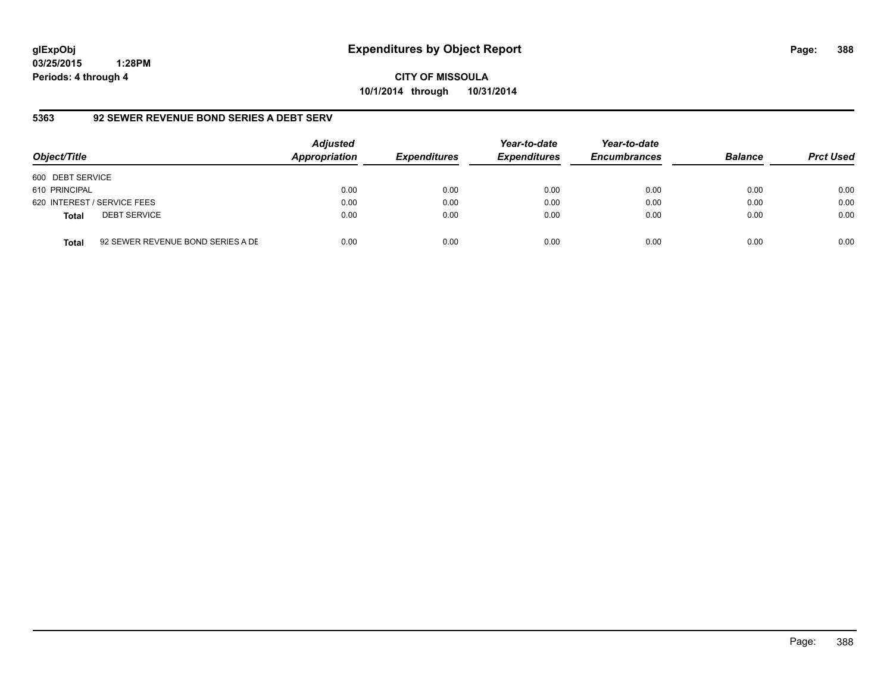**CITY OF MISSOULA**
**10/1/2014 through 10/31/2014**

### 5363 92 SEWER REVENUE BOND SERIES A DEBT SERV

| Object/Title | Adjusted Appropriation | Expenditures | Year-to-date Expenditures | Year-to-date Encumbrances | Balance | Prct Used |
|---|---|---|---|---|---|---|
| 600 DEBT SERVICE | | | | | | |
| 610 PRINCIPAL | 0.00 | 0.00 | 0.00 | 0.00 | 0.00 | 0.00 |
| 620 INTEREST / SERVICE FEES | 0.00 | 0.00 | 0.00 | 0.00 | 0.00 | 0.00 |
| **Total** DEBT SERVICE | 0.00 | 0.00 | 0.00 | 0.00 | 0.00 | 0.00 |
| **Total** 92 SEWER REVENUE BOND SERIES A DE | 0.00 | 0.00 | 0.00 | 0.00 | 0.00 | 0.00 |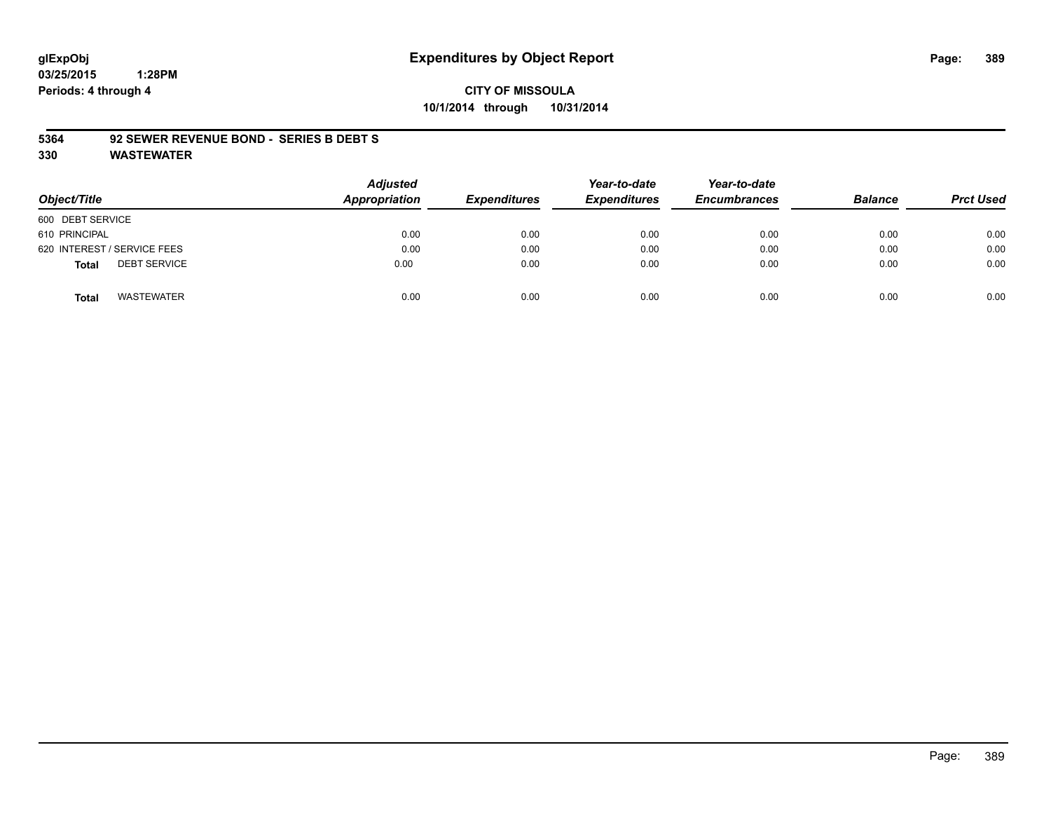# Expenditures by Object Report

glExpObj
03/25/2015 1:28PM
Periods: 4 through 4

**CITY OF MISSOULA**
**10/1/2014 through 10/31/2014**

**5364 92 SEWER REVENUE BOND - SERIES B DEBT S**
**330 WASTEWATER**

| Object/Title | Adjusted Appropriation | Expenditures | Year-to-date Expenditures | Year-to-date Encumbrances | Balance | Prct Used |
|---|---|---|---|---|---|---|
| 600 DEBT SERVICE | | | | | | |
| 610 PRINCIPAL | 0.00 | 0.00 | 0.00 | 0.00 | 0.00 | 0.00 |
| 620 INTEREST / SERVICE FEES | 0.00 | 0.00 | 0.00 | 0.00 | 0.00 | 0.00 |
| **Total** DEBT SERVICE | 0.00 | 0.00 | 0.00 | 0.00 | 0.00 | 0.00 |
| **Total** WASTEWATER | 0.00 | 0.00 | 0.00 | 0.00 | 0.00 | 0.00 |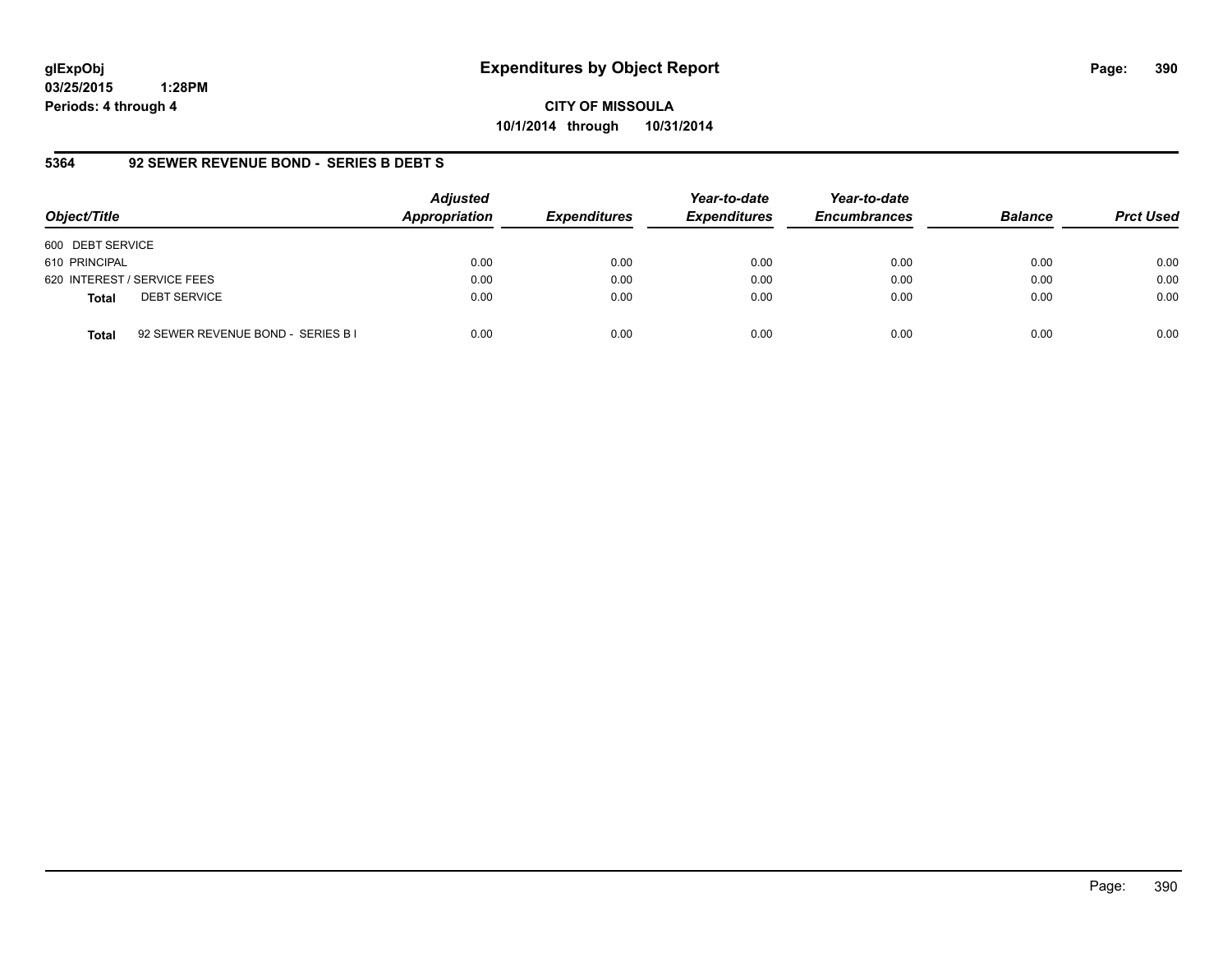# Expenditures by Object Report

glExpObj
03/25/2015 1:28PM
Periods: 4 through 4

**CITY OF MISSOULA**
**10/1/2014 through 10/31/2014**

### 5364 92 SEWER REVENUE BOND - SERIES B DEBT S

| Object/Title | Adjusted Appropriation | Expenditures | Year-to-date Expenditures | Year-to-date Encumbrances | Balance | Prct Used |
|---|---|---|---|---|---|---|
| 600 DEBT SERVICE | | | | | | |
| 610 PRINCIPAL | 0.00 | 0.00 | 0.00 | 0.00 | 0.00 | 0.00 |
| 620 INTEREST / SERVICE FEES | 0.00 | 0.00 | 0.00 | 0.00 | 0.00 | 0.00 |
| **Total** DEBT SERVICE | 0.00 | 0.00 | 0.00 | 0.00 | 0.00 | 0.00 |
| **Total** 92 SEWER REVENUE BOND - SERIES B I | 0.00 | 0.00 | 0.00 | 0.00 | 0.00 | 0.00 |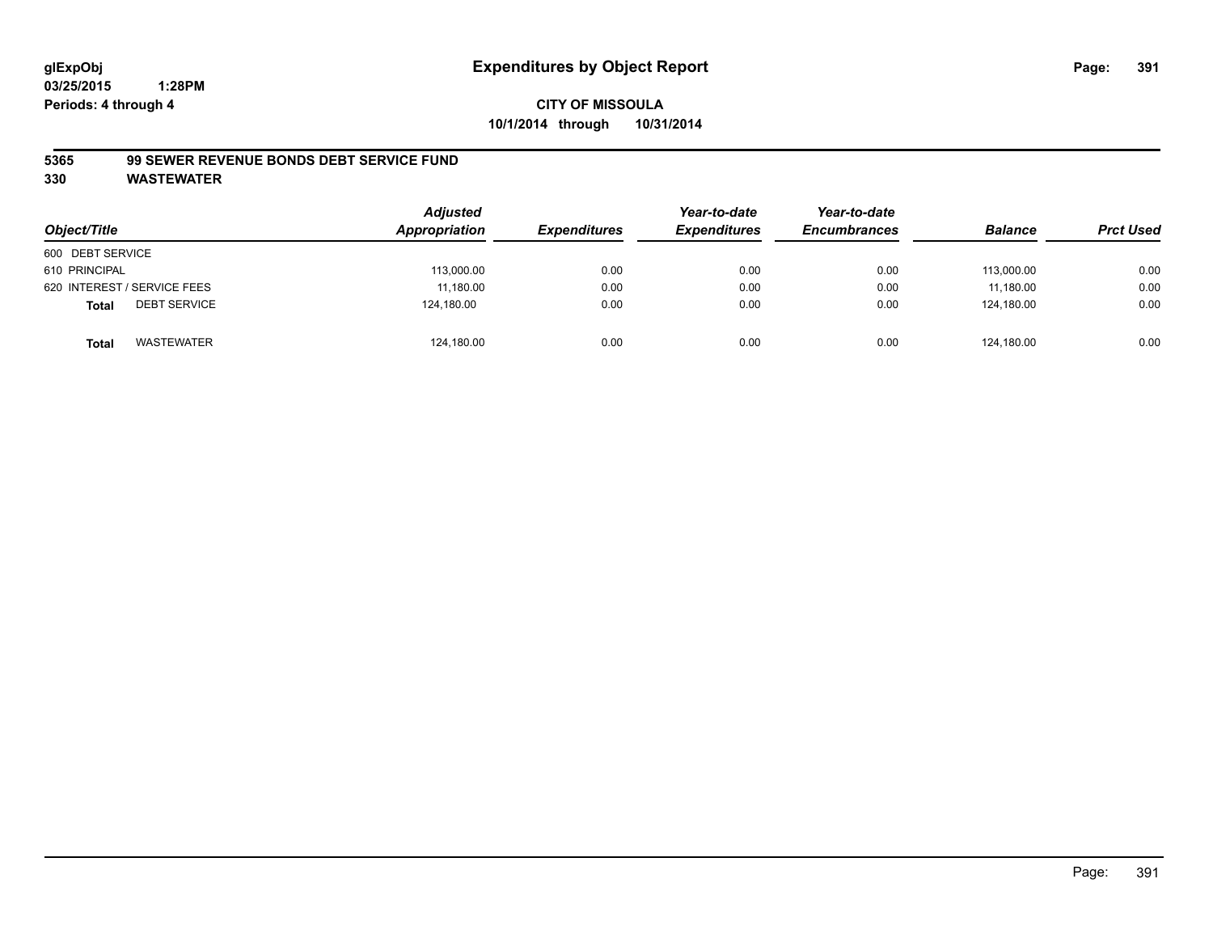**glExpObj**
**03/25/2015 1:28PM**
**Periods: 4 through 4**

# Expenditures by Object Report

**CITY OF MISSOULA**
**10/1/2014 through 10/31/2014**

## 5365 99 SEWER REVENUE BONDS DEBT SERVICE FUND
## 330 WASTEWATER

| Object/Title | | Adjusted Appropriation | Expenditures | Year-to-date Expenditures | Year-to-date Encumbrances | Balance | Prct Used |
|---|---|---|---|---|---|---|---|
| 600 DEBT SERVICE | | | | | | | |
| 610 PRINCIPAL | | 113,000.00 | 0.00 | 0.00 | 0.00 | 113,000.00 | 0.00 |
| 620 INTEREST / SERVICE FEES | | 11,180.00 | 0.00 | 0.00 | 0.00 | 11,180.00 | 0.00 |
| **Total** | DEBT SERVICE | 124,180.00 | 0.00 | 0.00 | 0.00 | 124,180.00 | 0.00 |
| **Total** | WASTEWATER | 124,180.00 | 0.00 | 0.00 | 0.00 | 124,180.00 | 0.00 |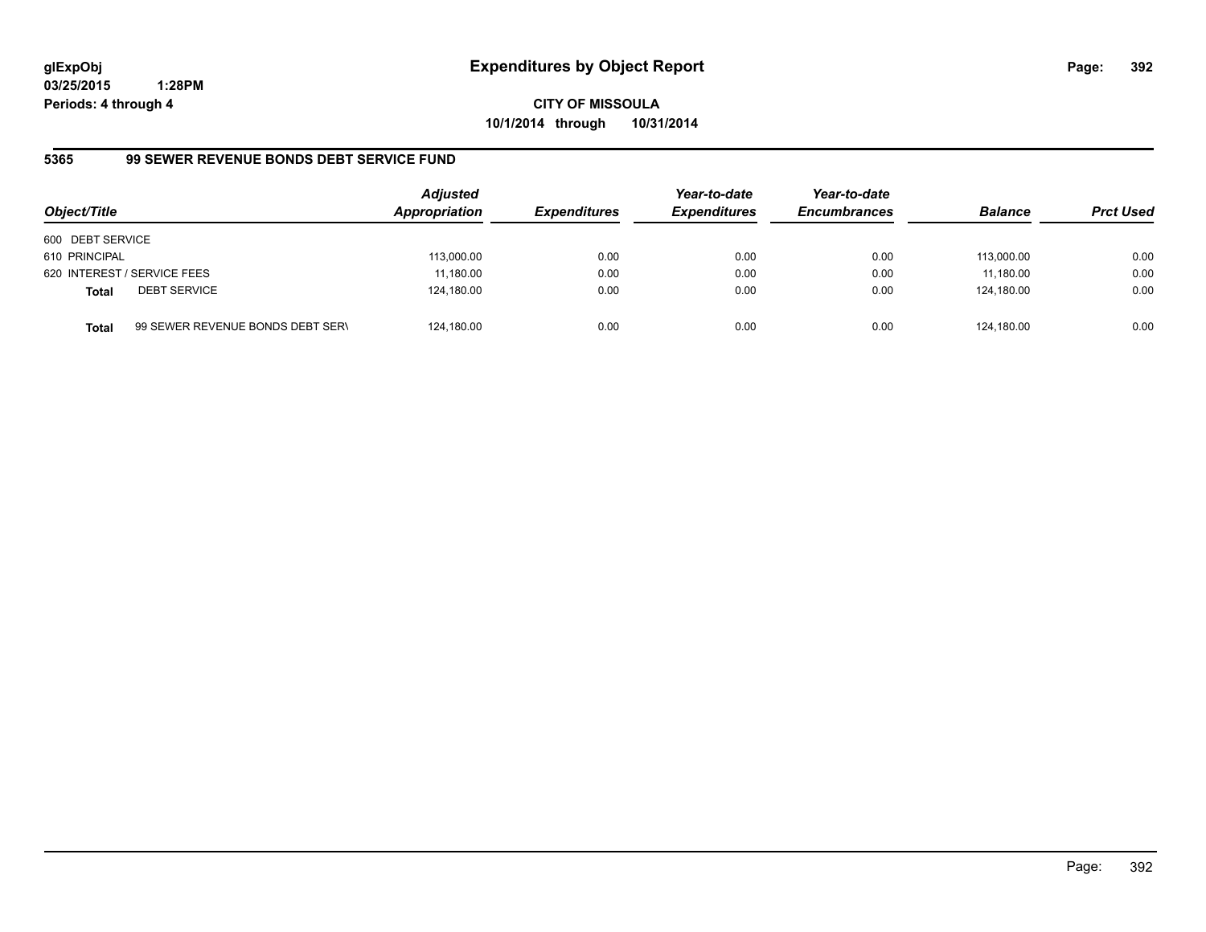glExpObj
03/25/2015 1:28PM
Periods: 4 through 4

# Expenditures by Object Report

**CITY OF MISSOULA**
**10/1/2014 through 10/31/2014**

## 5365 99 SEWER REVENUE BONDS DEBT SERVICE FUND

| Object/Title | | Adjusted Appropriation | Expenditures | Year-to-date Expenditures | Year-to-date Encumbrances | Balance | Prct Used |
|---|---|---|---|---|---|---|---|
| 600 DEBT SERVICE | | | | | | | |
| 610 PRINCIPAL | | 113,000.00 | 0.00 | 0.00 | 0.00 | 113,000.00 | 0.00 |
| 620 INTEREST / SERVICE FEES | | 11,180.00 | 0.00 | 0.00 | 0.00 | 11,180.00 | 0.00 |
| **Total** | DEBT SERVICE | 124,180.00 | 0.00 | 0.00 | 0.00 | 124,180.00 | 0.00 |
| **Total** | 99 SEWER REVENUE BONDS DEBT SERV | 124,180.00 | 0.00 | 0.00 | 0.00 | 124,180.00 | 0.00 |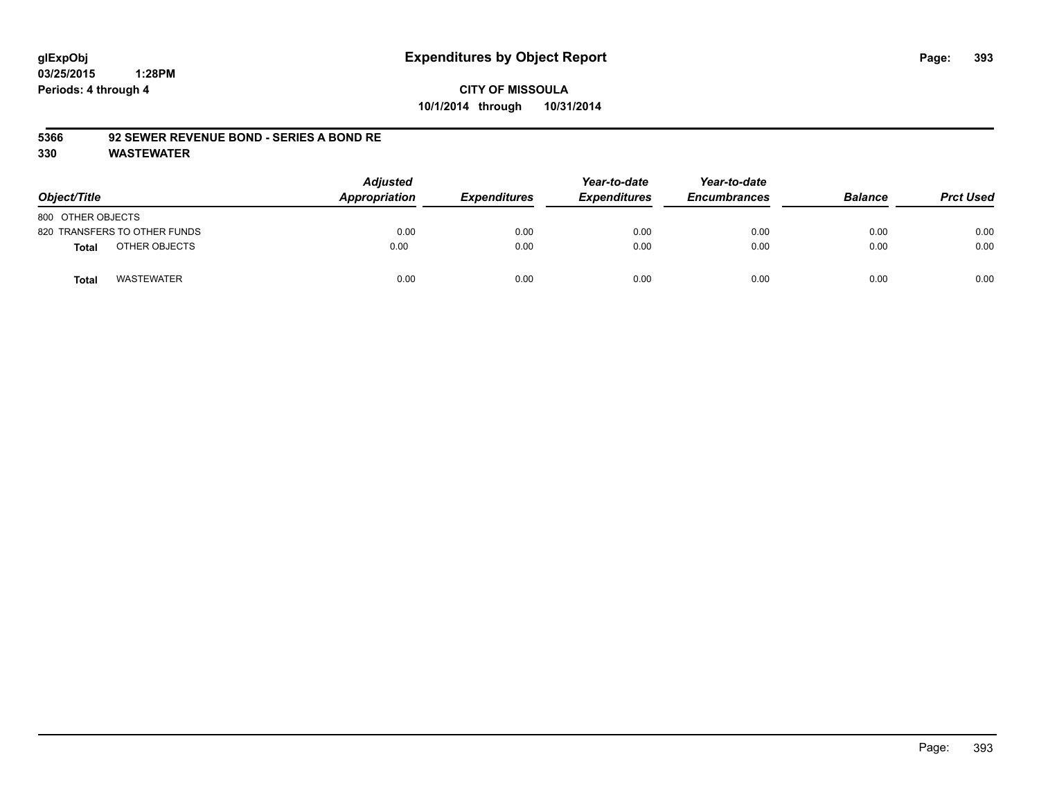glExpObj
03/25/2015 1:28PM
Periods: 4 through 4

# Expenditures by Object Report

**CITY OF MISSOULA**
**10/1/2014 through 10/31/2014**

**5366 92 SEWER REVENUE BOND - SERIES A BOND RE**
**330 WASTEWATER**

| Object/Title | Adjusted Appropriation | Expenditures | Year-to-date Expenditures | Year-to-date Encumbrances | Balance | Prct Used |
|---|---|---|---|---|---|---|
| 800 OTHER OBJECTS | | | | | | |
| 820 TRANSFERS TO OTHER FUNDS | 0.00 | 0.00 | 0.00 | 0.00 | 0.00 | 0.00 |
| **Total** OTHER OBJECTS | 0.00 | 0.00 | 0.00 | 0.00 | 0.00 | 0.00 |
| **Total** WASTEWATER | 0.00 | 0.00 | 0.00 | 0.00 | 0.00 | 0.00 |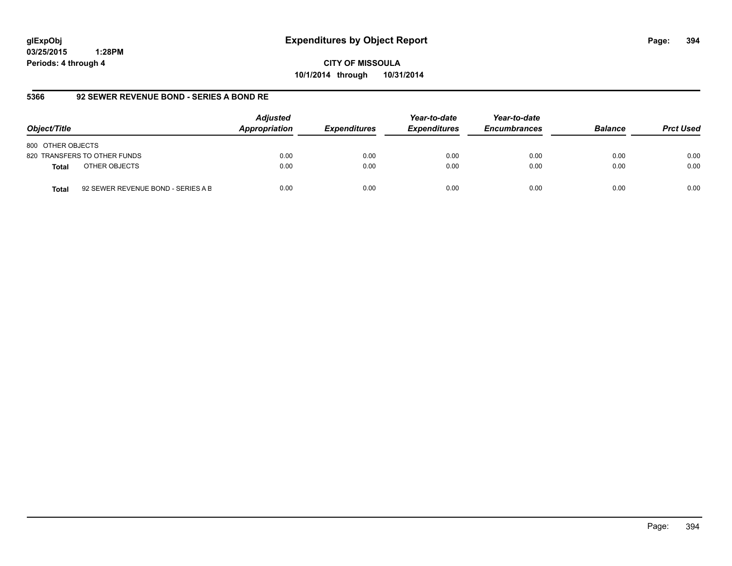# Expenditures by Object Report

glExpObj
03/25/2015 1:28PM
Periods: 4 through 4

**CITY OF MISSOULA**
**10/1/2014 through 10/31/2014**

## 5366 92 SEWER REVENUE BOND - SERIES A BOND RE

| Object/Title | Adjusted Appropriation | Expenditures | Year-to-date Expenditures | Year-to-date Encumbrances | Balance | Prct Used |
|---|---|---|---|---|---|---|
| 800 OTHER OBJECTS | | | | | | |
| 820 TRANSFERS TO OTHER FUNDS | 0.00 | 0.00 | 0.00 | 0.00 | 0.00 | 0.00 |
| **Total** OTHER OBJECTS | 0.00 | 0.00 | 0.00 | 0.00 | 0.00 | 0.00 |
| **Total** 92 SEWER REVENUE BOND - SERIES A B | 0.00 | 0.00 | 0.00 | 0.00 | 0.00 | 0.00 |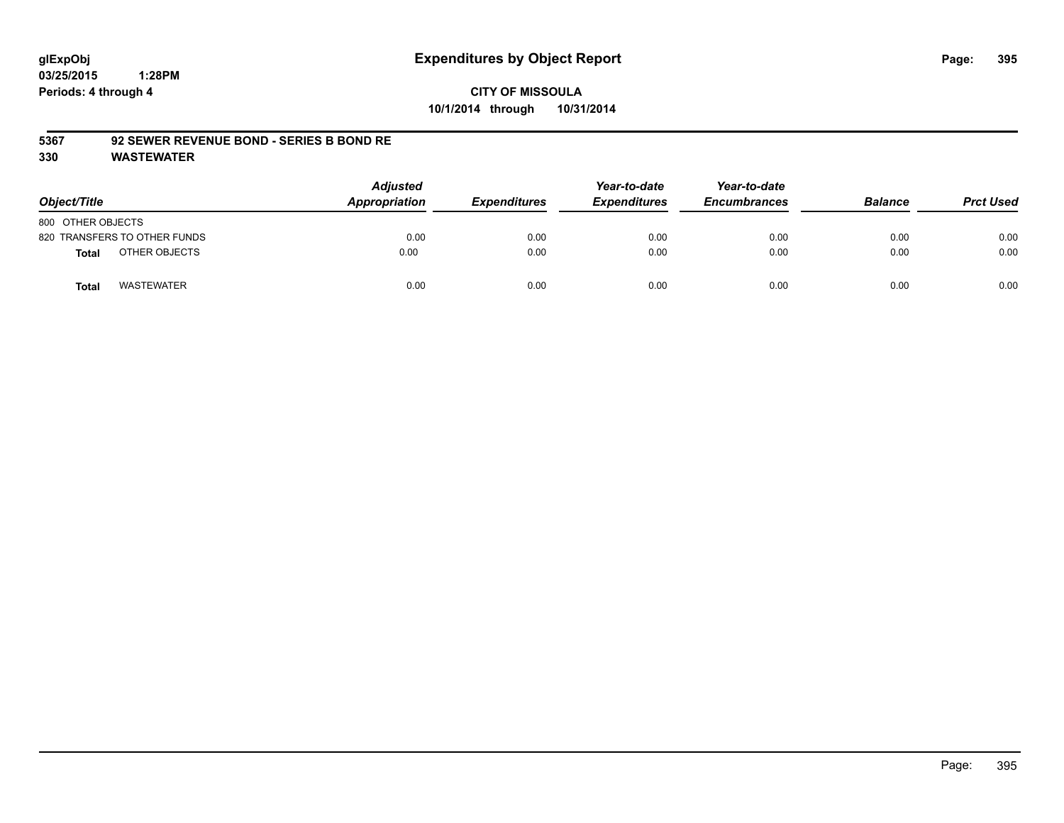glExpObj
03/25/2015 1:28PM
Periods: 4 through 4

# Expenditures by Object Report

**CITY OF MISSOULA**
**10/1/2014 through 10/31/2014**

**5367 92 SEWER REVENUE BOND - SERIES B BOND RE**
**330 WASTEWATER**

| Object/Title | Adjusted Appropriation | Expenditures | Year-to-date Expenditures | Year-to-date Encumbrances | Balance | Prct Used |
|---|---|---|---|---|---|---|
| 800 OTHER OBJECTS | | | | | | |
| 820 TRANSFERS TO OTHER FUNDS | 0.00 | 0.00 | 0.00 | 0.00 | 0.00 | 0.00 |
| **Total** OTHER OBJECTS | 0.00 | 0.00 | 0.00 | 0.00 | 0.00 | 0.00 |
| **Total** WASTEWATER | 0.00 | 0.00 | 0.00 | 0.00 | 0.00 | 0.00 |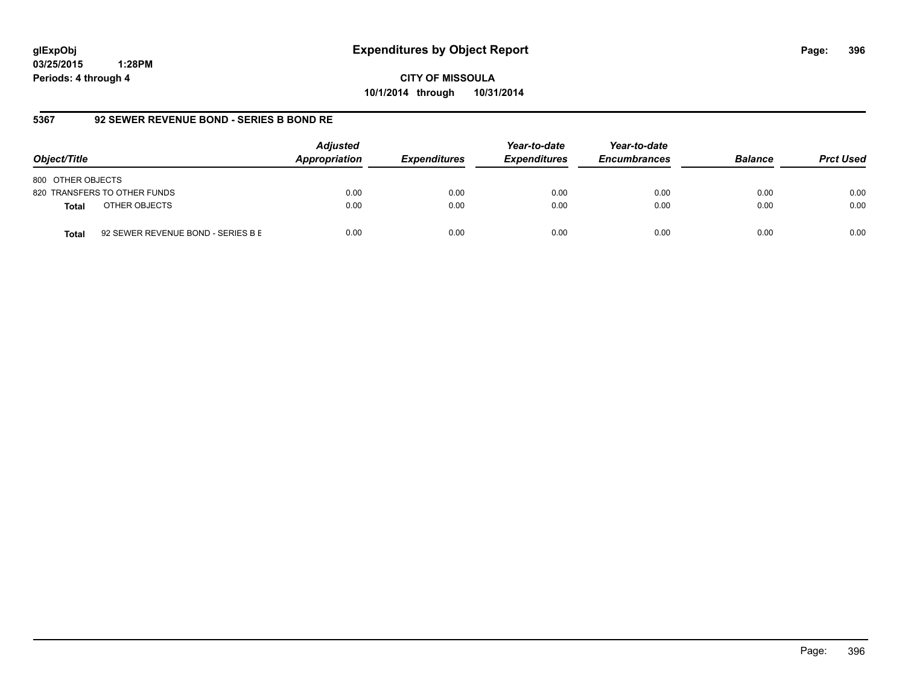# Expenditures by Object Report

glExpObj
03/25/2015 1:28PM
Periods: 4 through 4

**CITY OF MISSOULA**
**10/1/2014 through 10/31/2014**

## 5367 92 SEWER REVENUE BOND - SERIES B BOND RE

| Object/Title | | Adjusted Appropriation | Expenditures | Year-to-date Expenditures | Year-to-date Encumbrances | Balance | Prct Used |
|---|---|---|---|---|---|---|---|
| 800 OTHER OBJECTS | | | | | | | |
| 820 TRANSFERS TO OTHER FUNDS | | 0.00 | 0.00 | 0.00 | 0.00 | 0.00 | 0.00 |
| **Total** | OTHER OBJECTS | 0.00 | 0.00 | 0.00 | 0.00 | 0.00 | 0.00 |
| **Total** | 92 SEWER REVENUE BOND - SERIES B E | 0.00 | 0.00 | 0.00 | 0.00 | 0.00 | 0.00 |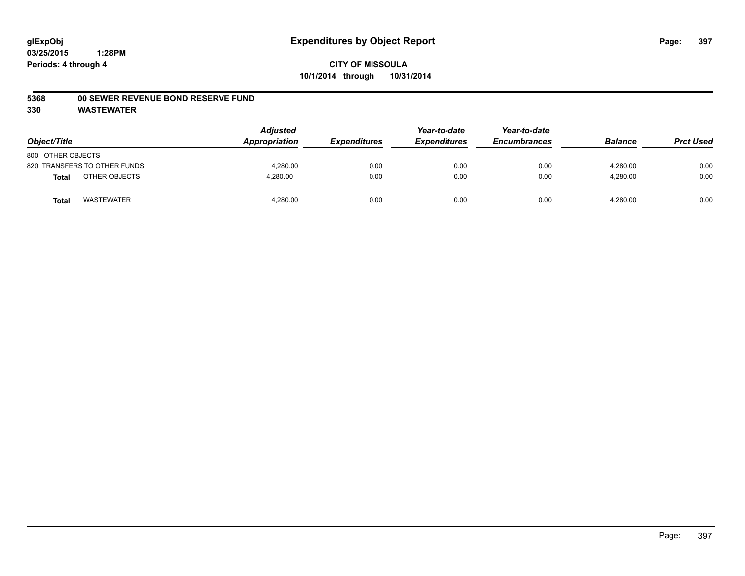# Expenditures by Object Report

glExpObj
03/25/2015 1:28PM
Periods: 4 through 4

**CITY OF MISSOULA**
**10/1/2014 through 10/31/2014**

**5368 00 SEWER REVENUE BOND RESERVE FUND**
**330 WASTEWATER**

| Object/Title | | Adjusted Appropriation | Expenditures | Year-to-date Expenditures | Year-to-date Encumbrances | Balance | Prct Used |
|---|---|---|---|---|---|---|---|
| 800 OTHER OBJECTS | | | | | | | |
| 820 TRANSFERS TO OTHER FUNDS | | 4,280.00 | 0.00 | 0.00 | 0.00 | 4,280.00 | 0.00 |
| **Total** | OTHER OBJECTS | 4,280.00 | 0.00 | 0.00 | 0.00 | 4,280.00 | 0.00 |
| **Total** | WASTEWATER | 4,280.00 | 0.00 | 0.00 | 0.00 | 4,280.00 | 0.00 |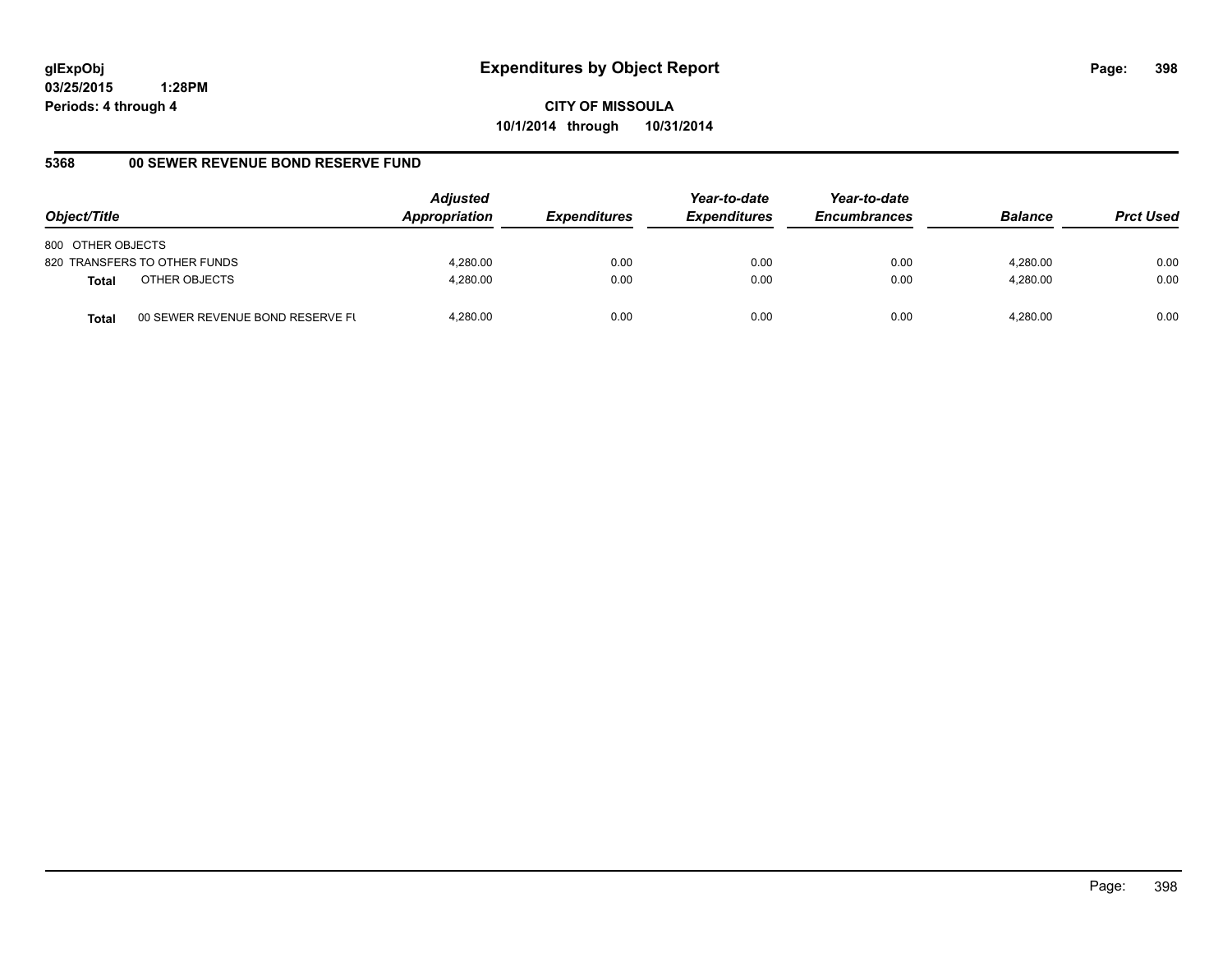glExpObj
03/25/2015 1:28PM
Periods: 4 through 4

# Expenditures by Object Report

**CITY OF MISSOULA**
**10/1/2014 through 10/31/2014**

## 5368 00 SEWER REVENUE BOND RESERVE FUND

| Object/Title | Adjusted Appropriation | Expenditures | Year-to-date Expenditures | Year-to-date Encumbrances | Balance | Prct Used |
|---|---|---|---|---|---|---|
| 800 OTHER OBJECTS | | | | | | |
| 820 TRANSFERS TO OTHER FUNDS | 4,280.00 | 0.00 | 0.00 | 0.00 | 4,280.00 | 0.00 |
| **Total** OTHER OBJECTS | 4,280.00 | 0.00 | 0.00 | 0.00 | 4,280.00 | 0.00 |
| **Total** 00 SEWER REVENUE BOND RESERVE FU | 4,280.00 | 0.00 | 0.00 | 0.00 | 4,280.00 | 0.00 |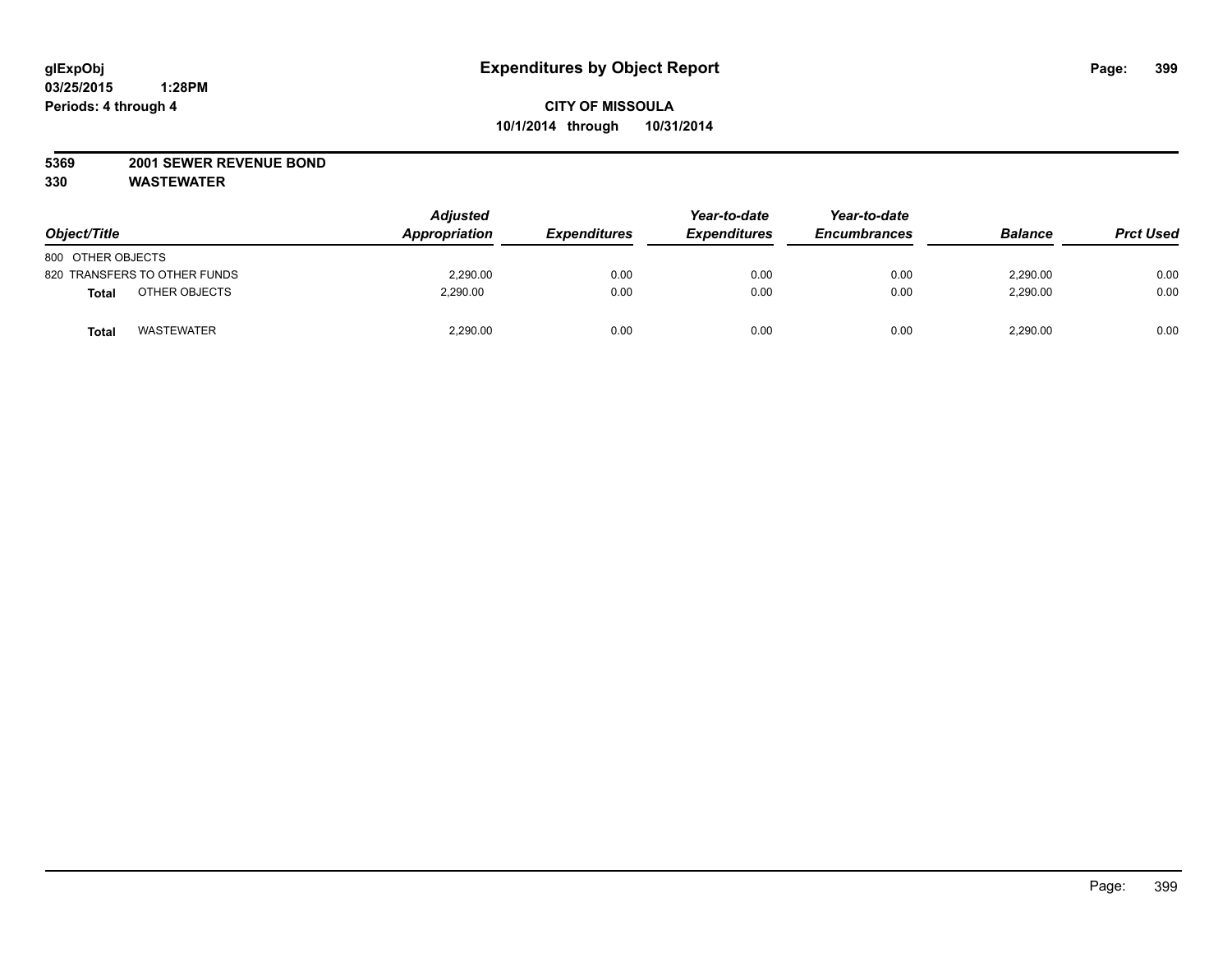# Expenditures by Object Report

glExpObj
03/25/2015 1:28PM
Periods: 4 through 4

**CITY OF MISSOULA**
**10/1/2014 through 10/31/2014**

**5369 2001 SEWER REVENUE BOND**
**330 WASTEWATER**

| Object/Title | Adjusted Appropriation | Expenditures | Year-to-date Expenditures | Year-to-date Encumbrances | Balance | Prct Used |
|---|---|---|---|---|---|---|
| 800 OTHER OBJECTS | | | | | | |
| 820 TRANSFERS TO OTHER FUNDS | 2,290.00 | 0.00 | 0.00 | 0.00 | 2,290.00 | 0.00 |
| **Total** OTHER OBJECTS | 2,290.00 | 0.00 | 0.00 | 0.00 | 2,290.00 | 0.00 |
| **Total** WASTEWATER | 2,290.00 | 0.00 | 0.00 | 0.00 | 2,290.00 | 0.00 |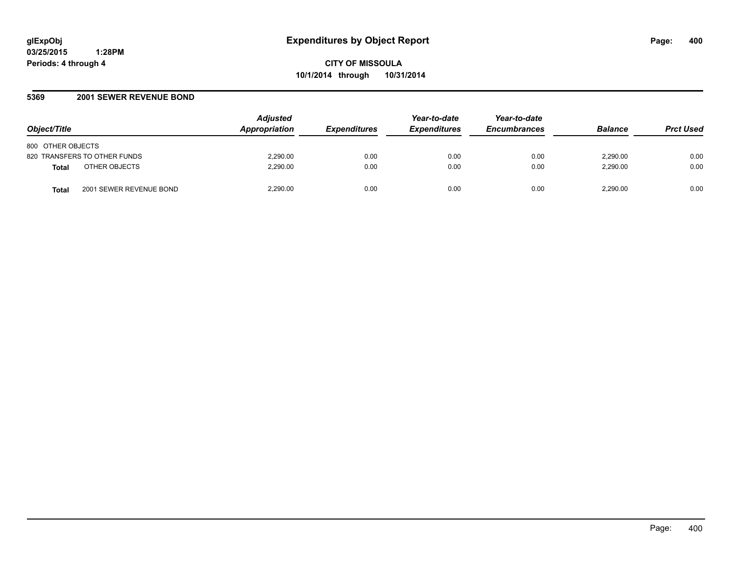**glExpObj**
**03/25/2015 1:28PM**
**Periods: 4 through 4**

# Expenditures by Object Report

**CITY OF MISSOULA**
**10/1/2014 through 10/31/2014**

## 5369 2001 SEWER REVENUE BOND

| Object/Title | | *Adjusted Appropriation* | *Expenditures* | *Year-to-date Expenditures* | *Year-to-date Encumbrances* | *Balance* | *Prct Used* |
|---|---|---|---|---|---|---|---|
| 800 OTHER OBJECTS | | | | | | | |
| 820 TRANSFERS TO OTHER FUNDS | | 2,290.00 | 0.00 | 0.00 | 0.00 | 2,290.00 | 0.00 |
| **Total** | OTHER OBJECTS | 2,290.00 | 0.00 | 0.00 | 0.00 | 2,290.00 | 0.00 |
| **Total** | 2001 SEWER REVENUE BOND | 2,290.00 | 0.00 | 0.00 | 0.00 | 2,290.00 | 0.00 |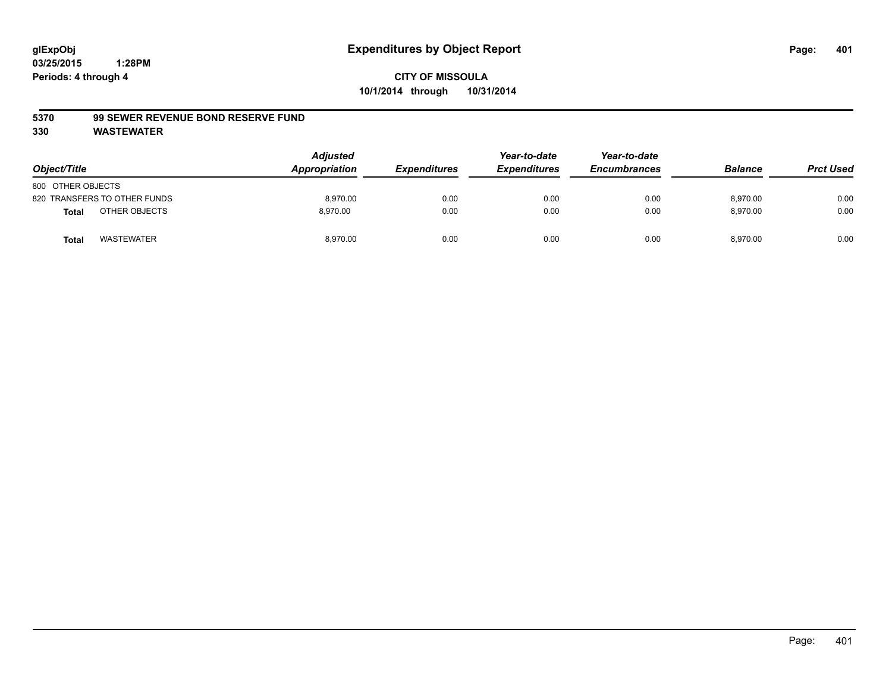**glExpObj**
**03/25/2015 1:28PM**
**Periods: 4 through 4**

# Expenditures by Object Report

**CITY OF MISSOULA**
**10/1/2014 through 10/31/2014**

**5370 99 SEWER REVENUE BOND RESERVE FUND**
**330 WASTEWATER**

| Object/Title | | Adjusted Appropriation | Expenditures | Year-to-date Expenditures | Year-to-date Encumbrances | Balance | Prct Used |
|---|---|---|---|---|---|---|---|
| 800 OTHER OBJECTS | | | | | | | |
| 820 TRANSFERS TO OTHER FUNDS | | 8,970.00 | 0.00 | 0.00 | 0.00 | 8,970.00 | 0.00 |
| **Total** | OTHER OBJECTS | 8,970.00 | 0.00 | 0.00 | 0.00 | 8,970.00 | 0.00 |
| **Total** | WASTEWATER | 8,970.00 | 0.00 | 0.00 | 0.00 | 8,970.00 | 0.00 |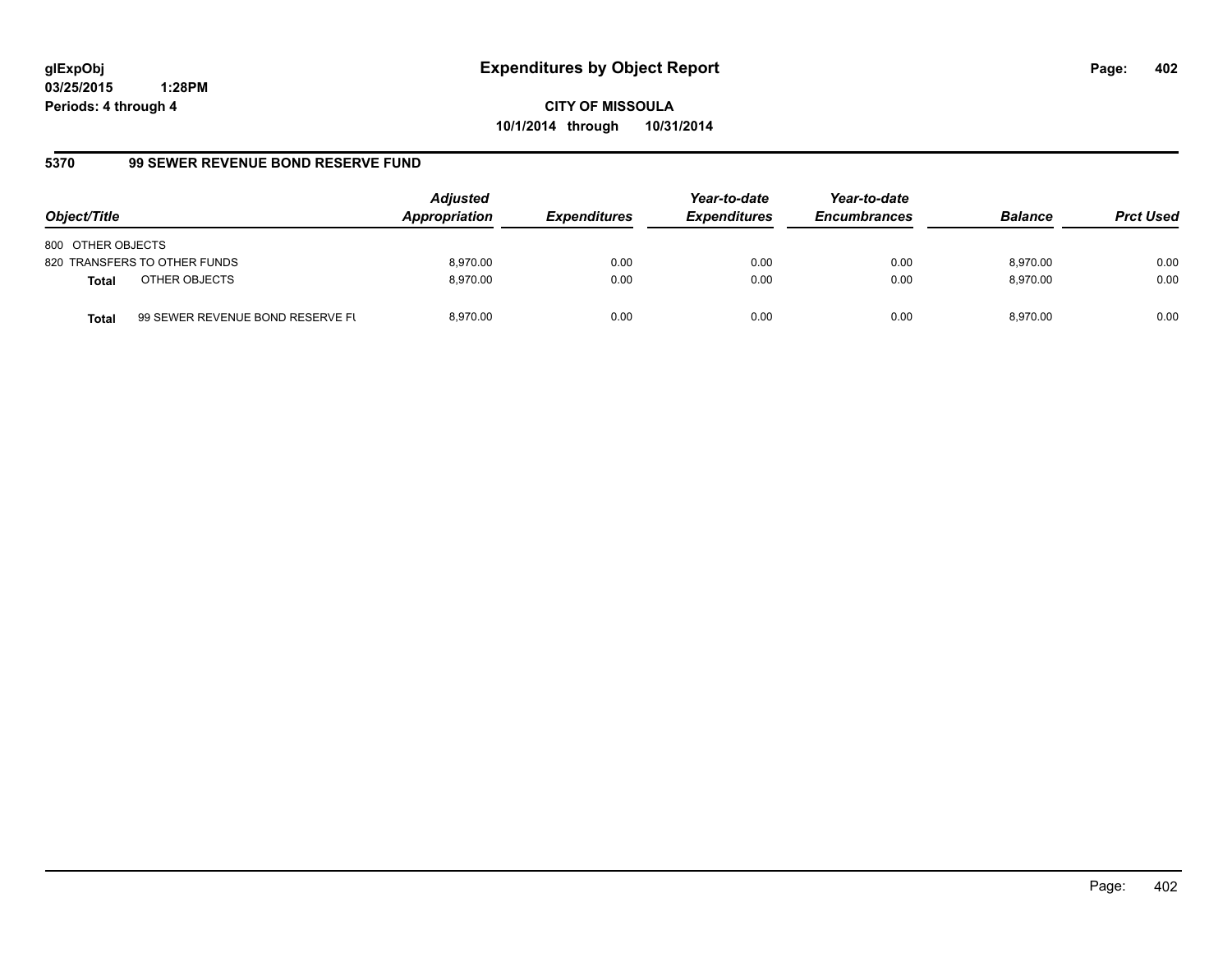glExpObj
03/25/2015 1:28PM
Periods: 4 through 4

# Expenditures by Object Report

**CITY OF MISSOULA**
**10/1/2014 through 10/31/2014**

## 5370 99 SEWER REVENUE BOND RESERVE FUND

| Object/Title | Adjusted Appropriation | Expenditures | Year-to-date Expenditures | Year-to-date Encumbrances | Balance | Prct Used |
|---|---|---|---|---|---|---|
| 800 OTHER OBJECTS | | | | | | |
| 820 TRANSFERS TO OTHER FUNDS | 8,970.00 | 0.00 | 0.00 | 0.00 | 8,970.00 | 0.00 |
| **Total** OTHER OBJECTS | 8,970.00 | 0.00 | 0.00 | 0.00 | 8,970.00 | 0.00 |
| **Total** 99 SEWER REVENUE BOND RESERVE FU | 8,970.00 | 0.00 | 0.00 | 0.00 | 8,970.00 | 0.00 |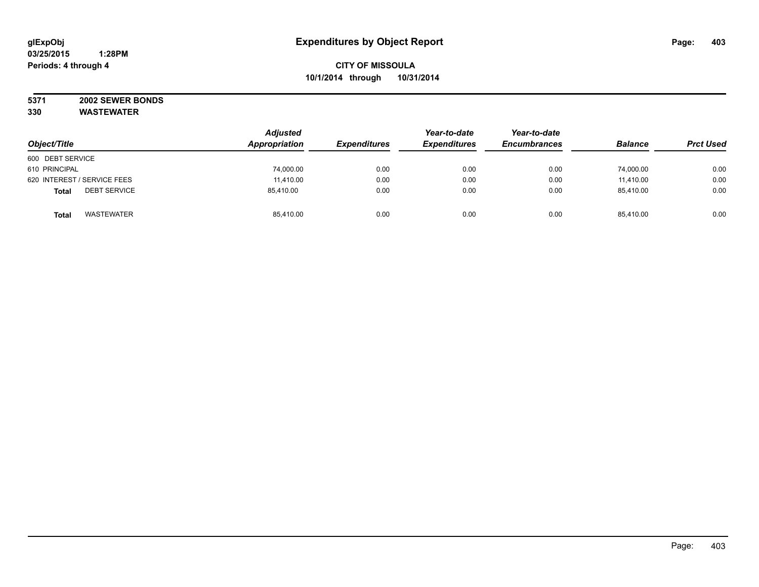# Expenditures by Object Report

glExpObj
03/25/2015 1:28PM
Periods: 4 through 4

**CITY OF MISSOULA**
**10/1/2014 through 10/31/2014**

**5371 2002 SEWER BONDS**
**330 WASTEWATER**

| Object/Title | Adjusted Appropriation | Expenditures | Year-to-date Expenditures | Year-to-date Encumbrances | Balance | Prct Used |
|---|---|---|---|---|---|---|
| 600 DEBT SERVICE | | | | | | |
| 610 PRINCIPAL | 74,000.00 | 0.00 | 0.00 | 0.00 | 74,000.00 | 0.00 |
| 620 INTEREST / SERVICE FEES | 11,410.00 | 0.00 | 0.00 | 0.00 | 11,410.00 | 0.00 |
| **Total** DEBT SERVICE | 85,410.00 | 0.00 | 0.00 | 0.00 | 85,410.00 | 0.00 |
| **Total** WASTEWATER | 85,410.00 | 0.00 | 0.00 | 0.00 | 85,410.00 | 0.00 |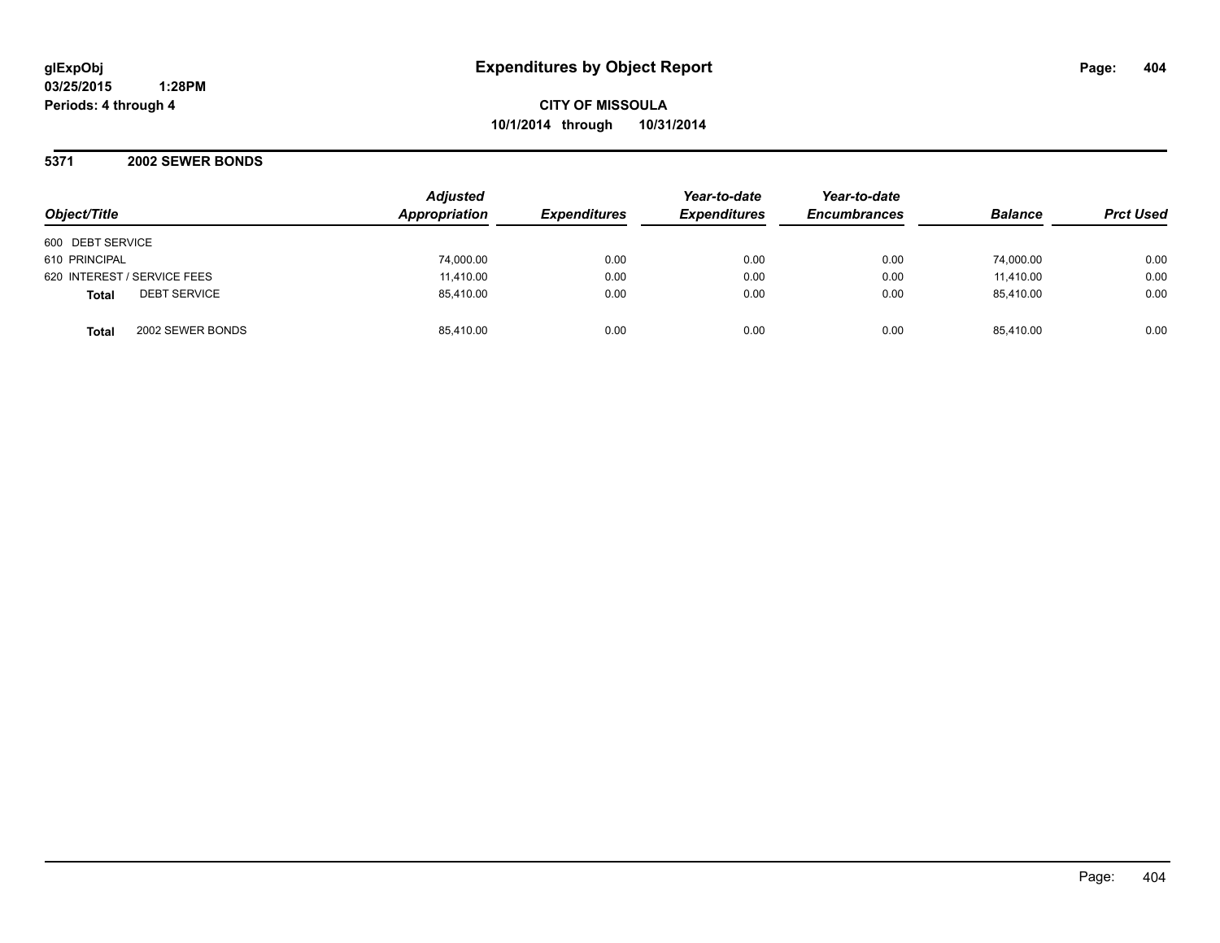# Expenditures by Object Report

glExpObj
03/25/2015 1:28PM
Periods: 4 through 4

**CITY OF MISSOULA**
**10/1/2014 through 10/31/2014**

## 5371 2002 SEWER BONDS

| Object/Title | | Adjusted Appropriation | Expenditures | Year-to-date Expenditures | Year-to-date Encumbrances | Balance | Prct Used |
|---|---|---|---|---|---|---|---|
| 600 DEBT SERVICE | | | | | | | |
| 610 PRINCIPAL | | 74,000.00 | 0.00 | 0.00 | 0.00 | 74,000.00 | 0.00 |
| 620 INTEREST / SERVICE FEES | | 11,410.00 | 0.00 | 0.00 | 0.00 | 11,410.00 | 0.00 |
| **Total** | DEBT SERVICE | 85,410.00 | 0.00 | 0.00 | 0.00 | 85,410.00 | 0.00 |
| **Total** | 2002 SEWER BONDS | 85,410.00 | 0.00 | 0.00 | 0.00 | 85,410.00 | 0.00 |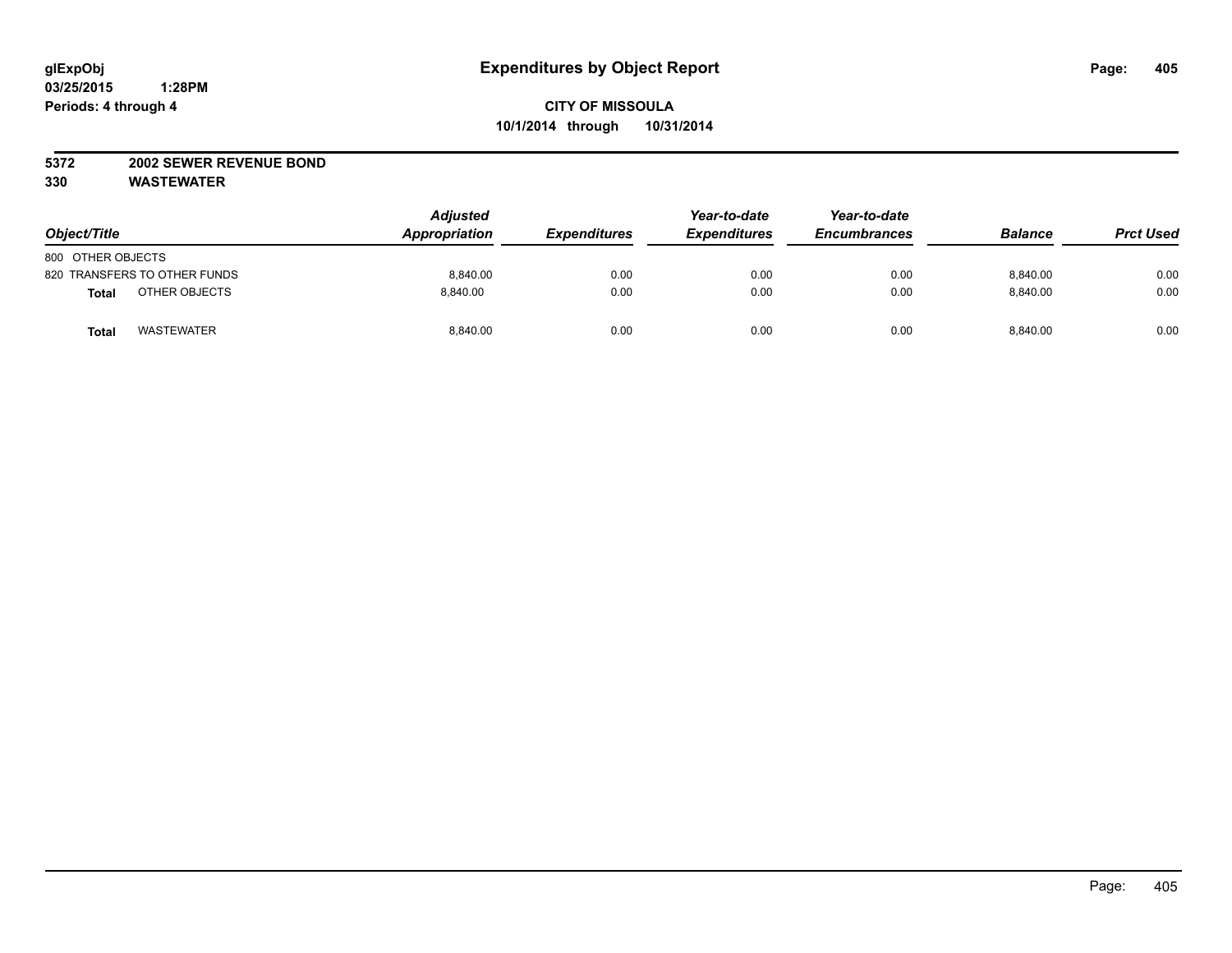**glExpObj**
**03/25/2015 1:28PM**
**Periods: 4 through 4**

# Expenditures by Object Report

**CITY OF MISSOULA**
**10/1/2014 through 10/31/2014**

**5372 2002 SEWER REVENUE BOND**
**330 WASTEWATER**

| Object/Title | Adjusted Appropriation | Expenditures | Year-to-date Expenditures | Year-to-date Encumbrances | Balance | Prct Used |
|---|---|---|---|---|---|---|
| 800 OTHER OBJECTS | | | | | | |
| 820 TRANSFERS TO OTHER FUNDS | 8,840.00 | 0.00 | 0.00 | 0.00 | 8,840.00 | 0.00 |
| **Total** OTHER OBJECTS | 8,840.00 | 0.00 | 0.00 | 0.00 | 8,840.00 | 0.00 |
| **Total** WASTEWATER | 8,840.00 | 0.00 | 0.00 | 0.00 | 8,840.00 | 0.00 |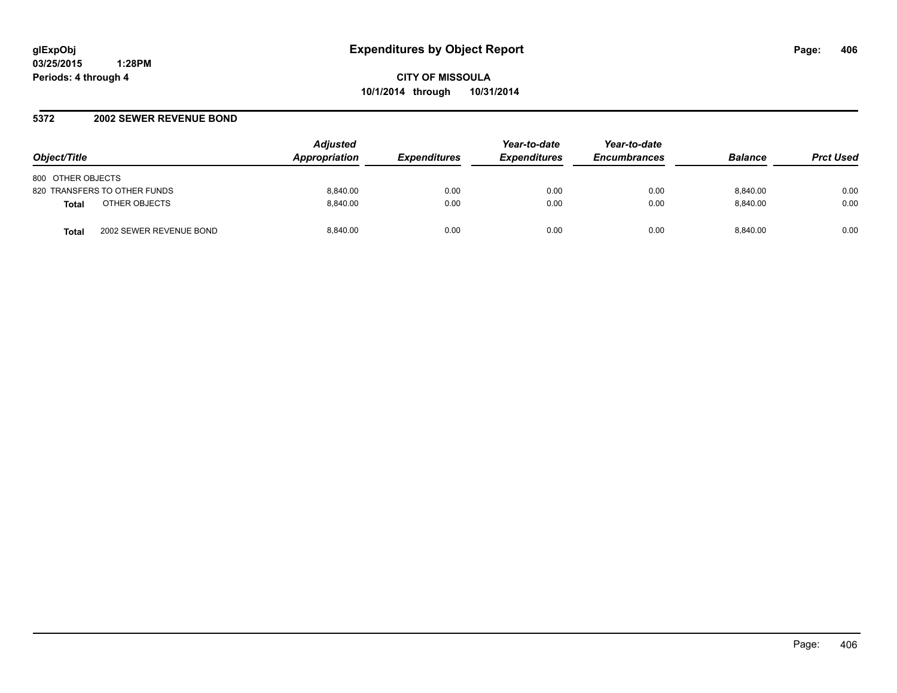# Expenditures by Object Report

glExpObj
03/25/2015 1:28PM
Periods: 4 through 4

**CITY OF MISSOULA**
**10/1/2014 through 10/31/2014**

## 5372 2002 SEWER REVENUE BOND

| Object/Title | | Adjusted Appropriation | Expenditures | Year-to-date Expenditures | Year-to-date Encumbrances | Balance | Prct Used |
|---|---|---|---|---|---|---|---|
| 800 OTHER OBJECTS | | | | | | | |
| 820 TRANSFERS TO OTHER FUNDS | | 8,840.00 | 0.00 | 0.00 | 0.00 | 8,840.00 | 0.00 |
| **Total** | OTHER OBJECTS | 8,840.00 | 0.00 | 0.00 | 0.00 | 8,840.00 | 0.00 |
| **Total** | 2002 SEWER REVENUE BOND | 8,840.00 | 0.00 | 0.00 | 0.00 | 8,840.00 | 0.00 |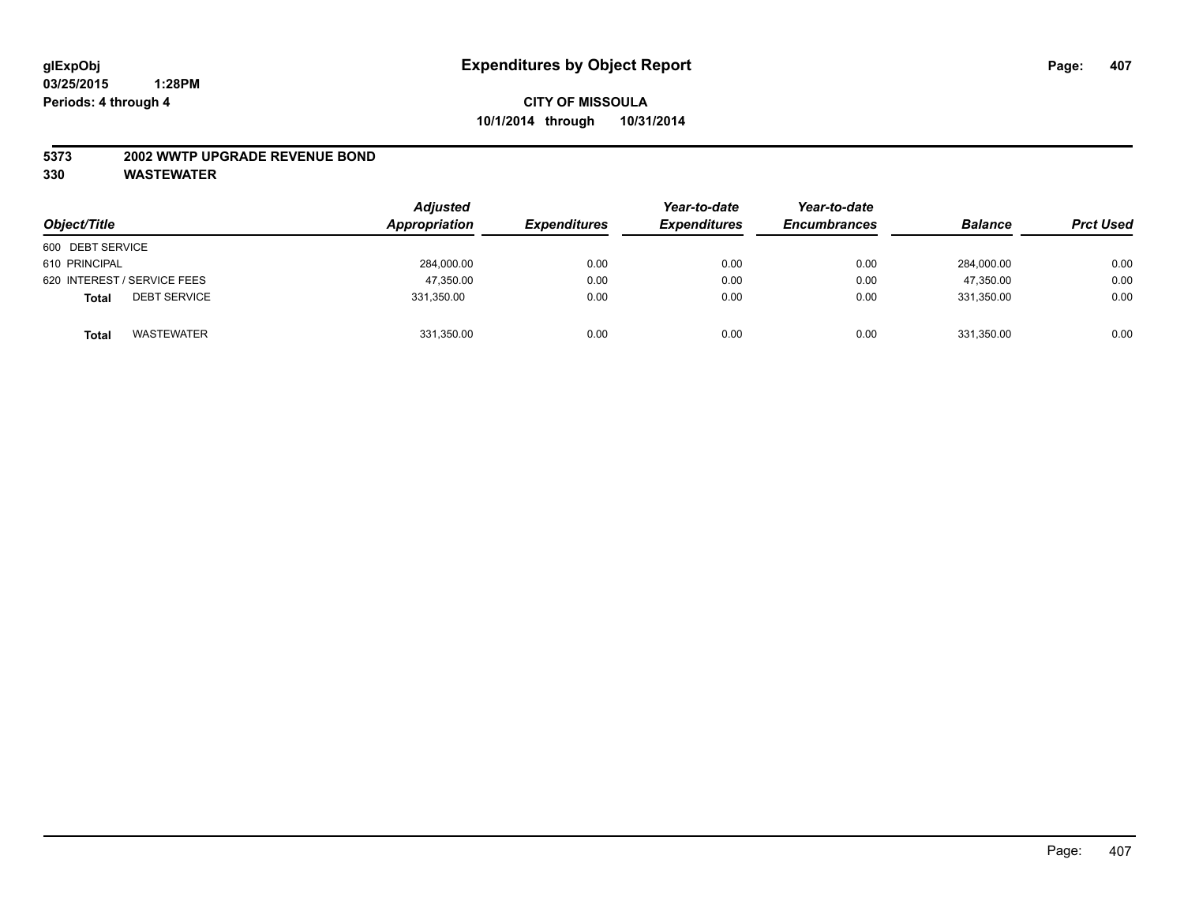**glExpObj** **Expenditures by Object Report**
**03/25/2015 1:28PM**
**Periods: 4 through 4**

**CITY OF MISSOULA**
**10/1/2014 through 10/31/2014**

**5373 2002 WWTP UPGRADE REVENUE BOND**
**330 WASTEWATER**

| Object/Title | | Adjusted Appropriation | Expenditures | Year-to-date Expenditures | Year-to-date Encumbrances | Balance | Prct Used |
|---|---|---|---|---|---|---|---|
| 600 DEBT SERVICE | | | | | | | |
| 610 PRINCIPAL | | 284,000.00 | 0.00 | 0.00 | 0.00 | 284,000.00 | 0.00 |
| 620 INTEREST / SERVICE FEES | | 47,350.00 | 0.00 | 0.00 | 0.00 | 47,350.00 | 0.00 |
| **Total** | DEBT SERVICE | 331,350.00 | 0.00 | 0.00 | 0.00 | 331,350.00 | 0.00 |
| **Total** | WASTEWATER | 331,350.00 | 0.00 | 0.00 | 0.00 | 331,350.00 | 0.00 |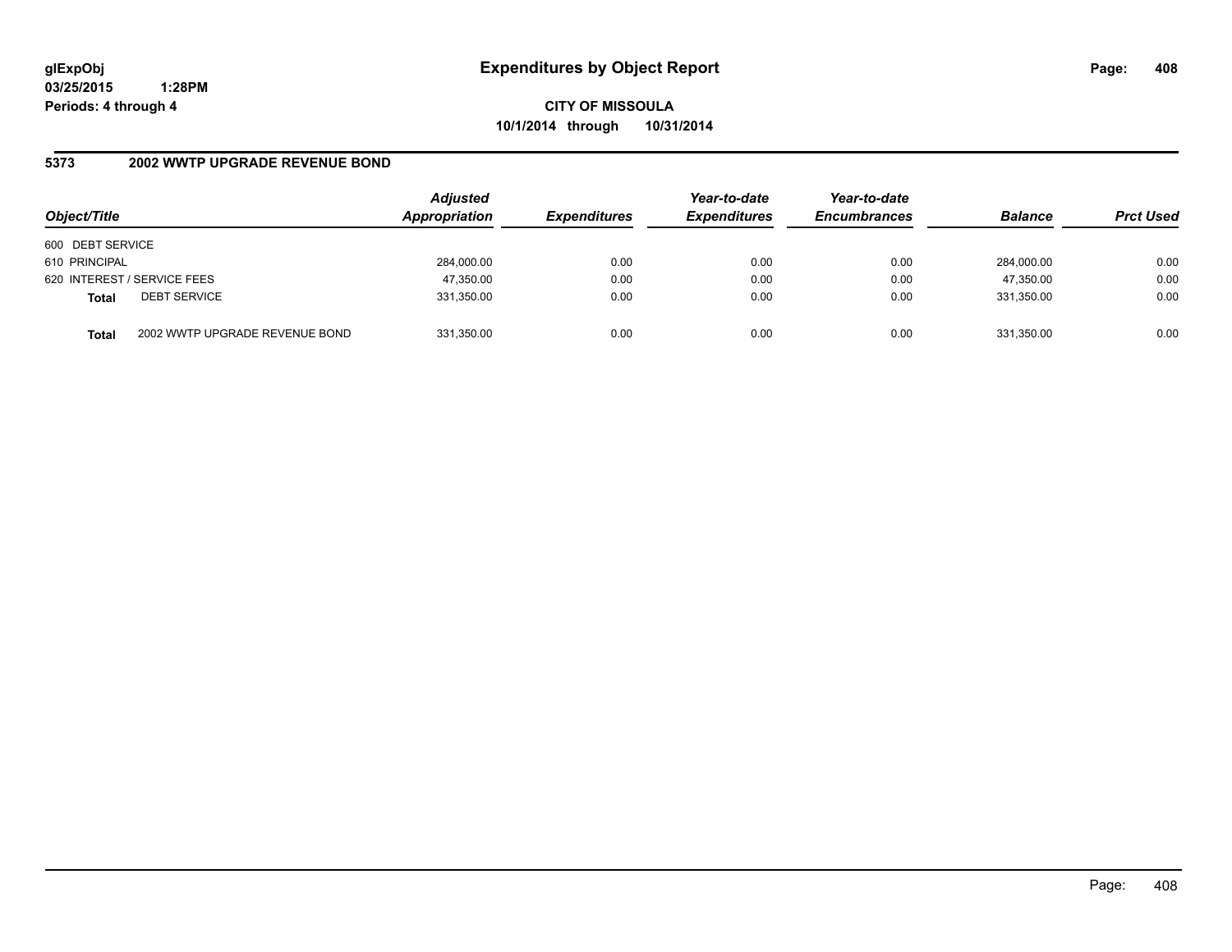**glExpObj**
**03/25/2015 1:28PM**
**Periods: 4 through 4**

# Expenditures by Object Report

**CITY OF MISSOULA**
**10/1/2014 through 10/31/2014**

## 5373 2002 WWTP UPGRADE REVENUE BOND

| Object/Title | Adjusted Appropriation | Expenditures | Year-to-date Expenditures | Year-to-date Encumbrances | Balance | Prct Used |
|---|---|---|---|---|---|---|
| 600 DEBT SERVICE | | | | | | |
| 610 PRINCIPAL | 284,000.00 | 0.00 | 0.00 | 0.00 | 284,000.00 | 0.00 |
| 620 INTEREST / SERVICE FEES | 47,350.00 | 0.00 | 0.00 | 0.00 | 47,350.00 | 0.00 |
| **Total** DEBT SERVICE | 331,350.00 | 0.00 | 0.00 | 0.00 | 331,350.00 | 0.00 |
| **Total** 2002 WWTP UPGRADE REVENUE BOND | 331,350.00 | 0.00 | 0.00 | 0.00 | 331,350.00 | 0.00 |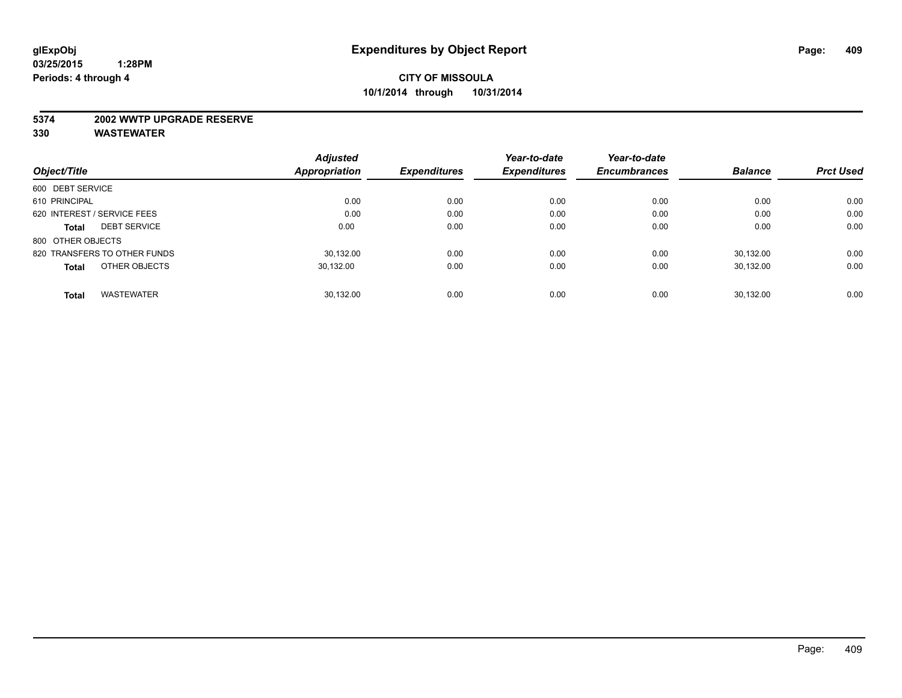glExpObj
03/25/2015 1:28PM
Periods: 4 through 4

# Expenditures by Object Report

**CITY OF MISSOULA**
**10/1/2014 through 10/31/2014**

**5374 2002 WWTP UPGRADE RESERVE**
**330 WASTEWATER**

| Object/Title | Adjusted Appropriation | Expenditures | Year-to-date Expenditures | Year-to-date Encumbrances | Balance | Prct Used |
|---|---|---|---|---|---|---|
| 600 DEBT SERVICE | | | | | | |
| 610 PRINCIPAL | 0.00 | 0.00 | 0.00 | 0.00 | 0.00 | 0.00 |
| 620 INTEREST / SERVICE FEES | 0.00 | 0.00 | 0.00 | 0.00 | 0.00 | 0.00 |
| **Total** DEBT SERVICE | 0.00 | 0.00 | 0.00 | 0.00 | 0.00 | 0.00 |
| 800 OTHER OBJECTS | | | | | | |
| 820 TRANSFERS TO OTHER FUNDS | 30,132.00 | 0.00 | 0.00 | 0.00 | 30,132.00 | 0.00 |
| **Total** OTHER OBJECTS | 30,132.00 | 0.00 | 0.00 | 0.00 | 30,132.00 | 0.00 |
| **Total** WASTEWATER | 30,132.00 | 0.00 | 0.00 | 0.00 | 30,132.00 | 0.00 |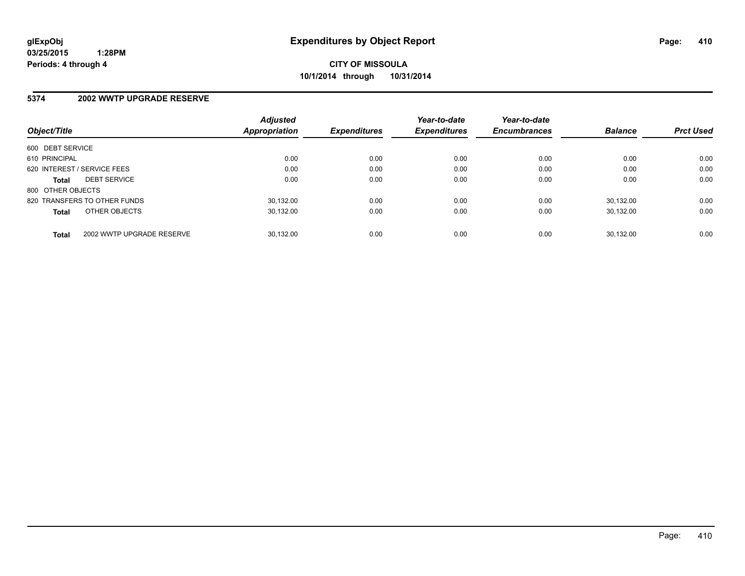**glExpObj**
**03/25/2015 1:28PM**
**Periods: 4 through 4**

# Expenditures by Object Report

**CITY OF MISSOULA**
**10/1/2014 through 10/31/2014**

## 5374 2002 WWTP UPGRADE RESERVE

| Object/Title | | Adjusted Appropriation | Expenditures | Year-to-date Expenditures | Year-to-date Encumbrances | Balance | Prct Used |
|---|---|---|---|---|---|---|---|
| 600 DEBT SERVICE | | | | | | | |
| 610 PRINCIPAL | | 0.00 | 0.00 | 0.00 | 0.00 | 0.00 | 0.00 |
| 620 INTEREST / SERVICE FEES | | 0.00 | 0.00 | 0.00 | 0.00 | 0.00 | 0.00 |
| **Total** | DEBT SERVICE | 0.00 | 0.00 | 0.00 | 0.00 | 0.00 | 0.00 |
| 800 OTHER OBJECTS | | | | | | | |
| 820 TRANSFERS TO OTHER FUNDS | | 30,132.00 | 0.00 | 0.00 | 0.00 | 30,132.00 | 0.00 |
| **Total** | OTHER OBJECTS | 30,132.00 | 0.00 | 0.00 | 0.00 | 30,132.00 | 0.00 |
| **Total** | 2002 WWTP UPGRADE RESERVE | 30,132.00 | 0.00 | 0.00 | 0.00 | 30,132.00 | 0.00 |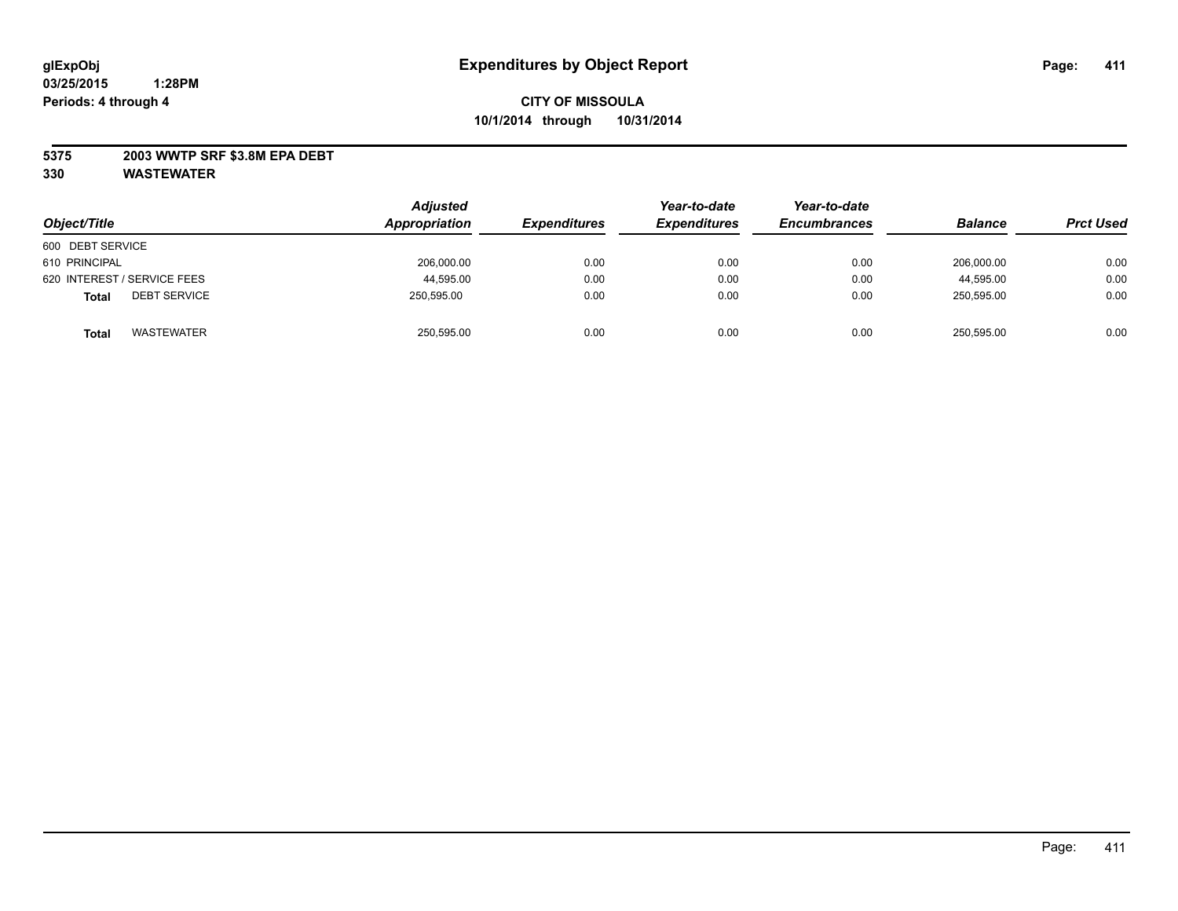glExpObj
03/25/2015 1:28PM
Periods: 4 through 4

# Expenditures by Object Report

**CITY OF MISSOULA**
**10/1/2014 through 10/31/2014**

**5375 2003 WWTP SRF $3.8M EPA DEBT**
**330 WASTEWATER**

| Object/Title | Adjusted Appropriation | Expenditures | Year-to-date Expenditures | Year-to-date Encumbrances | Balance | Prct Used |
|---|---|---|---|---|---|---|
| 600 DEBT SERVICE | | | | | | |
| 610 PRINCIPAL | 206,000.00 | 0.00 | 0.00 | 0.00 | 206,000.00 | 0.00 |
| 620 INTEREST / SERVICE FEES | 44,595.00 | 0.00 | 0.00 | 0.00 | 44,595.00 | 0.00 |
| **Total** DEBT SERVICE | 250,595.00 | 0.00 | 0.00 | 0.00 | 250,595.00 | 0.00 |
| **Total** WASTEWATER | 250,595.00 | 0.00 | 0.00 | 0.00 | 250,595.00 | 0.00 |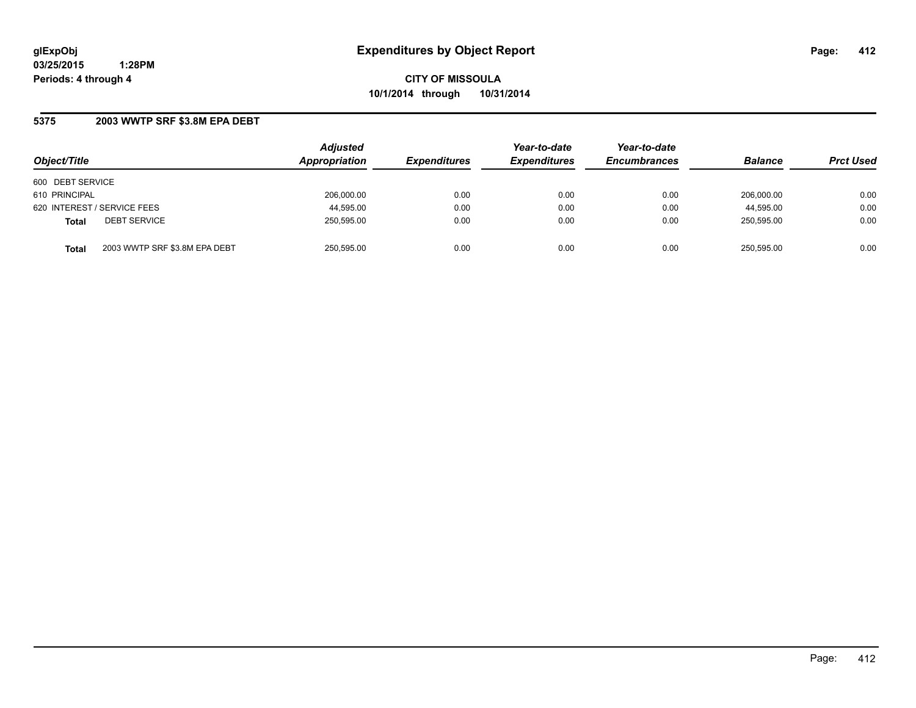**glExpObj**
**03/25/2015 1:28PM**
**Periods: 4 through 4**

# Expenditures by Object Report

**CITY OF MISSOULA**
**10/1/2014 through 10/31/2014**

## 5375 2003 WWTP SRF $3.8M EPA DEBT

| Object/Title | | *Adjusted Appropriation* | *Expenditures* | *Year-to-date Expenditures* | *Year-to-date Encumbrances* | *Balance* | *Prct Used* |
|---|---|---|---|---|---|---|---|
| 600 DEBT SERVICE | | | | | | | |
| 610 PRINCIPAL | | 206,000.00 | 0.00 | 0.00 | 0.00 | 206,000.00 | 0.00 |
| 620 INTEREST / SERVICE FEES | | 44,595.00 | 0.00 | 0.00 | 0.00 | 44,595.00 | 0.00 |
| **Total** | DEBT SERVICE | 250,595.00 | 0.00 | 0.00 | 0.00 | 250,595.00 | 0.00 |
| **Total** | 2003 WWTP SRF $3.8M EPA DEBT | 250,595.00 | 0.00 | 0.00 | 0.00 | 250,595.00 | 0.00 |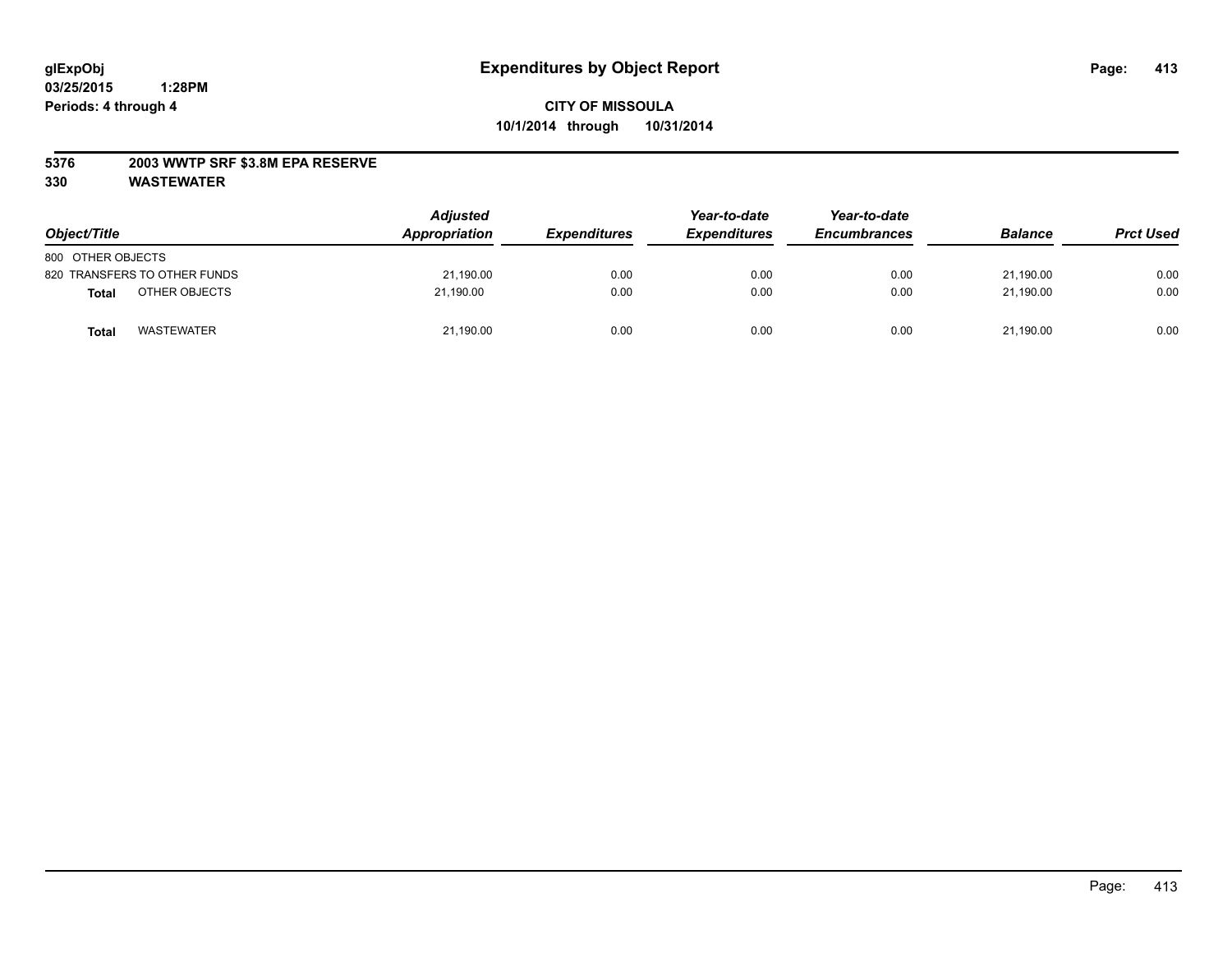**glExpObj**
**03/25/2015 1:28PM**
**Periods: 4 through 4**

# Expenditures by Object Report

**CITY OF MISSOULA**
**10/1/2014 through 10/31/2014**

**5376 2003 WWTP SRF $3.8M EPA RESERVE**
**330 WASTEWATER**

| Object/Title | | Adjusted Appropriation | Expenditures | Year-to-date Expenditures | Year-to-date Encumbrances | Balance | Prct Used |
|---|---|---|---|---|---|---|---|
| 800 OTHER OBJECTS | | | | | | | |
| 820 TRANSFERS TO OTHER FUNDS | | 21,190.00 | 0.00 | 0.00 | 0.00 | 21,190.00 | 0.00 |
| **Total** | OTHER OBJECTS | 21,190.00 | 0.00 | 0.00 | 0.00 | 21,190.00 | 0.00 |
| **Total** | WASTEWATER | 21,190.00 | 0.00 | 0.00 | 0.00 | 21,190.00 | 0.00 |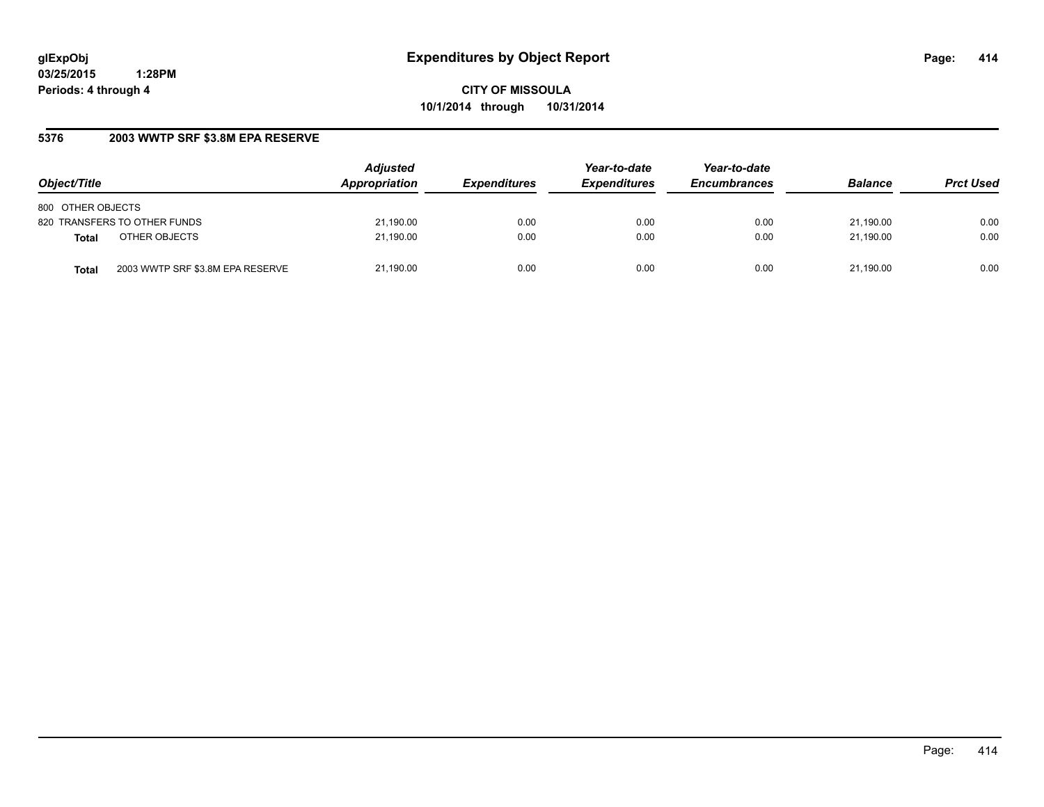glExpObj
03/25/2015 1:28PM
Periods: 4 through 4

# Expenditures by Object Report

**CITY OF MISSOULA**
**10/1/2014 through 10/31/2014**

## 5376 2003 WWTP SRF $3.8M EPA RESERVE

| Object/Title | Adjusted Appropriation | Expenditures | Year-to-date Expenditures | Year-to-date Encumbrances | Balance | Prct Used |
|---|---|---|---|---|---|---|
| 800 OTHER OBJECTS | | | | | | |
| 820 TRANSFERS TO OTHER FUNDS | 21,190.00 | 0.00 | 0.00 | 0.00 | 21,190.00 | 0.00 |
| **Total** OTHER OBJECTS | 21,190.00 | 0.00 | 0.00 | 0.00 | 21,190.00 | 0.00 |
| **Total** 2003 WWTP SRF $3.8M EPA RESERVE | 21,190.00 | 0.00 | 0.00 | 0.00 | 21,190.00 | 0.00 |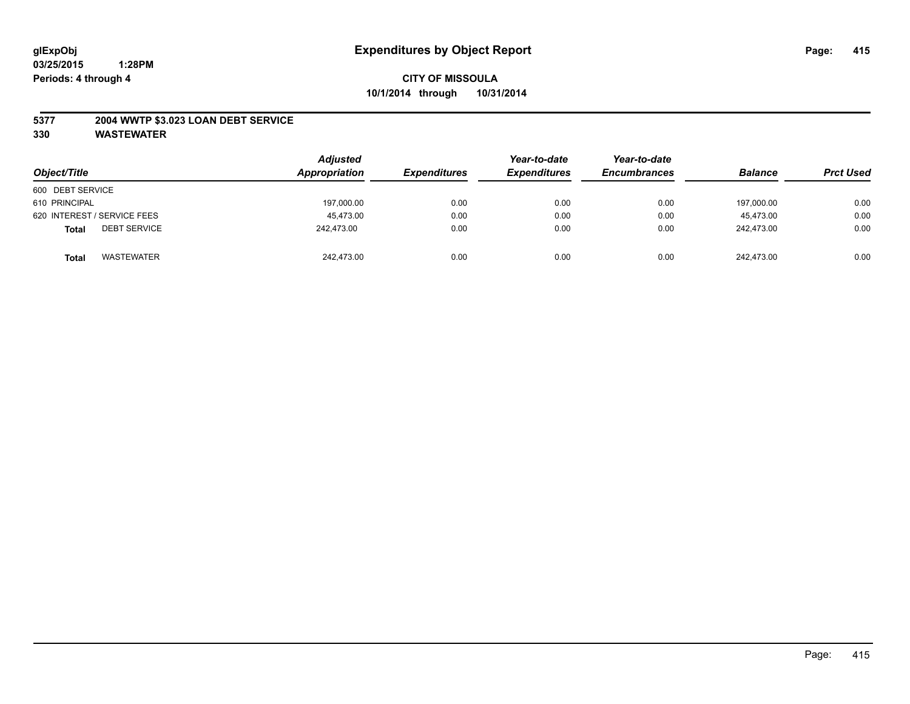# Expenditures by Object Report

glExpObj
03/25/2015 1:28PM
Periods: 4 through 4

**CITY OF MISSOULA**
**10/1/2014 through 10/31/2014**

**5377 2004 WWTP $3.023 LOAN DEBT SERVICE**
**330 WASTEWATER**

| Object/Title | Adjusted Appropriation | Expenditures | Year-to-date Expenditures | Year-to-date Encumbrances | Balance | Prct Used |
|---|---|---|---|---|---|---|
| 600 DEBT SERVICE | | | | | | |
| 610 PRINCIPAL | 197,000.00 | 0.00 | 0.00 | 0.00 | 197,000.00 | 0.00 |
| 620 INTEREST / SERVICE FEES | 45,473.00 | 0.00 | 0.00 | 0.00 | 45,473.00 | 0.00 |
| **Total** DEBT SERVICE | 242,473.00 | 0.00 | 0.00 | 0.00 | 242,473.00 | 0.00 |
| **Total** WASTEWATER | 242,473.00 | 0.00 | 0.00 | 0.00 | 242,473.00 | 0.00 |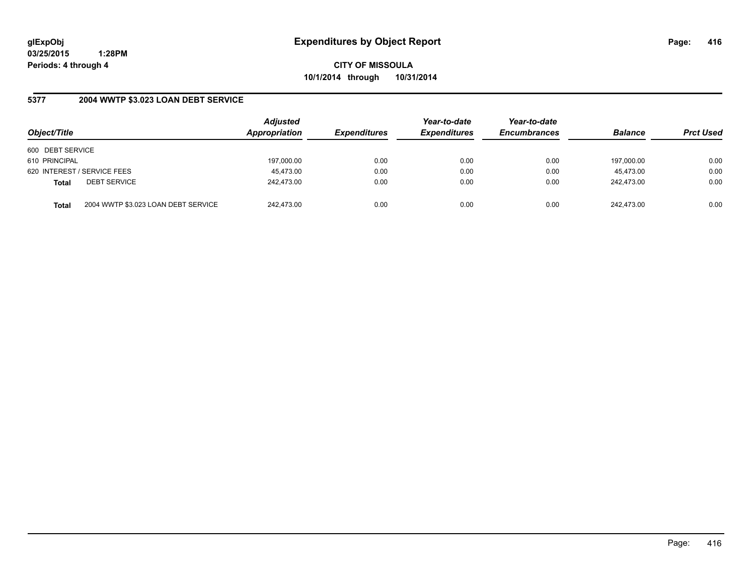glExpObj
03/25/2015 1:28PM
Periods: 4 through 4

# Expenditures by Object Report

**CITY OF MISSOULA**
**10/1/2014 through 10/31/2014**

## 5377 2004 WWTP $3.023 LOAN DEBT SERVICE

| Object/Title | | Adjusted Appropriation | Expenditures | Year-to-date Expenditures | Year-to-date Encumbrances | Balance | Prct Used |
|---|---|---|---|---|---|---|---|
| 600 DEBT SERVICE | | | | | | | |
| 610 PRINCIPAL | | 197,000.00 | 0.00 | 0.00 | 0.00 | 197,000.00 | 0.00 |
| 620 INTEREST / SERVICE FEES | | 45,473.00 | 0.00 | 0.00 | 0.00 | 45,473.00 | 0.00 |
| **Total** | DEBT SERVICE | 242,473.00 | 0.00 | 0.00 | 0.00 | 242,473.00 | 0.00 |
| **Total** | 2004 WWTP $3.023 LOAN DEBT SERVICE | 242,473.00 | 0.00 | 0.00 | 0.00 | 242,473.00 | 0.00 |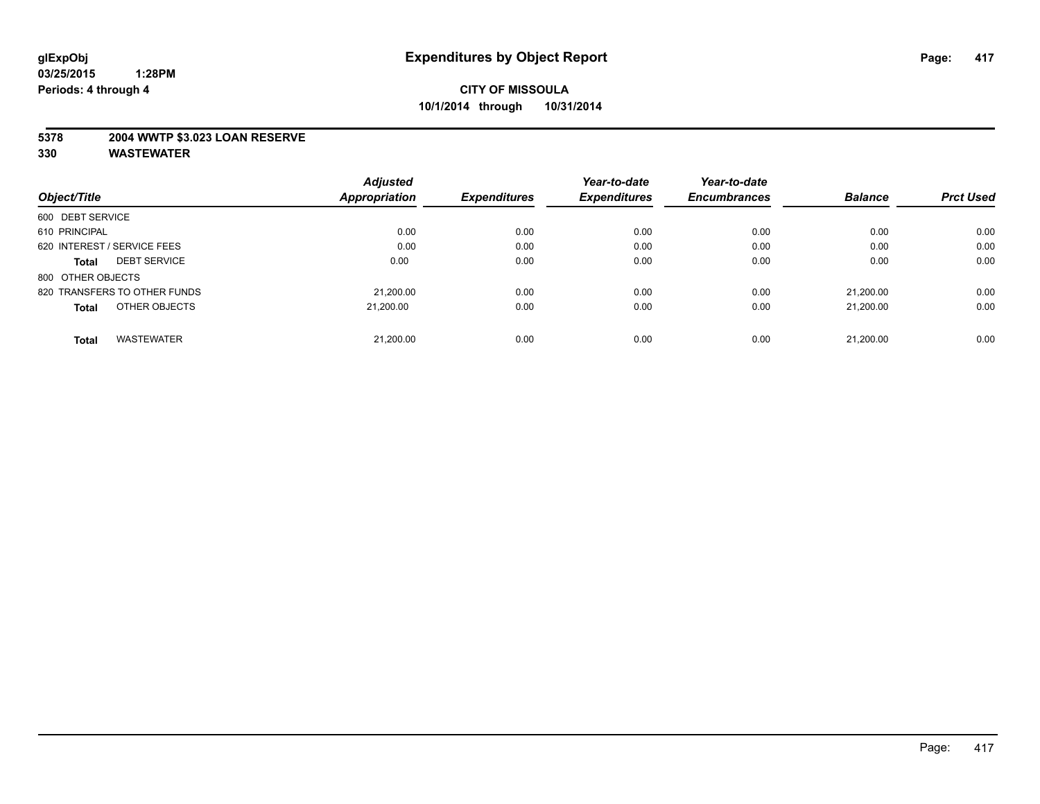# Expenditures by Object Report

glExpObj
03/25/2015 1:28PM
Periods: 4 through 4

**CITY OF MISSOULA**
**10/1/2014 through 10/31/2014**

**5378 2004 WWTP $3.023 LOAN RESERVE**
**330 WASTEWATER**

| Object/Title | Adjusted Appropriation | Expenditures | Year-to-date Expenditures | Year-to-date Encumbrances | Balance | Prct Used |
|---|---|---|---|---|---|---|
| 600 DEBT SERVICE | | | | | | |
| 610 PRINCIPAL | 0.00 | 0.00 | 0.00 | 0.00 | 0.00 | 0.00 |
| 620 INTEREST / SERVICE FEES | 0.00 | 0.00 | 0.00 | 0.00 | 0.00 | 0.00 |
| **Total** DEBT SERVICE | 0.00 | 0.00 | 0.00 | 0.00 | 0.00 | 0.00 |
| 800 OTHER OBJECTS | | | | | | |
| 820 TRANSFERS TO OTHER FUNDS | 21,200.00 | 0.00 | 0.00 | 0.00 | 21,200.00 | 0.00 |
| **Total** OTHER OBJECTS | 21,200.00 | 0.00 | 0.00 | 0.00 | 21,200.00 | 0.00 |
| **Total** WASTEWATER | 21,200.00 | 0.00 | 0.00 | 0.00 | 21,200.00 | 0.00 |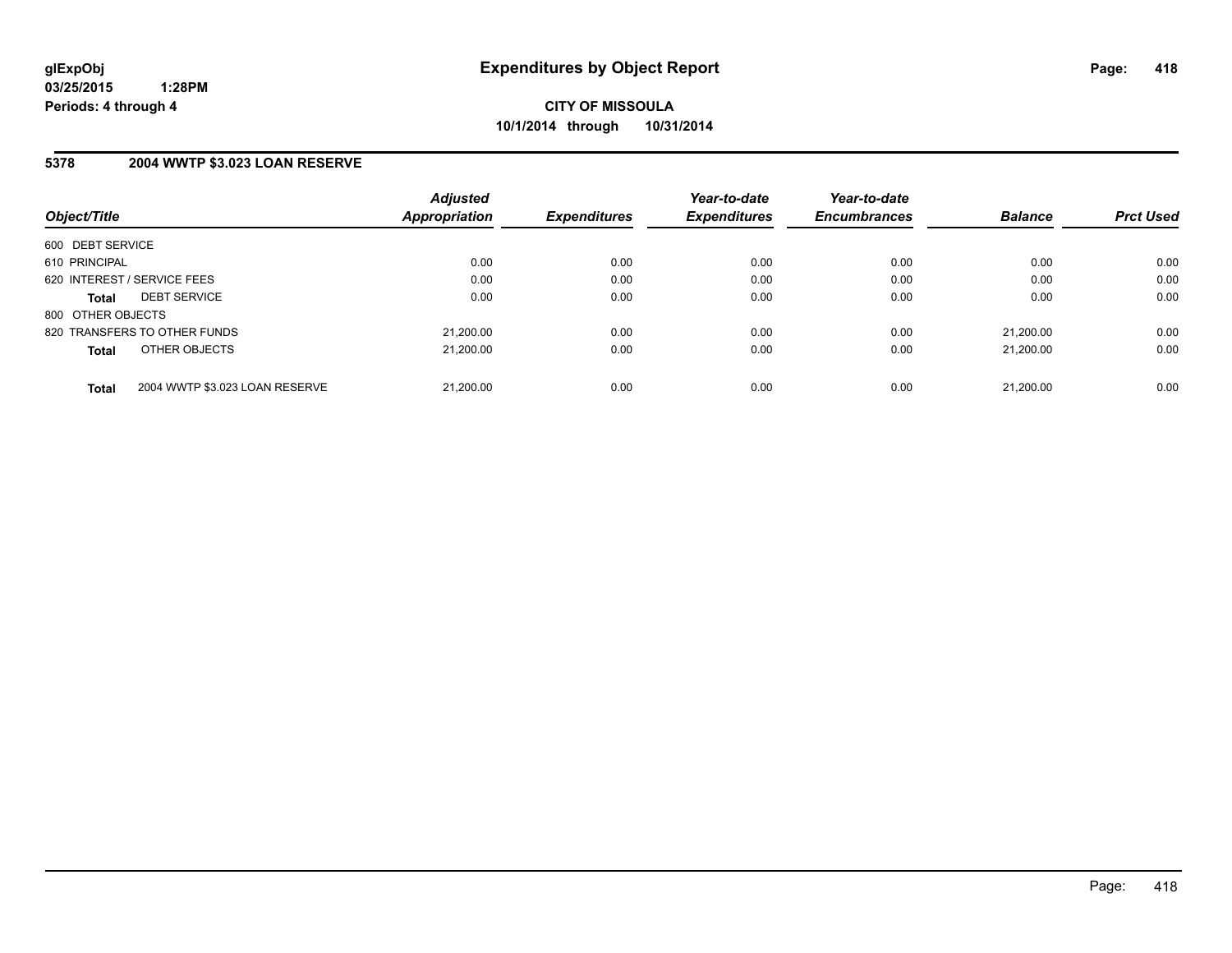**glExpObj**
**03/25/2015 1:28PM**
**Periods: 4 through 4**

# Expenditures by Object Report

**CITY OF MISSOULA**
**10/1/2014 through 10/31/2014**

## 5378 2004 WWTP $3.023 LOAN RESERVE

| Object/Title | Adjusted Appropriation | Expenditures | Year-to-date Expenditures | Year-to-date Encumbrances | Balance | Prct Used |
|---|---|---|---|---|---|---|
| 600 DEBT SERVICE | | | | | | |
| 610 PRINCIPAL | 0.00 | 0.00 | 0.00 | 0.00 | 0.00 | 0.00 |
| 620 INTEREST / SERVICE FEES | 0.00 | 0.00 | 0.00 | 0.00 | 0.00 | 0.00 |
| **Total** DEBT SERVICE | 0.00 | 0.00 | 0.00 | 0.00 | 0.00 | 0.00 |
| 800 OTHER OBJECTS | | | | | | |
| 820 TRANSFERS TO OTHER FUNDS | 21,200.00 | 0.00 | 0.00 | 0.00 | 21,200.00 | 0.00 |
| **Total** OTHER OBJECTS | 21,200.00 | 0.00 | 0.00 | 0.00 | 21,200.00 | 0.00 |
| **Total** 2004 WWTP $3.023 LOAN RESERVE | 21,200.00 | 0.00 | 0.00 | 0.00 | 21,200.00 | 0.00 |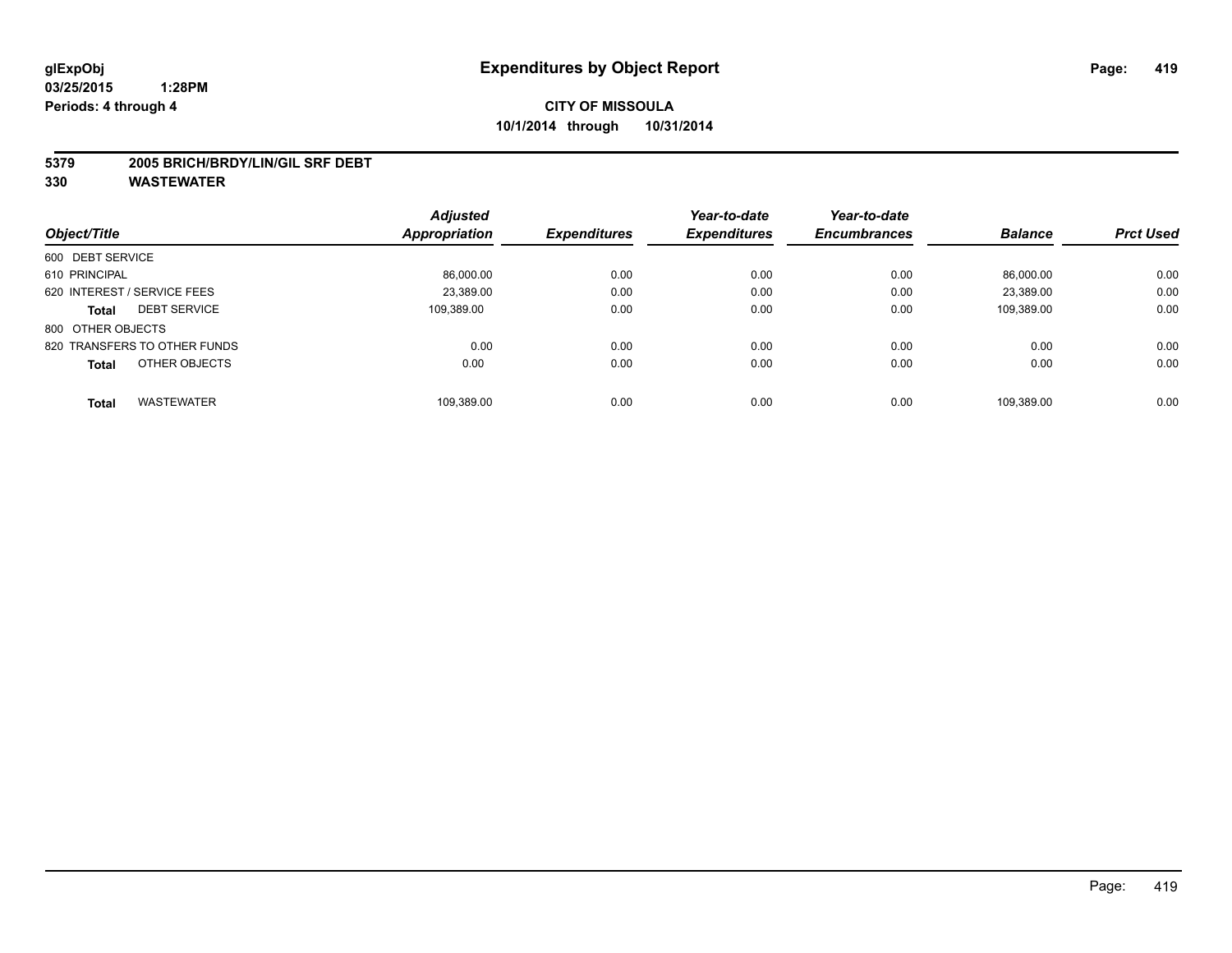glExpObj
03/25/2015 1:28PM
Periods: 4 through 4

# Expenditures by Object Report

**CITY OF MISSOULA**
**10/1/2014 through 10/31/2014**

**5379 2005 BRICH/BRDY/LIN/GIL SRF DEBT**
**330 WASTEWATER**

| Object/Title | Adjusted Appropriation | Expenditures | Year-to-date Expenditures | Year-to-date Encumbrances | Balance | Prct Used |
|---|---|---|---|---|---|---|
| 600 DEBT SERVICE | | | | | | |
| 610 PRINCIPAL | 86,000.00 | 0.00 | 0.00 | 0.00 | 86,000.00 | 0.00 |
| 620 INTEREST / SERVICE FEES | 23,389.00 | 0.00 | 0.00 | 0.00 | 23,389.00 | 0.00 |
| **Total** DEBT SERVICE | 109,389.00 | 0.00 | 0.00 | 0.00 | 109,389.00 | 0.00 |
| 800 OTHER OBJECTS | | | | | | |
| 820 TRANSFERS TO OTHER FUNDS | 0.00 | 0.00 | 0.00 | 0.00 | 0.00 | 0.00 |
| **Total** OTHER OBJECTS | 0.00 | 0.00 | 0.00 | 0.00 | 0.00 | 0.00 |
| **Total** WASTEWATER | 109,389.00 | 0.00 | 0.00 | 0.00 | 109,389.00 | 0.00 |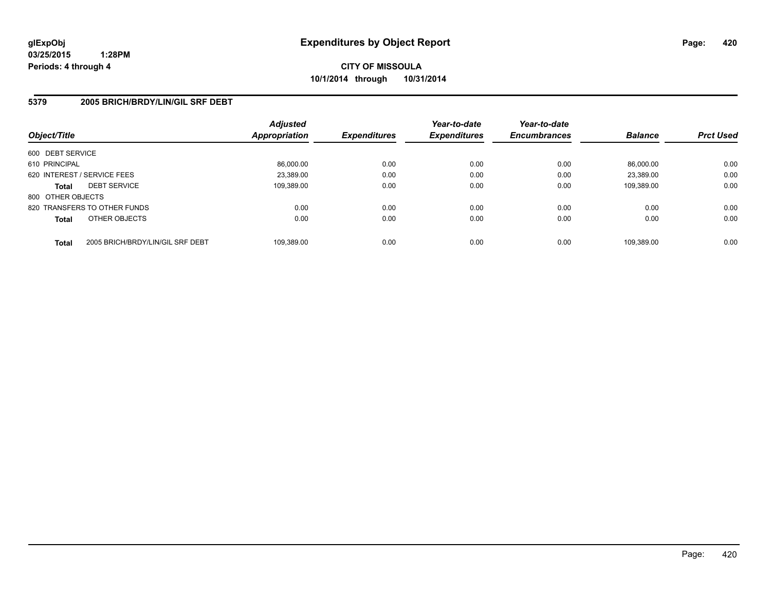# Expenditures by Object Report

**CITY OF MISSOULA**

**10/1/2014 through 10/31/2014**

glExpObj
03/25/2015 1:28PM
Periods: 4 through 4

## 5379 2005 BRICH/BRDY/LIN/GIL SRF DEBT

| Object/Title | | Adjusted Appropriation | Expenditures | Year-to-date Expenditures | Year-to-date Encumbrances | Balance | Prct Used |
|---|---|---|---|---|---|---|---|
| 600 DEBT SERVICE | | | | | | | |
| 610 PRINCIPAL | | 86,000.00 | 0.00 | 0.00 | 0.00 | 86,000.00 | 0.00 |
| 620 INTEREST / SERVICE FEES | | 23,389.00 | 0.00 | 0.00 | 0.00 | 23,389.00 | 0.00 |
| **Total** | DEBT SERVICE | 109,389.00 | 0.00 | 0.00 | 0.00 | 109,389.00 | 0.00 |
| 800 OTHER OBJECTS | | | | | | | |
| 820 TRANSFERS TO OTHER FUNDS | | 0.00 | 0.00 | 0.00 | 0.00 | 0.00 | 0.00 |
| **Total** | OTHER OBJECTS | 0.00 | 0.00 | 0.00 | 0.00 | 0.00 | 0.00 |
| **Total** | 2005 BRICH/BRDY/LIN/GIL SRF DEBT | 109,389.00 | 0.00 | 0.00 | 0.00 | 109,389.00 | 0.00 |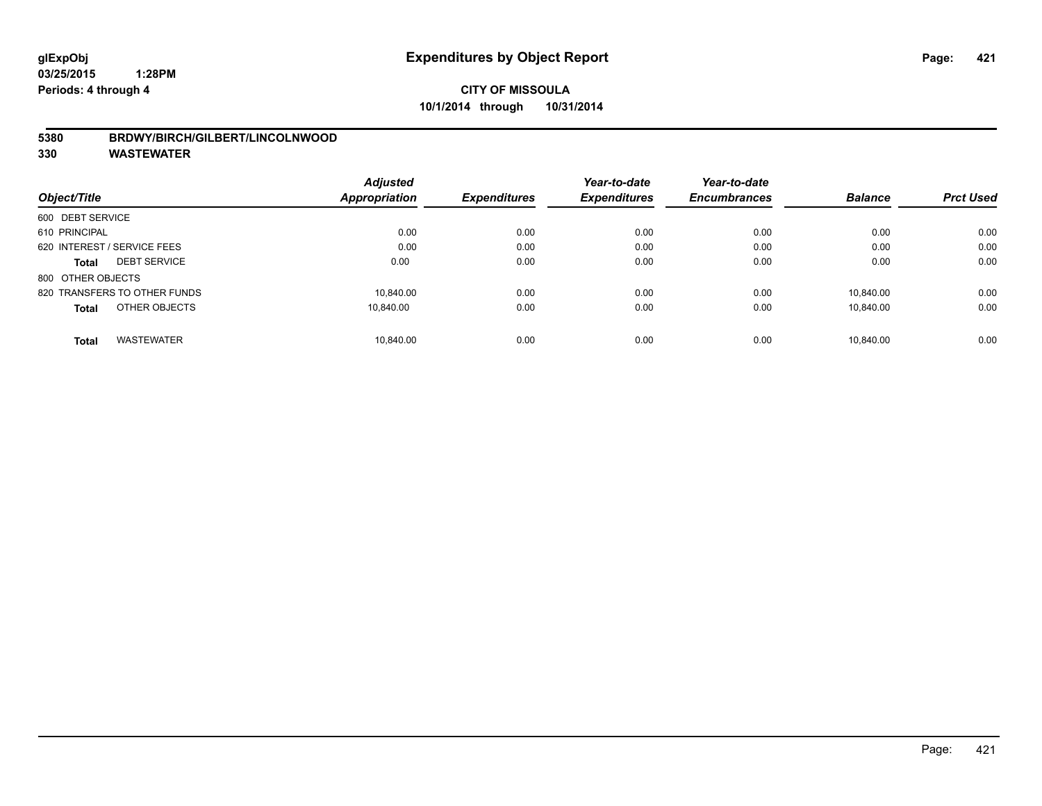**glExpObj** **Expenditures by Object Report**

**03/25/2015 1:28PM**

**Periods: 4 through 4**

**CITY OF MISSOULA**

**10/1/2014 through 10/31/2014**

**5380 BRDWY/BIRCH/GILBERT/LINCOLNWOOD**

**330 WASTEWATER**

| Object/Title | Adjusted Appropriation | Expenditures | Year-to-date Expenditures | Year-to-date Encumbrances | Balance | Prct Used |
|---|---|---|---|---|---|---|
| 600 DEBT SERVICE | | | | | | |
| 610 PRINCIPAL | 0.00 | 0.00 | 0.00 | 0.00 | 0.00 | 0.00 |
| 620 INTEREST / SERVICE FEES | 0.00 | 0.00 | 0.00 | 0.00 | 0.00 | 0.00 |
| **Total** DEBT SERVICE | 0.00 | 0.00 | 0.00 | 0.00 | 0.00 | 0.00 |
| 800 OTHER OBJECTS | | | | | | |
| 820 TRANSFERS TO OTHER FUNDS | 10,840.00 | 0.00 | 0.00 | 0.00 | 10,840.00 | 0.00 |
| **Total** OTHER OBJECTS | 10,840.00 | 0.00 | 0.00 | 0.00 | 10,840.00 | 0.00 |
| **Total** WASTEWATER | 10,840.00 | 0.00 | 0.00 | 0.00 | 10,840.00 | 0.00 |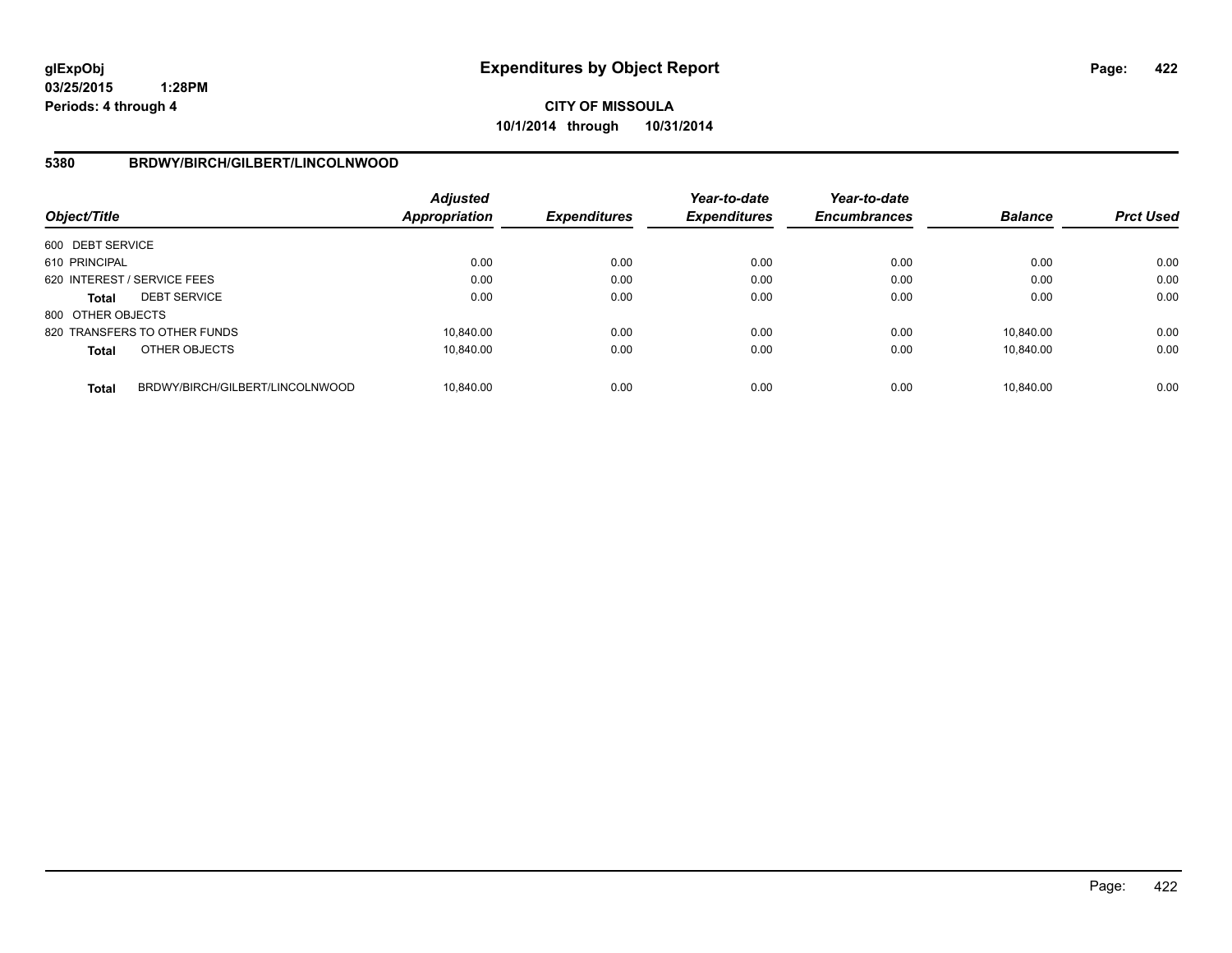**glExpObj** **Expenditures by Object Report**

**03/25/2015 1:28PM**

**Periods: 4 through 4**

**CITY OF MISSOULA**

**10/1/2014 through 10/31/2014**

## 5380 BRDWY/BIRCH/GILBERT/LINCOLNWOOD

| Object/Title | | Adjusted Appropriation | Expenditures | Year-to-date Expenditures | Year-to-date Encumbrances | Balance | Prct Used |
|---|---|---|---|---|---|---|---|
| 600 DEBT SERVICE | | | | | | | |
| 610 PRINCIPAL | | 0.00 | 0.00 | 0.00 | 0.00 | 0.00 | 0.00 |
| 620 INTEREST / SERVICE FEES | | 0.00 | 0.00 | 0.00 | 0.00 | 0.00 | 0.00 |
| **Total** | DEBT SERVICE | 0.00 | 0.00 | 0.00 | 0.00 | 0.00 | 0.00 |
| 800 OTHER OBJECTS | | | | | | | |
| 820 TRANSFERS TO OTHER FUNDS | | 10,840.00 | 0.00 | 0.00 | 0.00 | 10,840.00 | 0.00 |
| **Total** | OTHER OBJECTS | 10,840.00 | 0.00 | 0.00 | 0.00 | 10,840.00 | 0.00 |
| **Total** | BRDWY/BIRCH/GILBERT/LINCOLNWOOD | 10,840.00 | 0.00 | 0.00 | 0.00 | 10,840.00 | 0.00 |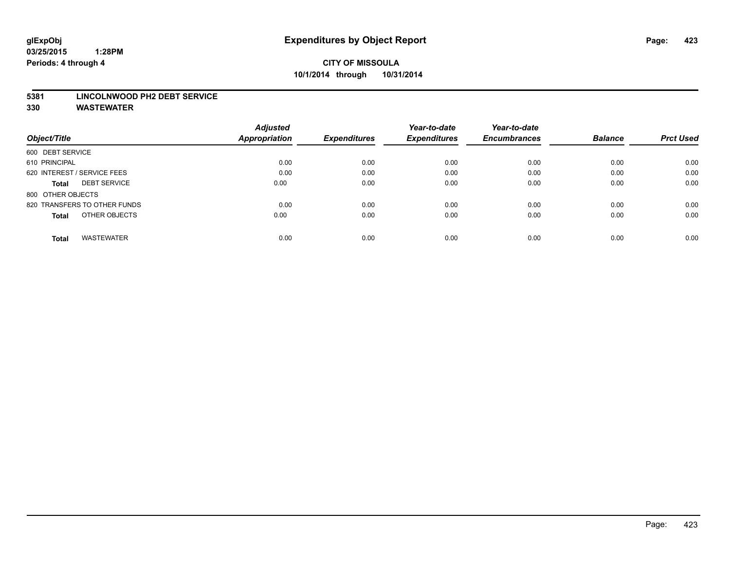# Expenditures by Object Report

glExpObj
03/25/2015 1:28PM
Periods: 4 through 4

**CITY OF MISSOULA**
**10/1/2014 through 10/31/2014**

**5381 LINCOLNWOOD PH2 DEBT SERVICE**
**330 WASTEWATER**

| Object/Title | Adjusted Appropriation | Expenditures | Year-to-date Expenditures | Year-to-date Encumbrances | Balance | Prct Used |
|---|---|---|---|---|---|---|
| 600 DEBT SERVICE | | | | | | |
| 610 PRINCIPAL | 0.00 | 0.00 | 0.00 | 0.00 | 0.00 | 0.00 |
| 620 INTEREST / SERVICE FEES | 0.00 | 0.00 | 0.00 | 0.00 | 0.00 | 0.00 |
| **Total** DEBT SERVICE | 0.00 | 0.00 | 0.00 | 0.00 | 0.00 | 0.00 |
| 800 OTHER OBJECTS | | | | | | |
| 820 TRANSFERS TO OTHER FUNDS | 0.00 | 0.00 | 0.00 | 0.00 | 0.00 | 0.00 |
| **Total** OTHER OBJECTS | 0.00 | 0.00 | 0.00 | 0.00 | 0.00 | 0.00 |
| **Total** WASTEWATER | 0.00 | 0.00 | 0.00 | 0.00 | 0.00 | 0.00 |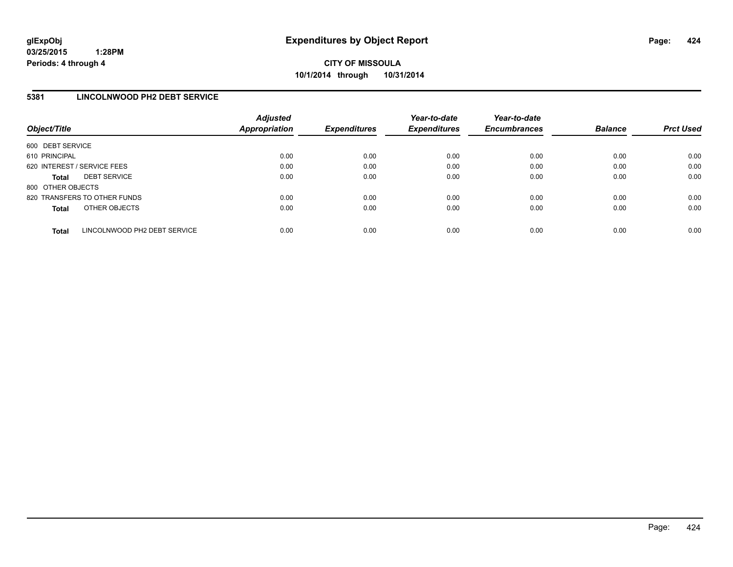**glExpObj**
**03/25/2015 1:28PM**
**Periods: 4 through 4**

# Expenditures by Object Report

**CITY OF MISSOULA**
**10/1/2014 through 10/31/2014**

## 5381 LINCOLNWOOD PH2 DEBT SERVICE

| Object/Title | *Adjusted Appropriation* | *Expenditures* | *Year-to-date Expenditures* | *Year-to-date Encumbrances* | *Balance* | *Prct Used* |
|---|---|---|---|---|---|---|
| 600 DEBT SERVICE | | | | | | |
| 610 PRINCIPAL | 0.00 | 0.00 | 0.00 | 0.00 | 0.00 | 0.00 |
| 620 INTEREST / SERVICE FEES | 0.00 | 0.00 | 0.00 | 0.00 | 0.00 | 0.00 |
| **Total** DEBT SERVICE | 0.00 | 0.00 | 0.00 | 0.00 | 0.00 | 0.00 |
| 800 OTHER OBJECTS | | | | | | |
| 820 TRANSFERS TO OTHER FUNDS | 0.00 | 0.00 | 0.00 | 0.00 | 0.00 | 0.00 |
| **Total** OTHER OBJECTS | 0.00 | 0.00 | 0.00 | 0.00 | 0.00 | 0.00 |
| **Total** LINCOLNWOOD PH2 DEBT SERVICE | 0.00 | 0.00 | 0.00 | 0.00 | 0.00 | 0.00 |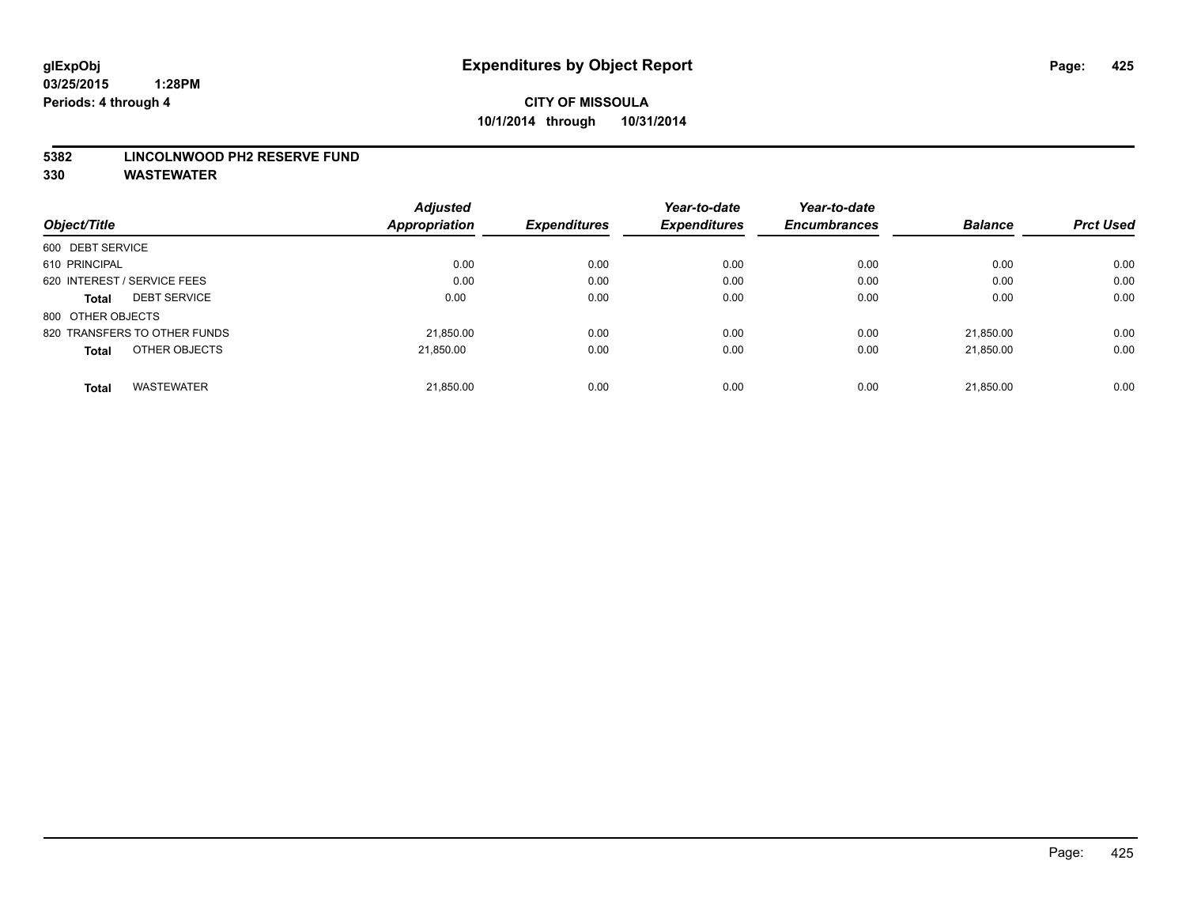**glExpObj**
**03/25/2015 1:28PM**
**Periods: 4 through 4**

# Expenditures by Object Report

**CITY OF MISSOULA**
**10/1/2014 through 10/31/2014**

## 5382 LINCOLNWOOD PH2 RESERVE FUND
## 330 WASTEWATER

| Object/Title | Adjusted Appropriation | Expenditures | Year-to-date Expenditures | Year-to-date Encumbrances | Balance | Prct Used |
|---|---|---|---|---|---|---|
| 600 DEBT SERVICE | | | | | | |
| 610 PRINCIPAL | 0.00 | 0.00 | 0.00 | 0.00 | 0.00 | 0.00 |
| 620 INTEREST / SERVICE FEES | 0.00 | 0.00 | 0.00 | 0.00 | 0.00 | 0.00 |
| **Total** DEBT SERVICE | 0.00 | 0.00 | 0.00 | 0.00 | 0.00 | 0.00 |
| 800 OTHER OBJECTS | | | | | | |
| 820 TRANSFERS TO OTHER FUNDS | 21,850.00 | 0.00 | 0.00 | 0.00 | 21,850.00 | 0.00 |
| **Total** OTHER OBJECTS | 21,850.00 | 0.00 | 0.00 | 0.00 | 21,850.00 | 0.00 |
| **Total** WASTEWATER | 21,850.00 | 0.00 | 0.00 | 0.00 | 21,850.00 | 0.00 |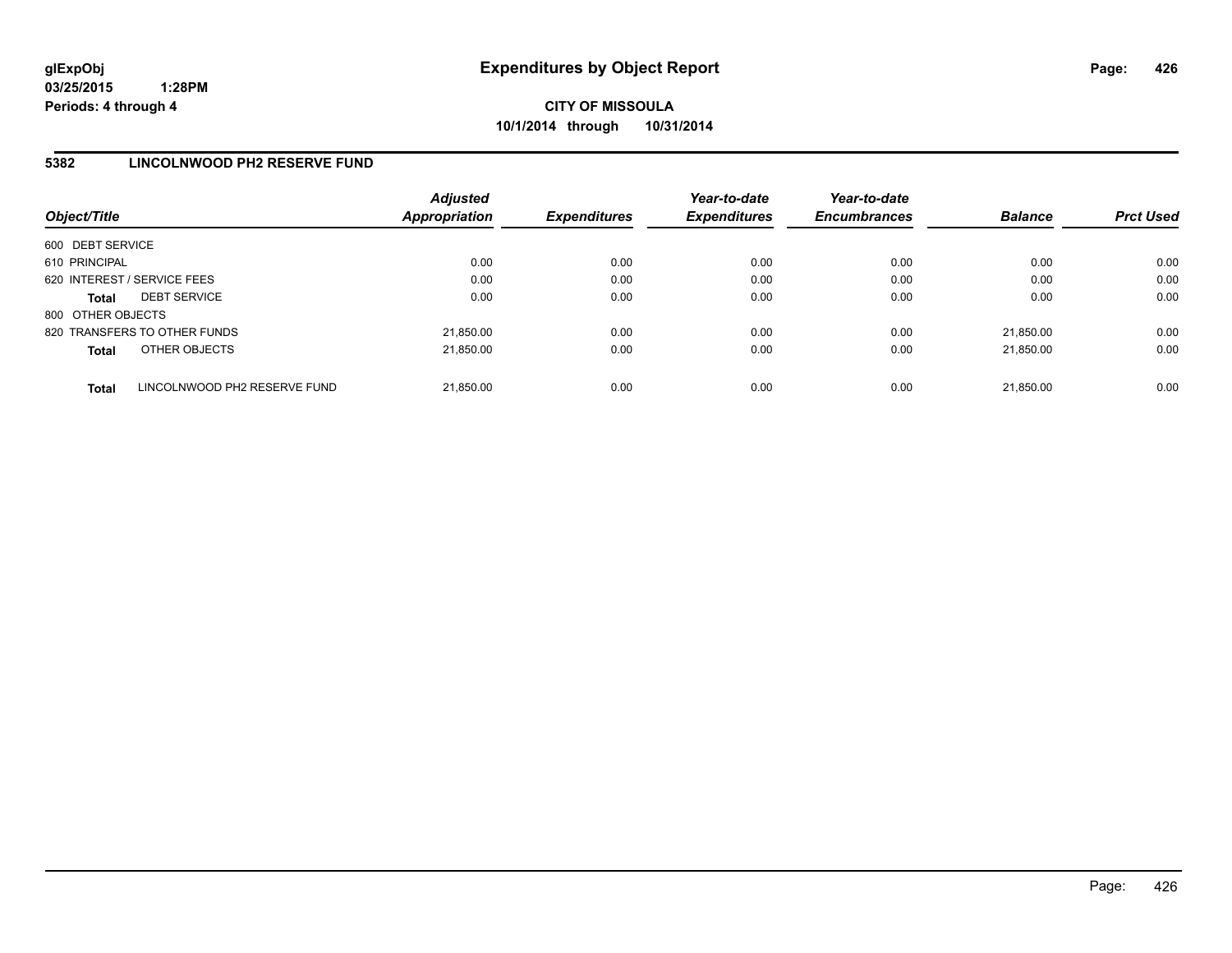**glExpObj**
**03/25/2015 1:28PM**
**Periods: 4 through 4**

# Expenditures by Object Report

**CITY OF MISSOULA**
**10/1/2014 through 10/31/2014**

## 5382 LINCOLNWOOD PH2 RESERVE FUND

| Object/Title | Adjusted Appropriation | Expenditures | Year-to-date Expenditures | Year-to-date Encumbrances | Balance | Prct Used |
|---|---|---|---|---|---|---|
| 600 DEBT SERVICE | | | | | | |
| 610 PRINCIPAL | 0.00 | 0.00 | 0.00 | 0.00 | 0.00 | 0.00 |
| 620 INTEREST / SERVICE FEES | 0.00 | 0.00 | 0.00 | 0.00 | 0.00 | 0.00 |
| **Total** DEBT SERVICE | 0.00 | 0.00 | 0.00 | 0.00 | 0.00 | 0.00 |
| 800 OTHER OBJECTS | | | | | | |
| 820 TRANSFERS TO OTHER FUNDS | 21,850.00 | 0.00 | 0.00 | 0.00 | 21,850.00 | 0.00 |
| **Total** OTHER OBJECTS | 21,850.00 | 0.00 | 0.00 | 0.00 | 21,850.00 | 0.00 |
| **Total** LINCOLNWOOD PH2 RESERVE FUND | 21,850.00 | 0.00 | 0.00 | 0.00 | 21,850.00 | 0.00 |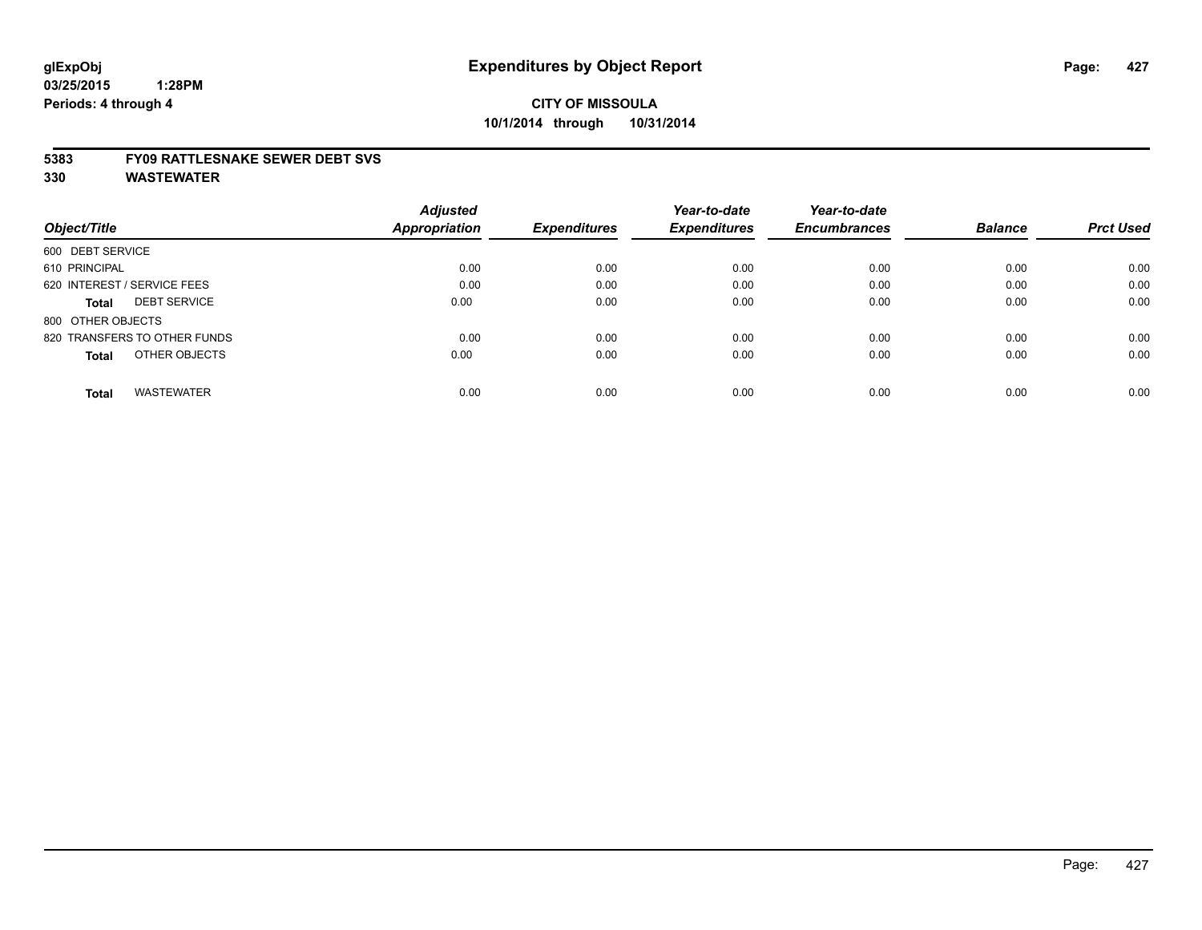glExpObj
03/25/2015 1:28PM
Periods: 4 through 4

# Expenditures by Object Report

**CITY OF MISSOULA**
**10/1/2014 through 10/31/2014**

**5383 FY09 RATTLESNAKE SEWER DEBT SVS**
**330 WASTEWATER**

| Object/Title | Adjusted Appropriation | Expenditures | Year-to-date Expenditures | Year-to-date Encumbrances | Balance | Prct Used |
|---|---|---|---|---|---|---|
| 600 DEBT SERVICE | | | | | | |
| 610 PRINCIPAL | 0.00 | 0.00 | 0.00 | 0.00 | 0.00 | 0.00 |
| 620 INTEREST / SERVICE FEES | 0.00 | 0.00 | 0.00 | 0.00 | 0.00 | 0.00 |
| **Total** DEBT SERVICE | 0.00 | 0.00 | 0.00 | 0.00 | 0.00 | 0.00 |
| 800 OTHER OBJECTS | | | | | | |
| 820 TRANSFERS TO OTHER FUNDS | 0.00 | 0.00 | 0.00 | 0.00 | 0.00 | 0.00 |
| **Total** OTHER OBJECTS | 0.00 | 0.00 | 0.00 | 0.00 | 0.00 | 0.00 |
| **Total** WASTEWATER | 0.00 | 0.00 | 0.00 | 0.00 | 0.00 | 0.00 |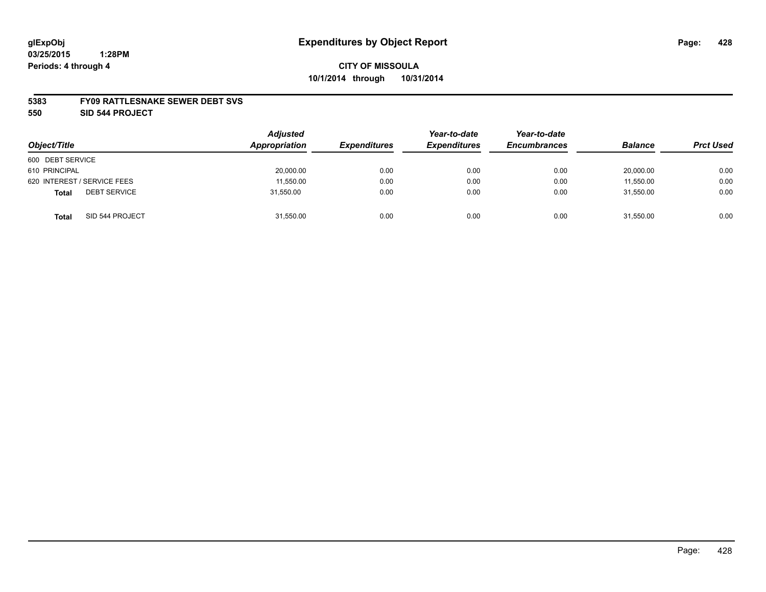**glExpObj**
**03/25/2015 1:28PM**
**Periods: 4 through 4**

# Expenditures by Object Report

**CITY OF MISSOULA**
**10/1/2014 through 10/31/2014**

**5383 FY09 RATTLESNAKE SEWER DEBT SVS**
**550 SID 544 PROJECT**

| *Object/Title* | *Adjusted Appropriation* | *Expenditures* | *Year-to-date Expenditures* | *Year-to-date Encumbrances* | *Balance* | *Prct Used* |
|---|---|---|---|---|---|---|
| 600 DEBT SERVICE | | | | | | |
| 610 PRINCIPAL | 20,000.00 | 0.00 | 0.00 | 0.00 | 20,000.00 | 0.00 |
| 620 INTEREST / SERVICE FEES | 11,550.00 | 0.00 | 0.00 | 0.00 | 11,550.00 | 0.00 |
| **Total** DEBT SERVICE | 31,550.00 | 0.00 | 0.00 | 0.00 | 31,550.00 | 0.00 |
| **Total** SID 544 PROJECT | 31,550.00 | 0.00 | 0.00 | 0.00 | 31,550.00 | 0.00 |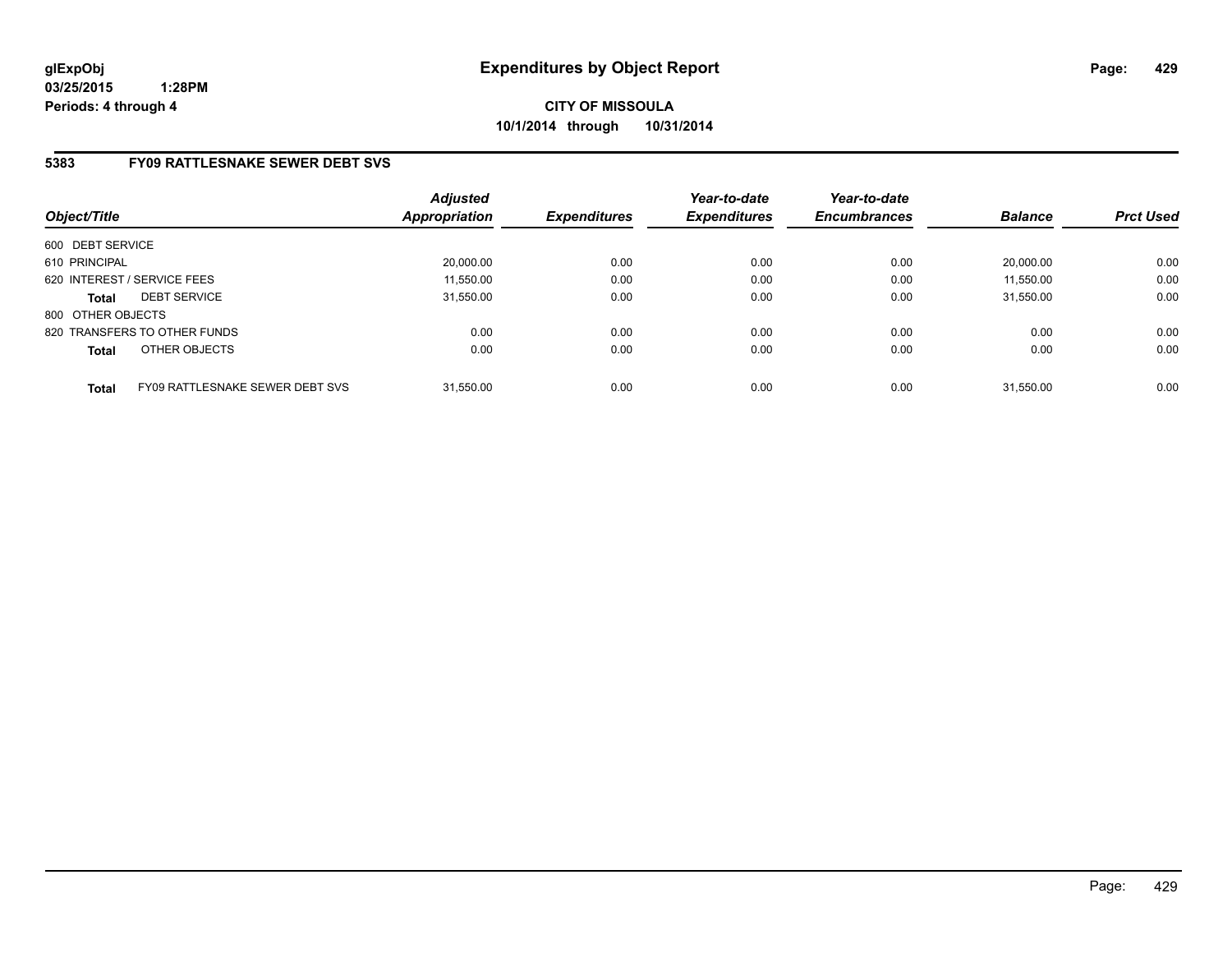**glExpObj**
**03/25/2015 1:28PM**
**Periods: 4 through 4**

# Expenditures by Object Report

**CITY OF MISSOULA**
**10/1/2014 through 10/31/2014**

## 5383 FY09 RATTLESNAKE SEWER DEBT SVS

| Object/Title | | *Adjusted Appropriation* | *Expenditures* | *Year-to-date Expenditures* | *Year-to-date Encumbrances* | *Balance* | *Prct Used* |
|---|---|---|---|---|---|---|---|
| 600 DEBT SERVICE | | | | | | | |
| 610 PRINCIPAL | | 20,000.00 | 0.00 | 0.00 | 0.00 | 20,000.00 | 0.00 |
| 620 INTEREST / SERVICE FEES | | 11,550.00 | 0.00 | 0.00 | 0.00 | 11,550.00 | 0.00 |
| **Total** | DEBT SERVICE | 31,550.00 | 0.00 | 0.00 | 0.00 | 31,550.00 | 0.00 |
| 800 OTHER OBJECTS | | | | | | | |
| 820 TRANSFERS TO OTHER FUNDS | | 0.00 | 0.00 | 0.00 | 0.00 | 0.00 | 0.00 |
| **Total** | OTHER OBJECTS | 0.00 | 0.00 | 0.00 | 0.00 | 0.00 | 0.00 |
| **Total** | FY09 RATTLESNAKE SEWER DEBT SVS | 31,550.00 | 0.00 | 0.00 | 0.00 | 31,550.00 | 0.00 |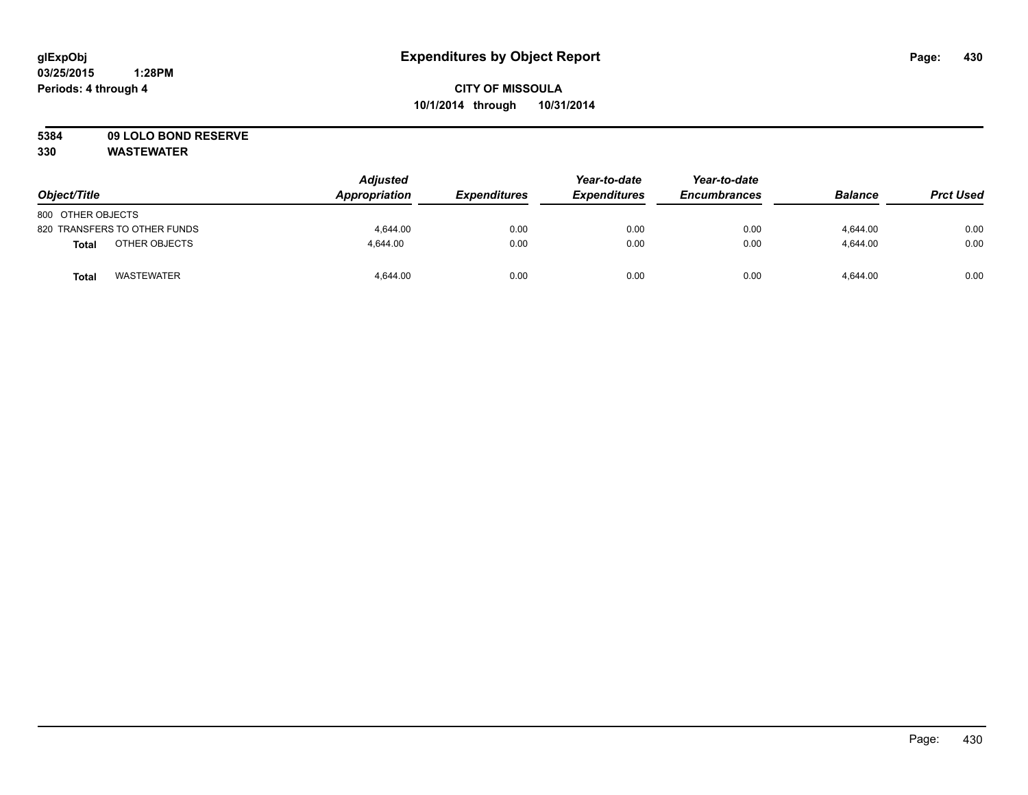glExpObj
03/25/2015 1:28PM
Periods: 4 through 4

# Expenditures by Object Report

**CITY OF MISSOULA**
**10/1/2014 through 10/31/2014**

**5384 09 LOLO BOND RESERVE**
**330 WASTEWATER**

| Object/Title | | Adjusted Appropriation | Expenditures | Year-to-date Expenditures | Year-to-date Encumbrances | Balance | Prct Used |
|---|---|---|---|---|---|---|---|
| 800 OTHER OBJECTS | | | | | | | |
| 820 TRANSFERS TO OTHER FUNDS | | 4,644.00 | 0.00 | 0.00 | 0.00 | 4,644.00 | 0.00 |
| **Total** | OTHER OBJECTS | 4,644.00 | 0.00 | 0.00 | 0.00 | 4,644.00 | 0.00 |
| **Total** | WASTEWATER | 4,644.00 | 0.00 | 0.00 | 0.00 | 4,644.00 | 0.00 |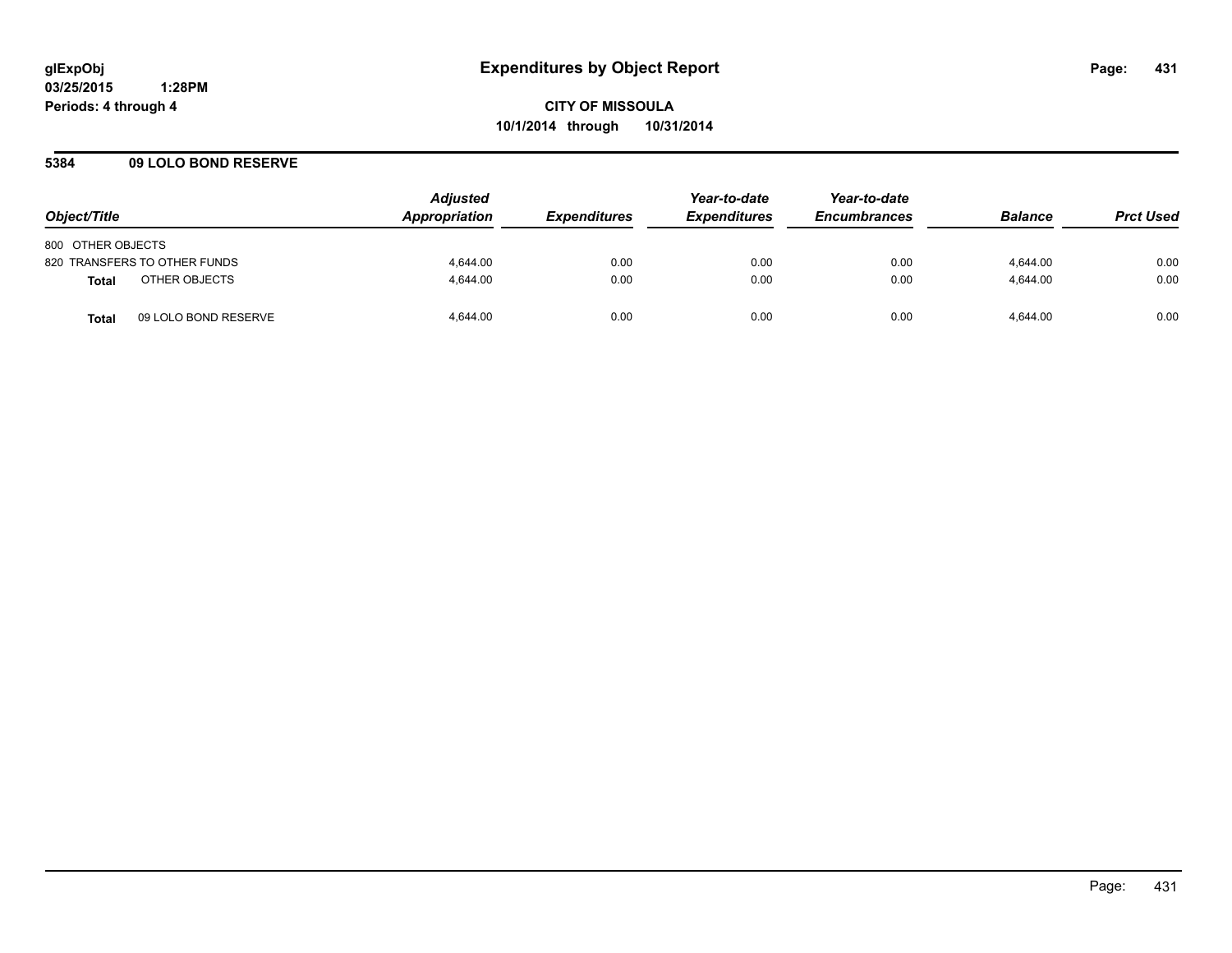glExpObj
03/25/2015 1:28PM
Periods: 4 through 4

# Expenditures by Object Report

**CITY OF MISSOULA**
**10/1/2014 through 10/31/2014**

## 5384 09 LOLO BOND RESERVE

| Object/Title | Adjusted Appropriation | Expenditures | Year-to-date Expenditures | Year-to-date Encumbrances | Balance | Prct Used |
|---|---|---|---|---|---|---|
| 800 OTHER OBJECTS | | | | | | |
| 820 TRANSFERS TO OTHER FUNDS | 4,644.00 | 0.00 | 0.00 | 0.00 | 4,644.00 | 0.00 |
| **Total** OTHER OBJECTS | 4,644.00 | 0.00 | 0.00 | 0.00 | 4,644.00 | 0.00 |
| **Total** 09 LOLO BOND RESERVE | 4,644.00 | 0.00 | 0.00 | 0.00 | 4,644.00 | 0.00 |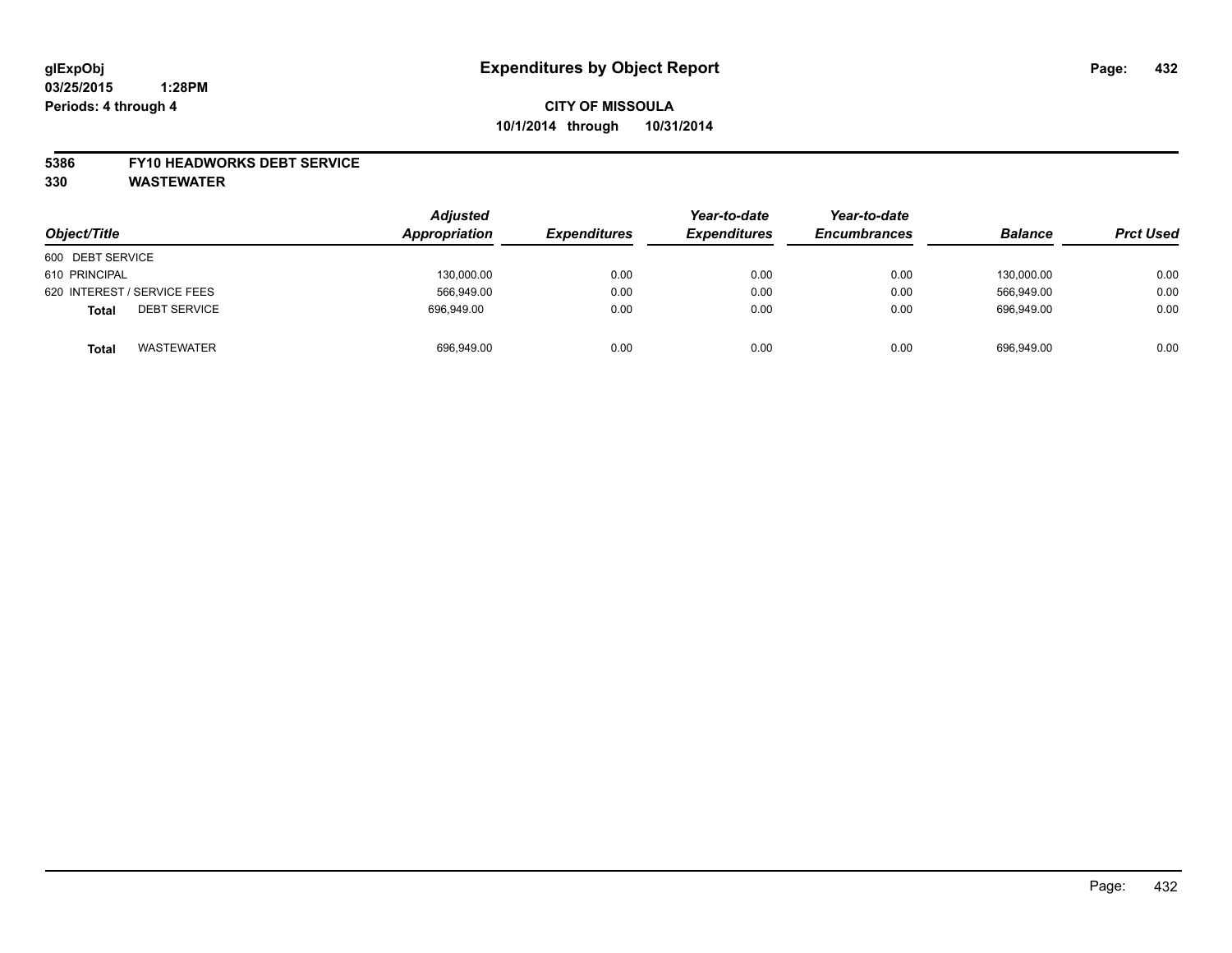glExpObj
03/25/2015 1:28PM
Periods: 4 through 4

# Expenditures by Object Report

**CITY OF MISSOULA**
**10/1/2014 through 10/31/2014**

**5386 FY10 HEADWORKS DEBT SERVICE**
**330 WASTEWATER**

| Object/Title | Adjusted Appropriation | Expenditures | Year-to-date Expenditures | Year-to-date Encumbrances | Balance | Prct Used |
|---|---|---|---|---|---|---|
| 600 DEBT SERVICE | | | | | | |
| 610 PRINCIPAL | 130,000.00 | 0.00 | 0.00 | 0.00 | 130,000.00 | 0.00 |
| 620 INTEREST / SERVICE FEES | 566,949.00 | 0.00 | 0.00 | 0.00 | 566,949.00 | 0.00 |
| **Total** DEBT SERVICE | 696,949.00 | 0.00 | 0.00 | 0.00 | 696,949.00 | 0.00 |
| **Total** WASTEWATER | 696,949.00 | 0.00 | 0.00 | 0.00 | 696,949.00 | 0.00 |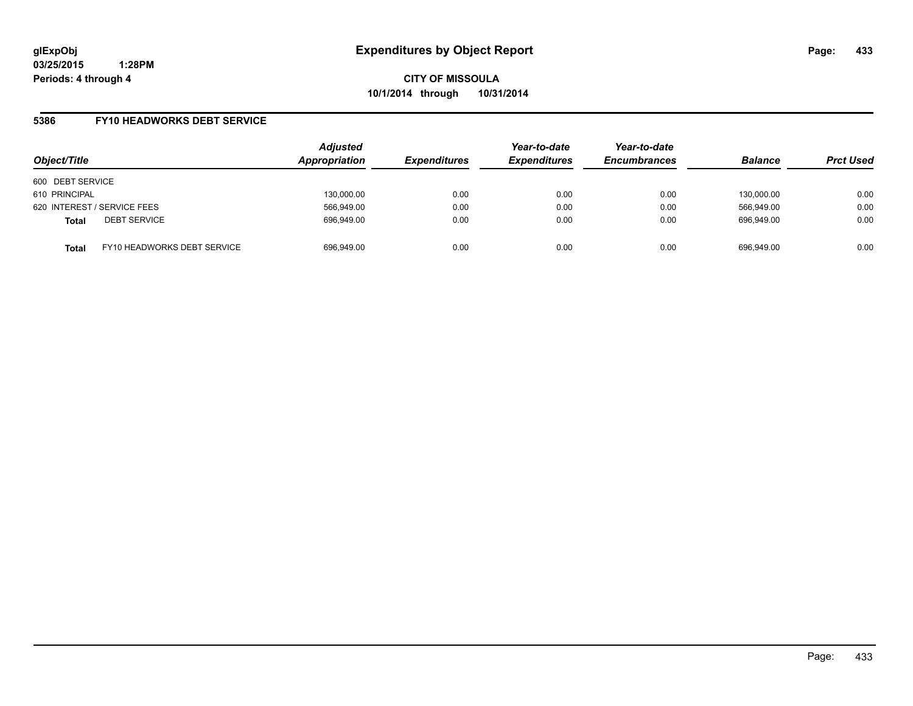**glExpObj**
**03/25/2015 1:28PM**
**Periods: 4 through 4**

# Expenditures by Object Report

**CITY OF MISSOULA**
**10/1/2014 through 10/31/2014**

## 5386 FY10 HEADWORKS DEBT SERVICE

| Object/Title | | Adjusted Appropriation | Expenditures | Year-to-date Expenditures | Year-to-date Encumbrances | Balance | Prct Used |
|---|---|---|---|---|---|---|---|
| 600 DEBT SERVICE | | | | | | | |
| 610 PRINCIPAL | | 130,000.00 | 0.00 | 0.00 | 0.00 | 130,000.00 | 0.00 |
| 620 INTEREST / SERVICE FEES | | 566,949.00 | 0.00 | 0.00 | 0.00 | 566,949.00 | 0.00 |
| **Total** | DEBT SERVICE | 696,949.00 | 0.00 | 0.00 | 0.00 | 696,949.00 | 0.00 |
| **Total** | FY10 HEADWORKS DEBT SERVICE | 696,949.00 | 0.00 | 0.00 | 0.00 | 696,949.00 | 0.00 |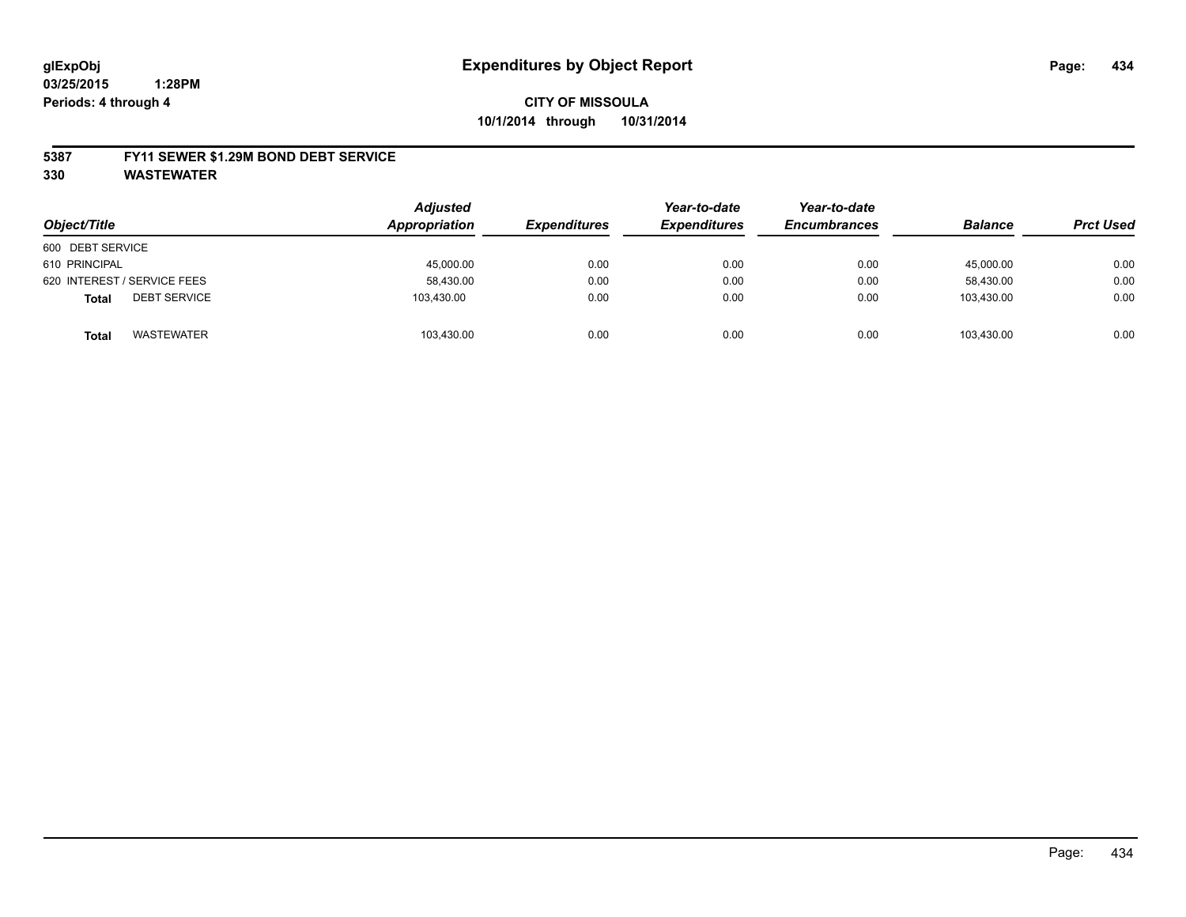# Expenditures by Object Report

**CITY OF MISSOULA**
**10/1/2014 through 10/31/2014**

glExpObj
03/25/2015 1:28PM
Periods: 4 through 4

## 5387 FY11 SEWER $1.29M BOND DEBT SERVICE
## 330 WASTEWATER

| Object/Title | Adjusted Appropriation | Expenditures | Year-to-date Expenditures | Year-to-date Encumbrances | Balance | Prct Used |
|---|---|---|---|---|---|---|
| 600 DEBT SERVICE | | | | | | |
| 610 PRINCIPAL | 45,000.00 | 0.00 | 0.00 | 0.00 | 45,000.00 | 0.00 |
| 620 INTEREST / SERVICE FEES | 58,430.00 | 0.00 | 0.00 | 0.00 | 58,430.00 | 0.00 |
| **Total** DEBT SERVICE | 103,430.00 | 0.00 | 0.00 | 0.00 | 103,430.00 | 0.00 |
| **Total** WASTEWATER | 103,430.00 | 0.00 | 0.00 | 0.00 | 103,430.00 | 0.00 |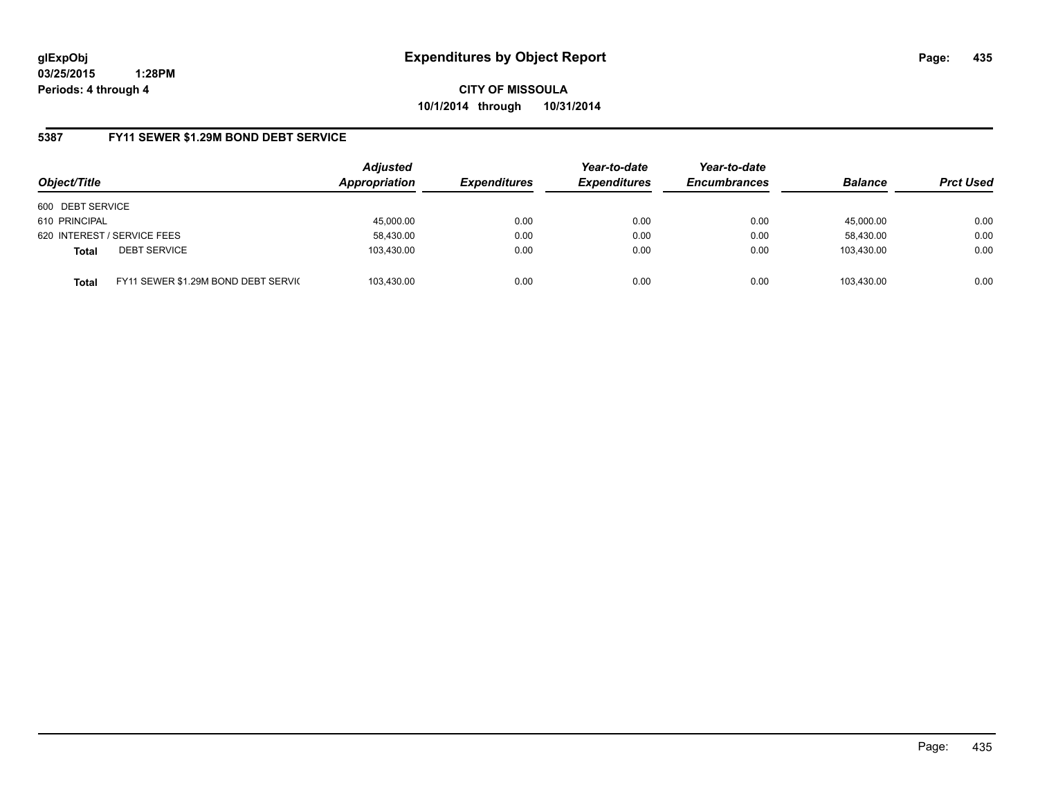glExpObj
03/25/2015 1:28PM
Periods: 4 through 4

# Expenditures by Object Report

**CITY OF MISSOULA**
**10/1/2014 through 10/31/2014**

## 5387 FY11 SEWER $1.29M BOND DEBT SERVICE

| Object/Title | | Adjusted Appropriation | Expenditures | Year-to-date Expenditures | Year-to-date Encumbrances | Balance | Prct Used |
|---|---|---|---|---|---|---|---|
| 600 DEBT SERVICE | | | | | | | |
| 610 PRINCIPAL | | 45,000.00 | 0.00 | 0.00 | 0.00 | 45,000.00 | 0.00 |
| 620 INTEREST / SERVICE FEES | | 58,430.00 | 0.00 | 0.00 | 0.00 | 58,430.00 | 0.00 |
| **Total** | DEBT SERVICE | 103,430.00 | 0.00 | 0.00 | 0.00 | 103,430.00 | 0.00 |
| **Total** | FY11 SEWER $1.29M BOND DEBT SERVIC | 103,430.00 | 0.00 | 0.00 | 0.00 | 103,430.00 | 0.00 |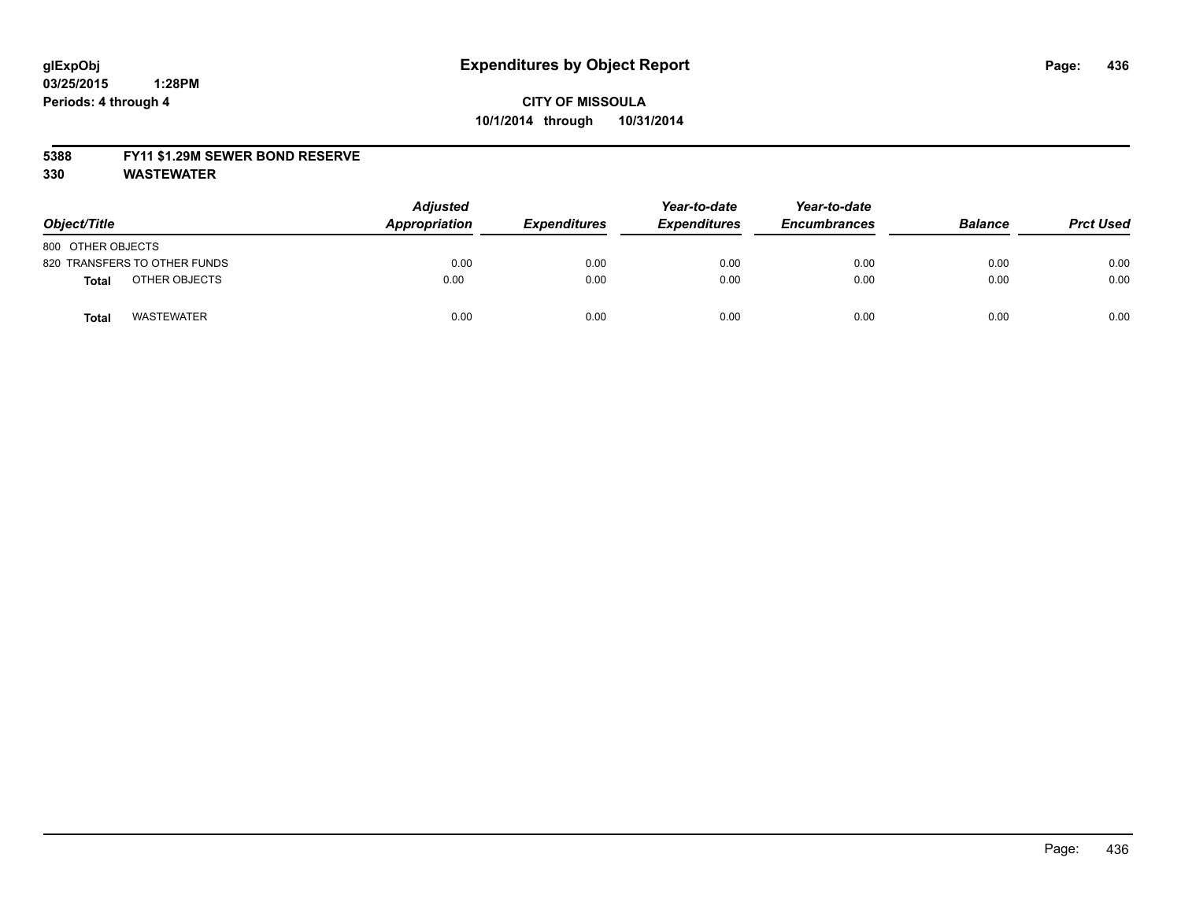**glExpObj**
**03/25/2015 1:28PM**
**Periods: 4 through 4**

# Expenditures by Object Report

**CITY OF MISSOULA**
**10/1/2014 through 10/31/2014**

**5388 FY11 $1.29M SEWER BOND RESERVE**
**330 WASTEWATER**

| Object/Title | | Adjusted Appropriation | Expenditures | Year-to-date Expenditures | Year-to-date Encumbrances | Balance | Prct Used |
|---|---|---|---|---|---|---|---|
| 800 OTHER OBJECTS | | | | | | | |
| 820 TRANSFERS TO OTHER FUNDS | | 0.00 | 0.00 | 0.00 | 0.00 | 0.00 | 0.00 |
| **Total** | OTHER OBJECTS | 0.00 | 0.00 | 0.00 | 0.00 | 0.00 | 0.00 |
| **Total** | WASTEWATER | 0.00 | 0.00 | 0.00 | 0.00 | 0.00 | 0.00 |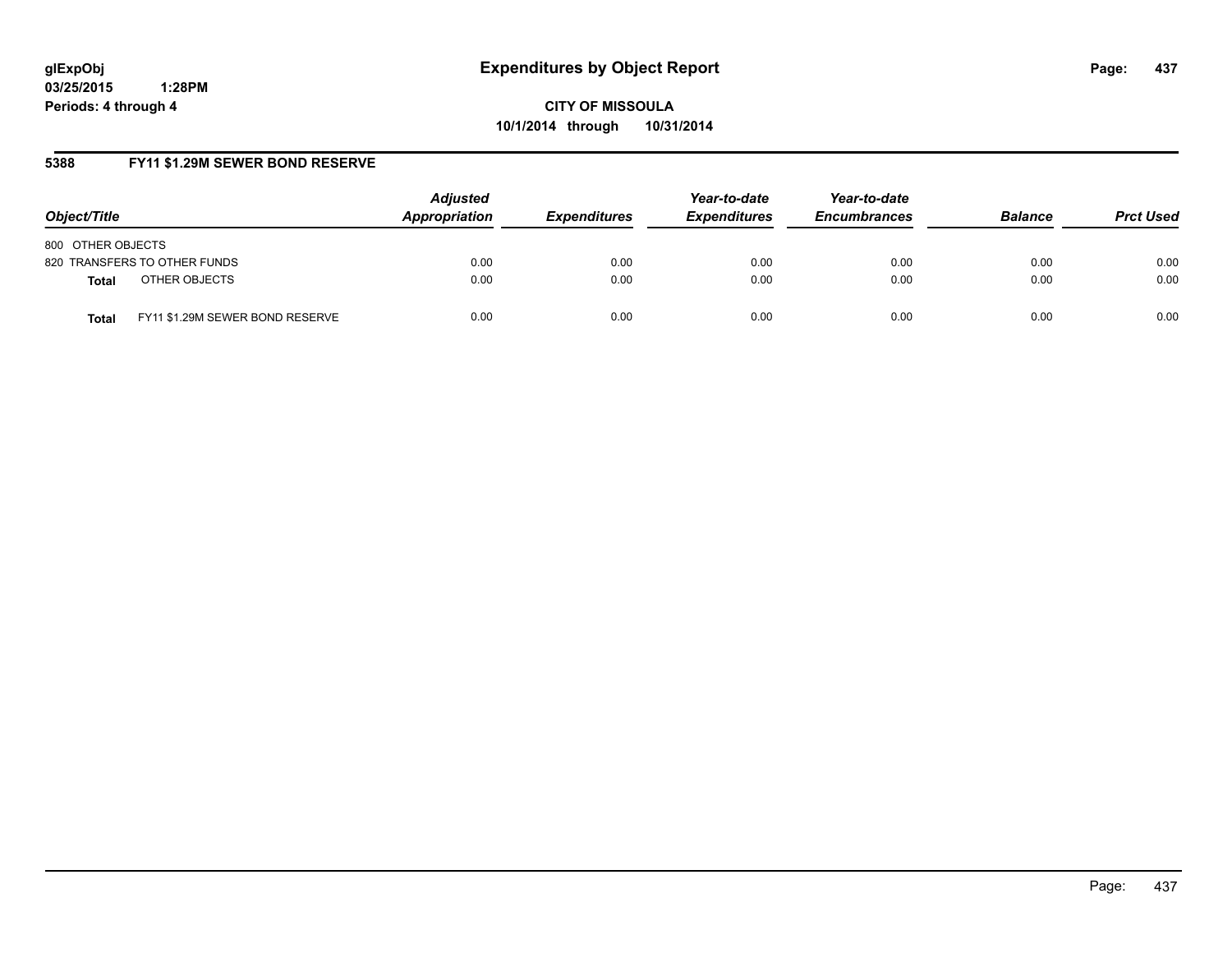**glExpObj**
**03/25/2015 1:28PM**
**Periods: 4 through 4**

# Expenditures by Object Report

**CITY OF MISSOULA**
**10/1/2014 through 10/31/2014**

## 5388 FY11 $1.29M SEWER BOND RESERVE

| Object/Title | | Adjusted Appropriation | Expenditures | Year-to-date Expenditures | Year-to-date Encumbrances | Balance | Prct Used |
|---|---|---|---|---|---|---|---|
| 800 OTHER OBJECTS | | | | | | | |
| 820 TRANSFERS TO OTHER FUNDS | | 0.00 | 0.00 | 0.00 | 0.00 | 0.00 | 0.00 |
| **Total** | OTHER OBJECTS | 0.00 | 0.00 | 0.00 | 0.00 | 0.00 | 0.00 |
| **Total** | FY11 $1.29M SEWER BOND RESERVE | 0.00 | 0.00 | 0.00 | 0.00 | 0.00 | 0.00 |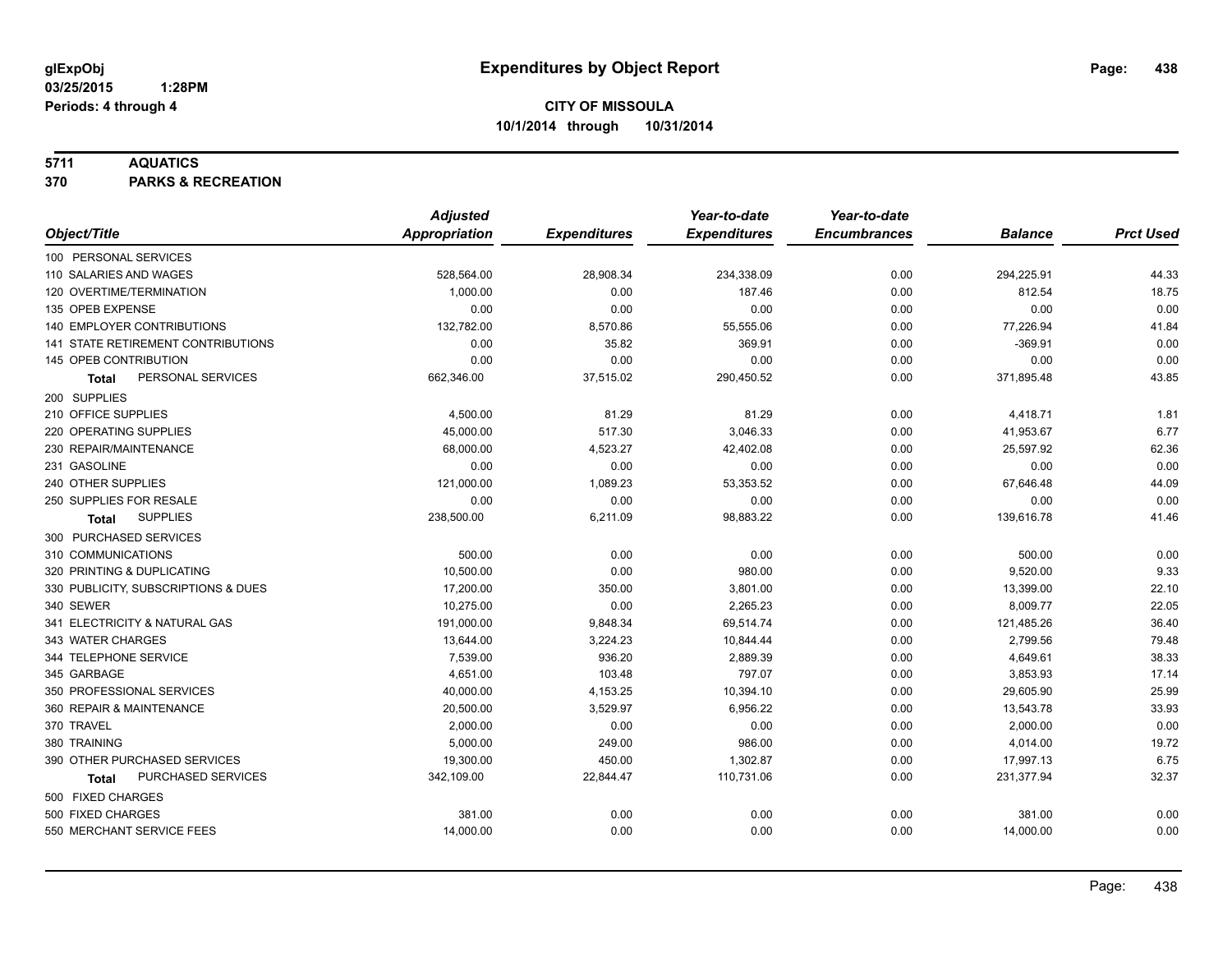**glExpObj**
**03/25/2015 1:28PM**
**Periods: 4 through 4**

# Expenditures by Object Report

**CITY OF MISSOULA**
**10/1/2014 through 10/31/2014**

## 5711 AQUATICS
## 370 PARKS & RECREATION

| Object/Title | Adjusted Appropriation | Expenditures | Year-to-date Expenditures | Year-to-date Encumbrances | Balance | Prct Used |
|---|---|---|---|---|---|---|
| 100 PERSONAL SERVICES | | | | | | |
| 110 SALARIES AND WAGES | 528,564.00 | 28,908.34 | 234,338.09 | 0.00 | 294,225.91 | 44.33 |
| 120 OVERTIME/TERMINATION | 1,000.00 | 0.00 | 187.46 | 0.00 | 812.54 | 18.75 |
| 135 OPEB EXPENSE | 0.00 | 0.00 | 0.00 | 0.00 | 0.00 | 0.00 |
| 140 EMPLOYER CONTRIBUTIONS | 132,782.00 | 8,570.86 | 55,555.06 | 0.00 | 77,226.94 | 41.84 |
| 141 STATE RETIREMENT CONTRIBUTIONS | 0.00 | 35.82 | 369.91 | 0.00 | -369.91 | 0.00 |
| 145 OPEB CONTRIBUTION | 0.00 | 0.00 | 0.00 | 0.00 | 0.00 | 0.00 |
| **Total** PERSONAL SERVICES | 662,346.00 | 37,515.02 | 290,450.52 | 0.00 | 371,895.48 | 43.85 |
| 200 SUPPLIES | | | | | | |
| 210 OFFICE SUPPLIES | 4,500.00 | 81.29 | 81.29 | 0.00 | 4,418.71 | 1.81 |
| 220 OPERATING SUPPLIES | 45,000.00 | 517.30 | 3,046.33 | 0.00 | 41,953.67 | 6.77 |
| 230 REPAIR/MAINTENANCE | 68,000.00 | 4,523.27 | 42,402.08 | 0.00 | 25,597.92 | 62.36 |
| 231 GASOLINE | 0.00 | 0.00 | 0.00 | 0.00 | 0.00 | 0.00 |
| 240 OTHER SUPPLIES | 121,000.00 | 1,089.23 | 53,353.52 | 0.00 | 67,646.48 | 44.09 |
| 250 SUPPLIES FOR RESALE | 0.00 | 0.00 | 0.00 | 0.00 | 0.00 | 0.00 |
| **Total** SUPPLIES | 238,500.00 | 6,211.09 | 98,883.22 | 0.00 | 139,616.78 | 41.46 |
| 300 PURCHASED SERVICES | | | | | | |
| 310 COMMUNICATIONS | 500.00 | 0.00 | 0.00 | 0.00 | 500.00 | 0.00 |
| 320 PRINTING & DUPLICATING | 10,500.00 | 0.00 | 980.00 | 0.00 | 9,520.00 | 9.33 |
| 330 PUBLICITY, SUBSCRIPTIONS & DUES | 17,200.00 | 350.00 | 3,801.00 | 0.00 | 13,399.00 | 22.10 |
| 340 SEWER | 10,275.00 | 0.00 | 2,265.23 | 0.00 | 8,009.77 | 22.05 |
| 341 ELECTRICITY & NATURAL GAS | 191,000.00 | 9,848.34 | 69,514.74 | 0.00 | 121,485.26 | 36.40 |
| 343 WATER CHARGES | 13,644.00 | 3,224.23 | 10,844.44 | 0.00 | 2,799.56 | 79.48 |
| 344 TELEPHONE SERVICE | 7,539.00 | 936.20 | 2,889.39 | 0.00 | 4,649.61 | 38.33 |
| 345 GARBAGE | 4,651.00 | 103.48 | 797.07 | 0.00 | 3,853.93 | 17.14 |
| 350 PROFESSIONAL SERVICES | 40,000.00 | 4,153.25 | 10,394.10 | 0.00 | 29,605.90 | 25.99 |
| 360 REPAIR & MAINTENANCE | 20,500.00 | 3,529.97 | 6,956.22 | 0.00 | 13,543.78 | 33.93 |
| 370 TRAVEL | 2,000.00 | 0.00 | 0.00 | 0.00 | 2,000.00 | 0.00 |
| 380 TRAINING | 5,000.00 | 249.00 | 986.00 | 0.00 | 4,014.00 | 19.72 |
| 390 OTHER PURCHASED SERVICES | 19,300.00 | 450.00 | 1,302.87 | 0.00 | 17,997.13 | 6.75 |
| **Total** PURCHASED SERVICES | 342,109.00 | 22,844.47 | 110,731.06 | 0.00 | 231,377.94 | 32.37 |
| 500 FIXED CHARGES | | | | | | |
| 500 FIXED CHARGES | 381.00 | 0.00 | 0.00 | 0.00 | 381.00 | 0.00 |
| 550 MERCHANT SERVICE FEES | 14,000.00 | 0.00 | 0.00 | 0.00 | 14,000.00 | 0.00 |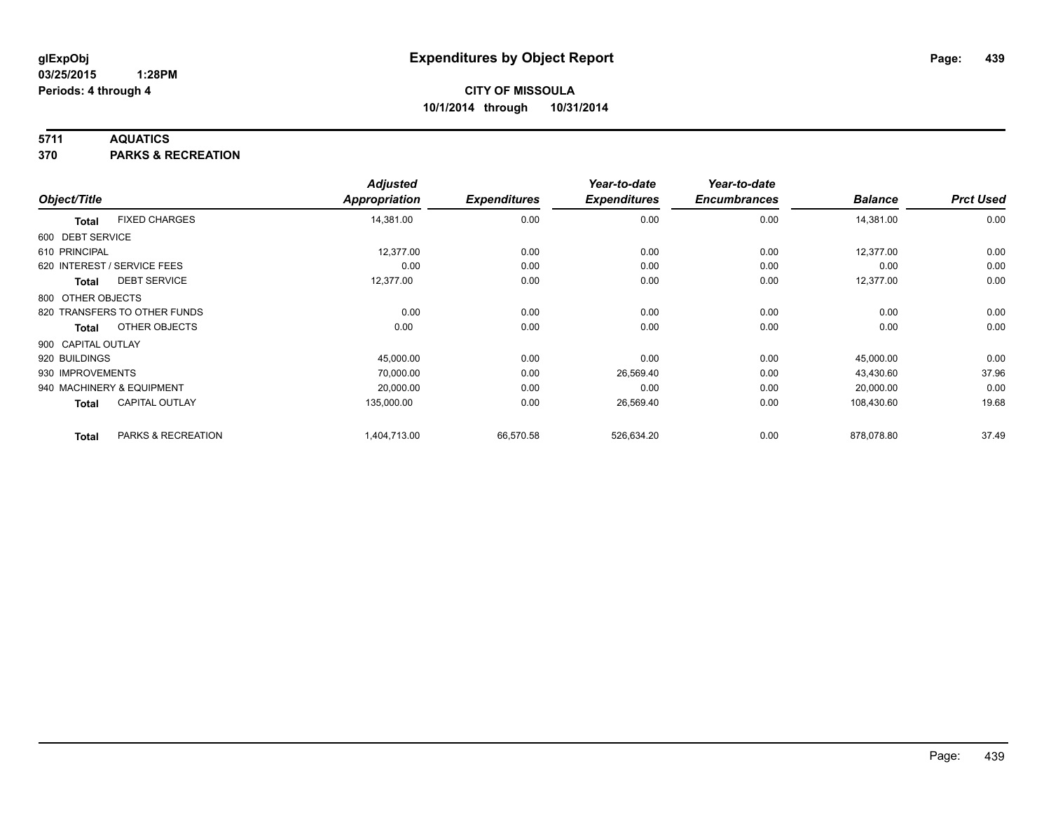# Expenditures by Object Report

glExpObj
03/25/2015 1:28PM
Periods: 4 through 4

**CITY OF MISSOULA**
**10/1/2014 through 10/31/2014**

## 5711 AQUATICS
## 370 PARKS & RECREATION

| Object/Title | | Adjusted Appropriation | Expenditures | Year-to-date Expenditures | Year-to-date Encumbrances | Balance | Prct Used |
|---|---|---|---|---|---|---|---|
| **Total** | FIXED CHARGES | 14,381.00 | 0.00 | 0.00 | 0.00 | 14,381.00 | 0.00 |
| 600 DEBT SERVICE | | | | | | | |
| 610 PRINCIPAL | | 12,377.00 | 0.00 | 0.00 | 0.00 | 12,377.00 | 0.00 |
| 620 INTEREST / SERVICE FEES | | 0.00 | 0.00 | 0.00 | 0.00 | 0.00 | 0.00 |
| **Total** | DEBT SERVICE | 12,377.00 | 0.00 | 0.00 | 0.00 | 12,377.00 | 0.00 |
| 800 OTHER OBJECTS | | | | | | | |
| 820 TRANSFERS TO OTHER FUNDS | | 0.00 | 0.00 | 0.00 | 0.00 | 0.00 | 0.00 |
| **Total** | OTHER OBJECTS | 0.00 | 0.00 | 0.00 | 0.00 | 0.00 | 0.00 |
| 900 CAPITAL OUTLAY | | | | | | | |
| 920 BUILDINGS | | 45,000.00 | 0.00 | 0.00 | 0.00 | 45,000.00 | 0.00 |
| 930 IMPROVEMENTS | | 70,000.00 | 0.00 | 26,569.40 | 0.00 | 43,430.60 | 37.96 |
| 940 MACHINERY & EQUIPMENT | | 20,000.00 | 0.00 | 0.00 | 0.00 | 20,000.00 | 0.00 |
| **Total** | CAPITAL OUTLAY | 135,000.00 | 0.00 | 26,569.40 | 0.00 | 108,430.60 | 19.68 |
| **Total** | PARKS & RECREATION | 1,404,713.00 | 66,570.58 | 526,634.20 | 0.00 | 878,078.80 | 37.49 |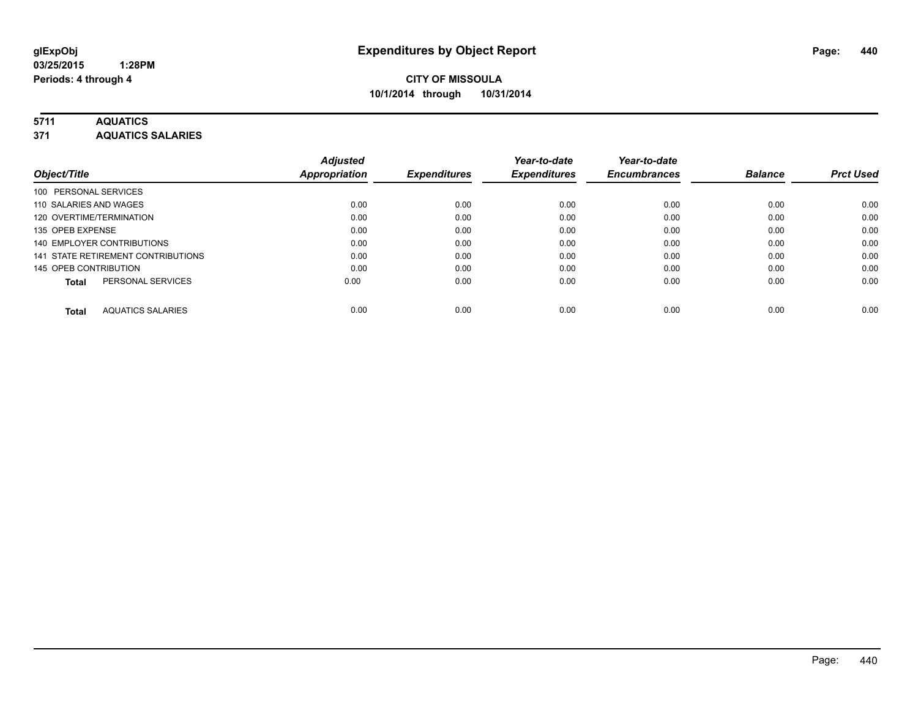# Expenditures by Object Report

glExpObj
03/25/2015 1:28PM
Periods: 4 through 4

**CITY OF MISSOULA**
**10/1/2014 through 10/31/2014**

## 5711 AQUATICS
## 371 AQUATICS SALARIES

| Object/Title | Adjusted Appropriation | Expenditures | Year-to-date Expenditures | Year-to-date Encumbrances | Balance | Prct Used |
|---|---|---|---|---|---|---|
| 100 PERSONAL SERVICES | | | | | | |
| 110 SALARIES AND WAGES | 0.00 | 0.00 | 0.00 | 0.00 | 0.00 | 0.00 |
| 120 OVERTIME/TERMINATION | 0.00 | 0.00 | 0.00 | 0.00 | 0.00 | 0.00 |
| 135 OPEB EXPENSE | 0.00 | 0.00 | 0.00 | 0.00 | 0.00 | 0.00 |
| 140 EMPLOYER CONTRIBUTIONS | 0.00 | 0.00 | 0.00 | 0.00 | 0.00 | 0.00 |
| 141 STATE RETIREMENT CONTRIBUTIONS | 0.00 | 0.00 | 0.00 | 0.00 | 0.00 | 0.00 |
| 145 OPEB CONTRIBUTION | 0.00 | 0.00 | 0.00 | 0.00 | 0.00 | 0.00 |
| **Total** PERSONAL SERVICES | 0.00 | 0.00 | 0.00 | 0.00 | 0.00 | 0.00 |
| **Total** AQUATICS SALARIES | 0.00 | 0.00 | 0.00 | 0.00 | 0.00 | 0.00 |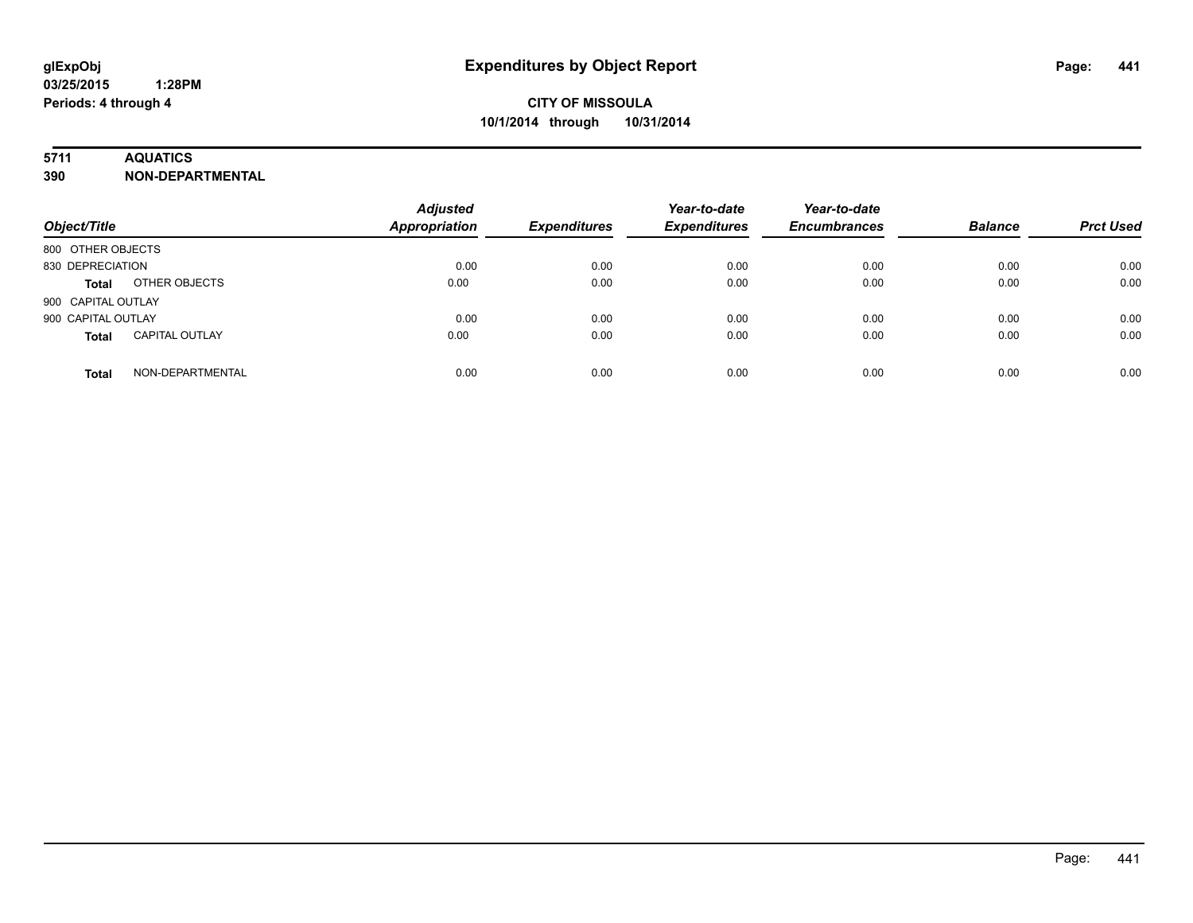# Expenditures by Object Report

glExpObj
03/25/2015 1:28PM
Periods: 4 through 4

**CITY OF MISSOULA**
**10/1/2014 through 10/31/2014**

**5711 AQUATICS**
**390 NON-DEPARTMENTAL**

| Object/Title | | Adjusted Appropriation | Expenditures | Year-to-date Expenditures | Year-to-date Encumbrances | Balance | Prct Used |
|---|---|---|---|---|---|---|---|
| 800 OTHER OBJECTS | | | | | | | |
| 830 DEPRECIATION | | 0.00 | 0.00 | 0.00 | 0.00 | 0.00 | 0.00 |
| **Total** | OTHER OBJECTS | 0.00 | 0.00 | 0.00 | 0.00 | 0.00 | 0.00 |
| 900 CAPITAL OUTLAY | | | | | | | |
| 900 CAPITAL OUTLAY | | 0.00 | 0.00 | 0.00 | 0.00 | 0.00 | 0.00 |
| **Total** | CAPITAL OUTLAY | 0.00 | 0.00 | 0.00 | 0.00 | 0.00 | 0.00 |
| **Total** | NON-DEPARTMENTAL | 0.00 | 0.00 | 0.00 | 0.00 | 0.00 | 0.00 |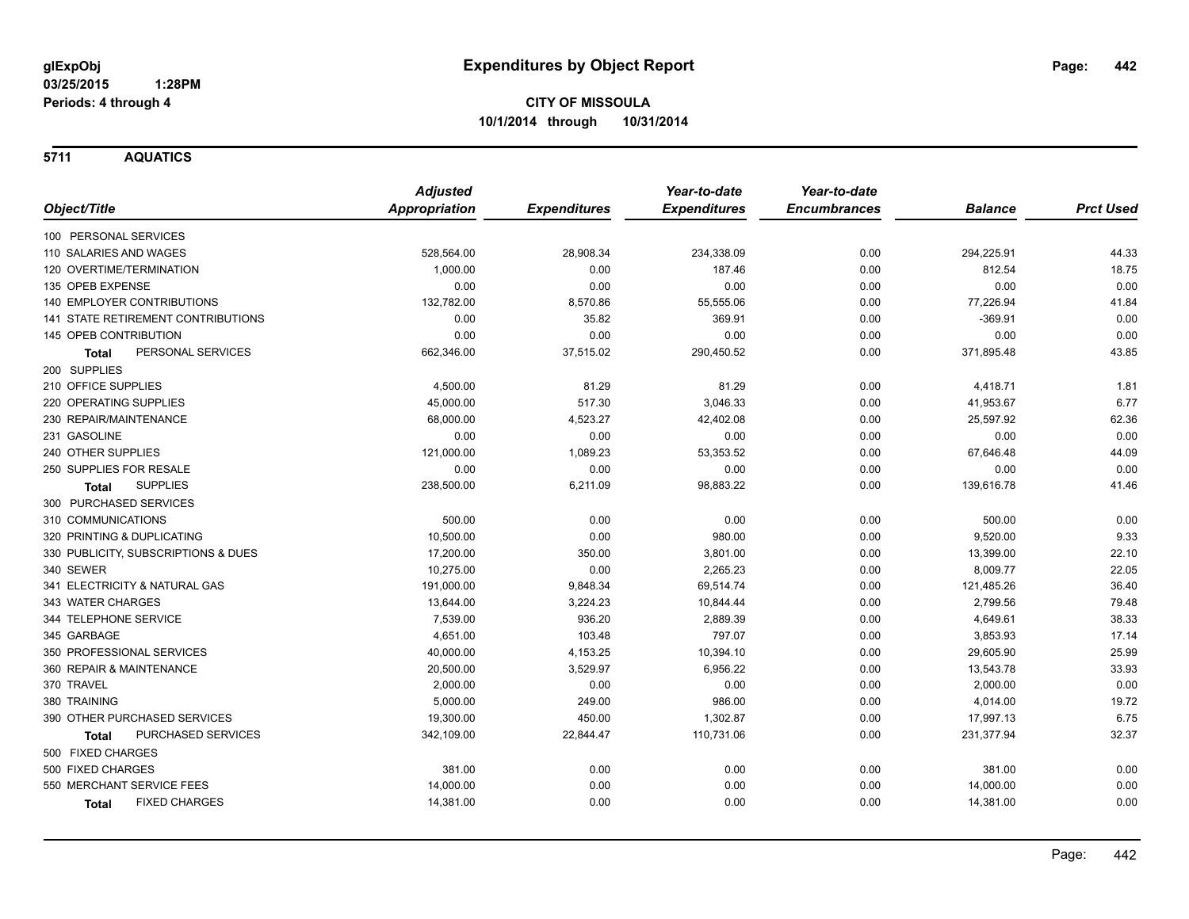# Expenditures by Object Report

glExpObj
03/25/2015 1:28PM
Periods: 4 through 4

**CITY OF MISSOULA**
**10/1/2014 through 10/31/2014**

## 5711 AQUATICS

| Object/Title | Adjusted Appropriation | Expenditures | Year-to-date Expenditures | Year-to-date Encumbrances | Balance | Prct Used |
|---|---|---|---|---|---|---|
| 100 PERSONAL SERVICES | | | | | | |
| 110 SALARIES AND WAGES | 528,564.00 | 28,908.34 | 234,338.09 | 0.00 | 294,225.91 | 44.33 |
| 120 OVERTIME/TERMINATION | 1,000.00 | 0.00 | 187.46 | 0.00 | 812.54 | 18.75 |
| 135 OPEB EXPENSE | 0.00 | 0.00 | 0.00 | 0.00 | 0.00 | 0.00 |
| 140 EMPLOYER CONTRIBUTIONS | 132,782.00 | 8,570.86 | 55,555.06 | 0.00 | 77,226.94 | 41.84 |
| 141 STATE RETIREMENT CONTRIBUTIONS | 0.00 | 35.82 | 369.91 | 0.00 | -369.91 | 0.00 |
| 145 OPEB CONTRIBUTION | 0.00 | 0.00 | 0.00 | 0.00 | 0.00 | 0.00 |
| **Total** PERSONAL SERVICES | 662,346.00 | 37,515.02 | 290,450.52 | 0.00 | 371,895.48 | 43.85 |
| 200 SUPPLIES | | | | | | |
| 210 OFFICE SUPPLIES | 4,500.00 | 81.29 | 81.29 | 0.00 | 4,418.71 | 1.81 |
| 220 OPERATING SUPPLIES | 45,000.00 | 517.30 | 3,046.33 | 0.00 | 41,953.67 | 6.77 |
| 230 REPAIR/MAINTENANCE | 68,000.00 | 4,523.27 | 42,402.08 | 0.00 | 25,597.92 | 62.36 |
| 231 GASOLINE | 0.00 | 0.00 | 0.00 | 0.00 | 0.00 | 0.00 |
| 240 OTHER SUPPLIES | 121,000.00 | 1,089.23 | 53,353.52 | 0.00 | 67,646.48 | 44.09 |
| 250 SUPPLIES FOR RESALE | 0.00 | 0.00 | 0.00 | 0.00 | 0.00 | 0.00 |
| **Total** SUPPLIES | 238,500.00 | 6,211.09 | 98,883.22 | 0.00 | 139,616.78 | 41.46 |
| 300 PURCHASED SERVICES | | | | | | |
| 310 COMMUNICATIONS | 500.00 | 0.00 | 0.00 | 0.00 | 500.00 | 0.00 |
| 320 PRINTING & DUPLICATING | 10,500.00 | 0.00 | 980.00 | 0.00 | 9,520.00 | 9.33 |
| 330 PUBLICITY, SUBSCRIPTIONS & DUES | 17,200.00 | 350.00 | 3,801.00 | 0.00 | 13,399.00 | 22.10 |
| 340 SEWER | 10,275.00 | 0.00 | 2,265.23 | 0.00 | 8,009.77 | 22.05 |
| 341 ELECTRICITY & NATURAL GAS | 191,000.00 | 9,848.34 | 69,514.74 | 0.00 | 121,485.26 | 36.40 |
| 343 WATER CHARGES | 13,644.00 | 3,224.23 | 10,844.44 | 0.00 | 2,799.56 | 79.48 |
| 344 TELEPHONE SERVICE | 7,539.00 | 936.20 | 2,889.39 | 0.00 | 4,649.61 | 38.33 |
| 345 GARBAGE | 4,651.00 | 103.48 | 797.07 | 0.00 | 3,853.93 | 17.14 |
| 350 PROFESSIONAL SERVICES | 40,000.00 | 4,153.25 | 10,394.10 | 0.00 | 29,605.90 | 25.99 |
| 360 REPAIR & MAINTENANCE | 20,500.00 | 3,529.97 | 6,956.22 | 0.00 | 13,543.78 | 33.93 |
| 370 TRAVEL | 2,000.00 | 0.00 | 0.00 | 0.00 | 2,000.00 | 0.00 |
| 380 TRAINING | 5,000.00 | 249.00 | 986.00 | 0.00 | 4,014.00 | 19.72 |
| 390 OTHER PURCHASED SERVICES | 19,300.00 | 450.00 | 1,302.87 | 0.00 | 17,997.13 | 6.75 |
| **Total** PURCHASED SERVICES | 342,109.00 | 22,844.47 | 110,731.06 | 0.00 | 231,377.94 | 32.37 |
| 500 FIXED CHARGES | | | | | | |
| 500 FIXED CHARGES | 381.00 | 0.00 | 0.00 | 0.00 | 381.00 | 0.00 |
| 550 MERCHANT SERVICE FEES | 14,000.00 | 0.00 | 0.00 | 0.00 | 14,000.00 | 0.00 |
| **Total** FIXED CHARGES | 14,381.00 | 0.00 | 0.00 | 0.00 | 14,381.00 | 0.00 |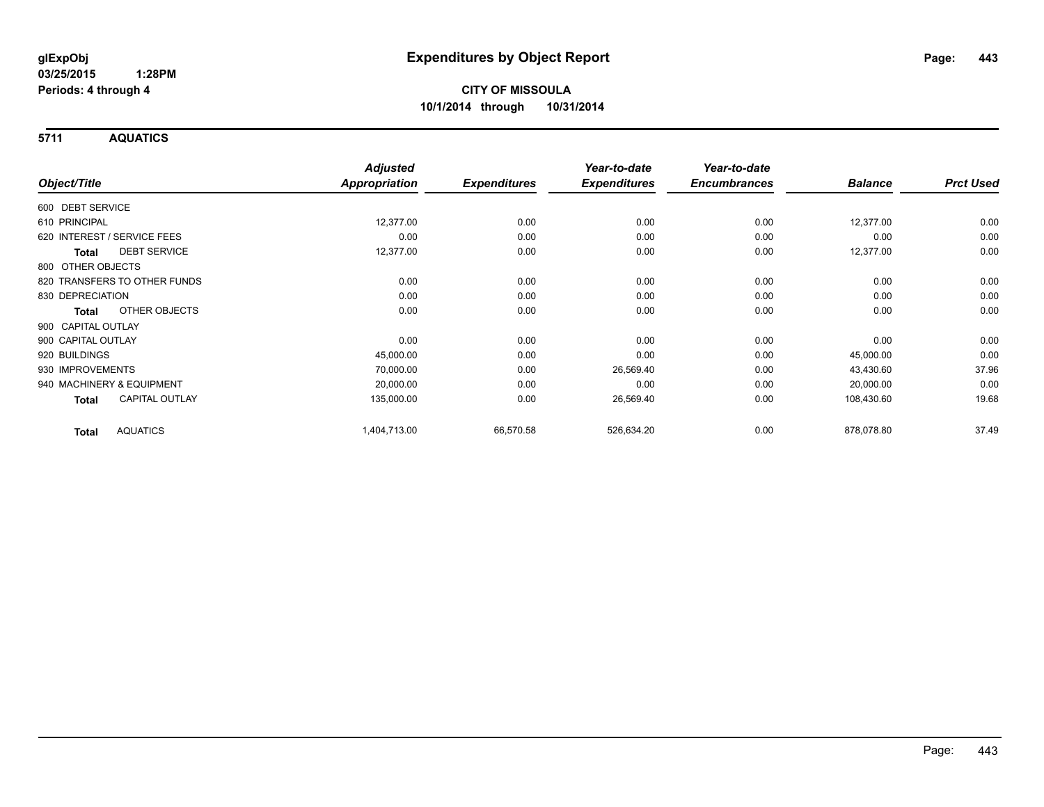# Expenditures by Object Report

glExpObj
03/25/2015 1:28PM
Periods: 4 through 4

**CITY OF MISSOULA**
**10/1/2014 through 10/31/2014**

## 5711 AQUATICS

| Object/Title | Adjusted Appropriation | Expenditures | Year-to-date Expenditures | Year-to-date Encumbrances | Balance | Prct Used |
|---|---|---|---|---|---|---|
| 600 DEBT SERVICE | | | | | | |
| 610 PRINCIPAL | 12,377.00 | 0.00 | 0.00 | 0.00 | 12,377.00 | 0.00 |
| 620 INTEREST / SERVICE FEES | 0.00 | 0.00 | 0.00 | 0.00 | 0.00 | 0.00 |
| **Total** DEBT SERVICE | 12,377.00 | 0.00 | 0.00 | 0.00 | 12,377.00 | 0.00 |
| 800 OTHER OBJECTS | | | | | | |
| 820 TRANSFERS TO OTHER FUNDS | 0.00 | 0.00 | 0.00 | 0.00 | 0.00 | 0.00 |
| 830 DEPRECIATION | 0.00 | 0.00 | 0.00 | 0.00 | 0.00 | 0.00 |
| **Total** OTHER OBJECTS | 0.00 | 0.00 | 0.00 | 0.00 | 0.00 | 0.00 |
| 900 CAPITAL OUTLAY | | | | | | |
| 900 CAPITAL OUTLAY | 0.00 | 0.00 | 0.00 | 0.00 | 0.00 | 0.00 |
| 920 BUILDINGS | 45,000.00 | 0.00 | 0.00 | 0.00 | 45,000.00 | 0.00 |
| 930 IMPROVEMENTS | 70,000.00 | 0.00 | 26,569.40 | 0.00 | 43,430.60 | 37.96 |
| 940 MACHINERY & EQUIPMENT | 20,000.00 | 0.00 | 0.00 | 0.00 | 20,000.00 | 0.00 |
| **Total** CAPITAL OUTLAY | 135,000.00 | 0.00 | 26,569.40 | 0.00 | 108,430.60 | 19.68 |
| **Total** AQUATICS | 1,404,713.00 | 66,570.58 | 526,634.20 | 0.00 | 878,078.80 | 37.49 |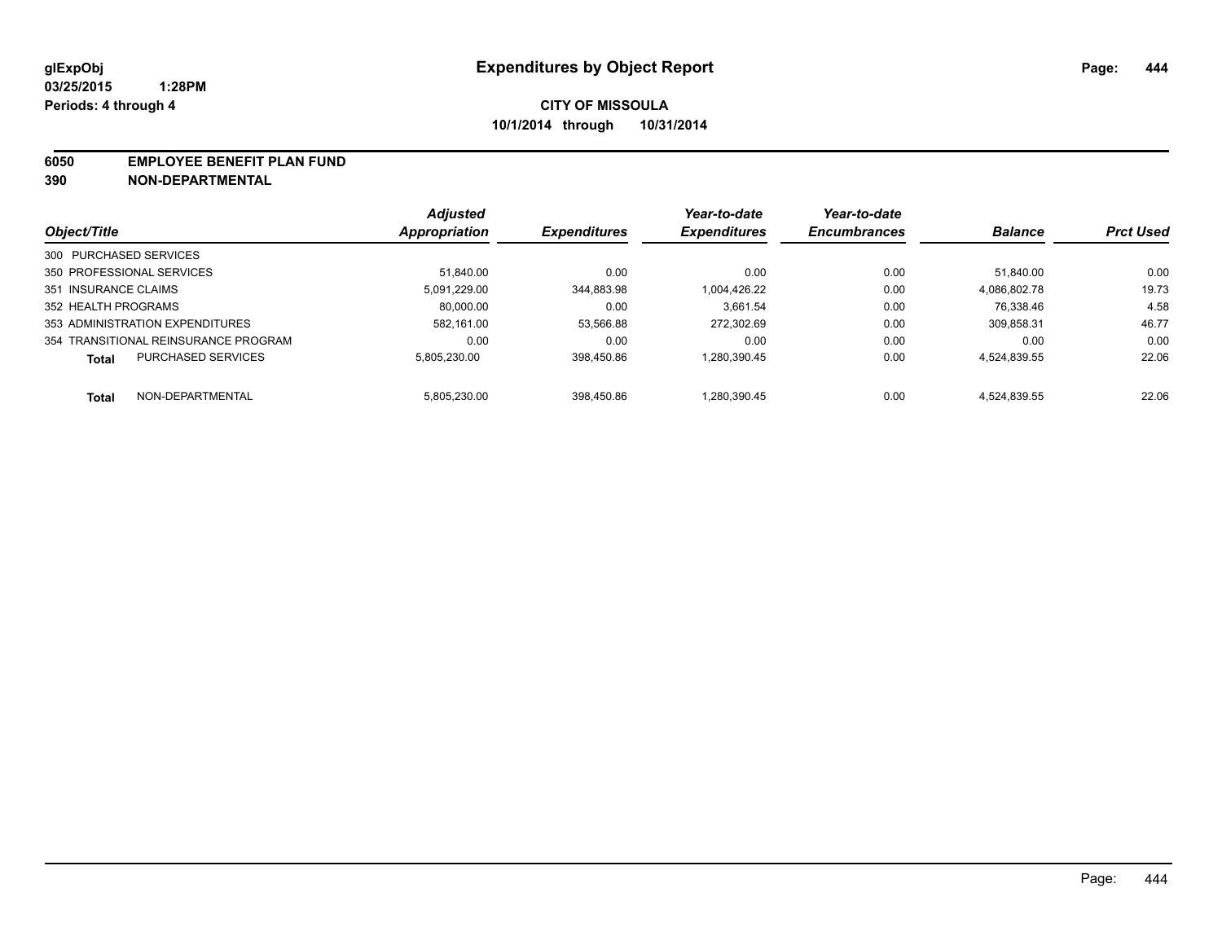glExpObj
03/25/2015 1:28PM
Periods: 4 through 4

# Expenditures by Object Report

**CITY OF MISSOULA**
**10/1/2014 through 10/31/2014**

**6050 EMPLOYEE BENEFIT PLAN FUND**
**390 NON-DEPARTMENTAL**

| Object/Title | Adjusted Appropriation | Expenditures | Year-to-date Expenditures | Year-to-date Encumbrances | Balance | Prct Used |
|---|---|---|---|---|---|---|
| 300 PURCHASED SERVICES | | | | | | |
| 350 PROFESSIONAL SERVICES | 51,840.00 | 0.00 | 0.00 | 0.00 | 51,840.00 | 0.00 |
| 351 INSURANCE CLAIMS | 5,091,229.00 | 344,883.98 | 1,004,426.22 | 0.00 | 4,086,802.78 | 19.73 |
| 352 HEALTH PROGRAMS | 80,000.00 | 0.00 | 3,661.54 | 0.00 | 76,338.46 | 4.58 |
| 353 ADMINISTRATION EXPENDITURES | 582,161.00 | 53,566.88 | 272,302.69 | 0.00 | 309,858.31 | 46.77 |
| 354 TRANSITIONAL REINSURANCE PROGRAM | 0.00 | 0.00 | 0.00 | 0.00 | 0.00 | 0.00 |
| **Total** PURCHASED SERVICES | 5,805,230.00 | 398,450.86 | 1,280,390.45 | 0.00 | 4,524,839.55 | 22.06 |
| **Total** NON-DEPARTMENTAL | 5,805,230.00 | 398,450.86 | 1,280,390.45 | 0.00 | 4,524,839.55 | 22.06 |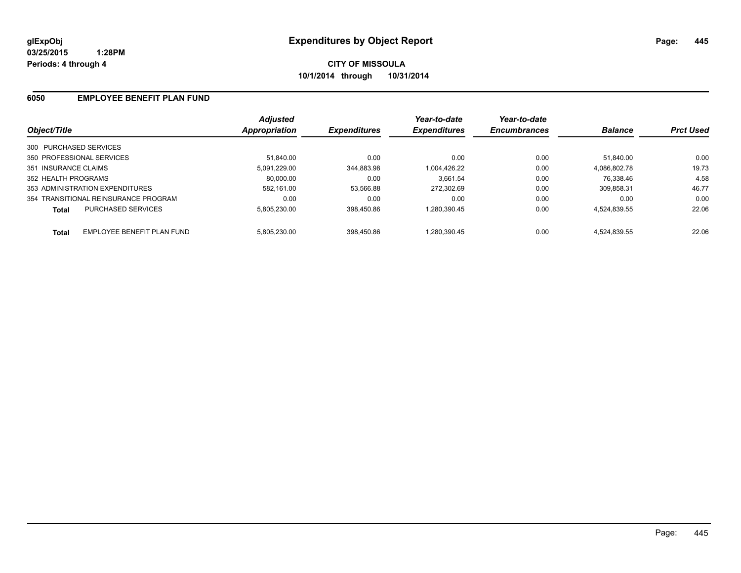# Expenditures by Object Report

glExpObj
03/25/2015 1:28PM
Periods: 4 through 4

**CITY OF MISSOULA**
**10/1/2014 through 10/31/2014**

## 6050 EMPLOYEE BENEFIT PLAN FUND

| Object/Title | | Adjusted Appropriation | Expenditures | Year-to-date Expenditures | Year-to-date Encumbrances | Balance | Prct Used |
|---|---|---|---|---|---|---|---|
| 300 PURCHASED SERVICES | | | | | | | |
| 350 PROFESSIONAL SERVICES | | 51,840.00 | 0.00 | 0.00 | 0.00 | 51,840.00 | 0.00 |
| 351 INSURANCE CLAIMS | | 5,091,229.00 | 344,883.98 | 1,004,426.22 | 0.00 | 4,086,802.78 | 19.73 |
| 352 HEALTH PROGRAMS | | 80,000.00 | 0.00 | 3,661.54 | 0.00 | 76,338.46 | 4.58 |
| 353 ADMINISTRATION EXPENDITURES | | 582,161.00 | 53,566.88 | 272,302.69 | 0.00 | 309,858.31 | 46.77 |
| 354 TRANSITIONAL REINSURANCE PROGRAM | | 0.00 | 0.00 | 0.00 | 0.00 | 0.00 | 0.00 |
| **Total** | PURCHASED SERVICES | 5,805,230.00 | 398,450.86 | 1,280,390.45 | 0.00 | 4,524,839.55 | 22.06 |
| **Total** | EMPLOYEE BENEFIT PLAN FUND | 5,805,230.00 | 398,450.86 | 1,280,390.45 | 0.00 | 4,524,839.55 | 22.06 |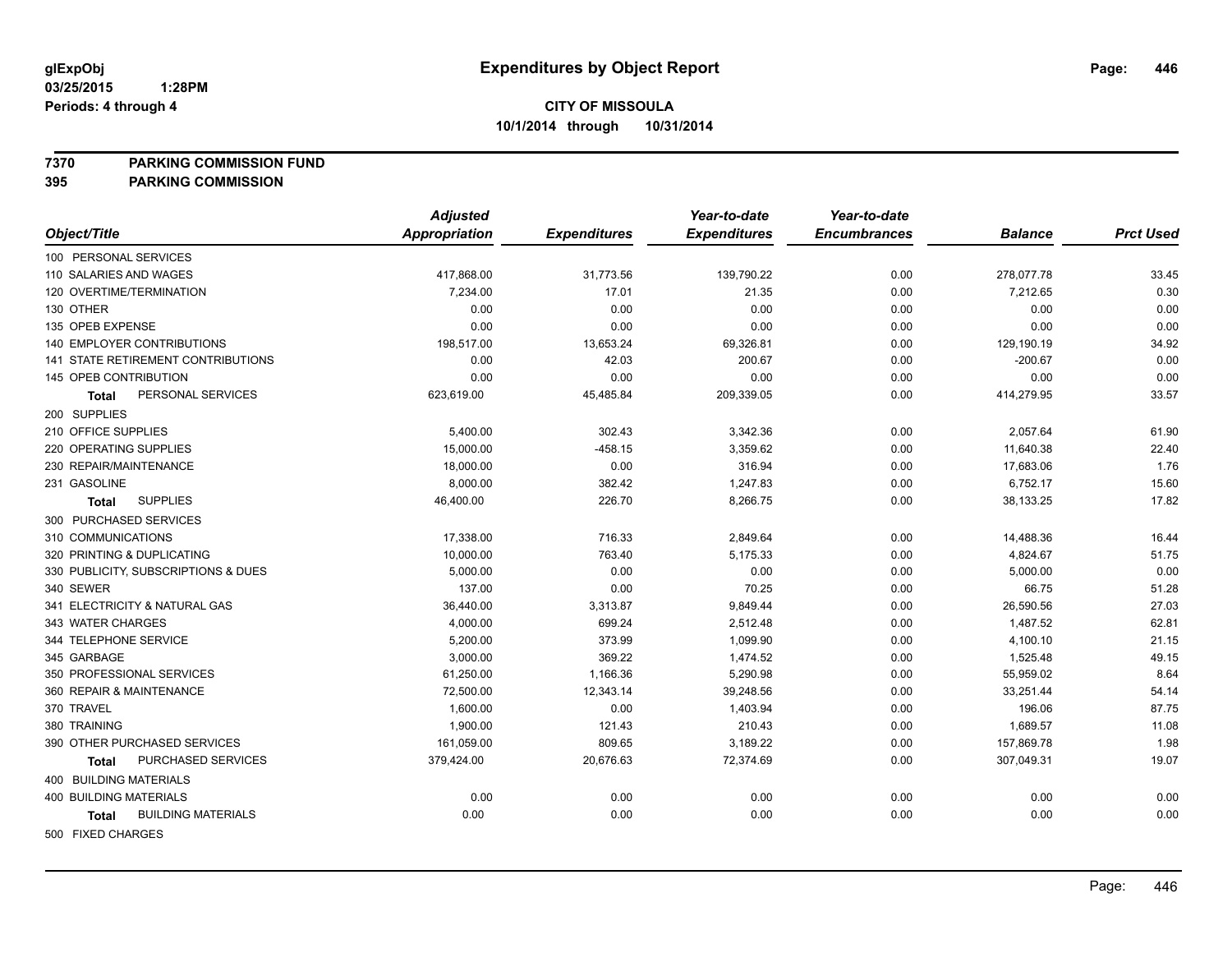**glExpObj** 03/25/2015 1:28PM
**Periods: 4 through 4**

# Expenditures by Object Report

**CITY OF MISSOULA**
**10/1/2014 through 10/31/2014**

**7370 PARKING COMMISSION FUND**
**395 PARKING COMMISSION**

| Object/Title | Adjusted Appropriation | Expenditures | Year-to-date Expenditures | Year-to-date Encumbrances | Balance | Prct Used |
|---|---|---|---|---|---|---|
| 100 PERSONAL SERVICES | | | | | | |
| 110 SALARIES AND WAGES | 417,868.00 | 31,773.56 | 139,790.22 | 0.00 | 278,077.78 | 33.45 |
| 120 OVERTIME/TERMINATION | 7,234.00 | 17.01 | 21.35 | 0.00 | 7,212.65 | 0.30 |
| 130 OTHER | 0.00 | 0.00 | 0.00 | 0.00 | 0.00 | 0.00 |
| 135 OPEB EXPENSE | 0.00 | 0.00 | 0.00 | 0.00 | 0.00 | 0.00 |
| 140 EMPLOYER CONTRIBUTIONS | 198,517.00 | 13,653.24 | 69,326.81 | 0.00 | 129,190.19 | 34.92 |
| 141 STATE RETIREMENT CONTRIBUTIONS | 0.00 | 42.03 | 200.67 | 0.00 | -200.67 | 0.00 |
| 145 OPEB CONTRIBUTION | 0.00 | 0.00 | 0.00 | 0.00 | 0.00 | 0.00 |
| **Total** PERSONAL SERVICES | 623,619.00 | 45,485.84 | 209,339.05 | 0.00 | 414,279.95 | 33.57 |
| 200 SUPPLIES | | | | | | |
| 210 OFFICE SUPPLIES | 5,400.00 | 302.43 | 3,342.36 | 0.00 | 2,057.64 | 61.90 |
| 220 OPERATING SUPPLIES | 15,000.00 | -458.15 | 3,359.62 | 0.00 | 11,640.38 | 22.40 |
| 230 REPAIR/MAINTENANCE | 18,000.00 | 0.00 | 316.94 | 0.00 | 17,683.06 | 1.76 |
| 231 GASOLINE | 8,000.00 | 382.42 | 1,247.83 | 0.00 | 6,752.17 | 15.60 |
| **Total** SUPPLIES | 46,400.00 | 226.70 | 8,266.75 | 0.00 | 38,133.25 | 17.82 |
| 300 PURCHASED SERVICES | | | | | | |
| 310 COMMUNICATIONS | 17,338.00 | 716.33 | 2,849.64 | 0.00 | 14,488.36 | 16.44 |
| 320 PRINTING & DUPLICATING | 10,000.00 | 763.40 | 5,175.33 | 0.00 | 4,824.67 | 51.75 |
| 330 PUBLICITY, SUBSCRIPTIONS & DUES | 5,000.00 | 0.00 | 0.00 | 0.00 | 5,000.00 | 0.00 |
| 340 SEWER | 137.00 | 0.00 | 70.25 | 0.00 | 66.75 | 51.28 |
| 341 ELECTRICITY & NATURAL GAS | 36,440.00 | 3,313.87 | 9,849.44 | 0.00 | 26,590.56 | 27.03 |
| 343 WATER CHARGES | 4,000.00 | 699.24 | 2,512.48 | 0.00 | 1,487.52 | 62.81 |
| 344 TELEPHONE SERVICE | 5,200.00 | 373.99 | 1,099.90 | 0.00 | 4,100.10 | 21.15 |
| 345 GARBAGE | 3,000.00 | 369.22 | 1,474.52 | 0.00 | 1,525.48 | 49.15 |
| 350 PROFESSIONAL SERVICES | 61,250.00 | 1,166.36 | 5,290.98 | 0.00 | 55,959.02 | 8.64 |
| 360 REPAIR & MAINTENANCE | 72,500.00 | 12,343.14 | 39,248.56 | 0.00 | 33,251.44 | 54.14 |
| 370 TRAVEL | 1,600.00 | 0.00 | 1,403.94 | 0.00 | 196.06 | 87.75 |
| 380 TRAINING | 1,900.00 | 121.43 | 210.43 | 0.00 | 1,689.57 | 11.08 |
| 390 OTHER PURCHASED SERVICES | 161,059.00 | 809.65 | 3,189.22 | 0.00 | 157,869.78 | 1.98 |
| **Total** PURCHASED SERVICES | 379,424.00 | 20,676.63 | 72,374.69 | 0.00 | 307,049.31 | 19.07 |
| 400 BUILDING MATERIALS | | | | | | |
| 400 BUILDING MATERIALS | 0.00 | 0.00 | 0.00 | 0.00 | 0.00 | 0.00 |
| **Total** BUILDING MATERIALS | 0.00 | 0.00 | 0.00 | 0.00 | 0.00 | 0.00 |
| 500 FIXED CHARGES | | | | | | |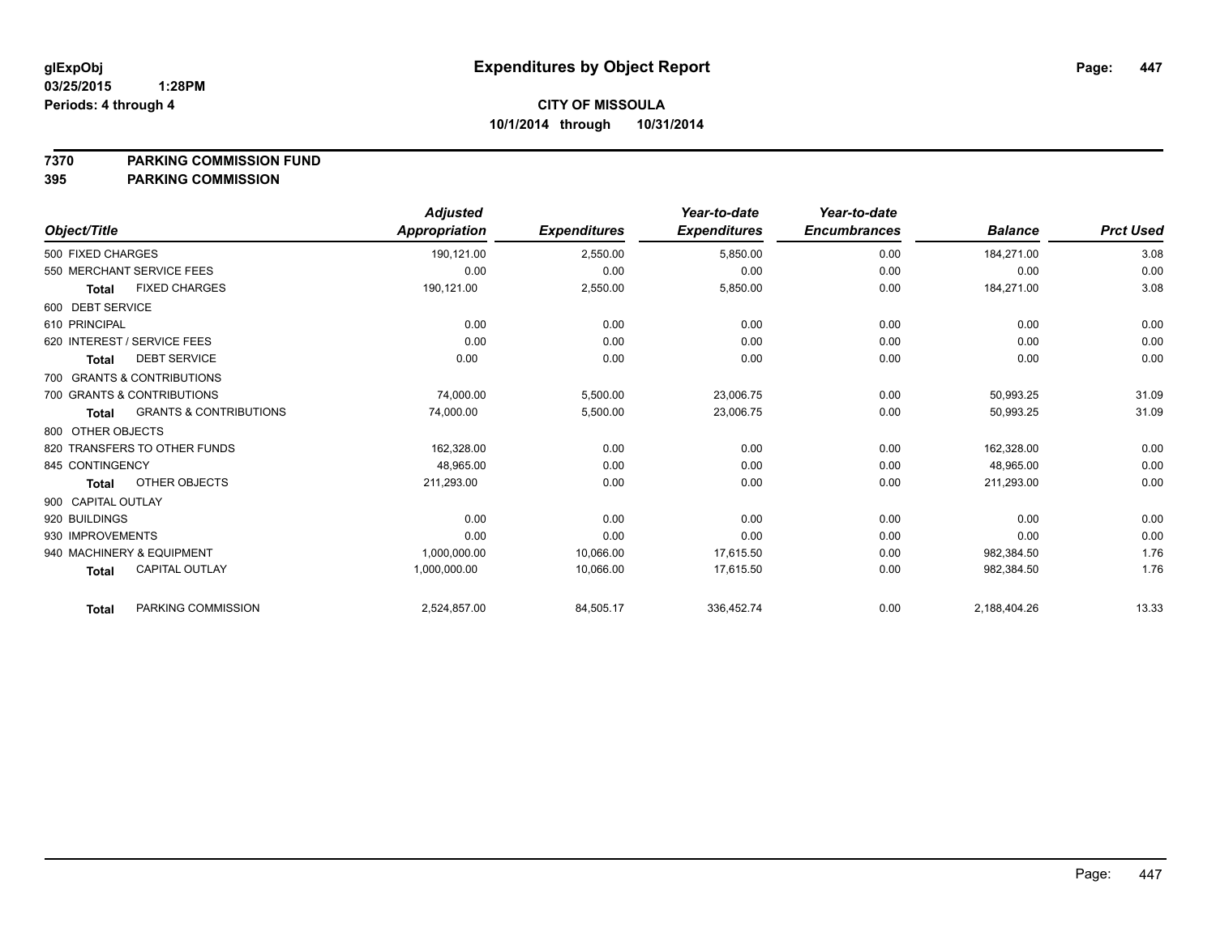# Expenditures by Object Report

glExpObj
03/25/2015 1:28PM
Periods: 4 through 4

**CITY OF MISSOULA**
**10/1/2014 through 10/31/2014**

**7370 PARKING COMMISSION FUND**
**395 PARKING COMMISSION**

| Object/Title | Adjusted Appropriation | Expenditures | Year-to-date Expenditures | Year-to-date Encumbrances | Balance | Prct Used |
|---|---|---|---|---|---|---|
| 500 FIXED CHARGES | 190,121.00 | 2,550.00 | 5,850.00 | 0.00 | 184,271.00 | 3.08 |
| 550 MERCHANT SERVICE FEES | 0.00 | 0.00 | 0.00 | 0.00 | 0.00 | 0.00 |
| **Total** FIXED CHARGES | 190,121.00 | 2,550.00 | 5,850.00 | 0.00 | 184,271.00 | 3.08 |
| 600 DEBT SERVICE | | | | | | |
| 610 PRINCIPAL | 0.00 | 0.00 | 0.00 | 0.00 | 0.00 | 0.00 |
| 620 INTEREST / SERVICE FEES | 0.00 | 0.00 | 0.00 | 0.00 | 0.00 | 0.00 |
| **Total** DEBT SERVICE | 0.00 | 0.00 | 0.00 | 0.00 | 0.00 | 0.00 |
| 700 GRANTS & CONTRIBUTIONS | | | | | | |
| 700 GRANTS & CONTRIBUTIONS | 74,000.00 | 5,500.00 | 23,006.75 | 0.00 | 50,993.25 | 31.09 |
| **Total** GRANTS & CONTRIBUTIONS | 74,000.00 | 5,500.00 | 23,006.75 | 0.00 | 50,993.25 | 31.09 |
| 800 OTHER OBJECTS | | | | | | |
| 820 TRANSFERS TO OTHER FUNDS | 162,328.00 | 0.00 | 0.00 | 0.00 | 162,328.00 | 0.00 |
| 845 CONTINGENCY | 48,965.00 | 0.00 | 0.00 | 0.00 | 48,965.00 | 0.00 |
| **Total** OTHER OBJECTS | 211,293.00 | 0.00 | 0.00 | 0.00 | 211,293.00 | 0.00 |
| 900 CAPITAL OUTLAY | | | | | | |
| 920 BUILDINGS | 0.00 | 0.00 | 0.00 | 0.00 | 0.00 | 0.00 |
| 930 IMPROVEMENTS | 0.00 | 0.00 | 0.00 | 0.00 | 0.00 | 0.00 |
| 940 MACHINERY & EQUIPMENT | 1,000,000.00 | 10,066.00 | 17,615.50 | 0.00 | 982,384.50 | 1.76 |
| **Total** CAPITAL OUTLAY | 1,000,000.00 | 10,066.00 | 17,615.50 | 0.00 | 982,384.50 | 1.76 |
| **Total** PARKING COMMISSION | 2,524,857.00 | 84,505.17 | 336,452.74 | 0.00 | 2,188,404.26 | 13.33 |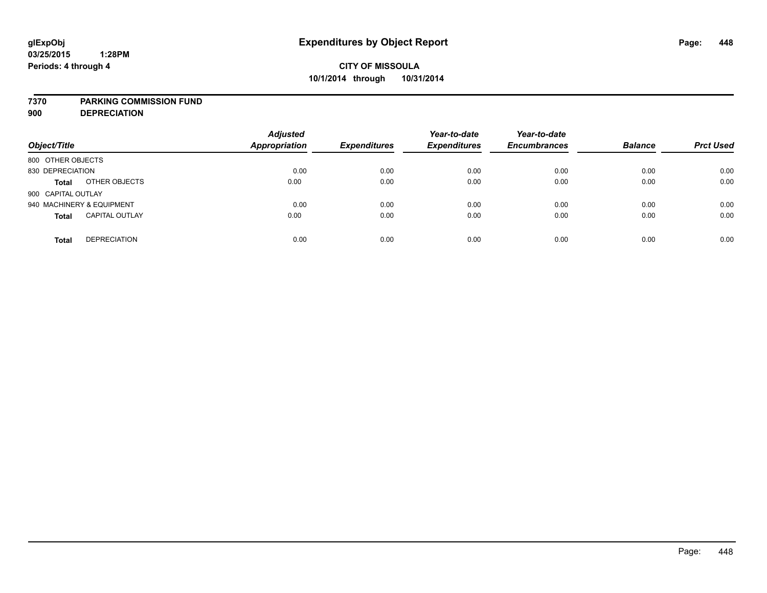glExpObj
03/25/2015 1:28PM
Periods: 4 through 4

# Expenditures by Object Report

**CITY OF MISSOULA**
**10/1/2014 through 10/31/2014**

**7370 PARKING COMMISSION FUND**
**900 DEPRECIATION**

| Object/Title | | Adjusted Appropriation | Expenditures | Year-to-date Expenditures | Year-to-date Encumbrances | Balance | Prct Used |
|---|---|---|---|---|---|---|---|
| 800 OTHER OBJECTS | | | | | | | |
| 830 DEPRECIATION | | 0.00 | 0.00 | 0.00 | 0.00 | 0.00 | 0.00 |
| **Total** | OTHER OBJECTS | 0.00 | 0.00 | 0.00 | 0.00 | 0.00 | 0.00 |
| 900 CAPITAL OUTLAY | | | | | | | |
| 940 MACHINERY & EQUIPMENT | | 0.00 | 0.00 | 0.00 | 0.00 | 0.00 | 0.00 |
| **Total** | CAPITAL OUTLAY | 0.00 | 0.00 | 0.00 | 0.00 | 0.00 | 0.00 |
| **Total** | DEPRECIATION | 0.00 | 0.00 | 0.00 | 0.00 | 0.00 | 0.00 |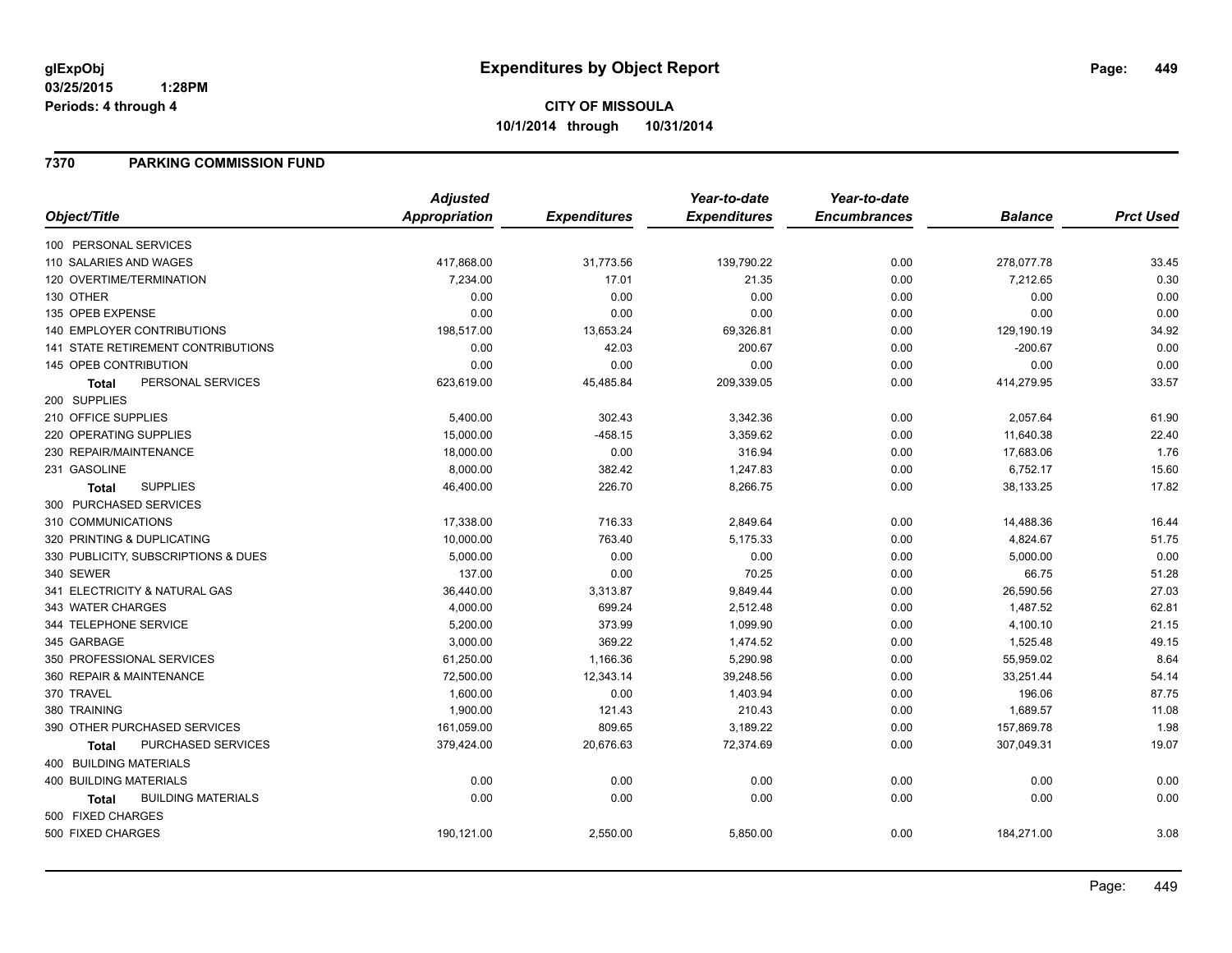**glExpObj**
**03/25/2015 1:28PM**
**Periods: 4 through 4**

# Expenditures by Object Report

**CITY OF MISSOULA**
**10/1/2014 through 10/31/2014**

## 7370 PARKING COMMISSION FUND

| Object/Title | Adjusted Appropriation | Expenditures | Year-to-date Expenditures | Year-to-date Encumbrances | Balance | Prct Used |
|---|---|---|---|---|---|---|
| 100 PERSONAL SERVICES | | | | | | |
| 110 SALARIES AND WAGES | 417,868.00 | 31,773.56 | 139,790.22 | 0.00 | 278,077.78 | 33.45 |
| 120 OVERTIME/TERMINATION | 7,234.00 | 17.01 | 21.35 | 0.00 | 7,212.65 | 0.30 |
| 130 OTHER | 0.00 | 0.00 | 0.00 | 0.00 | 0.00 | 0.00 |
| 135 OPEB EXPENSE | 0.00 | 0.00 | 0.00 | 0.00 | 0.00 | 0.00 |
| 140 EMPLOYER CONTRIBUTIONS | 198,517.00 | 13,653.24 | 69,326.81 | 0.00 | 129,190.19 | 34.92 |
| 141 STATE RETIREMENT CONTRIBUTIONS | 0.00 | 42.03 | 200.67 | 0.00 | -200.67 | 0.00 |
| 145 OPEB CONTRIBUTION | 0.00 | 0.00 | 0.00 | 0.00 | 0.00 | 0.00 |
| **Total** PERSONAL SERVICES | 623,619.00 | 45,485.84 | 209,339.05 | 0.00 | 414,279.95 | 33.57 |
| 200 SUPPLIES | | | | | | |
| 210 OFFICE SUPPLIES | 5,400.00 | 302.43 | 3,342.36 | 0.00 | 2,057.64 | 61.90 |
| 220 OPERATING SUPPLIES | 15,000.00 | -458.15 | 3,359.62 | 0.00 | 11,640.38 | 22.40 |
| 230 REPAIR/MAINTENANCE | 18,000.00 | 0.00 | 316.94 | 0.00 | 17,683.06 | 1.76 |
| 231 GASOLINE | 8,000.00 | 382.42 | 1,247.83 | 0.00 | 6,752.17 | 15.60 |
| **Total** SUPPLIES | 46,400.00 | 226.70 | 8,266.75 | 0.00 | 38,133.25 | 17.82 |
| 300 PURCHASED SERVICES | | | | | | |
| 310 COMMUNICATIONS | 17,338.00 | 716.33 | 2,849.64 | 0.00 | 14,488.36 | 16.44 |
| 320 PRINTING & DUPLICATING | 10,000.00 | 763.40 | 5,175.33 | 0.00 | 4,824.67 | 51.75 |
| 330 PUBLICITY, SUBSCRIPTIONS & DUES | 5,000.00 | 0.00 | 0.00 | 0.00 | 5,000.00 | 0.00 |
| 340 SEWER | 137.00 | 0.00 | 70.25 | 0.00 | 66.75 | 51.28 |
| 341 ELECTRICITY & NATURAL GAS | 36,440.00 | 3,313.87 | 9,849.44 | 0.00 | 26,590.56 | 27.03 |
| 343 WATER CHARGES | 4,000.00 | 699.24 | 2,512.48 | 0.00 | 1,487.52 | 62.81 |
| 344 TELEPHONE SERVICE | 5,200.00 | 373.99 | 1,099.90 | 0.00 | 4,100.10 | 21.15 |
| 345 GARBAGE | 3,000.00 | 369.22 | 1,474.52 | 0.00 | 1,525.48 | 49.15 |
| 350 PROFESSIONAL SERVICES | 61,250.00 | 1,166.36 | 5,290.98 | 0.00 | 55,959.02 | 8.64 |
| 360 REPAIR & MAINTENANCE | 72,500.00 | 12,343.14 | 39,248.56 | 0.00 | 33,251.44 | 54.14 |
| 370 TRAVEL | 1,600.00 | 0.00 | 1,403.94 | 0.00 | 196.06 | 87.75 |
| 380 TRAINING | 1,900.00 | 121.43 | 210.43 | 0.00 | 1,689.57 | 11.08 |
| 390 OTHER PURCHASED SERVICES | 161,059.00 | 809.65 | 3,189.22 | 0.00 | 157,869.78 | 1.98 |
| **Total** PURCHASED SERVICES | 379,424.00 | 20,676.63 | 72,374.69 | 0.00 | 307,049.31 | 19.07 |
| 400 BUILDING MATERIALS | | | | | | |
| 400 BUILDING MATERIALS | 0.00 | 0.00 | 0.00 | 0.00 | 0.00 | 0.00 |
| **Total** BUILDING MATERIALS | 0.00 | 0.00 | 0.00 | 0.00 | 0.00 | 0.00 |
| 500 FIXED CHARGES | | | | | | |
| 500 FIXED CHARGES | 190,121.00 | 2,550.00 | 5,850.00 | 0.00 | 184,271.00 | 3.08 |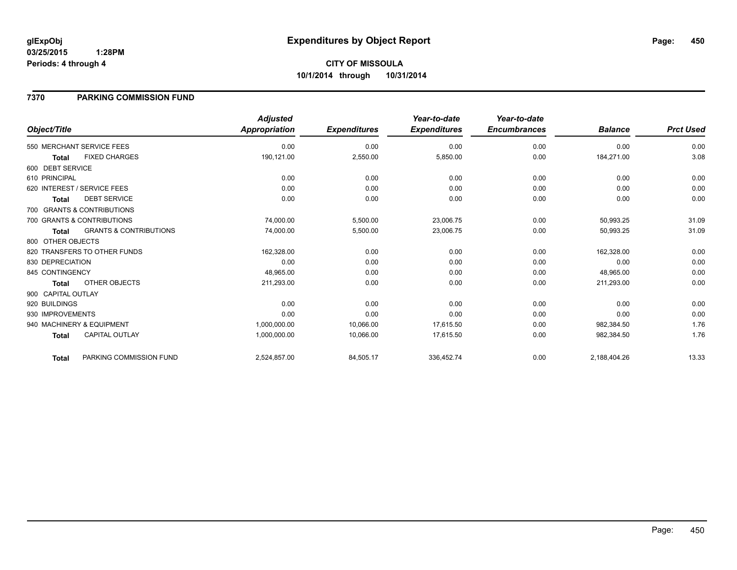# Expenditures by Object Report

glExpObj
03/25/2015 1:28PM
Periods: 4 through 4

**CITY OF MISSOULA**
**10/1/2014 through 10/31/2014**

## 7370 PARKING COMMISSION FUND

| Object/Title | | Adjusted Appropriation | Expenditures | Year-to-date Expenditures | Year-to-date Encumbrances | Balance | Prct Used |
|---|---|---|---|---|---|---|---|
| 550 MERCHANT SERVICE FEES | | 0.00 | 0.00 | 0.00 | 0.00 | 0.00 | 0.00 |
| **Total** | FIXED CHARGES | 190,121.00 | 2,550.00 | 5,850.00 | 0.00 | 184,271.00 | 3.08 |
| 600 DEBT SERVICE | | | | | | | |
| 610 PRINCIPAL | | 0.00 | 0.00 | 0.00 | 0.00 | 0.00 | 0.00 |
| 620 INTEREST / SERVICE FEES | | 0.00 | 0.00 | 0.00 | 0.00 | 0.00 | 0.00 |
| **Total** | DEBT SERVICE | 0.00 | 0.00 | 0.00 | 0.00 | 0.00 | 0.00 |
| 700 GRANTS & CONTRIBUTIONS | | | | | | | |
| 700 GRANTS & CONTRIBUTIONS | | 74,000.00 | 5,500.00 | 23,006.75 | 0.00 | 50,993.25 | 31.09 |
| **Total** | GRANTS & CONTRIBUTIONS | 74,000.00 | 5,500.00 | 23,006.75 | 0.00 | 50,993.25 | 31.09 |
| 800 OTHER OBJECTS | | | | | | | |
| 820 TRANSFERS TO OTHER FUNDS | | 162,328.00 | 0.00 | 0.00 | 0.00 | 162,328.00 | 0.00 |
| 830 DEPRECIATION | | 0.00 | 0.00 | 0.00 | 0.00 | 0.00 | 0.00 |
| 845 CONTINGENCY | | 48,965.00 | 0.00 | 0.00 | 0.00 | 48,965.00 | 0.00 |
| **Total** | OTHER OBJECTS | 211,293.00 | 0.00 | 0.00 | 0.00 | 211,293.00 | 0.00 |
| 900 CAPITAL OUTLAY | | | | | | | |
| 920 BUILDINGS | | 0.00 | 0.00 | 0.00 | 0.00 | 0.00 | 0.00 |
| 930 IMPROVEMENTS | | 0.00 | 0.00 | 0.00 | 0.00 | 0.00 | 0.00 |
| 940 MACHINERY & EQUIPMENT | | 1,000,000.00 | 10,066.00 | 17,615.50 | 0.00 | 982,384.50 | 1.76 |
| **Total** | CAPITAL OUTLAY | 1,000,000.00 | 10,066.00 | 17,615.50 | 0.00 | 982,384.50 | 1.76 |
| **Total** | PARKING COMMISSION FUND | 2,524,857.00 | 84,505.17 | 336,452.74 | 0.00 | 2,188,404.26 | 13.33 |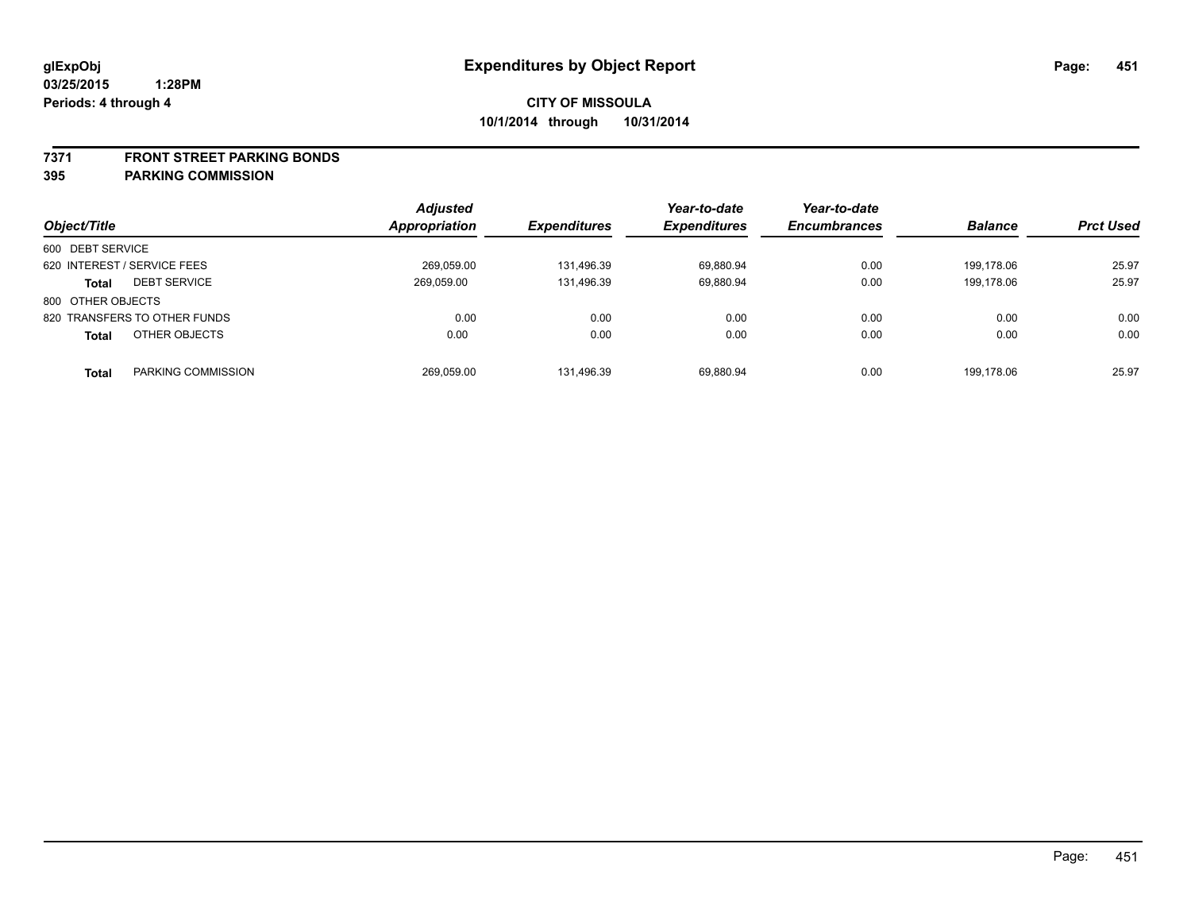**glExpObj** **Expenditures by Object Report**

**03/25/2015 1:28PM**

**Periods: 4 through 4**

**CITY OF MISSOULA**

**10/1/2014 through 10/31/2014**

**7371 FRONT STREET PARKING BONDS**

**395 PARKING COMMISSION**

| Object/Title | | Adjusted Appropriation | Expenditures | Year-to-date Expenditures | Year-to-date Encumbrances | Balance | Prct Used |
|---|---|---|---|---|---|---|---|
| 600 DEBT SERVICE | | | | | | | |
| 620 INTEREST / SERVICE FEES | | 269,059.00 | 131,496.39 | 69,880.94 | 0.00 | 199,178.06 | 25.97 |
| **Total** | DEBT SERVICE | 269,059.00 | 131,496.39 | 69,880.94 | 0.00 | 199,178.06 | 25.97 |
| 800 OTHER OBJECTS | | | | | | | |
| 820 TRANSFERS TO OTHER FUNDS | | 0.00 | 0.00 | 0.00 | 0.00 | 0.00 | 0.00 |
| **Total** | OTHER OBJECTS | 0.00 | 0.00 | 0.00 | 0.00 | 0.00 | 0.00 |
| **Total** | PARKING COMMISSION | 269,059.00 | 131,496.39 | 69,880.94 | 0.00 | 199,178.06 | 25.97 |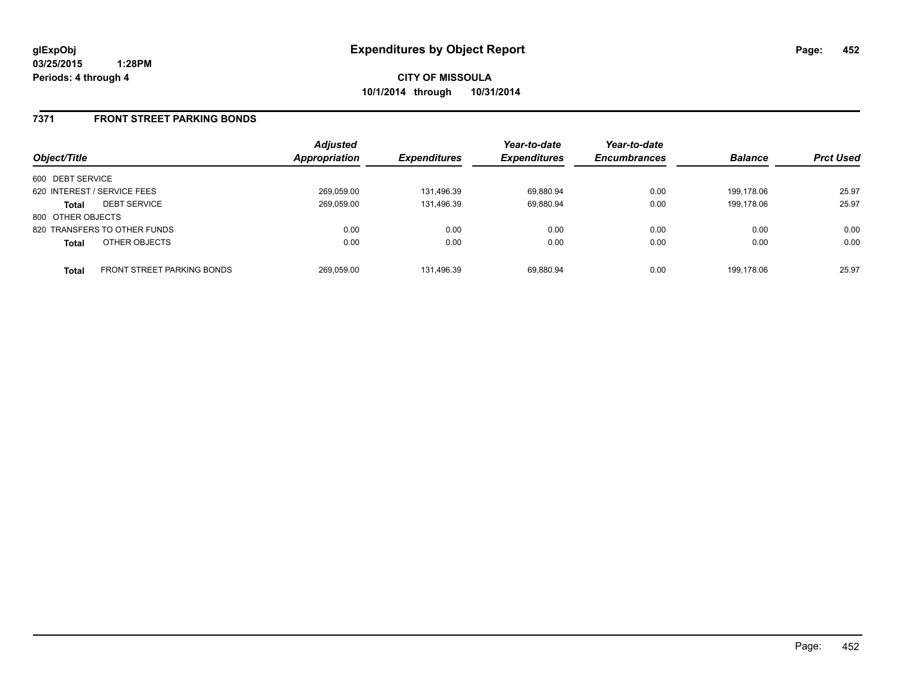**glExpObj**
**03/25/2015 1:28PM**
**Periods: 4 through 4**

# Expenditures by Object Report

**CITY OF MISSOULA**
**10/1/2014 through 10/31/2014**

## 7371 FRONT STREET PARKING BONDS

| Object/Title | | Adjusted Appropriation | Expenditures | Year-to-date Expenditures | Year-to-date Encumbrances | Balance | Prct Used |
|---|---|---|---|---|---|---|---|
| 600 DEBT SERVICE | | | | | | | |
| 620 INTEREST / SERVICE FEES | | 269,059.00 | 131,496.39 | 69,880.94 | 0.00 | 199,178.06 | 25.97 |
| **Total** | DEBT SERVICE | 269,059.00 | 131,496.39 | 69,880.94 | 0.00 | 199,178.06 | 25.97 |
| 800 OTHER OBJECTS | | | | | | | |
| 820 TRANSFERS TO OTHER FUNDS | | 0.00 | 0.00 | 0.00 | 0.00 | 0.00 | 0.00 |
| **Total** | OTHER OBJECTS | 0.00 | 0.00 | 0.00 | 0.00 | 0.00 | 0.00 |
| **Total** | FRONT STREET PARKING BONDS | 269,059.00 | 131,496.39 | 69,880.94 | 0.00 | 199,178.06 | 25.97 |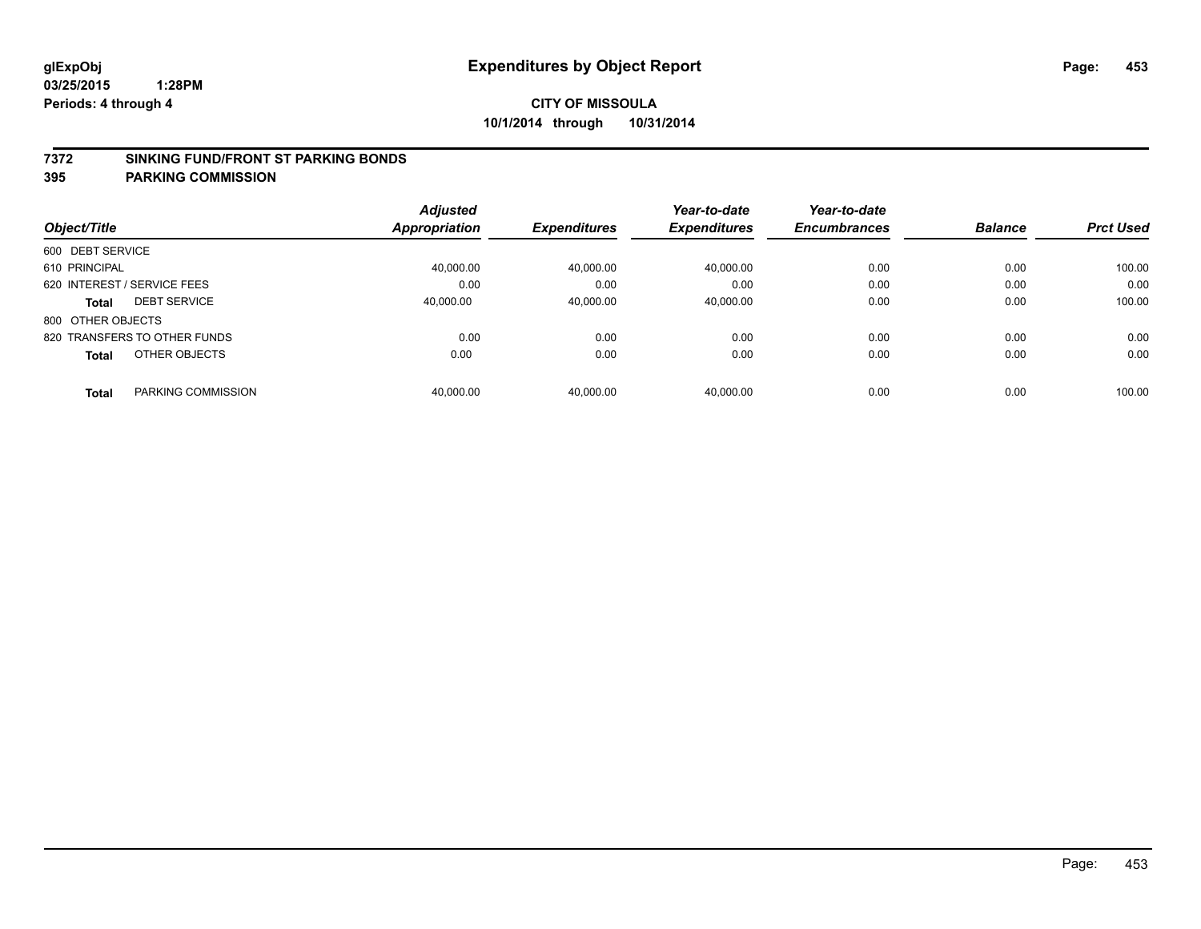**glExpObj** **Expenditures by Object Report**

**03/25/2015 1:28PM**

**Periods: 4 through 4**

**CITY OF MISSOULA**

**10/1/2014 through 10/31/2014**

## 7372 SINKING FUND/FRONT ST PARKING BONDS

## 395 PARKING COMMISSION

| Object/Title | Adjusted Appropriation | Expenditures | Year-to-date Expenditures | Year-to-date Encumbrances | Balance | Prct Used |
|---|---|---|---|---|---|---|
| 600 DEBT SERVICE | | | | | | |
| 610 PRINCIPAL | 40,000.00 | 40,000.00 | 40,000.00 | 0.00 | 0.00 | 100.00 |
| 620 INTEREST / SERVICE FEES | 0.00 | 0.00 | 0.00 | 0.00 | 0.00 | 0.00 |
| **Total** DEBT SERVICE | 40,000.00 | 40,000.00 | 40,000.00 | 0.00 | 0.00 | 100.00 |
| 800 OTHER OBJECTS | | | | | | |
| 820 TRANSFERS TO OTHER FUNDS | 0.00 | 0.00 | 0.00 | 0.00 | 0.00 | 0.00 |
| **Total** OTHER OBJECTS | 0.00 | 0.00 | 0.00 | 0.00 | 0.00 | 0.00 |
| **Total** PARKING COMMISSION | 40,000.00 | 40,000.00 | 40,000.00 | 0.00 | 0.00 | 100.00 |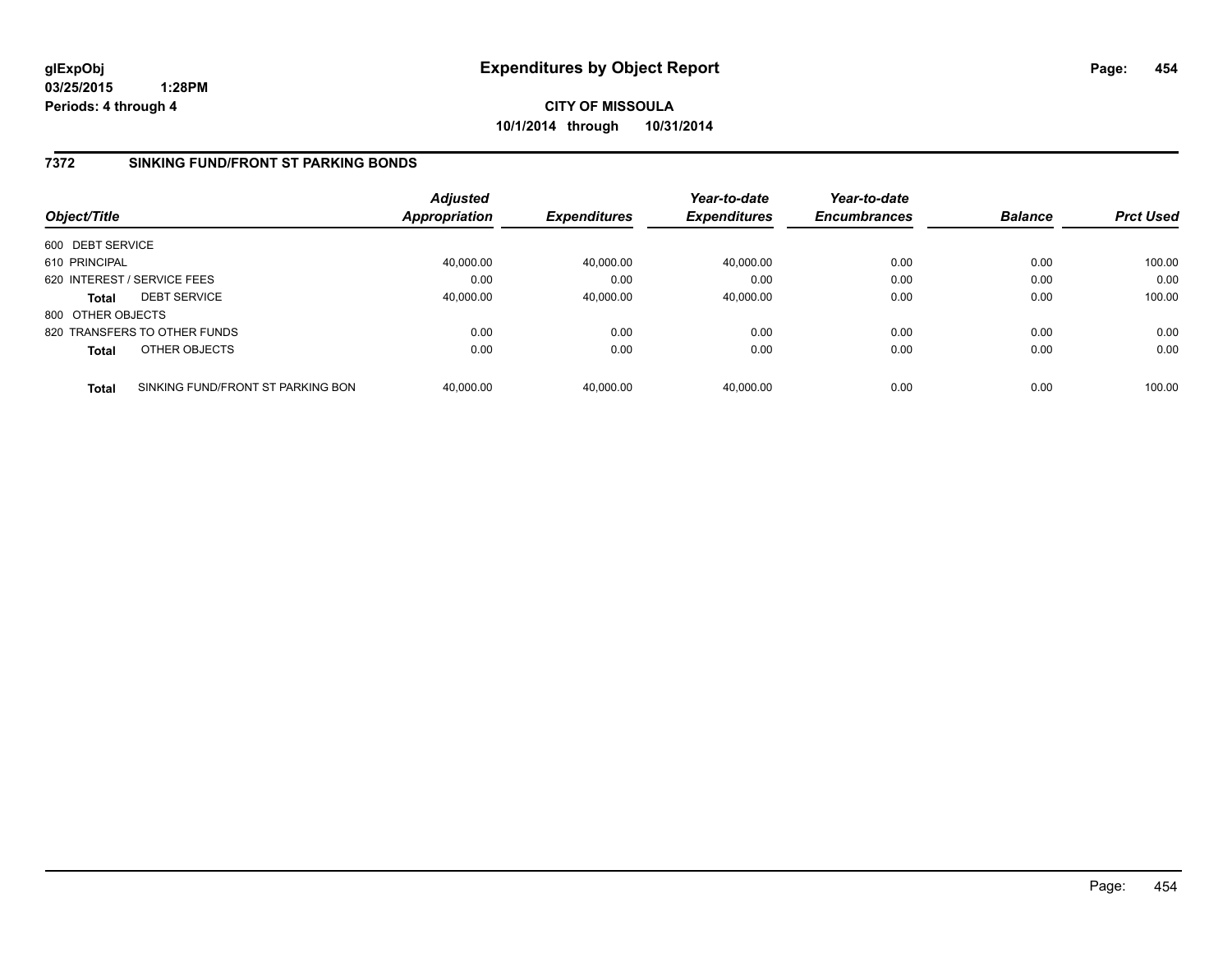**glExpObj**
**03/25/2015 1:28PM**
**Periods: 4 through 4**

# Expenditures by Object Report

**CITY OF MISSOULA**
**10/1/2014 through 10/31/2014**

## 7372 SINKING FUND/FRONT ST PARKING BONDS

| Object/Title | | Adjusted Appropriation | Expenditures | Year-to-date Expenditures | Year-to-date Encumbrances | Balance | Prct Used |
|---|---|---|---|---|---|---|---|
| 600 DEBT SERVICE | | | | | | | |
| 610 PRINCIPAL | | 40,000.00 | 40,000.00 | 40,000.00 | 0.00 | 0.00 | 100.00 |
| 620 INTEREST / SERVICE FEES | | 0.00 | 0.00 | 0.00 | 0.00 | 0.00 | 0.00 |
| **Total** | DEBT SERVICE | 40,000.00 | 40,000.00 | 40,000.00 | 0.00 | 0.00 | 100.00 |
| 800 OTHER OBJECTS | | | | | | | |
| 820 TRANSFERS TO OTHER FUNDS | | 0.00 | 0.00 | 0.00 | 0.00 | 0.00 | 0.00 |
| **Total** | OTHER OBJECTS | 0.00 | 0.00 | 0.00 | 0.00 | 0.00 | 0.00 |
| **Total** | SINKING FUND/FRONT ST PARKING BON | 40,000.00 | 40,000.00 | 40,000.00 | 0.00 | 0.00 | 100.00 |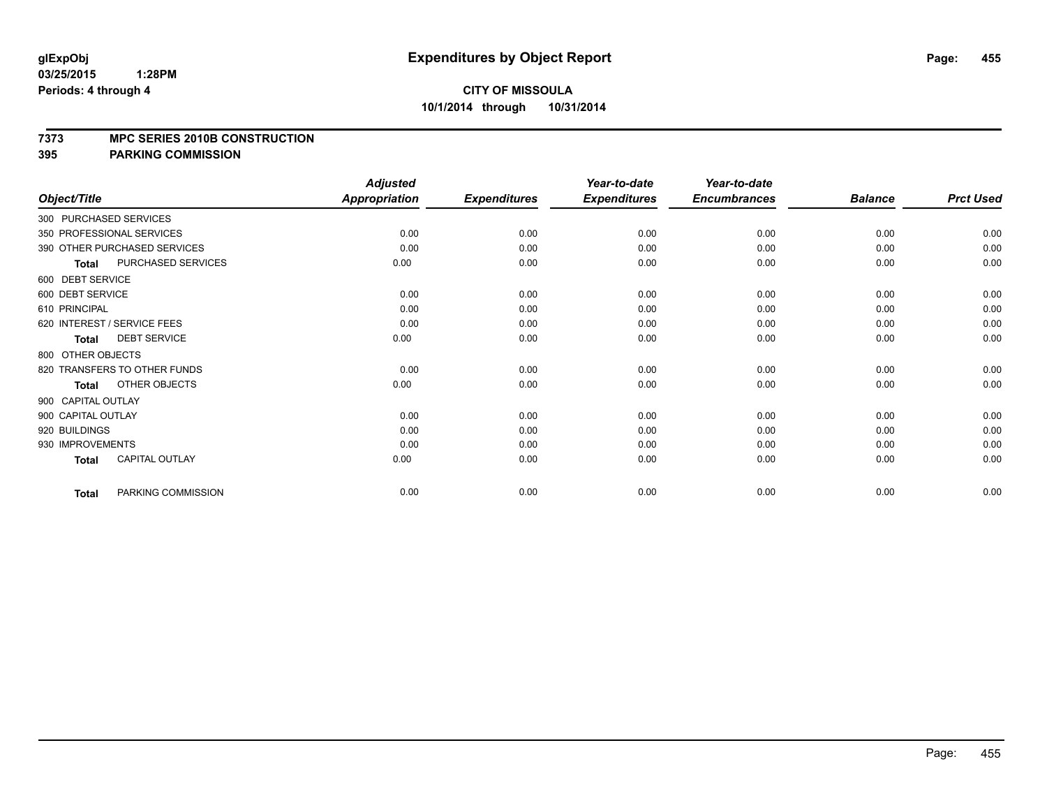**glExpObj**
**03/25/2015 1:28PM**
**Periods: 4 through 4**

# Expenditures by Object Report

**CITY OF MISSOULA**
**10/1/2014 through 10/31/2014**

## 7373 MPC SERIES 2010B CONSTRUCTION
## 395 PARKING COMMISSION

| Object/Title | Adjusted Appropriation | Expenditures | Year-to-date Expenditures | Year-to-date Encumbrances | Balance | Prct Used |
|---|---|---|---|---|---|---|
| 300 PURCHASED SERVICES | | | | | | |
| 350 PROFESSIONAL SERVICES | 0.00 | 0.00 | 0.00 | 0.00 | 0.00 | 0.00 |
| 390 OTHER PURCHASED SERVICES | 0.00 | 0.00 | 0.00 | 0.00 | 0.00 | 0.00 |
| **Total** PURCHASED SERVICES | 0.00 | 0.00 | 0.00 | 0.00 | 0.00 | 0.00 |
| 600 DEBT SERVICE | | | | | | |
| 600 DEBT SERVICE | 0.00 | 0.00 | 0.00 | 0.00 | 0.00 | 0.00 |
| 610 PRINCIPAL | 0.00 | 0.00 | 0.00 | 0.00 | 0.00 | 0.00 |
| 620 INTEREST / SERVICE FEES | 0.00 | 0.00 | 0.00 | 0.00 | 0.00 | 0.00 |
| **Total** DEBT SERVICE | 0.00 | 0.00 | 0.00 | 0.00 | 0.00 | 0.00 |
| 800 OTHER OBJECTS | | | | | | |
| 820 TRANSFERS TO OTHER FUNDS | 0.00 | 0.00 | 0.00 | 0.00 | 0.00 | 0.00 |
| **Total** OTHER OBJECTS | 0.00 | 0.00 | 0.00 | 0.00 | 0.00 | 0.00 |
| 900 CAPITAL OUTLAY | | | | | | |
| 900 CAPITAL OUTLAY | 0.00 | 0.00 | 0.00 | 0.00 | 0.00 | 0.00 |
| 920 BUILDINGS | 0.00 | 0.00 | 0.00 | 0.00 | 0.00 | 0.00 |
| 930 IMPROVEMENTS | 0.00 | 0.00 | 0.00 | 0.00 | 0.00 | 0.00 |
| **Total** CAPITAL OUTLAY | 0.00 | 0.00 | 0.00 | 0.00 | 0.00 | 0.00 |
| **Total** PARKING COMMISSION | 0.00 | 0.00 | 0.00 | 0.00 | 0.00 | 0.00 |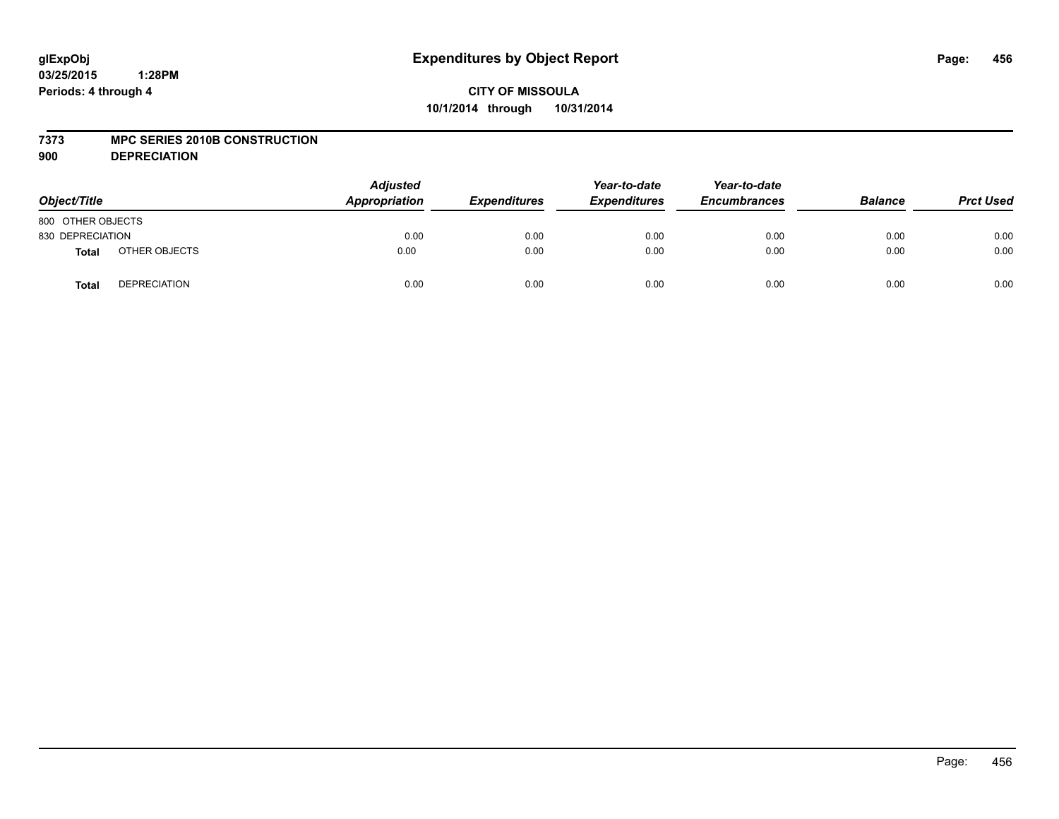# Expenditures by Object Report

glExpObj
03/25/2015 1:28PM
Periods: 4 through 4

**CITY OF MISSOULA**
**10/1/2014 through 10/31/2014**

**7373 MPC SERIES 2010B CONSTRUCTION**
**900 DEPRECIATION**

| Object/Title | | Adjusted Appropriation | Expenditures | Year-to-date Expenditures | Year-to-date Encumbrances | Balance | Prct Used |
|---|---|---|---|---|---|---|---|
| 800 OTHER OBJECTS | | | | | | | |
| 830 DEPRECIATION | | 0.00 | 0.00 | 0.00 | 0.00 | 0.00 | 0.00 |
| **Total** | OTHER OBJECTS | 0.00 | 0.00 | 0.00 | 0.00 | 0.00 | 0.00 |
| **Total** | DEPRECIATION | 0.00 | 0.00 | 0.00 | 0.00 | 0.00 | 0.00 |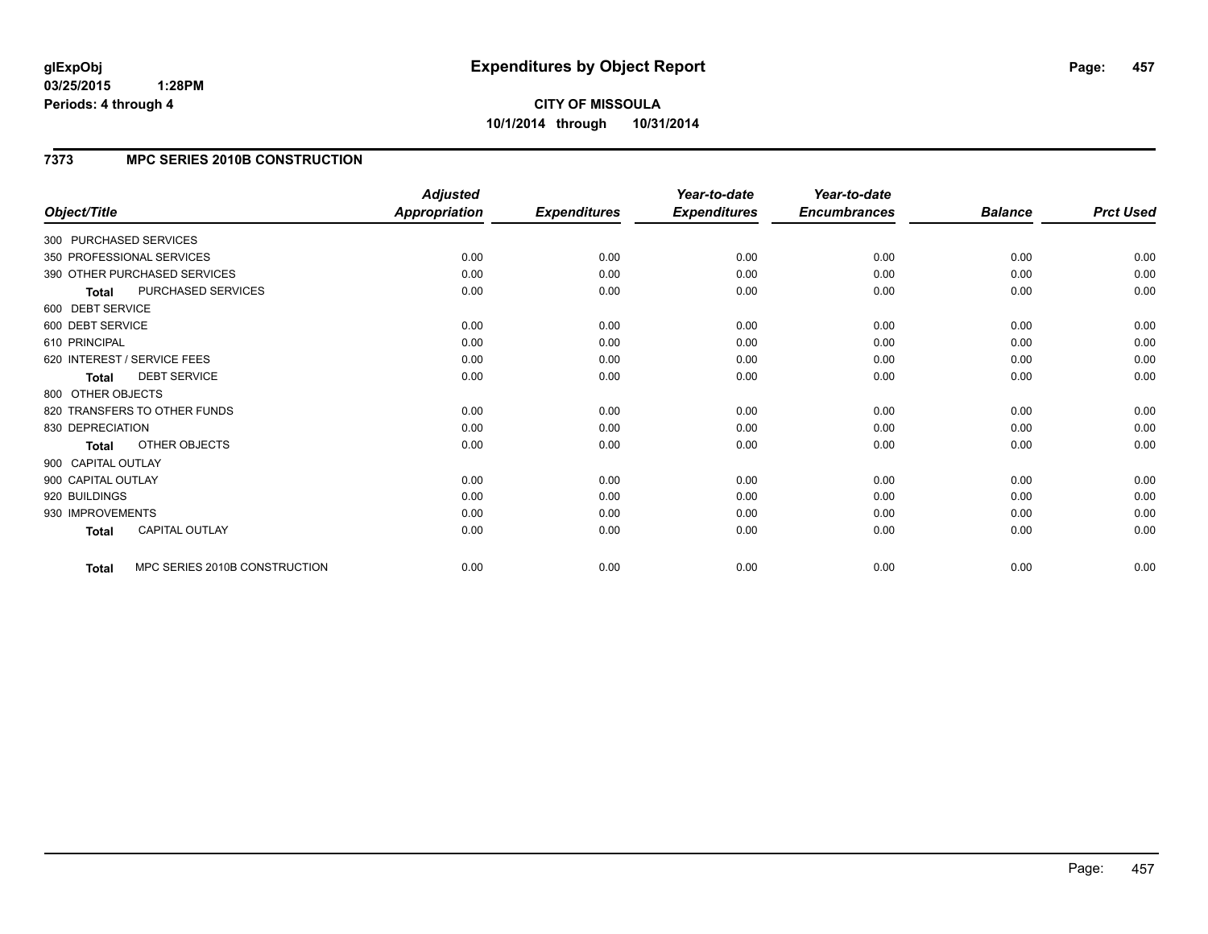**glExpObj**
**03/25/2015 1:28PM**
**Periods: 4 through 4**

# Expenditures by Object Report

**CITY OF MISSOULA**
**10/1/2014 through 10/31/2014**

## 7373 MPC SERIES 2010B CONSTRUCTION

| Object/Title | Adjusted Appropriation | Expenditures | Year-to-date Expenditures | Year-to-date Encumbrances | Balance | Prct Used |
|---|---|---|---|---|---|---|
| 300 PURCHASED SERVICES | | | | | | |
| 350 PROFESSIONAL SERVICES | 0.00 | 0.00 | 0.00 | 0.00 | 0.00 | 0.00 |
| 390 OTHER PURCHASED SERVICES | 0.00 | 0.00 | 0.00 | 0.00 | 0.00 | 0.00 |
| **Total** PURCHASED SERVICES | 0.00 | 0.00 | 0.00 | 0.00 | 0.00 | 0.00 |
| 600 DEBT SERVICE | | | | | | |
| 600 DEBT SERVICE | 0.00 | 0.00 | 0.00 | 0.00 | 0.00 | 0.00 |
| 610 PRINCIPAL | 0.00 | 0.00 | 0.00 | 0.00 | 0.00 | 0.00 |
| 620 INTEREST / SERVICE FEES | 0.00 | 0.00 | 0.00 | 0.00 | 0.00 | 0.00 |
| **Total** DEBT SERVICE | 0.00 | 0.00 | 0.00 | 0.00 | 0.00 | 0.00 |
| 800 OTHER OBJECTS | | | | | | |
| 820 TRANSFERS TO OTHER FUNDS | 0.00 | 0.00 | 0.00 | 0.00 | 0.00 | 0.00 |
| 830 DEPRECIATION | 0.00 | 0.00 | 0.00 | 0.00 | 0.00 | 0.00 |
| **Total** OTHER OBJECTS | 0.00 | 0.00 | 0.00 | 0.00 | 0.00 | 0.00 |
| 900 CAPITAL OUTLAY | | | | | | |
| 900 CAPITAL OUTLAY | 0.00 | 0.00 | 0.00 | 0.00 | 0.00 | 0.00 |
| 920 BUILDINGS | 0.00 | 0.00 | 0.00 | 0.00 | 0.00 | 0.00 |
| 930 IMPROVEMENTS | 0.00 | 0.00 | 0.00 | 0.00 | 0.00 | 0.00 |
| **Total** CAPITAL OUTLAY | 0.00 | 0.00 | 0.00 | 0.00 | 0.00 | 0.00 |
| **Total** MPC SERIES 2010B CONSTRUCTION | 0.00 | 0.00 | 0.00 | 0.00 | 0.00 | 0.00 |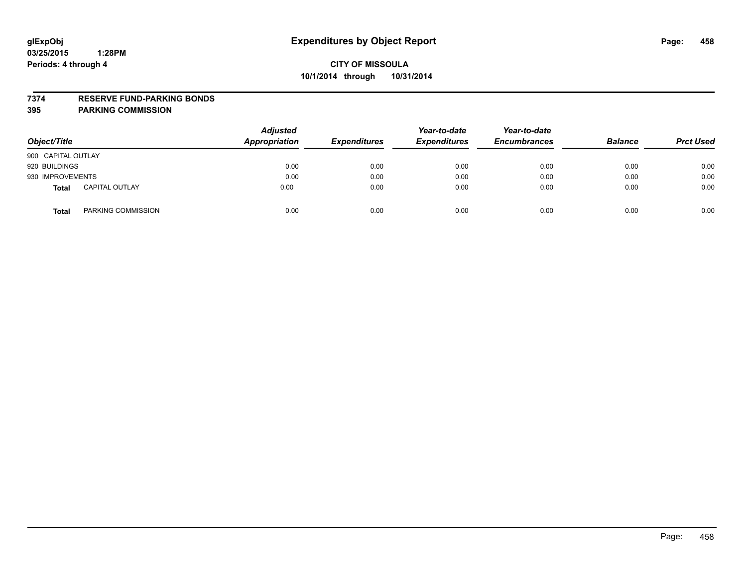glExpObj
03/25/2015 1:28PM
Periods: 4 through 4

# Expenditures by Object Report

**CITY OF MISSOULA**
**10/1/2014 through 10/31/2014**

**7374 RESERVE FUND-PARKING BONDS**
**395 PARKING COMMISSION**

| Object/Title | Adjusted Appropriation | Expenditures | Year-to-date Expenditures | Year-to-date Encumbrances | Balance | Prct Used |
|---|---|---|---|---|---|---|
| 900 CAPITAL OUTLAY | | | | | | |
| 920 BUILDINGS | 0.00 | 0.00 | 0.00 | 0.00 | 0.00 | 0.00 |
| 930 IMPROVEMENTS | 0.00 | 0.00 | 0.00 | 0.00 | 0.00 | 0.00 |
| **Total** CAPITAL OUTLAY | 0.00 | 0.00 | 0.00 | 0.00 | 0.00 | 0.00 |
| **Total** PARKING COMMISSION | 0.00 | 0.00 | 0.00 | 0.00 | 0.00 | 0.00 |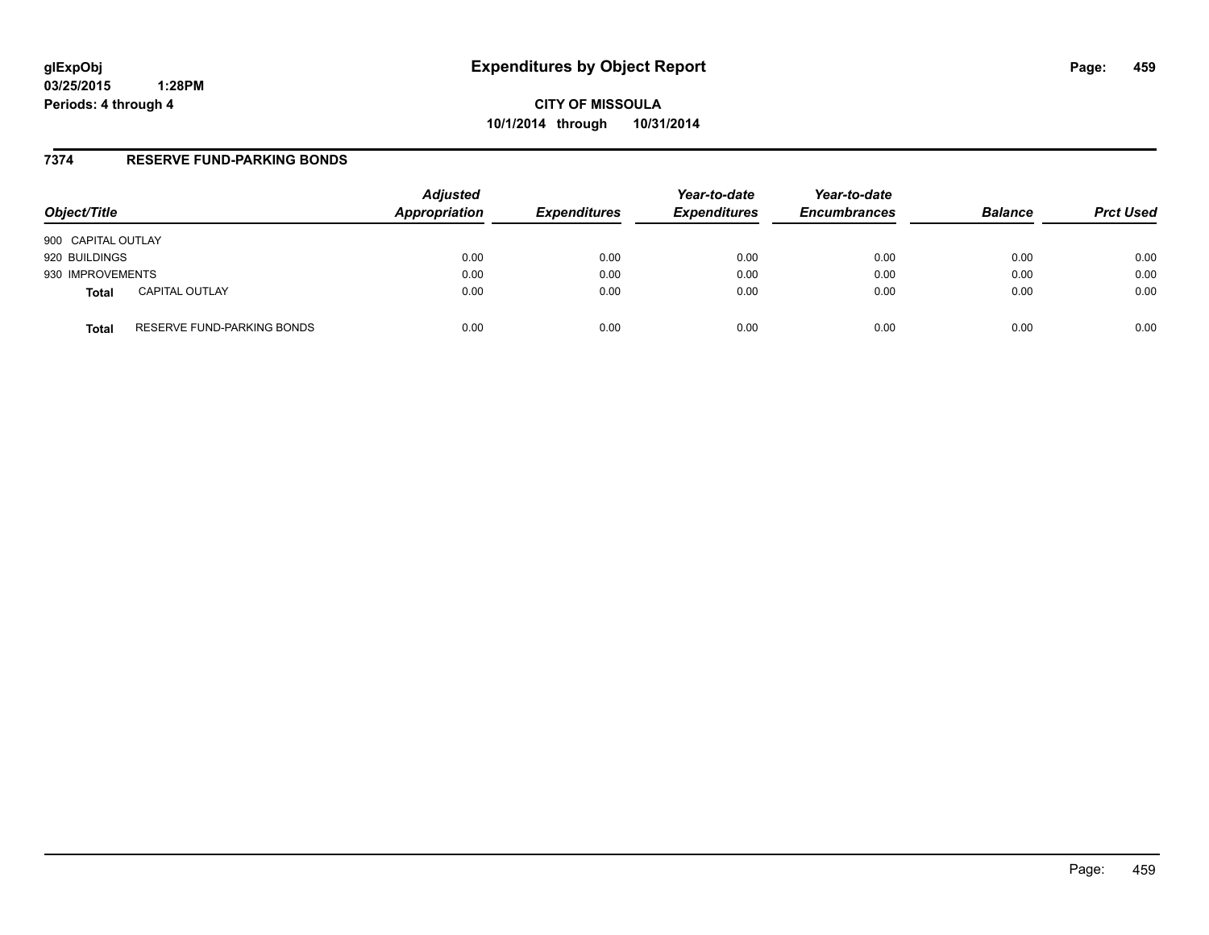# Expenditures by Object Report

**CITY OF MISSOULA**
**10/1/2014 through 10/31/2014**

glExpObj
03/25/2015 1:28PM
Periods: 4 through 4

## 7374 RESERVE FUND-PARKING BONDS

| Object/Title | Adjusted Appropriation | Expenditures | Year-to-date Expenditures | Year-to-date Encumbrances | Balance | Prct Used |
|---|---|---|---|---|---|---|
| 900 CAPITAL OUTLAY | | | | | | |
| 920 BUILDINGS | 0.00 | 0.00 | 0.00 | 0.00 | 0.00 | 0.00 |
| 930 IMPROVEMENTS | 0.00 | 0.00 | 0.00 | 0.00 | 0.00 | 0.00 |
| **Total** CAPITAL OUTLAY | 0.00 | 0.00 | 0.00 | 0.00 | 0.00 | 0.00 |
| **Total** RESERVE FUND-PARKING BONDS | 0.00 | 0.00 | 0.00 | 0.00 | 0.00 | 0.00 |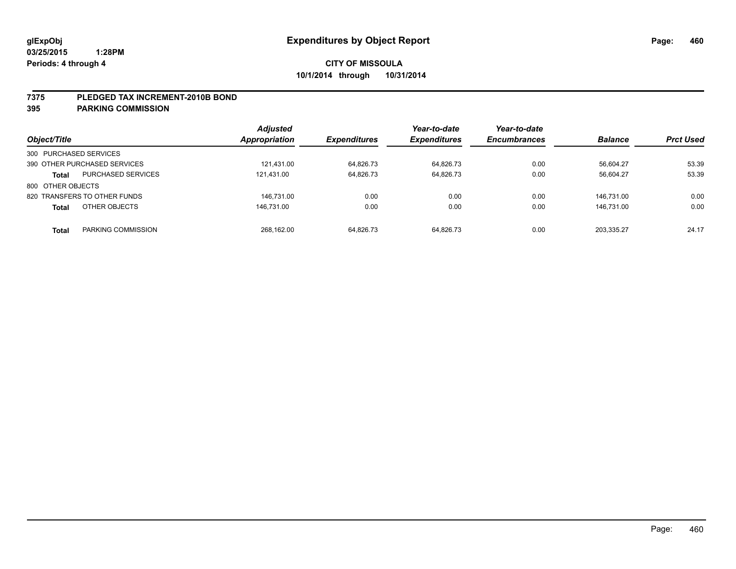# Expenditures by Object Report

glExpObj
03/25/2015 1:28PM
Periods: 4 through 4

**CITY OF MISSOULA**
**10/1/2014 through 10/31/2014**

**7375 PLEDGED TAX INCREMENT-2010B BOND**
**395 PARKING COMMISSION**

| Object/Title | | Adjusted Appropriation | Expenditures | Year-to-date Expenditures | Year-to-date Encumbrances | Balance | Prct Used |
|---|---|---|---|---|---|---|---|
| 300 PURCHASED SERVICES | | | | | | | |
| 390 OTHER PURCHASED SERVICES | | 121,431.00 | 64,826.73 | 64,826.73 | 0.00 | 56,604.27 | 53.39 |
| **Total** | PURCHASED SERVICES | 121,431.00 | 64,826.73 | 64,826.73 | 0.00 | 56,604.27 | 53.39 |
| 800 OTHER OBJECTS | | | | | | | |
| 820 TRANSFERS TO OTHER FUNDS | | 146,731.00 | 0.00 | 0.00 | 0.00 | 146,731.00 | 0.00 |
| **Total** | OTHER OBJECTS | 146,731.00 | 0.00 | 0.00 | 0.00 | 146,731.00 | 0.00 |
| **Total** | PARKING COMMISSION | 268,162.00 | 64,826.73 | 64,826.73 | 0.00 | 203,335.27 | 24.17 |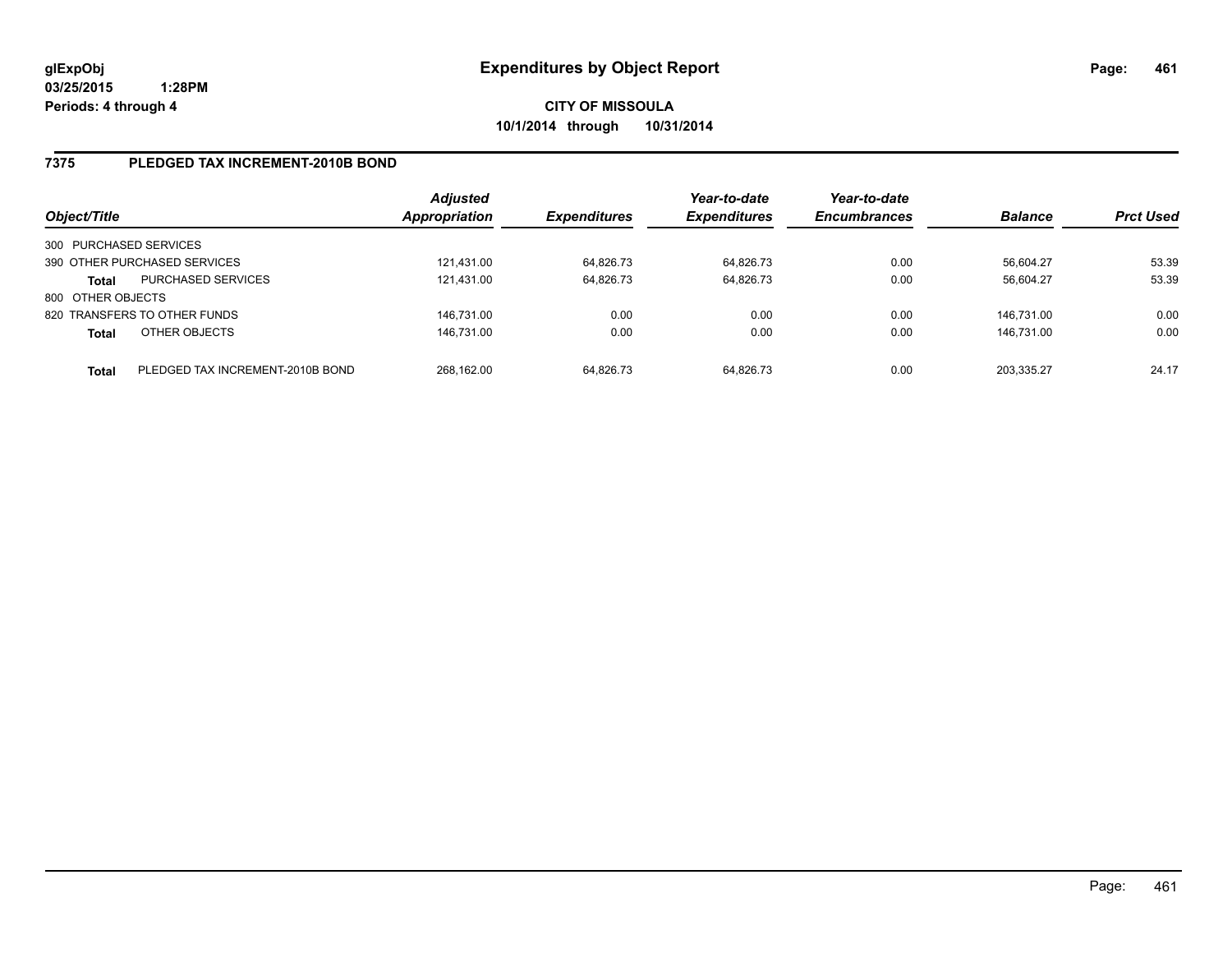# Expenditures by Object Report

glExpObj
03/25/2015 1:28PM
Periods: 4 through 4

**CITY OF MISSOULA**
**10/1/2014 through 10/31/2014**

## 7375 PLEDGED TAX INCREMENT-2010B BOND

| Object/Title | | Adjusted Appropriation | Expenditures | Year-to-date Expenditures | Year-to-date Encumbrances | Balance | Prct Used |
|---|---|---|---|---|---|---|---|
| 300 PURCHASED SERVICES | | | | | | | |
| 390 OTHER PURCHASED SERVICES | | 121,431.00 | 64,826.73 | 64,826.73 | 0.00 | 56,604.27 | 53.39 |
| **Total** | PURCHASED SERVICES | 121,431.00 | 64,826.73 | 64,826.73 | 0.00 | 56,604.27 | 53.39 |
| 800 OTHER OBJECTS | | | | | | | |
| 820 TRANSFERS TO OTHER FUNDS | | 146,731.00 | 0.00 | 0.00 | 0.00 | 146,731.00 | 0.00 |
| **Total** | OTHER OBJECTS | 146,731.00 | 0.00 | 0.00 | 0.00 | 146,731.00 | 0.00 |
| **Total** | PLEDGED TAX INCREMENT-2010B BOND | 268,162.00 | 64,826.73 | 64,826.73 | 0.00 | 203,335.27 | 24.17 |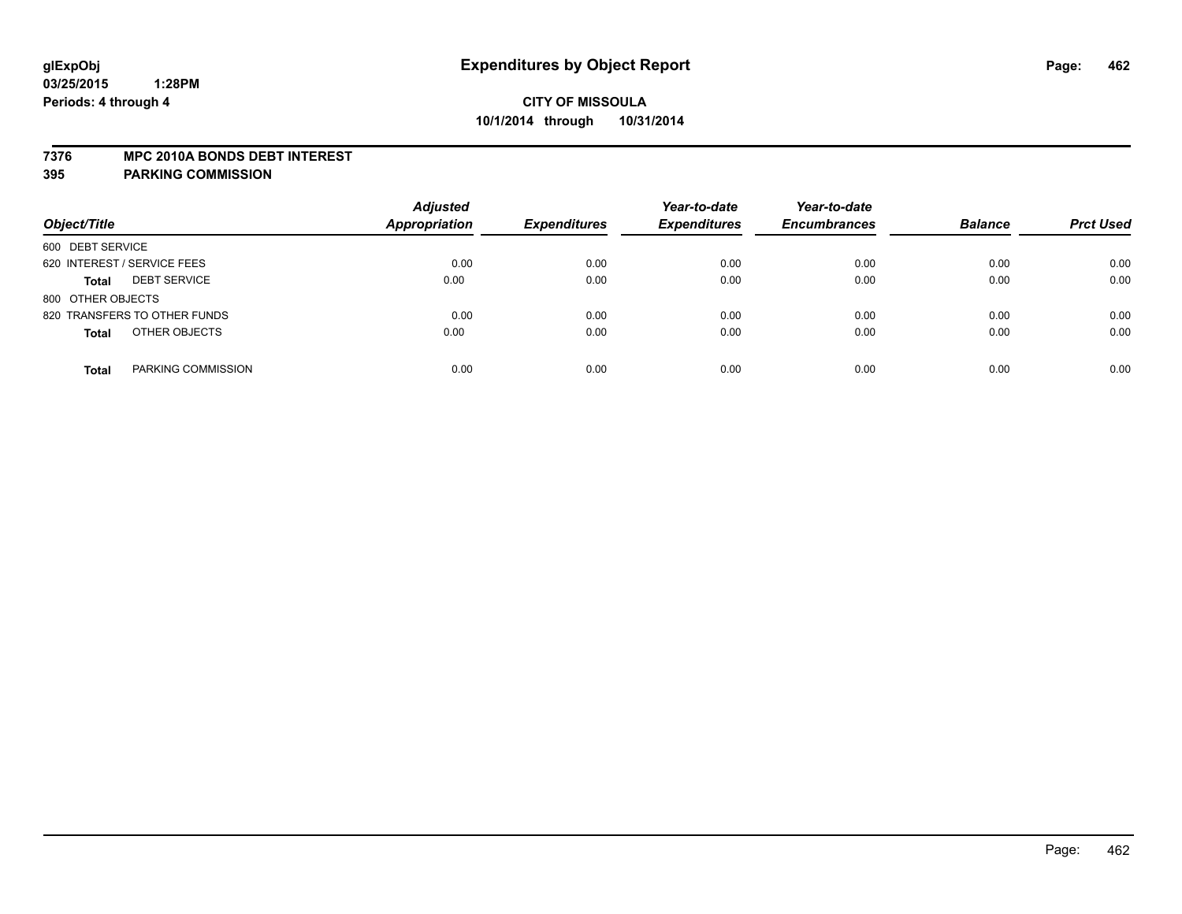glExpObj
03/25/2015 1:28PM
Periods: 4 through 4

# Expenditures by Object Report

**CITY OF MISSOULA**
**10/1/2014 through 10/31/2014**

**7376 MPC 2010A BONDS DEBT INTEREST**
**395 PARKING COMMISSION**

| Object/Title | Adjusted Appropriation | Expenditures | Year-to-date Expenditures | Year-to-date Encumbrances | Balance | Prct Used |
|---|---|---|---|---|---|---|
| 600 DEBT SERVICE | | | | | | |
| 620 INTEREST / SERVICE FEES | 0.00 | 0.00 | 0.00 | 0.00 | 0.00 | 0.00 |
| **Total** DEBT SERVICE | 0.00 | 0.00 | 0.00 | 0.00 | 0.00 | 0.00 |
| 800 OTHER OBJECTS | | | | | | |
| 820 TRANSFERS TO OTHER FUNDS | 0.00 | 0.00 | 0.00 | 0.00 | 0.00 | 0.00 |
| **Total** OTHER OBJECTS | 0.00 | 0.00 | 0.00 | 0.00 | 0.00 | 0.00 |
| **Total** PARKING COMMISSION | 0.00 | 0.00 | 0.00 | 0.00 | 0.00 | 0.00 |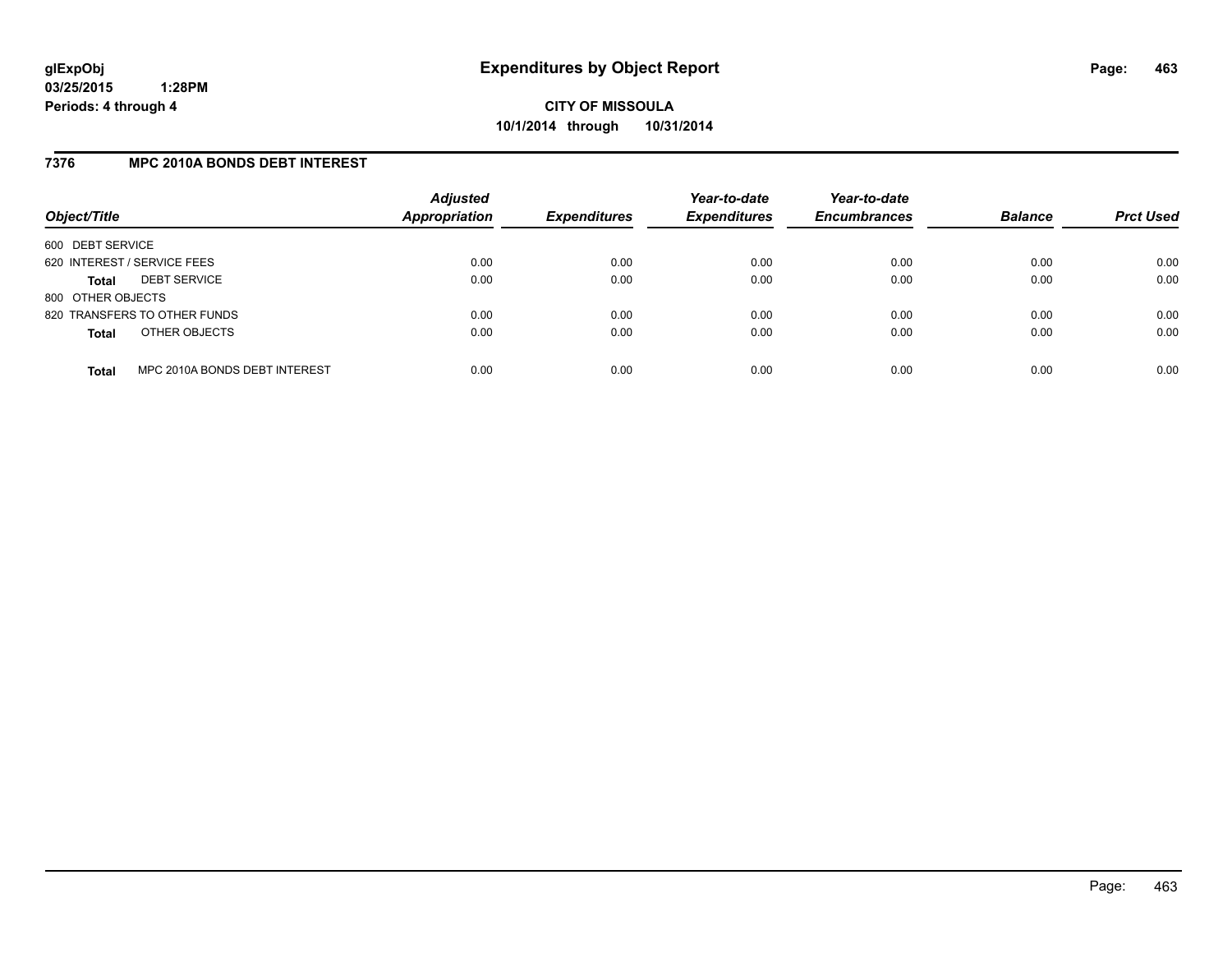**glExpObj**
**03/25/2015 1:28PM**
**Periods: 4 through 4**

# Expenditures by Object Report

**CITY OF MISSOULA**
**10/1/2014 through 10/31/2014**

## 7376 MPC 2010A BONDS DEBT INTEREST

| Object/Title | | Adjusted Appropriation | Expenditures | Year-to-date Expenditures | Year-to-date Encumbrances | Balance | Prct Used |
|---|---|---|---|---|---|---|---|
| 600 DEBT SERVICE | | | | | | | |
| 620 INTEREST / SERVICE FEES | | 0.00 | 0.00 | 0.00 | 0.00 | 0.00 | 0.00 |
| **Total** | DEBT SERVICE | 0.00 | 0.00 | 0.00 | 0.00 | 0.00 | 0.00 |
| 800 OTHER OBJECTS | | | | | | | |
| 820 TRANSFERS TO OTHER FUNDS | | 0.00 | 0.00 | 0.00 | 0.00 | 0.00 | 0.00 |
| **Total** | OTHER OBJECTS | 0.00 | 0.00 | 0.00 | 0.00 | 0.00 | 0.00 |
| **Total** | MPC 2010A BONDS DEBT INTEREST | 0.00 | 0.00 | 0.00 | 0.00 | 0.00 | 0.00 |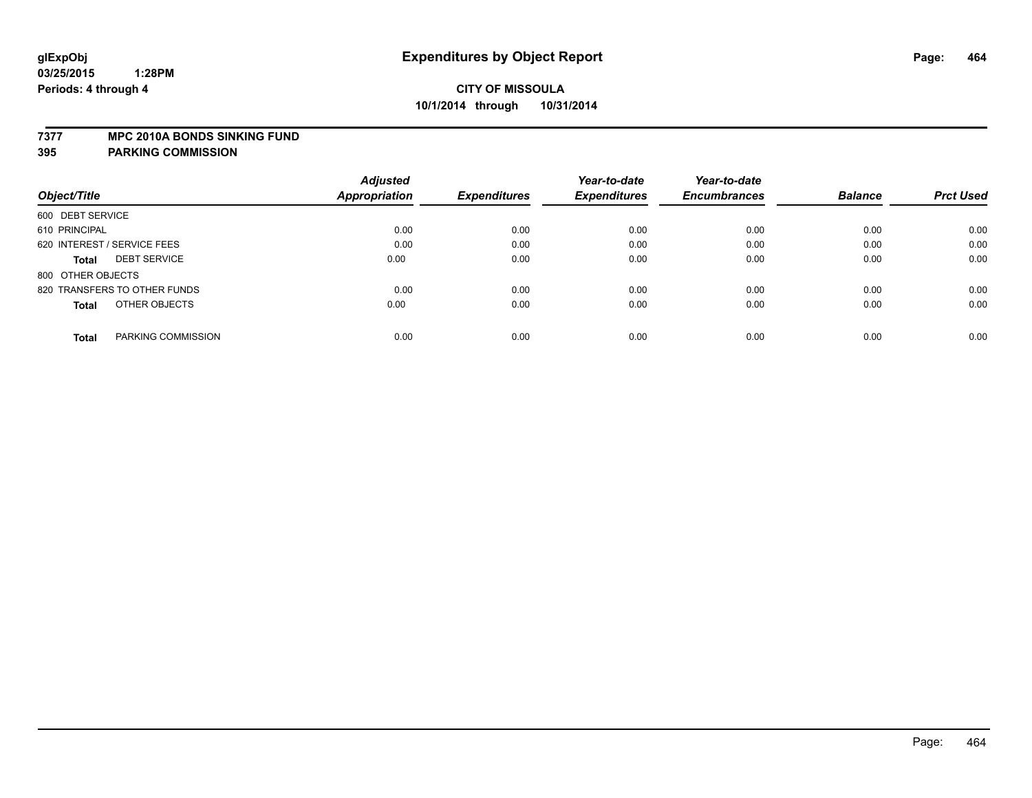glExpObj
03/25/2015 1:28PM
Periods: 4 through 4

# Expenditures by Object Report

**CITY OF MISSOULA**
**10/1/2014 through 10/31/2014**

**7377 MPC 2010A BONDS SINKING FUND**
**395 PARKING COMMISSION**

| Object/Title | Adjusted Appropriation | Expenditures | Year-to-date Expenditures | Year-to-date Encumbrances | Balance | Prct Used |
|---|---|---|---|---|---|---|
| 600 DEBT SERVICE | | | | | | |
| 610 PRINCIPAL | 0.00 | 0.00 | 0.00 | 0.00 | 0.00 | 0.00 |
| 620 INTEREST / SERVICE FEES | 0.00 | 0.00 | 0.00 | 0.00 | 0.00 | 0.00 |
| **Total** DEBT SERVICE | 0.00 | 0.00 | 0.00 | 0.00 | 0.00 | 0.00 |
| 800 OTHER OBJECTS | | | | | | |
| 820 TRANSFERS TO OTHER FUNDS | 0.00 | 0.00 | 0.00 | 0.00 | 0.00 | 0.00 |
| **Total** OTHER OBJECTS | 0.00 | 0.00 | 0.00 | 0.00 | 0.00 | 0.00 |
| **Total** PARKING COMMISSION | 0.00 | 0.00 | 0.00 | 0.00 | 0.00 | 0.00 |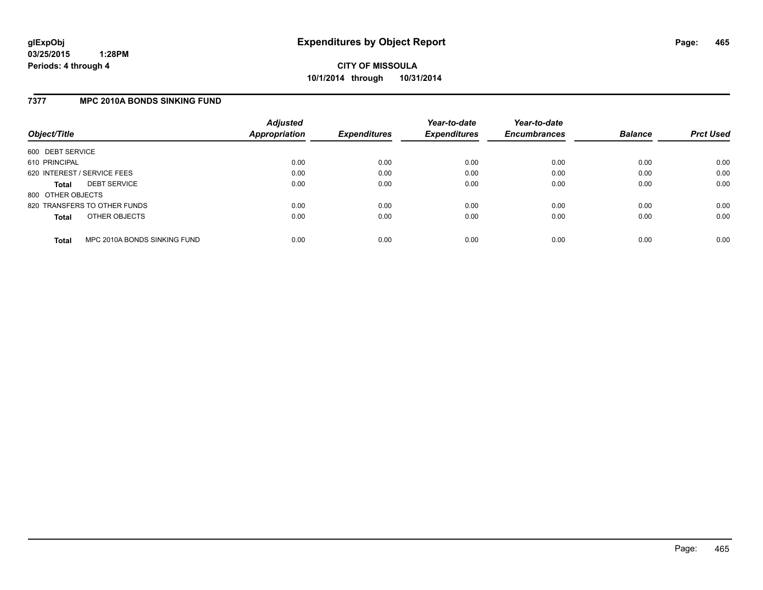**glExpObj** 
**03/25/2015 1:28PM** 
**Periods: 4 through 4**

# Expenditures by Object Report

**CITY OF MISSOULA** 
**10/1/2014 through 10/31/2014**

## 7377 MPC 2010A BONDS SINKING FUND

| Object/Title | Adjusted Appropriation | Expenditures | Year-to-date Expenditures | Year-to-date Encumbrances | Balance | Prct Used |
|---|---|---|---|---|---|---|
| 600 DEBT SERVICE | | | | | | |
| 610 PRINCIPAL | 0.00 | 0.00 | 0.00 | 0.00 | 0.00 | 0.00 |
| 620 INTEREST / SERVICE FEES | 0.00 | 0.00 | 0.00 | 0.00 | 0.00 | 0.00 |
| **Total** DEBT SERVICE | 0.00 | 0.00 | 0.00 | 0.00 | 0.00 | 0.00 |
| 800 OTHER OBJECTS | | | | | | |
| 820 TRANSFERS TO OTHER FUNDS | 0.00 | 0.00 | 0.00 | 0.00 | 0.00 | 0.00 |
| **Total** OTHER OBJECTS | 0.00 | 0.00 | 0.00 | 0.00 | 0.00 | 0.00 |
| **Total** MPC 2010A BONDS SINKING FUND | 0.00 | 0.00 | 0.00 | 0.00 | 0.00 | 0.00 |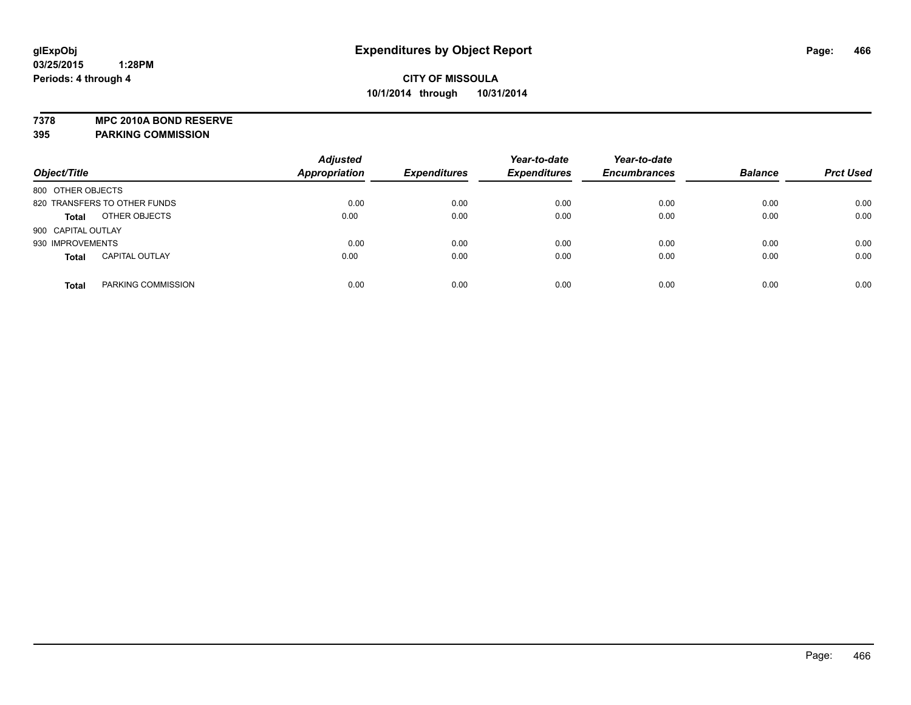**glExpObj**
**03/25/2015 1:28PM**
**Periods: 4 through 4**

# Expenditures by Object Report

**CITY OF MISSOULA**
**10/1/2014 through 10/31/2014**

**7378 MPC 2010A BOND RESERVE**
**395 PARKING COMMISSION**

| Object/Title | | *Adjusted Appropriation* | *Expenditures* | *Year-to-date Expenditures* | *Year-to-date Encumbrances* | *Balance* | *Prct Used* |
|---|---|---|---|---|---|---|---|
| 800 OTHER OBJECTS | | | | | | | |
| 820 TRANSFERS TO OTHER FUNDS | | 0.00 | 0.00 | 0.00 | 0.00 | 0.00 | 0.00 |
| **Total** | OTHER OBJECTS | 0.00 | 0.00 | 0.00 | 0.00 | 0.00 | 0.00 |
| 900 CAPITAL OUTLAY | | | | | | | |
| 930 IMPROVEMENTS | | 0.00 | 0.00 | 0.00 | 0.00 | 0.00 | 0.00 |
| **Total** | CAPITAL OUTLAY | 0.00 | 0.00 | 0.00 | 0.00 | 0.00 | 0.00 |
| **Total** | PARKING COMMISSION | 0.00 | 0.00 | 0.00 | 0.00 | 0.00 | 0.00 |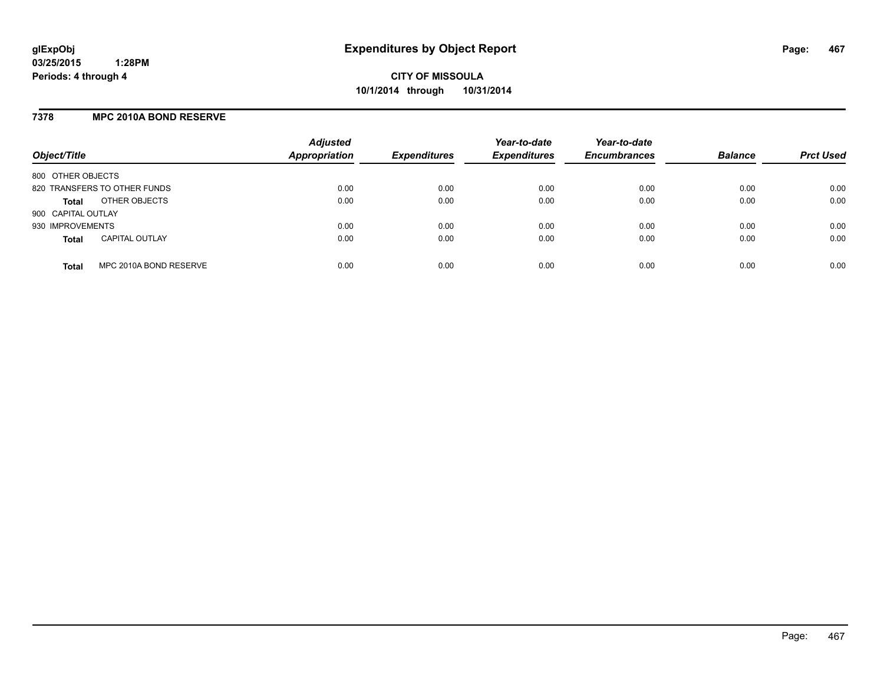**glExpObj**
**03/25/2015 1:28PM**
**Periods: 4 through 4**

# Expenditures by Object Report

**CITY OF MISSOULA**
**10/1/2014 through 10/31/2014**

## 7378 MPC 2010A BOND RESERVE

| Object/Title | | Adjusted Appropriation | Expenditures | Year-to-date Expenditures | Year-to-date Encumbrances | Balance | Prct Used |
|---|---|---|---|---|---|---|---|
| 800 OTHER OBJECTS | | | | | | | |
| 820 TRANSFERS TO OTHER FUNDS | | 0.00 | 0.00 | 0.00 | 0.00 | 0.00 | 0.00 |
| **Total** | OTHER OBJECTS | 0.00 | 0.00 | 0.00 | 0.00 | 0.00 | 0.00 |
| 900 CAPITAL OUTLAY | | | | | | | |
| 930 IMPROVEMENTS | | 0.00 | 0.00 | 0.00 | 0.00 | 0.00 | 0.00 |
| **Total** | CAPITAL OUTLAY | 0.00 | 0.00 | 0.00 | 0.00 | 0.00 | 0.00 |
| **Total** | MPC 2010A BOND RESERVE | 0.00 | 0.00 | 0.00 | 0.00 | 0.00 | 0.00 |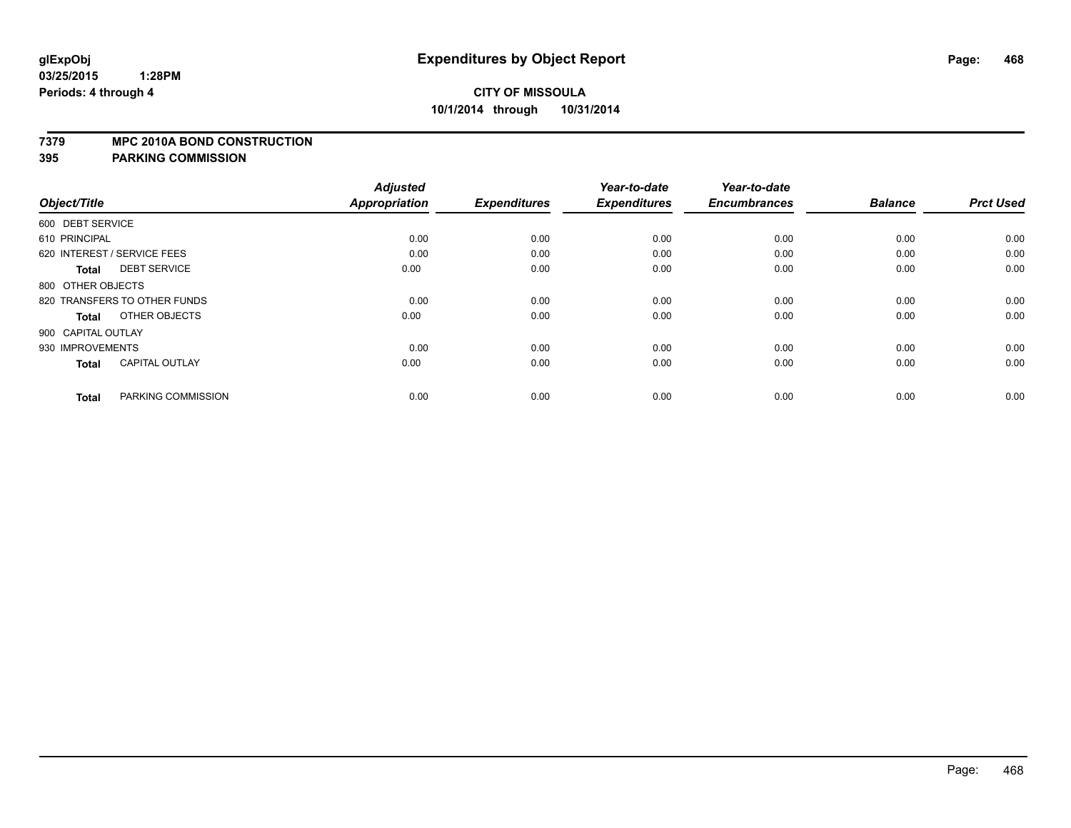glExpObj
03/25/2015 1:28PM
Periods: 4 through 4

# Expenditures by Object Report

**CITY OF MISSOULA**
**10/1/2014 through 10/31/2014**

**7379 MPC 2010A BOND CONSTRUCTION**
**395 PARKING COMMISSION**

| Object/Title | | Adjusted Appropriation | Expenditures | Year-to-date Expenditures | Year-to-date Encumbrances | Balance | Prct Used |
|---|---|---|---|---|---|---|---|
| 600 DEBT SERVICE | | | | | | | |
| 610 PRINCIPAL | | 0.00 | 0.00 | 0.00 | 0.00 | 0.00 | 0.00 |
| 620 INTEREST / SERVICE FEES | | 0.00 | 0.00 | 0.00 | 0.00 | 0.00 | 0.00 |
| **Total** | DEBT SERVICE | 0.00 | 0.00 | 0.00 | 0.00 | 0.00 | 0.00 |
| 800 OTHER OBJECTS | | | | | | | |
| 820 TRANSFERS TO OTHER FUNDS | | 0.00 | 0.00 | 0.00 | 0.00 | 0.00 | 0.00 |
| **Total** | OTHER OBJECTS | 0.00 | 0.00 | 0.00 | 0.00 | 0.00 | 0.00 |
| 900 CAPITAL OUTLAY | | | | | | | |
| 930 IMPROVEMENTS | | 0.00 | 0.00 | 0.00 | 0.00 | 0.00 | 0.00 |
| **Total** | CAPITAL OUTLAY | 0.00 | 0.00 | 0.00 | 0.00 | 0.00 | 0.00 |
| **Total** | PARKING COMMISSION | 0.00 | 0.00 | 0.00 | 0.00 | 0.00 | 0.00 |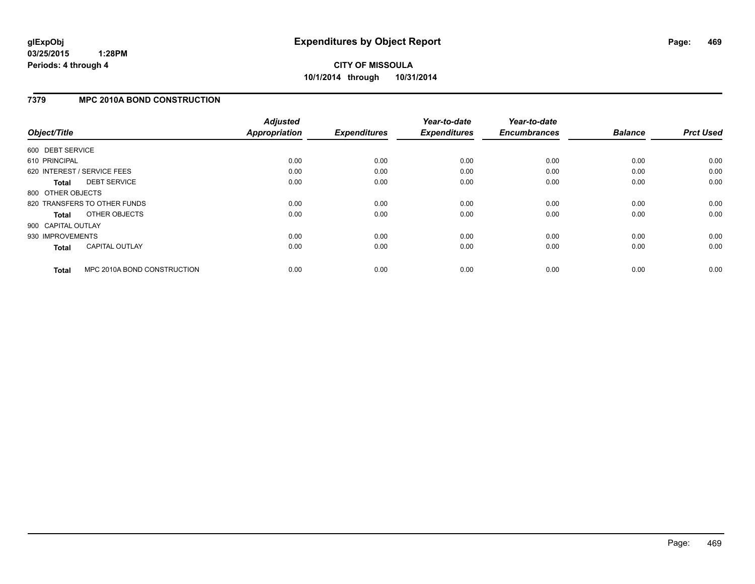**glExpObj** **Expenditures by Object Report**

**03/25/2015 1:28PM**

**Periods: 4 through 4**

**CITY OF MISSOULA**

**10/1/2014 through 10/31/2014**

## 7379 MPC 2010A BOND CONSTRUCTION

| Object/Title | Adjusted Appropriation | Expenditures | Year-to-date Expenditures | Year-to-date Encumbrances | Balance | Prct Used |
|---|---|---|---|---|---|---|
| 600 DEBT SERVICE | | | | | | |
| 610 PRINCIPAL | 0.00 | 0.00 | 0.00 | 0.00 | 0.00 | 0.00 |
| 620 INTEREST / SERVICE FEES | 0.00 | 0.00 | 0.00 | 0.00 | 0.00 | 0.00 |
| **Total** DEBT SERVICE | 0.00 | 0.00 | 0.00 | 0.00 | 0.00 | 0.00 |
| 800 OTHER OBJECTS | | | | | | |
| 820 TRANSFERS TO OTHER FUNDS | 0.00 | 0.00 | 0.00 | 0.00 | 0.00 | 0.00 |
| **Total** OTHER OBJECTS | 0.00 | 0.00 | 0.00 | 0.00 | 0.00 | 0.00 |
| 900 CAPITAL OUTLAY | | | | | | |
| 930 IMPROVEMENTS | 0.00 | 0.00 | 0.00 | 0.00 | 0.00 | 0.00 |
| **Total** CAPITAL OUTLAY | 0.00 | 0.00 | 0.00 | 0.00 | 0.00 | 0.00 |
| **Total** MPC 2010A BOND CONSTRUCTION | 0.00 | 0.00 | 0.00 | 0.00 | 0.00 | 0.00 |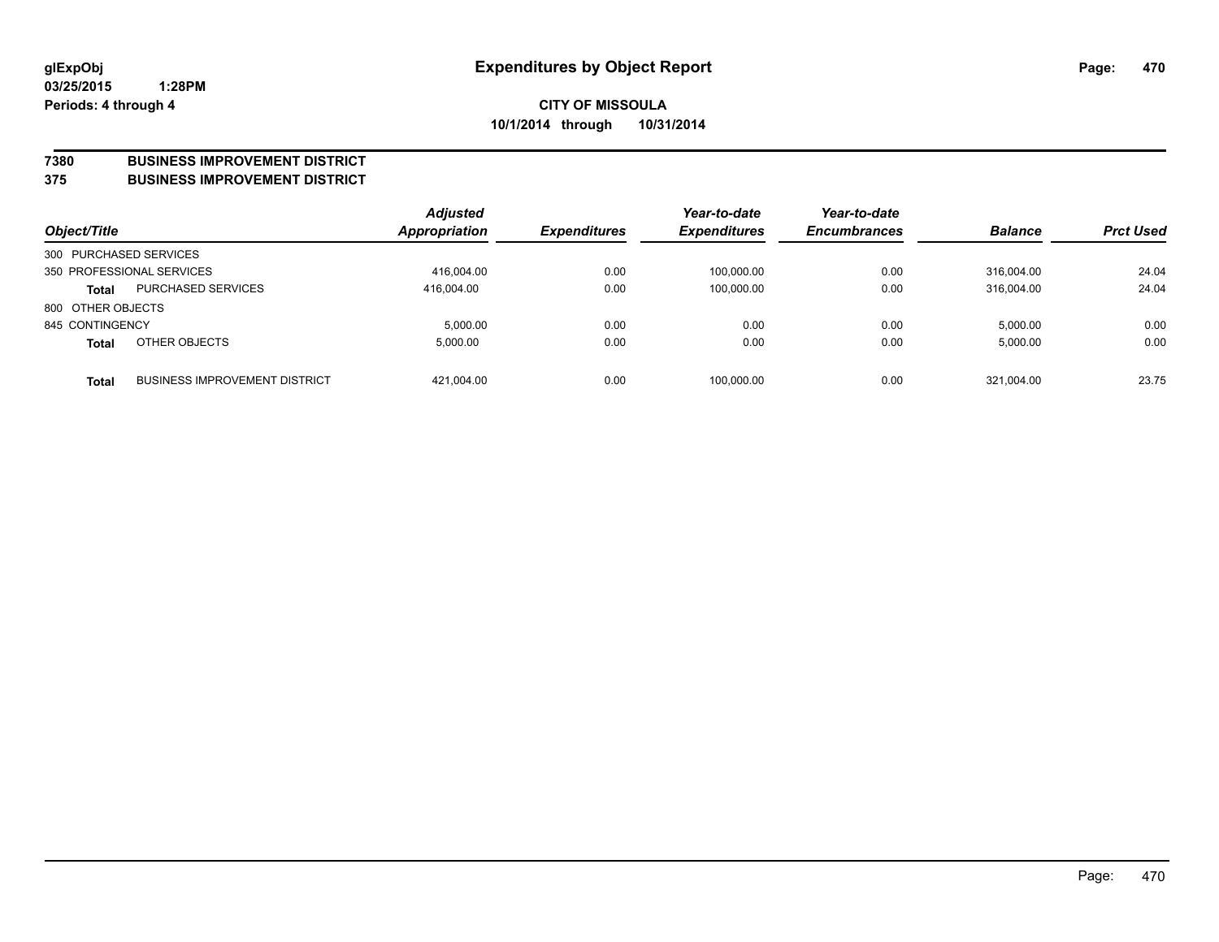**glExpObj**
**03/25/2015 1:28PM**
**Periods: 4 through 4**

# Expenditures by Object Report

**CITY OF MISSOULA**
**10/1/2014 through 10/31/2014**

**7380 BUSINESS IMPROVEMENT DISTRICT**
**375 BUSINESS IMPROVEMENT DISTRICT**

| Object/Title | | Adjusted Appropriation | Expenditures | Year-to-date Expenditures | Year-to-date Encumbrances | Balance | Prct Used |
|---|---|---|---|---|---|---|---|
| 300 PURCHASED SERVICES | | | | | | | |
| 350 PROFESSIONAL SERVICES | | 416,004.00 | 0.00 | 100,000.00 | 0.00 | 316,004.00 | 24.04 |
| **Total** | PURCHASED SERVICES | 416,004.00 | 0.00 | 100,000.00 | 0.00 | 316,004.00 | 24.04 |
| 800 OTHER OBJECTS | | | | | | | |
| 845 CONTINGENCY | | 5,000.00 | 0.00 | 0.00 | 0.00 | 5,000.00 | 0.00 |
| **Total** | OTHER OBJECTS | 5,000.00 | 0.00 | 0.00 | 0.00 | 5,000.00 | 0.00 |
| **Total** | BUSINESS IMPROVEMENT DISTRICT | 421,004.00 | 0.00 | 100,000.00 | 0.00 | 321,004.00 | 23.75 |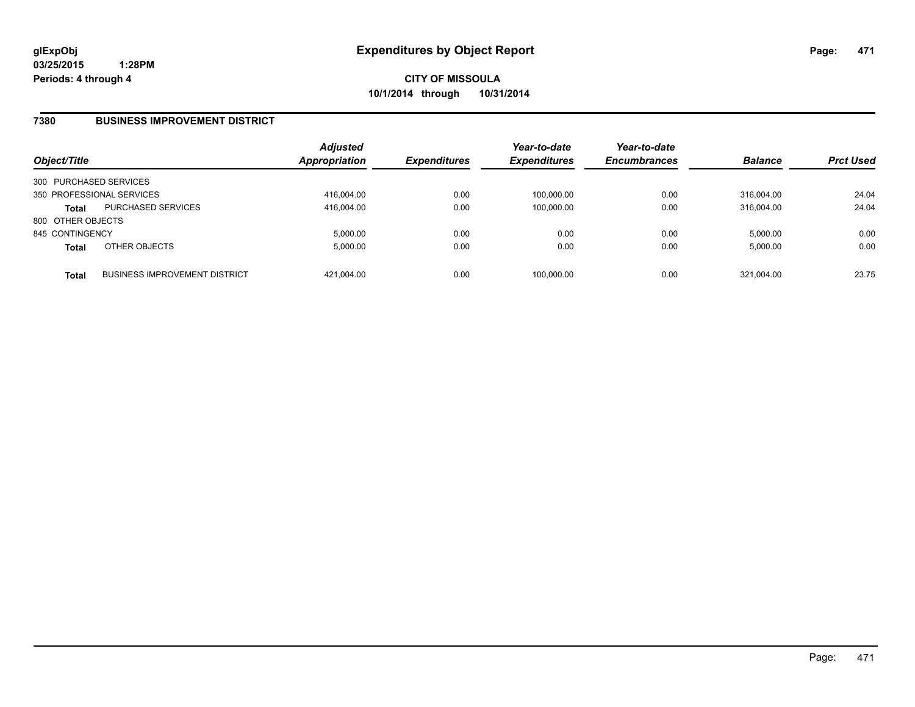# Expenditures by Object Report

glExpObj
03/25/2015 1:28PM
Periods: 4 through 4

**CITY OF MISSOULA**
**10/1/2014 through 10/31/2014**

## 7380 BUSINESS IMPROVEMENT DISTRICT

| Object/Title | | Adjusted Appropriation | Expenditures | Year-to-date Expenditures | Year-to-date Encumbrances | Balance | Prct Used |
|---|---|---|---|---|---|---|---|
| 300 PURCHASED SERVICES | | | | | | | |
| 350 PROFESSIONAL SERVICES | | 416,004.00 | 0.00 | 100,000.00 | 0.00 | 316,004.00 | 24.04 |
| **Total** | PURCHASED SERVICES | 416,004.00 | 0.00 | 100,000.00 | 0.00 | 316,004.00 | 24.04 |
| 800 OTHER OBJECTS | | | | | | | |
| 845 CONTINGENCY | | 5,000.00 | 0.00 | 0.00 | 0.00 | 5,000.00 | 0.00 |
| **Total** | OTHER OBJECTS | 5,000.00 | 0.00 | 0.00 | 0.00 | 5,000.00 | 0.00 |
| **Total** | BUSINESS IMPROVEMENT DISTRICT | 421,004.00 | 0.00 | 100,000.00 | 0.00 | 321,004.00 | 23.75 |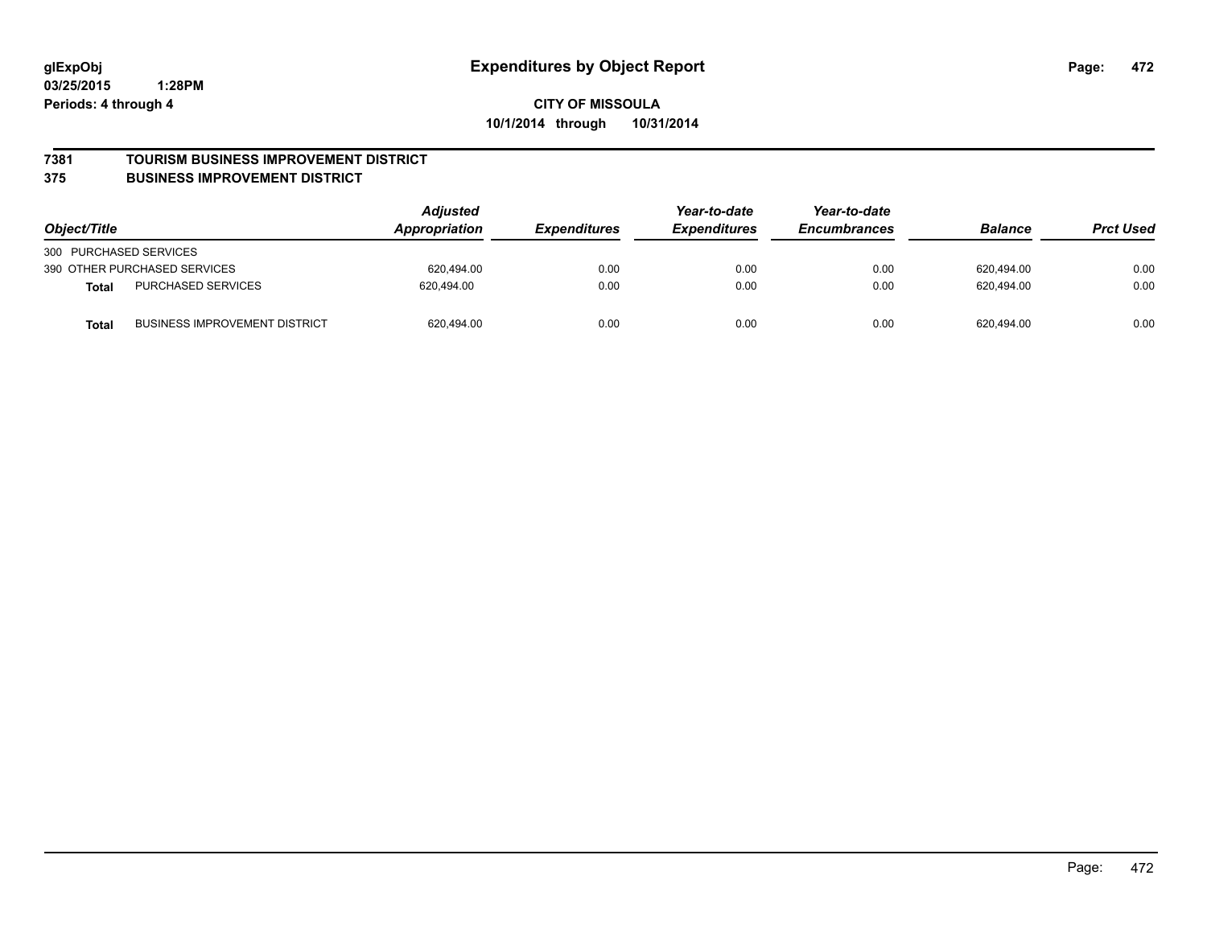# Expenditures by Object Report

glExpObj
03/25/2015 1:28PM
Periods: 4 through 4

**CITY OF MISSOULA**
**10/1/2014 through 10/31/2014**

## 7381 TOURISM BUSINESS IMPROVEMENT DISTRICT
## 375 BUSINESS IMPROVEMENT DISTRICT

| Object/Title | | Adjusted Appropriation | Expenditures | Year-to-date Expenditures | Year-to-date Encumbrances | Balance | Prct Used |
|---|---|---|---|---|---|---|---|
| 300 PURCHASED SERVICES | | | | | | | |
| 390 OTHER PURCHASED SERVICES | | 620,494.00 | 0.00 | 0.00 | 0.00 | 620,494.00 | 0.00 |
| **Total** | PURCHASED SERVICES | 620,494.00 | 0.00 | 0.00 | 0.00 | 620,494.00 | 0.00 |
| **Total** | BUSINESS IMPROVEMENT DISTRICT | 620,494.00 | 0.00 | 0.00 | 0.00 | 620,494.00 | 0.00 |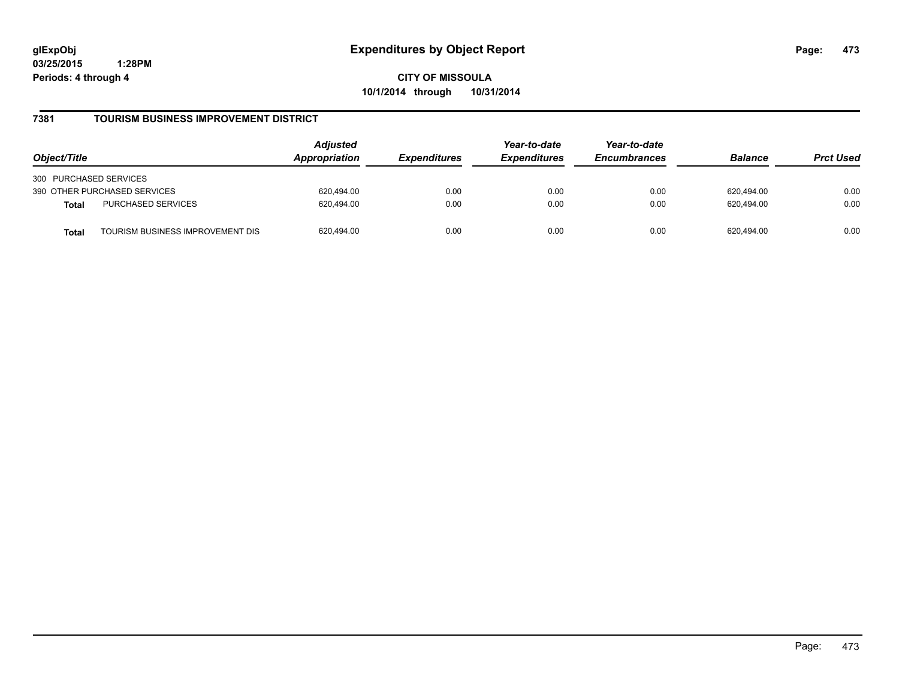**CITY OF MISSOULA**

**10/1/2014 through 10/31/2014**

## 7381 TOURISM BUSINESS IMPROVEMENT DISTRICT

| Object/Title | | Adjusted Appropriation | Expenditures | Year-to-date Expenditures | Year-to-date Encumbrances | Balance | Prct Used |
|---|---|---|---|---|---|---|---|
| 300 PURCHASED SERVICES | | | | | | | |
| 390 OTHER PURCHASED SERVICES | | 620,494.00 | 0.00 | 0.00 | 0.00 | 620,494.00 | 0.00 |
| **Total** | PURCHASED SERVICES | 620,494.00 | 0.00 | 0.00 | 0.00 | 620,494.00 | 0.00 |
| **Total** | TOURISM BUSINESS IMPROVEMENT DIS | 620,494.00 | 0.00 | 0.00 | 0.00 | 620,494.00 | 0.00 |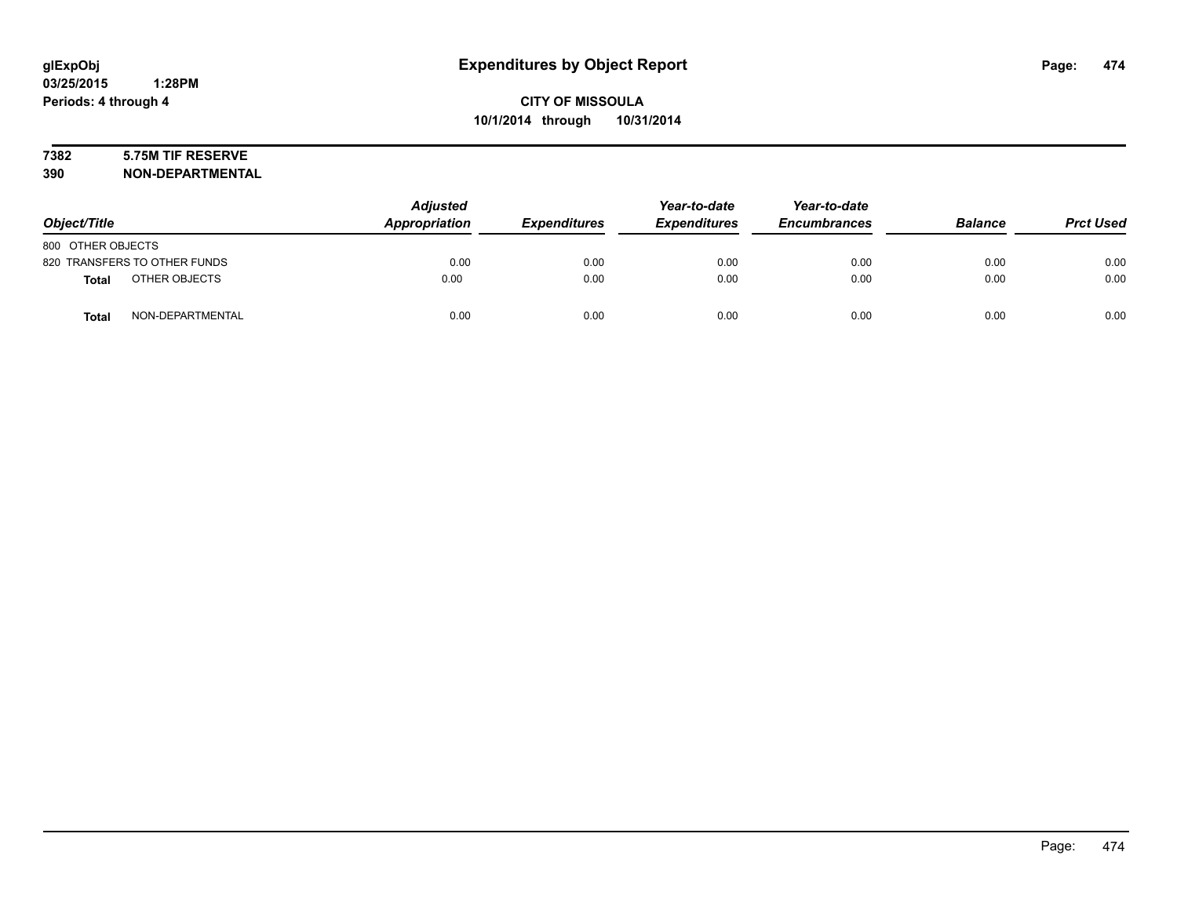# Expenditures by Object Report

glExpObj
03/25/2015 1:28PM
Periods: 4 through 4

**CITY OF MISSOULA**
**10/1/2014 through 10/31/2014**

**7382 5.75M TIF RESERVE**
**390 NON-DEPARTMENTAL**

| Object/Title | Adjusted Appropriation | Expenditures | Year-to-date Expenditures | Year-to-date Encumbrances | Balance | Prct Used |
|---|---|---|---|---|---|---|
| 800 OTHER OBJECTS | | | | | | |
| 820 TRANSFERS TO OTHER FUNDS | 0.00 | 0.00 | 0.00 | 0.00 | 0.00 | 0.00 |
| **Total** OTHER OBJECTS | 0.00 | 0.00 | 0.00 | 0.00 | 0.00 | 0.00 |
| **Total** NON-DEPARTMENTAL | 0.00 | 0.00 | 0.00 | 0.00 | 0.00 | 0.00 |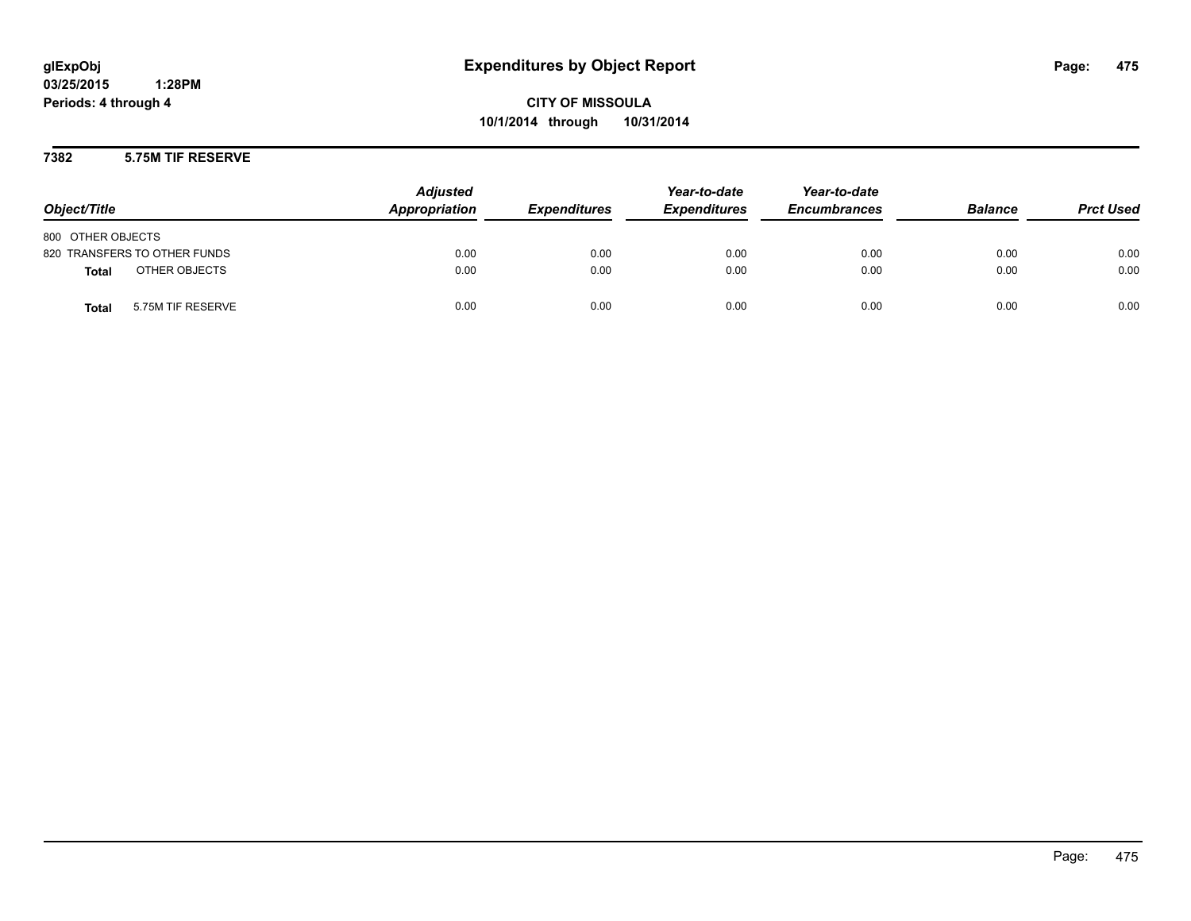# Expenditures by Object Report

**glExpObj**
**03/25/2015 1:28PM**
**Periods: 4 through 4**

**CITY OF MISSOULA**
**10/1/2014 through 10/31/2014**

## 7382 5.75M TIF RESERVE

| Object/Title | Adjusted Appropriation | Expenditures | Year-to-date Expenditures | Year-to-date Encumbrances | Balance | Prct Used |
|---|---|---|---|---|---|---|
| 800 OTHER OBJECTS | | | | | | |
| 820 TRANSFERS TO OTHER FUNDS | 0.00 | 0.00 | 0.00 | 0.00 | 0.00 | 0.00 |
| **Total** OTHER OBJECTS | 0.00 | 0.00 | 0.00 | 0.00 | 0.00 | 0.00 |
| **Total** 5.75M TIF RESERVE | 0.00 | 0.00 | 0.00 | 0.00 | 0.00 | 0.00 |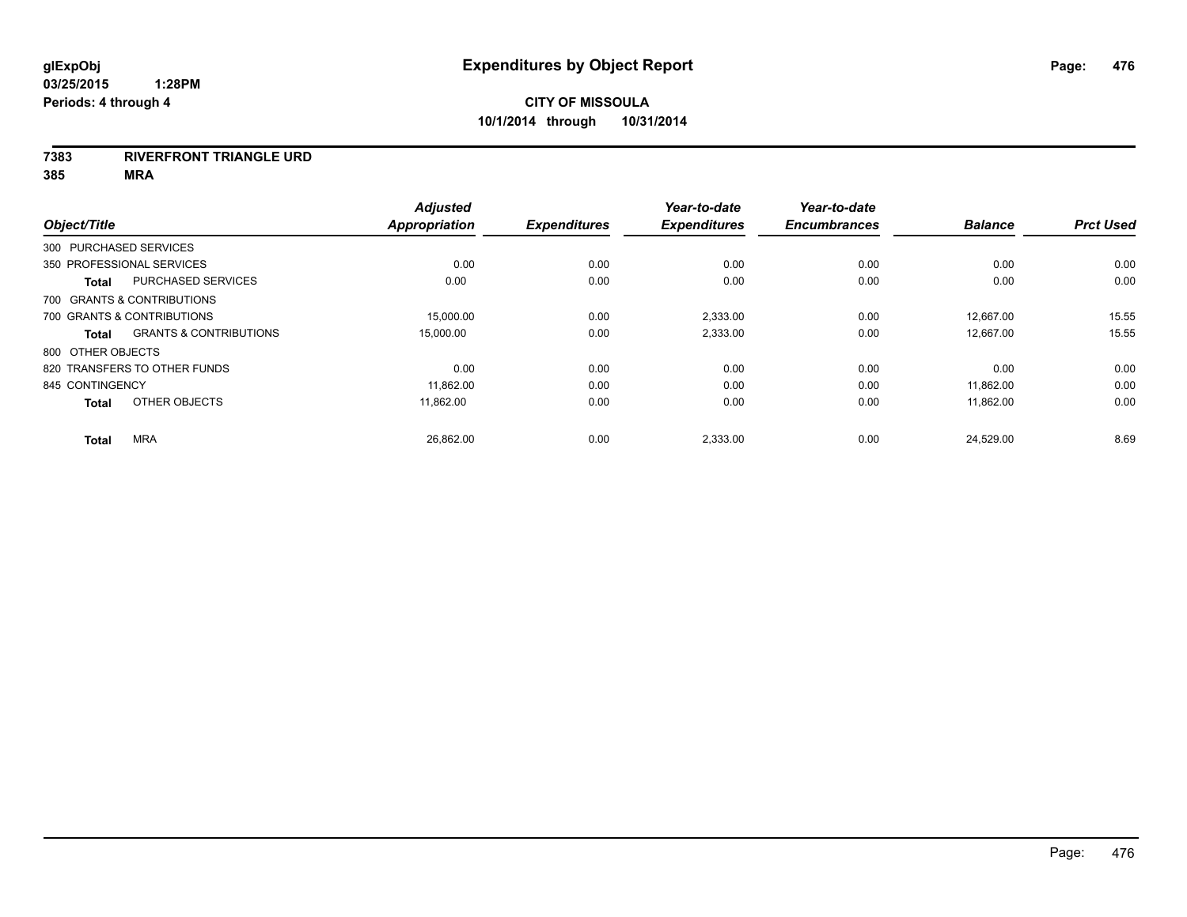**glExpObj**
**03/25/2015 1:28PM**
**Periods: 4 through 4**

# Expenditures by Object Report

**CITY OF MISSOULA**
**10/1/2014 through 10/31/2014**

**7383 RIVERFRONT TRIANGLE URD**
**385 MRA**

| Object/Title | | Adjusted Appropriation | Expenditures | Year-to-date Expenditures | Year-to-date Encumbrances | Balance | Prct Used |
|---|---|---|---|---|---|---|---|
| 300 PURCHASED SERVICES | | | | | | | |
| 350 PROFESSIONAL SERVICES | | 0.00 | 0.00 | 0.00 | 0.00 | 0.00 | 0.00 |
| **Total** | PURCHASED SERVICES | 0.00 | 0.00 | 0.00 | 0.00 | 0.00 | 0.00 |
| 700 GRANTS & CONTRIBUTIONS | | | | | | | |
| 700 GRANTS & CONTRIBUTIONS | | 15,000.00 | 0.00 | 2,333.00 | 0.00 | 12,667.00 | 15.55 |
| **Total** | GRANTS & CONTRIBUTIONS | 15,000.00 | 0.00 | 2,333.00 | 0.00 | 12,667.00 | 15.55 |
| 800 OTHER OBJECTS | | | | | | | |
| 820 TRANSFERS TO OTHER FUNDS | | 0.00 | 0.00 | 0.00 | 0.00 | 0.00 | 0.00 |
| 845 CONTINGENCY | | 11,862.00 | 0.00 | 0.00 | 0.00 | 11,862.00 | 0.00 |
| **Total** | OTHER OBJECTS | 11,862.00 | 0.00 | 0.00 | 0.00 | 11,862.00 | 0.00 |
| **Total** | MRA | 26,862.00 | 0.00 | 2,333.00 | 0.00 | 24,529.00 | 8.69 |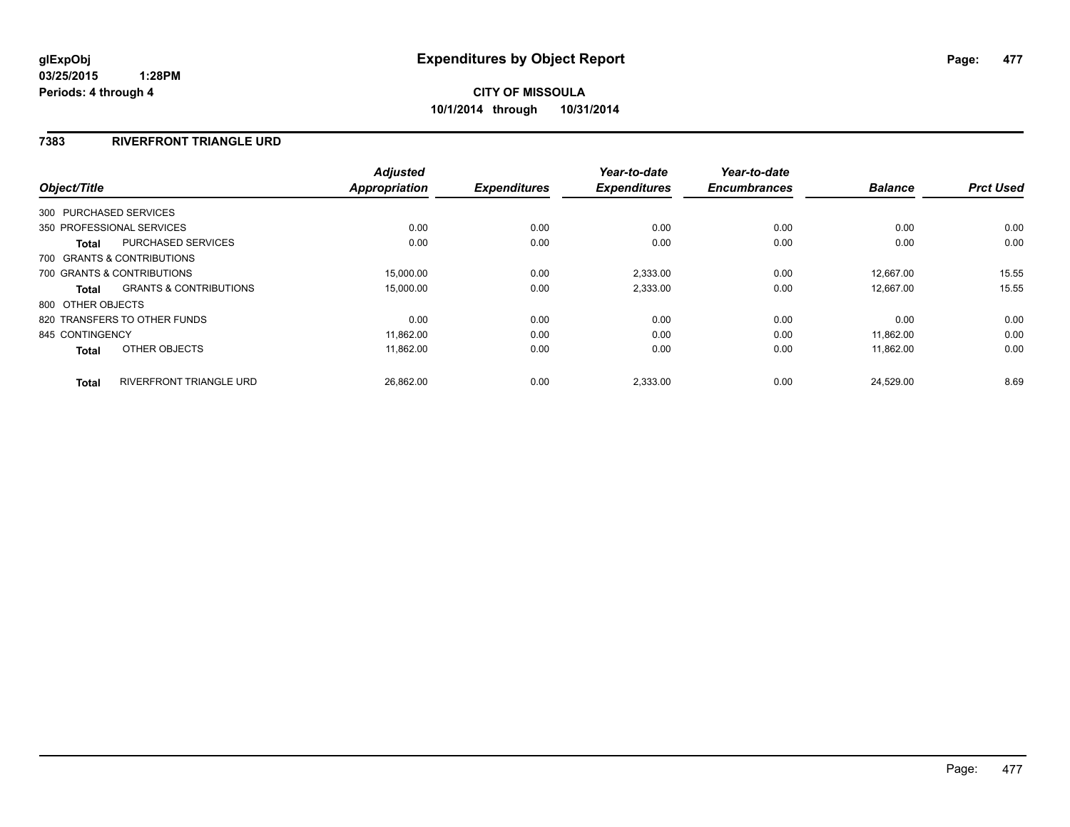**glExpObj**
**03/25/2015 1:28PM**
**Periods: 4 through 4**

# Expenditures by Object Report

**CITY OF MISSOULA**
**10/1/2014 through 10/31/2014**

## 7383 RIVERFRONT TRIANGLE URD

| Object/Title | | Adjusted Appropriation | Expenditures | Year-to-date Expenditures | Year-to-date Encumbrances | Balance | Prct Used |
|---|---|---|---|---|---|---|---|
| 300 PURCHASED SERVICES | | | | | | | |
| 350 PROFESSIONAL SERVICES | | 0.00 | 0.00 | 0.00 | 0.00 | 0.00 | 0.00 |
| **Total** | PURCHASED SERVICES | 0.00 | 0.00 | 0.00 | 0.00 | 0.00 | 0.00 |
| 700 GRANTS & CONTRIBUTIONS | | | | | | | |
| 700 GRANTS & CONTRIBUTIONS | | 15,000.00 | 0.00 | 2,333.00 | 0.00 | 12,667.00 | 15.55 |
| **Total** | GRANTS & CONTRIBUTIONS | 15,000.00 | 0.00 | 2,333.00 | 0.00 | 12,667.00 | 15.55 |
| 800 OTHER OBJECTS | | | | | | | |
| 820 TRANSFERS TO OTHER FUNDS | | 0.00 | 0.00 | 0.00 | 0.00 | 0.00 | 0.00 |
| 845 CONTINGENCY | | 11,862.00 | 0.00 | 0.00 | 0.00 | 11,862.00 | 0.00 |
| **Total** | OTHER OBJECTS | 11,862.00 | 0.00 | 0.00 | 0.00 | 11,862.00 | 0.00 |
| **Total** | RIVERFRONT TRIANGLE URD | 26,862.00 | 0.00 | 2,333.00 | 0.00 | 24,529.00 | 8.69 |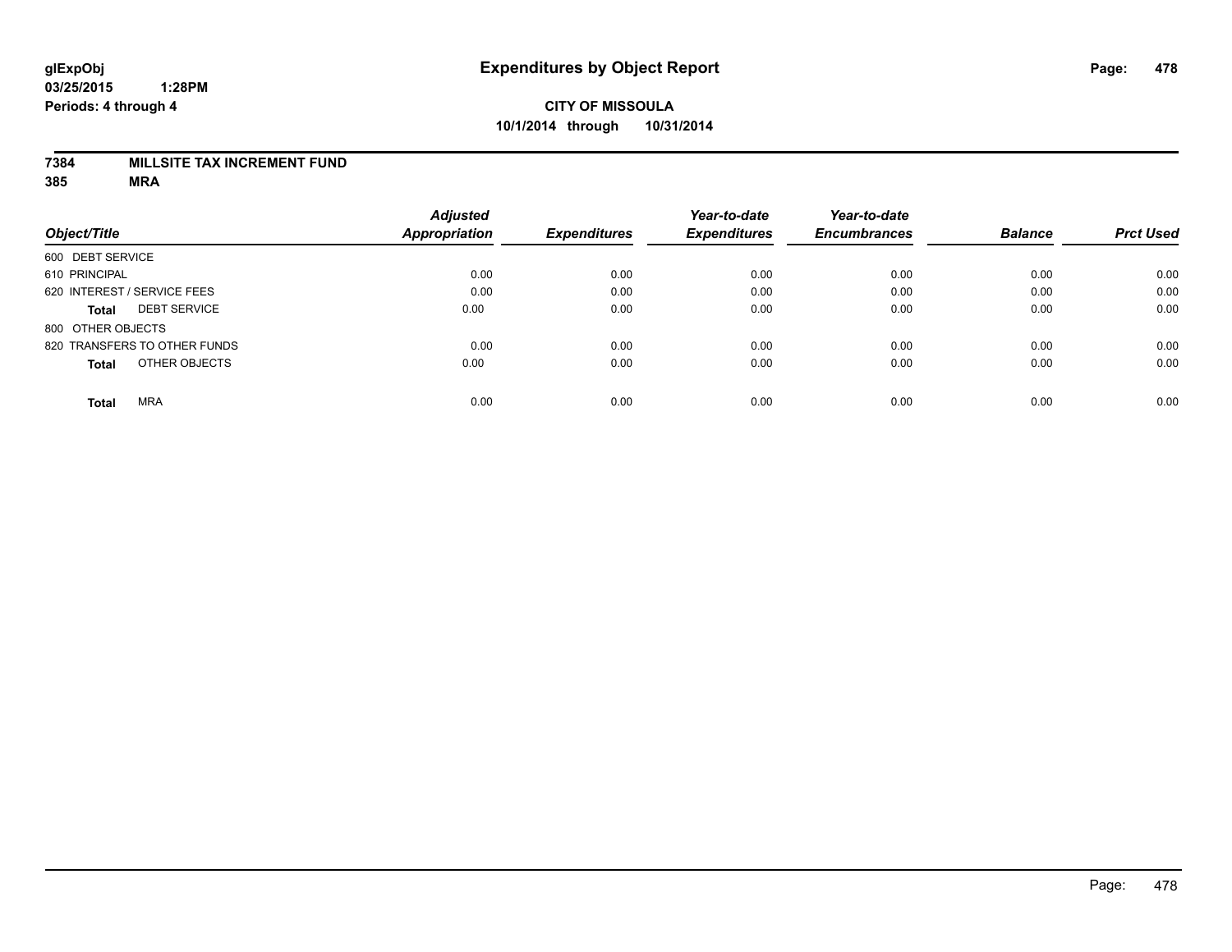glExpObj
03/25/2015 1:28PM
Periods: 4 through 4

# Expenditures by Object Report

**CITY OF MISSOULA**
**10/1/2014 through 10/31/2014**

**7384 MILLSITE TAX INCREMENT FUND**
**385 MRA**

| Object/Title | Adjusted Appropriation | Expenditures | Year-to-date Expenditures | Year-to-date Encumbrances | Balance | Prct Used |
|---|---|---|---|---|---|---|
| 600 DEBT SERVICE | | | | | | |
| 610 PRINCIPAL | 0.00 | 0.00 | 0.00 | 0.00 | 0.00 | 0.00 |
| 620 INTEREST / SERVICE FEES | 0.00 | 0.00 | 0.00 | 0.00 | 0.00 | 0.00 |
| **Total** DEBT SERVICE | 0.00 | 0.00 | 0.00 | 0.00 | 0.00 | 0.00 |
| 800 OTHER OBJECTS | | | | | | |
| 820 TRANSFERS TO OTHER FUNDS | 0.00 | 0.00 | 0.00 | 0.00 | 0.00 | 0.00 |
| **Total** OTHER OBJECTS | 0.00 | 0.00 | 0.00 | 0.00 | 0.00 | 0.00 |
| **Total** MRA | 0.00 | 0.00 | 0.00 | 0.00 | 0.00 | 0.00 |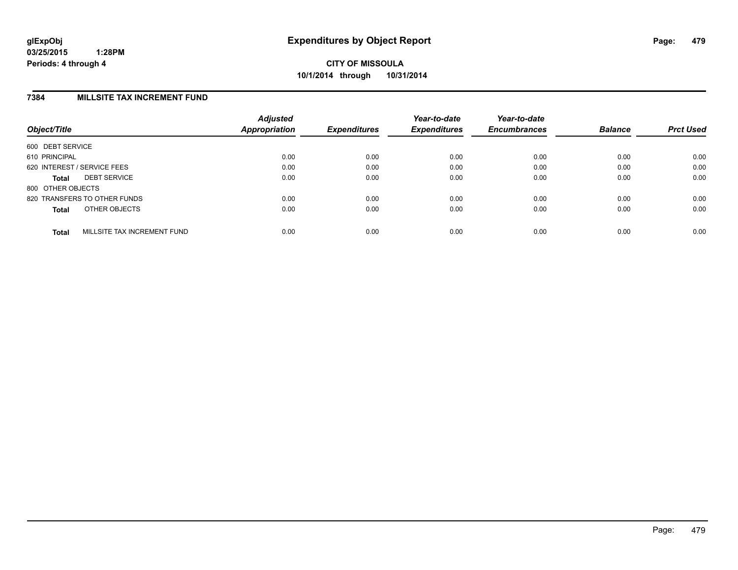# Expenditures by Object Report

glExpObj
03/25/2015 1:28PM
Periods: 4 through 4

**CITY OF MISSOULA**
**10/1/2014 through 10/31/2014**

## 7384 MILLSITE TAX INCREMENT FUND

| Object/Title | | Adjusted Appropriation | Expenditures | Year-to-date Expenditures | Year-to-date Encumbrances | Balance | Prct Used |
|---|---|---|---|---|---|---|---|
| 600 DEBT SERVICE | | | | | | | |
| 610 PRINCIPAL | | 0.00 | 0.00 | 0.00 | 0.00 | 0.00 | 0.00 |
| 620 INTEREST / SERVICE FEES | | 0.00 | 0.00 | 0.00 | 0.00 | 0.00 | 0.00 |
| **Total** | DEBT SERVICE | 0.00 | 0.00 | 0.00 | 0.00 | 0.00 | 0.00 |
| 800 OTHER OBJECTS | | | | | | | |
| 820 TRANSFERS TO OTHER FUNDS | | 0.00 | 0.00 | 0.00 | 0.00 | 0.00 | 0.00 |
| **Total** | OTHER OBJECTS | 0.00 | 0.00 | 0.00 | 0.00 | 0.00 | 0.00 |
| **Total** | MILLSITE TAX INCREMENT FUND | 0.00 | 0.00 | 0.00 | 0.00 | 0.00 | 0.00 |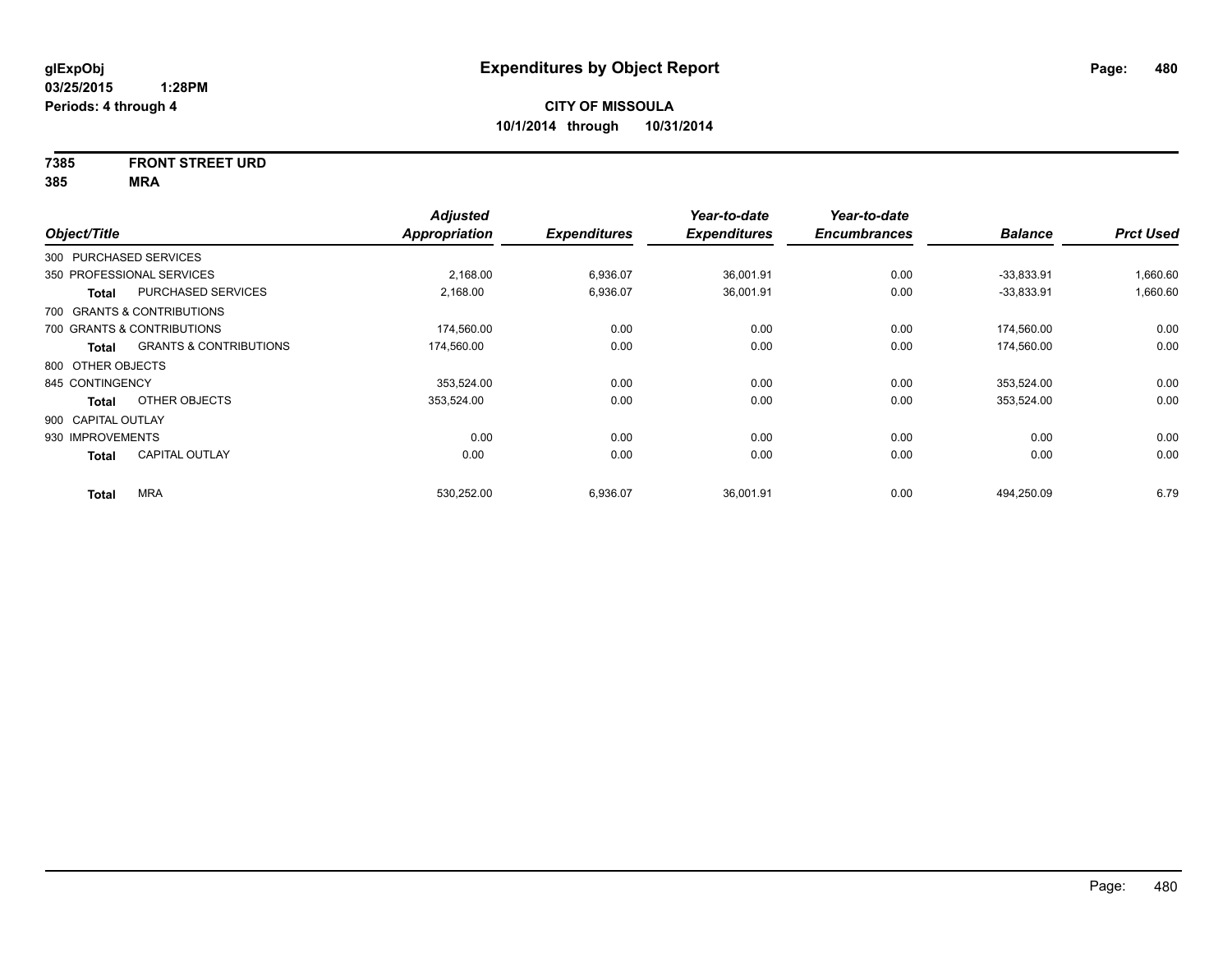**glExpObj**
**03/25/2015 1:28PM**
**Periods: 4 through 4**

# Expenditures by Object Report

**CITY OF MISSOULA**
**10/1/2014 through 10/31/2014**

**7385 FRONT STREET URD**
**385 MRA**

| Object/Title | | Adjusted Appropriation | Expenditures | Year-to-date Expenditures | Year-to-date Encumbrances | Balance | Prct Used |
|---|---|---|---|---|---|---|---|
| 300 PURCHASED SERVICES | | | | | | | |
| 350 PROFESSIONAL SERVICES | | 2,168.00 | 6,936.07 | 36,001.91 | 0.00 | -33,833.91 | 1,660.60 |
| **Total** | PURCHASED SERVICES | 2,168.00 | 6,936.07 | 36,001.91 | 0.00 | -33,833.91 | 1,660.60 |
| 700 GRANTS & CONTRIBUTIONS | | | | | | | |
| 700 GRANTS & CONTRIBUTIONS | | 174,560.00 | 0.00 | 0.00 | 0.00 | 174,560.00 | 0.00 |
| **Total** | GRANTS & CONTRIBUTIONS | 174,560.00 | 0.00 | 0.00 | 0.00 | 174,560.00 | 0.00 |
| 800 OTHER OBJECTS | | | | | | | |
| 845 CONTINGENCY | | 353,524.00 | 0.00 | 0.00 | 0.00 | 353,524.00 | 0.00 |
| **Total** | OTHER OBJECTS | 353,524.00 | 0.00 | 0.00 | 0.00 | 353,524.00 | 0.00 |
| 900 CAPITAL OUTLAY | | | | | | | |
| 930 IMPROVEMENTS | | 0.00 | 0.00 | 0.00 | 0.00 | 0.00 | 0.00 |
| **Total** | CAPITAL OUTLAY | 0.00 | 0.00 | 0.00 | 0.00 | 0.00 | 0.00 |
| **Total** | MRA | 530,252.00 | 6,936.07 | 36,001.91 | 0.00 | 494,250.09 | 6.79 |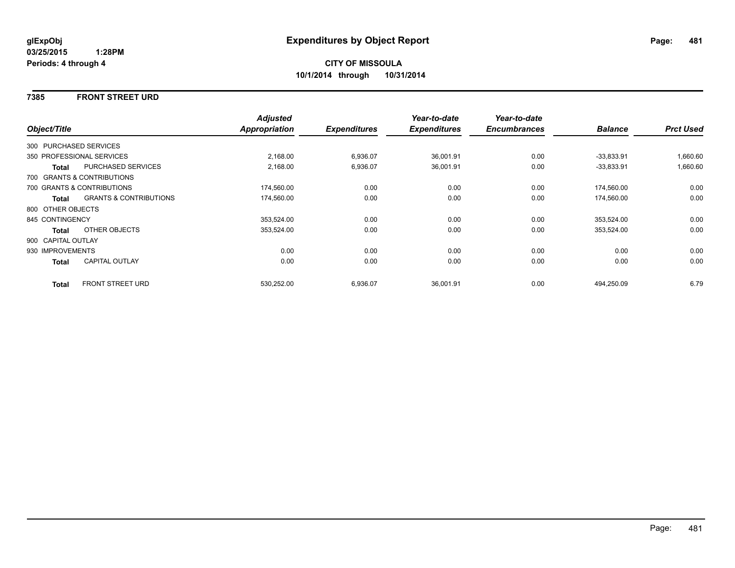**glExpObj**
**03/25/2015 1:28PM**
**Periods: 4 through 4**

# Expenditures by Object Report

**CITY OF MISSOULA**
**10/1/2014 through 10/31/2014**

## 7385 FRONT STREET URD

| Object/Title | | *Adjusted Appropriation* | *Expenditures* | *Year-to-date Expenditures* | *Year-to-date Encumbrances* | *Balance* | *Prct Used* |
|---|---|---|---|---|---|---|---|
| 300 PURCHASED SERVICES | | | | | | | |
| 350 PROFESSIONAL SERVICES | | 2,168.00 | 6,936.07 | 36,001.91 | 0.00 | -33,833.91 | 1,660.60 |
| **Total** | PURCHASED SERVICES | 2,168.00 | 6,936.07 | 36,001.91 | 0.00 | -33,833.91 | 1,660.60 |
| 700 GRANTS & CONTRIBUTIONS | | | | | | | |
| 700 GRANTS & CONTRIBUTIONS | | 174,560.00 | 0.00 | 0.00 | 0.00 | 174,560.00 | 0.00 |
| **Total** | GRANTS & CONTRIBUTIONS | 174,560.00 | 0.00 | 0.00 | 0.00 | 174,560.00 | 0.00 |
| 800 OTHER OBJECTS | | | | | | | |
| 845 CONTINGENCY | | 353,524.00 | 0.00 | 0.00 | 0.00 | 353,524.00 | 0.00 |
| **Total** | OTHER OBJECTS | 353,524.00 | 0.00 | 0.00 | 0.00 | 353,524.00 | 0.00 |
| 900 CAPITAL OUTLAY | | | | | | | |
| 930 IMPROVEMENTS | | 0.00 | 0.00 | 0.00 | 0.00 | 0.00 | 0.00 |
| **Total** | CAPITAL OUTLAY | 0.00 | 0.00 | 0.00 | 0.00 | 0.00 | 0.00 |
| **Total** | FRONT STREET URD | 530,252.00 | 6,936.07 | 36,001.91 | 0.00 | 494,250.09 | 6.79 |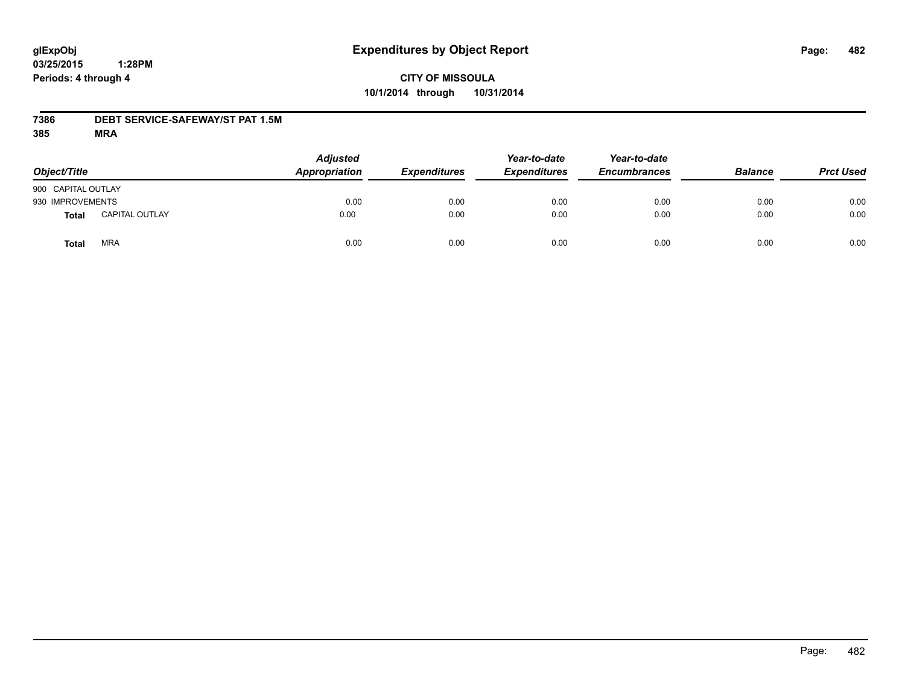**glExpObj**
**03/25/2015 1:28PM**
**Periods: 4 through 4**

# Expenditures by Object Report

**CITY OF MISSOULA**
**10/1/2014 through 10/31/2014**

**7386 DEBT SERVICE-SAFEWAY/ST PAT 1.5M**
**385 MRA**

| Object/Title | Adjusted Appropriation | Expenditures | Year-to-date Expenditures | Year-to-date Encumbrances | Balance | Prct Used |
|---|---|---|---|---|---|---|
| 900 CAPITAL OUTLAY | | | | | | |
| 930 IMPROVEMENTS | 0.00 | 0.00 | 0.00 | 0.00 | 0.00 | 0.00 |
| **Total** CAPITAL OUTLAY | 0.00 | 0.00 | 0.00 | 0.00 | 0.00 | 0.00 |
| **Total** MRA | 0.00 | 0.00 | 0.00 | 0.00 | 0.00 | 0.00 |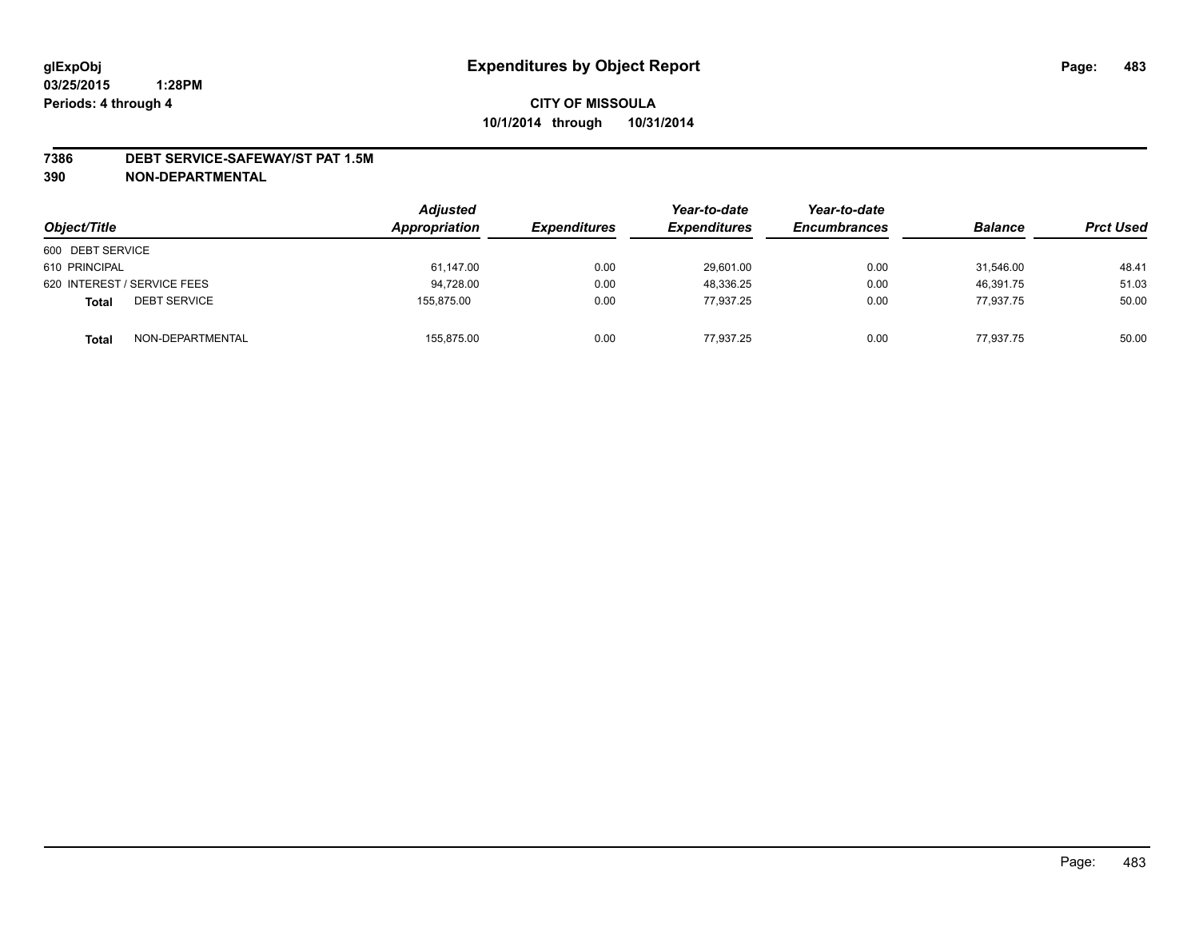glExpObj
03/25/2015 1:28PM
Periods: 4 through 4

# Expenditures by Object Report

**CITY OF MISSOULA**
**10/1/2014 through 10/31/2014**

**7386 DEBT SERVICE-SAFEWAY/ST PAT 1.5M**
**390 NON-DEPARTMENTAL**

| Object/Title | | Adjusted Appropriation | Expenditures | Year-to-date Expenditures | Year-to-date Encumbrances | Balance | Prct Used |
|---|---|---|---|---|---|---|---|
| 600 DEBT SERVICE | | | | | | | |
| 610 PRINCIPAL | | 61,147.00 | 0.00 | 29,601.00 | 0.00 | 31,546.00 | 48.41 |
| 620 INTEREST / SERVICE FEES | | 94,728.00 | 0.00 | 48,336.25 | 0.00 | 46,391.75 | 51.03 |
| **Total** | DEBT SERVICE | 155,875.00 | 0.00 | 77,937.25 | 0.00 | 77,937.75 | 50.00 |
| **Total** | NON-DEPARTMENTAL | 155,875.00 | 0.00 | 77,937.25 | 0.00 | 77,937.75 | 50.00 |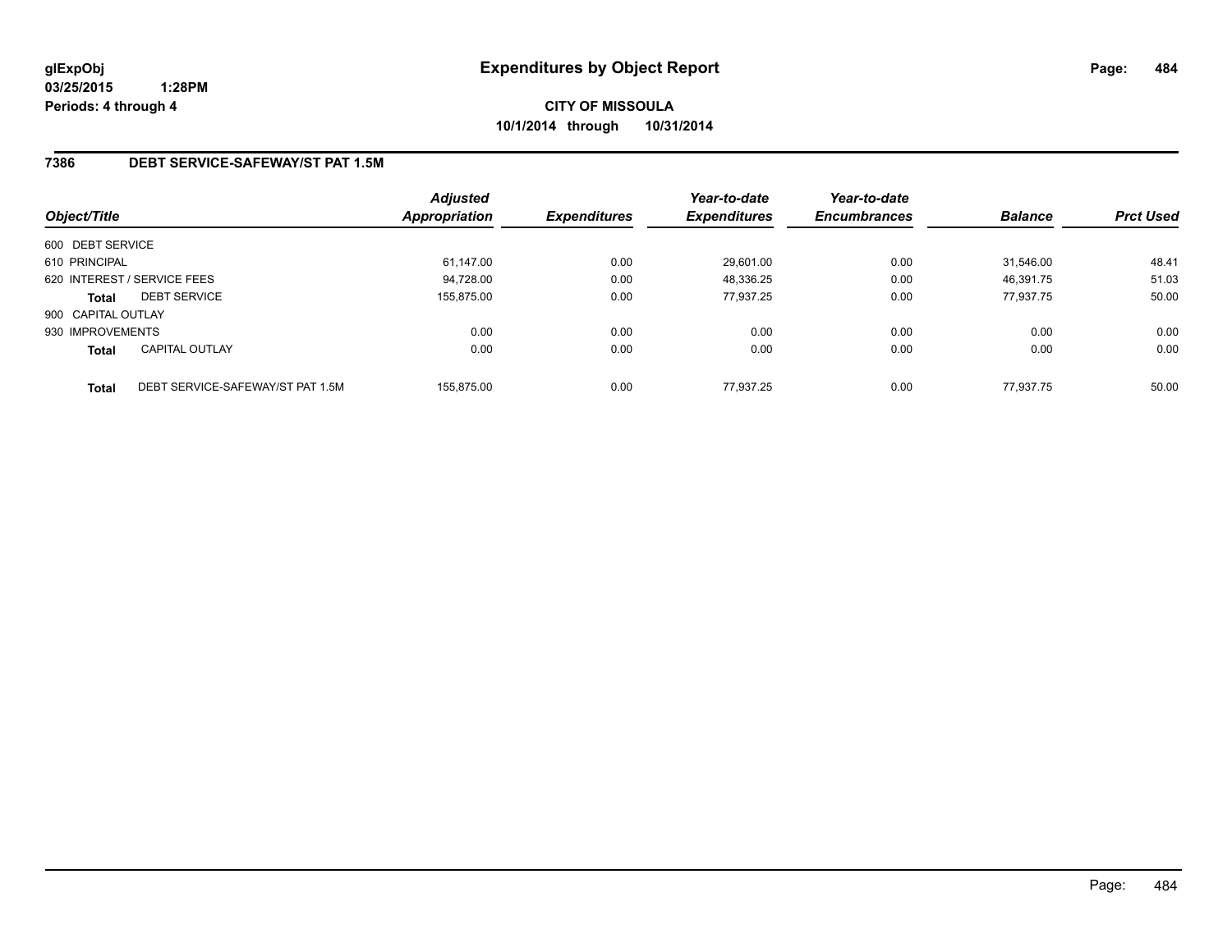**glExpObj** **Expenditures by Object Report**

**03/25/2015 1:28PM**

**Periods: 4 through 4**

**CITY OF MISSOULA**

**10/1/2014 through 10/31/2014**

## 7386 DEBT SERVICE-SAFEWAY/ST PAT 1.5M

| Object/Title | | Adjusted Appropriation | Expenditures | Year-to-date Expenditures | Year-to-date Encumbrances | Balance | Prct Used |
|---|---|---|---|---|---|---|---|
| 600 DEBT SERVICE | | | | | | | |
| 610 PRINCIPAL | | 61,147.00 | 0.00 | 29,601.00 | 0.00 | 31,546.00 | 48.41 |
| 620 INTEREST / SERVICE FEES | | 94,728.00 | 0.00 | 48,336.25 | 0.00 | 46,391.75 | 51.03 |
| **Total** | DEBT SERVICE | 155,875.00 | 0.00 | 77,937.25 | 0.00 | 77,937.75 | 50.00 |
| 900 CAPITAL OUTLAY | | | | | | | |
| 930 IMPROVEMENTS | | 0.00 | 0.00 | 0.00 | 0.00 | 0.00 | 0.00 |
| **Total** | CAPITAL OUTLAY | 0.00 | 0.00 | 0.00 | 0.00 | 0.00 | 0.00 |
| **Total** | DEBT SERVICE-SAFEWAY/ST PAT 1.5M | 155,875.00 | 0.00 | 77,937.25 | 0.00 | 77,937.75 | 50.00 |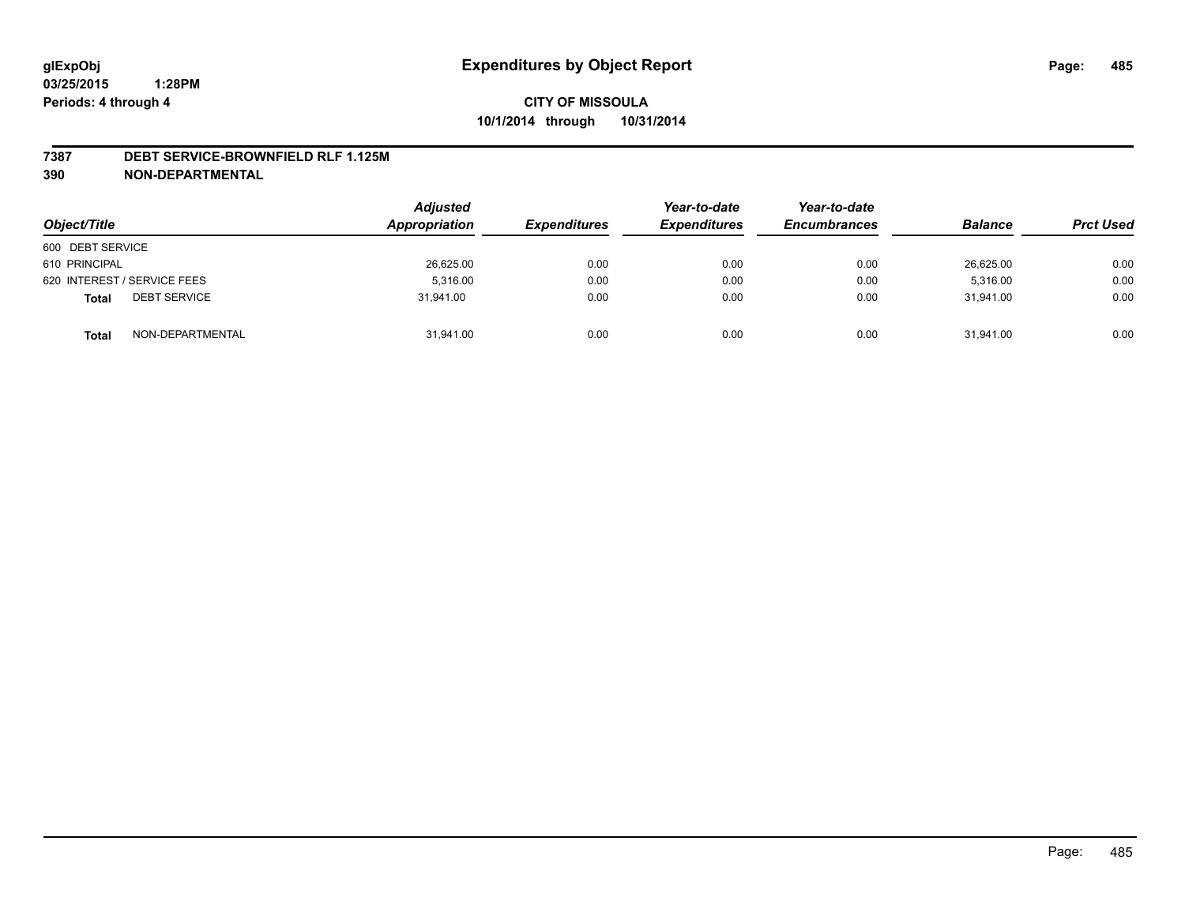# Expenditures by Object Report

**glExpObj**
**03/25/2015 1:28PM**
**Periods: 4 through 4**

**CITY OF MISSOULA**
**10/1/2014 through 10/31/2014**

**7387 DEBT SERVICE-BROWNFIELD RLF 1.125M**
**390 NON-DEPARTMENTAL**

| Object/Title | Adjusted Appropriation | Expenditures | Year-to-date Expenditures | Year-to-date Encumbrances | Balance | Prct Used |
|---|---|---|---|---|---|---|
| 600 DEBT SERVICE | | | | | | |
| 610 PRINCIPAL | 26,625.00 | 0.00 | 0.00 | 0.00 | 26,625.00 | 0.00 |
| 620 INTEREST / SERVICE FEES | 5,316.00 | 0.00 | 0.00 | 0.00 | 5,316.00 | 0.00 |
| **Total** DEBT SERVICE | 31,941.00 | 0.00 | 0.00 | 0.00 | 31,941.00 | 0.00 |
| **Total** NON-DEPARTMENTAL | 31,941.00 | 0.00 | 0.00 | 0.00 | 31,941.00 | 0.00 |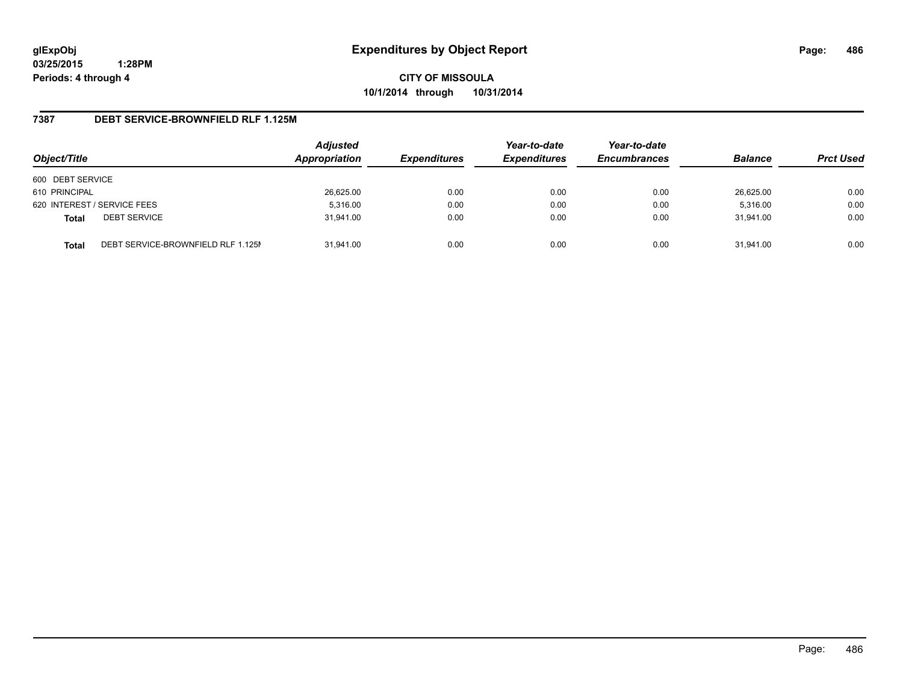glExpObj
03/25/2015 1:28PM
Periods: 4 through 4

# Expenditures by Object Report

**CITY OF MISSOULA**
**10/1/2014 through 10/31/2014**

## 7387 DEBT SERVICE-BROWNFIELD RLF 1.125M

| Object/Title | | Adjusted Appropriation | Expenditures | Year-to-date Expenditures | Year-to-date Encumbrances | Balance | Prct Used |
|---|---|---|---|---|---|---|---|
| 600 DEBT SERVICE | | | | | | | |
| 610 PRINCIPAL | | 26,625.00 | 0.00 | 0.00 | 0.00 | 26,625.00 | 0.00 |
| 620 INTEREST / SERVICE FEES | | 5,316.00 | 0.00 | 0.00 | 0.00 | 5,316.00 | 0.00 |
| **Total** | DEBT SERVICE | 31,941.00 | 0.00 | 0.00 | 0.00 | 31,941.00 | 0.00 |
| **Total** | DEBT SERVICE-BROWNFIELD RLF 1.125M | 31,941.00 | 0.00 | 0.00 | 0.00 | 31,941.00 | 0.00 |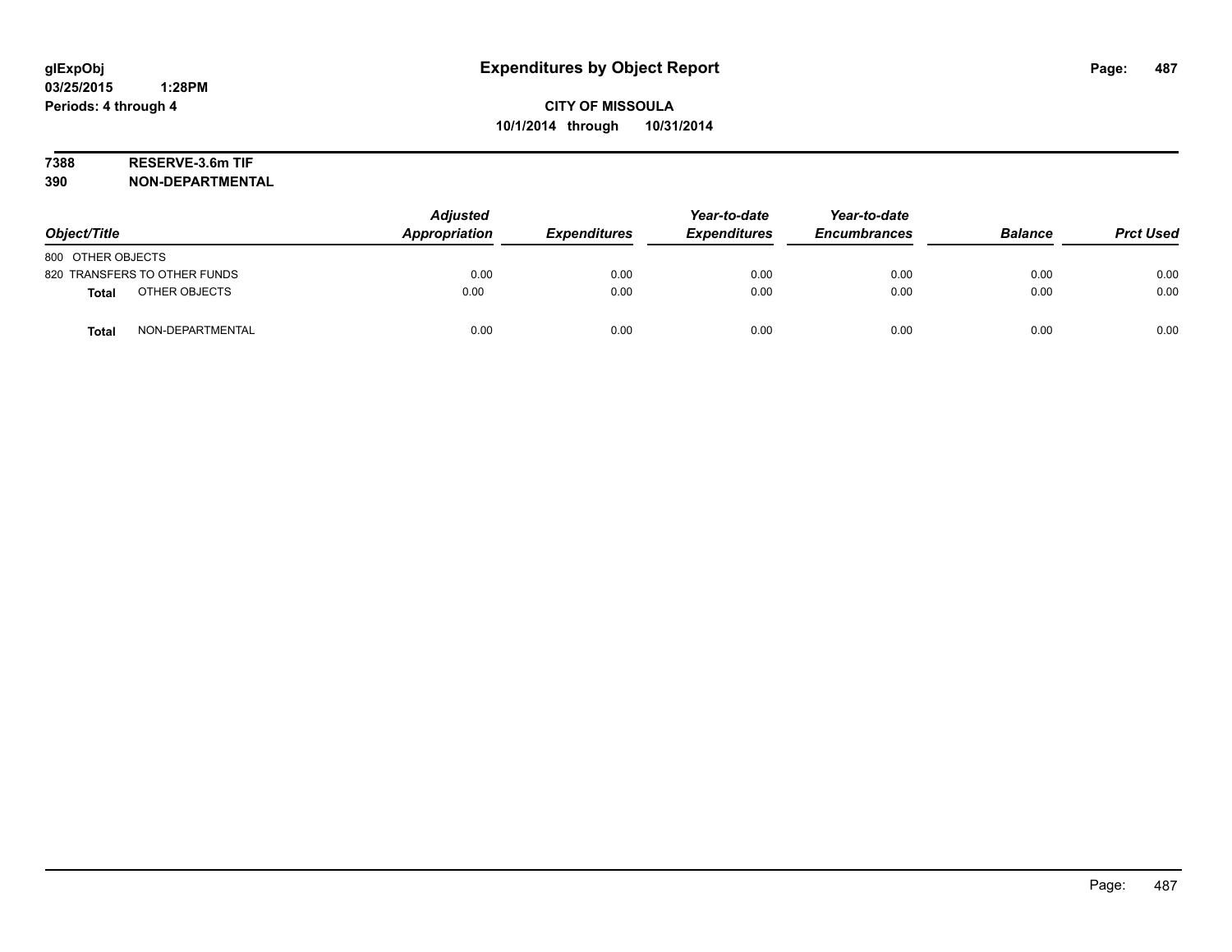# Expenditures by Object Report

glExpObj
03/25/2015 1:28PM
Periods: 4 through 4

**CITY OF MISSOULA**
**10/1/2014 through 10/31/2014**

**7388 RESERVE-3.6m TIF**
**390 NON-DEPARTMENTAL**

| Object/Title | Adjusted Appropriation | Expenditures | Year-to-date Expenditures | Year-to-date Encumbrances | Balance | Prct Used |
|---|---|---|---|---|---|---|
| 800 OTHER OBJECTS | | | | | | |
| 820 TRANSFERS TO OTHER FUNDS | 0.00 | 0.00 | 0.00 | 0.00 | 0.00 | 0.00 |
| **Total** OTHER OBJECTS | 0.00 | 0.00 | 0.00 | 0.00 | 0.00 | 0.00 |
| **Total** NON-DEPARTMENTAL | 0.00 | 0.00 | 0.00 | 0.00 | 0.00 | 0.00 |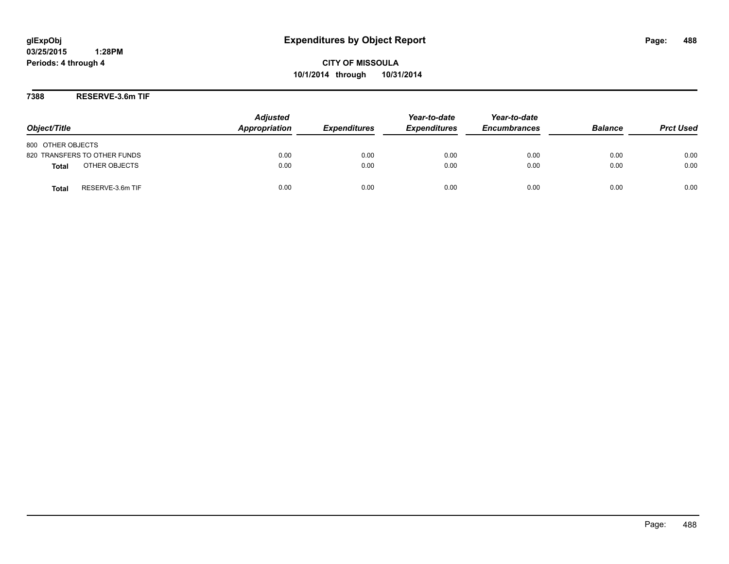# Expenditures by Object Report

glExpObj
03/25/2015 1:28PM
Periods: 4 through 4

**CITY OF MISSOULA**
**10/1/2014 through 10/31/2014**

## 7388 RESERVE-3.6m TIF

| Object/Title | Adjusted Appropriation | Expenditures | Year-to-date Expenditures | Year-to-date Encumbrances | Balance | Prct Used |
|---|---|---|---|---|---|---|
| 800 OTHER OBJECTS | | | | | | |
| 820 TRANSFERS TO OTHER FUNDS | 0.00 | 0.00 | 0.00 | 0.00 | 0.00 | 0.00 |
| **Total** OTHER OBJECTS | 0.00 | 0.00 | 0.00 | 0.00 | 0.00 | 0.00 |
| **Total** RESERVE-3.6m TIF | 0.00 | 0.00 | 0.00 | 0.00 | 0.00 | 0.00 |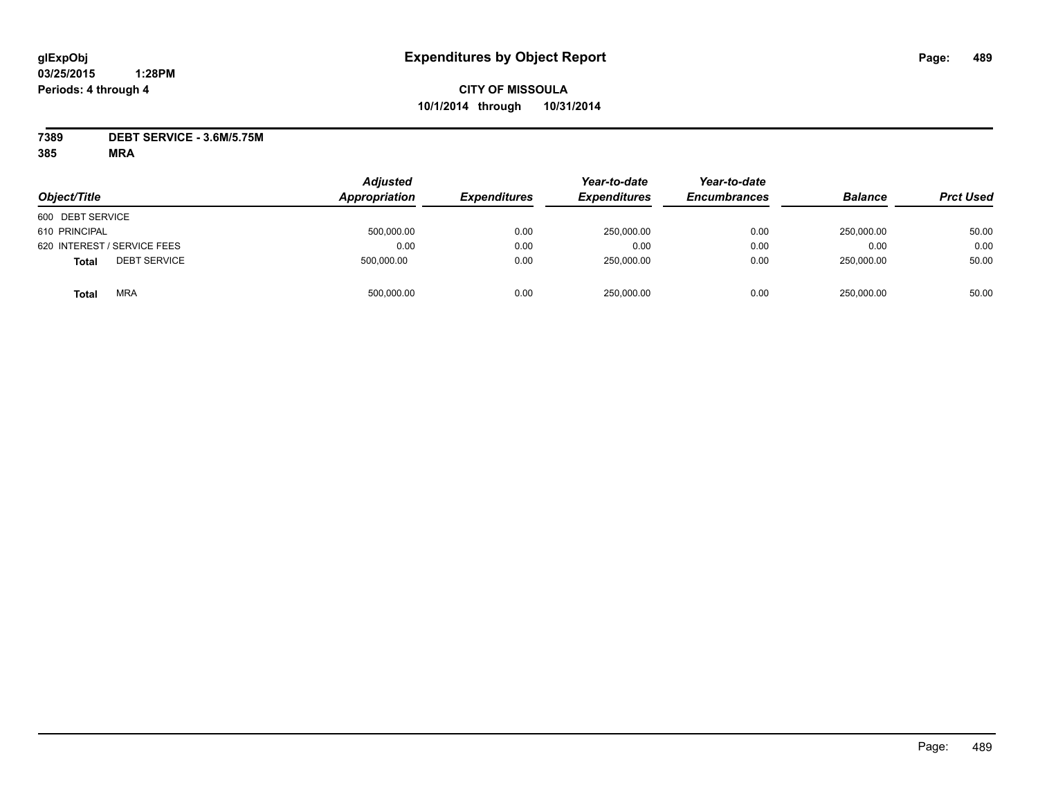glExpObj
03/25/2015 1:28PM
Periods: 4 through 4

# Expenditures by Object Report

**CITY OF MISSOULA**
**10/1/2014 through 10/31/2014**

**7389 DEBT SERVICE - 3.6M/5.75M**
**385 MRA**

| Object/Title | Adjusted Appropriation | Expenditures | Year-to-date Expenditures | Year-to-date Encumbrances | Balance | Prct Used |
|---|---|---|---|---|---|---|
| 600 DEBT SERVICE | | | | | | |
| 610 PRINCIPAL | 500,000.00 | 0.00 | 250,000.00 | 0.00 | 250,000.00 | 50.00 |
| 620 INTEREST / SERVICE FEES | 0.00 | 0.00 | 0.00 | 0.00 | 0.00 | 0.00 |
| **Total** DEBT SERVICE | 500,000.00 | 0.00 | 250,000.00 | 0.00 | 250,000.00 | 50.00 |
| **Total** MRA | 500,000.00 | 0.00 | 250,000.00 | 0.00 | 250,000.00 | 50.00 |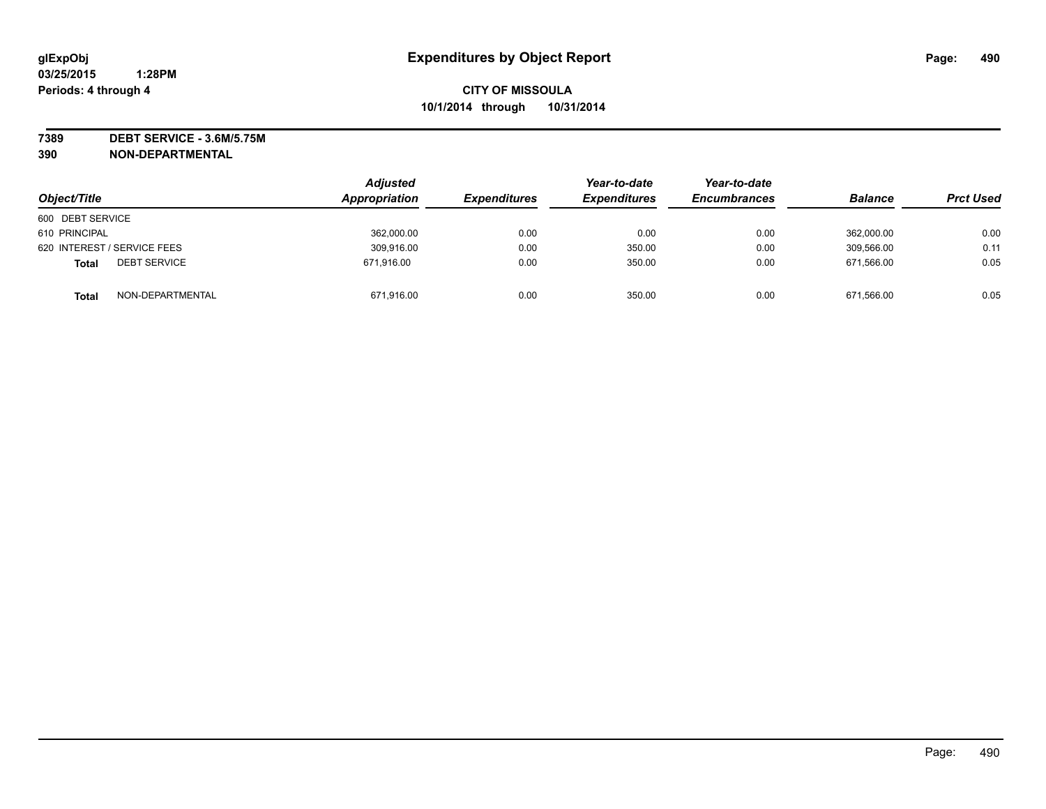glExpObj
03/25/2015 1:28PM
Periods: 4 through 4

# Expenditures by Object Report

**CITY OF MISSOULA**
**10/1/2014 through 10/31/2014**

**7389 DEBT SERVICE - 3.6M/5.75M**
**390 NON-DEPARTMENTAL**

| Object/Title | | Adjusted Appropriation | Expenditures | Year-to-date Expenditures | Year-to-date Encumbrances | Balance | Prct Used |
|---|---|---|---|---|---|---|---|
| 600 DEBT SERVICE | | | | | | | |
| 610 PRINCIPAL | | 362,000.00 | 0.00 | 0.00 | 0.00 | 362,000.00 | 0.00 |
| 620 INTEREST / SERVICE FEES | | 309,916.00 | 0.00 | 350.00 | 0.00 | 309,566.00 | 0.11 |
| **Total** | DEBT SERVICE | 671,916.00 | 0.00 | 350.00 | 0.00 | 671,566.00 | 0.05 |
| **Total** | NON-DEPARTMENTAL | 671,916.00 | 0.00 | 350.00 | 0.00 | 671,566.00 | 0.05 |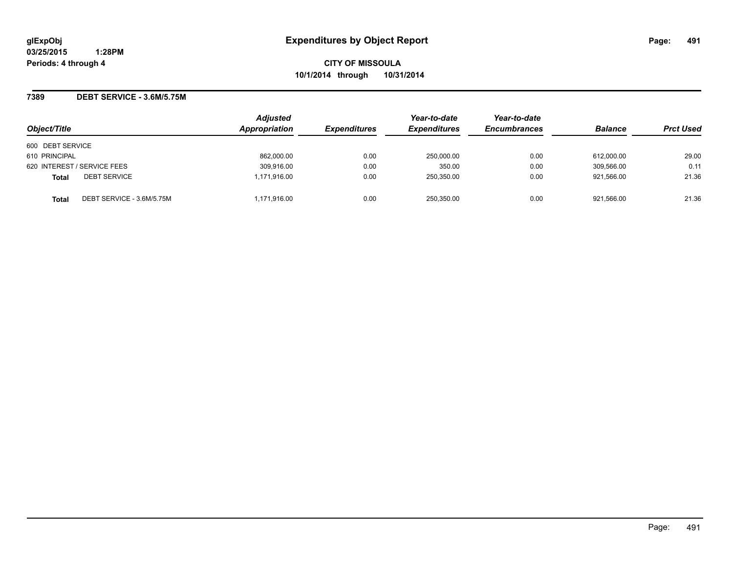**glExpObj**
**03/25/2015 1:28PM**
**Periods: 4 through 4**

# Expenditures by Object Report

**CITY OF MISSOULA**
**10/1/2014 through 10/31/2014**

## 7389 DEBT SERVICE - 3.6M/5.75M

| Object/Title | Adjusted Appropriation | Expenditures | Year-to-date Expenditures | Year-to-date Encumbrances | Balance | Prct Used |
|---|---|---|---|---|---|---|
| 600 DEBT SERVICE | | | | | | |
| 610 PRINCIPAL | 862,000.00 | 0.00 | 250,000.00 | 0.00 | 612,000.00 | 29.00 |
| 620 INTEREST / SERVICE FEES | 309,916.00 | 0.00 | 350.00 | 0.00 | 309,566.00 | 0.11 |
| **Total** DEBT SERVICE | 1,171,916.00 | 0.00 | 250,350.00 | 0.00 | 921,566.00 | 21.36 |
| **Total** DEBT SERVICE - 3.6M/5.75M | 1,171,916.00 | 0.00 | 250,350.00 | 0.00 | 921,566.00 | 21.36 |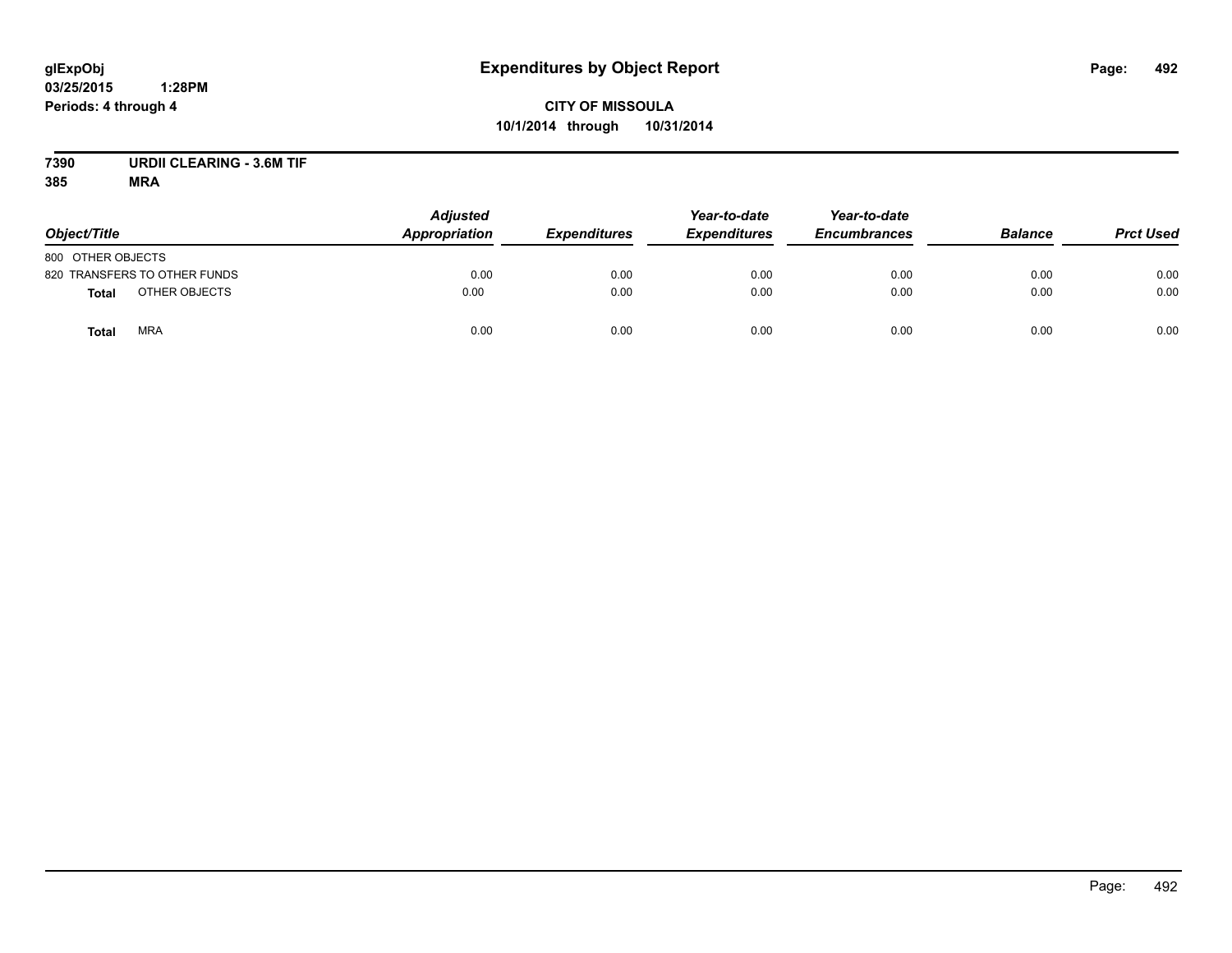glExpObj
03/25/2015 1:28PM
Periods: 4 through 4

# Expenditures by Object Report

**CITY OF MISSOULA**
**10/1/2014 through 10/31/2014**

**7390 URDII CLEARING - 3.6M TIF**
**385 MRA**

| Object/Title | Adjusted Appropriation | Expenditures | Year-to-date Expenditures | Year-to-date Encumbrances | Balance | Prct Used |
|---|---|---|---|---|---|---|
| 800 OTHER OBJECTS | | | | | | |
| 820 TRANSFERS TO OTHER FUNDS | 0.00 | 0.00 | 0.00 | 0.00 | 0.00 | 0.00 |
| **Total** OTHER OBJECTS | 0.00 | 0.00 | 0.00 | 0.00 | 0.00 | 0.00 |
| **Total** MRA | 0.00 | 0.00 | 0.00 | 0.00 | 0.00 | 0.00 |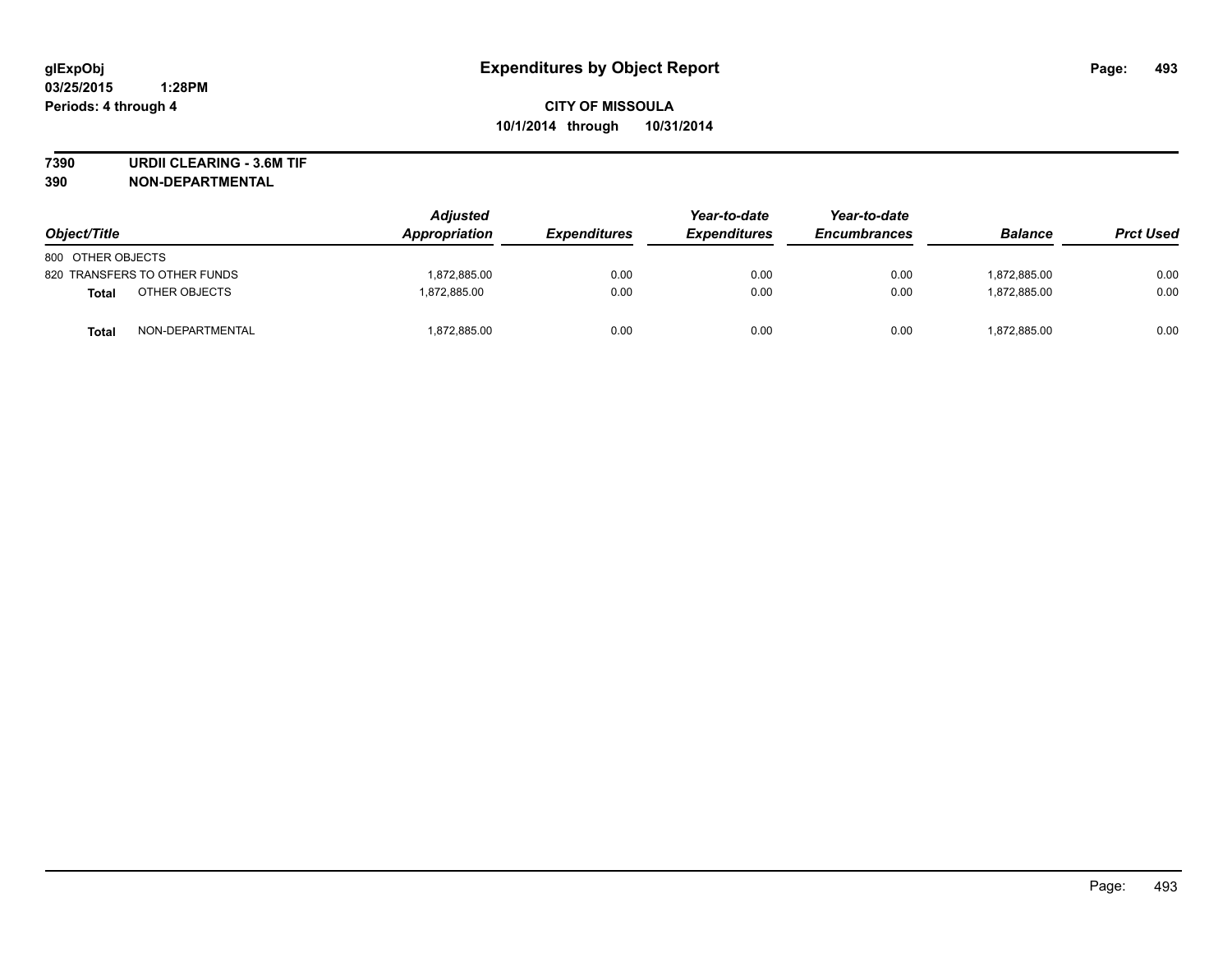glExpObj
03/25/2015 1:28PM
Periods: 4 through 4

# Expenditures by Object Report

**CITY OF MISSOULA**
**10/1/2014 through 10/31/2014**

**7390 URDII CLEARING - 3.6M TIF**
**390 NON-DEPARTMENTAL**

| Object/Title | | Adjusted Appropriation | Expenditures | Year-to-date Expenditures | Year-to-date Encumbrances | Balance | Prct Used |
|---|---|---|---|---|---|---|---|
| 800 OTHER OBJECTS | | | | | | | |
| 820 TRANSFERS TO OTHER FUNDS | | 1,872,885.00 | 0.00 | 0.00 | 0.00 | 1,872,885.00 | 0.00 |
| **Total** | OTHER OBJECTS | 1,872,885.00 | 0.00 | 0.00 | 0.00 | 1,872,885.00 | 0.00 |
| **Total** | NON-DEPARTMENTAL | 1,872,885.00 | 0.00 | 0.00 | 0.00 | 1,872,885.00 | 0.00 |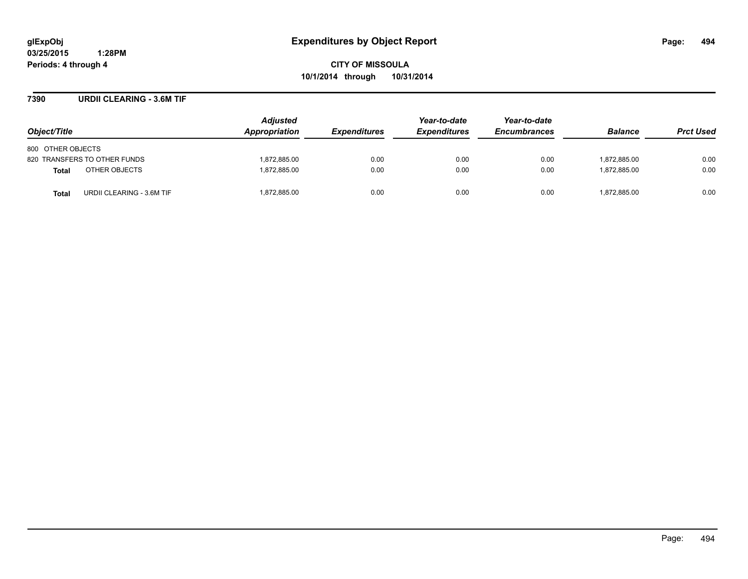glExpObj
03/25/2015 1:28PM
Periods: 4 through 4

# Expenditures by Object Report

**CITY OF MISSOULA**
**10/1/2014 through 10/31/2014**

## 7390 URDII CLEARING - 3.6M TIF

| Object/Title | Adjusted Appropriation | Expenditures | Year-to-date Expenditures | Year-to-date Encumbrances | Balance | Prct Used |
|---|---|---|---|---|---|---|
| 800 OTHER OBJECTS | | | | | | |
| 820 TRANSFERS TO OTHER FUNDS | 1,872,885.00 | 0.00 | 0.00 | 0.00 | 1,872,885.00 | 0.00 |
| **Total** OTHER OBJECTS | 1,872,885.00 | 0.00 | 0.00 | 0.00 | 1,872,885.00 | 0.00 |
| **Total** URDII CLEARING - 3.6M TIF | 1,872,885.00 | 0.00 | 0.00 | 0.00 | 1,872,885.00 | 0.00 |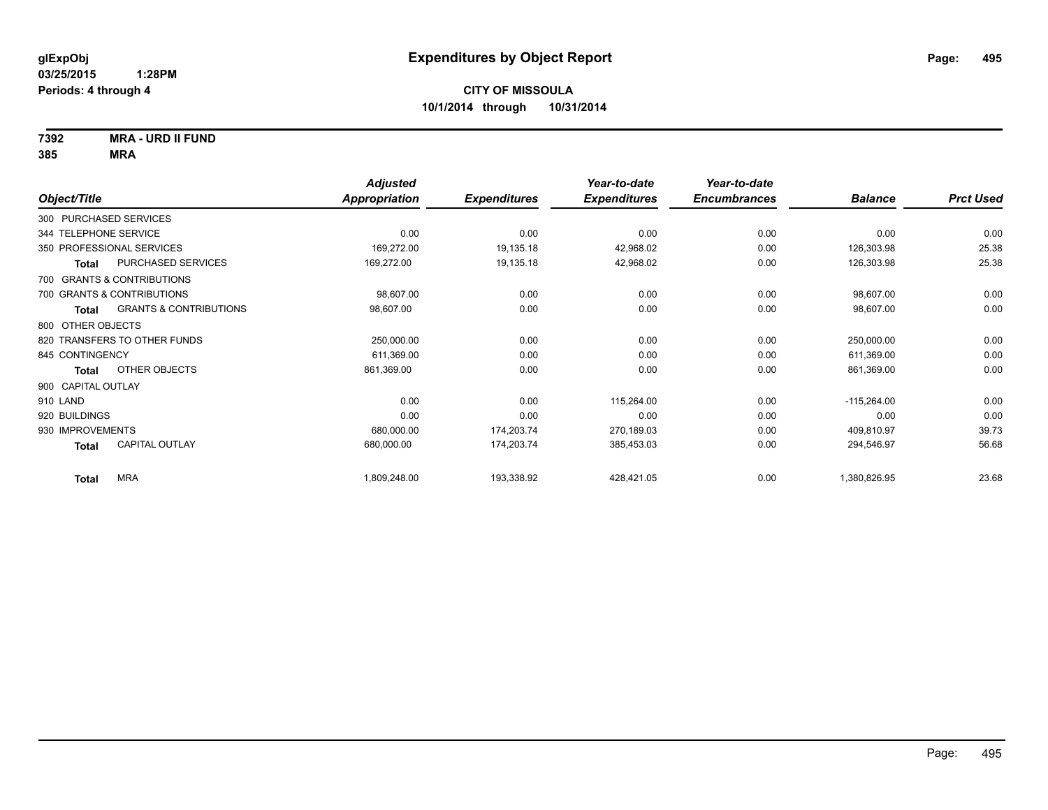# Expenditures by Object Report

glExpObj
03/25/2015 1:28PM
Periods: 4 through 4

**CITY OF MISSOULA**
**10/1/2014 through 10/31/2014**

**7392 MRA - URD II FUND**
**385 MRA**

| Object/Title | Adjusted Appropriation | Expenditures | Year-to-date Expenditures | Year-to-date Encumbrances | Balance | Prct Used |
|---|---|---|---|---|---|---|
| 300 PURCHASED SERVICES | | | | | | |
| 344 TELEPHONE SERVICE | 0.00 | 0.00 | 0.00 | 0.00 | 0.00 | 0.00 |
| 350 PROFESSIONAL SERVICES | 169,272.00 | 19,135.18 | 42,968.02 | 0.00 | 126,303.98 | 25.38 |
| **Total** PURCHASED SERVICES | 169,272.00 | 19,135.18 | 42,968.02 | 0.00 | 126,303.98 | 25.38 |
| 700 GRANTS & CONTRIBUTIONS | | | | | | |
| 700 GRANTS & CONTRIBUTIONS | 98,607.00 | 0.00 | 0.00 | 0.00 | 98,607.00 | 0.00 |
| **Total** GRANTS & CONTRIBUTIONS | 98,607.00 | 0.00 | 0.00 | 0.00 | 98,607.00 | 0.00 |
| 800 OTHER OBJECTS | | | | | | |
| 820 TRANSFERS TO OTHER FUNDS | 250,000.00 | 0.00 | 0.00 | 0.00 | 250,000.00 | 0.00 |
| 845 CONTINGENCY | 611,369.00 | 0.00 | 0.00 | 0.00 | 611,369.00 | 0.00 |
| **Total** OTHER OBJECTS | 861,369.00 | 0.00 | 0.00 | 0.00 | 861,369.00 | 0.00 |
| 900 CAPITAL OUTLAY | | | | | | |
| 910 LAND | 0.00 | 0.00 | 115,264.00 | 0.00 | -115,264.00 | 0.00 |
| 920 BUILDINGS | 0.00 | 0.00 | 0.00 | 0.00 | 0.00 | 0.00 |
| 930 IMPROVEMENTS | 680,000.00 | 174,203.74 | 270,189.03 | 0.00 | 409,810.97 | 39.73 |
| **Total** CAPITAL OUTLAY | 680,000.00 | 174,203.74 | 385,453.03 | 0.00 | 294,546.97 | 56.68 |
| **Total** MRA | 1,809,248.00 | 193,338.92 | 428,421.05 | 0.00 | 1,380,826.95 | 23.68 |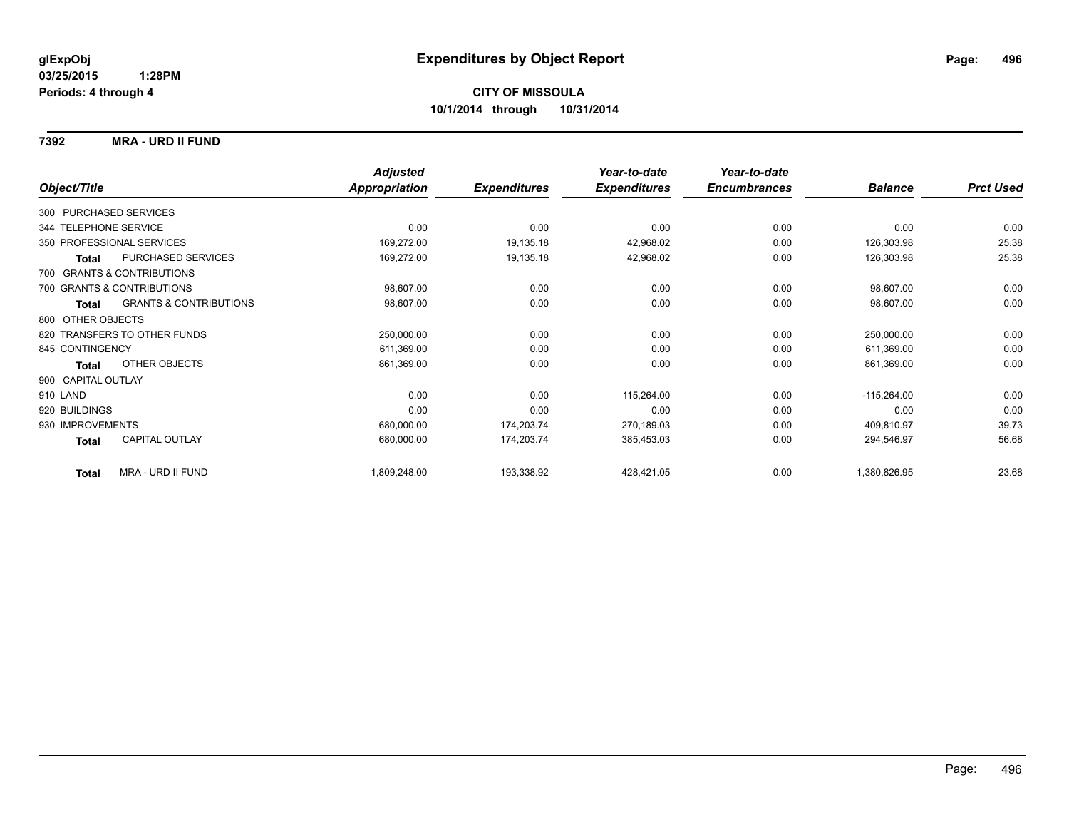# Expenditures by Object Report

glExpObj
03/25/2015 1:28PM
Periods: 4 through 4

**CITY OF MISSOULA**
**10/1/2014 through 10/31/2014**

## 7392 MRA - URD II FUND

| Object/Title | | Adjusted Appropriation | Expenditures | Year-to-date Expenditures | Year-to-date Encumbrances | Balance | Prct Used |
|---|---|---|---|---|---|---|---|
| 300 PURCHASED SERVICES | | | | | | | |
| 344 TELEPHONE SERVICE | | 0.00 | 0.00 | 0.00 | 0.00 | 0.00 | 0.00 |
| 350 PROFESSIONAL SERVICES | | 169,272.00 | 19,135.18 | 42,968.02 | 0.00 | 126,303.98 | 25.38 |
| Total | PURCHASED SERVICES | 169,272.00 | 19,135.18 | 42,968.02 | 0.00 | 126,303.98 | 25.38 |
| 700 GRANTS & CONTRIBUTIONS | | | | | | | |
| 700 GRANTS & CONTRIBUTIONS | | 98,607.00 | 0.00 | 0.00 | 0.00 | 98,607.00 | 0.00 |
| Total | GRANTS & CONTRIBUTIONS | 98,607.00 | 0.00 | 0.00 | 0.00 | 98,607.00 | 0.00 |
| 800 OTHER OBJECTS | | | | | | | |
| 820 TRANSFERS TO OTHER FUNDS | | 250,000.00 | 0.00 | 0.00 | 0.00 | 250,000.00 | 0.00 |
| 845 CONTINGENCY | | 611,369.00 | 0.00 | 0.00 | 0.00 | 611,369.00 | 0.00 |
| Total | OTHER OBJECTS | 861,369.00 | 0.00 | 0.00 | 0.00 | 861,369.00 | 0.00 |
| 900 CAPITAL OUTLAY | | | | | | | |
| 910 LAND | | 0.00 | 0.00 | 115,264.00 | 0.00 | -115,264.00 | 0.00 |
| 920 BUILDINGS | | 0.00 | 0.00 | 0.00 | 0.00 | 0.00 | 0.00 |
| 930 IMPROVEMENTS | | 680,000.00 | 174,203.74 | 270,189.03 | 0.00 | 409,810.97 | 39.73 |
| Total | CAPITAL OUTLAY | 680,000.00 | 174,203.74 | 385,453.03 | 0.00 | 294,546.97 | 56.68 |
| Total | MRA - URD II FUND | 1,809,248.00 | 193,338.92 | 428,421.05 | 0.00 | 1,380,826.95 | 23.68 |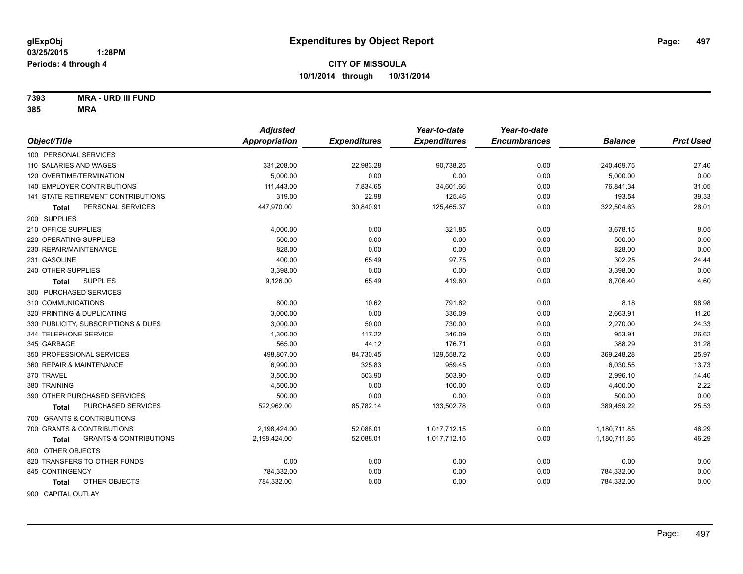**glExpObj**
**03/25/2015 1:28PM**
**Periods: 4 through 4**

# Expenditures by Object Report

## CITY OF MISSOULA

**10/1/2014 through 10/31/2014**

**7393 MRA - URD III FUND**
**385 MRA**

| Object/Title | Adjusted Appropriation | Expenditures | Year-to-date Expenditures | Year-to-date Encumbrances | Balance | Prct Used |
|---|---|---|---|---|---|---|
| 100 PERSONAL SERVICES | | | | | | |
| 110 SALARIES AND WAGES | 331,208.00 | 22,983.28 | 90,738.25 | 0.00 | 240,469.75 | 27.40 |
| 120 OVERTIME/TERMINATION | 5,000.00 | 0.00 | 0.00 | 0.00 | 5,000.00 | 0.00 |
| 140 EMPLOYER CONTRIBUTIONS | 111,443.00 | 7,834.65 | 34,601.66 | 0.00 | 76,841.34 | 31.05 |
| 141 STATE RETIREMENT CONTRIBUTIONS | 319.00 | 22.98 | 125.46 | 0.00 | 193.54 | 39.33 |
| **Total** PERSONAL SERVICES | 447,970.00 | 30,840.91 | 125,465.37 | 0.00 | 322,504.63 | 28.01 |
| 200 SUPPLIES | | | | | | |
| 210 OFFICE SUPPLIES | 4,000.00 | 0.00 | 321.85 | 0.00 | 3,678.15 | 8.05 |
| 220 OPERATING SUPPLIES | 500.00 | 0.00 | 0.00 | 0.00 | 500.00 | 0.00 |
| 230 REPAIR/MAINTENANCE | 828.00 | 0.00 | 0.00 | 0.00 | 828.00 | 0.00 |
| 231 GASOLINE | 400.00 | 65.49 | 97.75 | 0.00 | 302.25 | 24.44 |
| 240 OTHER SUPPLIES | 3,398.00 | 0.00 | 0.00 | 0.00 | 3,398.00 | 0.00 |
| **Total** SUPPLIES | 9,126.00 | 65.49 | 419.60 | 0.00 | 8,706.40 | 4.60 |
| 300 PURCHASED SERVICES | | | | | | |
| 310 COMMUNICATIONS | 800.00 | 10.62 | 791.82 | 0.00 | 8.18 | 98.98 |
| 320 PRINTING & DUPLICATING | 3,000.00 | 0.00 | 336.09 | 0.00 | 2,663.91 | 11.20 |
| 330 PUBLICITY, SUBSCRIPTIONS & DUES | 3,000.00 | 50.00 | 730.00 | 0.00 | 2,270.00 | 24.33 |
| 344 TELEPHONE SERVICE | 1,300.00 | 117.22 | 346.09 | 0.00 | 953.91 | 26.62 |
| 345 GARBAGE | 565.00 | 44.12 | 176.71 | 0.00 | 388.29 | 31.28 |
| 350 PROFESSIONAL SERVICES | 498,807.00 | 84,730.45 | 129,558.72 | 0.00 | 369,248.28 | 25.97 |
| 360 REPAIR & MAINTENANCE | 6,990.00 | 325.83 | 959.45 | 0.00 | 6,030.55 | 13.73 |
| 370 TRAVEL | 3,500.00 | 503.90 | 503.90 | 0.00 | 2,996.10 | 14.40 |
| 380 TRAINING | 4,500.00 | 0.00 | 100.00 | 0.00 | 4,400.00 | 2.22 |
| 390 OTHER PURCHASED SERVICES | 500.00 | 0.00 | 0.00 | 0.00 | 500.00 | 0.00 |
| **Total** PURCHASED SERVICES | 522,962.00 | 85,782.14 | 133,502.78 | 0.00 | 389,459.22 | 25.53 |
| 700 GRANTS & CONTRIBUTIONS | | | | | | |
| 700 GRANTS & CONTRIBUTIONS | 2,198,424.00 | 52,088.01 | 1,017,712.15 | 0.00 | 1,180,711.85 | 46.29 |
| **Total** GRANTS & CONTRIBUTIONS | 2,198,424.00 | 52,088.01 | 1,017,712.15 | 0.00 | 1,180,711.85 | 46.29 |
| 800 OTHER OBJECTS | | | | | | |
| 820 TRANSFERS TO OTHER FUNDS | 0.00 | 0.00 | 0.00 | 0.00 | 0.00 | 0.00 |
| 845 CONTINGENCY | 784,332.00 | 0.00 | 0.00 | 0.00 | 784,332.00 | 0.00 |
| **Total** OTHER OBJECTS | 784,332.00 | 0.00 | 0.00 | 0.00 | 784,332.00 | 0.00 |
| 900 CAPITAL OUTLAY | | | | | | |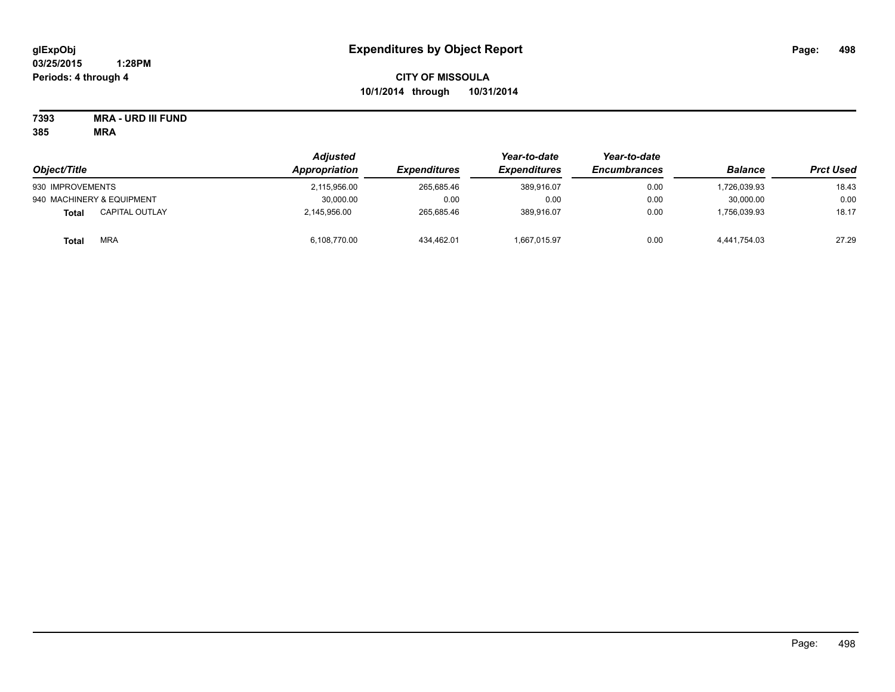**glExpObj**
**03/25/2015 1:28PM**
**Periods: 4 through 4**

# Expenditures by Object Report

**CITY OF MISSOULA**
**10/1/2014 through 10/31/2014**

**7393 MRA - URD III FUND**
**385 MRA**

| Object/Title | | Adjusted Appropriation | Expenditures | Year-to-date Expenditures | Year-to-date Encumbrances | Balance | Prct Used |
|---|---|---|---|---|---|---|---|
| 930 IMPROVEMENTS | | 2,115,956.00 | 265,685.46 | 389,916.07 | 0.00 | 1,726,039.93 | 18.43 |
| 940 MACHINERY & EQUIPMENT | | 30,000.00 | 0.00 | 0.00 | 0.00 | 30,000.00 | 0.00 |
| **Total** | CAPITAL OUTLAY | 2,145,956.00 | 265,685.46 | 389,916.07 | 0.00 | 1,756,039.93 | 18.17 |
| **Total** | MRA | 6,108,770.00 | 434,462.01 | 1,667,015.97 | 0.00 | 4,441,754.03 | 27.29 |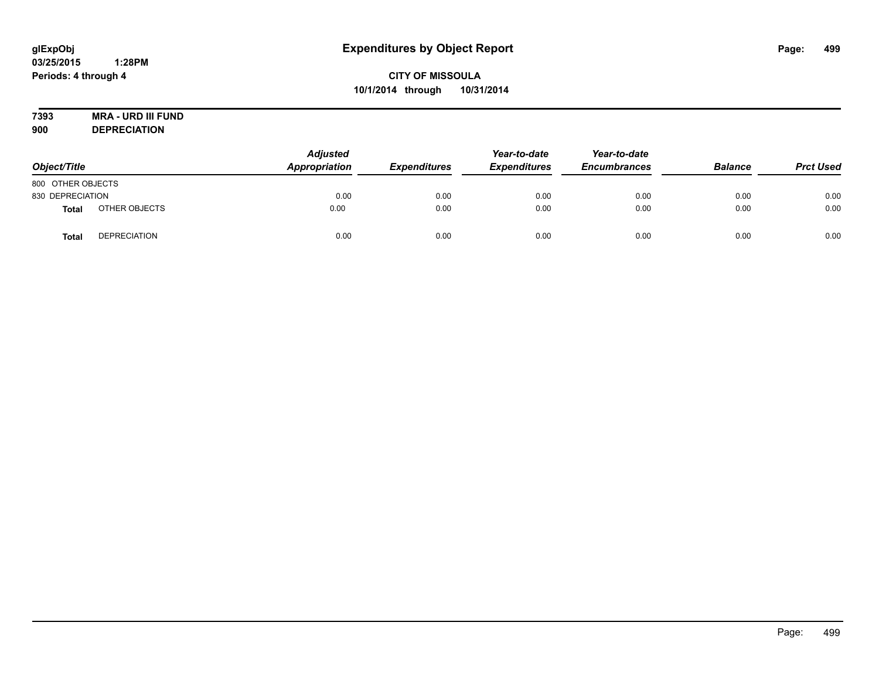**glExpObj**
**03/25/2015 1:28PM**
**Periods: 4 through 4**

# Expenditures by Object Report

**CITY OF MISSOULA**
**10/1/2014 through 10/31/2014**

**7393 MRA - URD III FUND**
**900 DEPRECIATION**

| Object/Title | | Adjusted Appropriation | Expenditures | Year-to-date Expenditures | Year-to-date Encumbrances | Balance | Prct Used |
|---|---|---|---|---|---|---|---|
| 800 OTHER OBJECTS | | | | | | | |
| 830 DEPRECIATION | | 0.00 | 0.00 | 0.00 | 0.00 | 0.00 | 0.00 |
| **Total** | OTHER OBJECTS | 0.00 | 0.00 | 0.00 | 0.00 | 0.00 | 0.00 |
| **Total** | DEPRECIATION | 0.00 | 0.00 | 0.00 | 0.00 | 0.00 | 0.00 |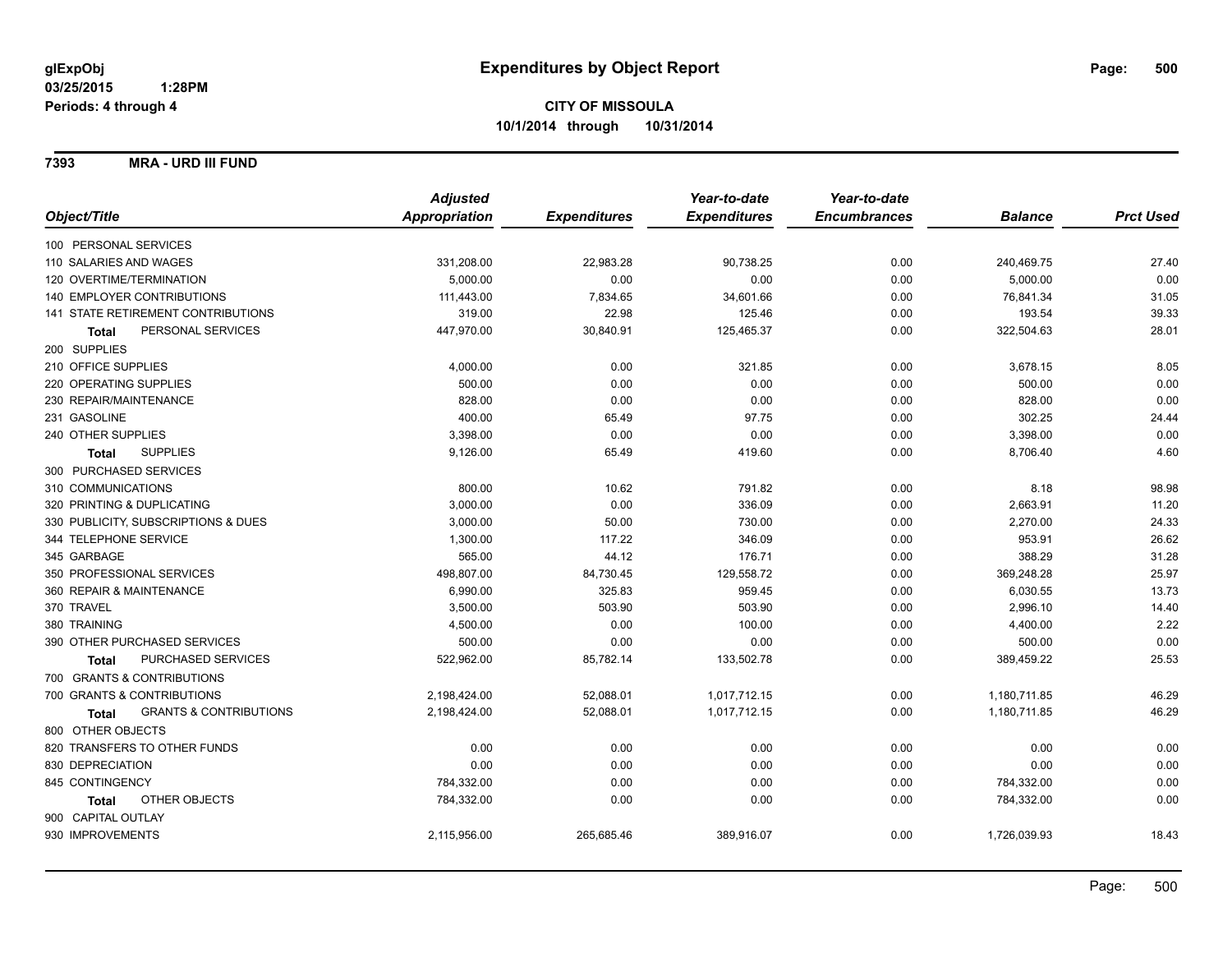# Expenditures by Object Report

glExpObj
03/25/2015 1:28PM
Periods: 4 through 4

**CITY OF MISSOULA**
**10/1/2014 through 10/31/2014**

**7393 MRA - URD III FUND**

| Object/Title | Adjusted Appropriation | Expenditures | Year-to-date Expenditures | Year-to-date Encumbrances | Balance | Prct Used |
|---|---|---|---|---|---|---|
| 100 PERSONAL SERVICES | | | | | | |
| 110 SALARIES AND WAGES | 331,208.00 | 22,983.28 | 90,738.25 | 0.00 | 240,469.75 | 27.40 |
| 120 OVERTIME/TERMINATION | 5,000.00 | 0.00 | 0.00 | 0.00 | 5,000.00 | 0.00 |
| 140 EMPLOYER CONTRIBUTIONS | 111,443.00 | 7,834.65 | 34,601.66 | 0.00 | 76,841.34 | 31.05 |
| 141 STATE RETIREMENT CONTRIBUTIONS | 319.00 | 22.98 | 125.46 | 0.00 | 193.54 | 39.33 |
| **Total** PERSONAL SERVICES | 447,970.00 | 30,840.91 | 125,465.37 | 0.00 | 322,504.63 | 28.01 |
| 200 SUPPLIES | | | | | | |
| 210 OFFICE SUPPLIES | 4,000.00 | 0.00 | 321.85 | 0.00 | 3,678.15 | 8.05 |
| 220 OPERATING SUPPLIES | 500.00 | 0.00 | 0.00 | 0.00 | 500.00 | 0.00 |
| 230 REPAIR/MAINTENANCE | 828.00 | 0.00 | 0.00 | 0.00 | 828.00 | 0.00 |
| 231 GASOLINE | 400.00 | 65.49 | 97.75 | 0.00 | 302.25 | 24.44 |
| 240 OTHER SUPPLIES | 3,398.00 | 0.00 | 0.00 | 0.00 | 3,398.00 | 0.00 |
| **Total** SUPPLIES | 9,126.00 | 65.49 | 419.60 | 0.00 | 8,706.40 | 4.60 |
| 300 PURCHASED SERVICES | | | | | | |
| 310 COMMUNICATIONS | 800.00 | 10.62 | 791.82 | 0.00 | 8.18 | 98.98 |
| 320 PRINTING & DUPLICATING | 3,000.00 | 0.00 | 336.09 | 0.00 | 2,663.91 | 11.20 |
| 330 PUBLICITY, SUBSCRIPTIONS & DUES | 3,000.00 | 50.00 | 730.00 | 0.00 | 2,270.00 | 24.33 |
| 344 TELEPHONE SERVICE | 1,300.00 | 117.22 | 346.09 | 0.00 | 953.91 | 26.62 |
| 345 GARBAGE | 565.00 | 44.12 | 176.71 | 0.00 | 388.29 | 31.28 |
| 350 PROFESSIONAL SERVICES | 498,807.00 | 84,730.45 | 129,558.72 | 0.00 | 369,248.28 | 25.97 |
| 360 REPAIR & MAINTENANCE | 6,990.00 | 325.83 | 959.45 | 0.00 | 6,030.55 | 13.73 |
| 370 TRAVEL | 3,500.00 | 503.90 | 503.90 | 0.00 | 2,996.10 | 14.40 |
| 380 TRAINING | 4,500.00 | 0.00 | 100.00 | 0.00 | 4,400.00 | 2.22 |
| 390 OTHER PURCHASED SERVICES | 500.00 | 0.00 | 0.00 | 0.00 | 500.00 | 0.00 |
| **Total** PURCHASED SERVICES | 522,962.00 | 85,782.14 | 133,502.78 | 0.00 | 389,459.22 | 25.53 |
| 700 GRANTS & CONTRIBUTIONS | | | | | | |
| 700 GRANTS & CONTRIBUTIONS | 2,198,424.00 | 52,088.01 | 1,017,712.15 | 0.00 | 1,180,711.85 | 46.29 |
| **Total** GRANTS & CONTRIBUTIONS | 2,198,424.00 | 52,088.01 | 1,017,712.15 | 0.00 | 1,180,711.85 | 46.29 |
| 800 OTHER OBJECTS | | | | | | |
| 820 TRANSFERS TO OTHER FUNDS | 0.00 | 0.00 | 0.00 | 0.00 | 0.00 | 0.00 |
| 830 DEPRECIATION | 0.00 | 0.00 | 0.00 | 0.00 | 0.00 | 0.00 |
| 845 CONTINGENCY | 784,332.00 | 0.00 | 0.00 | 0.00 | 784,332.00 | 0.00 |
| **Total** OTHER OBJECTS | 784,332.00 | 0.00 | 0.00 | 0.00 | 784,332.00 | 0.00 |
| 900 CAPITAL OUTLAY | | | | | | |
| 930 IMPROVEMENTS | 2,115,956.00 | 265,685.46 | 389,916.07 | 0.00 | 1,726,039.93 | 18.43 |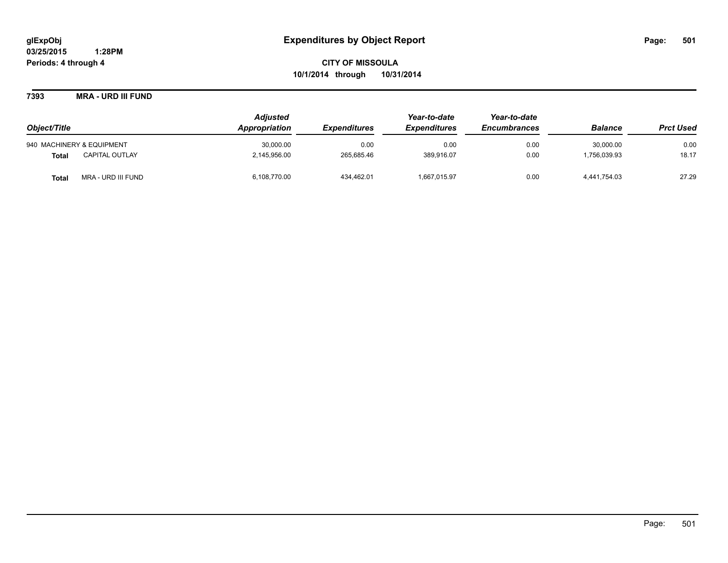**glExpObj** **Expenditures by Object Report**
**03/25/2015 1:28PM**
**Periods: 4 through 4**

**CITY OF MISSOULA**
**10/1/2014 through 10/31/2014**

**7393 MRA - URD III FUND**

| Object/Title | | Adjusted Appropriation | Expenditures | Year-to-date Expenditures | Year-to-date Encumbrances | Balance | Prct Used |
|---|---|---|---|---|---|---|---|
| 940 MACHINERY & EQUIPMENT | | 30,000.00 | 0.00 | 0.00 | 0.00 | 30,000.00 | 0.00 |
| **Total** | CAPITAL OUTLAY | 2,145,956.00 | 265,685.46 | 389,916.07 | 0.00 | 1,756,039.93 | 18.17 |
| **Total** | MRA - URD III FUND | 6,108,770.00 | 434,462.01 | 1,667,015.97 | 0.00 | 4,441,754.03 | 27.29 |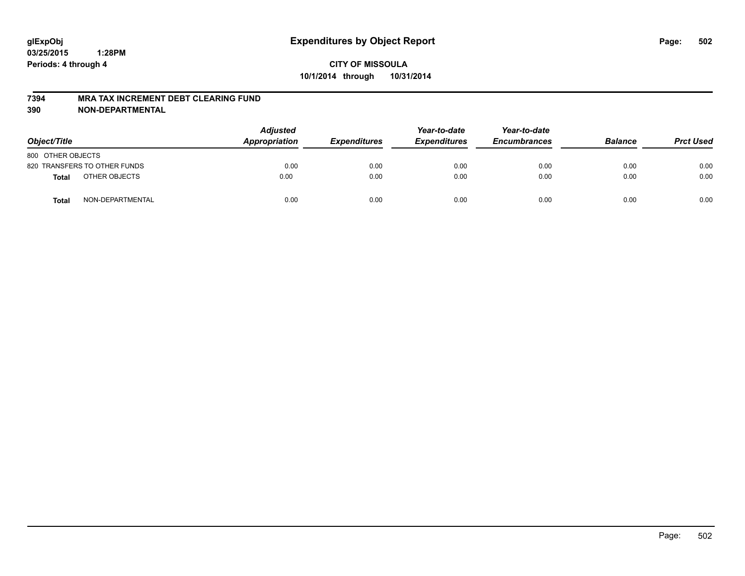**glExpObj** **Expenditures by Object Report**
**03/25/2015 1:28PM**
**Periods: 4 through 4**

**CITY OF MISSOULA**
**10/1/2014 through 10/31/2014**

## 7394 MRA TAX INCREMENT DEBT CLEARING FUND
## 390 NON-DEPARTMENTAL

| *Object/Title* | *Adjusted Appropriation* | *Expenditures* | *Year-to-date Expenditures* | *Year-to-date Encumbrances* | *Balance* | *Prct Used* |
|---|---|---|---|---|---|---|
| 800 OTHER OBJECTS | | | | | | |
| 820 TRANSFERS TO OTHER FUNDS | 0.00 | 0.00 | 0.00 | 0.00 | 0.00 | 0.00 |
| **Total** OTHER OBJECTS | 0.00 | 0.00 | 0.00 | 0.00 | 0.00 | 0.00 |
| **Total** NON-DEPARTMENTAL | 0.00 | 0.00 | 0.00 | 0.00 | 0.00 | 0.00 |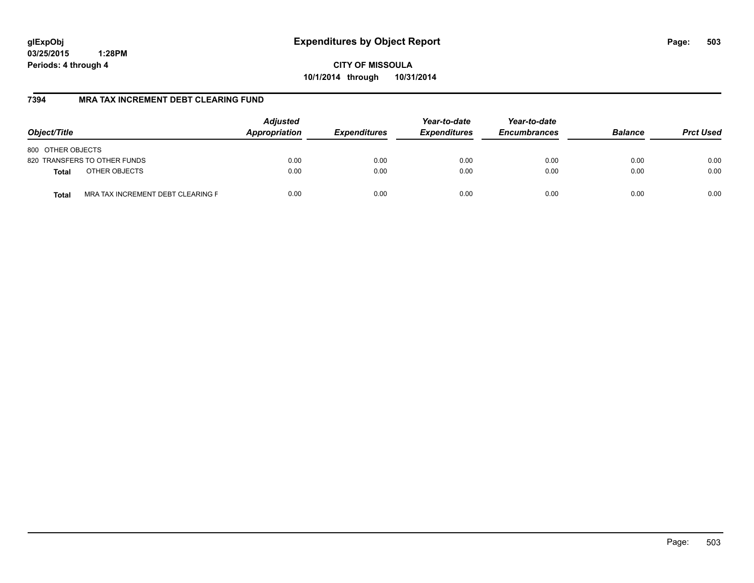**glExpObj**
**03/25/2015 1:28PM**
**Periods: 4 through 4**

# Expenditures by Object Report

**CITY OF MISSOULA**
**10/1/2014 through 10/31/2014**

## 7394 MRA TAX INCREMENT DEBT CLEARING FUND

| Object/Title | | Adjusted Appropriation | Expenditures | Year-to-date Expenditures | Year-to-date Encumbrances | Balance | Prct Used |
|---|---|---|---|---|---|---|---|
| 800 OTHER OBJECTS | | | | | | | |
| 820 TRANSFERS TO OTHER FUNDS | | 0.00 | 0.00 | 0.00 | 0.00 | 0.00 | 0.00 |
| **Total** | OTHER OBJECTS | 0.00 | 0.00 | 0.00 | 0.00 | 0.00 | 0.00 |
| **Total** | MRA TAX INCREMENT DEBT CLEARING F | 0.00 | 0.00 | 0.00 | 0.00 | 0.00 | 0.00 |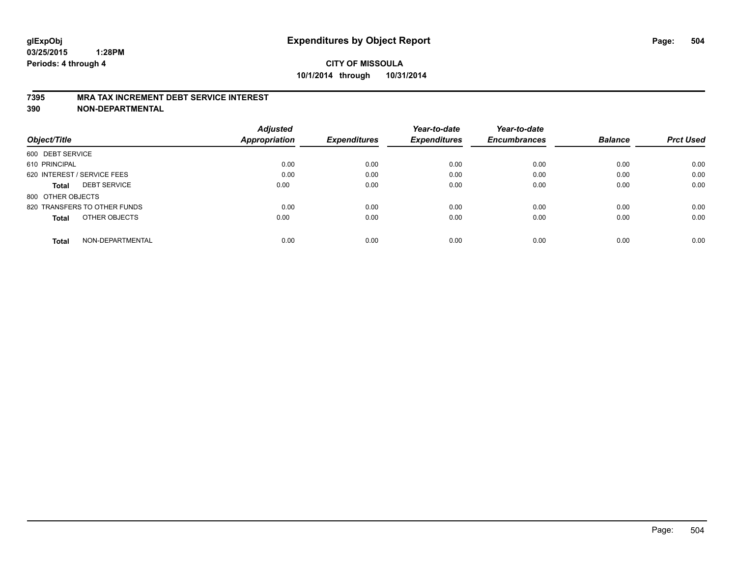glExpObj
03/25/2015 1:28PM
Periods: 4 through 4

# Expenditures by Object Report

**CITY OF MISSOULA**
**10/1/2014 through 10/31/2014**

**7395 MRA TAX INCREMENT DEBT SERVICE INTEREST**
**390 NON-DEPARTMENTAL**

| Object/Title | Adjusted Appropriation | Expenditures | Year-to-date Expenditures | Year-to-date Encumbrances | Balance | Prct Used |
|---|---|---|---|---|---|---|
| 600 DEBT SERVICE | | | | | | |
| 610 PRINCIPAL | 0.00 | 0.00 | 0.00 | 0.00 | 0.00 | 0.00 |
| 620 INTEREST / SERVICE FEES | 0.00 | 0.00 | 0.00 | 0.00 | 0.00 | 0.00 |
| **Total** DEBT SERVICE | 0.00 | 0.00 | 0.00 | 0.00 | 0.00 | 0.00 |
| 800 OTHER OBJECTS | | | | | | |
| 820 TRANSFERS TO OTHER FUNDS | 0.00 | 0.00 | 0.00 | 0.00 | 0.00 | 0.00 |
| **Total** OTHER OBJECTS | 0.00 | 0.00 | 0.00 | 0.00 | 0.00 | 0.00 |
| **Total** NON-DEPARTMENTAL | 0.00 | 0.00 | 0.00 | 0.00 | 0.00 | 0.00 |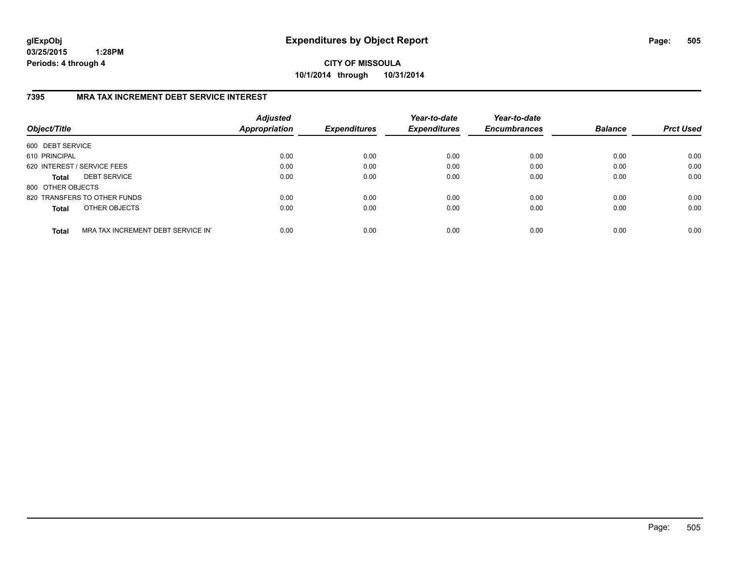**glExpObj**
**03/25/2015 1:28PM**
**Periods: 4 through 4**

# Expenditures by Object Report

**CITY OF MISSOULA**
**10/1/2014 through 10/31/2014**

## 7395 MRA TAX INCREMENT DEBT SERVICE INTEREST

| Object/Title | Adjusted Appropriation | Expenditures | Year-to-date Expenditures | Year-to-date Encumbrances | Balance | Prct Used |
|---|---|---|---|---|---|---|
| 600 DEBT SERVICE | | | | | | |
| 610 PRINCIPAL | 0.00 | 0.00 | 0.00 | 0.00 | 0.00 | 0.00 |
| 620 INTEREST / SERVICE FEES | 0.00 | 0.00 | 0.00 | 0.00 | 0.00 | 0.00 |
| **Total** DEBT SERVICE | 0.00 | 0.00 | 0.00 | 0.00 | 0.00 | 0.00 |
| 800 OTHER OBJECTS | | | | | | |
| 820 TRANSFERS TO OTHER FUNDS | 0.00 | 0.00 | 0.00 | 0.00 | 0.00 | 0.00 |
| **Total** OTHER OBJECTS | 0.00 | 0.00 | 0.00 | 0.00 | 0.00 | 0.00 |
| **Total** MRA TAX INCREMENT DEBT SERVICE IN | 0.00 | 0.00 | 0.00 | 0.00 | 0.00 | 0.00 |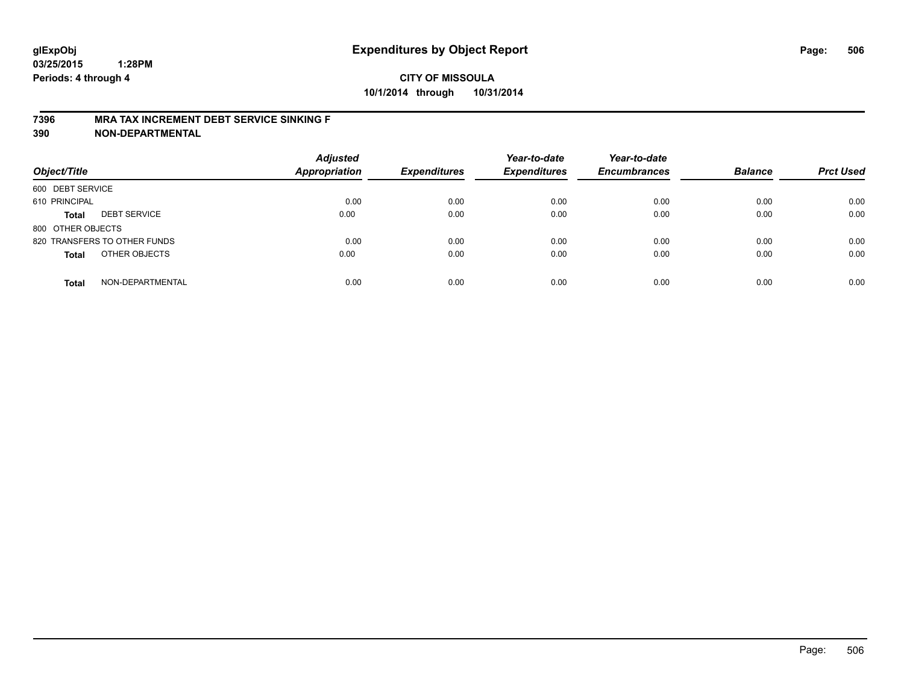**glExpObj**
**03/25/2015 1:28PM**
**Periods: 4 through 4**

# Expenditures by Object Report

**CITY OF MISSOULA**
**10/1/2014 through 10/31/2014**

**7396 MRA TAX INCREMENT DEBT SERVICE SINKING F**
**390 NON-DEPARTMENTAL**

| Object/Title | | Adjusted Appropriation | Expenditures | Year-to-date Expenditures | Year-to-date Encumbrances | Balance | Prct Used |
|---|---|---|---|---|---|---|---|
| 600 DEBT SERVICE | | | | | | | |
| 610 PRINCIPAL | | 0.00 | 0.00 | 0.00 | 0.00 | 0.00 | 0.00 |
| **Total** | DEBT SERVICE | 0.00 | 0.00 | 0.00 | 0.00 | 0.00 | 0.00 |
| 800 OTHER OBJECTS | | | | | | | |
| 820 TRANSFERS TO OTHER FUNDS | | 0.00 | 0.00 | 0.00 | 0.00 | 0.00 | 0.00 |
| **Total** | OTHER OBJECTS | 0.00 | 0.00 | 0.00 | 0.00 | 0.00 | 0.00 |
| **Total** | NON-DEPARTMENTAL | 0.00 | 0.00 | 0.00 | 0.00 | 0.00 | 0.00 |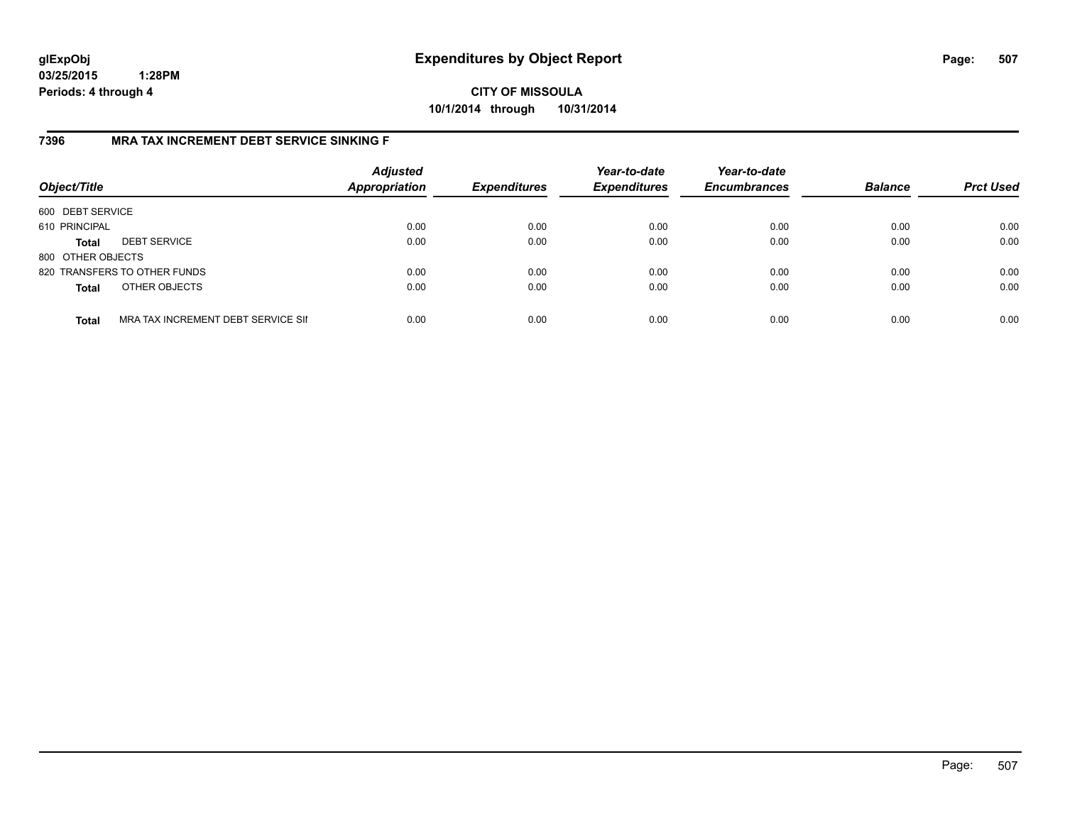# Expenditures by Object Report

glExpObj
03/25/2015 1:28PM
Periods: 4 through 4

**CITY OF MISSOULA**
**10/1/2014 through 10/31/2014**

## 7396 MRA TAX INCREMENT DEBT SERVICE SINKING F

| Object/Title | | Adjusted Appropriation | Expenditures | Year-to-date Expenditures | Year-to-date Encumbrances | Balance | Prct Used |
|---|---|---|---|---|---|---|---|
| 600 DEBT SERVICE | | | | | | | |
| 610 PRINCIPAL | | 0.00 | 0.00 | 0.00 | 0.00 | 0.00 | 0.00 |
| **Total** | DEBT SERVICE | 0.00 | 0.00 | 0.00 | 0.00 | 0.00 | 0.00 |
| 800 OTHER OBJECTS | | | | | | | |
| 820 TRANSFERS TO OTHER FUNDS | | 0.00 | 0.00 | 0.00 | 0.00 | 0.00 | 0.00 |
| **Total** | OTHER OBJECTS | 0.00 | 0.00 | 0.00 | 0.00 | 0.00 | 0.00 |
| **Total** | MRA TAX INCREMENT DEBT SERVICE SII | 0.00 | 0.00 | 0.00 | 0.00 | 0.00 | 0.00 |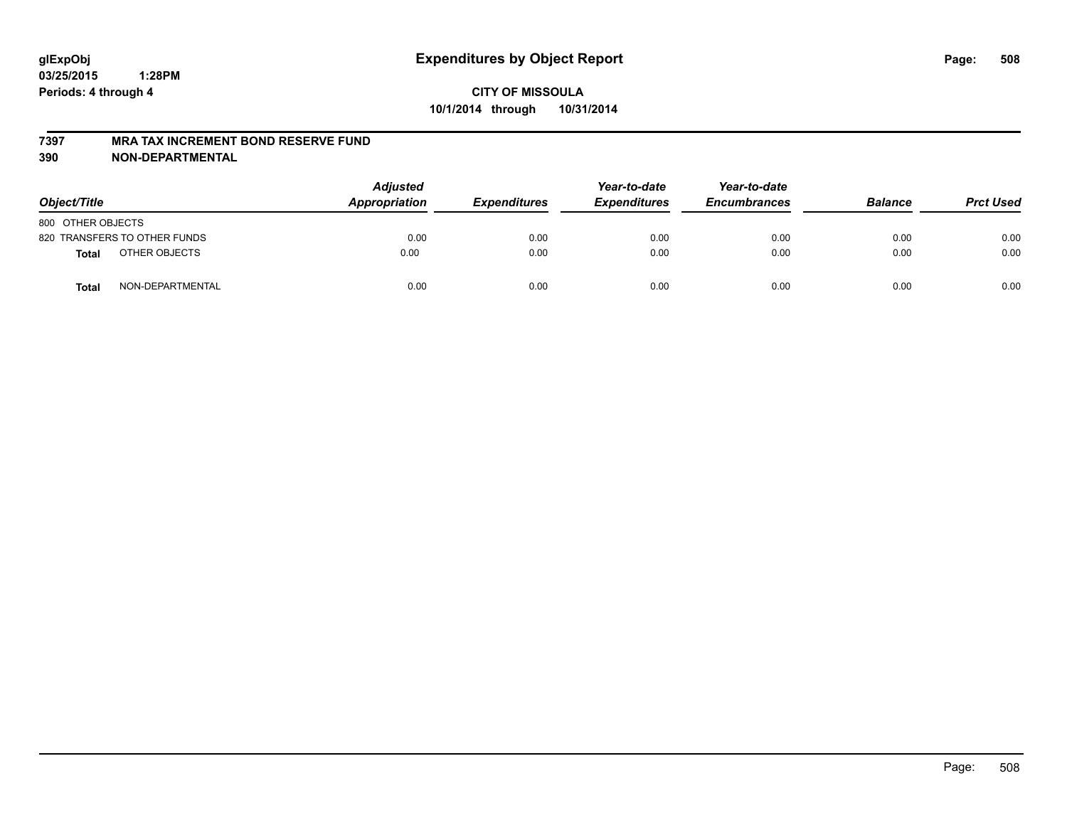# Expenditures by Object Report

glExpObj
03/25/2015 1:28PM
Periods: 4 through 4

**CITY OF MISSOULA**
**10/1/2014 through 10/31/2014**

**7397 MRA TAX INCREMENT BOND RESERVE FUND**
**390 NON-DEPARTMENTAL**

| Object/Title | | Adjusted Appropriation | Expenditures | Year-to-date Expenditures | Year-to-date Encumbrances | Balance | Prct Used |
|---|---|---|---|---|---|---|---|
| 800 OTHER OBJECTS | | | | | | | |
| 820 TRANSFERS TO OTHER FUNDS | | 0.00 | 0.00 | 0.00 | 0.00 | 0.00 | 0.00 |
| **Total** | OTHER OBJECTS | 0.00 | 0.00 | 0.00 | 0.00 | 0.00 | 0.00 |
| **Total** | NON-DEPARTMENTAL | 0.00 | 0.00 | 0.00 | 0.00 | 0.00 | 0.00 |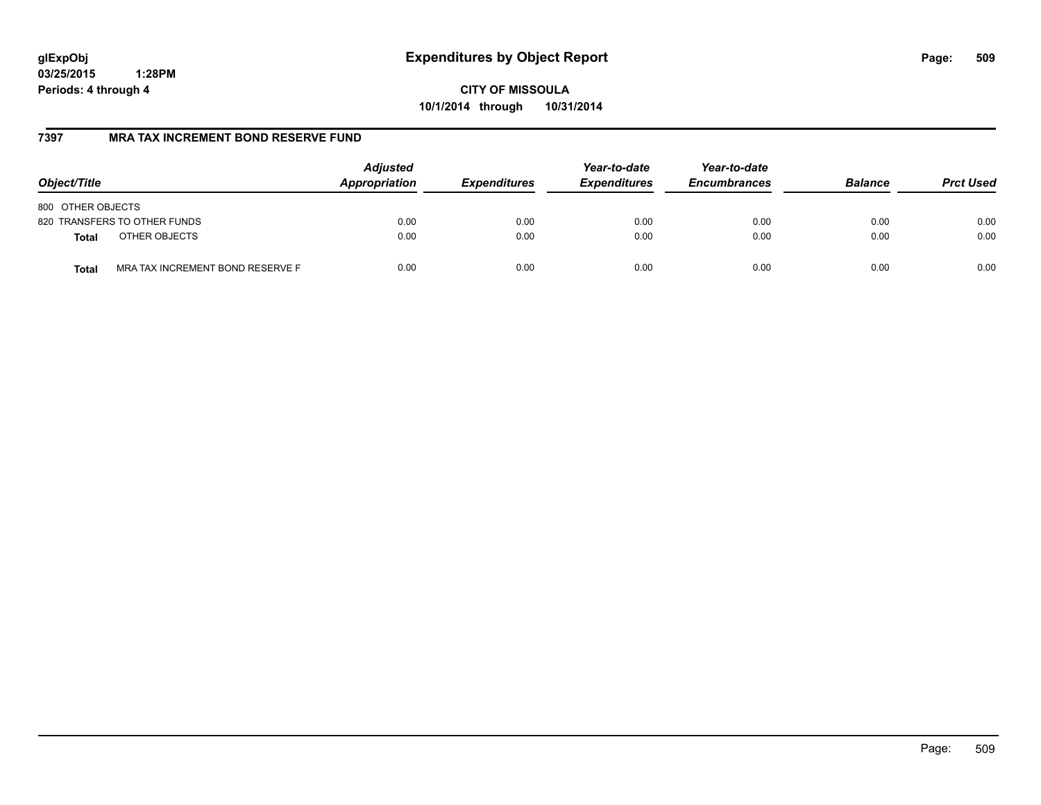glExpObj
03/25/2015 1:28PM
Periods: 4 through 4

# Expenditures by Object Report

**CITY OF MISSOULA**
**10/1/2014 through 10/31/2014**

## 7397 MRA TAX INCREMENT BOND RESERVE FUND

| Object/Title | | Adjusted Appropriation | Expenditures | Year-to-date Expenditures | Year-to-date Encumbrances | Balance | Prct Used |
|---|---|---|---|---|---|---|---|
| 800 OTHER OBJECTS | | | | | | | |
| 820 TRANSFERS TO OTHER FUNDS | | 0.00 | 0.00 | 0.00 | 0.00 | 0.00 | 0.00 |
| **Total** | OTHER OBJECTS | 0.00 | 0.00 | 0.00 | 0.00 | 0.00 | 0.00 |
| **Total** | MRA TAX INCREMENT BOND RESERVE F | 0.00 | 0.00 | 0.00 | 0.00 | 0.00 | 0.00 |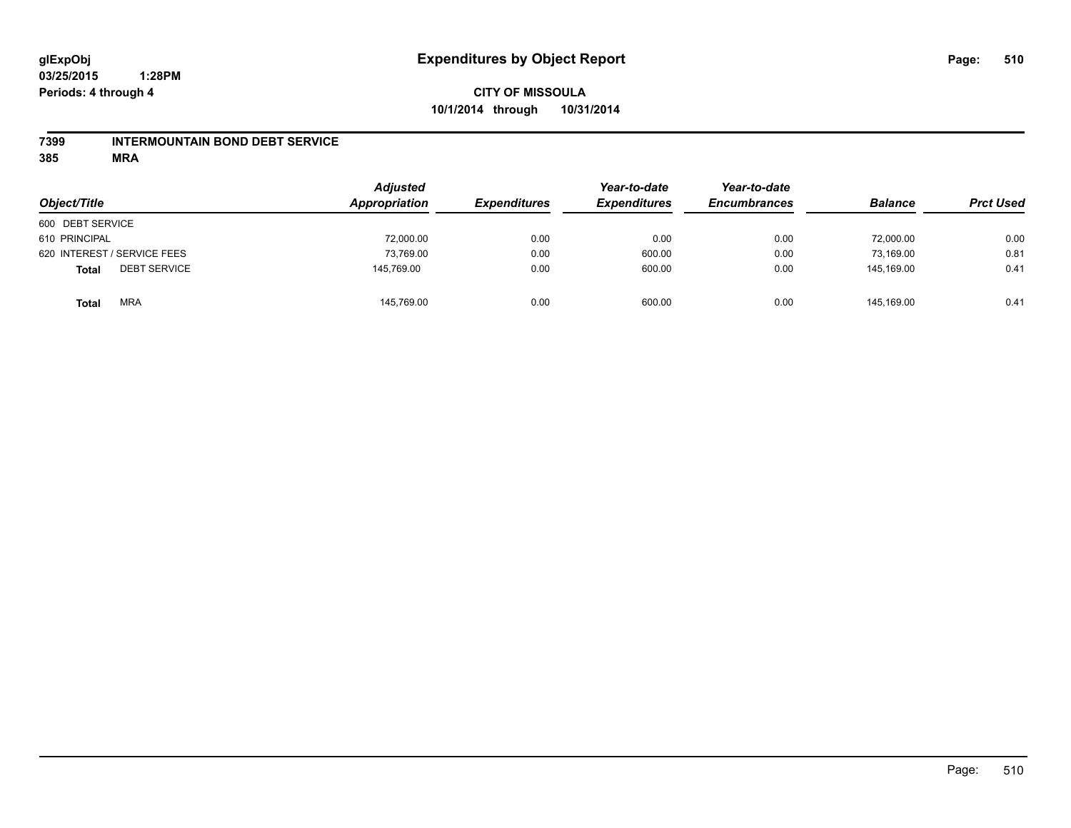**glExpObj**
**03/25/2015 1:28PM**
**Periods: 4 through 4**

# Expenditures by Object Report

**CITY OF MISSOULA**
**10/1/2014 through 10/31/2014**

**7399 INTERMOUNTAIN BOND DEBT SERVICE**
**385 MRA**

| Object/Title | Adjusted Appropriation | Expenditures | Year-to-date Expenditures | Year-to-date Encumbrances | Balance | Prct Used |
|---|---|---|---|---|---|---|
| 600 DEBT SERVICE | | | | | | |
| 610 PRINCIPAL | 72,000.00 | 0.00 | 0.00 | 0.00 | 72,000.00 | 0.00 |
| 620 INTEREST / SERVICE FEES | 73,769.00 | 0.00 | 600.00 | 0.00 | 73,169.00 | 0.81 |
| **Total** DEBT SERVICE | 145,769.00 | 0.00 | 600.00 | 0.00 | 145,169.00 | 0.41 |
| **Total** MRA | 145,769.00 | 0.00 | 600.00 | 0.00 | 145,169.00 | 0.41 |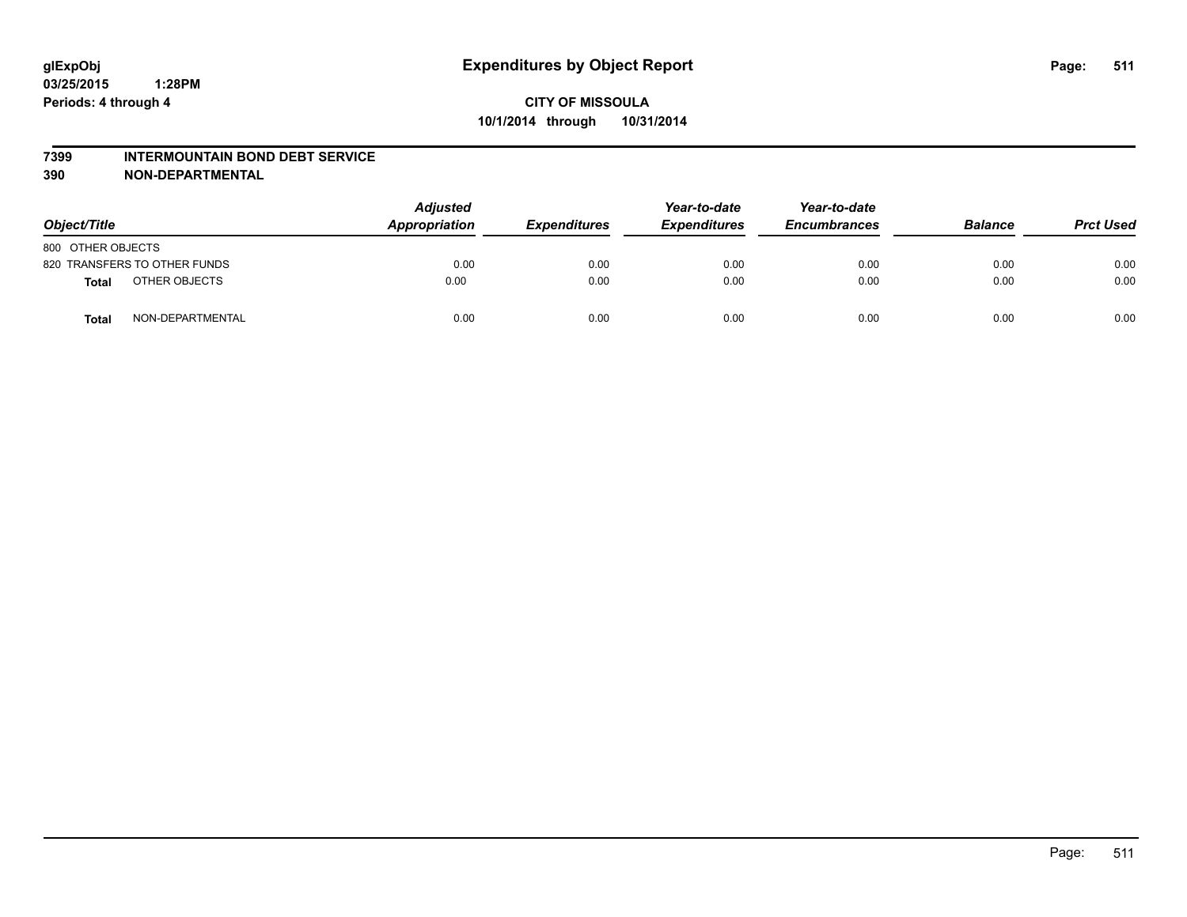# Expenditures by Object Report

glExpObj
03/25/2015 1:28PM
Periods: 4 through 4

**CITY OF MISSOULA**
**10/1/2014 through 10/31/2014**

## 7399 INTERMOUNTAIN BOND DEBT SERVICE
## 390 NON-DEPARTMENTAL

| Object/Title | Adjusted Appropriation | Expenditures | Year-to-date Expenditures | Year-to-date Encumbrances | Balance | Prct Used |
|---|---|---|---|---|---|---|
| 800 OTHER OBJECTS | | | | | | |
| 820 TRANSFERS TO OTHER FUNDS | 0.00 | 0.00 | 0.00 | 0.00 | 0.00 | 0.00 |
| **Total** OTHER OBJECTS | 0.00 | 0.00 | 0.00 | 0.00 | 0.00 | 0.00 |
| **Total** NON-DEPARTMENTAL | 0.00 | 0.00 | 0.00 | 0.00 | 0.00 | 0.00 |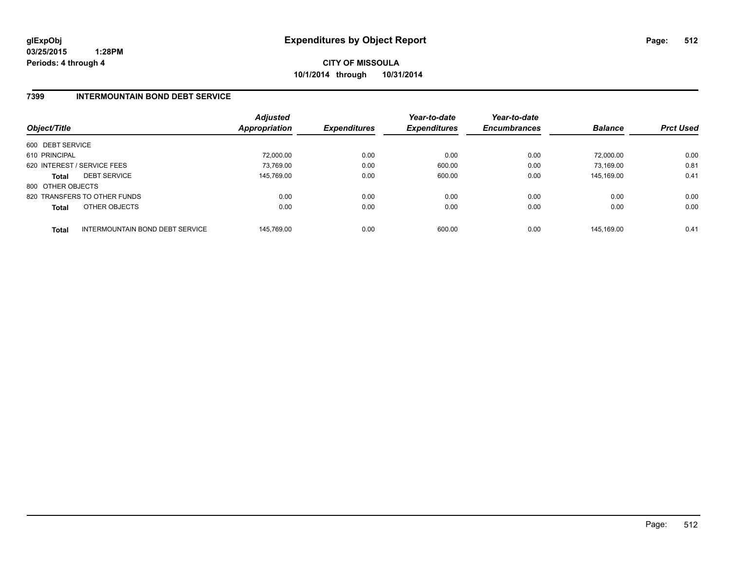**glExpObj** **Expenditures by Object Report**
**03/25/2015 1:28PM**
**Periods: 4 through 4**

**CITY OF MISSOULA**
**10/1/2014 through 10/31/2014**

## 7399 INTERMOUNTAIN BOND DEBT SERVICE

| Object/Title | Adjusted Appropriation | Expenditures | Year-to-date Expenditures | Year-to-date Encumbrances | Balance | Prct Used |
|---|---|---|---|---|---|---|
| 600 DEBT SERVICE | | | | | | |
| 610 PRINCIPAL | 72,000.00 | 0.00 | 0.00 | 0.00 | 72,000.00 | 0.00 |
| 620 INTEREST / SERVICE FEES | 73,769.00 | 0.00 | 600.00 | 0.00 | 73,169.00 | 0.81 |
| **Total** DEBT SERVICE | 145,769.00 | 0.00 | 600.00 | 0.00 | 145,169.00 | 0.41 |
| 800 OTHER OBJECTS | | | | | | |
| 820 TRANSFERS TO OTHER FUNDS | 0.00 | 0.00 | 0.00 | 0.00 | 0.00 | 0.00 |
| **Total** OTHER OBJECTS | 0.00 | 0.00 | 0.00 | 0.00 | 0.00 | 0.00 |
| **Total** INTERMOUNTAIN BOND DEBT SERVICE | 145,769.00 | 0.00 | 600.00 | 0.00 | 145,169.00 | 0.41 |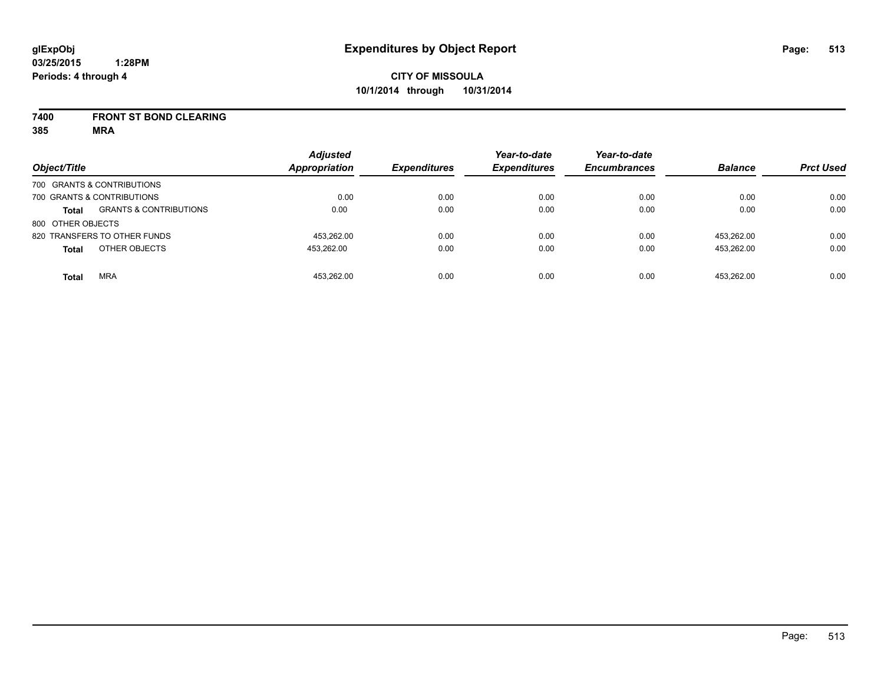**glExpObj** **Expenditures by Object Report**

**03/25/2015 1:28PM**

**Periods: 4 through 4**

**CITY OF MISSOULA**

**10/1/2014 through 10/31/2014**

**7400 FRONT ST BOND CLEARING**

**385 MRA**

| Object/Title | | Adjusted Appropriation | Expenditures | Year-to-date Expenditures | Year-to-date Encumbrances | Balance | Prct Used |
|---|---|---|---|---|---|---|---|
| 700 GRANTS & CONTRIBUTIONS | | | | | | | |
| 700 GRANTS & CONTRIBUTIONS | | 0.00 | 0.00 | 0.00 | 0.00 | 0.00 | 0.00 |
| **Total** | GRANTS & CONTRIBUTIONS | 0.00 | 0.00 | 0.00 | 0.00 | 0.00 | 0.00 |
| 800 OTHER OBJECTS | | | | | | | |
| 820 TRANSFERS TO OTHER FUNDS | | 453,262.00 | 0.00 | 0.00 | 0.00 | 453,262.00 | 0.00 |
| **Total** | OTHER OBJECTS | 453,262.00 | 0.00 | 0.00 | 0.00 | 453,262.00 | 0.00 |
| **Total** | MRA | 453,262.00 | 0.00 | 0.00 | 0.00 | 453,262.00 | 0.00 |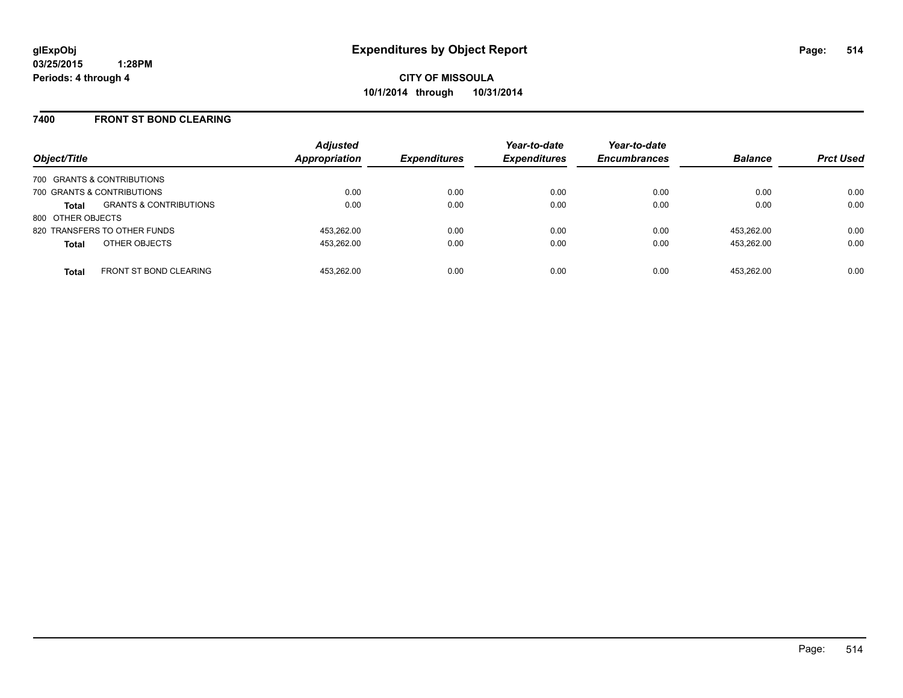# Expenditures by Object Report

glExpObj
03/25/2015 1:28PM
Periods: 4 through 4

**CITY OF MISSOULA**
**10/1/2014 through 10/31/2014**

## 7400 FRONT ST BOND CLEARING

| Object/Title | | Adjusted Appropriation | Expenditures | Year-to-date Expenditures | Year-to-date Encumbrances | Balance | Prct Used |
|---|---|---|---|---|---|---|---|
| 700 GRANTS & CONTRIBUTIONS | | | | | | | |
| 700 GRANTS & CONTRIBUTIONS | | 0.00 | 0.00 | 0.00 | 0.00 | 0.00 | 0.00 |
| **Total** | GRANTS & CONTRIBUTIONS | 0.00 | 0.00 | 0.00 | 0.00 | 0.00 | 0.00 |
| 800 OTHER OBJECTS | | | | | | | |
| 820 TRANSFERS TO OTHER FUNDS | | 453,262.00 | 0.00 | 0.00 | 0.00 | 453,262.00 | 0.00 |
| **Total** | OTHER OBJECTS | 453,262.00 | 0.00 | 0.00 | 0.00 | 453,262.00 | 0.00 |
| **Total** | FRONT ST BOND CLEARING | 453,262.00 | 0.00 | 0.00 | 0.00 | 453,262.00 | 0.00 |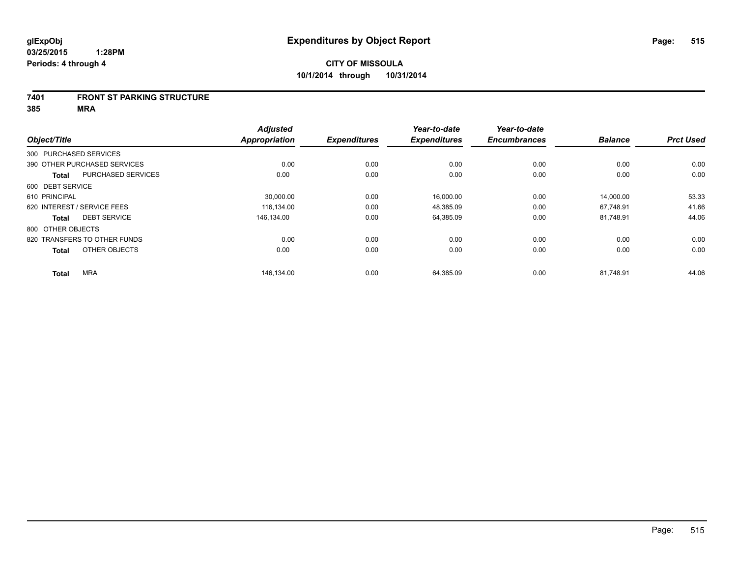glExpObj
03/25/2015 1:28PM
Periods: 4 through 4

# Expenditures by Object Report

**CITY OF MISSOULA**
**10/1/2014 through 10/31/2014**

**7401 FRONT ST PARKING STRUCTURE**
**385 MRA**

| Object/Title | | Adjusted Appropriation | Expenditures | Year-to-date Expenditures | Year-to-date Encumbrances | Balance | Prct Used |
|---|---|---|---|---|---|---|---|
| 300 PURCHASED SERVICES | | | | | | | |
| 390 OTHER PURCHASED SERVICES | | 0.00 | 0.00 | 0.00 | 0.00 | 0.00 | 0.00 |
| **Total** | PURCHASED SERVICES | 0.00 | 0.00 | 0.00 | 0.00 | 0.00 | 0.00 |
| 600 DEBT SERVICE | | | | | | | |
| 610 PRINCIPAL | | 30,000.00 | 0.00 | 16,000.00 | 0.00 | 14,000.00 | 53.33 |
| 620 INTEREST / SERVICE FEES | | 116,134.00 | 0.00 | 48,385.09 | 0.00 | 67,748.91 | 41.66 |
| **Total** | DEBT SERVICE | 146,134.00 | 0.00 | 64,385.09 | 0.00 | 81,748.91 | 44.06 |
| 800 OTHER OBJECTS | | | | | | | |
| 820 TRANSFERS TO OTHER FUNDS | | 0.00 | 0.00 | 0.00 | 0.00 | 0.00 | 0.00 |
| **Total** | OTHER OBJECTS | 0.00 | 0.00 | 0.00 | 0.00 | 0.00 | 0.00 |
| **Total** | MRA | 146,134.00 | 0.00 | 64,385.09 | 0.00 | 81,748.91 | 44.06 |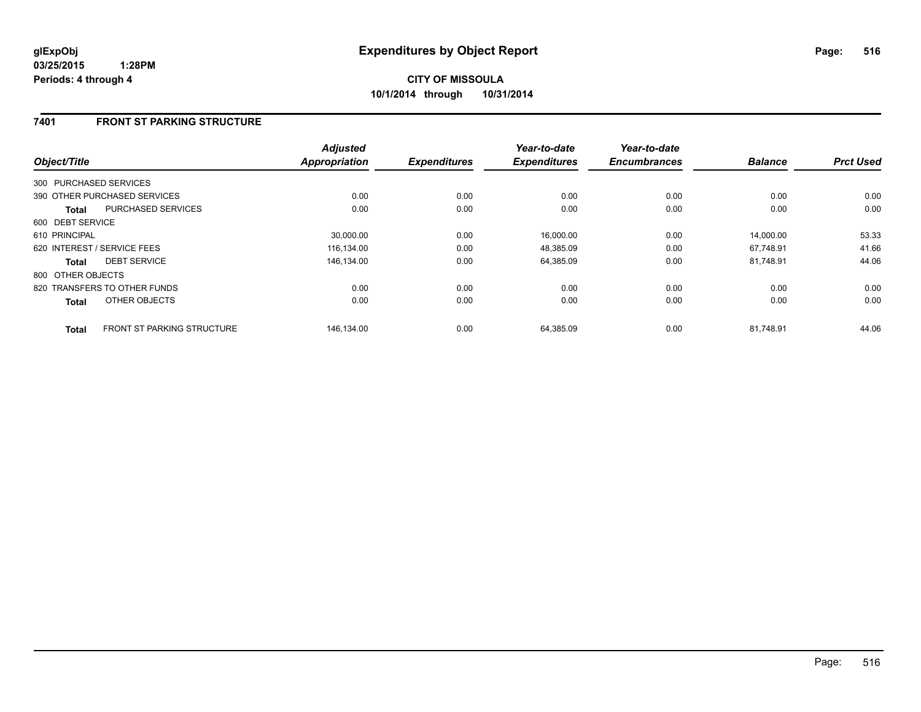**glExpObj**
**03/25/2015 1:28PM**
**Periods: 4 through 4**

# Expenditures by Object Report

**CITY OF MISSOULA**
**10/1/2014 through 10/31/2014**

## 7401 FRONT ST PARKING STRUCTURE

| Object/Title | | *Adjusted Appropriation* | *Expenditures* | *Year-to-date Expenditures* | *Year-to-date Encumbrances* | *Balance* | *Prct Used* |
|---|---|---|---|---|---|---|---|
| 300 PURCHASED SERVICES | | | | | | | |
| 390 OTHER PURCHASED SERVICES | | 0.00 | 0.00 | 0.00 | 0.00 | 0.00 | 0.00 |
| **Total** | PURCHASED SERVICES | 0.00 | 0.00 | 0.00 | 0.00 | 0.00 | 0.00 |
| 600 DEBT SERVICE | | | | | | | |
| 610 PRINCIPAL | | 30,000.00 | 0.00 | 16,000.00 | 0.00 | 14,000.00 | 53.33 |
| 620 INTEREST / SERVICE FEES | | 116,134.00 | 0.00 | 48,385.09 | 0.00 | 67,748.91 | 41.66 |
| **Total** | DEBT SERVICE | 146,134.00 | 0.00 | 64,385.09 | 0.00 | 81,748.91 | 44.06 |
| 800 OTHER OBJECTS | | | | | | | |
| 820 TRANSFERS TO OTHER FUNDS | | 0.00 | 0.00 | 0.00 | 0.00 | 0.00 | 0.00 |
| **Total** | OTHER OBJECTS | 0.00 | 0.00 | 0.00 | 0.00 | 0.00 | 0.00 |
| **Total** | FRONT ST PARKING STRUCTURE | 146,134.00 | 0.00 | 64,385.09 | 0.00 | 81,748.91 | 44.06 |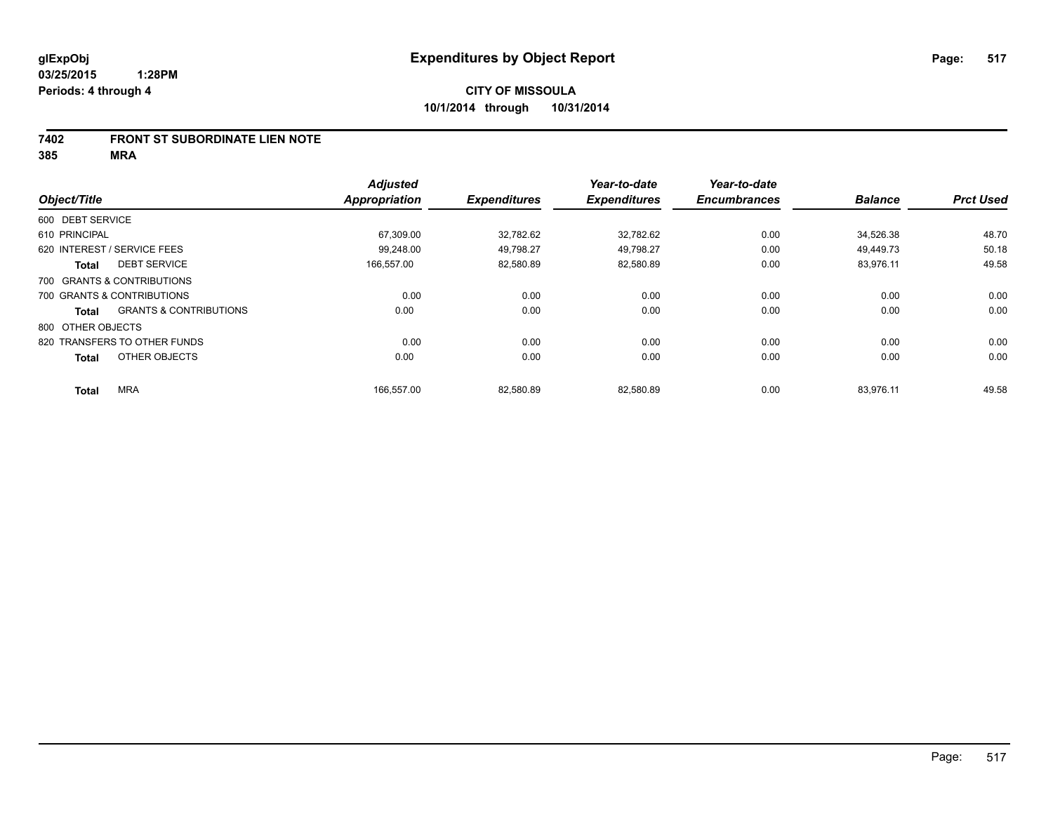**glExpObj**
**03/25/2015 1:28PM**
**Periods: 4 through 4**

# Expenditures by Object Report

**CITY OF MISSOULA**
**10/1/2014 through 10/31/2014**

## 7402 FRONT ST SUBORDINATE LIEN NOTE
## 385 MRA

| Object/Title | | Adjusted Appropriation | Expenditures | Year-to-date Expenditures | Year-to-date Encumbrances | Balance | Prct Used |
|---|---|---|---|---|---|---|---|
| 600 DEBT SERVICE | | | | | | | |
| 610 PRINCIPAL | | 67,309.00 | 32,782.62 | 32,782.62 | 0.00 | 34,526.38 | 48.70 |
| 620 INTEREST / SERVICE FEES | | 99,248.00 | 49,798.27 | 49,798.27 | 0.00 | 49,449.73 | 50.18 |
| **Total** | DEBT SERVICE | 166,557.00 | 82,580.89 | 82,580.89 | 0.00 | 83,976.11 | 49.58 |
| 700 GRANTS & CONTRIBUTIONS | | | | | | | |
| 700 GRANTS & CONTRIBUTIONS | | 0.00 | 0.00 | 0.00 | 0.00 | 0.00 | 0.00 |
| **Total** | GRANTS & CONTRIBUTIONS | 0.00 | 0.00 | 0.00 | 0.00 | 0.00 | 0.00 |
| 800 OTHER OBJECTS | | | | | | | |
| 820 TRANSFERS TO OTHER FUNDS | | 0.00 | 0.00 | 0.00 | 0.00 | 0.00 | 0.00 |
| **Total** | OTHER OBJECTS | 0.00 | 0.00 | 0.00 | 0.00 | 0.00 | 0.00 |
| **Total** | MRA | 166,557.00 | 82,580.89 | 82,580.89 | 0.00 | 83,976.11 | 49.58 |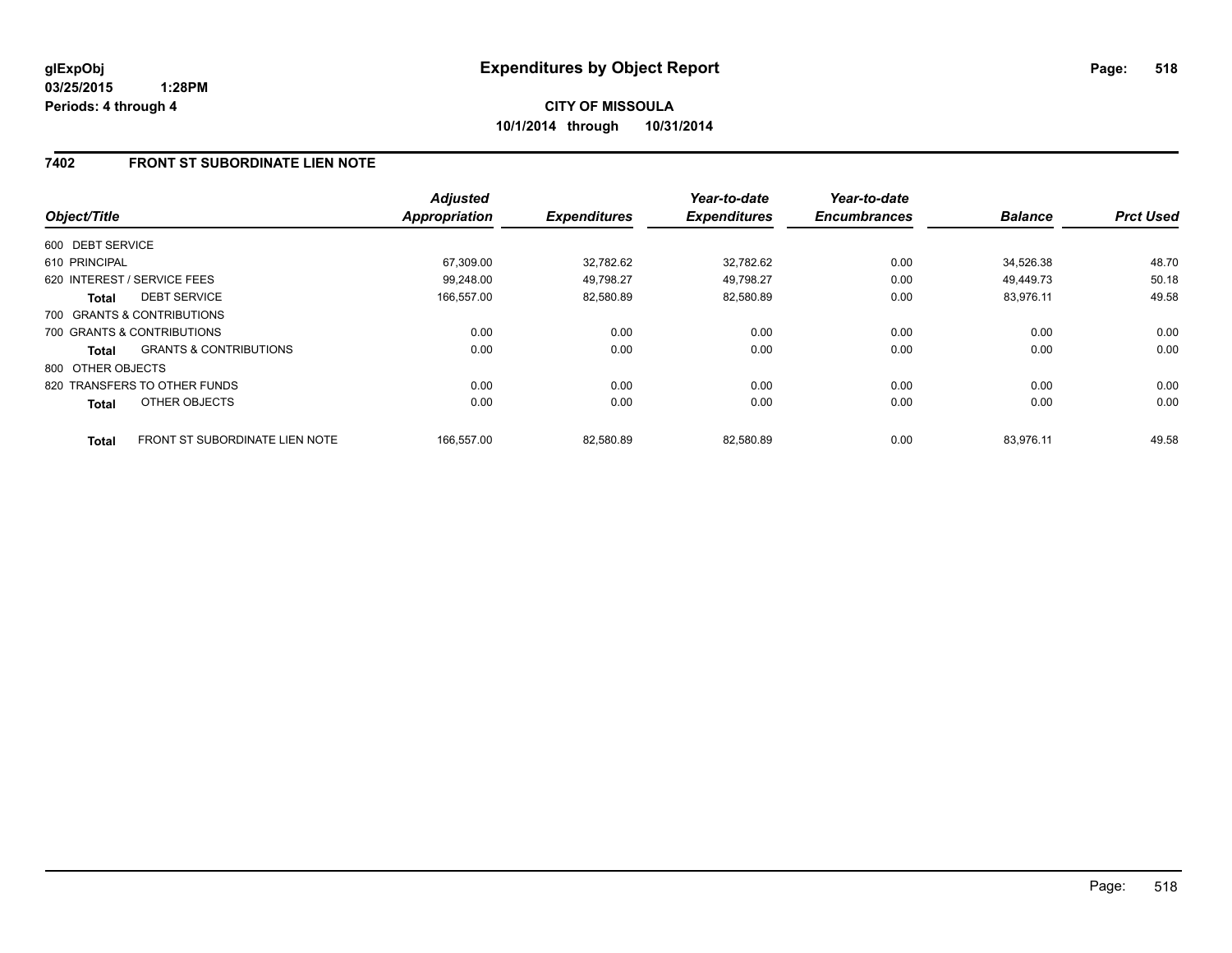# Expenditures by Object Report

glExpObj
03/25/2015 1:28PM
Periods: 4 through 4

**CITY OF MISSOULA**
**10/1/2014 through 10/31/2014**

## 7402 FRONT ST SUBORDINATE LIEN NOTE

| Object/Title | | Adjusted Appropriation | Expenditures | Year-to-date Expenditures | Year-to-date Encumbrances | Balance | Prct Used |
|---|---|---|---|---|---|---|---|
| 600 DEBT SERVICE | | | | | | | |
| 610 PRINCIPAL | | 67,309.00 | 32,782.62 | 32,782.62 | 0.00 | 34,526.38 | 48.70 |
| 620 INTEREST / SERVICE FEES | | 99,248.00 | 49,798.27 | 49,798.27 | 0.00 | 49,449.73 | 50.18 |
| Total | DEBT SERVICE | 166,557.00 | 82,580.89 | 82,580.89 | 0.00 | 83,976.11 | 49.58 |
| 700 GRANTS & CONTRIBUTIONS | | | | | | | |
| 700 GRANTS & CONTRIBUTIONS | | 0.00 | 0.00 | 0.00 | 0.00 | 0.00 | 0.00 |
| Total | GRANTS & CONTRIBUTIONS | 0.00 | 0.00 | 0.00 | 0.00 | 0.00 | 0.00 |
| 800 OTHER OBJECTS | | | | | | | |
| 820 TRANSFERS TO OTHER FUNDS | | 0.00 | 0.00 | 0.00 | 0.00 | 0.00 | 0.00 |
| Total | OTHER OBJECTS | 0.00 | 0.00 | 0.00 | 0.00 | 0.00 | 0.00 |
| Total | FRONT ST SUBORDINATE LIEN NOTE | 166,557.00 | 82,580.89 | 82,580.89 | 0.00 | 83,976.11 | 49.58 |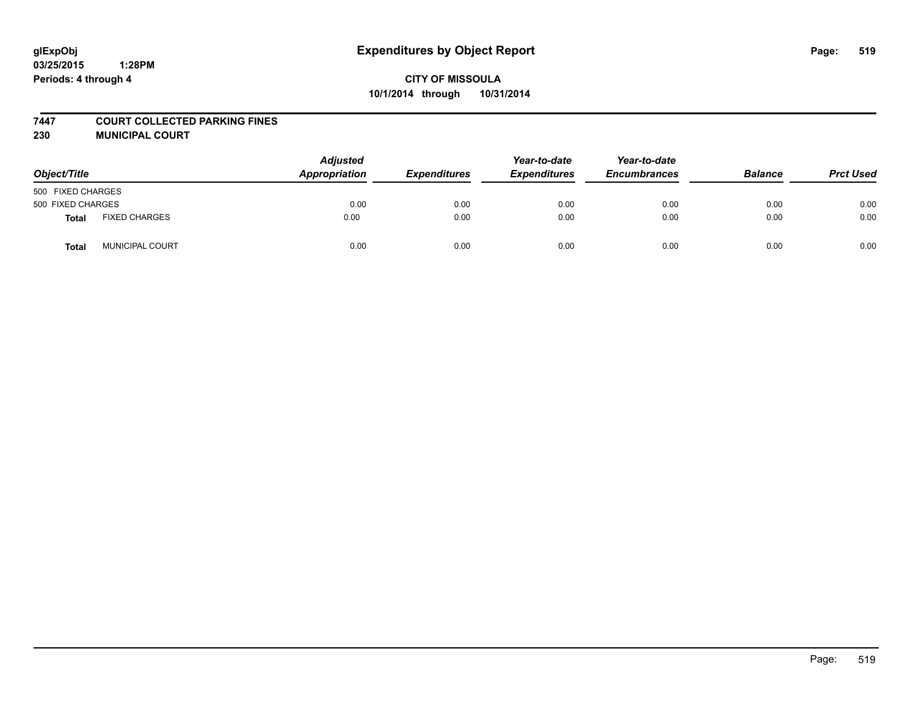# Expenditures by Object Report

glExpObj
03/25/2015 1:28PM
Periods: 4 through 4

**CITY OF MISSOULA**
**10/1/2014 through 10/31/2014**

**7447 COURT COLLECTED PARKING FINES**
**230 MUNICIPAL COURT**

| Object/Title | | Adjusted Appropriation | Expenditures | Year-to-date Expenditures | Year-to-date Encumbrances | Balance | Prct Used |
|---|---|---|---|---|---|---|---|
| 500 FIXED CHARGES | | | | | | | |
| 500 FIXED CHARGES | | 0.00 | 0.00 | 0.00 | 0.00 | 0.00 | 0.00 |
| **Total** | FIXED CHARGES | 0.00 | 0.00 | 0.00 | 0.00 | 0.00 | 0.00 |
| **Total** | MUNICIPAL COURT | 0.00 | 0.00 | 0.00 | 0.00 | 0.00 | 0.00 |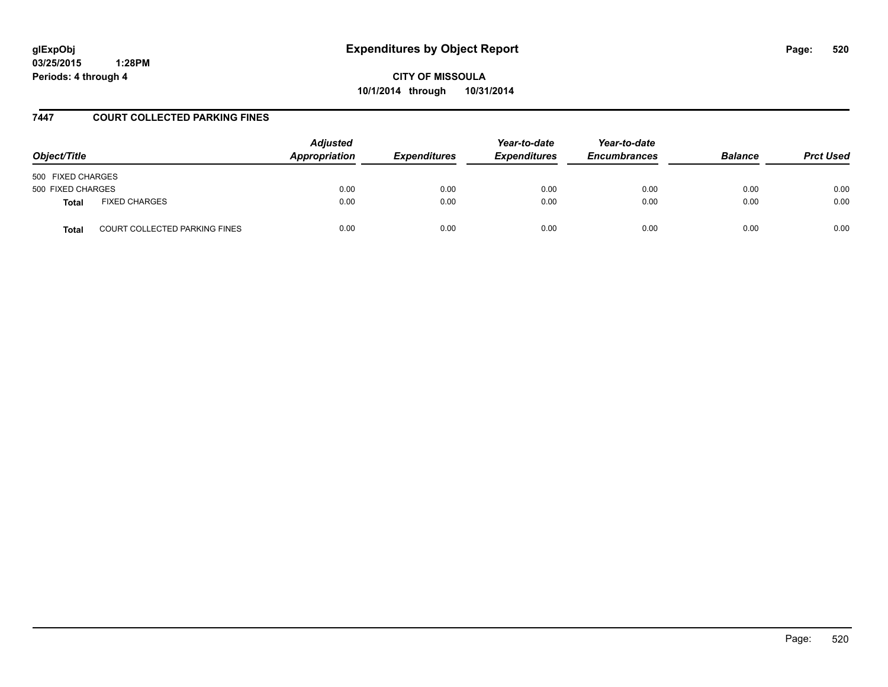**glExpObj**
**03/25/2015 1:28PM**
**Periods: 4 through 4**

# Expenditures by Object Report

**CITY OF MISSOULA**
**10/1/2014 through 10/31/2014**

## 7447 COURT COLLECTED PARKING FINES

| Object/Title | | Adjusted Appropriation | Expenditures | Year-to-date Expenditures | Year-to-date Encumbrances | Balance | Prct Used |
|---|---|---|---|---|---|---|---|
| 500 FIXED CHARGES | | | | | | | |
| 500 FIXED CHARGES | | 0.00 | 0.00 | 0.00 | 0.00 | 0.00 | 0.00 |
| **Total** | FIXED CHARGES | 0.00 | 0.00 | 0.00 | 0.00 | 0.00 | 0.00 |
| **Total** | COURT COLLECTED PARKING FINES | 0.00 | 0.00 | 0.00 | 0.00 | 0.00 | 0.00 |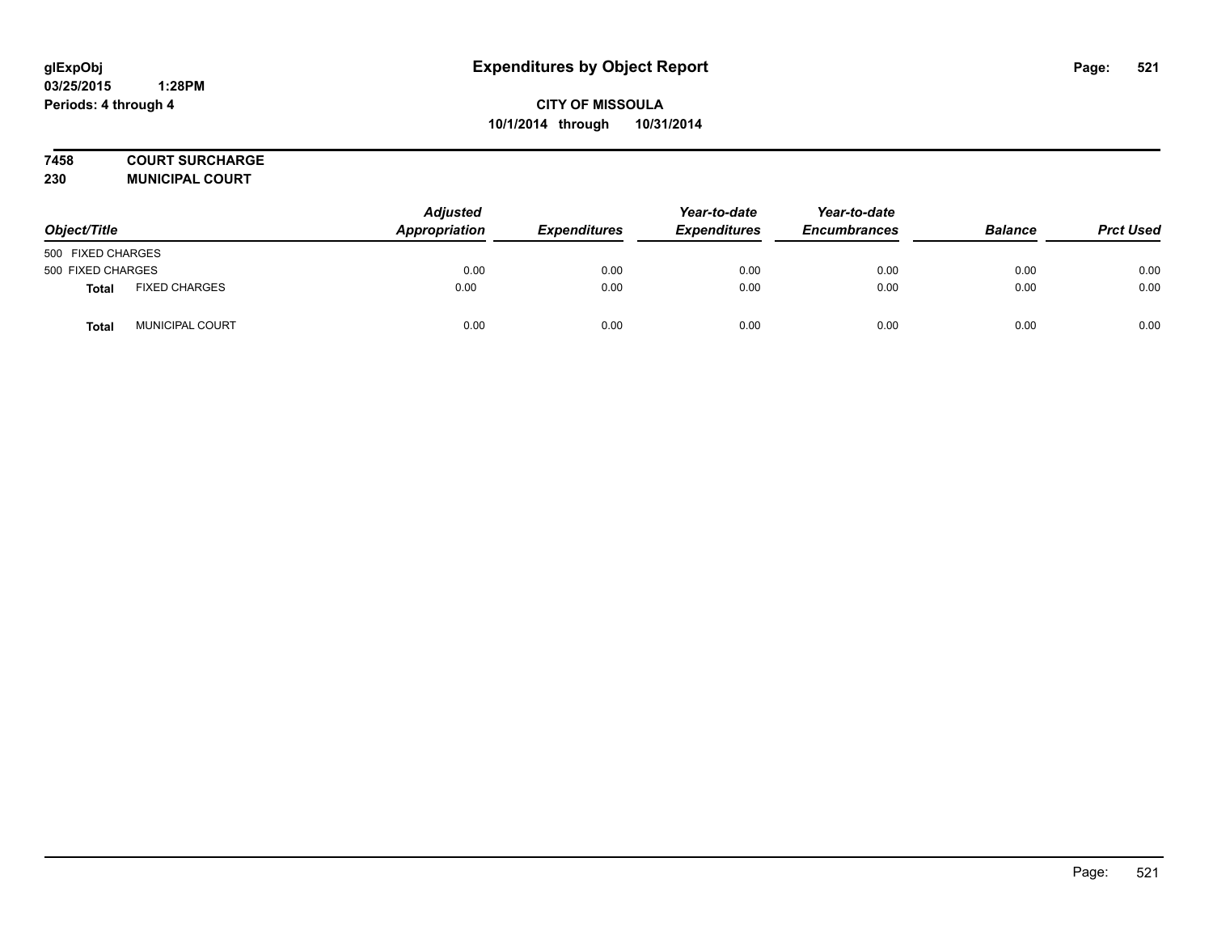# Expenditures by Object Report

glExpObj
03/25/2015 1:28PM
Periods: 4 through 4

**CITY OF MISSOULA**
**10/1/2014 through 10/31/2014**

**7458 COURT SURCHARGE**
**230 MUNICIPAL COURT**

| Object/Title | | Adjusted Appropriation | Expenditures | Year-to-date Expenditures | Year-to-date Encumbrances | Balance | Prct Used |
|---|---|---|---|---|---|---|---|
| 500 FIXED CHARGES | | | | | | | |
| 500 FIXED CHARGES | | 0.00 | 0.00 | 0.00 | 0.00 | 0.00 | 0.00 |
| **Total** | FIXED CHARGES | 0.00 | 0.00 | 0.00 | 0.00 | 0.00 | 0.00 |
| **Total** | MUNICIPAL COURT | 0.00 | 0.00 | 0.00 | 0.00 | 0.00 | 0.00 |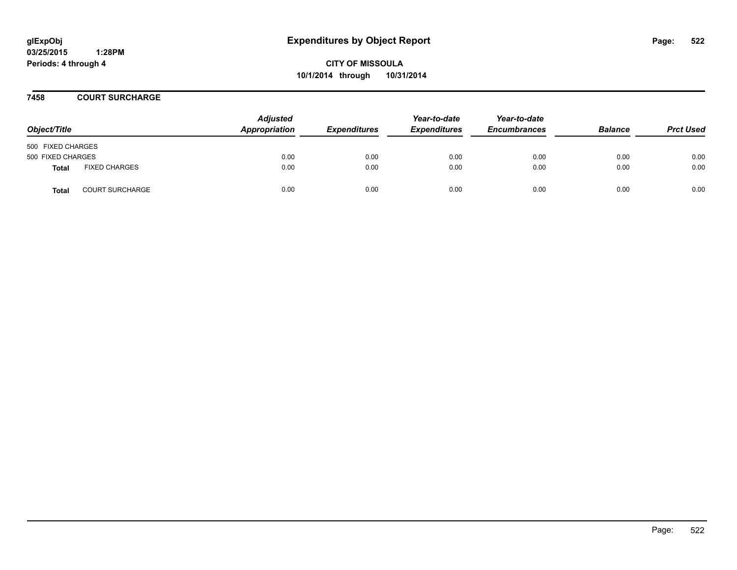# Expenditures by Object Report

glExpObj
03/25/2015 1:28PM
Periods: 4 through 4

**CITY OF MISSOULA**
**10/1/2014 through 10/31/2014**

## 7458 COURT SURCHARGE

| Object/Title | | Adjusted Appropriation | Expenditures | Year-to-date Expenditures | Year-to-date Encumbrances | Balance | Prct Used |
|---|---|---|---|---|---|---|---|
| 500 FIXED CHARGES | | | | | | | |
| 500 FIXED CHARGES | | 0.00 | 0.00 | 0.00 | 0.00 | 0.00 | 0.00 |
| **Total** | FIXED CHARGES | 0.00 | 0.00 | 0.00 | 0.00 | 0.00 | 0.00 |
| **Total** | COURT SURCHARGE | 0.00 | 0.00 | 0.00 | 0.00 | 0.00 | 0.00 |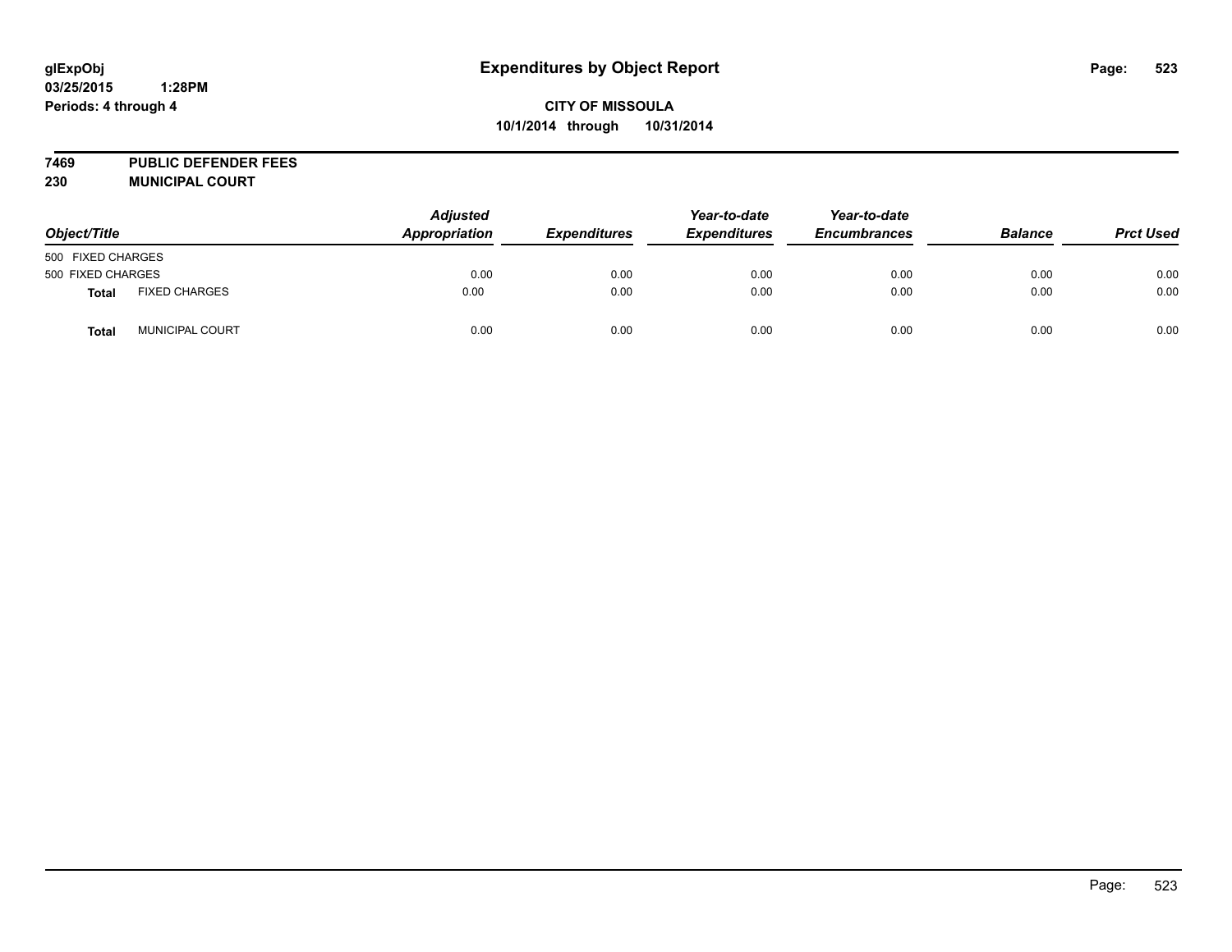# Expenditures by Object Report

glExpObj
03/25/2015 1:28PM
Periods: 4 through 4

**CITY OF MISSOULA**
**10/1/2014 through 10/31/2014**

**7469 PUBLIC DEFENDER FEES**
**230 MUNICIPAL COURT**

| Object/Title | | Adjusted Appropriation | Expenditures | Year-to-date Expenditures | Year-to-date Encumbrances | Balance | Prct Used |
|---|---|---|---|---|---|---|---|
| 500 FIXED CHARGES | | | | | | | |
| 500 FIXED CHARGES | | 0.00 | 0.00 | 0.00 | 0.00 | 0.00 | 0.00 |
| **Total** | FIXED CHARGES | 0.00 | 0.00 | 0.00 | 0.00 | 0.00 | 0.00 |
| **Total** | MUNICIPAL COURT | 0.00 | 0.00 | 0.00 | 0.00 | 0.00 | 0.00 |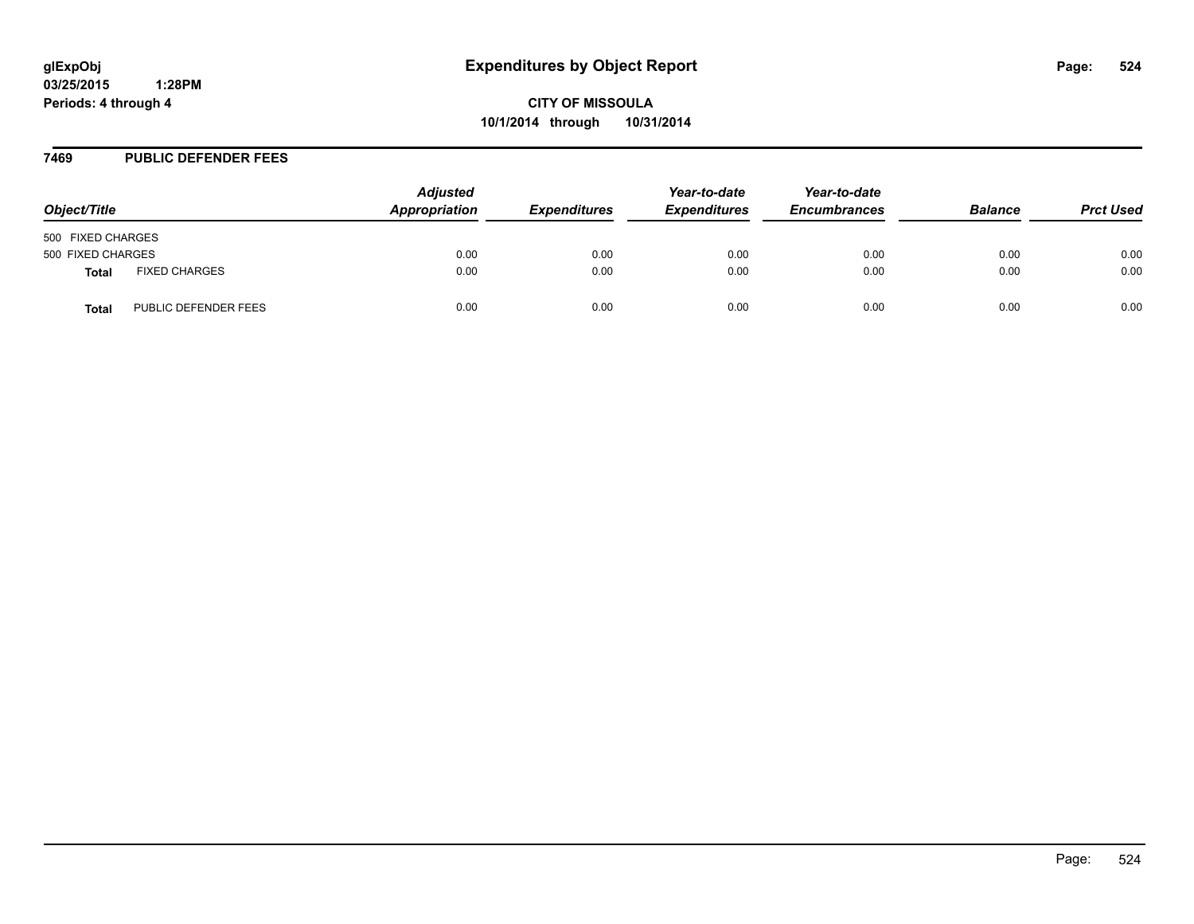glExpObj
03/25/2015 1:28PM
Periods: 4 through 4

# Expenditures by Object Report

**CITY OF MISSOULA**
**10/1/2014 through 10/31/2014**

## 7469 PUBLIC DEFENDER FEES

| Object/Title | | Adjusted Appropriation | Expenditures | Year-to-date Expenditures | Year-to-date Encumbrances | Balance | Prct Used |
|---|---|---|---|---|---|---|---|
| 500 FIXED CHARGES | | | | | | | |
| 500 FIXED CHARGES | | 0.00 | 0.00 | 0.00 | 0.00 | 0.00 | 0.00 |
| **Total** | FIXED CHARGES | 0.00 | 0.00 | 0.00 | 0.00 | 0.00 | 0.00 |
| **Total** | PUBLIC DEFENDER FEES | 0.00 | 0.00 | 0.00 | 0.00 | 0.00 | 0.00 |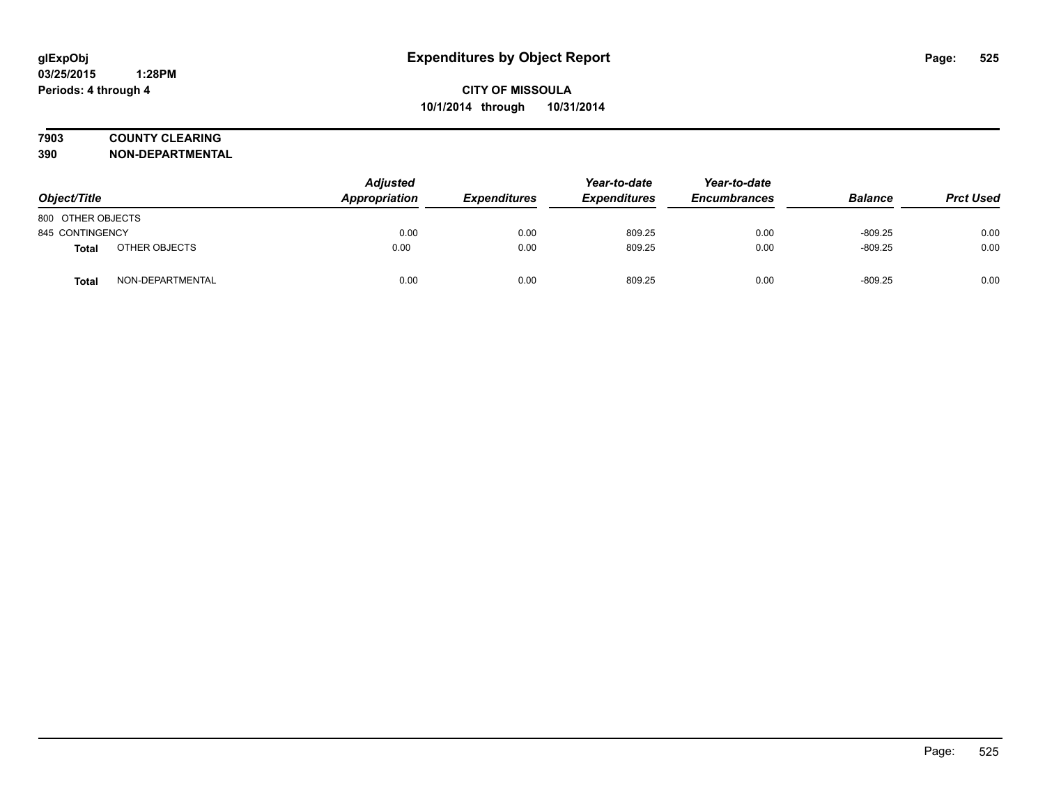**glExpObj**
**03/25/2015 1:28PM**
**Periods: 4 through 4**

# Expenditures by Object Report

**CITY OF MISSOULA**
**10/1/2014 through 10/31/2014**

**7903 COUNTY CLEARING**
**390 NON-DEPARTMENTAL**

| Object/Title | | Adjusted Appropriation | Expenditures | Year-to-date Expenditures | Year-to-date Encumbrances | Balance | Prct Used |
|---|---|---|---|---|---|---|---|
| 800 OTHER OBJECTS | | | | | | | |
| 845 CONTINGENCY | | 0.00 | 0.00 | 809.25 | 0.00 | -809.25 | 0.00 |
| **Total** | OTHER OBJECTS | 0.00 | 0.00 | 809.25 | 0.00 | -809.25 | 0.00 |
| **Total** | NON-DEPARTMENTAL | 0.00 | 0.00 | 809.25 | 0.00 | -809.25 | 0.00 |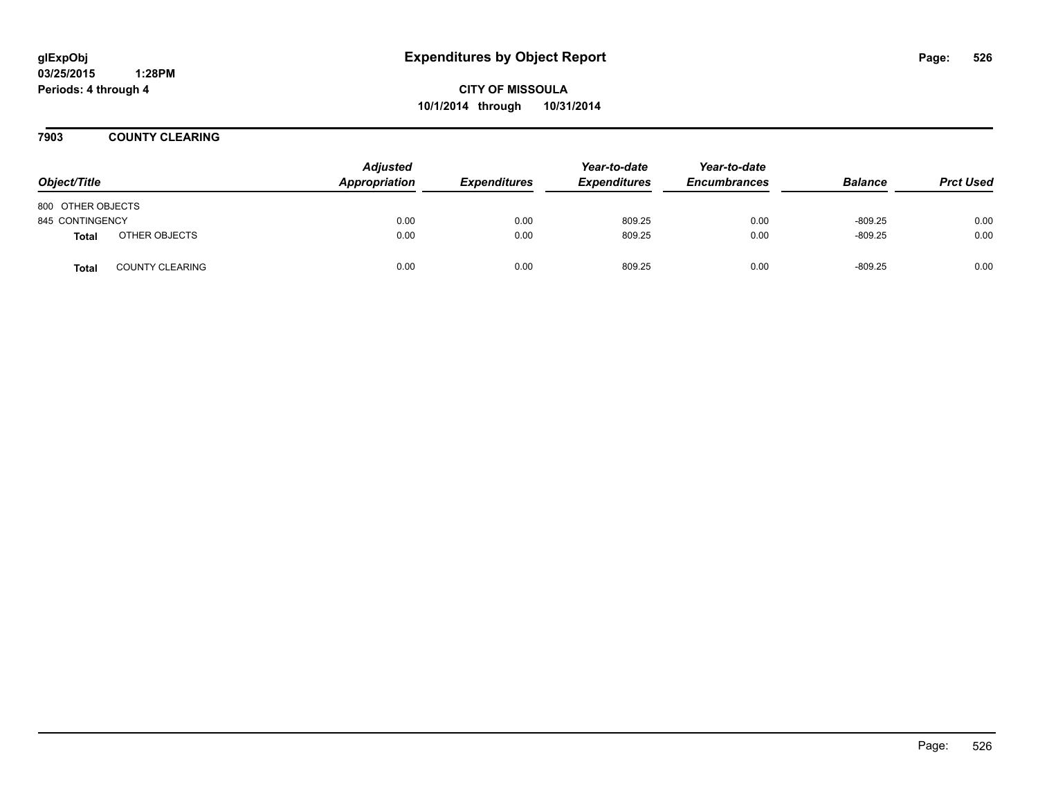**glExpObj**
**03/25/2015 1:28PM**
**Periods: 4 through 4**

# Expenditures by Object Report

**CITY OF MISSOULA**
**10/1/2014 through 10/31/2014**

## 7903 COUNTY CLEARING

| Object/Title | | Adjusted Appropriation | Expenditures | Year-to-date Expenditures | Year-to-date Encumbrances | Balance | Prct Used |
|---|---|---|---|---|---|---|---|
| 800 OTHER OBJECTS | | | | | | | |
| 845 CONTINGENCY | | 0.00 | 0.00 | 809.25 | 0.00 | -809.25 | 0.00 |
| **Total** | OTHER OBJECTS | 0.00 | 0.00 | 809.25 | 0.00 | -809.25 | 0.00 |
| **Total** | COUNTY CLEARING | 0.00 | 0.00 | 809.25 | 0.00 | -809.25 | 0.00 |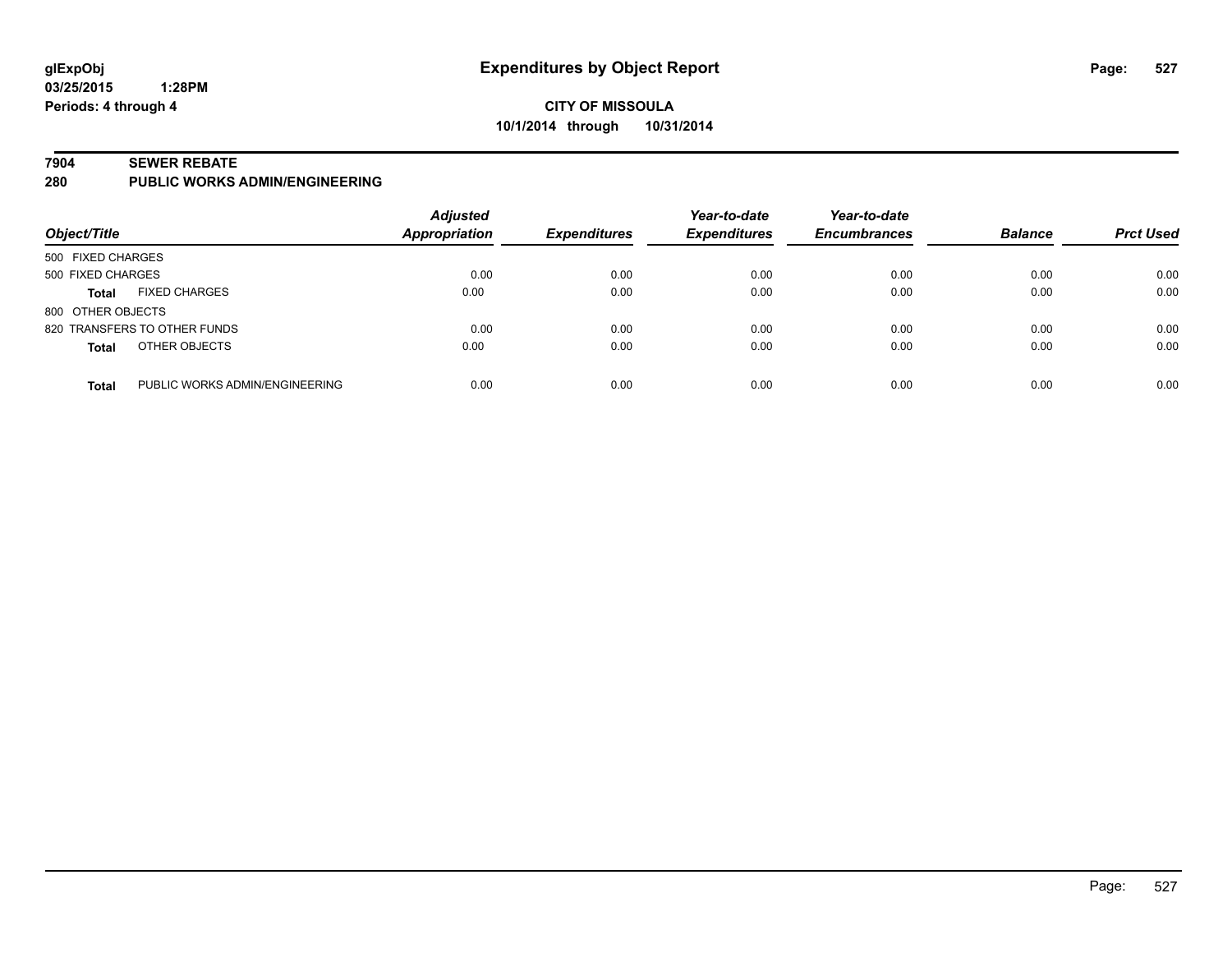# Expenditures by Object Report

**glExpObj**
**03/25/2015 1:28PM**
**Periods: 4 through 4**

**CITY OF MISSOULA**
**10/1/2014 through 10/31/2014**

## 7904 SEWER REBATE
## 280 PUBLIC WORKS ADMIN/ENGINEERING

| Object/Title | | Adjusted Appropriation | Expenditures | Year-to-date Expenditures | Year-to-date Encumbrances | Balance | Prct Used |
|---|---|---|---|---|---|---|---|
| 500 FIXED CHARGES | | | | | | | |
| 500 FIXED CHARGES | | 0.00 | 0.00 | 0.00 | 0.00 | 0.00 | 0.00 |
| **Total** | FIXED CHARGES | 0.00 | 0.00 | 0.00 | 0.00 | 0.00 | 0.00 |
| 800 OTHER OBJECTS | | | | | | | |
| 820 TRANSFERS TO OTHER FUNDS | | 0.00 | 0.00 | 0.00 | 0.00 | 0.00 | 0.00 |
| **Total** | OTHER OBJECTS | 0.00 | 0.00 | 0.00 | 0.00 | 0.00 | 0.00 |
| **Total** | PUBLIC WORKS ADMIN/ENGINEERING | 0.00 | 0.00 | 0.00 | 0.00 | 0.00 | 0.00 |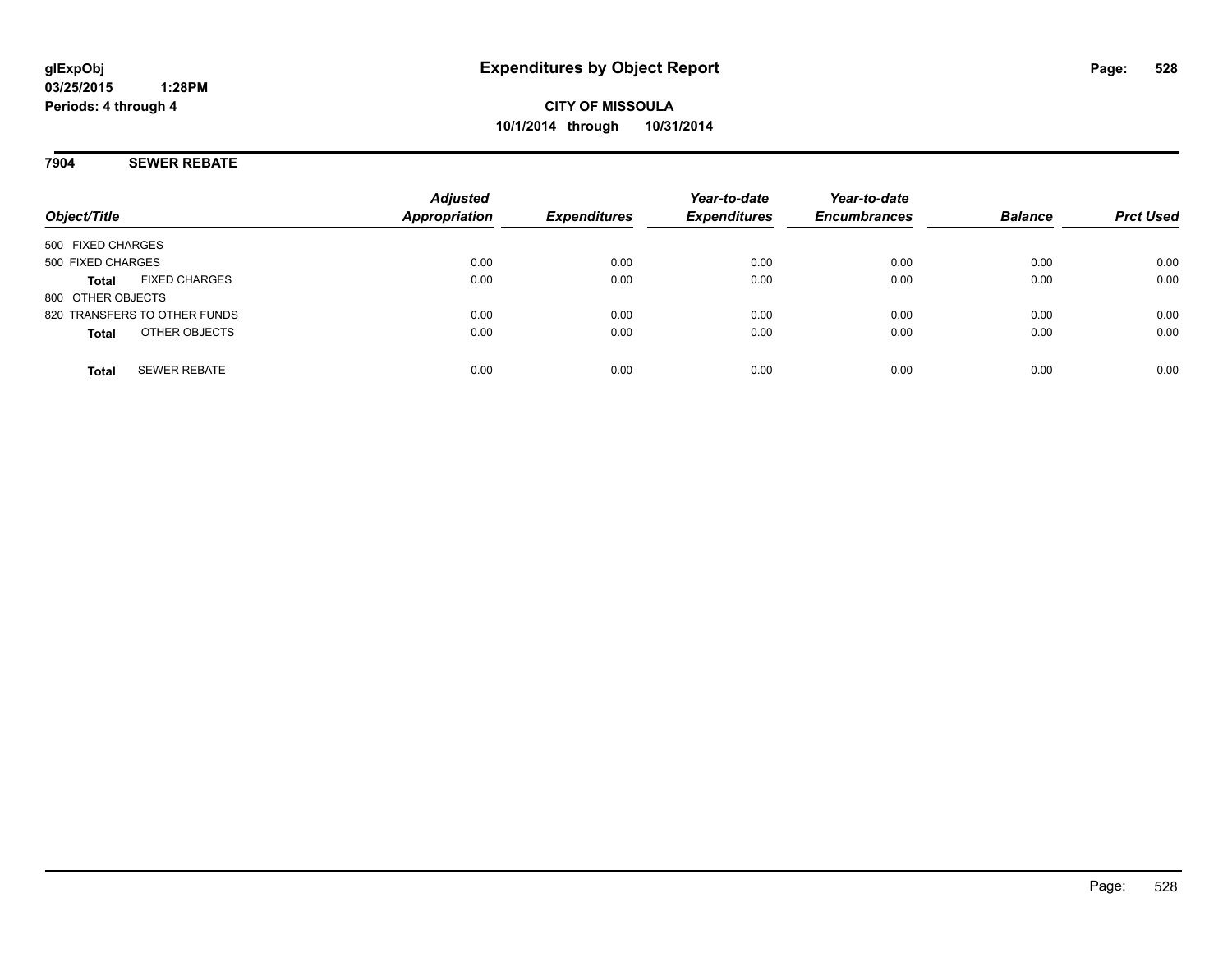# Expenditures by Object Report

glExpObj
03/25/2015 1:28PM
Periods: 4 through 4

**CITY OF MISSOULA**
**10/1/2014 through 10/31/2014**

## 7904 SEWER REBATE

| Object/Title | Adjusted Appropriation | Expenditures | Year-to-date Expenditures | Year-to-date Encumbrances | Balance | Prct Used |
|---|---|---|---|---|---|---|
| 500 FIXED CHARGES | | | | | | |
| 500 FIXED CHARGES | 0.00 | 0.00 | 0.00 | 0.00 | 0.00 | 0.00 |
| **Total** FIXED CHARGES | 0.00 | 0.00 | 0.00 | 0.00 | 0.00 | 0.00 |
| 800 OTHER OBJECTS | | | | | | |
| 820 TRANSFERS TO OTHER FUNDS | 0.00 | 0.00 | 0.00 | 0.00 | 0.00 | 0.00 |
| **Total** OTHER OBJECTS | 0.00 | 0.00 | 0.00 | 0.00 | 0.00 | 0.00 |
| **Total** SEWER REBATE | 0.00 | 0.00 | 0.00 | 0.00 | 0.00 | 0.00 |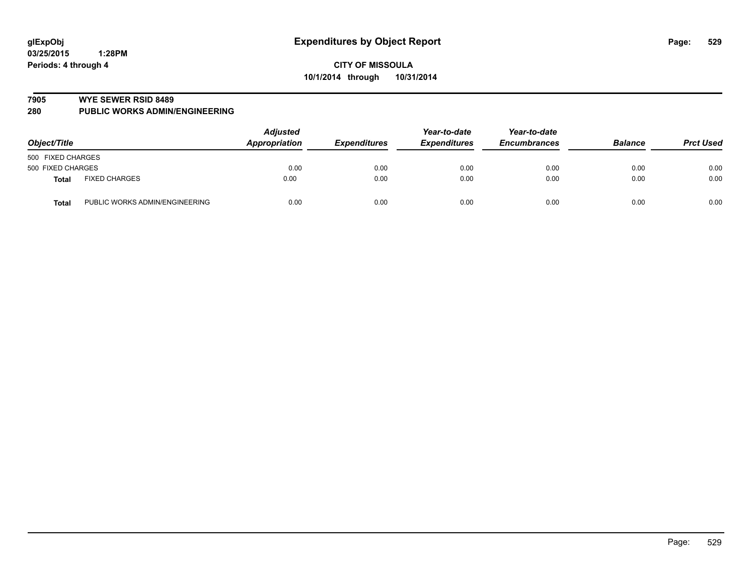**glExpObj** **Expenditures by Object Report**

**03/25/2015 1:28PM**

**Periods: 4 through 4**

**CITY OF MISSOULA**

**10/1/2014 through 10/31/2014**

**7905 WYE SEWER RSID 8489**

**280 PUBLIC WORKS ADMIN/ENGINEERING**

| Object/Title | | Adjusted Appropriation | Expenditures | Year-to-date Expenditures | Year-to-date Encumbrances | Balance | Prct Used |
|---|---|---|---|---|---|---|---|
| 500 FIXED CHARGES | | | | | | | |
| 500 FIXED CHARGES | | 0.00 | 0.00 | 0.00 | 0.00 | 0.00 | 0.00 |
| **Total** | FIXED CHARGES | 0.00 | 0.00 | 0.00 | 0.00 | 0.00 | 0.00 |
| **Total** | PUBLIC WORKS ADMIN/ENGINEERING | 0.00 | 0.00 | 0.00 | 0.00 | 0.00 | 0.00 |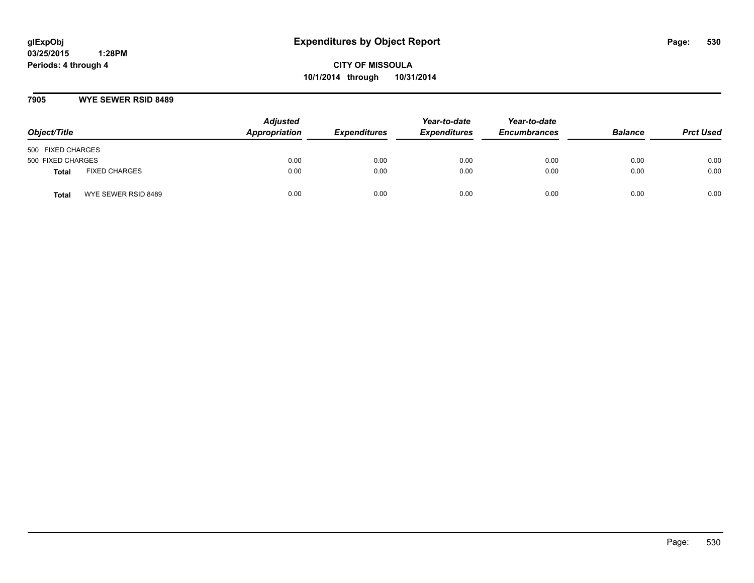glExpObj
03/25/2015 1:28PM
Periods: 4 through 4

# Expenditures by Object Report

**CITY OF MISSOULA**
**10/1/2014 through 10/31/2014**

## 7905 WYE SEWER RSID 8489

| Object/Title | | Adjusted Appropriation | Expenditures | Year-to-date Expenditures | Year-to-date Encumbrances | Balance | Prct Used |
|---|---|---|---|---|---|---|---|
| 500 FIXED CHARGES | | | | | | | |
| 500 FIXED CHARGES | | 0.00 | 0.00 | 0.00 | 0.00 | 0.00 | 0.00 |
| **Total** | FIXED CHARGES | 0.00 | 0.00 | 0.00 | 0.00 | 0.00 | 0.00 |
| **Total** | WYE SEWER RSID 8489 | 0.00 | 0.00 | 0.00 | 0.00 | 0.00 | 0.00 |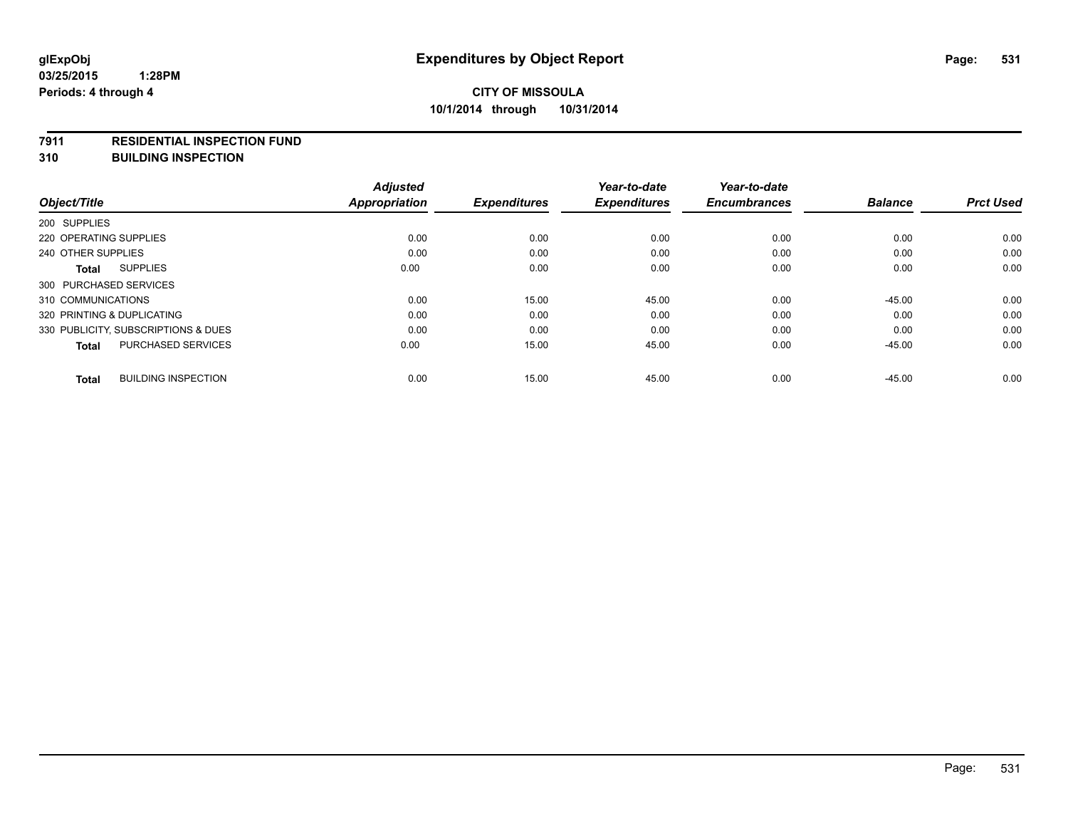**glExpObj**
**03/25/2015 1:28PM**
**Periods: 4 through 4**

# Expenditures by Object Report

**CITY OF MISSOULA**
**10/1/2014 through 10/31/2014**

**7911 RESIDENTIAL INSPECTION FUND**
**310 BUILDING INSPECTION**

| Object/Title | Adjusted Appropriation | Expenditures | Year-to-date Expenditures | Year-to-date Encumbrances | Balance | Prct Used |
|---|---|---|---|---|---|---|
| 200 SUPPLIES | | | | | | |
| 220 OPERATING SUPPLIES | 0.00 | 0.00 | 0.00 | 0.00 | 0.00 | 0.00 |
| 240 OTHER SUPPLIES | 0.00 | 0.00 | 0.00 | 0.00 | 0.00 | 0.00 |
| **Total** SUPPLIES | 0.00 | 0.00 | 0.00 | 0.00 | 0.00 | 0.00 |
| 300 PURCHASED SERVICES | | | | | | |
| 310 COMMUNICATIONS | 0.00 | 15.00 | 45.00 | 0.00 | -45.00 | 0.00 |
| 320 PRINTING & DUPLICATING | 0.00 | 0.00 | 0.00 | 0.00 | 0.00 | 0.00 |
| 330 PUBLICITY, SUBSCRIPTIONS & DUES | 0.00 | 0.00 | 0.00 | 0.00 | 0.00 | 0.00 |
| **Total** PURCHASED SERVICES | 0.00 | 15.00 | 45.00 | 0.00 | -45.00 | 0.00 |
| **Total** BUILDING INSPECTION | 0.00 | 15.00 | 45.00 | 0.00 | -45.00 | 0.00 |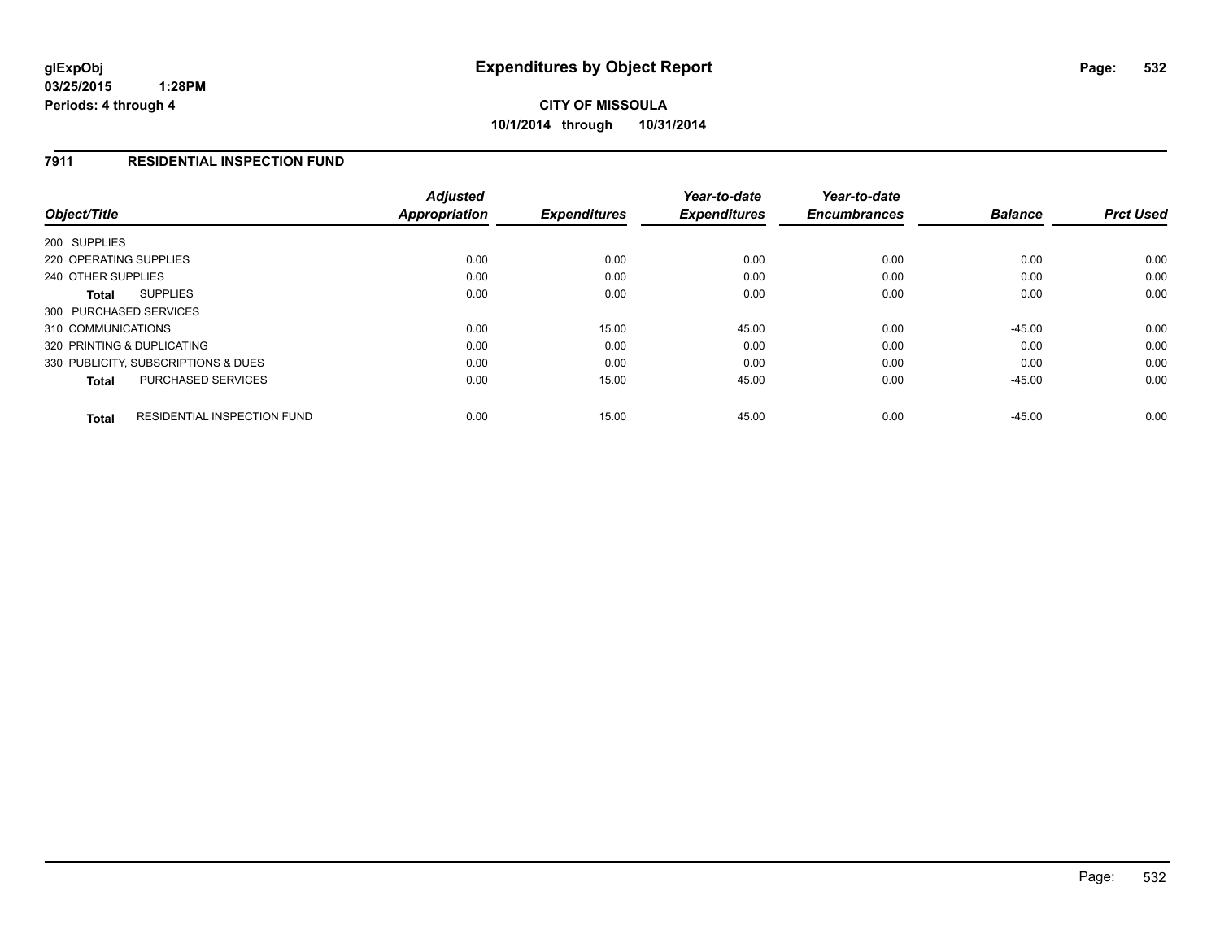**glExpObj**
**03/25/2015 1:28PM**
**Periods: 4 through 4**

# Expenditures by Object Report

**CITY OF MISSOULA**
**10/1/2014 through 10/31/2014**

## 7911 RESIDENTIAL INSPECTION FUND

| Object/Title | Adjusted Appropriation | Expenditures | Year-to-date Expenditures | Year-to-date Encumbrances | Balance | Prct Used |
|---|---|---|---|---|---|---|
| 200 SUPPLIES | | | | | | |
| 220 OPERATING SUPPLIES | 0.00 | 0.00 | 0.00 | 0.00 | 0.00 | 0.00 |
| 240 OTHER SUPPLIES | 0.00 | 0.00 | 0.00 | 0.00 | 0.00 | 0.00 |
| **Total** SUPPLIES | 0.00 | 0.00 | 0.00 | 0.00 | 0.00 | 0.00 |
| 300 PURCHASED SERVICES | | | | | | |
| 310 COMMUNICATIONS | 0.00 | 15.00 | 45.00 | 0.00 | -45.00 | 0.00 |
| 320 PRINTING & DUPLICATING | 0.00 | 0.00 | 0.00 | 0.00 | 0.00 | 0.00 |
| 330 PUBLICITY, SUBSCRIPTIONS & DUES | 0.00 | 0.00 | 0.00 | 0.00 | 0.00 | 0.00 |
| **Total** PURCHASED SERVICES | 0.00 | 15.00 | 45.00 | 0.00 | -45.00 | 0.00 |
| **Total** RESIDENTIAL INSPECTION FUND | 0.00 | 15.00 | 45.00 | 0.00 | -45.00 | 0.00 |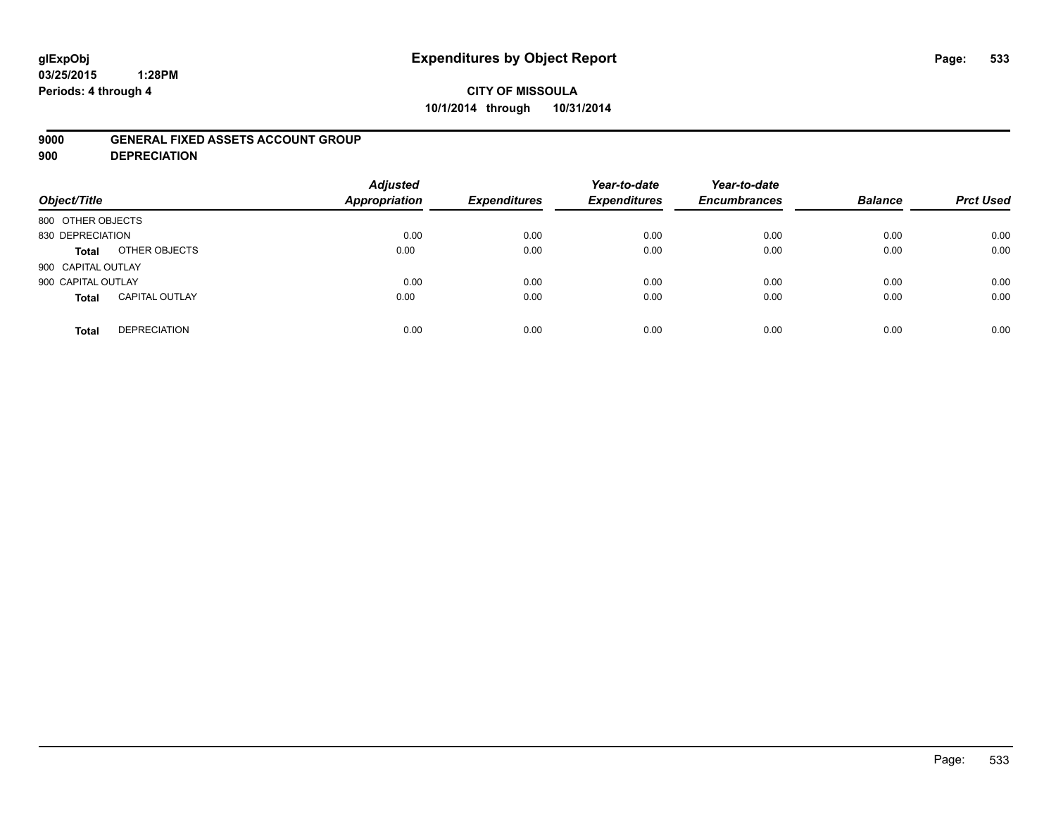glExpObj
03/25/2015 1:28PM
Periods: 4 through 4

# Expenditures by Object Report

**CITY OF MISSOULA**
**10/1/2014 through 10/31/2014**

**9000 GENERAL FIXED ASSETS ACCOUNT GROUP**
**900 DEPRECIATION**

| Object/Title | | Adjusted Appropriation | Expenditures | Year-to-date Expenditures | Year-to-date Encumbrances | Balance | Prct Used |
|---|---|---|---|---|---|---|---|
| 800 OTHER OBJECTS | | | | | | | |
| 830 DEPRECIATION | | 0.00 | 0.00 | 0.00 | 0.00 | 0.00 | 0.00 |
| **Total** | OTHER OBJECTS | 0.00 | 0.00 | 0.00 | 0.00 | 0.00 | 0.00 |
| 900 CAPITAL OUTLAY | | | | | | | |
| 900 CAPITAL OUTLAY | | 0.00 | 0.00 | 0.00 | 0.00 | 0.00 | 0.00 |
| **Total** | CAPITAL OUTLAY | 0.00 | 0.00 | 0.00 | 0.00 | 0.00 | 0.00 |
| **Total** | DEPRECIATION | 0.00 | 0.00 | 0.00 | 0.00 | 0.00 | 0.00 |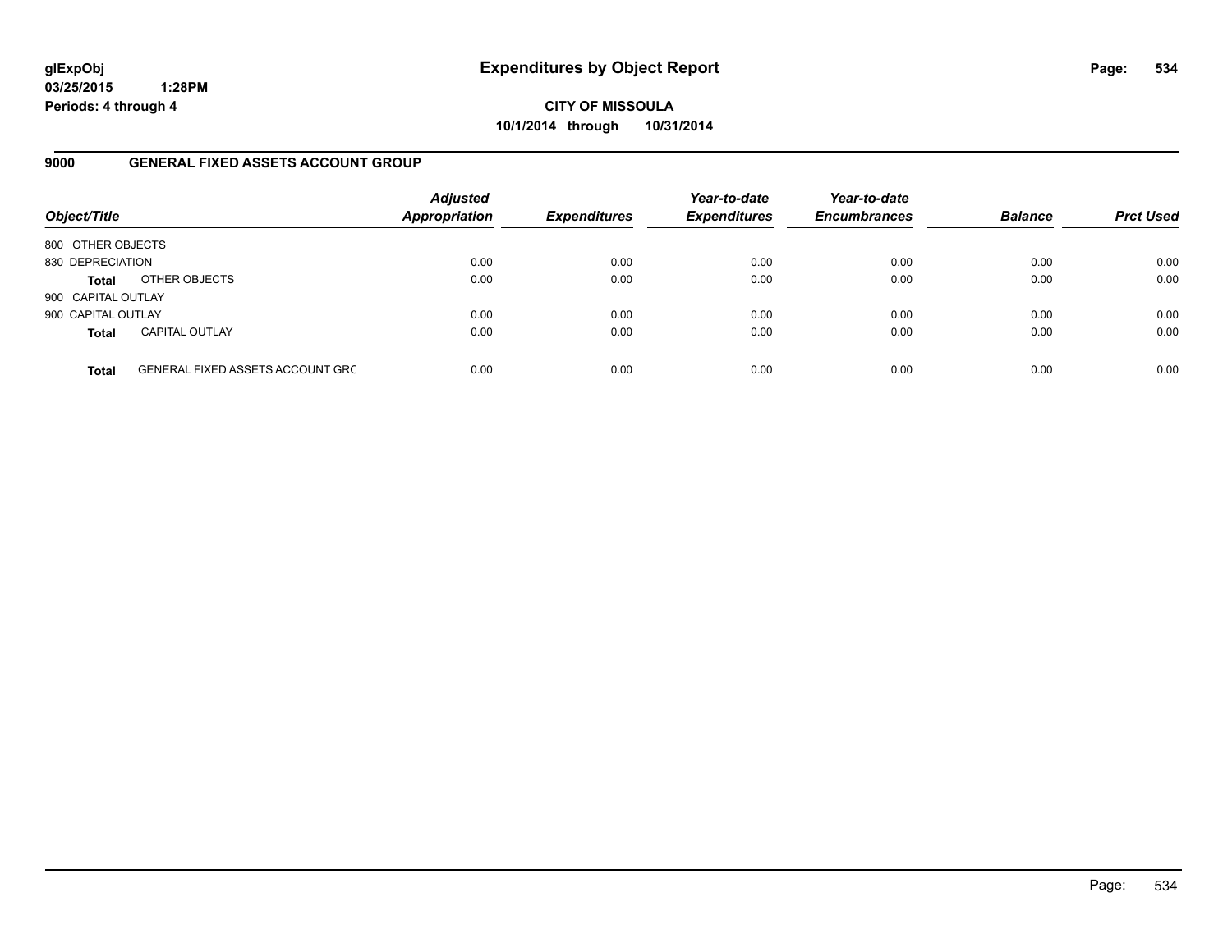glExpObj
03/25/2015 1:28PM
Periods: 4 through 4

# Expenditures by Object Report

**CITY OF MISSOULA**
**10/1/2014 through 10/31/2014**

## 9000 GENERAL FIXED ASSETS ACCOUNT GROUP

| Object/Title | | Adjusted Appropriation | Expenditures | Year-to-date Expenditures | Year-to-date Encumbrances | Balance | Prct Used |
|---|---|---|---|---|---|---|---|
| 800 OTHER OBJECTS | | | | | | | |
| 830 DEPRECIATION | | 0.00 | 0.00 | 0.00 | 0.00 | 0.00 | 0.00 |
| **Total** | OTHER OBJECTS | 0.00 | 0.00 | 0.00 | 0.00 | 0.00 | 0.00 |
| 900 CAPITAL OUTLAY | | | | | | | |
| 900 CAPITAL OUTLAY | | 0.00 | 0.00 | 0.00 | 0.00 | 0.00 | 0.00 |
| **Total** | CAPITAL OUTLAY | 0.00 | 0.00 | 0.00 | 0.00 | 0.00 | 0.00 |
| **Total** | GENERAL FIXED ASSETS ACCOUNT GRC | 0.00 | 0.00 | 0.00 | 0.00 | 0.00 | 0.00 |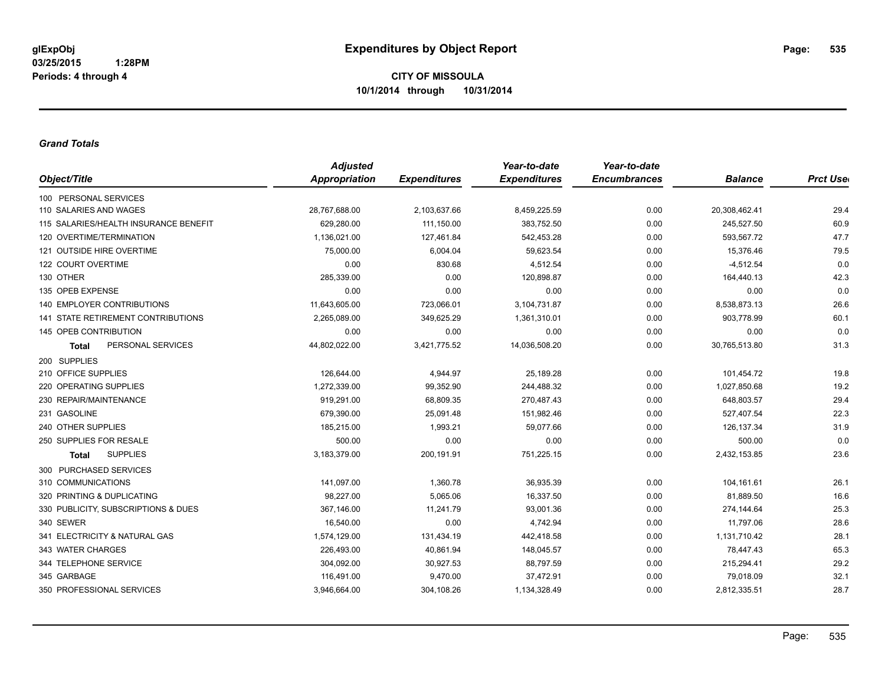**CITY OF MISSOULA**
**10/1/2014 through 10/31/2014**

### *Grand Totals*

| Object/Title | Adjusted Appropriation | Expenditures | Year-to-date Expenditures | Year-to-date Encumbrances | Balance | Prct Used |
|---|---|---|---|---|---|---|
| 100 PERSONAL SERVICES | | | | | | |
| 110 SALARIES AND WAGES | 28,767,688.00 | 2,103,637.66 | 8,459,225.59 | 0.00 | 20,308,462.41 | 29.4 |
| 115 SALARIES/HEALTH INSURANCE BENEFIT | 629,280.00 | 111,150.00 | 383,752.50 | 0.00 | 245,527.50 | 60.9 |
| 120 OVERTIME/TERMINATION | 1,136,021.00 | 127,461.84 | 542,453.28 | 0.00 | 593,567.72 | 47.7 |
| 121 OUTSIDE HIRE OVERTIME | 75,000.00 | 6,004.04 | 59,623.54 | 0.00 | 15,376.46 | 79.5 |
| 122 COURT OVERTIME | 0.00 | 830.68 | 4,512.54 | 0.00 | -4,512.54 | 0.0 |
| 130 OTHER | 285,339.00 | 0.00 | 120,898.87 | 0.00 | 164,440.13 | 42.3 |
| 135 OPEB EXPENSE | 0.00 | 0.00 | 0.00 | 0.00 | 0.00 | 0.0 |
| 140 EMPLOYER CONTRIBUTIONS | 11,643,605.00 | 723,066.01 | 3,104,731.87 | 0.00 | 8,538,873.13 | 26.6 |
| 141 STATE RETIREMENT CONTRIBUTIONS | 2,265,089.00 | 349,625.29 | 1,361,310.01 | 0.00 | 903,778.99 | 60.1 |
| 145 OPEB CONTRIBUTION | 0.00 | 0.00 | 0.00 | 0.00 | 0.00 | 0.0 |
| **Total** PERSONAL SERVICES | 44,802,022.00 | 3,421,775.52 | 14,036,508.20 | 0.00 | 30,765,513.80 | 31.3 |
| 200 SUPPLIES | | | | | | |
| 210 OFFICE SUPPLIES | 126,644.00 | 4,944.97 | 25,189.28 | 0.00 | 101,454.72 | 19.8 |
| 220 OPERATING SUPPLIES | 1,272,339.00 | 99,352.90 | 244,488.32 | 0.00 | 1,027,850.68 | 19.2 |
| 230 REPAIR/MAINTENANCE | 919,291.00 | 68,809.35 | 270,487.43 | 0.00 | 648,803.57 | 29.4 |
| 231 GASOLINE | 679,390.00 | 25,091.48 | 151,982.46 | 0.00 | 527,407.54 | 22.3 |
| 240 OTHER SUPPLIES | 185,215.00 | 1,993.21 | 59,077.66 | 0.00 | 126,137.34 | 31.9 |
| 250 SUPPLIES FOR RESALE | 500.00 | 0.00 | 0.00 | 0.00 | 500.00 | 0.0 |
| **Total** SUPPLIES | 3,183,379.00 | 200,191.91 | 751,225.15 | 0.00 | 2,432,153.85 | 23.6 |
| 300 PURCHASED SERVICES | | | | | | |
| 310 COMMUNICATIONS | 141,097.00 | 1,360.78 | 36,935.39 | 0.00 | 104,161.61 | 26.1 |
| 320 PRINTING & DUPLICATING | 98,227.00 | 5,065.06 | 16,337.50 | 0.00 | 81,889.50 | 16.6 |
| 330 PUBLICITY, SUBSCRIPTIONS & DUES | 367,146.00 | 11,241.79 | 93,001.36 | 0.00 | 274,144.64 | 25.3 |
| 340 SEWER | 16,540.00 | 0.00 | 4,742.94 | 0.00 | 11,797.06 | 28.6 |
| 341 ELECTRICITY & NATURAL GAS | 1,574,129.00 | 131,434.19 | 442,418.58 | 0.00 | 1,131,710.42 | 28.1 |
| 343 WATER CHARGES | 226,493.00 | 40,861.94 | 148,045.57 | 0.00 | 78,447.43 | 65.3 |
| 344 TELEPHONE SERVICE | 304,092.00 | 30,927.53 | 88,797.59 | 0.00 | 215,294.41 | 29.2 |
| 345 GARBAGE | 116,491.00 | 9,470.00 | 37,472.91 | 0.00 | 79,018.09 | 32.1 |
| 350 PROFESSIONAL SERVICES | 3,946,664.00 | 304,108.26 | 1,134,328.49 | 0.00 | 2,812,335.51 | 28.7 |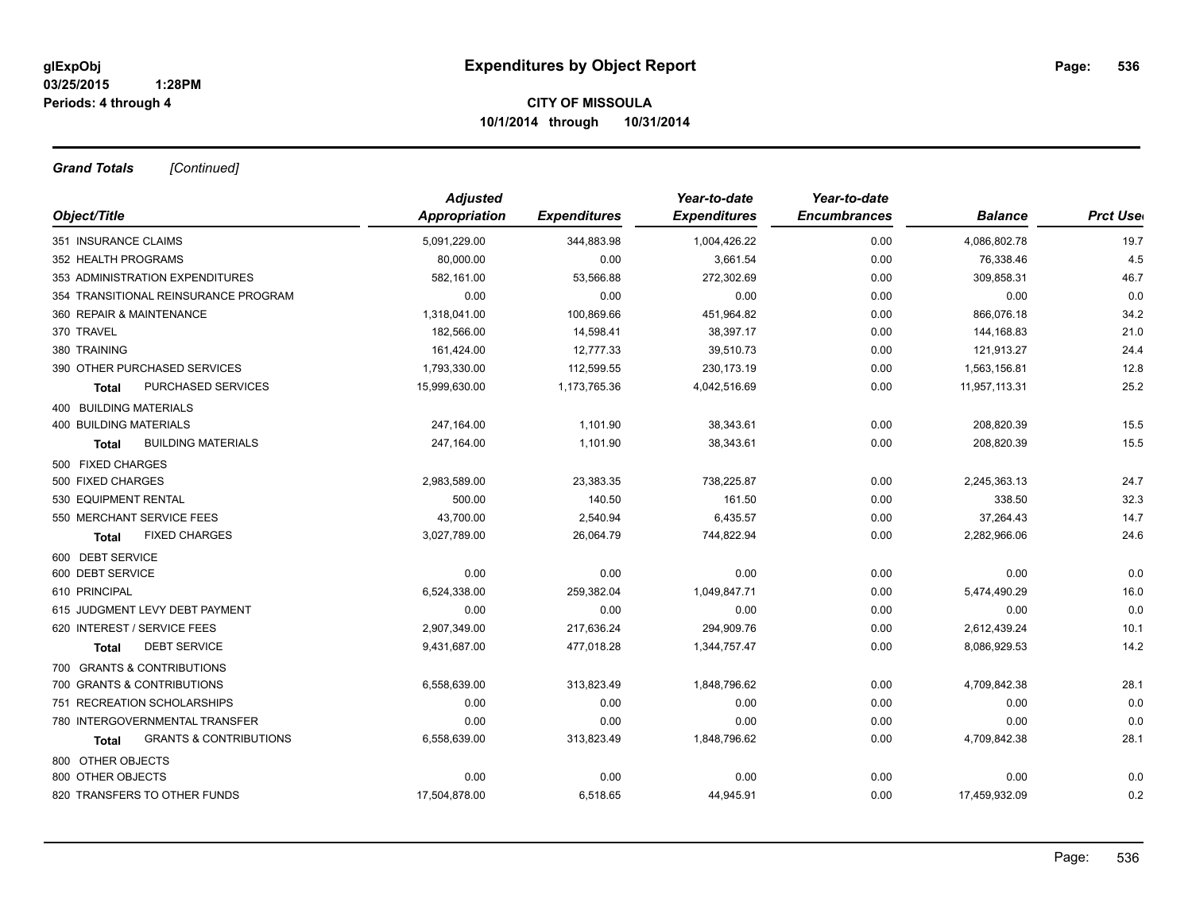**Grand Totals** *[Continued]*

| Object/Title | *Adjusted Appropriation* | *Expenditures* | *Year-to-date Expenditures* | *Year-to-date Encumbrances* | *Balance* | *Prct Used* |
|---|---|---|---|---|---|---|
| 351 INSURANCE CLAIMS | 5,091,229.00 | 344,883.98 | 1,004,426.22 | 0.00 | 4,086,802.78 | 19.7 |
| 352 HEALTH PROGRAMS | 80,000.00 | 0.00 | 3,661.54 | 0.00 | 76,338.46 | 4.5 |
| 353 ADMINISTRATION EXPENDITURES | 582,161.00 | 53,566.88 | 272,302.69 | 0.00 | 309,858.31 | 46.7 |
| 354 TRANSITIONAL REINSURANCE PROGRAM | 0.00 | 0.00 | 0.00 | 0.00 | 0.00 | 0.0 |
| 360 REPAIR & MAINTENANCE | 1,318,041.00 | 100,869.66 | 451,964.82 | 0.00 | 866,076.18 | 34.2 |
| 370 TRAVEL | 182,566.00 | 14,598.41 | 38,397.17 | 0.00 | 144,168.83 | 21.0 |
| 380 TRAINING | 161,424.00 | 12,777.33 | 39,510.73 | 0.00 | 121,913.27 | 24.4 |
| 390 OTHER PURCHASED SERVICES | 1,793,330.00 | 112,599.55 | 230,173.19 | 0.00 | 1,563,156.81 | 12.8 |
| **Total** PURCHASED SERVICES | 15,999,630.00 | 1,173,765.36 | 4,042,516.69 | 0.00 | 11,957,113.31 | 25.2 |
| 400 BUILDING MATERIALS | | | | | | |
| 400 BUILDING MATERIALS | 247,164.00 | 1,101.90 | 38,343.61 | 0.00 | 208,820.39 | 15.5 |
| **Total** BUILDING MATERIALS | 247,164.00 | 1,101.90 | 38,343.61 | 0.00 | 208,820.39 | 15.5 |
| 500 FIXED CHARGES | | | | | | |
| 500 FIXED CHARGES | 2,983,589.00 | 23,383.35 | 738,225.87 | 0.00 | 2,245,363.13 | 24.7 |
| 530 EQUIPMENT RENTAL | 500.00 | 140.50 | 161.50 | 0.00 | 338.50 | 32.3 |
| 550 MERCHANT SERVICE FEES | 43,700.00 | 2,540.94 | 6,435.57 | 0.00 | 37,264.43 | 14.7 |
| **Total** FIXED CHARGES | 3,027,789.00 | 26,064.79 | 744,822.94 | 0.00 | 2,282,966.06 | 24.6 |
| 600 DEBT SERVICE | | | | | | |
| 600 DEBT SERVICE | 0.00 | 0.00 | 0.00 | 0.00 | 0.00 | 0.0 |
| 610 PRINCIPAL | 6,524,338.00 | 259,382.04 | 1,049,847.71 | 0.00 | 5,474,490.29 | 16.0 |
| 615 JUDGMENT LEVY DEBT PAYMENT | 0.00 | 0.00 | 0.00 | 0.00 | 0.00 | 0.0 |
| 620 INTEREST / SERVICE FEES | 2,907,349.00 | 217,636.24 | 294,909.76 | 0.00 | 2,612,439.24 | 10.1 |
| **Total** DEBT SERVICE | 9,431,687.00 | 477,018.28 | 1,344,757.47 | 0.00 | 8,086,929.53 | 14.2 |
| 700 GRANTS & CONTRIBUTIONS | | | | | | |
| 700 GRANTS & CONTRIBUTIONS | 6,558,639.00 | 313,823.49 | 1,848,796.62 | 0.00 | 4,709,842.38 | 28.1 |
| 751 RECREATION SCHOLARSHIPS | 0.00 | 0.00 | 0.00 | 0.00 | 0.00 | 0.0 |
| 780 INTERGOVERNMENTAL TRANSFER | 0.00 | 0.00 | 0.00 | 0.00 | 0.00 | 0.0 |
| **Total** GRANTS & CONTRIBUTIONS | 6,558,639.00 | 313,823.49 | 1,848,796.62 | 0.00 | 4,709,842.38 | 28.1 |
| 800 OTHER OBJECTS | | | | | | |
| 800 OTHER OBJECTS | 0.00 | 0.00 | 0.00 | 0.00 | 0.00 | 0.0 |
| 820 TRANSFERS TO OTHER FUNDS | 17,504,878.00 | 6,518.65 | 44,945.91 | 0.00 | 17,459,932.09 | 0.2 |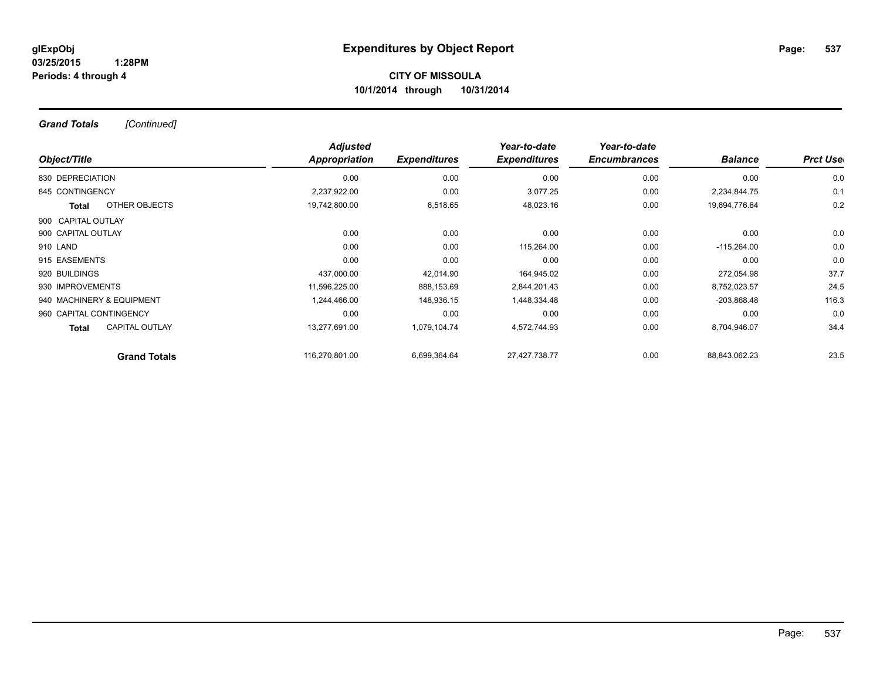# Expenditures by Object Report

glExpObj
03/25/2015 1:28PM
Periods: 4 through 4

**CITY OF MISSOULA**
**10/1/2014 through 10/31/2014**

***Grand Totals*** *[Continued]*

| Object/Title | Adjusted Appropriation | Expenditures | Year-to-date Expenditures | Year-to-date Encumbrances | Balance | Prct Used |
|---|---|---|---|---|---|---|
| 830 DEPRECIATION | 0.00 | 0.00 | 0.00 | 0.00 | 0.00 | 0.0 |
| 845 CONTINGENCY | 2,237,922.00 | 0.00 | 3,077.25 | 0.00 | 2,234,844.75 | 0.1 |
| **Total** OTHER OBJECTS | 19,742,800.00 | 6,518.65 | 48,023.16 | 0.00 | 19,694,776.84 | 0.2 |
| 900 CAPITAL OUTLAY | | | | | | |
| 900 CAPITAL OUTLAY | 0.00 | 0.00 | 0.00 | 0.00 | 0.00 | 0.0 |
| 910 LAND | 0.00 | 0.00 | 115,264.00 | 0.00 | -115,264.00 | 0.0 |
| 915 EASEMENTS | 0.00 | 0.00 | 0.00 | 0.00 | 0.00 | 0.0 |
| 920 BUILDINGS | 437,000.00 | 42,014.90 | 164,945.02 | 0.00 | 272,054.98 | 37.7 |
| 930 IMPROVEMENTS | 11,596,225.00 | 888,153.69 | 2,844,201.43 | 0.00 | 8,752,023.57 | 24.5 |
| 940 MACHINERY & EQUIPMENT | 1,244,466.00 | 148,936.15 | 1,448,334.48 | 0.00 | -203,868.48 | 116.3 |
| 960 CAPITAL CONTINGENCY | 0.00 | 0.00 | 0.00 | 0.00 | 0.00 | 0.0 |
| **Total** CAPITAL OUTLAY | 13,277,691.00 | 1,079,104.74 | 4,572,744.93 | 0.00 | 8,704,946.07 | 34.4 |
| **Grand Totals** | 116,270,801.00 | 6,699,364.64 | 27,427,738.77 | 0.00 | 88,843,062.23 | 23.5 |